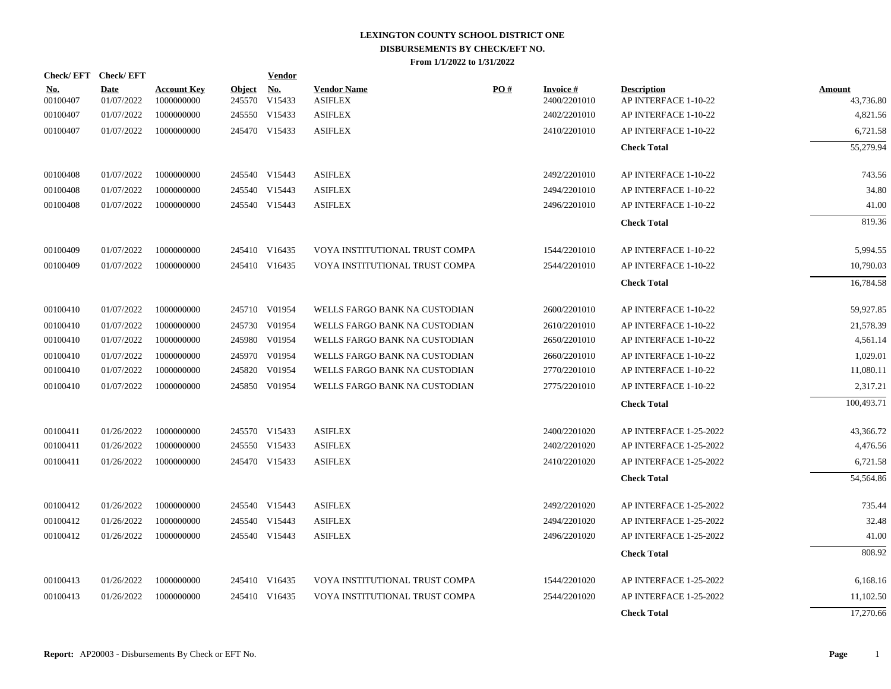**LEXINGTON COUNTY SCHOOL DISTRICT ONE**
**DISBURSEMENTS BY CHECK/EFT NO.**
**From 1/1/2022 to 1/31/2022**

| Check/ EFT No. | Check/ EFT Date | Account Key | Object | Vendor No. | Vendor Name | PO # | Invoice # | Description | Amount |
|---|---|---|---|---|---|---|---|---|---|
| 00100407 | 01/07/2022 | 1000000000 | 245570 | V15433 | ASIFLEX | | 2400/2201010 | AP INTERFACE 1-10-22 | 43,736.80 |
| 00100407 | 01/07/2022 | 1000000000 | 245550 | V15433 | ASIFLEX | | 2402/2201010 | AP INTERFACE 1-10-22 | 4,821.56 |
| 00100407 | 01/07/2022 | 1000000000 | 245470 | V15433 | ASIFLEX | | 2410/2201010 | AP INTERFACE 1-10-22 | 6,721.58 |
| | | | | | | | | **Check Total** | 55,279.94 |
| 00100408 | 01/07/2022 | 1000000000 | 245540 | V15443 | ASIFLEX | | 2492/2201010 | AP INTERFACE 1-10-22 | 743.56 |
| 00100408 | 01/07/2022 | 1000000000 | 245540 | V15443 | ASIFLEX | | 2494/2201010 | AP INTERFACE 1-10-22 | 34.80 |
| 00100408 | 01/07/2022 | 1000000000 | 245540 | V15443 | ASIFLEX | | 2496/2201010 | AP INTERFACE 1-10-22 | 41.00 |
| | | | | | | | | **Check Total** | 819.36 |
| 00100409 | 01/07/2022 | 1000000000 | 245410 | V16435 | VOYA INSTITUTIONAL TRUST COMPA | | 1544/2201010 | AP INTERFACE 1-10-22 | 5,994.55 |
| 00100409 | 01/07/2022 | 1000000000 | 245410 | V16435 | VOYA INSTITUTIONAL TRUST COMPA | | 2544/2201010 | AP INTERFACE 1-10-22 | 10,790.03 |
| | | | | | | | | **Check Total** | 16,784.58 |
| 00100410 | 01/07/2022 | 1000000000 | 245710 | V01954 | WELLS FARGO BANK NA CUSTODIAN | | 2600/2201010 | AP INTERFACE 1-10-22 | 59,927.85 |
| 00100410 | 01/07/2022 | 1000000000 | 245730 | V01954 | WELLS FARGO BANK NA CUSTODIAN | | 2610/2201010 | AP INTERFACE 1-10-22 | 21,578.39 |
| 00100410 | 01/07/2022 | 1000000000 | 245980 | V01954 | WELLS FARGO BANK NA CUSTODIAN | | 2650/2201010 | AP INTERFACE 1-10-22 | 4,561.14 |
| 00100410 | 01/07/2022 | 1000000000 | 245970 | V01954 | WELLS FARGO BANK NA CUSTODIAN | | 2660/2201010 | AP INTERFACE 1-10-22 | 1,029.01 |
| 00100410 | 01/07/2022 | 1000000000 | 245820 | V01954 | WELLS FARGO BANK NA CUSTODIAN | | 2770/2201010 | AP INTERFACE 1-10-22 | 11,080.11 |
| 00100410 | 01/07/2022 | 1000000000 | 245850 | V01954 | WELLS FARGO BANK NA CUSTODIAN | | 2775/2201010 | AP INTERFACE 1-10-22 | 2,317.21 |
| | | | | | | | | **Check Total** | 100,493.71 |
| 00100411 | 01/26/2022 | 1000000000 | 245570 | V15433 | ASIFLEX | | 2400/2201020 | AP INTERFACE 1-25-2022 | 43,366.72 |
| 00100411 | 01/26/2022 | 1000000000 | 245550 | V15433 | ASIFLEX | | 2402/2201020 | AP INTERFACE 1-25-2022 | 4,476.56 |
| 00100411 | 01/26/2022 | 1000000000 | 245470 | V15433 | ASIFLEX | | 2410/2201020 | AP INTERFACE 1-25-2022 | 6,721.58 |
| | | | | | | | | **Check Total** | 54,564.86 |
| 00100412 | 01/26/2022 | 1000000000 | 245540 | V15443 | ASIFLEX | | 2492/2201020 | AP INTERFACE 1-25-2022 | 735.44 |
| 00100412 | 01/26/2022 | 1000000000 | 245540 | V15443 | ASIFLEX | | 2494/2201020 | AP INTERFACE 1-25-2022 | 32.48 |
| 00100412 | 01/26/2022 | 1000000000 | 245540 | V15443 | ASIFLEX | | 2496/2201020 | AP INTERFACE 1-25-2022 | 41.00 |
| | | | | | | | | **Check Total** | 808.92 |
| 00100413 | 01/26/2022 | 1000000000 | 245410 | V16435 | VOYA INSTITUTIONAL TRUST COMPA | | 1544/2201020 | AP INTERFACE 1-25-2022 | 6,168.16 |
| 00100413 | 01/26/2022 | 1000000000 | 245410 | V16435 | VOYA INSTITUTIONAL TRUST COMPA | | 2544/2201020 | AP INTERFACE 1-25-2022 | 11,102.50 |
| | | | | | | | | **Check Total** | 17,270.66 |

**Report:** AP20003 - Disbursements By Check or EFT No.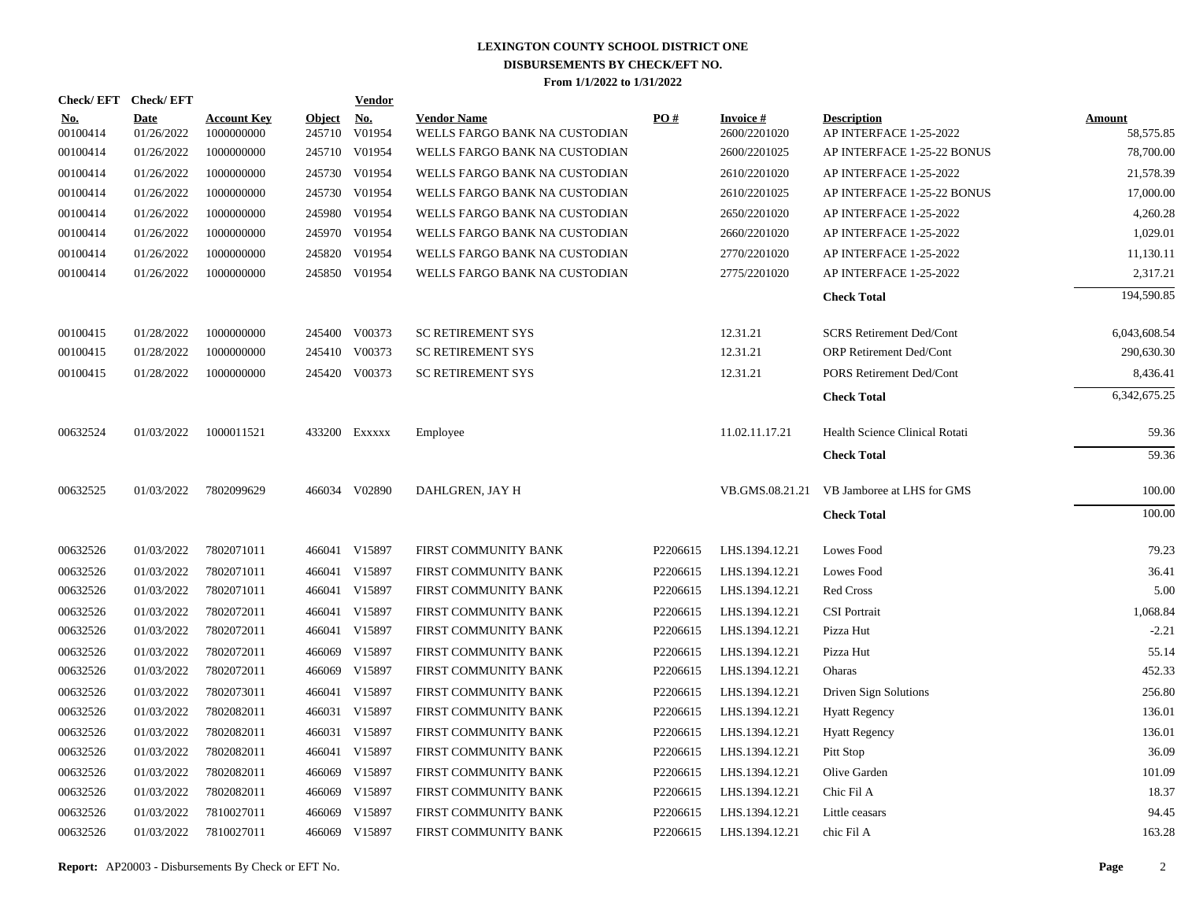# LEXINGTON COUNTY SCHOOL DISTRICT ONE

## DISBURSEMENTS BY CHECK/EFT NO.

**From 1/1/2022 to 1/31/2022**

| Check/ EFT No. | Check/ EFT Date | Account Key | Object | Vendor No. | Vendor Name | PO # | Invoice # | Description | Amount |
|---|---|---|---|---|---|---|---|---|---|
| 00100414 | 01/26/2022 | 1000000000 | 245710 | V01954 | WELLS FARGO BANK NA CUSTODIAN | | 2600/2201020 | AP INTERFACE 1-25-2022 | 58,575.85 |
| 00100414 | 01/26/2022 | 1000000000 | 245710 | V01954 | WELLS FARGO BANK NA CUSTODIAN | | 2600/2201025 | AP INTERFACE 1-25-22 BONUS | 78,700.00 |
| 00100414 | 01/26/2022 | 1000000000 | 245730 | V01954 | WELLS FARGO BANK NA CUSTODIAN | | 2610/2201020 | AP INTERFACE 1-25-2022 | 21,578.39 |
| 00100414 | 01/26/2022 | 1000000000 | 245730 | V01954 | WELLS FARGO BANK NA CUSTODIAN | | 2610/2201025 | AP INTERFACE 1-25-22 BONUS | 17,000.00 |
| 00100414 | 01/26/2022 | 1000000000 | 245980 | V01954 | WELLS FARGO BANK NA CUSTODIAN | | 2650/2201020 | AP INTERFACE 1-25-2022 | 4,260.28 |
| 00100414 | 01/26/2022 | 1000000000 | 245970 | V01954 | WELLS FARGO BANK NA CUSTODIAN | | 2660/2201020 | AP INTERFACE 1-25-2022 | 1,029.01 |
| 00100414 | 01/26/2022 | 1000000000 | 245820 | V01954 | WELLS FARGO BANK NA CUSTODIAN | | 2770/2201020 | AP INTERFACE 1-25-2022 | 11,130.11 |
| 00100414 | 01/26/2022 | 1000000000 | 245850 | V01954 | WELLS FARGO BANK NA CUSTODIAN | | 2775/2201020 | AP INTERFACE 1-25-2022 | 2,317.21 |
| | | | | | | | | **Check Total** | 194,590.85 |
| 00100415 | 01/28/2022 | 1000000000 | 245400 | V00373 | SC RETIREMENT SYS | | 12.31.21 | SCRS Retirement Ded/Cont | 6,043,608.54 |
| 00100415 | 01/28/2022 | 1000000000 | 245410 | V00373 | SC RETIREMENT SYS | | 12.31.21 | ORP Retirement Ded/Cont | 290,630.30 |
| 00100415 | 01/28/2022 | 1000000000 | 245420 | V00373 | SC RETIREMENT SYS | | 12.31.21 | PORS Retirement Ded/Cont | 8,436.41 |
| | | | | | | | | **Check Total** | 6,342,675.25 |
| 00632524 | 01/03/2022 | 1000011521 | 433200 | Exxxxx | Employee | | 11.02.11.17.21 | Health Science Clinical Rotati | 59.36 |
| | | | | | | | | **Check Total** | 59.36 |
| 00632525 | 01/03/2022 | 7802099629 | 466034 | V02890 | DAHLGREN, JAY H | | VB.GMS.08.21.21 | VB Jamboree at LHS for GMS | 100.00 |
| | | | | | | | | **Check Total** | 100.00 |
| 00632526 | 01/03/2022 | 7802071011 | 466041 | V15897 | FIRST COMMUNITY BANK | P2206615 | LHS.1394.12.21 | Lowes Food | 79.23 |
| 00632526 | 01/03/2022 | 7802071011 | 466041 | V15897 | FIRST COMMUNITY BANK | P2206615 | LHS.1394.12.21 | Lowes Food | 36.41 |
| 00632526 | 01/03/2022 | 7802071011 | 466041 | V15897 | FIRST COMMUNITY BANK | P2206615 | LHS.1394.12.21 | Red Cross | 5.00 |
| 00632526 | 01/03/2022 | 7802072011 | 466041 | V15897 | FIRST COMMUNITY BANK | P2206615 | LHS.1394.12.21 | CSI Portrait | 1,068.84 |
| 00632526 | 01/03/2022 | 7802072011 | 466041 | V15897 | FIRST COMMUNITY BANK | P2206615 | LHS.1394.12.21 | Pizza Hut | -2.21 |
| 00632526 | 01/03/2022 | 7802072011 | 466069 | V15897 | FIRST COMMUNITY BANK | P2206615 | LHS.1394.12.21 | Pizza Hut | 55.14 |
| 00632526 | 01/03/2022 | 7802072011 | 466069 | V15897 | FIRST COMMUNITY BANK | P2206615 | LHS.1394.12.21 | Oharas | 452.33 |
| 00632526 | 01/03/2022 | 7802073011 | 466041 | V15897 | FIRST COMMUNITY BANK | P2206615 | LHS.1394.12.21 | Driven Sign Solutions | 256.80 |
| 00632526 | 01/03/2022 | 7802082011 | 466031 | V15897 | FIRST COMMUNITY BANK | P2206615 | LHS.1394.12.21 | Hyatt Regency | 136.01 |
| 00632526 | 01/03/2022 | 7802082011 | 466031 | V15897 | FIRST COMMUNITY BANK | P2206615 | LHS.1394.12.21 | Hyatt Regency | 136.01 |
| 00632526 | 01/03/2022 | 7802082011 | 466041 | V15897 | FIRST COMMUNITY BANK | P2206615 | LHS.1394.12.21 | Pitt Stop | 36.09 |
| 00632526 | 01/03/2022 | 7802082011 | 466069 | V15897 | FIRST COMMUNITY BANK | P2206615 | LHS.1394.12.21 | Olive Garden | 101.09 |
| 00632526 | 01/03/2022 | 7802082011 | 466069 | V15897 | FIRST COMMUNITY BANK | P2206615 | LHS.1394.12.21 | Chic Fil A | 18.37 |
| 00632526 | 01/03/2022 | 7810027011 | 466069 | V15897 | FIRST COMMUNITY BANK | P2206615 | LHS.1394.12.21 | Little ceasars | 94.45 |
| 00632526 | 01/03/2022 | 7810027011 | 466069 | V15897 | FIRST COMMUNITY BANK | P2206615 | LHS.1394.12.21 | chic Fil A | 163.28 |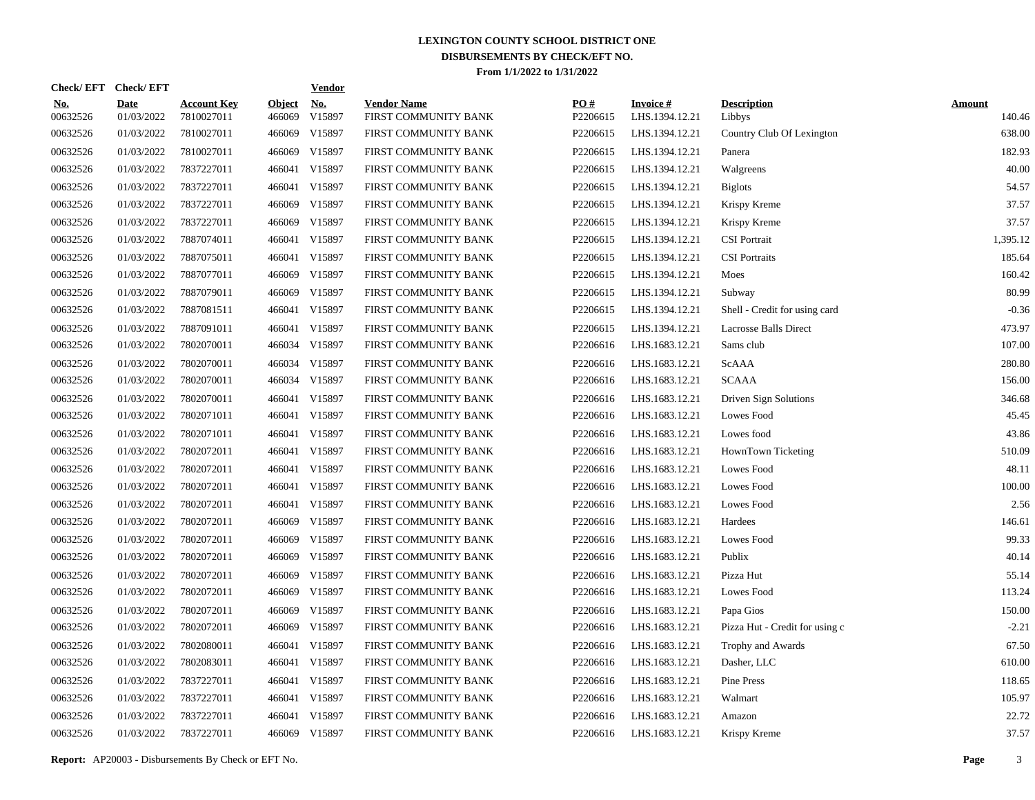# LEXINGTON COUNTY SCHOOL DISTRICT ONE
## DISBURSEMENTS BY CHECK/EFT NO.
### From 1/1/2022 to 1/31/2022

| Check/ EFT No. | Check/ EFT Date | Account Key | Object | Vendor No. | Vendor Name | PO # | Invoice # | Description | Amount |
|---|---|---|---|---|---|---|---|---|---|
| 00632526 | 01/03/2022 | 7810027011 | 466069 | V15897 | FIRST COMMUNITY BANK | P2206615 | LHS.1394.12.21 | Libbys | 140.46 |
| 00632526 | 01/03/2022 | 7810027011 | 466069 | V15897 | FIRST COMMUNITY BANK | P2206615 | LHS.1394.12.21 | Country Club Of Lexington | 638.00 |
| 00632526 | 01/03/2022 | 7810027011 | 466069 | V15897 | FIRST COMMUNITY BANK | P2206615 | LHS.1394.12.21 | Panera | 182.93 |
| 00632526 | 01/03/2022 | 7837227011 | 466041 | V15897 | FIRST COMMUNITY BANK | P2206615 | LHS.1394.12.21 | Walgreens | 40.00 |
| 00632526 | 01/03/2022 | 7837227011 | 466041 | V15897 | FIRST COMMUNITY BANK | P2206615 | LHS.1394.12.21 | Biglots | 54.57 |
| 00632526 | 01/03/2022 | 7837227011 | 466069 | V15897 | FIRST COMMUNITY BANK | P2206615 | LHS.1394.12.21 | Krispy Kreme | 37.57 |
| 00632526 | 01/03/2022 | 7837227011 | 466069 | V15897 | FIRST COMMUNITY BANK | P2206615 | LHS.1394.12.21 | Krispy Kreme | 37.57 |
| 00632526 | 01/03/2022 | 7887074011 | 466041 | V15897 | FIRST COMMUNITY BANK | P2206615 | LHS.1394.12.21 | CSI Portrait | 1,395.12 |
| 00632526 | 01/03/2022 | 7887075011 | 466041 | V15897 | FIRST COMMUNITY BANK | P2206615 | LHS.1394.12.21 | CSI Portraits | 185.64 |
| 00632526 | 01/03/2022 | 7887077011 | 466069 | V15897 | FIRST COMMUNITY BANK | P2206615 | LHS.1394.12.21 | Moes | 160.42 |
| 00632526 | 01/03/2022 | 7887079011 | 466069 | V15897 | FIRST COMMUNITY BANK | P2206615 | LHS.1394.12.21 | Subway | 80.99 |
| 00632526 | 01/03/2022 | 7887081511 | 466041 | V15897 | FIRST COMMUNITY BANK | P2206615 | LHS.1394.12.21 | Shell - Credit for using card | -0.36 |
| 00632526 | 01/03/2022 | 7887091011 | 466041 | V15897 | FIRST COMMUNITY BANK | P2206615 | LHS.1394.12.21 | Lacrosse Balls Direct | 473.97 |
| 00632526 | 01/03/2022 | 7802070011 | 466034 | V15897 | FIRST COMMUNITY BANK | P2206616 | LHS.1683.12.21 | Sams club | 107.00 |
| 00632526 | 01/03/2022 | 7802070011 | 466034 | V15897 | FIRST COMMUNITY BANK | P2206616 | LHS.1683.12.21 | ScAAA | 280.80 |
| 00632526 | 01/03/2022 | 7802070011 | 466034 | V15897 | FIRST COMMUNITY BANK | P2206616 | LHS.1683.12.21 | SCAAA | 156.00 |
| 00632526 | 01/03/2022 | 7802070011 | 466041 | V15897 | FIRST COMMUNITY BANK | P2206616 | LHS.1683.12.21 | Driven Sign Solutions | 346.68 |
| 00632526 | 01/03/2022 | 7802071011 | 466041 | V15897 | FIRST COMMUNITY BANK | P2206616 | LHS.1683.12.21 | Lowes Food | 45.45 |
| 00632526 | 01/03/2022 | 7802071011 | 466041 | V15897 | FIRST COMMUNITY BANK | P2206616 | LHS.1683.12.21 | Lowes food | 43.86 |
| 00632526 | 01/03/2022 | 7802072011 | 466041 | V15897 | FIRST COMMUNITY BANK | P2206616 | LHS.1683.12.21 | HownTown Ticketing | 510.09 |
| 00632526 | 01/03/2022 | 7802072011 | 466041 | V15897 | FIRST COMMUNITY BANK | P2206616 | LHS.1683.12.21 | Lowes Food | 48.11 |
| 00632526 | 01/03/2022 | 7802072011 | 466041 | V15897 | FIRST COMMUNITY BANK | P2206616 | LHS.1683.12.21 | Lowes Food | 100.00 |
| 00632526 | 01/03/2022 | 7802072011 | 466041 | V15897 | FIRST COMMUNITY BANK | P2206616 | LHS.1683.12.21 | Lowes Food | 2.56 |
| 00632526 | 01/03/2022 | 7802072011 | 466069 | V15897 | FIRST COMMUNITY BANK | P2206616 | LHS.1683.12.21 | Hardees | 146.61 |
| 00632526 | 01/03/2022 | 7802072011 | 466069 | V15897 | FIRST COMMUNITY BANK | P2206616 | LHS.1683.12.21 | Lowes Food | 99.33 |
| 00632526 | 01/03/2022 | 7802072011 | 466069 | V15897 | FIRST COMMUNITY BANK | P2206616 | LHS.1683.12.21 | Publix | 40.14 |
| 00632526 | 01/03/2022 | 7802072011 | 466069 | V15897 | FIRST COMMUNITY BANK | P2206616 | LHS.1683.12.21 | Pizza Hut | 55.14 |
| 00632526 | 01/03/2022 | 7802072011 | 466069 | V15897 | FIRST COMMUNITY BANK | P2206616 | LHS.1683.12.21 | Lowes Food | 113.24 |
| 00632526 | 01/03/2022 | 7802072011 | 466069 | V15897 | FIRST COMMUNITY BANK | P2206616 | LHS.1683.12.21 | Papa Gios | 150.00 |
| 00632526 | 01/03/2022 | 7802072011 | 466069 | V15897 | FIRST COMMUNITY BANK | P2206616 | LHS.1683.12.21 | Pizza Hut - Credit for using c | -2.21 |
| 00632526 | 01/03/2022 | 7802080011 | 466041 | V15897 | FIRST COMMUNITY BANK | P2206616 | LHS.1683.12.21 | Trophy and Awards | 67.50 |
| 00632526 | 01/03/2022 | 7802083011 | 466041 | V15897 | FIRST COMMUNITY BANK | P2206616 | LHS.1683.12.21 | Dasher, LLC | 610.00 |
| 00632526 | 01/03/2022 | 7837227011 | 466041 | V15897 | FIRST COMMUNITY BANK | P2206616 | LHS.1683.12.21 | Pine Press | 118.65 |
| 00632526 | 01/03/2022 | 7837227011 | 466041 | V15897 | FIRST COMMUNITY BANK | P2206616 | LHS.1683.12.21 | Walmart | 105.97 |
| 00632526 | 01/03/2022 | 7837227011 | 466041 | V15897 | FIRST COMMUNITY BANK | P2206616 | LHS.1683.12.21 | Amazon | 22.72 |
| 00632526 | 01/03/2022 | 7837227011 | 466069 | V15897 | FIRST COMMUNITY BANK | P2206616 | LHS.1683.12.21 | Krispy Kreme | 37.57 |

**Report:** AP20003 - Disbursements By Check or EFT No.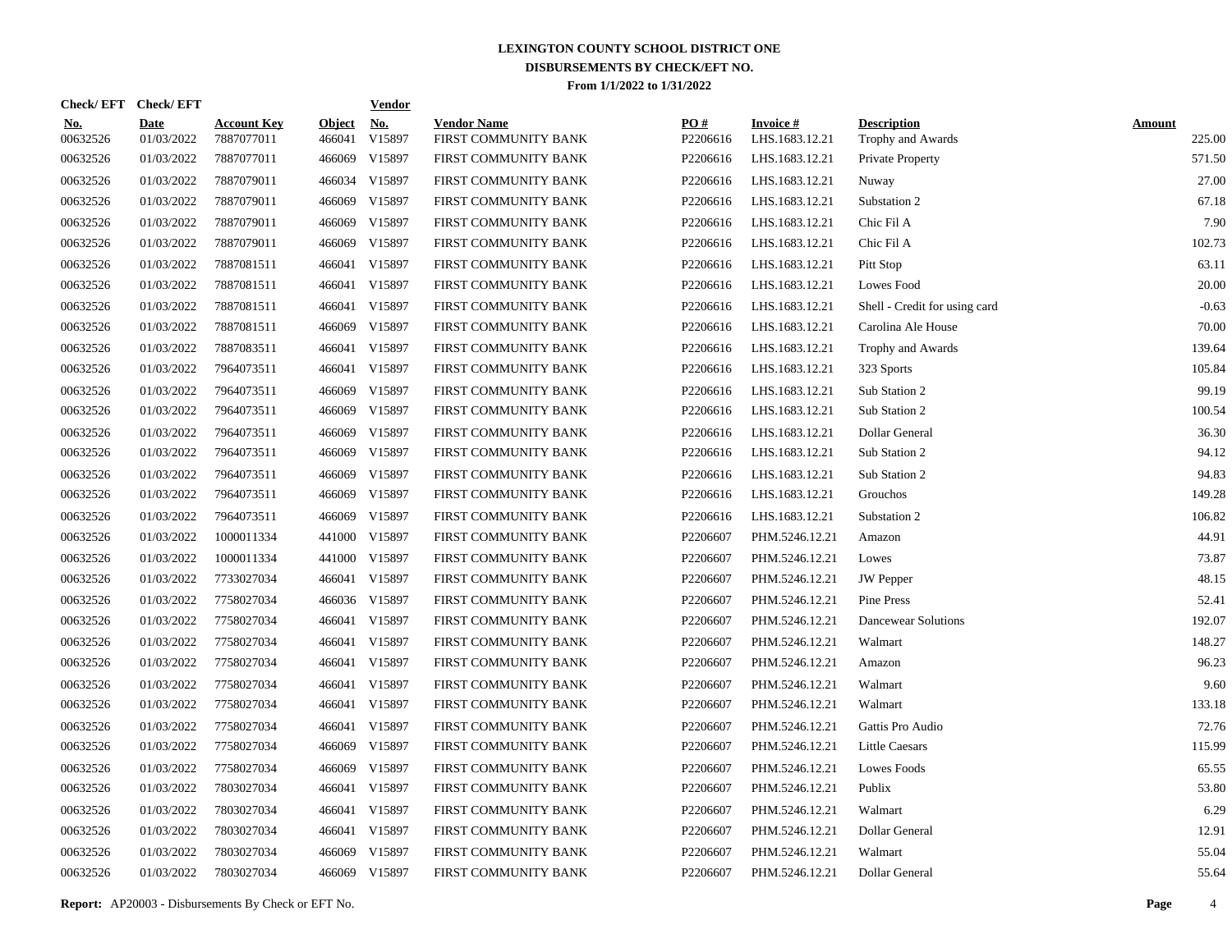**LEXINGTON COUNTY SCHOOL DISTRICT ONE**

**DISBURSEMENTS BY CHECK/EFT NO.**

**From 1/1/2022 to 1/31/2022**

| Check/ EFT No. | Check/ EFT Date | Account Key | Object | Vendor No. | Vendor Name | PO # | Invoice # | Description | Amount |
|---|---|---|---|---|---|---|---|---|---|
| 00632526 | 01/03/2022 | 7887077011 | 466041 | V15897 | FIRST COMMUNITY BANK | P2206616 | LHS.1683.12.21 | Trophy and Awards | 225.00 |
| 00632526 | 01/03/2022 | 7887077011 | 466069 | V15897 | FIRST COMMUNITY BANK | P2206616 | LHS.1683.12.21 | Private Property | 571.50 |
| 00632526 | 01/03/2022 | 7887079011 | 466034 | V15897 | FIRST COMMUNITY BANK | P2206616 | LHS.1683.12.21 | Nuway | 27.00 |
| 00632526 | 01/03/2022 | 7887079011 | 466069 | V15897 | FIRST COMMUNITY BANK | P2206616 | LHS.1683.12.21 | Substation 2 | 67.18 |
| 00632526 | 01/03/2022 | 7887079011 | 466069 | V15897 | FIRST COMMUNITY BANK | P2206616 | LHS.1683.12.21 | Chic Fil A | 7.90 |
| 00632526 | 01/03/2022 | 7887079011 | 466069 | V15897 | FIRST COMMUNITY BANK | P2206616 | LHS.1683.12.21 | Chic Fil A | 102.73 |
| 00632526 | 01/03/2022 | 7887081511 | 466041 | V15897 | FIRST COMMUNITY BANK | P2206616 | LHS.1683.12.21 | Pitt Stop | 63.11 |
| 00632526 | 01/03/2022 | 7887081511 | 466041 | V15897 | FIRST COMMUNITY BANK | P2206616 | LHS.1683.12.21 | Lowes Food | 20.00 |
| 00632526 | 01/03/2022 | 7887081511 | 466041 | V15897 | FIRST COMMUNITY BANK | P2206616 | LHS.1683.12.21 | Shell - Credit for using card | -0.63 |
| 00632526 | 01/03/2022 | 7887081511 | 466069 | V15897 | FIRST COMMUNITY BANK | P2206616 | LHS.1683.12.21 | Carolina Ale House | 70.00 |
| 00632526 | 01/03/2022 | 7887083511 | 466041 | V15897 | FIRST COMMUNITY BANK | P2206616 | LHS.1683.12.21 | Trophy and Awards | 139.64 |
| 00632526 | 01/03/2022 | 7964073511 | 466041 | V15897 | FIRST COMMUNITY BANK | P2206616 | LHS.1683.12.21 | 323 Sports | 105.84 |
| 00632526 | 01/03/2022 | 7964073511 | 466069 | V15897 | FIRST COMMUNITY BANK | P2206616 | LHS.1683.12.21 | Sub Station 2 | 99.19 |
| 00632526 | 01/03/2022 | 7964073511 | 466069 | V15897 | FIRST COMMUNITY BANK | P2206616 | LHS.1683.12.21 | Sub Station 2 | 100.54 |
| 00632526 | 01/03/2022 | 7964073511 | 466069 | V15897 | FIRST COMMUNITY BANK | P2206616 | LHS.1683.12.21 | Dollar General | 36.30 |
| 00632526 | 01/03/2022 | 7964073511 | 466069 | V15897 | FIRST COMMUNITY BANK | P2206616 | LHS.1683.12.21 | Sub Station 2 | 94.12 |
| 00632526 | 01/03/2022 | 7964073511 | 466069 | V15897 | FIRST COMMUNITY BANK | P2206616 | LHS.1683.12.21 | Sub Station 2 | 94.83 |
| 00632526 | 01/03/2022 | 7964073511 | 466069 | V15897 | FIRST COMMUNITY BANK | P2206616 | LHS.1683.12.21 | Grouchos | 149.28 |
| 00632526 | 01/03/2022 | 7964073511 | 466069 | V15897 | FIRST COMMUNITY BANK | P2206616 | LHS.1683.12.21 | Substation 2 | 106.82 |
| 00632526 | 01/03/2022 | 1000011334 | 441000 | V15897 | FIRST COMMUNITY BANK | P2206607 | PHM.5246.12.21 | Amazon | 44.91 |
| 00632526 | 01/03/2022 | 1000011334 | 441000 | V15897 | FIRST COMMUNITY BANK | P2206607 | PHM.5246.12.21 | Lowes | 73.87 |
| 00632526 | 01/03/2022 | 7733027034 | 466041 | V15897 | FIRST COMMUNITY BANK | P2206607 | PHM.5246.12.21 | JW Pepper | 48.15 |
| 00632526 | 01/03/2022 | 7758027034 | 466036 | V15897 | FIRST COMMUNITY BANK | P2206607 | PHM.5246.12.21 | Pine Press | 52.41 |
| 00632526 | 01/03/2022 | 7758027034 | 466041 | V15897 | FIRST COMMUNITY BANK | P2206607 | PHM.5246.12.21 | Dancewear Solutions | 192.07 |
| 00632526 | 01/03/2022 | 7758027034 | 466041 | V15897 | FIRST COMMUNITY BANK | P2206607 | PHM.5246.12.21 | Walmart | 148.27 |
| 00632526 | 01/03/2022 | 7758027034 | 466041 | V15897 | FIRST COMMUNITY BANK | P2206607 | PHM.5246.12.21 | Amazon | 96.23 |
| 00632526 | 01/03/2022 | 7758027034 | 466041 | V15897 | FIRST COMMUNITY BANK | P2206607 | PHM.5246.12.21 | Walmart | 9.60 |
| 00632526 | 01/03/2022 | 7758027034 | 466041 | V15897 | FIRST COMMUNITY BANK | P2206607 | PHM.5246.12.21 | Walmart | 133.18 |
| 00632526 | 01/03/2022 | 7758027034 | 466041 | V15897 | FIRST COMMUNITY BANK | P2206607 | PHM.5246.12.21 | Gattis Pro Audio | 72.76 |
| 00632526 | 01/03/2022 | 7758027034 | 466069 | V15897 | FIRST COMMUNITY BANK | P2206607 | PHM.5246.12.21 | Little Caesars | 115.99 |
| 00632526 | 01/03/2022 | 7758027034 | 466069 | V15897 | FIRST COMMUNITY BANK | P2206607 | PHM.5246.12.21 | Lowes Foods | 65.55 |
| 00632526 | 01/03/2022 | 7803027034 | 466041 | V15897 | FIRST COMMUNITY BANK | P2206607 | PHM.5246.12.21 | Publix | 53.80 |
| 00632526 | 01/03/2022 | 7803027034 | 466041 | V15897 | FIRST COMMUNITY BANK | P2206607 | PHM.5246.12.21 | Walmart | 6.29 |
| 00632526 | 01/03/2022 | 7803027034 | 466041 | V15897 | FIRST COMMUNITY BANK | P2206607 | PHM.5246.12.21 | Dollar General | 12.91 |
| 00632526 | 01/03/2022 | 7803027034 | 466069 | V15897 | FIRST COMMUNITY BANK | P2206607 | PHM.5246.12.21 | Walmart | 55.04 |
| 00632526 | 01/03/2022 | 7803027034 | 466069 | V15897 | FIRST COMMUNITY BANK | P2206607 | PHM.5246.12.21 | Dollar General | 55.64 |

**Report:** AP20003 - Disbursements By Check or EFT No.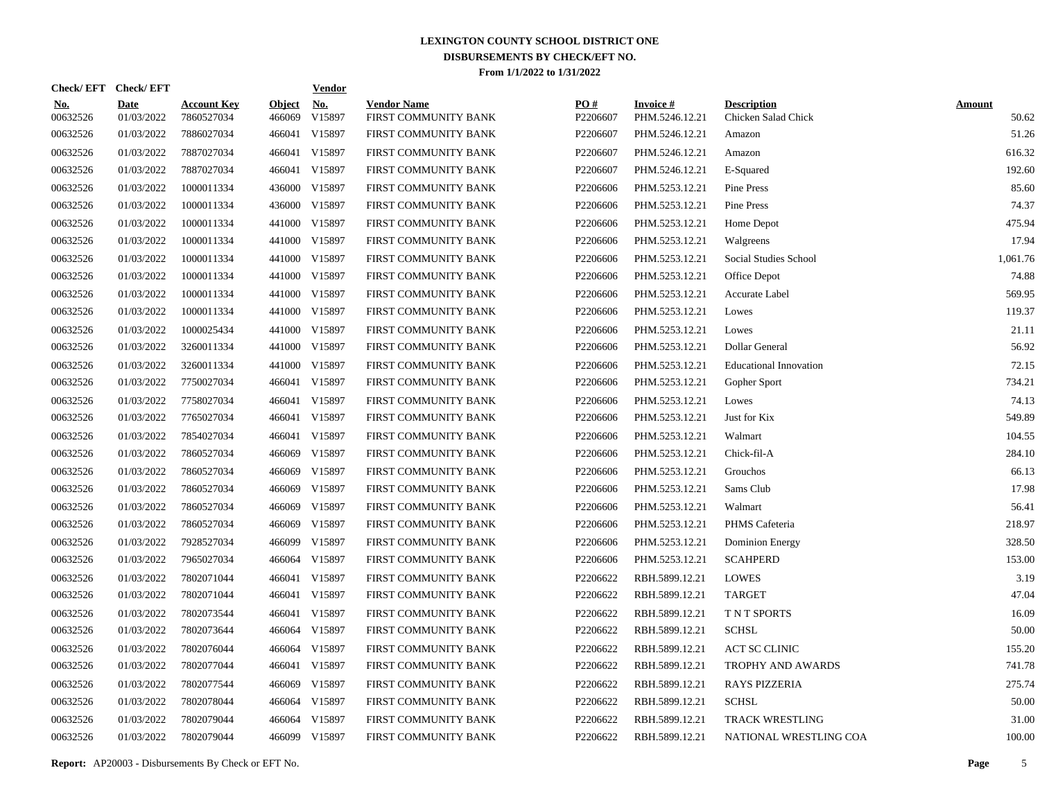**LEXINGTON COUNTY SCHOOL DISTRICT ONE**
**DISBURSEMENTS BY CHECK/EFT NO.**
**From 1/1/2022 to 1/31/2022**

| Check/ EFT No. | Check/ EFT Date | Account Key | Object | Vendor No. | Vendor Name | PO # | Invoice # | Description | Amount |
|---|---|---|---|---|---|---|---|---|---|
| 00632526 | 01/03/2022 | 7860527034 | 466069 | V15897 | FIRST COMMUNITY BANK | P2206607 | PHM.5246.12.21 | Chicken Salad Chick | 50.62 |
| 00632526 | 01/03/2022 | 7886027034 | 466041 | V15897 | FIRST COMMUNITY BANK | P2206607 | PHM.5246.12.21 | Amazon | 51.26 |
| 00632526 | 01/03/2022 | 7887027034 | 466041 | V15897 | FIRST COMMUNITY BANK | P2206607 | PHM.5246.12.21 | Amazon | 616.32 |
| 00632526 | 01/03/2022 | 7887027034 | 466041 | V15897 | FIRST COMMUNITY BANK | P2206607 | PHM.5246.12.21 | E-Squared | 192.60 |
| 00632526 | 01/03/2022 | 1000011334 | 436000 | V15897 | FIRST COMMUNITY BANK | P2206606 | PHM.5253.12.21 | Pine Press | 85.60 |
| 00632526 | 01/03/2022 | 1000011334 | 436000 | V15897 | FIRST COMMUNITY BANK | P2206606 | PHM.5253.12.21 | Pine Press | 74.37 |
| 00632526 | 01/03/2022 | 1000011334 | 441000 | V15897 | FIRST COMMUNITY BANK | P2206606 | PHM.5253.12.21 | Home Depot | 475.94 |
| 00632526 | 01/03/2022 | 1000011334 | 441000 | V15897 | FIRST COMMUNITY BANK | P2206606 | PHM.5253.12.21 | Walgreens | 17.94 |
| 00632526 | 01/03/2022 | 1000011334 | 441000 | V15897 | FIRST COMMUNITY BANK | P2206606 | PHM.5253.12.21 | Social Studies School | 1,061.76 |
| 00632526 | 01/03/2022 | 1000011334 | 441000 | V15897 | FIRST COMMUNITY BANK | P2206606 | PHM.5253.12.21 | Office Depot | 74.88 |
| 00632526 | 01/03/2022 | 1000011334 | 441000 | V15897 | FIRST COMMUNITY BANK | P2206606 | PHM.5253.12.21 | Accurate Label | 569.95 |
| 00632526 | 01/03/2022 | 1000011334 | 441000 | V15897 | FIRST COMMUNITY BANK | P2206606 | PHM.5253.12.21 | Lowes | 119.37 |
| 00632526 | 01/03/2022 | 1000025434 | 441000 | V15897 | FIRST COMMUNITY BANK | P2206606 | PHM.5253.12.21 | Lowes | 21.11 |
| 00632526 | 01/03/2022 | 3260011334 | 441000 | V15897 | FIRST COMMUNITY BANK | P2206606 | PHM.5253.12.21 | Dollar General | 56.92 |
| 00632526 | 01/03/2022 | 3260011334 | 441000 | V15897 | FIRST COMMUNITY BANK | P2206606 | PHM.5253.12.21 | Educational Innovation | 72.15 |
| 00632526 | 01/03/2022 | 7750027034 | 466041 | V15897 | FIRST COMMUNITY BANK | P2206606 | PHM.5253.12.21 | Gopher Sport | 734.21 |
| 00632526 | 01/03/2022 | 7758027034 | 466041 | V15897 | FIRST COMMUNITY BANK | P2206606 | PHM.5253.12.21 | Lowes | 74.13 |
| 00632526 | 01/03/2022 | 7765027034 | 466041 | V15897 | FIRST COMMUNITY BANK | P2206606 | PHM.5253.12.21 | Just for Kix | 549.89 |
| 00632526 | 01/03/2022 | 7854027034 | 466041 | V15897 | FIRST COMMUNITY BANK | P2206606 | PHM.5253.12.21 | Walmart | 104.55 |
| 00632526 | 01/03/2022 | 7860527034 | 466069 | V15897 | FIRST COMMUNITY BANK | P2206606 | PHM.5253.12.21 | Chick-fil-A | 284.10 |
| 00632526 | 01/03/2022 | 7860527034 | 466069 | V15897 | FIRST COMMUNITY BANK | P2206606 | PHM.5253.12.21 | Grouchos | 66.13 |
| 00632526 | 01/03/2022 | 7860527034 | 466069 | V15897 | FIRST COMMUNITY BANK | P2206606 | PHM.5253.12.21 | Sams Club | 17.98 |
| 00632526 | 01/03/2022 | 7860527034 | 466069 | V15897 | FIRST COMMUNITY BANK | P2206606 | PHM.5253.12.21 | Walmart | 56.41 |
| 00632526 | 01/03/2022 | 7860527034 | 466069 | V15897 | FIRST COMMUNITY BANK | P2206606 | PHM.5253.12.21 | PHMS Cafeteria | 218.97 |
| 00632526 | 01/03/2022 | 7928527034 | 466099 | V15897 | FIRST COMMUNITY BANK | P2206606 | PHM.5253.12.21 | Dominion Energy | 328.50 |
| 00632526 | 01/03/2022 | 7965027034 | 466064 | V15897 | FIRST COMMUNITY BANK | P2206606 | PHM.5253.12.21 | SCAHPERD | 153.00 |
| 00632526 | 01/03/2022 | 7802071044 | 466041 | V15897 | FIRST COMMUNITY BANK | P2206622 | RBH.5899.12.21 | LOWES | 3.19 |
| 00632526 | 01/03/2022 | 7802071044 | 466041 | V15897 | FIRST COMMUNITY BANK | P2206622 | RBH.5899.12.21 | TARGET | 47.04 |
| 00632526 | 01/03/2022 | 7802073544 | 466041 | V15897 | FIRST COMMUNITY BANK | P2206622 | RBH.5899.12.21 | T N T SPORTS | 16.09 |
| 00632526 | 01/03/2022 | 7802073644 | 466064 | V15897 | FIRST COMMUNITY BANK | P2206622 | RBH.5899.12.21 | SCHSL | 50.00 |
| 00632526 | 01/03/2022 | 7802076044 | 466064 | V15897 | FIRST COMMUNITY BANK | P2206622 | RBH.5899.12.21 | ACT SC CLINIC | 155.20 |
| 00632526 | 01/03/2022 | 7802077044 | 466041 | V15897 | FIRST COMMUNITY BANK | P2206622 | RBH.5899.12.21 | TROPHY AND AWARDS | 741.78 |
| 00632526 | 01/03/2022 | 7802077544 | 466069 | V15897 | FIRST COMMUNITY BANK | P2206622 | RBH.5899.12.21 | RAYS PIZZERIA | 275.74 |
| 00632526 | 01/03/2022 | 7802078044 | 466064 | V15897 | FIRST COMMUNITY BANK | P2206622 | RBH.5899.12.21 | SCHSL | 50.00 |
| 00632526 | 01/03/2022 | 7802079044 | 466064 | V15897 | FIRST COMMUNITY BANK | P2206622 | RBH.5899.12.21 | TRACK WRESTLING | 31.00 |
| 00632526 | 01/03/2022 | 7802079044 | 466099 | V15897 | FIRST COMMUNITY BANK | P2206622 | RBH.5899.12.21 | NATIONAL WRESTLING COA | 100.00 |

**Report:** AP20003 - Disbursements By Check or EFT No.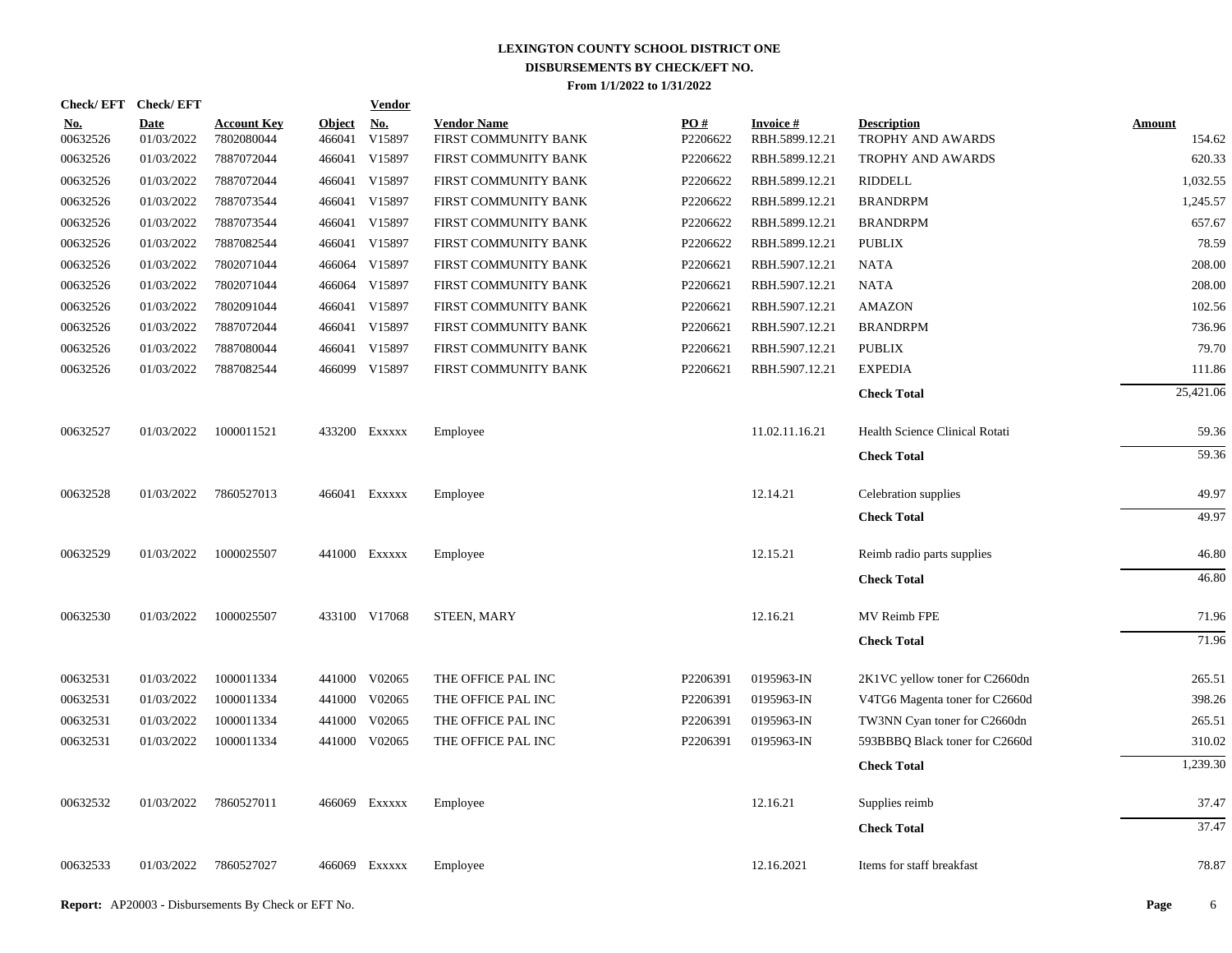# LEXINGTON COUNTY SCHOOL DISTRICT ONE
## DISBURSEMENTS BY CHECK/EFT NO.
### From 1/1/2022 to 1/31/2022

| Check/ EFT No. | Check/ EFT Date | Account Key | Object | Vendor No. | Vendor Name | PO # | Invoice # | Description | Amount |
|---|---|---|---|---|---|---|---|---|---|
| 00632526 | 01/03/2022 | 7802080044 | 466041 | V15897 | FIRST COMMUNITY BANK | P2206622 | RBH.5899.12.21 | TROPHY AND AWARDS | 154.62 |
| 00632526 | 01/03/2022 | 7887072044 | 466041 | V15897 | FIRST COMMUNITY BANK | P2206622 | RBH.5899.12.21 | TROPHY AND AWARDS | 620.33 |
| 00632526 | 01/03/2022 | 7887072044 | 466041 | V15897 | FIRST COMMUNITY BANK | P2206622 | RBH.5899.12.21 | RIDDELL | 1,032.55 |
| 00632526 | 01/03/2022 | 7887073544 | 466041 | V15897 | FIRST COMMUNITY BANK | P2206622 | RBH.5899.12.21 | BRANDRPM | 1,245.57 |
| 00632526 | 01/03/2022 | 7887073544 | 466041 | V15897 | FIRST COMMUNITY BANK | P2206622 | RBH.5899.12.21 | BRANDRPM | 657.67 |
| 00632526 | 01/03/2022 | 7887082544 | 466041 | V15897 | FIRST COMMUNITY BANK | P2206622 | RBH.5899.12.21 | PUBLIX | 78.59 |
| 00632526 | 01/03/2022 | 7802071044 | 466064 | V15897 | FIRST COMMUNITY BANK | P2206621 | RBH.5907.12.21 | NATA | 208.00 |
| 00632526 | 01/03/2022 | 7802071044 | 466064 | V15897 | FIRST COMMUNITY BANK | P2206621 | RBH.5907.12.21 | NATA | 208.00 |
| 00632526 | 01/03/2022 | 7802091044 | 466041 | V15897 | FIRST COMMUNITY BANK | P2206621 | RBH.5907.12.21 | AMAZON | 102.56 |
| 00632526 | 01/03/2022 | 7887072044 | 466041 | V15897 | FIRST COMMUNITY BANK | P2206621 | RBH.5907.12.21 | BRANDRPM | 736.96 |
| 00632526 | 01/03/2022 | 7887080044 | 466041 | V15897 | FIRST COMMUNITY BANK | P2206621 | RBH.5907.12.21 | PUBLIX | 79.70 |
| 00632526 | 01/03/2022 | 7887082544 | 466099 | V15897 | FIRST COMMUNITY BANK | P2206621 | RBH.5907.12.21 | EXPEDIA | 111.86 |
| | | | | | | | | **Check Total** | 25,421.06 |
| 00632527 | 01/03/2022 | 1000011521 | 433200 | Exxxxx | Employee | | 11.02.11.16.21 | Health Science Clinical Rotati | 59.36 |
| | | | | | | | | **Check Total** | 59.36 |
| 00632528 | 01/03/2022 | 7860527013 | 466041 | Exxxxx | Employee | | 12.14.21 | Celebration supplies | 49.97 |
| | | | | | | | | **Check Total** | 49.97 |
| 00632529 | 01/03/2022 | 1000025507 | 441000 | Exxxxx | Employee | | 12.15.21 | Reimb radio parts supplies | 46.80 |
| | | | | | | | | **Check Total** | 46.80 |
| 00632530 | 01/03/2022 | 1000025507 | 433100 | V17068 | STEEN, MARY | | 12.16.21 | MV Reimb FPE | 71.96 |
| | | | | | | | | **Check Total** | 71.96 |
| 00632531 | 01/03/2022 | 1000011334 | 441000 | V02065 | THE OFFICE PAL INC | P2206391 | 0195963-IN | 2K1VC yellow toner for C2660dn | 265.51 |
| 00632531 | 01/03/2022 | 1000011334 | 441000 | V02065 | THE OFFICE PAL INC | P2206391 | 0195963-IN | V4TG6 Magenta toner for C2660d | 398.26 |
| 00632531 | 01/03/2022 | 1000011334 | 441000 | V02065 | THE OFFICE PAL INC | P2206391 | 0195963-IN | TW3NN Cyan toner for C2660dn | 265.51 |
| 00632531 | 01/03/2022 | 1000011334 | 441000 | V02065 | THE OFFICE PAL INC | P2206391 | 0195963-IN | 593BBBQ Black toner for C2660d | 310.02 |
| | | | | | | | | **Check Total** | 1,239.30 |
| 00632532 | 01/03/2022 | 7860527011 | 466069 | Exxxxx | Employee | | 12.16.21 | Supplies reimb | 37.47 |
| | | | | | | | | **Check Total** | 37.47 |
| 00632533 | 01/03/2022 | 7860527027 | 466069 | Exxxxx | Employee | | 12.16.2021 | Items for staff breakfast | 78.87 |

**Report:** AP20003 - Disbursements By Check or EFT No.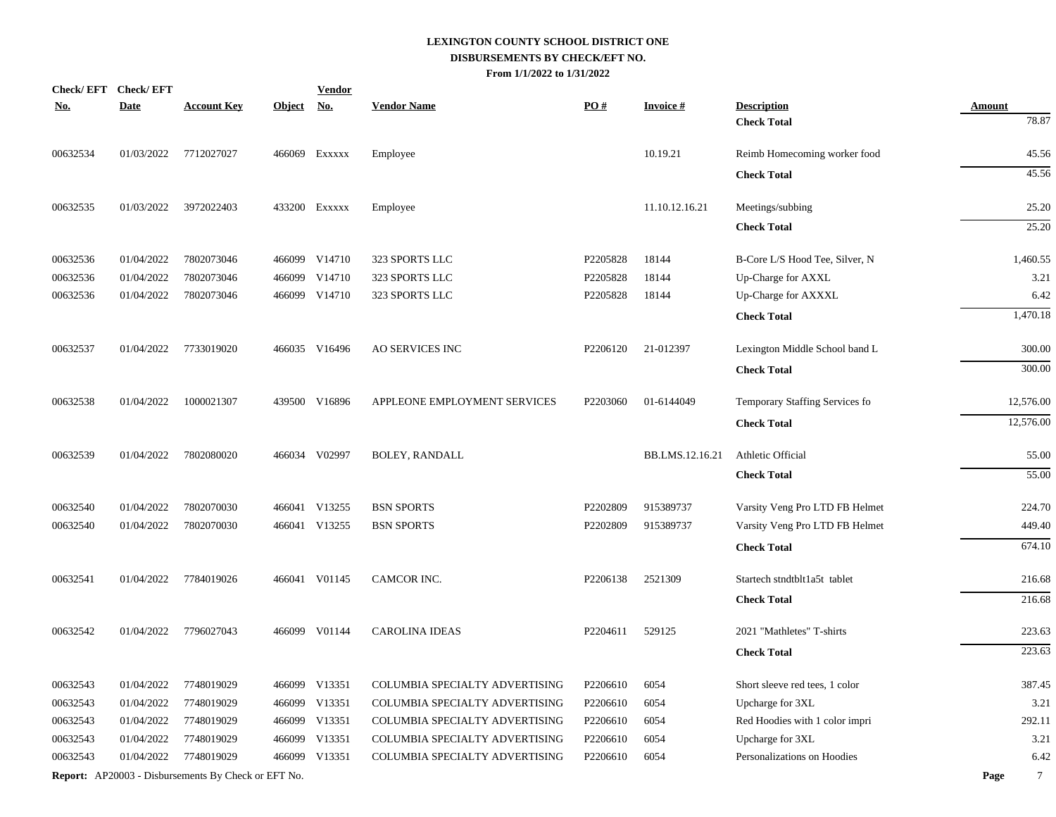# LEXINGTON COUNTY SCHOOL DISTRICT ONE
## DISBURSEMENTS BY CHECK/EFT NO.
### From 1/1/2022 to 1/31/2022

| Check/ EFT No. | Check/ EFT Date | Account Key | Object | Vendor No. | Vendor Name | PO # | Invoice # | Description | Amount |
|---|---|---|---|---|---|---|---|---|---|
| | | | | | | | | **Check Total** | 78.87 |
| 00632534 | 01/03/2022 | 7712027027 | 466069 | Exxxxx | Employee | | 10.19.21 | Reimb Homecoming worker food | 45.56 |
| | | | | | | | | **Check Total** | 45.56 |
| 00632535 | 01/03/2022 | 3972022403 | 433200 | Exxxxx | Employee | | 11.10.12.16.21 | Meetings/subbing | 25.20 |
| | | | | | | | | **Check Total** | 25.20 |
| 00632536 | 01/04/2022 | 7802073046 | 466099 | V14710 | 323 SPORTS LLC | P2205828 | 18144 | B-Core L/S Hood Tee, Silver, N | 1,460.55 |
| 00632536 | 01/04/2022 | 7802073046 | 466099 | V14710 | 323 SPORTS LLC | P2205828 | 18144 | Up-Charge for AXXL | 3.21 |
| 00632536 | 01/04/2022 | 7802073046 | 466099 | V14710 | 323 SPORTS LLC | P2205828 | 18144 | Up-Charge for AXXXL | 6.42 |
| | | | | | | | | **Check Total** | 1,470.18 |
| 00632537 | 01/04/2022 | 7733019020 | 466035 | V16496 | AO SERVICES INC | P2206120 | 21-012397 | Lexington Middle School band L | 300.00 |
| | | | | | | | | **Check Total** | 300.00 |
| 00632538 | 01/04/2022 | 1000021307 | 439500 | V16896 | APPLEONE EMPLOYMENT SERVICES | P2203060 | 01-6144049 | Temporary Staffing Services fo | 12,576.00 |
| | | | | | | | | **Check Total** | 12,576.00 |
| 00632539 | 01/04/2022 | 7802080020 | 466034 | V02997 | BOLEY, RANDALL | | BB.LMS.12.16.21 | Athletic Official | 55.00 |
| | | | | | | | | **Check Total** | 55.00 |
| 00632540 | 01/04/2022 | 7802070030 | 466041 | V13255 | BSN SPORTS | P2202809 | 915389737 | Varsity Veng Pro LTD FB Helmet | 224.70 |
| 00632540 | 01/04/2022 | 7802070030 | 466041 | V13255 | BSN SPORTS | P2202809 | 915389737 | Varsity Veng Pro LTD FB Helmet | 449.40 |
| | | | | | | | | **Check Total** | 674.10 |
| 00632541 | 01/04/2022 | 7784019026 | 466041 | V01145 | CAMCOR INC. | P2206138 | 2521309 | Startech stndtblt1a5t tablet | 216.68 |
| | | | | | | | | **Check Total** | 216.68 |
| 00632542 | 01/04/2022 | 7796027043 | 466099 | V01144 | CAROLINA IDEAS | P2204611 | 529125 | 2021 "Mathletes" T-shirts | 223.63 |
| | | | | | | | | **Check Total** | 223.63 |
| 00632543 | 01/04/2022 | 7748019029 | 466099 | V13351 | COLUMBIA SPECIALTY ADVERTISING | P2206610 | 6054 | Short sleeve red tees, 1 color | 387.45 |
| 00632543 | 01/04/2022 | 7748019029 | 466099 | V13351 | COLUMBIA SPECIALTY ADVERTISING | P2206610 | 6054 | Upcharge for 3XL | 3.21 |
| 00632543 | 01/04/2022 | 7748019029 | 466099 | V13351 | COLUMBIA SPECIALTY ADVERTISING | P2206610 | 6054 | Red Hoodies with 1 color impri | 292.11 |
| 00632543 | 01/04/2022 | 7748019029 | 466099 | V13351 | COLUMBIA SPECIALTY ADVERTISING | P2206610 | 6054 | Upcharge for 3XL | 3.21 |
| 00632543 | 01/04/2022 | 7748019029 | 466099 | V13351 | COLUMBIA SPECIALTY ADVERTISING | P2206610 | 6054 | Personalizations on Hoodies | 6.42 |

**Report:** AP20003 - Disbursements By Check or EFT No.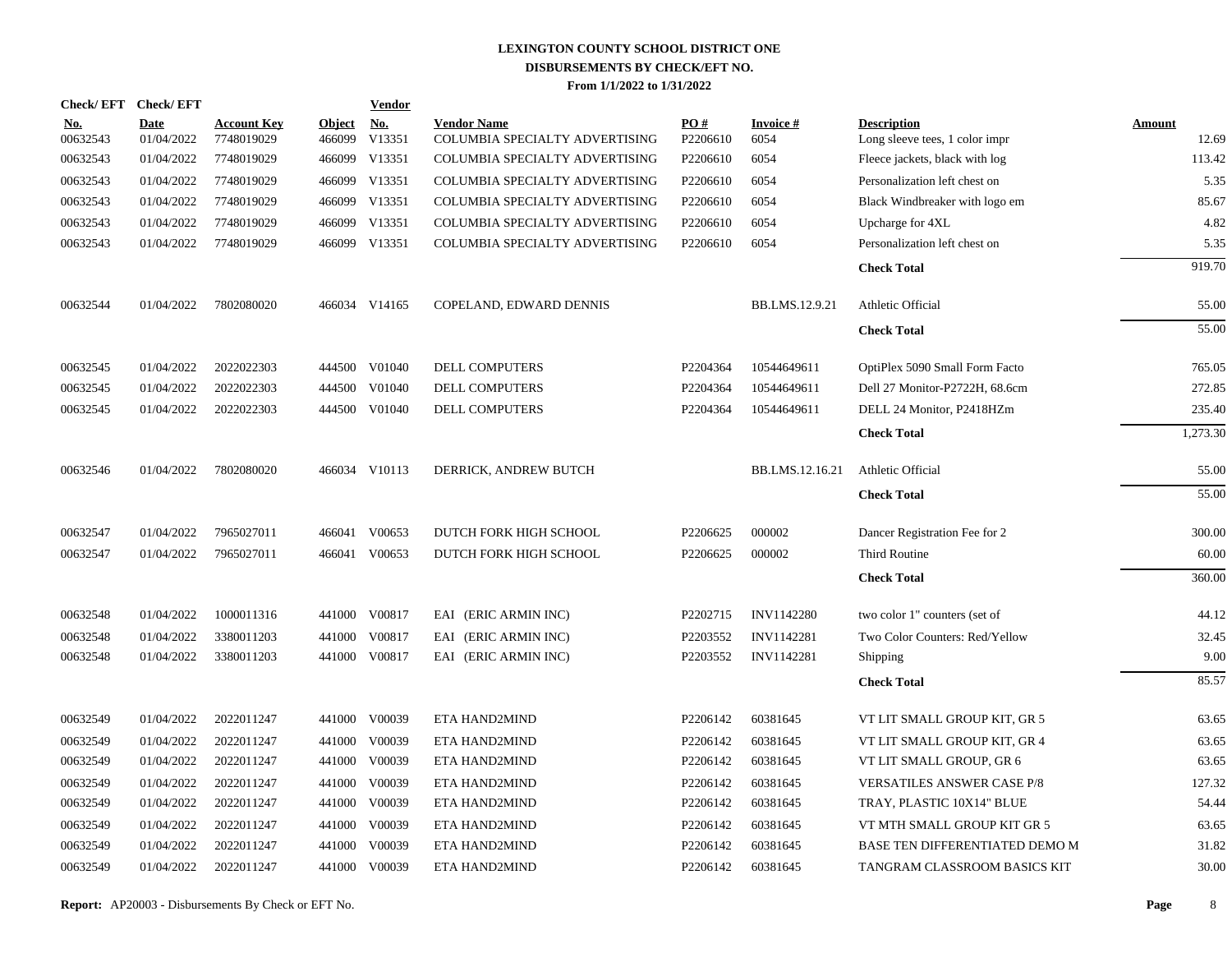# LEXINGTON COUNTY SCHOOL DISTRICT ONE
## DISBURSEMENTS BY CHECK/EFT NO.
### From 1/1/2022 to 1/31/2022

| Check/ EFT No. | Check/ EFT Date | Account Key | Object | Vendor No. | Vendor Name | PO # | Invoice # | Description | Amount |
|---|---|---|---|---|---|---|---|---|---|
| 00632543 | 01/04/2022 | 7748019029 | 466099 | V13351 | COLUMBIA SPECIALTY ADVERTISING | P2206610 | 6054 | Long sleeve tees, 1 color impr | 12.69 |
| 00632543 | 01/04/2022 | 7748019029 | 466099 | V13351 | COLUMBIA SPECIALTY ADVERTISING | P2206610 | 6054 | Fleece jackets, black with log | 113.42 |
| 00632543 | 01/04/2022 | 7748019029 | 466099 | V13351 | COLUMBIA SPECIALTY ADVERTISING | P2206610 | 6054 | Personalization left chest on | 5.35 |
| 00632543 | 01/04/2022 | 7748019029 | 466099 | V13351 | COLUMBIA SPECIALTY ADVERTISING | P2206610 | 6054 | Black Windbreaker with logo em | 85.67 |
| 00632543 | 01/04/2022 | 7748019029 | 466099 | V13351 | COLUMBIA SPECIALTY ADVERTISING | P2206610 | 6054 | Upcharge for 4XL | 4.82 |
| 00632543 | 01/04/2022 | 7748019029 | 466099 | V13351 | COLUMBIA SPECIALTY ADVERTISING | P2206610 | 6054 | Personalization left chest on | 5.35 |
| | | | | | | | | **Check Total** | 919.70 |
| 00632544 | 01/04/2022 | 7802080020 | 466034 | V14165 | COPELAND, EDWARD DENNIS | | BB.LMS.12.9.21 | Athletic Official | 55.00 |
| | | | | | | | | **Check Total** | 55.00 |
| 00632545 | 01/04/2022 | 2022022303 | 444500 | V01040 | DELL COMPUTERS | P2204364 | 10544649611 | OptiPlex 5090 Small Form Facto | 765.05 |
| 00632545 | 01/04/2022 | 2022022303 | 444500 | V01040 | DELL COMPUTERS | P2204364 | 10544649611 | Dell 27 Monitor-P2722H, 68.6cm | 272.85 |
| 00632545 | 01/04/2022 | 2022022303 | 444500 | V01040 | DELL COMPUTERS | P2204364 | 10544649611 | DELL 24 Monitor, P2418HZm | 235.40 |
| | | | | | | | | **Check Total** | 1,273.30 |
| 00632546 | 01/04/2022 | 7802080020 | 466034 | V10113 | DERRICK, ANDREW BUTCH | | BB.LMS.12.16.21 | Athletic Official | 55.00 |
| | | | | | | | | **Check Total** | 55.00 |
| 00632547 | 01/04/2022 | 7965027011 | 466041 | V00653 | DUTCH FORK HIGH SCHOOL | P2206625 | 000002 | Dancer Registration Fee for 2 | 300.00 |
| 00632547 | 01/04/2022 | 7965027011 | 466041 | V00653 | DUTCH FORK HIGH SCHOOL | P2206625 | 000002 | Third Routine | 60.00 |
| | | | | | | | | **Check Total** | 360.00 |
| 00632548 | 01/04/2022 | 1000011316 | 441000 | V00817 | EAI (ERIC ARMIN INC) | P2202715 | INV1142280 | two color 1" counters (set of | 44.12 |
| 00632548 | 01/04/2022 | 3380011203 | 441000 | V00817 | EAI (ERIC ARMIN INC) | P2203552 | INV1142281 | Two Color Counters: Red/Yellow | 32.45 |
| 00632548 | 01/04/2022 | 3380011203 | 441000 | V00817 | EAI (ERIC ARMIN INC) | P2203552 | INV1142281 | Shipping | 9.00 |
| | | | | | | | | **Check Total** | 85.57 |
| 00632549 | 01/04/2022 | 2022011247 | 441000 | V00039 | ETA HAND2MIND | P2206142 | 60381645 | VT LIT SMALL GROUP KIT, GR 5 | 63.65 |
| 00632549 | 01/04/2022 | 2022011247 | 441000 | V00039 | ETA HAND2MIND | P2206142 | 60381645 | VT LIT SMALL GROUP KIT, GR 4 | 63.65 |
| 00632549 | 01/04/2022 | 2022011247 | 441000 | V00039 | ETA HAND2MIND | P2206142 | 60381645 | VT LIT SMALL GROUP, GR 6 | 63.65 |
| 00632549 | 01/04/2022 | 2022011247 | 441000 | V00039 | ETA HAND2MIND | P2206142 | 60381645 | VERSATILES ANSWER CASE P/8 | 127.32 |
| 00632549 | 01/04/2022 | 2022011247 | 441000 | V00039 | ETA HAND2MIND | P2206142 | 60381645 | TRAY, PLASTIC 10X14" BLUE | 54.44 |
| 00632549 | 01/04/2022 | 2022011247 | 441000 | V00039 | ETA HAND2MIND | P2206142 | 60381645 | VT MTH SMALL GROUP KIT GR 5 | 63.65 |
| 00632549 | 01/04/2022 | 2022011247 | 441000 | V00039 | ETA HAND2MIND | P2206142 | 60381645 | BASE TEN DIFFERENTIATED DEMO M | 31.82 |
| 00632549 | 01/04/2022 | 2022011247 | 441000 | V00039 | ETA HAND2MIND | P2206142 | 60381645 | TANGRAM CLASSROOM BASICS KIT | 30.00 |

**Report:** AP20003 - Disbursements By Check or EFT No.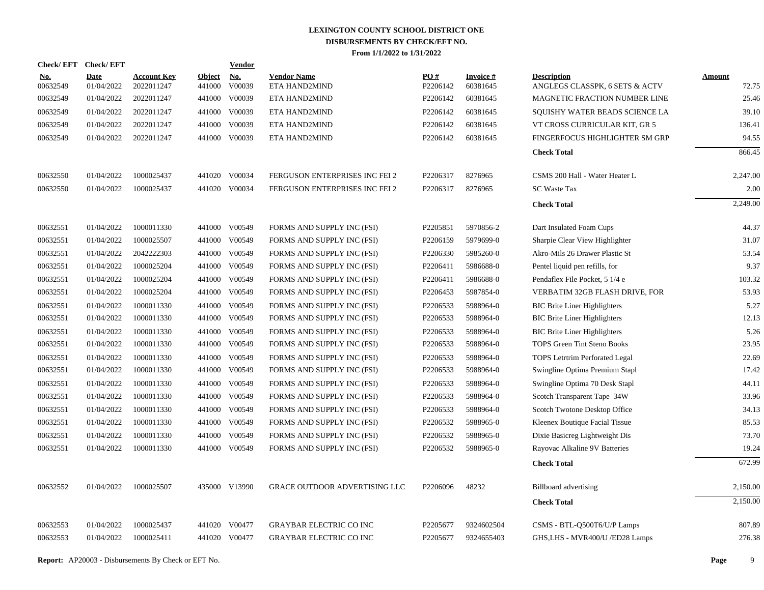# LEXINGTON COUNTY SCHOOL DISTRICT ONE
## DISBURSEMENTS BY CHECK/EFT NO.
### From 1/1/2022 to 1/31/2022

| Check/ EFT No. | Check/ EFT Date | Account Key | Object | Vendor No. | Vendor Name | PO # | Invoice # | Description | Amount |
|---|---|---|---|---|---|---|---|---|---|
| 00632549 | 01/04/2022 | 2022011247 | 441000 | V00039 | ETA HAND2MIND | P2206142 | 60381645 | ANGLEGS CLASSPK, 6 SETS & ACTV | 72.75 |
| 00632549 | 01/04/2022 | 2022011247 | 441000 | V00039 | ETA HAND2MIND | P2206142 | 60381645 | MAGNETIC FRACTION NUMBER LINE | 25.46 |
| 00632549 | 01/04/2022 | 2022011247 | 441000 | V00039 | ETA HAND2MIND | P2206142 | 60381645 | SQUISHY WATER BEADS SCIENCE LA | 39.10 |
| 00632549 | 01/04/2022 | 2022011247 | 441000 | V00039 | ETA HAND2MIND | P2206142 | 60381645 | VT CROSS CURRICULAR KIT, GR 5 | 136.41 |
| 00632549 | 01/04/2022 | 2022011247 | 441000 | V00039 | ETA HAND2MIND | P2206142 | 60381645 | FINGERFOCUS HIGHLIGHTER SM GRP | 94.55 |
| | | | | | | | | **Check Total** | 866.45 |
| 00632550 | 01/04/2022 | 1000025437 | 441020 | V00034 | FERGUSON ENTERPRISES INC FEI 2 | P2206317 | 8276965 | CSMS 200 Hall - Water Heater L | 2,247.00 |
| 00632550 | 01/04/2022 | 1000025437 | 441020 | V00034 | FERGUSON ENTERPRISES INC FEI 2 | P2206317 | 8276965 | SC Waste Tax | 2.00 |
| | | | | | | | | **Check Total** | 2,249.00 |
| 00632551 | 01/04/2022 | 1000011330 | 441000 | V00549 | FORMS AND SUPPLY INC (FSI) | P2205851 | 5970856-2 | Dart Insulated Foam Cups | 44.37 |
| 00632551 | 01/04/2022 | 1000025507 | 441000 | V00549 | FORMS AND SUPPLY INC (FSI) | P2206159 | 5979699-0 | Sharpie Clear View Highlighter | 31.07 |
| 00632551 | 01/04/2022 | 2042222303 | 441000 | V00549 | FORMS AND SUPPLY INC (FSI) | P2206330 | 5985260-0 | Akro-Mils 26 Drawer Plastic St | 53.54 |
| 00632551 | 01/04/2022 | 1000025204 | 441000 | V00549 | FORMS AND SUPPLY INC (FSI) | P2206411 | 5986688-0 | Pentel liquid pen refills, for | 9.37 |
| 00632551 | 01/04/2022 | 1000025204 | 441000 | V00549 | FORMS AND SUPPLY INC (FSI) | P2206411 | 5986688-0 | Pendaflex File Pocket, 5 1/4 e | 103.32 |
| 00632551 | 01/04/2022 | 1000025204 | 441000 | V00549 | FORMS AND SUPPLY INC (FSI) | P2206453 | 5987854-0 | VERBATIM 32GB FLASH DRIVE, FOR | 53.93 |
| 00632551 | 01/04/2022 | 1000011330 | 441000 | V00549 | FORMS AND SUPPLY INC (FSI) | P2206533 | 5988964-0 | BIC Brite Liner Highlighters | 5.27 |
| 00632551 | 01/04/2022 | 1000011330 | 441000 | V00549 | FORMS AND SUPPLY INC (FSI) | P2206533 | 5988964-0 | BIC Brite Liner Highlighters | 12.13 |
| 00632551 | 01/04/2022 | 1000011330 | 441000 | V00549 | FORMS AND SUPPLY INC (FSI) | P2206533 | 5988964-0 | BIC Brite Liner Highlighters | 5.26 |
| 00632551 | 01/04/2022 | 1000011330 | 441000 | V00549 | FORMS AND SUPPLY INC (FSI) | P2206533 | 5988964-0 | TOPS Green Tint Steno Books | 23.95 |
| 00632551 | 01/04/2022 | 1000011330 | 441000 | V00549 | FORMS AND SUPPLY INC (FSI) | P2206533 | 5988964-0 | TOPS Letrtrim Perforated Legal | 22.69 |
| 00632551 | 01/04/2022 | 1000011330 | 441000 | V00549 | FORMS AND SUPPLY INC (FSI) | P2206533 | 5988964-0 | Swingline Optima Premium Stapl | 17.42 |
| 00632551 | 01/04/2022 | 1000011330 | 441000 | V00549 | FORMS AND SUPPLY INC (FSI) | P2206533 | 5988964-0 | Swingline Optima 70 Desk Stapl | 44.11 |
| 00632551 | 01/04/2022 | 1000011330 | 441000 | V00549 | FORMS AND SUPPLY INC (FSI) | P2206533 | 5988964-0 | Scotch Transparent Tape 34W | 33.96 |
| 00632551 | 01/04/2022 | 1000011330 | 441000 | V00549 | FORMS AND SUPPLY INC (FSI) | P2206533 | 5988964-0 | Scotch Twotone Desktop Office | 34.13 |
| 00632551 | 01/04/2022 | 1000011330 | 441000 | V00549 | FORMS AND SUPPLY INC (FSI) | P2206532 | 5988965-0 | Kleenex Boutique Facial Tissue | 85.53 |
| 00632551 | 01/04/2022 | 1000011330 | 441000 | V00549 | FORMS AND SUPPLY INC (FSI) | P2206532 | 5988965-0 | Dixie Basicreg Lightweight Dis | 73.70 |
| 00632551 | 01/04/2022 | 1000011330 | 441000 | V00549 | FORMS AND SUPPLY INC (FSI) | P2206532 | 5988965-0 | Rayovac Alkaline 9V Batteries | 19.24 |
| | | | | | | | | **Check Total** | 672.99 |
| 00632552 | 01/04/2022 | 1000025507 | 435000 | V13990 | GRACE OUTDOOR ADVERTISING LLC | P2206096 | 48232 | Billboard advertising | 2,150.00 |
| | | | | | | | | **Check Total** | 2,150.00 |
| 00632553 | 01/04/2022 | 1000025437 | 441020 | V00477 | GRAYBAR ELECTRIC CO INC | P2205677 | 9324602504 | CSMS - BTL-Q500T6/U/P Lamps | 807.89 |
| 00632553 | 01/04/2022 | 1000025411 | 441020 | V00477 | GRAYBAR ELECTRIC CO INC | P2205677 | 9324655403 | GHS,LHS - MVR400/U /ED28 Lamps | 276.38 |

**Report:** AP20003 - Disbursements By Check or EFT No.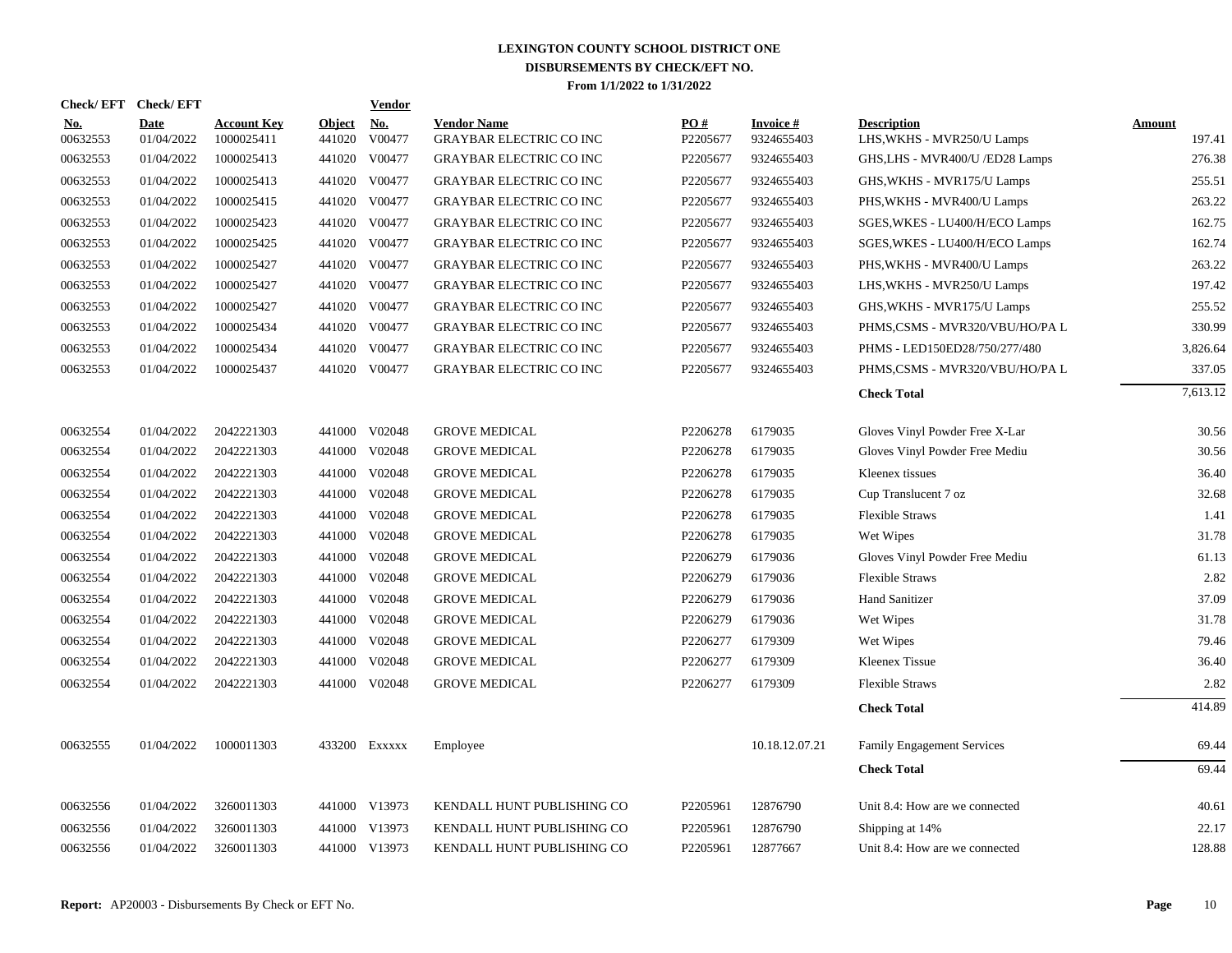# LEXINGTON COUNTY SCHOOL DISTRICT ONE
## DISBURSEMENTS BY CHECK/EFT NO.
### From 1/1/2022 to 1/31/2022

| Check/ EFT No. | Check/ EFT Date | Account Key | Object | Vendor No. | Vendor Name | PO # | Invoice # | Description | Amount |
|---|---|---|---|---|---|---|---|---|---|
| 00632553 | 01/04/2022 | 1000025411 | 441020 | V00477 | GRAYBAR ELECTRIC CO INC | P2205677 | 9324655403 | LHS,WKHS - MVR250/U Lamps | 197.41 |
| 00632553 | 01/04/2022 | 1000025413 | 441020 | V00477 | GRAYBAR ELECTRIC CO INC | P2205677 | 9324655403 | GHS,LHS - MVR400/U /ED28 Lamps | 276.38 |
| 00632553 | 01/04/2022 | 1000025413 | 441020 | V00477 | GRAYBAR ELECTRIC CO INC | P2205677 | 9324655403 | GHS,WKHS - MVR175/U Lamps | 255.51 |
| 00632553 | 01/04/2022 | 1000025415 | 441020 | V00477 | GRAYBAR ELECTRIC CO INC | P2205677 | 9324655403 | PHS,WKHS - MVR400/U Lamps | 263.22 |
| 00632553 | 01/04/2022 | 1000025423 | 441020 | V00477 | GRAYBAR ELECTRIC CO INC | P2205677 | 9324655403 | SGES,WKES - LU400/H/ECO Lamps | 162.75 |
| 00632553 | 01/04/2022 | 1000025425 | 441020 | V00477 | GRAYBAR ELECTRIC CO INC | P2205677 | 9324655403 | SGES,WKES - LU400/H/ECO Lamps | 162.74 |
| 00632553 | 01/04/2022 | 1000025427 | 441020 | V00477 | GRAYBAR ELECTRIC CO INC | P2205677 | 9324655403 | PHS,WKHS - MVR400/U Lamps | 263.22 |
| 00632553 | 01/04/2022 | 1000025427 | 441020 | V00477 | GRAYBAR ELECTRIC CO INC | P2205677 | 9324655403 | LHS,WKHS - MVR250/U Lamps | 197.42 |
| 00632553 | 01/04/2022 | 1000025427 | 441020 | V00477 | GRAYBAR ELECTRIC CO INC | P2205677 | 9324655403 | GHS,WKHS - MVR175/U Lamps | 255.52 |
| 00632553 | 01/04/2022 | 1000025434 | 441020 | V00477 | GRAYBAR ELECTRIC CO INC | P2205677 | 9324655403 | PHMS,CSMS - MVR320/VBU/HO/PA L | 330.99 |
| 00632553 | 01/04/2022 | 1000025434 | 441020 | V00477 | GRAYBAR ELECTRIC CO INC | P2205677 | 9324655403 | PHMS - LED150ED28/750/277/480 | 3,826.64 |
| 00632553 | 01/04/2022 | 1000025437 | 441020 | V00477 | GRAYBAR ELECTRIC CO INC | P2205677 | 9324655403 | PHMS,CSMS - MVR320/VBU/HO/PA L | 337.05 |
| | | | | | | | | **Check Total** | 7,613.12 |
| 00632554 | 01/04/2022 | 2042221303 | 441000 | V02048 | GROVE MEDICAL | P2206278 | 6179035 | Gloves Vinyl Powder Free X-Lar | 30.56 |
| 00632554 | 01/04/2022 | 2042221303 | 441000 | V02048 | GROVE MEDICAL | P2206278 | 6179035 | Gloves Vinyl Powder Free Mediu | 30.56 |
| 00632554 | 01/04/2022 | 2042221303 | 441000 | V02048 | GROVE MEDICAL | P2206278 | 6179035 | Kleenex tissues | 36.40 |
| 00632554 | 01/04/2022 | 2042221303 | 441000 | V02048 | GROVE MEDICAL | P2206278 | 6179035 | Cup Translucent 7 oz | 32.68 |
| 00632554 | 01/04/2022 | 2042221303 | 441000 | V02048 | GROVE MEDICAL | P2206278 | 6179035 | Flexible Straws | 1.41 |
| 00632554 | 01/04/2022 | 2042221303 | 441000 | V02048 | GROVE MEDICAL | P2206278 | 6179035 | Wet Wipes | 31.78 |
| 00632554 | 01/04/2022 | 2042221303 | 441000 | V02048 | GROVE MEDICAL | P2206279 | 6179036 | Gloves Vinyl Powder Free Mediu | 61.13 |
| 00632554 | 01/04/2022 | 2042221303 | 441000 | V02048 | GROVE MEDICAL | P2206279 | 6179036 | Flexible Straws | 2.82 |
| 00632554 | 01/04/2022 | 2042221303 | 441000 | V02048 | GROVE MEDICAL | P2206279 | 6179036 | Hand Sanitizer | 37.09 |
| 00632554 | 01/04/2022 | 2042221303 | 441000 | V02048 | GROVE MEDICAL | P2206279 | 6179036 | Wet Wipes | 31.78 |
| 00632554 | 01/04/2022 | 2042221303 | 441000 | V02048 | GROVE MEDICAL | P2206277 | 6179309 | Wet Wipes | 79.46 |
| 00632554 | 01/04/2022 | 2042221303 | 441000 | V02048 | GROVE MEDICAL | P2206277 | 6179309 | Kleenex Tissue | 36.40 |
| 00632554 | 01/04/2022 | 2042221303 | 441000 | V02048 | GROVE MEDICAL | P2206277 | 6179309 | Flexible Straws | 2.82 |
| | | | | | | | | **Check Total** | 414.89 |
| 00632555 | 01/04/2022 | 1000011303 | 433200 | Exxxxx | Employee | | 10.18.12.07.21 | Family Engagement Services | 69.44 |
| | | | | | | | | **Check Total** | 69.44 |
| 00632556 | 01/04/2022 | 3260011303 | 441000 | V13973 | KENDALL HUNT PUBLISHING CO | P2205961 | 12876790 | Unit 8.4: How are we connected | 40.61 |
| 00632556 | 01/04/2022 | 3260011303 | 441000 | V13973 | KENDALL HUNT PUBLISHING CO | P2205961 | 12876790 | Shipping at 14% | 22.17 |
| 00632556 | 01/04/2022 | 3260011303 | 441000 | V13973 | KENDALL HUNT PUBLISHING CO | P2205961 | 12877667 | Unit 8.4: How are we connected | 128.88 |

**Report:** AP20003 - Disbursements By Check or EFT No.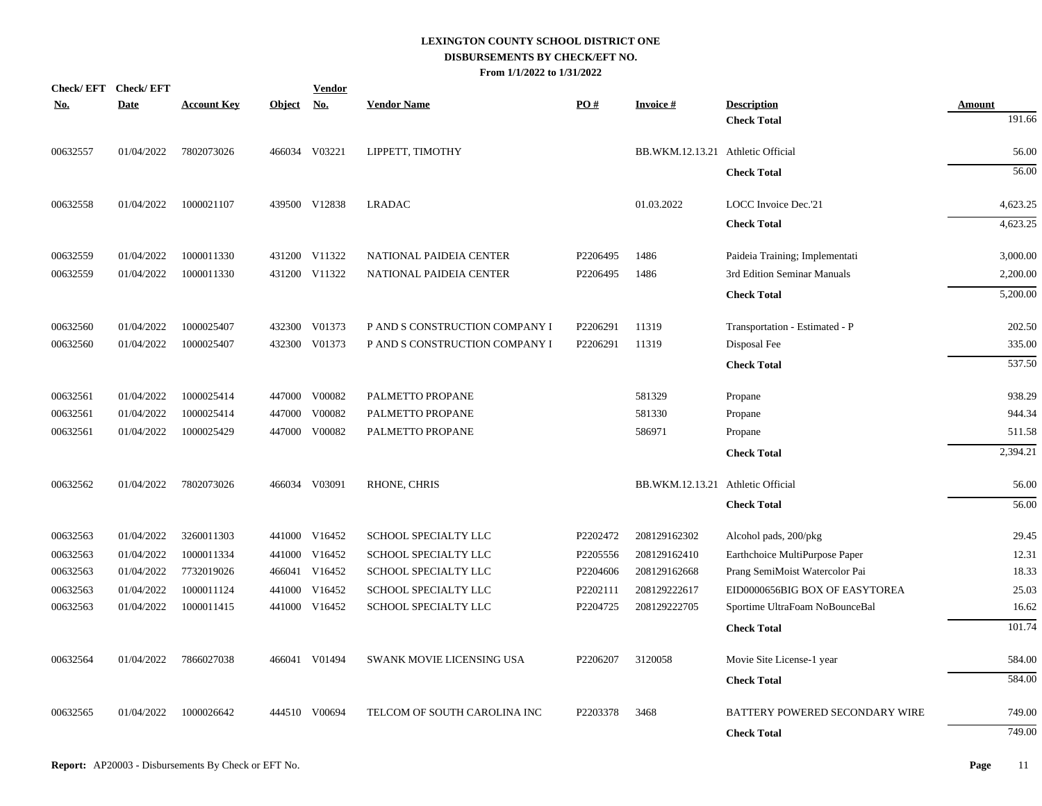# LEXINGTON COUNTY SCHOOL DISTRICT ONE
## DISBURSEMENTS BY CHECK/EFT NO.
### From 1/1/2022 to 1/31/2022

| Check/ EFT No. | Check/ EFT Date | Account Key | Object | Vendor No. | Vendor Name | PO # | Invoice # | Description | Amount |
|---|---|---|---|---|---|---|---|---|---|
| | | | | | | | | **Check Total** | 191.66 |
| 00632557 | 01/04/2022 | 7802073026 | 466034 | V03221 | LIPPETT, TIMOTHY | | BB.WKM.12.13.21 | Athletic Official | 56.00 |
| | | | | | | | | **Check Total** | 56.00 |
| 00632558 | 01/04/2022 | 1000021107 | 439500 | V12838 | LRADAC | | 01.03.2022 | LOCC Invoice Dec.'21 | 4,623.25 |
| | | | | | | | | **Check Total** | 4,623.25 |
| 00632559 | 01/04/2022 | 1000011330 | 431200 | V11322 | NATIONAL PAIDEIA CENTER | P2206495 | 1486 | Paideia Training; Implementati | 3,000.00 |
| 00632559 | 01/04/2022 | 1000011330 | 431200 | V11322 | NATIONAL PAIDEIA CENTER | P2206495 | 1486 | 3rd Edition Seminar Manuals | 2,200.00 |
| | | | | | | | | **Check Total** | 5,200.00 |
| 00632560 | 01/04/2022 | 1000025407 | 432300 | V01373 | P AND S CONSTRUCTION COMPANY I | P2206291 | 11319 | Transportation - Estimated - P | 202.50 |
| 00632560 | 01/04/2022 | 1000025407 | 432300 | V01373 | P AND S CONSTRUCTION COMPANY I | P2206291 | 11319 | Disposal Fee | 335.00 |
| | | | | | | | | **Check Total** | 537.50 |
| 00632561 | 01/04/2022 | 1000025414 | 447000 | V00082 | PALMETTO PROPANE | | 581329 | Propane | 938.29 |
| 00632561 | 01/04/2022 | 1000025414 | 447000 | V00082 | PALMETTO PROPANE | | 581330 | Propane | 944.34 |
| 00632561 | 01/04/2022 | 1000025429 | 447000 | V00082 | PALMETTO PROPANE | | 586971 | Propane | 511.58 |
| | | | | | | | | **Check Total** | 2,394.21 |
| 00632562 | 01/04/2022 | 7802073026 | 466034 | V03091 | RHONE, CHRIS | | BB.WKM.12.13.21 | Athletic Official | 56.00 |
| | | | | | | | | **Check Total** | 56.00 |
| 00632563 | 01/04/2022 | 3260011303 | 441000 | V16452 | SCHOOL SPECIALTY LLC | P2202472 | 208129162302 | Alcohol pads, 200/pkg | 29.45 |
| 00632563 | 01/04/2022 | 1000011334 | 441000 | V16452 | SCHOOL SPECIALTY LLC | P2205556 | 208129162410 | Earthchoice MultiPurpose Paper | 12.31 |
| 00632563 | 01/04/2022 | 7732019026 | 466041 | V16452 | SCHOOL SPECIALTY LLC | P2204606 | 208129162668 | Prang SemiMoist Watercolor Pai | 18.33 |
| 00632563 | 01/04/2022 | 1000011124 | 441000 | V16452 | SCHOOL SPECIALTY LLC | P2202111 | 208129222617 | EID0000656BIG BOX OF EASYTOREA | 25.03 |
| 00632563 | 01/04/2022 | 1000011415 | 441000 | V16452 | SCHOOL SPECIALTY LLC | P2204725 | 208129222705 | Sportime UltraFoam NoBounceBal | 16.62 |
| | | | | | | | | **Check Total** | 101.74 |
| 00632564 | 01/04/2022 | 7866027038 | 466041 | V01494 | SWANK MOVIE LICENSING USA | P2206207 | 3120058 | Movie Site License-1 year | 584.00 |
| | | | | | | | | **Check Total** | 584.00 |
| 00632565 | 01/04/2022 | 1000026642 | 444510 | V00694 | TELCOM OF SOUTH CAROLINA INC | P2203378 | 3468 | BATTERY POWERED SECONDARY WIRE | 749.00 |
| | | | | | | | | **Check Total** | 749.00 |

**Report:** AP20003 - Disbursements By Check or EFT No.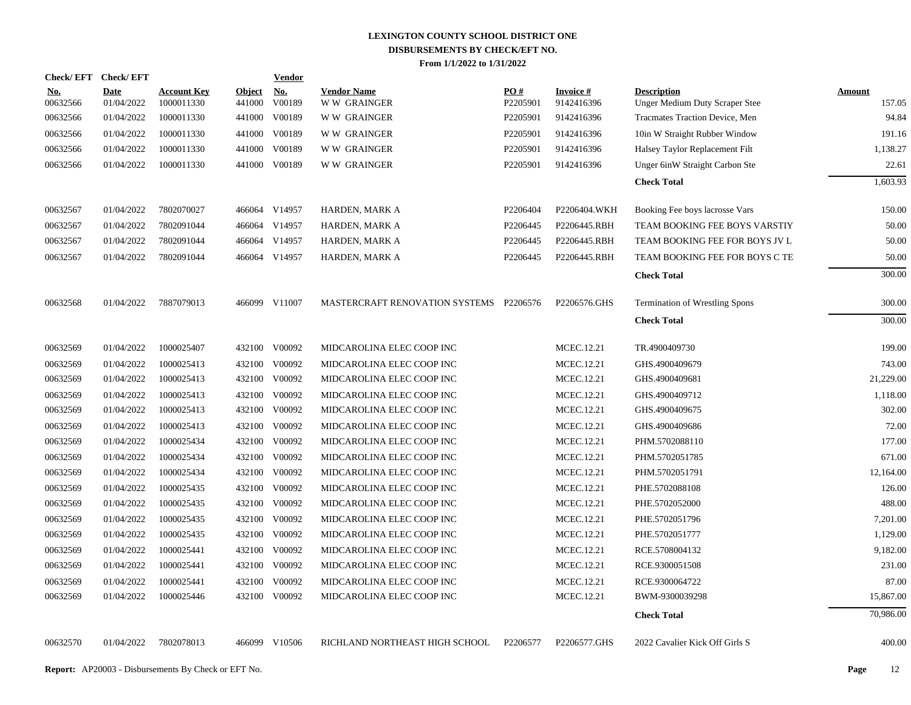# LEXINGTON COUNTY SCHOOL DISTRICT ONE
## DISBURSEMENTS BY CHECK/EFT NO.
### From 1/1/2022 to 1/31/2022

| Check/ EFT No. | Check/ EFT Date | Account Key | Object | Vendor No. | Vendor Name | PO # | Invoice # | Description | Amount |
|---|---|---|---|---|---|---|---|---|---|
| 00632566 | 01/04/2022 | 1000011330 | 441000 | V00189 | W W GRAINGER | P2205901 | 9142416396 | Unger Medium Duty Scraper Stee | 157.05 |
| 00632566 | 01/04/2022 | 1000011330 | 441000 | V00189 | W W GRAINGER | P2205901 | 9142416396 | Tracmates Traction Device, Men | 94.84 |
| 00632566 | 01/04/2022 | 1000011330 | 441000 | V00189 | W W GRAINGER | P2205901 | 9142416396 | 10in W Straight Rubber Window | 191.16 |
| 00632566 | 01/04/2022 | 1000011330 | 441000 | V00189 | W W GRAINGER | P2205901 | 9142416396 | Halsey Taylor Replacement Filt | 1,138.27 |
| 00632566 | 01/04/2022 | 1000011330 | 441000 | V00189 | W W GRAINGER | P2205901 | 9142416396 | Unger 6inW Straight Carbon Ste | 22.61 |
| | | | | | | | | **Check Total** | 1,603.93 |
| 00632567 | 01/04/2022 | 7802070027 | 466064 | V14957 | HARDEN, MARK A | P2206404 | P2206404.WKH | Booking Fee boys lacrosse Vars | 150.00 |
| 00632567 | 01/04/2022 | 7802091044 | 466064 | V14957 | HARDEN, MARK A | P2206445 | P2206445.RBH | TEAM BOOKING FEE BOYS VARSTIY | 50.00 |
| 00632567 | 01/04/2022 | 7802091044 | 466064 | V14957 | HARDEN, MARK A | P2206445 | P2206445.RBH | TEAM BOOKING FEE FOR BOYS JV L | 50.00 |
| 00632567 | 01/04/2022 | 7802091044 | 466064 | V14957 | HARDEN, MARK A | P2206445 | P2206445.RBH | TEAM BOOKING FEE FOR BOYS C TE | 50.00 |
| | | | | | | | | **Check Total** | 300.00 |
| 00632568 | 01/04/2022 | 7887079013 | 466099 | V11007 | MASTERCRAFT RENOVATION SYSTEMS | P2206576 | P2206576.GHS | Termination of Wrestling Spons | 300.00 |
| | | | | | | | | **Check Total** | 300.00 |
| 00632569 | 01/04/2022 | 1000025407 | 432100 | V00092 | MIDCAROLINA ELEC COOP INC | | MCEC.12.21 | TR.4900409730 | 199.00 |
| 00632569 | 01/04/2022 | 1000025413 | 432100 | V00092 | MIDCAROLINA ELEC COOP INC | | MCEC.12.21 | GHS.4900409679 | 743.00 |
| 00632569 | 01/04/2022 | 1000025413 | 432100 | V00092 | MIDCAROLINA ELEC COOP INC | | MCEC.12.21 | GHS.4900409681 | 21,229.00 |
| 00632569 | 01/04/2022 | 1000025413 | 432100 | V00092 | MIDCAROLINA ELEC COOP INC | | MCEC.12.21 | GHS.4900409712 | 1,118.00 |
| 00632569 | 01/04/2022 | 1000025413 | 432100 | V00092 | MIDCAROLINA ELEC COOP INC | | MCEC.12.21 | GHS.4900409675 | 302.00 |
| 00632569 | 01/04/2022 | 1000025413 | 432100 | V00092 | MIDCAROLINA ELEC COOP INC | | MCEC.12.21 | GHS.4900409686 | 72.00 |
| 00632569 | 01/04/2022 | 1000025434 | 432100 | V00092 | MIDCAROLINA ELEC COOP INC | | MCEC.12.21 | PHM.5702088110 | 177.00 |
| 00632569 | 01/04/2022 | 1000025434 | 432100 | V00092 | MIDCAROLINA ELEC COOP INC | | MCEC.12.21 | PHM.5702051785 | 671.00 |
| 00632569 | 01/04/2022 | 1000025434 | 432100 | V00092 | MIDCAROLINA ELEC COOP INC | | MCEC.12.21 | PHM.5702051791 | 12,164.00 |
| 00632569 | 01/04/2022 | 1000025435 | 432100 | V00092 | MIDCAROLINA ELEC COOP INC | | MCEC.12.21 | PHE.5702088108 | 126.00 |
| 00632569 | 01/04/2022 | 1000025435 | 432100 | V00092 | MIDCAROLINA ELEC COOP INC | | MCEC.12.21 | PHE.5702052000 | 488.00 |
| 00632569 | 01/04/2022 | 1000025435 | 432100 | V00092 | MIDCAROLINA ELEC COOP INC | | MCEC.12.21 | PHE.5702051796 | 7,201.00 |
| 00632569 | 01/04/2022 | 1000025435 | 432100 | V00092 | MIDCAROLINA ELEC COOP INC | | MCEC.12.21 | PHE.5702051777 | 1,129.00 |
| 00632569 | 01/04/2022 | 1000025441 | 432100 | V00092 | MIDCAROLINA ELEC COOP INC | | MCEC.12.21 | RCE.5708004132 | 9,182.00 |
| 00632569 | 01/04/2022 | 1000025441 | 432100 | V00092 | MIDCAROLINA ELEC COOP INC | | MCEC.12.21 | RCE.9300051508 | 231.00 |
| 00632569 | 01/04/2022 | 1000025441 | 432100 | V00092 | MIDCAROLINA ELEC COOP INC | | MCEC.12.21 | RCE.9300064722 | 87.00 |
| 00632569 | 01/04/2022 | 1000025446 | 432100 | V00092 | MIDCAROLINA ELEC COOP INC | | MCEC.12.21 | BWM-9300039298 | 15,867.00 |
| | | | | | | | | **Check Total** | 70,986.00 |
| 00632570 | 01/04/2022 | 7802078013 | 466099 | V10506 | RICHLAND NORTHEAST HIGH SCHOOL | P2206577 | P2206577.GHS | 2022 Cavalier Kick Off Girls S | 400.00 |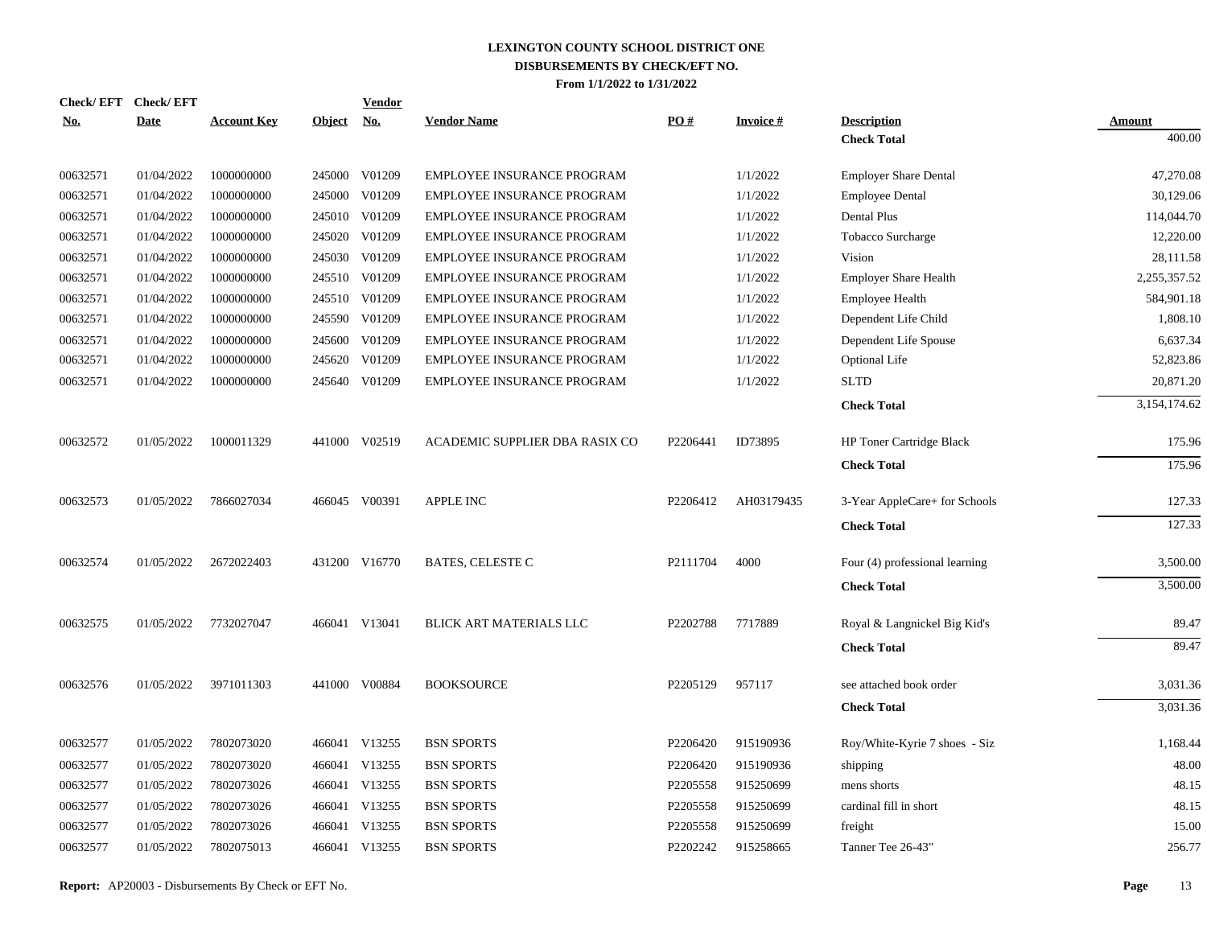# LEXINGTON COUNTY SCHOOL DISTRICT ONE

## DISBURSEMENTS BY CHECK/EFT NO.

**From 1/1/2022 to 1/31/2022**

| Check/ EFT No. | Check/ EFT Date | Account Key | Object | Vendor No. | Vendor Name | PO # | Invoice # | Description | Amount |
|---|---|---|---|---|---|---|---|---|---|
| | | | | | | | | **Check Total** | 400.00 |
| 00632571 | 01/04/2022 | 1000000000 | 245000 | V01209 | EMPLOYEE INSURANCE PROGRAM | | 1/1/2022 | Employer Share Dental | 47,270.08 |
| 00632571 | 01/04/2022 | 1000000000 | 245000 | V01209 | EMPLOYEE INSURANCE PROGRAM | | 1/1/2022 | Employee Dental | 30,129.06 |
| 00632571 | 01/04/2022 | 1000000000 | 245010 | V01209 | EMPLOYEE INSURANCE PROGRAM | | 1/1/2022 | Dental Plus | 114,044.70 |
| 00632571 | 01/04/2022 | 1000000000 | 245020 | V01209 | EMPLOYEE INSURANCE PROGRAM | | 1/1/2022 | Tobacco Surcharge | 12,220.00 |
| 00632571 | 01/04/2022 | 1000000000 | 245030 | V01209 | EMPLOYEE INSURANCE PROGRAM | | 1/1/2022 | Vision | 28,111.58 |
| 00632571 | 01/04/2022 | 1000000000 | 245510 | V01209 | EMPLOYEE INSURANCE PROGRAM | | 1/1/2022 | Employer Share Health | 2,255,357.52 |
| 00632571 | 01/04/2022 | 1000000000 | 245510 | V01209 | EMPLOYEE INSURANCE PROGRAM | | 1/1/2022 | Employee Health | 584,901.18 |
| 00632571 | 01/04/2022 | 1000000000 | 245590 | V01209 | EMPLOYEE INSURANCE PROGRAM | | 1/1/2022 | Dependent Life Child | 1,808.10 |
| 00632571 | 01/04/2022 | 1000000000 | 245600 | V01209 | EMPLOYEE INSURANCE PROGRAM | | 1/1/2022 | Dependent Life Spouse | 6,637.34 |
| 00632571 | 01/04/2022 | 1000000000 | 245620 | V01209 | EMPLOYEE INSURANCE PROGRAM | | 1/1/2022 | Optional Life | 52,823.86 |
| 00632571 | 01/04/2022 | 1000000000 | 245640 | V01209 | EMPLOYEE INSURANCE PROGRAM | | 1/1/2022 | SLTD | 20,871.20 |
| | | | | | | | | **Check Total** | 3,154,174.62 |
| 00632572 | 01/05/2022 | 1000011329 | 441000 | V02519 | ACADEMIC SUPPLIER DBA RASIX CO | P2206441 | ID73895 | HP Toner Cartridge Black | 175.96 |
| | | | | | | | | **Check Total** | 175.96 |
| 00632573 | 01/05/2022 | 7866027034 | 466045 | V00391 | APPLE INC | P2206412 | AH03179435 | 3-Year AppleCare+ for Schools | 127.33 |
| | | | | | | | | **Check Total** | 127.33 |
| 00632574 | 01/05/2022 | 2672022403 | 431200 | V16770 | BATES, CELESTE C | P2111704 | 4000 | Four (4) professional learning | 3,500.00 |
| | | | | | | | | **Check Total** | 3,500.00 |
| 00632575 | 01/05/2022 | 7732027047 | 466041 | V13041 | BLICK ART MATERIALS LLC | P2202788 | 7717889 | Royal & Langnickel Big Kid's | 89.47 |
| | | | | | | | | **Check Total** | 89.47 |
| 00632576 | 01/05/2022 | 3971011303 | 441000 | V00884 | BOOKSOURCE | P2205129 | 957117 | see attached book order | 3,031.36 |
| | | | | | | | | **Check Total** | 3,031.36 |
| 00632577 | 01/05/2022 | 7802073020 | 466041 | V13255 | BSN SPORTS | P2206420 | 915190936 | Roy/White-Kyrie 7 shoes - Siz | 1,168.44 |
| 00632577 | 01/05/2022 | 7802073020 | 466041 | V13255 | BSN SPORTS | P2206420 | 915190936 | shipping | 48.00 |
| 00632577 | 01/05/2022 | 7802073026 | 466041 | V13255 | BSN SPORTS | P2205558 | 915250699 | mens shorts | 48.15 |
| 00632577 | 01/05/2022 | 7802073026 | 466041 | V13255 | BSN SPORTS | P2205558 | 915250699 | cardinal fill in short | 48.15 |
| 00632577 | 01/05/2022 | 7802073026 | 466041 | V13255 | BSN SPORTS | P2205558 | 915250699 | freight | 15.00 |
| 00632577 | 01/05/2022 | 7802075013 | 466041 | V13255 | BSN SPORTS | P2202242 | 915258665 | Tanner Tee 26-43" | 256.77 |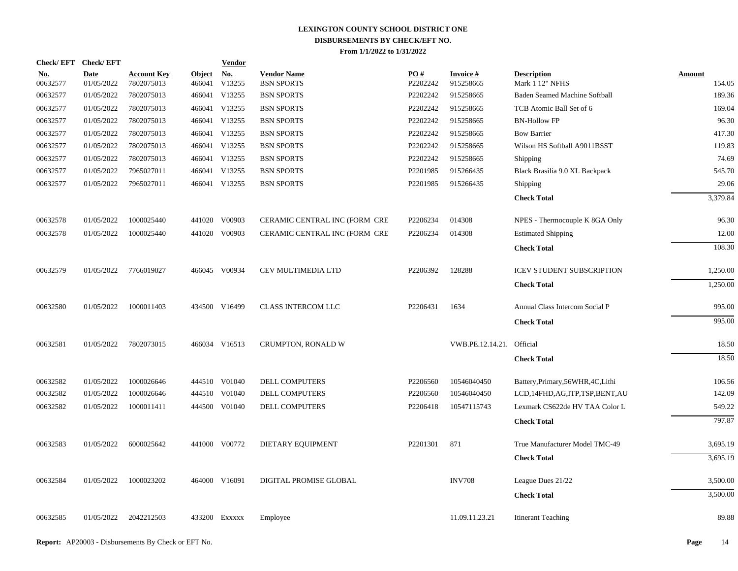# LEXINGTON COUNTY SCHOOL DISTRICT ONE

## DISBURSEMENTS BY CHECK/EFT NO.

### From 1/1/2022 to 1/31/2022

| Check/ EFT No. | Check/ EFT Date | Account Key | Object | Vendor No. | Vendor Name | PO # | Invoice # | Description | Amount |
|---|---|---|---|---|---|---|---|---|---|
| 00632577 | 01/05/2022 | 7802075013 | 466041 | V13255 | BSN SPORTS | P2202242 | 915258665 | Mark 1 12" NFHS | 154.05 |
| 00632577 | 01/05/2022 | 7802075013 | 466041 | V13255 | BSN SPORTS | P2202242 | 915258665 | Baden Seamed Machine Softball | 189.36 |
| 00632577 | 01/05/2022 | 7802075013 | 466041 | V13255 | BSN SPORTS | P2202242 | 915258665 | TCB Atomic Ball Set of 6 | 169.04 |
| 00632577 | 01/05/2022 | 7802075013 | 466041 | V13255 | BSN SPORTS | P2202242 | 915258665 | BN-Hollow FP | 96.30 |
| 00632577 | 01/05/2022 | 7802075013 | 466041 | V13255 | BSN SPORTS | P2202242 | 915258665 | Bow Barrier | 417.30 |
| 00632577 | 01/05/2022 | 7802075013 | 466041 | V13255 | BSN SPORTS | P2202242 | 915258665 | Wilson HS Softball A9011BSST | 119.83 |
| 00632577 | 01/05/2022 | 7802075013 | 466041 | V13255 | BSN SPORTS | P2202242 | 915258665 | Shipping | 74.69 |
| 00632577 | 01/05/2022 | 7965027011 | 466041 | V13255 | BSN SPORTS | P2201985 | 915266435 | Black Brasilia 9.0 XL Backpack | 545.70 |
| 00632577 | 01/05/2022 | 7965027011 | 466041 | V13255 | BSN SPORTS | P2201985 | 915266435 | Shipping | 29.06 |
| | | | | | | | | **Check Total** | 3,379.84 |
| 00632578 | 01/05/2022 | 1000025440 | 441020 | V00903 | CERAMIC CENTRAL INC (FORM CRE | P2206234 | 014308 | NPES - Thermocouple K 8GA Only | 96.30 |
| 00632578 | 01/05/2022 | 1000025440 | 441020 | V00903 | CERAMIC CENTRAL INC (FORM CRE | P2206234 | 014308 | Estimated Shipping | 12.00 |
| | | | | | | | | **Check Total** | 108.30 |
| 00632579 | 01/05/2022 | 7766019027 | 466045 | V00934 | CEV MULTIMEDIA LTD | P2206392 | 128288 | ICEV STUDENT SUBSCRIPTION | 1,250.00 |
| | | | | | | | | **Check Total** | 1,250.00 |
| 00632580 | 01/05/2022 | 1000011403 | 434500 | V16499 | CLASS INTERCOM LLC | P2206431 | 1634 | Annual Class Intercom Social P | 995.00 |
| | | | | | | | | **Check Total** | 995.00 |
| 00632581 | 01/05/2022 | 7802073015 | 466034 | V16513 | CRUMPTON, RONALD W | | VWB.PE.12.14.21. | Official | 18.50 |
| | | | | | | | | **Check Total** | 18.50 |
| 00632582 | 01/05/2022 | 1000026646 | 444510 | V01040 | DELL COMPUTERS | P2206560 | 10546040450 | Battery,Primary,56WHR,4C,Lithi | 106.56 |
| 00632582 | 01/05/2022 | 1000026646 | 444510 | V01040 | DELL COMPUTERS | P2206560 | 10546040450 | LCD,14FHD,AG,ITP,TSP,BENT,AU | 142.09 |
| 00632582 | 01/05/2022 | 1000011411 | 444500 | V01040 | DELL COMPUTERS | P2206418 | 10547115743 | Lexmark CS622de HV TAA Color L | 549.22 |
| | | | | | | | | **Check Total** | 797.87 |
| 00632583 | 01/05/2022 | 6000025642 | 441000 | V00772 | DIETARY EQUIPMENT | P2201301 | 871 | True Manufacturer Model TMC-49 | 3,695.19 |
| | | | | | | | | **Check Total** | 3,695.19 |
| 00632584 | 01/05/2022 | 1000023202 | 464000 | V16091 | DIGITAL PROMISE GLOBAL | | INV708 | League Dues 21/22 | 3,500.00 |
| | | | | | | | | **Check Total** | 3,500.00 |
| 00632585 | 01/05/2022 | 2042212503 | 433200 | Exxxxx | Employee | | 11.09.11.23.21 | Itinerant Teaching | 89.88 |

**Report:** AP20003 - Disbursements By Check or EFT No.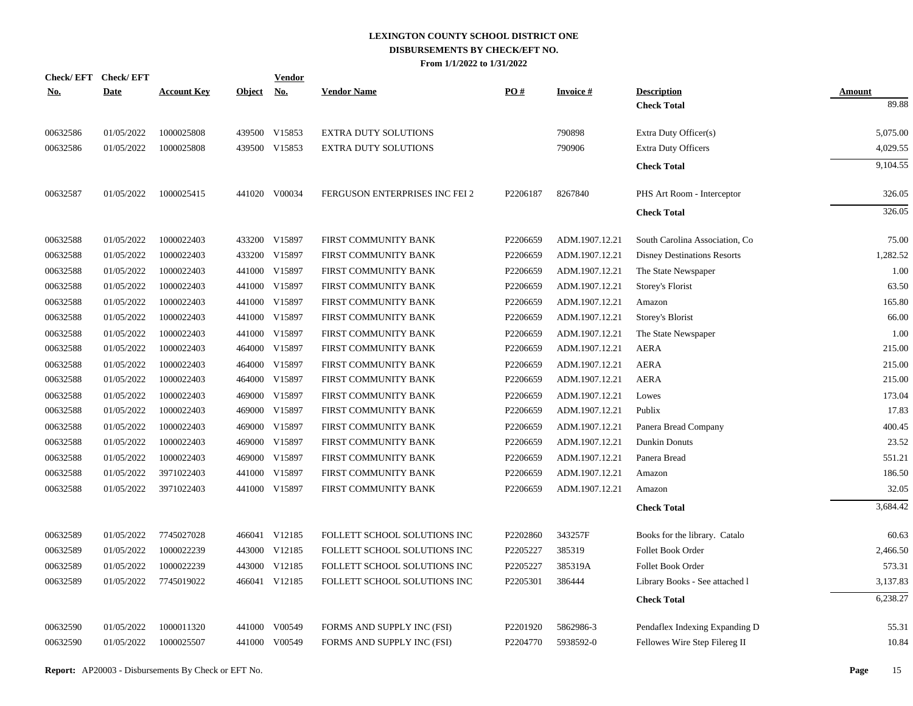**LEXINGTON COUNTY SCHOOL DISTRICT ONE**
**DISBURSEMENTS BY CHECK/EFT NO.**
**From 1/1/2022 to 1/31/2022**

| Check/ EFT No. | Check/ EFT Date | Account Key | Object | Vendor No. | Vendor Name | PO # | Invoice # | Description | Amount |
|---|---|---|---|---|---|---|---|---|---|
| | | | | | | | | **Check Total** | 89.88 |
| 00632586 | 01/05/2022 | 1000025808 | 439500 | V15853 | EXTRA DUTY SOLUTIONS | | 790898 | Extra Duty Officer(s) | 5,075.00 |
| 00632586 | 01/05/2022 | 1000025808 | 439500 | V15853 | EXTRA DUTY SOLUTIONS | | 790906 | Extra Duty Officers | 4,029.55 |
| | | | | | | | | **Check Total** | 9,104.55 |
| 00632587 | 01/05/2022 | 1000025415 | 441020 | V00034 | FERGUSON ENTERPRISES INC FEI 2 | P2206187 | 8267840 | PHS Art Room - Interceptor | 326.05 |
| | | | | | | | | **Check Total** | 326.05 |
| 00632588 | 01/05/2022 | 1000022403 | 433200 | V15897 | FIRST COMMUNITY BANK | P2206659 | ADM.1907.12.21 | South Carolina Association, Co | 75.00 |
| 00632588 | 01/05/2022 | 1000022403 | 433200 | V15897 | FIRST COMMUNITY BANK | P2206659 | ADM.1907.12.21 | Disney Destinations Resorts | 1,282.52 |
| 00632588 | 01/05/2022 | 1000022403 | 441000 | V15897 | FIRST COMMUNITY BANK | P2206659 | ADM.1907.12.21 | The State Newspaper | 1.00 |
| 00632588 | 01/05/2022 | 1000022403 | 441000 | V15897 | FIRST COMMUNITY BANK | P2206659 | ADM.1907.12.21 | Storey's Florist | 63.50 |
| 00632588 | 01/05/2022 | 1000022403 | 441000 | V15897 | FIRST COMMUNITY BANK | P2206659 | ADM.1907.12.21 | Amazon | 165.80 |
| 00632588 | 01/05/2022 | 1000022403 | 441000 | V15897 | FIRST COMMUNITY BANK | P2206659 | ADM.1907.12.21 | Storey's Blorist | 66.00 |
| 00632588 | 01/05/2022 | 1000022403 | 441000 | V15897 | FIRST COMMUNITY BANK | P2206659 | ADM.1907.12.21 | The State Newspaper | 1.00 |
| 00632588 | 01/05/2022 | 1000022403 | 464000 | V15897 | FIRST COMMUNITY BANK | P2206659 | ADM.1907.12.21 | AERA | 215.00 |
| 00632588 | 01/05/2022 | 1000022403 | 464000 | V15897 | FIRST COMMUNITY BANK | P2206659 | ADM.1907.12.21 | AERA | 215.00 |
| 00632588 | 01/05/2022 | 1000022403 | 464000 | V15897 | FIRST COMMUNITY BANK | P2206659 | ADM.1907.12.21 | AERA | 215.00 |
| 00632588 | 01/05/2022 | 1000022403 | 469000 | V15897 | FIRST COMMUNITY BANK | P2206659 | ADM.1907.12.21 | Lowes | 173.04 |
| 00632588 | 01/05/2022 | 1000022403 | 469000 | V15897 | FIRST COMMUNITY BANK | P2206659 | ADM.1907.12.21 | Publix | 17.83 |
| 00632588 | 01/05/2022 | 1000022403 | 469000 | V15897 | FIRST COMMUNITY BANK | P2206659 | ADM.1907.12.21 | Panera Bread Company | 400.45 |
| 00632588 | 01/05/2022 | 1000022403 | 469000 | V15897 | FIRST COMMUNITY BANK | P2206659 | ADM.1907.12.21 | Dunkin Donuts | 23.52 |
| 00632588 | 01/05/2022 | 1000022403 | 469000 | V15897 | FIRST COMMUNITY BANK | P2206659 | ADM.1907.12.21 | Panera Bread | 551.21 |
| 00632588 | 01/05/2022 | 3971022403 | 441000 | V15897 | FIRST COMMUNITY BANK | P2206659 | ADM.1907.12.21 | Amazon | 186.50 |
| 00632588 | 01/05/2022 | 3971022403 | 441000 | V15897 | FIRST COMMUNITY BANK | P2206659 | ADM.1907.12.21 | Amazon | 32.05 |
| | | | | | | | | **Check Total** | 3,684.42 |
| 00632589 | 01/05/2022 | 7745027028 | 466041 | V12185 | FOLLETT SCHOOL SOLUTIONS INC | P2202860 | 343257F | Books for the library. Catalo | 60.63 |
| 00632589 | 01/05/2022 | 1000022239 | 443000 | V12185 | FOLLETT SCHOOL SOLUTIONS INC | P2205227 | 385319 | Follet Book Order | 2,466.50 |
| 00632589 | 01/05/2022 | 1000022239 | 443000 | V12185 | FOLLETT SCHOOL SOLUTIONS INC | P2205227 | 385319A | Follet Book Order | 573.31 |
| 00632589 | 01/05/2022 | 7745019022 | 466041 | V12185 | FOLLETT SCHOOL SOLUTIONS INC | P2205301 | 386444 | Library Books - See attached l | 3,137.83 |
| | | | | | | | | **Check Total** | 6,238.27 |
| 00632590 | 01/05/2022 | 1000011320 | 441000 | V00549 | FORMS AND SUPPLY INC (FSI) | P2201920 | 5862986-3 | Pendaflex Indexing Expanding D | 55.31 |
| 00632590 | 01/05/2022 | 1000025507 | 441000 | V00549 | FORMS AND SUPPLY INC (FSI) | P2204770 | 5938592-0 | Fellowes Wire Step Filereg II | 10.84 |

**Report:** AP20003 - Disbursements By Check or EFT No.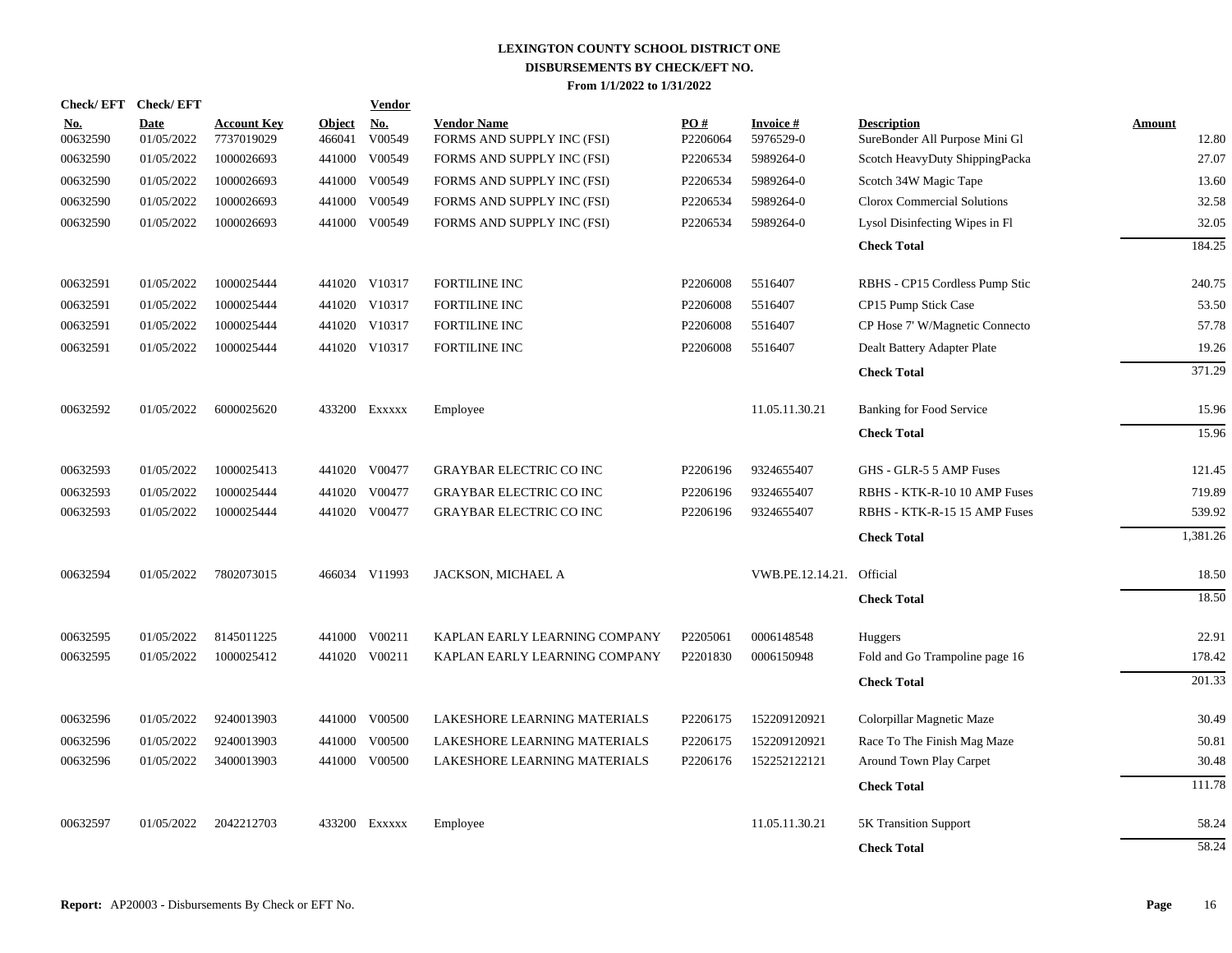# LEXINGTON COUNTY SCHOOL DISTRICT ONE
## DISBURSEMENTS BY CHECK/EFT NO.
### From 1/1/2022 to 1/31/2022

| Check/ EFT No. | Check/ EFT Date | Account Key | Object | Vendor No. | Vendor Name | PO # | Invoice # | Description | Amount |
|---|---|---|---|---|---|---|---|---|---|
| 00632590 | 01/05/2022 | 7737019029 | 466041 | V00549 | FORMS AND SUPPLY INC (FSI) | P2206064 | 5976529-0 | SureBonder All Purpose Mini Gl | 12.80 |
| 00632590 | 01/05/2022 | 1000026693 | 441000 | V00549 | FORMS AND SUPPLY INC (FSI) | P2206534 | 5989264-0 | Scotch HeavyDuty ShippingPacka | 27.07 |
| 00632590 | 01/05/2022 | 1000026693 | 441000 | V00549 | FORMS AND SUPPLY INC (FSI) | P2206534 | 5989264-0 | Scotch 34W Magic Tape | 13.60 |
| 00632590 | 01/05/2022 | 1000026693 | 441000 | V00549 | FORMS AND SUPPLY INC (FSI) | P2206534 | 5989264-0 | Clorox Commercial Solutions | 32.58 |
| 00632590 | 01/05/2022 | 1000026693 | 441000 | V00549 | FORMS AND SUPPLY INC (FSI) | P2206534 | 5989264-0 | Lysol Disinfecting Wipes in Fl | 32.05 |
| | | | | | | | | **Check Total** | 184.25 |
| 00632591 | 01/05/2022 | 1000025444 | 441020 | V10317 | FORTILINE INC | P2206008 | 5516407 | RBHS - CP15 Cordless Pump Stic | 240.75 |
| 00632591 | 01/05/2022 | 1000025444 | 441020 | V10317 | FORTILINE INC | P2206008 | 5516407 | CP15 Pump Stick Case | 53.50 |
| 00632591 | 01/05/2022 | 1000025444 | 441020 | V10317 | FORTILINE INC | P2206008 | 5516407 | CP Hose 7' W/Magnetic Connecto | 57.78 |
| 00632591 | 01/05/2022 | 1000025444 | 441020 | V10317 | FORTILINE INC | P2206008 | 5516407 | Dealt Battery Adapter Plate | 19.26 |
| | | | | | | | | **Check Total** | 371.29 |
| 00632592 | 01/05/2022 | 6000025620 | 433200 | Exxxxx | Employee | | 11.05.11.30.21 | Banking for Food Service | 15.96 |
| | | | | | | | | **Check Total** | 15.96 |
| 00632593 | 01/05/2022 | 1000025413 | 441020 | V00477 | GRAYBAR ELECTRIC CO INC | P2206196 | 9324655407 | GHS - GLR-5 5 AMP Fuses | 121.45 |
| 00632593 | 01/05/2022 | 1000025444 | 441020 | V00477 | GRAYBAR ELECTRIC CO INC | P2206196 | 9324655407 | RBHS - KTK-R-10 10 AMP Fuses | 719.89 |
| 00632593 | 01/05/2022 | 1000025444 | 441020 | V00477 | GRAYBAR ELECTRIC CO INC | P2206196 | 9324655407 | RBHS - KTK-R-15 15 AMP Fuses | 539.92 |
| | | | | | | | | **Check Total** | 1,381.26 |
| 00632594 | 01/05/2022 | 7802073015 | 466034 | V11993 | JACKSON, MICHAEL A | | VWB.PE.12.14.21. | Official | 18.50 |
| | | | | | | | | **Check Total** | 18.50 |
| 00632595 | 01/05/2022 | 8145011225 | 441000 | V00211 | KAPLAN EARLY LEARNING COMPANY | P2205061 | 0006148548 | Huggers | 22.91 |
| 00632595 | 01/05/2022 | 1000025412 | 441020 | V00211 | KAPLAN EARLY LEARNING COMPANY | P2201830 | 0006150948 | Fold and Go Trampoline page 16 | 178.42 |
| | | | | | | | | **Check Total** | 201.33 |
| 00632596 | 01/05/2022 | 9240013903 | 441000 | V00500 | LAKESHORE LEARNING MATERIALS | P2206175 | 152209120921 | Colorpillar Magnetic Maze | 30.49 |
| 00632596 | 01/05/2022 | 9240013903 | 441000 | V00500 | LAKESHORE LEARNING MATERIALS | P2206175 | 152209120921 | Race To The Finish Mag Maze | 50.81 |
| 00632596 | 01/05/2022 | 3400013903 | 441000 | V00500 | LAKESHORE LEARNING MATERIALS | P2206176 | 152252122121 | Around Town Play Carpet | 30.48 |
| | | | | | | | | **Check Total** | 111.78 |
| 00632597 | 01/05/2022 | 2042212703 | 433200 | Exxxxx | Employee | | 11.05.11.30.21 | 5K Transition Support | 58.24 |
| | | | | | | | | **Check Total** | 58.24 |

**Report:** AP20003 - Disbursements By Check or EFT No.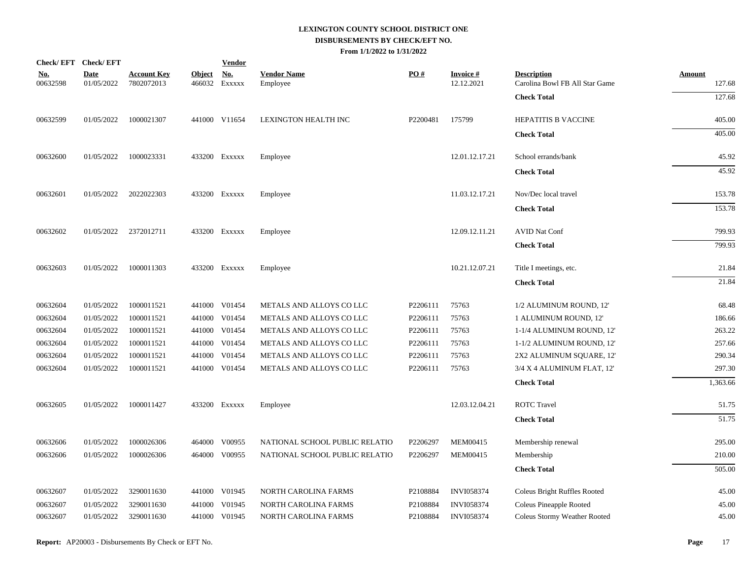**LEXINGTON COUNTY SCHOOL DISTRICT ONE**
**DISBURSEMENTS BY CHECK/EFT NO.**
**From 1/1/2022 to 1/31/2022**

| Check/ EFT No. | Check/ EFT Date | Account Key | Object | Vendor No. | Vendor Name | PO # | Invoice # | Description | Amount |
|---|---|---|---|---|---|---|---|---|---|
| 00632598 | 01/05/2022 | 7802072013 | 466032 | Exxxxx | Employee | | 12.12.2021 | Carolina Bowl FB All Star Game | 127.68 |
| | | | | | | | | **Check Total** | 127.68 |
| 00632599 | 01/05/2022 | 1000021307 | 441000 | V11654 | LEXINGTON HEALTH INC | P2200481 | 175799 | HEPATITIS B VACCINE | 405.00 |
| | | | | | | | | **Check Total** | 405.00 |
| 00632600 | 01/05/2022 | 1000023331 | 433200 | Exxxxx | Employee | | 12.01.12.17.21 | School errands/bank | 45.92 |
| | | | | | | | | **Check Total** | 45.92 |
| 00632601 | 01/05/2022 | 2022022303 | 433200 | Exxxxx | Employee | | 11.03.12.17.21 | Nov/Dec local travel | 153.78 |
| | | | | | | | | **Check Total** | 153.78 |
| 00632602 | 01/05/2022 | 2372012711 | 433200 | Exxxxx | Employee | | 12.09.12.11.21 | AVID Nat Conf | 799.93 |
| | | | | | | | | **Check Total** | 799.93 |
| 00632603 | 01/05/2022 | 1000011303 | 433200 | Exxxxx | Employee | | 10.21.12.07.21 | Title I meetings, etc. | 21.84 |
| | | | | | | | | **Check Total** | 21.84 |
| 00632604 | 01/05/2022 | 1000011521 | 441000 | V01454 | METALS AND ALLOYS CO LLC | P2206111 | 75763 | 1/2 ALUMINUM ROUND, 12' | 68.48 |
| 00632604 | 01/05/2022 | 1000011521 | 441000 | V01454 | METALS AND ALLOYS CO LLC | P2206111 | 75763 | 1 ALUMINUM ROUND, 12' | 186.66 |
| 00632604 | 01/05/2022 | 1000011521 | 441000 | V01454 | METALS AND ALLOYS CO LLC | P2206111 | 75763 | 1-1/4 ALUMINUM ROUND, 12' | 263.22 |
| 00632604 | 01/05/2022 | 1000011521 | 441000 | V01454 | METALS AND ALLOYS CO LLC | P2206111 | 75763 | 1-1/2 ALUMINUM ROUND, 12' | 257.66 |
| 00632604 | 01/05/2022 | 1000011521 | 441000 | V01454 | METALS AND ALLOYS CO LLC | P2206111 | 75763 | 2X2 ALUMINUM SQUARE, 12' | 290.34 |
| 00632604 | 01/05/2022 | 1000011521 | 441000 | V01454 | METALS AND ALLOYS CO LLC | P2206111 | 75763 | 3/4 X 4 ALUMINUM FLAT, 12' | 297.30 |
| | | | | | | | | **Check Total** | 1,363.66 |
| 00632605 | 01/05/2022 | 1000011427 | 433200 | Exxxxx | Employee | | 12.03.12.04.21 | ROTC Travel | 51.75 |
| | | | | | | | | **Check Total** | 51.75 |
| 00632606 | 01/05/2022 | 1000026306 | 464000 | V00955 | NATIONAL SCHOOL PUBLIC RELATIO | P2206297 | MEM00415 | Membership renewal | 295.00 |
| 00632606 | 01/05/2022 | 1000026306 | 464000 | V00955 | NATIONAL SCHOOL PUBLIC RELATIO | P2206297 | MEM00415 | Membership | 210.00 |
| | | | | | | | | **Check Total** | 505.00 |
| 00632607 | 01/05/2022 | 3290011630 | 441000 | V01945 | NORTH CAROLINA FARMS | P2108884 | INVI058374 | Coleus Bright Ruffles Rooted | 45.00 |
| 00632607 | 01/05/2022 | 3290011630 | 441000 | V01945 | NORTH CAROLINA FARMS | P2108884 | INVI058374 | Coleus Pineapple Rooted | 45.00 |
| 00632607 | 01/05/2022 | 3290011630 | 441000 | V01945 | NORTH CAROLINA FARMS | P2108884 | INVI058374 | Coleus Stormy Weather Rooted | 45.00 |

**Report:** AP20003 - Disbursements By Check or EFT No.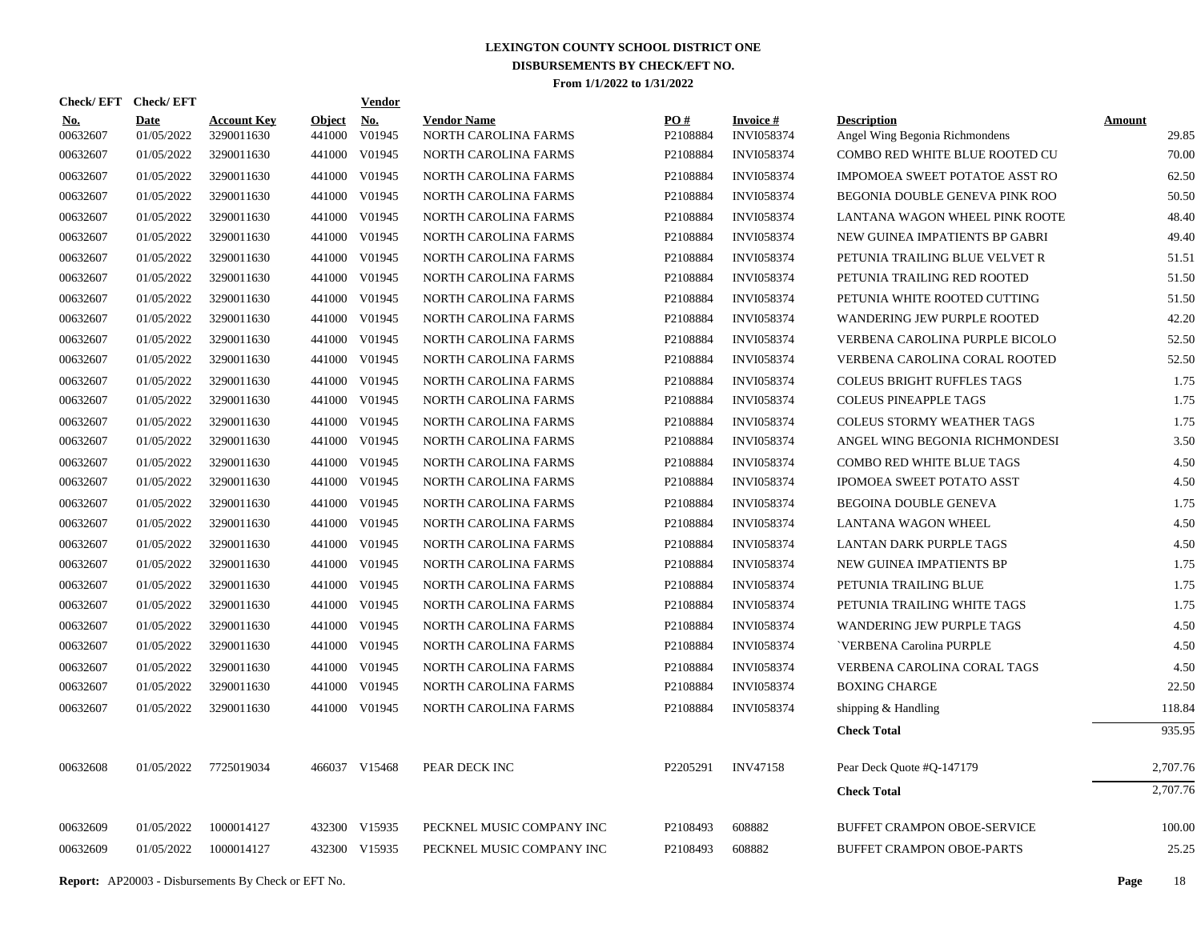# LEXINGTON COUNTY SCHOOL DISTRICT ONE
## DISBURSEMENTS BY CHECK/EFT NO.
### From 1/1/2022 to 1/31/2022

| Check/ EFT No. | Check/ EFT Date | Account Key | Object | Vendor No. | Vendor Name | PO # | Invoice # | Description | Amount |
|---|---|---|---|---|---|---|---|---|---|
| 00632607 | 01/05/2022 | 3290011630 | 441000 | V01945 | NORTH CAROLINA FARMS | P2108884 | INVI058374 | Angel Wing Begonia Richmondens | 29.85 |
| 00632607 | 01/05/2022 | 3290011630 | 441000 | V01945 | NORTH CAROLINA FARMS | P2108884 | INVI058374 | COMBO RED WHITE BLUE ROOTED CU | 70.00 |
| 00632607 | 01/05/2022 | 3290011630 | 441000 | V01945 | NORTH CAROLINA FARMS | P2108884 | INVI058374 | IMPOMOEA SWEET POTATOE ASST RO | 62.50 |
| 00632607 | 01/05/2022 | 3290011630 | 441000 | V01945 | NORTH CAROLINA FARMS | P2108884 | INVI058374 | BEGONIA DOUBLE GENEVA PINK ROO | 50.50 |
| 00632607 | 01/05/2022 | 3290011630 | 441000 | V01945 | NORTH CAROLINA FARMS | P2108884 | INVI058374 | LANTANA WAGON WHEEL PINK ROOTE | 48.40 |
| 00632607 | 01/05/2022 | 3290011630 | 441000 | V01945 | NORTH CAROLINA FARMS | P2108884 | INVI058374 | NEW GUINEA IMPATIENTS BP GABRI | 49.40 |
| 00632607 | 01/05/2022 | 3290011630 | 441000 | V01945 | NORTH CAROLINA FARMS | P2108884 | INVI058374 | PETUNIA TRAILING BLUE VELVET R | 51.51 |
| 00632607 | 01/05/2022 | 3290011630 | 441000 | V01945 | NORTH CAROLINA FARMS | P2108884 | INVI058374 | PETUNIA TRAILING RED ROOTED | 51.50 |
| 00632607 | 01/05/2022 | 3290011630 | 441000 | V01945 | NORTH CAROLINA FARMS | P2108884 | INVI058374 | PETUNIA WHITE ROOTED CUTTING | 51.50 |
| 00632607 | 01/05/2022 | 3290011630 | 441000 | V01945 | NORTH CAROLINA FARMS | P2108884 | INVI058374 | WANDERING JEW PURPLE ROOTED | 42.20 |
| 00632607 | 01/05/2022 | 3290011630 | 441000 | V01945 | NORTH CAROLINA FARMS | P2108884 | INVI058374 | VERBENA CAROLINA PURPLE BICOLO | 52.50 |
| 00632607 | 01/05/2022 | 3290011630 | 441000 | V01945 | NORTH CAROLINA FARMS | P2108884 | INVI058374 | VERBENA CAROLINA CORAL ROOTED | 52.50 |
| 00632607 | 01/05/2022 | 3290011630 | 441000 | V01945 | NORTH CAROLINA FARMS | P2108884 | INVI058374 | COLEUS BRIGHT RUFFLES TAGS | 1.75 |
| 00632607 | 01/05/2022 | 3290011630 | 441000 | V01945 | NORTH CAROLINA FARMS | P2108884 | INVI058374 | COLEUS PINEAPPLE TAGS | 1.75 |
| 00632607 | 01/05/2022 | 3290011630 | 441000 | V01945 | NORTH CAROLINA FARMS | P2108884 | INVI058374 | COLEUS STORMY WEATHER TAGS | 1.75 |
| 00632607 | 01/05/2022 | 3290011630 | 441000 | V01945 | NORTH CAROLINA FARMS | P2108884 | INVI058374 | ANGEL WING BEGONIA RICHMONDESI | 3.50 |
| 00632607 | 01/05/2022 | 3290011630 | 441000 | V01945 | NORTH CAROLINA FARMS | P2108884 | INVI058374 | COMBO RED WHITE BLUE TAGS | 4.50 |
| 00632607 | 01/05/2022 | 3290011630 | 441000 | V01945 | NORTH CAROLINA FARMS | P2108884 | INVI058374 | IPOMOEA SWEET POTATO ASST | 4.50 |
| 00632607 | 01/05/2022 | 3290011630 | 441000 | V01945 | NORTH CAROLINA FARMS | P2108884 | INVI058374 | BEGOINA DOUBLE GENEVA | 1.75 |
| 00632607 | 01/05/2022 | 3290011630 | 441000 | V01945 | NORTH CAROLINA FARMS | P2108884 | INVI058374 | LANTANA WAGON WHEEL | 4.50 |
| 00632607 | 01/05/2022 | 3290011630 | 441000 | V01945 | NORTH CAROLINA FARMS | P2108884 | INVI058374 | LANTAN DARK PURPLE TAGS | 4.50 |
| 00632607 | 01/05/2022 | 3290011630 | 441000 | V01945 | NORTH CAROLINA FARMS | P2108884 | INVI058374 | NEW GUINEA IMPATIENTS BP | 1.75 |
| 00632607 | 01/05/2022 | 3290011630 | 441000 | V01945 | NORTH CAROLINA FARMS | P2108884 | INVI058374 | PETUNIA TRAILING BLUE | 1.75 |
| 00632607 | 01/05/2022 | 3290011630 | 441000 | V01945 | NORTH CAROLINA FARMS | P2108884 | INVI058374 | PETUNIA TRAILING WHITE TAGS | 1.75 |
| 00632607 | 01/05/2022 | 3290011630 | 441000 | V01945 | NORTH CAROLINA FARMS | P2108884 | INVI058374 | WANDERING JEW PURPLE TAGS | 4.50 |
| 00632607 | 01/05/2022 | 3290011630 | 441000 | V01945 | NORTH CAROLINA FARMS | P2108884 | INVI058374 | `VERBENA Carolina PURPLE | 4.50 |
| 00632607 | 01/05/2022 | 3290011630 | 441000 | V01945 | NORTH CAROLINA FARMS | P2108884 | INVI058374 | VERBENA CAROLINA CORAL TAGS | 4.50 |
| 00632607 | 01/05/2022 | 3290011630 | 441000 | V01945 | NORTH CAROLINA FARMS | P2108884 | INVI058374 | BOXING CHARGE | 22.50 |
| 00632607 | 01/05/2022 | 3290011630 | 441000 | V01945 | NORTH CAROLINA FARMS | P2108884 | INVI058374 | shipping & Handling | 118.84 |
| | | | | | | | | **Check Total** | 935.95 |
| 00632608 | 01/05/2022 | 7725019034 | 466037 | V15468 | PEAR DECK INC | P2205291 | INV47158 | Pear Deck Quote #Q-147179 | 2,707.76 |
| | | | | | | | | **Check Total** | 2,707.76 |
| 00632609 | 01/05/2022 | 1000014127 | 432300 | V15935 | PECKNEL MUSIC COMPANY INC | P2108493 | 608882 | BUFFET CRAMPON OBOE-SERVICE | 100.00 |
| 00632609 | 01/05/2022 | 1000014127 | 432300 | V15935 | PECKNEL MUSIC COMPANY INC | P2108493 | 608882 | BUFFET CRAMPON OBOE-PARTS | 25.25 |

**Report:** AP20003 - Disbursements By Check or EFT No.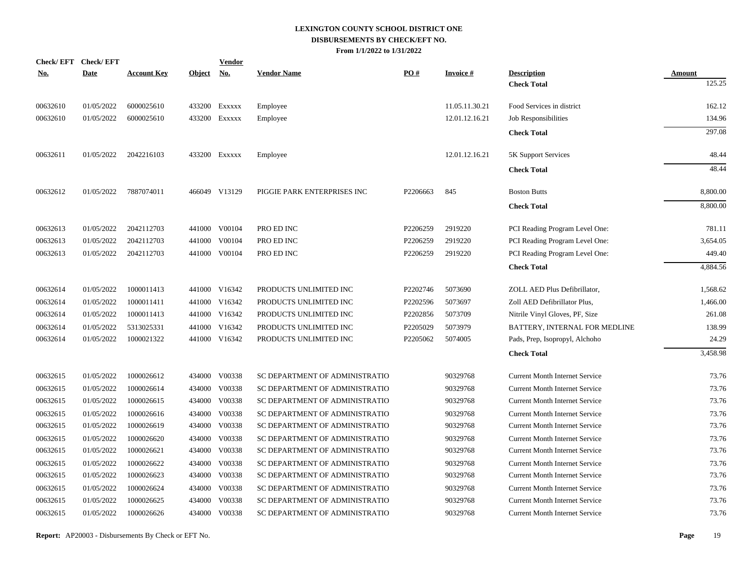# LEXINGTON COUNTY SCHOOL DISTRICT ONE
## DISBURSEMENTS BY CHECK/EFT NO.
### From 1/1/2022 to 1/31/2022

| Check/ EFT No. | Check/ EFT Date | Account Key | Object | Vendor No. | Vendor Name | PO # | Invoice # | Description | Amount |
|---|---|---|---|---|---|---|---|---|---|
| | | | | | | | | **Check Total** | 125.25 |
| 00632610 | 01/05/2022 | 6000025610 | 433200 | Exxxxx | Employee | | 11.05.11.30.21 | Food Services in district | 162.12 |
| 00632610 | 01/05/2022 | 6000025610 | 433200 | Exxxxx | Employee | | 12.01.12.16.21 | Job Responsibilities | 134.96 |
| | | | | | | | | **Check Total** | 297.08 |
| 00632611 | 01/05/2022 | 2042216103 | 433200 | Exxxxx | Employee | | 12.01.12.16.21 | 5K Support Services | 48.44 |
| | | | | | | | | **Check Total** | 48.44 |
| 00632612 | 01/05/2022 | 7887074011 | 466049 | V13129 | PIGGIE PARK ENTERPRISES INC | P2206663 | 845 | Boston Butts | 8,800.00 |
| | | | | | | | | **Check Total** | 8,800.00 |
| 00632613 | 01/05/2022 | 2042112703 | 441000 | V00104 | PRO ED INC | P2206259 | 2919220 | PCI Reading Program Level One: | 781.11 |
| 00632613 | 01/05/2022 | 2042112703 | 441000 | V00104 | PRO ED INC | P2206259 | 2919220 | PCI Reading Program Level One: | 3,654.05 |
| 00632613 | 01/05/2022 | 2042112703 | 441000 | V00104 | PRO ED INC | P2206259 | 2919220 | PCI Reading Program Level One: | 449.40 |
| | | | | | | | | **Check Total** | 4,884.56 |
| 00632614 | 01/05/2022 | 1000011413 | 441000 | V16342 | PRODUCTS UNLIMITED INC | P2202746 | 5073690 | ZOLL AED Plus Defibrillator, | 1,568.62 |
| 00632614 | 01/05/2022 | 1000011411 | 441000 | V16342 | PRODUCTS UNLIMITED INC | P2202596 | 5073697 | Zoll AED Defibrillator Plus, | 1,466.00 |
| 00632614 | 01/05/2022 | 1000011413 | 441000 | V16342 | PRODUCTS UNLIMITED INC | P2202856 | 5073709 | Nitrile Vinyl Gloves, PF, Size | 261.08 |
| 00632614 | 01/05/2022 | 5313025331 | 441000 | V16342 | PRODUCTS UNLIMITED INC | P2205029 | 5073979 | BATTERY, INTERNAL FOR MEDLINE | 138.99 |
| 00632614 | 01/05/2022 | 1000021322 | 441000 | V16342 | PRODUCTS UNLIMITED INC | P2205062 | 5074005 | Pads, Prep, Isopropyl, Alchoho | 24.29 |
| | | | | | | | | **Check Total** | 3,458.98 |
| 00632615 | 01/05/2022 | 1000026612 | 434000 | V00338 | SC DEPARTMENT OF ADMINISTRATIO | | 90329768 | Current Month Internet Service | 73.76 |
| 00632615 | 01/05/2022 | 1000026614 | 434000 | V00338 | SC DEPARTMENT OF ADMINISTRATIO | | 90329768 | Current Month Internet Service | 73.76 |
| 00632615 | 01/05/2022 | 1000026615 | 434000 | V00338 | SC DEPARTMENT OF ADMINISTRATIO | | 90329768 | Current Month Internet Service | 73.76 |
| 00632615 | 01/05/2022 | 1000026616 | 434000 | V00338 | SC DEPARTMENT OF ADMINISTRATIO | | 90329768 | Current Month Internet Service | 73.76 |
| 00632615 | 01/05/2022 | 1000026619 | 434000 | V00338 | SC DEPARTMENT OF ADMINISTRATIO | | 90329768 | Current Month Internet Service | 73.76 |
| 00632615 | 01/05/2022 | 1000026620 | 434000 | V00338 | SC DEPARTMENT OF ADMINISTRATIO | | 90329768 | Current Month Internet Service | 73.76 |
| 00632615 | 01/05/2022 | 1000026621 | 434000 | V00338 | SC DEPARTMENT OF ADMINISTRATIO | | 90329768 | Current Month Internet Service | 73.76 |
| 00632615 | 01/05/2022 | 1000026622 | 434000 | V00338 | SC DEPARTMENT OF ADMINISTRATIO | | 90329768 | Current Month Internet Service | 73.76 |
| 00632615 | 01/05/2022 | 1000026623 | 434000 | V00338 | SC DEPARTMENT OF ADMINISTRATIO | | 90329768 | Current Month Internet Service | 73.76 |
| 00632615 | 01/05/2022 | 1000026624 | 434000 | V00338 | SC DEPARTMENT OF ADMINISTRATIO | | 90329768 | Current Month Internet Service | 73.76 |
| 00632615 | 01/05/2022 | 1000026625 | 434000 | V00338 | SC DEPARTMENT OF ADMINISTRATIO | | 90329768 | Current Month Internet Service | 73.76 |
| 00632615 | 01/05/2022 | 1000026626 | 434000 | V00338 | SC DEPARTMENT OF ADMINISTRATIO | | 90329768 | Current Month Internet Service | 73.76 |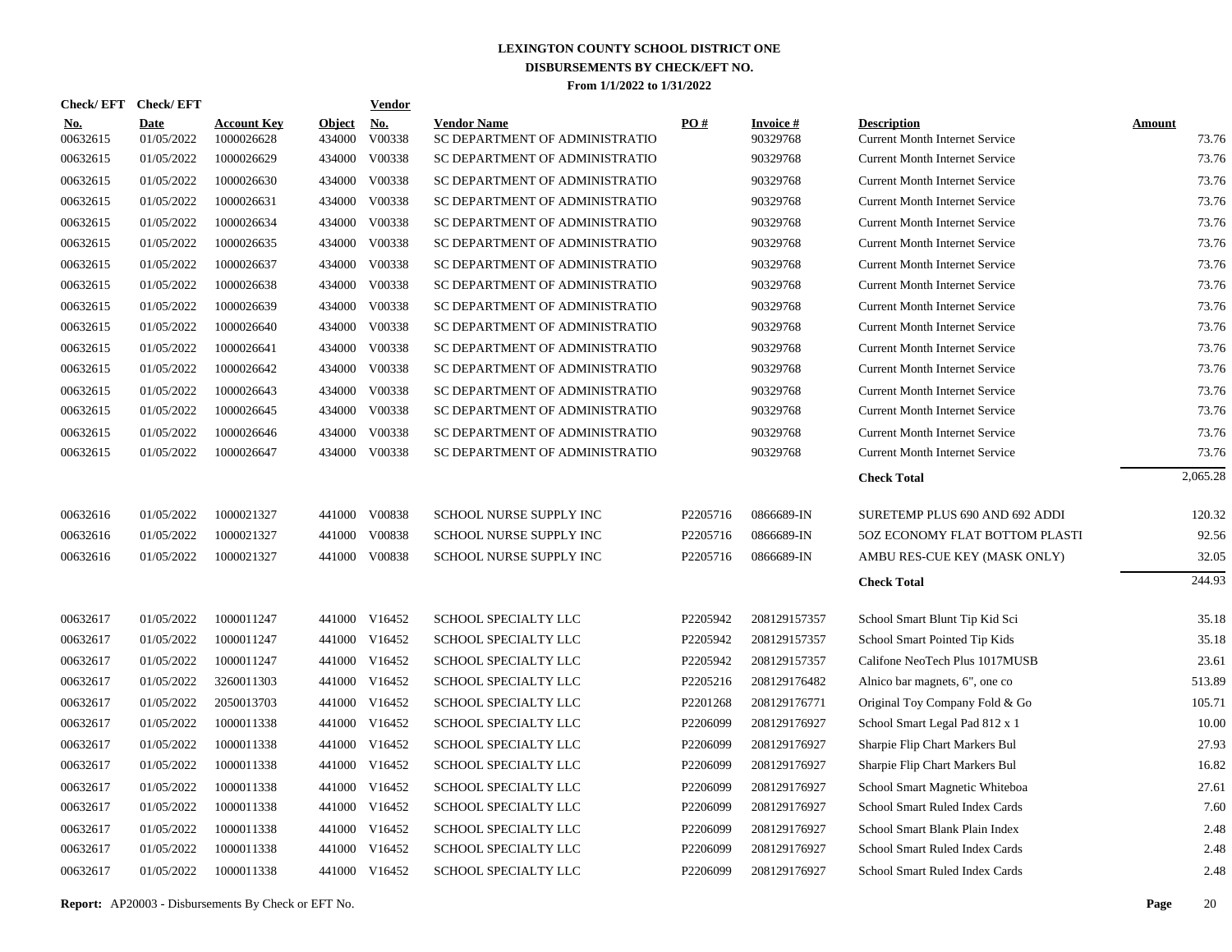# LEXINGTON COUNTY SCHOOL DISTRICT ONE
## DISBURSEMENTS BY CHECK/EFT NO.
### From 1/1/2022 to 1/31/2022

| Check/ EFT No. | Check/ EFT Date | Account Key | Object | Vendor No. | Vendor Name | PO # | Invoice # | Description | Amount |
|---|---|---|---|---|---|---|---|---|---|
| 00632615 | 01/05/2022 | 1000026628 | 434000 | V00338 | SC DEPARTMENT OF ADMINISTRATIO | | 90329768 | Current Month Internet Service | 73.76 |
| 00632615 | 01/05/2022 | 1000026629 | 434000 | V00338 | SC DEPARTMENT OF ADMINISTRATIO | | 90329768 | Current Month Internet Service | 73.76 |
| 00632615 | 01/05/2022 | 1000026630 | 434000 | V00338 | SC DEPARTMENT OF ADMINISTRATIO | | 90329768 | Current Month Internet Service | 73.76 |
| 00632615 | 01/05/2022 | 1000026631 | 434000 | V00338 | SC DEPARTMENT OF ADMINISTRATIO | | 90329768 | Current Month Internet Service | 73.76 |
| 00632615 | 01/05/2022 | 1000026634 | 434000 | V00338 | SC DEPARTMENT OF ADMINISTRATIO | | 90329768 | Current Month Internet Service | 73.76 |
| 00632615 | 01/05/2022 | 1000026635 | 434000 | V00338 | SC DEPARTMENT OF ADMINISTRATIO | | 90329768 | Current Month Internet Service | 73.76 |
| 00632615 | 01/05/2022 | 1000026637 | 434000 | V00338 | SC DEPARTMENT OF ADMINISTRATIO | | 90329768 | Current Month Internet Service | 73.76 |
| 00632615 | 01/05/2022 | 1000026638 | 434000 | V00338 | SC DEPARTMENT OF ADMINISTRATIO | | 90329768 | Current Month Internet Service | 73.76 |
| 00632615 | 01/05/2022 | 1000026639 | 434000 | V00338 | SC DEPARTMENT OF ADMINISTRATIO | | 90329768 | Current Month Internet Service | 73.76 |
| 00632615 | 01/05/2022 | 1000026640 | 434000 | V00338 | SC DEPARTMENT OF ADMINISTRATIO | | 90329768 | Current Month Internet Service | 73.76 |
| 00632615 | 01/05/2022 | 1000026641 | 434000 | V00338 | SC DEPARTMENT OF ADMINISTRATIO | | 90329768 | Current Month Internet Service | 73.76 |
| 00632615 | 01/05/2022 | 1000026642 | 434000 | V00338 | SC DEPARTMENT OF ADMINISTRATIO | | 90329768 | Current Month Internet Service | 73.76 |
| 00632615 | 01/05/2022 | 1000026643 | 434000 | V00338 | SC DEPARTMENT OF ADMINISTRATIO | | 90329768 | Current Month Internet Service | 73.76 |
| 00632615 | 01/05/2022 | 1000026645 | 434000 | V00338 | SC DEPARTMENT OF ADMINISTRATIO | | 90329768 | Current Month Internet Service | 73.76 |
| 00632615 | 01/05/2022 | 1000026646 | 434000 | V00338 | SC DEPARTMENT OF ADMINISTRATIO | | 90329768 | Current Month Internet Service | 73.76 |
| 00632615 | 01/05/2022 | 1000026647 | 434000 | V00338 | SC DEPARTMENT OF ADMINISTRATIO | | 90329768 | Current Month Internet Service | 73.76 |
| | | | | | | | | **Check Total** | 2,065.28 |
| 00632616 | 01/05/2022 | 1000021327 | 441000 | V00838 | SCHOOL NURSE SUPPLY INC | P2205716 | 0866689-IN | SURETEMP PLUS 690 AND 692 ADDI | 120.32 |
| 00632616 | 01/05/2022 | 1000021327 | 441000 | V00838 | SCHOOL NURSE SUPPLY INC | P2205716 | 0866689-IN | 5OZ ECONOMY FLAT BOTTOM PLASTI | 92.56 |
| 00632616 | 01/05/2022 | 1000021327 | 441000 | V00838 | SCHOOL NURSE SUPPLY INC | P2205716 | 0866689-IN | AMBU RES-CUE KEY (MASK ONLY) | 32.05 |
| | | | | | | | | **Check Total** | 244.93 |
| 00632617 | 01/05/2022 | 1000011247 | 441000 | V16452 | SCHOOL SPECIALTY LLC | P2205942 | 208129157357 | School Smart Blunt Tip Kid Sci | 35.18 |
| 00632617 | 01/05/2022 | 1000011247 | 441000 | V16452 | SCHOOL SPECIALTY LLC | P2205942 | 208129157357 | School Smart Pointed Tip Kids | 35.18 |
| 00632617 | 01/05/2022 | 1000011247 | 441000 | V16452 | SCHOOL SPECIALTY LLC | P2205942 | 208129157357 | Califone NeoTech Plus 1017MUSB | 23.61 |
| 00632617 | 01/05/2022 | 3260011303 | 441000 | V16452 | SCHOOL SPECIALTY LLC | P2205216 | 208129176482 | Alnico bar magnets, 6", one co | 513.89 |
| 00632617 | 01/05/2022 | 2050013703 | 441000 | V16452 | SCHOOL SPECIALTY LLC | P2201268 | 208129176771 | Original Toy Company Fold & Go | 105.71 |
| 00632617 | 01/05/2022 | 1000011338 | 441000 | V16452 | SCHOOL SPECIALTY LLC | P2206099 | 208129176927 | School Smart Legal Pad 812 x 1 | 10.00 |
| 00632617 | 01/05/2022 | 1000011338 | 441000 | V16452 | SCHOOL SPECIALTY LLC | P2206099 | 208129176927 | Sharpie Flip Chart Markers Bul | 27.93 |
| 00632617 | 01/05/2022 | 1000011338 | 441000 | V16452 | SCHOOL SPECIALTY LLC | P2206099 | 208129176927 | Sharpie Flip Chart Markers Bul | 16.82 |
| 00632617 | 01/05/2022 | 1000011338 | 441000 | V16452 | SCHOOL SPECIALTY LLC | P2206099 | 208129176927 | School Smart Magnetic Whiteboa | 27.61 |
| 00632617 | 01/05/2022 | 1000011338 | 441000 | V16452 | SCHOOL SPECIALTY LLC | P2206099 | 208129176927 | School Smart Ruled Index Cards | 7.60 |
| 00632617 | 01/05/2022 | 1000011338 | 441000 | V16452 | SCHOOL SPECIALTY LLC | P2206099 | 208129176927 | School Smart Blank Plain Index | 2.48 |
| 00632617 | 01/05/2022 | 1000011338 | 441000 | V16452 | SCHOOL SPECIALTY LLC | P2206099 | 208129176927 | School Smart Ruled Index Cards | 2.48 |
| 00632617 | 01/05/2022 | 1000011338 | 441000 | V16452 | SCHOOL SPECIALTY LLC | P2206099 | 208129176927 | School Smart Ruled Index Cards | 2.48 |

**Report:** AP20003 - Disbursements By Check or EFT No.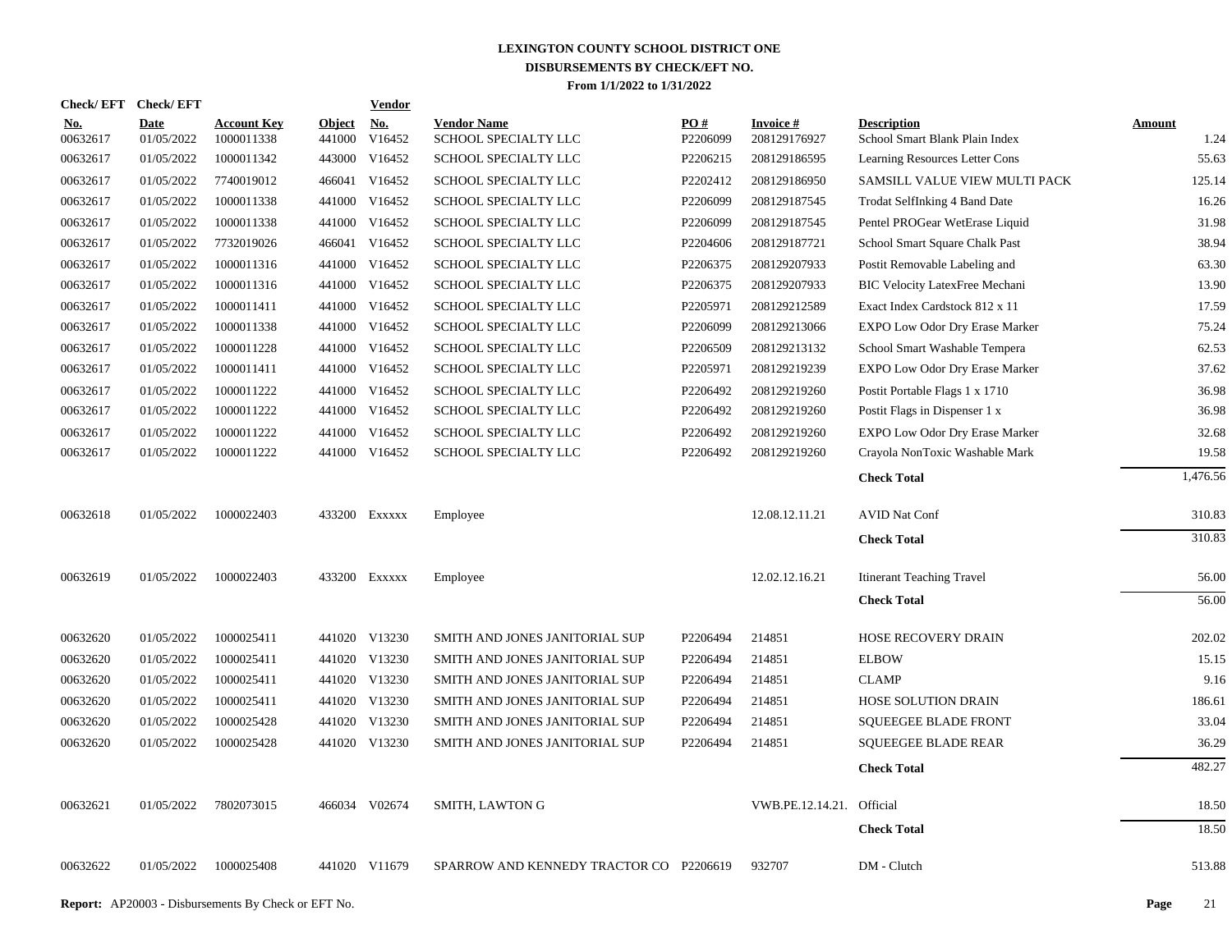# LEXINGTON COUNTY SCHOOL DISTRICT ONE
## DISBURSEMENTS BY CHECK/EFT NO.
### From 1/1/2022 to 1/31/2022

| Check/ EFT No. | Check/ EFT Date | Account Key | Object | Vendor No. | Vendor Name | PO # | Invoice # | Description | Amount |
|---|---|---|---|---|---|---|---|---|---|
| 00632617 | 01/05/2022 | 1000011338 | 441000 | V16452 | SCHOOL SPECIALTY LLC | P2206099 | 208129176927 | School Smart Blank Plain Index | 1.24 |
| 00632617 | 01/05/2022 | 1000011342 | 443000 | V16452 | SCHOOL SPECIALTY LLC | P2206215 | 208129186595 | Learning Resources Letter Cons | 55.63 |
| 00632617 | 01/05/2022 | 7740019012 | 466041 | V16452 | SCHOOL SPECIALTY LLC | P2202412 | 208129186950 | SAMSILL VALUE VIEW MULTI PACK | 125.14 |
| 00632617 | 01/05/2022 | 1000011338 | 441000 | V16452 | SCHOOL SPECIALTY LLC | P2206099 | 208129187545 | Trodat SelfInking 4 Band Date | 16.26 |
| 00632617 | 01/05/2022 | 1000011338 | 441000 | V16452 | SCHOOL SPECIALTY LLC | P2206099 | 208129187545 | Pentel PROGear WetErase Liquid | 31.98 |
| 00632617 | 01/05/2022 | 7732019026 | 466041 | V16452 | SCHOOL SPECIALTY LLC | P2204606 | 208129187721 | School Smart Square Chalk Past | 38.94 |
| 00632617 | 01/05/2022 | 1000011316 | 441000 | V16452 | SCHOOL SPECIALTY LLC | P2206375 | 208129207933 | Postit Removable Labeling and | 63.30 |
| 00632617 | 01/05/2022 | 1000011316 | 441000 | V16452 | SCHOOL SPECIALTY LLC | P2206375 | 208129207933 | BIC Velocity LatexFree Mechani | 13.90 |
| 00632617 | 01/05/2022 | 1000011411 | 441000 | V16452 | SCHOOL SPECIALTY LLC | P2205971 | 208129212589 | Exact Index Cardstock 812 x 11 | 17.59 |
| 00632617 | 01/05/2022 | 1000011338 | 441000 | V16452 | SCHOOL SPECIALTY LLC | P2206099 | 208129213066 | EXPO Low Odor Dry Erase Marker | 75.24 |
| 00632617 | 01/05/2022 | 1000011228 | 441000 | V16452 | SCHOOL SPECIALTY LLC | P2206509 | 208129213132 | School Smart Washable Tempera | 62.53 |
| 00632617 | 01/05/2022 | 1000011411 | 441000 | V16452 | SCHOOL SPECIALTY LLC | P2205971 | 208129219239 | EXPO Low Odor Dry Erase Marker | 37.62 |
| 00632617 | 01/05/2022 | 1000011222 | 441000 | V16452 | SCHOOL SPECIALTY LLC | P2206492 | 208129219260 | Postit Portable Flags 1 x 1710 | 36.98 |
| 00632617 | 01/05/2022 | 1000011222 | 441000 | V16452 | SCHOOL SPECIALTY LLC | P2206492 | 208129219260 | Postit Flags in Dispenser 1 x | 36.98 |
| 00632617 | 01/05/2022 | 1000011222 | 441000 | V16452 | SCHOOL SPECIALTY LLC | P2206492 | 208129219260 | EXPO Low Odor Dry Erase Marker | 32.68 |
| 00632617 | 01/05/2022 | 1000011222 | 441000 | V16452 | SCHOOL SPECIALTY LLC | P2206492 | 208129219260 | Crayola NonToxic Washable Mark | 19.58 |
| | | | | | | | | **Check Total** | 1,476.56 |
| 00632618 | 01/05/2022 | 1000022403 | 433200 | Exxxxx | Employee | | 12.08.12.11.21 | AVID Nat Conf | 310.83 |
| | | | | | | | | **Check Total** | 310.83 |
| 00632619 | 01/05/2022 | 1000022403 | 433200 | Exxxxx | Employee | | 12.02.12.16.21 | Itinerant Teaching Travel | 56.00 |
| | | | | | | | | **Check Total** | 56.00 |
| 00632620 | 01/05/2022 | 1000025411 | 441020 | V13230 | SMITH AND JONES JANITORIAL SUP | P2206494 | 214851 | HOSE RECOVERY DRAIN | 202.02 |
| 00632620 | 01/05/2022 | 1000025411 | 441020 | V13230 | SMITH AND JONES JANITORIAL SUP | P2206494 | 214851 | ELBOW | 15.15 |
| 00632620 | 01/05/2022 | 1000025411 | 441020 | V13230 | SMITH AND JONES JANITORIAL SUP | P2206494 | 214851 | CLAMP | 9.16 |
| 00632620 | 01/05/2022 | 1000025411 | 441020 | V13230 | SMITH AND JONES JANITORIAL SUP | P2206494 | 214851 | HOSE SOLUTION DRAIN | 186.61 |
| 00632620 | 01/05/2022 | 1000025428 | 441020 | V13230 | SMITH AND JONES JANITORIAL SUP | P2206494 | 214851 | SQUEEGEE BLADE FRONT | 33.04 |
| 00632620 | 01/05/2022 | 1000025428 | 441020 | V13230 | SMITH AND JONES JANITORIAL SUP | P2206494 | 214851 | SQUEEGEE BLADE REAR | 36.29 |
| | | | | | | | | **Check Total** | 482.27 |
| 00632621 | 01/05/2022 | 7802073015 | 466034 | V02674 | SMITH, LAWTON G | | VWB.PE.12.14.21. | Official | 18.50 |
| | | | | | | | | **Check Total** | 18.50 |
| 00632622 | 01/05/2022 | 1000025408 | 441020 | V11679 | SPARROW AND KENNEDY TRACTOR CO | P2206619 | 932707 | DM - Clutch | 513.88 |

**Report:** AP20003 - Disbursements By Check or EFT No.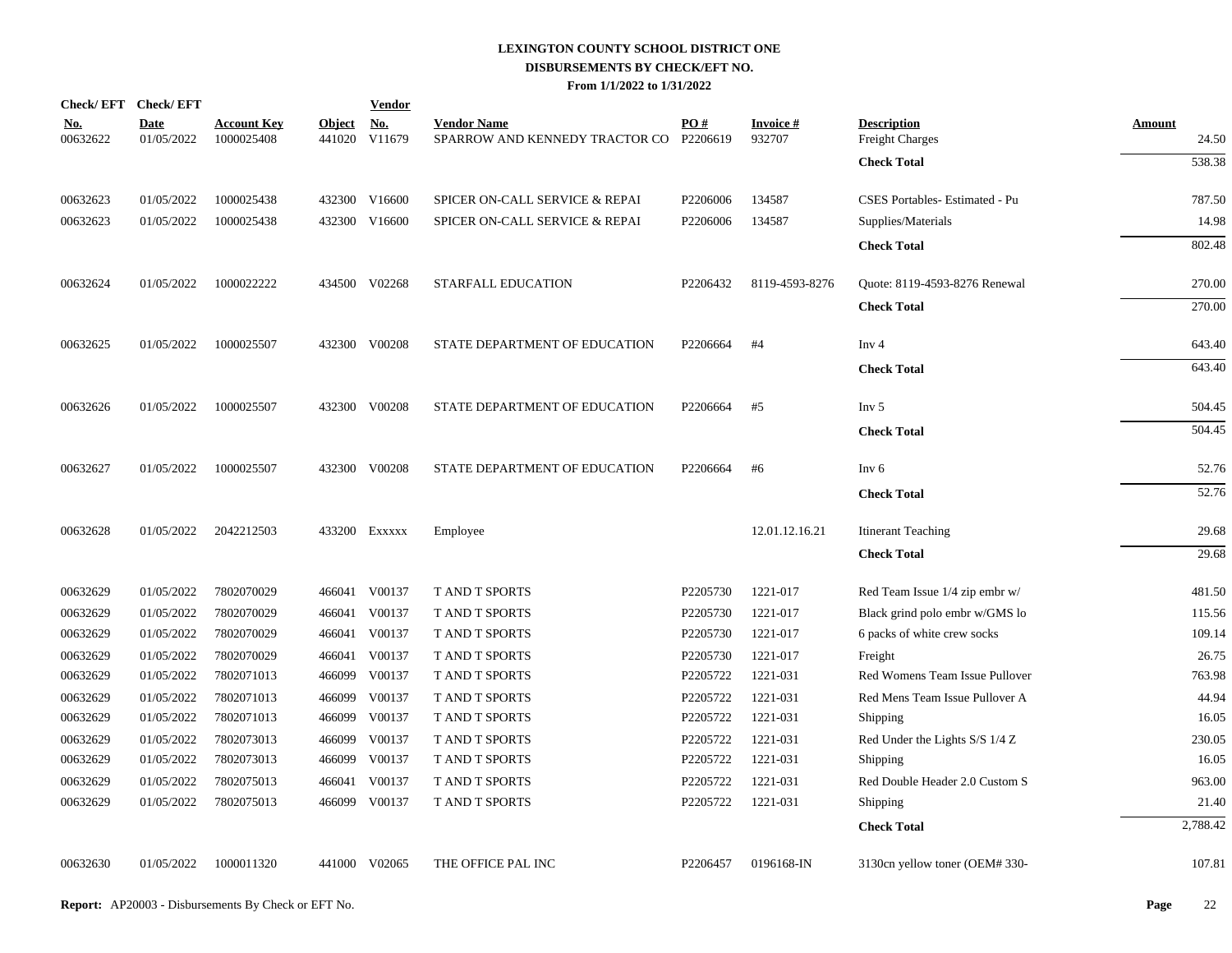**LEXINGTON COUNTY SCHOOL DISTRICT ONE**
**DISBURSEMENTS BY CHECK/EFT NO.**
**From 1/1/2022 to 1/31/2022**

| Check/ EFT No. | Check/ EFT Date | Account Key | Object | Vendor No. | Vendor Name | PO # | Invoice # | Description | Amount |
|---|---|---|---|---|---|---|---|---|---|
| 00632622 | 01/05/2022 | 1000025408 | 441020 | V11679 | SPARROW AND KENNEDY TRACTOR CO | P2206619 | 932707 | Freight Charges | 24.50 |
| | | | | | | | | **Check Total** | 538.38 |
| 00632623 | 01/05/2022 | 1000025438 | 432300 | V16600 | SPICER ON-CALL SERVICE & REPAI | P2206006 | 134587 | CSES Portables- Estimated - Pu | 787.50 |
| 00632623 | 01/05/2022 | 1000025438 | 432300 | V16600 | SPICER ON-CALL SERVICE & REPAI | P2206006 | 134587 | Supplies/Materials | 14.98 |
| | | | | | | | | **Check Total** | 802.48 |
| 00632624 | 01/05/2022 | 1000022222 | 434500 | V02268 | STARFALL EDUCATION | P2206432 | 8119-4593-8276 | Quote: 8119-4593-8276 Renewal | 270.00 |
| | | | | | | | | **Check Total** | 270.00 |
| 00632625 | 01/05/2022 | 1000025507 | 432300 | V00208 | STATE DEPARTMENT OF EDUCATION | P2206664 | #4 | Inv 4 | 643.40 |
| | | | | | | | | **Check Total** | 643.40 |
| 00632626 | 01/05/2022 | 1000025507 | 432300 | V00208 | STATE DEPARTMENT OF EDUCATION | P2206664 | #5 | Inv 5 | 504.45 |
| | | | | | | | | **Check Total** | 504.45 |
| 00632627 | 01/05/2022 | 1000025507 | 432300 | V00208 | STATE DEPARTMENT OF EDUCATION | P2206664 | #6 | Inv 6 | 52.76 |
| | | | | | | | | **Check Total** | 52.76 |
| 00632628 | 01/05/2022 | 2042212503 | 433200 | Exxxxx | Employee | | 12.01.12.16.21 | Itinerant Teaching | 29.68 |
| | | | | | | | | **Check Total** | 29.68 |
| 00632629 | 01/05/2022 | 7802070029 | 466041 | V00137 | T AND T SPORTS | P2205730 | 1221-017 | Red Team Issue 1/4 zip embr w/ | 481.50 |
| 00632629 | 01/05/2022 | 7802070029 | 466041 | V00137 | T AND T SPORTS | P2205730 | 1221-017 | Black grind polo embr w/GMS lo | 115.56 |
| 00632629 | 01/05/2022 | 7802070029 | 466041 | V00137 | T AND T SPORTS | P2205730 | 1221-017 | 6 packs of white crew socks | 109.14 |
| 00632629 | 01/05/2022 | 7802070029 | 466041 | V00137 | T AND T SPORTS | P2205730 | 1221-017 | Freight | 26.75 |
| 00632629 | 01/05/2022 | 7802071013 | 466099 | V00137 | T AND T SPORTS | P2205722 | 1221-031 | Red Womens Team Issue Pullover | 763.98 |
| 00632629 | 01/05/2022 | 7802071013 | 466099 | V00137 | T AND T SPORTS | P2205722 | 1221-031 | Red Mens Team Issue Pullover A | 44.94 |
| 00632629 | 01/05/2022 | 7802071013 | 466099 | V00137 | T AND T SPORTS | P2205722 | 1221-031 | Shipping | 16.05 |
| 00632629 | 01/05/2022 | 7802073013 | 466099 | V00137 | T AND T SPORTS | P2205722 | 1221-031 | Red Under the Lights S/S 1/4 Z | 230.05 |
| 00632629 | 01/05/2022 | 7802073013 | 466099 | V00137 | T AND T SPORTS | P2205722 | 1221-031 | Shipping | 16.05 |
| 00632629 | 01/05/2022 | 7802075013 | 466041 | V00137 | T AND T SPORTS | P2205722 | 1221-031 | Red Double Header 2.0 Custom S | 963.00 |
| 00632629 | 01/05/2022 | 7802075013 | 466099 | V00137 | T AND T SPORTS | P2205722 | 1221-031 | Shipping | 21.40 |
| | | | | | | | | **Check Total** | 2,788.42 |
| 00632630 | 01/05/2022 | 1000011320 | 441000 | V02065 | THE OFFICE PAL INC | P2206457 | 0196168-IN | 3130cn yellow toner (OEM# 330- | 107.81 |

**Report:** AP20003 - Disbursements By Check or EFT No.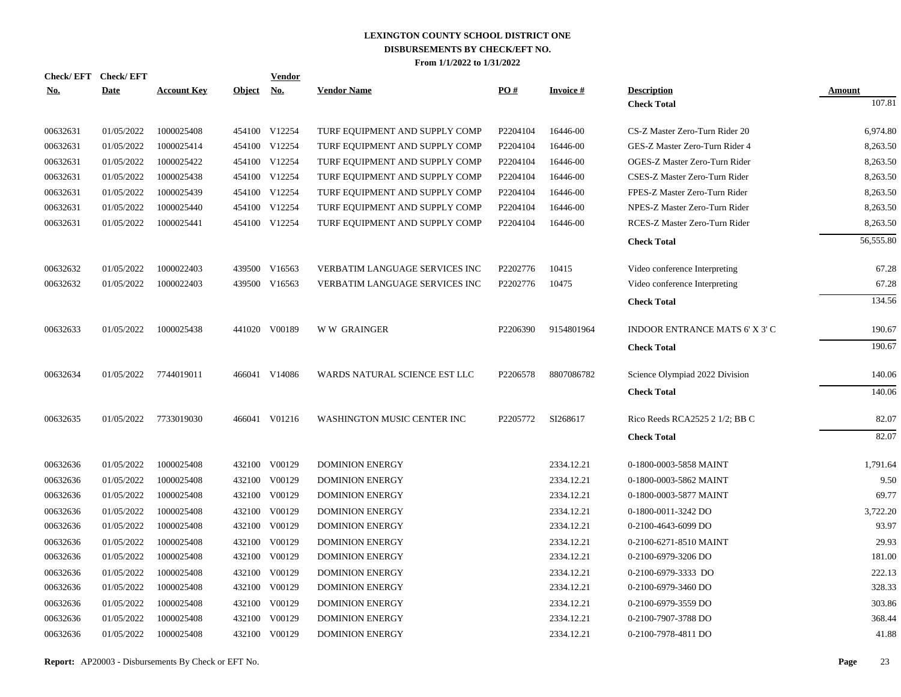# LEXINGTON COUNTY SCHOOL DISTRICT ONE
## DISBURSEMENTS BY CHECK/EFT NO.
### From 1/1/2022 to 1/31/2022

| Check/ EFT No. | Check/ EFT Date | Account Key | Object | Vendor No. | Vendor Name | PO # | Invoice # | Description | Amount |
|---|---|---|---|---|---|---|---|---|---|
| | | | | | | | | **Check Total** | 107.81 |
| 00632631 | 01/05/2022 | 1000025408 | 454100 | V12254 | TURF EQUIPMENT AND SUPPLY COMP | P2204104 | 16446-00 | CS-Z Master Zero-Turn Rider 20 | 6,974.80 |
| 00632631 | 01/05/2022 | 1000025414 | 454100 | V12254 | TURF EQUIPMENT AND SUPPLY COMP | P2204104 | 16446-00 | GES-Z Master Zero-Turn Rider 4 | 8,263.50 |
| 00632631 | 01/05/2022 | 1000025422 | 454100 | V12254 | TURF EQUIPMENT AND SUPPLY COMP | P2204104 | 16446-00 | OGES-Z Master Zero-Turn Rider | 8,263.50 |
| 00632631 | 01/05/2022 | 1000025438 | 454100 | V12254 | TURF EQUIPMENT AND SUPPLY COMP | P2204104 | 16446-00 | CSES-Z Master Zero-Turn Rider | 8,263.50 |
| 00632631 | 01/05/2022 | 1000025439 | 454100 | V12254 | TURF EQUIPMENT AND SUPPLY COMP | P2204104 | 16446-00 | FPES-Z Master Zero-Turn Rider | 8,263.50 |
| 00632631 | 01/05/2022 | 1000025440 | 454100 | V12254 | TURF EQUIPMENT AND SUPPLY COMP | P2204104 | 16446-00 | NPES-Z Master Zero-Turn Rider | 8,263.50 |
| 00632631 | 01/05/2022 | 1000025441 | 454100 | V12254 | TURF EQUIPMENT AND SUPPLY COMP | P2204104 | 16446-00 | RCES-Z Master Zero-Turn Rider | 8,263.50 |
| | | | | | | | | **Check Total** | 56,555.80 |
| 00632632 | 01/05/2022 | 1000022403 | 439500 | V16563 | VERBATIM LANGUAGE SERVICES INC | P2202776 | 10415 | Video conference Interpreting | 67.28 |
| 00632632 | 01/05/2022 | 1000022403 | 439500 | V16563 | VERBATIM LANGUAGE SERVICES INC | P2202776 | 10475 | Video conference Interpreting | 67.28 |
| | | | | | | | | **Check Total** | 134.56 |
| 00632633 | 01/05/2022 | 1000025438 | 441020 | V00189 | W W GRAINGER | P2206390 | 9154801964 | INDOOR ENTRANCE MATS 6' X 3' C | 190.67 |
| | | | | | | | | **Check Total** | 190.67 |
| 00632634 | 01/05/2022 | 7744019011 | 466041 | V14086 | WARDS NATURAL SCIENCE EST LLC | P2206578 | 8807086782 | Science Olympiad 2022 Division | 140.06 |
| | | | | | | | | **Check Total** | 140.06 |
| 00632635 | 01/05/2022 | 7733019030 | 466041 | V01216 | WASHINGTON MUSIC CENTER INC | P2205772 | SI268617 | Rico Reeds RCA2525 2 1/2; BB C | 82.07 |
| | | | | | | | | **Check Total** | 82.07 |
| 00632636 | 01/05/2022 | 1000025408 | 432100 | V00129 | DOMINION ENERGY | | 2334.12.21 | 0-1800-0003-5858 MAINT | 1,791.64 |
| 00632636 | 01/05/2022 | 1000025408 | 432100 | V00129 | DOMINION ENERGY | | 2334.12.21 | 0-1800-0003-5862 MAINT | 9.50 |
| 00632636 | 01/05/2022 | 1000025408 | 432100 | V00129 | DOMINION ENERGY | | 2334.12.21 | 0-1800-0003-5877 MAINT | 69.77 |
| 00632636 | 01/05/2022 | 1000025408 | 432100 | V00129 | DOMINION ENERGY | | 2334.12.21 | 0-1800-0011-3242 DO | 3,722.20 |
| 00632636 | 01/05/2022 | 1000025408 | 432100 | V00129 | DOMINION ENERGY | | 2334.12.21 | 0-2100-4643-6099 DO | 93.97 |
| 00632636 | 01/05/2022 | 1000025408 | 432100 | V00129 | DOMINION ENERGY | | 2334.12.21 | 0-2100-6271-8510 MAINT | 29.93 |
| 00632636 | 01/05/2022 | 1000025408 | 432100 | V00129 | DOMINION ENERGY | | 2334.12.21 | 0-2100-6979-3206 DO | 181.00 |
| 00632636 | 01/05/2022 | 1000025408 | 432100 | V00129 | DOMINION ENERGY | | 2334.12.21 | 0-2100-6979-3333 DO | 222.13 |
| 00632636 | 01/05/2022 | 1000025408 | 432100 | V00129 | DOMINION ENERGY | | 2334.12.21 | 0-2100-6979-3460 DO | 328.33 |
| 00632636 | 01/05/2022 | 1000025408 | 432100 | V00129 | DOMINION ENERGY | | 2334.12.21 | 0-2100-6979-3559 DO | 303.86 |
| 00632636 | 01/05/2022 | 1000025408 | 432100 | V00129 | DOMINION ENERGY | | 2334.12.21 | 0-2100-7907-3788 DO | 368.44 |
| 00632636 | 01/05/2022 | 1000025408 | 432100 | V00129 | DOMINION ENERGY | | 2334.12.21 | 0-2100-7978-4811 DO | 41.88 |

**Report:** AP20003 - Disbursements By Check or EFT No.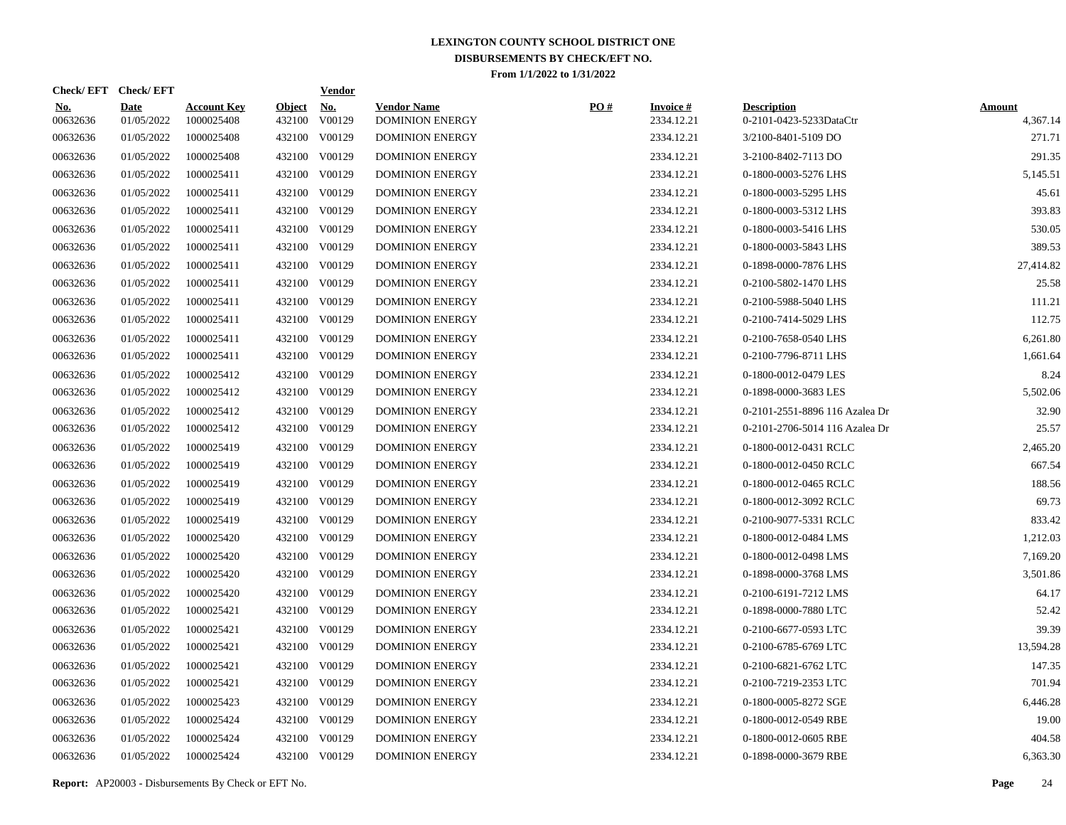# LEXINGTON COUNTY SCHOOL DISTRICT ONE
## DISBURSEMENTS BY CHECK/EFT NO.
### From 1/1/2022 to 1/31/2022

| Check/ EFT No. | Check/ EFT Date | Account Key | Object | Vendor No. | Vendor Name | PO # | Invoice # | Description | Amount |
|---|---|---|---|---|---|---|---|---|---|
| 00632636 | 01/05/2022 | 1000025408 | 432100 | V00129 | DOMINION ENERGY | | 2334.12.21 | 0-2101-0423-5233DataCtr | 4,367.14 |
| 00632636 | 01/05/2022 | 1000025408 | 432100 | V00129 | DOMINION ENERGY | | 2334.12.21 | 3/2100-8401-5109 DO | 271.71 |
| 00632636 | 01/05/2022 | 1000025408 | 432100 | V00129 | DOMINION ENERGY | | 2334.12.21 | 3-2100-8402-7113 DO | 291.35 |
| 00632636 | 01/05/2022 | 1000025411 | 432100 | V00129 | DOMINION ENERGY | | 2334.12.21 | 0-1800-0003-5276 LHS | 5,145.51 |
| 00632636 | 01/05/2022 | 1000025411 | 432100 | V00129 | DOMINION ENERGY | | 2334.12.21 | 0-1800-0003-5295 LHS | 45.61 |
| 00632636 | 01/05/2022 | 1000025411 | 432100 | V00129 | DOMINION ENERGY | | 2334.12.21 | 0-1800-0003-5312 LHS | 393.83 |
| 00632636 | 01/05/2022 | 1000025411 | 432100 | V00129 | DOMINION ENERGY | | 2334.12.21 | 0-1800-0003-5416 LHS | 530.05 |
| 00632636 | 01/05/2022 | 1000025411 | 432100 | V00129 | DOMINION ENERGY | | 2334.12.21 | 0-1800-0003-5843 LHS | 389.53 |
| 00632636 | 01/05/2022 | 1000025411 | 432100 | V00129 | DOMINION ENERGY | | 2334.12.21 | 0-1898-0000-7876 LHS | 27,414.82 |
| 00632636 | 01/05/2022 | 1000025411 | 432100 | V00129 | DOMINION ENERGY | | 2334.12.21 | 0-2100-5802-1470 LHS | 25.58 |
| 00632636 | 01/05/2022 | 1000025411 | 432100 | V00129 | DOMINION ENERGY | | 2334.12.21 | 0-2100-5988-5040 LHS | 111.21 |
| 00632636 | 01/05/2022 | 1000025411 | 432100 | V00129 | DOMINION ENERGY | | 2334.12.21 | 0-2100-7414-5029 LHS | 112.75 |
| 00632636 | 01/05/2022 | 1000025411 | 432100 | V00129 | DOMINION ENERGY | | 2334.12.21 | 0-2100-7658-0540 LHS | 6,261.80 |
| 00632636 | 01/05/2022 | 1000025411 | 432100 | V00129 | DOMINION ENERGY | | 2334.12.21 | 0-2100-7796-8711 LHS | 1,661.64 |
| 00632636 | 01/05/2022 | 1000025412 | 432100 | V00129 | DOMINION ENERGY | | 2334.12.21 | 0-1800-0012-0479 LES | 8.24 |
| 00632636 | 01/05/2022 | 1000025412 | 432100 | V00129 | DOMINION ENERGY | | 2334.12.21 | 0-1898-0000-3683 LES | 5,502.06 |
| 00632636 | 01/05/2022 | 1000025412 | 432100 | V00129 | DOMINION ENERGY | | 2334.12.21 | 0-2101-2551-8896 116 Azalea Dr | 32.90 |
| 00632636 | 01/05/2022 | 1000025412 | 432100 | V00129 | DOMINION ENERGY | | 2334.12.21 | 0-2101-2706-5014 116 Azalea Dr | 25.57 |
| 00632636 | 01/05/2022 | 1000025419 | 432100 | V00129 | DOMINION ENERGY | | 2334.12.21 | 0-1800-0012-0431 RCLC | 2,465.20 |
| 00632636 | 01/05/2022 | 1000025419 | 432100 | V00129 | DOMINION ENERGY | | 2334.12.21 | 0-1800-0012-0450 RCLC | 667.54 |
| 00632636 | 01/05/2022 | 1000025419 | 432100 | V00129 | DOMINION ENERGY | | 2334.12.21 | 0-1800-0012-0465 RCLC | 188.56 |
| 00632636 | 01/05/2022 | 1000025419 | 432100 | V00129 | DOMINION ENERGY | | 2334.12.21 | 0-1800-0012-3092 RCLC | 69.73 |
| 00632636 | 01/05/2022 | 1000025419 | 432100 | V00129 | DOMINION ENERGY | | 2334.12.21 | 0-2100-9077-5331 RCLC | 833.42 |
| 00632636 | 01/05/2022 | 1000025420 | 432100 | V00129 | DOMINION ENERGY | | 2334.12.21 | 0-1800-0012-0484 LMS | 1,212.03 |
| 00632636 | 01/05/2022 | 1000025420 | 432100 | V00129 | DOMINION ENERGY | | 2334.12.21 | 0-1800-0012-0498 LMS | 7,169.20 |
| 00632636 | 01/05/2022 | 1000025420 | 432100 | V00129 | DOMINION ENERGY | | 2334.12.21 | 0-1898-0000-3768 LMS | 3,501.86 |
| 00632636 | 01/05/2022 | 1000025420 | 432100 | V00129 | DOMINION ENERGY | | 2334.12.21 | 0-2100-6191-7212 LMS | 64.17 |
| 00632636 | 01/05/2022 | 1000025421 | 432100 | V00129 | DOMINION ENERGY | | 2334.12.21 | 0-1898-0000-7880 LTC | 52.42 |
| 00632636 | 01/05/2022 | 1000025421 | 432100 | V00129 | DOMINION ENERGY | | 2334.12.21 | 0-2100-6677-0593 LTC | 39.39 |
| 00632636 | 01/05/2022 | 1000025421 | 432100 | V00129 | DOMINION ENERGY | | 2334.12.21 | 0-2100-6785-6769 LTC | 13,594.28 |
| 00632636 | 01/05/2022 | 1000025421 | 432100 | V00129 | DOMINION ENERGY | | 2334.12.21 | 0-2100-6821-6762 LTC | 147.35 |
| 00632636 | 01/05/2022 | 1000025421 | 432100 | V00129 | DOMINION ENERGY | | 2334.12.21 | 0-2100-7219-2353 LTC | 701.94 |
| 00632636 | 01/05/2022 | 1000025423 | 432100 | V00129 | DOMINION ENERGY | | 2334.12.21 | 0-1800-0005-8272 SGE | 6,446.28 |
| 00632636 | 01/05/2022 | 1000025424 | 432100 | V00129 | DOMINION ENERGY | | 2334.12.21 | 0-1800-0012-0549 RBE | 19.00 |
| 00632636 | 01/05/2022 | 1000025424 | 432100 | V00129 | DOMINION ENERGY | | 2334.12.21 | 0-1800-0012-0605 RBE | 404.58 |
| 00632636 | 01/05/2022 | 1000025424 | 432100 | V00129 | DOMINION ENERGY | | 2334.12.21 | 0-1898-0000-3679 RBE | 6,363.30 |

**Report:** AP20003 - Disbursements By Check or EFT No.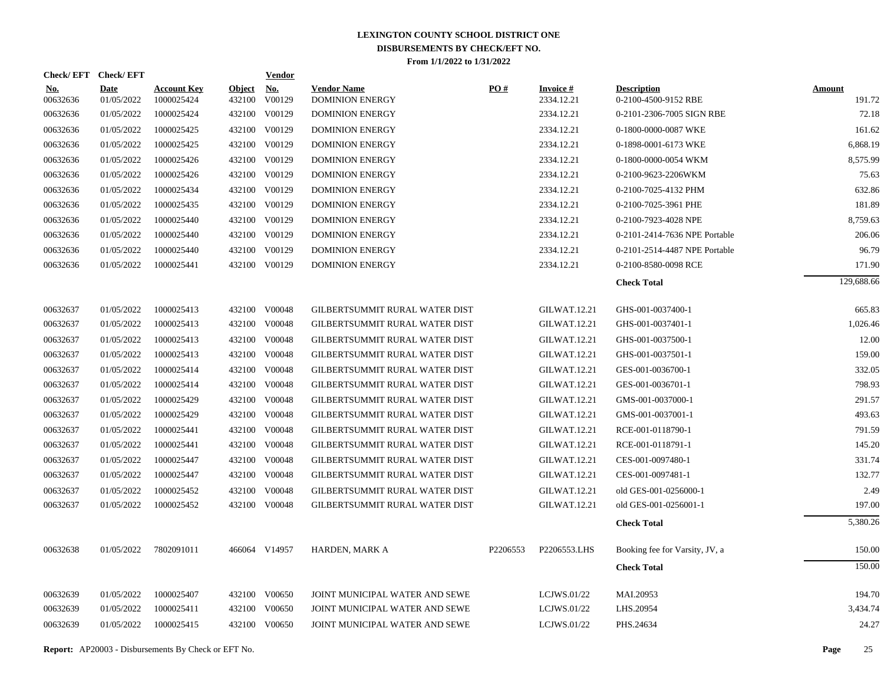# LEXINGTON COUNTY SCHOOL DISTRICT ONE
## DISBURSEMENTS BY CHECK/EFT NO.
### From 1/1/2022 to 1/31/2022

| Check/ EFT No. | Check/ EFT Date | Account Key | Object | Vendor No. | Vendor Name | PO # | Invoice # | Description | Amount |
|---|---|---|---|---|---|---|---|---|---|
| 00632636 | 01/05/2022 | 1000025424 | 432100 | V00129 | DOMINION ENERGY | | 2334.12.21 | 0-2100-4500-9152 RBE | 191.72 |
| 00632636 | 01/05/2022 | 1000025424 | 432100 | V00129 | DOMINION ENERGY | | 2334.12.21 | 0-2101-2306-7005 SIGN RBE | 72.18 |
| 00632636 | 01/05/2022 | 1000025425 | 432100 | V00129 | DOMINION ENERGY | | 2334.12.21 | 0-1800-0000-0087 WKE | 161.62 |
| 00632636 | 01/05/2022 | 1000025425 | 432100 | V00129 | DOMINION ENERGY | | 2334.12.21 | 0-1898-0001-6173 WKE | 6,868.19 |
| 00632636 | 01/05/2022 | 1000025426 | 432100 | V00129 | DOMINION ENERGY | | 2334.12.21 | 0-1800-0000-0054 WKM | 8,575.99 |
| 00632636 | 01/05/2022 | 1000025426 | 432100 | V00129 | DOMINION ENERGY | | 2334.12.21 | 0-2100-9623-2206WKM | 75.63 |
| 00632636 | 01/05/2022 | 1000025434 | 432100 | V00129 | DOMINION ENERGY | | 2334.12.21 | 0-2100-7025-4132 PHM | 632.86 |
| 00632636 | 01/05/2022 | 1000025435 | 432100 | V00129 | DOMINION ENERGY | | 2334.12.21 | 0-2100-7025-3961 PHE | 181.89 |
| 00632636 | 01/05/2022 | 1000025440 | 432100 | V00129 | DOMINION ENERGY | | 2334.12.21 | 0-2100-7923-4028 NPE | 8,759.63 |
| 00632636 | 01/05/2022 | 1000025440 | 432100 | V00129 | DOMINION ENERGY | | 2334.12.21 | 0-2101-2414-7636 NPE Portable | 206.06 |
| 00632636 | 01/05/2022 | 1000025440 | 432100 | V00129 | DOMINION ENERGY | | 2334.12.21 | 0-2101-2514-4487 NPE Portable | 96.79 |
| 00632636 | 01/05/2022 | 1000025441 | 432100 | V00129 | DOMINION ENERGY | | 2334.12.21 | 0-2100-8580-0098 RCE | 171.90 |
| | | | | | | | | **Check Total** | 129,688.66 |
| 00632637 | 01/05/2022 | 1000025413 | 432100 | V00048 | GILBERTSUMMIT RURAL WATER DIST | | GILWAT.12.21 | GHS-001-0037400-1 | 665.83 |
| 00632637 | 01/05/2022 | 1000025413 | 432100 | V00048 | GILBERTSUMMIT RURAL WATER DIST | | GILWAT.12.21 | GHS-001-0037401-1 | 1,026.46 |
| 00632637 | 01/05/2022 | 1000025413 | 432100 | V00048 | GILBERTSUMMIT RURAL WATER DIST | | GILWAT.12.21 | GHS-001-0037500-1 | 12.00 |
| 00632637 | 01/05/2022 | 1000025413 | 432100 | V00048 | GILBERTSUMMIT RURAL WATER DIST | | GILWAT.12.21 | GHS-001-0037501-1 | 159.00 |
| 00632637 | 01/05/2022 | 1000025414 | 432100 | V00048 | GILBERTSUMMIT RURAL WATER DIST | | GILWAT.12.21 | GES-001-0036700-1 | 332.05 |
| 00632637 | 01/05/2022 | 1000025414 | 432100 | V00048 | GILBERTSUMMIT RURAL WATER DIST | | GILWAT.12.21 | GES-001-0036701-1 | 798.93 |
| 00632637 | 01/05/2022 | 1000025429 | 432100 | V00048 | GILBERTSUMMIT RURAL WATER DIST | | GILWAT.12.21 | GMS-001-0037000-1 | 291.57 |
| 00632637 | 01/05/2022 | 1000025429 | 432100 | V00048 | GILBERTSUMMIT RURAL WATER DIST | | GILWAT.12.21 | GMS-001-0037001-1 | 493.63 |
| 00632637 | 01/05/2022 | 1000025441 | 432100 | V00048 | GILBERTSUMMIT RURAL WATER DIST | | GILWAT.12.21 | RCE-001-0118790-1 | 791.59 |
| 00632637 | 01/05/2022 | 1000025441 | 432100 | V00048 | GILBERTSUMMIT RURAL WATER DIST | | GILWAT.12.21 | RCE-001-0118791-1 | 145.20 |
| 00632637 | 01/05/2022 | 1000025447 | 432100 | V00048 | GILBERTSUMMIT RURAL WATER DIST | | GILWAT.12.21 | CES-001-0097480-1 | 331.74 |
| 00632637 | 01/05/2022 | 1000025447 | 432100 | V00048 | GILBERTSUMMIT RURAL WATER DIST | | GILWAT.12.21 | CES-001-0097481-1 | 132.77 |
| 00632637 | 01/05/2022 | 1000025452 | 432100 | V00048 | GILBERTSUMMIT RURAL WATER DIST | | GILWAT.12.21 | old GES-001-0256000-1 | 2.49 |
| 00632637 | 01/05/2022 | 1000025452 | 432100 | V00048 | GILBERTSUMMIT RURAL WATER DIST | | GILWAT.12.21 | old GES-001-0256001-1 | 197.00 |
| | | | | | | | | **Check Total** | 5,380.26 |
| 00632638 | 01/05/2022 | 7802091011 | 466064 | V14957 | HARDEN, MARK A | P2206553 | P2206553.LHS | Booking fee for Varsity, JV, a | 150.00 |
| | | | | | | | | **Check Total** | 150.00 |
| 00632639 | 01/05/2022 | 1000025407 | 432100 | V00650 | JOINT MUNICIPAL WATER AND SEWE | | LCJWS.01/22 | MAI.20953 | 194.70 |
| 00632639 | 01/05/2022 | 1000025411 | 432100 | V00650 | JOINT MUNICIPAL WATER AND SEWE | | LCJWS.01/22 | LHS.20954 | 3,434.74 |
| 00632639 | 01/05/2022 | 1000025415 | 432100 | V00650 | JOINT MUNICIPAL WATER AND SEWE | | LCJWS.01/22 | PHS.24634 | 24.27 |

**Report:** AP20003 - Disbursements By Check or EFT No.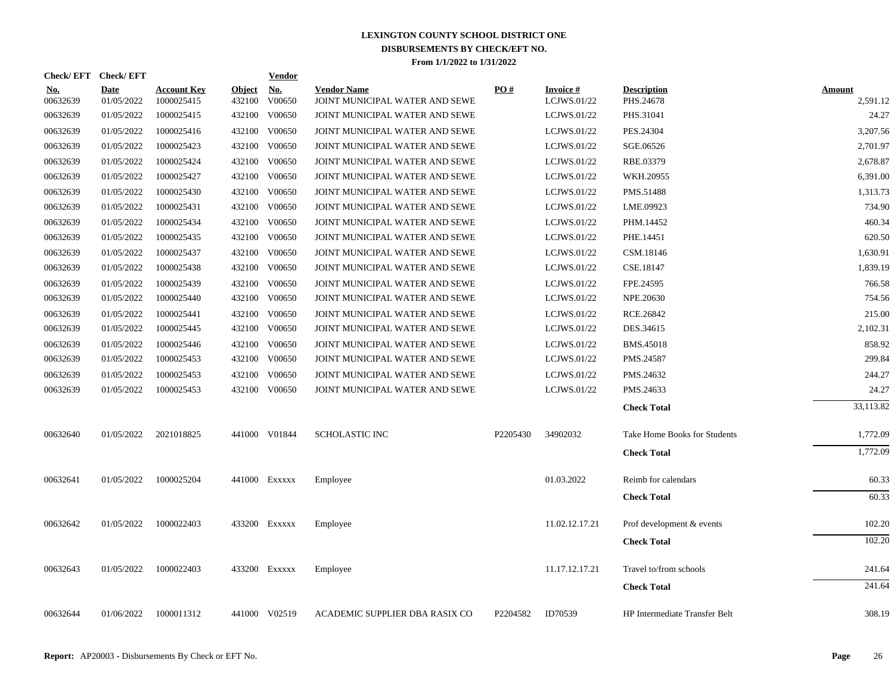# LEXINGTON COUNTY SCHOOL DISTRICT ONE
## DISBURSEMENTS BY CHECK/EFT NO.
### From 1/1/2022 to 1/31/2022

| Check/ EFT No. | Check/ EFT Date | Account Key | Object | Vendor No. | Vendor Name | PO # | Invoice # | Description | Amount |
|---|---|---|---|---|---|---|---|---|---|
| 00632639 | 01/05/2022 | 1000025415 | 432100 | V00650 | JOINT MUNICIPAL WATER AND SEWE | | LCJWS.01/22 | PHS.24678 | 2,591.12 |
| 00632639 | 01/05/2022 | 1000025415 | 432100 | V00650 | JOINT MUNICIPAL WATER AND SEWE | | LCJWS.01/22 | PHS.31041 | 24.27 |
| 00632639 | 01/05/2022 | 1000025416 | 432100 | V00650 | JOINT MUNICIPAL WATER AND SEWE | | LCJWS.01/22 | PES.24304 | 3,207.56 |
| 00632639 | 01/05/2022 | 1000025423 | 432100 | V00650 | JOINT MUNICIPAL WATER AND SEWE | | LCJWS.01/22 | SGE.06526 | 2,701.97 |
| 00632639 | 01/05/2022 | 1000025424 | 432100 | V00650 | JOINT MUNICIPAL WATER AND SEWE | | LCJWS.01/22 | RBE.03379 | 2,678.87 |
| 00632639 | 01/05/2022 | 1000025427 | 432100 | V00650 | JOINT MUNICIPAL WATER AND SEWE | | LCJWS.01/22 | WKH.20955 | 6,391.00 |
| 00632639 | 01/05/2022 | 1000025430 | 432100 | V00650 | JOINT MUNICIPAL WATER AND SEWE | | LCJWS.01/22 | PMS.51488 | 1,313.73 |
| 00632639 | 01/05/2022 | 1000025431 | 432100 | V00650 | JOINT MUNICIPAL WATER AND SEWE | | LCJWS.01/22 | LME.09923 | 734.90 |
| 00632639 | 01/05/2022 | 1000025434 | 432100 | V00650 | JOINT MUNICIPAL WATER AND SEWE | | LCJWS.01/22 | PHM.14452 | 460.34 |
| 00632639 | 01/05/2022 | 1000025435 | 432100 | V00650 | JOINT MUNICIPAL WATER AND SEWE | | LCJWS.01/22 | PHE.14451 | 620.50 |
| 00632639 | 01/05/2022 | 1000025437 | 432100 | V00650 | JOINT MUNICIPAL WATER AND SEWE | | LCJWS.01/22 | CSM.18146 | 1,630.91 |
| 00632639 | 01/05/2022 | 1000025438 | 432100 | V00650 | JOINT MUNICIPAL WATER AND SEWE | | LCJWS.01/22 | CSE.18147 | 1,839.19 |
| 00632639 | 01/05/2022 | 1000025439 | 432100 | V00650 | JOINT MUNICIPAL WATER AND SEWE | | LCJWS.01/22 | FPE.24595 | 766.58 |
| 00632639 | 01/05/2022 | 1000025440 | 432100 | V00650 | JOINT MUNICIPAL WATER AND SEWE | | LCJWS.01/22 | NPE.20630 | 754.56 |
| 00632639 | 01/05/2022 | 1000025441 | 432100 | V00650 | JOINT MUNICIPAL WATER AND SEWE | | LCJWS.01/22 | RCE.26842 | 215.00 |
| 00632639 | 01/05/2022 | 1000025445 | 432100 | V00650 | JOINT MUNICIPAL WATER AND SEWE | | LCJWS.01/22 | DES.34615 | 2,102.31 |
| 00632639 | 01/05/2022 | 1000025446 | 432100 | V00650 | JOINT MUNICIPAL WATER AND SEWE | | LCJWS.01/22 | BMS.45018 | 858.92 |
| 00632639 | 01/05/2022 | 1000025453 | 432100 | V00650 | JOINT MUNICIPAL WATER AND SEWE | | LCJWS.01/22 | PMS.24587 | 299.84 |
| 00632639 | 01/05/2022 | 1000025453 | 432100 | V00650 | JOINT MUNICIPAL WATER AND SEWE | | LCJWS.01/22 | PMS.24632 | 244.27 |
| 00632639 | 01/05/2022 | 1000025453 | 432100 | V00650 | JOINT MUNICIPAL WATER AND SEWE | | LCJWS.01/22 | PMS.24633 | 24.27 |
| | | | | | | | | **Check Total** | 33,113.82 |
| 00632640 | 01/05/2022 | 2021018825 | 441000 | V01844 | SCHOLASTIC INC | P2205430 | 34902032 | Take Home Books for Students | 1,772.09 |
| | | | | | | | | **Check Total** | 1,772.09 |
| 00632641 | 01/05/2022 | 1000025204 | 441000 | Exxxxx | Employee | | 01.03.2022 | Reimb for calendars | 60.33 |
| | | | | | | | | **Check Total** | 60.33 |
| 00632642 | 01/05/2022 | 1000022403 | 433200 | Exxxxx | Employee | | 11.02.12.17.21 | Prof development & events | 102.20 |
| | | | | | | | | **Check Total** | 102.20 |
| 00632643 | 01/05/2022 | 1000022403 | 433200 | Exxxxx | Employee | | 11.17.12.17.21 | Travel to/from schools | 241.64 |
| | | | | | | | | **Check Total** | 241.64 |
| 00632644 | 01/06/2022 | 1000011312 | 441000 | V02519 | ACADEMIC SUPPLIER DBA RASIX CO | P2204582 | ID70539 | HP Intermediate Transfer Belt | 308.19 |

**Report:** AP20003 - Disbursements By Check or EFT No.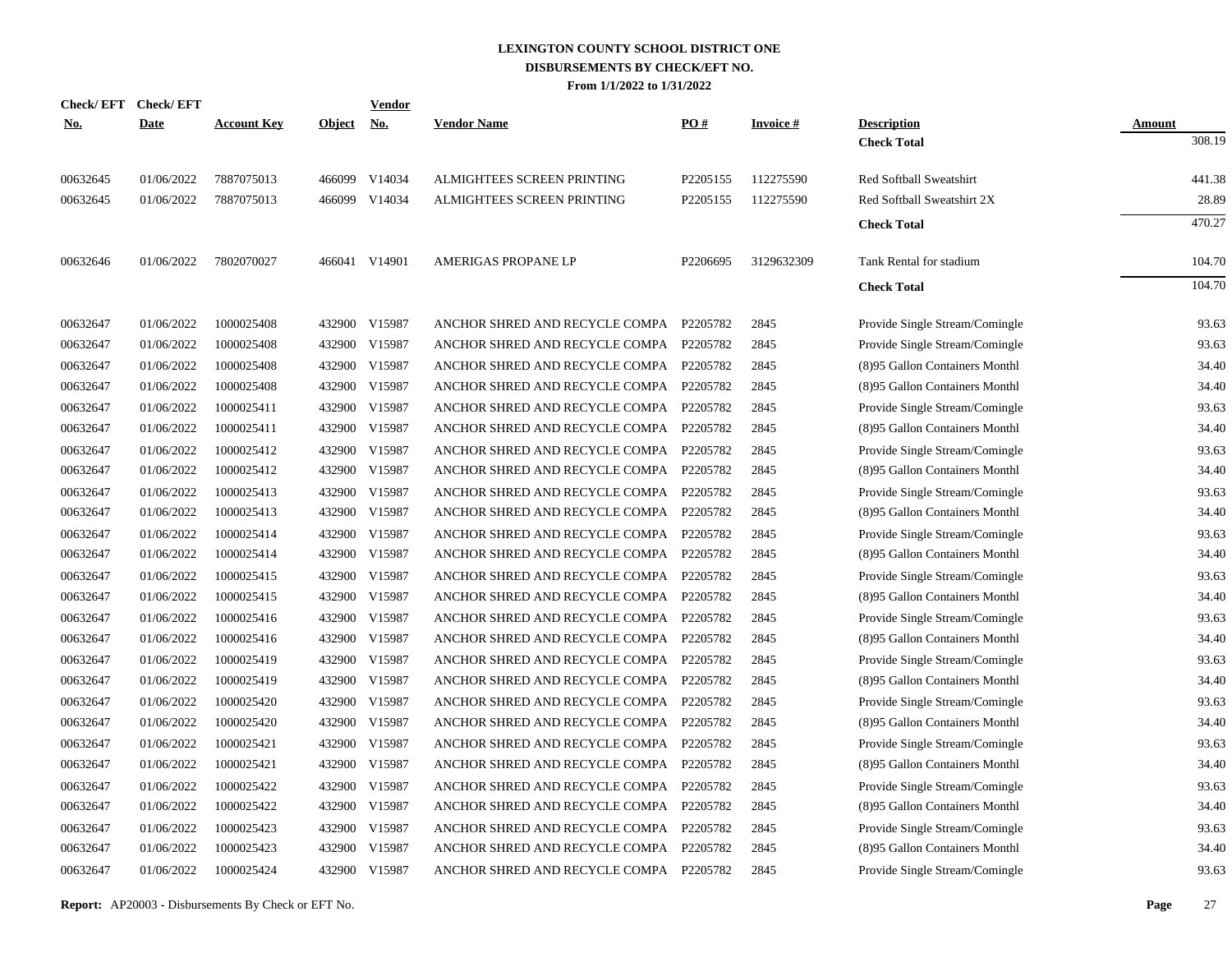**LEXINGTON COUNTY SCHOOL DISTRICT ONE**
**DISBURSEMENTS BY CHECK/EFT NO.**
**From 1/1/2022 to 1/31/2022**

| Check/ EFT No. | Check/ EFT Date | Account Key | Object | Vendor No. | Vendor Name | PO # | Invoice # | Description | Amount |
|---|---|---|---|---|---|---|---|---|---|
| | | | | | | | | **Check Total** | 308.19 |
| 00632645 | 01/06/2022 | 7887075013 | 466099 | V14034 | ALMIGHTEES SCREEN PRINTING | P2205155 | 112275590 | Red Softball Sweatshirt | 441.38 |
| 00632645 | 01/06/2022 | 7887075013 | 466099 | V14034 | ALMIGHTEES SCREEN PRINTING | P2205155 | 112275590 | Red Softball Sweatshirt 2X | 28.89 |
| | | | | | | | | **Check Total** | 470.27 |
| 00632646 | 01/06/2022 | 7802070027 | 466041 | V14901 | AMERIGAS PROPANE LP | P2206695 | 3129632309 | Tank Rental for stadium | 104.70 |
| | | | | | | | | **Check Total** | 104.70 |
| 00632647 | 01/06/2022 | 1000025408 | 432900 | V15987 | ANCHOR SHRED AND RECYCLE COMPA | P2205782 | 2845 | Provide Single Stream/Comingle | 93.63 |
| 00632647 | 01/06/2022 | 1000025408 | 432900 | V15987 | ANCHOR SHRED AND RECYCLE COMPA | P2205782 | 2845 | Provide Single Stream/Comingle | 93.63 |
| 00632647 | 01/06/2022 | 1000025408 | 432900 | V15987 | ANCHOR SHRED AND RECYCLE COMPA | P2205782 | 2845 | (8)95 Gallon Containers Monthl | 34.40 |
| 00632647 | 01/06/2022 | 1000025408 | 432900 | V15987 | ANCHOR SHRED AND RECYCLE COMPA | P2205782 | 2845 | (8)95 Gallon Containers Monthl | 34.40 |
| 00632647 | 01/06/2022 | 1000025411 | 432900 | V15987 | ANCHOR SHRED AND RECYCLE COMPA | P2205782 | 2845 | Provide Single Stream/Comingle | 93.63 |
| 00632647 | 01/06/2022 | 1000025411 | 432900 | V15987 | ANCHOR SHRED AND RECYCLE COMPA | P2205782 | 2845 | (8)95 Gallon Containers Monthl | 34.40 |
| 00632647 | 01/06/2022 | 1000025412 | 432900 | V15987 | ANCHOR SHRED AND RECYCLE COMPA | P2205782 | 2845 | Provide Single Stream/Comingle | 93.63 |
| 00632647 | 01/06/2022 | 1000025412 | 432900 | V15987 | ANCHOR SHRED AND RECYCLE COMPA | P2205782 | 2845 | (8)95 Gallon Containers Monthl | 34.40 |
| 00632647 | 01/06/2022 | 1000025413 | 432900 | V15987 | ANCHOR SHRED AND RECYCLE COMPA | P2205782 | 2845 | Provide Single Stream/Comingle | 93.63 |
| 00632647 | 01/06/2022 | 1000025413 | 432900 | V15987 | ANCHOR SHRED AND RECYCLE COMPA | P2205782 | 2845 | (8)95 Gallon Containers Monthl | 34.40 |
| 00632647 | 01/06/2022 | 1000025414 | 432900 | V15987 | ANCHOR SHRED AND RECYCLE COMPA | P2205782 | 2845 | Provide Single Stream/Comingle | 93.63 |
| 00632647 | 01/06/2022 | 1000025414 | 432900 | V15987 | ANCHOR SHRED AND RECYCLE COMPA | P2205782 | 2845 | (8)95 Gallon Containers Monthl | 34.40 |
| 00632647 | 01/06/2022 | 1000025415 | 432900 | V15987 | ANCHOR SHRED AND RECYCLE COMPA | P2205782 | 2845 | Provide Single Stream/Comingle | 93.63 |
| 00632647 | 01/06/2022 | 1000025415 | 432900 | V15987 | ANCHOR SHRED AND RECYCLE COMPA | P2205782 | 2845 | (8)95 Gallon Containers Monthl | 34.40 |
| 00632647 | 01/06/2022 | 1000025416 | 432900 | V15987 | ANCHOR SHRED AND RECYCLE COMPA | P2205782 | 2845 | Provide Single Stream/Comingle | 93.63 |
| 00632647 | 01/06/2022 | 1000025416 | 432900 | V15987 | ANCHOR SHRED AND RECYCLE COMPA | P2205782 | 2845 | (8)95 Gallon Containers Monthl | 34.40 |
| 00632647 | 01/06/2022 | 1000025419 | 432900 | V15987 | ANCHOR SHRED AND RECYCLE COMPA | P2205782 | 2845 | Provide Single Stream/Comingle | 93.63 |
| 00632647 | 01/06/2022 | 1000025419 | 432900 | V15987 | ANCHOR SHRED AND RECYCLE COMPA | P2205782 | 2845 | (8)95 Gallon Containers Monthl | 34.40 |
| 00632647 | 01/06/2022 | 1000025420 | 432900 | V15987 | ANCHOR SHRED AND RECYCLE COMPA | P2205782 | 2845 | Provide Single Stream/Comingle | 93.63 |
| 00632647 | 01/06/2022 | 1000025420 | 432900 | V15987 | ANCHOR SHRED AND RECYCLE COMPA | P2205782 | 2845 | (8)95 Gallon Containers Monthl | 34.40 |
| 00632647 | 01/06/2022 | 1000025421 | 432900 | V15987 | ANCHOR SHRED AND RECYCLE COMPA | P2205782 | 2845 | Provide Single Stream/Comingle | 93.63 |
| 00632647 | 01/06/2022 | 1000025421 | 432900 | V15987 | ANCHOR SHRED AND RECYCLE COMPA | P2205782 | 2845 | (8)95 Gallon Containers Monthl | 34.40 |
| 00632647 | 01/06/2022 | 1000025422 | 432900 | V15987 | ANCHOR SHRED AND RECYCLE COMPA | P2205782 | 2845 | Provide Single Stream/Comingle | 93.63 |
| 00632647 | 01/06/2022 | 1000025422 | 432900 | V15987 | ANCHOR SHRED AND RECYCLE COMPA | P2205782 | 2845 | (8)95 Gallon Containers Monthl | 34.40 |
| 00632647 | 01/06/2022 | 1000025423 | 432900 | V15987 | ANCHOR SHRED AND RECYCLE COMPA | P2205782 | 2845 | Provide Single Stream/Comingle | 93.63 |
| 00632647 | 01/06/2022 | 1000025423 | 432900 | V15987 | ANCHOR SHRED AND RECYCLE COMPA | P2205782 | 2845 | (8)95 Gallon Containers Monthl | 34.40 |
| 00632647 | 01/06/2022 | 1000025424 | 432900 | V15987 | ANCHOR SHRED AND RECYCLE COMPA | P2205782 | 2845 | Provide Single Stream/Comingle | 93.63 |

**Report:** AP20003 - Disbursements By Check or EFT No.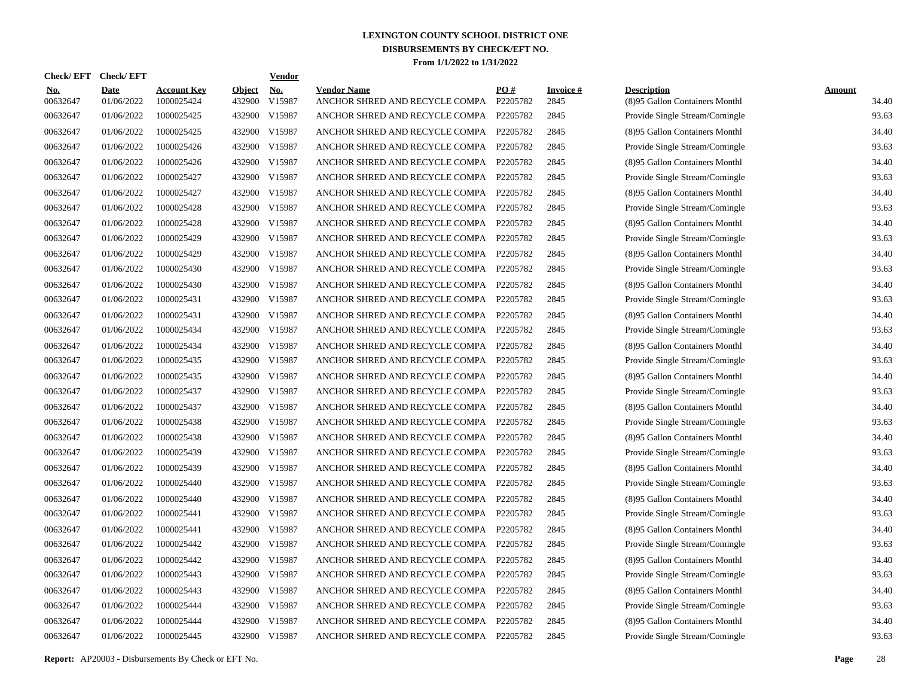# LEXINGTON COUNTY SCHOOL DISTRICT ONE
## DISBURSEMENTS BY CHECK/EFT NO.
### From 1/1/2022 to 1/31/2022

| Check/ EFT No. | Check/ EFT Date | Account Key | Object | Vendor No. | Vendor Name | PO # | Invoice # | Description | Amount |
|---|---|---|---|---|---|---|---|---|---|
| 00632647 | 01/06/2022 | 1000025424 | 432900 | V15987 | ANCHOR SHRED AND RECYCLE COMPA | P2205782 | 2845 | (8)95 Gallon Containers Monthl | 34.40 |
| 00632647 | 01/06/2022 | 1000025425 | 432900 | V15987 | ANCHOR SHRED AND RECYCLE COMPA | P2205782 | 2845 | Provide Single Stream/Comingle | 93.63 |
| 00632647 | 01/06/2022 | 1000025425 | 432900 | V15987 | ANCHOR SHRED AND RECYCLE COMPA | P2205782 | 2845 | (8)95 Gallon Containers Monthl | 34.40 |
| 00632647 | 01/06/2022 | 1000025426 | 432900 | V15987 | ANCHOR SHRED AND RECYCLE COMPA | P2205782 | 2845 | Provide Single Stream/Comingle | 93.63 |
| 00632647 | 01/06/2022 | 1000025426 | 432900 | V15987 | ANCHOR SHRED AND RECYCLE COMPA | P2205782 | 2845 | (8)95 Gallon Containers Monthl | 34.40 |
| 00632647 | 01/06/2022 | 1000025427 | 432900 | V15987 | ANCHOR SHRED AND RECYCLE COMPA | P2205782 | 2845 | Provide Single Stream/Comingle | 93.63 |
| 00632647 | 01/06/2022 | 1000025427 | 432900 | V15987 | ANCHOR SHRED AND RECYCLE COMPA | P2205782 | 2845 | (8)95 Gallon Containers Monthl | 34.40 |
| 00632647 | 01/06/2022 | 1000025428 | 432900 | V15987 | ANCHOR SHRED AND RECYCLE COMPA | P2205782 | 2845 | Provide Single Stream/Comingle | 93.63 |
| 00632647 | 01/06/2022 | 1000025428 | 432900 | V15987 | ANCHOR SHRED AND RECYCLE COMPA | P2205782 | 2845 | (8)95 Gallon Containers Monthl | 34.40 |
| 00632647 | 01/06/2022 | 1000025429 | 432900 | V15987 | ANCHOR SHRED AND RECYCLE COMPA | P2205782 | 2845 | Provide Single Stream/Comingle | 93.63 |
| 00632647 | 01/06/2022 | 1000025429 | 432900 | V15987 | ANCHOR SHRED AND RECYCLE COMPA | P2205782 | 2845 | (8)95 Gallon Containers Monthl | 34.40 |
| 00632647 | 01/06/2022 | 1000025430 | 432900 | V15987 | ANCHOR SHRED AND RECYCLE COMPA | P2205782 | 2845 | Provide Single Stream/Comingle | 93.63 |
| 00632647 | 01/06/2022 | 1000025430 | 432900 | V15987 | ANCHOR SHRED AND RECYCLE COMPA | P2205782 | 2845 | (8)95 Gallon Containers Monthl | 34.40 |
| 00632647 | 01/06/2022 | 1000025431 | 432900 | V15987 | ANCHOR SHRED AND RECYCLE COMPA | P2205782 | 2845 | Provide Single Stream/Comingle | 93.63 |
| 00632647 | 01/06/2022 | 1000025431 | 432900 | V15987 | ANCHOR SHRED AND RECYCLE COMPA | P2205782 | 2845 | (8)95 Gallon Containers Monthl | 34.40 |
| 00632647 | 01/06/2022 | 1000025434 | 432900 | V15987 | ANCHOR SHRED AND RECYCLE COMPA | P2205782 | 2845 | Provide Single Stream/Comingle | 93.63 |
| 00632647 | 01/06/2022 | 1000025434 | 432900 | V15987 | ANCHOR SHRED AND RECYCLE COMPA | P2205782 | 2845 | (8)95 Gallon Containers Monthl | 34.40 |
| 00632647 | 01/06/2022 | 1000025435 | 432900 | V15987 | ANCHOR SHRED AND RECYCLE COMPA | P2205782 | 2845 | Provide Single Stream/Comingle | 93.63 |
| 00632647 | 01/06/2022 | 1000025435 | 432900 | V15987 | ANCHOR SHRED AND RECYCLE COMPA | P2205782 | 2845 | (8)95 Gallon Containers Monthl | 34.40 |
| 00632647 | 01/06/2022 | 1000025437 | 432900 | V15987 | ANCHOR SHRED AND RECYCLE COMPA | P2205782 | 2845 | Provide Single Stream/Comingle | 93.63 |
| 00632647 | 01/06/2022 | 1000025437 | 432900 | V15987 | ANCHOR SHRED AND RECYCLE COMPA | P2205782 | 2845 | (8)95 Gallon Containers Monthl | 34.40 |
| 00632647 | 01/06/2022 | 1000025438 | 432900 | V15987 | ANCHOR SHRED AND RECYCLE COMPA | P2205782 | 2845 | Provide Single Stream/Comingle | 93.63 |
| 00632647 | 01/06/2022 | 1000025438 | 432900 | V15987 | ANCHOR SHRED AND RECYCLE COMPA | P2205782 | 2845 | (8)95 Gallon Containers Monthl | 34.40 |
| 00632647 | 01/06/2022 | 1000025439 | 432900 | V15987 | ANCHOR SHRED AND RECYCLE COMPA | P2205782 | 2845 | Provide Single Stream/Comingle | 93.63 |
| 00632647 | 01/06/2022 | 1000025439 | 432900 | V15987 | ANCHOR SHRED AND RECYCLE COMPA | P2205782 | 2845 | (8)95 Gallon Containers Monthl | 34.40 |
| 00632647 | 01/06/2022 | 1000025440 | 432900 | V15987 | ANCHOR SHRED AND RECYCLE COMPA | P2205782 | 2845 | Provide Single Stream/Comingle | 93.63 |
| 00632647 | 01/06/2022 | 1000025440 | 432900 | V15987 | ANCHOR SHRED AND RECYCLE COMPA | P2205782 | 2845 | (8)95 Gallon Containers Monthl | 34.40 |
| 00632647 | 01/06/2022 | 1000025441 | 432900 | V15987 | ANCHOR SHRED AND RECYCLE COMPA | P2205782 | 2845 | Provide Single Stream/Comingle | 93.63 |
| 00632647 | 01/06/2022 | 1000025441 | 432900 | V15987 | ANCHOR SHRED AND RECYCLE COMPA | P2205782 | 2845 | (8)95 Gallon Containers Monthl | 34.40 |
| 00632647 | 01/06/2022 | 1000025442 | 432900 | V15987 | ANCHOR SHRED AND RECYCLE COMPA | P2205782 | 2845 | Provide Single Stream/Comingle | 93.63 |
| 00632647 | 01/06/2022 | 1000025442 | 432900 | V15987 | ANCHOR SHRED AND RECYCLE COMPA | P2205782 | 2845 | (8)95 Gallon Containers Monthl | 34.40 |
| 00632647 | 01/06/2022 | 1000025443 | 432900 | V15987 | ANCHOR SHRED AND RECYCLE COMPA | P2205782 | 2845 | Provide Single Stream/Comingle | 93.63 |
| 00632647 | 01/06/2022 | 1000025443 | 432900 | V15987 | ANCHOR SHRED AND RECYCLE COMPA | P2205782 | 2845 | (8)95 Gallon Containers Monthl | 34.40 |
| 00632647 | 01/06/2022 | 1000025444 | 432900 | V15987 | ANCHOR SHRED AND RECYCLE COMPA | P2205782 | 2845 | Provide Single Stream/Comingle | 93.63 |
| 00632647 | 01/06/2022 | 1000025444 | 432900 | V15987 | ANCHOR SHRED AND RECYCLE COMPA | P2205782 | 2845 | (8)95 Gallon Containers Monthl | 34.40 |
| 00632647 | 01/06/2022 | 1000025445 | 432900 | V15987 | ANCHOR SHRED AND RECYCLE COMPA | P2205782 | 2845 | Provide Single Stream/Comingle | 93.63 |

**Report:** AP20003 - Disbursements By Check or EFT No.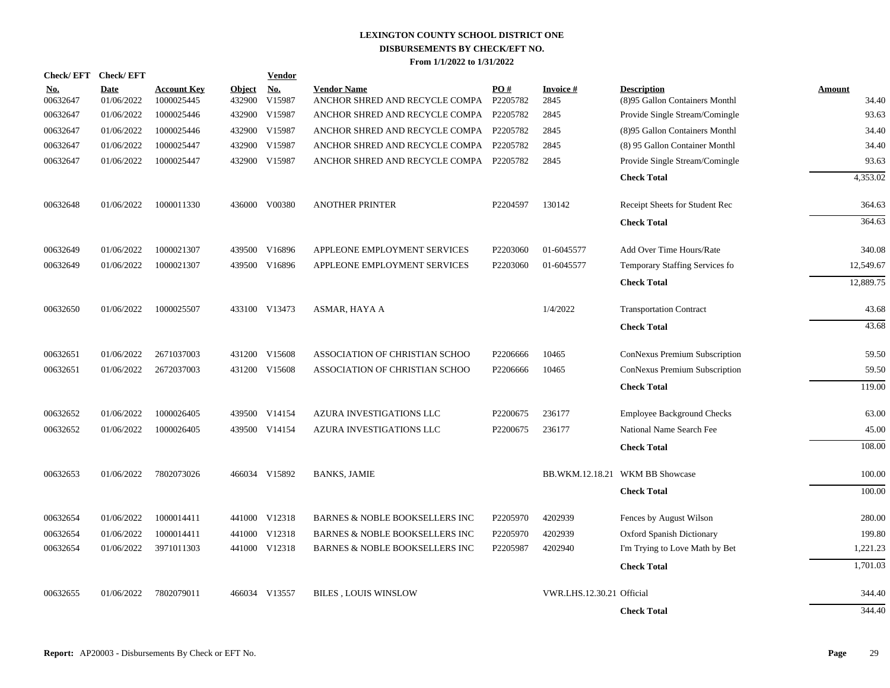# LEXINGTON COUNTY SCHOOL DISTRICT ONE

## DISBURSEMENTS BY CHECK/EFT NO.

### From 1/1/2022 to 1/31/2022

| Check/ EFT No. | Check/ EFT Date | Account Key | Object | Vendor No. | Vendor Name | PO # | Invoice # | Description | Amount |
|---|---|---|---|---|---|---|---|---|---|
| 00632647 | 01/06/2022 | 1000025445 | 432900 | V15987 | ANCHOR SHRED AND RECYCLE COMPA | P2205782 | 2845 | (8)95 Gallon Containers Monthl | 34.40 |
| 00632647 | 01/06/2022 | 1000025446 | 432900 | V15987 | ANCHOR SHRED AND RECYCLE COMPA | P2205782 | 2845 | Provide Single Stream/Comingle | 93.63 |
| 00632647 | 01/06/2022 | 1000025446 | 432900 | V15987 | ANCHOR SHRED AND RECYCLE COMPA | P2205782 | 2845 | (8)95 Gallon Containers Monthl | 34.40 |
| 00632647 | 01/06/2022 | 1000025447 | 432900 | V15987 | ANCHOR SHRED AND RECYCLE COMPA | P2205782 | 2845 | (8) 95 Gallon Container Monthl | 34.40 |
| 00632647 | 01/06/2022 | 1000025447 | 432900 | V15987 | ANCHOR SHRED AND RECYCLE COMPA | P2205782 | 2845 | Provide Single Stream/Comingle | 93.63 |
| | | | | | | | | **Check Total** | 4,353.02 |
| 00632648 | 01/06/2022 | 1000011330 | 436000 | V00380 | ANOTHER PRINTER | P2204597 | 130142 | Receipt Sheets for Student Rec | 364.63 |
| | | | | | | | | **Check Total** | 364.63 |
| 00632649 | 01/06/2022 | 1000021307 | 439500 | V16896 | APPLEONE EMPLOYMENT SERVICES | P2203060 | 01-6045577 | Add Over Time Hours/Rate | 340.08 |
| 00632649 | 01/06/2022 | 1000021307 | 439500 | V16896 | APPLEONE EMPLOYMENT SERVICES | P2203060 | 01-6045577 | Temporary Staffing Services fo | 12,549.67 |
| | | | | | | | | **Check Total** | 12,889.75 |
| 00632650 | 01/06/2022 | 1000025507 | 433100 | V13473 | ASMAR, HAYA A | | 1/4/2022 | Transportation Contract | 43.68 |
| | | | | | | | | **Check Total** | 43.68 |
| 00632651 | 01/06/2022 | 2671037003 | 431200 | V15608 | ASSOCIATION OF CHRISTIAN SCHOO | P2206666 | 10465 | ConNexus Premium Subscription | 59.50 |
| 00632651 | 01/06/2022 | 2672037003 | 431200 | V15608 | ASSOCIATION OF CHRISTIAN SCHOO | P2206666 | 10465 | ConNexus Premium Subscription | 59.50 |
| | | | | | | | | **Check Total** | 119.00 |
| 00632652 | 01/06/2022 | 1000026405 | 439500 | V14154 | AZURA INVESTIGATIONS LLC | P2200675 | 236177 | Employee Background Checks | 63.00 |
| 00632652 | 01/06/2022 | 1000026405 | 439500 | V14154 | AZURA INVESTIGATIONS LLC | P2200675 | 236177 | National Name Search Fee | 45.00 |
| | | | | | | | | **Check Total** | 108.00 |
| 00632653 | 01/06/2022 | 7802073026 | 466034 | V15892 | BANKS, JAMIE | | BB.WKM.12.18.21 | WKM BB Showcase | 100.00 |
| | | | | | | | | **Check Total** | 100.00 |
| 00632654 | 01/06/2022 | 1000014411 | 441000 | V12318 | BARNES & NOBLE BOOKSELLERS INC | P2205970 | 4202939 | Fences by August Wilson | 280.00 |
| 00632654 | 01/06/2022 | 1000014411 | 441000 | V12318 | BARNES & NOBLE BOOKSELLERS INC | P2205970 | 4202939 | Oxford Spanish Dictionary | 199.80 |
| 00632654 | 01/06/2022 | 3971011303 | 441000 | V12318 | BARNES & NOBLE BOOKSELLERS INC | P2205987 | 4202940 | I'm Trying to Love Math by Bet | 1,221.23 |
| | | | | | | | | **Check Total** | 1,701.03 |
| 00632655 | 01/06/2022 | 7802079011 | 466034 | V13557 | BILES , LOUIS WINSLOW | | VWR.LHS.12.30.21 | Official | 344.40 |
| | | | | | | | | **Check Total** | 344.40 |

**Report:** AP20003 - Disbursements By Check or EFT No.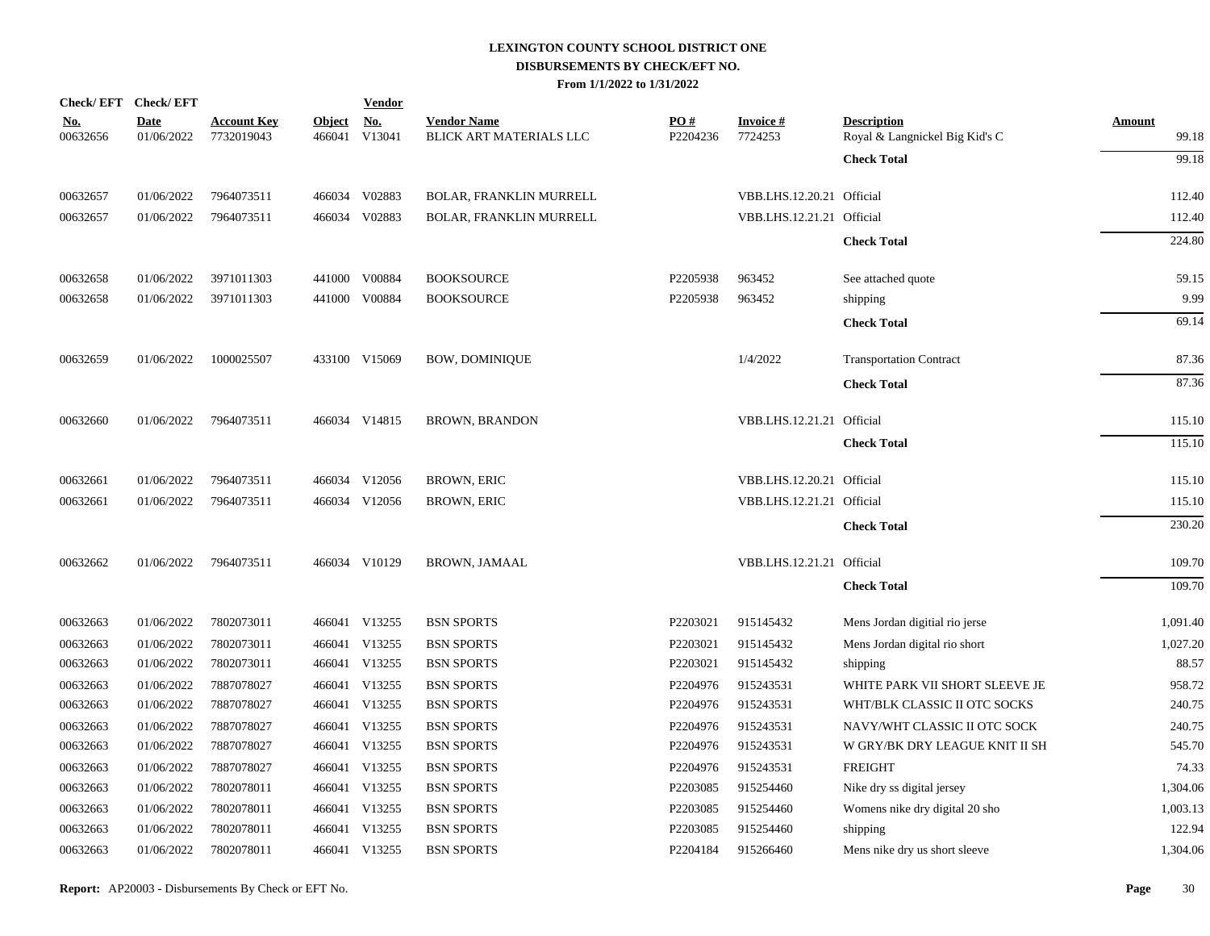# LEXINGTON COUNTY SCHOOL DISTRICT ONE

## DISBURSEMENTS BY CHECK/EFT NO.

### From 1/1/2022 to 1/31/2022

| Check/ EFT No. | Check/ EFT Date | Account Key | Object | Vendor No. | Vendor Name | PO # | Invoice # | Description | Amount |
|---|---|---|---|---|---|---|---|---|---|
| 00632656 | 01/06/2022 | 7732019043 | 466041 | V13041 | BLICK ART MATERIALS LLC | P2204236 | 7724253 | Royal & Langnickel Big Kid's C | 99.18 |
| | | | | | | | | **Check Total** | 99.18 |
| 00632657 | 01/06/2022 | 7964073511 | 466034 | V02883 | BOLAR, FRANKLIN MURRELL | | VBB.LHS.12.20.21 | Official | 112.40 |
| 00632657 | 01/06/2022 | 7964073511 | 466034 | V02883 | BOLAR, FRANKLIN MURRELL | | VBB.LHS.12.21.21 | Official | 112.40 |
| | | | | | | | | **Check Total** | 224.80 |
| 00632658 | 01/06/2022 | 3971011303 | 441000 | V00884 | BOOKSOURCE | P2205938 | 963452 | See attached quote | 59.15 |
| 00632658 | 01/06/2022 | 3971011303 | 441000 | V00884 | BOOKSOURCE | P2205938 | 963452 | shipping | 9.99 |
| | | | | | | | | **Check Total** | 69.14 |
| 00632659 | 01/06/2022 | 1000025507 | 433100 | V15069 | BOW, DOMINIQUE | | 1/4/2022 | Transportation Contract | 87.36 |
| | | | | | | | | **Check Total** | 87.36 |
| 00632660 | 01/06/2022 | 7964073511 | 466034 | V14815 | BROWN, BRANDON | | VBB.LHS.12.21.21 | Official | 115.10 |
| | | | | | | | | **Check Total** | 115.10 |
| 00632661 | 01/06/2022 | 7964073511 | 466034 | V12056 | BROWN, ERIC | | VBB.LHS.12.20.21 | Official | 115.10 |
| 00632661 | 01/06/2022 | 7964073511 | 466034 | V12056 | BROWN, ERIC | | VBB.LHS.12.21.21 | Official | 115.10 |
| | | | | | | | | **Check Total** | 230.20 |
| 00632662 | 01/06/2022 | 7964073511 | 466034 | V10129 | BROWN, JAMAAL | | VBB.LHS.12.21.21 | Official | 109.70 |
| | | | | | | | | **Check Total** | 109.70 |
| 00632663 | 01/06/2022 | 7802073011 | 466041 | V13255 | BSN SPORTS | P2203021 | 915145432 | Mens Jordan digitial rio jerse | 1,091.40 |
| 00632663 | 01/06/2022 | 7802073011 | 466041 | V13255 | BSN SPORTS | P2203021 | 915145432 | Mens Jordan digital rio short | 1,027.20 |
| 00632663 | 01/06/2022 | 7802073011 | 466041 | V13255 | BSN SPORTS | P2203021 | 915145432 | shipping | 88.57 |
| 00632663 | 01/06/2022 | 7887078027 | 466041 | V13255 | BSN SPORTS | P2204976 | 915243531 | WHITE PARK VII SHORT SLEEVE JE | 958.72 |
| 00632663 | 01/06/2022 | 7887078027 | 466041 | V13255 | BSN SPORTS | P2204976 | 915243531 | WHT/BLK CLASSIC II OTC SOCKS | 240.75 |
| 00632663 | 01/06/2022 | 7887078027 | 466041 | V13255 | BSN SPORTS | P2204976 | 915243531 | NAVY/WHT CLASSIC II OTC SOCK | 240.75 |
| 00632663 | 01/06/2022 | 7887078027 | 466041 | V13255 | BSN SPORTS | P2204976 | 915243531 | W GRY/BK DRY LEAGUE KNIT II SH | 545.70 |
| 00632663 | 01/06/2022 | 7887078027 | 466041 | V13255 | BSN SPORTS | P2204976 | 915243531 | FREIGHT | 74.33 |
| 00632663 | 01/06/2022 | 7802078011 | 466041 | V13255 | BSN SPORTS | P2203085 | 915254460 | Nike dry ss digital jersey | 1,304.06 |
| 00632663 | 01/06/2022 | 7802078011 | 466041 | V13255 | BSN SPORTS | P2203085 | 915254460 | Womens nike dry digital 20 sho | 1,003.13 |
| 00632663 | 01/06/2022 | 7802078011 | 466041 | V13255 | BSN SPORTS | P2203085 | 915254460 | shipping | 122.94 |
| 00632663 | 01/06/2022 | 7802078011 | 466041 | V13255 | BSN SPORTS | P2204184 | 915266460 | Mens nike dry us short sleeve | 1,304.06 |

**Report:** AP20003 - Disbursements By Check or EFT No.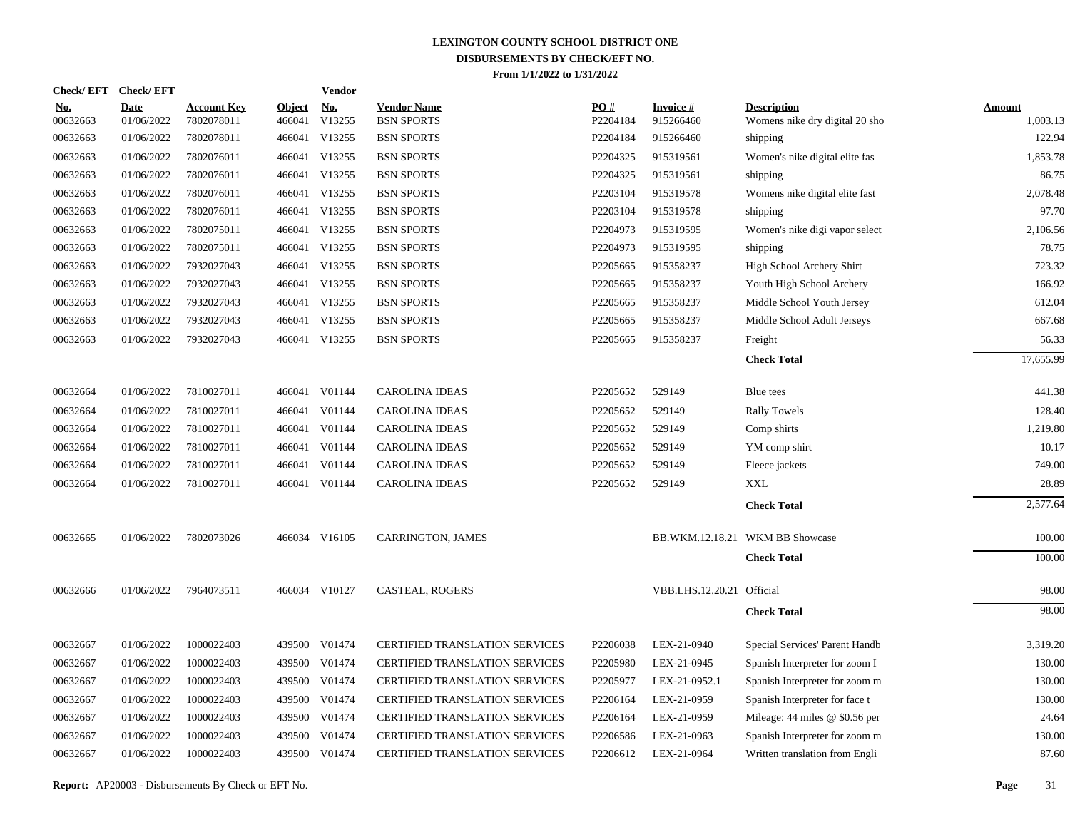**LEXINGTON COUNTY SCHOOL DISTRICT ONE**
**DISBURSEMENTS BY CHECK/EFT NO.**
**From 1/1/2022 to 1/31/2022**

| Check/ EFT No. | Check/ EFT Date | Account Key | Object | Vendor No. | Vendor Name | PO # | Invoice # | Description | Amount |
|---|---|---|---|---|---|---|---|---|---|
| 00632663 | 01/06/2022 | 7802078011 | 466041 | V13255 | BSN SPORTS | P2204184 | 915266460 | Womens nike dry digital 20 sho | 1,003.13 |
| 00632663 | 01/06/2022 | 7802078011 | 466041 | V13255 | BSN SPORTS | P2204184 | 915266460 | shipping | 122.94 |
| 00632663 | 01/06/2022 | 7802076011 | 466041 | V13255 | BSN SPORTS | P2204325 | 915319561 | Women's nike digital elite fas | 1,853.78 |
| 00632663 | 01/06/2022 | 7802076011 | 466041 | V13255 | BSN SPORTS | P2204325 | 915319561 | shipping | 86.75 |
| 00632663 | 01/06/2022 | 7802076011 | 466041 | V13255 | BSN SPORTS | P2203104 | 915319578 | Womens nike digital elite fast | 2,078.48 |
| 00632663 | 01/06/2022 | 7802076011 | 466041 | V13255 | BSN SPORTS | P2203104 | 915319578 | shipping | 97.70 |
| 00632663 | 01/06/2022 | 7802075011 | 466041 | V13255 | BSN SPORTS | P2204973 | 915319595 | Women's nike digi vapor select | 2,106.56 |
| 00632663 | 01/06/2022 | 7802075011 | 466041 | V13255 | BSN SPORTS | P2204973 | 915319595 | shipping | 78.75 |
| 00632663 | 01/06/2022 | 7932027043 | 466041 | V13255 | BSN SPORTS | P2205665 | 915358237 | High School Archery Shirt | 723.32 |
| 00632663 | 01/06/2022 | 7932027043 | 466041 | V13255 | BSN SPORTS | P2205665 | 915358237 | Youth High School Archery | 166.92 |
| 00632663 | 01/06/2022 | 7932027043 | 466041 | V13255 | BSN SPORTS | P2205665 | 915358237 | Middle School Youth Jersey | 612.04 |
| 00632663 | 01/06/2022 | 7932027043 | 466041 | V13255 | BSN SPORTS | P2205665 | 915358237 | Middle School Adult Jerseys | 667.68 |
| 00632663 | 01/06/2022 | 7932027043 | 466041 | V13255 | BSN SPORTS | P2205665 | 915358237 | Freight | 56.33 |
| | | | | | | | | **Check Total** | 17,655.99 |
| 00632664 | 01/06/2022 | 7810027011 | 466041 | V01144 | CAROLINA IDEAS | P2205652 | 529149 | Blue tees | 441.38 |
| 00632664 | 01/06/2022 | 7810027011 | 466041 | V01144 | CAROLINA IDEAS | P2205652 | 529149 | Rally Towels | 128.40 |
| 00632664 | 01/06/2022 | 7810027011 | 466041 | V01144 | CAROLINA IDEAS | P2205652 | 529149 | Comp shirts | 1,219.80 |
| 00632664 | 01/06/2022 | 7810027011 | 466041 | V01144 | CAROLINA IDEAS | P2205652 | 529149 | YM comp shirt | 10.17 |
| 00632664 | 01/06/2022 | 7810027011 | 466041 | V01144 | CAROLINA IDEAS | P2205652 | 529149 | Fleece jackets | 749.00 |
| 00632664 | 01/06/2022 | 7810027011 | 466041 | V01144 | CAROLINA IDEAS | P2205652 | 529149 | XXL | 28.89 |
| | | | | | | | | **Check Total** | 2,577.64 |
| 00632665 | 01/06/2022 | 7802073026 | 466034 | V16105 | CARRINGTON, JAMES | | BB.WKM.12.18.21 | WKM BB Showcase | 100.00 |
| | | | | | | | | **Check Total** | 100.00 |
| 00632666 | 01/06/2022 | 7964073511 | 466034 | V10127 | CASTEAL, ROGERS | | VBB.LHS.12.20.21 | Official | 98.00 |
| | | | | | | | | **Check Total** | 98.00 |
| 00632667 | 01/06/2022 | 1000022403 | 439500 | V01474 | CERTIFIED TRANSLATION SERVICES | P2206038 | LEX-21-0940 | Special Services' Parent Handb | 3,319.20 |
| 00632667 | 01/06/2022 | 1000022403 | 439500 | V01474 | CERTIFIED TRANSLATION SERVICES | P2205980 | LEX-21-0945 | Spanish Interpreter for zoom I | 130.00 |
| 00632667 | 01/06/2022 | 1000022403 | 439500 | V01474 | CERTIFIED TRANSLATION SERVICES | P2205977 | LEX-21-0952.1 | Spanish Interpreter for zoom m | 130.00 |
| 00632667 | 01/06/2022 | 1000022403 | 439500 | V01474 | CERTIFIED TRANSLATION SERVICES | P2206164 | LEX-21-0959 | Spanish Interpreter for face t | 130.00 |
| 00632667 | 01/06/2022 | 1000022403 | 439500 | V01474 | CERTIFIED TRANSLATION SERVICES | P2206164 | LEX-21-0959 | Mileage: 44 miles @ $0.56 per | 24.64 |
| 00632667 | 01/06/2022 | 1000022403 | 439500 | V01474 | CERTIFIED TRANSLATION SERVICES | P2206586 | LEX-21-0963 | Spanish Interpreter for zoom m | 130.00 |
| 00632667 | 01/06/2022 | 1000022403 | 439500 | V01474 | CERTIFIED TRANSLATION SERVICES | P2206612 | LEX-21-0964 | Written translation from Engli | 87.60 |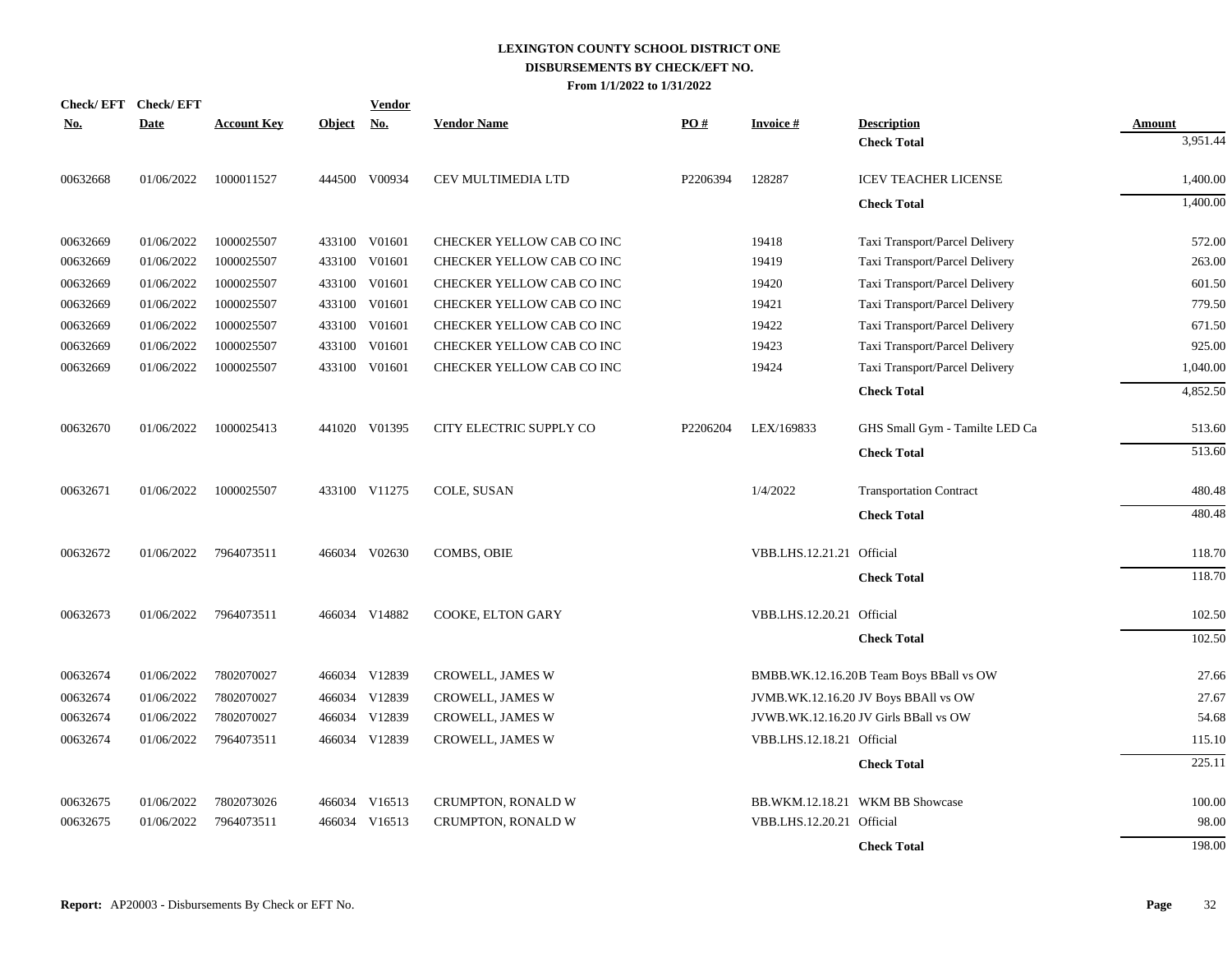**LEXINGTON COUNTY SCHOOL DISTRICT ONE**
**DISBURSEMENTS BY CHECK/EFT NO.**
**From 1/1/2022 to 1/31/2022**

| Check/ EFT No. | Check/ EFT Date | Account Key | Object | Vendor No. | Vendor Name | PO # | Invoice # | Description | Amount |
|---|---|---|---|---|---|---|---|---|---|
| | | | | | | | | **Check Total** | 3,951.44 |
| 00632668 | 01/06/2022 | 1000011527 | 444500 | V00934 | CEV MULTIMEDIA LTD | P2206394 | 128287 | ICEV TEACHER LICENSE | 1,400.00 |
| | | | | | | | | **Check Total** | 1,400.00 |
| 00632669 | 01/06/2022 | 1000025507 | 433100 | V01601 | CHECKER YELLOW CAB CO INC | | 19418 | Taxi Transport/Parcel Delivery | 572.00 |
| 00632669 | 01/06/2022 | 1000025507 | 433100 | V01601 | CHECKER YELLOW CAB CO INC | | 19419 | Taxi Transport/Parcel Delivery | 263.00 |
| 00632669 | 01/06/2022 | 1000025507 | 433100 | V01601 | CHECKER YELLOW CAB CO INC | | 19420 | Taxi Transport/Parcel Delivery | 601.50 |
| 00632669 | 01/06/2022 | 1000025507 | 433100 | V01601 | CHECKER YELLOW CAB CO INC | | 19421 | Taxi Transport/Parcel Delivery | 779.50 |
| 00632669 | 01/06/2022 | 1000025507 | 433100 | V01601 | CHECKER YELLOW CAB CO INC | | 19422 | Taxi Transport/Parcel Delivery | 671.50 |
| 00632669 | 01/06/2022 | 1000025507 | 433100 | V01601 | CHECKER YELLOW CAB CO INC | | 19423 | Taxi Transport/Parcel Delivery | 925.00 |
| 00632669 | 01/06/2022 | 1000025507 | 433100 | V01601 | CHECKER YELLOW CAB CO INC | | 19424 | Taxi Transport/Parcel Delivery | 1,040.00 |
| | | | | | | | | **Check Total** | 4,852.50 |
| 00632670 | 01/06/2022 | 1000025413 | 441020 | V01395 | CITY ELECTRIC SUPPLY CO | P2206204 | LEX/169833 | GHS Small Gym - Tamilte LED Ca | 513.60 |
| | | | | | | | | **Check Total** | 513.60 |
| 00632671 | 01/06/2022 | 1000025507 | 433100 | V11275 | COLE, SUSAN | | 1/4/2022 | Transportation Contract | 480.48 |
| | | | | | | | | **Check Total** | 480.48 |
| 00632672 | 01/06/2022 | 7964073511 | 466034 | V02630 | COMBS, OBIE | | VBB.LHS.12.21.21 | Official | 118.70 |
| | | | | | | | | **Check Total** | 118.70 |
| 00632673 | 01/06/2022 | 7964073511 | 466034 | V14882 | COOKE, ELTON GARY | | VBB.LHS.12.20.21 | Official | 102.50 |
| | | | | | | | | **Check Total** | 102.50 |
| 00632674 | 01/06/2022 | 7802070027 | 466034 | V12839 | CROWELL, JAMES W | | BMBB.WK.12.16.20 | B Team Boys BBall vs OW | 27.66 |
| 00632674 | 01/06/2022 | 7802070027 | 466034 | V12839 | CROWELL, JAMES W | | JVMB.WK.12.16.20 | JV Boys BBAll vs OW | 27.67 |
| 00632674 | 01/06/2022 | 7802070027 | 466034 | V12839 | CROWELL, JAMES W | | JVWB.WK.12.16.20 | JV Girls BBall vs OW | 54.68 |
| 00632674 | 01/06/2022 | 7964073511 | 466034 | V12839 | CROWELL, JAMES W | | VBB.LHS.12.18.21 | Official | 115.10 |
| | | | | | | | | **Check Total** | 225.11 |
| 00632675 | 01/06/2022 | 7802073026 | 466034 | V16513 | CRUMPTON, RONALD W | | BB.WKM.12.18.21 | WKM BB Showcase | 100.00 |
| 00632675 | 01/06/2022 | 7964073511 | 466034 | V16513 | CRUMPTON, RONALD W | | VBB.LHS.12.20.21 | Official | 98.00 |
| | | | | | | | | **Check Total** | 198.00 |

**Report:** AP20003 - Disbursements By Check or EFT No.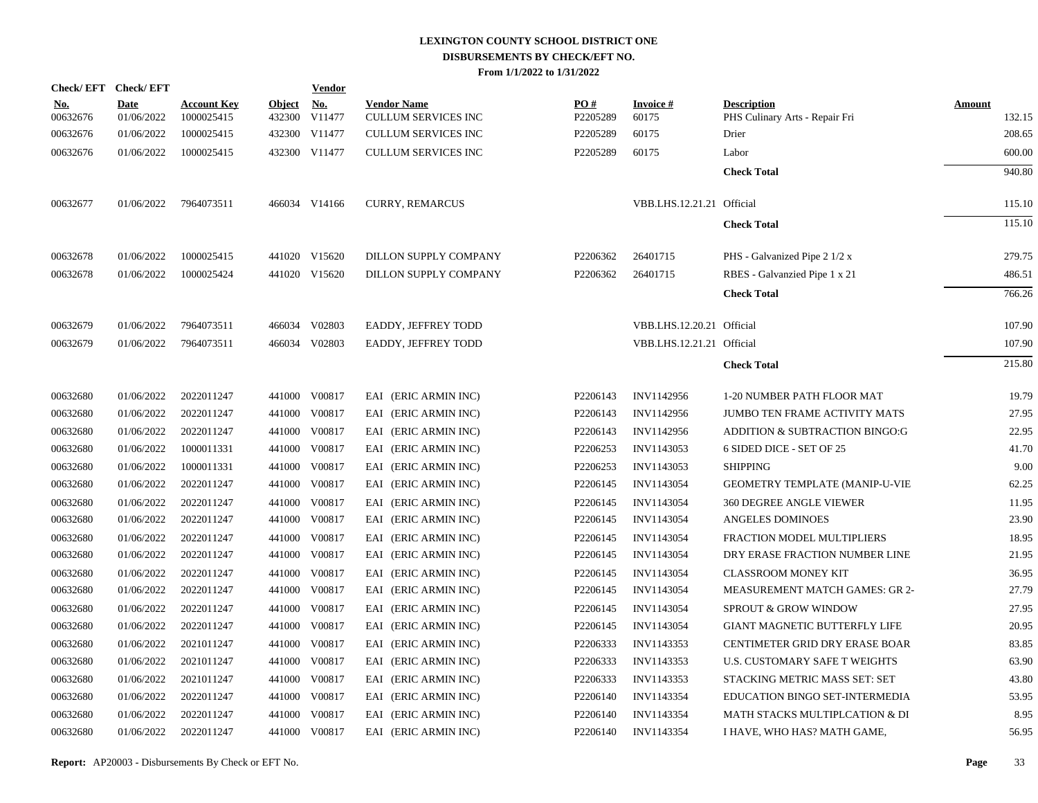# LEXINGTON COUNTY SCHOOL DISTRICT ONE

## DISBURSEMENTS BY CHECK/EFT NO.

### From 1/1/2022 to 1/31/2022

| Check/ EFT No. | Check/ EFT Date | Account Key | Object | Vendor No. | Vendor Name | PO # | Invoice # | Description | Amount |
|---|---|---|---|---|---|---|---|---|---|
| 00632676 | 01/06/2022 | 1000025415 | 432300 | V11477 | CULLUM SERVICES INC | P2205289 | 60175 | PHS Culinary Arts - Repair Fri | 132.15 |
| 00632676 | 01/06/2022 | 1000025415 | 432300 | V11477 | CULLUM SERVICES INC | P2205289 | 60175 | Drier | 208.65 |
| 00632676 | 01/06/2022 | 1000025415 | 432300 | V11477 | CULLUM SERVICES INC | P2205289 | 60175 | Labor | 600.00 |
| | | | | | | | | **Check Total** | 940.80 |
| 00632677 | 01/06/2022 | 7964073511 | 466034 | V14166 | CURRY, REMARCUS | | VBB.LHS.12.21.21 | Official | 115.10 |
| | | | | | | | | **Check Total** | 115.10 |
| 00632678 | 01/06/2022 | 1000025415 | 441020 | V15620 | DILLON SUPPLY COMPANY | P2206362 | 26401715 | PHS - Galvanized Pipe 2 1/2 x | 279.75 |
| 00632678 | 01/06/2022 | 1000025424 | 441020 | V15620 | DILLON SUPPLY COMPANY | P2206362 | 26401715 | RBES - Galvanzied Pipe 1 x 21 | 486.51 |
| | | | | | | | | **Check Total** | 766.26 |
| 00632679 | 01/06/2022 | 7964073511 | 466034 | V02803 | EADDY, JEFFREY TODD | | VBB.LHS.12.20.21 | Official | 107.90 |
| 00632679 | 01/06/2022 | 7964073511 | 466034 | V02803 | EADDY, JEFFREY TODD | | VBB.LHS.12.21.21 | Official | 107.90 |
| | | | | | | | | **Check Total** | 215.80 |
| 00632680 | 01/06/2022 | 2022011247 | 441000 | V00817 | EAI (ERIC ARMIN INC) | P2206143 | INV1142956 | 1-20 NUMBER PATH FLOOR MAT | 19.79 |
| 00632680 | 01/06/2022 | 2022011247 | 441000 | V00817 | EAI (ERIC ARMIN INC) | P2206143 | INV1142956 | JUMBO TEN FRAME ACTIVITY MATS | 27.95 |
| 00632680 | 01/06/2022 | 2022011247 | 441000 | V00817 | EAI (ERIC ARMIN INC) | P2206143 | INV1142956 | ADDITION & SUBTRACTION BINGO:G | 22.95 |
| 00632680 | 01/06/2022 | 1000011331 | 441000 | V00817 | EAI (ERIC ARMIN INC) | P2206253 | INV1143053 | 6 SIDED DICE - SET OF 25 | 41.70 |
| 00632680 | 01/06/2022 | 1000011331 | 441000 | V00817 | EAI (ERIC ARMIN INC) | P2206253 | INV1143053 | SHIPPING | 9.00 |
| 00632680 | 01/06/2022 | 2022011247 | 441000 | V00817 | EAI (ERIC ARMIN INC) | P2206145 | INV1143054 | GEOMETRY TEMPLATE (MANIP-U-VIE | 62.25 |
| 00632680 | 01/06/2022 | 2022011247 | 441000 | V00817 | EAI (ERIC ARMIN INC) | P2206145 | INV1143054 | 360 DEGREE ANGLE VIEWER | 11.95 |
| 00632680 | 01/06/2022 | 2022011247 | 441000 | V00817 | EAI (ERIC ARMIN INC) | P2206145 | INV1143054 | ANGELES DOMINOES | 23.90 |
| 00632680 | 01/06/2022 | 2022011247 | 441000 | V00817 | EAI (ERIC ARMIN INC) | P2206145 | INV1143054 | FRACTION MODEL MULTIPLIERS | 18.95 |
| 00632680 | 01/06/2022 | 2022011247 | 441000 | V00817 | EAI (ERIC ARMIN INC) | P2206145 | INV1143054 | DRY ERASE FRACTION NUMBER LINE | 21.95 |
| 00632680 | 01/06/2022 | 2022011247 | 441000 | V00817 | EAI (ERIC ARMIN INC) | P2206145 | INV1143054 | CLASSROOM MONEY KIT | 36.95 |
| 00632680 | 01/06/2022 | 2022011247 | 441000 | V00817 | EAI (ERIC ARMIN INC) | P2206145 | INV1143054 | MEASUREMENT MATCH GAMES: GR 2- | 27.79 |
| 00632680 | 01/06/2022 | 2022011247 | 441000 | V00817 | EAI (ERIC ARMIN INC) | P2206145 | INV1143054 | SPROUT & GROW WINDOW | 27.95 |
| 00632680 | 01/06/2022 | 2022011247 | 441000 | V00817 | EAI (ERIC ARMIN INC) | P2206145 | INV1143054 | GIANT MAGNETIC BUTTERFLY LIFE | 20.95 |
| 00632680 | 01/06/2022 | 2021011247 | 441000 | V00817 | EAI (ERIC ARMIN INC) | P2206333 | INV1143353 | CENTIMETER GRID DRY ERASE BOAR | 83.85 |
| 00632680 | 01/06/2022 | 2021011247 | 441000 | V00817 | EAI (ERIC ARMIN INC) | P2206333 | INV1143353 | U.S. CUSTOMARY SAFE T WEIGHTS | 63.90 |
| 00632680 | 01/06/2022 | 2021011247 | 441000 | V00817 | EAI (ERIC ARMIN INC) | P2206333 | INV1143353 | STACKING METRIC MASS SET: SET | 43.80 |
| 00632680 | 01/06/2022 | 2022011247 | 441000 | V00817 | EAI (ERIC ARMIN INC) | P2206140 | INV1143354 | EDUCATION BINGO SET-INTERMEDIA | 53.95 |
| 00632680 | 01/06/2022 | 2022011247 | 441000 | V00817 | EAI (ERIC ARMIN INC) | P2206140 | INV1143354 | MATH STACKS MULTIPLCATION & DI | 8.95 |
| 00632680 | 01/06/2022 | 2022011247 | 441000 | V00817 | EAI (ERIC ARMIN INC) | P2206140 | INV1143354 | I HAVE, WHO HAS? MATH GAME, | 56.95 |

**Report:** AP20003 - Disbursements By Check or EFT No.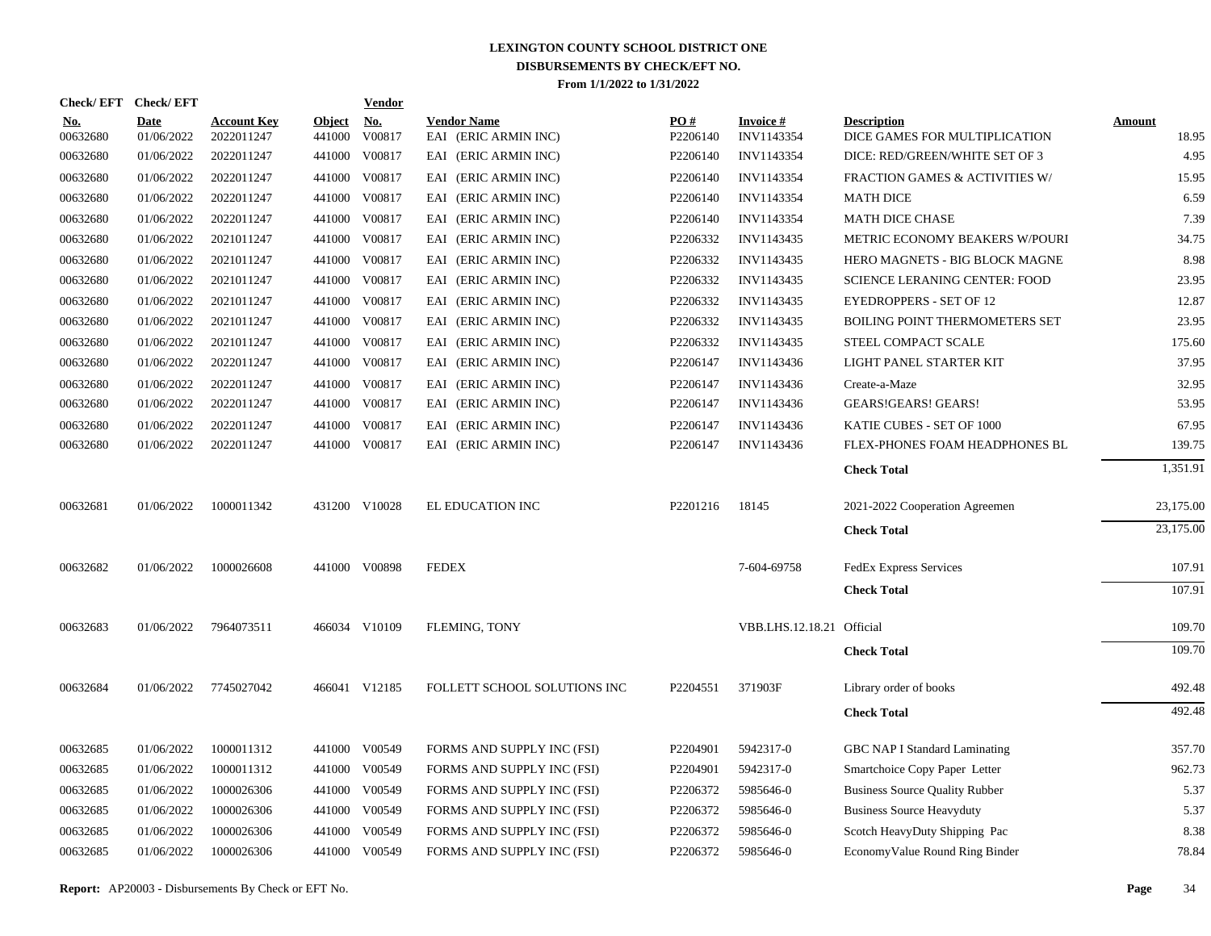# LEXINGTON COUNTY SCHOOL DISTRICT ONE
## DISBURSEMENTS BY CHECK/EFT NO.
### From 1/1/2022 to 1/31/2022

| Check/ EFT No. | Check/ EFT Date | Account Key | Object | Vendor No. | Vendor Name | PO # | Invoice # | Description | Amount |
|---|---|---|---|---|---|---|---|---|---|
| 00632680 | 01/06/2022 | 2022011247 | 441000 | V00817 | EAI (ERIC ARMIN INC) | P2206140 | INV1143354 | DICE GAMES FOR MULTIPLICATION | 18.95 |
| 00632680 | 01/06/2022 | 2022011247 | 441000 | V00817 | EAI (ERIC ARMIN INC) | P2206140 | INV1143354 | DICE: RED/GREEN/WHITE SET OF 3 | 4.95 |
| 00632680 | 01/06/2022 | 2022011247 | 441000 | V00817 | EAI (ERIC ARMIN INC) | P2206140 | INV1143354 | FRACTION GAMES & ACTIVITIES W/ | 15.95 |
| 00632680 | 01/06/2022 | 2022011247 | 441000 | V00817 | EAI (ERIC ARMIN INC) | P2206140 | INV1143354 | MATH DICE | 6.59 |
| 00632680 | 01/06/2022 | 2022011247 | 441000 | V00817 | EAI (ERIC ARMIN INC) | P2206140 | INV1143354 | MATH DICE CHASE | 7.39 |
| 00632680 | 01/06/2022 | 2021011247 | 441000 | V00817 | EAI (ERIC ARMIN INC) | P2206332 | INV1143435 | METRIC ECONOMY BEAKERS W/POURI | 34.75 |
| 00632680 | 01/06/2022 | 2021011247 | 441000 | V00817 | EAI (ERIC ARMIN INC) | P2206332 | INV1143435 | HERO MAGNETS - BIG BLOCK MAGNE | 8.98 |
| 00632680 | 01/06/2022 | 2021011247 | 441000 | V00817 | EAI (ERIC ARMIN INC) | P2206332 | INV1143435 | SCIENCE LERANING CENTER: FOOD | 23.95 |
| 00632680 | 01/06/2022 | 2021011247 | 441000 | V00817 | EAI (ERIC ARMIN INC) | P2206332 | INV1143435 | EYEDROPPERS - SET OF 12 | 12.87 |
| 00632680 | 01/06/2022 | 2021011247 | 441000 | V00817 | EAI (ERIC ARMIN INC) | P2206332 | INV1143435 | BOILING POINT THERMOMETERS SET | 23.95 |
| 00632680 | 01/06/2022 | 2021011247 | 441000 | V00817 | EAI (ERIC ARMIN INC) | P2206332 | INV1143435 | STEEL COMPACT SCALE | 175.60 |
| 00632680 | 01/06/2022 | 2022011247 | 441000 | V00817 | EAI (ERIC ARMIN INC) | P2206147 | INV1143436 | LIGHT PANEL STARTER KIT | 37.95 |
| 00632680 | 01/06/2022 | 2022011247 | 441000 | V00817 | EAI (ERIC ARMIN INC) | P2206147 | INV1143436 | Create-a-Maze | 32.95 |
| 00632680 | 01/06/2022 | 2022011247 | 441000 | V00817 | EAI (ERIC ARMIN INC) | P2206147 | INV1143436 | GEARS!GEARS! GEARS! | 53.95 |
| 00632680 | 01/06/2022 | 2022011247 | 441000 | V00817 | EAI (ERIC ARMIN INC) | P2206147 | INV1143436 | KATIE CUBES - SET OF 1000 | 67.95 |
| 00632680 | 01/06/2022 | 2022011247 | 441000 | V00817 | EAI (ERIC ARMIN INC) | P2206147 | INV1143436 | FLEX-PHONES FOAM HEADPHONES BL | 139.75 |
| | | | | | | | | **Check Total** | 1,351.91 |
| 00632681 | 01/06/2022 | 1000011342 | 431200 | V10028 | EL EDUCATION INC | P2201216 | 18145 | 2021-2022 Cooperation Agreemen | 23,175.00 |
| | | | | | | | | **Check Total** | 23,175.00 |
| 00632682 | 01/06/2022 | 1000026608 | 441000 | V00898 | FEDEX | | 7-604-69758 | FedEx Express Services | 107.91 |
| | | | | | | | | **Check Total** | 107.91 |
| 00632683 | 01/06/2022 | 7964073511 | 466034 | V10109 | FLEMING, TONY | | VBB.LHS.12.18.21 | Official | 109.70 |
| | | | | | | | | **Check Total** | 109.70 |
| 00632684 | 01/06/2022 | 7745027042 | 466041 | V12185 | FOLLETT SCHOOL SOLUTIONS INC | P2204551 | 371903F | Library order of books | 492.48 |
| | | | | | | | | **Check Total** | 492.48 |
| 00632685 | 01/06/2022 | 1000011312 | 441000 | V00549 | FORMS AND SUPPLY INC (FSI) | P2204901 | 5942317-0 | GBC NAP I Standard Laminating | 357.70 |
| 00632685 | 01/06/2022 | 1000011312 | 441000 | V00549 | FORMS AND SUPPLY INC (FSI) | P2204901 | 5942317-0 | Smartchoice Copy Paper Letter | 962.73 |
| 00632685 | 01/06/2022 | 1000026306 | 441000 | V00549 | FORMS AND SUPPLY INC (FSI) | P2206372 | 5985646-0 | Business Source Quality Rubber | 5.37 |
| 00632685 | 01/06/2022 | 1000026306 | 441000 | V00549 | FORMS AND SUPPLY INC (FSI) | P2206372 | 5985646-0 | Business Source Heavyduty | 5.37 |
| 00632685 | 01/06/2022 | 1000026306 | 441000 | V00549 | FORMS AND SUPPLY INC (FSI) | P2206372 | 5985646-0 | Scotch HeavyDuty Shipping Pac | 8.38 |
| 00632685 | 01/06/2022 | 1000026306 | 441000 | V00549 | FORMS AND SUPPLY INC (FSI) | P2206372 | 5985646-0 | EconomyValue Round Ring Binder | 78.84 |

**Report:** AP20003 - Disbursements By Check or EFT No.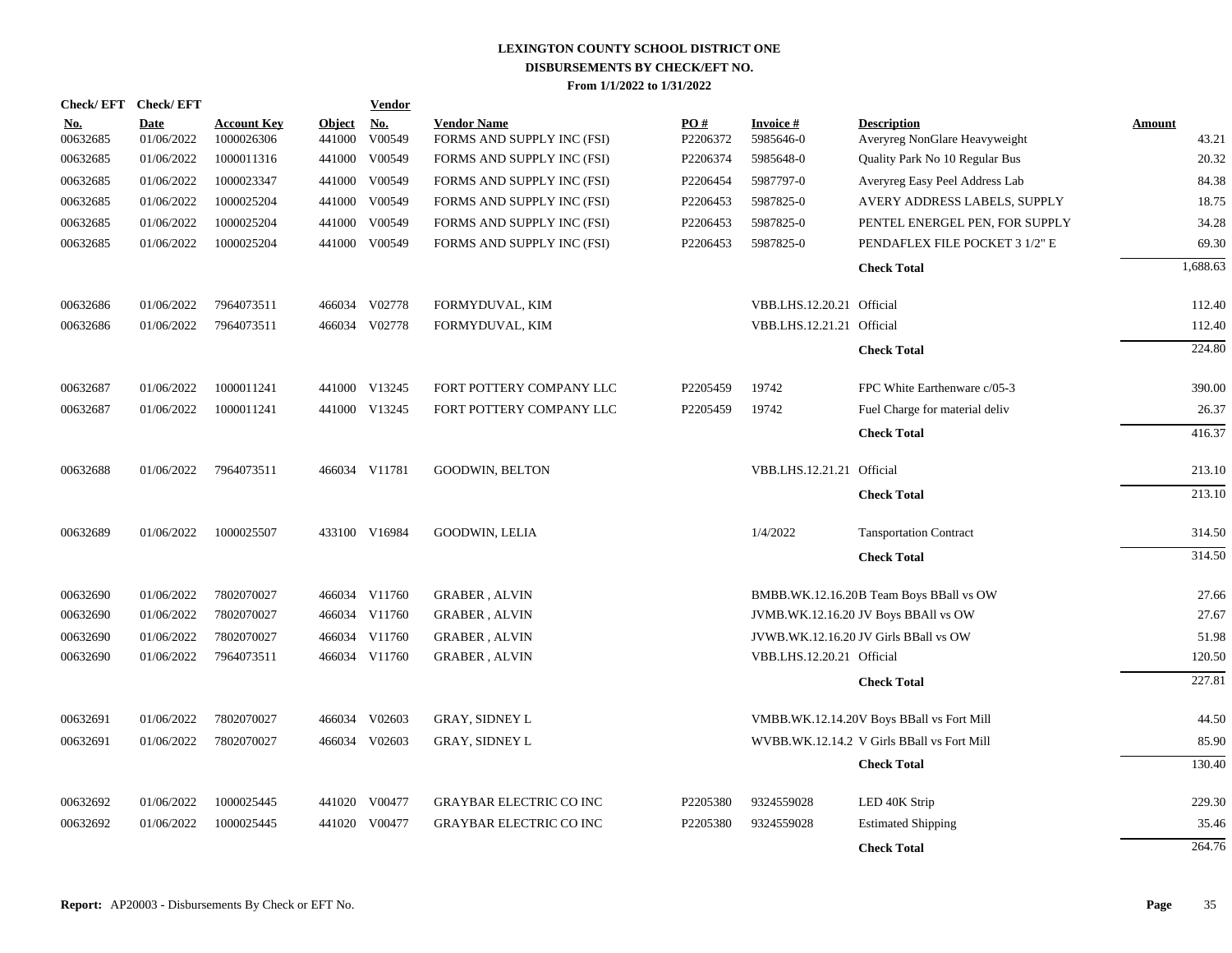# LEXINGTON COUNTY SCHOOL DISTRICT ONE
## DISBURSEMENTS BY CHECK/EFT NO.
### From 1/1/2022 to 1/31/2022

| Check/ EFT No. | Check/ EFT Date | Account Key | Object | Vendor No. | Vendor Name | PO # | Invoice # | Description | Amount |
|---|---|---|---|---|---|---|---|---|---|
| 00632685 | 01/06/2022 | 1000026306 | 441000 | V00549 | FORMS AND SUPPLY INC (FSI) | P2206372 | 5985646-0 | Averyreg NonGlare Heavyweight | 43.21 |
| 00632685 | 01/06/2022 | 1000011316 | 441000 | V00549 | FORMS AND SUPPLY INC (FSI) | P2206374 | 5985648-0 | Quality Park No 10 Regular Bus | 20.32 |
| 00632685 | 01/06/2022 | 1000023347 | 441000 | V00549 | FORMS AND SUPPLY INC (FSI) | P2206454 | 5987797-0 | Averyreg Easy Peel Address Lab | 84.38 |
| 00632685 | 01/06/2022 | 1000025204 | 441000 | V00549 | FORMS AND SUPPLY INC (FSI) | P2206453 | 5987825-0 | AVERY ADDRESS LABELS, SUPPLY | 18.75 |
| 00632685 | 01/06/2022 | 1000025204 | 441000 | V00549 | FORMS AND SUPPLY INC (FSI) | P2206453 | 5987825-0 | PENTEL ENERGEL PEN, FOR SUPPLY | 34.28 |
| 00632685 | 01/06/2022 | 1000025204 | 441000 | V00549 | FORMS AND SUPPLY INC (FSI) | P2206453 | 5987825-0 | PENDAFLEX FILE POCKET 3 1/2" E | 69.30 |
| | | | | | | | | **Check Total** | 1,688.63 |
| 00632686 | 01/06/2022 | 7964073511 | 466034 | V02778 | FORMYDUVAL, KIM | | VBB.LHS.12.20.21 | Official | 112.40 |
| 00632686 | 01/06/2022 | 7964073511 | 466034 | V02778 | FORMYDUVAL, KIM | | VBB.LHS.12.21.21 | Official | 112.40 |
| | | | | | | | | **Check Total** | 224.80 |
| 00632687 | 01/06/2022 | 1000011241 | 441000 | V13245 | FORT POTTERY COMPANY LLC | P2205459 | 19742 | FPC White Earthenware c/05-3 | 390.00 |
| 00632687 | 01/06/2022 | 1000011241 | 441000 | V13245 | FORT POTTERY COMPANY LLC | P2205459 | 19742 | Fuel Charge for material deliv | 26.37 |
| | | | | | | | | **Check Total** | 416.37 |
| 00632688 | 01/06/2022 | 7964073511 | 466034 | V11781 | GOODWIN, BELTON | | VBB.LHS.12.21.21 | Official | 213.10 |
| | | | | | | | | **Check Total** | 213.10 |
| 00632689 | 01/06/2022 | 1000025507 | 433100 | V16984 | GOODWIN, LELIA | | 1/4/2022 | Tansportation Contract | 314.50 |
| | | | | | | | | **Check Total** | 314.50 |
| 00632690 | 01/06/2022 | 7802070027 | 466034 | V11760 | GRABER , ALVIN | | BMBB.WK.12.16.20 | B Team Boys BBall vs OW | 27.66 |
| 00632690 | 01/06/2022 | 7802070027 | 466034 | V11760 | GRABER , ALVIN | | JVMB.WK.12.16.20 | JV Boys BBAll vs OW | 27.67 |
| 00632690 | 01/06/2022 | 7802070027 | 466034 | V11760 | GRABER , ALVIN | | JVWB.WK.12.16.20 | JV Girls BBall vs OW | 51.98 |
| 00632690 | 01/06/2022 | 7964073511 | 466034 | V11760 | GRABER , ALVIN | | VBB.LHS.12.20.21 | Official | 120.50 |
| | | | | | | | | **Check Total** | 227.81 |
| 00632691 | 01/06/2022 | 7802070027 | 466034 | V02603 | GRAY, SIDNEY L | | VMBB.WK.12.14.20 | V Boys BBall vs Fort Mill | 44.50 |
| 00632691 | 01/06/2022 | 7802070027 | 466034 | V02603 | GRAY, SIDNEY L | | WVBB.WK.12.14.2 | V Girls BBall vs Fort Mill | 85.90 |
| | | | | | | | | **Check Total** | 130.40 |
| 00632692 | 01/06/2022 | 1000025445 | 441020 | V00477 | GRAYBAR ELECTRIC CO INC | P2205380 | 9324559028 | LED 40K Strip | 229.30 |
| 00632692 | 01/06/2022 | 1000025445 | 441020 | V00477 | GRAYBAR ELECTRIC CO INC | P2205380 | 9324559028 | Estimated Shipping | 35.46 |
| | | | | | | | | **Check Total** | 264.76 |

**Report:** AP20003 - Disbursements By Check or EFT No.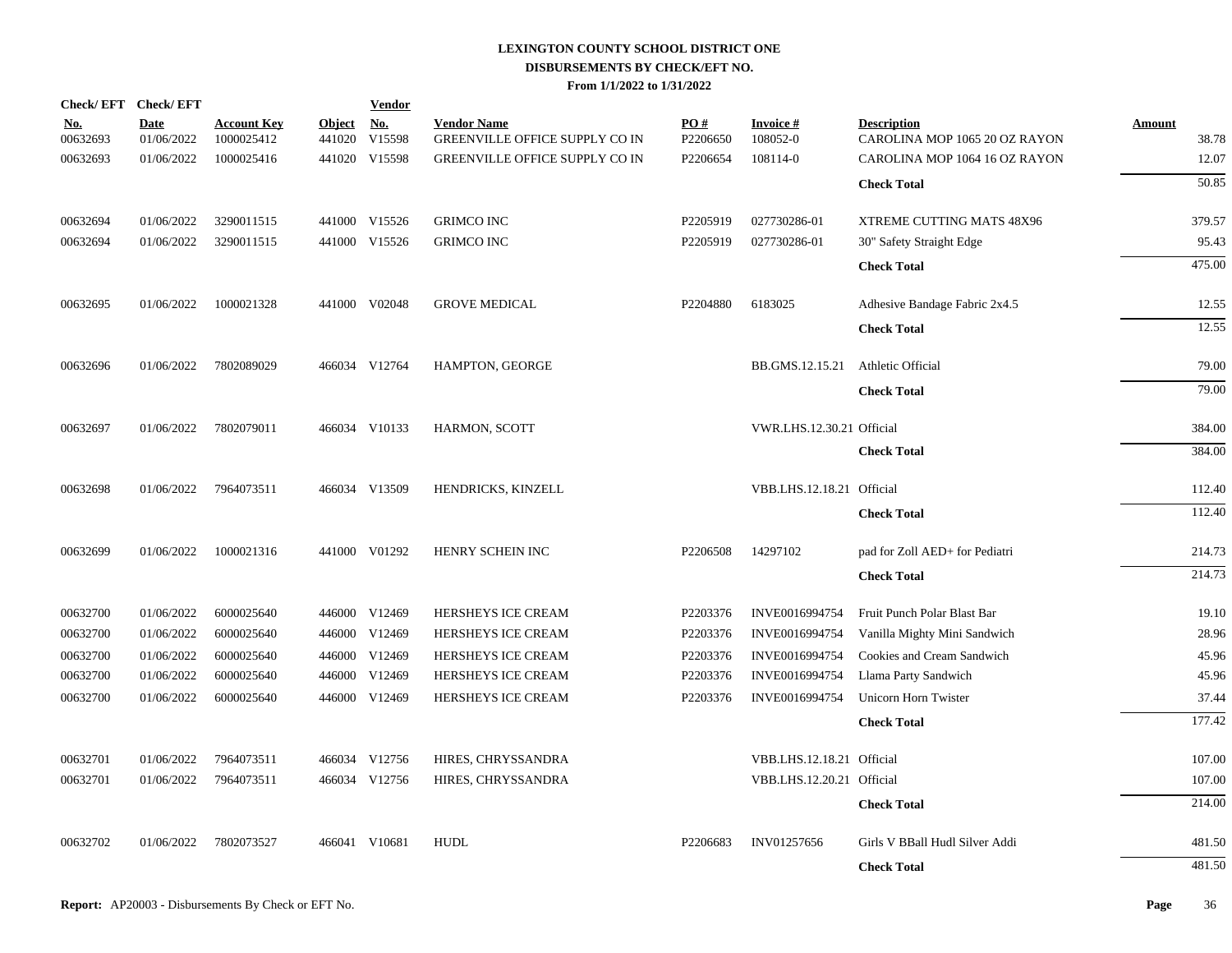# LEXINGTON COUNTY SCHOOL DISTRICT ONE
## DISBURSEMENTS BY CHECK/EFT NO.
### From 1/1/2022 to 1/31/2022

| Check/ EFT No. | Check/ EFT Date | Account Key | Object | Vendor No. | Vendor Name | PO # | Invoice # | Description | Amount |
|---|---|---|---|---|---|---|---|---|---|
| 00632693 | 01/06/2022 | 1000025412 | 441020 | V15598 | GREENVILLE OFFICE SUPPLY CO IN | P2206650 | 108052-0 | CAROLINA MOP 1065 20 OZ RAYON | 38.78 |
| 00632693 | 01/06/2022 | 1000025416 | 441020 | V15598 | GREENVILLE OFFICE SUPPLY CO IN | P2206654 | 108114-0 | CAROLINA MOP 1064 16 OZ RAYON | 12.07 |
| | | | | | | | | **Check Total** | 50.85 |
| 00632694 | 01/06/2022 | 3290011515 | 441000 | V15526 | GRIMCO INC | P2205919 | 027730286-01 | XTREME CUTTING MATS 48X96 | 379.57 |
| 00632694 | 01/06/2022 | 3290011515 | 441000 | V15526 | GRIMCO INC | P2205919 | 027730286-01 | 30" Safety Straight Edge | 95.43 |
| | | | | | | | | **Check Total** | 475.00 |
| 00632695 | 01/06/2022 | 1000021328 | 441000 | V02048 | GROVE MEDICAL | P2204880 | 6183025 | Adhesive Bandage Fabric 2x4.5 | 12.55 |
| | | | | | | | | **Check Total** | 12.55 |
| 00632696 | 01/06/2022 | 7802089029 | 466034 | V12764 | HAMPTON, GEORGE | | BB.GMS.12.15.21 | Athletic Official | 79.00 |
| | | | | | | | | **Check Total** | 79.00 |
| 00632697 | 01/06/2022 | 7802079011 | 466034 | V10133 | HARMON, SCOTT | | VWR.LHS.12.30.21 | Official | 384.00 |
| | | | | | | | | **Check Total** | 384.00 |
| 00632698 | 01/06/2022 | 7964073511 | 466034 | V13509 | HENDRICKS, KINZELL | | VBB.LHS.12.18.21 | Official | 112.40 |
| | | | | | | | | **Check Total** | 112.40 |
| 00632699 | 01/06/2022 | 1000021316 | 441000 | V01292 | HENRY SCHEIN INC | P2206508 | 14297102 | pad for Zoll AED+ for Pediatri | 214.73 |
| | | | | | | | | **Check Total** | 214.73 |
| 00632700 | 01/06/2022 | 6000025640 | 446000 | V12469 | HERSHEYS ICE CREAM | P2203376 | INVE0016994754 | Fruit Punch Polar Blast Bar | 19.10 |
| 00632700 | 01/06/2022 | 6000025640 | 446000 | V12469 | HERSHEYS ICE CREAM | P2203376 | INVE0016994754 | Vanilla Mighty Mini Sandwich | 28.96 |
| 00632700 | 01/06/2022 | 6000025640 | 446000 | V12469 | HERSHEYS ICE CREAM | P2203376 | INVE0016994754 | Cookies and Cream Sandwich | 45.96 |
| 00632700 | 01/06/2022 | 6000025640 | 446000 | V12469 | HERSHEYS ICE CREAM | P2203376 | INVE0016994754 | Llama Party Sandwich | 45.96 |
| 00632700 | 01/06/2022 | 6000025640 | 446000 | V12469 | HERSHEYS ICE CREAM | P2203376 | INVE0016994754 | Unicorn Horn Twister | 37.44 |
| | | | | | | | | **Check Total** | 177.42 |
| 00632701 | 01/06/2022 | 7964073511 | 466034 | V12756 | HIRES, CHRYSSANDRA | | VBB.LHS.12.18.21 | Official | 107.00 |
| 00632701 | 01/06/2022 | 7964073511 | 466034 | V12756 | HIRES, CHRYSSANDRA | | VBB.LHS.12.20.21 | Official | 107.00 |
| | | | | | | | | **Check Total** | 214.00 |
| 00632702 | 01/06/2022 | 7802073527 | 466041 | V10681 | HUDL | P2206683 | INV01257656 | Girls V BBall Hudl Silver Addi | 481.50 |
| | | | | | | | | **Check Total** | 481.50 |

**Report:** AP20003 - Disbursements By Check or EFT No.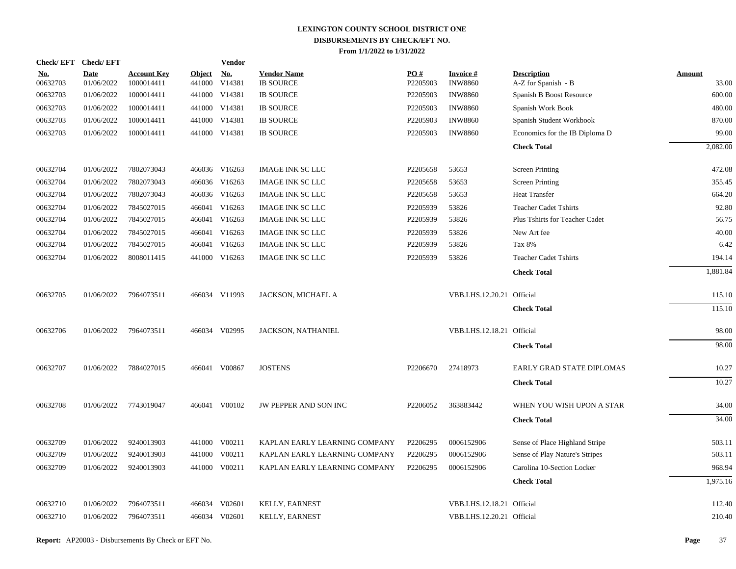# LEXINGTON COUNTY SCHOOL DISTRICT ONE
## DISBURSEMENTS BY CHECK/EFT NO.
### From 1/1/2022 to 1/31/2022

| Check/ EFT No. | Check/ EFT Date | Account Key | Object | Vendor No. | Vendor Name | PO # | Invoice # | Description | Amount |
|---|---|---|---|---|---|---|---|---|---|
| 00632703 | 01/06/2022 | 1000014411 | 441000 | V14381 | IB SOURCE | P2205903 | INW8860 | A-Z for Spanish - B | 33.00 |
| 00632703 | 01/06/2022 | 1000014411 | 441000 | V14381 | IB SOURCE | P2205903 | INW8860 | Spanish B Boost Resource | 600.00 |
| 00632703 | 01/06/2022 | 1000014411 | 441000 | V14381 | IB SOURCE | P2205903 | INW8860 | Spanish Work Book | 480.00 |
| 00632703 | 01/06/2022 | 1000014411 | 441000 | V14381 | IB SOURCE | P2205903 | INW8860 | Spanish Student Workbook | 870.00 |
| 00632703 | 01/06/2022 | 1000014411 | 441000 | V14381 | IB SOURCE | P2205903 | INW8860 | Economics for the IB Diploma D | 99.00 |
| | | | | | | | | **Check Total** | 2,082.00 |
| 00632704 | 01/06/2022 | 7802073043 | 466036 | V16263 | IMAGE INK SC LLC | P2205658 | 53653 | Screen Printing | 472.08 |
| 00632704 | 01/06/2022 | 7802073043 | 466036 | V16263 | IMAGE INK SC LLC | P2205658 | 53653 | Screen Printing | 355.45 |
| 00632704 | 01/06/2022 | 7802073043 | 466036 | V16263 | IMAGE INK SC LLC | P2205658 | 53653 | Heat Transfer | 664.20 |
| 00632704 | 01/06/2022 | 7845027015 | 466041 | V16263 | IMAGE INK SC LLC | P2205939 | 53826 | Teacher Cadet Tshirts | 92.80 |
| 00632704 | 01/06/2022 | 7845027015 | 466041 | V16263 | IMAGE INK SC LLC | P2205939 | 53826 | Plus Tshirts for Teacher Cadet | 56.75 |
| 00632704 | 01/06/2022 | 7845027015 | 466041 | V16263 | IMAGE INK SC LLC | P2205939 | 53826 | New Art fee | 40.00 |
| 00632704 | 01/06/2022 | 7845027015 | 466041 | V16263 | IMAGE INK SC LLC | P2205939 | 53826 | Tax 8% | 6.42 |
| 00632704 | 01/06/2022 | 8008011415 | 441000 | V16263 | IMAGE INK SC LLC | P2205939 | 53826 | Teacher Cadet Tshirts | 194.14 |
| | | | | | | | | **Check Total** | 1,881.84 |
| 00632705 | 01/06/2022 | 7964073511 | 466034 | V11993 | JACKSON, MICHAEL A | | VBB.LHS.12.20.21 | Official | 115.10 |
| | | | | | | | | **Check Total** | 115.10 |
| 00632706 | 01/06/2022 | 7964073511 | 466034 | V02995 | JACKSON, NATHANIEL | | VBB.LHS.12.18.21 | Official | 98.00 |
| | | | | | | | | **Check Total** | 98.00 |
| 00632707 | 01/06/2022 | 7884027015 | 466041 | V00867 | JOSTENS | P2206670 | 27418973 | EARLY GRAD STATE DIPLOMAS | 10.27 |
| | | | | | | | | **Check Total** | 10.27 |
| 00632708 | 01/06/2022 | 7743019047 | 466041 | V00102 | JW PEPPER AND SON INC | P2206052 | 363883442 | WHEN YOU WISH UPON A STAR | 34.00 |
| | | | | | | | | **Check Total** | 34.00 |
| 00632709 | 01/06/2022 | 9240013903 | 441000 | V00211 | KAPLAN EARLY LEARNING COMPANY | P2206295 | 0006152906 | Sense of Place Highland Stripe | 503.11 |
| 00632709 | 01/06/2022 | 9240013903 | 441000 | V00211 | KAPLAN EARLY LEARNING COMPANY | P2206295 | 0006152906 | Sense of Play Nature's Stripes | 503.11 |
| 00632709 | 01/06/2022 | 9240013903 | 441000 | V00211 | KAPLAN EARLY LEARNING COMPANY | P2206295 | 0006152906 | Carolina 10-Section Locker | 968.94 |
| | | | | | | | | **Check Total** | 1,975.16 |
| 00632710 | 01/06/2022 | 7964073511 | 466034 | V02601 | KELLY, EARNEST | | VBB.LHS.12.18.21 | Official | 112.40 |
| 00632710 | 01/06/2022 | 7964073511 | 466034 | V02601 | KELLY, EARNEST | | VBB.LHS.12.20.21 | Official | 210.40 |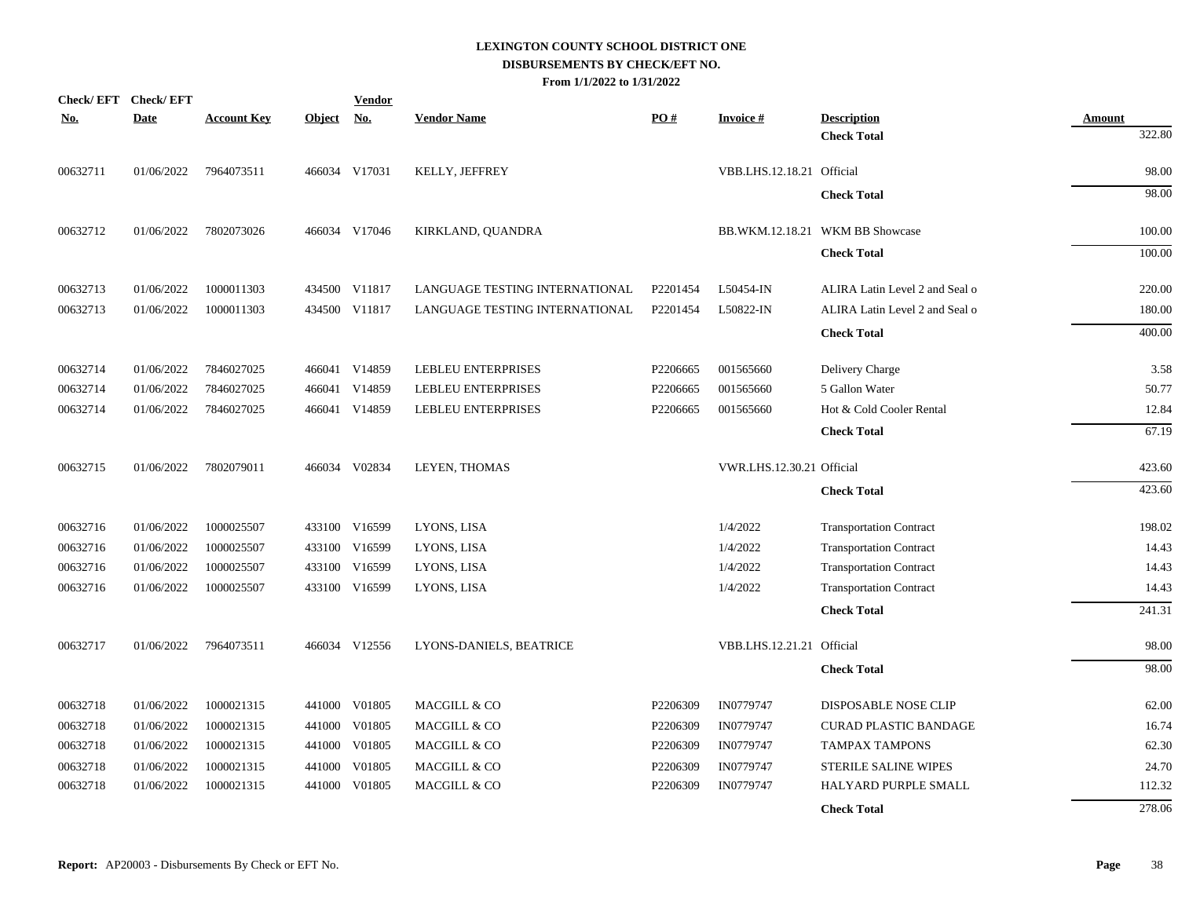# LEXINGTON COUNTY SCHOOL DISTRICT ONE
## DISBURSEMENTS BY CHECK/EFT NO.
### From 1/1/2022 to 1/31/2022

| Check/ EFT No. | Check/ EFT Date | Account Key | Object | Vendor No. | Vendor Name | PO # | Invoice # | Description | Amount |
|---|---|---|---|---|---|---|---|---|---|
| | | | | | | | | **Check Total** | 322.80 |
| 00632711 | 01/06/2022 | 7964073511 | 466034 | V17031 | KELLY, JEFFREY | | VBB.LHS.12.18.21 | Official | 98.00 |
| | | | | | | | | **Check Total** | 98.00 |
| 00632712 | 01/06/2022 | 7802073026 | 466034 | V17046 | KIRKLAND, QUANDRA | | BB.WKM.12.18.21 | WKM BB Showcase | 100.00 |
| | | | | | | | | **Check Total** | 100.00 |
| 00632713 | 01/06/2022 | 1000011303 | 434500 | V11817 | LANGUAGE TESTING INTERNATIONAL | P2201454 | L50454-IN | ALIRA Latin Level 2 and Seal o | 220.00 |
| 00632713 | 01/06/2022 | 1000011303 | 434500 | V11817 | LANGUAGE TESTING INTERNATIONAL | P2201454 | L50822-IN | ALIRA Latin Level 2 and Seal o | 180.00 |
| | | | | | | | | **Check Total** | 400.00 |
| 00632714 | 01/06/2022 | 7846027025 | 466041 | V14859 | LEBLEU ENTERPRISES | P2206665 | 001565660 | Delivery Charge | 3.58 |
| 00632714 | 01/06/2022 | 7846027025 | 466041 | V14859 | LEBLEU ENTERPRISES | P2206665 | 001565660 | 5 Gallon Water | 50.77 |
| 00632714 | 01/06/2022 | 7846027025 | 466041 | V14859 | LEBLEU ENTERPRISES | P2206665 | 001565660 | Hot & Cold Cooler Rental | 12.84 |
| | | | | | | | | **Check Total** | 67.19 |
| 00632715 | 01/06/2022 | 7802079011 | 466034 | V02834 | LEYEN, THOMAS | | VWR.LHS.12.30.21 | Official | 423.60 |
| | | | | | | | | **Check Total** | 423.60 |
| 00632716 | 01/06/2022 | 1000025507 | 433100 | V16599 | LYONS, LISA | | 1/4/2022 | Transportation Contract | 198.02 |
| 00632716 | 01/06/2022 | 1000025507 | 433100 | V16599 | LYONS, LISA | | 1/4/2022 | Transportation Contract | 14.43 |
| 00632716 | 01/06/2022 | 1000025507 | 433100 | V16599 | LYONS, LISA | | 1/4/2022 | Transportation Contract | 14.43 |
| 00632716 | 01/06/2022 | 1000025507 | 433100 | V16599 | LYONS, LISA | | 1/4/2022 | Transportation Contract | 14.43 |
| | | | | | | | | **Check Total** | 241.31 |
| 00632717 | 01/06/2022 | 7964073511 | 466034 | V12556 | LYONS-DANIELS, BEATRICE | | VBB.LHS.12.21.21 | Official | 98.00 |
| | | | | | | | | **Check Total** | 98.00 |
| 00632718 | 01/06/2022 | 1000021315 | 441000 | V01805 | MACGILL & CO | P2206309 | IN0779747 | DISPOSABLE NOSE CLIP | 62.00 |
| 00632718 | 01/06/2022 | 1000021315 | 441000 | V01805 | MACGILL & CO | P2206309 | IN0779747 | CURAD PLASTIC BANDAGE | 16.74 |
| 00632718 | 01/06/2022 | 1000021315 | 441000 | V01805 | MACGILL & CO | P2206309 | IN0779747 | TAMPAX TAMPONS | 62.30 |
| 00632718 | 01/06/2022 | 1000021315 | 441000 | V01805 | MACGILL & CO | P2206309 | IN0779747 | STERILE SALINE WIPES | 24.70 |
| 00632718 | 01/06/2022 | 1000021315 | 441000 | V01805 | MACGILL & CO | P2206309 | IN0779747 | HALYARD PURPLE SMALL | 112.32 |
| | | | | | | | | **Check Total** | 278.06 |

**Report:** AP20003 - Disbursements By Check or EFT No.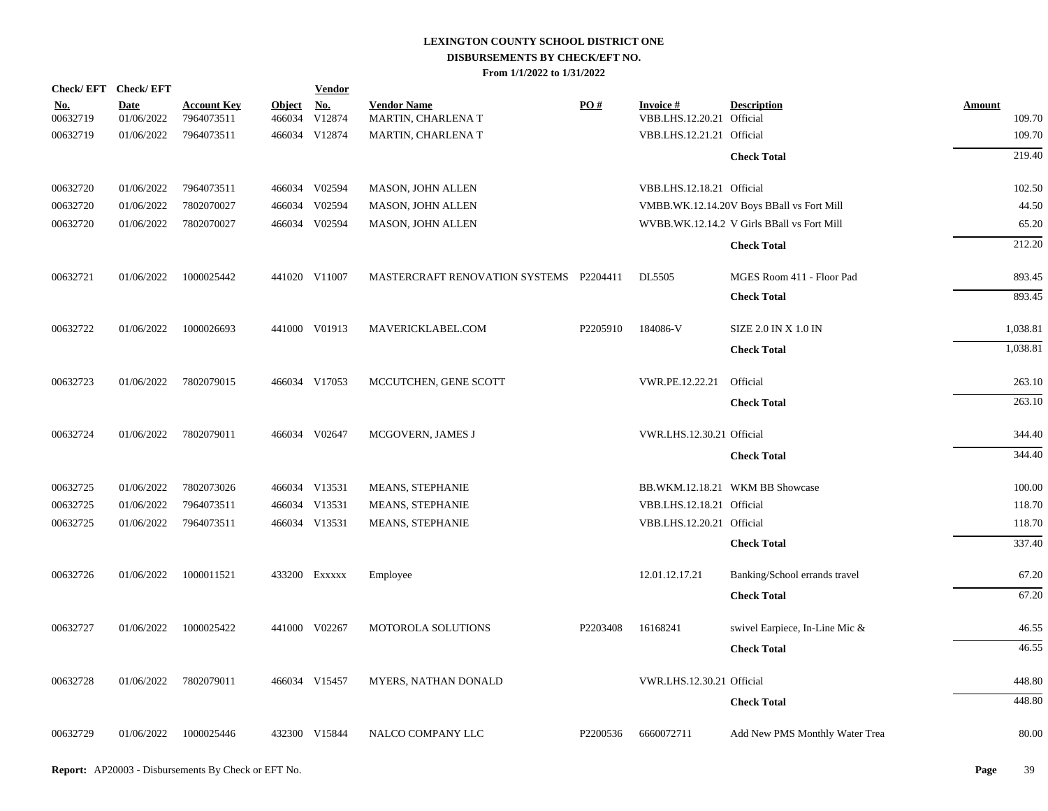# LEXINGTON COUNTY SCHOOL DISTRICT ONE
## DISBURSEMENTS BY CHECK/EFT NO.
### From 1/1/2022 to 1/31/2022

| Check/ EFT No. | Check/ EFT Date | Account Key | Object | Vendor No. | Vendor Name | PO # | Invoice # | Description | Amount |
|---|---|---|---|---|---|---|---|---|---|
| 00632719 | 01/06/2022 | 7964073511 | 466034 | V12874 | MARTIN, CHARLENA T | | VBB.LHS.12.20.21 | Official | 109.70 |
| 00632719 | 01/06/2022 | 7964073511 | 466034 | V12874 | MARTIN, CHARLENA T | | VBB.LHS.12.21.21 | Official | 109.70 |
| | | | | | | | | **Check Total** | 219.40 |
| 00632720 | 01/06/2022 | 7964073511 | 466034 | V02594 | MASON, JOHN ALLEN | | VBB.LHS.12.18.21 | Official | 102.50 |
| 00632720 | 01/06/2022 | 7802070027 | 466034 | V02594 | MASON, JOHN ALLEN | | VMBB.WK.12.14.20 | V Boys BBall vs Fort Mill | 44.50 |
| 00632720 | 01/06/2022 | 7802070027 | 466034 | V02594 | MASON, JOHN ALLEN | | WVBB.WK.12.14.2 | V Girls BBall vs Fort Mill | 65.20 |
| | | | | | | | | **Check Total** | 212.20 |
| 00632721 | 01/06/2022 | 1000025442 | 441020 | V11007 | MASTERCRAFT RENOVATION SYSTEMS | P2204411 | DL5505 | MGES Room 411 - Floor Pad | 893.45 |
| | | | | | | | | **Check Total** | 893.45 |
| 00632722 | 01/06/2022 | 1000026693 | 441000 | V01913 | MAVERICKLABEL.COM | P2205910 | 184086-V | SIZE 2.0 IN X 1.0 IN | 1,038.81 |
| | | | | | | | | **Check Total** | 1,038.81 |
| 00632723 | 01/06/2022 | 7802079015 | 466034 | V17053 | MCCUTCHEN, GENE SCOTT | | VWR.PE.12.22.21 | Official | 263.10 |
| | | | | | | | | **Check Total** | 263.10 |
| 00632724 | 01/06/2022 | 7802079011 | 466034 | V02647 | MCGOVERN, JAMES J | | VWR.LHS.12.30.21 | Official | 344.40 |
| | | | | | | | | **Check Total** | 344.40 |
| 00632725 | 01/06/2022 | 7802073026 | 466034 | V13531 | MEANS, STEPHANIE | | BB.WKM.12.18.21 | WKM BB Showcase | 100.00 |
| 00632725 | 01/06/2022 | 7964073511 | 466034 | V13531 | MEANS, STEPHANIE | | VBB.LHS.12.18.21 | Official | 118.70 |
| 00632725 | 01/06/2022 | 7964073511 | 466034 | V13531 | MEANS, STEPHANIE | | VBB.LHS.12.20.21 | Official | 118.70 |
| | | | | | | | | **Check Total** | 337.40 |
| 00632726 | 01/06/2022 | 1000011521 | 433200 | Exxxxx | Employee | | 12.01.12.17.21 | Banking/School errands travel | 67.20 |
| | | | | | | | | **Check Total** | 67.20 |
| 00632727 | 01/06/2022 | 1000025422 | 441000 | V02267 | MOTOROLA SOLUTIONS | P2203408 | 16168241 | swivel Earpiece, In-Line Mic & | 46.55 |
| | | | | | | | | **Check Total** | 46.55 |
| 00632728 | 01/06/2022 | 7802079011 | 466034 | V15457 | MYERS, NATHAN DONALD | | VWR.LHS.12.30.21 | Official | 448.80 |
| | | | | | | | | **Check Total** | 448.80 |
| 00632729 | 01/06/2022 | 1000025446 | 432300 | V15844 | NALCO COMPANY LLC | P2200536 | 6660072711 | Add New PMS Monthly Water Trea | 80.00 |

**Report:** AP20003 - Disbursements By Check or EFT No.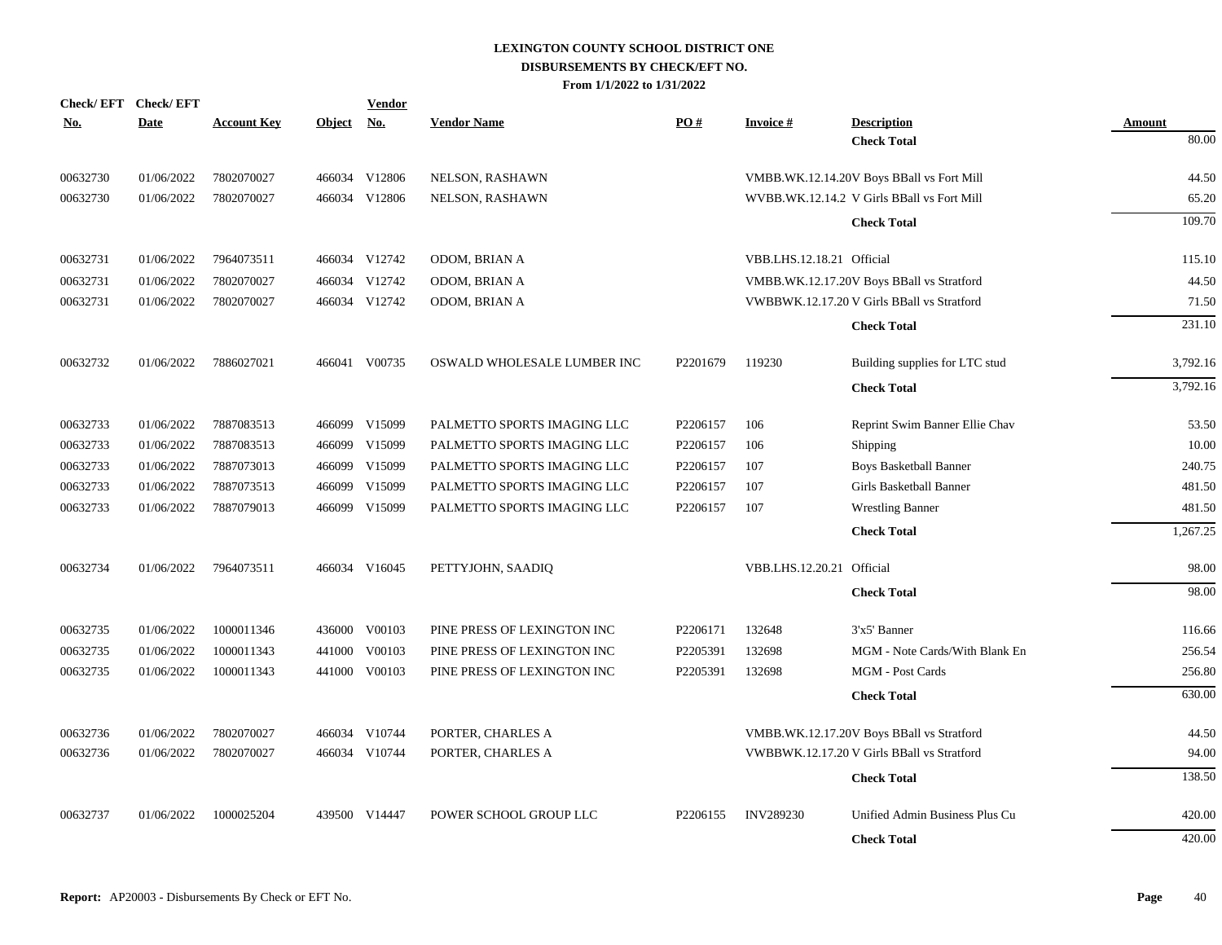# LEXINGTON COUNTY SCHOOL DISTRICT ONE

## DISBURSEMENTS BY CHECK/EFT NO.

### From 1/1/2022 to 1/31/2022

| Check/ EFT No. | Check/ EFT Date | Account Key | Object | Vendor No. | Vendor Name | PO # | Invoice # | Description | Amount |
|---|---|---|---|---|---|---|---|---|---|
| | | | | | | | | **Check Total** | 80.00 |
| 00632730 | 01/06/2022 | 7802070027 | 466034 | V12806 | NELSON, RASHAWN | | VMBB.WK.12.14.20 | V Boys BBall vs Fort Mill | 44.50 |
| 00632730 | 01/06/2022 | 7802070027 | 466034 | V12806 | NELSON, RASHAWN | | WVBB.WK.12.14.2 | V Girls BBall vs Fort Mill | 65.20 |
| | | | | | | | | **Check Total** | 109.70 |
| 00632731 | 01/06/2022 | 7964073511 | 466034 | V12742 | ODOM, BRIAN A | | VBB.LHS.12.18.21 | Official | 115.10 |
| 00632731 | 01/06/2022 | 7802070027 | 466034 | V12742 | ODOM, BRIAN A | | VMBB.WK.12.17.20 | V Boys BBall vs Stratford | 44.50 |
| 00632731 | 01/06/2022 | 7802070027 | 466034 | V12742 | ODOM, BRIAN A | | VWBBWK.12.17.20 | V Girls BBall vs Stratford | 71.50 |
| | | | | | | | | **Check Total** | 231.10 |
| 00632732 | 01/06/2022 | 7886027021 | 466041 | V00735 | OSWALD WHOLESALE LUMBER INC | P2201679 | 119230 | Building supplies for LTC stud | 3,792.16 |
| | | | | | | | | **Check Total** | 3,792.16 |
| 00632733 | 01/06/2022 | 7887083513 | 466099 | V15099 | PALMETTO SPORTS IMAGING LLC | P2206157 | 106 | Reprint Swim Banner Ellie Chav | 53.50 |
| 00632733 | 01/06/2022 | 7887083513 | 466099 | V15099 | PALMETTO SPORTS IMAGING LLC | P2206157 | 106 | Shipping | 10.00 |
| 00632733 | 01/06/2022 | 7887073013 | 466099 | V15099 | PALMETTO SPORTS IMAGING LLC | P2206157 | 107 | Boys Basketball Banner | 240.75 |
| 00632733 | 01/06/2022 | 7887073513 | 466099 | V15099 | PALMETTO SPORTS IMAGING LLC | P2206157 | 107 | Girls Basketball Banner | 481.50 |
| 00632733 | 01/06/2022 | 7887079013 | 466099 | V15099 | PALMETTO SPORTS IMAGING LLC | P2206157 | 107 | Wrestling Banner | 481.50 |
| | | | | | | | | **Check Total** | 1,267.25 |
| 00632734 | 01/06/2022 | 7964073511 | 466034 | V16045 | PETTYJOHN, SAADIQ | | VBB.LHS.12.20.21 | Official | 98.00 |
| | | | | | | | | **Check Total** | 98.00 |
| 00632735 | 01/06/2022 | 1000011346 | 436000 | V00103 | PINE PRESS OF LEXINGTON INC | P2206171 | 132648 | 3'x5' Banner | 116.66 |
| 00632735 | 01/06/2022 | 1000011343 | 441000 | V00103 | PINE PRESS OF LEXINGTON INC | P2205391 | 132698 | MGM - Note Cards/With Blank En | 256.54 |
| 00632735 | 01/06/2022 | 1000011343 | 441000 | V00103 | PINE PRESS OF LEXINGTON INC | P2205391 | 132698 | MGM - Post Cards | 256.80 |
| | | | | | | | | **Check Total** | 630.00 |
| 00632736 | 01/06/2022 | 7802070027 | 466034 | V10744 | PORTER, CHARLES A | | VMBB.WK.12.17.20 | V Boys BBall vs Stratford | 44.50 |
| 00632736 | 01/06/2022 | 7802070027 | 466034 | V10744 | PORTER, CHARLES A | | VWBBWK.12.17.20 | V Girls BBall vs Stratford | 94.00 |
| | | | | | | | | **Check Total** | 138.50 |
| 00632737 | 01/06/2022 | 1000025204 | 439500 | V14447 | POWER SCHOOL GROUP LLC | P2206155 | INV289230 | Unified Admin Business Plus Cu | 420.00 |
| | | | | | | | | **Check Total** | 420.00 |

**Report:** AP20003 - Disbursements By Check or EFT No.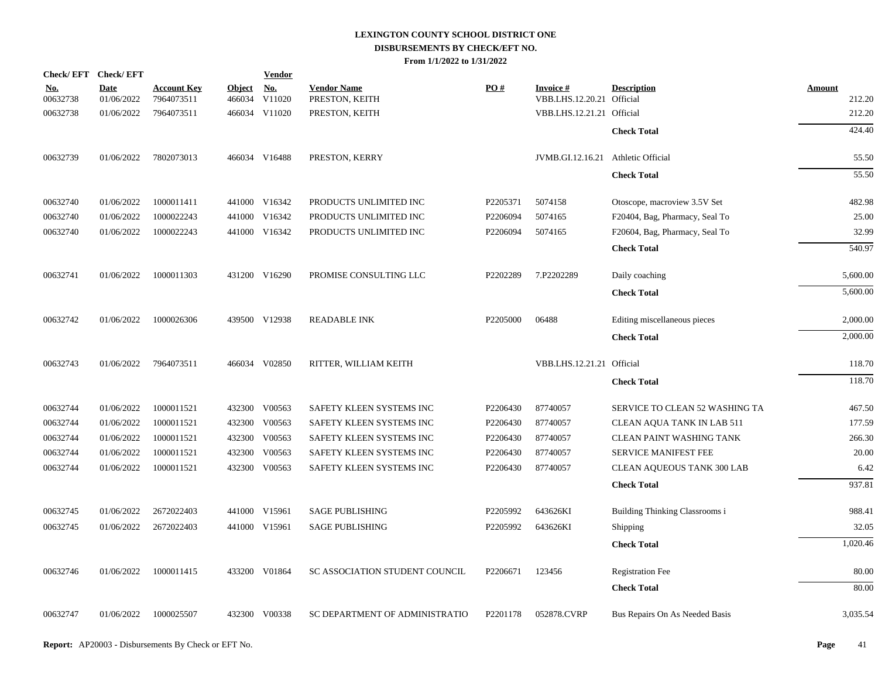**LEXINGTON COUNTY SCHOOL DISTRICT ONE**
**DISBURSEMENTS BY CHECK/EFT NO.**
**From 1/1/2022 to 1/31/2022**

| Check/ EFT No. | Check/ EFT Date | Account Key | Object | Vendor No. | Vendor Name | PO # | Invoice # | Description | Amount |
|---|---|---|---|---|---|---|---|---|---|
| 00632738 | 01/06/2022 | 7964073511 | 466034 | V11020 | PRESTON, KEITH | | VBB.LHS.12.20.21 | Official | 212.20 |
| 00632738 | 01/06/2022 | 7964073511 | 466034 | V11020 | PRESTON, KEITH | | VBB.LHS.12.21.21 | Official | 212.20 |
| | | | | | | | | **Check Total** | 424.40 |
| 00632739 | 01/06/2022 | 7802073013 | 466034 | V16488 | PRESTON, KERRY | | JVMB.GI.12.16.21 | Athletic Official | 55.50 |
| | | | | | | | | **Check Total** | 55.50 |
| 00632740 | 01/06/2022 | 1000011411 | 441000 | V16342 | PRODUCTS UNLIMITED INC | P2205371 | 5074158 | Otoscope, macroview 3.5V Set | 482.98 |
| 00632740 | 01/06/2022 | 1000022243 | 441000 | V16342 | PRODUCTS UNLIMITED INC | P2206094 | 5074165 | F20404, Bag, Pharmacy, Seal To | 25.00 |
| 00632740 | 01/06/2022 | 1000022243 | 441000 | V16342 | PRODUCTS UNLIMITED INC | P2206094 | 5074165 | F20604, Bag, Pharmacy, Seal To | 32.99 |
| | | | | | | | | **Check Total** | 540.97 |
| 00632741 | 01/06/2022 | 1000011303 | 431200 | V16290 | PROMISE CONSULTING LLC | P2202289 | 7.P2202289 | Daily coaching | 5,600.00 |
| | | | | | | | | **Check Total** | 5,600.00 |
| 00632742 | 01/06/2022 | 1000026306 | 439500 | V12938 | READABLE INK | P2205000 | 06488 | Editing miscellaneous pieces | 2,000.00 |
| | | | | | | | | **Check Total** | 2,000.00 |
| 00632743 | 01/06/2022 | 7964073511 | 466034 | V02850 | RITTER, WILLIAM KEITH | | VBB.LHS.12.21.21 | Official | 118.70 |
| | | | | | | | | **Check Total** | 118.70 |
| 00632744 | 01/06/2022 | 1000011521 | 432300 | V00563 | SAFETY KLEEN SYSTEMS INC | P2206430 | 87740057 | SERVICE TO CLEAN 52 WASHING TA | 467.50 |
| 00632744 | 01/06/2022 | 1000011521 | 432300 | V00563 | SAFETY KLEEN SYSTEMS INC | P2206430 | 87740057 | CLEAN AQUA TANK IN LAB 511 | 177.59 |
| 00632744 | 01/06/2022 | 1000011521 | 432300 | V00563 | SAFETY KLEEN SYSTEMS INC | P2206430 | 87740057 | CLEAN PAINT WASHING TANK | 266.30 |
| 00632744 | 01/06/2022 | 1000011521 | 432300 | V00563 | SAFETY KLEEN SYSTEMS INC | P2206430 | 87740057 | SERVICE MANIFEST FEE | 20.00 |
| 00632744 | 01/06/2022 | 1000011521 | 432300 | V00563 | SAFETY KLEEN SYSTEMS INC | P2206430 | 87740057 | CLEAN AQUEOUS TANK 300 LAB | 6.42 |
| | | | | | | | | **Check Total** | 937.81 |
| 00632745 | 01/06/2022 | 2672022403 | 441000 | V15961 | SAGE PUBLISHING | P2205992 | 643626KI | Building Thinking Classrooms i | 988.41 |
| 00632745 | 01/06/2022 | 2672022403 | 441000 | V15961 | SAGE PUBLISHING | P2205992 | 643626KI | Shipping | 32.05 |
| | | | | | | | | **Check Total** | 1,020.46 |
| 00632746 | 01/06/2022 | 1000011415 | 433200 | V01864 | SC ASSOCIATION STUDENT COUNCIL | P2206671 | 123456 | Registration Fee | 80.00 |
| | | | | | | | | **Check Total** | 80.00 |
| 00632747 | 01/06/2022 | 1000025507 | 432300 | V00338 | SC DEPARTMENT OF ADMINISTRATIO | P2201178 | 052878.CVRP | Bus Repairs On As Needed Basis | 3,035.54 |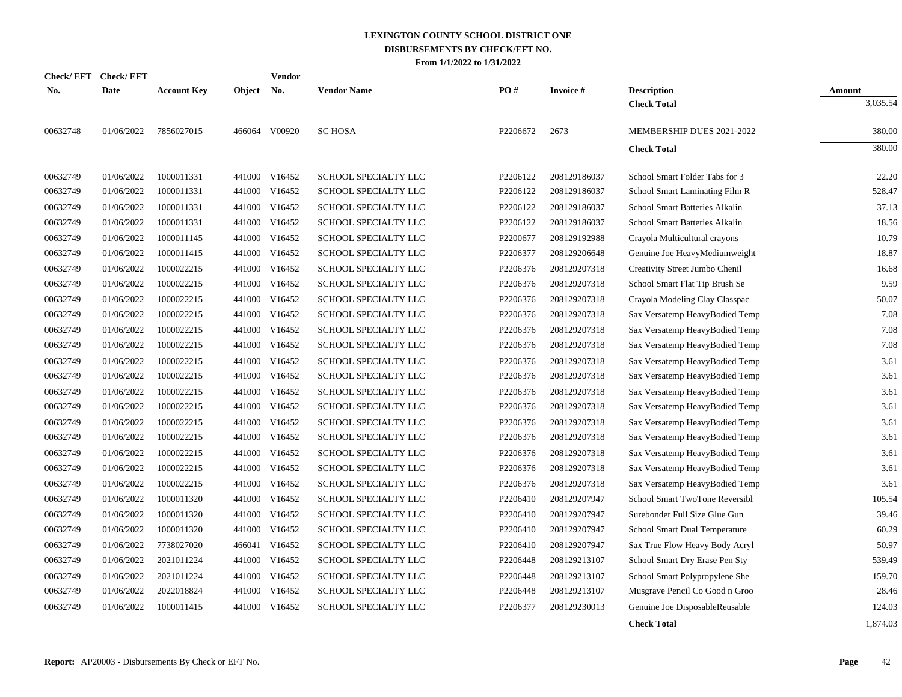# LEXINGTON COUNTY SCHOOL DISTRICT ONE
## DISBURSEMENTS BY CHECK/EFT NO.
### From 1/1/2022 to 1/31/2022

| Check/ EFT No. | Check/ EFT Date | Account Key | Object | Vendor No. | Vendor Name | PO # | Invoice # | Description | Amount |
|---|---|---|---|---|---|---|---|---|---|
| | | | | | | | | **Check Total** | 3,035.54 |
| 00632748 | 01/06/2022 | 7856027015 | 466064 | V00920 | SC HOSA | P2206672 | 2673 | MEMBERSHIP DUES 2021-2022 | 380.00 |
| | | | | | | | | **Check Total** | 380.00 |
| 00632749 | 01/06/2022 | 1000011331 | 441000 | V16452 | SCHOOL SPECIALTY LLC | P2206122 | 208129186037 | School Smart Folder Tabs for 3 | 22.20 |
| 00632749 | 01/06/2022 | 1000011331 | 441000 | V16452 | SCHOOL SPECIALTY LLC | P2206122 | 208129186037 | School Smart Laminating Film R | 528.47 |
| 00632749 | 01/06/2022 | 1000011331 | 441000 | V16452 | SCHOOL SPECIALTY LLC | P2206122 | 208129186037 | School Smart Batteries Alkalin | 37.13 |
| 00632749 | 01/06/2022 | 1000011331 | 441000 | V16452 | SCHOOL SPECIALTY LLC | P2206122 | 208129186037 | School Smart Batteries Alkalin | 18.56 |
| 00632749 | 01/06/2022 | 1000011145 | 441000 | V16452 | SCHOOL SPECIALTY LLC | P2200677 | 208129192988 | Crayola Multicultural crayons | 10.79 |
| 00632749 | 01/06/2022 | 1000011415 | 441000 | V16452 | SCHOOL SPECIALTY LLC | P2206377 | 208129206648 | Genuine Joe HeavyMediumweight | 18.87 |
| 00632749 | 01/06/2022 | 1000022215 | 441000 | V16452 | SCHOOL SPECIALTY LLC | P2206376 | 208129207318 | Creativity Street Jumbo Chenil | 16.68 |
| 00632749 | 01/06/2022 | 1000022215 | 441000 | V16452 | SCHOOL SPECIALTY LLC | P2206376 | 208129207318 | School Smart Flat Tip Brush Se | 9.59 |
| 00632749 | 01/06/2022 | 1000022215 | 441000 | V16452 | SCHOOL SPECIALTY LLC | P2206376 | 208129207318 | Crayola Modeling Clay Classpac | 50.07 |
| 00632749 | 01/06/2022 | 1000022215 | 441000 | V16452 | SCHOOL SPECIALTY LLC | P2206376 | 208129207318 | Sax Versatemp HeavyBodied Temp | 7.08 |
| 00632749 | 01/06/2022 | 1000022215 | 441000 | V16452 | SCHOOL SPECIALTY LLC | P2206376 | 208129207318 | Sax Versatemp HeavyBodied Temp | 7.08 |
| 00632749 | 01/06/2022 | 1000022215 | 441000 | V16452 | SCHOOL SPECIALTY LLC | P2206376 | 208129207318 | Sax Versatemp HeavyBodied Temp | 7.08 |
| 00632749 | 01/06/2022 | 1000022215 | 441000 | V16452 | SCHOOL SPECIALTY LLC | P2206376 | 208129207318 | Sax Versatemp HeavyBodied Temp | 3.61 |
| 00632749 | 01/06/2022 | 1000022215 | 441000 | V16452 | SCHOOL SPECIALTY LLC | P2206376 | 208129207318 | Sax Versatemp HeavyBodied Temp | 3.61 |
| 00632749 | 01/06/2022 | 1000022215 | 441000 | V16452 | SCHOOL SPECIALTY LLC | P2206376 | 208129207318 | Sax Versatemp HeavyBodied Temp | 3.61 |
| 00632749 | 01/06/2022 | 1000022215 | 441000 | V16452 | SCHOOL SPECIALTY LLC | P2206376 | 208129207318 | Sax Versatemp HeavyBodied Temp | 3.61 |
| 00632749 | 01/06/2022 | 1000022215 | 441000 | V16452 | SCHOOL SPECIALTY LLC | P2206376 | 208129207318 | Sax Versatemp HeavyBodied Temp | 3.61 |
| 00632749 | 01/06/2022 | 1000022215 | 441000 | V16452 | SCHOOL SPECIALTY LLC | P2206376 | 208129207318 | Sax Versatemp HeavyBodied Temp | 3.61 |
| 00632749 | 01/06/2022 | 1000022215 | 441000 | V16452 | SCHOOL SPECIALTY LLC | P2206376 | 208129207318 | Sax Versatemp HeavyBodied Temp | 3.61 |
| 00632749 | 01/06/2022 | 1000022215 | 441000 | V16452 | SCHOOL SPECIALTY LLC | P2206376 | 208129207318 | Sax Versatemp HeavyBodied Temp | 3.61 |
| 00632749 | 01/06/2022 | 1000022215 | 441000 | V16452 | SCHOOL SPECIALTY LLC | P2206376 | 208129207318 | Sax Versatemp HeavyBodied Temp | 3.61 |
| 00632749 | 01/06/2022 | 1000011320 | 441000 | V16452 | SCHOOL SPECIALTY LLC | P2206410 | 208129207947 | School Smart TwoTone Reversibl | 105.54 |
| 00632749 | 01/06/2022 | 1000011320 | 441000 | V16452 | SCHOOL SPECIALTY LLC | P2206410 | 208129207947 | Surebonder Full Size Glue Gun | 39.46 |
| 00632749 | 01/06/2022 | 1000011320 | 441000 | V16452 | SCHOOL SPECIALTY LLC | P2206410 | 208129207947 | School Smart Dual Temperature | 60.29 |
| 00632749 | 01/06/2022 | 7738027020 | 466041 | V16452 | SCHOOL SPECIALTY LLC | P2206410 | 208129207947 | Sax True Flow Heavy Body Acryl | 50.97 |
| 00632749 | 01/06/2022 | 2021011224 | 441000 | V16452 | SCHOOL SPECIALTY LLC | P2206448 | 208129213107 | School Smart Dry Erase Pen Sty | 539.49 |
| 00632749 | 01/06/2022 | 2021011224 | 441000 | V16452 | SCHOOL SPECIALTY LLC | P2206448 | 208129213107 | School Smart Polypropylene She | 159.70 |
| 00632749 | 01/06/2022 | 2022018824 | 441000 | V16452 | SCHOOL SPECIALTY LLC | P2206448 | 208129213107 | Musgrave Pencil Co Good n Groo | 28.46 |
| 00632749 | 01/06/2022 | 1000011415 | 441000 | V16452 | SCHOOL SPECIALTY LLC | P2206377 | 208129230013 | Genuine Joe DisposableReusable | 124.03 |
| | | | | | | | | **Check Total** | 1,874.03 |

**Report:** AP20003 - Disbursements By Check or EFT No.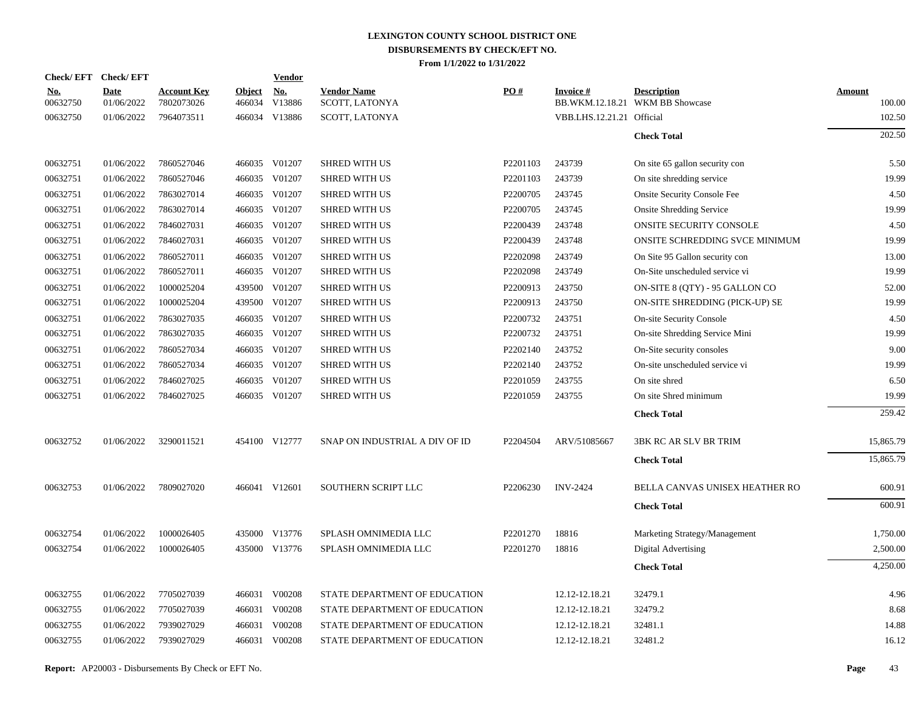# LEXINGTON COUNTY SCHOOL DISTRICT ONE
## DISBURSEMENTS BY CHECK/EFT NO.
### From 1/1/2022 to 1/31/2022

| Check/ EFT No. | Check/ EFT Date | Account Key | Object | Vendor No. | Vendor Name | PO # | Invoice # | Description | Amount |
|---|---|---|---|---|---|---|---|---|---|
| 00632750 | 01/06/2022 | 7802073026 | 466034 | V13886 | SCOTT, LATONYA | | BB.WKM.12.18.21 | WKM BB Showcase | 100.00 |
| 00632750 | 01/06/2022 | 7964073511 | 466034 | V13886 | SCOTT, LATONYA | | VBB.LHS.12.21.21 | Official | 102.50 |
| | | | | | | | | **Check Total** | 202.50 |
| 00632751 | 01/06/2022 | 7860527046 | 466035 | V01207 | SHRED WITH US | P2201103 | 243739 | On site 65 gallon security con | 5.50 |
| 00632751 | 01/06/2022 | 7860527046 | 466035 | V01207 | SHRED WITH US | P2201103 | 243739 | On site shredding service | 19.99 |
| 00632751 | 01/06/2022 | 7863027014 | 466035 | V01207 | SHRED WITH US | P2200705 | 243745 | Onsite Security Console Fee | 4.50 |
| 00632751 | 01/06/2022 | 7863027014 | 466035 | V01207 | SHRED WITH US | P2200705 | 243745 | Onsite Shredding Service | 19.99 |
| 00632751 | 01/06/2022 | 7846027031 | 466035 | V01207 | SHRED WITH US | P2200439 | 243748 | ONSITE SECURITY CONSOLE | 4.50 |
| 00632751 | 01/06/2022 | 7846027031 | 466035 | V01207 | SHRED WITH US | P2200439 | 243748 | ONSITE SCHREDDING SVCE MINIMUM | 19.99 |
| 00632751 | 01/06/2022 | 7860527011 | 466035 | V01207 | SHRED WITH US | P2202098 | 243749 | On Site 95 Gallon security con | 13.00 |
| 00632751 | 01/06/2022 | 7860527011 | 466035 | V01207 | SHRED WITH US | P2202098 | 243749 | On-Site unscheduled service vi | 19.99 |
| 00632751 | 01/06/2022 | 1000025204 | 439500 | V01207 | SHRED WITH US | P2200913 | 243750 | ON-SITE 8 (QTY) - 95 GALLON CO | 52.00 |
| 00632751 | 01/06/2022 | 1000025204 | 439500 | V01207 | SHRED WITH US | P2200913 | 243750 | ON-SITE SHREDDING (PICK-UP) SE | 19.99 |
| 00632751 | 01/06/2022 | 7863027035 | 466035 | V01207 | SHRED WITH US | P2200732 | 243751 | On-site Security Console | 4.50 |
| 00632751 | 01/06/2022 | 7863027035 | 466035 | V01207 | SHRED WITH US | P2200732 | 243751 | On-site Shredding Service Mini | 19.99 |
| 00632751 | 01/06/2022 | 7860527034 | 466035 | V01207 | SHRED WITH US | P2202140 | 243752 | On-Site security consoles | 9.00 |
| 00632751 | 01/06/2022 | 7860527034 | 466035 | V01207 | SHRED WITH US | P2202140 | 243752 | On-site unscheduled service vi | 19.99 |
| 00632751 | 01/06/2022 | 7846027025 | 466035 | V01207 | SHRED WITH US | P2201059 | 243755 | On site shred | 6.50 |
| 00632751 | 01/06/2022 | 7846027025 | 466035 | V01207 | SHRED WITH US | P2201059 | 243755 | On site Shred minimum | 19.99 |
| | | | | | | | | **Check Total** | 259.42 |
| 00632752 | 01/06/2022 | 3290011521 | 454100 | V12777 | SNAP ON INDUSTRIAL A DIV OF ID | P2204504 | ARV/51085667 | 3BK RC AR SLV BR TRIM | 15,865.79 |
| | | | | | | | | **Check Total** | 15,865.79 |
| 00632753 | 01/06/2022 | 7809027020 | 466041 | V12601 | SOUTHERN SCRIPT LLC | P2206230 | INV-2424 | BELLA CANVAS UNISEX HEATHER RO | 600.91 |
| | | | | | | | | **Check Total** | 600.91 |
| 00632754 | 01/06/2022 | 1000026405 | 435000 | V13776 | SPLASH OMNIMEDIA LLC | P2201270 | 18816 | Marketing Strategy/Management | 1,750.00 |
| 00632754 | 01/06/2022 | 1000026405 | 435000 | V13776 | SPLASH OMNIMEDIA LLC | P2201270 | 18816 | Digital Advertising | 2,500.00 |
| | | | | | | | | **Check Total** | 4,250.00 |
| 00632755 | 01/06/2022 | 7705027039 | 466031 | V00208 | STATE DEPARTMENT OF EDUCATION | | 12.12-12.18.21 | 32479.1 | 4.96 |
| 00632755 | 01/06/2022 | 7705027039 | 466031 | V00208 | STATE DEPARTMENT OF EDUCATION | | 12.12-12.18.21 | 32479.2 | 8.68 |
| 00632755 | 01/06/2022 | 7939027029 | 466031 | V00208 | STATE DEPARTMENT OF EDUCATION | | 12.12-12.18.21 | 32481.1 | 14.88 |
| 00632755 | 01/06/2022 | 7939027029 | 466031 | V00208 | STATE DEPARTMENT OF EDUCATION | | 12.12-12.18.21 | 32481.2 | 16.12 |

**Report:** AP20003 - Disbursements By Check or EFT No.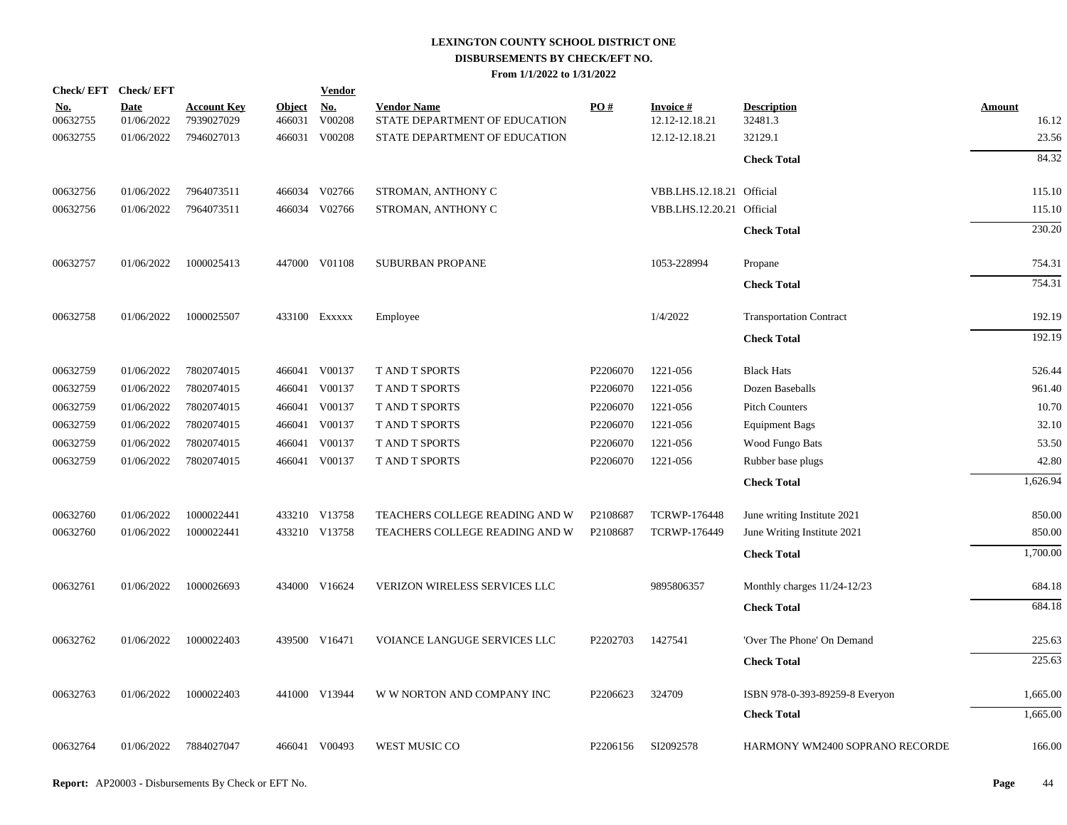# LEXINGTON COUNTY SCHOOL DISTRICT ONE
## DISBURSEMENTS BY CHECK/EFT NO.
### From 1/1/2022 to 1/31/2022

| Check/ EFT No. | Check/ EFT Date | Account Key | Object | Vendor No. | Vendor Name | PO # | Invoice # | Description | Amount |
|---|---|---|---|---|---|---|---|---|---|
| 00632755 | 01/06/2022 | 7939027029 | 466031 | V00208 | STATE DEPARTMENT OF EDUCATION | | 12.12-12.18.21 | 32481.3 | 16.12 |
| 00632755 | 01/06/2022 | 7946027013 | 466031 | V00208 | STATE DEPARTMENT OF EDUCATION | | 12.12-12.18.21 | 32129.1 | 23.56 |
| | | | | | | | | **Check Total** | 84.32 |
| 00632756 | 01/06/2022 | 7964073511 | 466034 | V02766 | STROMAN, ANTHONY C | | VBB.LHS.12.18.21 | Official | 115.10 |
| 00632756 | 01/06/2022 | 7964073511 | 466034 | V02766 | STROMAN, ANTHONY C | | VBB.LHS.12.20.21 | Official | 115.10 |
| | | | | | | | | **Check Total** | 230.20 |
| 00632757 | 01/06/2022 | 1000025413 | 447000 | V01108 | SUBURBAN PROPANE | | 1053-228994 | Propane | 754.31 |
| | | | | | | | | **Check Total** | 754.31 |
| 00632758 | 01/06/2022 | 1000025507 | 433100 | Exxxxx | Employee | | 1/4/2022 | Transportation Contract | 192.19 |
| | | | | | | | | **Check Total** | 192.19 |
| 00632759 | 01/06/2022 | 7802074015 | 466041 | V00137 | T AND T SPORTS | P2206070 | 1221-056 | Black Hats | 526.44 |
| 00632759 | 01/06/2022 | 7802074015 | 466041 | V00137 | T AND T SPORTS | P2206070 | 1221-056 | Dozen Baseballs | 961.40 |
| 00632759 | 01/06/2022 | 7802074015 | 466041 | V00137 | T AND T SPORTS | P2206070 | 1221-056 | Pitch Counters | 10.70 |
| 00632759 | 01/06/2022 | 7802074015 | 466041 | V00137 | T AND T SPORTS | P2206070 | 1221-056 | Equipment Bags | 32.10 |
| 00632759 | 01/06/2022 | 7802074015 | 466041 | V00137 | T AND T SPORTS | P2206070 | 1221-056 | Wood Fungo Bats | 53.50 |
| 00632759 | 01/06/2022 | 7802074015 | 466041 | V00137 | T AND T SPORTS | P2206070 | 1221-056 | Rubber base plugs | 42.80 |
| | | | | | | | | **Check Total** | 1,626.94 |
| 00632760 | 01/06/2022 | 1000022441 | 433210 | V13758 | TEACHERS COLLEGE READING AND W | P2108687 | TCRWP-176448 | June writing Institute 2021 | 850.00 |
| 00632760 | 01/06/2022 | 1000022441 | 433210 | V13758 | TEACHERS COLLEGE READING AND W | P2108687 | TCRWP-176449 | June Writing Institute 2021 | 850.00 |
| | | | | | | | | **Check Total** | 1,700.00 |
| 00632761 | 01/06/2022 | 1000026693 | 434000 | V16624 | VERIZON WIRELESS SERVICES LLC | | 9895806357 | Monthly charges 11/24-12/23 | 684.18 |
| | | | | | | | | **Check Total** | 684.18 |
| 00632762 | 01/06/2022 | 1000022403 | 439500 | V16471 | VOIANCE LANGUGE SERVICES LLC | P2202703 | 1427541 | 'Over The Phone' On Demand | 225.63 |
| | | | | | | | | **Check Total** | 225.63 |
| 00632763 | 01/06/2022 | 1000022403 | 441000 | V13944 | W W NORTON AND COMPANY INC | P2206623 | 324709 | ISBN 978-0-393-89259-8 Everyon | 1,665.00 |
| | | | | | | | | **Check Total** | 1,665.00 |
| 00632764 | 01/06/2022 | 7884027047 | 466041 | V00493 | WEST MUSIC CO | P2206156 | SI2092578 | HARMONY WM2400 SOPRANO RECORDE | 166.00 |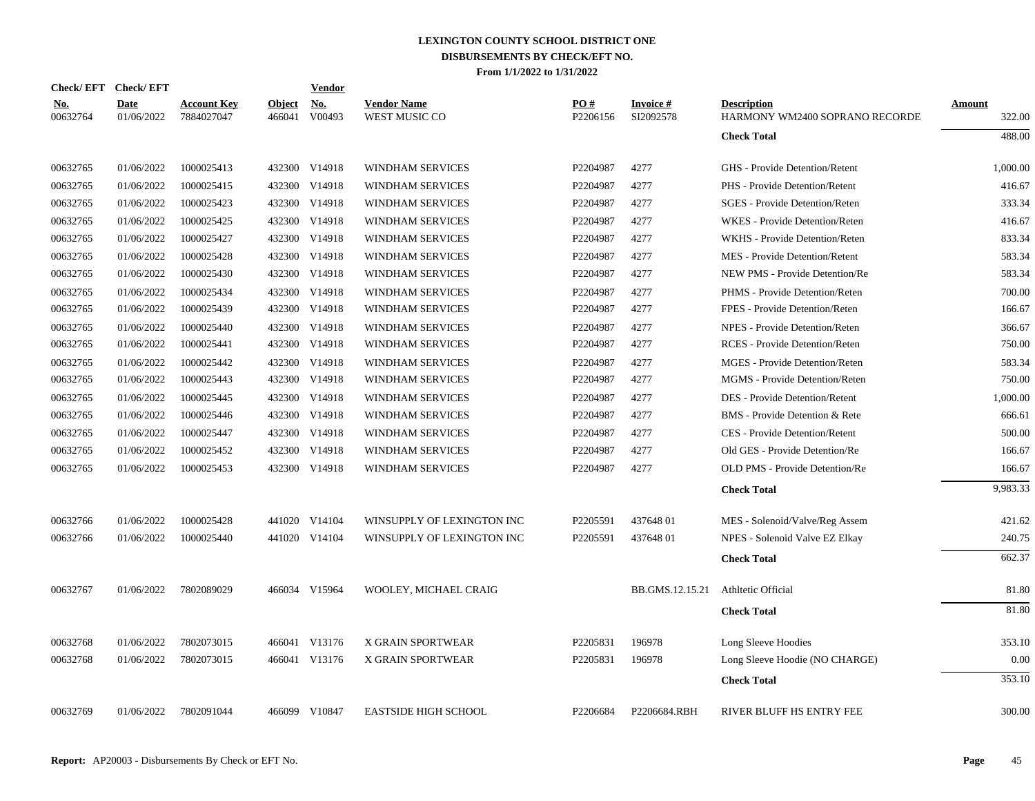# LEXINGTON COUNTY SCHOOL DISTRICT ONE
## DISBURSEMENTS BY CHECK/EFT NO.
### From 1/1/2022 to 1/31/2022

| Check/EFT No. | Check/EFT Date | Account Key | Object | Vendor No. | Vendor Name | PO # | Invoice # | Description | Amount |
|---|---|---|---|---|---|---|---|---|---|
| 00632764 | 01/06/2022 | 7884027047 | 466041 | V00493 | WEST MUSIC CO | P2206156 | SI2092578 | HARMONY WM2400 SOPRANO RECORDE | 322.00 |
| | | | | | | | | **Check Total** | 488.00 |
| 00632765 | 01/06/2022 | 1000025413 | 432300 | V14918 | WINDHAM SERVICES | P2204987 | 4277 | GHS - Provide Detention/Retent | 1,000.00 |
| 00632765 | 01/06/2022 | 1000025415 | 432300 | V14918 | WINDHAM SERVICES | P2204987 | 4277 | PHS - Provide Detention/Retent | 416.67 |
| 00632765 | 01/06/2022 | 1000025423 | 432300 | V14918 | WINDHAM SERVICES | P2204987 | 4277 | SGES - Provide Detention/Reten | 333.34 |
| 00632765 | 01/06/2022 | 1000025425 | 432300 | V14918 | WINDHAM SERVICES | P2204987 | 4277 | WKES - Provide Detention/Reten | 416.67 |
| 00632765 | 01/06/2022 | 1000025427 | 432300 | V14918 | WINDHAM SERVICES | P2204987 | 4277 | WKHS - Provide Detention/Reten | 833.34 |
| 00632765 | 01/06/2022 | 1000025428 | 432300 | V14918 | WINDHAM SERVICES | P2204987 | 4277 | MES - Provide Detention/Retent | 583.34 |
| 00632765 | 01/06/2022 | 1000025430 | 432300 | V14918 | WINDHAM SERVICES | P2204987 | 4277 | NEW PMS - Provide Detention/Re | 583.34 |
| 00632765 | 01/06/2022 | 1000025434 | 432300 | V14918 | WINDHAM SERVICES | P2204987 | 4277 | PHMS - Provide Detention/Reten | 700.00 |
| 00632765 | 01/06/2022 | 1000025439 | 432300 | V14918 | WINDHAM SERVICES | P2204987 | 4277 | FPES - Provide Detention/Reten | 166.67 |
| 00632765 | 01/06/2022 | 1000025440 | 432300 | V14918 | WINDHAM SERVICES | P2204987 | 4277 | NPES - Provide Detention/Reten | 366.67 |
| 00632765 | 01/06/2022 | 1000025441 | 432300 | V14918 | WINDHAM SERVICES | P2204987 | 4277 | RCES - Provide Detention/Reten | 750.00 |
| 00632765 | 01/06/2022 | 1000025442 | 432300 | V14918 | WINDHAM SERVICES | P2204987 | 4277 | MGES - Provide Detention/Reten | 583.34 |
| 00632765 | 01/06/2022 | 1000025443 | 432300 | V14918 | WINDHAM SERVICES | P2204987 | 4277 | MGMS - Provide Detention/Reten | 750.00 |
| 00632765 | 01/06/2022 | 1000025445 | 432300 | V14918 | WINDHAM SERVICES | P2204987 | 4277 | DES - Provide Detention/Retent | 1,000.00 |
| 00632765 | 01/06/2022 | 1000025446 | 432300 | V14918 | WINDHAM SERVICES | P2204987 | 4277 | BMS - Provide Detention & Rete | 666.61 |
| 00632765 | 01/06/2022 | 1000025447 | 432300 | V14918 | WINDHAM SERVICES | P2204987 | 4277 | CES - Provide Detention/Retent | 500.00 |
| 00632765 | 01/06/2022 | 1000025452 | 432300 | V14918 | WINDHAM SERVICES | P2204987 | 4277 | Old GES - Provide Detention/Re | 166.67 |
| 00632765 | 01/06/2022 | 1000025453 | 432300 | V14918 | WINDHAM SERVICES | P2204987 | 4277 | OLD PMS - Provide Detention/Re | 166.67 |
| | | | | | | | | **Check Total** | 9,983.33 |
| 00632766 | 01/06/2022 | 1000025428 | 441020 | V14104 | WINSUPPLY OF LEXINGTON INC | P2205591 | 437648 01 | MES - Solenoid/Valve/Reg Assem | 421.62 |
| 00632766 | 01/06/2022 | 1000025440 | 441020 | V14104 | WINSUPPLY OF LEXINGTON INC | P2205591 | 437648 01 | NPES - Solenoid Valve EZ Elkay | 240.75 |
| | | | | | | | | **Check Total** | 662.37 |
| 00632767 | 01/06/2022 | 7802089029 | 466034 | V15964 | WOOLEY, MICHAEL CRAIG | | BB.GMS.12.15.21 | Athltetic Official | 81.80 |
| | | | | | | | | **Check Total** | 81.80 |
| 00632768 | 01/06/2022 | 7802073015 | 466041 | V13176 | X GRAIN SPORTWEAR | P2205831 | 196978 | Long Sleeve Hoodies | 353.10 |
| 00632768 | 01/06/2022 | 7802073015 | 466041 | V13176 | X GRAIN SPORTWEAR | P2205831 | 196978 | Long Sleeve Hoodie (NO CHARGE) | 0.00 |
| | | | | | | | | **Check Total** | 353.10 |
| 00632769 | 01/06/2022 | 7802091044 | 466099 | V10847 | EASTSIDE HIGH SCHOOL | P2206684 | P2206684.RBH | RIVER BLUFF HS ENTRY FEE | 300.00 |

**Report:** AP20003 - Disbursements By Check or EFT No.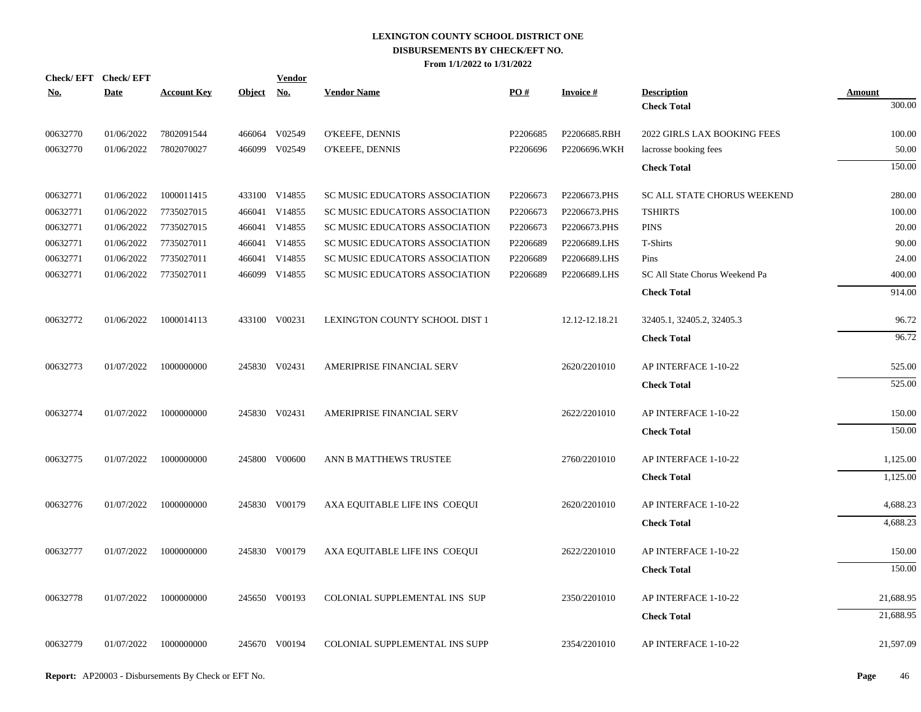# LEXINGTON COUNTY SCHOOL DISTRICT ONE
## DISBURSEMENTS BY CHECK/EFT NO.
### From 1/1/2022 to 1/31/2022

| Check/ EFT No. | Check/ EFT Date | Account Key | Object | Vendor No. | Vendor Name | PO # | Invoice # | Description | Amount |
|---|---|---|---|---|---|---|---|---|---|
| | | | | | | | | **Check Total** | 300.00 |
| 00632770 | 01/06/2022 | 7802091544 | 466064 | V02549 | O'KEEFE, DENNIS | P2206685 | P2206685.RBH | 2022 GIRLS LAX BOOKING FEES | 100.00 |
| 00632770 | 01/06/2022 | 7802070027 | 466099 | V02549 | O'KEEFE, DENNIS | P2206696 | P2206696.WKH | lacrosse booking fees | 50.00 |
| | | | | | | | | **Check Total** | 150.00 |
| 00632771 | 01/06/2022 | 1000011415 | 433100 | V14855 | SC MUSIC EDUCATORS ASSOCIATION | P2206673 | P2206673.PHS | SC ALL STATE CHORUS WEEKEND | 280.00 |
| 00632771 | 01/06/2022 | 7735027015 | 466041 | V14855 | SC MUSIC EDUCATORS ASSOCIATION | P2206673 | P2206673.PHS | TSHIRTS | 100.00 |
| 00632771 | 01/06/2022 | 7735027015 | 466041 | V14855 | SC MUSIC EDUCATORS ASSOCIATION | P2206673 | P2206673.PHS | PINS | 20.00 |
| 00632771 | 01/06/2022 | 7735027011 | 466041 | V14855 | SC MUSIC EDUCATORS ASSOCIATION | P2206689 | P2206689.LHS | T-Shirts | 90.00 |
| 00632771 | 01/06/2022 | 7735027011 | 466041 | V14855 | SC MUSIC EDUCATORS ASSOCIATION | P2206689 | P2206689.LHS | Pins | 24.00 |
| 00632771 | 01/06/2022 | 7735027011 | 466099 | V14855 | SC MUSIC EDUCATORS ASSOCIATION | P2206689 | P2206689.LHS | SC All State Chorus Weekend Pa | 400.00 |
| | | | | | | | | **Check Total** | 914.00 |
| 00632772 | 01/06/2022 | 1000014113 | 433100 | V00231 | LEXINGTON COUNTY SCHOOL DIST 1 | | 12.12-12.18.21 | 32405.1, 32405.2, 32405.3 | 96.72 |
| | | | | | | | | **Check Total** | 96.72 |
| 00632773 | 01/07/2022 | 1000000000 | 245830 | V02431 | AMERIPRISE FINANCIAL SERV | | 2620/2201010 | AP INTERFACE 1-10-22 | 525.00 |
| | | | | | | | | **Check Total** | 525.00 |
| 00632774 | 01/07/2022 | 1000000000 | 245830 | V02431 | AMERIPRISE FINANCIAL SERV | | 2622/2201010 | AP INTERFACE 1-10-22 | 150.00 |
| | | | | | | | | **Check Total** | 150.00 |
| 00632775 | 01/07/2022 | 1000000000 | 245800 | V00600 | ANN B MATTHEWS TRUSTEE | | 2760/2201010 | AP INTERFACE 1-10-22 | 1,125.00 |
| | | | | | | | | **Check Total** | 1,125.00 |
| 00632776 | 01/07/2022 | 1000000000 | 245830 | V00179 | AXA EQUITABLE LIFE INS COEQUI | | 2620/2201010 | AP INTERFACE 1-10-22 | 4,688.23 |
| | | | | | | | | **Check Total** | 4,688.23 |
| 00632777 | 01/07/2022 | 1000000000 | 245830 | V00179 | AXA EQUITABLE LIFE INS COEQUI | | 2622/2201010 | AP INTERFACE 1-10-22 | 150.00 |
| | | | | | | | | **Check Total** | 150.00 |
| 00632778 | 01/07/2022 | 1000000000 | 245650 | V00193 | COLONIAL SUPPLEMENTAL INS SUP | | 2350/2201010 | AP INTERFACE 1-10-22 | 21,688.95 |
| | | | | | | | | **Check Total** | 21,688.95 |
| 00632779 | 01/07/2022 | 1000000000 | 245670 | V00194 | COLONIAL SUPPLEMENTAL INS SUPP | | 2354/2201010 | AP INTERFACE 1-10-22 | 21,597.09 |

**Report:** AP20003 - Disbursements By Check or EFT No.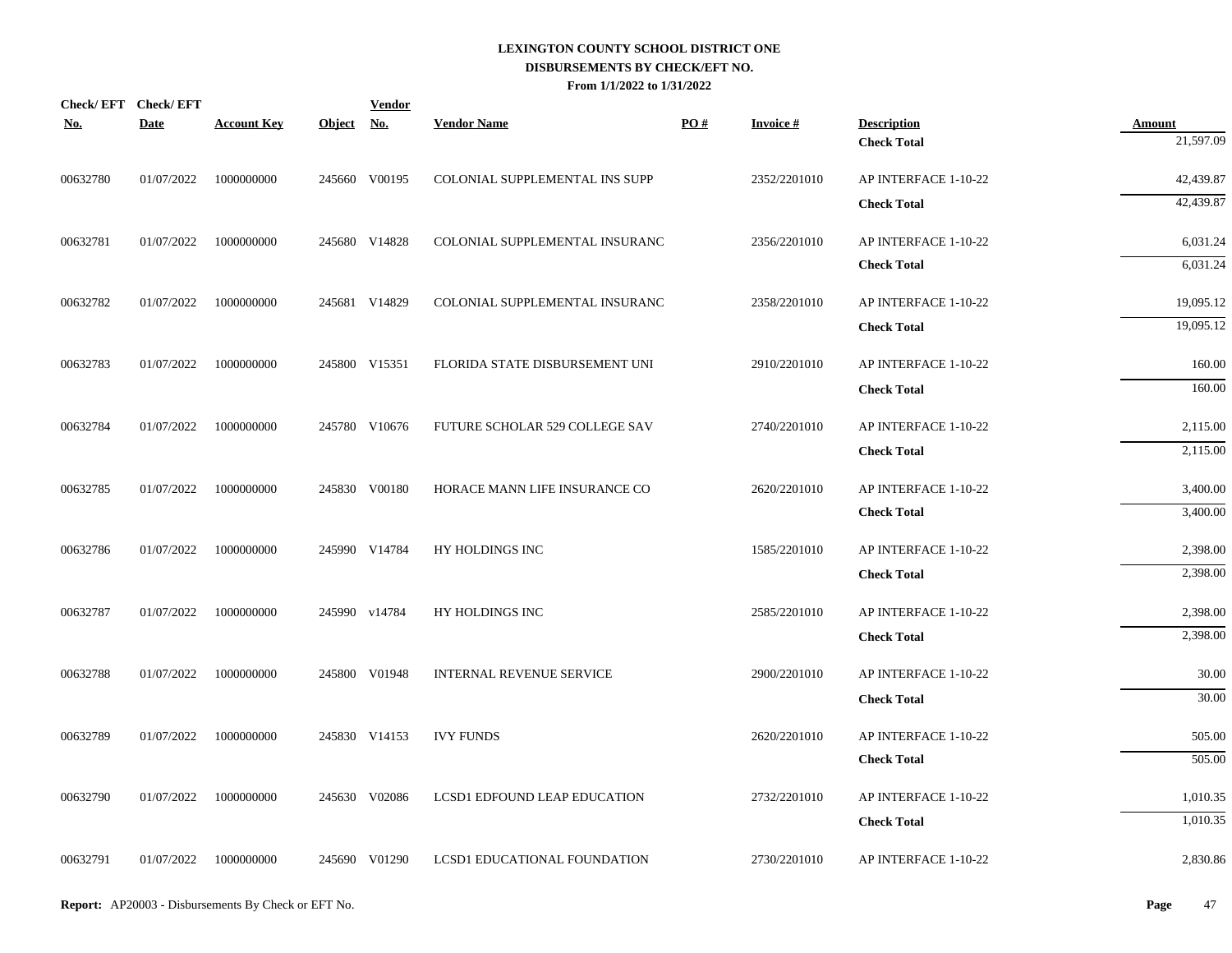# LEXINGTON COUNTY SCHOOL DISTRICT ONE
## DISBURSEMENTS BY CHECK/EFT NO.
### From 1/1/2022 to 1/31/2022

| Check/ EFT No. | Check/ EFT Date | Account Key | Object | Vendor No. | Vendor Name | PO # | Invoice # | Description | Amount |
|---|---|---|---|---|---|---|---|---|---|
| | | | | | | | | **Check Total** | 21,597.09 |
| 00632780 | 01/07/2022 | 1000000000 | 245660 | V00195 | COLONIAL SUPPLEMENTAL INS SUPP | | 2352/2201010 | AP INTERFACE 1-10-22 | 42,439.87 |
| | | | | | | | | **Check Total** | 42,439.87 |
| 00632781 | 01/07/2022 | 1000000000 | 245680 | V14828 | COLONIAL SUPPLEMENTAL INSURANC | | 2356/2201010 | AP INTERFACE 1-10-22 | 6,031.24 |
| | | | | | | | | **Check Total** | 6,031.24 |
| 00632782 | 01/07/2022 | 1000000000 | 245681 | V14829 | COLONIAL SUPPLEMENTAL INSURANC | | 2358/2201010 | AP INTERFACE 1-10-22 | 19,095.12 |
| | | | | | | | | **Check Total** | 19,095.12 |
| 00632783 | 01/07/2022 | 1000000000 | 245800 | V15351 | FLORIDA STATE DISBURSEMENT UNI | | 2910/2201010 | AP INTERFACE 1-10-22 | 160.00 |
| | | | | | | | | **Check Total** | 160.00 |
| 00632784 | 01/07/2022 | 1000000000 | 245780 | V10676 | FUTURE SCHOLAR 529 COLLEGE SAV | | 2740/2201010 | AP INTERFACE 1-10-22 | 2,115.00 |
| | | | | | | | | **Check Total** | 2,115.00 |
| 00632785 | 01/07/2022 | 1000000000 | 245830 | V00180 | HORACE MANN LIFE INSURANCE CO | | 2620/2201010 | AP INTERFACE 1-10-22 | 3,400.00 |
| | | | | | | | | **Check Total** | 3,400.00 |
| 00632786 | 01/07/2022 | 1000000000 | 245990 | V14784 | HY HOLDINGS INC | | 1585/2201010 | AP INTERFACE 1-10-22 | 2,398.00 |
| | | | | | | | | **Check Total** | 2,398.00 |
| 00632787 | 01/07/2022 | 1000000000 | 245990 | v14784 | HY HOLDINGS INC | | 2585/2201010 | AP INTERFACE 1-10-22 | 2,398.00 |
| | | | | | | | | **Check Total** | 2,398.00 |
| 00632788 | 01/07/2022 | 1000000000 | 245800 | V01948 | INTERNAL REVENUE SERVICE | | 2900/2201010 | AP INTERFACE 1-10-22 | 30.00 |
| | | | | | | | | **Check Total** | 30.00 |
| 00632789 | 01/07/2022 | 1000000000 | 245830 | V14153 | IVY FUNDS | | 2620/2201010 | AP INTERFACE 1-10-22 | 505.00 |
| | | | | | | | | **Check Total** | 505.00 |
| 00632790 | 01/07/2022 | 1000000000 | 245630 | V02086 | LCSD1 EDFOUND LEAP EDUCATION | | 2732/2201010 | AP INTERFACE 1-10-22 | 1,010.35 |
| | | | | | | | | **Check Total** | 1,010.35 |
| 00632791 | 01/07/2022 | 1000000000 | 245690 | V01290 | LCSD1 EDUCATIONAL FOUNDATION | | 2730/2201010 | AP INTERFACE 1-10-22 | 2,830.86 |

**Report:** AP20003 - Disbursements By Check or EFT No.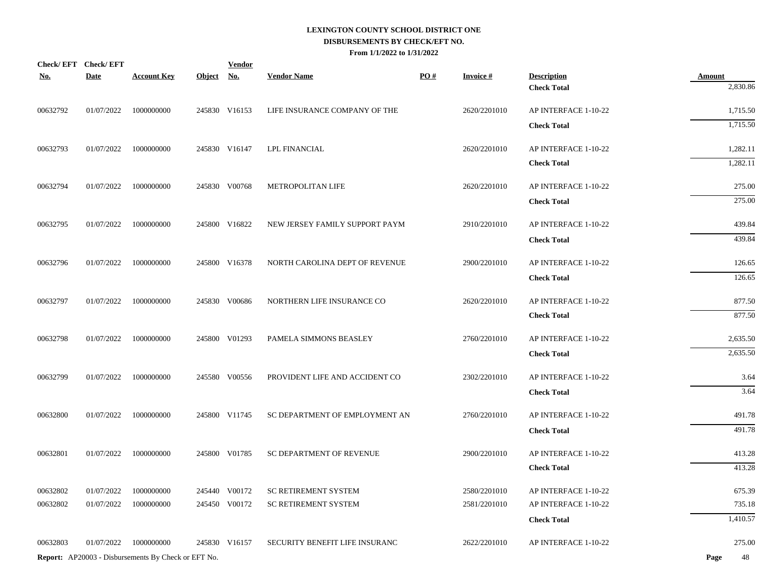**LEXINGTON COUNTY SCHOOL DISTRICT ONE**
**DISBURSEMENTS BY CHECK/EFT NO.**
**From 1/1/2022 to 1/31/2022**

| Check/ EFT No. | Check/ EFT Date | Account Key | Object | Vendor No. | Vendor Name | PO # | Invoice # | Description | Amount |
|---|---|---|---|---|---|---|---|---|---|
| | | | | | | | | **Check Total** | 2,830.86 |
| 00632792 | 01/07/2022 | 1000000000 | 245830 | V16153 | LIFE INSURANCE COMPANY OF THE | | 2620/2201010 | AP INTERFACE 1-10-22 | 1,715.50 |
| | | | | | | | | **Check Total** | 1,715.50 |
| 00632793 | 01/07/2022 | 1000000000 | 245830 | V16147 | LPL FINANCIAL | | 2620/2201010 | AP INTERFACE 1-10-22 | 1,282.11 |
| | | | | | | | | **Check Total** | 1,282.11 |
| 00632794 | 01/07/2022 | 1000000000 | 245830 | V00768 | METROPOLITAN LIFE | | 2620/2201010 | AP INTERFACE 1-10-22 | 275.00 |
| | | | | | | | | **Check Total** | 275.00 |
| 00632795 | 01/07/2022 | 1000000000 | 245800 | V16822 | NEW JERSEY FAMILY SUPPORT PAYM | | 2910/2201010 | AP INTERFACE 1-10-22 | 439.84 |
| | | | | | | | | **Check Total** | 439.84 |
| 00632796 | 01/07/2022 | 1000000000 | 245800 | V16378 | NORTH CAROLINA DEPT OF REVENUE | | 2900/2201010 | AP INTERFACE 1-10-22 | 126.65 |
| | | | | | | | | **Check Total** | 126.65 |
| 00632797 | 01/07/2022 | 1000000000 | 245830 | V00686 | NORTHERN LIFE INSURANCE CO | | 2620/2201010 | AP INTERFACE 1-10-22 | 877.50 |
| | | | | | | | | **Check Total** | 877.50 |
| 00632798 | 01/07/2022 | 1000000000 | 245800 | V01293 | PAMELA SIMMONS BEASLEY | | 2760/2201010 | AP INTERFACE 1-10-22 | 2,635.50 |
| | | | | | | | | **Check Total** | 2,635.50 |
| 00632799 | 01/07/2022 | 1000000000 | 245580 | V00556 | PROVIDENT LIFE AND ACCIDENT CO | | 2302/2201010 | AP INTERFACE 1-10-22 | 3.64 |
| | | | | | | | | **Check Total** | 3.64 |
| 00632800 | 01/07/2022 | 1000000000 | 245800 | V11745 | SC DEPARTMENT OF EMPLOYMENT AN | | 2760/2201010 | AP INTERFACE 1-10-22 | 491.78 |
| | | | | | | | | **Check Total** | 491.78 |
| 00632801 | 01/07/2022 | 1000000000 | 245800 | V01785 | SC DEPARTMENT OF REVENUE | | 2900/2201010 | AP INTERFACE 1-10-22 | 413.28 |
| | | | | | | | | **Check Total** | 413.28 |
| 00632802 | 01/07/2022 | 1000000000 | 245440 | V00172 | SC RETIREMENT SYSTEM | | 2580/2201010 | AP INTERFACE 1-10-22 | 675.39 |
| 00632802 | 01/07/2022 | 1000000000 | 245450 | V00172 | SC RETIREMENT SYSTEM | | 2581/2201010 | AP INTERFACE 1-10-22 | 735.18 |
| | | | | | | | | **Check Total** | 1,410.57 |
| 00632803 | 01/07/2022 | 1000000000 | 245830 | V16157 | SECURITY BENEFIT LIFE INSURANC | | 2622/2201010 | AP INTERFACE 1-10-22 | 275.00 |

**Report:** AP20003 - Disbursements By Check or EFT No.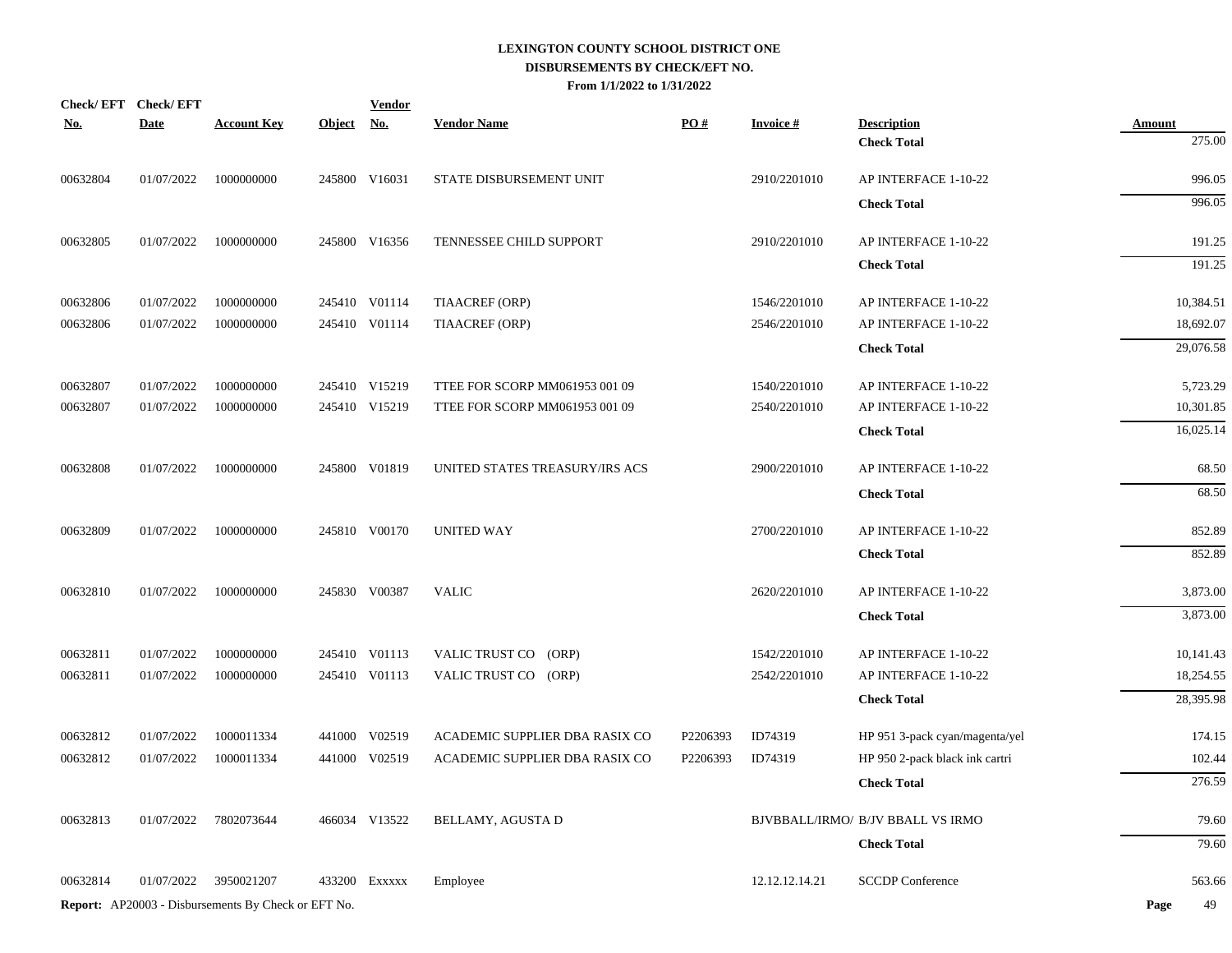# LEXINGTON COUNTY SCHOOL DISTRICT ONE
## DISBURSEMENTS BY CHECK/EFT NO.
### From 1/1/2022 to 1/31/2022

| Check/ EFT No. | Check/ EFT Date | Account Key | Object | Vendor No. | Vendor Name | PO # | Invoice # | Description | Amount |
|---|---|---|---|---|---|---|---|---|---|
| | | | | | | | | **Check Total** | 275.00 |
| 00632804 | 01/07/2022 | 1000000000 | 245800 | V16031 | STATE DISBURSEMENT UNIT | | 2910/2201010 | AP INTERFACE 1-10-22 | 996.05 |
| | | | | | | | | **Check Total** | 996.05 |
| 00632805 | 01/07/2022 | 1000000000 | 245800 | V16356 | TENNESSEE CHILD SUPPORT | | 2910/2201010 | AP INTERFACE 1-10-22 | 191.25 |
| | | | | | | | | **Check Total** | 191.25 |
| 00632806 | 01/07/2022 | 1000000000 | 245410 | V01114 | TIAACREF (ORP) | | 1546/2201010 | AP INTERFACE 1-10-22 | 10,384.51 |
| 00632806 | 01/07/2022 | 1000000000 | 245410 | V01114 | TIAACREF (ORP) | | 2546/2201010 | AP INTERFACE 1-10-22 | 18,692.07 |
| | | | | | | | | **Check Total** | 29,076.58 |
| 00632807 | 01/07/2022 | 1000000000 | 245410 | V15219 | TTEE FOR SCORP MM061953 001 09 | | 1540/2201010 | AP INTERFACE 1-10-22 | 5,723.29 |
| 00632807 | 01/07/2022 | 1000000000 | 245410 | V15219 | TTEE FOR SCORP MM061953 001 09 | | 2540/2201010 | AP INTERFACE 1-10-22 | 10,301.85 |
| | | | | | | | | **Check Total** | 16,025.14 |
| 00632808 | 01/07/2022 | 1000000000 | 245800 | V01819 | UNITED STATES TREASURY/IRS ACS | | 2900/2201010 | AP INTERFACE 1-10-22 | 68.50 |
| | | | | | | | | **Check Total** | 68.50 |
| 00632809 | 01/07/2022 | 1000000000 | 245810 | V00170 | UNITED WAY | | 2700/2201010 | AP INTERFACE 1-10-22 | 852.89 |
| | | | | | | | | **Check Total** | 852.89 |
| 00632810 | 01/07/2022 | 1000000000 | 245830 | V00387 | VALIC | | 2620/2201010 | AP INTERFACE 1-10-22 | 3,873.00 |
| | | | | | | | | **Check Total** | 3,873.00 |
| 00632811 | 01/07/2022 | 1000000000 | 245410 | V01113 | VALIC TRUST CO (ORP) | | 1542/2201010 | AP INTERFACE 1-10-22 | 10,141.43 |
| 00632811 | 01/07/2022 | 1000000000 | 245410 | V01113 | VALIC TRUST CO (ORP) | | 2542/2201010 | AP INTERFACE 1-10-22 | 18,254.55 |
| | | | | | | | | **Check Total** | 28,395.98 |
| 00632812 | 01/07/2022 | 1000011334 | 441000 | V02519 | ACADEMIC SUPPLIER DBA RASIX CO | P2206393 | ID74319 | HP 951 3-pack cyan/magenta/yel | 174.15 |
| 00632812 | 01/07/2022 | 1000011334 | 441000 | V02519 | ACADEMIC SUPPLIER DBA RASIX CO | P2206393 | ID74319 | HP 950 2-pack black ink cartri | 102.44 |
| | | | | | | | | **Check Total** | 276.59 |
| 00632813 | 01/07/2022 | 7802073644 | 466034 | V13522 | BELLAMY, AGUSTA D | | BJVBBALL/IRMO/ | B/JV BBALL VS IRMO | 79.60 |
| | | | | | | | | **Check Total** | 79.60 |
| 00632814 | 01/07/2022 | 3950021207 | 433200 | Exxxxx | Employee | | 12.12.12.14.21 | SCCDP Conference | 563.66 |

**Report:** AP20003 - Disbursements By Check or EFT No.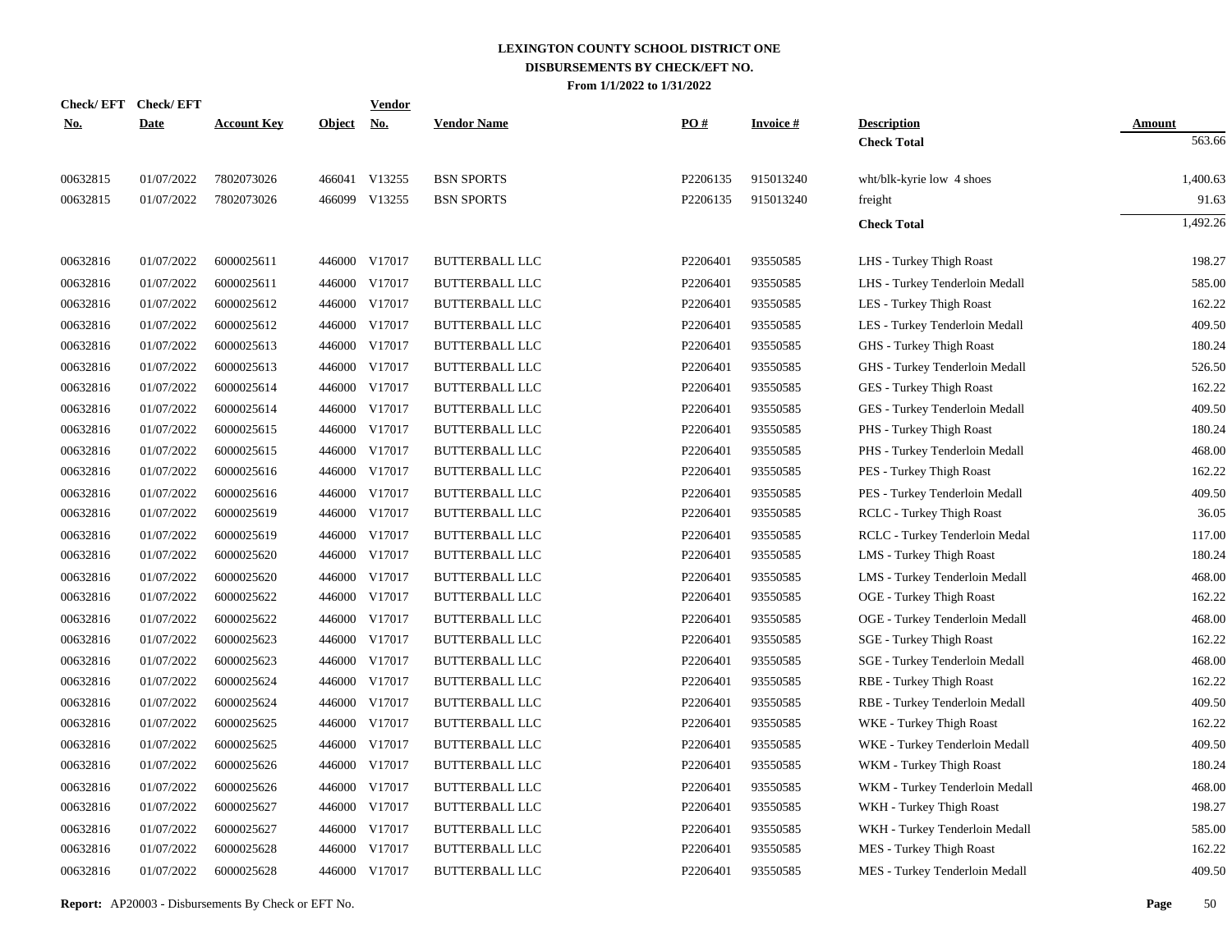# LEXINGTON COUNTY SCHOOL DISTRICT ONE
## DISBURSEMENTS BY CHECK/EFT NO.
### From 1/1/2022 to 1/31/2022

| Check/ EFT No. | Check/ EFT Date | Account Key | Object | Vendor No. | Vendor Name | PO # | Invoice # | Description | Amount |
|---|---|---|---|---|---|---|---|---|---|
| | | | | | | | | **Check Total** | 563.66 |
| 00632815 | 01/07/2022 | 7802073026 | 466041 | V13255 | BSN SPORTS | P2206135 | 915013240 | wht/blk-kyrie low 4 shoes | 1,400.63 |
| 00632815 | 01/07/2022 | 7802073026 | 466099 | V13255 | BSN SPORTS | P2206135 | 915013240 | freight | 91.63 |
| | | | | | | | | **Check Total** | 1,492.26 |
| 00632816 | 01/07/2022 | 6000025611 | 446000 | V17017 | BUTTERBALL LLC | P2206401 | 93550585 | LHS - Turkey Thigh Roast | 198.27 |
| 00632816 | 01/07/2022 | 6000025611 | 446000 | V17017 | BUTTERBALL LLC | P2206401 | 93550585 | LHS - Turkey Tenderloin Medall | 585.00 |
| 00632816 | 01/07/2022 | 6000025612 | 446000 | V17017 | BUTTERBALL LLC | P2206401 | 93550585 | LES - Turkey Thigh Roast | 162.22 |
| 00632816 | 01/07/2022 | 6000025612 | 446000 | V17017 | BUTTERBALL LLC | P2206401 | 93550585 | LES - Turkey Tenderloin Medall | 409.50 |
| 00632816 | 01/07/2022 | 6000025613 | 446000 | V17017 | BUTTERBALL LLC | P2206401 | 93550585 | GHS - Turkey Thigh Roast | 180.24 |
| 00632816 | 01/07/2022 | 6000025613 | 446000 | V17017 | BUTTERBALL LLC | P2206401 | 93550585 | GHS - Turkey Tenderloin Medall | 526.50 |
| 00632816 | 01/07/2022 | 6000025614 | 446000 | V17017 | BUTTERBALL LLC | P2206401 | 93550585 | GES - Turkey Thigh Roast | 162.22 |
| 00632816 | 01/07/2022 | 6000025614 | 446000 | V17017 | BUTTERBALL LLC | P2206401 | 93550585 | GES - Turkey Tenderloin Medall | 409.50 |
| 00632816 | 01/07/2022 | 6000025615 | 446000 | V17017 | BUTTERBALL LLC | P2206401 | 93550585 | PHS - Turkey Thigh Roast | 180.24 |
| 00632816 | 01/07/2022 | 6000025615 | 446000 | V17017 | BUTTERBALL LLC | P2206401 | 93550585 | PHS - Turkey Tenderloin Medall | 468.00 |
| 00632816 | 01/07/2022 | 6000025616 | 446000 | V17017 | BUTTERBALL LLC | P2206401 | 93550585 | PES - Turkey Thigh Roast | 162.22 |
| 00632816 | 01/07/2022 | 6000025616 | 446000 | V17017 | BUTTERBALL LLC | P2206401 | 93550585 | PES - Turkey Tenderloin Medall | 409.50 |
| 00632816 | 01/07/2022 | 6000025619 | 446000 | V17017 | BUTTERBALL LLC | P2206401 | 93550585 | RCLC - Turkey Thigh Roast | 36.05 |
| 00632816 | 01/07/2022 | 6000025619 | 446000 | V17017 | BUTTERBALL LLC | P2206401 | 93550585 | RCLC - Turkey Tenderloin Medal | 117.00 |
| 00632816 | 01/07/2022 | 6000025620 | 446000 | V17017 | BUTTERBALL LLC | P2206401 | 93550585 | LMS - Turkey Thigh Roast | 180.24 |
| 00632816 | 01/07/2022 | 6000025620 | 446000 | V17017 | BUTTERBALL LLC | P2206401 | 93550585 | LMS - Turkey Tenderloin Medall | 468.00 |
| 00632816 | 01/07/2022 | 6000025622 | 446000 | V17017 | BUTTERBALL LLC | P2206401 | 93550585 | OGE - Turkey Thigh Roast | 162.22 |
| 00632816 | 01/07/2022 | 6000025622 | 446000 | V17017 | BUTTERBALL LLC | P2206401 | 93550585 | OGE - Turkey Tenderloin Medall | 468.00 |
| 00632816 | 01/07/2022 | 6000025623 | 446000 | V17017 | BUTTERBALL LLC | P2206401 | 93550585 | SGE - Turkey Thigh Roast | 162.22 |
| 00632816 | 01/07/2022 | 6000025623 | 446000 | V17017 | BUTTERBALL LLC | P2206401 | 93550585 | SGE - Turkey Tenderloin Medall | 468.00 |
| 00632816 | 01/07/2022 | 6000025624 | 446000 | V17017 | BUTTERBALL LLC | P2206401 | 93550585 | RBE - Turkey Thigh Roast | 162.22 |
| 00632816 | 01/07/2022 | 6000025624 | 446000 | V17017 | BUTTERBALL LLC | P2206401 | 93550585 | RBE - Turkey Tenderloin Medall | 409.50 |
| 00632816 | 01/07/2022 | 6000025625 | 446000 | V17017 | BUTTERBALL LLC | P2206401 | 93550585 | WKE - Turkey Thigh Roast | 162.22 |
| 00632816 | 01/07/2022 | 6000025625 | 446000 | V17017 | BUTTERBALL LLC | P2206401 | 93550585 | WKE - Turkey Tenderloin Medall | 409.50 |
| 00632816 | 01/07/2022 | 6000025626 | 446000 | V17017 | BUTTERBALL LLC | P2206401 | 93550585 | WKM - Turkey Thigh Roast | 180.24 |
| 00632816 | 01/07/2022 | 6000025626 | 446000 | V17017 | BUTTERBALL LLC | P2206401 | 93550585 | WKM - Turkey Tenderloin Medall | 468.00 |
| 00632816 | 01/07/2022 | 6000025627 | 446000 | V17017 | BUTTERBALL LLC | P2206401 | 93550585 | WKH - Turkey Thigh Roast | 198.27 |
| 00632816 | 01/07/2022 | 6000025627 | 446000 | V17017 | BUTTERBALL LLC | P2206401 | 93550585 | WKH - Turkey Tenderloin Medall | 585.00 |
| 00632816 | 01/07/2022 | 6000025628 | 446000 | V17017 | BUTTERBALL LLC | P2206401 | 93550585 | MES - Turkey Thigh Roast | 162.22 |
| 00632816 | 01/07/2022 | 6000025628 | 446000 | V17017 | BUTTERBALL LLC | P2206401 | 93550585 | MES - Turkey Tenderloin Medall | 409.50 |

**Report:** AP20003 - Disbursements By Check or EFT No.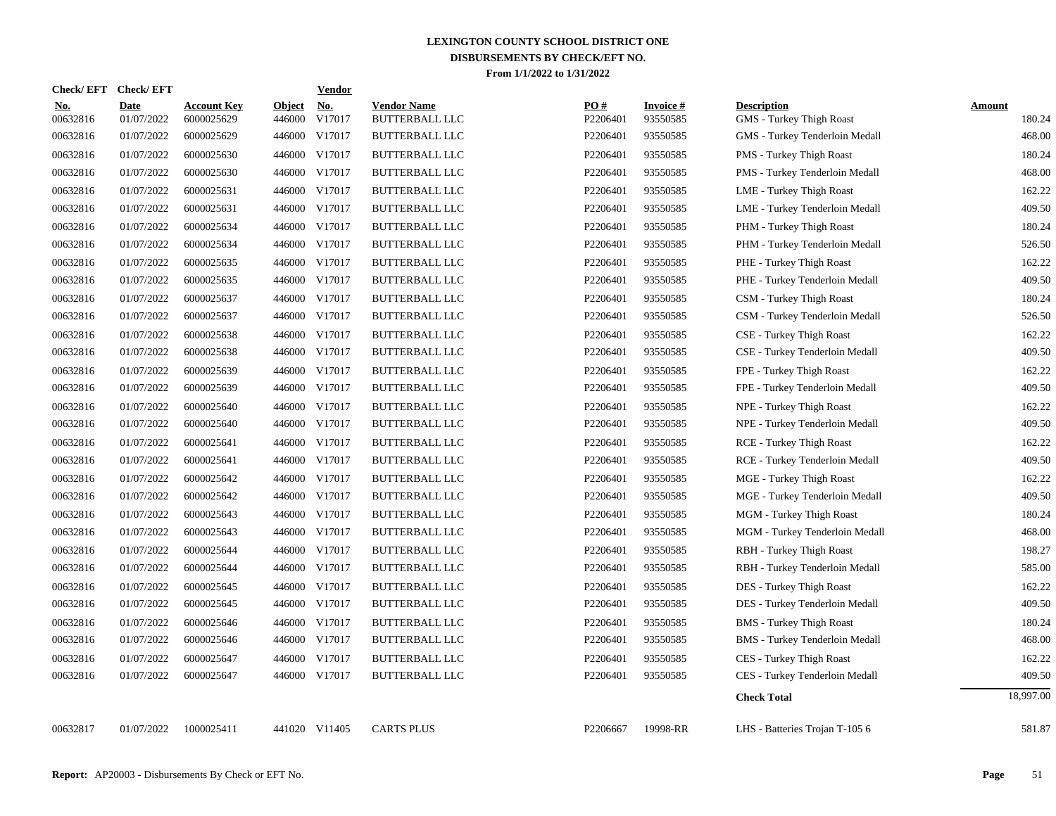# LEXINGTON COUNTY SCHOOL DISTRICT ONE
## DISBURSEMENTS BY CHECK/EFT NO.
### From 1/1/2022 to 1/31/2022

| Check/ EFT No. | Check/ EFT Date | Account Key | Object | Vendor No. | Vendor Name | PO # | Invoice # | Description | Amount |
|---|---|---|---|---|---|---|---|---|---|
| 00632816 | 01/07/2022 | 6000025629 | 446000 | V17017 | BUTTERBALL LLC | P2206401 | 93550585 | GMS - Turkey Thigh Roast | 180.24 |
| 00632816 | 01/07/2022 | 6000025629 | 446000 | V17017 | BUTTERBALL LLC | P2206401 | 93550585 | GMS - Turkey Tenderloin Medall | 468.00 |
| 00632816 | 01/07/2022 | 6000025630 | 446000 | V17017 | BUTTERBALL LLC | P2206401 | 93550585 | PMS - Turkey Thigh Roast | 180.24 |
| 00632816 | 01/07/2022 | 6000025630 | 446000 | V17017 | BUTTERBALL LLC | P2206401 | 93550585 | PMS - Turkey Tenderloin Medall | 468.00 |
| 00632816 | 01/07/2022 | 6000025631 | 446000 | V17017 | BUTTERBALL LLC | P2206401 | 93550585 | LME - Turkey Thigh Roast | 162.22 |
| 00632816 | 01/07/2022 | 6000025631 | 446000 | V17017 | BUTTERBALL LLC | P2206401 | 93550585 | LME - Turkey Tenderloin Medall | 409.50 |
| 00632816 | 01/07/2022 | 6000025634 | 446000 | V17017 | BUTTERBALL LLC | P2206401 | 93550585 | PHM - Turkey Thigh Roast | 180.24 |
| 00632816 | 01/07/2022 | 6000025634 | 446000 | V17017 | BUTTERBALL LLC | P2206401 | 93550585 | PHM - Turkey Tenderloin Medall | 526.50 |
| 00632816 | 01/07/2022 | 6000025635 | 446000 | V17017 | BUTTERBALL LLC | P2206401 | 93550585 | PHE - Turkey Thigh Roast | 162.22 |
| 00632816 | 01/07/2022 | 6000025635 | 446000 | V17017 | BUTTERBALL LLC | P2206401 | 93550585 | PHE - Turkey Tenderloin Medall | 409.50 |
| 00632816 | 01/07/2022 | 6000025637 | 446000 | V17017 | BUTTERBALL LLC | P2206401 | 93550585 | CSM - Turkey Thigh Roast | 180.24 |
| 00632816 | 01/07/2022 | 6000025637 | 446000 | V17017 | BUTTERBALL LLC | P2206401 | 93550585 | CSM - Turkey Tenderloin Medall | 526.50 |
| 00632816 | 01/07/2022 | 6000025638 | 446000 | V17017 | BUTTERBALL LLC | P2206401 | 93550585 | CSE - Turkey Thigh Roast | 162.22 |
| 00632816 | 01/07/2022 | 6000025638 | 446000 | V17017 | BUTTERBALL LLC | P2206401 | 93550585 | CSE - Turkey Tenderloin Medall | 409.50 |
| 00632816 | 01/07/2022 | 6000025639 | 446000 | V17017 | BUTTERBALL LLC | P2206401 | 93550585 | FPE - Turkey Thigh Roast | 162.22 |
| 00632816 | 01/07/2022 | 6000025639 | 446000 | V17017 | BUTTERBALL LLC | P2206401 | 93550585 | FPE - Turkey Tenderloin Medall | 409.50 |
| 00632816 | 01/07/2022 | 6000025640 | 446000 | V17017 | BUTTERBALL LLC | P2206401 | 93550585 | NPE - Turkey Thigh Roast | 162.22 |
| 00632816 | 01/07/2022 | 6000025640 | 446000 | V17017 | BUTTERBALL LLC | P2206401 | 93550585 | NPE - Turkey Tenderloin Medall | 409.50 |
| 00632816 | 01/07/2022 | 6000025641 | 446000 | V17017 | BUTTERBALL LLC | P2206401 | 93550585 | RCE - Turkey Thigh Roast | 162.22 |
| 00632816 | 01/07/2022 | 6000025641 | 446000 | V17017 | BUTTERBALL LLC | P2206401 | 93550585 | RCE - Turkey Tenderloin Medall | 409.50 |
| 00632816 | 01/07/2022 | 6000025642 | 446000 | V17017 | BUTTERBALL LLC | P2206401 | 93550585 | MGE - Turkey Thigh Roast | 162.22 |
| 00632816 | 01/07/2022 | 6000025642 | 446000 | V17017 | BUTTERBALL LLC | P2206401 | 93550585 | MGE - Turkey Tenderloin Medall | 409.50 |
| 00632816 | 01/07/2022 | 6000025643 | 446000 | V17017 | BUTTERBALL LLC | P2206401 | 93550585 | MGM - Turkey Thigh Roast | 180.24 |
| 00632816 | 01/07/2022 | 6000025643 | 446000 | V17017 | BUTTERBALL LLC | P2206401 | 93550585 | MGM - Turkey Tenderloin Medall | 468.00 |
| 00632816 | 01/07/2022 | 6000025644 | 446000 | V17017 | BUTTERBALL LLC | P2206401 | 93550585 | RBH - Turkey Thigh Roast | 198.27 |
| 00632816 | 01/07/2022 | 6000025644 | 446000 | V17017 | BUTTERBALL LLC | P2206401 | 93550585 | RBH - Turkey Tenderloin Medall | 585.00 |
| 00632816 | 01/07/2022 | 6000025645 | 446000 | V17017 | BUTTERBALL LLC | P2206401 | 93550585 | DES - Turkey Thigh Roast | 162.22 |
| 00632816 | 01/07/2022 | 6000025645 | 446000 | V17017 | BUTTERBALL LLC | P2206401 | 93550585 | DES - Turkey Tenderloin Medall | 409.50 |
| 00632816 | 01/07/2022 | 6000025646 | 446000 | V17017 | BUTTERBALL LLC | P2206401 | 93550585 | BMS - Turkey Thigh Roast | 180.24 |
| 00632816 | 01/07/2022 | 6000025646 | 446000 | V17017 | BUTTERBALL LLC | P2206401 | 93550585 | BMS - Turkey Tenderloin Medall | 468.00 |
| 00632816 | 01/07/2022 | 6000025647 | 446000 | V17017 | BUTTERBALL LLC | P2206401 | 93550585 | CES - Turkey Thigh Roast | 162.22 |
| 00632816 | 01/07/2022 | 6000025647 | 446000 | V17017 | BUTTERBALL LLC | P2206401 | 93550585 | CES - Turkey Tenderloin Medall | 409.50 |
| | | | | | | | | **Check Total** | 18,997.00 |
| 00632817 | 01/07/2022 | 1000025411 | 441020 | V11405 | CARTS PLUS | P2206667 | 19998-RR | LHS - Batteries Trojan T-105 6 | 581.87 |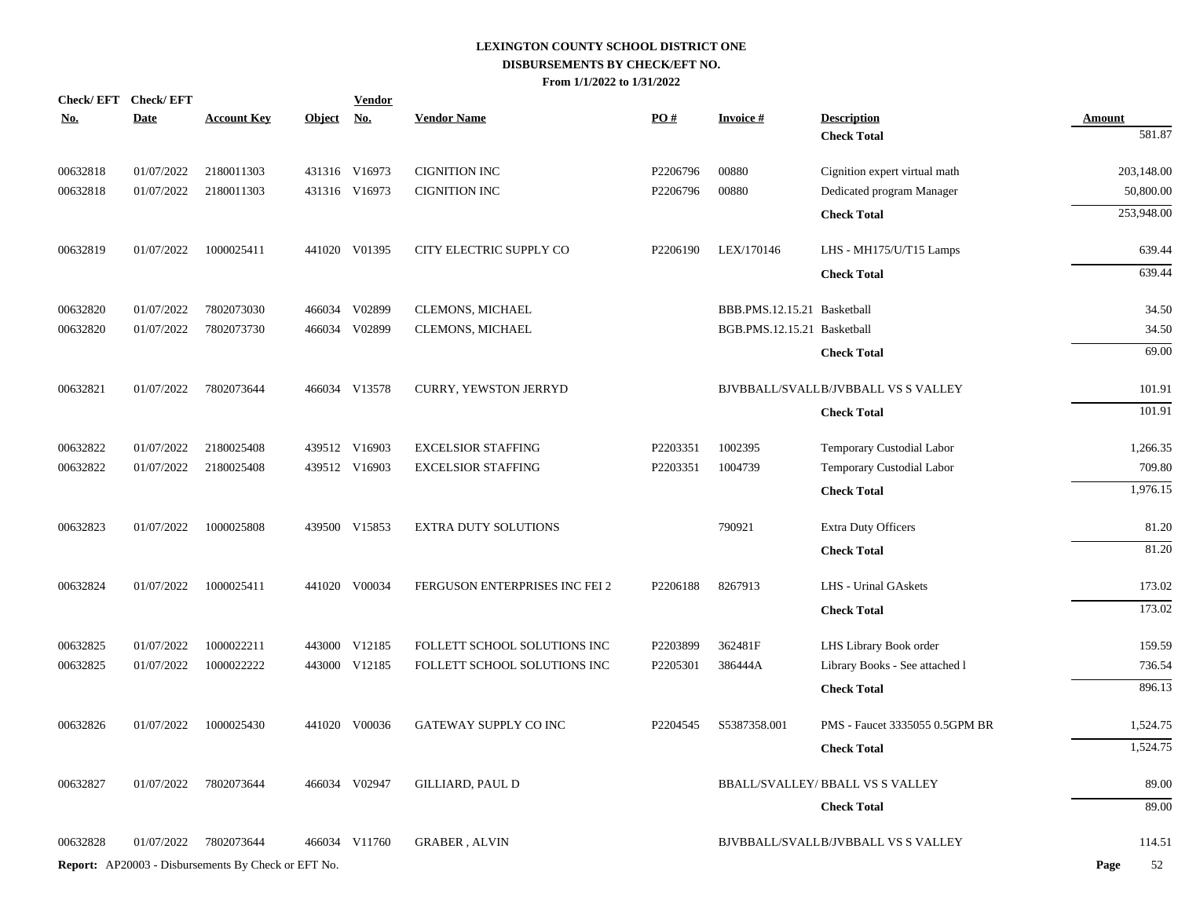# LEXINGTON COUNTY SCHOOL DISTRICT ONE
## DISBURSEMENTS BY CHECK/EFT NO.
### From 1/1/2022 to 1/31/2022

| Check/ EFT No. | Check/ EFT Date | Account Key | Object | Vendor No. | Vendor Name | PO # | Invoice # | Description | Amount |
|---|---|---|---|---|---|---|---|---|---|
| | | | | | | | | **Check Total** | 581.87 |
| 00632818 | 01/07/2022 | 2180011303 | 431316 | V16973 | CIGNITION INC | P2206796 | 00880 | Cignition expert virtual math | 203,148.00 |
| 00632818 | 01/07/2022 | 2180011303 | 431316 | V16973 | CIGNITION INC | P2206796 | 00880 | Dedicated program Manager | 50,800.00 |
| | | | | | | | | **Check Total** | 253,948.00 |
| 00632819 | 01/07/2022 | 1000025411 | 441020 | V01395 | CITY ELECTRIC SUPPLY CO | P2206190 | LEX/170146 | LHS - MH175/U/T15 Lamps | 639.44 |
| | | | | | | | | **Check Total** | 639.44 |
| 00632820 | 01/07/2022 | 7802073030 | 466034 | V02899 | CLEMONS, MICHAEL | | BBB.PMS.12.15.21 | Basketball | 34.50 |
| 00632820 | 01/07/2022 | 7802073730 | 466034 | V02899 | CLEMONS, MICHAEL | | BGB.PMS.12.15.21 | Basketball | 34.50 |
| | | | | | | | | **Check Total** | 69.00 |
| 00632821 | 01/07/2022 | 7802073644 | 466034 | V13578 | CURRY, YEWSTON JERRYD | | BJVBBALL/SVALL | B/JVBBALL VS S VALLEY | 101.91 |
| | | | | | | | | **Check Total** | 101.91 |
| 00632822 | 01/07/2022 | 2180025408 | 439512 | V16903 | EXCELSIOR STAFFING | P2203351 | 1002395 | Temporary Custodial Labor | 1,266.35 |
| 00632822 | 01/07/2022 | 2180025408 | 439512 | V16903 | EXCELSIOR STAFFING | P2203351 | 1004739 | Temporary Custodial Labor | 709.80 |
| | | | | | | | | **Check Total** | 1,976.15 |
| 00632823 | 01/07/2022 | 1000025808 | 439500 | V15853 | EXTRA DUTY SOLUTIONS | | 790921 | Extra Duty Officers | 81.20 |
| | | | | | | | | **Check Total** | 81.20 |
| 00632824 | 01/07/2022 | 1000025411 | 441020 | V00034 | FERGUSON ENTERPRISES INC FEI 2 | P2206188 | 8267913 | LHS - Urinal GAskets | 173.02 |
| | | | | | | | | **Check Total** | 173.02 |
| 00632825 | 01/07/2022 | 1000022211 | 443000 | V12185 | FOLLETT SCHOOL SOLUTIONS INC | P2203899 | 362481F | LHS Library Book order | 159.59 |
| 00632825 | 01/07/2022 | 1000022222 | 443000 | V12185 | FOLLETT SCHOOL SOLUTIONS INC | P2205301 | 386444A | Library Books - See attached l | 736.54 |
| | | | | | | | | **Check Total** | 896.13 |
| 00632826 | 01/07/2022 | 1000025430 | 441020 | V00036 | GATEWAY SUPPLY CO INC | P2204545 | S5387358.001 | PMS - Faucet 3335055 0.5GPM BR | 1,524.75 |
| | | | | | | | | **Check Total** | 1,524.75 |
| 00632827 | 01/07/2022 | 7802073644 | 466034 | V02947 | GILLIARD, PAUL D | | BBALL/SVALLEY/ | BBALL VS S VALLEY | 89.00 |
| | | | | | | | | **Check Total** | 89.00 |
| 00632828 | 01/07/2022 | 7802073644 | 466034 | V11760 | GRABER , ALVIN | | BJVBBALL/SVALL | B/JVBBALL VS S VALLEY | 114.51 |

**Report:** AP20003 - Disbursements By Check or EFT No.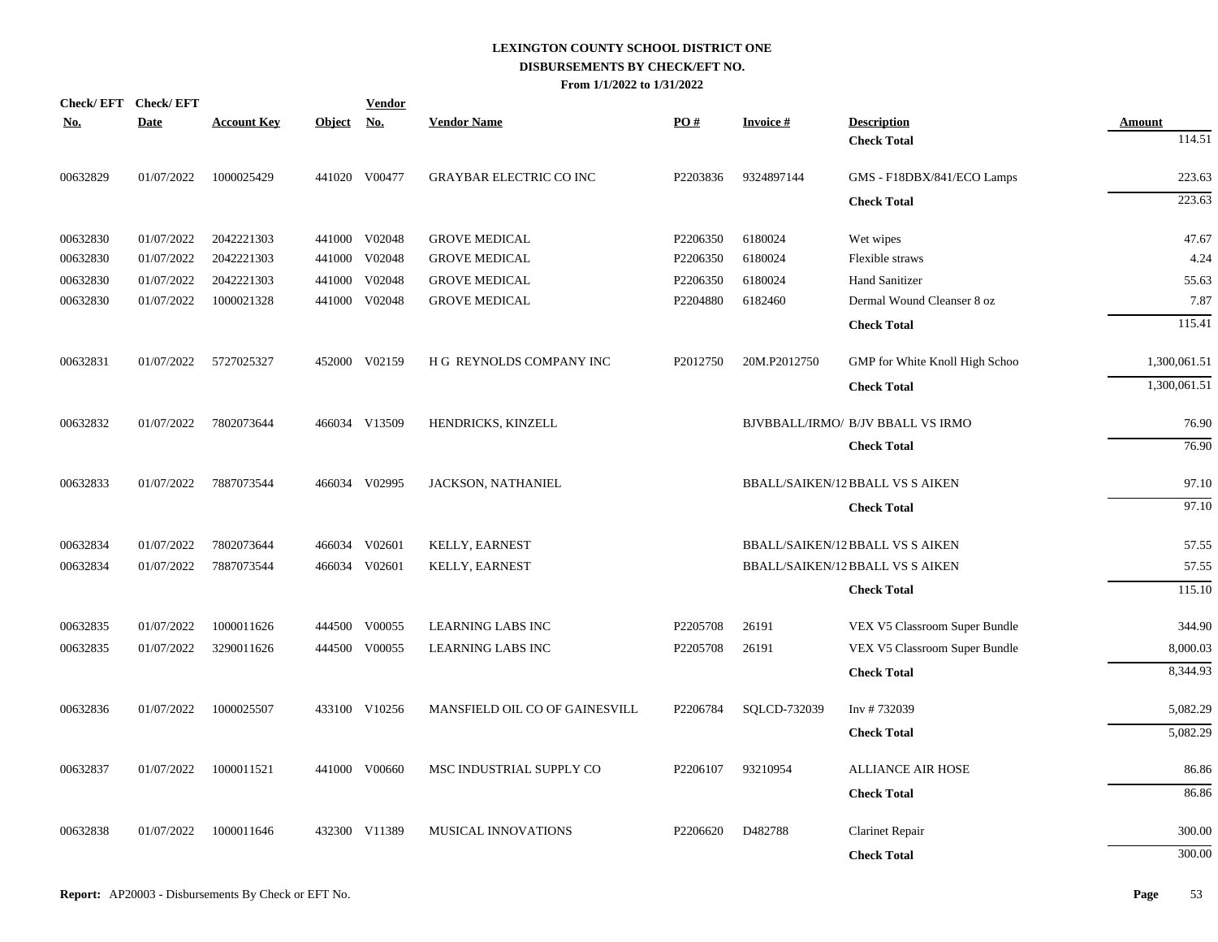# LEXINGTON COUNTY SCHOOL DISTRICT ONE
## DISBURSEMENTS BY CHECK/EFT NO.
### From 1/1/2022 to 1/31/2022

| Check/ EFT No. | Check/ EFT Date | Account Key | Object | Vendor No. | Vendor Name | PO # | Invoice # | Description | Amount |
|---|---|---|---|---|---|---|---|---|---|
| | | | | | | | | **Check Total** | 114.51 |
| 00632829 | 01/07/2022 | 1000025429 | 441020 | V00477 | GRAYBAR ELECTRIC CO INC | P2203836 | 9324897144 | GMS - F18DBX/841/ECO Lamps | 223.63 |
| | | | | | | | | **Check Total** | 223.63 |
| 00632830 | 01/07/2022 | 2042221303 | 441000 | V02048 | GROVE MEDICAL | P2206350 | 6180024 | Wet wipes | 47.67 |
| 00632830 | 01/07/2022 | 2042221303 | 441000 | V02048 | GROVE MEDICAL | P2206350 | 6180024 | Flexible straws | 4.24 |
| 00632830 | 01/07/2022 | 2042221303 | 441000 | V02048 | GROVE MEDICAL | P2206350 | 6180024 | Hand Sanitizer | 55.63 |
| 00632830 | 01/07/2022 | 1000021328 | 441000 | V02048 | GROVE MEDICAL | P2204880 | 6182460 | Dermal Wound Cleanser 8 oz | 7.87 |
| | | | | | | | | **Check Total** | 115.41 |
| 00632831 | 01/07/2022 | 5727025327 | 452000 | V02159 | H G REYNOLDS COMPANY INC | P2012750 | 20M.P2012750 | GMP for White Knoll High Schoo | 1,300,061.51 |
| | | | | | | | | **Check Total** | 1,300,061.51 |
| 00632832 | 01/07/2022 | 7802073644 | 466034 | V13509 | HENDRICKS, KINZELL | | BJVBBALL/IRMO/ | B/JV BBALL VS IRMO | 76.90 |
| | | | | | | | | **Check Total** | 76.90 |
| 00632833 | 01/07/2022 | 7887073544 | 466034 | V02995 | JACKSON, NATHANIEL | | BBALL/SAIKEN/12 | BBALL VS S AIKEN | 97.10 |
| | | | | | | | | **Check Total** | 97.10 |
| 00632834 | 01/07/2022 | 7802073644 | 466034 | V02601 | KELLY, EARNEST | | BBALL/SAIKEN/12 | BBALL VS S AIKEN | 57.55 |
| 00632834 | 01/07/2022 | 7887073544 | 466034 | V02601 | KELLY, EARNEST | | BBALL/SAIKEN/12 | BBALL VS S AIKEN | 57.55 |
| | | | | | | | | **Check Total** | 115.10 |
| 00632835 | 01/07/2022 | 1000011626 | 444500 | V00055 | LEARNING LABS INC | P2205708 | 26191 | VEX V5 Classroom Super Bundle | 344.90 |
| 00632835 | 01/07/2022 | 3290011626 | 444500 | V00055 | LEARNING LABS INC | P2205708 | 26191 | VEX V5 Classroom Super Bundle | 8,000.03 |
| | | | | | | | | **Check Total** | 8,344.93 |
| 00632836 | 01/07/2022 | 1000025507 | 433100 | V10256 | MANSFIELD OIL CO OF GAINESVILL | P2206784 | SQLCD-732039 | Inv # 732039 | 5,082.29 |
| | | | | | | | | **Check Total** | 5,082.29 |
| 00632837 | 01/07/2022 | 1000011521 | 441000 | V00660 | MSC INDUSTRIAL SUPPLY CO | P2206107 | 93210954 | ALLIANCE AIR HOSE | 86.86 |
| | | | | | | | | **Check Total** | 86.86 |
| 00632838 | 01/07/2022 | 1000011646 | 432300 | V11389 | MUSICAL INNOVATIONS | P2206620 | D482788 | Clarinet Repair | 300.00 |
| | | | | | | | | **Check Total** | 300.00 |

**Report:** AP20003 - Disbursements By Check or EFT No.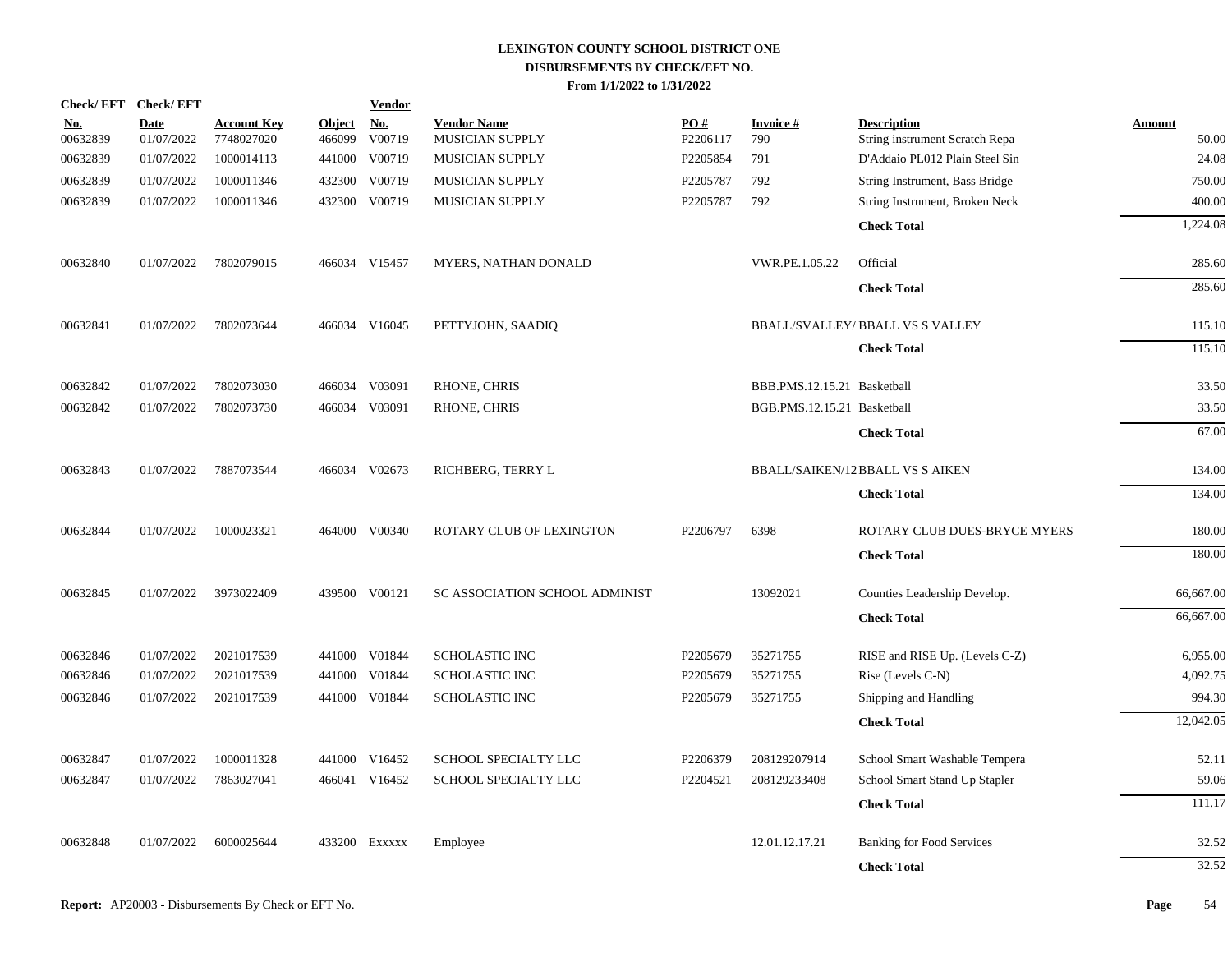# LEXINGTON COUNTY SCHOOL DISTRICT ONE
## DISBURSEMENTS BY CHECK/EFT NO.
### From 1/1/2022 to 1/31/2022

| Check/ EFT No. | Check/ EFT Date | Account Key | Object | Vendor No. | Vendor Name | PO # | Invoice # | Description | Amount |
|---|---|---|---|---|---|---|---|---|---|
| 00632839 | 01/07/2022 | 7748027020 | 466099 | V00719 | MUSICIAN SUPPLY | P2206117 | 790 | String instrument Scratch Repa | 50.00 |
| 00632839 | 01/07/2022 | 1000014113 | 441000 | V00719 | MUSICIAN SUPPLY | P2205854 | 791 | D'Addaio PL012 Plain Steel Sin | 24.08 |
| 00632839 | 01/07/2022 | 1000011346 | 432300 | V00719 | MUSICIAN SUPPLY | P2205787 | 792 | String Instrument, Bass Bridge | 750.00 |
| 00632839 | 01/07/2022 | 1000011346 | 432300 | V00719 | MUSICIAN SUPPLY | P2205787 | 792 | String Instrument, Broken Neck | 400.00 |
| | | | | | | | | **Check Total** | 1,224.08 |
| 00632840 | 01/07/2022 | 7802079015 | 466034 | V15457 | MYERS, NATHAN DONALD | | VWR.PE.1.05.22 | Official | 285.60 |
| | | | | | | | | **Check Total** | 285.60 |
| 00632841 | 01/07/2022 | 7802073644 | 466034 | V16045 | PETTYJOHN, SAADIQ | | BBALL/SVALLEY/ | BBALL VS S VALLEY | 115.10 |
| | | | | | | | | **Check Total** | 115.10 |
| 00632842 | 01/07/2022 | 7802073030 | 466034 | V03091 | RHONE, CHRIS | | BBB.PMS.12.15.21 | Basketball | 33.50 |
| 00632842 | 01/07/2022 | 7802073730 | 466034 | V03091 | RHONE, CHRIS | | BGB.PMS.12.15.21 | Basketball | 33.50 |
| | | | | | | | | **Check Total** | 67.00 |
| 00632843 | 01/07/2022 | 7887073544 | 466034 | V02673 | RICHBERG, TERRY L | | BBALL/SAIKEN/12 | BBALL VS S AIKEN | 134.00 |
| | | | | | | | | **Check Total** | 134.00 |
| 00632844 | 01/07/2022 | 1000023321 | 464000 | V00340 | ROTARY CLUB OF LEXINGTON | P2206797 | 6398 | ROTARY CLUB DUES-BRYCE MYERS | 180.00 |
| | | | | | | | | **Check Total** | 180.00 |
| 00632845 | 01/07/2022 | 3973022409 | 439500 | V00121 | SC ASSOCIATION SCHOOL ADMINIST | | 13092021 | Counties Leadership Develop. | 66,667.00 |
| | | | | | | | | **Check Total** | 66,667.00 |
| 00632846 | 01/07/2022 | 2021017539 | 441000 | V01844 | SCHOLASTIC INC | P2205679 | 35271755 | RISE and RISE Up. (Levels C-Z) | 6,955.00 |
| 00632846 | 01/07/2022 | 2021017539 | 441000 | V01844 | SCHOLASTIC INC | P2205679 | 35271755 | Rise (Levels C-N) | 4,092.75 |
| 00632846 | 01/07/2022 | 2021017539 | 441000 | V01844 | SCHOLASTIC INC | P2205679 | 35271755 | Shipping and Handling | 994.30 |
| | | | | | | | | **Check Total** | 12,042.05 |
| 00632847 | 01/07/2022 | 1000011328 | 441000 | V16452 | SCHOOL SPECIALTY LLC | P2206379 | 208129207914 | School Smart Washable Tempera | 52.11 |
| 00632847 | 01/07/2022 | 7863027041 | 466041 | V16452 | SCHOOL SPECIALTY LLC | P2204521 | 208129233408 | School Smart Stand Up Stapler | 59.06 |
| | | | | | | | | **Check Total** | 111.17 |
| 00632848 | 01/07/2022 | 6000025644 | 433200 | Exxxxx | Employee | | 12.01.12.17.21 | Banking for Food Services | 32.52 |
| | | | | | | | | **Check Total** | 32.52 |

**Report:** AP20003 - Disbursements By Check or EFT No.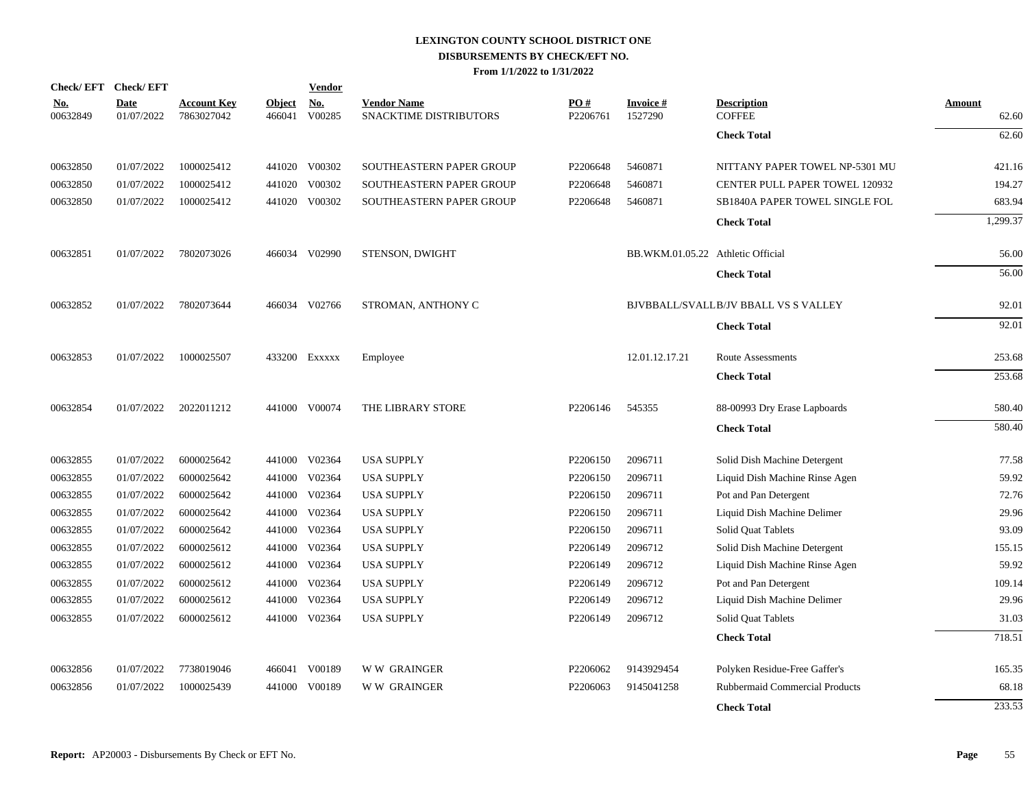# LEXINGTON COUNTY SCHOOL DISTRICT ONE
## DISBURSEMENTS BY CHECK/EFT NO.
### From 1/1/2022 to 1/31/2022

| Check/ EFT No. | Check/ EFT Date | Account Key | Object | Vendor No. | Vendor Name | PO # | Invoice # | Description | Amount |
|---|---|---|---|---|---|---|---|---|---|
| 00632849 | 01/07/2022 | 7863027042 | 466041 | V00285 | SNACKTIME DISTRIBUTORS | P2206761 | 1527290 | COFFEE | 62.60 |
| | | | | | | | | **Check Total** | 62.60 |
| 00632850 | 01/07/2022 | 1000025412 | 441020 | V00302 | SOUTHEASTERN PAPER GROUP | P2206648 | 5460871 | NITTANY PAPER TOWEL NP-5301 MU | 421.16 |
| 00632850 | 01/07/2022 | 1000025412 | 441020 | V00302 | SOUTHEASTERN PAPER GROUP | P2206648 | 5460871 | CENTER PULL PAPER TOWEL 120932 | 194.27 |
| 00632850 | 01/07/2022 | 1000025412 | 441020 | V00302 | SOUTHEASTERN PAPER GROUP | P2206648 | 5460871 | SB1840A PAPER TOWEL SINGLE FOL | 683.94 |
| | | | | | | | | **Check Total** | 1,299.37 |
| 00632851 | 01/07/2022 | 7802073026 | 466034 | V02990 | STENSON, DWIGHT | | BB.WKM.01.05.22 | Athletic Official | 56.00 |
| | | | | | | | | **Check Total** | 56.00 |
| 00632852 | 01/07/2022 | 7802073644 | 466034 | V02766 | STROMAN, ANTHONY C | | BJVBBALL/SVALL | B/JV BBALL VS S VALLEY | 92.01 |
| | | | | | | | | **Check Total** | 92.01 |
| 00632853 | 01/07/2022 | 1000025507 | 433200 | Exxxxx | Employee | | 12.01.12.17.21 | Route Assessments | 253.68 |
| | | | | | | | | **Check Total** | 253.68 |
| 00632854 | 01/07/2022 | 2022011212 | 441000 | V00074 | THE LIBRARY STORE | P2206146 | 545355 | 88-00993 Dry Erase Lapboards | 580.40 |
| | | | | | | | | **Check Total** | 580.40 |
| 00632855 | 01/07/2022 | 6000025642 | 441000 | V02364 | USA SUPPLY | P2206150 | 2096711 | Solid Dish Machine Detergent | 77.58 |
| 00632855 | 01/07/2022 | 6000025642 | 441000 | V02364 | USA SUPPLY | P2206150 | 2096711 | Liquid Dish Machine Rinse Agen | 59.92 |
| 00632855 | 01/07/2022 | 6000025642 | 441000 | V02364 | USA SUPPLY | P2206150 | 2096711 | Pot and Pan Detergent | 72.76 |
| 00632855 | 01/07/2022 | 6000025642 | 441000 | V02364 | USA SUPPLY | P2206150 | 2096711 | Liquid Dish Machine Delimer | 29.96 |
| 00632855 | 01/07/2022 | 6000025642 | 441000 | V02364 | USA SUPPLY | P2206150 | 2096711 | Solid Quat Tablets | 93.09 |
| 00632855 | 01/07/2022 | 6000025612 | 441000 | V02364 | USA SUPPLY | P2206149 | 2096712 | Solid Dish Machine Detergent | 155.15 |
| 00632855 | 01/07/2022 | 6000025612 | 441000 | V02364 | USA SUPPLY | P2206149 | 2096712 | Liquid Dish Machine Rinse Agen | 59.92 |
| 00632855 | 01/07/2022 | 6000025612 | 441000 | V02364 | USA SUPPLY | P2206149 | 2096712 | Pot and Pan Detergent | 109.14 |
| 00632855 | 01/07/2022 | 6000025612 | 441000 | V02364 | USA SUPPLY | P2206149 | 2096712 | Liquid Dish Machine Delimer | 29.96 |
| 00632855 | 01/07/2022 | 6000025612 | 441000 | V02364 | USA SUPPLY | P2206149 | 2096712 | Solid Quat Tablets | 31.03 |
| | | | | | | | | **Check Total** | 718.51 |
| 00632856 | 01/07/2022 | 7738019046 | 466041 | V00189 | W W GRAINGER | P2206062 | 9143929454 | Polyken Residue-Free Gaffer's | 165.35 |
| 00632856 | 01/07/2022 | 1000025439 | 441000 | V00189 | W W GRAINGER | P2206063 | 9145041258 | Rubbermaid Commercial Products | 68.18 |
| | | | | | | | | **Check Total** | 233.53 |

**Report:** AP20003 - Disbursements By Check or EFT No.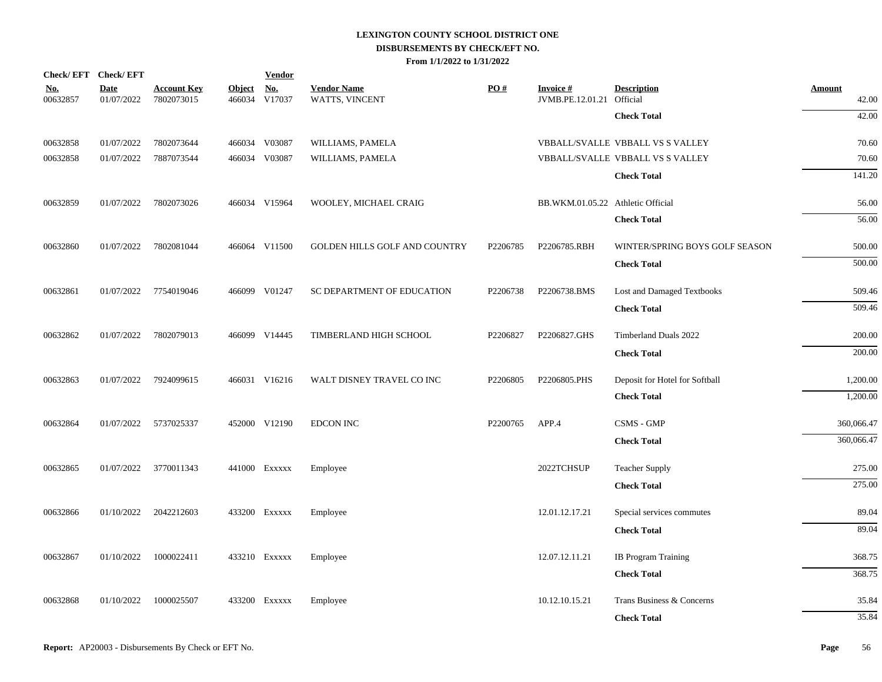**LEXINGTON COUNTY SCHOOL DISTRICT ONE**
**DISBURSEMENTS BY CHECK/EFT NO.**
**From 1/1/2022 to 1/31/2022**

| Check/ EFT No. | Check/ EFT Date | Account Key | Object | Vendor No. | Vendor Name | PO # | Invoice # | Description | Amount |
|---|---|---|---|---|---|---|---|---|---|
| 00632857 | 01/07/2022 | 7802073015 | 466034 | V17037 | WATTS, VINCENT | | JVMB.PE.12.01.21 | Official | 42.00 |
| | | | | | | | | **Check Total** | 42.00 |
| 00632858 | 01/07/2022 | 7802073644 | 466034 | V03087 | WILLIAMS, PAMELA | | VBBALL/SVALLE | VBBALL VS S VALLEY | 70.60 |
| 00632858 | 01/07/2022 | 7887073544 | 466034 | V03087 | WILLIAMS, PAMELA | | VBBALL/SVALLE | VBBALL VS S VALLEY | 70.60 |
| | | | | | | | | **Check Total** | 141.20 |
| 00632859 | 01/07/2022 | 7802073026 | 466034 | V15964 | WOOLEY, MICHAEL CRAIG | | BB.WKM.01.05.22 | Athletic Official | 56.00 |
| | | | | | | | | **Check Total** | 56.00 |
| 00632860 | 01/07/2022 | 7802081044 | 466064 | V11500 | GOLDEN HILLS GOLF AND COUNTRY | P2206785 | P2206785.RBH | WINTER/SPRING BOYS GOLF SEASON | 500.00 |
| | | | | | | | | **Check Total** | 500.00 |
| 00632861 | 01/07/2022 | 7754019046 | 466099 | V01247 | SC DEPARTMENT OF EDUCATION | P2206738 | P2206738.BMS | Lost and Damaged Textbooks | 509.46 |
| | | | | | | | | **Check Total** | 509.46 |
| 00632862 | 01/07/2022 | 7802079013 | 466099 | V14445 | TIMBERLAND HIGH SCHOOL | P2206827 | P2206827.GHS | Timberland Duals 2022 | 200.00 |
| | | | | | | | | **Check Total** | 200.00 |
| 00632863 | 01/07/2022 | 7924099615 | 466031 | V16216 | WALT DISNEY TRAVEL CO INC | P2206805 | P2206805.PHS | Deposit for Hotel for Softball | 1,200.00 |
| | | | | | | | | **Check Total** | 1,200.00 |
| 00632864 | 01/07/2022 | 5737025337 | 452000 | V12190 | EDCON INC | P2200765 | APP.4 | CSMS - GMP | 360,066.47 |
| | | | | | | | | **Check Total** | 360,066.47 |
| 00632865 | 01/07/2022 | 3770011343 | 441000 | Exxxxx | Employee | | 2022TCHSUP | Teacher Supply | 275.00 |
| | | | | | | | | **Check Total** | 275.00 |
| 00632866 | 01/10/2022 | 2042212603 | 433200 | Exxxxx | Employee | | 12.01.12.17.21 | Special services commutes | 89.04 |
| | | | | | | | | **Check Total** | 89.04 |
| 00632867 | 01/10/2022 | 1000022411 | 433210 | Exxxxx | Employee | | 12.07.12.11.21 | IB Program Training | 368.75 |
| | | | | | | | | **Check Total** | 368.75 |
| 00632868 | 01/10/2022 | 1000025507 | 433200 | Exxxxx | Employee | | 10.12.10.15.21 | Trans Business & Concerns | 35.84 |
| | | | | | | | | **Check Total** | 35.84 |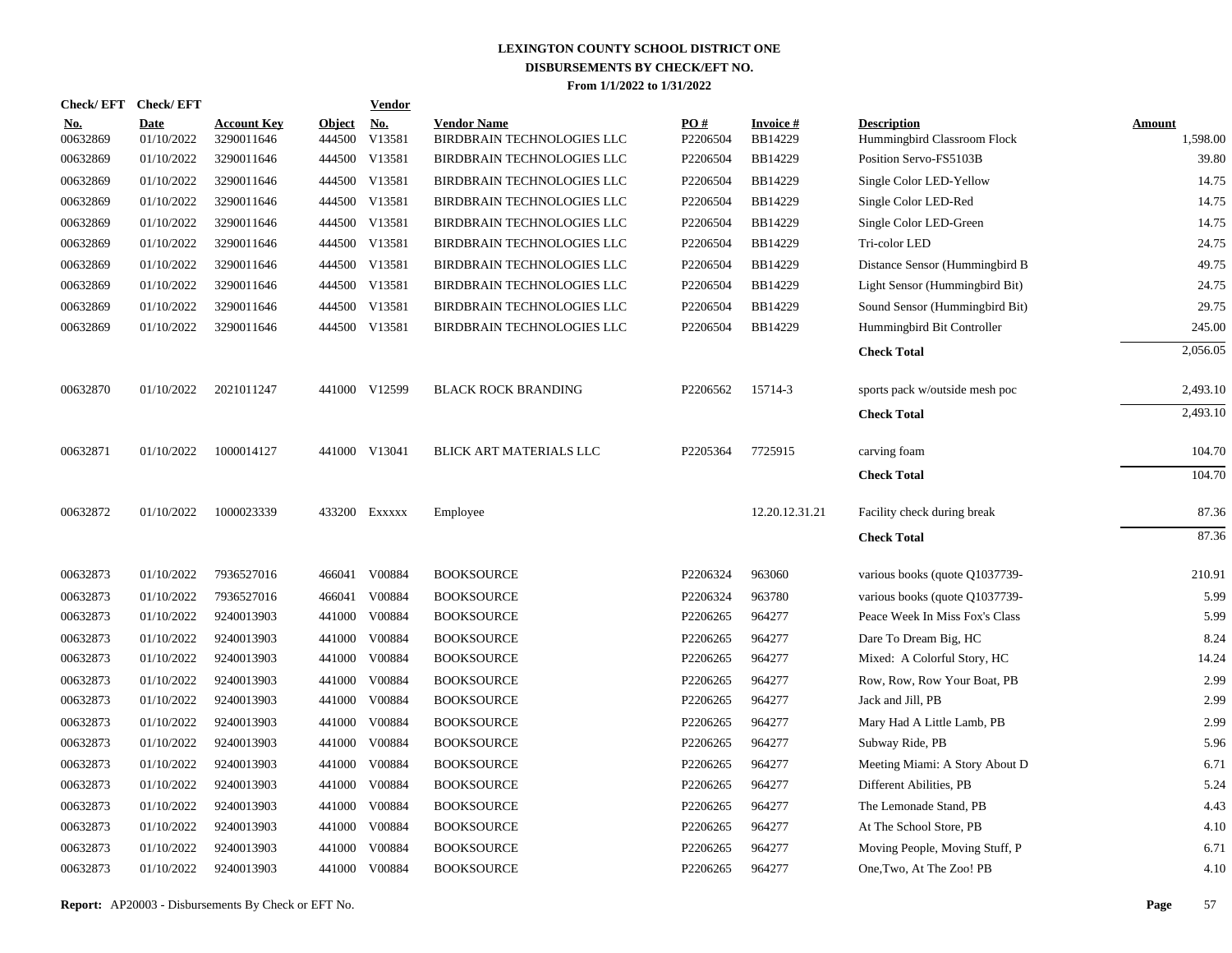# LEXINGTON COUNTY SCHOOL DISTRICT ONE
## DISBURSEMENTS BY CHECK/EFT NO.
### From 1/1/2022 to 1/31/2022

| Check/ EFT No. | Check/ EFT Date | Account Key | Object | Vendor No. | Vendor Name | PO # | Invoice # | Description | Amount |
|---|---|---|---|---|---|---|---|---|---|
| 00632869 | 01/10/2022 | 3290011646 | 444500 | V13581 | BIRDBRAIN TECHNOLOGIES LLC | P2206504 | BB14229 | Hummingbird Classroom Flock | 1,598.00 |
| 00632869 | 01/10/2022 | 3290011646 | 444500 | V13581 | BIRDBRAIN TECHNOLOGIES LLC | P2206504 | BB14229 | Position Servo-FS5103B | 39.80 |
| 00632869 | 01/10/2022 | 3290011646 | 444500 | V13581 | BIRDBRAIN TECHNOLOGIES LLC | P2206504 | BB14229 | Single Color LED-Yellow | 14.75 |
| 00632869 | 01/10/2022 | 3290011646 | 444500 | V13581 | BIRDBRAIN TECHNOLOGIES LLC | P2206504 | BB14229 | Single Color LED-Red | 14.75 |
| 00632869 | 01/10/2022 | 3290011646 | 444500 | V13581 | BIRDBRAIN TECHNOLOGIES LLC | P2206504 | BB14229 | Single Color LED-Green | 14.75 |
| 00632869 | 01/10/2022 | 3290011646 | 444500 | V13581 | BIRDBRAIN TECHNOLOGIES LLC | P2206504 | BB14229 | Tri-color LED | 24.75 |
| 00632869 | 01/10/2022 | 3290011646 | 444500 | V13581 | BIRDBRAIN TECHNOLOGIES LLC | P2206504 | BB14229 | Distance Sensor (Hummingbird B | 49.75 |
| 00632869 | 01/10/2022 | 3290011646 | 444500 | V13581 | BIRDBRAIN TECHNOLOGIES LLC | P2206504 | BB14229 | Light Sensor (Hummingbird Bit) | 24.75 |
| 00632869 | 01/10/2022 | 3290011646 | 444500 | V13581 | BIRDBRAIN TECHNOLOGIES LLC | P2206504 | BB14229 | Sound Sensor (Hummingbird Bit) | 29.75 |
| 00632869 | 01/10/2022 | 3290011646 | 444500 | V13581 | BIRDBRAIN TECHNOLOGIES LLC | P2206504 | BB14229 | Hummingbird Bit Controller | 245.00 |
| | | | | | | | | **Check Total** | 2,056.05 |
| 00632870 | 01/10/2022 | 2021011247 | 441000 | V12599 | BLACK ROCK BRANDING | P2206562 | 15714-3 | sports pack w/outside mesh poc | 2,493.10 |
| | | | | | | | | **Check Total** | 2,493.10 |
| 00632871 | 01/10/2022 | 1000014127 | 441000 | V13041 | BLICK ART MATERIALS LLC | P2205364 | 7725915 | carving foam | 104.70 |
| | | | | | | | | **Check Total** | 104.70 |
| 00632872 | 01/10/2022 | 1000023339 | 433200 | Exxxxx | Employee | | 12.20.12.31.21 | Facility check during break | 87.36 |
| | | | | | | | | **Check Total** | 87.36 |
| 00632873 | 01/10/2022 | 7936527016 | 466041 | V00884 | BOOKSOURCE | P2206324 | 963060 | various books (quote Q1037739- | 210.91 |
| 00632873 | 01/10/2022 | 7936527016 | 466041 | V00884 | BOOKSOURCE | P2206324 | 963780 | various books (quote Q1037739- | 5.99 |
| 00632873 | 01/10/2022 | 9240013903 | 441000 | V00884 | BOOKSOURCE | P2206265 | 964277 | Peace Week In Miss Fox's Class | 5.99 |
| 00632873 | 01/10/2022 | 9240013903 | 441000 | V00884 | BOOKSOURCE | P2206265 | 964277 | Dare To Dream Big, HC | 8.24 |
| 00632873 | 01/10/2022 | 9240013903 | 441000 | V00884 | BOOKSOURCE | P2206265 | 964277 | Mixed: A Colorful Story, HC | 14.24 |
| 00632873 | 01/10/2022 | 9240013903 | 441000 | V00884 | BOOKSOURCE | P2206265 | 964277 | Row, Row, Row Your Boat, PB | 2.99 |
| 00632873 | 01/10/2022 | 9240013903 | 441000 | V00884 | BOOKSOURCE | P2206265 | 964277 | Jack and Jill, PB | 2.99 |
| 00632873 | 01/10/2022 | 9240013903 | 441000 | V00884 | BOOKSOURCE | P2206265 | 964277 | Mary Had A Little Lamb, PB | 2.99 |
| 00632873 | 01/10/2022 | 9240013903 | 441000 | V00884 | BOOKSOURCE | P2206265 | 964277 | Subway Ride, PB | 5.96 |
| 00632873 | 01/10/2022 | 9240013903 | 441000 | V00884 | BOOKSOURCE | P2206265 | 964277 | Meeting Miami: A Story About D | 6.71 |
| 00632873 | 01/10/2022 | 9240013903 | 441000 | V00884 | BOOKSOURCE | P2206265 | 964277 | Different Abilities, PB | 5.24 |
| 00632873 | 01/10/2022 | 9240013903 | 441000 | V00884 | BOOKSOURCE | P2206265 | 964277 | The Lemonade Stand, PB | 4.43 |
| 00632873 | 01/10/2022 | 9240013903 | 441000 | V00884 | BOOKSOURCE | P2206265 | 964277 | At The School Store, PB | 4.10 |
| 00632873 | 01/10/2022 | 9240013903 | 441000 | V00884 | BOOKSOURCE | P2206265 | 964277 | Moving People, Moving Stuff, P | 6.71 |
| 00632873 | 01/10/2022 | 9240013903 | 441000 | V00884 | BOOKSOURCE | P2206265 | 964277 | One,Two, At The Zoo! PB | 4.10 |

**Report:** AP20003 - Disbursements By Check or EFT No.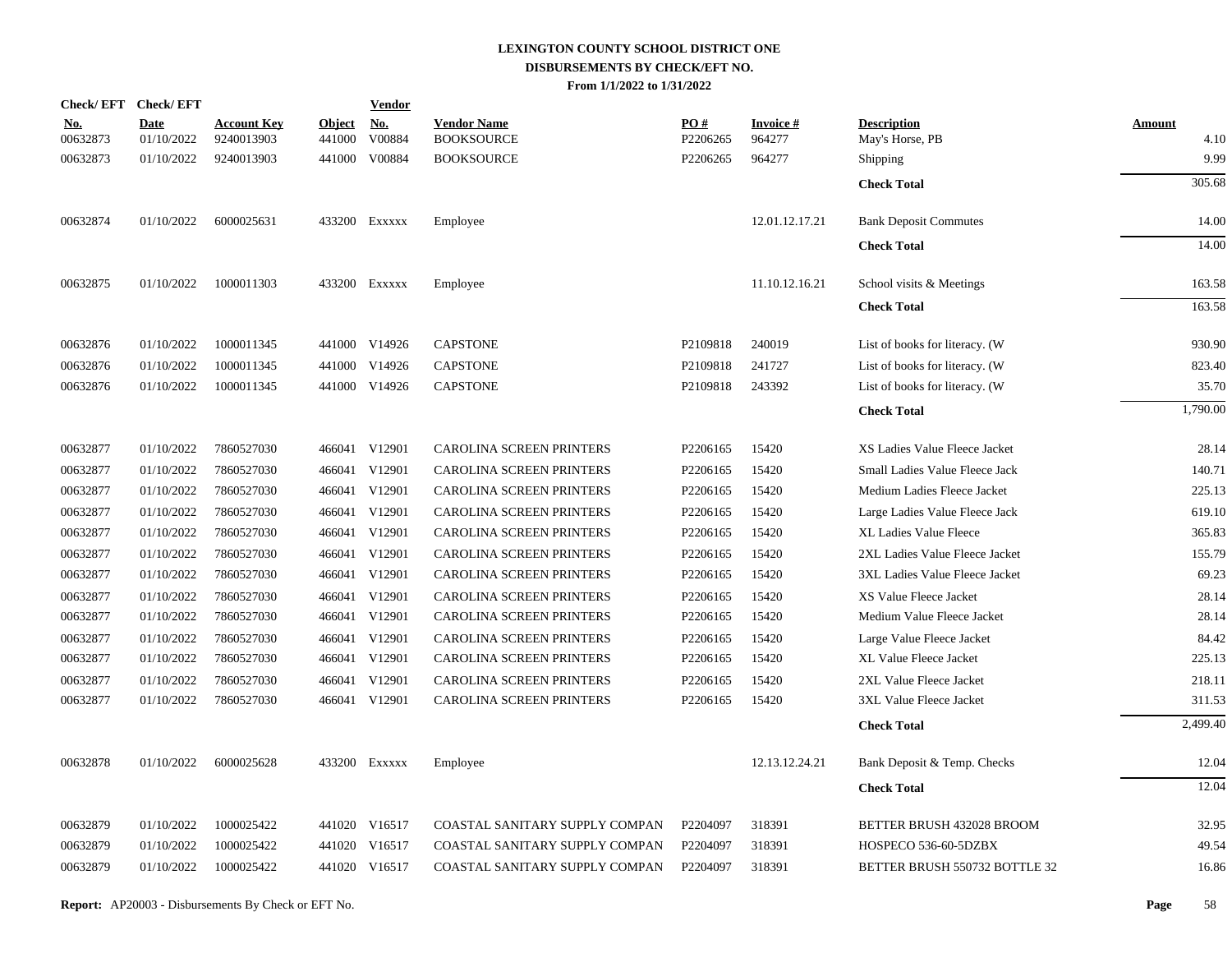**LEXINGTON COUNTY SCHOOL DISTRICT ONE**
**DISBURSEMENTS BY CHECK/EFT NO.**
**From 1/1/2022 to 1/31/2022**

| Check/ EFT No. | Check/ EFT Date | Account Key | Object | Vendor No. | Vendor Name | PO # | Invoice # | Description | Amount |
|---|---|---|---|---|---|---|---|---|---|
| 00632873 | 01/10/2022 | 9240013903 | 441000 | V00884 | BOOKSOURCE | P2206265 | 964277 | May's Horse, PB | 4.10 |
| 00632873 | 01/10/2022 | 9240013903 | 441000 | V00884 | BOOKSOURCE | P2206265 | 964277 | Shipping | 9.99 |
| | | | | | | | | **Check Total** | 305.68 |
| 00632874 | 01/10/2022 | 6000025631 | 433200 | Exxxxx | Employee | | 12.01.12.17.21 | Bank Deposit Commutes | 14.00 |
| | | | | | | | | **Check Total** | 14.00 |
| 00632875 | 01/10/2022 | 1000011303 | 433200 | Exxxxx | Employee | | 11.10.12.16.21 | School visits & Meetings | 163.58 |
| | | | | | | | | **Check Total** | 163.58 |
| 00632876 | 01/10/2022 | 1000011345 | 441000 | V14926 | CAPSTONE | P2109818 | 240019 | List of books for literacy. (W | 930.90 |
| 00632876 | 01/10/2022 | 1000011345 | 441000 | V14926 | CAPSTONE | P2109818 | 241727 | List of books for literacy. (W | 823.40 |
| 00632876 | 01/10/2022 | 1000011345 | 441000 | V14926 | CAPSTONE | P2109818 | 243392 | List of books for literacy. (W | 35.70 |
| | | | | | | | | **Check Total** | 1,790.00 |
| 00632877 | 01/10/2022 | 7860527030 | 466041 | V12901 | CAROLINA SCREEN PRINTERS | P2206165 | 15420 | XS Ladies Value Fleece Jacket | 28.14 |
| 00632877 | 01/10/2022 | 7860527030 | 466041 | V12901 | CAROLINA SCREEN PRINTERS | P2206165 | 15420 | Small Ladies Value Fleece Jack | 140.71 |
| 00632877 | 01/10/2022 | 7860527030 | 466041 | V12901 | CAROLINA SCREEN PRINTERS | P2206165 | 15420 | Medium Ladies Fleece Jacket | 225.13 |
| 00632877 | 01/10/2022 | 7860527030 | 466041 | V12901 | CAROLINA SCREEN PRINTERS | P2206165 | 15420 | Large Ladies Value Fleece Jack | 619.10 |
| 00632877 | 01/10/2022 | 7860527030 | 466041 | V12901 | CAROLINA SCREEN PRINTERS | P2206165 | 15420 | XL Ladies Value Fleece | 365.83 |
| 00632877 | 01/10/2022 | 7860527030 | 466041 | V12901 | CAROLINA SCREEN PRINTERS | P2206165 | 15420 | 2XL Ladies Value Fleece Jacket | 155.79 |
| 00632877 | 01/10/2022 | 7860527030 | 466041 | V12901 | CAROLINA SCREEN PRINTERS | P2206165 | 15420 | 3XL Ladies Value Fleece Jacket | 69.23 |
| 00632877 | 01/10/2022 | 7860527030 | 466041 | V12901 | CAROLINA SCREEN PRINTERS | P2206165 | 15420 | XS Value Fleece Jacket | 28.14 |
| 00632877 | 01/10/2022 | 7860527030 | 466041 | V12901 | CAROLINA SCREEN PRINTERS | P2206165 | 15420 | Medium Value Fleece Jacket | 28.14 |
| 00632877 | 01/10/2022 | 7860527030 | 466041 | V12901 | CAROLINA SCREEN PRINTERS | P2206165 | 15420 | Large Value Fleece Jacket | 84.42 |
| 00632877 | 01/10/2022 | 7860527030 | 466041 | V12901 | CAROLINA SCREEN PRINTERS | P2206165 | 15420 | XL Value Fleece Jacket | 225.13 |
| 00632877 | 01/10/2022 | 7860527030 | 466041 | V12901 | CAROLINA SCREEN PRINTERS | P2206165 | 15420 | 2XL Value Fleece Jacket | 218.11 |
| 00632877 | 01/10/2022 | 7860527030 | 466041 | V12901 | CAROLINA SCREEN PRINTERS | P2206165 | 15420 | 3XL Value Fleece Jacket | 311.53 |
| | | | | | | | | **Check Total** | 2,499.40 |
| 00632878 | 01/10/2022 | 6000025628 | 433200 | Exxxxx | Employee | | 12.13.12.24.21 | Bank Deposit & Temp. Checks | 12.04 |
| | | | | | | | | **Check Total** | 12.04 |
| 00632879 | 01/10/2022 | 1000025422 | 441020 | V16517 | COASTAL SANITARY SUPPLY COMPAN | P2204097 | 318391 | BETTER BRUSH 432028 BROOM | 32.95 |
| 00632879 | 01/10/2022 | 1000025422 | 441020 | V16517 | COASTAL SANITARY SUPPLY COMPAN | P2204097 | 318391 | HOSPECO 536-60-5DZBX | 49.54 |
| 00632879 | 01/10/2022 | 1000025422 | 441020 | V16517 | COASTAL SANITARY SUPPLY COMPAN | P2204097 | 318391 | BETTER BRUSH 550732 BOTTLE 32 | 16.86 |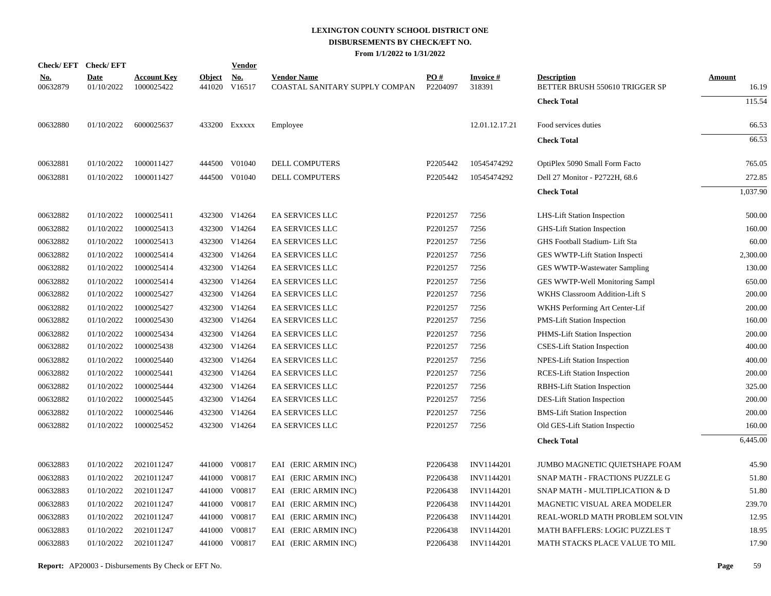# LEXINGTON COUNTY SCHOOL DISTRICT ONE
## DISBURSEMENTS BY CHECK/EFT NO.
### From 1/1/2022 to 1/31/2022

| Check/ EFT No. | Check/ EFT Date | Account Key | Object | Vendor No. | Vendor Name | PO # | Invoice # | Description | Amount |
|---|---|---|---|---|---|---|---|---|---|
| 00632879 | 01/10/2022 | 1000025422 | 441020 | V16517 | COASTAL SANITARY SUPPLY COMPAN | P2204097 | 318391 | BETTER BRUSH 550610 TRIGGER SP | 16.19 |
| | | | | | | | | **Check Total** | 115.54 |
| 00632880 | 01/10/2022 | 6000025637 | 433200 | Exxxxx | Employee | | 12.01.12.17.21 | Food services duties | 66.53 |
| | | | | | | | | **Check Total** | 66.53 |
| 00632881 | 01/10/2022 | 1000011427 | 444500 | V01040 | DELL COMPUTERS | P2205442 | 10545474292 | OptiPlex 5090 Small Form Facto | 765.05 |
| 00632881 | 01/10/2022 | 1000011427 | 444500 | V01040 | DELL COMPUTERS | P2205442 | 10545474292 | Dell 27 Monitor - P2722H, 68.6 | 272.85 |
| | | | | | | | | **Check Total** | 1,037.90 |
| 00632882 | 01/10/2022 | 1000025411 | 432300 | V14264 | EA SERVICES LLC | P2201257 | 7256 | LHS-Lift Station Inspection | 500.00 |
| 00632882 | 01/10/2022 | 1000025413 | 432300 | V14264 | EA SERVICES LLC | P2201257 | 7256 | GHS-Lift Station Inspection | 160.00 |
| 00632882 | 01/10/2022 | 1000025413 | 432300 | V14264 | EA SERVICES LLC | P2201257 | 7256 | GHS Football Stadium- Lift Sta | 60.00 |
| 00632882 | 01/10/2022 | 1000025414 | 432300 | V14264 | EA SERVICES LLC | P2201257 | 7256 | GES WWTP-Lift Station Inspecti | 2,300.00 |
| 00632882 | 01/10/2022 | 1000025414 | 432300 | V14264 | EA SERVICES LLC | P2201257 | 7256 | GES WWTP-Wastewater Sampling | 130.00 |
| 00632882 | 01/10/2022 | 1000025414 | 432300 | V14264 | EA SERVICES LLC | P2201257 | 7256 | GES WWTP-Well Monitoring Sampl | 650.00 |
| 00632882 | 01/10/2022 | 1000025427 | 432300 | V14264 | EA SERVICES LLC | P2201257 | 7256 | WKHS Classroom Addition-Lift S | 200.00 |
| 00632882 | 01/10/2022 | 1000025427 | 432300 | V14264 | EA SERVICES LLC | P2201257 | 7256 | WKHS Performing Art Center-Lif | 200.00 |
| 00632882 | 01/10/2022 | 1000025430 | 432300 | V14264 | EA SERVICES LLC | P2201257 | 7256 | PMS-Lift Station Inspection | 160.00 |
| 00632882 | 01/10/2022 | 1000025434 | 432300 | V14264 | EA SERVICES LLC | P2201257 | 7256 | PHMS-Lift Station Inspection | 200.00 |
| 00632882 | 01/10/2022 | 1000025438 | 432300 | V14264 | EA SERVICES LLC | P2201257 | 7256 | CSES-Lift Station Inspection | 400.00 |
| 00632882 | 01/10/2022 | 1000025440 | 432300 | V14264 | EA SERVICES LLC | P2201257 | 7256 | NPES-Lift Station Inspection | 400.00 |
| 00632882 | 01/10/2022 | 1000025441 | 432300 | V14264 | EA SERVICES LLC | P2201257 | 7256 | RCES-Lift Station Inspection | 200.00 |
| 00632882 | 01/10/2022 | 1000025444 | 432300 | V14264 | EA SERVICES LLC | P2201257 | 7256 | RBHS-Lift Station Inspection | 325.00 |
| 00632882 | 01/10/2022 | 1000025445 | 432300 | V14264 | EA SERVICES LLC | P2201257 | 7256 | DES-Lift Station Inspection | 200.00 |
| 00632882 | 01/10/2022 | 1000025446 | 432300 | V14264 | EA SERVICES LLC | P2201257 | 7256 | BMS-Lift Station Inspection | 200.00 |
| 00632882 | 01/10/2022 | 1000025452 | 432300 | V14264 | EA SERVICES LLC | P2201257 | 7256 | Old GES-Lift Station Inspectio | 160.00 |
| | | | | | | | | **Check Total** | 6,445.00 |
| 00632883 | 01/10/2022 | 2021011247 | 441000 | V00817 | EAI (ERIC ARMIN INC) | P2206438 | INV1144201 | JUMBO MAGNETIC QUIETSHAPE FOAM | 45.90 |
| 00632883 | 01/10/2022 | 2021011247 | 441000 | V00817 | EAI (ERIC ARMIN INC) | P2206438 | INV1144201 | SNAP MATH - FRACTIONS PUZZLE G | 51.80 |
| 00632883 | 01/10/2022 | 2021011247 | 441000 | V00817 | EAI (ERIC ARMIN INC) | P2206438 | INV1144201 | SNAP MATH - MULTIPLICATION & D | 51.80 |
| 00632883 | 01/10/2022 | 2021011247 | 441000 | V00817 | EAI (ERIC ARMIN INC) | P2206438 | INV1144201 | MAGNETIC VISUAL AREA MODELER | 239.70 |
| 00632883 | 01/10/2022 | 2021011247 | 441000 | V00817 | EAI (ERIC ARMIN INC) | P2206438 | INV1144201 | REAL-WORLD MATH PROBLEM SOLVIN | 12.95 |
| 00632883 | 01/10/2022 | 2021011247 | 441000 | V00817 | EAI (ERIC ARMIN INC) | P2206438 | INV1144201 | MATH BAFFLERS: LOGIC PUZZLES T | 18.95 |
| 00632883 | 01/10/2022 | 2021011247 | 441000 | V00817 | EAI (ERIC ARMIN INC) | P2206438 | INV1144201 | MATH STACKS PLACE VALUE TO MIL | 17.90 |

**Report:** AP20003 - Disbursements By Check or EFT No.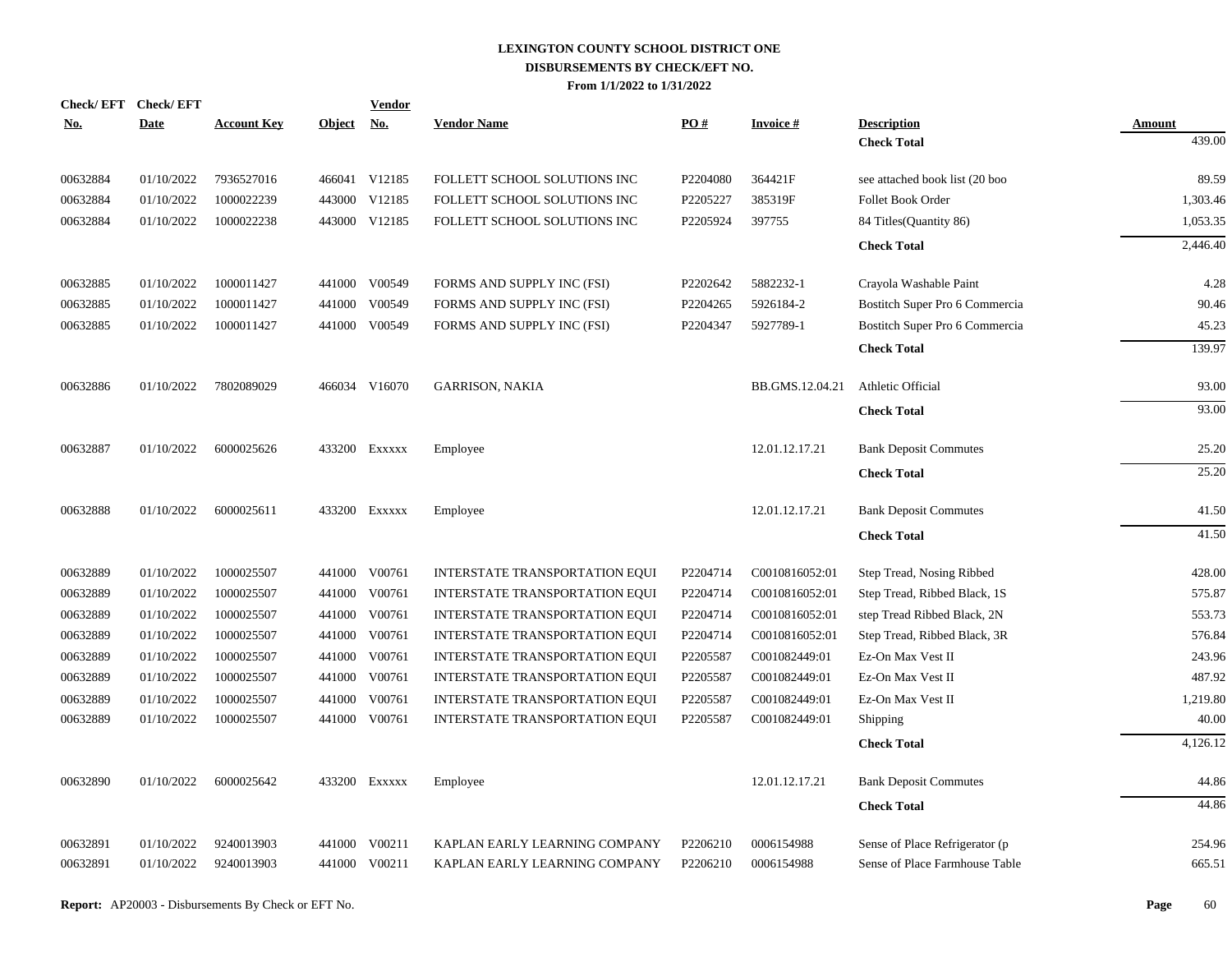# LEXINGTON COUNTY SCHOOL DISTRICT ONE

## DISBURSEMENTS BY CHECK/EFT NO.

**From 1/1/2022 to 1/31/2022**

| Check/ EFT No. | Check/ EFT Date | Account Key | Object | Vendor No. | Vendor Name | PO # | Invoice # | Description | Amount |
|---|---|---|---|---|---|---|---|---|---|
| | | | | | | | | **Check Total** | 439.00 |
| 00632884 | 01/10/2022 | 7936527016 | 466041 | V12185 | FOLLETT SCHOOL SOLUTIONS INC | P2204080 | 364421F | see attached book list (20 boo | 89.59 |
| 00632884 | 01/10/2022 | 1000022239 | 443000 | V12185 | FOLLETT SCHOOL SOLUTIONS INC | P2205227 | 385319F | Follet Book Order | 1,303.46 |
| 00632884 | 01/10/2022 | 1000022238 | 443000 | V12185 | FOLLETT SCHOOL SOLUTIONS INC | P2205924 | 397755 | 84 Titles(Quantity 86) | 1,053.35 |
| | | | | | | | | **Check Total** | 2,446.40 |
| 00632885 | 01/10/2022 | 1000011427 | 441000 | V00549 | FORMS AND SUPPLY INC (FSI) | P2202642 | 5882232-1 | Crayola Washable Paint | 4.28 |
| 00632885 | 01/10/2022 | 1000011427 | 441000 | V00549 | FORMS AND SUPPLY INC (FSI) | P2204265 | 5926184-2 | Bostitch Super Pro 6 Commercia | 90.46 |
| 00632885 | 01/10/2022 | 1000011427 | 441000 | V00549 | FORMS AND SUPPLY INC (FSI) | P2204347 | 5927789-1 | Bostitch Super Pro 6 Commercia | 45.23 |
| | | | | | | | | **Check Total** | 139.97 |
| 00632886 | 01/10/2022 | 7802089029 | 466034 | V16070 | GARRISON, NAKIA | | BB.GMS.12.04.21 | Athletic Official | 93.00 |
| | | | | | | | | **Check Total** | 93.00 |
| 00632887 | 01/10/2022 | 6000025626 | 433200 | Exxxxx | Employee | | 12.01.12.17.21 | Bank Deposit Commutes | 25.20 |
| | | | | | | | | **Check Total** | 25.20 |
| 00632888 | 01/10/2022 | 6000025611 | 433200 | Exxxxx | Employee | | 12.01.12.17.21 | Bank Deposit Commutes | 41.50 |
| | | | | | | | | **Check Total** | 41.50 |
| 00632889 | 01/10/2022 | 1000025507 | 441000 | V00761 | INTERSTATE TRANSPORTATION EQUI | P2204714 | C0010816052:01 | Step Tread, Nosing Ribbed | 428.00 |
| 00632889 | 01/10/2022 | 1000025507 | 441000 | V00761 | INTERSTATE TRANSPORTATION EQUI | P2204714 | C0010816052:01 | Step Tread, Ribbed Black, 1S | 575.87 |
| 00632889 | 01/10/2022 | 1000025507 | 441000 | V00761 | INTERSTATE TRANSPORTATION EQUI | P2204714 | C0010816052:01 | step Tread Ribbed Black, 2N | 553.73 |
| 00632889 | 01/10/2022 | 1000025507 | 441000 | V00761 | INTERSTATE TRANSPORTATION EQUI | P2204714 | C0010816052:01 | Step Tread, Ribbed Black, 3R | 576.84 |
| 00632889 | 01/10/2022 | 1000025507 | 441000 | V00761 | INTERSTATE TRANSPORTATION EQUI | P2205587 | C001082449:01 | Ez-On Max Vest II | 243.96 |
| 00632889 | 01/10/2022 | 1000025507 | 441000 | V00761 | INTERSTATE TRANSPORTATION EQUI | P2205587 | C001082449:01 | Ez-On Max Vest II | 487.92 |
| 00632889 | 01/10/2022 | 1000025507 | 441000 | V00761 | INTERSTATE TRANSPORTATION EQUI | P2205587 | C001082449:01 | Ez-On Max Vest II | 1,219.80 |
| 00632889 | 01/10/2022 | 1000025507 | 441000 | V00761 | INTERSTATE TRANSPORTATION EQUI | P2205587 | C001082449:01 | Shipping | 40.00 |
| | | | | | | | | **Check Total** | 4,126.12 |
| 00632890 | 01/10/2022 | 6000025642 | 433200 | Exxxxx | Employee | | 12.01.12.17.21 | Bank Deposit Commutes | 44.86 |
| | | | | | | | | **Check Total** | 44.86 |
| 00632891 | 01/10/2022 | 9240013903 | 441000 | V00211 | KAPLAN EARLY LEARNING COMPANY | P2206210 | 0006154988 | Sense of Place Refrigerator (p | 254.96 |
| 00632891 | 01/10/2022 | 9240013903 | 441000 | V00211 | KAPLAN EARLY LEARNING COMPANY | P2206210 | 0006154988 | Sense of Place Farmhouse Table | 665.51 |

**Report:** AP20003 - Disbursements By Check or EFT No.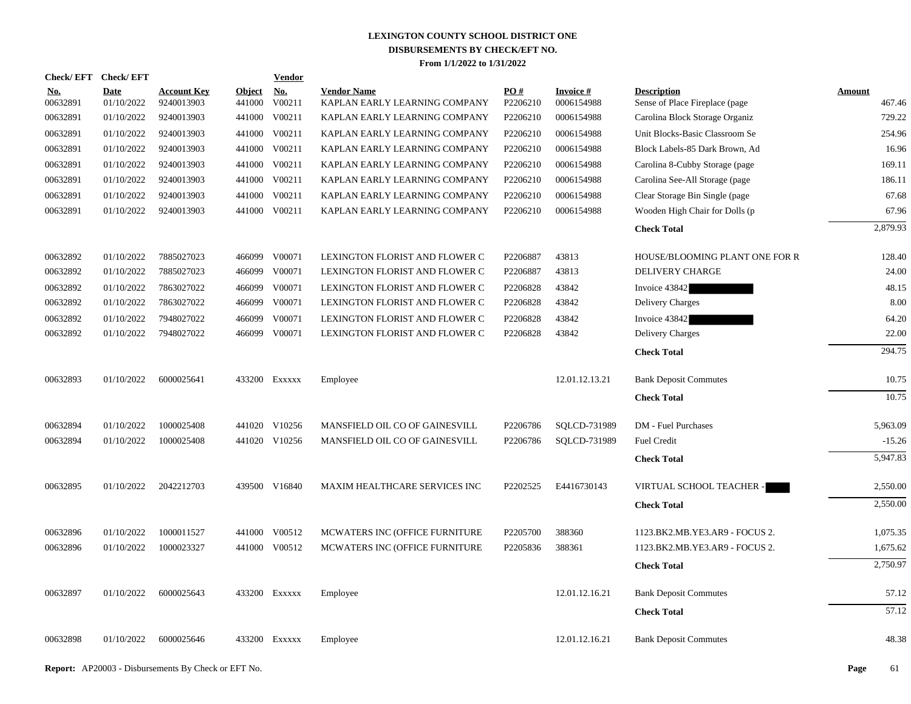# LEXINGTON COUNTY SCHOOL DISTRICT ONE
## DISBURSEMENTS BY CHECK/EFT NO.
### From 1/1/2022 to 1/31/2022

| Check/ EFT No. | Check/ EFT Date | Account Key | Object | Vendor No. | Vendor Name | PO # | Invoice # | Description | Amount |
|---|---|---|---|---|---|---|---|---|---|
| 00632891 | 01/10/2022 | 9240013903 | 441000 | V00211 | KAPLAN EARLY LEARNING COMPANY | P2206210 | 0006154988 | Sense of Place Fireplace (page | 467.46 |
| 00632891 | 01/10/2022 | 9240013903 | 441000 | V00211 | KAPLAN EARLY LEARNING COMPANY | P2206210 | 0006154988 | Carolina Block Storage Organiz | 729.22 |
| 00632891 | 01/10/2022 | 9240013903 | 441000 | V00211 | KAPLAN EARLY LEARNING COMPANY | P2206210 | 0006154988 | Unit Blocks-Basic Classroom Se | 254.96 |
| 00632891 | 01/10/2022 | 9240013903 | 441000 | V00211 | KAPLAN EARLY LEARNING COMPANY | P2206210 | 0006154988 | Block Labels-85 Dark Brown, Ad | 16.96 |
| 00632891 | 01/10/2022 | 9240013903 | 441000 | V00211 | KAPLAN EARLY LEARNING COMPANY | P2206210 | 0006154988 | Carolina 8-Cubby Storage (page | 169.11 |
| 00632891 | 01/10/2022 | 9240013903 | 441000 | V00211 | KAPLAN EARLY LEARNING COMPANY | P2206210 | 0006154988 | Carolina See-All Storage (page | 186.11 |
| 00632891 | 01/10/2022 | 9240013903 | 441000 | V00211 | KAPLAN EARLY LEARNING COMPANY | P2206210 | 0006154988 | Clear Storage Bin Single (page | 67.68 |
| 00632891 | 01/10/2022 | 9240013903 | 441000 | V00211 | KAPLAN EARLY LEARNING COMPANY | P2206210 | 0006154988 | Wooden High Chair for Dolls (p | 67.96 |
| | | | | | | | | **Check Total** | 2,879.93 |
| 00632892 | 01/10/2022 | 7885027023 | 466099 | V00071 | LEXINGTON FLORIST AND FLOWER C | P2206887 | 43813 | HOUSE/BLOOMING PLANT ONE FOR R | 128.40 |
| 00632892 | 01/10/2022 | 7885027023 | 466099 | V00071 | LEXINGTON FLORIST AND FLOWER C | P2206887 | 43813 | DELIVERY CHARGE | 24.00 |
| 00632892 | 01/10/2022 | 7863027022 | 466099 | V00071 | LEXINGTON FLORIST AND FLOWER C | P2206828 | 43842 | Invoice 43842 | 48.15 |
| 00632892 | 01/10/2022 | 7863027022 | 466099 | V00071 | LEXINGTON FLORIST AND FLOWER C | P2206828 | 43842 | Delivery Charges | 8.00 |
| 00632892 | 01/10/2022 | 7948027022 | 466099 | V00071 | LEXINGTON FLORIST AND FLOWER C | P2206828 | 43842 | Invoice 43842 | 64.20 |
| 00632892 | 01/10/2022 | 7948027022 | 466099 | V00071 | LEXINGTON FLORIST AND FLOWER C | P2206828 | 43842 | Delivery Charges | 22.00 |
| | | | | | | | | **Check Total** | 294.75 |
| 00632893 | 01/10/2022 | 6000025641 | 433200 | Exxxxx | Employee | | 12.01.12.13.21 | Bank Deposit Commutes | 10.75 |
| | | | | | | | | **Check Total** | 10.75 |
| 00632894 | 01/10/2022 | 1000025408 | 441020 | V10256 | MANSFIELD OIL CO OF GAINESVILL | P2206786 | SQLCD-731989 | DM - Fuel Purchases | 5,963.09 |
| 00632894 | 01/10/2022 | 1000025408 | 441020 | V10256 | MANSFIELD OIL CO OF GAINESVILL | P2206786 | SQLCD-731989 | Fuel Credit | -15.26 |
| | | | | | | | | **Check Total** | 5,947.83 |
| 00632895 | 01/10/2022 | 2042212703 | 439500 | V16840 | MAXIM HEALTHCARE SERVICES INC | P2202525 | E4416730143 | VIRTUAL SCHOOL TEACHER - | 2,550.00 |
| | | | | | | | | **Check Total** | 2,550.00 |
| 00632896 | 01/10/2022 | 1000011527 | 441000 | V00512 | MCWATERS INC (OFFICE FURNITURE | P2205700 | 388360 | 1123.BK2.MB.YE3.AR9 - FOCUS 2. | 1,075.35 |
| 00632896 | 01/10/2022 | 1000023327 | 441000 | V00512 | MCWATERS INC (OFFICE FURNITURE | P2205836 | 388361 | 1123.BK2.MB.YE3.AR9 - FOCUS 2. | 1,675.62 |
| | | | | | | | | **Check Total** | 2,750.97 |
| 00632897 | 01/10/2022 | 6000025643 | 433200 | Exxxxx | Employee | | 12.01.12.16.21 | Bank Deposit Commutes | 57.12 |
| | | | | | | | | **Check Total** | 57.12 |
| 00632898 | 01/10/2022 | 6000025646 | 433200 | Exxxxx | Employee | | 12.01.12.16.21 | Bank Deposit Commutes | 48.38 |

**Report:** AP20003 - Disbursements By Check or EFT No.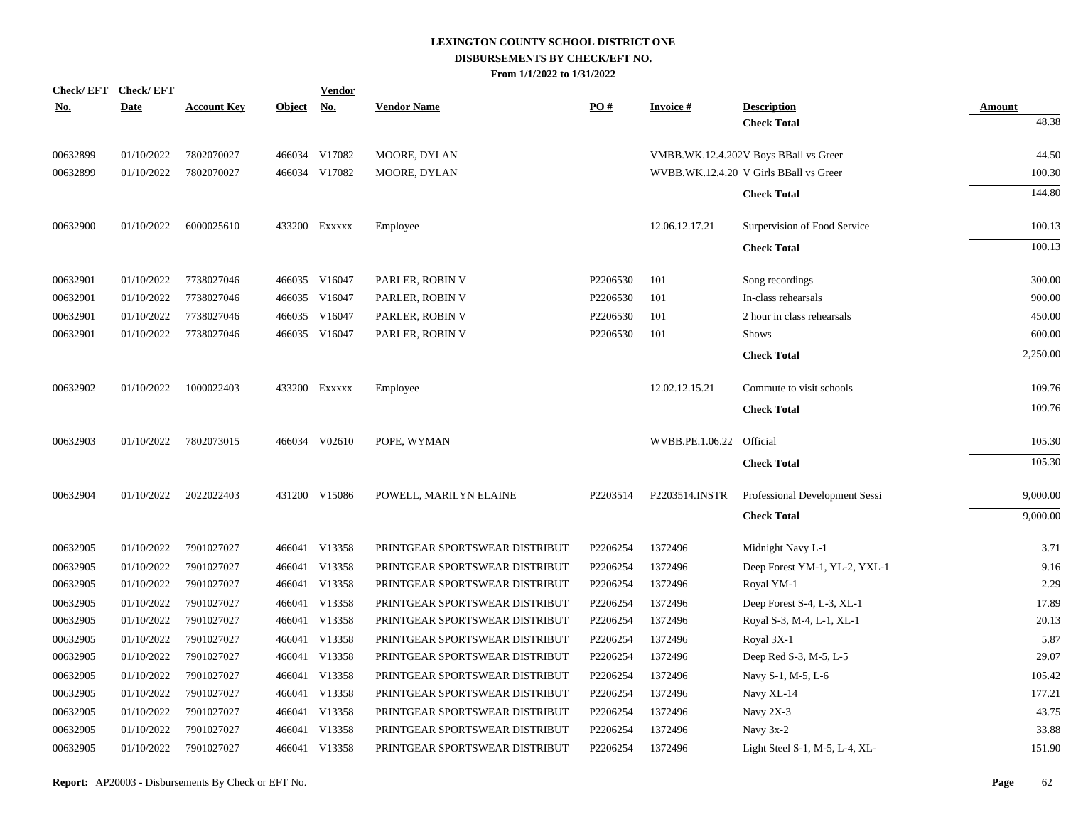# LEXINGTON COUNTY SCHOOL DISTRICT ONE
## DISBURSEMENTS BY CHECK/EFT NO.
### From 1/1/2022 to 1/31/2022

| Check/ EFT No. | Check/ EFT Date | Account Key | Object | Vendor No. | Vendor Name | PO # | Invoice # | Description | Amount |
|---|---|---|---|---|---|---|---|---|---|
| | | | | | | | | **Check Total** | 48.38 |
| 00632899 | 01/10/2022 | 7802070027 | 466034 | V17082 | MOORE, DYLAN | | VMBB.WK.12.4.202 | V Boys BBall vs Greer | 44.50 |
| 00632899 | 01/10/2022 | 7802070027 | 466034 | V17082 | MOORE, DYLAN | | WVBB.WK.12.4.20 | V Girls BBall vs Greer | 100.30 |
| | | | | | | | | **Check Total** | 144.80 |
| 00632900 | 01/10/2022 | 6000025610 | 433200 | Exxxxx | Employee | | 12.06.12.17.21 | Surpervision of Food Service | 100.13 |
| | | | | | | | | **Check Total** | 100.13 |
| 00632901 | 01/10/2022 | 7738027046 | 466035 | V16047 | PARLER, ROBIN V | P2206530 | 101 | Song recordings | 300.00 |
| 00632901 | 01/10/2022 | 7738027046 | 466035 | V16047 | PARLER, ROBIN V | P2206530 | 101 | In-class rehearsals | 900.00 |
| 00632901 | 01/10/2022 | 7738027046 | 466035 | V16047 | PARLER, ROBIN V | P2206530 | 101 | 2 hour in class rehearsals | 450.00 |
| 00632901 | 01/10/2022 | 7738027046 | 466035 | V16047 | PARLER, ROBIN V | P2206530 | 101 | Shows | 600.00 |
| | | | | | | | | **Check Total** | 2,250.00 |
| 00632902 | 01/10/2022 | 1000022403 | 433200 | Exxxxx | Employee | | 12.02.12.15.21 | Commute to visit schools | 109.76 |
| | | | | | | | | **Check Total** | 109.76 |
| 00632903 | 01/10/2022 | 7802073015 | 466034 | V02610 | POPE, WYMAN | | WVBB.PE.1.06.22 | Official | 105.30 |
| | | | | | | | | **Check Total** | 105.30 |
| 00632904 | 01/10/2022 | 2022022403 | 431200 | V15086 | POWELL, MARILYN ELAINE | P2203514 | P2203514.INSTR | Professional Development Sessi | 9,000.00 |
| | | | | | | | | **Check Total** | 9,000.00 |
| 00632905 | 01/10/2022 | 7901027027 | 466041 | V13358 | PRINTGEAR SPORTSWEAR DISTRIBUT | P2206254 | 1372496 | Midnight Navy L-1 | 3.71 |
| 00632905 | 01/10/2022 | 7901027027 | 466041 | V13358 | PRINTGEAR SPORTSWEAR DISTRIBUT | P2206254 | 1372496 | Deep Forest YM-1, YL-2, YXL-1 | 9.16 |
| 00632905 | 01/10/2022 | 7901027027 | 466041 | V13358 | PRINTGEAR SPORTSWEAR DISTRIBUT | P2206254 | 1372496 | Royal YM-1 | 2.29 |
| 00632905 | 01/10/2022 | 7901027027 | 466041 | V13358 | PRINTGEAR SPORTSWEAR DISTRIBUT | P2206254 | 1372496 | Deep Forest S-4, L-3, XL-1 | 17.89 |
| 00632905 | 01/10/2022 | 7901027027 | 466041 | V13358 | PRINTGEAR SPORTSWEAR DISTRIBUT | P2206254 | 1372496 | Royal S-3, M-4, L-1, XL-1 | 20.13 |
| 00632905 | 01/10/2022 | 7901027027 | 466041 | V13358 | PRINTGEAR SPORTSWEAR DISTRIBUT | P2206254 | 1372496 | Royal 3X-1 | 5.87 |
| 00632905 | 01/10/2022 | 7901027027 | 466041 | V13358 | PRINTGEAR SPORTSWEAR DISTRIBUT | P2206254 | 1372496 | Deep Red S-3, M-5, L-5 | 29.07 |
| 00632905 | 01/10/2022 | 7901027027 | 466041 | V13358 | PRINTGEAR SPORTSWEAR DISTRIBUT | P2206254 | 1372496 | Navy S-1, M-5, L-6 | 105.42 |
| 00632905 | 01/10/2022 | 7901027027 | 466041 | V13358 | PRINTGEAR SPORTSWEAR DISTRIBUT | P2206254 | 1372496 | Navy XL-14 | 177.21 |
| 00632905 | 01/10/2022 | 7901027027 | 466041 | V13358 | PRINTGEAR SPORTSWEAR DISTRIBUT | P2206254 | 1372496 | Navy 2X-3 | 43.75 |
| 00632905 | 01/10/2022 | 7901027027 | 466041 | V13358 | PRINTGEAR SPORTSWEAR DISTRIBUT | P2206254 | 1372496 | Navy 3x-2 | 33.88 |
| 00632905 | 01/10/2022 | 7901027027 | 466041 | V13358 | PRINTGEAR SPORTSWEAR DISTRIBUT | P2206254 | 1372496 | Light Steel S-1, M-5, L-4, XL- | 151.90 |

**Report:** AP20003 - Disbursements By Check or EFT No.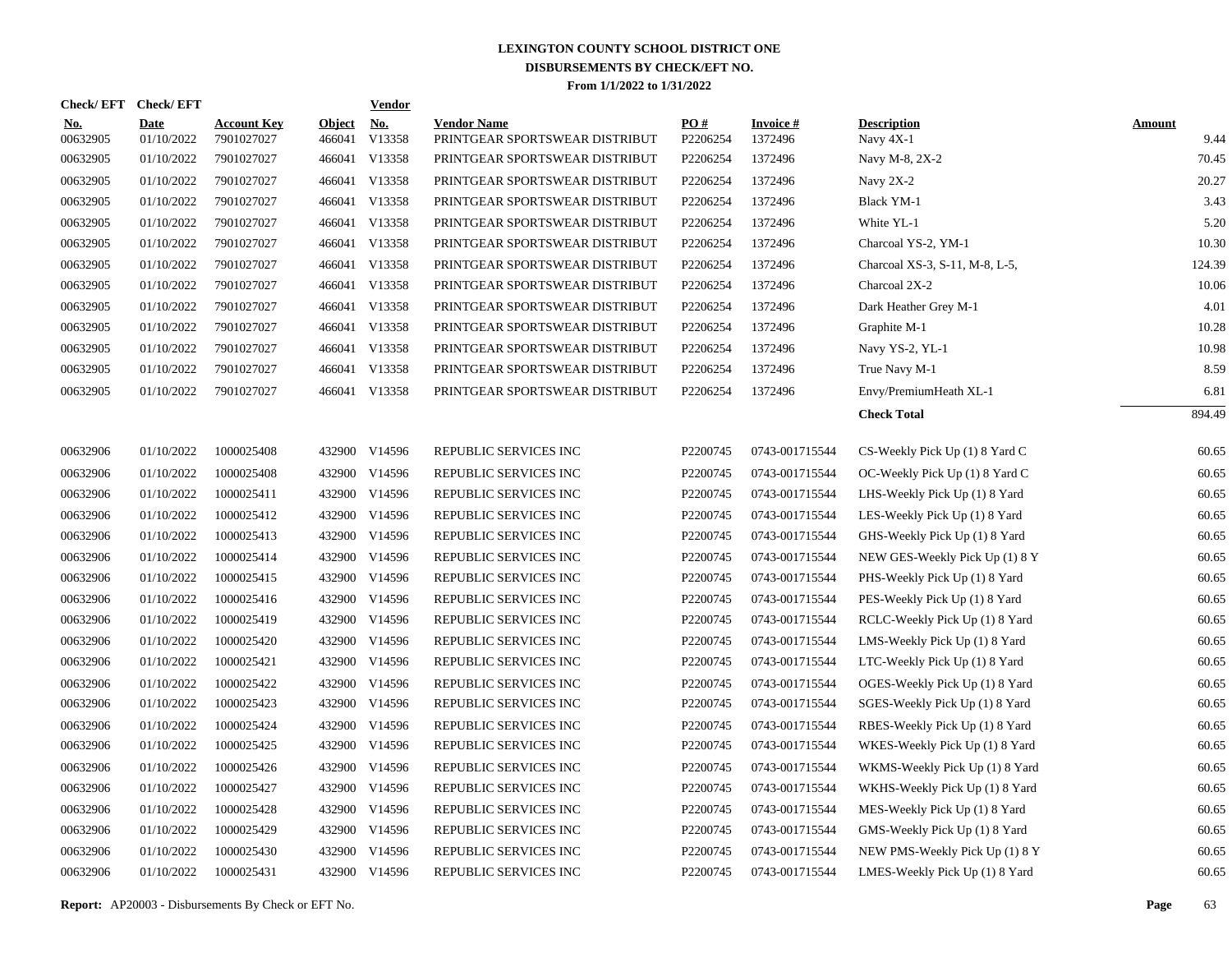# LEXINGTON COUNTY SCHOOL DISTRICT ONE
## DISBURSEMENTS BY CHECK/EFT NO.
### From 1/1/2022 to 1/31/2022

| Check/ EFT No. | Check/ EFT Date | Account Key | Object | Vendor No. | Vendor Name | PO # | Invoice # | Description | Amount |
|---|---|---|---|---|---|---|---|---|---|
| 00632905 | 01/10/2022 | 7901027027 | 466041 | V13358 | PRINTGEAR SPORTSWEAR DISTRIBUT | P2206254 | 1372496 | Navy 4X-1 | 9.44 |
| 00632905 | 01/10/2022 | 7901027027 | 466041 | V13358 | PRINTGEAR SPORTSWEAR DISTRIBUT | P2206254 | 1372496 | Navy M-8, 2X-2 | 70.45 |
| 00632905 | 01/10/2022 | 7901027027 | 466041 | V13358 | PRINTGEAR SPORTSWEAR DISTRIBUT | P2206254 | 1372496 | Navy 2X-2 | 20.27 |
| 00632905 | 01/10/2022 | 7901027027 | 466041 | V13358 | PRINTGEAR SPORTSWEAR DISTRIBUT | P2206254 | 1372496 | Black YM-1 | 3.43 |
| 00632905 | 01/10/2022 | 7901027027 | 466041 | V13358 | PRINTGEAR SPORTSWEAR DISTRIBUT | P2206254 | 1372496 | White YL-1 | 5.20 |
| 00632905 | 01/10/2022 | 7901027027 | 466041 | V13358 | PRINTGEAR SPORTSWEAR DISTRIBUT | P2206254 | 1372496 | Charcoal YS-2, YM-1 | 10.30 |
| 00632905 | 01/10/2022 | 7901027027 | 466041 | V13358 | PRINTGEAR SPORTSWEAR DISTRIBUT | P2206254 | 1372496 | Charcoal XS-3, S-11, M-8, L-5, | 124.39 |
| 00632905 | 01/10/2022 | 7901027027 | 466041 | V13358 | PRINTGEAR SPORTSWEAR DISTRIBUT | P2206254 | 1372496 | Charcoal 2X-2 | 10.06 |
| 00632905 | 01/10/2022 | 7901027027 | 466041 | V13358 | PRINTGEAR SPORTSWEAR DISTRIBUT | P2206254 | 1372496 | Dark Heather Grey M-1 | 4.01 |
| 00632905 | 01/10/2022 | 7901027027 | 466041 | V13358 | PRINTGEAR SPORTSWEAR DISTRIBUT | P2206254 | 1372496 | Graphite M-1 | 10.28 |
| 00632905 | 01/10/2022 | 7901027027 | 466041 | V13358 | PRINTGEAR SPORTSWEAR DISTRIBUT | P2206254 | 1372496 | Navy YS-2, YL-1 | 10.98 |
| 00632905 | 01/10/2022 | 7901027027 | 466041 | V13358 | PRINTGEAR SPORTSWEAR DISTRIBUT | P2206254 | 1372496 | True Navy M-1 | 8.59 |
| 00632905 | 01/10/2022 | 7901027027 | 466041 | V13358 | PRINTGEAR SPORTSWEAR DISTRIBUT | P2206254 | 1372496 | Envy/PremiumHeath XL-1 | 6.81 |
| | | | | | | | | **Check Total** | 894.49 |
| 00632906 | 01/10/2022 | 1000025408 | 432900 | V14596 | REPUBLIC SERVICES INC | P2200745 | 0743-001715544 | CS-Weekly Pick Up (1) 8 Yard C | 60.65 |
| 00632906 | 01/10/2022 | 1000025408 | 432900 | V14596 | REPUBLIC SERVICES INC | P2200745 | 0743-001715544 | OC-Weekly Pick Up (1) 8 Yard C | 60.65 |
| 00632906 | 01/10/2022 | 1000025411 | 432900 | V14596 | REPUBLIC SERVICES INC | P2200745 | 0743-001715544 | LHS-Weekly Pick Up (1) 8 Yard | 60.65 |
| 00632906 | 01/10/2022 | 1000025412 | 432900 | V14596 | REPUBLIC SERVICES INC | P2200745 | 0743-001715544 | LES-Weekly Pick Up (1) 8 Yard | 60.65 |
| 00632906 | 01/10/2022 | 1000025413 | 432900 | V14596 | REPUBLIC SERVICES INC | P2200745 | 0743-001715544 | GHS-Weekly Pick Up (1) 8 Yard | 60.65 |
| 00632906 | 01/10/2022 | 1000025414 | 432900 | V14596 | REPUBLIC SERVICES INC | P2200745 | 0743-001715544 | NEW GES-Weekly Pick Up (1) 8 Y | 60.65 |
| 00632906 | 01/10/2022 | 1000025415 | 432900 | V14596 | REPUBLIC SERVICES INC | P2200745 | 0743-001715544 | PHS-Weekly Pick Up (1) 8 Yard | 60.65 |
| 00632906 | 01/10/2022 | 1000025416 | 432900 | V14596 | REPUBLIC SERVICES INC | P2200745 | 0743-001715544 | PES-Weekly Pick Up (1) 8 Yard | 60.65 |
| 00632906 | 01/10/2022 | 1000025419 | 432900 | V14596 | REPUBLIC SERVICES INC | P2200745 | 0743-001715544 | RCLC-Weekly Pick Up (1) 8 Yard | 60.65 |
| 00632906 | 01/10/2022 | 1000025420 | 432900 | V14596 | REPUBLIC SERVICES INC | P2200745 | 0743-001715544 | LMS-Weekly Pick Up (1) 8 Yard | 60.65 |
| 00632906 | 01/10/2022 | 1000025421 | 432900 | V14596 | REPUBLIC SERVICES INC | P2200745 | 0743-001715544 | LTC-Weekly Pick Up (1) 8 Yard | 60.65 |
| 00632906 | 01/10/2022 | 1000025422 | 432900 | V14596 | REPUBLIC SERVICES INC | P2200745 | 0743-001715544 | OGES-Weekly Pick Up (1) 8 Yard | 60.65 |
| 00632906 | 01/10/2022 | 1000025423 | 432900 | V14596 | REPUBLIC SERVICES INC | P2200745 | 0743-001715544 | SGES-Weekly Pick Up (1) 8 Yard | 60.65 |
| 00632906 | 01/10/2022 | 1000025424 | 432900 | V14596 | REPUBLIC SERVICES INC | P2200745 | 0743-001715544 | RBES-Weekly Pick Up (1) 8 Yard | 60.65 |
| 00632906 | 01/10/2022 | 1000025425 | 432900 | V14596 | REPUBLIC SERVICES INC | P2200745 | 0743-001715544 | WKES-Weekly Pick Up (1) 8 Yard | 60.65 |
| 00632906 | 01/10/2022 | 1000025426 | 432900 | V14596 | REPUBLIC SERVICES INC | P2200745 | 0743-001715544 | WKMS-Weekly Pick Up (1) 8 Yard | 60.65 |
| 00632906 | 01/10/2022 | 1000025427 | 432900 | V14596 | REPUBLIC SERVICES INC | P2200745 | 0743-001715544 | WKHS-Weekly Pick Up (1) 8 Yard | 60.65 |
| 00632906 | 01/10/2022 | 1000025428 | 432900 | V14596 | REPUBLIC SERVICES INC | P2200745 | 0743-001715544 | MES-Weekly Pick Up (1) 8 Yard | 60.65 |
| 00632906 | 01/10/2022 | 1000025429 | 432900 | V14596 | REPUBLIC SERVICES INC | P2200745 | 0743-001715544 | GMS-Weekly Pick Up (1) 8 Yard | 60.65 |
| 00632906 | 01/10/2022 | 1000025430 | 432900 | V14596 | REPUBLIC SERVICES INC | P2200745 | 0743-001715544 | NEW PMS-Weekly Pick Up (1) 8 Y | 60.65 |
| 00632906 | 01/10/2022 | 1000025431 | 432900 | V14596 | REPUBLIC SERVICES INC | P2200745 | 0743-001715544 | LMES-Weekly Pick Up (1) 8 Yard | 60.65 |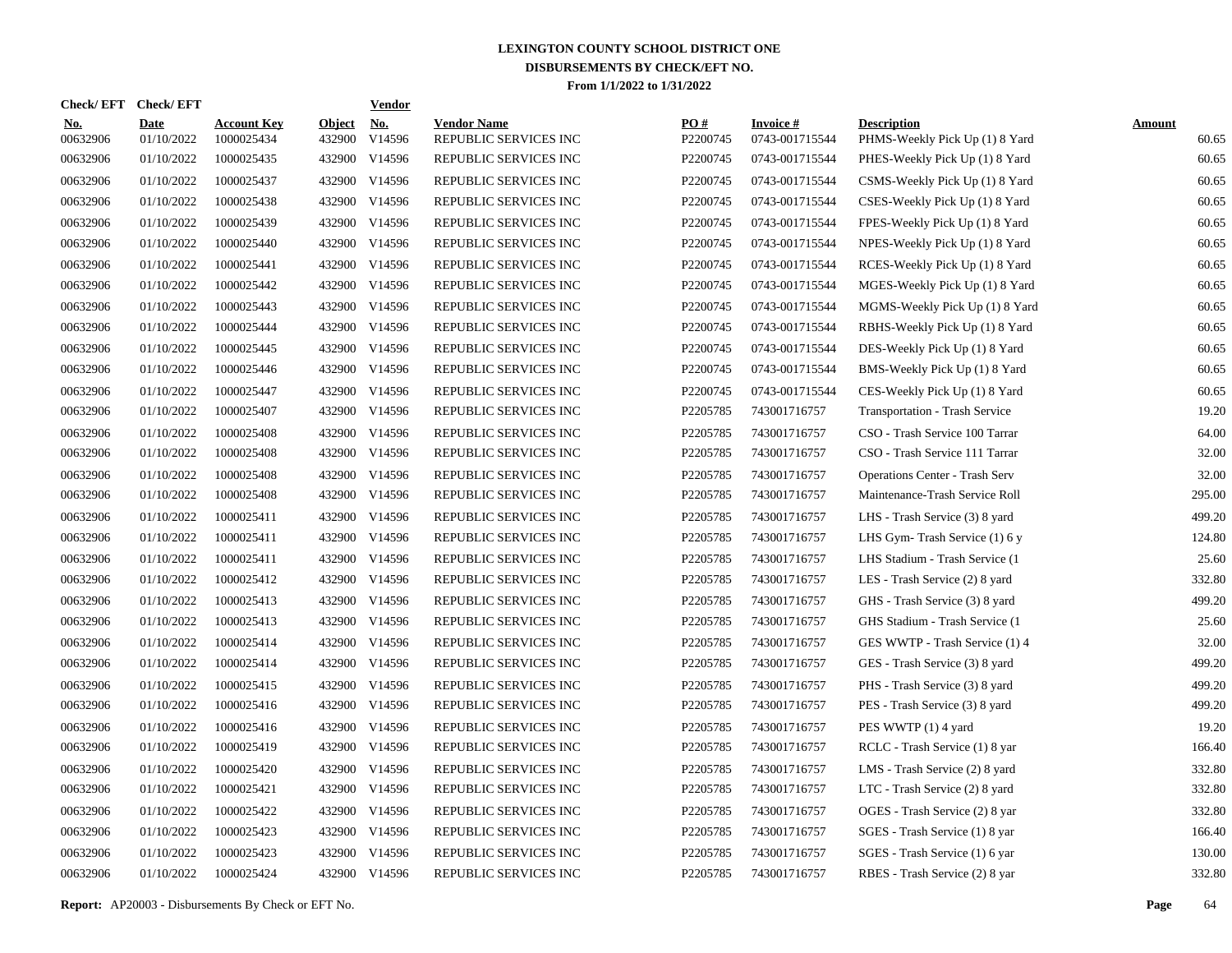# LEXINGTON COUNTY SCHOOL DISTRICT ONE
## DISBURSEMENTS BY CHECK/EFT NO.
### From 1/1/2022 to 1/31/2022

| Check/ EFT No. | Check/ EFT Date | Account Key | Object | Vendor No. | Vendor Name | PO # | Invoice # | Description | Amount |
|---|---|---|---|---|---|---|---|---|---|
| 00632906 | 01/10/2022 | 1000025434 | 432900 | V14596 | REPUBLIC SERVICES INC | P2200745 | 0743-001715544 | PHMS-Weekly Pick Up (1) 8 Yard | 60.65 |
| 00632906 | 01/10/2022 | 1000025435 | 432900 | V14596 | REPUBLIC SERVICES INC | P2200745 | 0743-001715544 | PHES-Weekly Pick Up (1) 8 Yard | 60.65 |
| 00632906 | 01/10/2022 | 1000025437 | 432900 | V14596 | REPUBLIC SERVICES INC | P2200745 | 0743-001715544 | CSMS-Weekly Pick Up (1) 8 Yard | 60.65 |
| 00632906 | 01/10/2022 | 1000025438 | 432900 | V14596 | REPUBLIC SERVICES INC | P2200745 | 0743-001715544 | CSES-Weekly Pick Up (1) 8 Yard | 60.65 |
| 00632906 | 01/10/2022 | 1000025439 | 432900 | V14596 | REPUBLIC SERVICES INC | P2200745 | 0743-001715544 | FPES-Weekly Pick Up (1) 8 Yard | 60.65 |
| 00632906 | 01/10/2022 | 1000025440 | 432900 | V14596 | REPUBLIC SERVICES INC | P2200745 | 0743-001715544 | NPES-Weekly Pick Up (1) 8 Yard | 60.65 |
| 00632906 | 01/10/2022 | 1000025441 | 432900 | V14596 | REPUBLIC SERVICES INC | P2200745 | 0743-001715544 | RCES-Weekly Pick Up (1) 8 Yard | 60.65 |
| 00632906 | 01/10/2022 | 1000025442 | 432900 | V14596 | REPUBLIC SERVICES INC | P2200745 | 0743-001715544 | MGES-Weekly Pick Up (1) 8 Yard | 60.65 |
| 00632906 | 01/10/2022 | 1000025443 | 432900 | V14596 | REPUBLIC SERVICES INC | P2200745 | 0743-001715544 | MGMS-Weekly Pick Up (1) 8 Yard | 60.65 |
| 00632906 | 01/10/2022 | 1000025444 | 432900 | V14596 | REPUBLIC SERVICES INC | P2200745 | 0743-001715544 | RBHS-Weekly Pick Up (1) 8 Yard | 60.65 |
| 00632906 | 01/10/2022 | 1000025445 | 432900 | V14596 | REPUBLIC SERVICES INC | P2200745 | 0743-001715544 | DES-Weekly Pick Up (1) 8 Yard | 60.65 |
| 00632906 | 01/10/2022 | 1000025446 | 432900 | V14596 | REPUBLIC SERVICES INC | P2200745 | 0743-001715544 | BMS-Weekly Pick Up (1) 8 Yard | 60.65 |
| 00632906 | 01/10/2022 | 1000025447 | 432900 | V14596 | REPUBLIC SERVICES INC | P2200745 | 0743-001715544 | CES-Weekly Pick Up (1) 8 Yard | 60.65 |
| 00632906 | 01/10/2022 | 1000025407 | 432900 | V14596 | REPUBLIC SERVICES INC | P2205785 | 743001716757 | Transportation - Trash Service | 19.20 |
| 00632906 | 01/10/2022 | 1000025408 | 432900 | V14596 | REPUBLIC SERVICES INC | P2205785 | 743001716757 | CSO - Trash Service 100 Tarrar | 64.00 |
| 00632906 | 01/10/2022 | 1000025408 | 432900 | V14596 | REPUBLIC SERVICES INC | P2205785 | 743001716757 | CSO - Trash Service 111 Tarrar | 32.00 |
| 00632906 | 01/10/2022 | 1000025408 | 432900 | V14596 | REPUBLIC SERVICES INC | P2205785 | 743001716757 | Operations Center - Trash Serv | 32.00 |
| 00632906 | 01/10/2022 | 1000025408 | 432900 | V14596 | REPUBLIC SERVICES INC | P2205785 | 743001716757 | Maintenance-Trash Service Roll | 295.00 |
| 00632906 | 01/10/2022 | 1000025411 | 432900 | V14596 | REPUBLIC SERVICES INC | P2205785 | 743001716757 | LHS - Trash Service (3) 8 yard | 499.20 |
| 00632906 | 01/10/2022 | 1000025411 | 432900 | V14596 | REPUBLIC SERVICES INC | P2205785 | 743001716757 | LHS Gym- Trash Service (1) 6 y | 124.80 |
| 00632906 | 01/10/2022 | 1000025411 | 432900 | V14596 | REPUBLIC SERVICES INC | P2205785 | 743001716757 | LHS Stadium - Trash Service (1 | 25.60 |
| 00632906 | 01/10/2022 | 1000025412 | 432900 | V14596 | REPUBLIC SERVICES INC | P2205785 | 743001716757 | LES - Trash Service (2) 8 yard | 332.80 |
| 00632906 | 01/10/2022 | 1000025413 | 432900 | V14596 | REPUBLIC SERVICES INC | P2205785 | 743001716757 | GHS - Trash Service (3) 8 yard | 499.20 |
| 00632906 | 01/10/2022 | 1000025413 | 432900 | V14596 | REPUBLIC SERVICES INC | P2205785 | 743001716757 | GHS Stadium - Trash Service (1 | 25.60 |
| 00632906 | 01/10/2022 | 1000025414 | 432900 | V14596 | REPUBLIC SERVICES INC | P2205785 | 743001716757 | GES WWTP - Trash Service (1) 4 | 32.00 |
| 00632906 | 01/10/2022 | 1000025414 | 432900 | V14596 | REPUBLIC SERVICES INC | P2205785 | 743001716757 | GES - Trash Service (3) 8 yard | 499.20 |
| 00632906 | 01/10/2022 | 1000025415 | 432900 | V14596 | REPUBLIC SERVICES INC | P2205785 | 743001716757 | PHS - Trash Service (3) 8 yard | 499.20 |
| 00632906 | 01/10/2022 | 1000025416 | 432900 | V14596 | REPUBLIC SERVICES INC | P2205785 | 743001716757 | PES - Trash Service (3) 8 yard | 499.20 |
| 00632906 | 01/10/2022 | 1000025416 | 432900 | V14596 | REPUBLIC SERVICES INC | P2205785 | 743001716757 | PES WWTP (1) 4 yard | 19.20 |
| 00632906 | 01/10/2022 | 1000025419 | 432900 | V14596 | REPUBLIC SERVICES INC | P2205785 | 743001716757 | RCLC - Trash Service (1) 8 yar | 166.40 |
| 00632906 | 01/10/2022 | 1000025420 | 432900 | V14596 | REPUBLIC SERVICES INC | P2205785 | 743001716757 | LMS - Trash Service (2) 8 yard | 332.80 |
| 00632906 | 01/10/2022 | 1000025421 | 432900 | V14596 | REPUBLIC SERVICES INC | P2205785 | 743001716757 | LTC - Trash Service (2) 8 yard | 332.80 |
| 00632906 | 01/10/2022 | 1000025422 | 432900 | V14596 | REPUBLIC SERVICES INC | P2205785 | 743001716757 | OGES - Trash Service (2) 8 yar | 332.80 |
| 00632906 | 01/10/2022 | 1000025423 | 432900 | V14596 | REPUBLIC SERVICES INC | P2205785 | 743001716757 | SGES - Trash Service (1) 8 yar | 166.40 |
| 00632906 | 01/10/2022 | 1000025423 | 432900 | V14596 | REPUBLIC SERVICES INC | P2205785 | 743001716757 | SGES - Trash Service (1) 6 yar | 130.00 |
| 00632906 | 01/10/2022 | 1000025424 | 432900 | V14596 | REPUBLIC SERVICES INC | P2205785 | 743001716757 | RBES - Trash Service (2) 8 yar | 332.80 |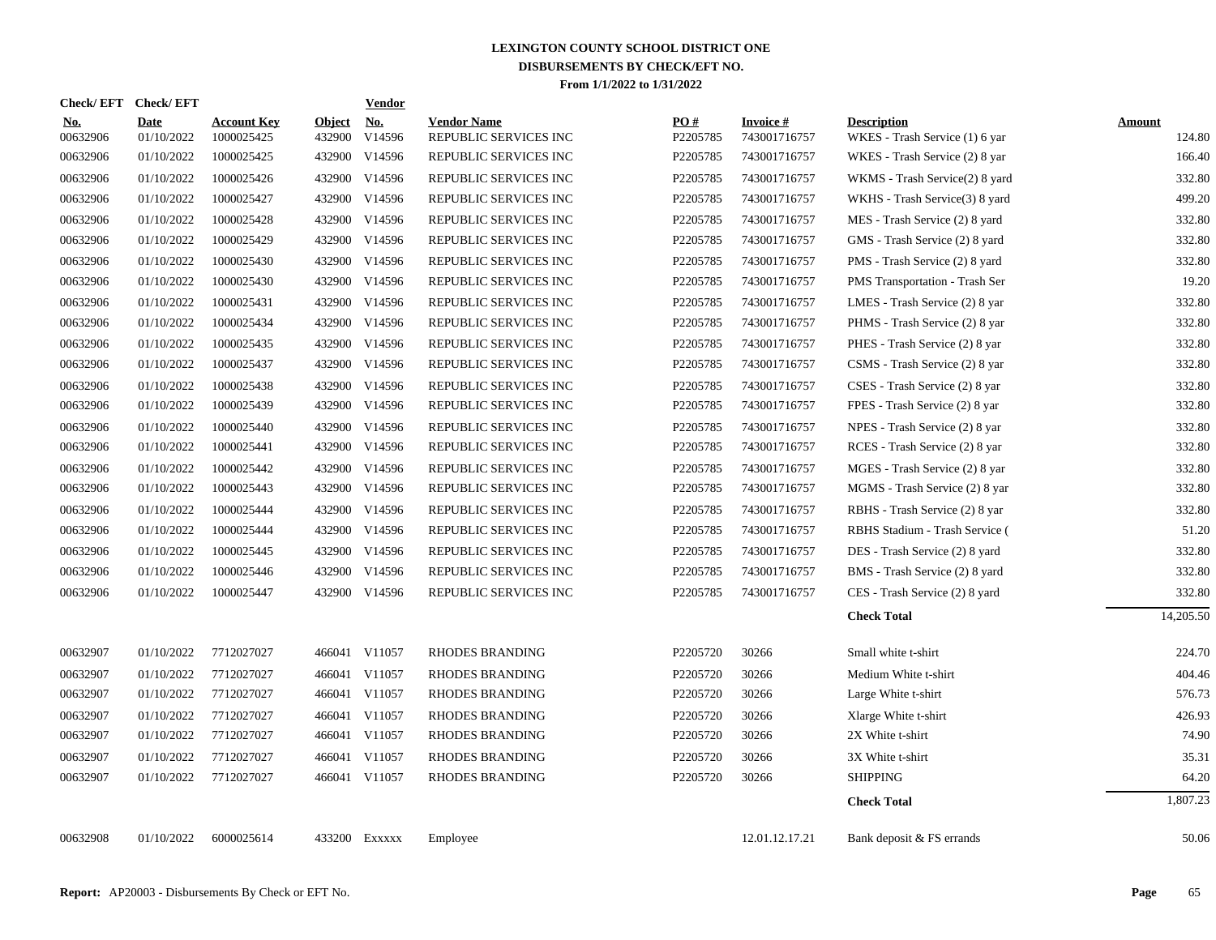# LEXINGTON COUNTY SCHOOL DISTRICT ONE
## DISBURSEMENTS BY CHECK/EFT NO.
### From 1/1/2022 to 1/31/2022

| Check/ EFT No. | Check/ EFT Date | Account Key | Object | Vendor No. | Vendor Name | PO # | Invoice # | Description | Amount |
|---|---|---|---|---|---|---|---|---|---|
| 00632906 | 01/10/2022 | 1000025425 | 432900 | V14596 | REPUBLIC SERVICES INC | P2205785 | 743001716757 | WKES - Trash Service (1) 6 yar | 124.80 |
| 00632906 | 01/10/2022 | 1000025425 | 432900 | V14596 | REPUBLIC SERVICES INC | P2205785 | 743001716757 | WKES - Trash Service (2) 8 yar | 166.40 |
| 00632906 | 01/10/2022 | 1000025426 | 432900 | V14596 | REPUBLIC SERVICES INC | P2205785 | 743001716757 | WKMS - Trash Service(2) 8 yard | 332.80 |
| 00632906 | 01/10/2022 | 1000025427 | 432900 | V14596 | REPUBLIC SERVICES INC | P2205785 | 743001716757 | WKHS - Trash Service(3) 8 yard | 499.20 |
| 00632906 | 01/10/2022 | 1000025428 | 432900 | V14596 | REPUBLIC SERVICES INC | P2205785 | 743001716757 | MES - Trash Service (2) 8 yard | 332.80 |
| 00632906 | 01/10/2022 | 1000025429 | 432900 | V14596 | REPUBLIC SERVICES INC | P2205785 | 743001716757 | GMS - Trash Service (2) 8 yard | 332.80 |
| 00632906 | 01/10/2022 | 1000025430 | 432900 | V14596 | REPUBLIC SERVICES INC | P2205785 | 743001716757 | PMS - Trash Service (2) 8 yard | 332.80 |
| 00632906 | 01/10/2022 | 1000025430 | 432900 | V14596 | REPUBLIC SERVICES INC | P2205785 | 743001716757 | PMS Transportation - Trash Ser | 19.20 |
| 00632906 | 01/10/2022 | 1000025431 | 432900 | V14596 | REPUBLIC SERVICES INC | P2205785 | 743001716757 | LMES - Trash Service (2) 8 yar | 332.80 |
| 00632906 | 01/10/2022 | 1000025434 | 432900 | V14596 | REPUBLIC SERVICES INC | P2205785 | 743001716757 | PHMS - Trash Service (2) 8 yar | 332.80 |
| 00632906 | 01/10/2022 | 1000025435 | 432900 | V14596 | REPUBLIC SERVICES INC | P2205785 | 743001716757 | PHES - Trash Service (2) 8 yar | 332.80 |
| 00632906 | 01/10/2022 | 1000025437 | 432900 | V14596 | REPUBLIC SERVICES INC | P2205785 | 743001716757 | CSMS - Trash Service (2) 8 yar | 332.80 |
| 00632906 | 01/10/2022 | 1000025438 | 432900 | V14596 | REPUBLIC SERVICES INC | P2205785 | 743001716757 | CSES - Trash Service (2) 8 yar | 332.80 |
| 00632906 | 01/10/2022 | 1000025439 | 432900 | V14596 | REPUBLIC SERVICES INC | P2205785 | 743001716757 | FPES - Trash Service (2) 8 yar | 332.80 |
| 00632906 | 01/10/2022 | 1000025440 | 432900 | V14596 | REPUBLIC SERVICES INC | P2205785 | 743001716757 | NPES - Trash Service (2) 8 yar | 332.80 |
| 00632906 | 01/10/2022 | 1000025441 | 432900 | V14596 | REPUBLIC SERVICES INC | P2205785 | 743001716757 | RCES - Trash Service (2) 8 yar | 332.80 |
| 00632906 | 01/10/2022 | 1000025442 | 432900 | V14596 | REPUBLIC SERVICES INC | P2205785 | 743001716757 | MGES - Trash Service (2) 8 yar | 332.80 |
| 00632906 | 01/10/2022 | 1000025443 | 432900 | V14596 | REPUBLIC SERVICES INC | P2205785 | 743001716757 | MGMS - Trash Service (2) 8 yar | 332.80 |
| 00632906 | 01/10/2022 | 1000025444 | 432900 | V14596 | REPUBLIC SERVICES INC | P2205785 | 743001716757 | RBHS - Trash Service (2) 8 yar | 332.80 |
| 00632906 | 01/10/2022 | 1000025444 | 432900 | V14596 | REPUBLIC SERVICES INC | P2205785 | 743001716757 | RBHS Stadium - Trash Service ( | 51.20 |
| 00632906 | 01/10/2022 | 1000025445 | 432900 | V14596 | REPUBLIC SERVICES INC | P2205785 | 743001716757 | DES - Trash Service (2) 8 yard | 332.80 |
| 00632906 | 01/10/2022 | 1000025446 | 432900 | V14596 | REPUBLIC SERVICES INC | P2205785 | 743001716757 | BMS - Trash Service (2) 8 yard | 332.80 |
| 00632906 | 01/10/2022 | 1000025447 | 432900 | V14596 | REPUBLIC SERVICES INC | P2205785 | 743001716757 | CES - Trash Service (2) 8 yard | 332.80 |
| | | | | | | | | **Check Total** | 14,205.50 |
| 00632907 | 01/10/2022 | 7712027027 | 466041 | V11057 | RHODES BRANDING | P2205720 | 30266 | Small white t-shirt | 224.70 |
| 00632907 | 01/10/2022 | 7712027027 | 466041 | V11057 | RHODES BRANDING | P2205720 | 30266 | Medium White t-shirt | 404.46 |
| 00632907 | 01/10/2022 | 7712027027 | 466041 | V11057 | RHODES BRANDING | P2205720 | 30266 | Large White t-shirt | 576.73 |
| 00632907 | 01/10/2022 | 7712027027 | 466041 | V11057 | RHODES BRANDING | P2205720 | 30266 | Xlarge White t-shirt | 426.93 |
| 00632907 | 01/10/2022 | 7712027027 | 466041 | V11057 | RHODES BRANDING | P2205720 | 30266 | 2X White t-shirt | 74.90 |
| 00632907 | 01/10/2022 | 7712027027 | 466041 | V11057 | RHODES BRANDING | P2205720 | 30266 | 3X White t-shirt | 35.31 |
| 00632907 | 01/10/2022 | 7712027027 | 466041 | V11057 | RHODES BRANDING | P2205720 | 30266 | SHIPPING | 64.20 |
| | | | | | | | | **Check Total** | 1,807.23 |
| 00632908 | 01/10/2022 | 6000025614 | 433200 | Exxxxx | Employee | | 12.01.12.17.21 | Bank deposit & FS errands | 50.06 |

**Report:** AP20003 - Disbursements By Check or EFT No.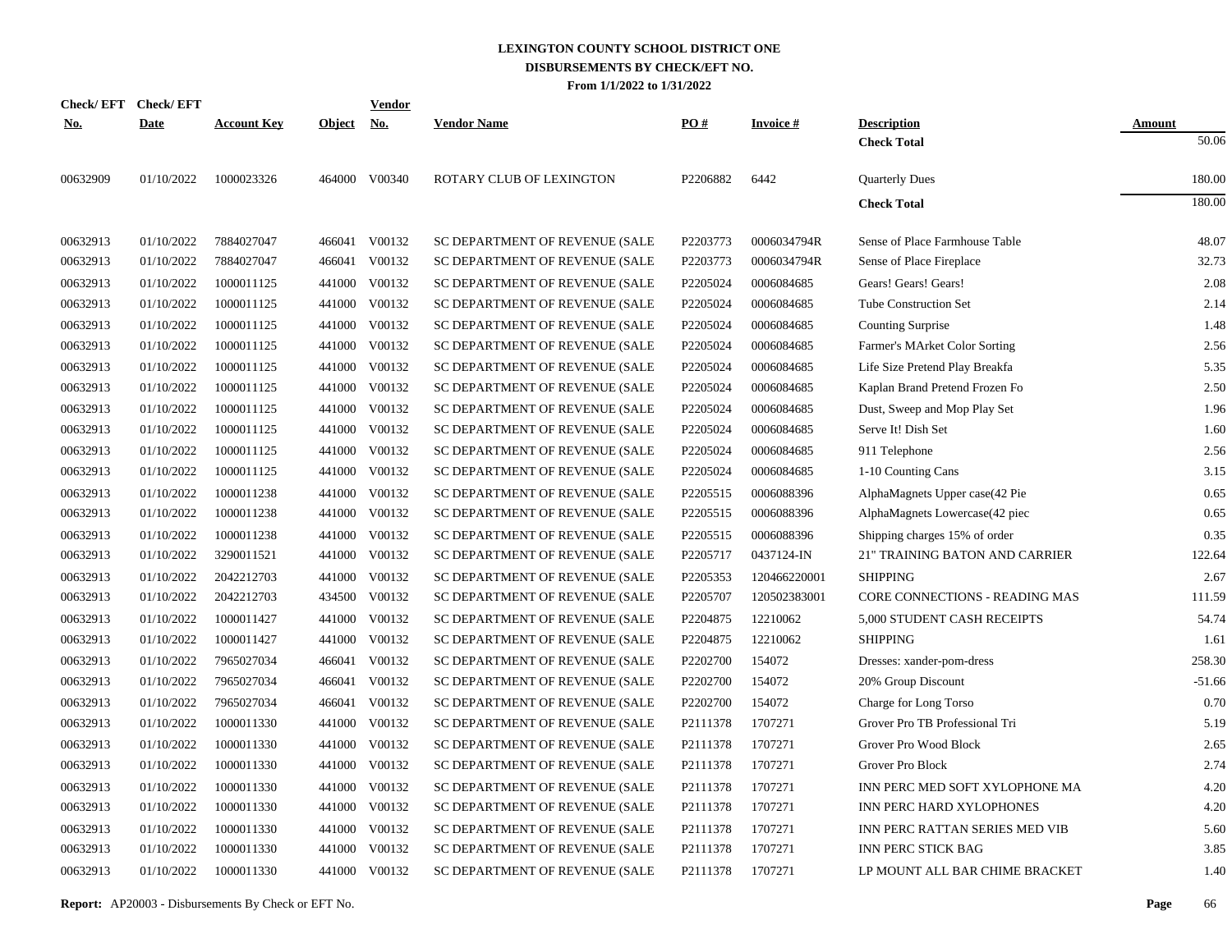**LEXINGTON COUNTY SCHOOL DISTRICT ONE**
**DISBURSEMENTS BY CHECK/EFT NO.**
**From 1/1/2022 to 1/31/2022**

| Check/ EFT No. | Check/ EFT Date | Account Key | Object | Vendor No. | Vendor Name | PO # | Invoice # | Description | Amount |
|---|---|---|---|---|---|---|---|---|---|
| | | | | | | | | **Check Total** | 50.06 |
| 00632909 | 01/10/2022 | 1000023326 | 464000 | V00340 | ROTARY CLUB OF LEXINGTON | P2206882 | 6442 | Quarterly Dues | 180.00 |
| | | | | | | | | **Check Total** | 180.00 |
| 00632913 | 01/10/2022 | 7884027047 | 466041 | V00132 | SC DEPARTMENT OF REVENUE (SALE | P2203773 | 0006034794R | Sense of Place Farmhouse Table | 48.07 |
| 00632913 | 01/10/2022 | 7884027047 | 466041 | V00132 | SC DEPARTMENT OF REVENUE (SALE | P2203773 | 0006034794R | Sense of Place Fireplace | 32.73 |
| 00632913 | 01/10/2022 | 1000011125 | 441000 | V00132 | SC DEPARTMENT OF REVENUE (SALE | P2205024 | 0006084685 | Gears! Gears! Gears! | 2.08 |
| 00632913 | 01/10/2022 | 1000011125 | 441000 | V00132 | SC DEPARTMENT OF REVENUE (SALE | P2205024 | 0006084685 | Tube Construction Set | 2.14 |
| 00632913 | 01/10/2022 | 1000011125 | 441000 | V00132 | SC DEPARTMENT OF REVENUE (SALE | P2205024 | 0006084685 | Counting Surprise | 1.48 |
| 00632913 | 01/10/2022 | 1000011125 | 441000 | V00132 | SC DEPARTMENT OF REVENUE (SALE | P2205024 | 0006084685 | Farmer's MArket Color Sorting | 2.56 |
| 00632913 | 01/10/2022 | 1000011125 | 441000 | V00132 | SC DEPARTMENT OF REVENUE (SALE | P2205024 | 0006084685 | Life Size Pretend Play Breakfa | 5.35 |
| 00632913 | 01/10/2022 | 1000011125 | 441000 | V00132 | SC DEPARTMENT OF REVENUE (SALE | P2205024 | 0006084685 | Kaplan Brand Pretend Frozen Fo | 2.50 |
| 00632913 | 01/10/2022 | 1000011125 | 441000 | V00132 | SC DEPARTMENT OF REVENUE (SALE | P2205024 | 0006084685 | Dust, Sweep and Mop Play Set | 1.96 |
| 00632913 | 01/10/2022 | 1000011125 | 441000 | V00132 | SC DEPARTMENT OF REVENUE (SALE | P2205024 | 0006084685 | Serve It! Dish Set | 1.60 |
| 00632913 | 01/10/2022 | 1000011125 | 441000 | V00132 | SC DEPARTMENT OF REVENUE (SALE | P2205024 | 0006084685 | 911 Telephone | 2.56 |
| 00632913 | 01/10/2022 | 1000011125 | 441000 | V00132 | SC DEPARTMENT OF REVENUE (SALE | P2205024 | 0006084685 | 1-10 Counting Cans | 3.15 |
| 00632913 | 01/10/2022 | 1000011238 | 441000 | V00132 | SC DEPARTMENT OF REVENUE (SALE | P2205515 | 0006088396 | AlphaMagnets Upper case(42 Pie | 0.65 |
| 00632913 | 01/10/2022 | 1000011238 | 441000 | V00132 | SC DEPARTMENT OF REVENUE (SALE | P2205515 | 0006088396 | AlphaMagnets Lowercase(42 piec | 0.65 |
| 00632913 | 01/10/2022 | 1000011238 | 441000 | V00132 | SC DEPARTMENT OF REVENUE (SALE | P2205515 | 0006088396 | Shipping charges 15% of order | 0.35 |
| 00632913 | 01/10/2022 | 3290011521 | 441000 | V00132 | SC DEPARTMENT OF REVENUE (SALE | P2205717 | 0437124-IN | 21" TRAINING BATON AND CARRIER | 122.64 |
| 00632913 | 01/10/2022 | 2042212703 | 441000 | V00132 | SC DEPARTMENT OF REVENUE (SALE | P2205353 | 120466220001 | SHIPPING | 2.67 |
| 00632913 | 01/10/2022 | 2042212703 | 434500 | V00132 | SC DEPARTMENT OF REVENUE (SALE | P2205707 | 120502383001 | CORE CONNECTIONS - READING MAS | 111.59 |
| 00632913 | 01/10/2022 | 1000011427 | 441000 | V00132 | SC DEPARTMENT OF REVENUE (SALE | P2204875 | 12210062 | 5,000 STUDENT CASH RECEIPTS | 54.74 |
| 00632913 | 01/10/2022 | 1000011427 | 441000 | V00132 | SC DEPARTMENT OF REVENUE (SALE | P2204875 | 12210062 | SHIPPING | 1.61 |
| 00632913 | 01/10/2022 | 7965027034 | 466041 | V00132 | SC DEPARTMENT OF REVENUE (SALE | P2202700 | 154072 | Dresses: xander-pom-dress | 258.30 |
| 00632913 | 01/10/2022 | 7965027034 | 466041 | V00132 | SC DEPARTMENT OF REVENUE (SALE | P2202700 | 154072 | 20% Group Discount | -51.66 |
| 00632913 | 01/10/2022 | 7965027034 | 466041 | V00132 | SC DEPARTMENT OF REVENUE (SALE | P2202700 | 154072 | Charge for Long Torso | 0.70 |
| 00632913 | 01/10/2022 | 1000011330 | 441000 | V00132 | SC DEPARTMENT OF REVENUE (SALE | P2111378 | 1707271 | Grover Pro TB Professional Tri | 5.19 |
| 00632913 | 01/10/2022 | 1000011330 | 441000 | V00132 | SC DEPARTMENT OF REVENUE (SALE | P2111378 | 1707271 | Grover Pro Wood Block | 2.65 |
| 00632913 | 01/10/2022 | 1000011330 | 441000 | V00132 | SC DEPARTMENT OF REVENUE (SALE | P2111378 | 1707271 | Grover Pro Block | 2.74 |
| 00632913 | 01/10/2022 | 1000011330 | 441000 | V00132 | SC DEPARTMENT OF REVENUE (SALE | P2111378 | 1707271 | INN PERC MED SOFT XYLOPHONE MA | 4.20 |
| 00632913 | 01/10/2022 | 1000011330 | 441000 | V00132 | SC DEPARTMENT OF REVENUE (SALE | P2111378 | 1707271 | INN PERC HARD XYLOPHONES | 4.20 |
| 00632913 | 01/10/2022 | 1000011330 | 441000 | V00132 | SC DEPARTMENT OF REVENUE (SALE | P2111378 | 1707271 | INN PERC RATTAN SERIES MED VIB | 5.60 |
| 00632913 | 01/10/2022 | 1000011330 | 441000 | V00132 | SC DEPARTMENT OF REVENUE (SALE | P2111378 | 1707271 | INN PERC STICK BAG | 3.85 |
| 00632913 | 01/10/2022 | 1000011330 | 441000 | V00132 | SC DEPARTMENT OF REVENUE (SALE | P2111378 | 1707271 | LP MOUNT ALL BAR CHIME BRACKET | 1.40 |

**Report:** AP20003 - Disbursements By Check or EFT No.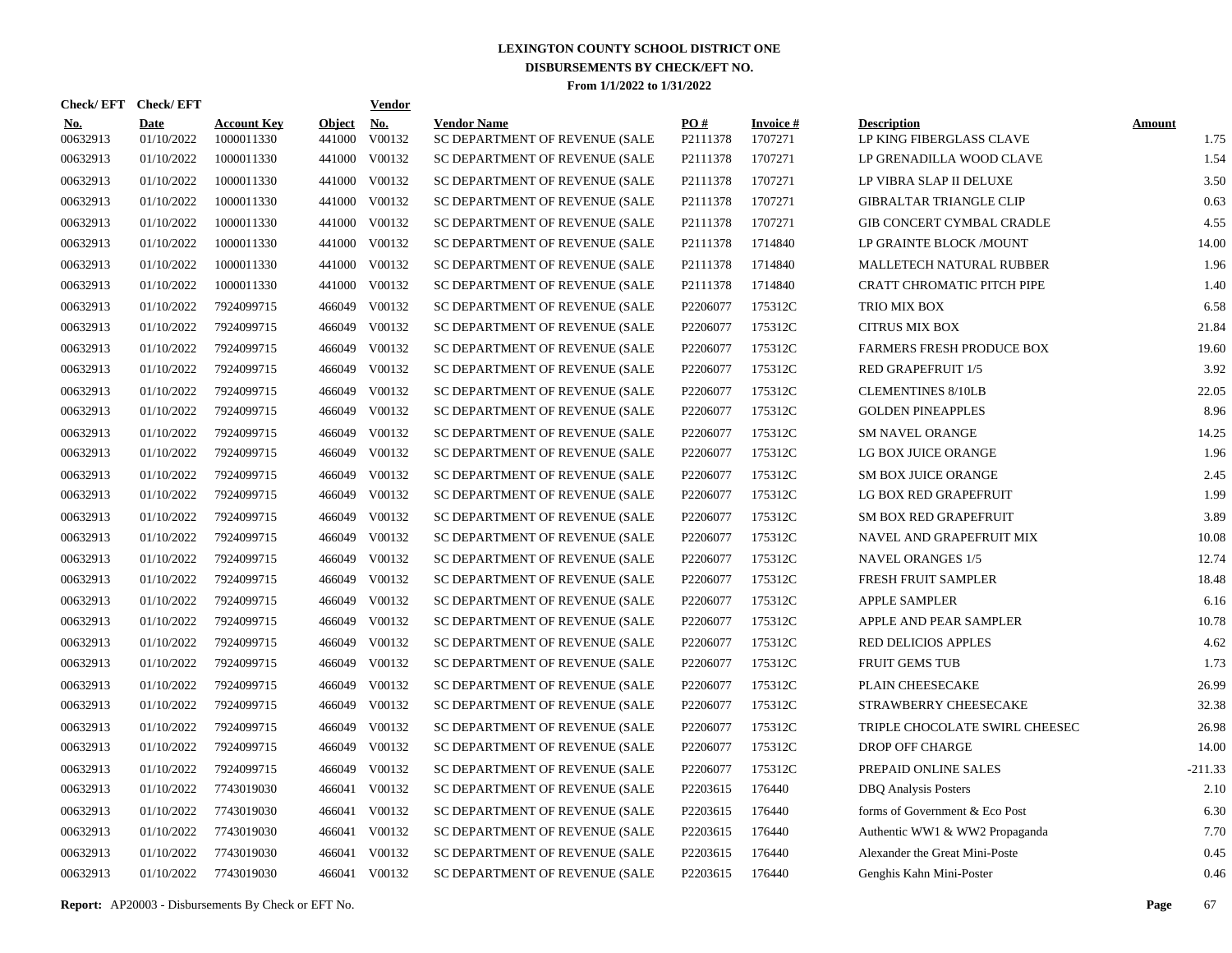# LEXINGTON COUNTY SCHOOL DISTRICT ONE
## DISBURSEMENTS BY CHECK/EFT NO.
### From 1/1/2022 to 1/31/2022

| Check/ EFT No. | Check/ EFT Date | Account Key | Object | Vendor No. | Vendor Name | PO # | Invoice # | Description | Amount |
|---|---|---|---|---|---|---|---|---|---|
| 00632913 | 01/10/2022 | 1000011330 | 441000 | V00132 | SC DEPARTMENT OF REVENUE (SALE | P2111378 | 1707271 | LP KING FIBERGLASS CLAVE | 1.75 |
| 00632913 | 01/10/2022 | 1000011330 | 441000 | V00132 | SC DEPARTMENT OF REVENUE (SALE | P2111378 | 1707271 | LP GRENADILLA WOOD CLAVE | 1.54 |
| 00632913 | 01/10/2022 | 1000011330 | 441000 | V00132 | SC DEPARTMENT OF REVENUE (SALE | P2111378 | 1707271 | LP VIBRA SLAP II DELUXE | 3.50 |
| 00632913 | 01/10/2022 | 1000011330 | 441000 | V00132 | SC DEPARTMENT OF REVENUE (SALE | P2111378 | 1707271 | GIBRALTAR TRIANGLE CLIP | 0.63 |
| 00632913 | 01/10/2022 | 1000011330 | 441000 | V00132 | SC DEPARTMENT OF REVENUE (SALE | P2111378 | 1707271 | GIB CONCERT CYMBAL CRADLE | 4.55 |
| 00632913 | 01/10/2022 | 1000011330 | 441000 | V00132 | SC DEPARTMENT OF REVENUE (SALE | P2111378 | 1714840 | LP GRAINTE BLOCK /MOUNT | 14.00 |
| 00632913 | 01/10/2022 | 1000011330 | 441000 | V00132 | SC DEPARTMENT OF REVENUE (SALE | P2111378 | 1714840 | MALLETECH NATURAL RUBBER | 1.96 |
| 00632913 | 01/10/2022 | 1000011330 | 441000 | V00132 | SC DEPARTMENT OF REVENUE (SALE | P2111378 | 1714840 | CRATT CHROMATIC PITCH PIPE | 1.40 |
| 00632913 | 01/10/2022 | 7924099715 | 466049 | V00132 | SC DEPARTMENT OF REVENUE (SALE | P2206077 | 175312C | TRIO MIX BOX | 6.58 |
| 00632913 | 01/10/2022 | 7924099715 | 466049 | V00132 | SC DEPARTMENT OF REVENUE (SALE | P2206077 | 175312C | CITRUS MIX BOX | 21.84 |
| 00632913 | 01/10/2022 | 7924099715 | 466049 | V00132 | SC DEPARTMENT OF REVENUE (SALE | P2206077 | 175312C | FARMERS FRESH PRODUCE BOX | 19.60 |
| 00632913 | 01/10/2022 | 7924099715 | 466049 | V00132 | SC DEPARTMENT OF REVENUE (SALE | P2206077 | 175312C | RED GRAPEFRUIT 1/5 | 3.92 |
| 00632913 | 01/10/2022 | 7924099715 | 466049 | V00132 | SC DEPARTMENT OF REVENUE (SALE | P2206077 | 175312C | CLEMENTINES 8/10LB | 22.05 |
| 00632913 | 01/10/2022 | 7924099715 | 466049 | V00132 | SC DEPARTMENT OF REVENUE (SALE | P2206077 | 175312C | GOLDEN PINEAPPLES | 8.96 |
| 00632913 | 01/10/2022 | 7924099715 | 466049 | V00132 | SC DEPARTMENT OF REVENUE (SALE | P2206077 | 175312C | SM NAVEL ORANGE | 14.25 |
| 00632913 | 01/10/2022 | 7924099715 | 466049 | V00132 | SC DEPARTMENT OF REVENUE (SALE | P2206077 | 175312C | LG BOX JUICE ORANGE | 1.96 |
| 00632913 | 01/10/2022 | 7924099715 | 466049 | V00132 | SC DEPARTMENT OF REVENUE (SALE | P2206077 | 175312C | SM BOX JUICE ORANGE | 2.45 |
| 00632913 | 01/10/2022 | 7924099715 | 466049 | V00132 | SC DEPARTMENT OF REVENUE (SALE | P2206077 | 175312C | LG BOX RED GRAPEFRUIT | 1.99 |
| 00632913 | 01/10/2022 | 7924099715 | 466049 | V00132 | SC DEPARTMENT OF REVENUE (SALE | P2206077 | 175312C | SM BOX RED GRAPEFRUIT | 3.89 |
| 00632913 | 01/10/2022 | 7924099715 | 466049 | V00132 | SC DEPARTMENT OF REVENUE (SALE | P2206077 | 175312C | NAVEL AND GRAPEFRUIT MIX | 10.08 |
| 00632913 | 01/10/2022 | 7924099715 | 466049 | V00132 | SC DEPARTMENT OF REVENUE (SALE | P2206077 | 175312C | NAVEL ORANGES 1/5 | 12.74 |
| 00632913 | 01/10/2022 | 7924099715 | 466049 | V00132 | SC DEPARTMENT OF REVENUE (SALE | P2206077 | 175312C | FRESH FRUIT SAMPLER | 18.48 |
| 00632913 | 01/10/2022 | 7924099715 | 466049 | V00132 | SC DEPARTMENT OF REVENUE (SALE | P2206077 | 175312C | APPLE SAMPLER | 6.16 |
| 00632913 | 01/10/2022 | 7924099715 | 466049 | V00132 | SC DEPARTMENT OF REVENUE (SALE | P2206077 | 175312C | APPLE AND PEAR SAMPLER | 10.78 |
| 00632913 | 01/10/2022 | 7924099715 | 466049 | V00132 | SC DEPARTMENT OF REVENUE (SALE | P2206077 | 175312C | RED DELICIOS APPLES | 4.62 |
| 00632913 | 01/10/2022 | 7924099715 | 466049 | V00132 | SC DEPARTMENT OF REVENUE (SALE | P2206077 | 175312C | FRUIT GEMS TUB | 1.73 |
| 00632913 | 01/10/2022 | 7924099715 | 466049 | V00132 | SC DEPARTMENT OF REVENUE (SALE | P2206077 | 175312C | PLAIN CHEESECAKE | 26.99 |
| 00632913 | 01/10/2022 | 7924099715 | 466049 | V00132 | SC DEPARTMENT OF REVENUE (SALE | P2206077 | 175312C | STRAWBERRY CHEESECAKE | 32.38 |
| 00632913 | 01/10/2022 | 7924099715 | 466049 | V00132 | SC DEPARTMENT OF REVENUE (SALE | P2206077 | 175312C | TRIPLE CHOCOLATE SWIRL CHEESEC | 26.98 |
| 00632913 | 01/10/2022 | 7924099715 | 466049 | V00132 | SC DEPARTMENT OF REVENUE (SALE | P2206077 | 175312C | DROP OFF CHARGE | 14.00 |
| 00632913 | 01/10/2022 | 7924099715 | 466049 | V00132 | SC DEPARTMENT OF REVENUE (SALE | P2206077 | 175312C | PREPAID ONLINE SALES | -211.33 |
| 00632913 | 01/10/2022 | 7743019030 | 466041 | V00132 | SC DEPARTMENT OF REVENUE (SALE | P2203615 | 176440 | DBQ Analysis Posters | 2.10 |
| 00632913 | 01/10/2022 | 7743019030 | 466041 | V00132 | SC DEPARTMENT OF REVENUE (SALE | P2203615 | 176440 | forms of Government & Eco Post | 6.30 |
| 00632913 | 01/10/2022 | 7743019030 | 466041 | V00132 | SC DEPARTMENT OF REVENUE (SALE | P2203615 | 176440 | Authentic WW1 & WW2 Propaganda | 7.70 |
| 00632913 | 01/10/2022 | 7743019030 | 466041 | V00132 | SC DEPARTMENT OF REVENUE (SALE | P2203615 | 176440 | Alexander the Great Mini-Poste | 0.45 |
| 00632913 | 01/10/2022 | 7743019030 | 466041 | V00132 | SC DEPARTMENT OF REVENUE (SALE | P2203615 | 176440 | Genghis Kahn Mini-Poster | 0.46 |

**Report:** AP20003 - Disbursements By Check or EFT No.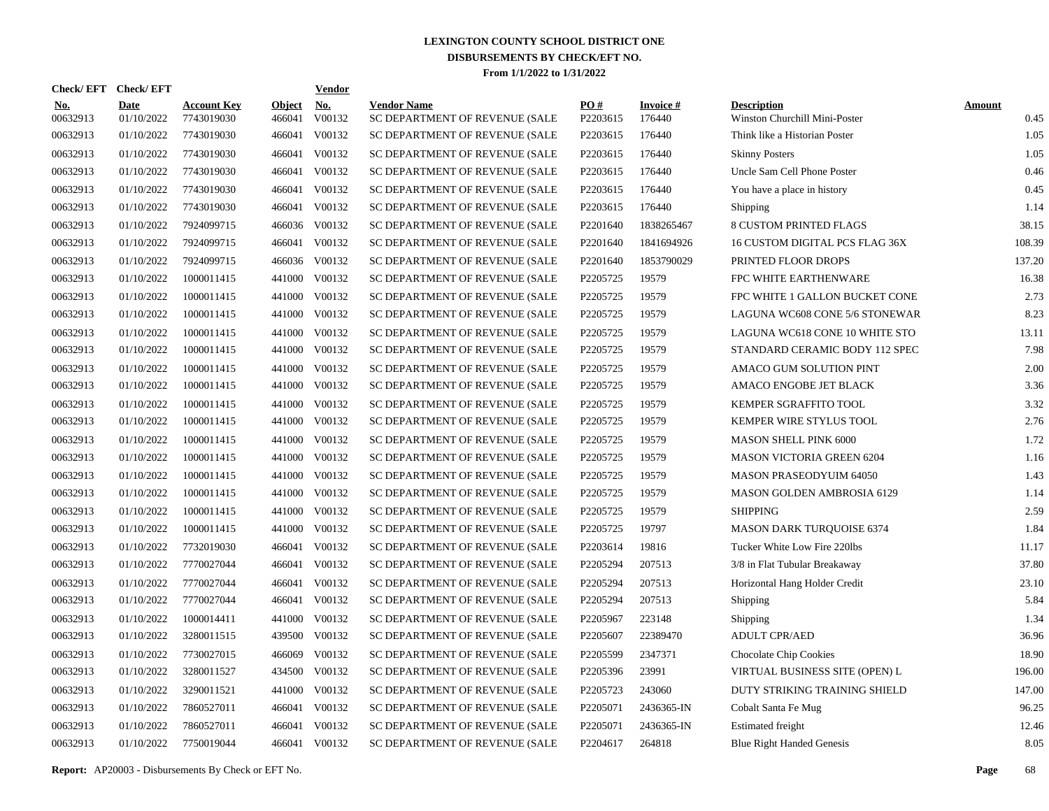# LEXINGTON COUNTY SCHOOL DISTRICT ONE
## DISBURSEMENTS BY CHECK/EFT NO.
### From 1/1/2022 to 1/31/2022

| Check/ EFT No. | Check/ EFT Date | Account Key | Object | Vendor No. | Vendor Name | PO # | Invoice # | Description | Amount |
|---|---|---|---|---|---|---|---|---|---|
| 00632913 | 01/10/2022 | 7743019030 | 466041 | V00132 | SC DEPARTMENT OF REVENUE (SALE | P2203615 | 176440 | Winston Churchill Mini-Poster | 0.45 |
| 00632913 | 01/10/2022 | 7743019030 | 466041 | V00132 | SC DEPARTMENT OF REVENUE (SALE | P2203615 | 176440 | Think like a Historian Poster | 1.05 |
| 00632913 | 01/10/2022 | 7743019030 | 466041 | V00132 | SC DEPARTMENT OF REVENUE (SALE | P2203615 | 176440 | Skinny Posters | 1.05 |
| 00632913 | 01/10/2022 | 7743019030 | 466041 | V00132 | SC DEPARTMENT OF REVENUE (SALE | P2203615 | 176440 | Uncle Sam Cell Phone Poster | 0.46 |
| 00632913 | 01/10/2022 | 7743019030 | 466041 | V00132 | SC DEPARTMENT OF REVENUE (SALE | P2203615 | 176440 | You have a place in history | 0.45 |
| 00632913 | 01/10/2022 | 7743019030 | 466041 | V00132 | SC DEPARTMENT OF REVENUE (SALE | P2203615 | 176440 | Shipping | 1.14 |
| 00632913 | 01/10/2022 | 7924099715 | 466036 | V00132 | SC DEPARTMENT OF REVENUE (SALE | P2201640 | 1838265467 | 8 CUSTOM PRINTED FLAGS | 38.15 |
| 00632913 | 01/10/2022 | 7924099715 | 466041 | V00132 | SC DEPARTMENT OF REVENUE (SALE | P2201640 | 1841694926 | 16 CUSTOM DIGITAL PCS FLAG 36X | 108.39 |
| 00632913 | 01/10/2022 | 7924099715 | 466036 | V00132 | SC DEPARTMENT OF REVENUE (SALE | P2201640 | 1853790029 | PRINTED FLOOR DROPS | 137.20 |
| 00632913 | 01/10/2022 | 1000011415 | 441000 | V00132 | SC DEPARTMENT OF REVENUE (SALE | P2205725 | 19579 | FPC WHITE EARTHENWARE | 16.38 |
| 00632913 | 01/10/2022 | 1000011415 | 441000 | V00132 | SC DEPARTMENT OF REVENUE (SALE | P2205725 | 19579 | FPC WHITE 1 GALLON BUCKET CONE | 2.73 |
| 00632913 | 01/10/2022 | 1000011415 | 441000 | V00132 | SC DEPARTMENT OF REVENUE (SALE | P2205725 | 19579 | LAGUNA WC608 CONE 5/6 STONEWAR | 8.23 |
| 00632913 | 01/10/2022 | 1000011415 | 441000 | V00132 | SC DEPARTMENT OF REVENUE (SALE | P2205725 | 19579 | LAGUNA WC618 CONE 10 WHITE STO | 13.11 |
| 00632913 | 01/10/2022 | 1000011415 | 441000 | V00132 | SC DEPARTMENT OF REVENUE (SALE | P2205725 | 19579 | STANDARD CERAMIC BODY 112 SPEC | 7.98 |
| 00632913 | 01/10/2022 | 1000011415 | 441000 | V00132 | SC DEPARTMENT OF REVENUE (SALE | P2205725 | 19579 | AMACO GUM SOLUTION PINT | 2.00 |
| 00632913 | 01/10/2022 | 1000011415 | 441000 | V00132 | SC DEPARTMENT OF REVENUE (SALE | P2205725 | 19579 | AMACO ENGOBE JET BLACK | 3.36 |
| 00632913 | 01/10/2022 | 1000011415 | 441000 | V00132 | SC DEPARTMENT OF REVENUE (SALE | P2205725 | 19579 | KEMPER SGRAFFITO TOOL | 3.32 |
| 00632913 | 01/10/2022 | 1000011415 | 441000 | V00132 | SC DEPARTMENT OF REVENUE (SALE | P2205725 | 19579 | KEMPER WIRE STYLUS TOOL | 2.76 |
| 00632913 | 01/10/2022 | 1000011415 | 441000 | V00132 | SC DEPARTMENT OF REVENUE (SALE | P2205725 | 19579 | MASON SHELL PINK 6000 | 1.72 |
| 00632913 | 01/10/2022 | 1000011415 | 441000 | V00132 | SC DEPARTMENT OF REVENUE (SALE | P2205725 | 19579 | MASON VICTORIA GREEN 6204 | 1.16 |
| 00632913 | 01/10/2022 | 1000011415 | 441000 | V00132 | SC DEPARTMENT OF REVENUE (SALE | P2205725 | 19579 | MASON PRASEODYUIM 64050 | 1.43 |
| 00632913 | 01/10/2022 | 1000011415 | 441000 | V00132 | SC DEPARTMENT OF REVENUE (SALE | P2205725 | 19579 | MASON GOLDEN AMBROSIA 6129 | 1.14 |
| 00632913 | 01/10/2022 | 1000011415 | 441000 | V00132 | SC DEPARTMENT OF REVENUE (SALE | P2205725 | 19579 | SHIPPING | 2.59 |
| 00632913 | 01/10/2022 | 1000011415 | 441000 | V00132 | SC DEPARTMENT OF REVENUE (SALE | P2205725 | 19797 | MASON DARK TURQUOISE 6374 | 1.84 |
| 00632913 | 01/10/2022 | 7732019030 | 466041 | V00132 | SC DEPARTMENT OF REVENUE (SALE | P2203614 | 19816 | Tucker White Low Fire 220lbs | 11.17 |
| 00632913 | 01/10/2022 | 7770027044 | 466041 | V00132 | SC DEPARTMENT OF REVENUE (SALE | P2205294 | 207513 | 3/8 in Flat Tubular Breakaway | 37.80 |
| 00632913 | 01/10/2022 | 7770027044 | 466041 | V00132 | SC DEPARTMENT OF REVENUE (SALE | P2205294 | 207513 | Horizontal Hang Holder Credit | 23.10 |
| 00632913 | 01/10/2022 | 7770027044 | 466041 | V00132 | SC DEPARTMENT OF REVENUE (SALE | P2205294 | 207513 | Shipping | 5.84 |
| 00632913 | 01/10/2022 | 1000014411 | 441000 | V00132 | SC DEPARTMENT OF REVENUE (SALE | P2205967 | 223148 | Shipping | 1.34 |
| 00632913 | 01/10/2022 | 3280011515 | 439500 | V00132 | SC DEPARTMENT OF REVENUE (SALE | P2205607 | 22389470 | ADULT CPR/AED | 36.96 |
| 00632913 | 01/10/2022 | 7730027015 | 466069 | V00132 | SC DEPARTMENT OF REVENUE (SALE | P2205599 | 2347371 | Chocolate Chip Cookies | 18.90 |
| 00632913 | 01/10/2022 | 3280011527 | 434500 | V00132 | SC DEPARTMENT OF REVENUE (SALE | P2205396 | 23991 | VIRTUAL BUSINESS SITE (OPEN) L | 196.00 |
| 00632913 | 01/10/2022 | 3290011521 | 441000 | V00132 | SC DEPARTMENT OF REVENUE (SALE | P2205723 | 243060 | DUTY STRIKING TRAINING SHIELD | 147.00 |
| 00632913 | 01/10/2022 | 7860527011 | 466041 | V00132 | SC DEPARTMENT OF REVENUE (SALE | P2205071 | 2436365-IN | Cobalt Santa Fe Mug | 96.25 |
| 00632913 | 01/10/2022 | 7860527011 | 466041 | V00132 | SC DEPARTMENT OF REVENUE (SALE | P2205071 | 2436365-IN | Estimated freight | 12.46 |
| 00632913 | 01/10/2022 | 7750019044 | 466041 | V00132 | SC DEPARTMENT OF REVENUE (SALE | P2204617 | 264818 | Blue Right Handed Genesis | 8.05 |

**Report:** AP20003 - Disbursements By Check or EFT No.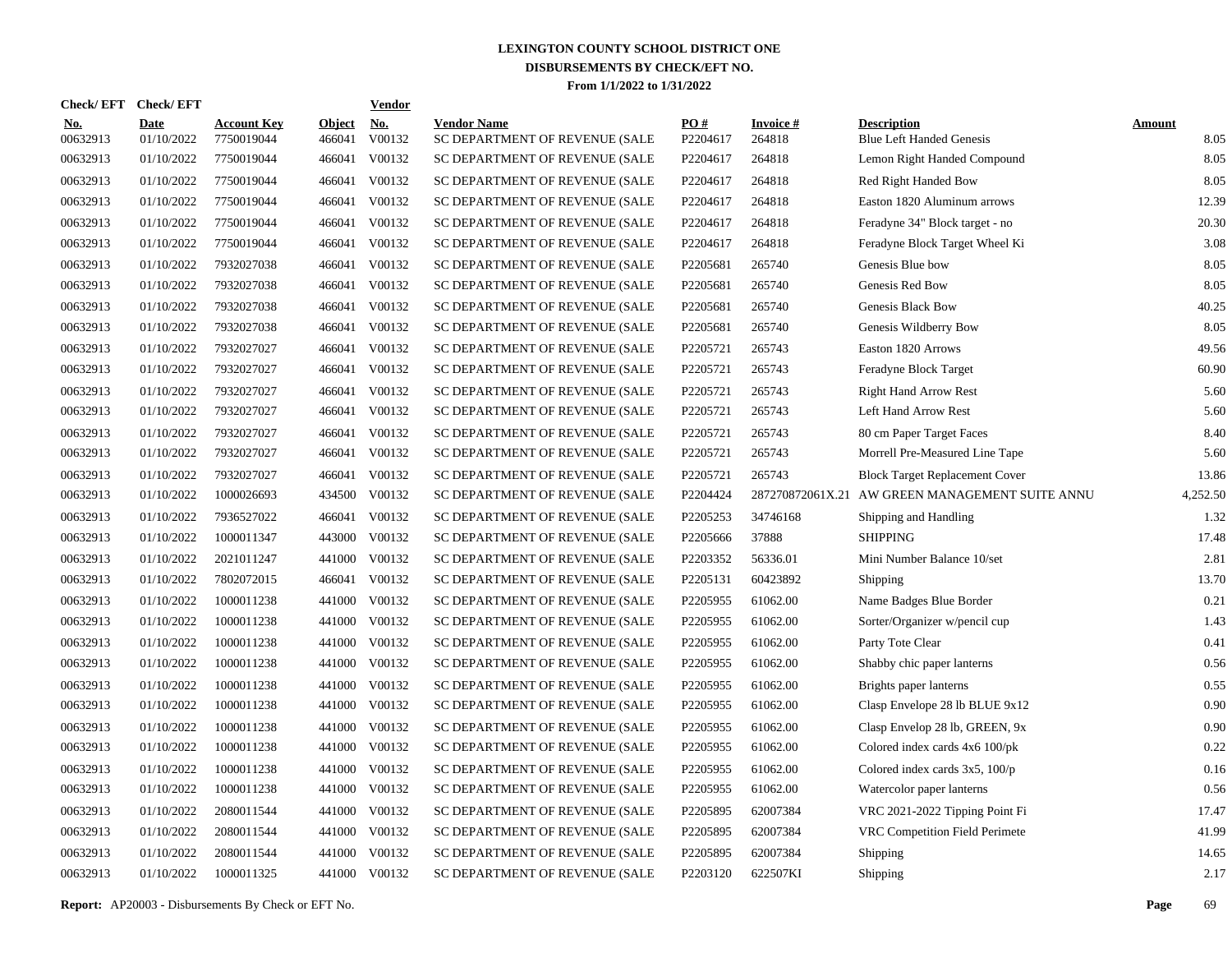**LEXINGTON COUNTY SCHOOL DISTRICT ONE**
**DISBURSEMENTS BY CHECK/EFT NO.**
**From 1/1/2022 to 1/31/2022**

| Check/ EFT No. | Check/ EFT Date | Account Key | Object | Vendor No. | Vendor Name | PO # | Invoice # | Description | Amount |
|---|---|---|---|---|---|---|---|---|---|
| 00632913 | 01/10/2022 | 7750019044 | 466041 | V00132 | SC DEPARTMENT OF REVENUE (SALE | P2204617 | 264818 | Blue Left Handed Genesis | 8.05 |
| 00632913 | 01/10/2022 | 7750019044 | 466041 | V00132 | SC DEPARTMENT OF REVENUE (SALE | P2204617 | 264818 | Lemon Right Handed Compound | 8.05 |
| 00632913 | 01/10/2022 | 7750019044 | 466041 | V00132 | SC DEPARTMENT OF REVENUE (SALE | P2204617 | 264818 | Red Right Handed Bow | 8.05 |
| 00632913 | 01/10/2022 | 7750019044 | 466041 | V00132 | SC DEPARTMENT OF REVENUE (SALE | P2204617 | 264818 | Easton 1820 Aluminum arrows | 12.39 |
| 00632913 | 01/10/2022 | 7750019044 | 466041 | V00132 | SC DEPARTMENT OF REVENUE (SALE | P2204617 | 264818 | Feradyne 34" Block target - no | 20.30 |
| 00632913 | 01/10/2022 | 7750019044 | 466041 | V00132 | SC DEPARTMENT OF REVENUE (SALE | P2204617 | 264818 | Feradyne Block Target Wheel Ki | 3.08 |
| 00632913 | 01/10/2022 | 7932027038 | 466041 | V00132 | SC DEPARTMENT OF REVENUE (SALE | P2205681 | 265740 | Genesis Blue bow | 8.05 |
| 00632913 | 01/10/2022 | 7932027038 | 466041 | V00132 | SC DEPARTMENT OF REVENUE (SALE | P2205681 | 265740 | Genesis Red Bow | 8.05 |
| 00632913 | 01/10/2022 | 7932027038 | 466041 | V00132 | SC DEPARTMENT OF REVENUE (SALE | P2205681 | 265740 | Genesis Black Bow | 40.25 |
| 00632913 | 01/10/2022 | 7932027038 | 466041 | V00132 | SC DEPARTMENT OF REVENUE (SALE | P2205681 | 265740 | Genesis Wildberry Bow | 8.05 |
| 00632913 | 01/10/2022 | 7932027027 | 466041 | V00132 | SC DEPARTMENT OF REVENUE (SALE | P2205721 | 265743 | Easton 1820 Arrows | 49.56 |
| 00632913 | 01/10/2022 | 7932027027 | 466041 | V00132 | SC DEPARTMENT OF REVENUE (SALE | P2205721 | 265743 | Feradyne Block Target | 60.90 |
| 00632913 | 01/10/2022 | 7932027027 | 466041 | V00132 | SC DEPARTMENT OF REVENUE (SALE | P2205721 | 265743 | Right Hand Arrow Rest | 5.60 |
| 00632913 | 01/10/2022 | 7932027027 | 466041 | V00132 | SC DEPARTMENT OF REVENUE (SALE | P2205721 | 265743 | Left Hand Arrow Rest | 5.60 |
| 00632913 | 01/10/2022 | 7932027027 | 466041 | V00132 | SC DEPARTMENT OF REVENUE (SALE | P2205721 | 265743 | 80 cm Paper Target Faces | 8.40 |
| 00632913 | 01/10/2022 | 7932027027 | 466041 | V00132 | SC DEPARTMENT OF REVENUE (SALE | P2205721 | 265743 | Morrell Pre-Measured Line Tape | 5.60 |
| 00632913 | 01/10/2022 | 7932027027 | 466041 | V00132 | SC DEPARTMENT OF REVENUE (SALE | P2205721 | 265743 | Block Target Replacement Cover | 13.86 |
| 00632913 | 01/10/2022 | 1000026693 | 434500 | V00132 | SC DEPARTMENT OF REVENUE (SALE | P2204424 | 287270872061X.21 | AW GREEN MANAGEMENT SUITE ANNU | 4,252.50 |
| 00632913 | 01/10/2022 | 7936527022 | 466041 | V00132 | SC DEPARTMENT OF REVENUE (SALE | P2205253 | 34746168 | Shipping and Handling | 1.32 |
| 00632913 | 01/10/2022 | 1000011347 | 443000 | V00132 | SC DEPARTMENT OF REVENUE (SALE | P2205666 | 37888 | SHIPPING | 17.48 |
| 00632913 | 01/10/2022 | 2021011247 | 441000 | V00132 | SC DEPARTMENT OF REVENUE (SALE | P2203352 | 56336.01 | Mini Number Balance 10/set | 2.81 |
| 00632913 | 01/10/2022 | 7802072015 | 466041 | V00132 | SC DEPARTMENT OF REVENUE (SALE | P2205131 | 60423892 | Shipping | 13.70 |
| 00632913 | 01/10/2022 | 1000011238 | 441000 | V00132 | SC DEPARTMENT OF REVENUE (SALE | P2205955 | 61062.00 | Name Badges Blue Border | 0.21 |
| 00632913 | 01/10/2022 | 1000011238 | 441000 | V00132 | SC DEPARTMENT OF REVENUE (SALE | P2205955 | 61062.00 | Sorter/Organizer w/pencil cup | 1.43 |
| 00632913 | 01/10/2022 | 1000011238 | 441000 | V00132 | SC DEPARTMENT OF REVENUE (SALE | P2205955 | 61062.00 | Party Tote Clear | 0.41 |
| 00632913 | 01/10/2022 | 1000011238 | 441000 | V00132 | SC DEPARTMENT OF REVENUE (SALE | P2205955 | 61062.00 | Shabby chic paper lanterns | 0.56 |
| 00632913 | 01/10/2022 | 1000011238 | 441000 | V00132 | SC DEPARTMENT OF REVENUE (SALE | P2205955 | 61062.00 | Brights paper lanterns | 0.55 |
| 00632913 | 01/10/2022 | 1000011238 | 441000 | V00132 | SC DEPARTMENT OF REVENUE (SALE | P2205955 | 61062.00 | Clasp Envelope 28 lb BLUE 9x12 | 0.90 |
| 00632913 | 01/10/2022 | 1000011238 | 441000 | V00132 | SC DEPARTMENT OF REVENUE (SALE | P2205955 | 61062.00 | Clasp Envelop 28 lb, GREEN, 9x | 0.90 |
| 00632913 | 01/10/2022 | 1000011238 | 441000 | V00132 | SC DEPARTMENT OF REVENUE (SALE | P2205955 | 61062.00 | Colored index cards 4x6 100/pk | 0.22 |
| 00632913 | 01/10/2022 | 1000011238 | 441000 | V00132 | SC DEPARTMENT OF REVENUE (SALE | P2205955 | 61062.00 | Colored index cards 3x5, 100/p | 0.16 |
| 00632913 | 01/10/2022 | 1000011238 | 441000 | V00132 | SC DEPARTMENT OF REVENUE (SALE | P2205955 | 61062.00 | Watercolor paper lanterns | 0.56 |
| 00632913 | 01/10/2022 | 2080011544 | 441000 | V00132 | SC DEPARTMENT OF REVENUE (SALE | P2205895 | 62007384 | VRC 2021-2022 Tipping Point Fi | 17.47 |
| 00632913 | 01/10/2022 | 2080011544 | 441000 | V00132 | SC DEPARTMENT OF REVENUE (SALE | P2205895 | 62007384 | VRC Competition Field Perimete | 41.99 |
| 00632913 | 01/10/2022 | 2080011544 | 441000 | V00132 | SC DEPARTMENT OF REVENUE (SALE | P2205895 | 62007384 | Shipping | 14.65 |
| 00632913 | 01/10/2022 | 1000011325 | 441000 | V00132 | SC DEPARTMENT OF REVENUE (SALE | P2203120 | 622507KI | Shipping | 2.17 |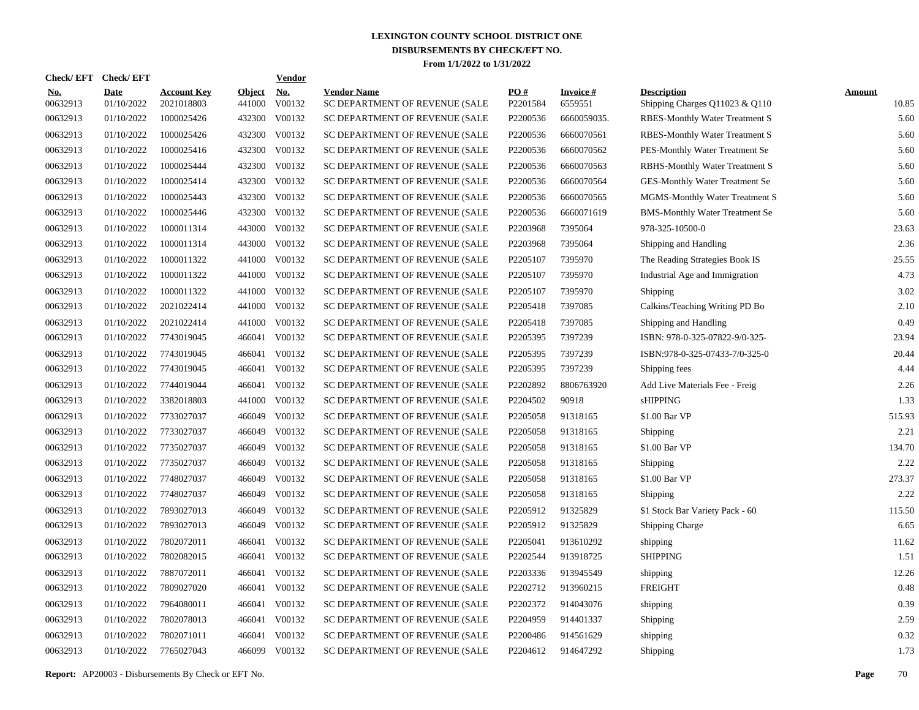# LEXINGTON COUNTY SCHOOL DISTRICT ONE
## DISBURSEMENTS BY CHECK/EFT NO.
### From 1/1/2022 to 1/31/2022

| Check/ EFT No. | Check/ EFT Date | Account Key | Object | Vendor No. | Vendor Name | PO # | Invoice # | Description | Amount |
|---|---|---|---|---|---|---|---|---|---|
| 00632913 | 01/10/2022 | 2021018803 | 441000 | V00132 | SC DEPARTMENT OF REVENUE (SALE | P2201584 | 6559551 | Shipping Charges Q11023 & Q110 | 10.85 |
| 00632913 | 01/10/2022 | 1000025426 | 432300 | V00132 | SC DEPARTMENT OF REVENUE (SALE | P2200536 | 6660059035. | RBES-Monthly Water Treatment S | 5.60 |
| 00632913 | 01/10/2022 | 1000025426 | 432300 | V00132 | SC DEPARTMENT OF REVENUE (SALE | P2200536 | 6660070561 | RBES-Monthly Water Treatment S | 5.60 |
| 00632913 | 01/10/2022 | 1000025416 | 432300 | V00132 | SC DEPARTMENT OF REVENUE (SALE | P2200536 | 6660070562 | PES-Monthly Water Treatment Se | 5.60 |
| 00632913 | 01/10/2022 | 1000025444 | 432300 | V00132 | SC DEPARTMENT OF REVENUE (SALE | P2200536 | 6660070563 | RBHS-Monthly Water Treatment S | 5.60 |
| 00632913 | 01/10/2022 | 1000025414 | 432300 | V00132 | SC DEPARTMENT OF REVENUE (SALE | P2200536 | 6660070564 | GES-Monthly Water Treatment Se | 5.60 |
| 00632913 | 01/10/2022 | 1000025443 | 432300 | V00132 | SC DEPARTMENT OF REVENUE (SALE | P2200536 | 6660070565 | MGMS-Monthly Water Treatment S | 5.60 |
| 00632913 | 01/10/2022 | 1000025446 | 432300 | V00132 | SC DEPARTMENT OF REVENUE (SALE | P2200536 | 6660071619 | BMS-Monthly Water Treatment Se | 5.60 |
| 00632913 | 01/10/2022 | 1000011314 | 443000 | V00132 | SC DEPARTMENT OF REVENUE (SALE | P2203968 | 7395064 | 978-325-10500-0 | 23.63 |
| 00632913 | 01/10/2022 | 1000011314 | 443000 | V00132 | SC DEPARTMENT OF REVENUE (SALE | P2203968 | 7395064 | Shipping and Handling | 2.36 |
| 00632913 | 01/10/2022 | 1000011322 | 441000 | V00132 | SC DEPARTMENT OF REVENUE (SALE | P2205107 | 7395970 | The Reading Strategies Book IS | 25.55 |
| 00632913 | 01/10/2022 | 1000011322 | 441000 | V00132 | SC DEPARTMENT OF REVENUE (SALE | P2205107 | 7395970 | Industrial Age and Immigration | 4.73 |
| 00632913 | 01/10/2022 | 1000011322 | 441000 | V00132 | SC DEPARTMENT OF REVENUE (SALE | P2205107 | 7395970 | Shipping | 3.02 |
| 00632913 | 01/10/2022 | 2021022414 | 441000 | V00132 | SC DEPARTMENT OF REVENUE (SALE | P2205418 | 7397085 | Calkins/Teaching Writing PD Bo | 2.10 |
| 00632913 | 01/10/2022 | 2021022414 | 441000 | V00132 | SC DEPARTMENT OF REVENUE (SALE | P2205418 | 7397085 | Shipping and Handling | 0.49 |
| 00632913 | 01/10/2022 | 7743019045 | 466041 | V00132 | SC DEPARTMENT OF REVENUE (SALE | P2205395 | 7397239 | ISBN: 978-0-325-07822-9/0-325- | 23.94 |
| 00632913 | 01/10/2022 | 7743019045 | 466041 | V00132 | SC DEPARTMENT OF REVENUE (SALE | P2205395 | 7397239 | ISBN:978-0-325-07433-7/0-325-0 | 20.44 |
| 00632913 | 01/10/2022 | 7743019045 | 466041 | V00132 | SC DEPARTMENT OF REVENUE (SALE | P2205395 | 7397239 | Shipping fees | 4.44 |
| 00632913 | 01/10/2022 | 7744019044 | 466041 | V00132 | SC DEPARTMENT OF REVENUE (SALE | P2202892 | 8806763920 | Add Live Materials Fee - Freig | 2.26 |
| 00632913 | 01/10/2022 | 3382018803 | 441000 | V00132 | SC DEPARTMENT OF REVENUE (SALE | P2204502 | 90918 | sHIPPING | 1.33 |
| 00632913 | 01/10/2022 | 7733027037 | 466049 | V00132 | SC DEPARTMENT OF REVENUE (SALE | P2205058 | 91318165 | $1.00 Bar VP | 515.93 |
| 00632913 | 01/10/2022 | 7733027037 | 466049 | V00132 | SC DEPARTMENT OF REVENUE (SALE | P2205058 | 91318165 | Shipping | 2.21 |
| 00632913 | 01/10/2022 | 7735027037 | 466049 | V00132 | SC DEPARTMENT OF REVENUE (SALE | P2205058 | 91318165 | $1.00 Bar VP | 134.70 |
| 00632913 | 01/10/2022 | 7735027037 | 466049 | V00132 | SC DEPARTMENT OF REVENUE (SALE | P2205058 | 91318165 | Shipping | 2.22 |
| 00632913 | 01/10/2022 | 7748027037 | 466049 | V00132 | SC DEPARTMENT OF REVENUE (SALE | P2205058 | 91318165 | $1.00 Bar VP | 273.37 |
| 00632913 | 01/10/2022 | 7748027037 | 466049 | V00132 | SC DEPARTMENT OF REVENUE (SALE | P2205058 | 91318165 | Shipping | 2.22 |
| 00632913 | 01/10/2022 | 7893027013 | 466049 | V00132 | SC DEPARTMENT OF REVENUE (SALE | P2205912 | 91325829 | $1 Stock Bar Variety Pack - 60 | 115.50 |
| 00632913 | 01/10/2022 | 7893027013 | 466049 | V00132 | SC DEPARTMENT OF REVENUE (SALE | P2205912 | 91325829 | Shipping Charge | 6.65 |
| 00632913 | 01/10/2022 | 7802072011 | 466041 | V00132 | SC DEPARTMENT OF REVENUE (SALE | P2205041 | 913610292 | shipping | 11.62 |
| 00632913 | 01/10/2022 | 7802082015 | 466041 | V00132 | SC DEPARTMENT OF REVENUE (SALE | P2202544 | 913918725 | SHIPPING | 1.51 |
| 00632913 | 01/10/2022 | 7887072011 | 466041 | V00132 | SC DEPARTMENT OF REVENUE (SALE | P2203336 | 913945549 | shipping | 12.26 |
| 00632913 | 01/10/2022 | 7809027020 | 466041 | V00132 | SC DEPARTMENT OF REVENUE (SALE | P2202712 | 913960215 | FREIGHT | 0.48 |
| 00632913 | 01/10/2022 | 7964080011 | 466041 | V00132 | SC DEPARTMENT OF REVENUE (SALE | P2202372 | 914043076 | shipping | 0.39 |
| 00632913 | 01/10/2022 | 7802078013 | 466041 | V00132 | SC DEPARTMENT OF REVENUE (SALE | P2204959 | 914401337 | Shipping | 2.59 |
| 00632913 | 01/10/2022 | 7802071011 | 466041 | V00132 | SC DEPARTMENT OF REVENUE (SALE | P2200486 | 914561629 | shipping | 0.32 |
| 00632913 | 01/10/2022 | 7765027043 | 466099 | V00132 | SC DEPARTMENT OF REVENUE (SALE | P2204612 | 914647292 | Shipping | 1.73 |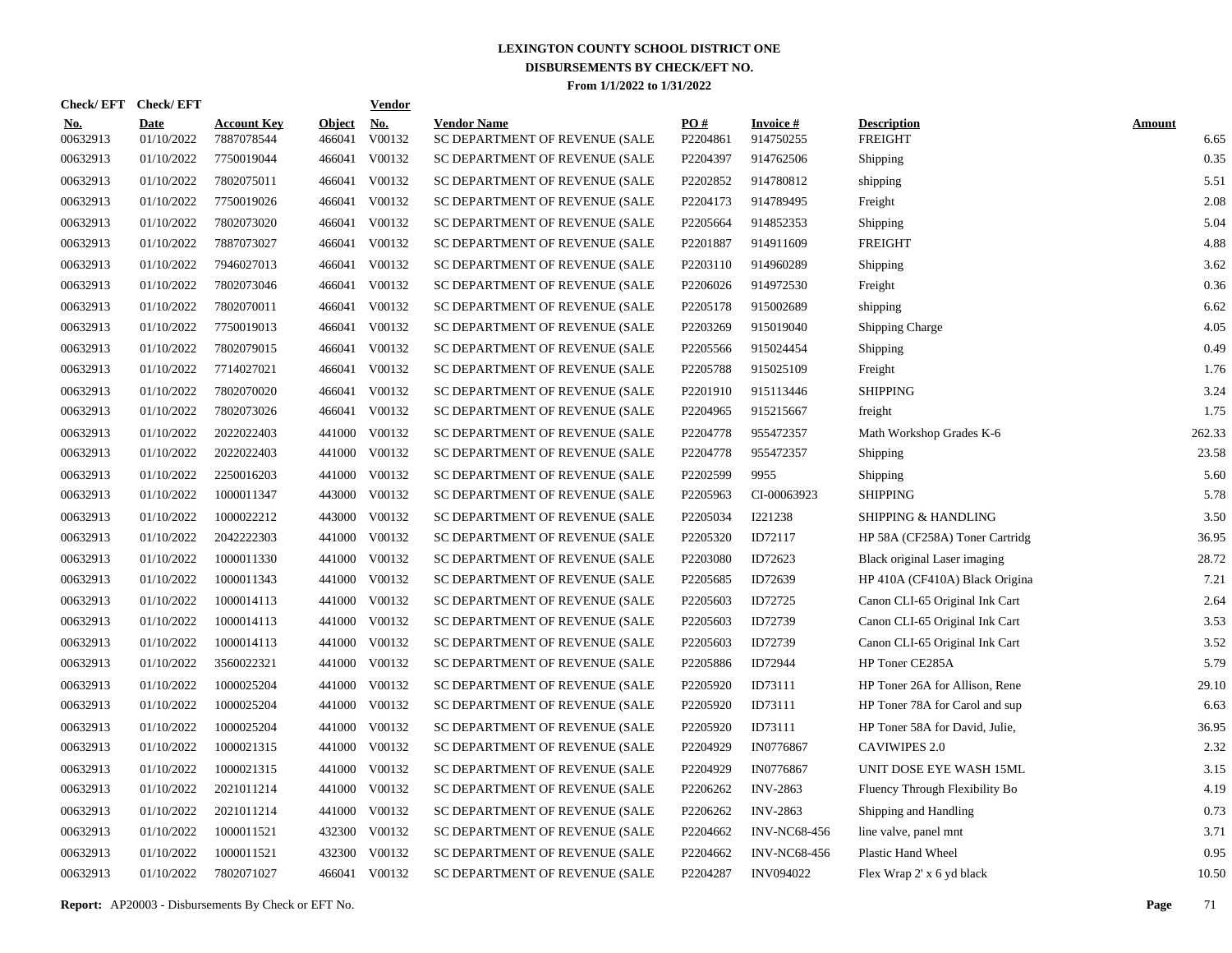# LEXINGTON COUNTY SCHOOL DISTRICT ONE

## DISBURSEMENTS BY CHECK/EFT NO.

### From 1/1/2022 to 1/31/2022

| Check/ EFT No. | Check/ EFT Date | Account Key | Object | Vendor No. | Vendor Name | PO # | Invoice # | Description | Amount |
|---|---|---|---|---|---|---|---|---|---|
| 00632913 | 01/10/2022 | 7887078544 | 466041 | V00132 | SC DEPARTMENT OF REVENUE (SALE | P2204861 | 914750255 | FREIGHT | 6.65 |
| 00632913 | 01/10/2022 | 7750019044 | 466041 | V00132 | SC DEPARTMENT OF REVENUE (SALE | P2204397 | 914762506 | Shipping | 0.35 |
| 00632913 | 01/10/2022 | 7802075011 | 466041 | V00132 | SC DEPARTMENT OF REVENUE (SALE | P2202852 | 914780812 | shipping | 5.51 |
| 00632913 | 01/10/2022 | 7750019026 | 466041 | V00132 | SC DEPARTMENT OF REVENUE (SALE | P2204173 | 914789495 | Freight | 2.08 |
| 00632913 | 01/10/2022 | 7802073020 | 466041 | V00132 | SC DEPARTMENT OF REVENUE (SALE | P2205664 | 914852353 | Shipping | 5.04 |
| 00632913 | 01/10/2022 | 7887073027 | 466041 | V00132 | SC DEPARTMENT OF REVENUE (SALE | P2201887 | 914911609 | FREIGHT | 4.88 |
| 00632913 | 01/10/2022 | 7946027013 | 466041 | V00132 | SC DEPARTMENT OF REVENUE (SALE | P2203110 | 914960289 | Shipping | 3.62 |
| 00632913 | 01/10/2022 | 7802073046 | 466041 | V00132 | SC DEPARTMENT OF REVENUE (SALE | P2206026 | 914972530 | Freight | 0.36 |
| 00632913 | 01/10/2022 | 7802070011 | 466041 | V00132 | SC DEPARTMENT OF REVENUE (SALE | P2205178 | 915002689 | shipping | 6.62 |
| 00632913 | 01/10/2022 | 7750019013 | 466041 | V00132 | SC DEPARTMENT OF REVENUE (SALE | P2203269 | 915019040 | Shipping Charge | 4.05 |
| 00632913 | 01/10/2022 | 7802079015 | 466041 | V00132 | SC DEPARTMENT OF REVENUE (SALE | P2205566 | 915024454 | Shipping | 0.49 |
| 00632913 | 01/10/2022 | 7714027021 | 466041 | V00132 | SC DEPARTMENT OF REVENUE (SALE | P2205788 | 915025109 | Freight | 1.76 |
| 00632913 | 01/10/2022 | 7802070020 | 466041 | V00132 | SC DEPARTMENT OF REVENUE (SALE | P2201910 | 915113446 | SHIPPING | 3.24 |
| 00632913 | 01/10/2022 | 7802073026 | 466041 | V00132 | SC DEPARTMENT OF REVENUE (SALE | P2204965 | 915215667 | freight | 1.75 |
| 00632913 | 01/10/2022 | 2022022403 | 441000 | V00132 | SC DEPARTMENT OF REVENUE (SALE | P2204778 | 955472357 | Math Workshop Grades K-6 | 262.33 |
| 00632913 | 01/10/2022 | 2022022403 | 441000 | V00132 | SC DEPARTMENT OF REVENUE (SALE | P2204778 | 955472357 | Shipping | 23.58 |
| 00632913 | 01/10/2022 | 2250016203 | 441000 | V00132 | SC DEPARTMENT OF REVENUE (SALE | P2202599 | 9955 | Shipping | 5.60 |
| 00632913 | 01/10/2022 | 1000011347 | 443000 | V00132 | SC DEPARTMENT OF REVENUE (SALE | P2205963 | CI-00063923 | SHIPPING | 5.78 |
| 00632913 | 01/10/2022 | 1000022212 | 443000 | V00132 | SC DEPARTMENT OF REVENUE (SALE | P2205034 | I221238 | SHIPPING & HANDLING | 3.50 |
| 00632913 | 01/10/2022 | 2042222303 | 441000 | V00132 | SC DEPARTMENT OF REVENUE (SALE | P2205320 | ID72117 | HP 58A (CF258A) Toner Cartridg | 36.95 |
| 00632913 | 01/10/2022 | 1000011330 | 441000 | V00132 | SC DEPARTMENT OF REVENUE (SALE | P2203080 | ID72623 | Black original Laser imaging | 28.72 |
| 00632913 | 01/10/2022 | 1000011343 | 441000 | V00132 | SC DEPARTMENT OF REVENUE (SALE | P2205685 | ID72639 | HP 410A (CF410A) Black Origina | 7.21 |
| 00632913 | 01/10/2022 | 1000014113 | 441000 | V00132 | SC DEPARTMENT OF REVENUE (SALE | P2205603 | ID72725 | Canon CLI-65 Original Ink Cart | 2.64 |
| 00632913 | 01/10/2022 | 1000014113 | 441000 | V00132 | SC DEPARTMENT OF REVENUE (SALE | P2205603 | ID72739 | Canon CLI-65 Original Ink Cart | 3.53 |
| 00632913 | 01/10/2022 | 1000014113 | 441000 | V00132 | SC DEPARTMENT OF REVENUE (SALE | P2205603 | ID72739 | Canon CLI-65 Original Ink Cart | 3.52 |
| 00632913 | 01/10/2022 | 3560022321 | 441000 | V00132 | SC DEPARTMENT OF REVENUE (SALE | P2205886 | ID72944 | HP Toner CE285A | 5.79 |
| 00632913 | 01/10/2022 | 1000025204 | 441000 | V00132 | SC DEPARTMENT OF REVENUE (SALE | P2205920 | ID73111 | HP Toner 26A for Allison, Rene | 29.10 |
| 00632913 | 01/10/2022 | 1000025204 | 441000 | V00132 | SC DEPARTMENT OF REVENUE (SALE | P2205920 | ID73111 | HP Toner 78A for Carol and sup | 6.63 |
| 00632913 | 01/10/2022 | 1000025204 | 441000 | V00132 | SC DEPARTMENT OF REVENUE (SALE | P2205920 | ID73111 | HP Toner 58A for David, Julie, | 36.95 |
| 00632913 | 01/10/2022 | 1000021315 | 441000 | V00132 | SC DEPARTMENT OF REVENUE (SALE | P2204929 | IN0776867 | CAVIWIPES 2.0 | 2.32 |
| 00632913 | 01/10/2022 | 1000021315 | 441000 | V00132 | SC DEPARTMENT OF REVENUE (SALE | P2204929 | IN0776867 | UNIT DOSE EYE WASH 15ML | 3.15 |
| 00632913 | 01/10/2022 | 2021011214 | 441000 | V00132 | SC DEPARTMENT OF REVENUE (SALE | P2206262 | INV-2863 | Fluency Through Flexibility Bo | 4.19 |
| 00632913 | 01/10/2022 | 2021011214 | 441000 | V00132 | SC DEPARTMENT OF REVENUE (SALE | P2206262 | INV-2863 | Shipping and Handling | 0.73 |
| 00632913 | 01/10/2022 | 1000011521 | 432300 | V00132 | SC DEPARTMENT OF REVENUE (SALE | P2204662 | INV-NC68-456 | line valve, panel mnt | 3.71 |
| 00632913 | 01/10/2022 | 1000011521 | 432300 | V00132 | SC DEPARTMENT OF REVENUE (SALE | P2204662 | INV-NC68-456 | Plastic Hand Wheel | 0.95 |
| 00632913 | 01/10/2022 | 7802071027 | 466041 | V00132 | SC DEPARTMENT OF REVENUE (SALE | P2204287 | INV094022 | Flex Wrap 2' x 6 yd black | 10.50 |

**Report:** AP20003 - Disbursements By Check or EFT No.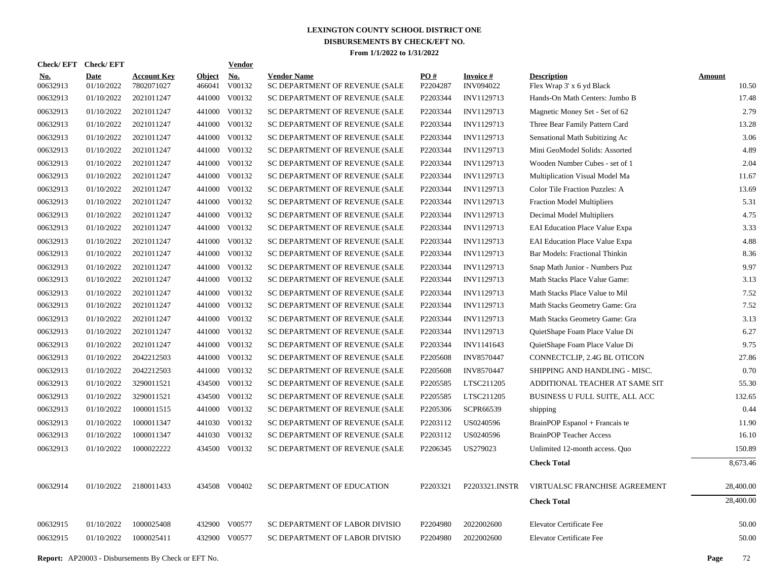**LEXINGTON COUNTY SCHOOL DISTRICT ONE**
**DISBURSEMENTS BY CHECK/EFT NO.**
**From 1/1/2022 to 1/31/2022**

| Check/ EFT No. | Check/ EFT Date | Account Key | Object | Vendor No. | Vendor Name | PO # | Invoice # | Description | Amount |
|---|---|---|---|---|---|---|---|---|---|
| 00632913 | 01/10/2022 | 7802071027 | 466041 | V00132 | SC DEPARTMENT OF REVENUE (SALE | P2204287 | INV094022 | Flex Wrap 3' x 6 yd Black | 10.50 |
| 00632913 | 01/10/2022 | 2021011247 | 441000 | V00132 | SC DEPARTMENT OF REVENUE (SALE | P2203344 | INV1129713 | Hands-On Math Centers: Jumbo B | 17.48 |
| 00632913 | 01/10/2022 | 2021011247 | 441000 | V00132 | SC DEPARTMENT OF REVENUE (SALE | P2203344 | INV1129713 | Magnetic Money Set - Set of 62 | 2.79 |
| 00632913 | 01/10/2022 | 2021011247 | 441000 | V00132 | SC DEPARTMENT OF REVENUE (SALE | P2203344 | INV1129713 | Three Bear Family Pattern Card | 13.28 |
| 00632913 | 01/10/2022 | 2021011247 | 441000 | V00132 | SC DEPARTMENT OF REVENUE (SALE | P2203344 | INV1129713 | Sensational Math Subitizing Ac | 3.06 |
| 00632913 | 01/10/2022 | 2021011247 | 441000 | V00132 | SC DEPARTMENT OF REVENUE (SALE | P2203344 | INV1129713 | Mini GeoModel Solids: Assorted | 4.89 |
| 00632913 | 01/10/2022 | 2021011247 | 441000 | V00132 | SC DEPARTMENT OF REVENUE (SALE | P2203344 | INV1129713 | Wooden Number Cubes - set of 1 | 2.04 |
| 00632913 | 01/10/2022 | 2021011247 | 441000 | V00132 | SC DEPARTMENT OF REVENUE (SALE | P2203344 | INV1129713 | Multiplication Visual Model Ma | 11.67 |
| 00632913 | 01/10/2022 | 2021011247 | 441000 | V00132 | SC DEPARTMENT OF REVENUE (SALE | P2203344 | INV1129713 | Color Tile Fraction Puzzles: A | 13.69 |
| 00632913 | 01/10/2022 | 2021011247 | 441000 | V00132 | SC DEPARTMENT OF REVENUE (SALE | P2203344 | INV1129713 | Fraction Model Multipliers | 5.31 |
| 00632913 | 01/10/2022 | 2021011247 | 441000 | V00132 | SC DEPARTMENT OF REVENUE (SALE | P2203344 | INV1129713 | Decimal Model Multipliers | 4.75 |
| 00632913 | 01/10/2022 | 2021011247 | 441000 | V00132 | SC DEPARTMENT OF REVENUE (SALE | P2203344 | INV1129713 | EAI Education Place Value Expa | 3.33 |
| 00632913 | 01/10/2022 | 2021011247 | 441000 | V00132 | SC DEPARTMENT OF REVENUE (SALE | P2203344 | INV1129713 | EAI Education Place Value Expa | 4.88 |
| 00632913 | 01/10/2022 | 2021011247 | 441000 | V00132 | SC DEPARTMENT OF REVENUE (SALE | P2203344 | INV1129713 | Bar Models: Fractional Thinkin | 8.36 |
| 00632913 | 01/10/2022 | 2021011247 | 441000 | V00132 | SC DEPARTMENT OF REVENUE (SALE | P2203344 | INV1129713 | Snap Math Junior - Numbers Puz | 9.97 |
| 00632913 | 01/10/2022 | 2021011247 | 441000 | V00132 | SC DEPARTMENT OF REVENUE (SALE | P2203344 | INV1129713 | Math Stacks Place Value Game: | 3.13 |
| 00632913 | 01/10/2022 | 2021011247 | 441000 | V00132 | SC DEPARTMENT OF REVENUE (SALE | P2203344 | INV1129713 | Math Stacks Place Value to Mil | 7.52 |
| 00632913 | 01/10/2022 | 2021011247 | 441000 | V00132 | SC DEPARTMENT OF REVENUE (SALE | P2203344 | INV1129713 | Math Stacks Geometry Game: Gra | 7.52 |
| 00632913 | 01/10/2022 | 2021011247 | 441000 | V00132 | SC DEPARTMENT OF REVENUE (SALE | P2203344 | INV1129713 | Math Stacks Geometry Game: Gra | 3.13 |
| 00632913 | 01/10/2022 | 2021011247 | 441000 | V00132 | SC DEPARTMENT OF REVENUE (SALE | P2203344 | INV1129713 | QuietShape Foam Place Value Di | 6.27 |
| 00632913 | 01/10/2022 | 2021011247 | 441000 | V00132 | SC DEPARTMENT OF REVENUE (SALE | P2203344 | INV1141643 | QuietShape Foam Place Value Di | 9.75 |
| 00632913 | 01/10/2022 | 2042212503 | 441000 | V00132 | SC DEPARTMENT OF REVENUE (SALE | P2205608 | INV8570447 | CONNECTCLIP, 2.4G BL OTICON | 27.86 |
| 00632913 | 01/10/2022 | 2042212503 | 441000 | V00132 | SC DEPARTMENT OF REVENUE (SALE | P2205608 | INV8570447 | SHIPPING AND HANDLING - MISC. | 0.70 |
| 00632913 | 01/10/2022 | 3290011521 | 434500 | V00132 | SC DEPARTMENT OF REVENUE (SALE | P2205585 | LTSC211205 | ADDITIONAL TEACHER AT SAME SIT | 55.30 |
| 00632913 | 01/10/2022 | 3290011521 | 434500 | V00132 | SC DEPARTMENT OF REVENUE (SALE | P2205585 | LTSC211205 | BUSINESS U FULL SUITE, ALL ACC | 132.65 |
| 00632913 | 01/10/2022 | 1000011515 | 441000 | V00132 | SC DEPARTMENT OF REVENUE (SALE | P2205306 | SCPR66539 | shipping | 0.44 |
| 00632913 | 01/10/2022 | 1000011347 | 441030 | V00132 | SC DEPARTMENT OF REVENUE (SALE | P2203112 | US0240596 | BrainPOP Espanol + Francais te | 11.90 |
| 00632913 | 01/10/2022 | 1000011347 | 441030 | V00132 | SC DEPARTMENT OF REVENUE (SALE | P2203112 | US0240596 | BrainPOP Teacher Access | 16.10 |
| 00632913 | 01/10/2022 | 1000022222 | 434500 | V00132 | SC DEPARTMENT OF REVENUE (SALE | P2206345 | US279023 | Unlimited 12-month access. Quo | 150.89 |
| | | | | | | | | **Check Total** | 8,673.46 |
| 00632914 | 01/10/2022 | 2180011433 | 434508 | V00402 | SC DEPARTMENT OF EDUCATION | P2203321 | P2203321.INSTR | VIRTUALSC FRANCHISE AGREEMENT | 28,400.00 |
| | | | | | | | | **Check Total** | 28,400.00 |
| 00632915 | 01/10/2022 | 1000025408 | 432900 | V00577 | SC DEPARTMENT OF LABOR DIVISIO | P2204980 | 2022002600 | Elevator Certificate Fee | 50.00 |
| 00632915 | 01/10/2022 | 1000025411 | 432900 | V00577 | SC DEPARTMENT OF LABOR DIVISIO | P2204980 | 2022002600 | Elevator Certificate Fee | 50.00 |

**Report:** AP20003 - Disbursements By Check or EFT No.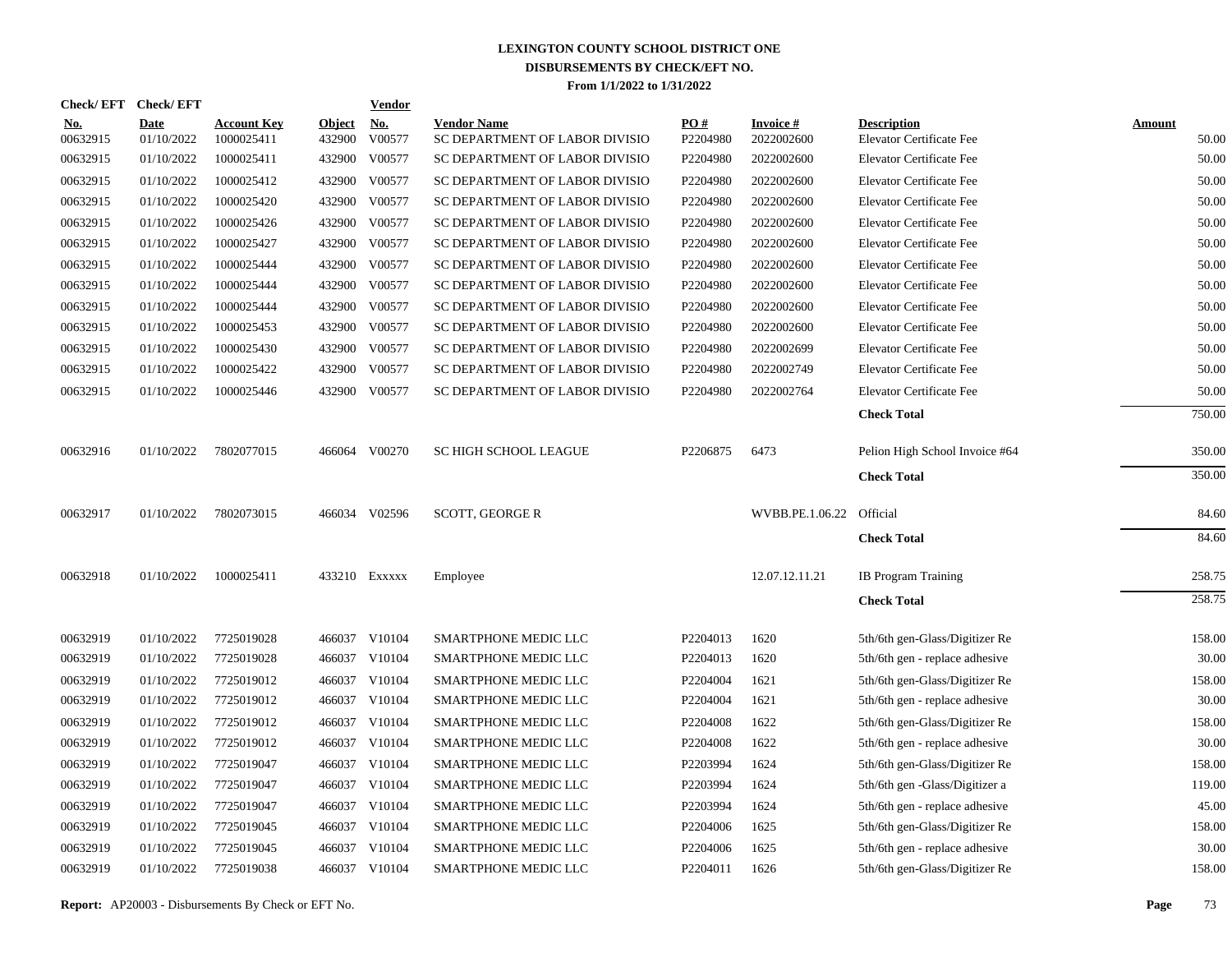# LEXINGTON COUNTY SCHOOL DISTRICT ONE
## DISBURSEMENTS BY CHECK/EFT NO.
### From 1/1/2022 to 1/31/2022

| Check/ EFT No. | Check/ EFT Date | Account Key | Object | Vendor No. | Vendor Name | PO # | Invoice # | Description | Amount |
|---|---|---|---|---|---|---|---|---|---|
| 00632915 | 01/10/2022 | 1000025411 | 432900 | V00577 | SC DEPARTMENT OF LABOR DIVISIO | P2204980 | 2022002600 | Elevator Certificate Fee | 50.00 |
| 00632915 | 01/10/2022 | 1000025411 | 432900 | V00577 | SC DEPARTMENT OF LABOR DIVISIO | P2204980 | 2022002600 | Elevator Certificate Fee | 50.00 |
| 00632915 | 01/10/2022 | 1000025412 | 432900 | V00577 | SC DEPARTMENT OF LABOR DIVISIO | P2204980 | 2022002600 | Elevator Certificate Fee | 50.00 |
| 00632915 | 01/10/2022 | 1000025420 | 432900 | V00577 | SC DEPARTMENT OF LABOR DIVISIO | P2204980 | 2022002600 | Elevator Certificate Fee | 50.00 |
| 00632915 | 01/10/2022 | 1000025426 | 432900 | V00577 | SC DEPARTMENT OF LABOR DIVISIO | P2204980 | 2022002600 | Elevator Certificate Fee | 50.00 |
| 00632915 | 01/10/2022 | 1000025427 | 432900 | V00577 | SC DEPARTMENT OF LABOR DIVISIO | P2204980 | 2022002600 | Elevator Certificate Fee | 50.00 |
| 00632915 | 01/10/2022 | 1000025444 | 432900 | V00577 | SC DEPARTMENT OF LABOR DIVISIO | P2204980 | 2022002600 | Elevator Certificate Fee | 50.00 |
| 00632915 | 01/10/2022 | 1000025444 | 432900 | V00577 | SC DEPARTMENT OF LABOR DIVISIO | P2204980 | 2022002600 | Elevator Certificate Fee | 50.00 |
| 00632915 | 01/10/2022 | 1000025444 | 432900 | V00577 | SC DEPARTMENT OF LABOR DIVISIO | P2204980 | 2022002600 | Elevator Certificate Fee | 50.00 |
| 00632915 | 01/10/2022 | 1000025453 | 432900 | V00577 | SC DEPARTMENT OF LABOR DIVISIO | P2204980 | 2022002600 | Elevator Certificate Fee | 50.00 |
| 00632915 | 01/10/2022 | 1000025430 | 432900 | V00577 | SC DEPARTMENT OF LABOR DIVISIO | P2204980 | 2022002699 | Elevator Certificate Fee | 50.00 |
| 00632915 | 01/10/2022 | 1000025422 | 432900 | V00577 | SC DEPARTMENT OF LABOR DIVISIO | P2204980 | 2022002749 | Elevator Certificate Fee | 50.00 |
| 00632915 | 01/10/2022 | 1000025446 | 432900 | V00577 | SC DEPARTMENT OF LABOR DIVISIO | P2204980 | 2022002764 | Elevator Certificate Fee | 50.00 |
| | | | | | | | | **Check Total** | 750.00 |
| 00632916 | 01/10/2022 | 7802077015 | 466064 | V00270 | SC HIGH SCHOOL LEAGUE | P2206875 | 6473 | Pelion High School Invoice #64 | 350.00 |
| | | | | | | | | **Check Total** | 350.00 |
| 00632917 | 01/10/2022 | 7802073015 | 466034 | V02596 | SCOTT, GEORGE R | | WVBB.PE.1.06.22 | Official | 84.60 |
| | | | | | | | | **Check Total** | 84.60 |
| 00632918 | 01/10/2022 | 1000025411 | 433210 | Exxxxx | Employee | | 12.07.12.11.21 | IB Program Training | 258.75 |
| | | | | | | | | **Check Total** | 258.75 |
| 00632919 | 01/10/2022 | 7725019028 | 466037 | V10104 | SMARTPHONE MEDIC LLC | P2204013 | 1620 | 5th/6th gen-Glass/Digitizer Re | 158.00 |
| 00632919 | 01/10/2022 | 7725019028 | 466037 | V10104 | SMARTPHONE MEDIC LLC | P2204013 | 1620 | 5th/6th gen - replace adhesive | 30.00 |
| 00632919 | 01/10/2022 | 7725019012 | 466037 | V10104 | SMARTPHONE MEDIC LLC | P2204004 | 1621 | 5th/6th gen-Glass/Digitizer Re | 158.00 |
| 00632919 | 01/10/2022 | 7725019012 | 466037 | V10104 | SMARTPHONE MEDIC LLC | P2204004 | 1621 | 5th/6th gen - replace adhesive | 30.00 |
| 00632919 | 01/10/2022 | 7725019012 | 466037 | V10104 | SMARTPHONE MEDIC LLC | P2204008 | 1622 | 5th/6th gen-Glass/Digitizer Re | 158.00 |
| 00632919 | 01/10/2022 | 7725019012 | 466037 | V10104 | SMARTPHONE MEDIC LLC | P2204008 | 1622 | 5th/6th gen - replace adhesive | 30.00 |
| 00632919 | 01/10/2022 | 7725019047 | 466037 | V10104 | SMARTPHONE MEDIC LLC | P2203994 | 1624 | 5th/6th gen-Glass/Digitizer Re | 158.00 |
| 00632919 | 01/10/2022 | 7725019047 | 466037 | V10104 | SMARTPHONE MEDIC LLC | P2203994 | 1624 | 5th/6th gen -Glass/Digitizer a | 119.00 |
| 00632919 | 01/10/2022 | 7725019047 | 466037 | V10104 | SMARTPHONE MEDIC LLC | P2203994 | 1624 | 5th/6th gen - replace adhesive | 45.00 |
| 00632919 | 01/10/2022 | 7725019045 | 466037 | V10104 | SMARTPHONE MEDIC LLC | P2204006 | 1625 | 5th/6th gen-Glass/Digitizer Re | 158.00 |
| 00632919 | 01/10/2022 | 7725019045 | 466037 | V10104 | SMARTPHONE MEDIC LLC | P2204006 | 1625 | 5th/6th gen - replace adhesive | 30.00 |
| 00632919 | 01/10/2022 | 7725019038 | 466037 | V10104 | SMARTPHONE MEDIC LLC | P2204011 | 1626 | 5th/6th gen-Glass/Digitizer Re | 158.00 |

**Report:** AP20003 - Disbursements By Check or EFT No.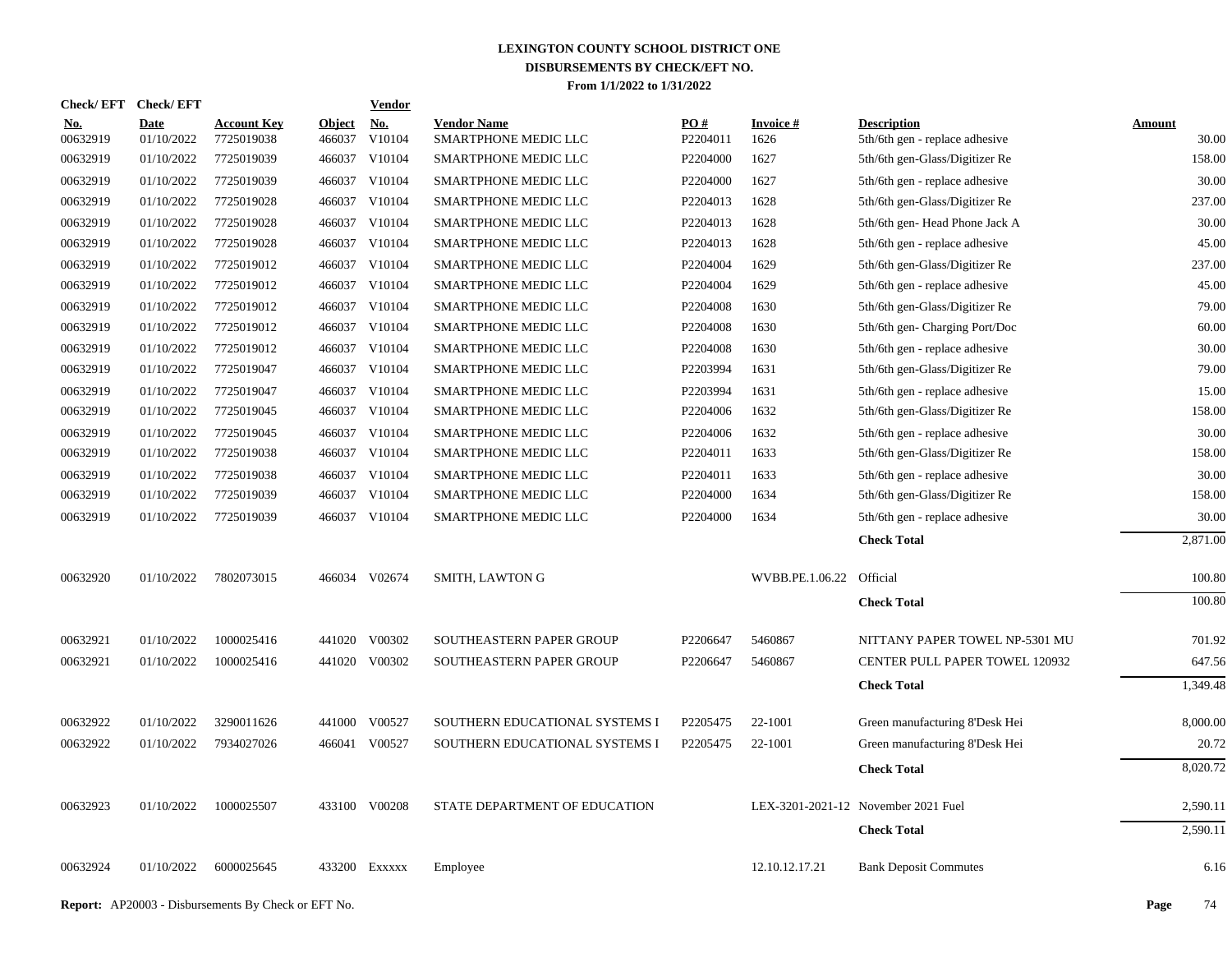# LEXINGTON COUNTY SCHOOL DISTRICT ONE
## DISBURSEMENTS BY CHECK/EFT NO.
### From 1/1/2022 to 1/31/2022

| Check/ EFT No. | Check/ EFT Date | Account Key | Object | Vendor No. | Vendor Name | PO # | Invoice # | Description | Amount |
|---|---|---|---|---|---|---|---|---|---|
| 00632919 | 01/10/2022 | 7725019038 | 466037 | V10104 | SMARTPHONE MEDIC LLC | P2204011 | 1626 | 5th/6th gen - replace adhesive | 30.00 |
| 00632919 | 01/10/2022 | 7725019039 | 466037 | V10104 | SMARTPHONE MEDIC LLC | P2204000 | 1627 | 5th/6th gen-Glass/Digitizer Re | 158.00 |
| 00632919 | 01/10/2022 | 7725019039 | 466037 | V10104 | SMARTPHONE MEDIC LLC | P2204000 | 1627 | 5th/6th gen - replace adhesive | 30.00 |
| 00632919 | 01/10/2022 | 7725019028 | 466037 | V10104 | SMARTPHONE MEDIC LLC | P2204013 | 1628 | 5th/6th gen-Glass/Digitizer Re | 237.00 |
| 00632919 | 01/10/2022 | 7725019028 | 466037 | V10104 | SMARTPHONE MEDIC LLC | P2204013 | 1628 | 5th/6th gen- Head Phone Jack A | 30.00 |
| 00632919 | 01/10/2022 | 7725019028 | 466037 | V10104 | SMARTPHONE MEDIC LLC | P2204013 | 1628 | 5th/6th gen - replace adhesive | 45.00 |
| 00632919 | 01/10/2022 | 7725019012 | 466037 | V10104 | SMARTPHONE MEDIC LLC | P2204004 | 1629 | 5th/6th gen-Glass/Digitizer Re | 237.00 |
| 00632919 | 01/10/2022 | 7725019012 | 466037 | V10104 | SMARTPHONE MEDIC LLC | P2204004 | 1629 | 5th/6th gen - replace adhesive | 45.00 |
| 00632919 | 01/10/2022 | 7725019012 | 466037 | V10104 | SMARTPHONE MEDIC LLC | P2204008 | 1630 | 5th/6th gen-Glass/Digitizer Re | 79.00 |
| 00632919 | 01/10/2022 | 7725019012 | 466037 | V10104 | SMARTPHONE MEDIC LLC | P2204008 | 1630 | 5th/6th gen- Charging Port/Doc | 60.00 |
| 00632919 | 01/10/2022 | 7725019012 | 466037 | V10104 | SMARTPHONE MEDIC LLC | P2204008 | 1630 | 5th/6th gen - replace adhesive | 30.00 |
| 00632919 | 01/10/2022 | 7725019047 | 466037 | V10104 | SMARTPHONE MEDIC LLC | P2203994 | 1631 | 5th/6th gen-Glass/Digitizer Re | 79.00 |
| 00632919 | 01/10/2022 | 7725019047 | 466037 | V10104 | SMARTPHONE MEDIC LLC | P2203994 | 1631 | 5th/6th gen - replace adhesive | 15.00 |
| 00632919 | 01/10/2022 | 7725019045 | 466037 | V10104 | SMARTPHONE MEDIC LLC | P2204006 | 1632 | 5th/6th gen-Glass/Digitizer Re | 158.00 |
| 00632919 | 01/10/2022 | 7725019045 | 466037 | V10104 | SMARTPHONE MEDIC LLC | P2204006 | 1632 | 5th/6th gen - replace adhesive | 30.00 |
| 00632919 | 01/10/2022 | 7725019038 | 466037 | V10104 | SMARTPHONE MEDIC LLC | P2204011 | 1633 | 5th/6th gen-Glass/Digitizer Re | 158.00 |
| 00632919 | 01/10/2022 | 7725019038 | 466037 | V10104 | SMARTPHONE MEDIC LLC | P2204011 | 1633 | 5th/6th gen - replace adhesive | 30.00 |
| 00632919 | 01/10/2022 | 7725019039 | 466037 | V10104 | SMARTPHONE MEDIC LLC | P2204000 | 1634 | 5th/6th gen-Glass/Digitizer Re | 158.00 |
| 00632919 | 01/10/2022 | 7725019039 | 466037 | V10104 | SMARTPHONE MEDIC LLC | P2204000 | 1634 | 5th/6th gen - replace adhesive | 30.00 |
| | | | | | | | | **Check Total** | 2,871.00 |
| 00632920 | 01/10/2022 | 7802073015 | 466034 | V02674 | SMITH, LAWTON G | | WVBB.PE.1.06.22 | Official | 100.80 |
| | | | | | | | | **Check Total** | 100.80 |
| 00632921 | 01/10/2022 | 1000025416 | 441020 | V00302 | SOUTHEASTERN PAPER GROUP | P2206647 | 5460867 | NITTANY PAPER TOWEL NP-5301 MU | 701.92 |
| 00632921 | 01/10/2022 | 1000025416 | 441020 | V00302 | SOUTHEASTERN PAPER GROUP | P2206647 | 5460867 | CENTER PULL PAPER TOWEL 120932 | 647.56 |
| | | | | | | | | **Check Total** | 1,349.48 |
| 00632922 | 01/10/2022 | 3290011626 | 441000 | V00527 | SOUTHERN EDUCATIONAL SYSTEMS I | P2205475 | 22-1001 | Green manufacturing 8'Desk Hei | 8,000.00 |
| 00632922 | 01/10/2022 | 7934027026 | 466041 | V00527 | SOUTHERN EDUCATIONAL SYSTEMS I | P2205475 | 22-1001 | Green manufacturing 8'Desk Hei | 20.72 |
| | | | | | | | | **Check Total** | 8,020.72 |
| 00632923 | 01/10/2022 | 1000025507 | 433100 | V00208 | STATE DEPARTMENT OF EDUCATION | | LEX-3201-2021-12 | November 2021 Fuel | 2,590.11 |
| | | | | | | | | **Check Total** | 2,590.11 |
| 00632924 | 01/10/2022 | 6000025645 | 433200 | Exxxxx | Employee | | 12.10.12.17.21 | Bank Deposit Commutes | 6.16 |

**Report:** AP20003 - Disbursements By Check or EFT No.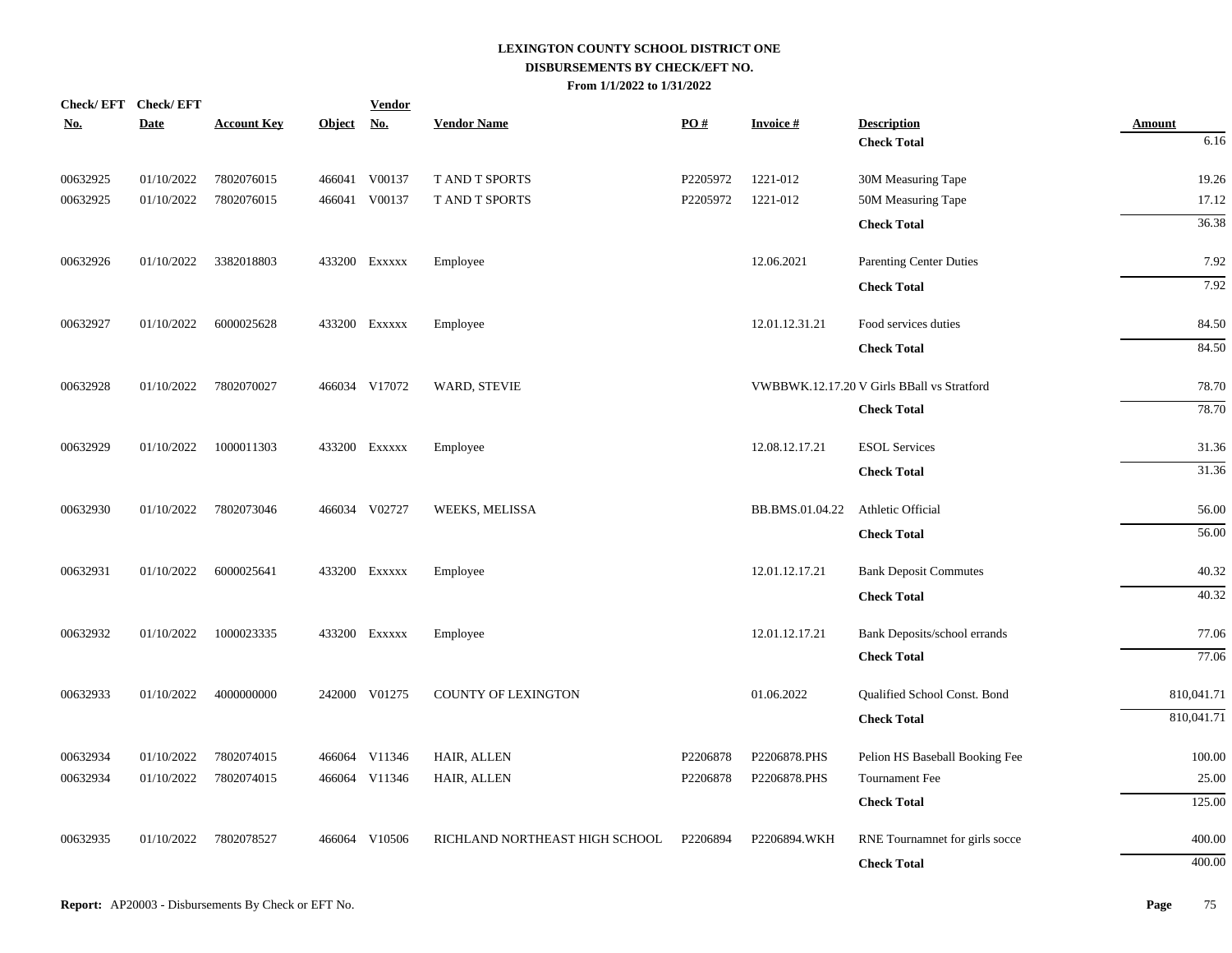# LEXINGTON COUNTY SCHOOL DISTRICT ONE

## DISBURSEMENTS BY CHECK/EFT NO.

**From 1/1/2022 to 1/31/2022**

| Check/ EFT No. | Check/ EFT Date | Account Key | Object | Vendor No. | Vendor Name | PO # | Invoice # | Description | Amount |
|---|---|---|---|---|---|---|---|---|---|
| | | | | | | | | **Check Total** | 6.16 |
| 00632925 | 01/10/2022 | 7802076015 | 466041 | V00137 | T AND T SPORTS | P2205972 | 1221-012 | 30M Measuring Tape | 19.26 |
| 00632925 | 01/10/2022 | 7802076015 | 466041 | V00137 | T AND T SPORTS | P2205972 | 1221-012 | 50M Measuring Tape | 17.12 |
| | | | | | | | | **Check Total** | 36.38 |
| 00632926 | 01/10/2022 | 3382018803 | 433200 | Exxxxx | Employee | | 12.06.2021 | Parenting Center Duties | 7.92 |
| | | | | | | | | **Check Total** | 7.92 |
| 00632927 | 01/10/2022 | 6000025628 | 433200 | Exxxxx | Employee | | 12.01.12.31.21 | Food services duties | 84.50 |
| | | | | | | | | **Check Total** | 84.50 |
| 00632928 | 01/10/2022 | 7802070027 | 466034 | V17072 | WARD, STEVIE | | VWBBWK.12.17.20 | V Girls BBall vs Stratford | 78.70 |
| | | | | | | | | **Check Total** | 78.70 |
| 00632929 | 01/10/2022 | 1000011303 | 433200 | Exxxxx | Employee | | 12.08.12.17.21 | ESOL Services | 31.36 |
| | | | | | | | | **Check Total** | 31.36 |
| 00632930 | 01/10/2022 | 7802073046 | 466034 | V02727 | WEEKS, MELISSA | | BB.BMS.01.04.22 | Athletic Official | 56.00 |
| | | | | | | | | **Check Total** | 56.00 |
| 00632931 | 01/10/2022 | 6000025641 | 433200 | Exxxxx | Employee | | 12.01.12.17.21 | Bank Deposit Commutes | 40.32 |
| | | | | | | | | **Check Total** | 40.32 |
| 00632932 | 01/10/2022 | 1000023335 | 433200 | Exxxxx | Employee | | 12.01.12.17.21 | Bank Deposits/school errands | 77.06 |
| | | | | | | | | **Check Total** | 77.06 |
| 00632933 | 01/10/2022 | 4000000000 | 242000 | V01275 | COUNTY OF LEXINGTON | | 01.06.2022 | Qualified School Const. Bond | 810,041.71 |
| | | | | | | | | **Check Total** | 810,041.71 |
| 00632934 | 01/10/2022 | 7802074015 | 466064 | V11346 | HAIR, ALLEN | P2206878 | P2206878.PHS | Pelion HS Baseball Booking Fee | 100.00 |
| 00632934 | 01/10/2022 | 7802074015 | 466064 | V11346 | HAIR, ALLEN | P2206878 | P2206878.PHS | Tournament Fee | 25.00 |
| | | | | | | | | **Check Total** | 125.00 |
| 00632935 | 01/10/2022 | 7802078527 | 466064 | V10506 | RICHLAND NORTHEAST HIGH SCHOOL | P2206894 | P2206894.WKH | RNE Tournamnet for girls socce | 400.00 |
| | | | | | | | | **Check Total** | 400.00 |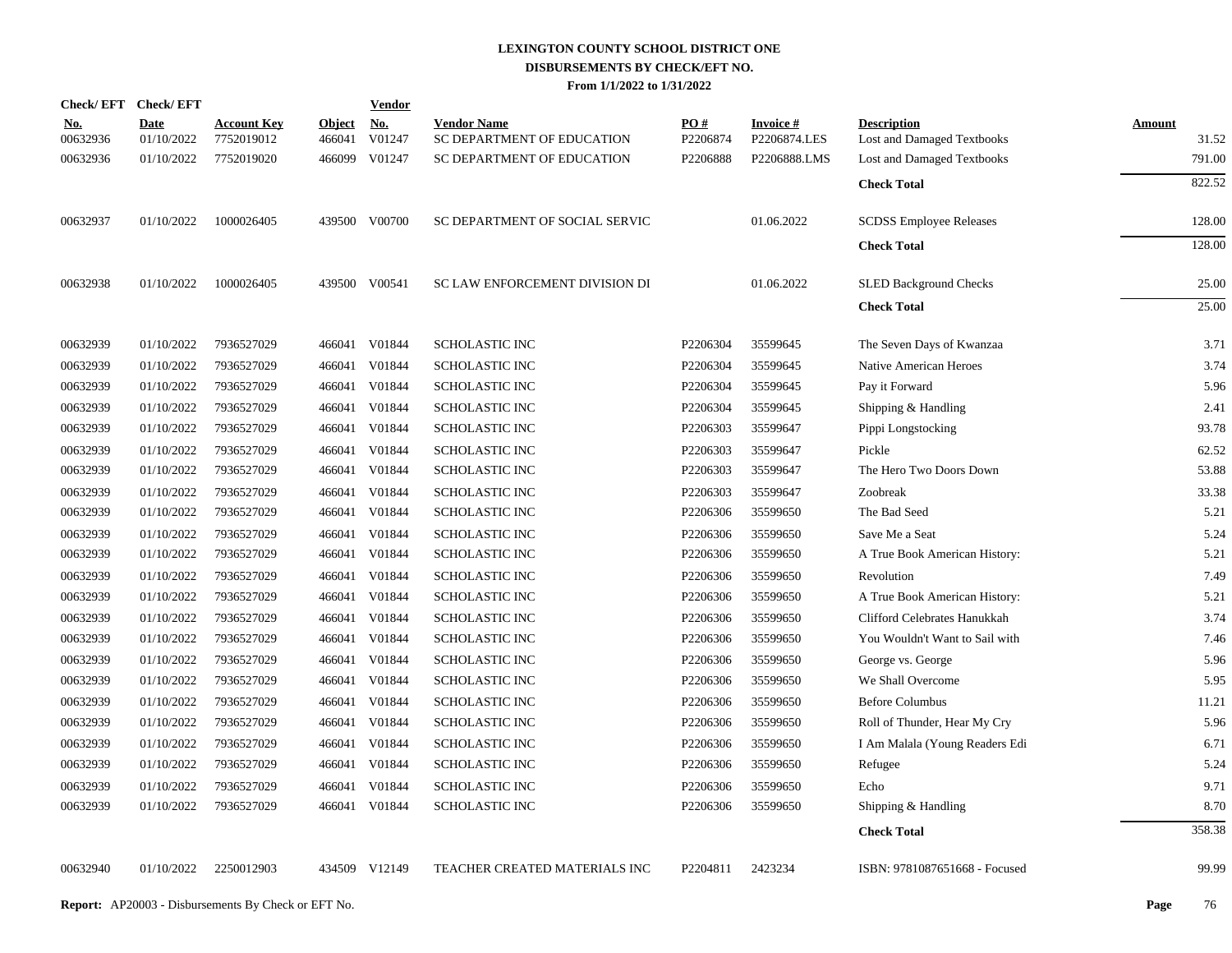# LEXINGTON COUNTY SCHOOL DISTRICT ONE
## DISBURSEMENTS BY CHECK/EFT NO.
### From 1/1/2022 to 1/31/2022

| Check/ EFT No. | Check/ EFT Date | Account Key | Object | Vendor No. | Vendor Name | PO # | Invoice # | Description | Amount |
|---|---|---|---|---|---|---|---|---|---|
| 00632936 | 01/10/2022 | 7752019012 | 466041 | V01247 | SC DEPARTMENT OF EDUCATION | P2206874 | P2206874.LES | Lost and Damaged Textbooks | 31.52 |
| 00632936 | 01/10/2022 | 7752019020 | 466099 | V01247 | SC DEPARTMENT OF EDUCATION | P2206888 | P2206888.LMS | Lost and Damaged Textbooks | 791.00 |
| | | | | | | | | **Check Total** | 822.52 |
| 00632937 | 01/10/2022 | 1000026405 | 439500 | V00700 | SC DEPARTMENT OF SOCIAL SERVIC | | 01.06.2022 | SCDSS Employee Releases | 128.00 |
| | | | | | | | | **Check Total** | 128.00 |
| 00632938 | 01/10/2022 | 1000026405 | 439500 | V00541 | SC LAW ENFORCEMENT DIVISION DI | | 01.06.2022 | SLED Background Checks | 25.00 |
| | | | | | | | | **Check Total** | 25.00 |
| 00632939 | 01/10/2022 | 7936527029 | 466041 | V01844 | SCHOLASTIC INC | P2206304 | 35599645 | The Seven Days of Kwanzaa | 3.71 |
| 00632939 | 01/10/2022 | 7936527029 | 466041 | V01844 | SCHOLASTIC INC | P2206304 | 35599645 | Native American Heroes | 3.74 |
| 00632939 | 01/10/2022 | 7936527029 | 466041 | V01844 | SCHOLASTIC INC | P2206304 | 35599645 | Pay it Forward | 5.96 |
| 00632939 | 01/10/2022 | 7936527029 | 466041 | V01844 | SCHOLASTIC INC | P2206304 | 35599645 | Shipping & Handling | 2.41 |
| 00632939 | 01/10/2022 | 7936527029 | 466041 | V01844 | SCHOLASTIC INC | P2206303 | 35599647 | Pippi Longstocking | 93.78 |
| 00632939 | 01/10/2022 | 7936527029 | 466041 | V01844 | SCHOLASTIC INC | P2206303 | 35599647 | Pickle | 62.52 |
| 00632939 | 01/10/2022 | 7936527029 | 466041 | V01844 | SCHOLASTIC INC | P2206303 | 35599647 | The Hero Two Doors Down | 53.88 |
| 00632939 | 01/10/2022 | 7936527029 | 466041 | V01844 | SCHOLASTIC INC | P2206303 | 35599647 | Zoobreak | 33.38 |
| 00632939 | 01/10/2022 | 7936527029 | 466041 | V01844 | SCHOLASTIC INC | P2206306 | 35599650 | The Bad Seed | 5.21 |
| 00632939 | 01/10/2022 | 7936527029 | 466041 | V01844 | SCHOLASTIC INC | P2206306 | 35599650 | Save Me a Seat | 5.24 |
| 00632939 | 01/10/2022 | 7936527029 | 466041 | V01844 | SCHOLASTIC INC | P2206306 | 35599650 | A True Book American History: | 5.21 |
| 00632939 | 01/10/2022 | 7936527029 | 466041 | V01844 | SCHOLASTIC INC | P2206306 | 35599650 | Revolution | 7.49 |
| 00632939 | 01/10/2022 | 7936527029 | 466041 | V01844 | SCHOLASTIC INC | P2206306 | 35599650 | A True Book American History: | 5.21 |
| 00632939 | 01/10/2022 | 7936527029 | 466041 | V01844 | SCHOLASTIC INC | P2206306 | 35599650 | Clifford Celebrates Hanukkah | 3.74 |
| 00632939 | 01/10/2022 | 7936527029 | 466041 | V01844 | SCHOLASTIC INC | P2206306 | 35599650 | You Wouldn't Want to Sail with | 7.46 |
| 00632939 | 01/10/2022 | 7936527029 | 466041 | V01844 | SCHOLASTIC INC | P2206306 | 35599650 | George vs. George | 5.96 |
| 00632939 | 01/10/2022 | 7936527029 | 466041 | V01844 | SCHOLASTIC INC | P2206306 | 35599650 | We Shall Overcome | 5.95 |
| 00632939 | 01/10/2022 | 7936527029 | 466041 | V01844 | SCHOLASTIC INC | P2206306 | 35599650 | Before Columbus | 11.21 |
| 00632939 | 01/10/2022 | 7936527029 | 466041 | V01844 | SCHOLASTIC INC | P2206306 | 35599650 | Roll of Thunder, Hear My Cry | 5.96 |
| 00632939 | 01/10/2022 | 7936527029 | 466041 | V01844 | SCHOLASTIC INC | P2206306 | 35599650 | I Am Malala (Young Readers Edi | 6.71 |
| 00632939 | 01/10/2022 | 7936527029 | 466041 | V01844 | SCHOLASTIC INC | P2206306 | 35599650 | Refugee | 5.24 |
| 00632939 | 01/10/2022 | 7936527029 | 466041 | V01844 | SCHOLASTIC INC | P2206306 | 35599650 | Echo | 9.71 |
| 00632939 | 01/10/2022 | 7936527029 | 466041 | V01844 | SCHOLASTIC INC | P2206306 | 35599650 | Shipping & Handling | 8.70 |
| | | | | | | | | **Check Total** | 358.38 |
| 00632940 | 01/10/2022 | 2250012903 | 434509 | V12149 | TEACHER CREATED MATERIALS INC | P2204811 | 2423234 | ISBN: 9781087651668 - Focused | 99.99 |

**Report:** AP20003 - Disbursements By Check or EFT No.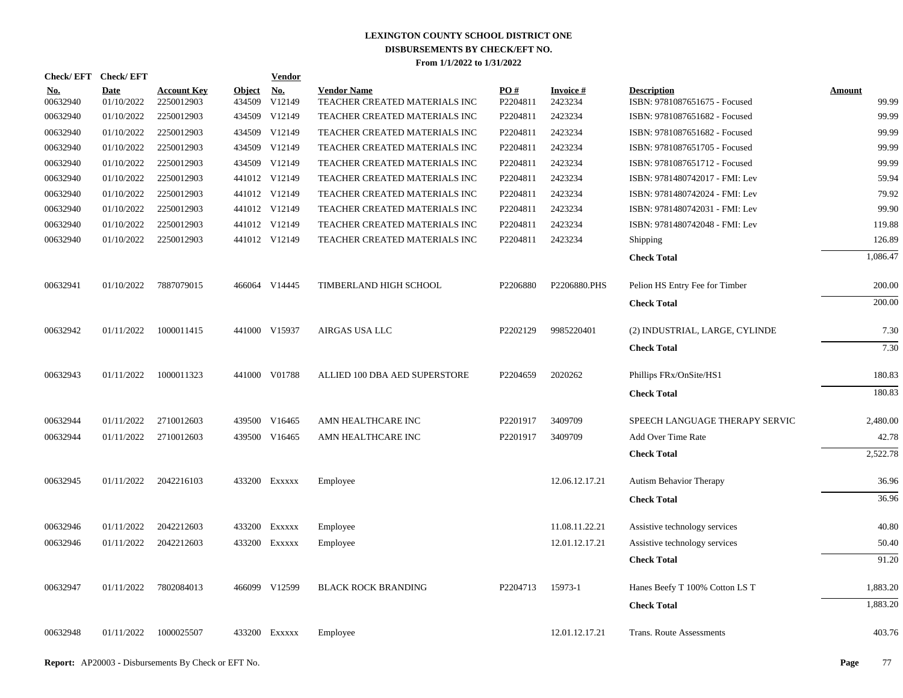**LEXINGTON COUNTY SCHOOL DISTRICT ONE**
**DISBURSEMENTS BY CHECK/EFT NO.**
**From 1/1/2022 to 1/31/2022**

| Check/ EFT No. | Check/ EFT Date | Account Key | Object | Vendor No. | Vendor Name | PO # | Invoice # | Description | Amount |
|---|---|---|---|---|---|---|---|---|---|
| 00632940 | 01/10/2022 | 2250012903 | 434509 | V12149 | TEACHER CREATED MATERIALS INC | P2204811 | 2423234 | ISBN: 9781087651675 - Focused | 99.99 |
| 00632940 | 01/10/2022 | 2250012903 | 434509 | V12149 | TEACHER CREATED MATERIALS INC | P2204811 | 2423234 | ISBN: 9781087651682 - Focused | 99.99 |
| 00632940 | 01/10/2022 | 2250012903 | 434509 | V12149 | TEACHER CREATED MATERIALS INC | P2204811 | 2423234 | ISBN: 9781087651682 - Focused | 99.99 |
| 00632940 | 01/10/2022 | 2250012903 | 434509 | V12149 | TEACHER CREATED MATERIALS INC | P2204811 | 2423234 | ISBN: 9781087651705 - Focused | 99.99 |
| 00632940 | 01/10/2022 | 2250012903 | 434509 | V12149 | TEACHER CREATED MATERIALS INC | P2204811 | 2423234 | ISBN: 9781087651712 - Focused | 99.99 |
| 00632940 | 01/10/2022 | 2250012903 | 441012 | V12149 | TEACHER CREATED MATERIALS INC | P2204811 | 2423234 | ISBN: 9781480742017 - FMI: Lev | 59.94 |
| 00632940 | 01/10/2022 | 2250012903 | 441012 | V12149 | TEACHER CREATED MATERIALS INC | P2204811 | 2423234 | ISBN: 9781480742024 - FMI: Lev | 79.92 |
| 00632940 | 01/10/2022 | 2250012903 | 441012 | V12149 | TEACHER CREATED MATERIALS INC | P2204811 | 2423234 | ISBN: 9781480742031 - FMI: Lev | 99.90 |
| 00632940 | 01/10/2022 | 2250012903 | 441012 | V12149 | TEACHER CREATED MATERIALS INC | P2204811 | 2423234 | ISBN: 9781480742048 - FMI: Lev | 119.88 |
| 00632940 | 01/10/2022 | 2250012903 | 441012 | V12149 | TEACHER CREATED MATERIALS INC | P2204811 | 2423234 | Shipping | 126.89 |
| | | | | | | | | **Check Total** | 1,086.47 |
| 00632941 | 01/10/2022 | 7887079015 | 466064 | V14445 | TIMBERLAND HIGH SCHOOL | P2206880 | P2206880.PHS | Pelion HS Entry Fee for Timber | 200.00 |
| | | | | | | | | **Check Total** | 200.00 |
| 00632942 | 01/11/2022 | 1000011415 | 441000 | V15937 | AIRGAS USA LLC | P2202129 | 9985220401 | (2) INDUSTRIAL, LARGE, CYLINDE | 7.30 |
| | | | | | | | | **Check Total** | 7.30 |
| 00632943 | 01/11/2022 | 1000011323 | 441000 | V01788 | ALLIED 100 DBA AED SUPERSTORE | P2204659 | 2020262 | Phillips FRx/OnSite/HS1 | 180.83 |
| | | | | | | | | **Check Total** | 180.83 |
| 00632944 | 01/11/2022 | 2710012603 | 439500 | V16465 | AMN HEALTHCARE INC | P2201917 | 3409709 | SPEECH LANGUAGE THERAPY SERVIC | 2,480.00 |
| 00632944 | 01/11/2022 | 2710012603 | 439500 | V16465 | AMN HEALTHCARE INC | P2201917 | 3409709 | Add Over Time Rate | 42.78 |
| | | | | | | | | **Check Total** | 2,522.78 |
| 00632945 | 01/11/2022 | 2042216103 | 433200 | Exxxxx | Employee | | 12.06.12.17.21 | Autism Behavior Therapy | 36.96 |
| | | | | | | | | **Check Total** | 36.96 |
| 00632946 | 01/11/2022 | 2042212603 | 433200 | Exxxxx | Employee | | 11.08.11.22.21 | Assistive technology services | 40.80 |
| 00632946 | 01/11/2022 | 2042212603 | 433200 | Exxxxx | Employee | | 12.01.12.17.21 | Assistive technology services | 50.40 |
| | | | | | | | | **Check Total** | 91.20 |
| 00632947 | 01/11/2022 | 7802084013 | 466099 | V12599 | BLACK ROCK BRANDING | P2204713 | 15973-1 | Hanes Beefy T 100% Cotton LS T | 1,883.20 |
| | | | | | | | | **Check Total** | 1,883.20 |
| 00632948 | 01/11/2022 | 1000025507 | 433200 | Exxxxx | Employee | | 12.01.12.17.21 | Trans. Route Assessments | 403.76 |

**Report:** AP20003 - Disbursements By Check or EFT No.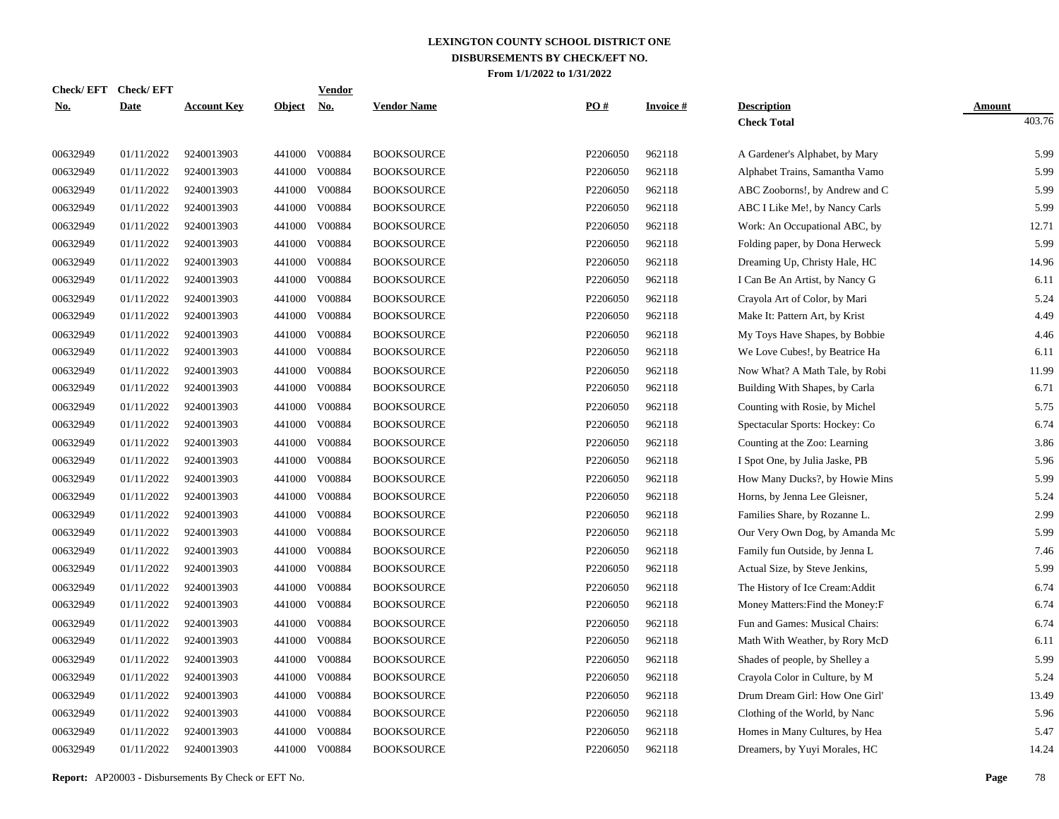# LEXINGTON COUNTY SCHOOL DISTRICT ONE
## DISBURSEMENTS BY CHECK/EFT NO.
### From 1/1/2022 to 1/31/2022

| Check/ EFT No. | Check/ EFT Date | Account Key | Object | Vendor No. | Vendor Name | PO # | Invoice # | Description | Amount |
|---|---|---|---|---|---|---|---|---|---|
| | | | | | | | | **Check Total** | 403.76 |
| 00632949 | 01/11/2022 | 9240013903 | 441000 | V00884 | BOOKSOURCE | P2206050 | 962118 | A Gardener's Alphabet, by Mary | 5.99 |
| 00632949 | 01/11/2022 | 9240013903 | 441000 | V00884 | BOOKSOURCE | P2206050 | 962118 | Alphabet Trains, Samantha Vamo | 5.99 |
| 00632949 | 01/11/2022 | 9240013903 | 441000 | V00884 | BOOKSOURCE | P2206050 | 962118 | ABC Zooborns!, by Andrew and C | 5.99 |
| 00632949 | 01/11/2022 | 9240013903 | 441000 | V00884 | BOOKSOURCE | P2206050 | 962118 | ABC I Like Me!, by Nancy Carls | 5.99 |
| 00632949 | 01/11/2022 | 9240013903 | 441000 | V00884 | BOOKSOURCE | P2206050 | 962118 | Work: An Occupational ABC, by | 12.71 |
| 00632949 | 01/11/2022 | 9240013903 | 441000 | V00884 | BOOKSOURCE | P2206050 | 962118 | Folding paper, by Dona Herweck | 5.99 |
| 00632949 | 01/11/2022 | 9240013903 | 441000 | V00884 | BOOKSOURCE | P2206050 | 962118 | Dreaming Up, Christy Hale, HC | 14.96 |
| 00632949 | 01/11/2022 | 9240013903 | 441000 | V00884 | BOOKSOURCE | P2206050 | 962118 | I Can Be An Artist, by Nancy G | 6.11 |
| 00632949 | 01/11/2022 | 9240013903 | 441000 | V00884 | BOOKSOURCE | P2206050 | 962118 | Crayola Art of Color, by Mari | 5.24 |
| 00632949 | 01/11/2022 | 9240013903 | 441000 | V00884 | BOOKSOURCE | P2206050 | 962118 | Make It: Pattern Art, by Krist | 4.49 |
| 00632949 | 01/11/2022 | 9240013903 | 441000 | V00884 | BOOKSOURCE | P2206050 | 962118 | My Toys Have Shapes, by Bobbie | 4.46 |
| 00632949 | 01/11/2022 | 9240013903 | 441000 | V00884 | BOOKSOURCE | P2206050 | 962118 | We Love Cubes!, by Beatrice Ha | 6.11 |
| 00632949 | 01/11/2022 | 9240013903 | 441000 | V00884 | BOOKSOURCE | P2206050 | 962118 | Now What? A Math Tale, by Robi | 11.99 |
| 00632949 | 01/11/2022 | 9240013903 | 441000 | V00884 | BOOKSOURCE | P2206050 | 962118 | Building With Shapes, by Carla | 6.71 |
| 00632949 | 01/11/2022 | 9240013903 | 441000 | V00884 | BOOKSOURCE | P2206050 | 962118 | Counting with Rosie, by Michel | 5.75 |
| 00632949 | 01/11/2022 | 9240013903 | 441000 | V00884 | BOOKSOURCE | P2206050 | 962118 | Spectacular Sports: Hockey: Co | 6.74 |
| 00632949 | 01/11/2022 | 9240013903 | 441000 | V00884 | BOOKSOURCE | P2206050 | 962118 | Counting at the Zoo: Learning | 3.86 |
| 00632949 | 01/11/2022 | 9240013903 | 441000 | V00884 | BOOKSOURCE | P2206050 | 962118 | I Spot One, by Julia Jaske, PB | 5.96 |
| 00632949 | 01/11/2022 | 9240013903 | 441000 | V00884 | BOOKSOURCE | P2206050 | 962118 | How Many Ducks?, by Howie Mins | 5.99 |
| 00632949 | 01/11/2022 | 9240013903 | 441000 | V00884 | BOOKSOURCE | P2206050 | 962118 | Horns, by Jenna Lee Gleisner, | 5.24 |
| 00632949 | 01/11/2022 | 9240013903 | 441000 | V00884 | BOOKSOURCE | P2206050 | 962118 | Families Share, by Rozanne L. | 2.99 |
| 00632949 | 01/11/2022 | 9240013903 | 441000 | V00884 | BOOKSOURCE | P2206050 | 962118 | Our Very Own Dog, by Amanda Mc | 5.99 |
| 00632949 | 01/11/2022 | 9240013903 | 441000 | V00884 | BOOKSOURCE | P2206050 | 962118 | Family fun Outside, by Jenna L | 7.46 |
| 00632949 | 01/11/2022 | 9240013903 | 441000 | V00884 | BOOKSOURCE | P2206050 | 962118 | Actual Size, by Steve Jenkins, | 5.99 |
| 00632949 | 01/11/2022 | 9240013903 | 441000 | V00884 | BOOKSOURCE | P2206050 | 962118 | The History of Ice Cream:Addit | 6.74 |
| 00632949 | 01/11/2022 | 9240013903 | 441000 | V00884 | BOOKSOURCE | P2206050 | 962118 | Money Matters:Find the Money:F | 6.74 |
| 00632949 | 01/11/2022 | 9240013903 | 441000 | V00884 | BOOKSOURCE | P2206050 | 962118 | Fun and Games: Musical Chairs: | 6.74 |
| 00632949 | 01/11/2022 | 9240013903 | 441000 | V00884 | BOOKSOURCE | P2206050 | 962118 | Math With Weather, by Rory McD | 6.11 |
| 00632949 | 01/11/2022 | 9240013903 | 441000 | V00884 | BOOKSOURCE | P2206050 | 962118 | Shades of people, by Shelley a | 5.99 |
| 00632949 | 01/11/2022 | 9240013903 | 441000 | V00884 | BOOKSOURCE | P2206050 | 962118 | Crayola Color in Culture, by M | 5.24 |
| 00632949 | 01/11/2022 | 9240013903 | 441000 | V00884 | BOOKSOURCE | P2206050 | 962118 | Drum Dream Girl: How One Girl' | 13.49 |
| 00632949 | 01/11/2022 | 9240013903 | 441000 | V00884 | BOOKSOURCE | P2206050 | 962118 | Clothing of the World, by Nanc | 5.96 |
| 00632949 | 01/11/2022 | 9240013903 | 441000 | V00884 | BOOKSOURCE | P2206050 | 962118 | Homes in Many Cultures, by Hea | 5.47 |
| 00632949 | 01/11/2022 | 9240013903 | 441000 | V00884 | BOOKSOURCE | P2206050 | 962118 | Dreamers, by Yuyi Morales, HC | 14.24 |

**Report:** AP20003 - Disbursements By Check or EFT No.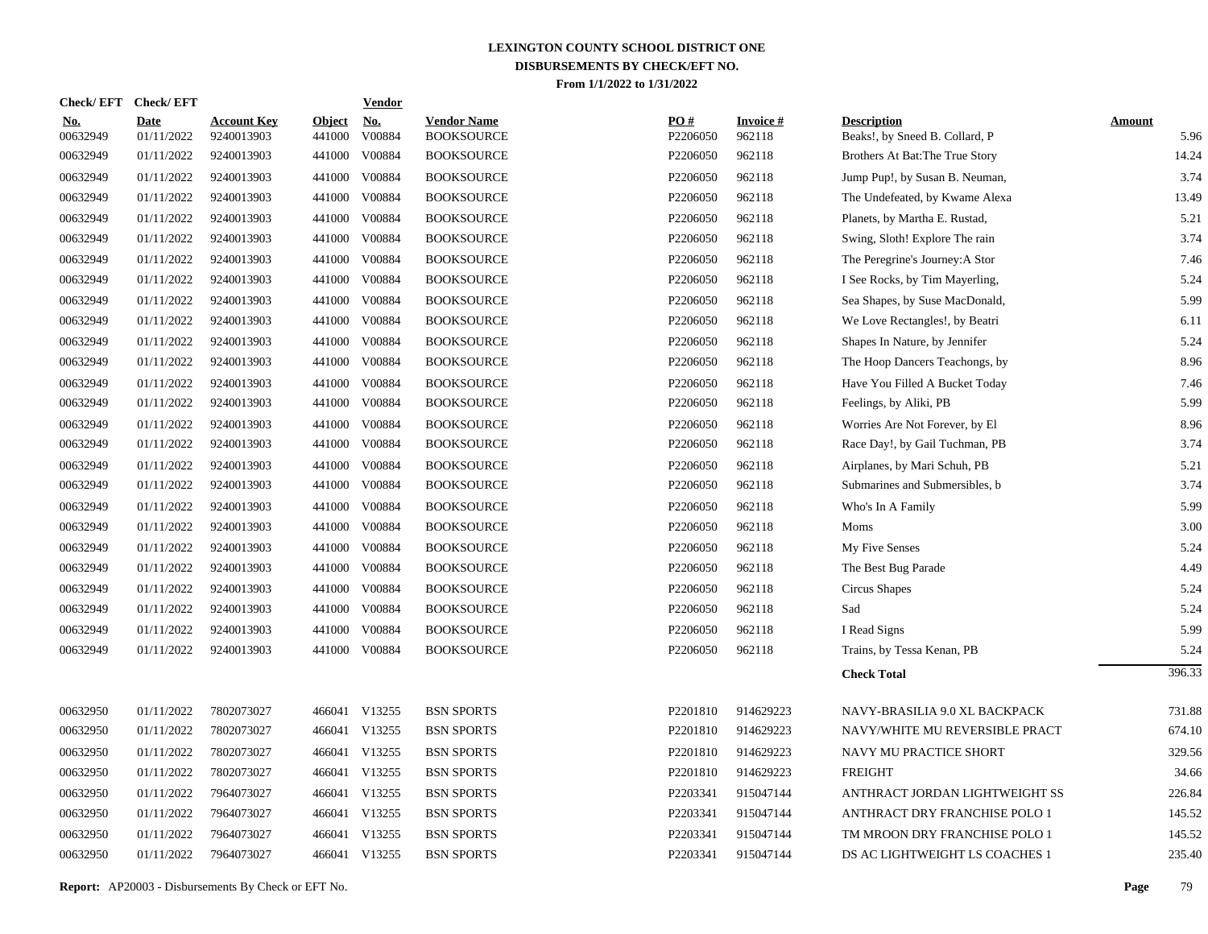# LEXINGTON COUNTY SCHOOL DISTRICT ONE
## DISBURSEMENTS BY CHECK/EFT NO.
### From 1/1/2022 to 1/31/2022

| Check/ EFT No. | Check/ EFT Date | Account Key | Object | Vendor No. | Vendor Name | PO # | Invoice # | Description | Amount |
|---|---|---|---|---|---|---|---|---|---|
| 00632949 | 01/11/2022 | 9240013903 | 441000 | V00884 | BOOKSOURCE | P2206050 | 962118 | Beaks!, by Sneed B. Collard, P | 5.96 |
| 00632949 | 01/11/2022 | 9240013903 | 441000 | V00884 | BOOKSOURCE | P2206050 | 962118 | Brothers At Bat:The True Story | 14.24 |
| 00632949 | 01/11/2022 | 9240013903 | 441000 | V00884 | BOOKSOURCE | P2206050 | 962118 | Jump Pup!, by Susan B. Neuman, | 3.74 |
| 00632949 | 01/11/2022 | 9240013903 | 441000 | V00884 | BOOKSOURCE | P2206050 | 962118 | The Undefeated, by Kwame Alexa | 13.49 |
| 00632949 | 01/11/2022 | 9240013903 | 441000 | V00884 | BOOKSOURCE | P2206050 | 962118 | Planets, by Martha E. Rustad, | 5.21 |
| 00632949 | 01/11/2022 | 9240013903 | 441000 | V00884 | BOOKSOURCE | P2206050 | 962118 | Swing, Sloth! Explore The rain | 3.74 |
| 00632949 | 01/11/2022 | 9240013903 | 441000 | V00884 | BOOKSOURCE | P2206050 | 962118 | The Peregrine's Journey:A Stor | 7.46 |
| 00632949 | 01/11/2022 | 9240013903 | 441000 | V00884 | BOOKSOURCE | P2206050 | 962118 | I See Rocks, by Tim Mayerling, | 5.24 |
| 00632949 | 01/11/2022 | 9240013903 | 441000 | V00884 | BOOKSOURCE | P2206050 | 962118 | Sea Shapes, by Suse MacDonald, | 5.99 |
| 00632949 | 01/11/2022 | 9240013903 | 441000 | V00884 | BOOKSOURCE | P2206050 | 962118 | We Love Rectangles!, by Beatri | 6.11 |
| 00632949 | 01/11/2022 | 9240013903 | 441000 | V00884 | BOOKSOURCE | P2206050 | 962118 | Shapes In Nature, by Jennifer | 5.24 |
| 00632949 | 01/11/2022 | 9240013903 | 441000 | V00884 | BOOKSOURCE | P2206050 | 962118 | The Hoop Dancers Teachongs, by | 8.96 |
| 00632949 | 01/11/2022 | 9240013903 | 441000 | V00884 | BOOKSOURCE | P2206050 | 962118 | Have You Filled A Bucket Today | 7.46 |
| 00632949 | 01/11/2022 | 9240013903 | 441000 | V00884 | BOOKSOURCE | P2206050 | 962118 | Feelings, by Aliki, PB | 5.99 |
| 00632949 | 01/11/2022 | 9240013903 | 441000 | V00884 | BOOKSOURCE | P2206050 | 962118 | Worries Are Not Forever, by El | 8.96 |
| 00632949 | 01/11/2022 | 9240013903 | 441000 | V00884 | BOOKSOURCE | P2206050 | 962118 | Race Day!, by Gail Tuchman, PB | 3.74 |
| 00632949 | 01/11/2022 | 9240013903 | 441000 | V00884 | BOOKSOURCE | P2206050 | 962118 | Airplanes, by Mari Schuh, PB | 5.21 |
| 00632949 | 01/11/2022 | 9240013903 | 441000 | V00884 | BOOKSOURCE | P2206050 | 962118 | Submarines and Submersibles, b | 3.74 |
| 00632949 | 01/11/2022 | 9240013903 | 441000 | V00884 | BOOKSOURCE | P2206050 | 962118 | Who's In A Family | 5.99 |
| 00632949 | 01/11/2022 | 9240013903 | 441000 | V00884 | BOOKSOURCE | P2206050 | 962118 | Moms | 3.00 |
| 00632949 | 01/11/2022 | 9240013903 | 441000 | V00884 | BOOKSOURCE | P2206050 | 962118 | My Five Senses | 5.24 |
| 00632949 | 01/11/2022 | 9240013903 | 441000 | V00884 | BOOKSOURCE | P2206050 | 962118 | The Best Bug Parade | 4.49 |
| 00632949 | 01/11/2022 | 9240013903 | 441000 | V00884 | BOOKSOURCE | P2206050 | 962118 | Circus Shapes | 5.24 |
| 00632949 | 01/11/2022 | 9240013903 | 441000 | V00884 | BOOKSOURCE | P2206050 | 962118 | Sad | 5.24 |
| 00632949 | 01/11/2022 | 9240013903 | 441000 | V00884 | BOOKSOURCE | P2206050 | 962118 | I Read Signs | 5.99 |
| 00632949 | 01/11/2022 | 9240013903 | 441000 | V00884 | BOOKSOURCE | P2206050 | 962118 | Trains, by Tessa Kenan, PB | 5.24 |
| | | | | | | | | **Check Total** | 396.33 |
| 00632950 | 01/11/2022 | 7802073027 | 466041 | V13255 | BSN SPORTS | P2201810 | 914629223 | NAVY-BRASILIA 9.0 XL BACKPACK | 731.88 |
| 00632950 | 01/11/2022 | 7802073027 | 466041 | V13255 | BSN SPORTS | P2201810 | 914629223 | NAVY/WHITE MU REVERSIBLE PRACT | 674.10 |
| 00632950 | 01/11/2022 | 7802073027 | 466041 | V13255 | BSN SPORTS | P2201810 | 914629223 | NAVY MU PRACTICE SHORT | 329.56 |
| 00632950 | 01/11/2022 | 7802073027 | 466041 | V13255 | BSN SPORTS | P2201810 | 914629223 | FREIGHT | 34.66 |
| 00632950 | 01/11/2022 | 7964073027 | 466041 | V13255 | BSN SPORTS | P2203341 | 915047144 | ANTHRACT JORDAN LIGHTWEIGHT SS | 226.84 |
| 00632950 | 01/11/2022 | 7964073027 | 466041 | V13255 | BSN SPORTS | P2203341 | 915047144 | ANTHRACT DRY FRANCHISE POLO 1 | 145.52 |
| 00632950 | 01/11/2022 | 7964073027 | 466041 | V13255 | BSN SPORTS | P2203341 | 915047144 | TM MROON DRY FRANCHISE POLO 1 | 145.52 |
| 00632950 | 01/11/2022 | 7964073027 | 466041 | V13255 | BSN SPORTS | P2203341 | 915047144 | DS AC LIGHTWEIGHT LS COACHES 1 | 235.40 |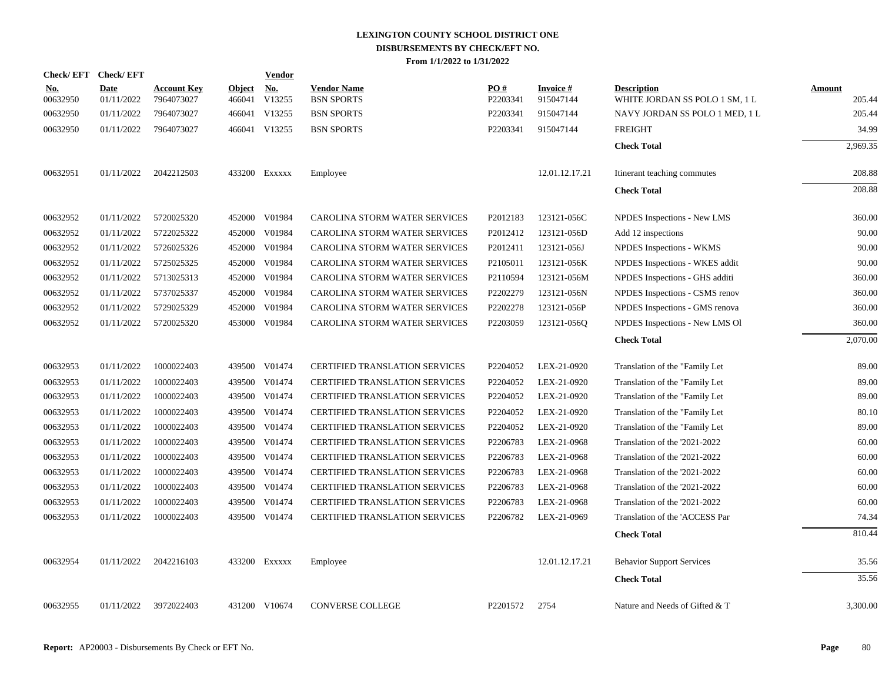**LEXINGTON COUNTY SCHOOL DISTRICT ONE**
**DISBURSEMENTS BY CHECK/EFT NO.**
**From 1/1/2022 to 1/31/2022**

| Check/ EFT No. | Check/ EFT Date | Account Key | Object | Vendor No. | Vendor Name | PO # | Invoice # | Description | Amount |
|---|---|---|---|---|---|---|---|---|---|
| 00632950 | 01/11/2022 | 7964073027 | 466041 | V13255 | BSN SPORTS | P2203341 | 915047144 | WHITE JORDAN SS POLO 1 SM, 1 L | 205.44 |
| 00632950 | 01/11/2022 | 7964073027 | 466041 | V13255 | BSN SPORTS | P2203341 | 915047144 | NAVY JORDAN SS POLO 1 MED, 1 L | 205.44 |
| 00632950 | 01/11/2022 | 7964073027 | 466041 | V13255 | BSN SPORTS | P2203341 | 915047144 | FREIGHT | 34.99 |
| | | | | | | | | **Check Total** | 2,969.35 |
| 00632951 | 01/11/2022 | 2042212503 | 433200 | Exxxxx | Employee | | 12.01.12.17.21 | Itinerant teaching commutes | 208.88 |
| | | | | | | | | **Check Total** | 208.88 |
| 00632952 | 01/11/2022 | 5720025320 | 452000 | V01984 | CAROLINA STORM WATER SERVICES | P2012183 | 123121-056C | NPDES Inspections - New LMS | 360.00 |
| 00632952 | 01/11/2022 | 5722025322 | 452000 | V01984 | CAROLINA STORM WATER SERVICES | P2012412 | 123121-056D | Add 12 inspections | 90.00 |
| 00632952 | 01/11/2022 | 5726025326 | 452000 | V01984 | CAROLINA STORM WATER SERVICES | P2012411 | 123121-056J | NPDES Inspections - WKMS | 90.00 |
| 00632952 | 01/11/2022 | 5725025325 | 452000 | V01984 | CAROLINA STORM WATER SERVICES | P2105011 | 123121-056K | NPDES Inspections - WKES addit | 90.00 |
| 00632952 | 01/11/2022 | 5713025313 | 452000 | V01984 | CAROLINA STORM WATER SERVICES | P2110594 | 123121-056M | NPDES Inspections - GHS additi | 360.00 |
| 00632952 | 01/11/2022 | 5737025337 | 452000 | V01984 | CAROLINA STORM WATER SERVICES | P2202279 | 123121-056N | NPDES Inspections - CSMS renov | 360.00 |
| 00632952 | 01/11/2022 | 5729025329 | 452000 | V01984 | CAROLINA STORM WATER SERVICES | P2202278 | 123121-056P | NPDES Inspections - GMS renova | 360.00 |
| 00632952 | 01/11/2022 | 5720025320 | 453000 | V01984 | CAROLINA STORM WATER SERVICES | P2203059 | 123121-056Q | NPDES Inspections - New LMS Ol | 360.00 |
| | | | | | | | | **Check Total** | 2,070.00 |
| 00632953 | 01/11/2022 | 1000022403 | 439500 | V01474 | CERTIFIED TRANSLATION SERVICES | P2204052 | LEX-21-0920 | Translation of the "Family Let | 89.00 |
| 00632953 | 01/11/2022 | 1000022403 | 439500 | V01474 | CERTIFIED TRANSLATION SERVICES | P2204052 | LEX-21-0920 | Translation of the "Family Let | 89.00 |
| 00632953 | 01/11/2022 | 1000022403 | 439500 | V01474 | CERTIFIED TRANSLATION SERVICES | P2204052 | LEX-21-0920 | Translation of the "Family Let | 89.00 |
| 00632953 | 01/11/2022 | 1000022403 | 439500 | V01474 | CERTIFIED TRANSLATION SERVICES | P2204052 | LEX-21-0920 | Translation of the "Family Let | 80.10 |
| 00632953 | 01/11/2022 | 1000022403 | 439500 | V01474 | CERTIFIED TRANSLATION SERVICES | P2204052 | LEX-21-0920 | Translation of the "Family Let | 89.00 |
| 00632953 | 01/11/2022 | 1000022403 | 439500 | V01474 | CERTIFIED TRANSLATION SERVICES | P2206783 | LEX-21-0968 | Translation of the '2021-2022 | 60.00 |
| 00632953 | 01/11/2022 | 1000022403 | 439500 | V01474 | CERTIFIED TRANSLATION SERVICES | P2206783 | LEX-21-0968 | Translation of the '2021-2022 | 60.00 |
| 00632953 | 01/11/2022 | 1000022403 | 439500 | V01474 | CERTIFIED TRANSLATION SERVICES | P2206783 | LEX-21-0968 | Translation of the '2021-2022 | 60.00 |
| 00632953 | 01/11/2022 | 1000022403 | 439500 | V01474 | CERTIFIED TRANSLATION SERVICES | P2206783 | LEX-21-0968 | Translation of the '2021-2022 | 60.00 |
| 00632953 | 01/11/2022 | 1000022403 | 439500 | V01474 | CERTIFIED TRANSLATION SERVICES | P2206783 | LEX-21-0968 | Translation of the '2021-2022 | 60.00 |
| 00632953 | 01/11/2022 | 1000022403 | 439500 | V01474 | CERTIFIED TRANSLATION SERVICES | P2206782 | LEX-21-0969 | Translation of the 'ACCESS Par | 74.34 |
| | | | | | | | | **Check Total** | 810.44 |
| 00632954 | 01/11/2022 | 2042216103 | 433200 | Exxxxx | Employee | | 12.01.12.17.21 | Behavior Support Services | 35.56 |
| | | | | | | | | **Check Total** | 35.56 |
| 00632955 | 01/11/2022 | 3972022403 | 431200 | V10674 | CONVERSE COLLEGE | P2201572 | 2754 | Nature and Needs of Gifted & T | 3,300.00 |

**Report:** AP20003 - Disbursements By Check or EFT No.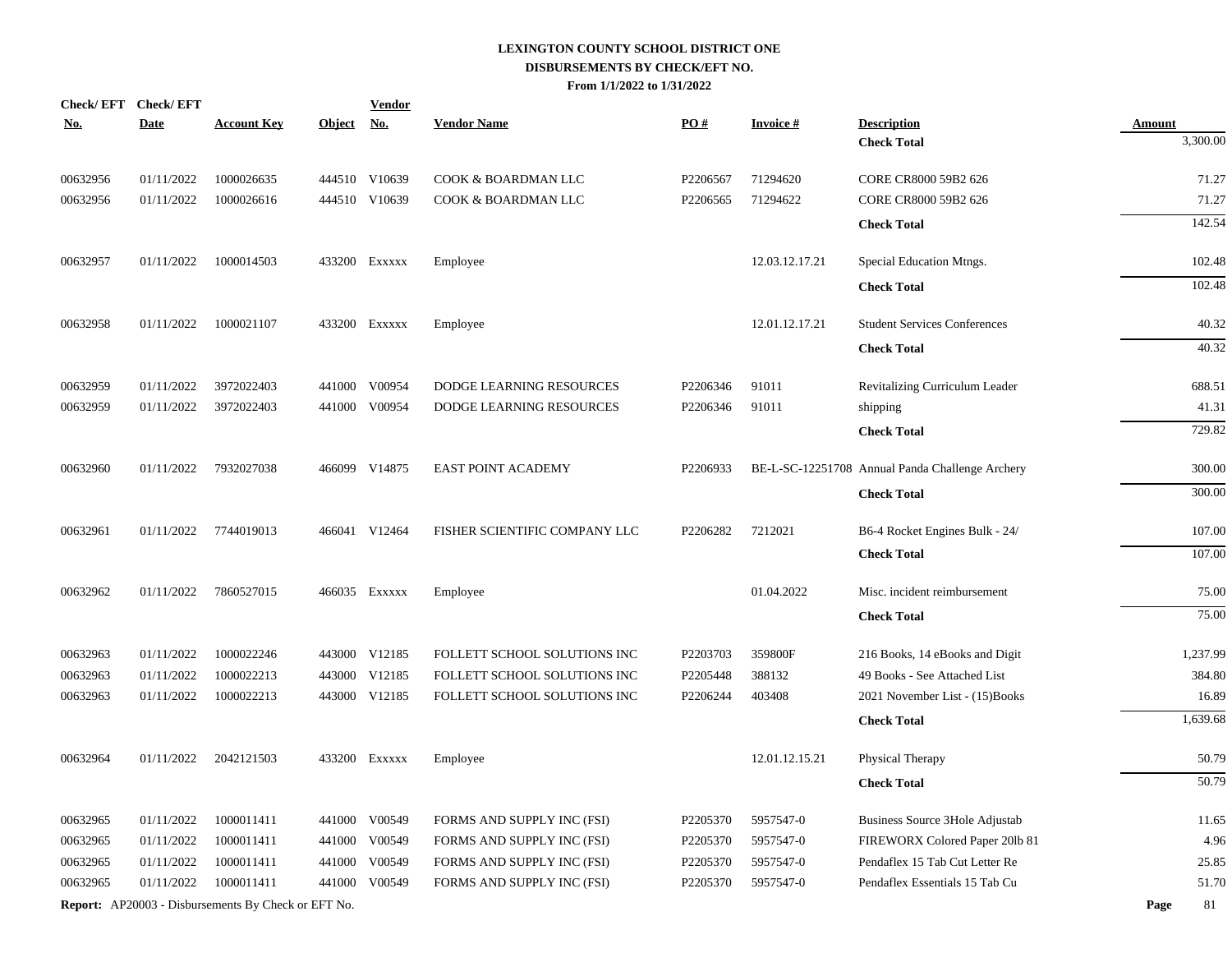**LEXINGTON COUNTY SCHOOL DISTRICT ONE**
**DISBURSEMENTS BY CHECK/EFT NO.**
**From 1/1/2022 to 1/31/2022**

| Check/ EFT No. | Check/ EFT Date | Account Key | Object | Vendor No. | Vendor Name | PO # | Invoice # | Description | Amount |
|---|---|---|---|---|---|---|---|---|---|
| | | | | | | | | **Check Total** | 3,300.00 |
| 00632956 | 01/11/2022 | 1000026635 | 444510 | V10639 | COOK & BOARDMAN LLC | P2206567 | 71294620 | CORE CR8000 59B2 626 | 71.27 |
| 00632956 | 01/11/2022 | 1000026616 | 444510 | V10639 | COOK & BOARDMAN LLC | P2206565 | 71294622 | CORE CR8000 59B2 626 | 71.27 |
| | | | | | | | | **Check Total** | 142.54 |
| 00632957 | 01/11/2022 | 1000014503 | 433200 | Exxxxx | Employee | | 12.03.12.17.21 | Special Education Mtngs. | 102.48 |
| | | | | | | | | **Check Total** | 102.48 |
| 00632958 | 01/11/2022 | 1000021107 | 433200 | Exxxxx | Employee | | 12.01.12.17.21 | Student Services Conferences | 40.32 |
| | | | | | | | | **Check Total** | 40.32 |
| 00632959 | 01/11/2022 | 3972022403 | 441000 | V00954 | DODGE LEARNING RESOURCES | P2206346 | 91011 | Revitalizing Curriculum Leader | 688.51 |
| 00632959 | 01/11/2022 | 3972022403 | 441000 | V00954 | DODGE LEARNING RESOURCES | P2206346 | 91011 | shipping | 41.31 |
| | | | | | | | | **Check Total** | 729.82 |
| 00632960 | 01/11/2022 | 7932027038 | 466099 | V14875 | EAST POINT ACADEMY | P2206933 | BE-L-SC-12251708 | Annual Panda Challenge Archery | 300.00 |
| | | | | | | | | **Check Total** | 300.00 |
| 00632961 | 01/11/2022 | 7744019013 | 466041 | V12464 | FISHER SCIENTIFIC COMPANY LLC | P2206282 | 7212021 | B6-4 Rocket Engines Bulk - 24/ | 107.00 |
| | | | | | | | | **Check Total** | 107.00 |
| 00632962 | 01/11/2022 | 7860527015 | 466035 | Exxxxx | Employee | | 01.04.2022 | Misc. incident reimbursement | 75.00 |
| | | | | | | | | **Check Total** | 75.00 |
| 00632963 | 01/11/2022 | 1000022246 | 443000 | V12185 | FOLLETT SCHOOL SOLUTIONS INC | P2203703 | 359800F | 216 Books, 14 eBooks and Digit | 1,237.99 |
| 00632963 | 01/11/2022 | 1000022213 | 443000 | V12185 | FOLLETT SCHOOL SOLUTIONS INC | P2205448 | 388132 | 49 Books - See Attached List | 384.80 |
| 00632963 | 01/11/2022 | 1000022213 | 443000 | V12185 | FOLLETT SCHOOL SOLUTIONS INC | P2206244 | 403408 | 2021 November List - (15)Books | 16.89 |
| | | | | | | | | **Check Total** | 1,639.68 |
| 00632964 | 01/11/2022 | 2042121503 | 433200 | Exxxxx | Employee | | 12.01.12.15.21 | Physical Therapy | 50.79 |
| | | | | | | | | **Check Total** | 50.79 |
| 00632965 | 01/11/2022 | 1000011411 | 441000 | V00549 | FORMS AND SUPPLY INC (FSI) | P2205370 | 5957547-0 | Business Source 3Hole Adjustab | 11.65 |
| 00632965 | 01/11/2022 | 1000011411 | 441000 | V00549 | FORMS AND SUPPLY INC (FSI) | P2205370 | 5957547-0 | FIREWORX Colored Paper 20lb 81 | 4.96 |
| 00632965 | 01/11/2022 | 1000011411 | 441000 | V00549 | FORMS AND SUPPLY INC (FSI) | P2205370 | 5957547-0 | Pendaflex 15 Tab Cut Letter Re | 25.85 |
| 00632965 | 01/11/2022 | 1000011411 | 441000 | V00549 | FORMS AND SUPPLY INC (FSI) | P2205370 | 5957547-0 | Pendaflex Essentials 15 Tab Cu | 51.70 |

**Report:** AP20003 - Disbursements By Check or EFT No.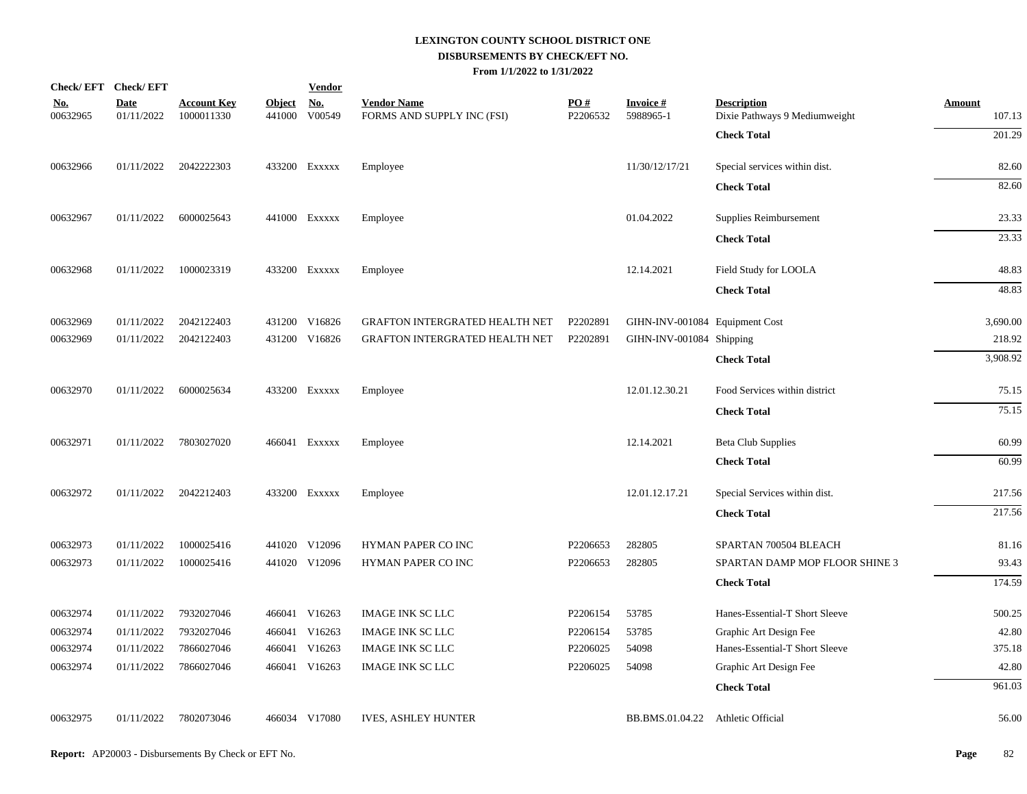# LEXINGTON COUNTY SCHOOL DISTRICT ONE
## DISBURSEMENTS BY CHECK/EFT NO.
### From 1/1/2022 to 1/31/2022

| Check/ EFT No. | Check/ EFT Date | Account Key | Object | Vendor No. | Vendor Name | PO # | Invoice # | Description | Amount |
|---|---|---|---|---|---|---|---|---|---|
| 00632965 | 01/11/2022 | 1000011330 | 441000 | V00549 | FORMS AND SUPPLY INC (FSI) | P2206532 | 5988965-1 | Dixie Pathways 9 Mediumweight | 107.13 |
| | | | | | | | | **Check Total** | 201.29 |
| 00632966 | 01/11/2022 | 2042222303 | 433200 | Exxxxx | Employee | | 11/30/12/17/21 | Special services within dist. | 82.60 |
| | | | | | | | | **Check Total** | 82.60 |
| 00632967 | 01/11/2022 | 6000025643 | 441000 | Exxxxx | Employee | | 01.04.2022 | Supplies Reimbursement | 23.33 |
| | | | | | | | | **Check Total** | 23.33 |
| 00632968 | 01/11/2022 | 1000023319 | 433200 | Exxxxx | Employee | | 12.14.2021 | Field Study for LOOLA | 48.83 |
| | | | | | | | | **Check Total** | 48.83 |
| 00632969 | 01/11/2022 | 2042122403 | 431200 | V16826 | GRAFTON INTERGRATED HEALTH NET | P2202891 | GIHN-INV-001084 | Equipment Cost | 3,690.00 |
| 00632969 | 01/11/2022 | 2042122403 | 431200 | V16826 | GRAFTON INTERGRATED HEALTH NET | P2202891 | GIHN-INV-001084 | Shipping | 218.92 |
| | | | | | | | | **Check Total** | 3,908.92 |
| 00632970 | 01/11/2022 | 6000025634 | 433200 | Exxxxx | Employee | | 12.01.12.30.21 | Food Services within district | 75.15 |
| | | | | | | | | **Check Total** | 75.15 |
| 00632971 | 01/11/2022 | 7803027020 | 466041 | Exxxxx | Employee | | 12.14.2021 | Beta Club Supplies | 60.99 |
| | | | | | | | | **Check Total** | 60.99 |
| 00632972 | 01/11/2022 | 2042212403 | 433200 | Exxxxx | Employee | | 12.01.12.17.21 | Special Services within dist. | 217.56 |
| | | | | | | | | **Check Total** | 217.56 |
| 00632973 | 01/11/2022 | 1000025416 | 441020 | V12096 | HYMAN PAPER CO INC | P2206653 | 282805 | SPARTAN 700504 BLEACH | 81.16 |
| 00632973 | 01/11/2022 | 1000025416 | 441020 | V12096 | HYMAN PAPER CO INC | P2206653 | 282805 | SPARTAN DAMP MOP FLOOR SHINE 3 | 93.43 |
| | | | | | | | | **Check Total** | 174.59 |
| 00632974 | 01/11/2022 | 7932027046 | 466041 | V16263 | IMAGE INK SC LLC | P2206154 | 53785 | Hanes-Essential-T Short Sleeve | 500.25 |
| 00632974 | 01/11/2022 | 7932027046 | 466041 | V16263 | IMAGE INK SC LLC | P2206154 | 53785 | Graphic Art Design Fee | 42.80 |
| 00632974 | 01/11/2022 | 7866027046 | 466041 | V16263 | IMAGE INK SC LLC | P2206025 | 54098 | Hanes-Essential-T Short Sleeve | 375.18 |
| 00632974 | 01/11/2022 | 7866027046 | 466041 | V16263 | IMAGE INK SC LLC | P2206025 | 54098 | Graphic Art Design Fee | 42.80 |
| | | | | | | | | **Check Total** | 961.03 |
| 00632975 | 01/11/2022 | 7802073046 | 466034 | V17080 | IVES, ASHLEY HUNTER | | BB.BMS.01.04.22 | Athletic Official | 56.00 |

**Report:** AP20003 - Disbursements By Check or EFT No.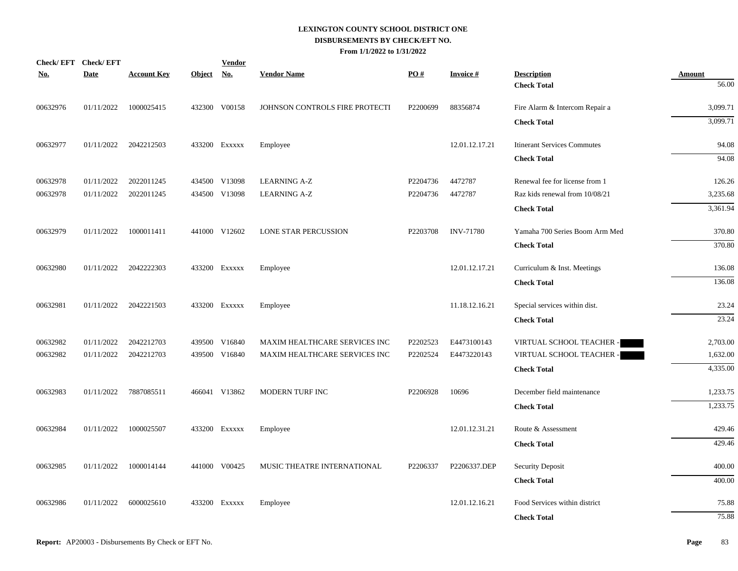**LEXINGTON COUNTY SCHOOL DISTRICT ONE**
**DISBURSEMENTS BY CHECK/EFT NO.**
**From 1/1/2022 to 1/31/2022**

| Check/ EFT No. | Check/ EFT Date | Account Key | Object | Vendor No. | Vendor Name | PO # | Invoice # | Description | Amount |
|---|---|---|---|---|---|---|---|---|---|
| | | | | | | | | **Check Total** | 56.00 |
| 00632976 | 01/11/2022 | 1000025415 | 432300 | V00158 | JOHNSON CONTROLS FIRE PROTECTI | P2200699 | 88356874 | Fire Alarm & Intercom Repair a | 3,099.71 |
| | | | | | | | | **Check Total** | 3,099.71 |
| 00632977 | 01/11/2022 | 2042212503 | 433200 | Exxxxx | Employee | | 12.01.12.17.21 | Itinerant Services Commutes | 94.08 |
| | | | | | | | | **Check Total** | 94.08 |
| 00632978 | 01/11/2022 | 2022011245 | 434500 | V13098 | LEARNING A-Z | P2204736 | 4472787 | Renewal fee for license from 1 | 126.26 |
| 00632978 | 01/11/2022 | 2022011245 | 434500 | V13098 | LEARNING A-Z | P2204736 | 4472787 | Raz kids renewal from 10/08/21 | 3,235.68 |
| | | | | | | | | **Check Total** | 3,361.94 |
| 00632979 | 01/11/2022 | 1000011411 | 441000 | V12602 | LONE STAR PERCUSSION | P2203708 | INV-71780 | Yamaha 700 Series Boom Arm Med | 370.80 |
| | | | | | | | | **Check Total** | 370.80 |
| 00632980 | 01/11/2022 | 2042222303 | 433200 | Exxxxx | Employee | | 12.01.12.17.21 | Curriculum & Inst. Meetings | 136.08 |
| | | | | | | | | **Check Total** | 136.08 |
| 00632981 | 01/11/2022 | 2042221503 | 433200 | Exxxxx | Employee | | 11.18.12.16.21 | Special services within dist. | 23.24 |
| | | | | | | | | **Check Total** | 23.24 |
| 00632982 | 01/11/2022 | 2042212703 | 439500 | V16840 | MAXIM HEALTHCARE SERVICES INC | P2202523 | E4473100143 | VIRTUAL SCHOOL TEACHER - | 2,703.00 |
| 00632982 | 01/11/2022 | 2042212703 | 439500 | V16840 | MAXIM HEALTHCARE SERVICES INC | P2202524 | E4473220143 | VIRTUAL SCHOOL TEACHER - | 1,632.00 |
| | | | | | | | | **Check Total** | 4,335.00 |
| 00632983 | 01/11/2022 | 7887085511 | 466041 | V13862 | MODERN TURF INC | P2206928 | 10696 | December field maintenance | 1,233.75 |
| | | | | | | | | **Check Total** | 1,233.75 |
| 00632984 | 01/11/2022 | 1000025507 | 433200 | Exxxxx | Employee | | 12.01.12.31.21 | Route & Assessment | 429.46 |
| | | | | | | | | **Check Total** | 429.46 |
| 00632985 | 01/11/2022 | 1000014144 | 441000 | V00425 | MUSIC THEATRE INTERNATIONAL | P2206337 | P2206337.DEP | Security Deposit | 400.00 |
| | | | | | | | | **Check Total** | 400.00 |
| 00632986 | 01/11/2022 | 6000025610 | 433200 | Exxxxx | Employee | | 12.01.12.16.21 | Food Services within district | 75.88 |
| | | | | | | | | **Check Total** | 75.88 |

**Report:** AP20003 - Disbursements By Check or EFT No.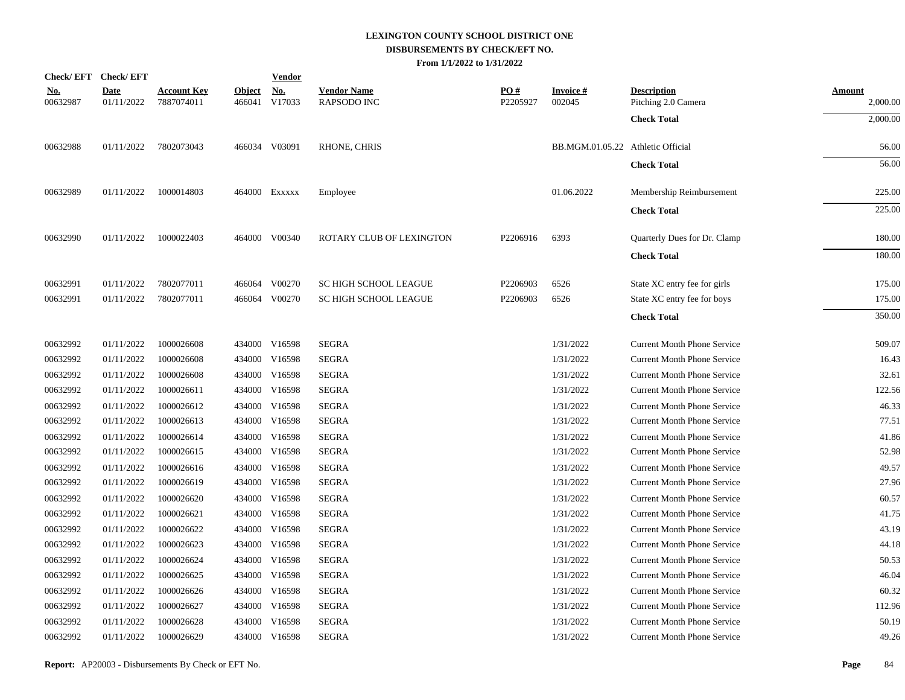# LEXINGTON COUNTY SCHOOL DISTRICT ONE

## DISBURSEMENTS BY CHECK/EFT NO.

### From 1/1/2022 to 1/31/2022

| Check/EFT No. | Check/EFT Date | Account Key | Object | Vendor No. | Vendor Name | PO # | Invoice # | Description | Amount |
|---|---|---|---|---|---|---|---|---|---|
| 00632987 | 01/11/2022 | 7887074011 | 466041 | V17033 | RAPSODO INC | P2205927 | 002045 | Pitching 2.0 Camera | 2,000.00 |
| | | | | | | | | **Check Total** | 2,000.00 |
| 00632988 | 01/11/2022 | 7802073043 | 466034 | V03091 | RHONE, CHRIS | | BB.MGM.01.05.22 | Athletic Official | 56.00 |
| | | | | | | | | **Check Total** | 56.00 |
| 00632989 | 01/11/2022 | 1000014803 | 464000 | Exxxxx | Employee | | 01.06.2022 | Membership Reimbursement | 225.00 |
| | | | | | | | | **Check Total** | 225.00 |
| 00632990 | 01/11/2022 | 1000022403 | 464000 | V00340 | ROTARY CLUB OF LEXINGTON | P2206916 | 6393 | Quarterly Dues for Dr. Clamp | 180.00 |
| | | | | | | | | **Check Total** | 180.00 |
| 00632991 | 01/11/2022 | 7802077011 | 466064 | V00270 | SC HIGH SCHOOL LEAGUE | P2206903 | 6526 | State XC entry fee for girls | 175.00 |
| 00632991 | 01/11/2022 | 7802077011 | 466064 | V00270 | SC HIGH SCHOOL LEAGUE | P2206903 | 6526 | State XC entry fee for boys | 175.00 |
| | | | | | | | | **Check Total** | 350.00 |
| 00632992 | 01/11/2022 | 1000026608 | 434000 | V16598 | SEGRA | | 1/31/2022 | Current Month Phone Service | 509.07 |
| 00632992 | 01/11/2022 | 1000026608 | 434000 | V16598 | SEGRA | | 1/31/2022 | Current Month Phone Service | 16.43 |
| 00632992 | 01/11/2022 | 1000026608 | 434000 | V16598 | SEGRA | | 1/31/2022 | Current Month Phone Service | 32.61 |
| 00632992 | 01/11/2022 | 1000026611 | 434000 | V16598 | SEGRA | | 1/31/2022 | Current Month Phone Service | 122.56 |
| 00632992 | 01/11/2022 | 1000026612 | 434000 | V16598 | SEGRA | | 1/31/2022 | Current Month Phone Service | 46.33 |
| 00632992 | 01/11/2022 | 1000026613 | 434000 | V16598 | SEGRA | | 1/31/2022 | Current Month Phone Service | 77.51 |
| 00632992 | 01/11/2022 | 1000026614 | 434000 | V16598 | SEGRA | | 1/31/2022 | Current Month Phone Service | 41.86 |
| 00632992 | 01/11/2022 | 1000026615 | 434000 | V16598 | SEGRA | | 1/31/2022 | Current Month Phone Service | 52.98 |
| 00632992 | 01/11/2022 | 1000026616 | 434000 | V16598 | SEGRA | | 1/31/2022 | Current Month Phone Service | 49.57 |
| 00632992 | 01/11/2022 | 1000026619 | 434000 | V16598 | SEGRA | | 1/31/2022 | Current Month Phone Service | 27.96 |
| 00632992 | 01/11/2022 | 1000026620 | 434000 | V16598 | SEGRA | | 1/31/2022 | Current Month Phone Service | 60.57 |
| 00632992 | 01/11/2022 | 1000026621 | 434000 | V16598 | SEGRA | | 1/31/2022 | Current Month Phone Service | 41.75 |
| 00632992 | 01/11/2022 | 1000026622 | 434000 | V16598 | SEGRA | | 1/31/2022 | Current Month Phone Service | 43.19 |
| 00632992 | 01/11/2022 | 1000026623 | 434000 | V16598 | SEGRA | | 1/31/2022 | Current Month Phone Service | 44.18 |
| 00632992 | 01/11/2022 | 1000026624 | 434000 | V16598 | SEGRA | | 1/31/2022 | Current Month Phone Service | 50.53 |
| 00632992 | 01/11/2022 | 1000026625 | 434000 | V16598 | SEGRA | | 1/31/2022 | Current Month Phone Service | 46.04 |
| 00632992 | 01/11/2022 | 1000026626 | 434000 | V16598 | SEGRA | | 1/31/2022 | Current Month Phone Service | 60.32 |
| 00632992 | 01/11/2022 | 1000026627 | 434000 | V16598 | SEGRA | | 1/31/2022 | Current Month Phone Service | 112.96 |
| 00632992 | 01/11/2022 | 1000026628 | 434000 | V16598 | SEGRA | | 1/31/2022 | Current Month Phone Service | 50.19 |
| 00632992 | 01/11/2022 | 1000026629 | 434000 | V16598 | SEGRA | | 1/31/2022 | Current Month Phone Service | 49.26 |

**Report:** AP20003 - Disbursements By Check or EFT No.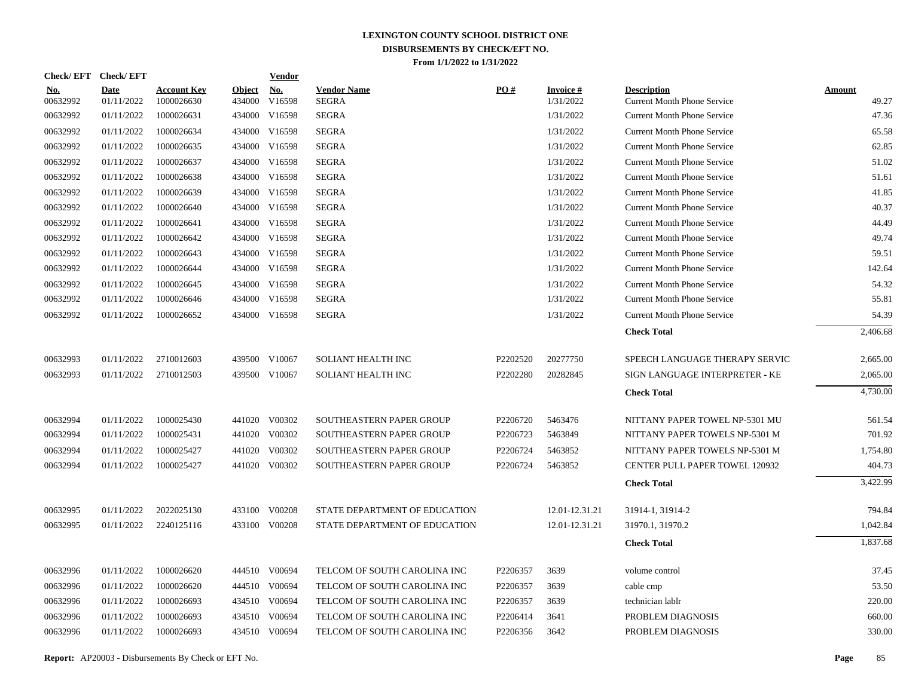**LEXINGTON COUNTY SCHOOL DISTRICT ONE**
**DISBURSEMENTS BY CHECK/EFT NO.**
**From 1/1/2022 to 1/31/2022**

| Check/ EFT No. | Check/ EFT Date | Account Key | Object | Vendor No. | Vendor Name | PO # | Invoice # | Description | Amount |
|---|---|---|---|---|---|---|---|---|---|
| 00632992 | 01/11/2022 | 1000026630 | 434000 | V16598 | SEGRA | | 1/31/2022 | Current Month Phone Service | 49.27 |
| 00632992 | 01/11/2022 | 1000026631 | 434000 | V16598 | SEGRA | | 1/31/2022 | Current Month Phone Service | 47.36 |
| 00632992 | 01/11/2022 | 1000026634 | 434000 | V16598 | SEGRA | | 1/31/2022 | Current Month Phone Service | 65.58 |
| 00632992 | 01/11/2022 | 1000026635 | 434000 | V16598 | SEGRA | | 1/31/2022 | Current Month Phone Service | 62.85 |
| 00632992 | 01/11/2022 | 1000026637 | 434000 | V16598 | SEGRA | | 1/31/2022 | Current Month Phone Service | 51.02 |
| 00632992 | 01/11/2022 | 1000026638 | 434000 | V16598 | SEGRA | | 1/31/2022 | Current Month Phone Service | 51.61 |
| 00632992 | 01/11/2022 | 1000026639 | 434000 | V16598 | SEGRA | | 1/31/2022 | Current Month Phone Service | 41.85 |
| 00632992 | 01/11/2022 | 1000026640 | 434000 | V16598 | SEGRA | | 1/31/2022 | Current Month Phone Service | 40.37 |
| 00632992 | 01/11/2022 | 1000026641 | 434000 | V16598 | SEGRA | | 1/31/2022 | Current Month Phone Service | 44.49 |
| 00632992 | 01/11/2022 | 1000026642 | 434000 | V16598 | SEGRA | | 1/31/2022 | Current Month Phone Service | 49.74 |
| 00632992 | 01/11/2022 | 1000026643 | 434000 | V16598 | SEGRA | | 1/31/2022 | Current Month Phone Service | 59.51 |
| 00632992 | 01/11/2022 | 1000026644 | 434000 | V16598 | SEGRA | | 1/31/2022 | Current Month Phone Service | 142.64 |
| 00632992 | 01/11/2022 | 1000026645 | 434000 | V16598 | SEGRA | | 1/31/2022 | Current Month Phone Service | 54.32 |
| 00632992 | 01/11/2022 | 1000026646 | 434000 | V16598 | SEGRA | | 1/31/2022 | Current Month Phone Service | 55.81 |
| 00632992 | 01/11/2022 | 1000026652 | 434000 | V16598 | SEGRA | | 1/31/2022 | Current Month Phone Service | 54.39 |
| | | | | | | | | **Check Total** | 2,406.68 |
| 00632993 | 01/11/2022 | 2710012603 | 439500 | V10067 | SOLIANT HEALTH INC | P2202520 | 20277750 | SPEECH LANGUAGE THERAPY SERVIC | 2,665.00 |
| 00632993 | 01/11/2022 | 2710012503 | 439500 | V10067 | SOLIANT HEALTH INC | P2202280 | 20282845 | SIGN LANGUAGE INTERPRETER - KE | 2,065.00 |
| | | | | | | | | **Check Total** | 4,730.00 |
| 00632994 | 01/11/2022 | 1000025430 | 441020 | V00302 | SOUTHEASTERN PAPER GROUP | P2206720 | 5463476 | NITTANY PAPER TOWEL NP-5301 MU | 561.54 |
| 00632994 | 01/11/2022 | 1000025431 | 441020 | V00302 | SOUTHEASTERN PAPER GROUP | P2206723 | 5463849 | NITTANY PAPER TOWELS NP-5301 M | 701.92 |
| 00632994 | 01/11/2022 | 1000025427 | 441020 | V00302 | SOUTHEASTERN PAPER GROUP | P2206724 | 5463852 | NITTANY PAPER TOWELS NP-5301 M | 1,754.80 |
| 00632994 | 01/11/2022 | 1000025427 | 441020 | V00302 | SOUTHEASTERN PAPER GROUP | P2206724 | 5463852 | CENTER PULL PAPER TOWEL 120932 | 404.73 |
| | | | | | | | | **Check Total** | 3,422.99 |
| 00632995 | 01/11/2022 | 2022025130 | 433100 | V00208 | STATE DEPARTMENT OF EDUCATION | | 12.01-12.31.21 | 31914-1, 31914-2 | 794.84 |
| 00632995 | 01/11/2022 | 2240125116 | 433100 | V00208 | STATE DEPARTMENT OF EDUCATION | | 12.01-12.31.21 | 31970.1, 31970.2 | 1,042.84 |
| | | | | | | | | **Check Total** | 1,837.68 |
| 00632996 | 01/11/2022 | 1000026620 | 444510 | V00694 | TELCOM OF SOUTH CAROLINA INC | P2206357 | 3639 | volume control | 37.45 |
| 00632996 | 01/11/2022 | 1000026620 | 444510 | V00694 | TELCOM OF SOUTH CAROLINA INC | P2206357 | 3639 | cable cmp | 53.50 |
| 00632996 | 01/11/2022 | 1000026693 | 434510 | V00694 | TELCOM OF SOUTH CAROLINA INC | P2206357 | 3639 | technician lablr | 220.00 |
| 00632996 | 01/11/2022 | 1000026693 | 434510 | V00694 | TELCOM OF SOUTH CAROLINA INC | P2206414 | 3641 | PROBLEM DIAGNOSIS | 660.00 |
| 00632996 | 01/11/2022 | 1000026693 | 434510 | V00694 | TELCOM OF SOUTH CAROLINA INC | P2206356 | 3642 | PROBLEM DIAGNOSIS | 330.00 |

**Report:** AP20003 - Disbursements By Check or EFT No.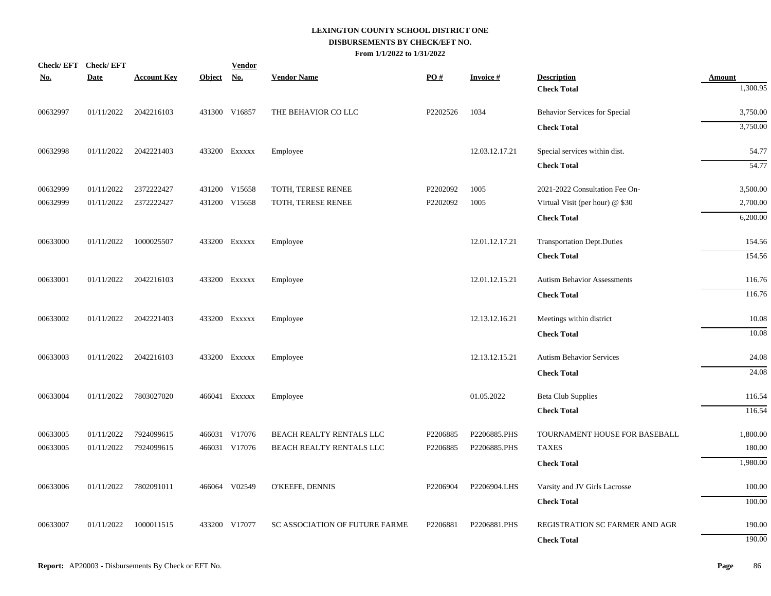# LEXINGTON COUNTY SCHOOL DISTRICT ONE
## DISBURSEMENTS BY CHECK/EFT NO.
### From 1/1/2022 to 1/31/2022

| Check/ EFT No. | Check/ EFT Date | Account Key | Object | Vendor No. | Vendor Name | PO # | Invoice # | Description | Amount |
|---|---|---|---|---|---|---|---|---|---|
| | | | | | | | | **Check Total** | 1,300.95 |
| 00632997 | 01/11/2022 | 2042216103 | 431300 | V16857 | THE BEHAVIOR CO LLC | P2202526 | 1034 | Behavior Services for Special | 3,750.00 |
| | | | | | | | | **Check Total** | 3,750.00 |
| 00632998 | 01/11/2022 | 2042221403 | 433200 | Exxxxx | Employee | | 12.03.12.17.21 | Special services within dist. | 54.77 |
| | | | | | | | | **Check Total** | 54.77 |
| 00632999 | 01/11/2022 | 2372222427 | 431200 | V15658 | TOTH, TERESE RENEE | P2202092 | 1005 | 2021-2022 Consultation Fee On- | 3,500.00 |
| 00632999 | 01/11/2022 | 2372222427 | 431200 | V15658 | TOTH, TERESE RENEE | P2202092 | 1005 | Virtual Visit (per hour) @ $30 | 2,700.00 |
| | | | | | | | | **Check Total** | 6,200.00 |
| 00633000 | 01/11/2022 | 1000025507 | 433200 | Exxxxx | Employee | | 12.01.12.17.21 | Transportation Dept.Duties | 154.56 |
| | | | | | | | | **Check Total** | 154.56 |
| 00633001 | 01/11/2022 | 2042216103 | 433200 | Exxxxx | Employee | | 12.01.12.15.21 | Autism Behavior Assessments | 116.76 |
| | | | | | | | | **Check Total** | 116.76 |
| 00633002 | 01/11/2022 | 2042221403 | 433200 | Exxxxx | Employee | | 12.13.12.16.21 | Meetings within district | 10.08 |
| | | | | | | | | **Check Total** | 10.08 |
| 00633003 | 01/11/2022 | 2042216103 | 433200 | Exxxxx | Employee | | 12.13.12.15.21 | Autism Behavior Services | 24.08 |
| | | | | | | | | **Check Total** | 24.08 |
| 00633004 | 01/11/2022 | 7803027020 | 466041 | Exxxxx | Employee | | 01.05.2022 | Beta Club Supplies | 116.54 |
| | | | | | | | | **Check Total** | 116.54 |
| 00633005 | 01/11/2022 | 7924099615 | 466031 | V17076 | BEACH REALTY RENTALS LLC | P2206885 | P2206885.PHS | TOURNAMENT HOUSE FOR BASEBALL | 1,800.00 |
| 00633005 | 01/11/2022 | 7924099615 | 466031 | V17076 | BEACH REALTY RENTALS LLC | P2206885 | P2206885.PHS | TAXES | 180.00 |
| | | | | | | | | **Check Total** | 1,980.00 |
| 00633006 | 01/11/2022 | 7802091011 | 466064 | V02549 | O'KEEFE, DENNIS | P2206904 | P2206904.LHS | Varsity and JV Girls Lacrosse | 100.00 |
| | | | | | | | | **Check Total** | 100.00 |
| 00633007 | 01/11/2022 | 1000011515 | 433200 | V17077 | SC ASSOCIATION OF FUTURE FARME | P2206881 | P2206881.PHS | REGISTRATION SC FARMER AND AGR | 190.00 |
| | | | | | | | | **Check Total** | 190.00 |

**Report:** AP20003 - Disbursements By Check or EFT No.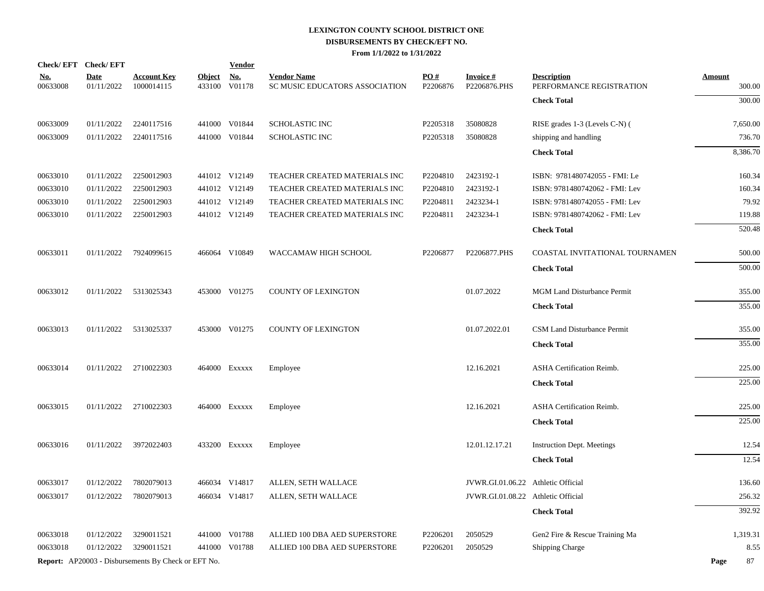# LEXINGTON COUNTY SCHOOL DISTRICT ONE
## DISBURSEMENTS BY CHECK/EFT NO.
### From 1/1/2022 to 1/31/2022

| Check/ EFT No. | Check/ EFT Date | Account Key | Object | Vendor No. | Vendor Name | PO # | Invoice # | Description | Amount |
|---|---|---|---|---|---|---|---|---|---|
| 00633008 | 01/11/2022 | 1000014115 | 433100 | V01178 | SC MUSIC EDUCATORS ASSOCIATION | P2206876 | P2206876.PHS | PERFORMANCE REGISTRATION | 300.00 |
| | | | | | | | | **Check Total** | 300.00 |
| 00633009 | 01/11/2022 | 2240117516 | 441000 | V01844 | SCHOLASTIC INC | P2205318 | 35080828 | RISE grades 1-3 (Levels C-N) ( | 7,650.00 |
| 00633009 | 01/11/2022 | 2240117516 | 441000 | V01844 | SCHOLASTIC INC | P2205318 | 35080828 | shipping and handling | 736.70 |
| | | | | | | | | **Check Total** | 8,386.70 |
| 00633010 | 01/11/2022 | 2250012903 | 441012 | V12149 | TEACHER CREATED MATERIALS INC | P2204810 | 2423192-1 | ISBN: 9781480742055 - FMI: Le | 160.34 |
| 00633010 | 01/11/2022 | 2250012903 | 441012 | V12149 | TEACHER CREATED MATERIALS INC | P2204810 | 2423192-1 | ISBN: 9781480742062 - FMI: Lev | 160.34 |
| 00633010 | 01/11/2022 | 2250012903 | 441012 | V12149 | TEACHER CREATED MATERIALS INC | P2204811 | 2423234-1 | ISBN: 9781480742055 - FMI: Lev | 79.92 |
| 00633010 | 01/11/2022 | 2250012903 | 441012 | V12149 | TEACHER CREATED MATERIALS INC | P2204811 | 2423234-1 | ISBN: 9781480742062 - FMI: Lev | 119.88 |
| | | | | | | | | **Check Total** | 520.48 |
| 00633011 | 01/11/2022 | 7924099615 | 466064 | V10849 | WACCAMAW HIGH SCHOOL | P2206877 | P2206877.PHS | COASTAL INVITATIONAL TOURNAMEN | 500.00 |
| | | | | | | | | **Check Total** | 500.00 |
| 00633012 | 01/11/2022 | 5313025343 | 453000 | V01275 | COUNTY OF LEXINGTON | | 01.07.2022 | MGM Land Disturbance Permit | 355.00 |
| | | | | | | | | **Check Total** | 355.00 |
| 00633013 | 01/11/2022 | 5313025337 | 453000 | V01275 | COUNTY OF LEXINGTON | | 01.07.2022.01 | CSM Land Disturbance Permit | 355.00 |
| | | | | | | | | **Check Total** | 355.00 |
| 00633014 | 01/11/2022 | 2710022303 | 464000 | Exxxxx | Employee | | 12.16.2021 | ASHA Certification Reimb. | 225.00 |
| | | | | | | | | **Check Total** | 225.00 |
| 00633015 | 01/11/2022 | 2710022303 | 464000 | Exxxxx | Employee | | 12.16.2021 | ASHA Certification Reimb. | 225.00 |
| | | | | | | | | **Check Total** | 225.00 |
| 00633016 | 01/11/2022 | 3972022403 | 433200 | Exxxxx | Employee | | 12.01.12.17.21 | Instruction Dept. Meetings | 12.54 |
| | | | | | | | | **Check Total** | 12.54 |
| 00633017 | 01/12/2022 | 7802079013 | 466034 | V14817 | ALLEN, SETH WALLACE | | JVWR.GI.01.06.22 | Athletic Official | 136.60 |
| 00633017 | 01/12/2022 | 7802079013 | 466034 | V14817 | ALLEN, SETH WALLACE | | JVWR.GI.01.08.22 | Athletic Official | 256.32 |
| | | | | | | | | **Check Total** | 392.92 |
| 00633018 | 01/12/2022 | 3290011521 | 441000 | V01788 | ALLIED 100 DBA AED SUPERSTORE | P2206201 | 2050529 | Gen2 Fire & Rescue Training Ma | 1,319.31 |
| 00633018 | 01/12/2022 | 3290011521 | 441000 | V01788 | ALLIED 100 DBA AED SUPERSTORE | P2206201 | 2050529 | Shipping Charge | 8.55 |

**Report:** AP20003 - Disbursements By Check or EFT No.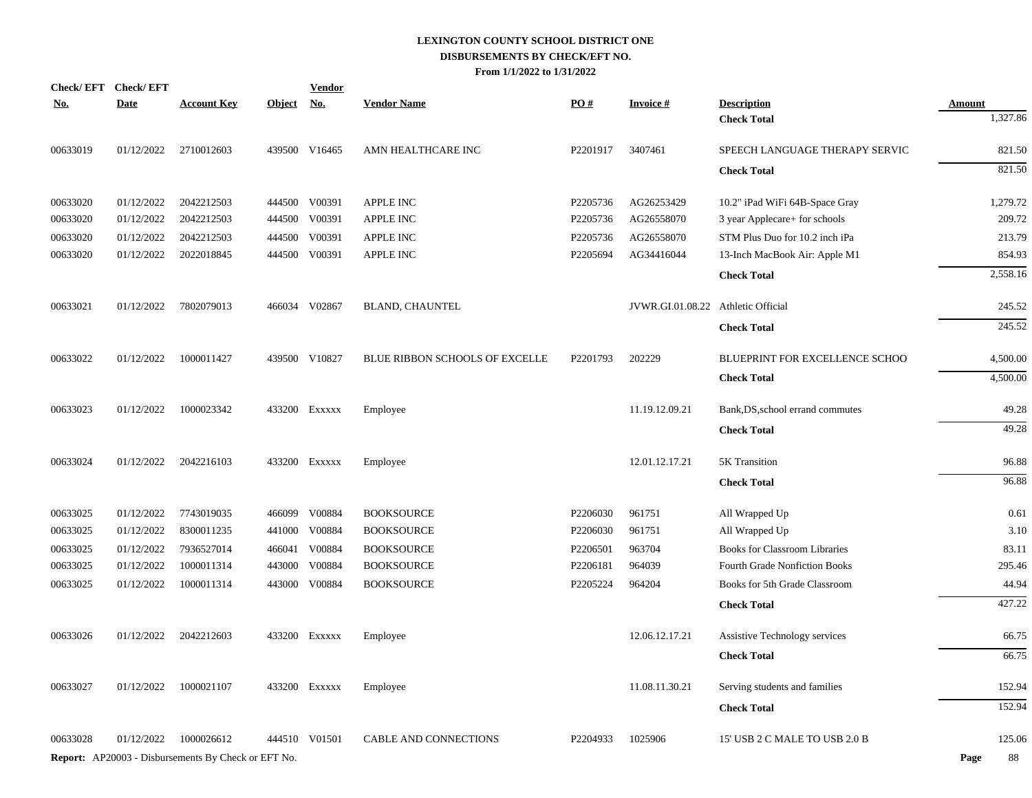**LEXINGTON COUNTY SCHOOL DISTRICT ONE**
**DISBURSEMENTS BY CHECK/EFT NO.**
**From 1/1/2022 to 1/31/2022**

| Check/ EFT No. | Check/ EFT Date | Account Key | Object | Vendor No. | Vendor Name | PO # | Invoice # | Description | Amount |
|---|---|---|---|---|---|---|---|---|---|
| | | | | | | | | **Check Total** | 1,327.86 |
| 00633019 | 01/12/2022 | 2710012603 | 439500 | V16465 | AMN HEALTHCARE INC | P2201917 | 3407461 | SPEECH LANGUAGE THERAPY SERVIC | 821.50 |
| | | | | | | | | **Check Total** | 821.50 |
| 00633020 | 01/12/2022 | 2042212503 | 444500 | V00391 | APPLE INC | P2205736 | AG26253429 | 10.2" iPad WiFi 64B-Space Gray | 1,279.72 |
| 00633020 | 01/12/2022 | 2042212503 | 444500 | V00391 | APPLE INC | P2205736 | AG26558070 | 3 year Applecare+ for schools | 209.72 |
| 00633020 | 01/12/2022 | 2042212503 | 444500 | V00391 | APPLE INC | P2205736 | AG26558070 | STM Plus Duo for 10.2 inch iPa | 213.79 |
| 00633020 | 01/12/2022 | 2022018845 | 444500 | V00391 | APPLE INC | P2205694 | AG34416044 | 13-Inch MacBook Air: Apple M1 | 854.93 |
| | | | | | | | | **Check Total** | 2,558.16 |
| 00633021 | 01/12/2022 | 7802079013 | 466034 | V02867 | BLAND, CHAUNTEL | | JVWR.GI.01.08.22 | Athletic Official | 245.52 |
| | | | | | | | | **Check Total** | 245.52 |
| 00633022 | 01/12/2022 | 1000011427 | 439500 | V10827 | BLUE RIBBON SCHOOLS OF EXCELLE | P2201793 | 202229 | BLUEPRINT FOR EXCELLENCE SCHOO | 4,500.00 |
| | | | | | | | | **Check Total** | 4,500.00 |
| 00633023 | 01/12/2022 | 1000023342 | 433200 | Exxxxx | Employee | | 11.19.12.09.21 | Bank,DS,school errand commutes | 49.28 |
| | | | | | | | | **Check Total** | 49.28 |
| 00633024 | 01/12/2022 | 2042216103 | 433200 | Exxxxx | Employee | | 12.01.12.17.21 | 5K Transition | 96.88 |
| | | | | | | | | **Check Total** | 96.88 |
| 00633025 | 01/12/2022 | 7743019035 | 466099 | V00884 | BOOKSOURCE | P2206030 | 961751 | All Wrapped Up | 0.61 |
| 00633025 | 01/12/2022 | 8300011235 | 441000 | V00884 | BOOKSOURCE | P2206030 | 961751 | All Wrapped Up | 3.10 |
| 00633025 | 01/12/2022 | 7936527014 | 466041 | V00884 | BOOKSOURCE | P2206501 | 963704 | Books for Classroom Libraries | 83.11 |
| 00633025 | 01/12/2022 | 1000011314 | 443000 | V00884 | BOOKSOURCE | P2206181 | 964039 | Fourth Grade Nonfiction Books | 295.46 |
| 00633025 | 01/12/2022 | 1000011314 | 443000 | V00884 | BOOKSOURCE | P2205224 | 964204 | Books for 5th Grade Classroom | 44.94 |
| | | | | | | | | **Check Total** | 427.22 |
| 00633026 | 01/12/2022 | 2042212603 | 433200 | Exxxxx | Employee | | 12.06.12.17.21 | Assistive Technology services | 66.75 |
| | | | | | | | | **Check Total** | 66.75 |
| 00633027 | 01/12/2022 | 1000021107 | 433200 | Exxxxx | Employee | | 11.08.11.30.21 | Serving students and families | 152.94 |
| | | | | | | | | **Check Total** | 152.94 |
| 00633028 | 01/12/2022 | 1000026612 | 444510 | V01501 | CABLE AND CONNECTIONS | P2204933 | 1025906 | 15' USB 2 C MALE TO USB 2.0 B | 125.06 |

**Report:** AP20003 - Disbursements By Check or EFT No.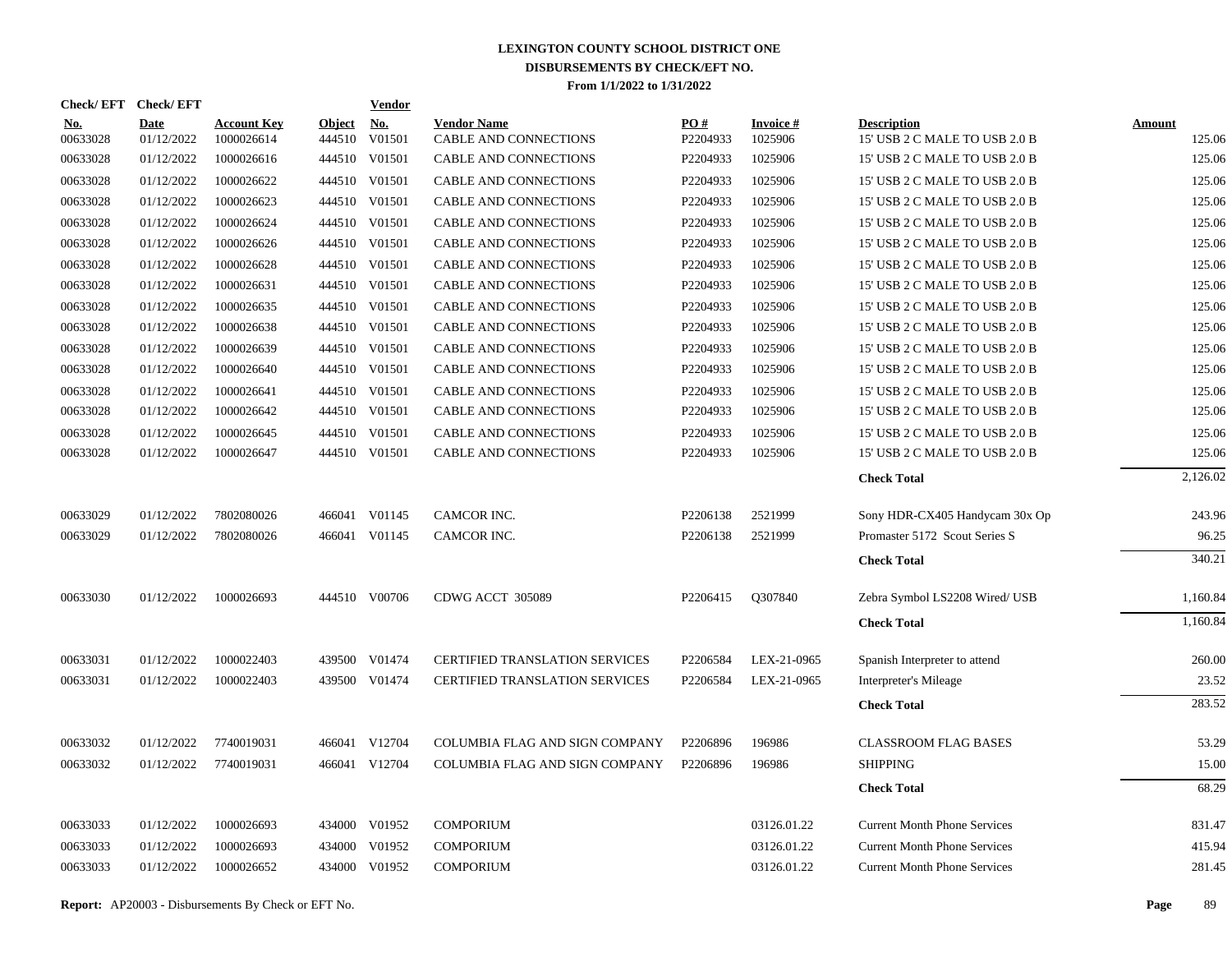**LEXINGTON COUNTY SCHOOL DISTRICT ONE**
**DISBURSEMENTS BY CHECK/EFT NO.**
**From 1/1/2022 to 1/31/2022**

| Check/ EFT No. | Check/ EFT Date | Account Key | Object | Vendor No. | Vendor Name | PO # | Invoice # | Description | Amount |
|---|---|---|---|---|---|---|---|---|---|
| 00633028 | 01/12/2022 | 1000026614 | 444510 | V01501 | CABLE AND CONNECTIONS | P2204933 | 1025906 | 15' USB 2 C MALE TO USB 2.0 B | 125.06 |
| 00633028 | 01/12/2022 | 1000026616 | 444510 | V01501 | CABLE AND CONNECTIONS | P2204933 | 1025906 | 15' USB 2 C MALE TO USB 2.0 B | 125.06 |
| 00633028 | 01/12/2022 | 1000026622 | 444510 | V01501 | CABLE AND CONNECTIONS | P2204933 | 1025906 | 15' USB 2 C MALE TO USB 2.0 B | 125.06 |
| 00633028 | 01/12/2022 | 1000026623 | 444510 | V01501 | CABLE AND CONNECTIONS | P2204933 | 1025906 | 15' USB 2 C MALE TO USB 2.0 B | 125.06 |
| 00633028 | 01/12/2022 | 1000026624 | 444510 | V01501 | CABLE AND CONNECTIONS | P2204933 | 1025906 | 15' USB 2 C MALE TO USB 2.0 B | 125.06 |
| 00633028 | 01/12/2022 | 1000026626 | 444510 | V01501 | CABLE AND CONNECTIONS | P2204933 | 1025906 | 15' USB 2 C MALE TO USB 2.0 B | 125.06 |
| 00633028 | 01/12/2022 | 1000026628 | 444510 | V01501 | CABLE AND CONNECTIONS | P2204933 | 1025906 | 15' USB 2 C MALE TO USB 2.0 B | 125.06 |
| 00633028 | 01/12/2022 | 1000026631 | 444510 | V01501 | CABLE AND CONNECTIONS | P2204933 | 1025906 | 15' USB 2 C MALE TO USB 2.0 B | 125.06 |
| 00633028 | 01/12/2022 | 1000026635 | 444510 | V01501 | CABLE AND CONNECTIONS | P2204933 | 1025906 | 15' USB 2 C MALE TO USB 2.0 B | 125.06 |
| 00633028 | 01/12/2022 | 1000026638 | 444510 | V01501 | CABLE AND CONNECTIONS | P2204933 | 1025906 | 15' USB 2 C MALE TO USB 2.0 B | 125.06 |
| 00633028 | 01/12/2022 | 1000026639 | 444510 | V01501 | CABLE AND CONNECTIONS | P2204933 | 1025906 | 15' USB 2 C MALE TO USB 2.0 B | 125.06 |
| 00633028 | 01/12/2022 | 1000026640 | 444510 | V01501 | CABLE AND CONNECTIONS | P2204933 | 1025906 | 15' USB 2 C MALE TO USB 2.0 B | 125.06 |
| 00633028 | 01/12/2022 | 1000026641 | 444510 | V01501 | CABLE AND CONNECTIONS | P2204933 | 1025906 | 15' USB 2 C MALE TO USB 2.0 B | 125.06 |
| 00633028 | 01/12/2022 | 1000026642 | 444510 | V01501 | CABLE AND CONNECTIONS | P2204933 | 1025906 | 15' USB 2 C MALE TO USB 2.0 B | 125.06 |
| 00633028 | 01/12/2022 | 1000026645 | 444510 | V01501 | CABLE AND CONNECTIONS | P2204933 | 1025906 | 15' USB 2 C MALE TO USB 2.0 B | 125.06 |
| 00633028 | 01/12/2022 | 1000026647 | 444510 | V01501 | CABLE AND CONNECTIONS | P2204933 | 1025906 | 15' USB 2 C MALE TO USB 2.0 B | 125.06 |
| | | | | | | | | **Check Total** | 2,126.02 |
| 00633029 | 01/12/2022 | 7802080026 | 466041 | V01145 | CAMCOR INC. | P2206138 | 2521999 | Sony HDR-CX405 Handycam 30x Op | 243.96 |
| 00633029 | 01/12/2022 | 7802080026 | 466041 | V01145 | CAMCOR INC. | P2206138 | 2521999 | Promaster 5172 Scout Series S | 96.25 |
| | | | | | | | | **Check Total** | 340.21 |
| 00633030 | 01/12/2022 | 1000026693 | 444510 | V00706 | CDWG ACCT 305089 | P2206415 | Q307840 | Zebra Symbol LS2208 Wired/ USB | 1,160.84 |
| | | | | | | | | **Check Total** | 1,160.84 |
| 00633031 | 01/12/2022 | 1000022403 | 439500 | V01474 | CERTIFIED TRANSLATION SERVICES | P2206584 | LEX-21-0965 | Spanish Interpreter to attend | 260.00 |
| 00633031 | 01/12/2022 | 1000022403 | 439500 | V01474 | CERTIFIED TRANSLATION SERVICES | P2206584 | LEX-21-0965 | Interpreter's Mileage | 23.52 |
| | | | | | | | | **Check Total** | 283.52 |
| 00633032 | 01/12/2022 | 7740019031 | 466041 | V12704 | COLUMBIA FLAG AND SIGN COMPANY | P2206896 | 196986 | CLASSROOM FLAG BASES | 53.29 |
| 00633032 | 01/12/2022 | 7740019031 | 466041 | V12704 | COLUMBIA FLAG AND SIGN COMPANY | P2206896 | 196986 | SHIPPING | 15.00 |
| | | | | | | | | **Check Total** | 68.29 |
| 00633033 | 01/12/2022 | 1000026693 | 434000 | V01952 | COMPORIUM | | 03126.01.22 | Current Month Phone Services | 831.47 |
| 00633033 | 01/12/2022 | 1000026693 | 434000 | V01952 | COMPORIUM | | 03126.01.22 | Current Month Phone Services | 415.94 |
| 00633033 | 01/12/2022 | 1000026652 | 434000 | V01952 | COMPORIUM | | 03126.01.22 | Current Month Phone Services | 281.45 |

**Report:** AP20003 - Disbursements By Check or EFT No.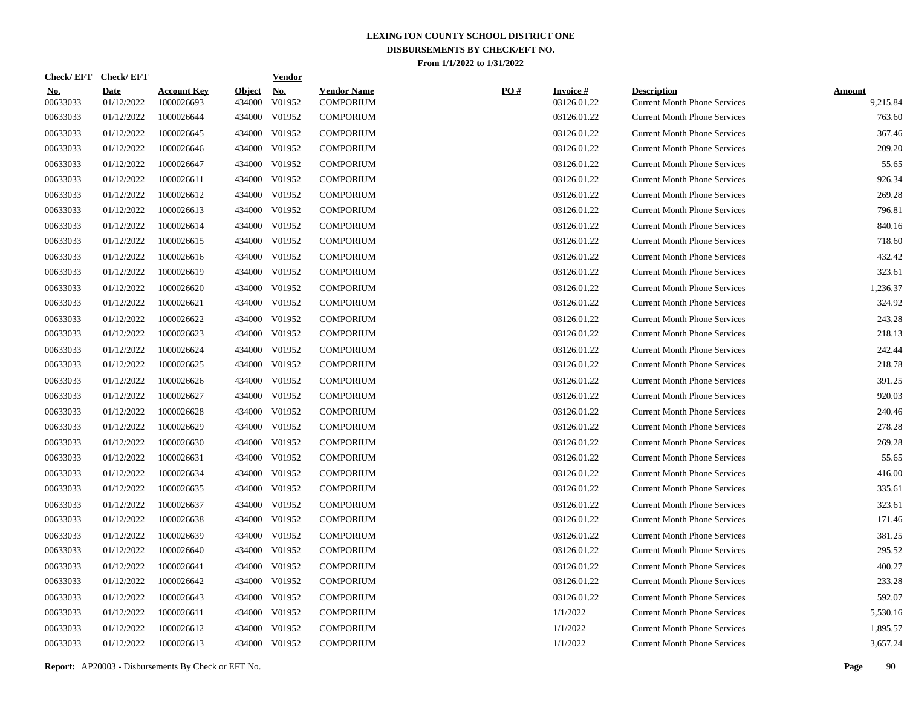**LEXINGTON COUNTY SCHOOL DISTRICT ONE**
**DISBURSEMENTS BY CHECK/EFT NO.**
**From 1/1/2022 to 1/31/2022**

| Check/ EFT No. | Check/ EFT Date | Account Key | Object | Vendor No. | Vendor Name | PO # | Invoice # | Description | Amount |
|---|---|---|---|---|---|---|---|---|---|
| 00633033 | 01/12/2022 | 1000026693 | 434000 | V01952 | COMPORIUM | | 03126.01.22 | Current Month Phone Services | 9,215.84 |
| 00633033 | 01/12/2022 | 1000026644 | 434000 | V01952 | COMPORIUM | | 03126.01.22 | Current Month Phone Services | 763.60 |
| 00633033 | 01/12/2022 | 1000026645 | 434000 | V01952 | COMPORIUM | | 03126.01.22 | Current Month Phone Services | 367.46 |
| 00633033 | 01/12/2022 | 1000026646 | 434000 | V01952 | COMPORIUM | | 03126.01.22 | Current Month Phone Services | 209.20 |
| 00633033 | 01/12/2022 | 1000026647 | 434000 | V01952 | COMPORIUM | | 03126.01.22 | Current Month Phone Services | 55.65 |
| 00633033 | 01/12/2022 | 1000026611 | 434000 | V01952 | COMPORIUM | | 03126.01.22 | Current Month Phone Services | 926.34 |
| 00633033 | 01/12/2022 | 1000026612 | 434000 | V01952 | COMPORIUM | | 03126.01.22 | Current Month Phone Services | 269.28 |
| 00633033 | 01/12/2022 | 1000026613 | 434000 | V01952 | COMPORIUM | | 03126.01.22 | Current Month Phone Services | 796.81 |
| 00633033 | 01/12/2022 | 1000026614 | 434000 | V01952 | COMPORIUM | | 03126.01.22 | Current Month Phone Services | 840.16 |
| 00633033 | 01/12/2022 | 1000026615 | 434000 | V01952 | COMPORIUM | | 03126.01.22 | Current Month Phone Services | 718.60 |
| 00633033 | 01/12/2022 | 1000026616 | 434000 | V01952 | COMPORIUM | | 03126.01.22 | Current Month Phone Services | 432.42 |
| 00633033 | 01/12/2022 | 1000026619 | 434000 | V01952 | COMPORIUM | | 03126.01.22 | Current Month Phone Services | 323.61 |
| 00633033 | 01/12/2022 | 1000026620 | 434000 | V01952 | COMPORIUM | | 03126.01.22 | Current Month Phone Services | 1,236.37 |
| 00633033 | 01/12/2022 | 1000026621 | 434000 | V01952 | COMPORIUM | | 03126.01.22 | Current Month Phone Services | 324.92 |
| 00633033 | 01/12/2022 | 1000026622 | 434000 | V01952 | COMPORIUM | | 03126.01.22 | Current Month Phone Services | 243.28 |
| 00633033 | 01/12/2022 | 1000026623 | 434000 | V01952 | COMPORIUM | | 03126.01.22 | Current Month Phone Services | 218.13 |
| 00633033 | 01/12/2022 | 1000026624 | 434000 | V01952 | COMPORIUM | | 03126.01.22 | Current Month Phone Services | 242.44 |
| 00633033 | 01/12/2022 | 1000026625 | 434000 | V01952 | COMPORIUM | | 03126.01.22 | Current Month Phone Services | 218.78 |
| 00633033 | 01/12/2022 | 1000026626 | 434000 | V01952 | COMPORIUM | | 03126.01.22 | Current Month Phone Services | 391.25 |
| 00633033 | 01/12/2022 | 1000026627 | 434000 | V01952 | COMPORIUM | | 03126.01.22 | Current Month Phone Services | 920.03 |
| 00633033 | 01/12/2022 | 1000026628 | 434000 | V01952 | COMPORIUM | | 03126.01.22 | Current Month Phone Services | 240.46 |
| 00633033 | 01/12/2022 | 1000026629 | 434000 | V01952 | COMPORIUM | | 03126.01.22 | Current Month Phone Services | 278.28 |
| 00633033 | 01/12/2022 | 1000026630 | 434000 | V01952 | COMPORIUM | | 03126.01.22 | Current Month Phone Services | 269.28 |
| 00633033 | 01/12/2022 | 1000026631 | 434000 | V01952 | COMPORIUM | | 03126.01.22 | Current Month Phone Services | 55.65 |
| 00633033 | 01/12/2022 | 1000026634 | 434000 | V01952 | COMPORIUM | | 03126.01.22 | Current Month Phone Services | 416.00 |
| 00633033 | 01/12/2022 | 1000026635 | 434000 | V01952 | COMPORIUM | | 03126.01.22 | Current Month Phone Services | 335.61 |
| 00633033 | 01/12/2022 | 1000026637 | 434000 | V01952 | COMPORIUM | | 03126.01.22 | Current Month Phone Services | 323.61 |
| 00633033 | 01/12/2022 | 1000026638 | 434000 | V01952 | COMPORIUM | | 03126.01.22 | Current Month Phone Services | 171.46 |
| 00633033 | 01/12/2022 | 1000026639 | 434000 | V01952 | COMPORIUM | | 03126.01.22 | Current Month Phone Services | 381.25 |
| 00633033 | 01/12/2022 | 1000026640 | 434000 | V01952 | COMPORIUM | | 03126.01.22 | Current Month Phone Services | 295.52 |
| 00633033 | 01/12/2022 | 1000026641 | 434000 | V01952 | COMPORIUM | | 03126.01.22 | Current Month Phone Services | 400.27 |
| 00633033 | 01/12/2022 | 1000026642 | 434000 | V01952 | COMPORIUM | | 03126.01.22 | Current Month Phone Services | 233.28 |
| 00633033 | 01/12/2022 | 1000026643 | 434000 | V01952 | COMPORIUM | | 03126.01.22 | Current Month Phone Services | 592.07 |
| 00633033 | 01/12/2022 | 1000026611 | 434000 | V01952 | COMPORIUM | | 1/1/2022 | Current Month Phone Services | 5,530.16 |
| 00633033 | 01/12/2022 | 1000026612 | 434000 | V01952 | COMPORIUM | | 1/1/2022 | Current Month Phone Services | 1,895.57 |
| 00633033 | 01/12/2022 | 1000026613 | 434000 | V01952 | COMPORIUM | | 1/1/2022 | Current Month Phone Services | 3,657.24 |

**Report:** AP20003 - Disbursements By Check or EFT No.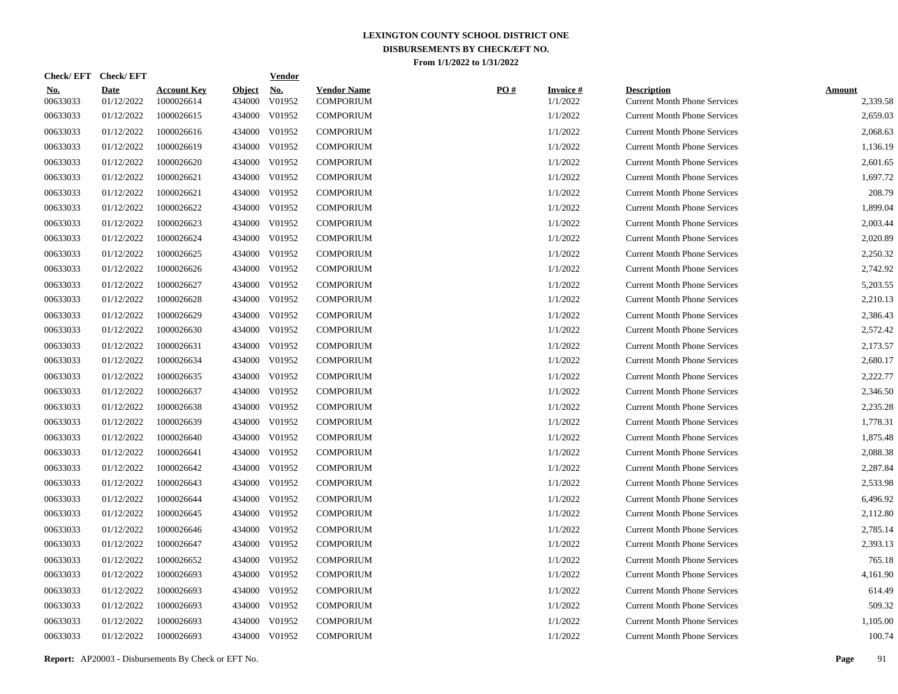**LEXINGTON COUNTY SCHOOL DISTRICT ONE**
**DISBURSEMENTS BY CHECK/EFT NO.**
**From 1/1/2022 to 1/31/2022**

| Check/ EFT No. | Check/ EFT Date | Account Key | Object | Vendor No. | Vendor Name | PO # | Invoice # | Description | Amount |
|---|---|---|---|---|---|---|---|---|---|
| 00633033 | 01/12/2022 | 1000026614 | 434000 | V01952 | COMPORIUM | | 1/1/2022 | Current Month Phone Services | 2,339.58 |
| 00633033 | 01/12/2022 | 1000026615 | 434000 | V01952 | COMPORIUM | | 1/1/2022 | Current Month Phone Services | 2,659.03 |
| 00633033 | 01/12/2022 | 1000026616 | 434000 | V01952 | COMPORIUM | | 1/1/2022 | Current Month Phone Services | 2,068.63 |
| 00633033 | 01/12/2022 | 1000026619 | 434000 | V01952 | COMPORIUM | | 1/1/2022 | Current Month Phone Services | 1,136.19 |
| 00633033 | 01/12/2022 | 1000026620 | 434000 | V01952 | COMPORIUM | | 1/1/2022 | Current Month Phone Services | 2,601.65 |
| 00633033 | 01/12/2022 | 1000026621 | 434000 | V01952 | COMPORIUM | | 1/1/2022 | Current Month Phone Services | 1,697.72 |
| 00633033 | 01/12/2022 | 1000026621 | 434000 | V01952 | COMPORIUM | | 1/1/2022 | Current Month Phone Services | 208.79 |
| 00633033 | 01/12/2022 | 1000026622 | 434000 | V01952 | COMPORIUM | | 1/1/2022 | Current Month Phone Services | 1,899.04 |
| 00633033 | 01/12/2022 | 1000026623 | 434000 | V01952 | COMPORIUM | | 1/1/2022 | Current Month Phone Services | 2,003.44 |
| 00633033 | 01/12/2022 | 1000026624 | 434000 | V01952 | COMPORIUM | | 1/1/2022 | Current Month Phone Services | 2,020.89 |
| 00633033 | 01/12/2022 | 1000026625 | 434000 | V01952 | COMPORIUM | | 1/1/2022 | Current Month Phone Services | 2,250.32 |
| 00633033 | 01/12/2022 | 1000026626 | 434000 | V01952 | COMPORIUM | | 1/1/2022 | Current Month Phone Services | 2,742.92 |
| 00633033 | 01/12/2022 | 1000026627 | 434000 | V01952 | COMPORIUM | | 1/1/2022 | Current Month Phone Services | 5,203.55 |
| 00633033 | 01/12/2022 | 1000026628 | 434000 | V01952 | COMPORIUM | | 1/1/2022 | Current Month Phone Services | 2,210.13 |
| 00633033 | 01/12/2022 | 1000026629 | 434000 | V01952 | COMPORIUM | | 1/1/2022 | Current Month Phone Services | 2,386.43 |
| 00633033 | 01/12/2022 | 1000026630 | 434000 | V01952 | COMPORIUM | | 1/1/2022 | Current Month Phone Services | 2,572.42 |
| 00633033 | 01/12/2022 | 1000026631 | 434000 | V01952 | COMPORIUM | | 1/1/2022 | Current Month Phone Services | 2,173.57 |
| 00633033 | 01/12/2022 | 1000026634 | 434000 | V01952 | COMPORIUM | | 1/1/2022 | Current Month Phone Services | 2,680.17 |
| 00633033 | 01/12/2022 | 1000026635 | 434000 | V01952 | COMPORIUM | | 1/1/2022 | Current Month Phone Services | 2,222.77 |
| 00633033 | 01/12/2022 | 1000026637 | 434000 | V01952 | COMPORIUM | | 1/1/2022 | Current Month Phone Services | 2,346.50 |
| 00633033 | 01/12/2022 | 1000026638 | 434000 | V01952 | COMPORIUM | | 1/1/2022 | Current Month Phone Services | 2,235.28 |
| 00633033 | 01/12/2022 | 1000026639 | 434000 | V01952 | COMPORIUM | | 1/1/2022 | Current Month Phone Services | 1,778.31 |
| 00633033 | 01/12/2022 | 1000026640 | 434000 | V01952 | COMPORIUM | | 1/1/2022 | Current Month Phone Services | 1,875.48 |
| 00633033 | 01/12/2022 | 1000026641 | 434000 | V01952 | COMPORIUM | | 1/1/2022 | Current Month Phone Services | 2,088.38 |
| 00633033 | 01/12/2022 | 1000026642 | 434000 | V01952 | COMPORIUM | | 1/1/2022 | Current Month Phone Services | 2,287.84 |
| 00633033 | 01/12/2022 | 1000026643 | 434000 | V01952 | COMPORIUM | | 1/1/2022 | Current Month Phone Services | 2,533.98 |
| 00633033 | 01/12/2022 | 1000026644 | 434000 | V01952 | COMPORIUM | | 1/1/2022 | Current Month Phone Services | 6,496.92 |
| 00633033 | 01/12/2022 | 1000026645 | 434000 | V01952 | COMPORIUM | | 1/1/2022 | Current Month Phone Services | 2,112.80 |
| 00633033 | 01/12/2022 | 1000026646 | 434000 | V01952 | COMPORIUM | | 1/1/2022 | Current Month Phone Services | 2,785.14 |
| 00633033 | 01/12/2022 | 1000026647 | 434000 | V01952 | COMPORIUM | | 1/1/2022 | Current Month Phone Services | 2,393.13 |
| 00633033 | 01/12/2022 | 1000026652 | 434000 | V01952 | COMPORIUM | | 1/1/2022 | Current Month Phone Services | 765.18 |
| 00633033 | 01/12/2022 | 1000026693 | 434000 | V01952 | COMPORIUM | | 1/1/2022 | Current Month Phone Services | 4,161.90 |
| 00633033 | 01/12/2022 | 1000026693 | 434000 | V01952 | COMPORIUM | | 1/1/2022 | Current Month Phone Services | 614.49 |
| 00633033 | 01/12/2022 | 1000026693 | 434000 | V01952 | COMPORIUM | | 1/1/2022 | Current Month Phone Services | 509.32 |
| 00633033 | 01/12/2022 | 1000026693 | 434000 | V01952 | COMPORIUM | | 1/1/2022 | Current Month Phone Services | 1,105.00 |
| 00633033 | 01/12/2022 | 1000026693 | 434000 | V01952 | COMPORIUM | | 1/1/2022 | Current Month Phone Services | 100.74 |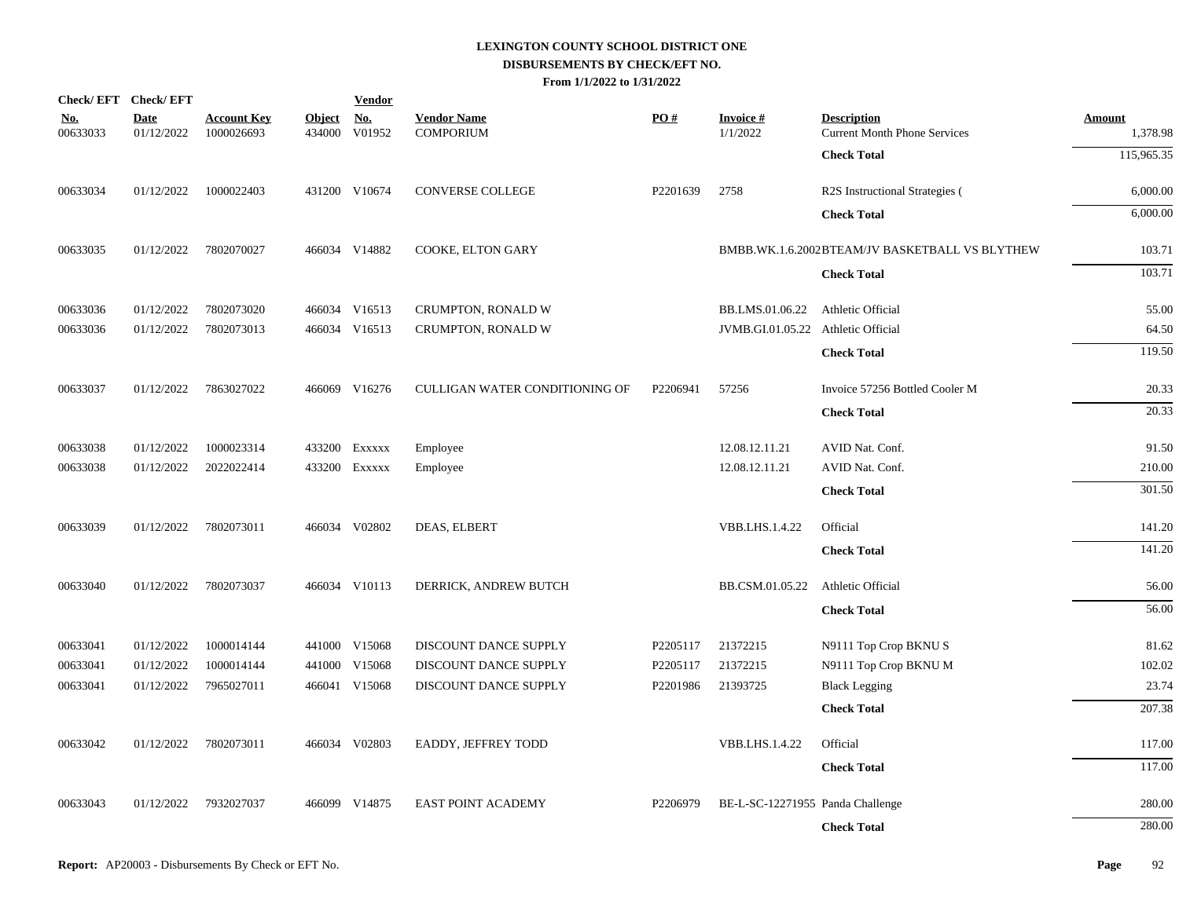# LEXINGTON COUNTY SCHOOL DISTRICT ONE
## DISBURSEMENTS BY CHECK/EFT NO.
### From 1/1/2022 to 1/31/2022

| Check/ EFT No. | Check/ EFT Date | Account Key | Object | Vendor No. | Vendor Name | PO # | Invoice # | Description | Amount |
|---|---|---|---|---|---|---|---|---|---|
| 00633033 | 01/12/2022 | 1000026693 | 434000 | V01952 | COMPORIUM | | 1/1/2022 | Current Month Phone Services | 1,378.98 |
| | | | | | | | | **Check Total** | 115,965.35 |
| 00633034 | 01/12/2022 | 1000022403 | 431200 | V10674 | CONVERSE COLLEGE | P2201639 | 2758 | R2S Instructional Strategies ( | 6,000.00 |
| | | | | | | | | **Check Total** | 6,000.00 |
| 00633035 | 01/12/2022 | 7802070027 | 466034 | V14882 | COOKE, ELTON GARY | | BMBB.WK.1.6.2002 | BTEAM/JV BASKETBALL VS BLYTHEW | 103.71 |
| | | | | | | | | **Check Total** | 103.71 |
| 00633036 | 01/12/2022 | 7802073020 | 466034 | V16513 | CRUMPTON, RONALD W | | BB.LMS.01.06.22 | Athletic Official | 55.00 |
| 00633036 | 01/12/2022 | 7802073013 | 466034 | V16513 | CRUMPTON, RONALD W | | JVMB.GI.01.05.22 | Athletic Official | 64.50 |
| | | | | | | | | **Check Total** | 119.50 |
| 00633037 | 01/12/2022 | 7863027022 | 466069 | V16276 | CULLIGAN WATER CONDITIONING OF | P2206941 | 57256 | Invoice 57256 Bottled Cooler M | 20.33 |
| | | | | | | | | **Check Total** | 20.33 |
| 00633038 | 01/12/2022 | 1000023314 | 433200 | Exxxxx | Employee | | 12.08.12.11.21 | AVID Nat. Conf. | 91.50 |
| 00633038 | 01/12/2022 | 2022022414 | 433200 | Exxxxx | Employee | | 12.08.12.11.21 | AVID Nat. Conf. | 210.00 |
| | | | | | | | | **Check Total** | 301.50 |
| 00633039 | 01/12/2022 | 7802073011 | 466034 | V02802 | DEAS, ELBERT | | VBB.LHS.1.4.22 | Official | 141.20 |
| | | | | | | | | **Check Total** | 141.20 |
| 00633040 | 01/12/2022 | 7802073037 | 466034 | V10113 | DERRICK, ANDREW BUTCH | | BB.CSM.01.05.22 | Athletic Official | 56.00 |
| | | | | | | | | **Check Total** | 56.00 |
| 00633041 | 01/12/2022 | 1000014144 | 441000 | V15068 | DISCOUNT DANCE SUPPLY | P2205117 | 21372215 | N9111 Top Crop BKNU S | 81.62 |
| 00633041 | 01/12/2022 | 1000014144 | 441000 | V15068 | DISCOUNT DANCE SUPPLY | P2205117 | 21372215 | N9111 Top Crop BKNU M | 102.02 |
| 00633041 | 01/12/2022 | 7965027011 | 466041 | V15068 | DISCOUNT DANCE SUPPLY | P2201986 | 21393725 | Black Legging | 23.74 |
| | | | | | | | | **Check Total** | 207.38 |
| 00633042 | 01/12/2022 | 7802073011 | 466034 | V02803 | EADDY, JEFFREY TODD | | VBB.LHS.1.4.22 | Official | 117.00 |
| | | | | | | | | **Check Total** | 117.00 |
| 00633043 | 01/12/2022 | 7932027037 | 466099 | V14875 | EAST POINT ACADEMY | P2206979 | BE-L-SC-12271955 | Panda Challenge | 280.00 |
| | | | | | | | | **Check Total** | 280.00 |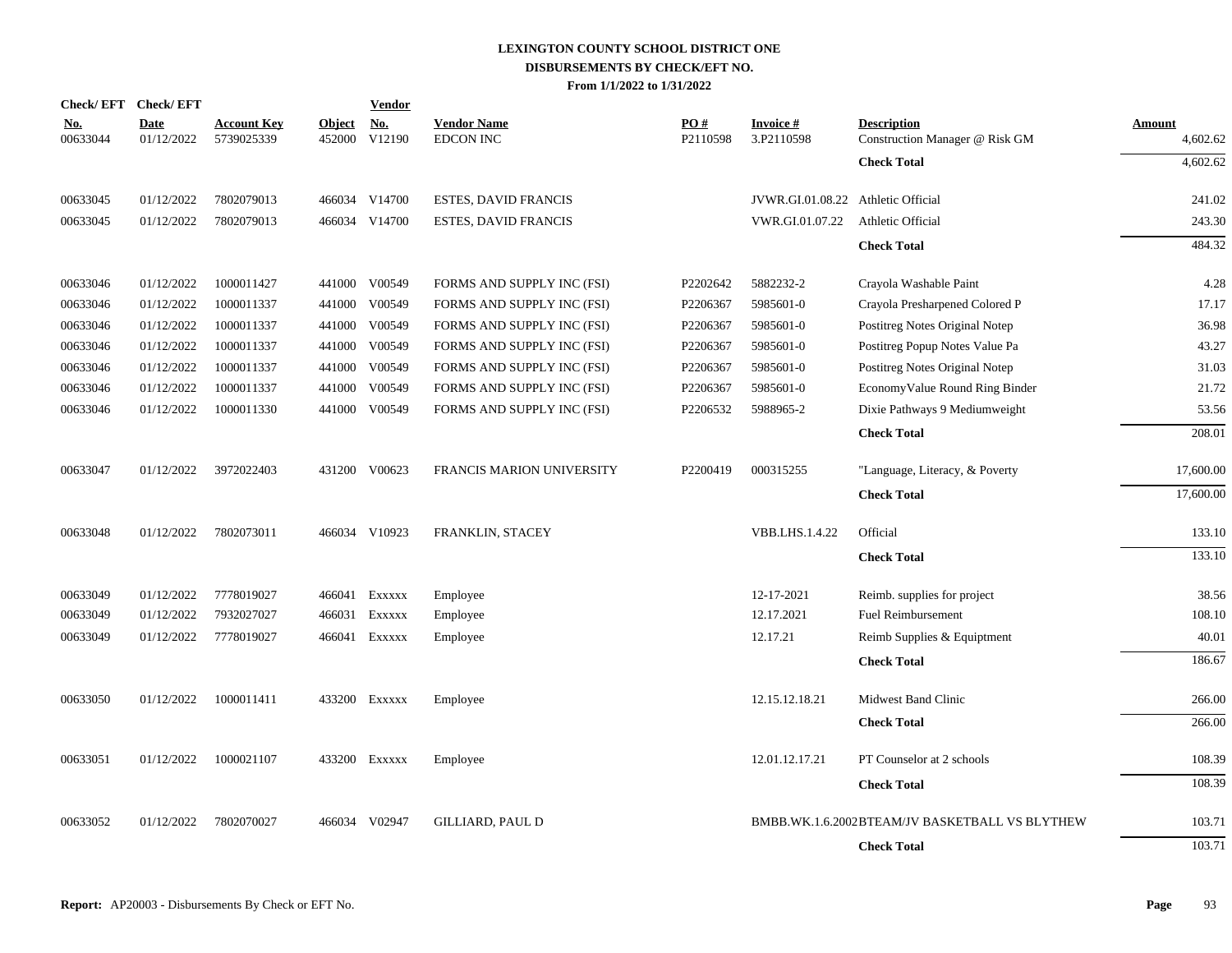# LEXINGTON COUNTY SCHOOL DISTRICT ONE

## DISBURSEMENTS BY CHECK/EFT NO.

### From 1/1/2022 to 1/31/2022

| Check/ EFT No. | Check/ EFT Date | Account Key | Object | Vendor No. | Vendor Name | PO # | Invoice # | Description | Amount |
|---|---|---|---|---|---|---|---|---|---|
| 00633044 | 01/12/2022 | 5739025339 | 452000 | V12190 | EDCON INC | P2110598 | 3.P2110598 | Construction Manager @ Risk GM | 4,602.62 |
| | | | | | | | | **Check Total** | 4,602.62 |
| 00633045 | 01/12/2022 | 7802079013 | 466034 | V14700 | ESTES, DAVID FRANCIS | | JVWR.GI.01.08.22 | Athletic Official | 241.02 |
| 00633045 | 01/12/2022 | 7802079013 | 466034 | V14700 | ESTES, DAVID FRANCIS | | VWR.GI.01.07.22 | Athletic Official | 243.30 |
| | | | | | | | | **Check Total** | 484.32 |
| 00633046 | 01/12/2022 | 1000011427 | 441000 | V00549 | FORMS AND SUPPLY INC (FSI) | P2202642 | 5882232-2 | Crayola Washable Paint | 4.28 |
| 00633046 | 01/12/2022 | 1000011337 | 441000 | V00549 | FORMS AND SUPPLY INC (FSI) | P2206367 | 5985601-0 | Crayola Presharpened Colored P | 17.17 |
| 00633046 | 01/12/2022 | 1000011337 | 441000 | V00549 | FORMS AND SUPPLY INC (FSI) | P2206367 | 5985601-0 | Postitreg Notes Original Notep | 36.98 |
| 00633046 | 01/12/2022 | 1000011337 | 441000 | V00549 | FORMS AND SUPPLY INC (FSI) | P2206367 | 5985601-0 | Postitreg Popup Notes Value Pa | 43.27 |
| 00633046 | 01/12/2022 | 1000011337 | 441000 | V00549 | FORMS AND SUPPLY INC (FSI) | P2206367 | 5985601-0 | Postitreg Notes Original Notep | 31.03 |
| 00633046 | 01/12/2022 | 1000011337 | 441000 | V00549 | FORMS AND SUPPLY INC (FSI) | P2206367 | 5985601-0 | EconomyValue Round Ring Binder | 21.72 |
| 00633046 | 01/12/2022 | 1000011330 | 441000 | V00549 | FORMS AND SUPPLY INC (FSI) | P2206532 | 5988965-2 | Dixie Pathways 9 Mediumweight | 53.56 |
| | | | | | | | | **Check Total** | 208.01 |
| 00633047 | 01/12/2022 | 3972022403 | 431200 | V00623 | FRANCIS MARION UNIVERSITY | P2200419 | 000315255 | "Language, Literacy, & Poverty | 17,600.00 |
| | | | | | | | | **Check Total** | 17,600.00 |
| 00633048 | 01/12/2022 | 7802073011 | 466034 | V10923 | FRANKLIN, STACEY | | VBB.LHS.1.4.22 | Official | 133.10 |
| | | | | | | | | **Check Total** | 133.10 |
| 00633049 | 01/12/2022 | 7778019027 | 466041 | Exxxxx | Employee | | 12-17-2021 | Reimb. supplies for project | 38.56 |
| 00633049 | 01/12/2022 | 7932027027 | 466031 | Exxxxx | Employee | | 12.17.2021 | Fuel Reimbursement | 108.10 |
| 00633049 | 01/12/2022 | 7778019027 | 466041 | Exxxxx | Employee | | 12.17.21 | Reimb Supplies & Equiptment | 40.01 |
| | | | | | | | | **Check Total** | 186.67 |
| 00633050 | 01/12/2022 | 1000011411 | 433200 | Exxxxx | Employee | | 12.15.12.18.21 | Midwest Band Clinic | 266.00 |
| | | | | | | | | **Check Total** | 266.00 |
| 00633051 | 01/12/2022 | 1000021107 | 433200 | Exxxxx | Employee | | 12.01.12.17.21 | PT Counselor at 2 schools | 108.39 |
| | | | | | | | | **Check Total** | 108.39 |
| 00633052 | 01/12/2022 | 7802070027 | 466034 | V02947 | GILLIARD, PAUL D | | BMBB.WK.1.6.2002 | BTEAM/JV BASKETBALL VS BLYTHEW | 103.71 |
| | | | | | | | | **Check Total** | 103.71 |

**Report:** AP20003 - Disbursements By Check or EFT No.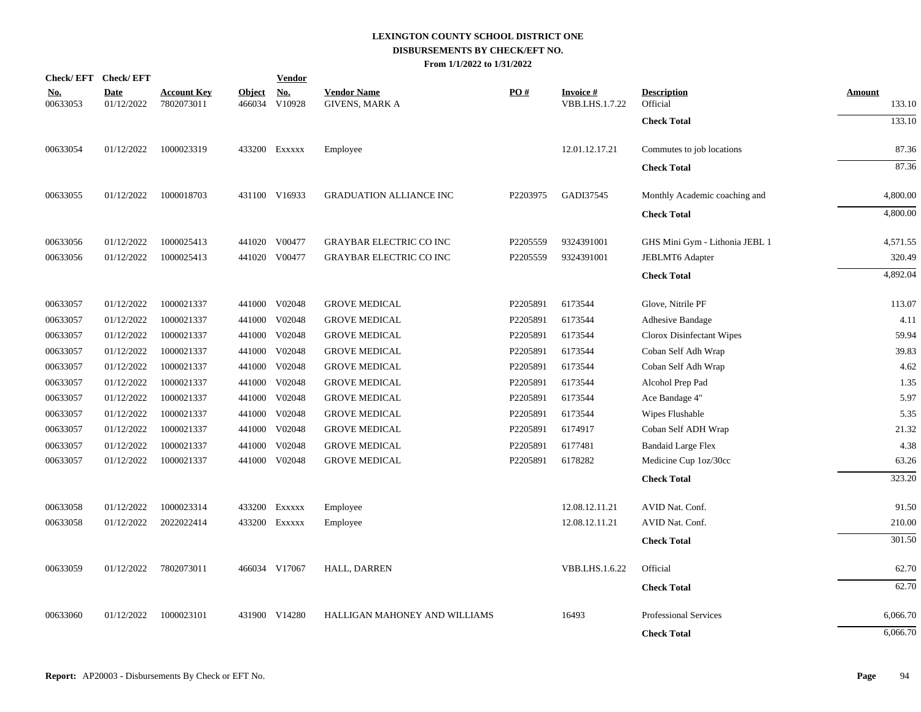# LEXINGTON COUNTY SCHOOL DISTRICT ONE
## DISBURSEMENTS BY CHECK/EFT NO.
### From 1/1/2022 to 1/31/2022

| Check/ EFT No. | Check/ EFT Date | Account Key | Object | Vendor No. | Vendor Name | PO # | Invoice # | Description | Amount |
|---|---|---|---|---|---|---|---|---|---|
| 00633053 | 01/12/2022 | 7802073011 | 466034 | V10928 | GIVENS, MARK A | | VBB.LHS.1.7.22 | Official | 133.10 |
| | | | | | | | | **Check Total** | 133.10 |
| 00633054 | 01/12/2022 | 1000023319 | 433200 | Exxxxx | Employee | | 12.01.12.17.21 | Commutes to job locations | 87.36 |
| | | | | | | | | **Check Total** | 87.36 |
| 00633055 | 01/12/2022 | 1000018703 | 431100 | V16933 | GRADUATION ALLIANCE INC | P2203975 | GADI37545 | Monthly Academic coaching and | 4,800.00 |
| | | | | | | | | **Check Total** | 4,800.00 |
| 00633056 | 01/12/2022 | 1000025413 | 441020 | V00477 | GRAYBAR ELECTRIC CO INC | P2205559 | 9324391001 | GHS Mini Gym - Lithonia JEBL 1 | 4,571.55 |
| 00633056 | 01/12/2022 | 1000025413 | 441020 | V00477 | GRAYBAR ELECTRIC CO INC | P2205559 | 9324391001 | JEBLMT6 Adapter | 320.49 |
| | | | | | | | | **Check Total** | 4,892.04 |
| 00633057 | 01/12/2022 | 1000021337 | 441000 | V02048 | GROVE MEDICAL | P2205891 | 6173544 | Glove, Nitrile PF | 113.07 |
| 00633057 | 01/12/2022 | 1000021337 | 441000 | V02048 | GROVE MEDICAL | P2205891 | 6173544 | Adhesive Bandage | 4.11 |
| 00633057 | 01/12/2022 | 1000021337 | 441000 | V02048 | GROVE MEDICAL | P2205891 | 6173544 | Clorox Disinfectant Wipes | 59.94 |
| 00633057 | 01/12/2022 | 1000021337 | 441000 | V02048 | GROVE MEDICAL | P2205891 | 6173544 | Coban Self Adh Wrap | 39.83 |
| 00633057 | 01/12/2022 | 1000021337 | 441000 | V02048 | GROVE MEDICAL | P2205891 | 6173544 | Coban Self Adh Wrap | 4.62 |
| 00633057 | 01/12/2022 | 1000021337 | 441000 | V02048 | GROVE MEDICAL | P2205891 | 6173544 | Alcohol Prep Pad | 1.35 |
| 00633057 | 01/12/2022 | 1000021337 | 441000 | V02048 | GROVE MEDICAL | P2205891 | 6173544 | Ace Bandage 4" | 5.97 |
| 00633057 | 01/12/2022 | 1000021337 | 441000 | V02048 | GROVE MEDICAL | P2205891 | 6173544 | Wipes Flushable | 5.35 |
| 00633057 | 01/12/2022 | 1000021337 | 441000 | V02048 | GROVE MEDICAL | P2205891 | 6174917 | Coban Self ADH Wrap | 21.32 |
| 00633057 | 01/12/2022 | 1000021337 | 441000 | V02048 | GROVE MEDICAL | P2205891 | 6177481 | Bandaid Large Flex | 4.38 |
| 00633057 | 01/12/2022 | 1000021337 | 441000 | V02048 | GROVE MEDICAL | P2205891 | 6178282 | Medicine Cup 1oz/30cc | 63.26 |
| | | | | | | | | **Check Total** | 323.20 |
| 00633058 | 01/12/2022 | 1000023314 | 433200 | Exxxxx | Employee | | 12.08.12.11.21 | AVID Nat. Conf. | 91.50 |
| 00633058 | 01/12/2022 | 2022022414 | 433200 | Exxxxx | Employee | | 12.08.12.11.21 | AVID Nat. Conf. | 210.00 |
| | | | | | | | | **Check Total** | 301.50 |
| 00633059 | 01/12/2022 | 7802073011 | 466034 | V17067 | HALL, DARREN | | VBB.LHS.1.6.22 | Official | 62.70 |
| | | | | | | | | **Check Total** | 62.70 |
| 00633060 | 01/12/2022 | 1000023101 | 431900 | V14280 | HALLIGAN MAHONEY AND WILLIAMS | | 16493 | Professional Services | 6,066.70 |
| | | | | | | | | **Check Total** | 6,066.70 |

**Report:** AP20003 - Disbursements By Check or EFT No.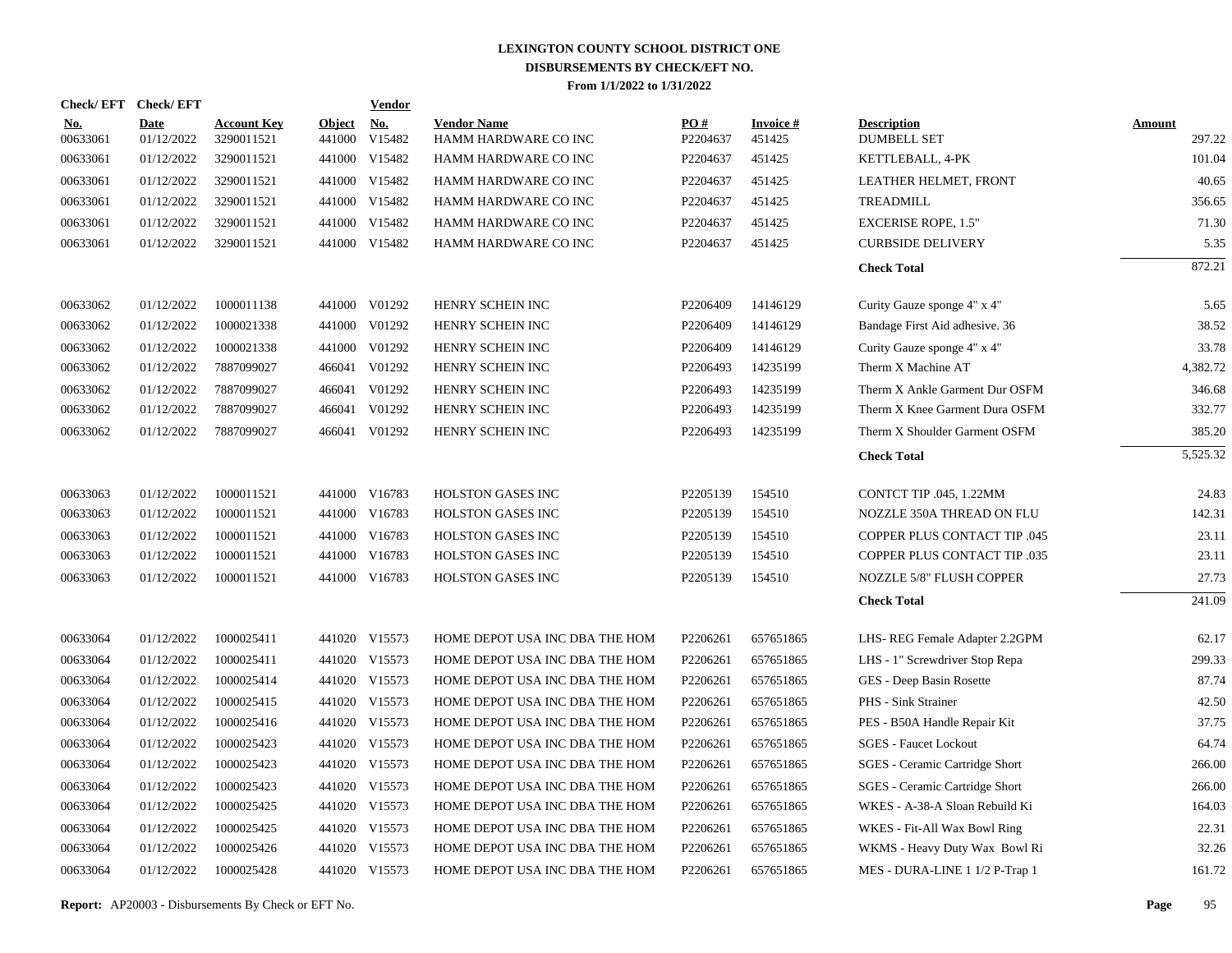# LEXINGTON COUNTY SCHOOL DISTRICT ONE
## DISBURSEMENTS BY CHECK/EFT NO.
### From 1/1/2022 to 1/31/2022

| Check/ EFT No. | Check/ EFT Date | Account Key | Object | Vendor No. | Vendor Name | PO # | Invoice # | Description | Amount |
|---|---|---|---|---|---|---|---|---|---|
| 00633061 | 01/12/2022 | 3290011521 | 441000 | V15482 | HAMM HARDWARE CO INC | P2204637 | 451425 | DUMBELL SET | 297.22 |
| 00633061 | 01/12/2022 | 3290011521 | 441000 | V15482 | HAMM HARDWARE CO INC | P2204637 | 451425 | KETTLEBALL, 4-PK | 101.04 |
| 00633061 | 01/12/2022 | 3290011521 | 441000 | V15482 | HAMM HARDWARE CO INC | P2204637 | 451425 | LEATHER HELMET, FRONT | 40.65 |
| 00633061 | 01/12/2022 | 3290011521 | 441000 | V15482 | HAMM HARDWARE CO INC | P2204637 | 451425 | TREADMILL | 356.65 |
| 00633061 | 01/12/2022 | 3290011521 | 441000 | V15482 | HAMM HARDWARE CO INC | P2204637 | 451425 | EXCERISE ROPE, 1.5" | 71.30 |
| 00633061 | 01/12/2022 | 3290011521 | 441000 | V15482 | HAMM HARDWARE CO INC | P2204637 | 451425 | CURBSIDE DELIVERY | 5.35 |
| | | | | | | | | **Check Total** | 872.21 |
| 00633062 | 01/12/2022 | 1000011138 | 441000 | V01292 | HENRY SCHEIN INC | P2206409 | 14146129 | Curity Gauze sponge 4" x 4" | 5.65 |
| 00633062 | 01/12/2022 | 1000021338 | 441000 | V01292 | HENRY SCHEIN INC | P2206409 | 14146129 | Bandage First Aid adhesive. 36 | 38.52 |
| 00633062 | 01/12/2022 | 1000021338 | 441000 | V01292 | HENRY SCHEIN INC | P2206409 | 14146129 | Curity Gauze sponge 4" x 4" | 33.78 |
| 00633062 | 01/12/2022 | 7887099027 | 466041 | V01292 | HENRY SCHEIN INC | P2206493 | 14235199 | Therm X Machine AT | 4,382.72 |
| 00633062 | 01/12/2022 | 7887099027 | 466041 | V01292 | HENRY SCHEIN INC | P2206493 | 14235199 | Therm X Ankle Garment Dur OSFM | 346.68 |
| 00633062 | 01/12/2022 | 7887099027 | 466041 | V01292 | HENRY SCHEIN INC | P2206493 | 14235199 | Therm X Knee Garment Dura OSFM | 332.77 |
| 00633062 | 01/12/2022 | 7887099027 | 466041 | V01292 | HENRY SCHEIN INC | P2206493 | 14235199 | Therm X Shoulder Garment OSFM | 385.20 |
| | | | | | | | | **Check Total** | 5,525.32 |
| 00633063 | 01/12/2022 | 1000011521 | 441000 | V16783 | HOLSTON GASES INC | P2205139 | 154510 | CONTCT TIP .045, 1.22MM | 24.83 |
| 00633063 | 01/12/2022 | 1000011521 | 441000 | V16783 | HOLSTON GASES INC | P2205139 | 154510 | NOZZLE 350A THREAD ON FLU | 142.31 |
| 00633063 | 01/12/2022 | 1000011521 | 441000 | V16783 | HOLSTON GASES INC | P2205139 | 154510 | COPPER PLUS CONTACT TIP .045 | 23.11 |
| 00633063 | 01/12/2022 | 1000011521 | 441000 | V16783 | HOLSTON GASES INC | P2205139 | 154510 | COPPER PLUS CONTACT TIP .035 | 23.11 |
| 00633063 | 01/12/2022 | 1000011521 | 441000 | V16783 | HOLSTON GASES INC | P2205139 | 154510 | NOZZLE 5/8" FLUSH COPPER | 27.73 |
| | | | | | | | | **Check Total** | 241.09 |
| 00633064 | 01/12/2022 | 1000025411 | 441020 | V15573 | HOME DEPOT USA INC DBA THE HOM | P2206261 | 657651865 | LHS- REG Female Adapter 2.2GPM | 62.17 |
| 00633064 | 01/12/2022 | 1000025411 | 441020 | V15573 | HOME DEPOT USA INC DBA THE HOM | P2206261 | 657651865 | LHS - 1" Screwdriver Stop Repa | 299.33 |
| 00633064 | 01/12/2022 | 1000025414 | 441020 | V15573 | HOME DEPOT USA INC DBA THE HOM | P2206261 | 657651865 | GES - Deep Basin Rosette | 87.74 |
| 00633064 | 01/12/2022 | 1000025415 | 441020 | V15573 | HOME DEPOT USA INC DBA THE HOM | P2206261 | 657651865 | PHS - Sink Strainer | 42.50 |
| 00633064 | 01/12/2022 | 1000025416 | 441020 | V15573 | HOME DEPOT USA INC DBA THE HOM | P2206261 | 657651865 | PES - B50A Handle Repair Kit | 37.75 |
| 00633064 | 01/12/2022 | 1000025423 | 441020 | V15573 | HOME DEPOT USA INC DBA THE HOM | P2206261 | 657651865 | SGES - Faucet Lockout | 64.74 |
| 00633064 | 01/12/2022 | 1000025423 | 441020 | V15573 | HOME DEPOT USA INC DBA THE HOM | P2206261 | 657651865 | SGES - Ceramic Cartridge Short | 266.00 |
| 00633064 | 01/12/2022 | 1000025423 | 441020 | V15573 | HOME DEPOT USA INC DBA THE HOM | P2206261 | 657651865 | SGES - Ceramic Cartridge Short | 266.00 |
| 00633064 | 01/12/2022 | 1000025425 | 441020 | V15573 | HOME DEPOT USA INC DBA THE HOM | P2206261 | 657651865 | WKES - A-38-A Sloan Rebuild Ki | 164.03 |
| 00633064 | 01/12/2022 | 1000025425 | 441020 | V15573 | HOME DEPOT USA INC DBA THE HOM | P2206261 | 657651865 | WKES - Fit-All Wax Bowl Ring | 22.31 |
| 00633064 | 01/12/2022 | 1000025426 | 441020 | V15573 | HOME DEPOT USA INC DBA THE HOM | P2206261 | 657651865 | WKMS - Heavy Duty Wax Bowl Ri | 32.26 |
| 00633064 | 01/12/2022 | 1000025428 | 441020 | V15573 | HOME DEPOT USA INC DBA THE HOM | P2206261 | 657651865 | MES - DURA-LINE 1 1/2 P-Trap 1 | 161.72 |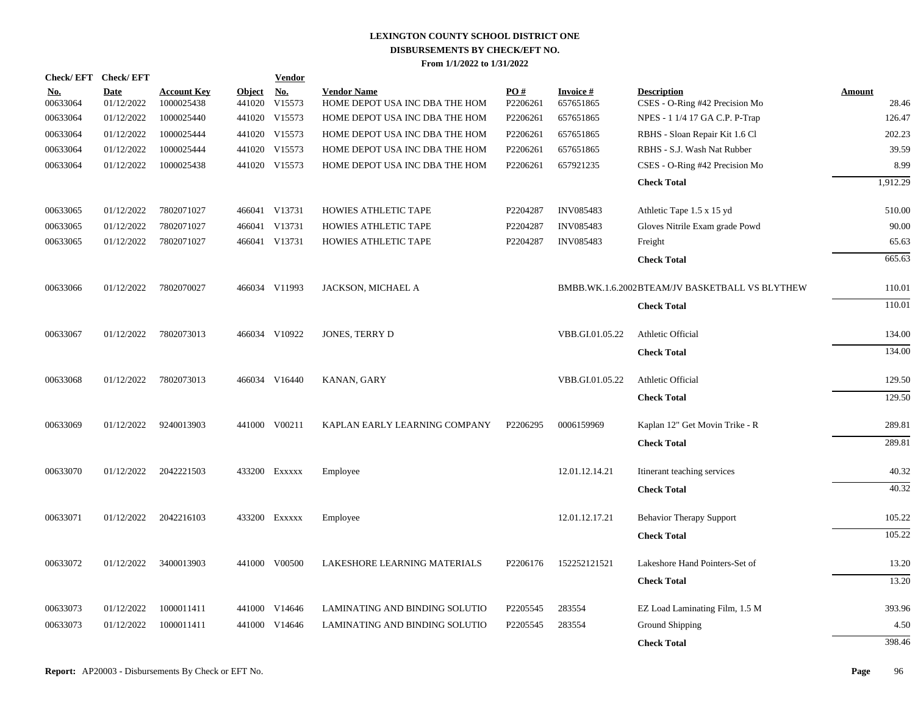# LEXINGTON COUNTY SCHOOL DISTRICT ONE
## DISBURSEMENTS BY CHECK/EFT NO.
### From 1/1/2022 to 1/31/2022

| Check/ EFT No. | Check/ EFT Date | Account Key | Object | Vendor No. | Vendor Name | PO # | Invoice # | Description | Amount |
|---|---|---|---|---|---|---|---|---|---|
| 00633064 | 01/12/2022 | 1000025438 | 441020 | V15573 | HOME DEPOT USA INC DBA THE HOM | P2206261 | 657651865 | CSES - O-Ring #42 Precision Mo | 28.46 |
| 00633064 | 01/12/2022 | 1000025440 | 441020 | V15573 | HOME DEPOT USA INC DBA THE HOM | P2206261 | 657651865 | NPES - 1 1/4 17 GA C.P. P-Trap | 126.47 |
| 00633064 | 01/12/2022 | 1000025444 | 441020 | V15573 | HOME DEPOT USA INC DBA THE HOM | P2206261 | 657651865 | RBHS - Sloan Repair Kit 1.6 Cl | 202.23 |
| 00633064 | 01/12/2022 | 1000025444 | 441020 | V15573 | HOME DEPOT USA INC DBA THE HOM | P2206261 | 657651865 | RBHS - S.J. Wash Nat Rubber | 39.59 |
| 00633064 | 01/12/2022 | 1000025438 | 441020 | V15573 | HOME DEPOT USA INC DBA THE HOM | P2206261 | 657921235 | CSES - O-Ring #42 Precision Mo | 8.99 |
| | | | | | | | | **Check Total** | 1,912.29 |
| 00633065 | 01/12/2022 | 7802071027 | 466041 | V13731 | HOWIES ATHLETIC TAPE | P2204287 | INV085483 | Athletic Tape 1.5 x 15 yd | 510.00 |
| 00633065 | 01/12/2022 | 7802071027 | 466041 | V13731 | HOWIES ATHLETIC TAPE | P2204287 | INV085483 | Gloves Nitrile Exam grade Powd | 90.00 |
| 00633065 | 01/12/2022 | 7802071027 | 466041 | V13731 | HOWIES ATHLETIC TAPE | P2204287 | INV085483 | Freight | 65.63 |
| | | | | | | | | **Check Total** | 665.63 |
| 00633066 | 01/12/2022 | 7802070027 | 466034 | V11993 | JACKSON, MICHAEL A | | BMBB.WK.1.6.2002 | BTEAM/JV BASKETBALL VS BLYTHEW | 110.01 |
| | | | | | | | | **Check Total** | 110.01 |
| 00633067 | 01/12/2022 | 7802073013 | 466034 | V10922 | JONES, TERRY D | | VBB.GI.01.05.22 | Athletic Official | 134.00 |
| | | | | | | | | **Check Total** | 134.00 |
| 00633068 | 01/12/2022 | 7802073013 | 466034 | V16440 | KANAN, GARY | | VBB.GI.01.05.22 | Athletic Official | 129.50 |
| | | | | | | | | **Check Total** | 129.50 |
| 00633069 | 01/12/2022 | 9240013903 | 441000 | V00211 | KAPLAN EARLY LEARNING COMPANY | P2206295 | 0006159969 | Kaplan 12" Get Movin Trike - R | 289.81 |
| | | | | | | | | **Check Total** | 289.81 |
| 00633070 | 01/12/2022 | 2042221503 | 433200 | Exxxxx | Employee | | 12.01.12.14.21 | Itinerant teaching services | 40.32 |
| | | | | | | | | **Check Total** | 40.32 |
| 00633071 | 01/12/2022 | 2042216103 | 433200 | Exxxxx | Employee | | 12.01.12.17.21 | Behavior Therapy Support | 105.22 |
| | | | | | | | | **Check Total** | 105.22 |
| 00633072 | 01/12/2022 | 3400013903 | 441000 | V00500 | LAKESHORE LEARNING MATERIALS | P2206176 | 152252121521 | Lakeshore Hand Pointers-Set of | 13.20 |
| | | | | | | | | **Check Total** | 13.20 |
| 00633073 | 01/12/2022 | 1000011411 | 441000 | V14646 | LAMINATING AND BINDING SOLUTIO | P2205545 | 283554 | EZ Load Laminating Film, 1.5 M | 393.96 |
| 00633073 | 01/12/2022 | 1000011411 | 441000 | V14646 | LAMINATING AND BINDING SOLUTIO | P2205545 | 283554 | Ground Shipping | 4.50 |
| | | | | | | | | **Check Total** | 398.46 |

**Report:** AP20003 - Disbursements By Check or EFT No.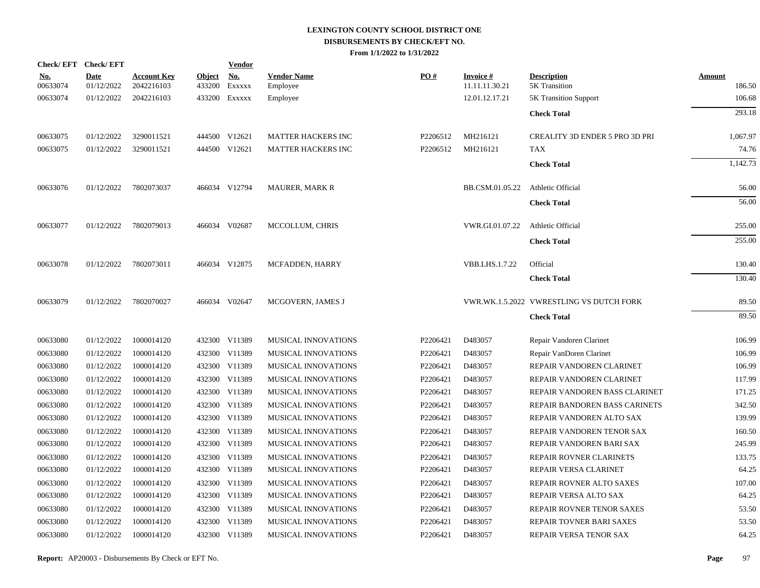**LEXINGTON COUNTY SCHOOL DISTRICT ONE**
**DISBURSEMENTS BY CHECK/EFT NO.**
**From 1/1/2022 to 1/31/2022**

| Check/ EFT No. | Check/ EFT Date | Account Key | Object | Vendor No. | Vendor Name | PO # | Invoice # | Description | Amount |
|---|---|---|---|---|---|---|---|---|---|
| 00633074 | 01/12/2022 | 2042216103 | 433200 | Exxxxx | Employee | | 11.11.11.30.21 | 5K Transition | 186.50 |
| 00633074 | 01/12/2022 | 2042216103 | 433200 | Exxxxx | Employee | | 12.01.12.17.21 | 5K Transition Support | 106.68 |
| | | | | | | | | **Check Total** | 293.18 |
| 00633075 | 01/12/2022 | 3290011521 | 444500 | V12621 | MATTER HACKERS INC | P2206512 | MH216121 | CREALITY 3D ENDER 5 PRO 3D PRI | 1,067.97 |
| 00633075 | 01/12/2022 | 3290011521 | 444500 | V12621 | MATTER HACKERS INC | P2206512 | MH216121 | TAX | 74.76 |
| | | | | | | | | **Check Total** | 1,142.73 |
| 00633076 | 01/12/2022 | 7802073037 | 466034 | V12794 | MAURER, MARK R | | BB.CSM.01.05.22 | Athletic Official | 56.00 |
| | | | | | | | | **Check Total** | 56.00 |
| 00633077 | 01/12/2022 | 7802079013 | 466034 | V02687 | MCCOLLUM, CHRIS | | VWR.GI.01.07.22 | Athletic Official | 255.00 |
| | | | | | | | | **Check Total** | 255.00 |
| 00633078 | 01/12/2022 | 7802073011 | 466034 | V12875 | MCFADDEN, HARRY | | VBB.LHS.1.7.22 | Official | 130.40 |
| | | | | | | | | **Check Total** | 130.40 |
| 00633079 | 01/12/2022 | 7802070027 | 466034 | V02647 | MCGOVERN, JAMES J | | VWR.WK.1.5.2022 | VWRESTLING VS DUTCH FORK | 89.50 |
| | | | | | | | | **Check Total** | 89.50 |
| 00633080 | 01/12/2022 | 1000014120 | 432300 | V11389 | MUSICAL INNOVATIONS | P2206421 | D483057 | Repair Vandoren Clarinet | 106.99 |
| 00633080 | 01/12/2022 | 1000014120 | 432300 | V11389 | MUSICAL INNOVATIONS | P2206421 | D483057 | Repair VanDoren Clarinet | 106.99 |
| 00633080 | 01/12/2022 | 1000014120 | 432300 | V11389 | MUSICAL INNOVATIONS | P2206421 | D483057 | REPAIR VANDOREN CLARINET | 106.99 |
| 00633080 | 01/12/2022 | 1000014120 | 432300 | V11389 | MUSICAL INNOVATIONS | P2206421 | D483057 | REPAIR VANDOREN CLARINET | 117.99 |
| 00633080 | 01/12/2022 | 1000014120 | 432300 | V11389 | MUSICAL INNOVATIONS | P2206421 | D483057 | REPAIR VANDOREN BASS CLARINET | 171.25 |
| 00633080 | 01/12/2022 | 1000014120 | 432300 | V11389 | MUSICAL INNOVATIONS | P2206421 | D483057 | REPAIR BANDOREN BASS CARINETS | 342.50 |
| 00633080 | 01/12/2022 | 1000014120 | 432300 | V11389 | MUSICAL INNOVATIONS | P2206421 | D483057 | REPAIR VANDOREN ALTO SAX | 139.99 |
| 00633080 | 01/12/2022 | 1000014120 | 432300 | V11389 | MUSICAL INNOVATIONS | P2206421 | D483057 | REPAIR VANDOREN TENOR SAX | 160.50 |
| 00633080 | 01/12/2022 | 1000014120 | 432300 | V11389 | MUSICAL INNOVATIONS | P2206421 | D483057 | REPAIR VANDOREN BARI SAX | 245.99 |
| 00633080 | 01/12/2022 | 1000014120 | 432300 | V11389 | MUSICAL INNOVATIONS | P2206421 | D483057 | REPAIR ROVNER CLARINETS | 133.75 |
| 00633080 | 01/12/2022 | 1000014120 | 432300 | V11389 | MUSICAL INNOVATIONS | P2206421 | D483057 | REPAIR VERSA CLARINET | 64.25 |
| 00633080 | 01/12/2022 | 1000014120 | 432300 | V11389 | MUSICAL INNOVATIONS | P2206421 | D483057 | REPAIR ROVNER ALTO SAXES | 107.00 |
| 00633080 | 01/12/2022 | 1000014120 | 432300 | V11389 | MUSICAL INNOVATIONS | P2206421 | D483057 | REPAIR VERSA ALTO SAX | 64.25 |
| 00633080 | 01/12/2022 | 1000014120 | 432300 | V11389 | MUSICAL INNOVATIONS | P2206421 | D483057 | REPAIR ROVNER TENOR SAXES | 53.50 |
| 00633080 | 01/12/2022 | 1000014120 | 432300 | V11389 | MUSICAL INNOVATIONS | P2206421 | D483057 | REPAIR TOVNER BARI SAXES | 53.50 |
| 00633080 | 01/12/2022 | 1000014120 | 432300 | V11389 | MUSICAL INNOVATIONS | P2206421 | D483057 | REPAIR VERSA TENOR SAX | 64.25 |

**Report:** AP20003 - Disbursements By Check or EFT No.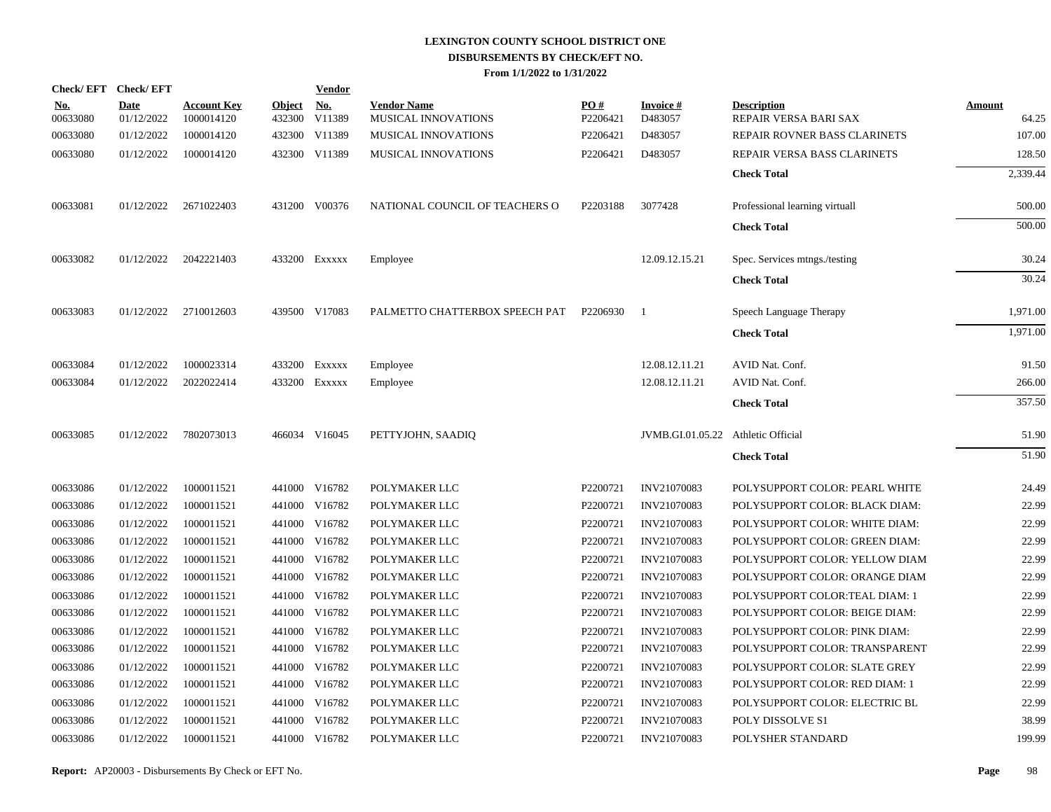# LEXINGTON COUNTY SCHOOL DISTRICT ONE

## DISBURSEMENTS BY CHECK/EFT NO.

### From 1/1/2022 to 1/31/2022

| Check/ EFT No. | Check/ EFT Date | Account Key | Object | Vendor No. | Vendor Name | PO # | Invoice # | Description | Amount |
|---|---|---|---|---|---|---|---|---|---|
| 00633080 | 01/12/2022 | 1000014120 | 432300 | V11389 | MUSICAL INNOVATIONS | P2206421 | D483057 | REPAIR VERSA BARI SAX | 64.25 |
| 00633080 | 01/12/2022 | 1000014120 | 432300 | V11389 | MUSICAL INNOVATIONS | P2206421 | D483057 | REPAIR ROVNER BASS CLARINETS | 107.00 |
| 00633080 | 01/12/2022 | 1000014120 | 432300 | V11389 | MUSICAL INNOVATIONS | P2206421 | D483057 | REPAIR VERSA BASS CLARINETS | 128.50 |
| | | | | | | | | **Check Total** | 2,339.44 |
| 00633081 | 01/12/2022 | 2671022403 | 431200 | V00376 | NATIONAL COUNCIL OF TEACHERS O | P2203188 | 3077428 | Professional learning virtuall | 500.00 |
| | | | | | | | | **Check Total** | 500.00 |
| 00633082 | 01/12/2022 | 2042221403 | 433200 | Exxxxx | Employee | | 12.09.12.15.21 | Spec. Services mtngs./testing | 30.24 |
| | | | | | | | | **Check Total** | 30.24 |
| 00633083 | 01/12/2022 | 2710012603 | 439500 | V17083 | PALMETTO CHATTERBOX SPEECH PAT | P2206930 | 1 | Speech Language Therapy | 1,971.00 |
| | | | | | | | | **Check Total** | 1,971.00 |
| 00633084 | 01/12/2022 | 1000023314 | 433200 | Exxxxx | Employee | | 12.08.12.11.21 | AVID Nat. Conf. | 91.50 |
| 00633084 | 01/12/2022 | 2022022414 | 433200 | Exxxxx | Employee | | 12.08.12.11.21 | AVID Nat. Conf. | 266.00 |
| | | | | | | | | **Check Total** | 357.50 |
| 00633085 | 01/12/2022 | 7802073013 | 466034 | V16045 | PETTYJOHN, SAADIQ | | JVMB.GI.01.05.22 | Athletic Official | 51.90 |
| | | | | | | | | **Check Total** | 51.90 |
| 00633086 | 01/12/2022 | 1000011521 | 441000 | V16782 | POLYMAKER LLC | P2200721 | INV21070083 | POLYSUPPORT COLOR: PEARL WHITE | 24.49 |
| 00633086 | 01/12/2022 | 1000011521 | 441000 | V16782 | POLYMAKER LLC | P2200721 | INV21070083 | POLYSUPPORT COLOR: BLACK DIAM: | 22.99 |
| 00633086 | 01/12/2022 | 1000011521 | 441000 | V16782 | POLYMAKER LLC | P2200721 | INV21070083 | POLYSUPPORT COLOR: WHITE DIAM: | 22.99 |
| 00633086 | 01/12/2022 | 1000011521 | 441000 | V16782 | POLYMAKER LLC | P2200721 | INV21070083 | POLYSUPPORT COLOR: GREEN DIAM: | 22.99 |
| 00633086 | 01/12/2022 | 1000011521 | 441000 | V16782 | POLYMAKER LLC | P2200721 | INV21070083 | POLYSUPPORT COLOR: YELLOW DIAM | 22.99 |
| 00633086 | 01/12/2022 | 1000011521 | 441000 | V16782 | POLYMAKER LLC | P2200721 | INV21070083 | POLYSUPPORT COLOR: ORANGE DIAM | 22.99 |
| 00633086 | 01/12/2022 | 1000011521 | 441000 | V16782 | POLYMAKER LLC | P2200721 | INV21070083 | POLYSUPPORT COLOR:TEAL DIAM: 1 | 22.99 |
| 00633086 | 01/12/2022 | 1000011521 | 441000 | V16782 | POLYMAKER LLC | P2200721 | INV21070083 | POLYSUPPORT COLOR: BEIGE DIAM: | 22.99 |
| 00633086 | 01/12/2022 | 1000011521 | 441000 | V16782 | POLYMAKER LLC | P2200721 | INV21070083 | POLYSUPPORT COLOR: PINK DIAM: | 22.99 |
| 00633086 | 01/12/2022 | 1000011521 | 441000 | V16782 | POLYMAKER LLC | P2200721 | INV21070083 | POLYSUPPORT COLOR: TRANSPARENT | 22.99 |
| 00633086 | 01/12/2022 | 1000011521 | 441000 | V16782 | POLYMAKER LLC | P2200721 | INV21070083 | POLYSUPPORT COLOR: SLATE GREY | 22.99 |
| 00633086 | 01/12/2022 | 1000011521 | 441000 | V16782 | POLYMAKER LLC | P2200721 | INV21070083 | POLYSUPPORT COLOR: RED DIAM: 1 | 22.99 |
| 00633086 | 01/12/2022 | 1000011521 | 441000 | V16782 | POLYMAKER LLC | P2200721 | INV21070083 | POLYSUPPORT COLOR: ELECTRIC BL | 22.99 |
| 00633086 | 01/12/2022 | 1000011521 | 441000 | V16782 | POLYMAKER LLC | P2200721 | INV21070083 | POLY DISSOLVE S1 | 38.99 |
| 00633086 | 01/12/2022 | 1000011521 | 441000 | V16782 | POLYMAKER LLC | P2200721 | INV21070083 | POLYSHER STANDARD | 199.99 |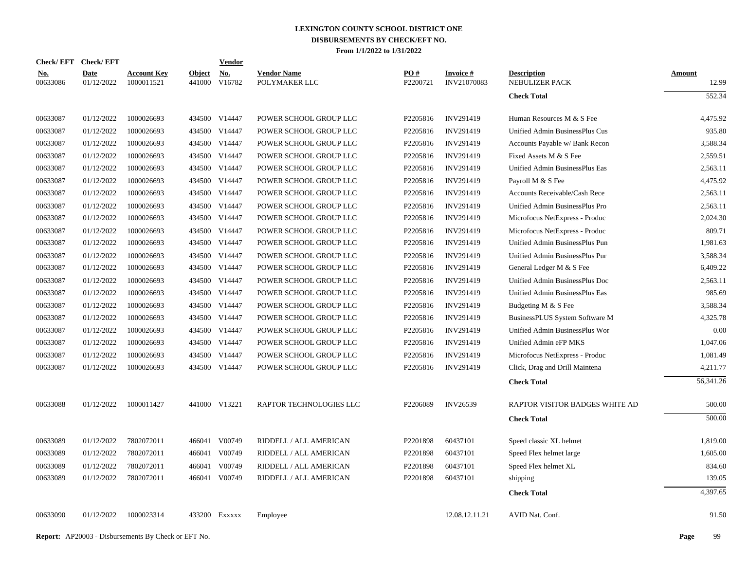# LEXINGTON COUNTY SCHOOL DISTRICT ONE
## DISBURSEMENTS BY CHECK/EFT NO.
### From 1/1/2022 to 1/31/2022

| Check/ EFT No. | Check/ EFT Date | Account Key | Object | Vendor No. | Vendor Name | PO # | Invoice # | Description | Amount |
|---|---|---|---|---|---|---|---|---|---|
| 00633086 | 01/12/2022 | 1000011521 | 441000 | V16782 | POLYMAKER LLC | P2200721 | INV21070083 | NEBULIZER PACK | 12.99 |
| | | | | | | | | **Check Total** | 552.34 |
| 00633087 | 01/12/2022 | 1000026693 | 434500 | V14447 | POWER SCHOOL GROUP LLC | P2205816 | INV291419 | Human Resources M & S Fee | 4,475.92 |
| 00633087 | 01/12/2022 | 1000026693 | 434500 | V14447 | POWER SCHOOL GROUP LLC | P2205816 | INV291419 | Unified Admin BusinessPlus Cus | 935.80 |
| 00633087 | 01/12/2022 | 1000026693 | 434500 | V14447 | POWER SCHOOL GROUP LLC | P2205816 | INV291419 | Accounts Payable w/ Bank Recon | 3,588.34 |
| 00633087 | 01/12/2022 | 1000026693 | 434500 | V14447 | POWER SCHOOL GROUP LLC | P2205816 | INV291419 | Fixed Assets M & S Fee | 2,559.51 |
| 00633087 | 01/12/2022 | 1000026693 | 434500 | V14447 | POWER SCHOOL GROUP LLC | P2205816 | INV291419 | Unified Admin BusinessPlus Eas | 2,563.11 |
| 00633087 | 01/12/2022 | 1000026693 | 434500 | V14447 | POWER SCHOOL GROUP LLC | P2205816 | INV291419 | Payroll M & S Fee | 4,475.92 |
| 00633087 | 01/12/2022 | 1000026693 | 434500 | V14447 | POWER SCHOOL GROUP LLC | P2205816 | INV291419 | Accounts Receivable/Cash Rece | 2,563.11 |
| 00633087 | 01/12/2022 | 1000026693 | 434500 | V14447 | POWER SCHOOL GROUP LLC | P2205816 | INV291419 | Unified Admin BusinessPlus Pro | 2,563.11 |
| 00633087 | 01/12/2022 | 1000026693 | 434500 | V14447 | POWER SCHOOL GROUP LLC | P2205816 | INV291419 | Microfocus NetExpress - Produc | 2,024.30 |
| 00633087 | 01/12/2022 | 1000026693 | 434500 | V14447 | POWER SCHOOL GROUP LLC | P2205816 | INV291419 | Microfocus NetExpress - Produc | 809.71 |
| 00633087 | 01/12/2022 | 1000026693 | 434500 | V14447 | POWER SCHOOL GROUP LLC | P2205816 | INV291419 | Unified Admin BusinessPlus Pun | 1,981.63 |
| 00633087 | 01/12/2022 | 1000026693 | 434500 | V14447 | POWER SCHOOL GROUP LLC | P2205816 | INV291419 | Unified Admin BusinessPlus Pur | 3,588.34 |
| 00633087 | 01/12/2022 | 1000026693 | 434500 | V14447 | POWER SCHOOL GROUP LLC | P2205816 | INV291419 | General Ledger M & S Fee | 6,409.22 |
| 00633087 | 01/12/2022 | 1000026693 | 434500 | V14447 | POWER SCHOOL GROUP LLC | P2205816 | INV291419 | Unified Admin BusinessPlus Doc | 2,563.11 |
| 00633087 | 01/12/2022 | 1000026693 | 434500 | V14447 | POWER SCHOOL GROUP LLC | P2205816 | INV291419 | Unified Admin BusinessPlus Eas | 985.69 |
| 00633087 | 01/12/2022 | 1000026693 | 434500 | V14447 | POWER SCHOOL GROUP LLC | P2205816 | INV291419 | Budgeting M & S Fee | 3,588.34 |
| 00633087 | 01/12/2022 | 1000026693 | 434500 | V14447 | POWER SCHOOL GROUP LLC | P2205816 | INV291419 | BusinessPLUS System Software M | 4,325.78 |
| 00633087 | 01/12/2022 | 1000026693 | 434500 | V14447 | POWER SCHOOL GROUP LLC | P2205816 | INV291419 | Unified Admin BusinessPlus Wor | 0.00 |
| 00633087 | 01/12/2022 | 1000026693 | 434500 | V14447 | POWER SCHOOL GROUP LLC | P2205816 | INV291419 | Unified Admin eFP MKS | 1,047.06 |
| 00633087 | 01/12/2022 | 1000026693 | 434500 | V14447 | POWER SCHOOL GROUP LLC | P2205816 | INV291419 | Microfocus NetExpress - Produc | 1,081.49 |
| 00633087 | 01/12/2022 | 1000026693 | 434500 | V14447 | POWER SCHOOL GROUP LLC | P2205816 | INV291419 | Click, Drag and Drill Maintena | 4,211.77 |
| | | | | | | | | **Check Total** | 56,341.26 |
| 00633088 | 01/12/2022 | 1000011427 | 441000 | V13221 | RAPTOR TECHNOLOGIES LLC | P2206089 | INV26539 | RAPTOR VISITOR BADGES WHITE AD | 500.00 |
| | | | | | | | | **Check Total** | 500.00 |
| 00633089 | 01/12/2022 | 7802072011 | 466041 | V00749 | RIDDELL / ALL AMERICAN | P2201898 | 60437101 | Speed classic XL helmet | 1,819.00 |
| 00633089 | 01/12/2022 | 7802072011 | 466041 | V00749 | RIDDELL / ALL AMERICAN | P2201898 | 60437101 | Speed Flex helmet large | 1,605.00 |
| 00633089 | 01/12/2022 | 7802072011 | 466041 | V00749 | RIDDELL / ALL AMERICAN | P2201898 | 60437101 | Speed Flex helmet XL | 834.60 |
| 00633089 | 01/12/2022 | 7802072011 | 466041 | V00749 | RIDDELL / ALL AMERICAN | P2201898 | 60437101 | shipping | 139.05 |
| | | | | | | | | **Check Total** | 4,397.65 |
| 00633090 | 01/12/2022 | 1000023314 | 433200 | Exxxxx | Employee | | 12.08.12.11.21 | AVID Nat. Conf. | 91.50 |

**Report:** AP20003 - Disbursements By Check or EFT No.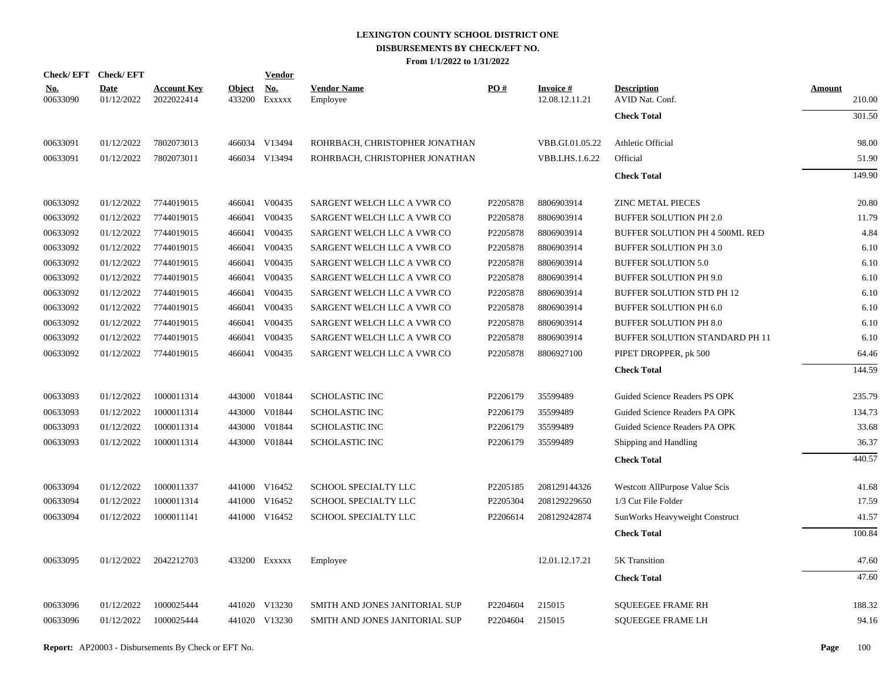**LEXINGTON COUNTY SCHOOL DISTRICT ONE**
**DISBURSEMENTS BY CHECK/EFT NO.**
**From 1/1/2022 to 1/31/2022**

| Check/ EFT No. | Check/ EFT Date | Account Key | Object | Vendor No. | Vendor Name | PO # | Invoice # | Description | Amount |
|---|---|---|---|---|---|---|---|---|---|
| 00633090 | 01/12/2022 | 2022022414 | 433200 | Exxxxx | Employee | | 12.08.12.11.21 | AVID Nat. Conf. | 210.00 |
| | | | | | | | | **Check Total** | 301.50 |
| 00633091 | 01/12/2022 | 7802073013 | 466034 | V13494 | ROHRBACH, CHRISTOPHER JONATHAN | | VBB.GI.01.05.22 | Athletic Official | 98.00 |
| 00633091 | 01/12/2022 | 7802073011 | 466034 | V13494 | ROHRBACH, CHRISTOPHER JONATHAN | | VBB.LHS.1.6.22 | Official | 51.90 |
| | | | | | | | | **Check Total** | 149.90 |
| 00633092 | 01/12/2022 | 7744019015 | 466041 | V00435 | SARGENT WELCH LLC A VWR CO | P2205878 | 8806903914 | ZINC METAL PIECES | 20.80 |
| 00633092 | 01/12/2022 | 7744019015 | 466041 | V00435 | SARGENT WELCH LLC A VWR CO | P2205878 | 8806903914 | BUFFER SOLUTION PH 2.0 | 11.79 |
| 00633092 | 01/12/2022 | 7744019015 | 466041 | V00435 | SARGENT WELCH LLC A VWR CO | P2205878 | 8806903914 | BUFFER SOLUTION PH 4 500ML RED | 4.84 |
| 00633092 | 01/12/2022 | 7744019015 | 466041 | V00435 | SARGENT WELCH LLC A VWR CO | P2205878 | 8806903914 | BUFFER SOLUTION PH 3.0 | 6.10 |
| 00633092 | 01/12/2022 | 7744019015 | 466041 | V00435 | SARGENT WELCH LLC A VWR CO | P2205878 | 8806903914 | BUFFER SOLUTION 5.0 | 6.10 |
| 00633092 | 01/12/2022 | 7744019015 | 466041 | V00435 | SARGENT WELCH LLC A VWR CO | P2205878 | 8806903914 | BUFFER SOLUTION PH 9.0 | 6.10 |
| 00633092 | 01/12/2022 | 7744019015 | 466041 | V00435 | SARGENT WELCH LLC A VWR CO | P2205878 | 8806903914 | BUFFER SOLUTION STD PH 12 | 6.10 |
| 00633092 | 01/12/2022 | 7744019015 | 466041 | V00435 | SARGENT WELCH LLC A VWR CO | P2205878 | 8806903914 | BUFFER SOLUTION PH 6.0 | 6.10 |
| 00633092 | 01/12/2022 | 7744019015 | 466041 | V00435 | SARGENT WELCH LLC A VWR CO | P2205878 | 8806903914 | BUFFER SOLUTION PH 8.0 | 6.10 |
| 00633092 | 01/12/2022 | 7744019015 | 466041 | V00435 | SARGENT WELCH LLC A VWR CO | P2205878 | 8806903914 | BUFFER SOLUTION STANDARD PH 11 | 6.10 |
| 00633092 | 01/12/2022 | 7744019015 | 466041 | V00435 | SARGENT WELCH LLC A VWR CO | P2205878 | 8806927100 | PIPET DROPPER, pk 500 | 64.46 |
| | | | | | | | | **Check Total** | 144.59 |
| 00633093 | 01/12/2022 | 1000011314 | 443000 | V01844 | SCHOLASTIC INC | P2206179 | 35599489 | Guided Science Readers PS OPK | 235.79 |
| 00633093 | 01/12/2022 | 1000011314 | 443000 | V01844 | SCHOLASTIC INC | P2206179 | 35599489 | Guided Science Readers PA OPK | 134.73 |
| 00633093 | 01/12/2022 | 1000011314 | 443000 | V01844 | SCHOLASTIC INC | P2206179 | 35599489 | Guided Science Readers PA OPK | 33.68 |
| 00633093 | 01/12/2022 | 1000011314 | 443000 | V01844 | SCHOLASTIC INC | P2206179 | 35599489 | Shipping and Handling | 36.37 |
| | | | | | | | | **Check Total** | 440.57 |
| 00633094 | 01/12/2022 | 1000011337 | 441000 | V16452 | SCHOOL SPECIALTY LLC | P2205185 | 208129144326 | Westcott AllPurpose Value Scis | 41.68 |
| 00633094 | 01/12/2022 | 1000011314 | 441000 | V16452 | SCHOOL SPECIALTY LLC | P2205304 | 208129229650 | 1/3 Cut File Folder | 17.59 |
| 00633094 | 01/12/2022 | 1000011141 | 441000 | V16452 | SCHOOL SPECIALTY LLC | P2206614 | 208129242874 | SunWorks Heavyweight Construct | 41.57 |
| | | | | | | | | **Check Total** | 100.84 |
| 00633095 | 01/12/2022 | 2042212703 | 433200 | Exxxxx | Employee | | 12.01.12.17.21 | 5K Transition | 47.60 |
| | | | | | | | | **Check Total** | 47.60 |
| 00633096 | 01/12/2022 | 1000025444 | 441020 | V13230 | SMITH AND JONES JANITORIAL SUP | P2204604 | 215015 | SQUEEGEE FRAME RH | 188.32 |
| 00633096 | 01/12/2022 | 1000025444 | 441020 | V13230 | SMITH AND JONES JANITORIAL SUP | P2204604 | 215015 | SQUEEGEE FRAME LH | 94.16 |

**Report:** AP20003 - Disbursements By Check or EFT No.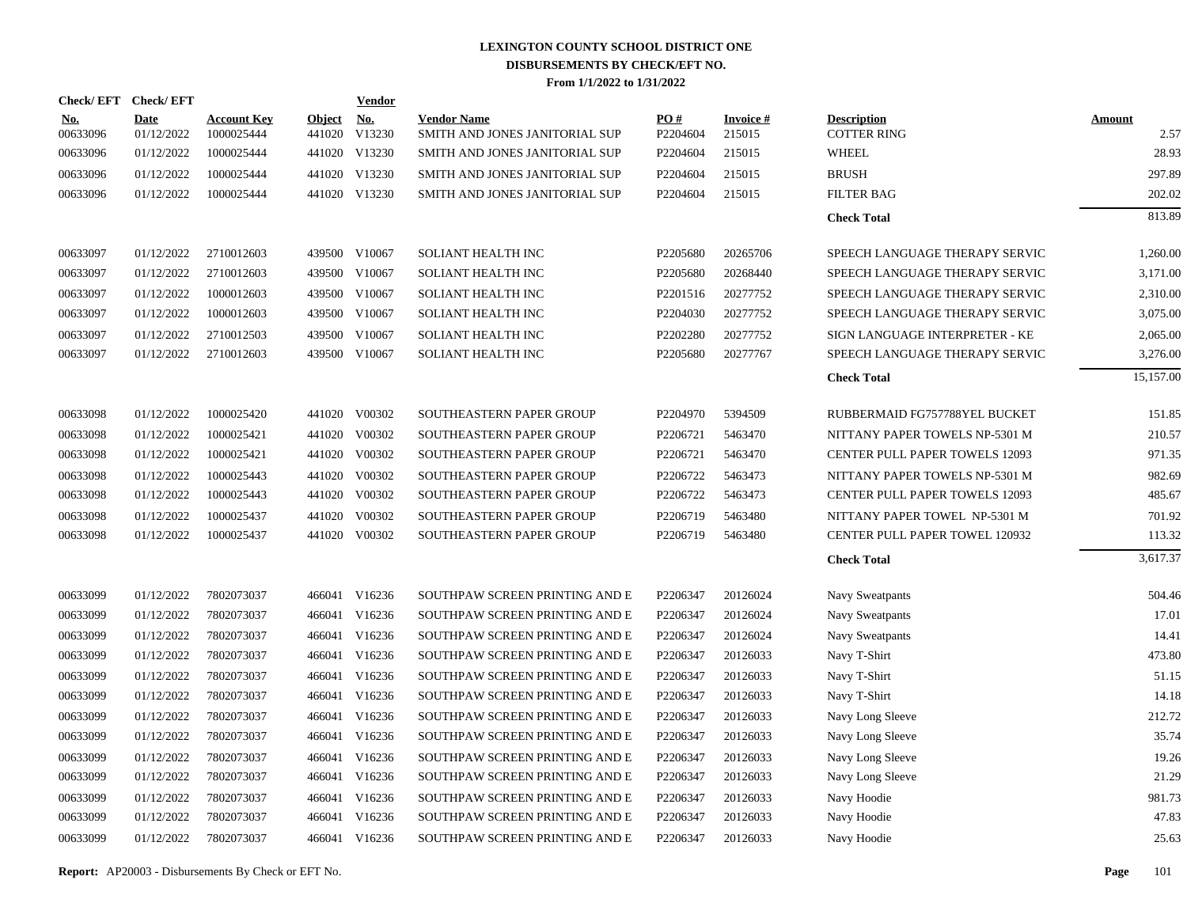# LEXINGTON COUNTY SCHOOL DISTRICT ONE
## DISBURSEMENTS BY CHECK/EFT NO.
### From 1/1/2022 to 1/31/2022

| Check/ EFT No. | Check/ EFT Date | Account Key | Object | Vendor No. | Vendor Name | PO # | Invoice # | Description | Amount |
|---|---|---|---|---|---|---|---|---|---|
| 00633096 | 01/12/2022 | 1000025444 | 441020 | V13230 | SMITH AND JONES JANITORIAL SUP | P2204604 | 215015 | COTTER RING | 2.57 |
| 00633096 | 01/12/2022 | 1000025444 | 441020 | V13230 | SMITH AND JONES JANITORIAL SUP | P2204604 | 215015 | WHEEL | 28.93 |
| 00633096 | 01/12/2022 | 1000025444 | 441020 | V13230 | SMITH AND JONES JANITORIAL SUP | P2204604 | 215015 | BRUSH | 297.89 |
| 00633096 | 01/12/2022 | 1000025444 | 441020 | V13230 | SMITH AND JONES JANITORIAL SUP | P2204604 | 215015 | FILTER BAG | 202.02 |
| | | | | | | | | **Check Total** | 813.89 |
| 00633097 | 01/12/2022 | 2710012603 | 439500 | V10067 | SOLIANT HEALTH INC | P2205680 | 20265706 | SPEECH LANGUAGE THERAPY SERVIC | 1,260.00 |
| 00633097 | 01/12/2022 | 2710012603 | 439500 | V10067 | SOLIANT HEALTH INC | P2205680 | 20268440 | SPEECH LANGUAGE THERAPY SERVIC | 3,171.00 |
| 00633097 | 01/12/2022 | 1000012603 | 439500 | V10067 | SOLIANT HEALTH INC | P2201516 | 20277752 | SPEECH LANGUAGE THERAPY SERVIC | 2,310.00 |
| 00633097 | 01/12/2022 | 1000012603 | 439500 | V10067 | SOLIANT HEALTH INC | P2204030 | 20277752 | SPEECH LANGUAGE THERAPY SERVIC | 3,075.00 |
| 00633097 | 01/12/2022 | 2710012503 | 439500 | V10067 | SOLIANT HEALTH INC | P2202280 | 20277752 | SIGN LANGUAGE INTERPRETER - KE | 2,065.00 |
| 00633097 | 01/12/2022 | 2710012603 | 439500 | V10067 | SOLIANT HEALTH INC | P2205680 | 20277767 | SPEECH LANGUAGE THERAPY SERVIC | 3,276.00 |
| | | | | | | | | **Check Total** | 15,157.00 |
| 00633098 | 01/12/2022 | 1000025420 | 441020 | V00302 | SOUTHEASTERN PAPER GROUP | P2204970 | 5394509 | RUBBERMAID FG757788YEL BUCKET | 151.85 |
| 00633098 | 01/12/2022 | 1000025421 | 441020 | V00302 | SOUTHEASTERN PAPER GROUP | P2206721 | 5463470 | NITTANY PAPER TOWELS NP-5301 M | 210.57 |
| 00633098 | 01/12/2022 | 1000025421 | 441020 | V00302 | SOUTHEASTERN PAPER GROUP | P2206721 | 5463470 | CENTER PULL PAPER TOWELS 12093 | 971.35 |
| 00633098 | 01/12/2022 | 1000025443 | 441020 | V00302 | SOUTHEASTERN PAPER GROUP | P2206722 | 5463473 | NITTANY PAPER TOWELS NP-5301 M | 982.69 |
| 00633098 | 01/12/2022 | 1000025443 | 441020 | V00302 | SOUTHEASTERN PAPER GROUP | P2206722 | 5463473 | CENTER PULL PAPER TOWELS 12093 | 485.67 |
| 00633098 | 01/12/2022 | 1000025437 | 441020 | V00302 | SOUTHEASTERN PAPER GROUP | P2206719 | 5463480 | NITTANY PAPER TOWEL NP-5301 M | 701.92 |
| 00633098 | 01/12/2022 | 1000025437 | 441020 | V00302 | SOUTHEASTERN PAPER GROUP | P2206719 | 5463480 | CENTER PULL PAPER TOWEL 120932 | 113.32 |
| | | | | | | | | **Check Total** | 3,617.37 |
| 00633099 | 01/12/2022 | 7802073037 | 466041 | V16236 | SOUTHPAW SCREEN PRINTING AND E | P2206347 | 20126024 | Navy Sweatpants | 504.46 |
| 00633099 | 01/12/2022 | 7802073037 | 466041 | V16236 | SOUTHPAW SCREEN PRINTING AND E | P2206347 | 20126024 | Navy Sweatpants | 17.01 |
| 00633099 | 01/12/2022 | 7802073037 | 466041 | V16236 | SOUTHPAW SCREEN PRINTING AND E | P2206347 | 20126024 | Navy Sweatpants | 14.41 |
| 00633099 | 01/12/2022 | 7802073037 | 466041 | V16236 | SOUTHPAW SCREEN PRINTING AND E | P2206347 | 20126033 | Navy T-Shirt | 473.80 |
| 00633099 | 01/12/2022 | 7802073037 | 466041 | V16236 | SOUTHPAW SCREEN PRINTING AND E | P2206347 | 20126033 | Navy T-Shirt | 51.15 |
| 00633099 | 01/12/2022 | 7802073037 | 466041 | V16236 | SOUTHPAW SCREEN PRINTING AND E | P2206347 | 20126033 | Navy T-Shirt | 14.18 |
| 00633099 | 01/12/2022 | 7802073037 | 466041 | V16236 | SOUTHPAW SCREEN PRINTING AND E | P2206347 | 20126033 | Navy Long Sleeve | 212.72 |
| 00633099 | 01/12/2022 | 7802073037 | 466041 | V16236 | SOUTHPAW SCREEN PRINTING AND E | P2206347 | 20126033 | Navy Long Sleeve | 35.74 |
| 00633099 | 01/12/2022 | 7802073037 | 466041 | V16236 | SOUTHPAW SCREEN PRINTING AND E | P2206347 | 20126033 | Navy Long Sleeve | 19.26 |
| 00633099 | 01/12/2022 | 7802073037 | 466041 | V16236 | SOUTHPAW SCREEN PRINTING AND E | P2206347 | 20126033 | Navy Long Sleeve | 21.29 |
| 00633099 | 01/12/2022 | 7802073037 | 466041 | V16236 | SOUTHPAW SCREEN PRINTING AND E | P2206347 | 20126033 | Navy Hoodie | 981.73 |
| 00633099 | 01/12/2022 | 7802073037 | 466041 | V16236 | SOUTHPAW SCREEN PRINTING AND E | P2206347 | 20126033 | Navy Hoodie | 47.83 |
| 00633099 | 01/12/2022 | 7802073037 | 466041 | V16236 | SOUTHPAW SCREEN PRINTING AND E | P2206347 | 20126033 | Navy Hoodie | 25.63 |

**Report:** AP20003 - Disbursements By Check or EFT No.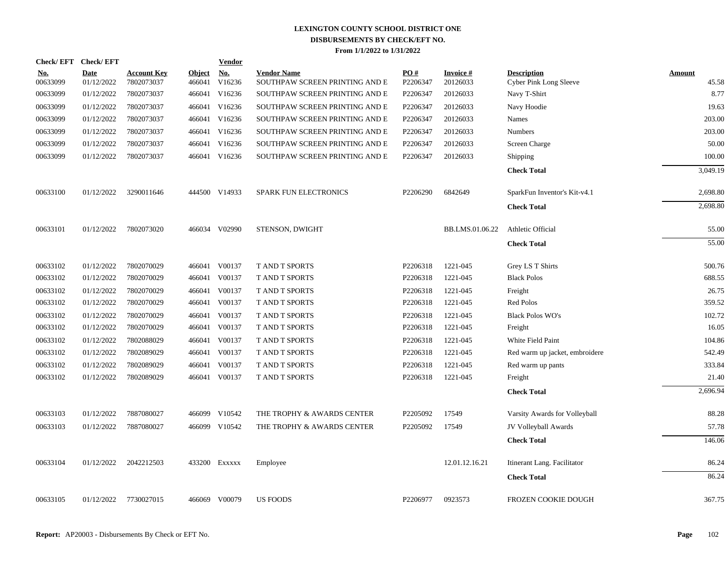# LEXINGTON COUNTY SCHOOL DISTRICT ONE
## DISBURSEMENTS BY CHECK/EFT NO.
### From 1/1/2022 to 1/31/2022

| Check/ EFT No. | Check/ EFT Date | Account Key | Object | Vendor No. | Vendor Name | PO # | Invoice # | Description | Amount |
|---|---|---|---|---|---|---|---|---|---|
| 00633099 | 01/12/2022 | 7802073037 | 466041 | V16236 | SOUTHPAW SCREEN PRINTING AND E | P2206347 | 20126033 | Cyber Pink Long Sleeve | 45.58 |
| 00633099 | 01/12/2022 | 7802073037 | 466041 | V16236 | SOUTHPAW SCREEN PRINTING AND E | P2206347 | 20126033 | Navy T-Shirt | 8.77 |
| 00633099 | 01/12/2022 | 7802073037 | 466041 | V16236 | SOUTHPAW SCREEN PRINTING AND E | P2206347 | 20126033 | Navy Hoodie | 19.63 |
| 00633099 | 01/12/2022 | 7802073037 | 466041 | V16236 | SOUTHPAW SCREEN PRINTING AND E | P2206347 | 20126033 | Names | 203.00 |
| 00633099 | 01/12/2022 | 7802073037 | 466041 | V16236 | SOUTHPAW SCREEN PRINTING AND E | P2206347 | 20126033 | Numbers | 203.00 |
| 00633099 | 01/12/2022 | 7802073037 | 466041 | V16236 | SOUTHPAW SCREEN PRINTING AND E | P2206347 | 20126033 | Screen Charge | 50.00 |
| 00633099 | 01/12/2022 | 7802073037 | 466041 | V16236 | SOUTHPAW SCREEN PRINTING AND E | P2206347 | 20126033 | Shipping | 100.00 |
| | | | | | | | | **Check Total** | 3,049.19 |
| 00633100 | 01/12/2022 | 3290011646 | 444500 | V14933 | SPARK FUN ELECTRONICS | P2206290 | 6842649 | SparkFun Inventor's Kit-v4.1 | 2,698.80 |
| | | | | | | | | **Check Total** | 2,698.80 |
| 00633101 | 01/12/2022 | 7802073020 | 466034 | V02990 | STENSON, DWIGHT | | BB.LMS.01.06.22 | Athletic Official | 55.00 |
| | | | | | | | | **Check Total** | 55.00 |
| 00633102 | 01/12/2022 | 7802070029 | 466041 | V00137 | T AND T SPORTS | P2206318 | 1221-045 | Grey LS T Shirts | 500.76 |
| 00633102 | 01/12/2022 | 7802070029 | 466041 | V00137 | T AND T SPORTS | P2206318 | 1221-045 | Black Polos | 688.55 |
| 00633102 | 01/12/2022 | 7802070029 | 466041 | V00137 | T AND T SPORTS | P2206318 | 1221-045 | Freight | 26.75 |
| 00633102 | 01/12/2022 | 7802070029 | 466041 | V00137 | T AND T SPORTS | P2206318 | 1221-045 | Red Polos | 359.52 |
| 00633102 | 01/12/2022 | 7802070029 | 466041 | V00137 | T AND T SPORTS | P2206318 | 1221-045 | Black Polos WO's | 102.72 |
| 00633102 | 01/12/2022 | 7802070029 | 466041 | V00137 | T AND T SPORTS | P2206318 | 1221-045 | Freight | 16.05 |
| 00633102 | 01/12/2022 | 7802088029 | 466041 | V00137 | T AND T SPORTS | P2206318 | 1221-045 | White Field Paint | 104.86 |
| 00633102 | 01/12/2022 | 7802089029 | 466041 | V00137 | T AND T SPORTS | P2206318 | 1221-045 | Red warm up jacket, embroidere | 542.49 |
| 00633102 | 01/12/2022 | 7802089029 | 466041 | V00137 | T AND T SPORTS | P2206318 | 1221-045 | Red warm up pants | 333.84 |
| 00633102 | 01/12/2022 | 7802089029 | 466041 | V00137 | T AND T SPORTS | P2206318 | 1221-045 | Freight | 21.40 |
| | | | | | | | | **Check Total** | 2,696.94 |
| 00633103 | 01/12/2022 | 7887080027 | 466099 | V10542 | THE TROPHY & AWARDS CENTER | P2205092 | 17549 | Varsity Awards for Volleyball | 88.28 |
| 00633103 | 01/12/2022 | 7887080027 | 466099 | V10542 | THE TROPHY & AWARDS CENTER | P2205092 | 17549 | JV Volleyball Awards | 57.78 |
| | | | | | | | | **Check Total** | 146.06 |
| 00633104 | 01/12/2022 | 2042212503 | 433200 | Exxxxx | Employee | | 12.01.12.16.21 | Itinerant Lang. Facilitator | 86.24 |
| | | | | | | | | **Check Total** | 86.24 |
| 00633105 | 01/12/2022 | 7730027015 | 466069 | V00079 | US FOODS | P2206977 | 0923573 | FROZEN COOKIE DOUGH | 367.75 |

**Report:** AP20003 - Disbursements By Check or EFT No.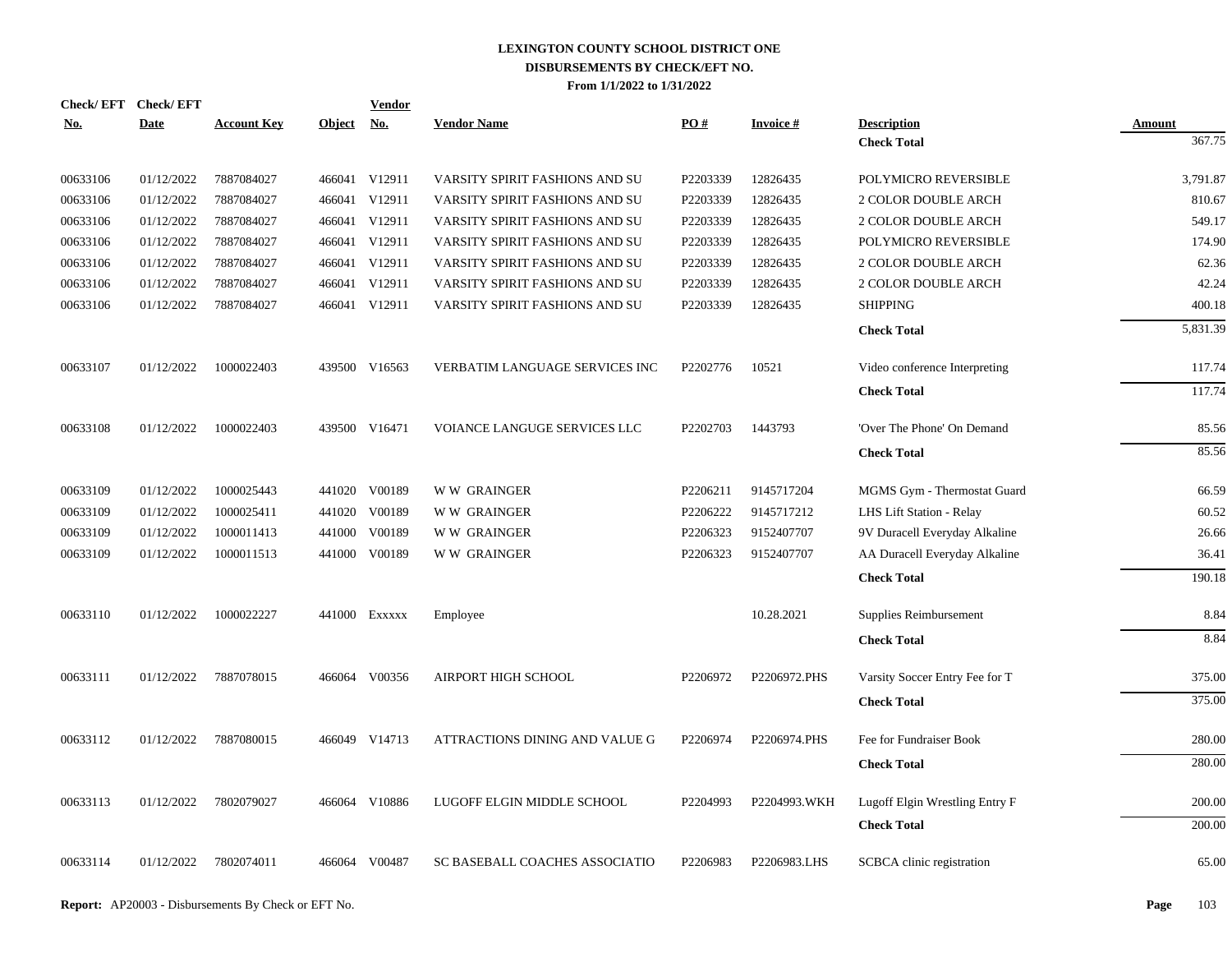# LEXINGTON COUNTY SCHOOL DISTRICT ONE
## DISBURSEMENTS BY CHECK/EFT NO.
### From 1/1/2022 to 1/31/2022

| Check/ EFT No. | Check/ EFT Date | Account Key | Object | Vendor No. | Vendor Name | PO # | Invoice # | Description | Amount |
|---|---|---|---|---|---|---|---|---|---|
| | | | | | | | | **Check Total** | 367.75 |
| 00633106 | 01/12/2022 | 7887084027 | 466041 | V12911 | VARSITY SPIRIT FASHIONS AND SU | P2203339 | 12826435 | POLYMICRO REVERSIBLE | 3,791.87 |
| 00633106 | 01/12/2022 | 7887084027 | 466041 | V12911 | VARSITY SPIRIT FASHIONS AND SU | P2203339 | 12826435 | 2 COLOR DOUBLE ARCH | 810.67 |
| 00633106 | 01/12/2022 | 7887084027 | 466041 | V12911 | VARSITY SPIRIT FASHIONS AND SU | P2203339 | 12826435 | 2 COLOR DOUBLE ARCH | 549.17 |
| 00633106 | 01/12/2022 | 7887084027 | 466041 | V12911 | VARSITY SPIRIT FASHIONS AND SU | P2203339 | 12826435 | POLYMICRO REVERSIBLE | 174.90 |
| 00633106 | 01/12/2022 | 7887084027 | 466041 | V12911 | VARSITY SPIRIT FASHIONS AND SU | P2203339 | 12826435 | 2 COLOR DOUBLE ARCH | 62.36 |
| 00633106 | 01/12/2022 | 7887084027 | 466041 | V12911 | VARSITY SPIRIT FASHIONS AND SU | P2203339 | 12826435 | 2 COLOR DOUBLE ARCH | 42.24 |
| 00633106 | 01/12/2022 | 7887084027 | 466041 | V12911 | VARSITY SPIRIT FASHIONS AND SU | P2203339 | 12826435 | SHIPPING | 400.18 |
| | | | | | | | | **Check Total** | 5,831.39 |
| 00633107 | 01/12/2022 | 1000022403 | 439500 | V16563 | VERBATIM LANGUAGE SERVICES INC | P2202776 | 10521 | Video conference Interpreting | 117.74 |
| | | | | | | | | **Check Total** | 117.74 |
| 00633108 | 01/12/2022 | 1000022403 | 439500 | V16471 | VOIANCE LANGUGE SERVICES LLC | P2202703 | 1443793 | 'Over The Phone' On Demand | 85.56 |
| | | | | | | | | **Check Total** | 85.56 |
| 00633109 | 01/12/2022 | 1000025443 | 441020 | V00189 | W W GRAINGER | P2206211 | 9145717204 | MGMS Gym - Thermostat Guard | 66.59 |
| 00633109 | 01/12/2022 | 1000025411 | 441020 | V00189 | W W GRAINGER | P2206222 | 9145717212 | LHS Lift Station - Relay | 60.52 |
| 00633109 | 01/12/2022 | 1000011413 | 441000 | V00189 | W W GRAINGER | P2206323 | 9152407707 | 9V Duracell Everyday Alkaline | 26.66 |
| 00633109 | 01/12/2022 | 1000011513 | 441000 | V00189 | W W GRAINGER | P2206323 | 9152407707 | AA Duracell Everyday Alkaline | 36.41 |
| | | | | | | | | **Check Total** | 190.18 |
| 00633110 | 01/12/2022 | 1000022227 | 441000 | Exxxxx | Employee | | 10.28.2021 | Supplies Reimbursement | 8.84 |
| | | | | | | | | **Check Total** | 8.84 |
| 00633111 | 01/12/2022 | 7887078015 | 466064 | V00356 | AIRPORT HIGH SCHOOL | P2206972 | P2206972.PHS | Varsity Soccer Entry Fee for T | 375.00 |
| | | | | | | | | **Check Total** | 375.00 |
| 00633112 | 01/12/2022 | 7887080015 | 466049 | V14713 | ATTRACTIONS DINING AND VALUE G | P2206974 | P2206974.PHS | Fee for Fundraiser Book | 280.00 |
| | | | | | | | | **Check Total** | 280.00 |
| 00633113 | 01/12/2022 | 7802079027 | 466064 | V10886 | LUGOFF ELGIN MIDDLE SCHOOL | P2204993 | P2204993.WKH | Lugoff Elgin Wrestling Entry F | 200.00 |
| | | | | | | | | **Check Total** | 200.00 |
| 00633114 | 01/12/2022 | 7802074011 | 466064 | V00487 | SC BASEBALL COACHES ASSOCIATIO | P2206983 | P2206983.LHS | SCBCA clinic registration | 65.00 |

**Report:** AP20003 - Disbursements By Check or EFT No.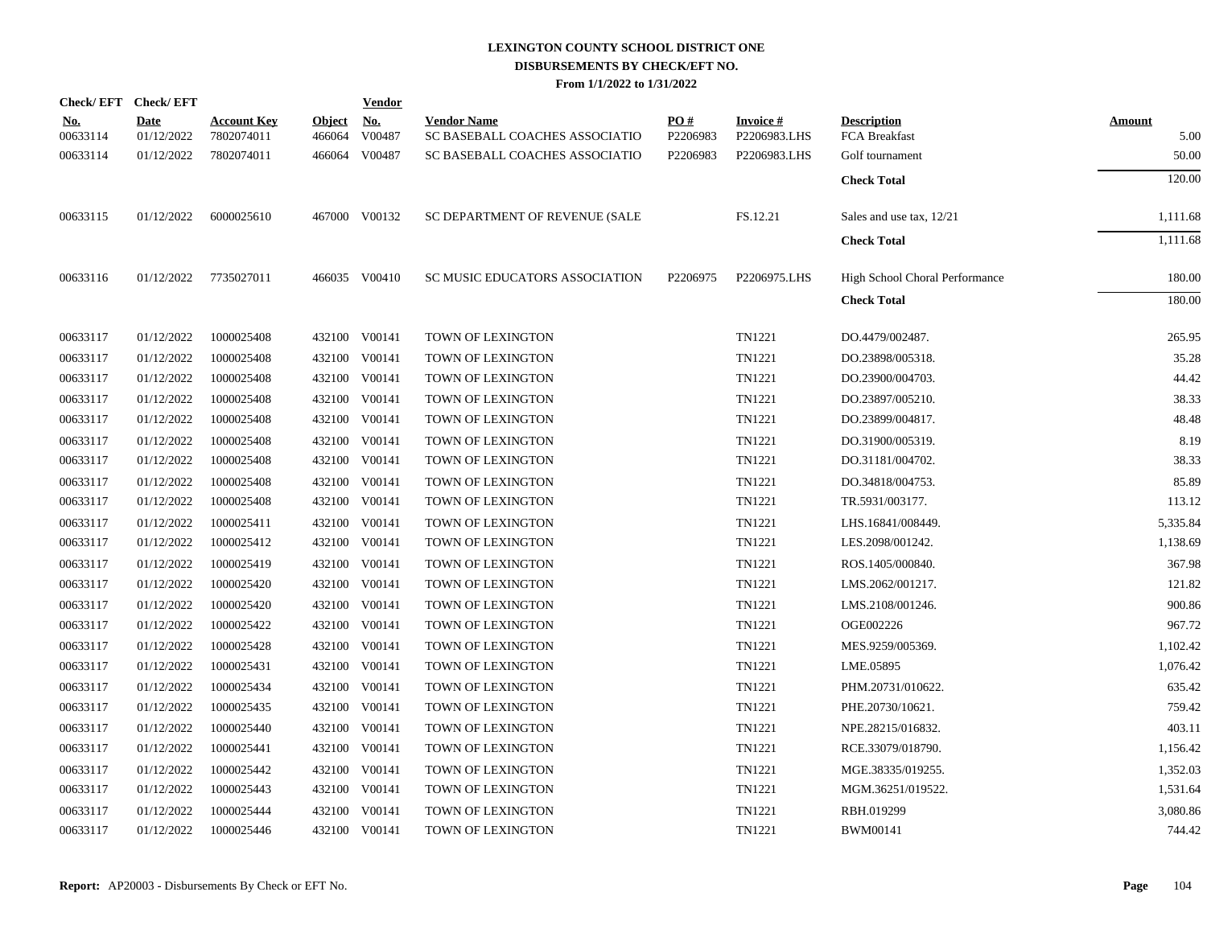# LEXINGTON COUNTY SCHOOL DISTRICT ONE
## DISBURSEMENTS BY CHECK/EFT NO.
### From 1/1/2022 to 1/31/2022

| Check/ EFT No. | Check/ EFT Date | Account Key | Object | Vendor No. | Vendor Name | PO # | Invoice # | Description | Amount |
|---|---|---|---|---|---|---|---|---|---|
| 00633114 | 01/12/2022 | 7802074011 | 466064 | V00487 | SC BASEBALL COACHES ASSOCIATIO | P2206983 | P2206983.LHS | FCA Breakfast | 5.00 |
| 00633114 | 01/12/2022 | 7802074011 | 466064 | V00487 | SC BASEBALL COACHES ASSOCIATIO | P2206983 | P2206983.LHS | Golf tournament | 50.00 |
| | | | | | | | | **Check Total** | 120.00 |
| 00633115 | 01/12/2022 | 6000025610 | 467000 | V00132 | SC DEPARTMENT OF REVENUE (SALE | | FS.12.21 | Sales and use tax, 12/21 | 1,111.68 |
| | | | | | | | | **Check Total** | 1,111.68 |
| 00633116 | 01/12/2022 | 7735027011 | 466035 | V00410 | SC MUSIC EDUCATORS ASSOCIATION | P2206975 | P2206975.LHS | High School Choral Performance | 180.00 |
| | | | | | | | | **Check Total** | 180.00 |
| 00633117 | 01/12/2022 | 1000025408 | 432100 | V00141 | TOWN OF LEXINGTON | | TN1221 | DO.4479/002487. | 265.95 |
| 00633117 | 01/12/2022 | 1000025408 | 432100 | V00141 | TOWN OF LEXINGTON | | TN1221 | DO.23898/005318. | 35.28 |
| 00633117 | 01/12/2022 | 1000025408 | 432100 | V00141 | TOWN OF LEXINGTON | | TN1221 | DO.23900/004703. | 44.42 |
| 00633117 | 01/12/2022 | 1000025408 | 432100 | V00141 | TOWN OF LEXINGTON | | TN1221 | DO.23897/005210. | 38.33 |
| 00633117 | 01/12/2022 | 1000025408 | 432100 | V00141 | TOWN OF LEXINGTON | | TN1221 | DO.23899/004817. | 48.48 |
| 00633117 | 01/12/2022 | 1000025408 | 432100 | V00141 | TOWN OF LEXINGTON | | TN1221 | DO.31900/005319. | 8.19 |
| 00633117 | 01/12/2022 | 1000025408 | 432100 | V00141 | TOWN OF LEXINGTON | | TN1221 | DO.31181/004702. | 38.33 |
| 00633117 | 01/12/2022 | 1000025408 | 432100 | V00141 | TOWN OF LEXINGTON | | TN1221 | DO.34818/004753. | 85.89 |
| 00633117 | 01/12/2022 | 1000025408 | 432100 | V00141 | TOWN OF LEXINGTON | | TN1221 | TR.5931/003177. | 113.12 |
| 00633117 | 01/12/2022 | 1000025411 | 432100 | V00141 | TOWN OF LEXINGTON | | TN1221 | LHS.16841/008449. | 5,335.84 |
| 00633117 | 01/12/2022 | 1000025412 | 432100 | V00141 | TOWN OF LEXINGTON | | TN1221 | LES.2098/001242. | 1,138.69 |
| 00633117 | 01/12/2022 | 1000025419 | 432100 | V00141 | TOWN OF LEXINGTON | | TN1221 | ROS.1405/000840. | 367.98 |
| 00633117 | 01/12/2022 | 1000025420 | 432100 | V00141 | TOWN OF LEXINGTON | | TN1221 | LMS.2062/001217. | 121.82 |
| 00633117 | 01/12/2022 | 1000025420 | 432100 | V00141 | TOWN OF LEXINGTON | | TN1221 | LMS.2108/001246. | 900.86 |
| 00633117 | 01/12/2022 | 1000025422 | 432100 | V00141 | TOWN OF LEXINGTON | | TN1221 | OGE002226 | 967.72 |
| 00633117 | 01/12/2022 | 1000025428 | 432100 | V00141 | TOWN OF LEXINGTON | | TN1221 | MES.9259/005369. | 1,102.42 |
| 00633117 | 01/12/2022 | 1000025431 | 432100 | V00141 | TOWN OF LEXINGTON | | TN1221 | LME.05895 | 1,076.42 |
| 00633117 | 01/12/2022 | 1000025434 | 432100 | V00141 | TOWN OF LEXINGTON | | TN1221 | PHM.20731/010622. | 635.42 |
| 00633117 | 01/12/2022 | 1000025435 | 432100 | V00141 | TOWN OF LEXINGTON | | TN1221 | PHE.20730/10621. | 759.42 |
| 00633117 | 01/12/2022 | 1000025440 | 432100 | V00141 | TOWN OF LEXINGTON | | TN1221 | NPE.28215/016832. | 403.11 |
| 00633117 | 01/12/2022 | 1000025441 | 432100 | V00141 | TOWN OF LEXINGTON | | TN1221 | RCE.33079/018790. | 1,156.42 |
| 00633117 | 01/12/2022 | 1000025442 | 432100 | V00141 | TOWN OF LEXINGTON | | TN1221 | MGE.38335/019255. | 1,352.03 |
| 00633117 | 01/12/2022 | 1000025443 | 432100 | V00141 | TOWN OF LEXINGTON | | TN1221 | MGM.36251/019522. | 1,531.64 |
| 00633117 | 01/12/2022 | 1000025444 | 432100 | V00141 | TOWN OF LEXINGTON | | TN1221 | RBH.019299 | 3,080.86 |
| 00633117 | 01/12/2022 | 1000025446 | 432100 | V00141 | TOWN OF LEXINGTON | | TN1221 | BWM00141 | 744.42 |

**Report:** AP20003 - Disbursements By Check or EFT No.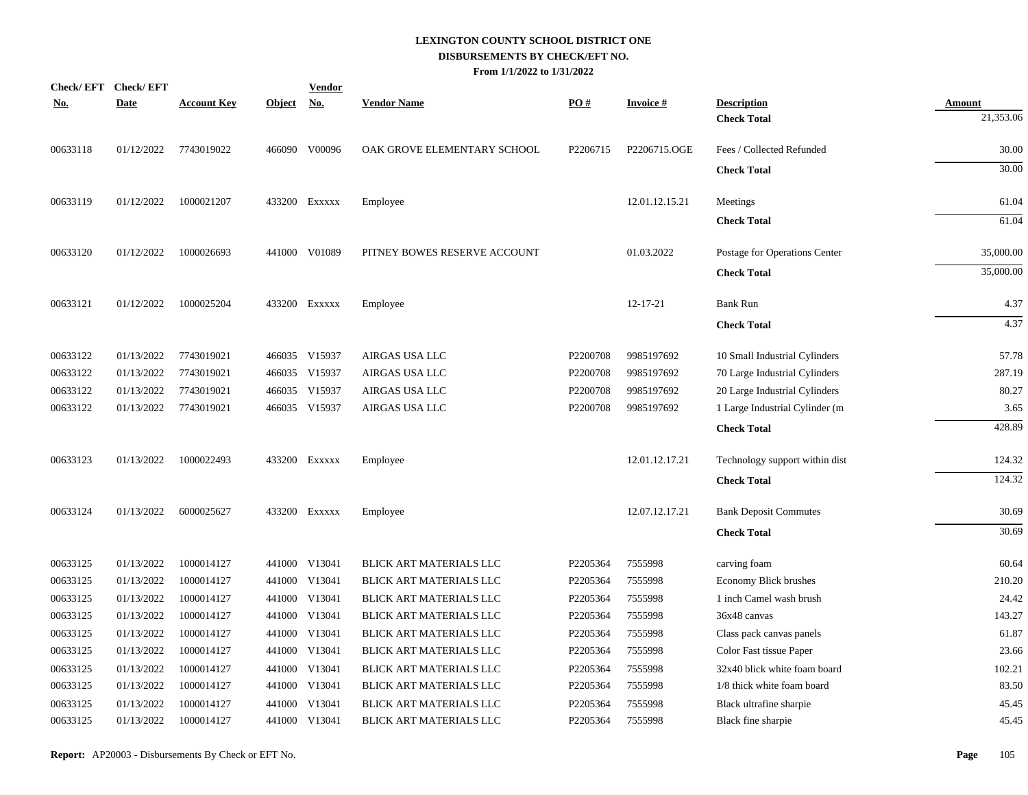# LEXINGTON COUNTY SCHOOL DISTRICT ONE
## DISBURSEMENTS BY CHECK/EFT NO.
### From 1/1/2022 to 1/31/2022

| Check/ EFT No. | Check/ EFT Date | Account Key | Object | Vendor No. | Vendor Name | PO # | Invoice # | Description | Amount |
|---|---|---|---|---|---|---|---|---|---|
| | | | | | | | | **Check Total** | 21,353.06 |
| 00633118 | 01/12/2022 | 7743019022 | 466090 | V00096 | OAK GROVE ELEMENTARY SCHOOL | P2206715 | P2206715.OGE | Fees / Collected Refunded | 30.00 |
| | | | | | | | | **Check Total** | 30.00 |
| 00633119 | 01/12/2022 | 1000021207 | 433200 | Exxxxx | Employee | | 12.01.12.15.21 | Meetings | 61.04 |
| | | | | | | | | **Check Total** | 61.04 |
| 00633120 | 01/12/2022 | 1000026693 | 441000 | V01089 | PITNEY BOWES RESERVE ACCOUNT | | 01.03.2022 | Postage for Operations Center | 35,000.00 |
| | | | | | | | | **Check Total** | 35,000.00 |
| 00633121 | 01/12/2022 | 1000025204 | 433200 | Exxxxx | Employee | | 12-17-21 | Bank Run | 4.37 |
| | | | | | | | | **Check Total** | 4.37 |
| 00633122 | 01/13/2022 | 7743019021 | 466035 | V15937 | AIRGAS USA LLC | P2200708 | 9985197692 | 10 Small Industrial Cylinders | 57.78 |
| 00633122 | 01/13/2022 | 7743019021 | 466035 | V15937 | AIRGAS USA LLC | P2200708 | 9985197692 | 70 Large Industrial Cylinders | 287.19 |
| 00633122 | 01/13/2022 | 7743019021 | 466035 | V15937 | AIRGAS USA LLC | P2200708 | 9985197692 | 20 Large Industrial Cylinders | 80.27 |
| 00633122 | 01/13/2022 | 7743019021 | 466035 | V15937 | AIRGAS USA LLC | P2200708 | 9985197692 | 1 Large Industrial Cylinder (m | 3.65 |
| | | | | | | | | **Check Total** | 428.89 |
| 00633123 | 01/13/2022 | 1000022493 | 433200 | Exxxxx | Employee | | 12.01.12.17.21 | Technology support within dist | 124.32 |
| | | | | | | | | **Check Total** | 124.32 |
| 00633124 | 01/13/2022 | 6000025627 | 433200 | Exxxxx | Employee | | 12.07.12.17.21 | Bank Deposit Commutes | 30.69 |
| | | | | | | | | **Check Total** | 30.69 |
| 00633125 | 01/13/2022 | 1000014127 | 441000 | V13041 | BLICK ART MATERIALS LLC | P2205364 | 7555998 | carving foam | 60.64 |
| 00633125 | 01/13/2022 | 1000014127 | 441000 | V13041 | BLICK ART MATERIALS LLC | P2205364 | 7555998 | Economy Blick brushes | 210.20 |
| 00633125 | 01/13/2022 | 1000014127 | 441000 | V13041 | BLICK ART MATERIALS LLC | P2205364 | 7555998 | 1 inch Camel wash brush | 24.42 |
| 00633125 | 01/13/2022 | 1000014127 | 441000 | V13041 | BLICK ART MATERIALS LLC | P2205364 | 7555998 | 36x48 canvas | 143.27 |
| 00633125 | 01/13/2022 | 1000014127 | 441000 | V13041 | BLICK ART MATERIALS LLC | P2205364 | 7555998 | Class pack canvas panels | 61.87 |
| 00633125 | 01/13/2022 | 1000014127 | 441000 | V13041 | BLICK ART MATERIALS LLC | P2205364 | 7555998 | Color Fast tissue Paper | 23.66 |
| 00633125 | 01/13/2022 | 1000014127 | 441000 | V13041 | BLICK ART MATERIALS LLC | P2205364 | 7555998 | 32x40 blick white foam board | 102.21 |
| 00633125 | 01/13/2022 | 1000014127 | 441000 | V13041 | BLICK ART MATERIALS LLC | P2205364 | 7555998 | 1/8 thick white foam board | 83.50 |
| 00633125 | 01/13/2022 | 1000014127 | 441000 | V13041 | BLICK ART MATERIALS LLC | P2205364 | 7555998 | Black ultrafine sharpie | 45.45 |
| 00633125 | 01/13/2022 | 1000014127 | 441000 | V13041 | BLICK ART MATERIALS LLC | P2205364 | 7555998 | Black fine sharpie | 45.45 |

**Report:** AP20003 - Disbursements By Check or EFT No.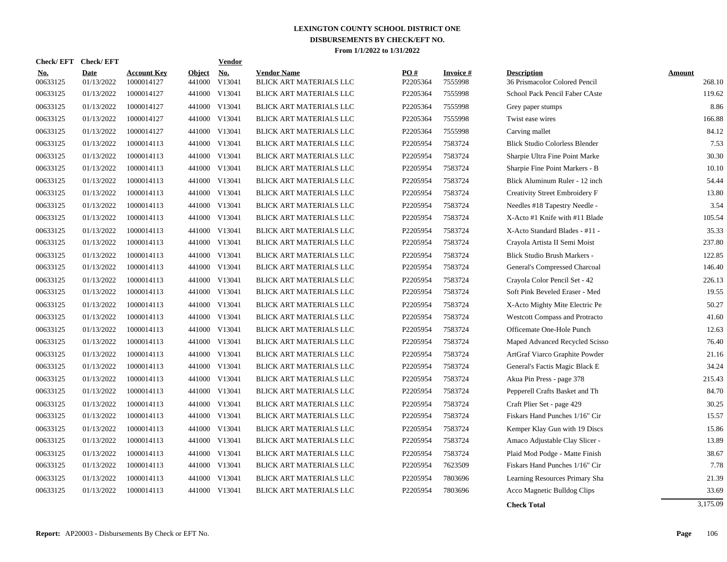# LEXINGTON COUNTY SCHOOL DISTRICT ONE
## DISBURSEMENTS BY CHECK/EFT NO.
### From 1/1/2022 to 1/31/2022

| Check/ EFT No. | Check/ EFT Date | Account Key | Object | Vendor No. | Vendor Name | PO # | Invoice # | Description | Amount |
|---|---|---|---|---|---|---|---|---|---|
| 00633125 | 01/13/2022 | 1000014127 | 441000 | V13041 | BLICK ART MATERIALS LLC | P2205364 | 7555998 | 36 Prismacolor Colored Pencil | 268.10 |
| 00633125 | 01/13/2022 | 1000014127 | 441000 | V13041 | BLICK ART MATERIALS LLC | P2205364 | 7555998 | School Pack Pencil Faber CAste | 119.62 |
| 00633125 | 01/13/2022 | 1000014127 | 441000 | V13041 | BLICK ART MATERIALS LLC | P2205364 | 7555998 | Grey paper stumps | 8.86 |
| 00633125 | 01/13/2022 | 1000014127 | 441000 | V13041 | BLICK ART MATERIALS LLC | P2205364 | 7555998 | Twist ease wires | 166.88 |
| 00633125 | 01/13/2022 | 1000014127 | 441000 | V13041 | BLICK ART MATERIALS LLC | P2205364 | 7555998 | Carving mallet | 84.12 |
| 00633125 | 01/13/2022 | 1000014113 | 441000 | V13041 | BLICK ART MATERIALS LLC | P2205954 | 7583724 | Blick Studio Colorless Blender | 7.53 |
| 00633125 | 01/13/2022 | 1000014113 | 441000 | V13041 | BLICK ART MATERIALS LLC | P2205954 | 7583724 | Sharpie Ultra Fine Point Marke | 30.30 |
| 00633125 | 01/13/2022 | 1000014113 | 441000 | V13041 | BLICK ART MATERIALS LLC | P2205954 | 7583724 | Sharpie Fine Point Markers - B | 10.10 |
| 00633125 | 01/13/2022 | 1000014113 | 441000 | V13041 | BLICK ART MATERIALS LLC | P2205954 | 7583724 | Blick Aluminum Ruler - 12 inch | 54.44 |
| 00633125 | 01/13/2022 | 1000014113 | 441000 | V13041 | BLICK ART MATERIALS LLC | P2205954 | 7583724 | Creativity Street Embroidery F | 13.80 |
| 00633125 | 01/13/2022 | 1000014113 | 441000 | V13041 | BLICK ART MATERIALS LLC | P2205954 | 7583724 | Needles #18 Tapestry Needle - | 3.54 |
| 00633125 | 01/13/2022 | 1000014113 | 441000 | V13041 | BLICK ART MATERIALS LLC | P2205954 | 7583724 | X-Acto #1 Knife with #11 Blade | 105.54 |
| 00633125 | 01/13/2022 | 1000014113 | 441000 | V13041 | BLICK ART MATERIALS LLC | P2205954 | 7583724 | X-Acto Standard Blades - #11 - | 35.33 |
| 00633125 | 01/13/2022 | 1000014113 | 441000 | V13041 | BLICK ART MATERIALS LLC | P2205954 | 7583724 | Crayola Artista II Semi Moist | 237.80 |
| 00633125 | 01/13/2022 | 1000014113 | 441000 | V13041 | BLICK ART MATERIALS LLC | P2205954 | 7583724 | Blick Studio Brush Markers - | 122.85 |
| 00633125 | 01/13/2022 | 1000014113 | 441000 | V13041 | BLICK ART MATERIALS LLC | P2205954 | 7583724 | General's Compressed Charcoal | 146.40 |
| 00633125 | 01/13/2022 | 1000014113 | 441000 | V13041 | BLICK ART MATERIALS LLC | P2205954 | 7583724 | Crayola Color Pencil Set - 42 | 226.13 |
| 00633125 | 01/13/2022 | 1000014113 | 441000 | V13041 | BLICK ART MATERIALS LLC | P2205954 | 7583724 | Soft Pink Beveled Eraser - Med | 19.55 |
| 00633125 | 01/13/2022 | 1000014113 | 441000 | V13041 | BLICK ART MATERIALS LLC | P2205954 | 7583724 | X-Acto Mighty Mite Electric Pe | 50.27 |
| 00633125 | 01/13/2022 | 1000014113 | 441000 | V13041 | BLICK ART MATERIALS LLC | P2205954 | 7583724 | Westcott Compass and Protracto | 41.60 |
| 00633125 | 01/13/2022 | 1000014113 | 441000 | V13041 | BLICK ART MATERIALS LLC | P2205954 | 7583724 | Officemate One-Hole Punch | 12.63 |
| 00633125 | 01/13/2022 | 1000014113 | 441000 | V13041 | BLICK ART MATERIALS LLC | P2205954 | 7583724 | Maped Advanced Recycled Scisso | 76.40 |
| 00633125 | 01/13/2022 | 1000014113 | 441000 | V13041 | BLICK ART MATERIALS LLC | P2205954 | 7583724 | ArtGraf Viarco Graphite Powder | 21.16 |
| 00633125 | 01/13/2022 | 1000014113 | 441000 | V13041 | BLICK ART MATERIALS LLC | P2205954 | 7583724 | General's Factis Magic Black E | 34.24 |
| 00633125 | 01/13/2022 | 1000014113 | 441000 | V13041 | BLICK ART MATERIALS LLC | P2205954 | 7583724 | Akua Pin Press - page 378 | 215.43 |
| 00633125 | 01/13/2022 | 1000014113 | 441000 | V13041 | BLICK ART MATERIALS LLC | P2205954 | 7583724 | Pepperell Crafts Basket and Th | 84.70 |
| 00633125 | 01/13/2022 | 1000014113 | 441000 | V13041 | BLICK ART MATERIALS LLC | P2205954 | 7583724 | Craft Plier Set - page 429 | 30.25 |
| 00633125 | 01/13/2022 | 1000014113 | 441000 | V13041 | BLICK ART MATERIALS LLC | P2205954 | 7583724 | Fiskars Hand Punches 1/16" Cir | 15.57 |
| 00633125 | 01/13/2022 | 1000014113 | 441000 | V13041 | BLICK ART MATERIALS LLC | P2205954 | 7583724 | Kemper Klay Gun with 19 Discs | 15.86 |
| 00633125 | 01/13/2022 | 1000014113 | 441000 | V13041 | BLICK ART MATERIALS LLC | P2205954 | 7583724 | Amaco Adjustable Clay Slicer - | 13.89 |
| 00633125 | 01/13/2022 | 1000014113 | 441000 | V13041 | BLICK ART MATERIALS LLC | P2205954 | 7583724 | Plaid Mod Podge - Matte Finish | 38.67 |
| 00633125 | 01/13/2022 | 1000014113 | 441000 | V13041 | BLICK ART MATERIALS LLC | P2205954 | 7623509 | Fiskars Hand Punches 1/16" Cir | 7.78 |
| 00633125 | 01/13/2022 | 1000014113 | 441000 | V13041 | BLICK ART MATERIALS LLC | P2205954 | 7803696 | Learning Resources Primary Sha | 21.39 |
| 00633125 | 01/13/2022 | 1000014113 | 441000 | V13041 | BLICK ART MATERIALS LLC | P2205954 | 7803696 | Acco Magnetic Bulldog Clips | 33.69 |
| | | | | | | | | **Check Total** | 3,175.09 |

**Report:** AP20003 - Disbursements By Check or EFT No.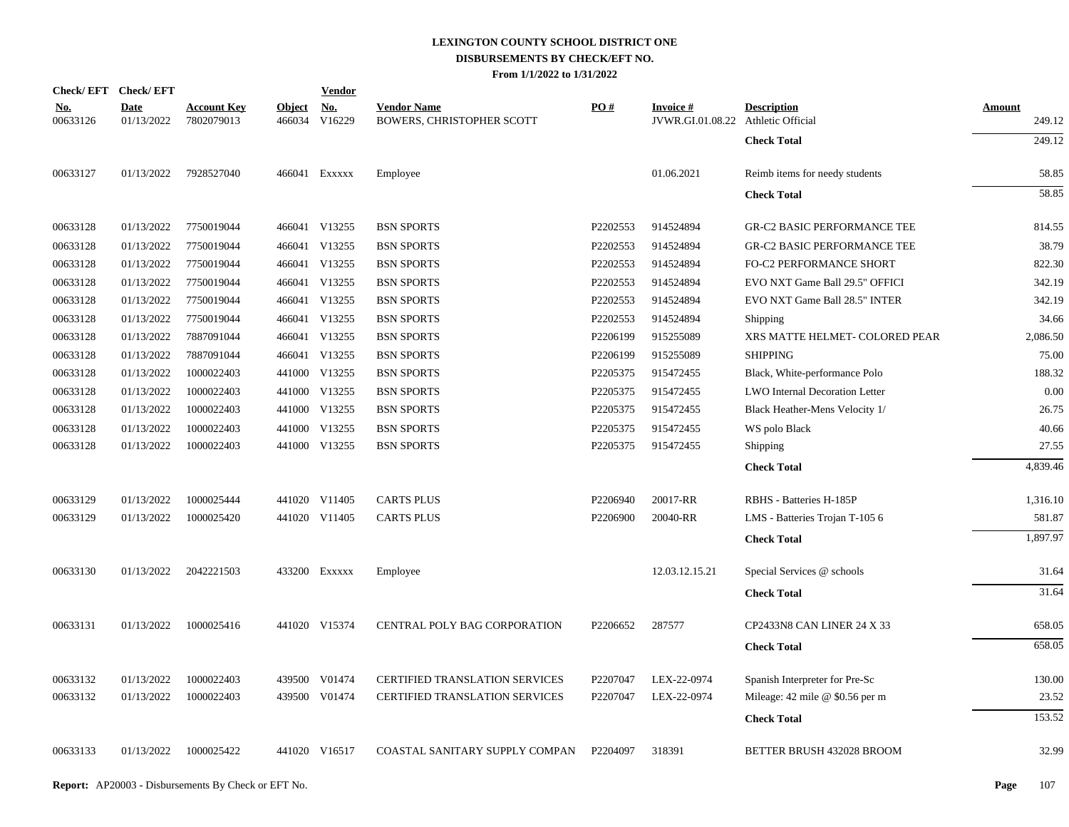# LEXINGTON COUNTY SCHOOL DISTRICT ONE
## DISBURSEMENTS BY CHECK/EFT NO.
### From 1/1/2022 to 1/31/2022

| Check/ EFT No. | Check/ EFT Date | Account Key | Object | Vendor No. | Vendor Name | PO # | Invoice # | Description | Amount |
|---|---|---|---|---|---|---|---|---|---|
| 00633126 | 01/13/2022 | 7802079013 | 466034 | V16229 | BOWERS, CHRISTOPHER SCOTT | | JVWR.GI.01.08.22 | Athletic Official | 249.12 |
| | | | | | | | | **Check Total** | 249.12 |
| 00633127 | 01/13/2022 | 7928527040 | 466041 | Exxxxx | Employee | | 01.06.2021 | Reimb items for needy students | 58.85 |
| | | | | | | | | **Check Total** | 58.85 |
| 00633128 | 01/13/2022 | 7750019044 | 466041 | V13255 | BSN SPORTS | P2202553 | 914524894 | GR-C2 BASIC PERFORMANCE TEE | 814.55 |
| 00633128 | 01/13/2022 | 7750019044 | 466041 | V13255 | BSN SPORTS | P2202553 | 914524894 | GR-C2 BASIC PERFORMANCE TEE | 38.79 |
| 00633128 | 01/13/2022 | 7750019044 | 466041 | V13255 | BSN SPORTS | P2202553 | 914524894 | FO-C2 PERFORMANCE SHORT | 822.30 |
| 00633128 | 01/13/2022 | 7750019044 | 466041 | V13255 | BSN SPORTS | P2202553 | 914524894 | EVO NXT Game Ball 29.5" OFFICI | 342.19 |
| 00633128 | 01/13/2022 | 7750019044 | 466041 | V13255 | BSN SPORTS | P2202553 | 914524894 | EVO NXT Game Ball 28.5" INTER | 342.19 |
| 00633128 | 01/13/2022 | 7750019044 | 466041 | V13255 | BSN SPORTS | P2202553 | 914524894 | Shipping | 34.66 |
| 00633128 | 01/13/2022 | 7887091044 | 466041 | V13255 | BSN SPORTS | P2206199 | 915255089 | XRS MATTE HELMET- COLORED PEAR | 2,086.50 |
| 00633128 | 01/13/2022 | 7887091044 | 466041 | V13255 | BSN SPORTS | P2206199 | 915255089 | SHIPPING | 75.00 |
| 00633128 | 01/13/2022 | 1000022403 | 441000 | V13255 | BSN SPORTS | P2205375 | 915472455 | Black, White-performance Polo | 188.32 |
| 00633128 | 01/13/2022 | 1000022403 | 441000 | V13255 | BSN SPORTS | P2205375 | 915472455 | LWO Internal Decoration Letter | 0.00 |
| 00633128 | 01/13/2022 | 1000022403 | 441000 | V13255 | BSN SPORTS | P2205375 | 915472455 | Black Heather-Mens Velocity 1/ | 26.75 |
| 00633128 | 01/13/2022 | 1000022403 | 441000 | V13255 | BSN SPORTS | P2205375 | 915472455 | WS polo Black | 40.66 |
| 00633128 | 01/13/2022 | 1000022403 | 441000 | V13255 | BSN SPORTS | P2205375 | 915472455 | Shipping | 27.55 |
| | | | | | | | | **Check Total** | 4,839.46 |
| 00633129 | 01/13/2022 | 1000025444 | 441020 | V11405 | CARTS PLUS | P2206940 | 20017-RR | RBHS - Batteries H-185P | 1,316.10 |
| 00633129 | 01/13/2022 | 1000025420 | 441020 | V11405 | CARTS PLUS | P2206900 | 20040-RR | LMS - Batteries Trojan T-105 6 | 581.87 |
| | | | | | | | | **Check Total** | 1,897.97 |
| 00633130 | 01/13/2022 | 2042221503 | 433200 | Exxxxx | Employee | | 12.03.12.15.21 | Special Services @ schools | 31.64 |
| | | | | | | | | **Check Total** | 31.64 |
| 00633131 | 01/13/2022 | 1000025416 | 441020 | V15374 | CENTRAL POLY BAG CORPORATION | P2206652 | 287577 | CP2433N8 CAN LINER 24 X 33 | 658.05 |
| | | | | | | | | **Check Total** | 658.05 |
| 00633132 | 01/13/2022 | 1000022403 | 439500 | V01474 | CERTIFIED TRANSLATION SERVICES | P2207047 | LEX-22-0974 | Spanish Interpreter for Pre-Sc | 130.00 |
| 00633132 | 01/13/2022 | 1000022403 | 439500 | V01474 | CERTIFIED TRANSLATION SERVICES | P2207047 | LEX-22-0974 | Mileage: 42 mile @ $0.56 per m | 23.52 |
| | | | | | | | | **Check Total** | 153.52 |
| 00633133 | 01/13/2022 | 1000025422 | 441020 | V16517 | COASTAL SANITARY SUPPLY COMPAN | P2204097 | 318391 | BETTER BRUSH 432028 BROOM | 32.99 |

**Report:** AP20003 - Disbursements By Check or EFT No.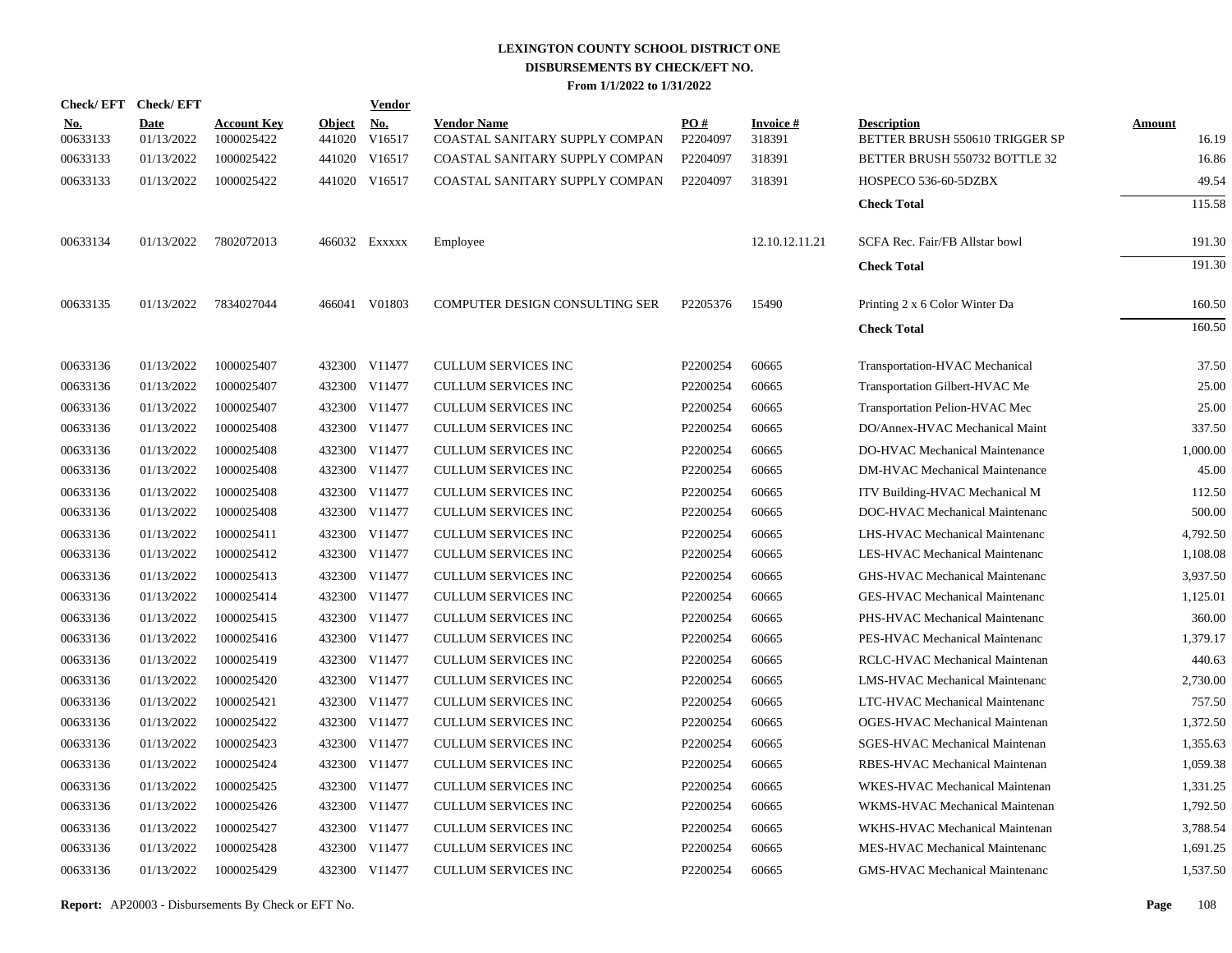# LEXINGTON COUNTY SCHOOL DISTRICT ONE
## DISBURSEMENTS BY CHECK/EFT NO.
### From 1/1/2022 to 1/31/2022

| Check/ EFT No. | Check/ EFT Date | Account Key | Object | Vendor No. | Vendor Name | PO # | Invoice # | Description | Amount |
|---|---|---|---|---|---|---|---|---|---|
| 00633133 | 01/13/2022 | 1000025422 | 441020 | V16517 | COASTAL SANITARY SUPPLY COMPAN | P2204097 | 318391 | BETTER BRUSH 550610 TRIGGER SP | 16.19 |
| 00633133 | 01/13/2022 | 1000025422 | 441020 | V16517 | COASTAL SANITARY SUPPLY COMPAN | P2204097 | 318391 | BETTER BRUSH 550732 BOTTLE 32 | 16.86 |
| 00633133 | 01/13/2022 | 1000025422 | 441020 | V16517 | COASTAL SANITARY SUPPLY COMPAN | P2204097 | 318391 | HOSPECO 536-60-5DZBX | 49.54 |
| | | | | | | | | **Check Total** | 115.58 |
| 00633134 | 01/13/2022 | 7802072013 | 466032 | Exxxxx | Employee | | 12.10.12.11.21 | SCFA Rec. Fair/FB Allstar bowl | 191.30 |
| | | | | | | | | **Check Total** | 191.30 |
| 00633135 | 01/13/2022 | 7834027044 | 466041 | V01803 | COMPUTER DESIGN CONSULTING SER | P2205376 | 15490 | Printing 2 x 6 Color Winter Da | 160.50 |
| | | | | | | | | **Check Total** | 160.50 |
| 00633136 | 01/13/2022 | 1000025407 | 432300 | V11477 | CULLUM SERVICES INC | P2200254 | 60665 | Transportation-HVAC Mechanical | 37.50 |
| 00633136 | 01/13/2022 | 1000025407 | 432300 | V11477 | CULLUM SERVICES INC | P2200254 | 60665 | Transportation Gilbert-HVAC Me | 25.00 |
| 00633136 | 01/13/2022 | 1000025407 | 432300 | V11477 | CULLUM SERVICES INC | P2200254 | 60665 | Transportation Pelion-HVAC Mec | 25.00 |
| 00633136 | 01/13/2022 | 1000025408 | 432300 | V11477 | CULLUM SERVICES INC | P2200254 | 60665 | DO/Annex-HVAC Mechanical Maint | 337.50 |
| 00633136 | 01/13/2022 | 1000025408 | 432300 | V11477 | CULLUM SERVICES INC | P2200254 | 60665 | DO-HVAC Mechanical Maintenance | 1,000.00 |
| 00633136 | 01/13/2022 | 1000025408 | 432300 | V11477 | CULLUM SERVICES INC | P2200254 | 60665 | DM-HVAC Mechanical Maintenance | 45.00 |
| 00633136 | 01/13/2022 | 1000025408 | 432300 | V11477 | CULLUM SERVICES INC | P2200254 | 60665 | ITV Building-HVAC Mechanical M | 112.50 |
| 00633136 | 01/13/2022 | 1000025408 | 432300 | V11477 | CULLUM SERVICES INC | P2200254 | 60665 | DOC-HVAC Mechanical Maintenanc | 500.00 |
| 00633136 | 01/13/2022 | 1000025411 | 432300 | V11477 | CULLUM SERVICES INC | P2200254 | 60665 | LHS-HVAC Mechanical Maintenanc | 4,792.50 |
| 00633136 | 01/13/2022 | 1000025412 | 432300 | V11477 | CULLUM SERVICES INC | P2200254 | 60665 | LES-HVAC Mechanical Maintenanc | 1,108.08 |
| 00633136 | 01/13/2022 | 1000025413 | 432300 | V11477 | CULLUM SERVICES INC | P2200254 | 60665 | GHS-HVAC Mechanical Maintenanc | 3,937.50 |
| 00633136 | 01/13/2022 | 1000025414 | 432300 | V11477 | CULLUM SERVICES INC | P2200254 | 60665 | GES-HVAC Mechanical Maintenanc | 1,125.01 |
| 00633136 | 01/13/2022 | 1000025415 | 432300 | V11477 | CULLUM SERVICES INC | P2200254 | 60665 | PHS-HVAC Mechanical Maintenanc | 360.00 |
| 00633136 | 01/13/2022 | 1000025416 | 432300 | V11477 | CULLUM SERVICES INC | P2200254 | 60665 | PES-HVAC Mechanical Maintenanc | 1,379.17 |
| 00633136 | 01/13/2022 | 1000025419 | 432300 | V11477 | CULLUM SERVICES INC | P2200254 | 60665 | RCLC-HVAC Mechanical Maintenan | 440.63 |
| 00633136 | 01/13/2022 | 1000025420 | 432300 | V11477 | CULLUM SERVICES INC | P2200254 | 60665 | LMS-HVAC Mechanical Maintenanc | 2,730.00 |
| 00633136 | 01/13/2022 | 1000025421 | 432300 | V11477 | CULLUM SERVICES INC | P2200254 | 60665 | LTC-HVAC Mechanical Maintenanc | 757.50 |
| 00633136 | 01/13/2022 | 1000025422 | 432300 | V11477 | CULLUM SERVICES INC | P2200254 | 60665 | OGES-HVAC Mechanical Maintenan | 1,372.50 |
| 00633136 | 01/13/2022 | 1000025423 | 432300 | V11477 | CULLUM SERVICES INC | P2200254 | 60665 | SGES-HVAC Mechanical Maintenan | 1,355.63 |
| 00633136 | 01/13/2022 | 1000025424 | 432300 | V11477 | CULLUM SERVICES INC | P2200254 | 60665 | RBES-HVAC Mechanical Maintenan | 1,059.38 |
| 00633136 | 01/13/2022 | 1000025425 | 432300 | V11477 | CULLUM SERVICES INC | P2200254 | 60665 | WKES-HVAC Mechanical Maintenan | 1,331.25 |
| 00633136 | 01/13/2022 | 1000025426 | 432300 | V11477 | CULLUM SERVICES INC | P2200254 | 60665 | WKMS-HVAC Mechanical Maintenan | 1,792.50 |
| 00633136 | 01/13/2022 | 1000025427 | 432300 | V11477 | CULLUM SERVICES INC | P2200254 | 60665 | WKHS-HVAC Mechanical Maintenan | 3,788.54 |
| 00633136 | 01/13/2022 | 1000025428 | 432300 | V11477 | CULLUM SERVICES INC | P2200254 | 60665 | MES-HVAC Mechanical Maintenanc | 1,691.25 |
| 00633136 | 01/13/2022 | 1000025429 | 432300 | V11477 | CULLUM SERVICES INC | P2200254 | 60665 | GMS-HVAC Mechanical Maintenanc | 1,537.50 |

**Report:** AP20003 - Disbursements By Check or EFT No.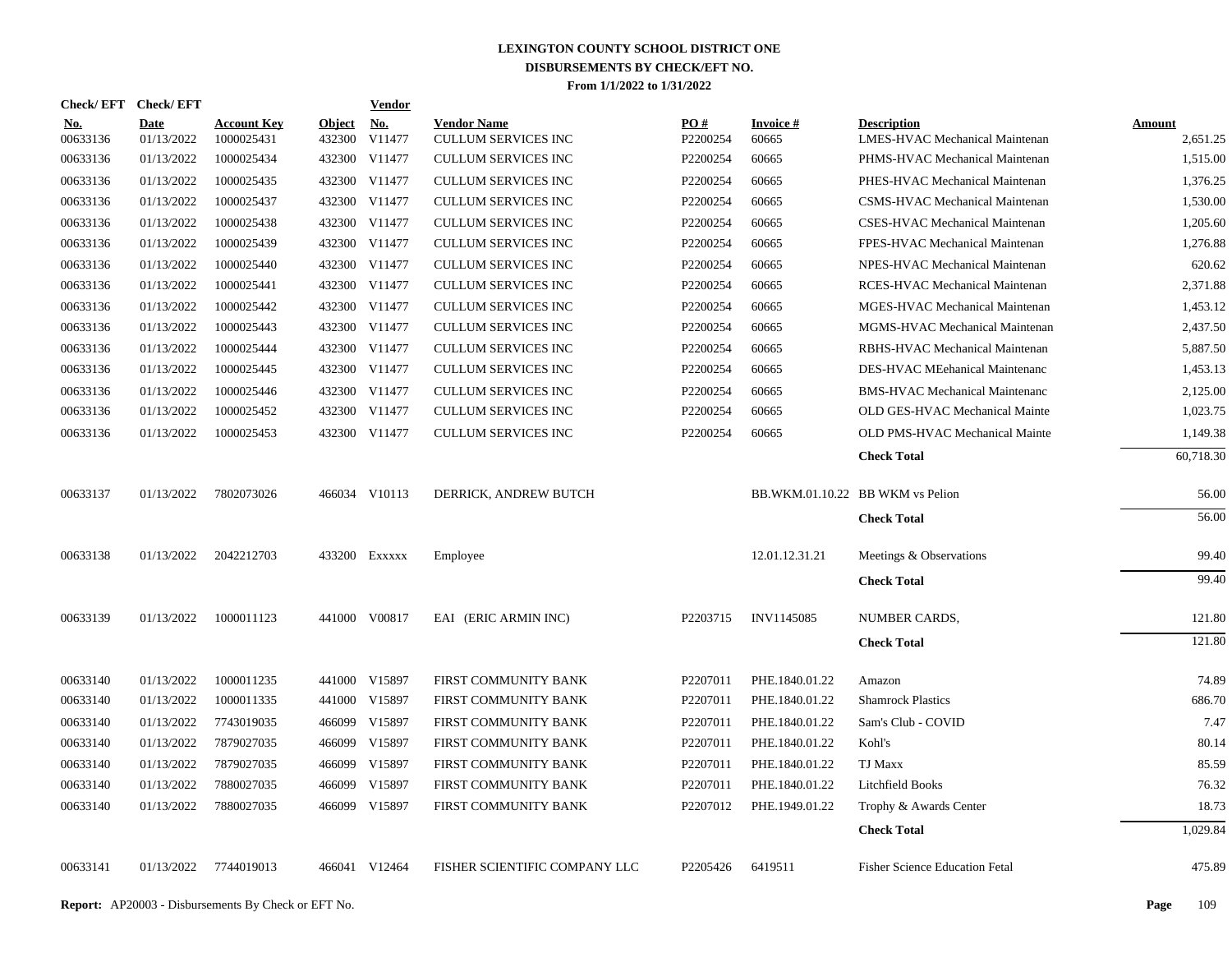# LEXINGTON COUNTY SCHOOL DISTRICT ONE
## DISBURSEMENTS BY CHECK/EFT NO.
### From 1/1/2022 to 1/31/2022

| Check/ EFT No. | Check/ EFT Date | Account Key | Object | Vendor No. | Vendor Name | PO # | Invoice # | Description | Amount |
|---|---|---|---|---|---|---|---|---|---|
| 00633136 | 01/13/2022 | 1000025431 | 432300 | V11477 | CULLUM SERVICES INC | P2200254 | 60665 | LMES-HVAC Mechanical Maintenan | 2,651.25 |
| 00633136 | 01/13/2022 | 1000025434 | 432300 | V11477 | CULLUM SERVICES INC | P2200254 | 60665 | PHMS-HVAC Mechanical Maintenan | 1,515.00 |
| 00633136 | 01/13/2022 | 1000025435 | 432300 | V11477 | CULLUM SERVICES INC | P2200254 | 60665 | PHES-HVAC Mechanical Maintenan | 1,376.25 |
| 00633136 | 01/13/2022 | 1000025437 | 432300 | V11477 | CULLUM SERVICES INC | P2200254 | 60665 | CSMS-HVAC Mechanical Maintenan | 1,530.00 |
| 00633136 | 01/13/2022 | 1000025438 | 432300 | V11477 | CULLUM SERVICES INC | P2200254 | 60665 | CSES-HVAC Mechanical Maintenan | 1,205.60 |
| 00633136 | 01/13/2022 | 1000025439 | 432300 | V11477 | CULLUM SERVICES INC | P2200254 | 60665 | FPES-HVAC Mechanical Maintenan | 1,276.88 |
| 00633136 | 01/13/2022 | 1000025440 | 432300 | V11477 | CULLUM SERVICES INC | P2200254 | 60665 | NPES-HVAC Mechanical Maintenan | 620.62 |
| 00633136 | 01/13/2022 | 1000025441 | 432300 | V11477 | CULLUM SERVICES INC | P2200254 | 60665 | RCES-HVAC Mechanical Maintenan | 2,371.88 |
| 00633136 | 01/13/2022 | 1000025442 | 432300 | V11477 | CULLUM SERVICES INC | P2200254 | 60665 | MGES-HVAC Mechanical Maintenan | 1,453.12 |
| 00633136 | 01/13/2022 | 1000025443 | 432300 | V11477 | CULLUM SERVICES INC | P2200254 | 60665 | MGMS-HVAC Mechanical Maintenan | 2,437.50 |
| 00633136 | 01/13/2022 | 1000025444 | 432300 | V11477 | CULLUM SERVICES INC | P2200254 | 60665 | RBHS-HVAC Mechanical Maintenan | 5,887.50 |
| 00633136 | 01/13/2022 | 1000025445 | 432300 | V11477 | CULLUM SERVICES INC | P2200254 | 60665 | DES-HVAC MEehanical Maintenanc | 1,453.13 |
| 00633136 | 01/13/2022 | 1000025446 | 432300 | V11477 | CULLUM SERVICES INC | P2200254 | 60665 | BMS-HVAC Mechanical Maintenanc | 2,125.00 |
| 00633136 | 01/13/2022 | 1000025452 | 432300 | V11477 | CULLUM SERVICES INC | P2200254 | 60665 | OLD GES-HVAC Mechanical Mainte | 1,023.75 |
| 00633136 | 01/13/2022 | 1000025453 | 432300 | V11477 | CULLUM SERVICES INC | P2200254 | 60665 | OLD PMS-HVAC Mechanical Mainte | 1,149.38 |
| | | | | | | | | **Check Total** | 60,718.30 |
| 00633137 | 01/13/2022 | 7802073026 | 466034 | V10113 | DERRICK, ANDREW BUTCH | | BB.WKM.01.10.22 | BB WKM vs Pelion | 56.00 |
| | | | | | | | | **Check Total** | 56.00 |
| 00633138 | 01/13/2022 | 2042212703 | 433200 | Exxxxx | Employee | | 12.01.12.31.21 | Meetings & Observations | 99.40 |
| | | | | | | | | **Check Total** | 99.40 |
| 00633139 | 01/13/2022 | 1000011123 | 441000 | V00817 | EAI (ERIC ARMIN INC) | P2203715 | INV1145085 | NUMBER CARDS, | 121.80 |
| | | | | | | | | **Check Total** | 121.80 |
| 00633140 | 01/13/2022 | 1000011235 | 441000 | V15897 | FIRST COMMUNITY BANK | P2207011 | PHE.1840.01.22 | Amazon | 74.89 |
| 00633140 | 01/13/2022 | 1000011335 | 441000 | V15897 | FIRST COMMUNITY BANK | P2207011 | PHE.1840.01.22 | Shamrock Plastics | 686.70 |
| 00633140 | 01/13/2022 | 7743019035 | 466099 | V15897 | FIRST COMMUNITY BANK | P2207011 | PHE.1840.01.22 | Sam's Club - COVID | 7.47 |
| 00633140 | 01/13/2022 | 7879027035 | 466099 | V15897 | FIRST COMMUNITY BANK | P2207011 | PHE.1840.01.22 | Kohl's | 80.14 |
| 00633140 | 01/13/2022 | 7879027035 | 466099 | V15897 | FIRST COMMUNITY BANK | P2207011 | PHE.1840.01.22 | TJ Maxx | 85.59 |
| 00633140 | 01/13/2022 | 7880027035 | 466099 | V15897 | FIRST COMMUNITY BANK | P2207011 | PHE.1840.01.22 | Litchfield Books | 76.32 |
| 00633140 | 01/13/2022 | 7880027035 | 466099 | V15897 | FIRST COMMUNITY BANK | P2207012 | PHE.1949.01.22 | Trophy & Awards Center | 18.73 |
| | | | | | | | | **Check Total** | 1,029.84 |
| 00633141 | 01/13/2022 | 7744019013 | 466041 | V12464 | FISHER SCIENTIFIC COMPANY LLC | P2205426 | 6419511 | Fisher Science Education Fetal | 475.89 |

**Report:** AP20003 - Disbursements By Check or EFT No.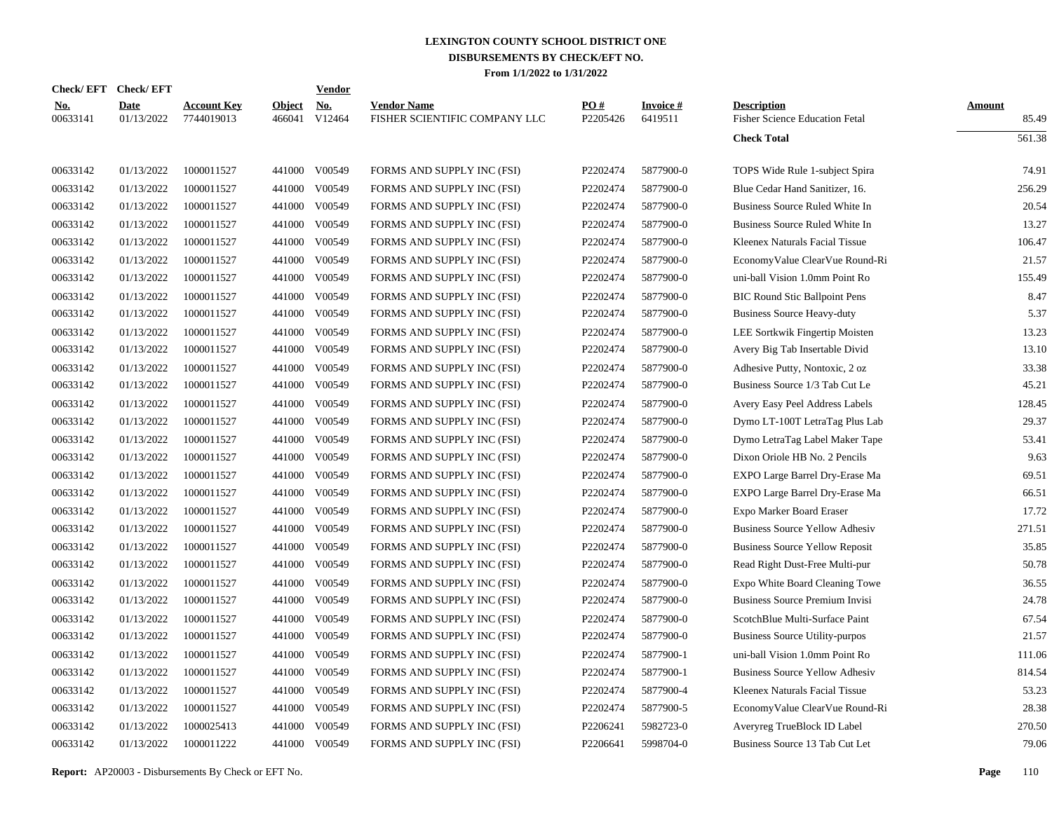# LEXINGTON COUNTY SCHOOL DISTRICT ONE
## DISBURSEMENTS BY CHECK/EFT NO.
### From 1/1/2022 to 1/31/2022

| Check/ EFT No. | Check/ EFT Date | Account Key | Object | Vendor No. | Vendor Name | PO # | Invoice # | Description | Amount |
|---|---|---|---|---|---|---|---|---|---|
| 00633141 | 01/13/2022 | 7744019013 | 466041 | V12464 | FISHER SCIENTIFIC COMPANY LLC | P2205426 | 6419511 | Fisher Science Education Fetal | 85.49 |
| | | | | | | | | **Check Total** | 561.38 |
| 00633142 | 01/13/2022 | 1000011527 | 441000 | V00549 | FORMS AND SUPPLY INC (FSI) | P2202474 | 5877900-0 | TOPS Wide Rule 1-subject Spira | 74.91 |
| 00633142 | 01/13/2022 | 1000011527 | 441000 | V00549 | FORMS AND SUPPLY INC (FSI) | P2202474 | 5877900-0 | Blue Cedar Hand Sanitizer, 16. | 256.29 |
| 00633142 | 01/13/2022 | 1000011527 | 441000 | V00549 | FORMS AND SUPPLY INC (FSI) | P2202474 | 5877900-0 | Business Source Ruled White In | 20.54 |
| 00633142 | 01/13/2022 | 1000011527 | 441000 | V00549 | FORMS AND SUPPLY INC (FSI) | P2202474 | 5877900-0 | Business Source Ruled White In | 13.27 |
| 00633142 | 01/13/2022 | 1000011527 | 441000 | V00549 | FORMS AND SUPPLY INC (FSI) | P2202474 | 5877900-0 | Kleenex Naturals Facial Tissue | 106.47 |
| 00633142 | 01/13/2022 | 1000011527 | 441000 | V00549 | FORMS AND SUPPLY INC (FSI) | P2202474 | 5877900-0 | EconomyValue ClearVue Round-Ri | 21.57 |
| 00633142 | 01/13/2022 | 1000011527 | 441000 | V00549 | FORMS AND SUPPLY INC (FSI) | P2202474 | 5877900-0 | uni-ball Vision 1.0mm Point Ro | 155.49 |
| 00633142 | 01/13/2022 | 1000011527 | 441000 | V00549 | FORMS AND SUPPLY INC (FSI) | P2202474 | 5877900-0 | BIC Round Stic Ballpoint Pens | 8.47 |
| 00633142 | 01/13/2022 | 1000011527 | 441000 | V00549 | FORMS AND SUPPLY INC (FSI) | P2202474 | 5877900-0 | Business Source Heavy-duty | 5.37 |
| 00633142 | 01/13/2022 | 1000011527 | 441000 | V00549 | FORMS AND SUPPLY INC (FSI) | P2202474 | 5877900-0 | LEE Sortkwik Fingertip Moisten | 13.23 |
| 00633142 | 01/13/2022 | 1000011527 | 441000 | V00549 | FORMS AND SUPPLY INC (FSI) | P2202474 | 5877900-0 | Avery Big Tab Insertable Divid | 13.10 |
| 00633142 | 01/13/2022 | 1000011527 | 441000 | V00549 | FORMS AND SUPPLY INC (FSI) | P2202474 | 5877900-0 | Adhesive Putty, Nontoxic, 2 oz | 33.38 |
| 00633142 | 01/13/2022 | 1000011527 | 441000 | V00549 | FORMS AND SUPPLY INC (FSI) | P2202474 | 5877900-0 | Business Source 1/3 Tab Cut Le | 45.21 |
| 00633142 | 01/13/2022 | 1000011527 | 441000 | V00549 | FORMS AND SUPPLY INC (FSI) | P2202474 | 5877900-0 | Avery Easy Peel Address Labels | 128.45 |
| 00633142 | 01/13/2022 | 1000011527 | 441000 | V00549 | FORMS AND SUPPLY INC (FSI) | P2202474 | 5877900-0 | Dymo LT-100T LetraTag Plus Lab | 29.37 |
| 00633142 | 01/13/2022 | 1000011527 | 441000 | V00549 | FORMS AND SUPPLY INC (FSI) | P2202474 | 5877900-0 | Dymo LetraTag Label Maker Tape | 53.41 |
| 00633142 | 01/13/2022 | 1000011527 | 441000 | V00549 | FORMS AND SUPPLY INC (FSI) | P2202474 | 5877900-0 | Dixon Oriole HB No. 2 Pencils | 9.63 |
| 00633142 | 01/13/2022 | 1000011527 | 441000 | V00549 | FORMS AND SUPPLY INC (FSI) | P2202474 | 5877900-0 | EXPO Large Barrel Dry-Erase Ma | 69.51 |
| 00633142 | 01/13/2022 | 1000011527 | 441000 | V00549 | FORMS AND SUPPLY INC (FSI) | P2202474 | 5877900-0 | EXPO Large Barrel Dry-Erase Ma | 66.51 |
| 00633142 | 01/13/2022 | 1000011527 | 441000 | V00549 | FORMS AND SUPPLY INC (FSI) | P2202474 | 5877900-0 | Expo Marker Board Eraser | 17.72 |
| 00633142 | 01/13/2022 | 1000011527 | 441000 | V00549 | FORMS AND SUPPLY INC (FSI) | P2202474 | 5877900-0 | Business Source Yellow Adhesiv | 271.51 |
| 00633142 | 01/13/2022 | 1000011527 | 441000 | V00549 | FORMS AND SUPPLY INC (FSI) | P2202474 | 5877900-0 | Business Source Yellow Reposit | 35.85 |
| 00633142 | 01/13/2022 | 1000011527 | 441000 | V00549 | FORMS AND SUPPLY INC (FSI) | P2202474 | 5877900-0 | Read Right Dust-Free Multi-pur | 50.78 |
| 00633142 | 01/13/2022 | 1000011527 | 441000 | V00549 | FORMS AND SUPPLY INC (FSI) | P2202474 | 5877900-0 | Expo White Board Cleaning Towe | 36.55 |
| 00633142 | 01/13/2022 | 1000011527 | 441000 | V00549 | FORMS AND SUPPLY INC (FSI) | P2202474 | 5877900-0 | Business Source Premium Invisi | 24.78 |
| 00633142 | 01/13/2022 | 1000011527 | 441000 | V00549 | FORMS AND SUPPLY INC (FSI) | P2202474 | 5877900-0 | ScotchBlue Multi-Surface Paint | 67.54 |
| 00633142 | 01/13/2022 | 1000011527 | 441000 | V00549 | FORMS AND SUPPLY INC (FSI) | P2202474 | 5877900-0 | Business Source Utility-purpos | 21.57 |
| 00633142 | 01/13/2022 | 1000011527 | 441000 | V00549 | FORMS AND SUPPLY INC (FSI) | P2202474 | 5877900-1 | uni-ball Vision 1.0mm Point Ro | 111.06 |
| 00633142 | 01/13/2022 | 1000011527 | 441000 | V00549 | FORMS AND SUPPLY INC (FSI) | P2202474 | 5877900-1 | Business Source Yellow Adhesiv | 814.54 |
| 00633142 | 01/13/2022 | 1000011527 | 441000 | V00549 | FORMS AND SUPPLY INC (FSI) | P2202474 | 5877900-4 | Kleenex Naturals Facial Tissue | 53.23 |
| 00633142 | 01/13/2022 | 1000011527 | 441000 | V00549 | FORMS AND SUPPLY INC (FSI) | P2202474 | 5877900-5 | EconomyValue ClearVue Round-Ri | 28.38 |
| 00633142 | 01/13/2022 | 1000025413 | 441000 | V00549 | FORMS AND SUPPLY INC (FSI) | P2206241 | 5982723-0 | Averyreg TrueBlock ID Label | 270.50 |
| 00633142 | 01/13/2022 | 1000011222 | 441000 | V00549 | FORMS AND SUPPLY INC (FSI) | P2206641 | 5998704-0 | Business Source 13 Tab Cut Let | 79.06 |

**Report:** AP20003 - Disbursements By Check or EFT No.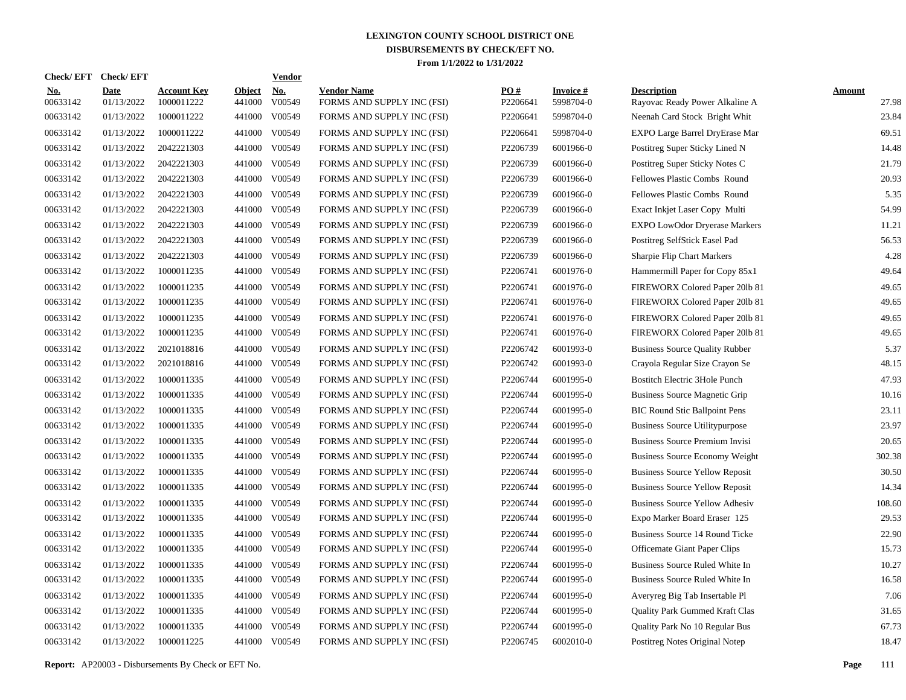# LEXINGTON COUNTY SCHOOL DISTRICT ONE

## DISBURSEMENTS BY CHECK/EFT NO.

**From 1/1/2022 to 1/31/2022**

| Check/ EFT No. | Check/ EFT Date | Account Key | Object | Vendor No. | Vendor Name | PO # | Invoice # | Description | Amount |
|---|---|---|---|---|---|---|---|---|---|
| 00633142 | 01/13/2022 | 1000011222 | 441000 | V00549 | FORMS AND SUPPLY INC (FSI) | P2206641 | 5998704-0 | Rayovac Ready Power Alkaline A | 27.98 |
| 00633142 | 01/13/2022 | 1000011222 | 441000 | V00549 | FORMS AND SUPPLY INC (FSI) | P2206641 | 5998704-0 | Neenah Card Stock Bright Whit | 23.84 |
| 00633142 | 01/13/2022 | 1000011222 | 441000 | V00549 | FORMS AND SUPPLY INC (FSI) | P2206641 | 5998704-0 | EXPO Large Barrel DryErase Mar | 69.51 |
| 00633142 | 01/13/2022 | 2042221303 | 441000 | V00549 | FORMS AND SUPPLY INC (FSI) | P2206739 | 6001966-0 | Postitreg Super Sticky Lined N | 14.48 |
| 00633142 | 01/13/2022 | 2042221303 | 441000 | V00549 | FORMS AND SUPPLY INC (FSI) | P2206739 | 6001966-0 | Postitreg Super Sticky Notes C | 21.79 |
| 00633142 | 01/13/2022 | 2042221303 | 441000 | V00549 | FORMS AND SUPPLY INC (FSI) | P2206739 | 6001966-0 | Fellowes Plastic Combs Round | 20.93 |
| 00633142 | 01/13/2022 | 2042221303 | 441000 | V00549 | FORMS AND SUPPLY INC (FSI) | P2206739 | 6001966-0 | Fellowes Plastic Combs Round | 5.35 |
| 00633142 | 01/13/2022 | 2042221303 | 441000 | V00549 | FORMS AND SUPPLY INC (FSI) | P2206739 | 6001966-0 | Exact Inkjet Laser Copy Multi | 54.99 |
| 00633142 | 01/13/2022 | 2042221303 | 441000 | V00549 | FORMS AND SUPPLY INC (FSI) | P2206739 | 6001966-0 | EXPO LowOdor Dryerase Markers | 11.21 |
| 00633142 | 01/13/2022 | 2042221303 | 441000 | V00549 | FORMS AND SUPPLY INC (FSI) | P2206739 | 6001966-0 | Postitreg SelfStick Easel Pad | 56.53 |
| 00633142 | 01/13/2022 | 2042221303 | 441000 | V00549 | FORMS AND SUPPLY INC (FSI) | P2206739 | 6001966-0 | Sharpie Flip Chart Markers | 4.28 |
| 00633142 | 01/13/2022 | 1000011235 | 441000 | V00549 | FORMS AND SUPPLY INC (FSI) | P2206741 | 6001976-0 | Hammermill Paper for Copy 85x1 | 49.64 |
| 00633142 | 01/13/2022 | 1000011235 | 441000 | V00549 | FORMS AND SUPPLY INC (FSI) | P2206741 | 6001976-0 | FIREWORX Colored Paper 20lb 81 | 49.65 |
| 00633142 | 01/13/2022 | 1000011235 | 441000 | V00549 | FORMS AND SUPPLY INC (FSI) | P2206741 | 6001976-0 | FIREWORX Colored Paper 20lb 81 | 49.65 |
| 00633142 | 01/13/2022 | 1000011235 | 441000 | V00549 | FORMS AND SUPPLY INC (FSI) | P2206741 | 6001976-0 | FIREWORX Colored Paper 20lb 81 | 49.65 |
| 00633142 | 01/13/2022 | 1000011235 | 441000 | V00549 | FORMS AND SUPPLY INC (FSI) | P2206741 | 6001976-0 | FIREWORX Colored Paper 20lb 81 | 49.65 |
| 00633142 | 01/13/2022 | 2021018816 | 441000 | V00549 | FORMS AND SUPPLY INC (FSI) | P2206742 | 6001993-0 | Business Source Quality Rubber | 5.37 |
| 00633142 | 01/13/2022 | 2021018816 | 441000 | V00549 | FORMS AND SUPPLY INC (FSI) | P2206742 | 6001993-0 | Crayola Regular Size Crayon Se | 48.15 |
| 00633142 | 01/13/2022 | 1000011335 | 441000 | V00549 | FORMS AND SUPPLY INC (FSI) | P2206744 | 6001995-0 | Bostitch Electric 3Hole Punch | 47.93 |
| 00633142 | 01/13/2022 | 1000011335 | 441000 | V00549 | FORMS AND SUPPLY INC (FSI) | P2206744 | 6001995-0 | Business Source Magnetic Grip | 10.16 |
| 00633142 | 01/13/2022 | 1000011335 | 441000 | V00549 | FORMS AND SUPPLY INC (FSI) | P2206744 | 6001995-0 | BIC Round Stic Ballpoint Pens | 23.11 |
| 00633142 | 01/13/2022 | 1000011335 | 441000 | V00549 | FORMS AND SUPPLY INC (FSI) | P2206744 | 6001995-0 | Business Source Utilitypurpose | 23.97 |
| 00633142 | 01/13/2022 | 1000011335 | 441000 | V00549 | FORMS AND SUPPLY INC (FSI) | P2206744 | 6001995-0 | Business Source Premium Invisi | 20.65 |
| 00633142 | 01/13/2022 | 1000011335 | 441000 | V00549 | FORMS AND SUPPLY INC (FSI) | P2206744 | 6001995-0 | Business Source Economy Weight | 302.38 |
| 00633142 | 01/13/2022 | 1000011335 | 441000 | V00549 | FORMS AND SUPPLY INC (FSI) | P2206744 | 6001995-0 | Business Source Yellow Reposit | 30.50 |
| 00633142 | 01/13/2022 | 1000011335 | 441000 | V00549 | FORMS AND SUPPLY INC (FSI) | P2206744 | 6001995-0 | Business Source Yellow Reposit | 14.34 |
| 00633142 | 01/13/2022 | 1000011335 | 441000 | V00549 | FORMS AND SUPPLY INC (FSI) | P2206744 | 6001995-0 | Business Source Yellow Adhesiv | 108.60 |
| 00633142 | 01/13/2022 | 1000011335 | 441000 | V00549 | FORMS AND SUPPLY INC (FSI) | P2206744 | 6001995-0 | Expo Marker Board Eraser 125 | 29.53 |
| 00633142 | 01/13/2022 | 1000011335 | 441000 | V00549 | FORMS AND SUPPLY INC (FSI) | P2206744 | 6001995-0 | Business Source 14 Round Ticke | 22.90 |
| 00633142 | 01/13/2022 | 1000011335 | 441000 | V00549 | FORMS AND SUPPLY INC (FSI) | P2206744 | 6001995-0 | Officemate Giant Paper Clips | 15.73 |
| 00633142 | 01/13/2022 | 1000011335 | 441000 | V00549 | FORMS AND SUPPLY INC (FSI) | P2206744 | 6001995-0 | Business Source Ruled White In | 10.27 |
| 00633142 | 01/13/2022 | 1000011335 | 441000 | V00549 | FORMS AND SUPPLY INC (FSI) | P2206744 | 6001995-0 | Business Source Ruled White In | 16.58 |
| 00633142 | 01/13/2022 | 1000011335 | 441000 | V00549 | FORMS AND SUPPLY INC (FSI) | P2206744 | 6001995-0 | Averyreg Big Tab Insertable Pl | 7.06 |
| 00633142 | 01/13/2022 | 1000011335 | 441000 | V00549 | FORMS AND SUPPLY INC (FSI) | P2206744 | 6001995-0 | Quality Park Gummed Kraft Clas | 31.65 |
| 00633142 | 01/13/2022 | 1000011335 | 441000 | V00549 | FORMS AND SUPPLY INC (FSI) | P2206744 | 6001995-0 | Quality Park No 10 Regular Bus | 67.73 |
| 00633142 | 01/13/2022 | 1000011225 | 441000 | V00549 | FORMS AND SUPPLY INC (FSI) | P2206745 | 6002010-0 | Postitreg Notes Original Notep | 18.47 |

**Report:** AP20003 - Disbursements By Check or EFT No.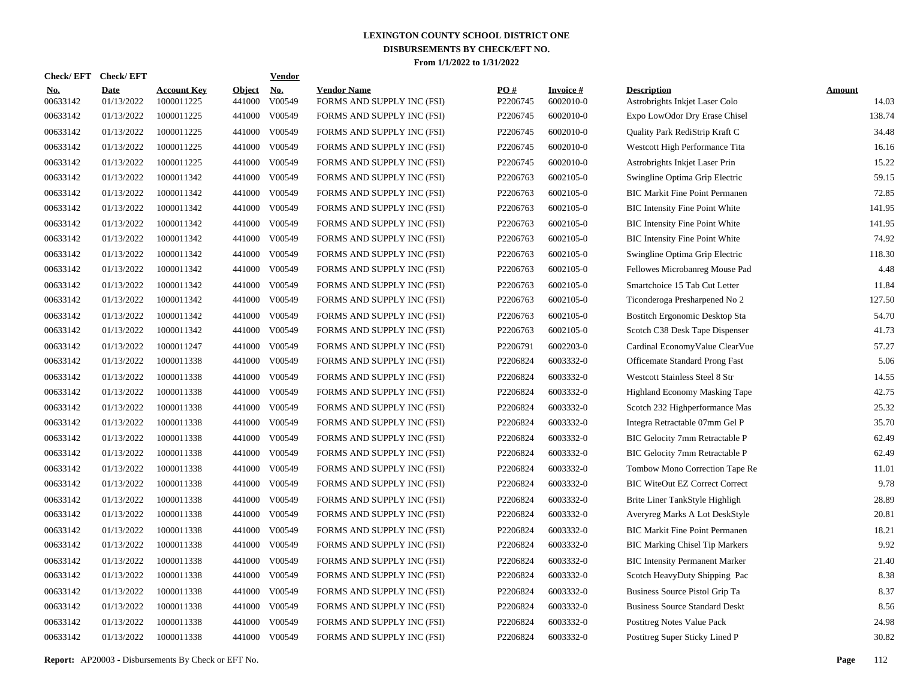**LEXINGTON COUNTY SCHOOL DISTRICT ONE**
**DISBURSEMENTS BY CHECK/EFT NO.**
**From 1/1/2022 to 1/31/2022**

| Check/ EFT No. | Check/ EFT Date | Account Key | Object | Vendor No. | Vendor Name | PO # | Invoice # | Description | Amount |
|---|---|---|---|---|---|---|---|---|---|
| 00633142 | 01/13/2022 | 1000011225 | 441000 | V00549 | FORMS AND SUPPLY INC (FSI) | P2206745 | 6002010-0 | Astrobrights Inkjet Laser Colo | 14.03 |
| 00633142 | 01/13/2022 | 1000011225 | 441000 | V00549 | FORMS AND SUPPLY INC (FSI) | P2206745 | 6002010-0 | Expo LowOdor Dry Erase Chisel | 138.74 |
| 00633142 | 01/13/2022 | 1000011225 | 441000 | V00549 | FORMS AND SUPPLY INC (FSI) | P2206745 | 6002010-0 | Quality Park RediStrip Kraft C | 34.48 |
| 00633142 | 01/13/2022 | 1000011225 | 441000 | V00549 | FORMS AND SUPPLY INC (FSI) | P2206745 | 6002010-0 | Westcott High Performance Tita | 16.16 |
| 00633142 | 01/13/2022 | 1000011225 | 441000 | V00549 | FORMS AND SUPPLY INC (FSI) | P2206745 | 6002010-0 | Astrobrights Inkjet Laser Prin | 15.22 |
| 00633142 | 01/13/2022 | 1000011342 | 441000 | V00549 | FORMS AND SUPPLY INC (FSI) | P2206763 | 6002105-0 | Swingline Optima Grip Electric | 59.15 |
| 00633142 | 01/13/2022 | 1000011342 | 441000 | V00549 | FORMS AND SUPPLY INC (FSI) | P2206763 | 6002105-0 | BIC Markit Fine Point Permanen | 72.85 |
| 00633142 | 01/13/2022 | 1000011342 | 441000 | V00549 | FORMS AND SUPPLY INC (FSI) | P2206763 | 6002105-0 | BIC Intensity Fine Point White | 141.95 |
| 00633142 | 01/13/2022 | 1000011342 | 441000 | V00549 | FORMS AND SUPPLY INC (FSI) | P2206763 | 6002105-0 | BIC Intensity Fine Point White | 141.95 |
| 00633142 | 01/13/2022 | 1000011342 | 441000 | V00549 | FORMS AND SUPPLY INC (FSI) | P2206763 | 6002105-0 | BIC Intensity Fine Point White | 74.92 |
| 00633142 | 01/13/2022 | 1000011342 | 441000 | V00549 | FORMS AND SUPPLY INC (FSI) | P2206763 | 6002105-0 | Swingline Optima Grip Electric | 118.30 |
| 00633142 | 01/13/2022 | 1000011342 | 441000 | V00549 | FORMS AND SUPPLY INC (FSI) | P2206763 | 6002105-0 | Fellowes Microbanreg Mouse Pad | 4.48 |
| 00633142 | 01/13/2022 | 1000011342 | 441000 | V00549 | FORMS AND SUPPLY INC (FSI) | P2206763 | 6002105-0 | Smartchoice 15 Tab Cut Letter | 11.84 |
| 00633142 | 01/13/2022 | 1000011342 | 441000 | V00549 | FORMS AND SUPPLY INC (FSI) | P2206763 | 6002105-0 | Ticonderoga Presharpened No 2 | 127.50 |
| 00633142 | 01/13/2022 | 1000011342 | 441000 | V00549 | FORMS AND SUPPLY INC (FSI) | P2206763 | 6002105-0 | Bostitch Ergonomic Desktop Sta | 54.70 |
| 00633142 | 01/13/2022 | 1000011342 | 441000 | V00549 | FORMS AND SUPPLY INC (FSI) | P2206763 | 6002105-0 | Scotch C38 Desk Tape Dispenser | 41.73 |
| 00633142 | 01/13/2022 | 1000011247 | 441000 | V00549 | FORMS AND SUPPLY INC (FSI) | P2206791 | 6002203-0 | Cardinal EconomyValue ClearVue | 57.27 |
| 00633142 | 01/13/2022 | 1000011338 | 441000 | V00549 | FORMS AND SUPPLY INC (FSI) | P2206824 | 6003332-0 | Officemate Standard Prong Fast | 5.06 |
| 00633142 | 01/13/2022 | 1000011338 | 441000 | V00549 | FORMS AND SUPPLY INC (FSI) | P2206824 | 6003332-0 | Westcott Stainless Steel 8 Str | 14.55 |
| 00633142 | 01/13/2022 | 1000011338 | 441000 | V00549 | FORMS AND SUPPLY INC (FSI) | P2206824 | 6003332-0 | Highland Economy Masking Tape | 42.75 |
| 00633142 | 01/13/2022 | 1000011338 | 441000 | V00549 | FORMS AND SUPPLY INC (FSI) | P2206824 | 6003332-0 | Scotch 232 Highperformance Mas | 25.32 |
| 00633142 | 01/13/2022 | 1000011338 | 441000 | V00549 | FORMS AND SUPPLY INC (FSI) | P2206824 | 6003332-0 | Integra Retractable 07mm Gel P | 35.70 |
| 00633142 | 01/13/2022 | 1000011338 | 441000 | V00549 | FORMS AND SUPPLY INC (FSI) | P2206824 | 6003332-0 | BIC Gelocity 7mm Retractable P | 62.49 |
| 00633142 | 01/13/2022 | 1000011338 | 441000 | V00549 | FORMS AND SUPPLY INC (FSI) | P2206824 | 6003332-0 | BIC Gelocity 7mm Retractable P | 62.49 |
| 00633142 | 01/13/2022 | 1000011338 | 441000 | V00549 | FORMS AND SUPPLY INC (FSI) | P2206824 | 6003332-0 | Tombow Mono Correction Tape Re | 11.01 |
| 00633142 | 01/13/2022 | 1000011338 | 441000 | V00549 | FORMS AND SUPPLY INC (FSI) | P2206824 | 6003332-0 | BIC WiteOut EZ Correct Correct | 9.78 |
| 00633142 | 01/13/2022 | 1000011338 | 441000 | V00549 | FORMS AND SUPPLY INC (FSI) | P2206824 | 6003332-0 | Brite Liner TankStyle Highligh | 28.89 |
| 00633142 | 01/13/2022 | 1000011338 | 441000 | V00549 | FORMS AND SUPPLY INC (FSI) | P2206824 | 6003332-0 | Averyreg Marks A Lot DeskStyle | 20.81 |
| 00633142 | 01/13/2022 | 1000011338 | 441000 | V00549 | FORMS AND SUPPLY INC (FSI) | P2206824 | 6003332-0 | BIC Markit Fine Point Permanen | 18.21 |
| 00633142 | 01/13/2022 | 1000011338 | 441000 | V00549 | FORMS AND SUPPLY INC (FSI) | P2206824 | 6003332-0 | BIC Marking Chisel Tip Markers | 9.92 |
| 00633142 | 01/13/2022 | 1000011338 | 441000 | V00549 | FORMS AND SUPPLY INC (FSI) | P2206824 | 6003332-0 | BIC Intensity Permanent Marker | 21.40 |
| 00633142 | 01/13/2022 | 1000011338 | 441000 | V00549 | FORMS AND SUPPLY INC (FSI) | P2206824 | 6003332-0 | Scotch HeavyDuty Shipping Pac | 8.38 |
| 00633142 | 01/13/2022 | 1000011338 | 441000 | V00549 | FORMS AND SUPPLY INC (FSI) | P2206824 | 6003332-0 | Business Source Pistol Grip Ta | 8.37 |
| 00633142 | 01/13/2022 | 1000011338 | 441000 | V00549 | FORMS AND SUPPLY INC (FSI) | P2206824 | 6003332-0 | Business Source Standard Deskt | 8.56 |
| 00633142 | 01/13/2022 | 1000011338 | 441000 | V00549 | FORMS AND SUPPLY INC (FSI) | P2206824 | 6003332-0 | Postitreg Notes Value Pack | 24.98 |
| 00633142 | 01/13/2022 | 1000011338 | 441000 | V00549 | FORMS AND SUPPLY INC (FSI) | P2206824 | 6003332-0 | Postitreg Super Sticky Lined P | 30.82 |

**Report:** AP20003 - Disbursements By Check or EFT No.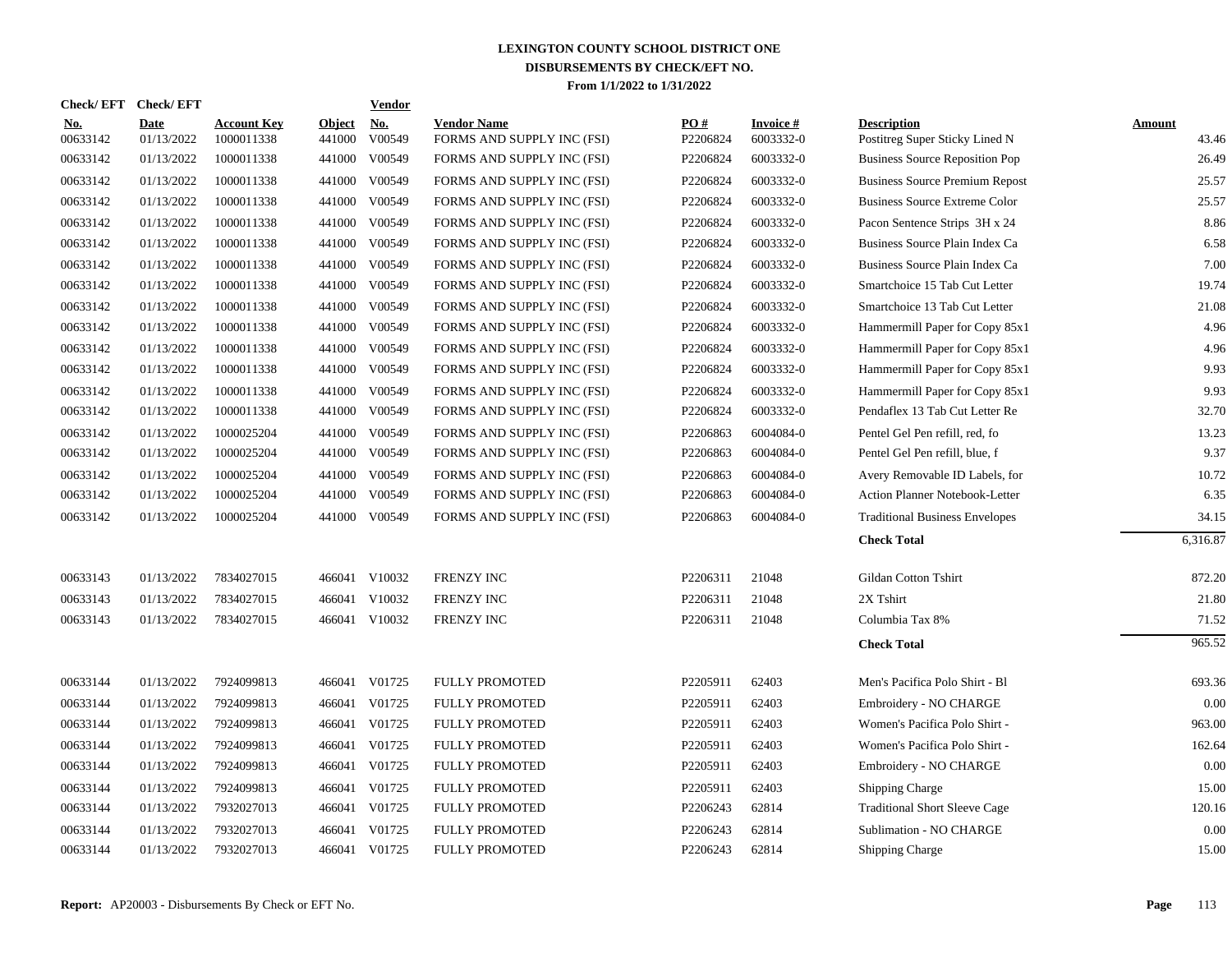**LEXINGTON COUNTY SCHOOL DISTRICT ONE**
**DISBURSEMENTS BY CHECK/EFT NO.**
**From 1/1/2022 to 1/31/2022**

| Check/ EFT No. | Check/ EFT Date | Account Key | Object | Vendor No. | Vendor Name | PO # | Invoice # | Description | Amount |
|---|---|---|---|---|---|---|---|---|---|
| 00633142 | 01/13/2022 | 1000011338 | 441000 | V00549 | FORMS AND SUPPLY INC (FSI) | P2206824 | 6003332-0 | Postitreg Super Sticky Lined N | 43.46 |
| 00633142 | 01/13/2022 | 1000011338 | 441000 | V00549 | FORMS AND SUPPLY INC (FSI) | P2206824 | 6003332-0 | Business Source Reposition Pop | 26.49 |
| 00633142 | 01/13/2022 | 1000011338 | 441000 | V00549 | FORMS AND SUPPLY INC (FSI) | P2206824 | 6003332-0 | Business Source Premium Repost | 25.57 |
| 00633142 | 01/13/2022 | 1000011338 | 441000 | V00549 | FORMS AND SUPPLY INC (FSI) | P2206824 | 6003332-0 | Business Source Extreme Color | 25.57 |
| 00633142 | 01/13/2022 | 1000011338 | 441000 | V00549 | FORMS AND SUPPLY INC (FSI) | P2206824 | 6003332-0 | Pacon Sentence Strips 3H x 24 | 8.86 |
| 00633142 | 01/13/2022 | 1000011338 | 441000 | V00549 | FORMS AND SUPPLY INC (FSI) | P2206824 | 6003332-0 | Business Source Plain Index Ca | 6.58 |
| 00633142 | 01/13/2022 | 1000011338 | 441000 | V00549 | FORMS AND SUPPLY INC (FSI) | P2206824 | 6003332-0 | Business Source Plain Index Ca | 7.00 |
| 00633142 | 01/13/2022 | 1000011338 | 441000 | V00549 | FORMS AND SUPPLY INC (FSI) | P2206824 | 6003332-0 | Smartchoice 15 Tab Cut Letter | 19.74 |
| 00633142 | 01/13/2022 | 1000011338 | 441000 | V00549 | FORMS AND SUPPLY INC (FSI) | P2206824 | 6003332-0 | Smartchoice 13 Tab Cut Letter | 21.08 |
| 00633142 | 01/13/2022 | 1000011338 | 441000 | V00549 | FORMS AND SUPPLY INC (FSI) | P2206824 | 6003332-0 | Hammermill Paper for Copy 85x1 | 4.96 |
| 00633142 | 01/13/2022 | 1000011338 | 441000 | V00549 | FORMS AND SUPPLY INC (FSI) | P2206824 | 6003332-0 | Hammermill Paper for Copy 85x1 | 4.96 |
| 00633142 | 01/13/2022 | 1000011338 | 441000 | V00549 | FORMS AND SUPPLY INC (FSI) | P2206824 | 6003332-0 | Hammermill Paper for Copy 85x1 | 9.93 |
| 00633142 | 01/13/2022 | 1000011338 | 441000 | V00549 | FORMS AND SUPPLY INC (FSI) | P2206824 | 6003332-0 | Hammermill Paper for Copy 85x1 | 9.93 |
| 00633142 | 01/13/2022 | 1000011338 | 441000 | V00549 | FORMS AND SUPPLY INC (FSI) | P2206824 | 6003332-0 | Pendaflex 13 Tab Cut Letter Re | 32.70 |
| 00633142 | 01/13/2022 | 1000025204 | 441000 | V00549 | FORMS AND SUPPLY INC (FSI) | P2206863 | 6004084-0 | Pentel Gel Pen refill, red, fo | 13.23 |
| 00633142 | 01/13/2022 | 1000025204 | 441000 | V00549 | FORMS AND SUPPLY INC (FSI) | P2206863 | 6004084-0 | Pentel Gel Pen refill, blue, f | 9.37 |
| 00633142 | 01/13/2022 | 1000025204 | 441000 | V00549 | FORMS AND SUPPLY INC (FSI) | P2206863 | 6004084-0 | Avery Removable ID Labels, for | 10.72 |
| 00633142 | 01/13/2022 | 1000025204 | 441000 | V00549 | FORMS AND SUPPLY INC (FSI) | P2206863 | 6004084-0 | Action Planner Notebook-Letter | 6.35 |
| 00633142 | 01/13/2022 | 1000025204 | 441000 | V00549 | FORMS AND SUPPLY INC (FSI) | P2206863 | 6004084-0 | Traditional Business Envelopes | 34.15 |
| | | | | | | | | **Check Total** | 6,316.87 |
| 00633143 | 01/13/2022 | 7834027015 | 466041 | V10032 | FRENZY INC | P2206311 | 21048 | Gildan Cotton Tshirt | 872.20 |
| 00633143 | 01/13/2022 | 7834027015 | 466041 | V10032 | FRENZY INC | P2206311 | 21048 | 2X Tshirt | 21.80 |
| 00633143 | 01/13/2022 | 7834027015 | 466041 | V10032 | FRENZY INC | P2206311 | 21048 | Columbia Tax 8% | 71.52 |
| | | | | | | | | **Check Total** | 965.52 |
| 00633144 | 01/13/2022 | 7924099813 | 466041 | V01725 | FULLY PROMOTED | P2205911 | 62403 | Men's Pacifica Polo Shirt - Bl | 693.36 |
| 00633144 | 01/13/2022 | 7924099813 | 466041 | V01725 | FULLY PROMOTED | P2205911 | 62403 | Embroidery - NO CHARGE | 0.00 |
| 00633144 | 01/13/2022 | 7924099813 | 466041 | V01725 | FULLY PROMOTED | P2205911 | 62403 | Women's Pacifica Polo Shirt - | 963.00 |
| 00633144 | 01/13/2022 | 7924099813 | 466041 | V01725 | FULLY PROMOTED | P2205911 | 62403 | Women's Pacifica Polo Shirt - | 162.64 |
| 00633144 | 01/13/2022 | 7924099813 | 466041 | V01725 | FULLY PROMOTED | P2205911 | 62403 | Embroidery - NO CHARGE | 0.00 |
| 00633144 | 01/13/2022 | 7924099813 | 466041 | V01725 | FULLY PROMOTED | P2205911 | 62403 | Shipping Charge | 15.00 |
| 00633144 | 01/13/2022 | 7932027013 | 466041 | V01725 | FULLY PROMOTED | P2206243 | 62814 | Traditional Short Sleeve Cage | 120.16 |
| 00633144 | 01/13/2022 | 7932027013 | 466041 | V01725 | FULLY PROMOTED | P2206243 | 62814 | Sublimation - NO CHARGE | 0.00 |
| 00633144 | 01/13/2022 | 7932027013 | 466041 | V01725 | FULLY PROMOTED | P2206243 | 62814 | Shipping Charge | 15.00 |

**Report:** AP20003 - Disbursements By Check or EFT No.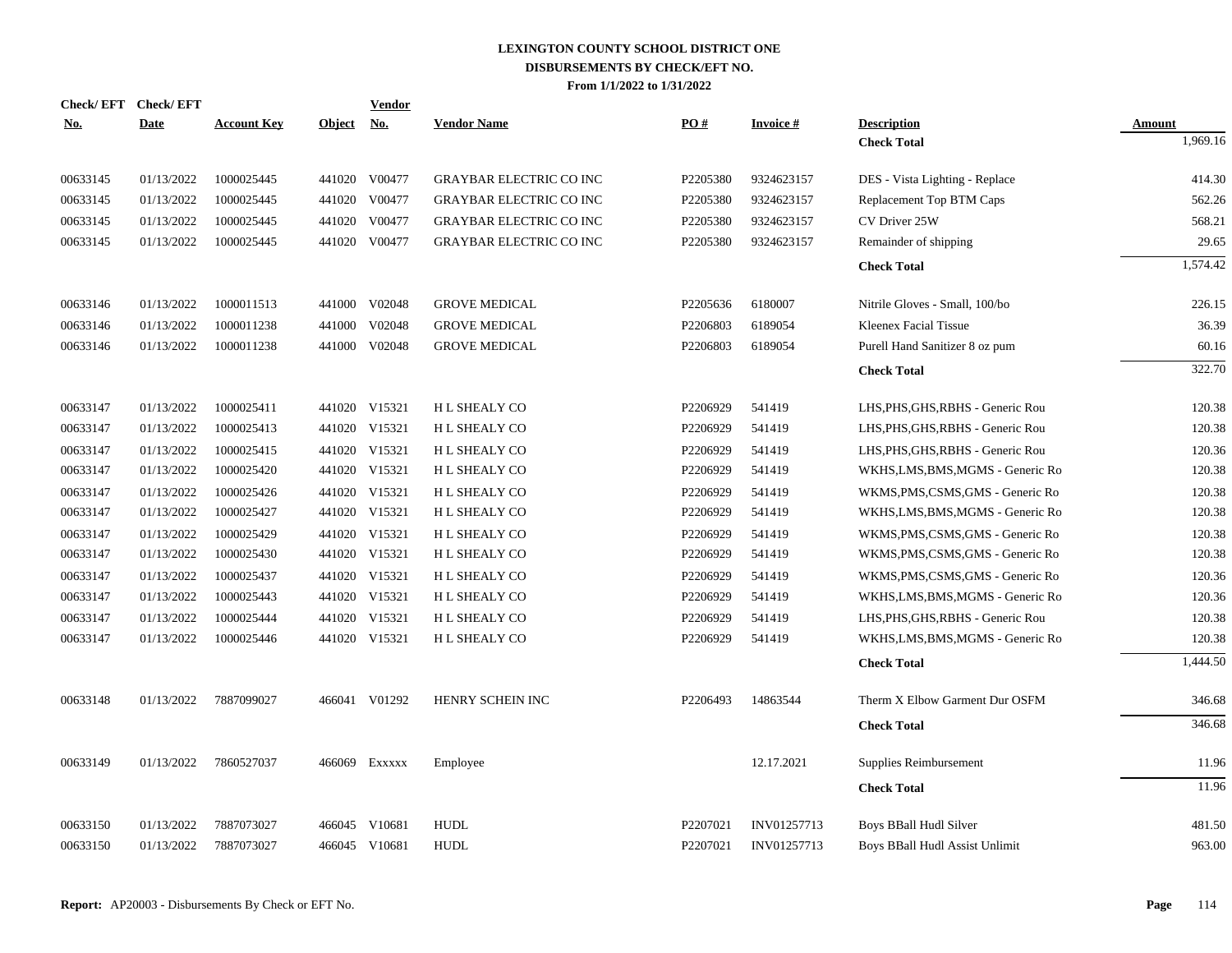# LEXINGTON COUNTY SCHOOL DISTRICT ONE
## DISBURSEMENTS BY CHECK/EFT NO.
### From 1/1/2022 to 1/31/2022

| Check/ EFT No. | Check/ EFT Date | Account Key | Object | Vendor No. | Vendor Name | PO # | Invoice # | Description | Amount |
|---|---|---|---|---|---|---|---|---|---|
| | | | | | | | | **Check Total** | 1,969.16 |
| 00633145 | 01/13/2022 | 1000025445 | 441020 | V00477 | GRAYBAR ELECTRIC CO INC | P2205380 | 9324623157 | DES - Vista Lighting - Replace | 414.30 |
| 00633145 | 01/13/2022 | 1000025445 | 441020 | V00477 | GRAYBAR ELECTRIC CO INC | P2205380 | 9324623157 | Replacement Top BTM Caps | 562.26 |
| 00633145 | 01/13/2022 | 1000025445 | 441020 | V00477 | GRAYBAR ELECTRIC CO INC | P2205380 | 9324623157 | CV Driver 25W | 568.21 |
| 00633145 | 01/13/2022 | 1000025445 | 441020 | V00477 | GRAYBAR ELECTRIC CO INC | P2205380 | 9324623157 | Remainder of shipping | 29.65 |
| | | | | | | | | **Check Total** | 1,574.42 |
| 00633146 | 01/13/2022 | 1000011513 | 441000 | V02048 | GROVE MEDICAL | P2205636 | 6180007 | Nitrile Gloves - Small, 100/bo | 226.15 |
| 00633146 | 01/13/2022 | 1000011238 | 441000 | V02048 | GROVE MEDICAL | P2206803 | 6189054 | Kleenex Facial Tissue | 36.39 |
| 00633146 | 01/13/2022 | 1000011238 | 441000 | V02048 | GROVE MEDICAL | P2206803 | 6189054 | Purell Hand Sanitizer 8 oz pum | 60.16 |
| | | | | | | | | **Check Total** | 322.70 |
| 00633147 | 01/13/2022 | 1000025411 | 441020 | V15321 | H L SHEALY CO | P2206929 | 541419 | LHS,PHS,GHS,RBHS - Generic Rou | 120.38 |
| 00633147 | 01/13/2022 | 1000025413 | 441020 | V15321 | H L SHEALY CO | P2206929 | 541419 | LHS,PHS,GHS,RBHS - Generic Rou | 120.38 |
| 00633147 | 01/13/2022 | 1000025415 | 441020 | V15321 | H L SHEALY CO | P2206929 | 541419 | LHS,PHS,GHS,RBHS - Generic Rou | 120.36 |
| 00633147 | 01/13/2022 | 1000025420 | 441020 | V15321 | H L SHEALY CO | P2206929 | 541419 | WKHS,LMS,BMS,MGMS - Generic Ro | 120.38 |
| 00633147 | 01/13/2022 | 1000025426 | 441020 | V15321 | H L SHEALY CO | P2206929 | 541419 | WKMS,PMS,CSMS,GMS - Generic Ro | 120.38 |
| 00633147 | 01/13/2022 | 1000025427 | 441020 | V15321 | H L SHEALY CO | P2206929 | 541419 | WKHS,LMS,BMS,MGMS - Generic Ro | 120.38 |
| 00633147 | 01/13/2022 | 1000025429 | 441020 | V15321 | H L SHEALY CO | P2206929 | 541419 | WKMS,PMS,CSMS,GMS - Generic Ro | 120.38 |
| 00633147 | 01/13/2022 | 1000025430 | 441020 | V15321 | H L SHEALY CO | P2206929 | 541419 | WKMS,PMS,CSMS,GMS - Generic Ro | 120.38 |
| 00633147 | 01/13/2022 | 1000025437 | 441020 | V15321 | H L SHEALY CO | P2206929 | 541419 | WKMS,PMS,CSMS,GMS - Generic Ro | 120.36 |
| 00633147 | 01/13/2022 | 1000025443 | 441020 | V15321 | H L SHEALY CO | P2206929 | 541419 | WKHS,LMS,BMS,MGMS - Generic Ro | 120.36 |
| 00633147 | 01/13/2022 | 1000025444 | 441020 | V15321 | H L SHEALY CO | P2206929 | 541419 | LHS,PHS,GHS,RBHS - Generic Rou | 120.38 |
| 00633147 | 01/13/2022 | 1000025446 | 441020 | V15321 | H L SHEALY CO | P2206929 | 541419 | WKHS,LMS,BMS,MGMS - Generic Ro | 120.38 |
| | | | | | | | | **Check Total** | 1,444.50 |
| 00633148 | 01/13/2022 | 7887099027 | 466041 | V01292 | HENRY SCHEIN INC | P2206493 | 14863544 | Therm X Elbow Garment Dur OSFM | 346.68 |
| | | | | | | | | **Check Total** | 346.68 |
| 00633149 | 01/13/2022 | 7860527037 | 466069 | Exxxxx | Employee | | 12.17.2021 | Supplies Reimbursement | 11.96 |
| | | | | | | | | **Check Total** | 11.96 |
| 00633150 | 01/13/2022 | 7887073027 | 466045 | V10681 | HUDL | P2207021 | INV01257713 | Boys BBall Hudl Silver | 481.50 |
| 00633150 | 01/13/2022 | 7887073027 | 466045 | V10681 | HUDL | P2207021 | INV01257713 | Boys BBall Hudl Assist Unlimit | 963.00 |

**Report:** AP20003 - Disbursements By Check or EFT No.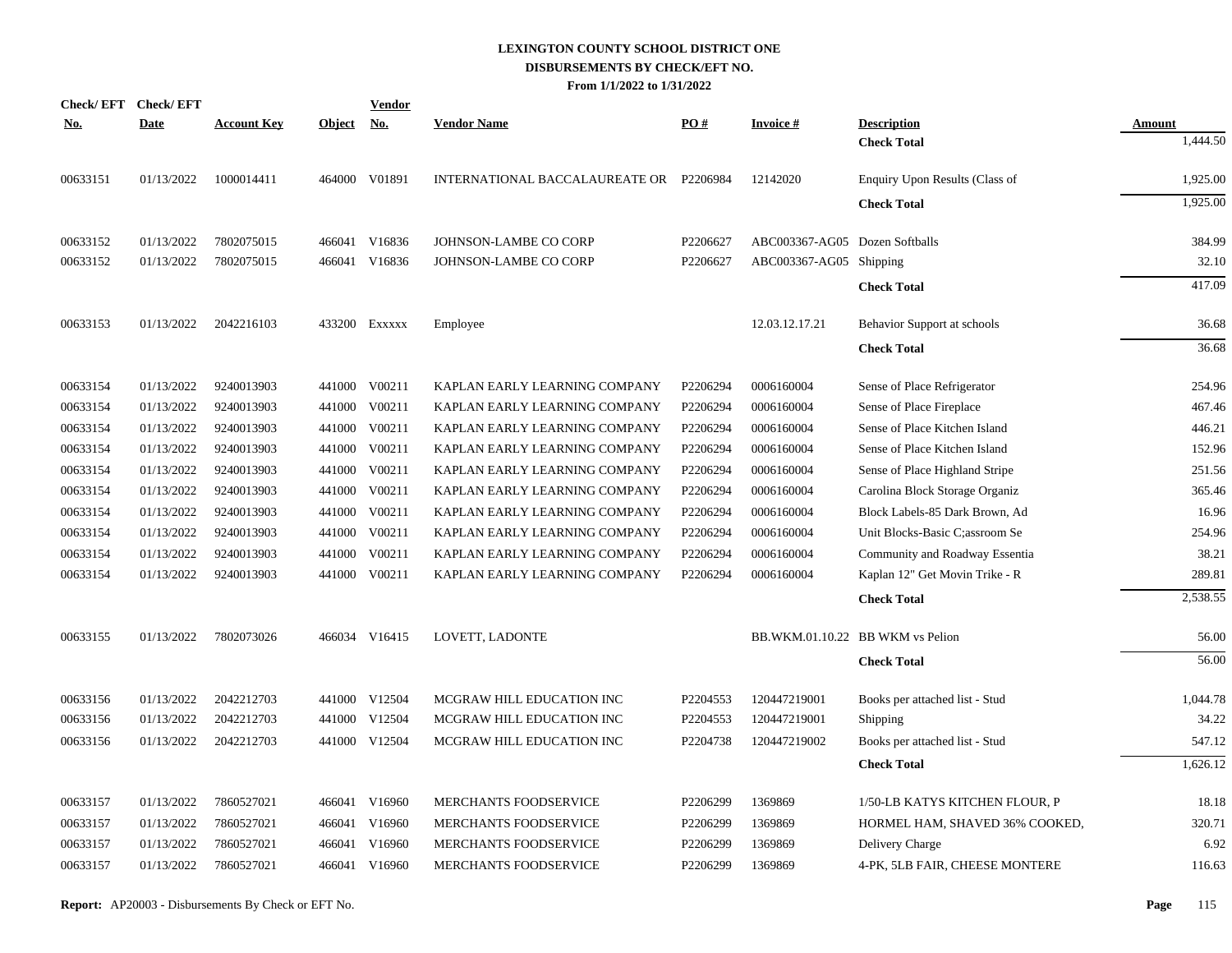# LEXINGTON COUNTY SCHOOL DISTRICT ONE
## DISBURSEMENTS BY CHECK/EFT NO.
### From 1/1/2022 to 1/31/2022

| Check/ EFT No. | Check/ EFT Date | Account Key | Object | Vendor No. | Vendor Name | PO # | Invoice # | Description | Amount |
|---|---|---|---|---|---|---|---|---|---|
| | | | | | | | | **Check Total** | 1,444.50 |
| 00633151 | 01/13/2022 | 1000014411 | 464000 | V01891 | INTERNATIONAL BACCALAUREATE OR | P2206984 | 12142020 | Enquiry Upon Results (Class of | 1,925.00 |
| | | | | | | | | **Check Total** | 1,925.00 |
| 00633152 | 01/13/2022 | 7802075015 | 466041 | V16836 | JOHNSON-LAMBE CO CORP | P2206627 | ABC003367-AG05 | Dozen Softballs | 384.99 |
| 00633152 | 01/13/2022 | 7802075015 | 466041 | V16836 | JOHNSON-LAMBE CO CORP | P2206627 | ABC003367-AG05 | Shipping | 32.10 |
| | | | | | | | | **Check Total** | 417.09 |
| 00633153 | 01/13/2022 | 2042216103 | 433200 | Exxxxx | Employee | | 12.03.12.17.21 | Behavior Support at schools | 36.68 |
| | | | | | | | | **Check Total** | 36.68 |
| 00633154 | 01/13/2022 | 9240013903 | 441000 | V00211 | KAPLAN EARLY LEARNING COMPANY | P2206294 | 0006160004 | Sense of Place Refrigerator | 254.96 |
| 00633154 | 01/13/2022 | 9240013903 | 441000 | V00211 | KAPLAN EARLY LEARNING COMPANY | P2206294 | 0006160004 | Sense of Place Fireplace | 467.46 |
| 00633154 | 01/13/2022 | 9240013903 | 441000 | V00211 | KAPLAN EARLY LEARNING COMPANY | P2206294 | 0006160004 | Sense of Place Kitchen Island | 446.21 |
| 00633154 | 01/13/2022 | 9240013903 | 441000 | V00211 | KAPLAN EARLY LEARNING COMPANY | P2206294 | 0006160004 | Sense of Place Kitchen Island | 152.96 |
| 00633154 | 01/13/2022 | 9240013903 | 441000 | V00211 | KAPLAN EARLY LEARNING COMPANY | P2206294 | 0006160004 | Sense of Place Highland Stripe | 251.56 |
| 00633154 | 01/13/2022 | 9240013903 | 441000 | V00211 | KAPLAN EARLY LEARNING COMPANY | P2206294 | 0006160004 | Carolina Block Storage Organiz | 365.46 |
| 00633154 | 01/13/2022 | 9240013903 | 441000 | V00211 | KAPLAN EARLY LEARNING COMPANY | P2206294 | 0006160004 | Block Labels-85 Dark Brown, Ad | 16.96 |
| 00633154 | 01/13/2022 | 9240013903 | 441000 | V00211 | KAPLAN EARLY LEARNING COMPANY | P2206294 | 0006160004 | Unit Blocks-Basic C;assroom Se | 254.96 |
| 00633154 | 01/13/2022 | 9240013903 | 441000 | V00211 | KAPLAN EARLY LEARNING COMPANY | P2206294 | 0006160004 | Community and Roadway Essentia | 38.21 |
| 00633154 | 01/13/2022 | 9240013903 | 441000 | V00211 | KAPLAN EARLY LEARNING COMPANY | P2206294 | 0006160004 | Kaplan 12" Get Movin Trike - R | 289.81 |
| | | | | | | | | **Check Total** | 2,538.55 |
| 00633155 | 01/13/2022 | 7802073026 | 466034 | V16415 | LOVETT, LADONTE | | BB.WKM.01.10.22 | BB WKM vs Pelion | 56.00 |
| | | | | | | | | **Check Total** | 56.00 |
| 00633156 | 01/13/2022 | 2042212703 | 441000 | V12504 | MCGRAW HILL EDUCATION INC | P2204553 | 120447219001 | Books per attached list - Stud | 1,044.78 |
| 00633156 | 01/13/2022 | 2042212703 | 441000 | V12504 | MCGRAW HILL EDUCATION INC | P2204553 | 120447219001 | Shipping | 34.22 |
| 00633156 | 01/13/2022 | 2042212703 | 441000 | V12504 | MCGRAW HILL EDUCATION INC | P2204738 | 120447219002 | Books per attached list - Stud | 547.12 |
| | | | | | | | | **Check Total** | 1,626.12 |
| 00633157 | 01/13/2022 | 7860527021 | 466041 | V16960 | MERCHANTS FOODSERVICE | P2206299 | 1369869 | 1/50-LB KATYS KITCHEN FLOUR, P | 18.18 |
| 00633157 | 01/13/2022 | 7860527021 | 466041 | V16960 | MERCHANTS FOODSERVICE | P2206299 | 1369869 | HORMEL HAM, SHAVED 36% COOKED, | 320.71 |
| 00633157 | 01/13/2022 | 7860527021 | 466041 | V16960 | MERCHANTS FOODSERVICE | P2206299 | 1369869 | Delivery Charge | 6.92 |
| 00633157 | 01/13/2022 | 7860527021 | 466041 | V16960 | MERCHANTS FOODSERVICE | P2206299 | 1369869 | 4-PK, 5LB FAIR, CHEESE MONTERE | 116.63 |

**Report:** AP20003 - Disbursements By Check or EFT No.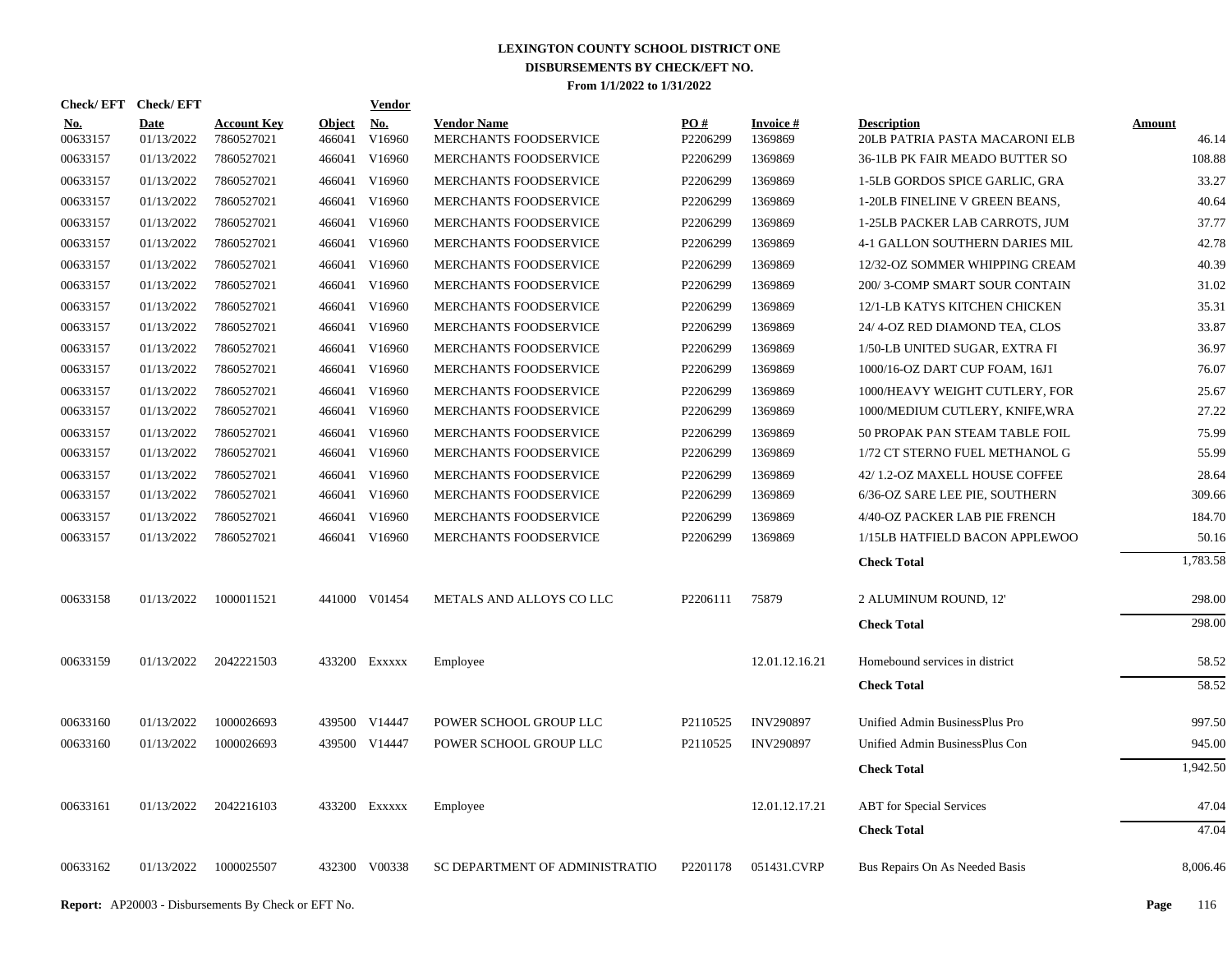# LEXINGTON COUNTY SCHOOL DISTRICT ONE
## DISBURSEMENTS BY CHECK/EFT NO.
### From 1/1/2022 to 1/31/2022

| Check/ EFT No. | Check/ EFT Date | Account Key | Object | Vendor No. | Vendor Name | PO # | Invoice # | Description | Amount |
|---|---|---|---|---|---|---|---|---|---|
| 00633157 | 01/13/2022 | 7860527021 | 466041 | V16960 | MERCHANTS FOODSERVICE | P2206299 | 1369869 | 20LB PATRIA PASTA MACARONI ELB | 46.14 |
| 00633157 | 01/13/2022 | 7860527021 | 466041 | V16960 | MERCHANTS FOODSERVICE | P2206299 | 1369869 | 36-1LB PK FAIR MEADO BUTTER SO | 108.88 |
| 00633157 | 01/13/2022 | 7860527021 | 466041 | V16960 | MERCHANTS FOODSERVICE | P2206299 | 1369869 | 1-5LB GORDOS SPICE GARLIC, GRA | 33.27 |
| 00633157 | 01/13/2022 | 7860527021 | 466041 | V16960 | MERCHANTS FOODSERVICE | P2206299 | 1369869 | 1-20LB FINELINE V GREEN BEANS, | 40.64 |
| 00633157 | 01/13/2022 | 7860527021 | 466041 | V16960 | MERCHANTS FOODSERVICE | P2206299 | 1369869 | 1-25LB PACKER LAB CARROTS, JUM | 37.77 |
| 00633157 | 01/13/2022 | 7860527021 | 466041 | V16960 | MERCHANTS FOODSERVICE | P2206299 | 1369869 | 4-1 GALLON SOUTHERN DARIES MIL | 42.78 |
| 00633157 | 01/13/2022 | 7860527021 | 466041 | V16960 | MERCHANTS FOODSERVICE | P2206299 | 1369869 | 12/32-OZ SOMMER WHIPPING CREAM | 40.39 |
| 00633157 | 01/13/2022 | 7860527021 | 466041 | V16960 | MERCHANTS FOODSERVICE | P2206299 | 1369869 | 200/ 3-COMP SMART SOUR CONTAIN | 31.02 |
| 00633157 | 01/13/2022 | 7860527021 | 466041 | V16960 | MERCHANTS FOODSERVICE | P2206299 | 1369869 | 12/1-LB KATYS KITCHEN CHICKEN | 35.31 |
| 00633157 | 01/13/2022 | 7860527021 | 466041 | V16960 | MERCHANTS FOODSERVICE | P2206299 | 1369869 | 24/ 4-OZ RED DIAMOND TEA, CLOS | 33.87 |
| 00633157 | 01/13/2022 | 7860527021 | 466041 | V16960 | MERCHANTS FOODSERVICE | P2206299 | 1369869 | 1/50-LB UNITED SUGAR, EXTRA FI | 36.97 |
| 00633157 | 01/13/2022 | 7860527021 | 466041 | V16960 | MERCHANTS FOODSERVICE | P2206299 | 1369869 | 1000/16-OZ DART CUP FOAM, 16J1 | 76.07 |
| 00633157 | 01/13/2022 | 7860527021 | 466041 | V16960 | MERCHANTS FOODSERVICE | P2206299 | 1369869 | 1000/HEAVY WEIGHT CUTLERY, FOR | 25.67 |
| 00633157 | 01/13/2022 | 7860527021 | 466041 | V16960 | MERCHANTS FOODSERVICE | P2206299 | 1369869 | 1000/MEDIUM CUTLERY, KNIFE,WRA | 27.22 |
| 00633157 | 01/13/2022 | 7860527021 | 466041 | V16960 | MERCHANTS FOODSERVICE | P2206299 | 1369869 | 50 PROPAK PAN STEAM TABLE FOIL | 75.99 |
| 00633157 | 01/13/2022 | 7860527021 | 466041 | V16960 | MERCHANTS FOODSERVICE | P2206299 | 1369869 | 1/72 CT STERNO FUEL METHANOL G | 55.99 |
| 00633157 | 01/13/2022 | 7860527021 | 466041 | V16960 | MERCHANTS FOODSERVICE | P2206299 | 1369869 | 42/ 1.2-OZ MAXELL HOUSE COFFEE | 28.64 |
| 00633157 | 01/13/2022 | 7860527021 | 466041 | V16960 | MERCHANTS FOODSERVICE | P2206299 | 1369869 | 6/36-OZ SARE LEE PIE, SOUTHERN | 309.66 |
| 00633157 | 01/13/2022 | 7860527021 | 466041 | V16960 | MERCHANTS FOODSERVICE | P2206299 | 1369869 | 4/40-OZ PACKER LAB PIE FRENCH | 184.70 |
| 00633157 | 01/13/2022 | 7860527021 | 466041 | V16960 | MERCHANTS FOODSERVICE | P2206299 | 1369869 | 1/15LB HATFIELD BACON APPLEWOO | 50.16 |
| | | | | | | | | **Check Total** | 1,783.58 |
| 00633158 | 01/13/2022 | 1000011521 | 441000 | V01454 | METALS AND ALLOYS CO LLC | P2206111 | 75879 | 2 ALUMINUM ROUND, 12' | 298.00 |
| | | | | | | | | **Check Total** | 298.00 |
| 00633159 | 01/13/2022 | 2042221503 | 433200 | Exxxxx | Employee | | 12.01.12.16.21 | Homebound services in district | 58.52 |
| | | | | | | | | **Check Total** | 58.52 |
| 00633160 | 01/13/2022 | 1000026693 | 439500 | V14447 | POWER SCHOOL GROUP LLC | P2110525 | INV290897 | Unified Admin BusinessPlus Pro | 997.50 |
| 00633160 | 01/13/2022 | 1000026693 | 439500 | V14447 | POWER SCHOOL GROUP LLC | P2110525 | INV290897 | Unified Admin BusinessPlus Con | 945.00 |
| | | | | | | | | **Check Total** | 1,942.50 |
| 00633161 | 01/13/2022 | 2042216103 | 433200 | Exxxxx | Employee | | 12.01.12.17.21 | ABT for Special Services | 47.04 |
| | | | | | | | | **Check Total** | 47.04 |
| 00633162 | 01/13/2022 | 1000025507 | 432300 | V00338 | SC DEPARTMENT OF ADMINISTRATIO | P2201178 | 051431.CVRP | Bus Repairs On As Needed Basis | 8,006.46 |

**Report:** AP20003 - Disbursements By Check or EFT No.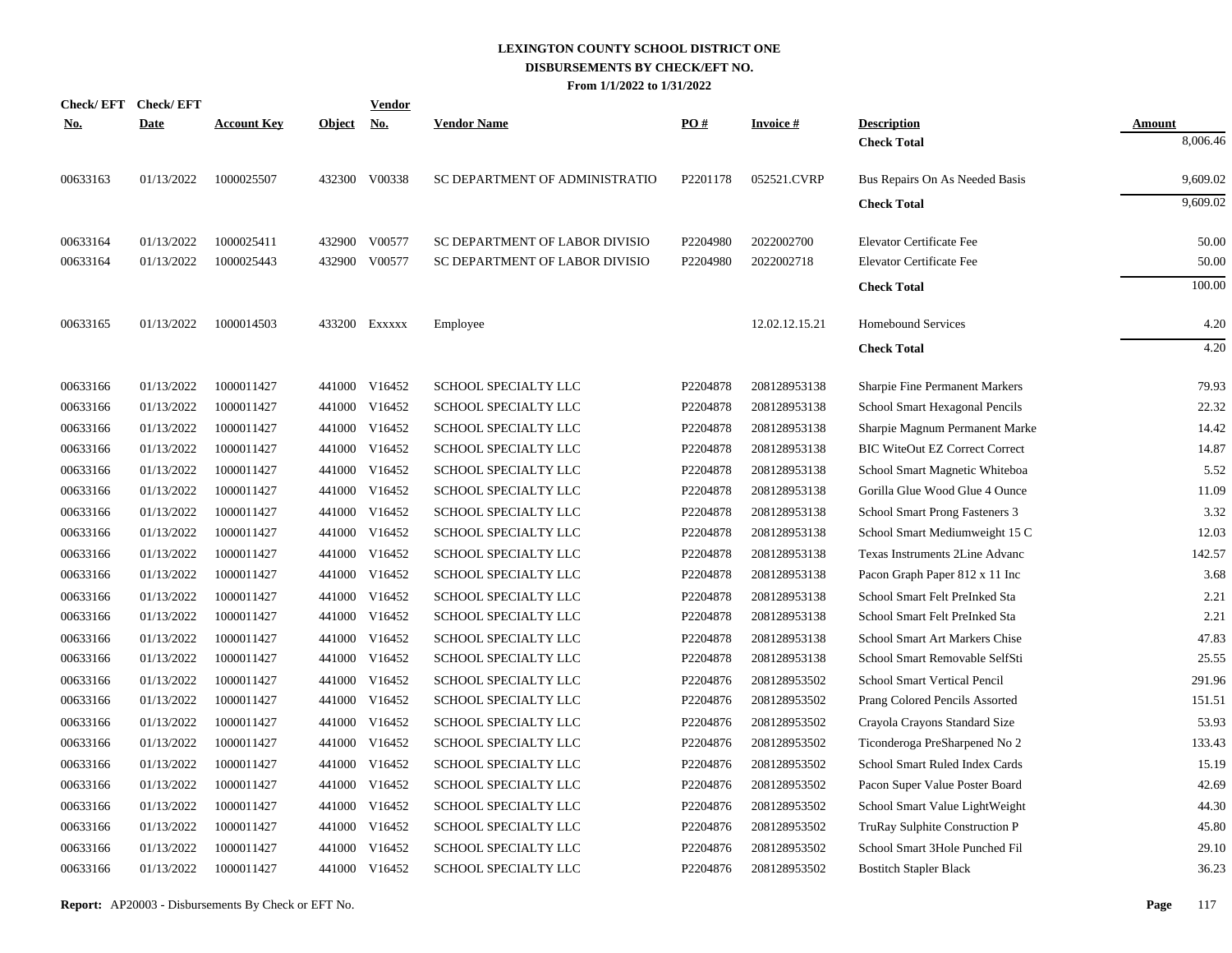**LEXINGTON COUNTY SCHOOL DISTRICT ONE**
**DISBURSEMENTS BY CHECK/EFT NO.**
**From 1/1/2022 to 1/31/2022**

| Check/ EFT No. | Check/ EFT Date | Account Key | Object | Vendor No. | Vendor Name | PO # | Invoice # | Description | Amount |
|---|---|---|---|---|---|---|---|---|---|
| | | | | | | | | **Check Total** | 8,006.46 |
| 00633163 | 01/13/2022 | 1000025507 | 432300 | V00338 | SC DEPARTMENT OF ADMINISTRATIO | P2201178 | 052521.CVRP | Bus Repairs On As Needed Basis | 9,609.02 |
| | | | | | | | | **Check Total** | 9,609.02 |
| 00633164 | 01/13/2022 | 1000025411 | 432900 | V00577 | SC DEPARTMENT OF LABOR DIVISIO | P2204980 | 2022002700 | Elevator Certificate Fee | 50.00 |
| 00633164 | 01/13/2022 | 1000025443 | 432900 | V00577 | SC DEPARTMENT OF LABOR DIVISIO | P2204980 | 2022002718 | Elevator Certificate Fee | 50.00 |
| | | | | | | | | **Check Total** | 100.00 |
| 00633165 | 01/13/2022 | 1000014503 | 433200 | Exxxxx | Employee | | 12.02.12.15.21 | Homebound Services | 4.20 |
| | | | | | | | | **Check Total** | 4.20 |
| 00633166 | 01/13/2022 | 1000011427 | 441000 | V16452 | SCHOOL SPECIALTY LLC | P2204878 | 208128953138 | Sharpie Fine Permanent Markers | 79.93 |
| 00633166 | 01/13/2022 | 1000011427 | 441000 | V16452 | SCHOOL SPECIALTY LLC | P2204878 | 208128953138 | School Smart Hexagonal Pencils | 22.32 |
| 00633166 | 01/13/2022 | 1000011427 | 441000 | V16452 | SCHOOL SPECIALTY LLC | P2204878 | 208128953138 | Sharpie Magnum Permanent Marke | 14.42 |
| 00633166 | 01/13/2022 | 1000011427 | 441000 | V16452 | SCHOOL SPECIALTY LLC | P2204878 | 208128953138 | BIC WiteOut EZ Correct Correct | 14.87 |
| 00633166 | 01/13/2022 | 1000011427 | 441000 | V16452 | SCHOOL SPECIALTY LLC | P2204878 | 208128953138 | School Smart Magnetic Whiteboa | 5.52 |
| 00633166 | 01/13/2022 | 1000011427 | 441000 | V16452 | SCHOOL SPECIALTY LLC | P2204878 | 208128953138 | Gorilla Glue Wood Glue 4 Ounce | 11.09 |
| 00633166 | 01/13/2022 | 1000011427 | 441000 | V16452 | SCHOOL SPECIALTY LLC | P2204878 | 208128953138 | School Smart Prong Fasteners 3 | 3.32 |
| 00633166 | 01/13/2022 | 1000011427 | 441000 | V16452 | SCHOOL SPECIALTY LLC | P2204878 | 208128953138 | School Smart Mediumweight 15 C | 12.03 |
| 00633166 | 01/13/2022 | 1000011427 | 441000 | V16452 | SCHOOL SPECIALTY LLC | P2204878 | 208128953138 | Texas Instruments 2Line Advanc | 142.57 |
| 00633166 | 01/13/2022 | 1000011427 | 441000 | V16452 | SCHOOL SPECIALTY LLC | P2204878 | 208128953138 | Pacon Graph Paper 812 x 11 Inc | 3.68 |
| 00633166 | 01/13/2022 | 1000011427 | 441000 | V16452 | SCHOOL SPECIALTY LLC | P2204878 | 208128953138 | School Smart Felt PreInked Sta | 2.21 |
| 00633166 | 01/13/2022 | 1000011427 | 441000 | V16452 | SCHOOL SPECIALTY LLC | P2204878 | 208128953138 | School Smart Felt PreInked Sta | 2.21 |
| 00633166 | 01/13/2022 | 1000011427 | 441000 | V16452 | SCHOOL SPECIALTY LLC | P2204878 | 208128953138 | School Smart Art Markers Chise | 47.83 |
| 00633166 | 01/13/2022 | 1000011427 | 441000 | V16452 | SCHOOL SPECIALTY LLC | P2204878 | 208128953138 | School Smart Removable SelfSti | 25.55 |
| 00633166 | 01/13/2022 | 1000011427 | 441000 | V16452 | SCHOOL SPECIALTY LLC | P2204876 | 208128953502 | School Smart Vertical Pencil | 291.96 |
| 00633166 | 01/13/2022 | 1000011427 | 441000 | V16452 | SCHOOL SPECIALTY LLC | P2204876 | 208128953502 | Prang Colored Pencils Assorted | 151.51 |
| 00633166 | 01/13/2022 | 1000011427 | 441000 | V16452 | SCHOOL SPECIALTY LLC | P2204876 | 208128953502 | Crayola Crayons Standard Size | 53.93 |
| 00633166 | 01/13/2022 | 1000011427 | 441000 | V16452 | SCHOOL SPECIALTY LLC | P2204876 | 208128953502 | Ticonderoga PreSharpened No 2 | 133.43 |
| 00633166 | 01/13/2022 | 1000011427 | 441000 | V16452 | SCHOOL SPECIALTY LLC | P2204876 | 208128953502 | School Smart Ruled Index Cards | 15.19 |
| 00633166 | 01/13/2022 | 1000011427 | 441000 | V16452 | SCHOOL SPECIALTY LLC | P2204876 | 208128953502 | Pacon Super Value Poster Board | 42.69 |
| 00633166 | 01/13/2022 | 1000011427 | 441000 | V16452 | SCHOOL SPECIALTY LLC | P2204876 | 208128953502 | School Smart Value LightWeight | 44.30 |
| 00633166 | 01/13/2022 | 1000011427 | 441000 | V16452 | SCHOOL SPECIALTY LLC | P2204876 | 208128953502 | TruRay Sulphite Construction P | 45.80 |
| 00633166 | 01/13/2022 | 1000011427 | 441000 | V16452 | SCHOOL SPECIALTY LLC | P2204876 | 208128953502 | School Smart 3Hole Punched Fil | 29.10 |
| 00633166 | 01/13/2022 | 1000011427 | 441000 | V16452 | SCHOOL SPECIALTY LLC | P2204876 | 208128953502 | Bostitch Stapler Black | 36.23 |

**Report:** AP20003 - Disbursements By Check or EFT No.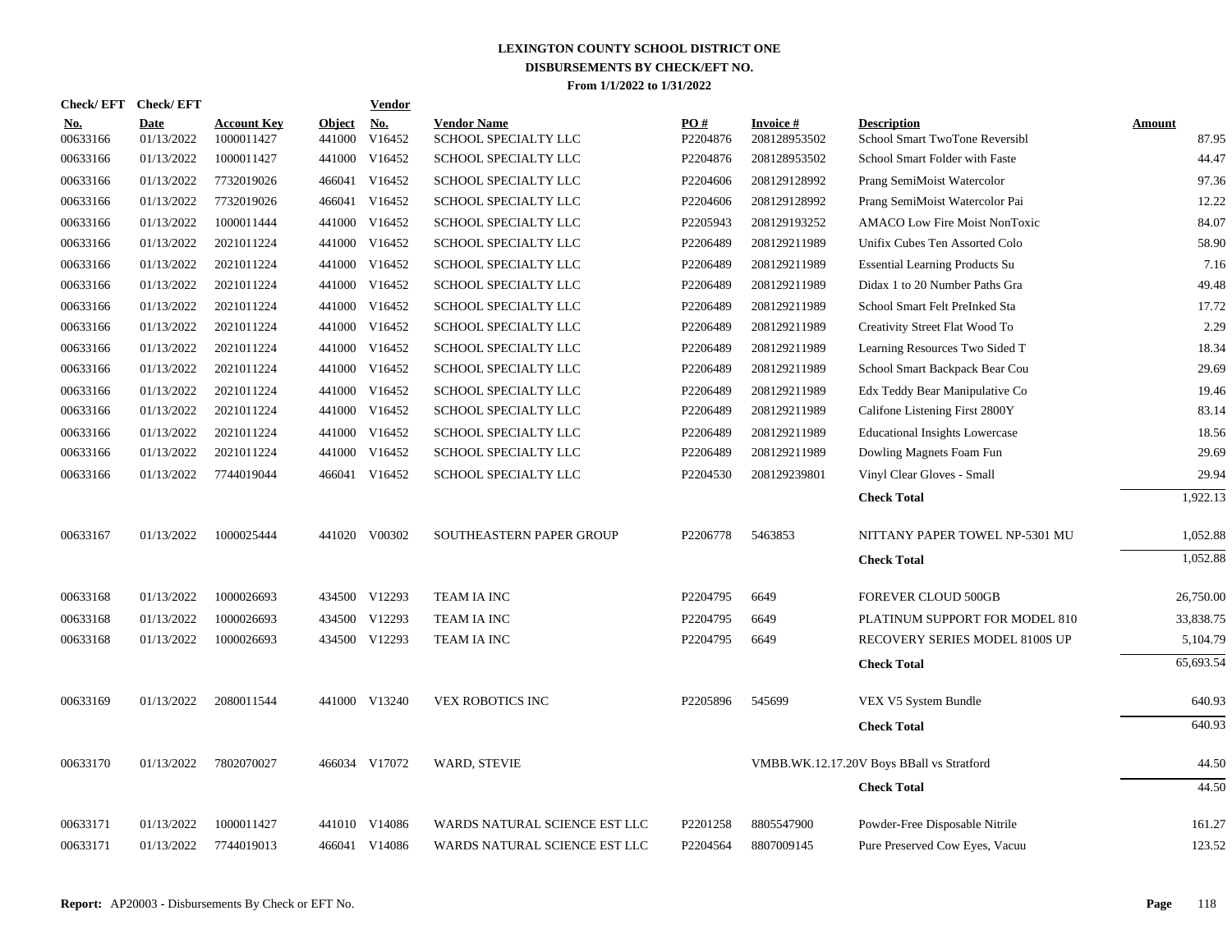# LEXINGTON COUNTY SCHOOL DISTRICT ONE
## DISBURSEMENTS BY CHECK/EFT NO.
### From 1/1/2022 to 1/31/2022

| Check/EFT No. | Check/EFT Date | Account Key | Object | Vendor No. | Vendor Name | PO # | Invoice # | Description | Amount |
|---|---|---|---|---|---|---|---|---|---|
| 00633166 | 01/13/2022 | 1000011427 | 441000 | V16452 | SCHOOL SPECIALTY LLC | P2204876 | 208128953502 | School Smart TwoTone Reversibl | 87.95 |
| 00633166 | 01/13/2022 | 1000011427 | 441000 | V16452 | SCHOOL SPECIALTY LLC | P2204876 | 208128953502 | School Smart Folder with Faste | 44.47 |
| 00633166 | 01/13/2022 | 7732019026 | 466041 | V16452 | SCHOOL SPECIALTY LLC | P2204606 | 208129128992 | Prang SemiMoist Watercolor | 97.36 |
| 00633166 | 01/13/2022 | 7732019026 | 466041 | V16452 | SCHOOL SPECIALTY LLC | P2204606 | 208129128992 | Prang SemiMoist Watercolor Pai | 12.22 |
| 00633166 | 01/13/2022 | 1000011444 | 441000 | V16452 | SCHOOL SPECIALTY LLC | P2205943 | 208129193252 | AMACO Low Fire Moist NonToxic | 84.07 |
| 00633166 | 01/13/2022 | 2021011224 | 441000 | V16452 | SCHOOL SPECIALTY LLC | P2206489 | 208129211989 | Unifix Cubes Ten Assorted Colo | 58.90 |
| 00633166 | 01/13/2022 | 2021011224 | 441000 | V16452 | SCHOOL SPECIALTY LLC | P2206489 | 208129211989 | Essential Learning Products Su | 7.16 |
| 00633166 | 01/13/2022 | 2021011224 | 441000 | V16452 | SCHOOL SPECIALTY LLC | P2206489 | 208129211989 | Didax 1 to 20 Number Paths Gra | 49.48 |
| 00633166 | 01/13/2022 | 2021011224 | 441000 | V16452 | SCHOOL SPECIALTY LLC | P2206489 | 208129211989 | School Smart Felt PreInked Sta | 17.72 |
| 00633166 | 01/13/2022 | 2021011224 | 441000 | V16452 | SCHOOL SPECIALTY LLC | P2206489 | 208129211989 | Creativity Street Flat Wood To | 2.29 |
| 00633166 | 01/13/2022 | 2021011224 | 441000 | V16452 | SCHOOL SPECIALTY LLC | P2206489 | 208129211989 | Learning Resources Two Sided T | 18.34 |
| 00633166 | 01/13/2022 | 2021011224 | 441000 | V16452 | SCHOOL SPECIALTY LLC | P2206489 | 208129211989 | School Smart Backpack Bear Cou | 29.69 |
| 00633166 | 01/13/2022 | 2021011224 | 441000 | V16452 | SCHOOL SPECIALTY LLC | P2206489 | 208129211989 | Edx Teddy Bear Manipulative Co | 19.46 |
| 00633166 | 01/13/2022 | 2021011224 | 441000 | V16452 | SCHOOL SPECIALTY LLC | P2206489 | 208129211989 | Califone Listening First 2800Y | 83.14 |
| 00633166 | 01/13/2022 | 2021011224 | 441000 | V16452 | SCHOOL SPECIALTY LLC | P2206489 | 208129211989 | Educational Insights Lowercase | 18.56 |
| 00633166 | 01/13/2022 | 2021011224 | 441000 | V16452 | SCHOOL SPECIALTY LLC | P2206489 | 208129211989 | Dowling Magnets Foam Fun | 29.69 |
| 00633166 | 01/13/2022 | 7744019044 | 466041 | V16452 | SCHOOL SPECIALTY LLC | P2204530 | 208129239801 | Vinyl Clear Gloves - Small | 29.94 |
| | | | | | | | | **Check Total** | 1,922.13 |
| 00633167 | 01/13/2022 | 1000025444 | 441020 | V00302 | SOUTHEASTERN PAPER GROUP | P2206778 | 5463853 | NITTANY PAPER TOWEL NP-5301 MU | 1,052.88 |
| | | | | | | | | **Check Total** | 1,052.88 |
| 00633168 | 01/13/2022 | 1000026693 | 434500 | V12293 | TEAM IA INC | P2204795 | 6649 | FOREVER CLOUD 500GB | 26,750.00 |
| 00633168 | 01/13/2022 | 1000026693 | 434500 | V12293 | TEAM IA INC | P2204795 | 6649 | PLATINUM SUPPORT FOR MODEL 810 | 33,838.75 |
| 00633168 | 01/13/2022 | 1000026693 | 434500 | V12293 | TEAM IA INC | P2204795 | 6649 | RECOVERY SERIES MODEL 8100S UP | 5,104.79 |
| | | | | | | | | **Check Total** | 65,693.54 |
| 00633169 | 01/13/2022 | 2080011544 | 441000 | V13240 | VEX ROBOTICS INC | P2205896 | 545699 | VEX V5 System Bundle | 640.93 |
| | | | | | | | | **Check Total** | 640.93 |
| 00633170 | 01/13/2022 | 7802070027 | 466034 | V17072 | WARD, STEVIE | | VMBB.WK.12.17.20 | V Boys BBall vs Stratford | 44.50 |
| | | | | | | | | **Check Total** | 44.50 |
| 00633171 | 01/13/2022 | 1000011427 | 441010 | V14086 | WARDS NATURAL SCIENCE EST LLC | P2201258 | 8805547900 | Powder-Free Disposable Nitrile | 161.27 |
| 00633171 | 01/13/2022 | 7744019013 | 466041 | V14086 | WARDS NATURAL SCIENCE EST LLC | P2204564 | 8807009145 | Pure Preserved Cow Eyes, Vacuu | 123.52 |

**Report:** AP20003 - Disbursements By Check or EFT No.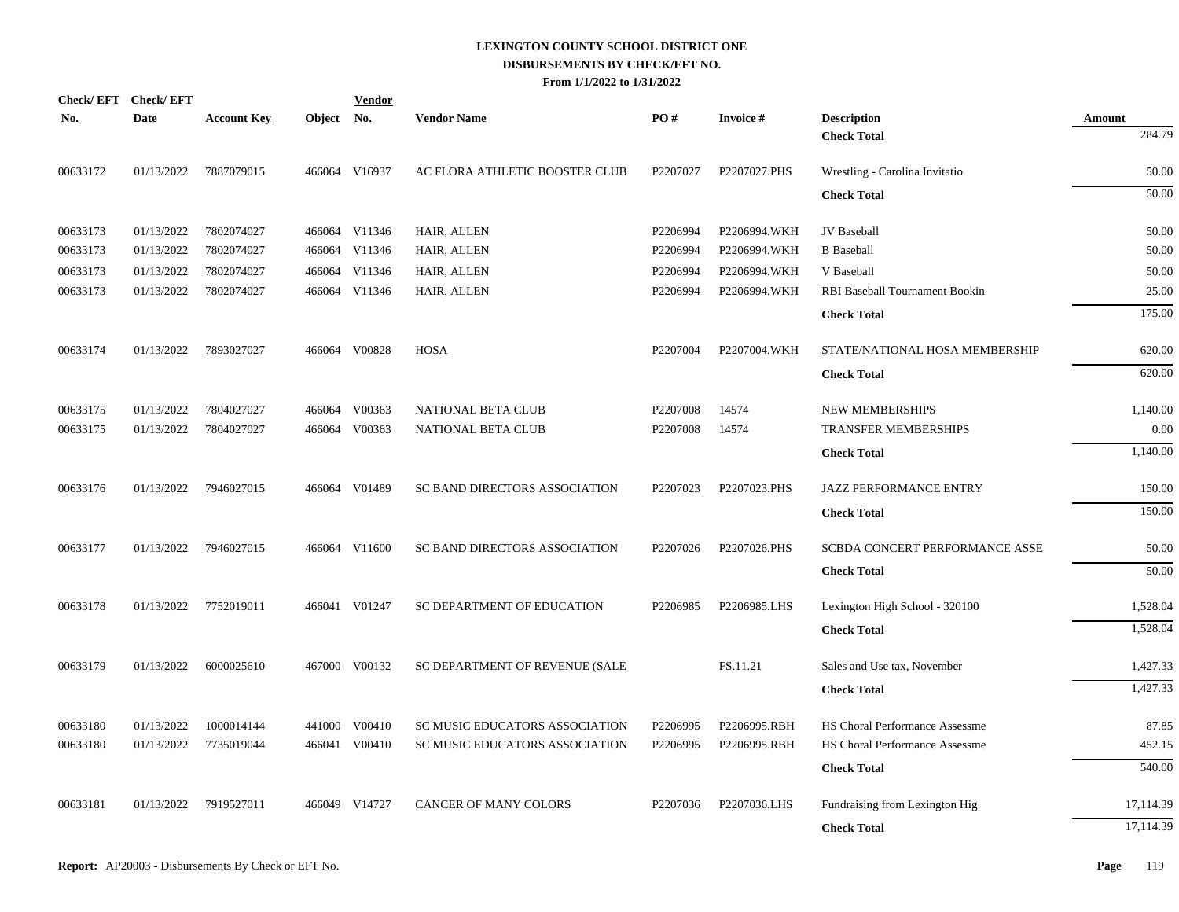# LEXINGTON COUNTY SCHOOL DISTRICT ONE
## DISBURSEMENTS BY CHECK/EFT NO.
### From 1/1/2022 to 1/31/2022

| Check/ EFT No. | Check/ EFT Date | Account Key | Object | Vendor No. | Vendor Name | PO # | Invoice # | Description | Amount |
|---|---|---|---|---|---|---|---|---|---|
| | | | | | | | | **Check Total** | 284.79 |
| 00633172 | 01/13/2022 | 7887079015 | 466064 | V16937 | AC FLORA ATHLETIC BOOSTER CLUB | P2207027 | P2207027.PHS | Wrestling - Carolina Invitatio | 50.00 |
| | | | | | | | | **Check Total** | 50.00 |
| 00633173 | 01/13/2022 | 7802074027 | 466064 | V11346 | HAIR, ALLEN | P2206994 | P2206994.WKH | JV Baseball | 50.00 |
| 00633173 | 01/13/2022 | 7802074027 | 466064 | V11346 | HAIR, ALLEN | P2206994 | P2206994.WKH | B Baseball | 50.00 |
| 00633173 | 01/13/2022 | 7802074027 | 466064 | V11346 | HAIR, ALLEN | P2206994 | P2206994.WKH | V Baseball | 50.00 |
| 00633173 | 01/13/2022 | 7802074027 | 466064 | V11346 | HAIR, ALLEN | P2206994 | P2206994.WKH | RBI Baseball Tournament Bookin | 25.00 |
| | | | | | | | | **Check Total** | 175.00 |
| 00633174 | 01/13/2022 | 7893027027 | 466064 | V00828 | HOSA | P2207004 | P2207004.WKH | STATE/NATIONAL HOSA MEMBERSHIP | 620.00 |
| | | | | | | | | **Check Total** | 620.00 |
| 00633175 | 01/13/2022 | 7804027027 | 466064 | V00363 | NATIONAL BETA CLUB | P2207008 | 14574 | NEW MEMBERSHIPS | 1,140.00 |
| 00633175 | 01/13/2022 | 7804027027 | 466064 | V00363 | NATIONAL BETA CLUB | P2207008 | 14574 | TRANSFER MEMBERSHIPS | 0.00 |
| | | | | | | | | **Check Total** | 1,140.00 |
| 00633176 | 01/13/2022 | 7946027015 | 466064 | V01489 | SC BAND DIRECTORS ASSOCIATION | P2207023 | P2207023.PHS | JAZZ PERFORMANCE ENTRY | 150.00 |
| | | | | | | | | **Check Total** | 150.00 |
| 00633177 | 01/13/2022 | 7946027015 | 466064 | V11600 | SC BAND DIRECTORS ASSOCIATION | P2207026 | P2207026.PHS | SCBDA CONCERT PERFORMANCE ASSE | 50.00 |
| | | | | | | | | **Check Total** | 50.00 |
| 00633178 | 01/13/2022 | 7752019011 | 466041 | V01247 | SC DEPARTMENT OF EDUCATION | P2206985 | P2206985.LHS | Lexington High School - 320100 | 1,528.04 |
| | | | | | | | | **Check Total** | 1,528.04 |
| 00633179 | 01/13/2022 | 6000025610 | 467000 | V00132 | SC DEPARTMENT OF REVENUE (SALE | | FS.11.21 | Sales and Use tax, November | 1,427.33 |
| | | | | | | | | **Check Total** | 1,427.33 |
| 00633180 | 01/13/2022 | 1000014144 | 441000 | V00410 | SC MUSIC EDUCATORS ASSOCIATION | P2206995 | P2206995.RBH | HS Choral Performance Assessme | 87.85 |
| 00633180 | 01/13/2022 | 7735019044 | 466041 | V00410 | SC MUSIC EDUCATORS ASSOCIATION | P2206995 | P2206995.RBH | HS Choral Performance Assessme | 452.15 |
| | | | | | | | | **Check Total** | 540.00 |
| 00633181 | 01/13/2022 | 7919527011 | 466049 | V14727 | CANCER OF MANY COLORS | P2207036 | P2207036.LHS | Fundraising from Lexington Hig | 17,114.39 |
| | | | | | | | | **Check Total** | 17,114.39 |

**Report:** AP20003 - Disbursements By Check or EFT No.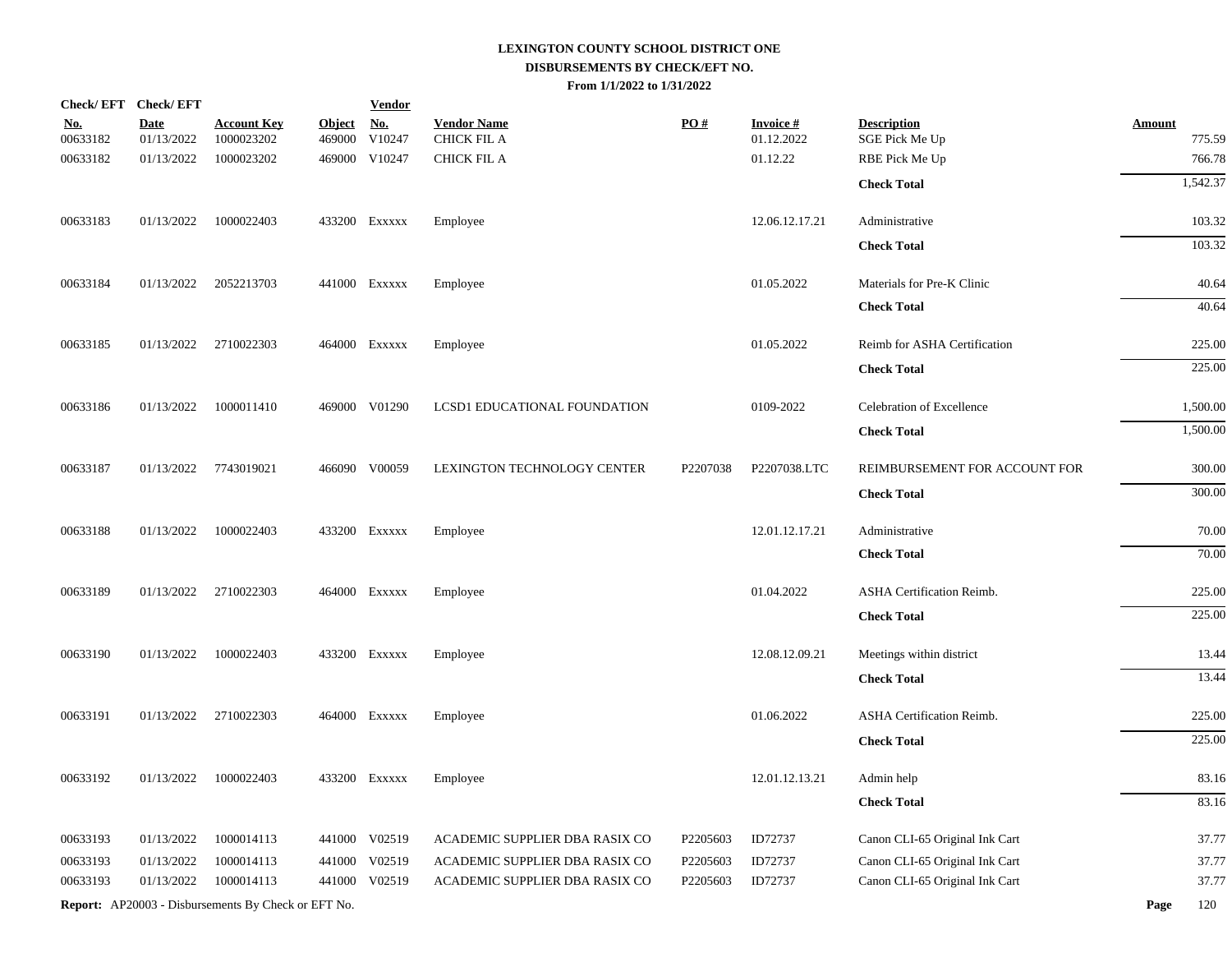# LEXINGTON COUNTY SCHOOL DISTRICT ONE
## DISBURSEMENTS BY CHECK/EFT NO.
### From 1/1/2022 to 1/31/2022

| Check/ EFT No. | Check/ EFT Date | Account Key | Object | Vendor No. | Vendor Name | PO # | Invoice # | Description | Amount |
|---|---|---|---|---|---|---|---|---|---|
| 00633182 | 01/13/2022 | 1000023202 | 469000 | V10247 | CHICK FIL A | | 01.12.2022 | SGE Pick Me Up | 775.59 |
| 00633182 | 01/13/2022 | 1000023202 | 469000 | V10247 | CHICK FIL A | | 01.12.22 | RBE Pick Me Up | 766.78 |
| | | | | | | | | **Check Total** | 1,542.37 |
| 00633183 | 01/13/2022 | 1000022403 | 433200 | Exxxxx | Employee | | 12.06.12.17.21 | Administrative | 103.32 |
| | | | | | | | | **Check Total** | 103.32 |
| 00633184 | 01/13/2022 | 2052213703 | 441000 | Exxxxx | Employee | | 01.05.2022 | Materials for Pre-K Clinic | 40.64 |
| | | | | | | | | **Check Total** | 40.64 |
| 00633185 | 01/13/2022 | 2710022303 | 464000 | Exxxxx | Employee | | 01.05.2022 | Reimb for ASHA Certification | 225.00 |
| | | | | | | | | **Check Total** | 225.00 |
| 00633186 | 01/13/2022 | 1000011410 | 469000 | V01290 | LCSD1 EDUCATIONAL FOUNDATION | | 0109-2022 | Celebration of Excellence | 1,500.00 |
| | | | | | | | | **Check Total** | 1,500.00 |
| 00633187 | 01/13/2022 | 7743019021 | 466090 | V00059 | LEXINGTON TECHNOLOGY CENTER | P2207038 | P2207038.LTC | REIMBURSEMENT FOR ACCOUNT FOR | 300.00 |
| | | | | | | | | **Check Total** | 300.00 |
| 00633188 | 01/13/2022 | 1000022403 | 433200 | Exxxxx | Employee | | 12.01.12.17.21 | Administrative | 70.00 |
| | | | | | | | | **Check Total** | 70.00 |
| 00633189 | 01/13/2022 | 2710022303 | 464000 | Exxxxx | Employee | | 01.04.2022 | ASHA Certification Reimb. | 225.00 |
| | | | | | | | | **Check Total** | 225.00 |
| 00633190 | 01/13/2022 | 1000022403 | 433200 | Exxxxx | Employee | | 12.08.12.09.21 | Meetings within district | 13.44 |
| | | | | | | | | **Check Total** | 13.44 |
| 00633191 | 01/13/2022 | 2710022303 | 464000 | Exxxxx | Employee | | 01.06.2022 | ASHA Certification Reimb. | 225.00 |
| | | | | | | | | **Check Total** | 225.00 |
| 00633192 | 01/13/2022 | 1000022403 | 433200 | Exxxxx | Employee | | 12.01.12.13.21 | Admin help | 83.16 |
| | | | | | | | | **Check Total** | 83.16 |
| 00633193 | 01/13/2022 | 1000014113 | 441000 | V02519 | ACADEMIC SUPPLIER DBA RASIX CO | P2205603 | ID72737 | Canon CLI-65 Original Ink Cart | 37.77 |
| 00633193 | 01/13/2022 | 1000014113 | 441000 | V02519 | ACADEMIC SUPPLIER DBA RASIX CO | P2205603 | ID72737 | Canon CLI-65 Original Ink Cart | 37.77 |
| 00633193 | 01/13/2022 | 1000014113 | 441000 | V02519 | ACADEMIC SUPPLIER DBA RASIX CO | P2205603 | ID72737 | Canon CLI-65 Original Ink Cart | 37.77 |

**Report:** AP20003 - Disbursements By Check or EFT No.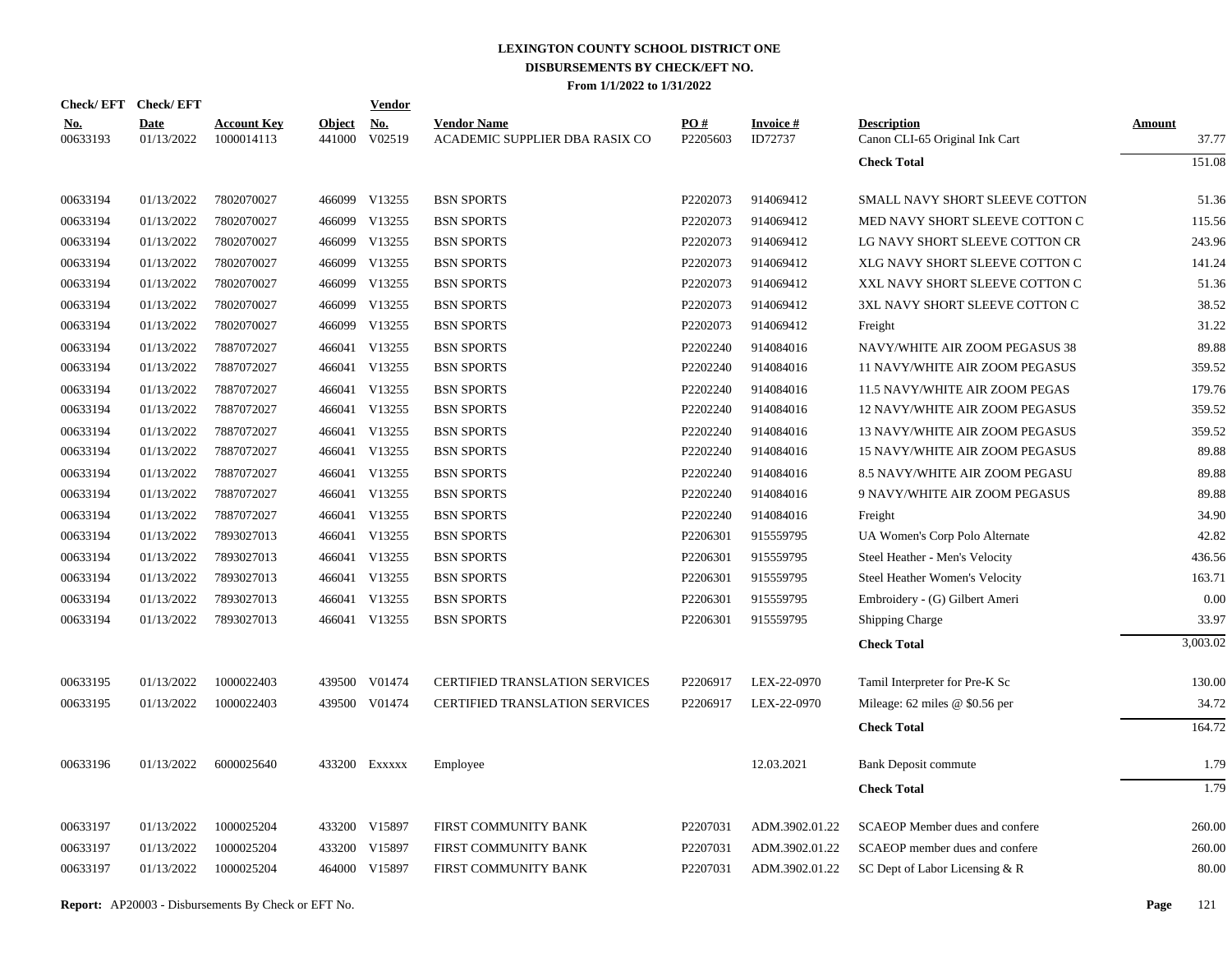# LEXINGTON COUNTY SCHOOL DISTRICT ONE
## DISBURSEMENTS BY CHECK/EFT NO.
### From 1/1/2022 to 1/31/2022

| Check/ EFT No. | Check/ EFT Date | Account Key | Object | Vendor No. | Vendor Name | PO # | Invoice # | Description | Amount |
|---|---|---|---|---|---|---|---|---|---|
| 00633193 | 01/13/2022 | 1000014113 | 441000 | V02519 | ACADEMIC SUPPLIER DBA RASIX CO | P2205603 | ID72737 | Canon CLI-65 Original Ink Cart | 37.77 |
| | | | | | | | | **Check Total** | 151.08 |
| 00633194 | 01/13/2022 | 7802070027 | 466099 | V13255 | BSN SPORTS | P2202073 | 914069412 | SMALL NAVY SHORT SLEEVE COTTON | 51.36 |
| 00633194 | 01/13/2022 | 7802070027 | 466099 | V13255 | BSN SPORTS | P2202073 | 914069412 | MED NAVY SHORT SLEEVE COTTON C | 115.56 |
| 00633194 | 01/13/2022 | 7802070027 | 466099 | V13255 | BSN SPORTS | P2202073 | 914069412 | LG NAVY SHORT SLEEVE COTTON CR | 243.96 |
| 00633194 | 01/13/2022 | 7802070027 | 466099 | V13255 | BSN SPORTS | P2202073 | 914069412 | XLG NAVY SHORT SLEEVE COTTON C | 141.24 |
| 00633194 | 01/13/2022 | 7802070027 | 466099 | V13255 | BSN SPORTS | P2202073 | 914069412 | XXL NAVY SHORT SLEEVE COTTON C | 51.36 |
| 00633194 | 01/13/2022 | 7802070027 | 466099 | V13255 | BSN SPORTS | P2202073 | 914069412 | 3XL NAVY SHORT SLEEVE COTTON C | 38.52 |
| 00633194 | 01/13/2022 | 7802070027 | 466099 | V13255 | BSN SPORTS | P2202073 | 914069412 | Freight | 31.22 |
| 00633194 | 01/13/2022 | 7887072027 | 466041 | V13255 | BSN SPORTS | P2202240 | 914084016 | NAVY/WHITE AIR ZOOM PEGASUS 38 | 89.88 |
| 00633194 | 01/13/2022 | 7887072027 | 466041 | V13255 | BSN SPORTS | P2202240 | 914084016 | 11 NAVY/WHITE AIR ZOOM PEGASUS | 359.52 |
| 00633194 | 01/13/2022 | 7887072027 | 466041 | V13255 | BSN SPORTS | P2202240 | 914084016 | 11.5 NAVY/WHITE AIR ZOOM PEGAS | 179.76 |
| 00633194 | 01/13/2022 | 7887072027 | 466041 | V13255 | BSN SPORTS | P2202240 | 914084016 | 12 NAVY/WHITE AIR ZOOM PEGASUS | 359.52 |
| 00633194 | 01/13/2022 | 7887072027 | 466041 | V13255 | BSN SPORTS | P2202240 | 914084016 | 13 NAVY/WHITE AIR ZOOM PEGASUS | 359.52 |
| 00633194 | 01/13/2022 | 7887072027 | 466041 | V13255 | BSN SPORTS | P2202240 | 914084016 | 15 NAVY/WHITE AIR ZOOM PEGASUS | 89.88 |
| 00633194 | 01/13/2022 | 7887072027 | 466041 | V13255 | BSN SPORTS | P2202240 | 914084016 | 8.5 NAVY/WHITE AIR ZOOM PEGASU | 89.88 |
| 00633194 | 01/13/2022 | 7887072027 | 466041 | V13255 | BSN SPORTS | P2202240 | 914084016 | 9 NAVY/WHITE AIR ZOOM PEGASUS | 89.88 |
| 00633194 | 01/13/2022 | 7887072027 | 466041 | V13255 | BSN SPORTS | P2202240 | 914084016 | Freight | 34.90 |
| 00633194 | 01/13/2022 | 7893027013 | 466041 | V13255 | BSN SPORTS | P2206301 | 915559795 | UA Women's Corp Polo Alternate | 42.82 |
| 00633194 | 01/13/2022 | 7893027013 | 466041 | V13255 | BSN SPORTS | P2206301 | 915559795 | Steel Heather - Men's Velocity | 436.56 |
| 00633194 | 01/13/2022 | 7893027013 | 466041 | V13255 | BSN SPORTS | P2206301 | 915559795 | Steel Heather Women's Velocity | 163.71 |
| 00633194 | 01/13/2022 | 7893027013 | 466041 | V13255 | BSN SPORTS | P2206301 | 915559795 | Embroidery - (G) Gilbert Ameri | 0.00 |
| 00633194 | 01/13/2022 | 7893027013 | 466041 | V13255 | BSN SPORTS | P2206301 | 915559795 | Shipping Charge | 33.97 |
| | | | | | | | | **Check Total** | 3,003.02 |
| 00633195 | 01/13/2022 | 1000022403 | 439500 | V01474 | CERTIFIED TRANSLATION SERVICES | P2206917 | LEX-22-0970 | Tamil Interpreter for Pre-K Sc | 130.00 |
| 00633195 | 01/13/2022 | 1000022403 | 439500 | V01474 | CERTIFIED TRANSLATION SERVICES | P2206917 | LEX-22-0970 | Mileage: 62 miles @ $0.56 per | 34.72 |
| | | | | | | | | **Check Total** | 164.72 |
| 00633196 | 01/13/2022 | 6000025640 | 433200 | Exxxxx | Employee | | 12.03.2021 | Bank Deposit commute | 1.79 |
| | | | | | | | | **Check Total** | 1.79 |
| 00633197 | 01/13/2022 | 1000025204 | 433200 | V15897 | FIRST COMMUNITY BANK | P2207031 | ADM.3902.01.22 | SCAEOP Member dues and confere | 260.00 |
| 00633197 | 01/13/2022 | 1000025204 | 433200 | V15897 | FIRST COMMUNITY BANK | P2207031 | ADM.3902.01.22 | SCAEOP member dues and confere | 260.00 |
| 00633197 | 01/13/2022 | 1000025204 | 464000 | V15897 | FIRST COMMUNITY BANK | P2207031 | ADM.3902.01.22 | SC Dept of Labor Licensing & R | 80.00 |

**Report:** AP20003 - Disbursements By Check or EFT No.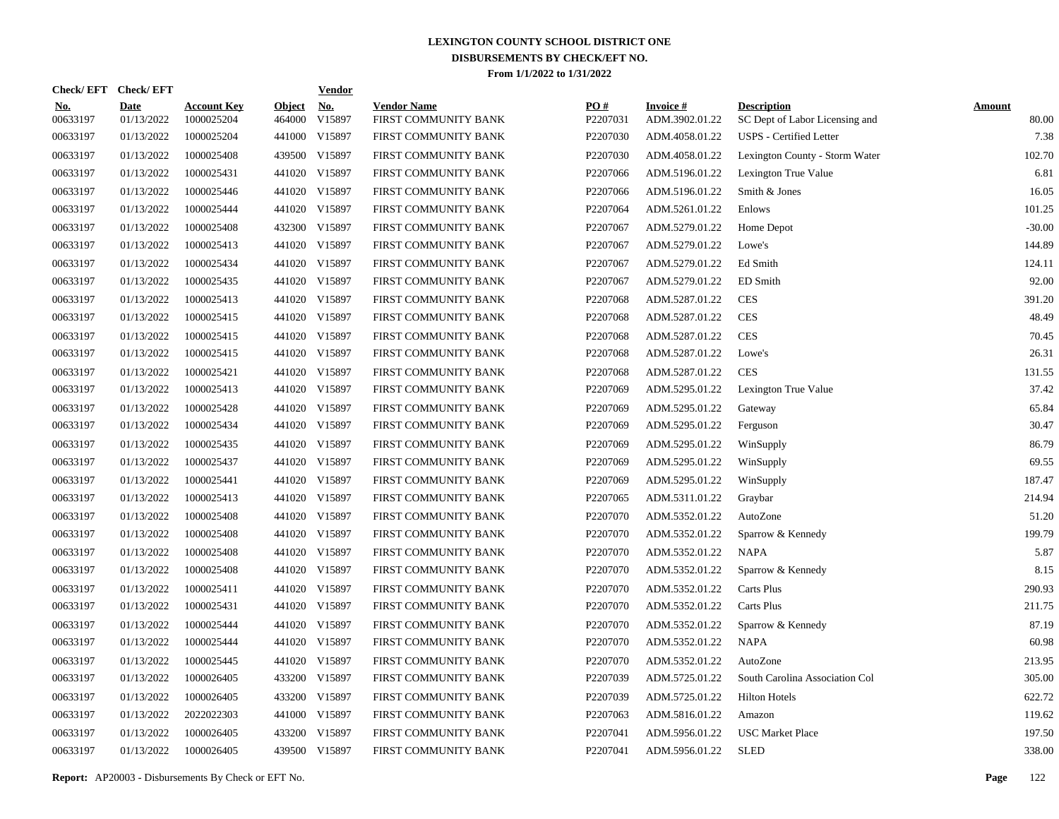# LEXINGTON COUNTY SCHOOL DISTRICT ONE
## DISBURSEMENTS BY CHECK/EFT NO.
### From 1/1/2022 to 1/31/2022

| Check/ EFT No. | Check/ EFT Date | Account Key | Object | Vendor No. | Vendor Name | PO # | Invoice # | Description | Amount |
|---|---|---|---|---|---|---|---|---|---|
| 00633197 | 01/13/2022 | 1000025204 | 464000 | V15897 | FIRST COMMUNITY BANK | P2207031 | ADM.3902.01.22 | SC Dept of Labor Licensing and | 80.00 |
| 00633197 | 01/13/2022 | 1000025204 | 441000 | V15897 | FIRST COMMUNITY BANK | P2207030 | ADM.4058.01.22 | USPS - Certified Letter | 7.38 |
| 00633197 | 01/13/2022 | 1000025408 | 439500 | V15897 | FIRST COMMUNITY BANK | P2207030 | ADM.4058.01.22 | Lexington County - Storm Water | 102.70 |
| 00633197 | 01/13/2022 | 1000025431 | 441020 | V15897 | FIRST COMMUNITY BANK | P2207066 | ADM.5196.01.22 | Lexington True Value | 6.81 |
| 00633197 | 01/13/2022 | 1000025446 | 441020 | V15897 | FIRST COMMUNITY BANK | P2207066 | ADM.5196.01.22 | Smith & Jones | 16.05 |
| 00633197 | 01/13/2022 | 1000025444 | 441020 | V15897 | FIRST COMMUNITY BANK | P2207064 | ADM.5261.01.22 | Enlows | 101.25 |
| 00633197 | 01/13/2022 | 1000025408 | 432300 | V15897 | FIRST COMMUNITY BANK | P2207067 | ADM.5279.01.22 | Home Depot | -30.00 |
| 00633197 | 01/13/2022 | 1000025413 | 441020 | V15897 | FIRST COMMUNITY BANK | P2207067 | ADM.5279.01.22 | Lowe's | 144.89 |
| 00633197 | 01/13/2022 | 1000025434 | 441020 | V15897 | FIRST COMMUNITY BANK | P2207067 | ADM.5279.01.22 | Ed Smith | 124.11 |
| 00633197 | 01/13/2022 | 1000025435 | 441020 | V15897 | FIRST COMMUNITY BANK | P2207067 | ADM.5279.01.22 | ED Smith | 92.00 |
| 00633197 | 01/13/2022 | 1000025413 | 441020 | V15897 | FIRST COMMUNITY BANK | P2207068 | ADM.5287.01.22 | CES | 391.20 |
| 00633197 | 01/13/2022 | 1000025415 | 441020 | V15897 | FIRST COMMUNITY BANK | P2207068 | ADM.5287.01.22 | CES | 48.49 |
| 00633197 | 01/13/2022 | 1000025415 | 441020 | V15897 | FIRST COMMUNITY BANK | P2207068 | ADM.5287.01.22 | CES | 70.45 |
| 00633197 | 01/13/2022 | 1000025415 | 441020 | V15897 | FIRST COMMUNITY BANK | P2207068 | ADM.5287.01.22 | Lowe's | 26.31 |
| 00633197 | 01/13/2022 | 1000025421 | 441020 | V15897 | FIRST COMMUNITY BANK | P2207068 | ADM.5287.01.22 | CES | 131.55 |
| 00633197 | 01/13/2022 | 1000025413 | 441020 | V15897 | FIRST COMMUNITY BANK | P2207069 | ADM.5295.01.22 | Lexington True Value | 37.42 |
| 00633197 | 01/13/2022 | 1000025428 | 441020 | V15897 | FIRST COMMUNITY BANK | P2207069 | ADM.5295.01.22 | Gateway | 65.84 |
| 00633197 | 01/13/2022 | 1000025434 | 441020 | V15897 | FIRST COMMUNITY BANK | P2207069 | ADM.5295.01.22 | Ferguson | 30.47 |
| 00633197 | 01/13/2022 | 1000025435 | 441020 | V15897 | FIRST COMMUNITY BANK | P2207069 | ADM.5295.01.22 | WinSupply | 86.79 |
| 00633197 | 01/13/2022 | 1000025437 | 441020 | V15897 | FIRST COMMUNITY BANK | P2207069 | ADM.5295.01.22 | WinSupply | 69.55 |
| 00633197 | 01/13/2022 | 1000025441 | 441020 | V15897 | FIRST COMMUNITY BANK | P2207069 | ADM.5295.01.22 | WinSupply | 187.47 |
| 00633197 | 01/13/2022 | 1000025413 | 441020 | V15897 | FIRST COMMUNITY BANK | P2207065 | ADM.5311.01.22 | Graybar | 214.94 |
| 00633197 | 01/13/2022 | 1000025408 | 441020 | V15897 | FIRST COMMUNITY BANK | P2207070 | ADM.5352.01.22 | AutoZone | 51.20 |
| 00633197 | 01/13/2022 | 1000025408 | 441020 | V15897 | FIRST COMMUNITY BANK | P2207070 | ADM.5352.01.22 | Sparrow & Kennedy | 199.79 |
| 00633197 | 01/13/2022 | 1000025408 | 441020 | V15897 | FIRST COMMUNITY BANK | P2207070 | ADM.5352.01.22 | NAPA | 5.87 |
| 00633197 | 01/13/2022 | 1000025408 | 441020 | V15897 | FIRST COMMUNITY BANK | P2207070 | ADM.5352.01.22 | Sparrow & Kennedy | 8.15 |
| 00633197 | 01/13/2022 | 1000025411 | 441020 | V15897 | FIRST COMMUNITY BANK | P2207070 | ADM.5352.01.22 | Carts Plus | 290.93 |
| 00633197 | 01/13/2022 | 1000025431 | 441020 | V15897 | FIRST COMMUNITY BANK | P2207070 | ADM.5352.01.22 | Carts Plus | 211.75 |
| 00633197 | 01/13/2022 | 1000025444 | 441020 | V15897 | FIRST COMMUNITY BANK | P2207070 | ADM.5352.01.22 | Sparrow & Kennedy | 87.19 |
| 00633197 | 01/13/2022 | 1000025444 | 441020 | V15897 | FIRST COMMUNITY BANK | P2207070 | ADM.5352.01.22 | NAPA | 60.98 |
| 00633197 | 01/13/2022 | 1000025445 | 441020 | V15897 | FIRST COMMUNITY BANK | P2207070 | ADM.5352.01.22 | AutoZone | 213.95 |
| 00633197 | 01/13/2022 | 1000026405 | 433200 | V15897 | FIRST COMMUNITY BANK | P2207039 | ADM.5725.01.22 | South Carolina Association Col | 305.00 |
| 00633197 | 01/13/2022 | 1000026405 | 433200 | V15897 | FIRST COMMUNITY BANK | P2207039 | ADM.5725.01.22 | Hilton Hotels | 622.72 |
| 00633197 | 01/13/2022 | 2022022303 | 441000 | V15897 | FIRST COMMUNITY BANK | P2207063 | ADM.5816.01.22 | Amazon | 119.62 |
| 00633197 | 01/13/2022 | 1000026405 | 433200 | V15897 | FIRST COMMUNITY BANK | P2207041 | ADM.5956.01.22 | USC Market Place | 197.50 |
| 00633197 | 01/13/2022 | 1000026405 | 439500 | V15897 | FIRST COMMUNITY BANK | P2207041 | ADM.5956.01.22 | SLED | 338.00 |

**Report:** AP20003 - Disbursements By Check or EFT No.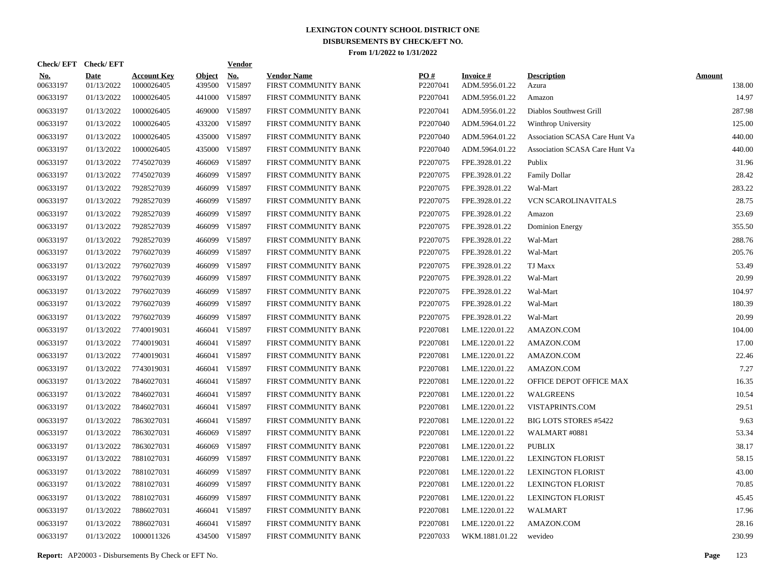# LEXINGTON COUNTY SCHOOL DISTRICT ONE

## DISBURSEMENTS BY CHECK/EFT NO.

### From 1/1/2022 to 1/31/2022

| Check/ EFT No. | Check/ EFT Date | Account Key | Object | Vendor No. | Vendor Name | PO # | Invoice # | Description | Amount |
|---|---|---|---|---|---|---|---|---|---|
| 00633197 | 01/13/2022 | 1000026405 | 439500 | V15897 | FIRST COMMUNITY BANK | P2207041 | ADM.5956.01.22 | Azura | 138.00 |
| 00633197 | 01/13/2022 | 1000026405 | 441000 | V15897 | FIRST COMMUNITY BANK | P2207041 | ADM.5956.01.22 | Amazon | 14.97 |
| 00633197 | 01/13/2022 | 1000026405 | 469000 | V15897 | FIRST COMMUNITY BANK | P2207041 | ADM.5956.01.22 | Diablos Southwest Grill | 287.98 |
| 00633197 | 01/13/2022 | 1000026405 | 433200 | V15897 | FIRST COMMUNITY BANK | P2207040 | ADM.5964.01.22 | Winthrop University | 125.00 |
| 00633197 | 01/13/2022 | 1000026405 | 435000 | V15897 | FIRST COMMUNITY BANK | P2207040 | ADM.5964.01.22 | Association SCASA Care Hunt Va | 440.00 |
| 00633197 | 01/13/2022 | 1000026405 | 435000 | V15897 | FIRST COMMUNITY BANK | P2207040 | ADM.5964.01.22 | Association SCASA Care Hunt Va | 440.00 |
| 00633197 | 01/13/2022 | 7745027039 | 466069 | V15897 | FIRST COMMUNITY BANK | P2207075 | FPE.3928.01.22 | Publix | 31.96 |
| 00633197 | 01/13/2022 | 7745027039 | 466099 | V15897 | FIRST COMMUNITY BANK | P2207075 | FPE.3928.01.22 | Family Dollar | 28.42 |
| 00633197 | 01/13/2022 | 7928527039 | 466099 | V15897 | FIRST COMMUNITY BANK | P2207075 | FPE.3928.01.22 | Wal-Mart | 283.22 |
| 00633197 | 01/13/2022 | 7928527039 | 466099 | V15897 | FIRST COMMUNITY BANK | P2207075 | FPE.3928.01.22 | VCN SCAROLINAVITALS | 28.75 |
| 00633197 | 01/13/2022 | 7928527039 | 466099 | V15897 | FIRST COMMUNITY BANK | P2207075 | FPE.3928.01.22 | Amazon | 23.69 |
| 00633197 | 01/13/2022 | 7928527039 | 466099 | V15897 | FIRST COMMUNITY BANK | P2207075 | FPE.3928.01.22 | Dominion Energy | 355.50 |
| 00633197 | 01/13/2022 | 7928527039 | 466099 | V15897 | FIRST COMMUNITY BANK | P2207075 | FPE.3928.01.22 | Wal-Mart | 288.76 |
| 00633197 | 01/13/2022 | 7976027039 | 466099 | V15897 | FIRST COMMUNITY BANK | P2207075 | FPE.3928.01.22 | Wal-Mart | 205.76 |
| 00633197 | 01/13/2022 | 7976027039 | 466099 | V15897 | FIRST COMMUNITY BANK | P2207075 | FPE.3928.01.22 | TJ Maxx | 53.49 |
| 00633197 | 01/13/2022 | 7976027039 | 466099 | V15897 | FIRST COMMUNITY BANK | P2207075 | FPE.3928.01.22 | Wal-Mart | 20.99 |
| 00633197 | 01/13/2022 | 7976027039 | 466099 | V15897 | FIRST COMMUNITY BANK | P2207075 | FPE.3928.01.22 | Wal-Mart | 104.97 |
| 00633197 | 01/13/2022 | 7976027039 | 466099 | V15897 | FIRST COMMUNITY BANK | P2207075 | FPE.3928.01.22 | Wal-Mart | 180.39 |
| 00633197 | 01/13/2022 | 7976027039 | 466099 | V15897 | FIRST COMMUNITY BANK | P2207075 | FPE.3928.01.22 | Wal-Mart | 20.99 |
| 00633197 | 01/13/2022 | 7740019031 | 466041 | V15897 | FIRST COMMUNITY BANK | P2207081 | LME.1220.01.22 | AMAZON.COM | 104.00 |
| 00633197 | 01/13/2022 | 7740019031 | 466041 | V15897 | FIRST COMMUNITY BANK | P2207081 | LME.1220.01.22 | AMAZON.COM | 17.00 |
| 00633197 | 01/13/2022 | 7740019031 | 466041 | V15897 | FIRST COMMUNITY BANK | P2207081 | LME.1220.01.22 | AMAZON.COM | 22.46 |
| 00633197 | 01/13/2022 | 7743019031 | 466041 | V15897 | FIRST COMMUNITY BANK | P2207081 | LME.1220.01.22 | AMAZON.COM | 7.27 |
| 00633197 | 01/13/2022 | 7846027031 | 466041 | V15897 | FIRST COMMUNITY BANK | P2207081 | LME.1220.01.22 | OFFICE DEPOT OFFICE MAX | 16.35 |
| 00633197 | 01/13/2022 | 7846027031 | 466041 | V15897 | FIRST COMMUNITY BANK | P2207081 | LME.1220.01.22 | WALGREENS | 10.54 |
| 00633197 | 01/13/2022 | 7846027031 | 466041 | V15897 | FIRST COMMUNITY BANK | P2207081 | LME.1220.01.22 | VISTAPRINTS.COM | 29.51 |
| 00633197 | 01/13/2022 | 7863027031 | 466041 | V15897 | FIRST COMMUNITY BANK | P2207081 | LME.1220.01.22 | BIG LOTS STORES #5422 | 9.63 |
| 00633197 | 01/13/2022 | 7863027031 | 466069 | V15897 | FIRST COMMUNITY BANK | P2207081 | LME.1220.01.22 | WALMART #0881 | 53.34 |
| 00633197 | 01/13/2022 | 7863027031 | 466069 | V15897 | FIRST COMMUNITY BANK | P2207081 | LME.1220.01.22 | PUBLIX | 38.17 |
| 00633197 | 01/13/2022 | 7881027031 | 466099 | V15897 | FIRST COMMUNITY BANK | P2207081 | LME.1220.01.22 | LEXINGTON FLORIST | 58.15 |
| 00633197 | 01/13/2022 | 7881027031 | 466099 | V15897 | FIRST COMMUNITY BANK | P2207081 | LME.1220.01.22 | LEXINGTON FLORIST | 43.00 |
| 00633197 | 01/13/2022 | 7881027031 | 466099 | V15897 | FIRST COMMUNITY BANK | P2207081 | LME.1220.01.22 | LEXINGTON FLORIST | 70.85 |
| 00633197 | 01/13/2022 | 7881027031 | 466099 | V15897 | FIRST COMMUNITY BANK | P2207081 | LME.1220.01.22 | LEXINGTON FLORIST | 45.45 |
| 00633197 | 01/13/2022 | 7886027031 | 466041 | V15897 | FIRST COMMUNITY BANK | P2207081 | LME.1220.01.22 | WALMART | 17.96 |
| 00633197 | 01/13/2022 | 7886027031 | 466041 | V15897 | FIRST COMMUNITY BANK | P2207081 | LME.1220.01.22 | AMAZON.COM | 28.16 |
| 00633197 | 01/13/2022 | 1000011326 | 434500 | V15897 | FIRST COMMUNITY BANK | P2207033 | WKM.1881.01.22 | wevideo | 230.99 |

**Report:** AP20003 - Disbursements By Check or EFT No.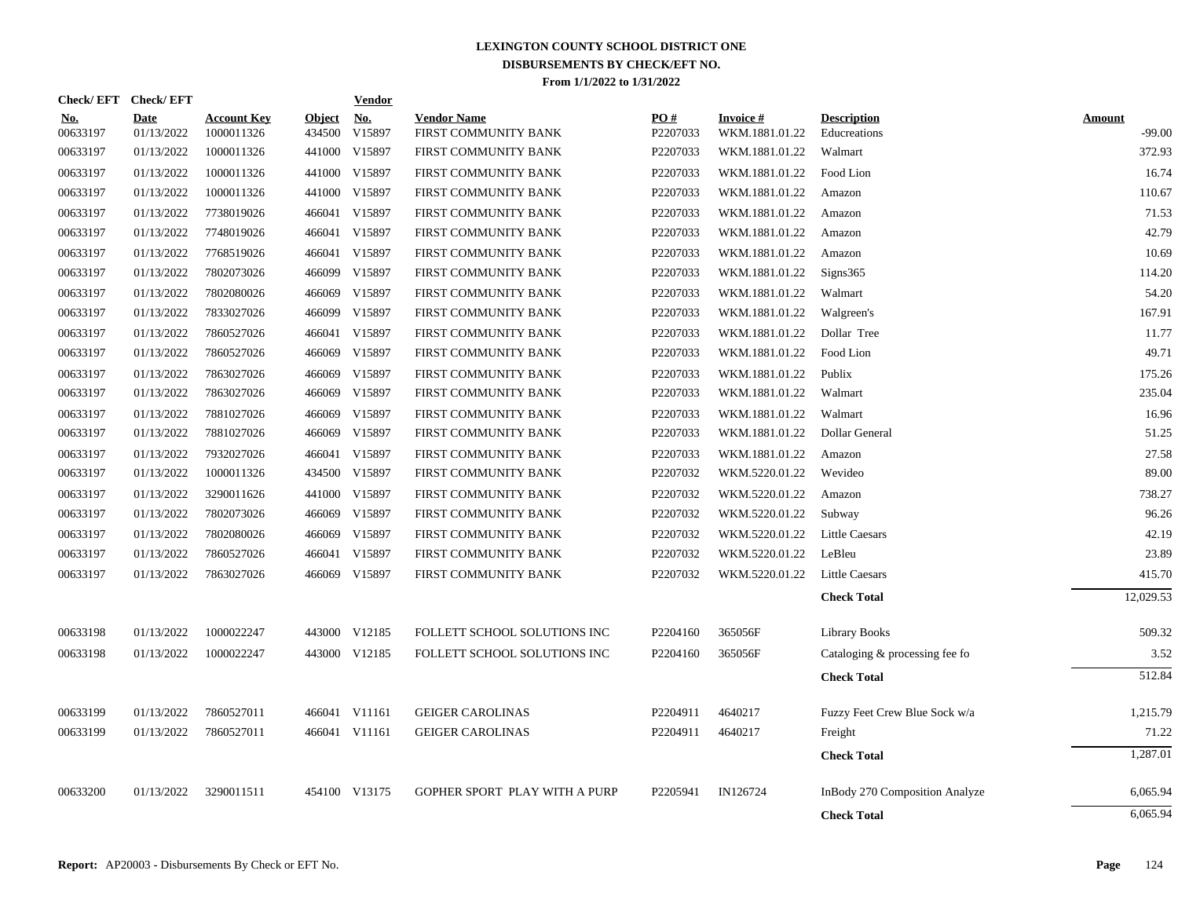# LEXINGTON COUNTY SCHOOL DISTRICT ONE
## DISBURSEMENTS BY CHECK/EFT NO.
### From 1/1/2022 to 1/31/2022

| Check/EFT No. | Check/EFT Date | Account Key | Object | Vendor No. | Vendor Name | PO # | Invoice # | Description | Amount |
|---|---|---|---|---|---|---|---|---|---|
| 00633197 | 01/13/2022 | 1000011326 | 434500 | V15897 | FIRST COMMUNITY BANK | P2207033 | WKM.1881.01.22 | Educreations | -99.00 |
| 00633197 | 01/13/2022 | 1000011326 | 441000 | V15897 | FIRST COMMUNITY BANK | P2207033 | WKM.1881.01.22 | Walmart | 372.93 |
| 00633197 | 01/13/2022 | 1000011326 | 441000 | V15897 | FIRST COMMUNITY BANK | P2207033 | WKM.1881.01.22 | Food Lion | 16.74 |
| 00633197 | 01/13/2022 | 1000011326 | 441000 | V15897 | FIRST COMMUNITY BANK | P2207033 | WKM.1881.01.22 | Amazon | 110.67 |
| 00633197 | 01/13/2022 | 7738019026 | 466041 | V15897 | FIRST COMMUNITY BANK | P2207033 | WKM.1881.01.22 | Amazon | 71.53 |
| 00633197 | 01/13/2022 | 7748019026 | 466041 | V15897 | FIRST COMMUNITY BANK | P2207033 | WKM.1881.01.22 | Amazon | 42.79 |
| 00633197 | 01/13/2022 | 7768519026 | 466041 | V15897 | FIRST COMMUNITY BANK | P2207033 | WKM.1881.01.22 | Amazon | 10.69 |
| 00633197 | 01/13/2022 | 7802073026 | 466099 | V15897 | FIRST COMMUNITY BANK | P2207033 | WKM.1881.01.22 | Signs365 | 114.20 |
| 00633197 | 01/13/2022 | 7802080026 | 466069 | V15897 | FIRST COMMUNITY BANK | P2207033 | WKM.1881.01.22 | Walmart | 54.20 |
| 00633197 | 01/13/2022 | 7833027026 | 466099 | V15897 | FIRST COMMUNITY BANK | P2207033 | WKM.1881.01.22 | Walgreen's | 167.91 |
| 00633197 | 01/13/2022 | 7860527026 | 466041 | V15897 | FIRST COMMUNITY BANK | P2207033 | WKM.1881.01.22 | Dollar Tree | 11.77 |
| 00633197 | 01/13/2022 | 7860527026 | 466069 | V15897 | FIRST COMMUNITY BANK | P2207033 | WKM.1881.01.22 | Food Lion | 49.71 |
| 00633197 | 01/13/2022 | 7863027026 | 466069 | V15897 | FIRST COMMUNITY BANK | P2207033 | WKM.1881.01.22 | Publix | 175.26 |
| 00633197 | 01/13/2022 | 7863027026 | 466069 | V15897 | FIRST COMMUNITY BANK | P2207033 | WKM.1881.01.22 | Walmart | 235.04 |
| 00633197 | 01/13/2022 | 7881027026 | 466069 | V15897 | FIRST COMMUNITY BANK | P2207033 | WKM.1881.01.22 | Walmart | 16.96 |
| 00633197 | 01/13/2022 | 7881027026 | 466069 | V15897 | FIRST COMMUNITY BANK | P2207033 | WKM.1881.01.22 | Dollar General | 51.25 |
| 00633197 | 01/13/2022 | 7932027026 | 466041 | V15897 | FIRST COMMUNITY BANK | P2207033 | WKM.1881.01.22 | Amazon | 27.58 |
| 00633197 | 01/13/2022 | 1000011326 | 434500 | V15897 | FIRST COMMUNITY BANK | P2207032 | WKM.5220.01.22 | Wevideo | 89.00 |
| 00633197 | 01/13/2022 | 3290011626 | 441000 | V15897 | FIRST COMMUNITY BANK | P2207032 | WKM.5220.01.22 | Amazon | 738.27 |
| 00633197 | 01/13/2022 | 7802073026 | 466069 | V15897 | FIRST COMMUNITY BANK | P2207032 | WKM.5220.01.22 | Subway | 96.26 |
| 00633197 | 01/13/2022 | 7802080026 | 466069 | V15897 | FIRST COMMUNITY BANK | P2207032 | WKM.5220.01.22 | Little Caesars | 42.19 |
| 00633197 | 01/13/2022 | 7860527026 | 466041 | V15897 | FIRST COMMUNITY BANK | P2207032 | WKM.5220.01.22 | LeBleu | 23.89 |
| 00633197 | 01/13/2022 | 7863027026 | 466069 | V15897 | FIRST COMMUNITY BANK | P2207032 | WKM.5220.01.22 | Little Caesars | 415.70 |
| | | | | | | | | **Check Total** | 12,029.53 |
| 00633198 | 01/13/2022 | 1000022247 | 443000 | V12185 | FOLLETT SCHOOL SOLUTIONS INC | P2204160 | 365056F | Library Books | 509.32 |
| 00633198 | 01/13/2022 | 1000022247 | 443000 | V12185 | FOLLETT SCHOOL SOLUTIONS INC | P2204160 | 365056F | Cataloging & processing fee fo | 3.52 |
| | | | | | | | | **Check Total** | 512.84 |
| 00633199 | 01/13/2022 | 7860527011 | 466041 | V11161 | GEIGER CAROLINAS | P2204911 | 4640217 | Fuzzy Feet Crew Blue Sock w/a | 1,215.79 |
| 00633199 | 01/13/2022 | 7860527011 | 466041 | V11161 | GEIGER CAROLINAS | P2204911 | 4640217 | Freight | 71.22 |
| | | | | | | | | **Check Total** | 1,287.01 |
| 00633200 | 01/13/2022 | 3290011511 | 454100 | V13175 | GOPHER SPORT PLAY WITH A PURP | P2205941 | IN126724 | InBody 270 Composition Analyze | 6,065.94 |
| | | | | | | | | **Check Total** | 6,065.94 |

**Report:** AP20003 - Disbursements By Check or EFT No.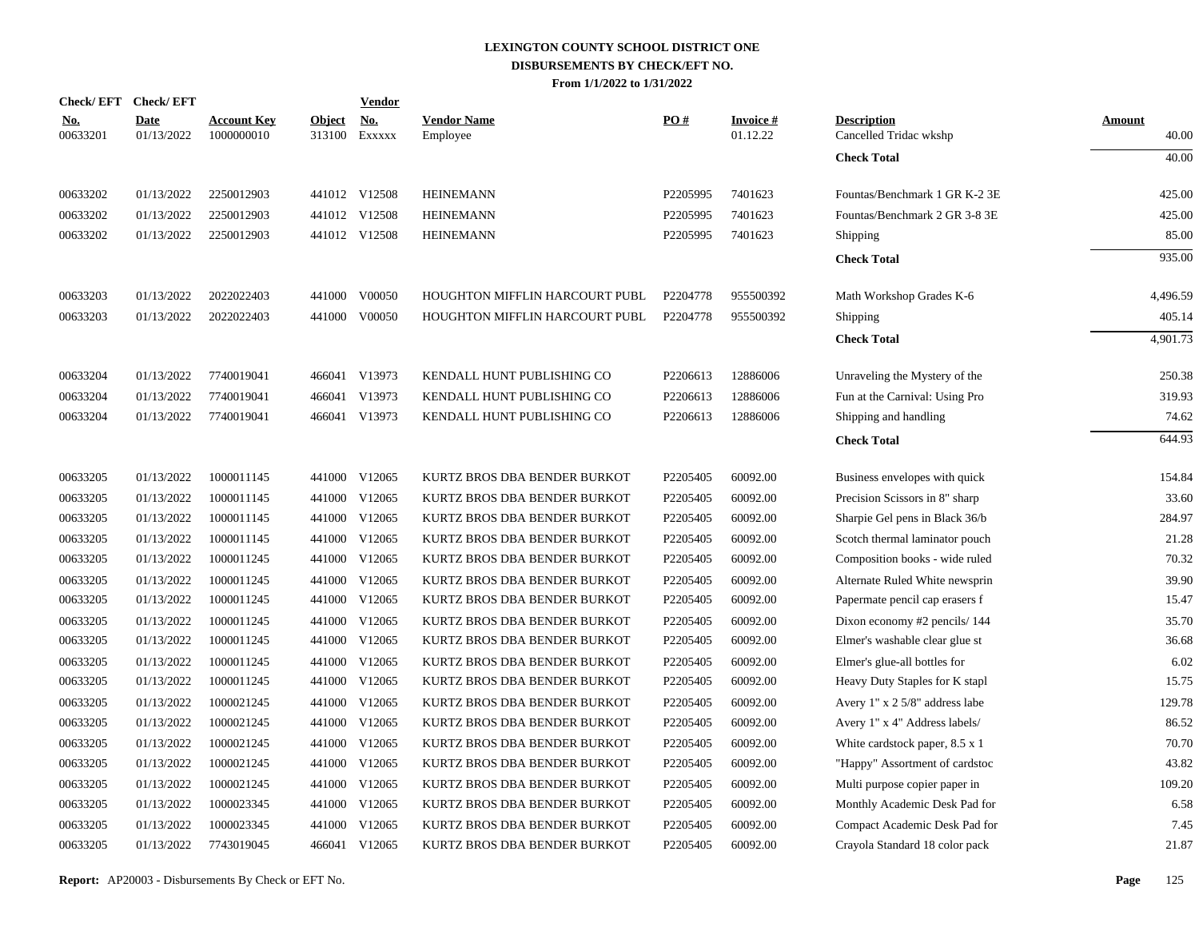**LEXINGTON COUNTY SCHOOL DISTRICT ONE**
**DISBURSEMENTS BY CHECK/EFT NO.**
**From 1/1/2022 to 1/31/2022**

| Check/ EFT No. | Check/ EFT Date | Account Key | Object | Vendor No. | Vendor Name | PO # | Invoice # | Description | Amount |
|---|---|---|---|---|---|---|---|---|---|
| 00633201 | 01/13/2022 | 1000000010 | 313100 | Exxxxx | Employee | | 01.12.22 | Cancelled Tridac wkshp | 40.00 |
| | | | | | | | | **Check Total** | 40.00 |
| 00633202 | 01/13/2022 | 2250012903 | 441012 | V12508 | HEINEMANN | P2205995 | 7401623 | Fountas/Benchmark 1 GR K-2 3E | 425.00 |
| 00633202 | 01/13/2022 | 2250012903 | 441012 | V12508 | HEINEMANN | P2205995 | 7401623 | Fountas/Benchmark 2 GR 3-8 3E | 425.00 |
| 00633202 | 01/13/2022 | 2250012903 | 441012 | V12508 | HEINEMANN | P2205995 | 7401623 | Shipping | 85.00 |
| | | | | | | | | **Check Total** | 935.00 |
| 00633203 | 01/13/2022 | 2022022403 | 441000 | V00050 | HOUGHTON MIFFLIN HARCOURT PUBL | P2204778 | 955500392 | Math Workshop Grades K-6 | 4,496.59 |
| 00633203 | 01/13/2022 | 2022022403 | 441000 | V00050 | HOUGHTON MIFFLIN HARCOURT PUBL | P2204778 | 955500392 | Shipping | 405.14 |
| | | | | | | | | **Check Total** | 4,901.73 |
| 00633204 | 01/13/2022 | 7740019041 | 466041 | V13973 | KENDALL HUNT PUBLISHING CO | P2206613 | 12886006 | Unraveling the Mystery of the | 250.38 |
| 00633204 | 01/13/2022 | 7740019041 | 466041 | V13973 | KENDALL HUNT PUBLISHING CO | P2206613 | 12886006 | Fun at the Carnival: Using Pro | 319.93 |
| 00633204 | 01/13/2022 | 7740019041 | 466041 | V13973 | KENDALL HUNT PUBLISHING CO | P2206613 | 12886006 | Shipping and handling | 74.62 |
| | | | | | | | | **Check Total** | 644.93 |
| 00633205 | 01/13/2022 | 1000011145 | 441000 | V12065 | KURTZ BROS DBA BENDER BURKOT | P2205405 | 60092.00 | Business envelopes with quick | 154.84 |
| 00633205 | 01/13/2022 | 1000011145 | 441000 | V12065 | KURTZ BROS DBA BENDER BURKOT | P2205405 | 60092.00 | Precision Scissors in 8" sharp | 33.60 |
| 00633205 | 01/13/2022 | 1000011145 | 441000 | V12065 | KURTZ BROS DBA BENDER BURKOT | P2205405 | 60092.00 | Sharpie Gel pens in Black 36/b | 284.97 |
| 00633205 | 01/13/2022 | 1000011145 | 441000 | V12065 | KURTZ BROS DBA BENDER BURKOT | P2205405 | 60092.00 | Scotch thermal laminator pouch | 21.28 |
| 00633205 | 01/13/2022 | 1000011245 | 441000 | V12065 | KURTZ BROS DBA BENDER BURKOT | P2205405 | 60092.00 | Composition books - wide ruled | 70.32 |
| 00633205 | 01/13/2022 | 1000011245 | 441000 | V12065 | KURTZ BROS DBA BENDER BURKOT | P2205405 | 60092.00 | Alternate Ruled White newsprin | 39.90 |
| 00633205 | 01/13/2022 | 1000011245 | 441000 | V12065 | KURTZ BROS DBA BENDER BURKOT | P2205405 | 60092.00 | Papermate pencil cap erasers f | 15.47 |
| 00633205 | 01/13/2022 | 1000011245 | 441000 | V12065 | KURTZ BROS DBA BENDER BURKOT | P2205405 | 60092.00 | Dixon economy #2 pencils/ 144 | 35.70 |
| 00633205 | 01/13/2022 | 1000011245 | 441000 | V12065 | KURTZ BROS DBA BENDER BURKOT | P2205405 | 60092.00 | Elmer's washable clear glue st | 36.68 |
| 00633205 | 01/13/2022 | 1000011245 | 441000 | V12065 | KURTZ BROS DBA BENDER BURKOT | P2205405 | 60092.00 | Elmer's glue-all bottles for | 6.02 |
| 00633205 | 01/13/2022 | 1000011245 | 441000 | V12065 | KURTZ BROS DBA BENDER BURKOT | P2205405 | 60092.00 | Heavy Duty Staples for K stapl | 15.75 |
| 00633205 | 01/13/2022 | 1000021245 | 441000 | V12065 | KURTZ BROS DBA BENDER BURKOT | P2205405 | 60092.00 | Avery 1" x 2 5/8" address labe | 129.78 |
| 00633205 | 01/13/2022 | 1000021245 | 441000 | V12065 | KURTZ BROS DBA BENDER BURKOT | P2205405 | 60092.00 | Avery 1" x 4" Address labels/ | 86.52 |
| 00633205 | 01/13/2022 | 1000021245 | 441000 | V12065 | KURTZ BROS DBA BENDER BURKOT | P2205405 | 60092.00 | White cardstock paper, 8.5 x 1 | 70.70 |
| 00633205 | 01/13/2022 | 1000021245 | 441000 | V12065 | KURTZ BROS DBA BENDER BURKOT | P2205405 | 60092.00 | "Happy" Assortment of cardstoc | 43.82 |
| 00633205 | 01/13/2022 | 1000021245 | 441000 | V12065 | KURTZ BROS DBA BENDER BURKOT | P2205405 | 60092.00 | Multi purpose copier paper in | 109.20 |
| 00633205 | 01/13/2022 | 1000023345 | 441000 | V12065 | KURTZ BROS DBA BENDER BURKOT | P2205405 | 60092.00 | Monthly Academic Desk Pad for | 6.58 |
| 00633205 | 01/13/2022 | 1000023345 | 441000 | V12065 | KURTZ BROS DBA BENDER BURKOT | P2205405 | 60092.00 | Compact Academic Desk Pad for | 7.45 |
| 00633205 | 01/13/2022 | 7743019045 | 466041 | V12065 | KURTZ BROS DBA BENDER BURKOT | P2205405 | 60092.00 | Crayola Standard 18 color pack | 21.87 |

**Report:** AP20003 - Disbursements By Check or EFT No.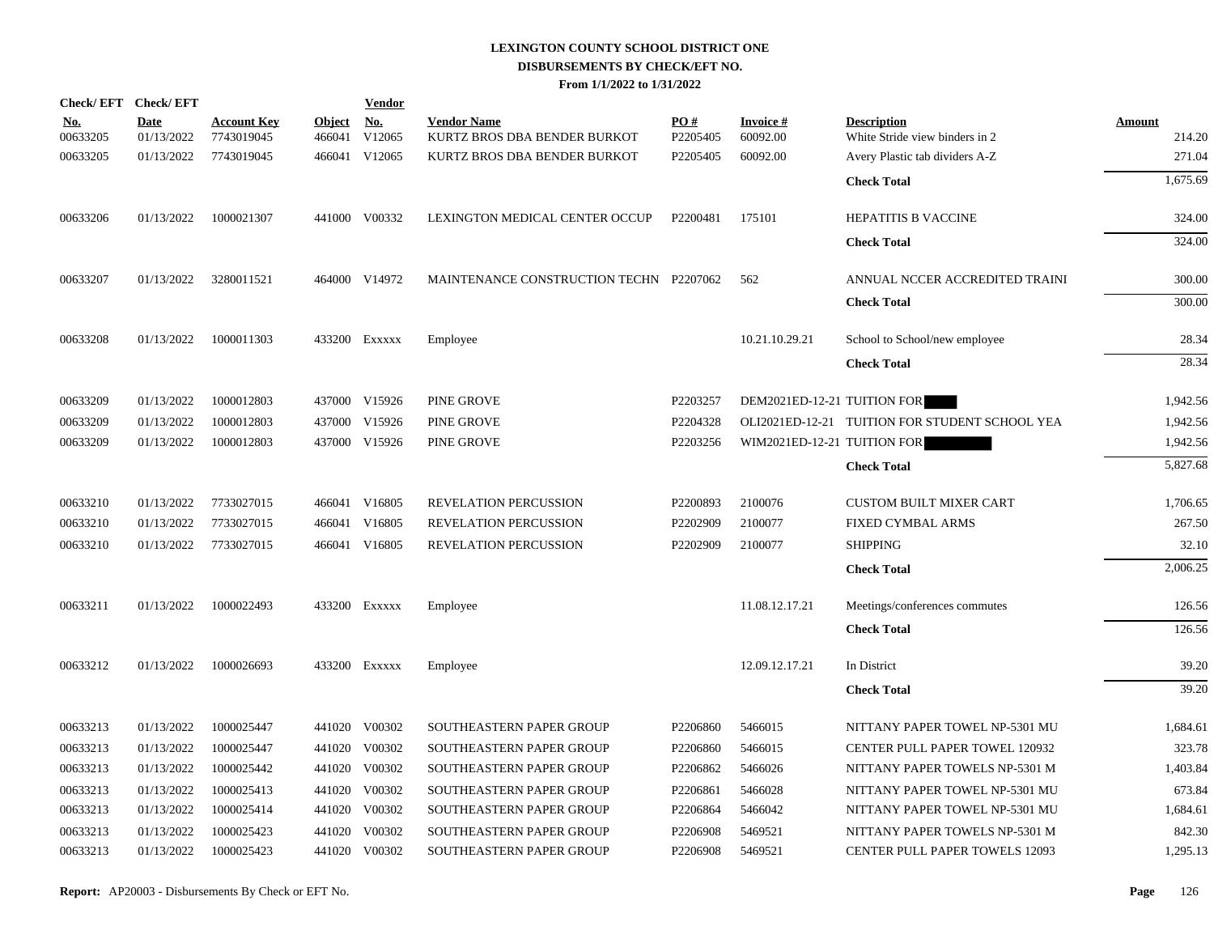**LEXINGTON COUNTY SCHOOL DISTRICT ONE**
**DISBURSEMENTS BY CHECK/EFT NO.**
**From 1/1/2022 to 1/31/2022**

| Check/ EFT No. | Check/ EFT Date | Account Key | Object | Vendor No. | Vendor Name | PO # | Invoice # | Description | Amount |
|---|---|---|---|---|---|---|---|---|---|
| 00633205 | 01/13/2022 | 7743019045 | 466041 | V12065 | KURTZ BROS DBA BENDER BURKOT | P2205405 | 60092.00 | White Stride view binders in 2 | 214.20 |
| 00633205 | 01/13/2022 | 7743019045 | 466041 | V12065 | KURTZ BROS DBA BENDER BURKOT | P2205405 | 60092.00 | Avery Plastic tab dividers A-Z | 271.04 |
| | | | | | | | | **Check Total** | 1,675.69 |
| 00633206 | 01/13/2022 | 1000021307 | 441000 | V00332 | LEXINGTON MEDICAL CENTER OCCUP | P2200481 | 175101 | HEPATITIS B VACCINE | 324.00 |
| | | | | | | | | **Check Total** | 324.00 |
| 00633207 | 01/13/2022 | 3280011521 | 464000 | V14972 | MAINTENANCE CONSTRUCTION TECHN | P2207062 | 562 | ANNUAL NCCER ACCREDITED TRAINI | 300.00 |
| | | | | | | | | **Check Total** | 300.00 |
| 00633208 | 01/13/2022 | 1000011303 | 433200 | Exxxxx | Employee | | 10.21.10.29.21 | School to School/new employee | 28.34 |
| | | | | | | | | **Check Total** | 28.34 |
| 00633209 | 01/13/2022 | 1000012803 | 437000 | V15926 | PINE GROVE | P2203257 | DEM2021ED-12-21 | TUITION FOR | 1,942.56 |
| 00633209 | 01/13/2022 | 1000012803 | 437000 | V15926 | PINE GROVE | P2204328 | OLI2021ED-12-21 | TUITION FOR STUDENT SCHOOL YEA | 1,942.56 |
| 00633209 | 01/13/2022 | 1000012803 | 437000 | V15926 | PINE GROVE | P2203256 | WIM2021ED-12-21 | TUITION FOR | 1,942.56 |
| | | | | | | | | **Check Total** | 5,827.68 |
| 00633210 | 01/13/2022 | 7733027015 | 466041 | V16805 | REVELATION PERCUSSION | P2200893 | 2100076 | CUSTOM BUILT MIXER CART | 1,706.65 |
| 00633210 | 01/13/2022 | 7733027015 | 466041 | V16805 | REVELATION PERCUSSION | P2202909 | 2100077 | FIXED CYMBAL ARMS | 267.50 |
| 00633210 | 01/13/2022 | 7733027015 | 466041 | V16805 | REVELATION PERCUSSION | P2202909 | 2100077 | SHIPPING | 32.10 |
| | | | | | | | | **Check Total** | 2,006.25 |
| 00633211 | 01/13/2022 | 1000022493 | 433200 | Exxxxx | Employee | | 11.08.12.17.21 | Meetings/conferences commutes | 126.56 |
| | | | | | | | | **Check Total** | 126.56 |
| 00633212 | 01/13/2022 | 1000026693 | 433200 | Exxxxx | Employee | | 12.09.12.17.21 | In District | 39.20 |
| | | | | | | | | **Check Total** | 39.20 |
| 00633213 | 01/13/2022 | 1000025447 | 441020 | V00302 | SOUTHEASTERN PAPER GROUP | P2206860 | 5466015 | NITTANY PAPER TOWEL NP-5301 MU | 1,684.61 |
| 00633213 | 01/13/2022 | 1000025447 | 441020 | V00302 | SOUTHEASTERN PAPER GROUP | P2206860 | 5466015 | CENTER PULL PAPER TOWEL 120932 | 323.78 |
| 00633213 | 01/13/2022 | 1000025442 | 441020 | V00302 | SOUTHEASTERN PAPER GROUP | P2206862 | 5466026 | NITTANY PAPER TOWELS NP-5301 M | 1,403.84 |
| 00633213 | 01/13/2022 | 1000025413 | 441020 | V00302 | SOUTHEASTERN PAPER GROUP | P2206861 | 5466028 | NITTANY PAPER TOWEL NP-5301 MU | 673.84 |
| 00633213 | 01/13/2022 | 1000025414 | 441020 | V00302 | SOUTHEASTERN PAPER GROUP | P2206864 | 5466042 | NITTANY PAPER TOWEL NP-5301 MU | 1,684.61 |
| 00633213 | 01/13/2022 | 1000025423 | 441020 | V00302 | SOUTHEASTERN PAPER GROUP | P2206908 | 5469521 | NITTANY PAPER TOWELS NP-5301 M | 842.30 |
| 00633213 | 01/13/2022 | 1000025423 | 441020 | V00302 | SOUTHEASTERN PAPER GROUP | P2206908 | 5469521 | CENTER PULL PAPER TOWELS 12093 | 1,295.13 |

**Report:** AP20003 - Disbursements By Check or EFT No.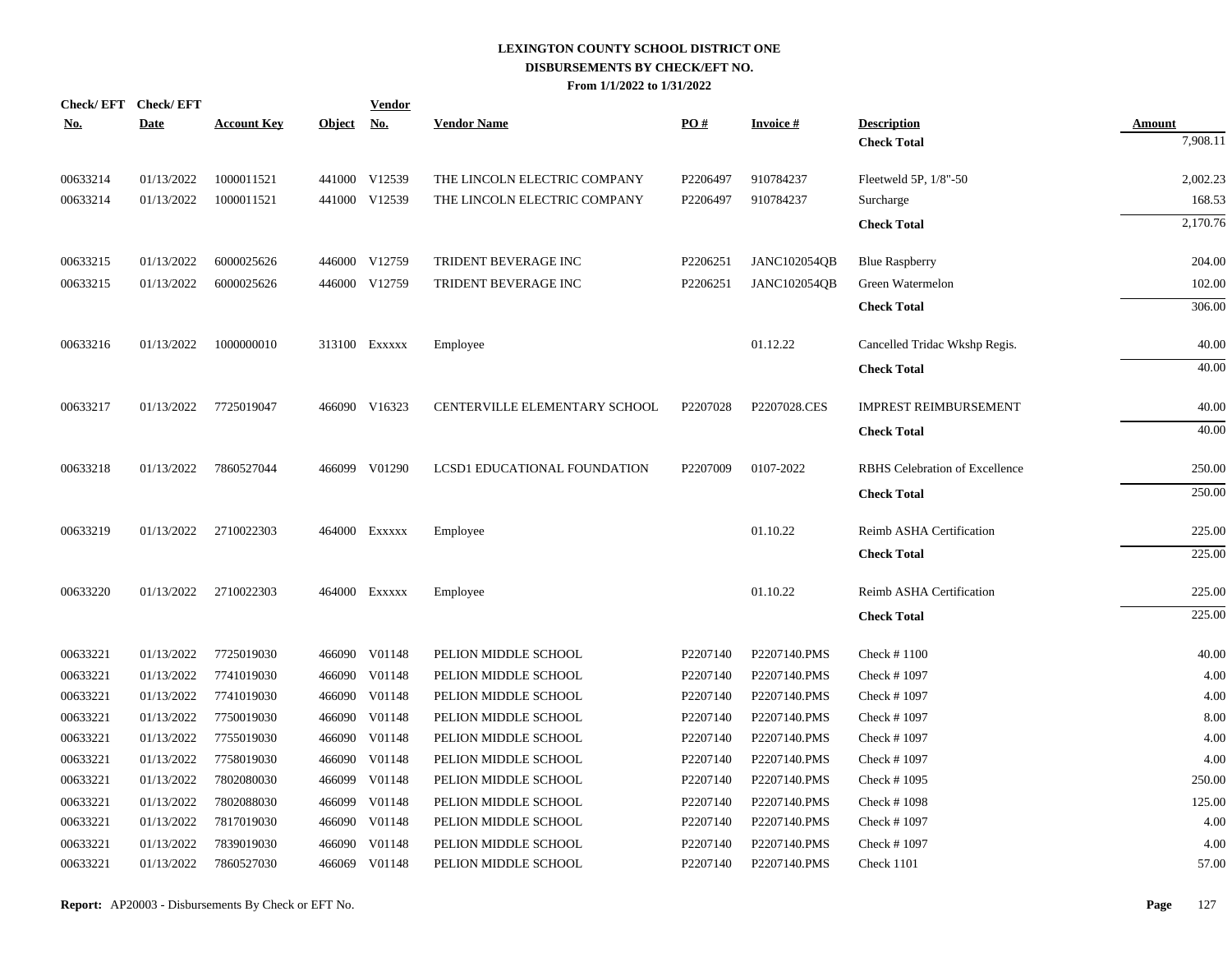# LEXINGTON COUNTY SCHOOL DISTRICT ONE
## DISBURSEMENTS BY CHECK/EFT NO.
### From 1/1/2022 to 1/31/2022

| Check/ EFT No. | Check/ EFT Date | Account Key | Object | Vendor No. | Vendor Name | PO # | Invoice # | Description | Amount |
|---|---|---|---|---|---|---|---|---|---|
| | | | | | | | | **Check Total** | 7,908.11 |
| 00633214 | 01/13/2022 | 1000011521 | 441000 | V12539 | THE LINCOLN ELECTRIC COMPANY | P2206497 | 910784237 | Fleetweld 5P, 1/8"-50 | 2,002.23 |
| 00633214 | 01/13/2022 | 1000011521 | 441000 | V12539 | THE LINCOLN ELECTRIC COMPANY | P2206497 | 910784237 | Surcharge | 168.53 |
| | | | | | | | | **Check Total** | 2,170.76 |
| 00633215 | 01/13/2022 | 6000025626 | 446000 | V12759 | TRIDENT BEVERAGE INC | P2206251 | JANC102054QB | Blue Raspberry | 204.00 |
| 00633215 | 01/13/2022 | 6000025626 | 446000 | V12759 | TRIDENT BEVERAGE INC | P2206251 | JANC102054QB | Green Watermelon | 102.00 |
| | | | | | | | | **Check Total** | 306.00 |
| 00633216 | 01/13/2022 | 1000000010 | 313100 | Exxxxx | Employee | | 01.12.22 | Cancelled Tridac Wkshp Regis. | 40.00 |
| | | | | | | | | **Check Total** | 40.00 |
| 00633217 | 01/13/2022 | 7725019047 | 466090 | V16323 | CENTERVILLE ELEMENTARY SCHOOL | P2207028 | P2207028.CES | IMPREST REIMBURSEMENT | 40.00 |
| | | | | | | | | **Check Total** | 40.00 |
| 00633218 | 01/13/2022 | 7860527044 | 466099 | V01290 | LCSD1 EDUCATIONAL FOUNDATION | P2207009 | 0107-2022 | RBHS Celebration of Excellence | 250.00 |
| | | | | | | | | **Check Total** | 250.00 |
| 00633219 | 01/13/2022 | 2710022303 | 464000 | Exxxxx | Employee | | 01.10.22 | Reimb ASHA Certification | 225.00 |
| | | | | | | | | **Check Total** | 225.00 |
| 00633220 | 01/13/2022 | 2710022303 | 464000 | Exxxxx | Employee | | 01.10.22 | Reimb ASHA Certification | 225.00 |
| | | | | | | | | **Check Total** | 225.00 |
| 00633221 | 01/13/2022 | 7725019030 | 466090 | V01148 | PELION MIDDLE SCHOOL | P2207140 | P2207140.PMS | Check # 1100 | 40.00 |
| 00633221 | 01/13/2022 | 7741019030 | 466090 | V01148 | PELION MIDDLE SCHOOL | P2207140 | P2207140.PMS | Check # 1097 | 4.00 |
| 00633221 | 01/13/2022 | 7741019030 | 466090 | V01148 | PELION MIDDLE SCHOOL | P2207140 | P2207140.PMS | Check # 1097 | 4.00 |
| 00633221 | 01/13/2022 | 7750019030 | 466090 | V01148 | PELION MIDDLE SCHOOL | P2207140 | P2207140.PMS | Check # 1097 | 8.00 |
| 00633221 | 01/13/2022 | 7755019030 | 466090 | V01148 | PELION MIDDLE SCHOOL | P2207140 | P2207140.PMS | Check # 1097 | 4.00 |
| 00633221 | 01/13/2022 | 7758019030 | 466090 | V01148 | PELION MIDDLE SCHOOL | P2207140 | P2207140.PMS | Check # 1097 | 4.00 |
| 00633221 | 01/13/2022 | 7802080030 | 466099 | V01148 | PELION MIDDLE SCHOOL | P2207140 | P2207140.PMS | Check # 1095 | 250.00 |
| 00633221 | 01/13/2022 | 7802088030 | 466099 | V01148 | PELION MIDDLE SCHOOL | P2207140 | P2207140.PMS | Check # 1098 | 125.00 |
| 00633221 | 01/13/2022 | 7817019030 | 466090 | V01148 | PELION MIDDLE SCHOOL | P2207140 | P2207140.PMS | Check # 1097 | 4.00 |
| 00633221 | 01/13/2022 | 7839019030 | 466090 | V01148 | PELION MIDDLE SCHOOL | P2207140 | P2207140.PMS | Check # 1097 | 4.00 |
| 00633221 | 01/13/2022 | 7860527030 | 466069 | V01148 | PELION MIDDLE SCHOOL | P2207140 | P2207140.PMS | Check 1101 | 57.00 |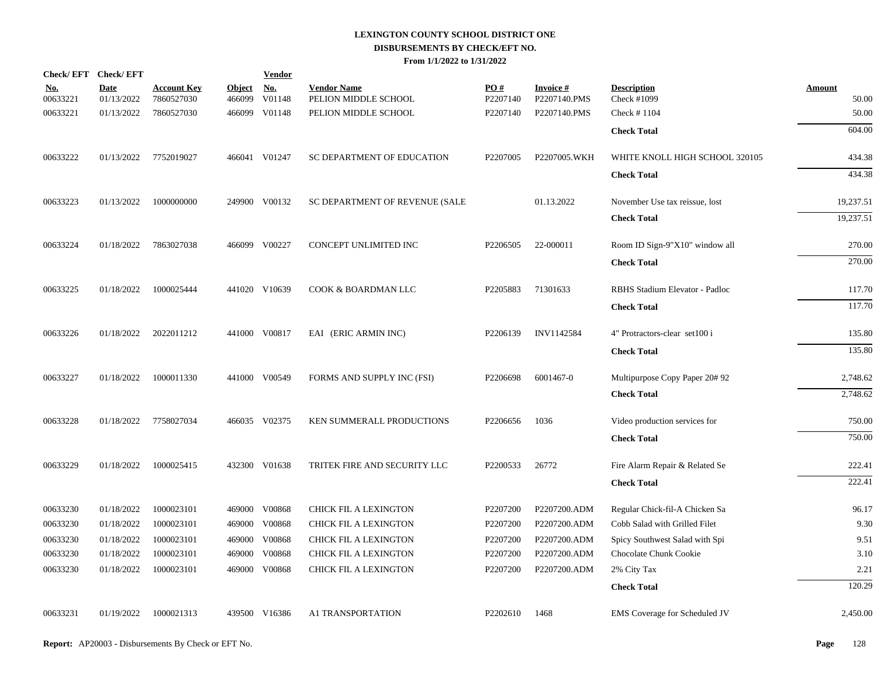**LEXINGTON COUNTY SCHOOL DISTRICT ONE**
**DISBURSEMENTS BY CHECK/EFT NO.**
**From 1/1/2022 to 1/31/2022**

| Check/ EFT No. | Check/ EFT Date | Account Key | Object | Vendor No. | Vendor Name | PO # | Invoice # | Description | Amount |
|---|---|---|---|---|---|---|---|---|---|
| 00633221 | 01/13/2022 | 7860527030 | 466099 | V01148 | PELION MIDDLE SCHOOL | P2207140 | P2207140.PMS | Check #1099 | 50.00 |
| 00633221 | 01/13/2022 | 7860527030 | 466099 | V01148 | PELION MIDDLE SCHOOL | P2207140 | P2207140.PMS | Check # 1104 | 50.00 |
| | | | | | | | | **Check Total** | 604.00 |
| 00633222 | 01/13/2022 | 7752019027 | 466041 | V01247 | SC DEPARTMENT OF EDUCATION | P2207005 | P2207005.WKH | WHITE KNOLL HIGH SCHOOL 320105 | 434.38 |
| | | | | | | | | **Check Total** | 434.38 |
| 00633223 | 01/13/2022 | 1000000000 | 249900 | V00132 | SC DEPARTMENT OF REVENUE (SALE | | 01.13.2022 | November Use tax reissue, lost | 19,237.51 |
| | | | | | | | | **Check Total** | 19,237.51 |
| 00633224 | 01/18/2022 | 7863027038 | 466099 | V00227 | CONCEPT UNLIMITED INC | P2206505 | 22-000011 | Room ID Sign-9"X10" window all | 270.00 |
| | | | | | | | | **Check Total** | 270.00 |
| 00633225 | 01/18/2022 | 1000025444 | 441020 | V10639 | COOK & BOARDMAN LLC | P2205883 | 71301633 | RBHS Stadium Elevator - Padloc | 117.70 |
| | | | | | | | | **Check Total** | 117.70 |
| 00633226 | 01/18/2022 | 2022011212 | 441000 | V00817 | EAI (ERIC ARMIN INC) | P2206139 | INV1142584 | 4" Protractors-clear set100 i | 135.80 |
| | | | | | | | | **Check Total** | 135.80 |
| 00633227 | 01/18/2022 | 1000011330 | 441000 | V00549 | FORMS AND SUPPLY INC (FSI) | P2206698 | 6001467-0 | Multipurpose Copy Paper 20# 92 | 2,748.62 |
| | | | | | | | | **Check Total** | 2,748.62 |
| 00633228 | 01/18/2022 | 7758027034 | 466035 | V02375 | KEN SUMMERALL PRODUCTIONS | P2206656 | 1036 | Video production services for | 750.00 |
| | | | | | | | | **Check Total** | 750.00 |
| 00633229 | 01/18/2022 | 1000025415 | 432300 | V01638 | TRITEK FIRE AND SECURITY LLC | P2200533 | 26772 | Fire Alarm Repair & Related Se | 222.41 |
| | | | | | | | | **Check Total** | 222.41 |
| 00633230 | 01/18/2022 | 1000023101 | 469000 | V00868 | CHICK FIL A LEXINGTON | P2207200 | P2207200.ADM | Regular Chick-fil-A Chicken Sa | 96.17 |
| 00633230 | 01/18/2022 | 1000023101 | 469000 | V00868 | CHICK FIL A LEXINGTON | P2207200 | P2207200.ADM | Cobb Salad with Grilled Filet | 9.30 |
| 00633230 | 01/18/2022 | 1000023101 | 469000 | V00868 | CHICK FIL A LEXINGTON | P2207200 | P2207200.ADM | Spicy Southwest Salad with Spi | 9.51 |
| 00633230 | 01/18/2022 | 1000023101 | 469000 | V00868 | CHICK FIL A LEXINGTON | P2207200 | P2207200.ADM | Chocolate Chunk Cookie | 3.10 |
| 00633230 | 01/18/2022 | 1000023101 | 469000 | V00868 | CHICK FIL A LEXINGTON | P2207200 | P2207200.ADM | 2% City Tax | 2.21 |
| | | | | | | | | **Check Total** | 120.29 |
| 00633231 | 01/19/2022 | 1000021313 | 439500 | V16386 | A1 TRANSPORTATION | P2202610 | 1468 | EMS Coverage for Scheduled JV | 2,450.00 |

**Report:** AP20003 - Disbursements By Check or EFT No.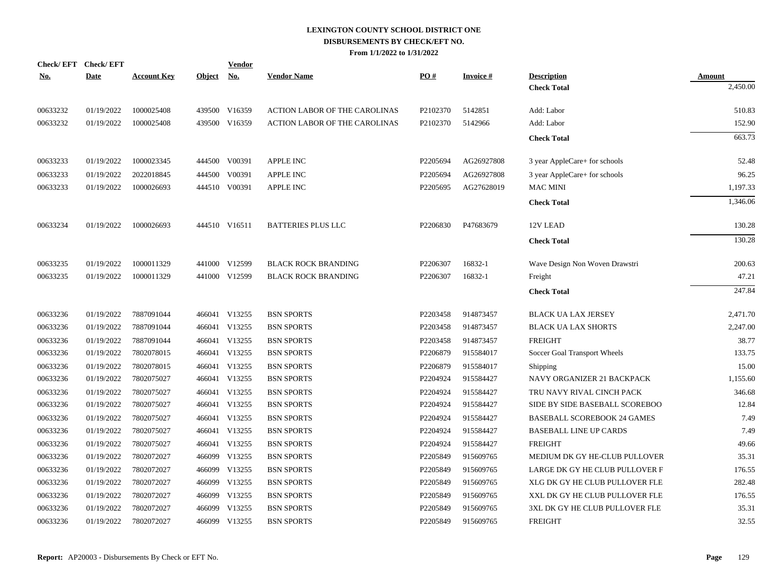# LEXINGTON COUNTY SCHOOL DISTRICT ONE
## DISBURSEMENTS BY CHECK/EFT NO.
### From 1/1/2022 to 1/31/2022

| Check/ EFT No. | Check/ EFT Date | Account Key | Object | Vendor No. | Vendor Name | PO # | Invoice # | Description | Amount |
|---|---|---|---|---|---|---|---|---|---|
| | | | | | | | | **Check Total** | 2,450.00 |
| 00633232 | 01/19/2022 | 1000025408 | 439500 | V16359 | ACTION LABOR OF THE CAROLINAS | P2102370 | 5142851 | Add: Labor | 510.83 |
| 00633232 | 01/19/2022 | 1000025408 | 439500 | V16359 | ACTION LABOR OF THE CAROLINAS | P2102370 | 5142966 | Add: Labor | 152.90 |
| | | | | | | | | **Check Total** | 663.73 |
| 00633233 | 01/19/2022 | 1000023345 | 444500 | V00391 | APPLE INC | P2205694 | AG26927808 | 3 year AppleCare+ for schools | 52.48 |
| 00633233 | 01/19/2022 | 2022018845 | 444500 | V00391 | APPLE INC | P2205694 | AG26927808 | 3 year AppleCare+ for schools | 96.25 |
| 00633233 | 01/19/2022 | 1000026693 | 444510 | V00391 | APPLE INC | P2205695 | AG27628019 | MAC MINI | 1,197.33 |
| | | | | | | | | **Check Total** | 1,346.06 |
| 00633234 | 01/19/2022 | 1000026693 | 444510 | V16511 | BATTERIES PLUS LLC | P2206830 | P47683679 | 12V LEAD | 130.28 |
| | | | | | | | | **Check Total** | 130.28 |
| 00633235 | 01/19/2022 | 1000011329 | 441000 | V12599 | BLACK ROCK BRANDING | P2206307 | 16832-1 | Wave Design Non Woven Drawstri | 200.63 |
| 00633235 | 01/19/2022 | 1000011329 | 441000 | V12599 | BLACK ROCK BRANDING | P2206307 | 16832-1 | Freight | 47.21 |
| | | | | | | | | **Check Total** | 247.84 |
| 00633236 | 01/19/2022 | 7887091044 | 466041 | V13255 | BSN SPORTS | P2203458 | 914873457 | BLACK UA LAX JERSEY | 2,471.70 |
| 00633236 | 01/19/2022 | 7887091044 | 466041 | V13255 | BSN SPORTS | P2203458 | 914873457 | BLACK UA LAX SHORTS | 2,247.00 |
| 00633236 | 01/19/2022 | 7887091044 | 466041 | V13255 | BSN SPORTS | P2203458 | 914873457 | FREIGHT | 38.77 |
| 00633236 | 01/19/2022 | 7802078015 | 466041 | V13255 | BSN SPORTS | P2206879 | 915584017 | Soccer Goal Transport Wheels | 133.75 |
| 00633236 | 01/19/2022 | 7802078015 | 466041 | V13255 | BSN SPORTS | P2206879 | 915584017 | Shipping | 15.00 |
| 00633236 | 01/19/2022 | 7802075027 | 466041 | V13255 | BSN SPORTS | P2204924 | 915584427 | NAVY ORGANIZER 21 BACKPACK | 1,155.60 |
| 00633236 | 01/19/2022 | 7802075027 | 466041 | V13255 | BSN SPORTS | P2204924 | 915584427 | TRU NAVY RIVAL CINCH PACK | 346.68 |
| 00633236 | 01/19/2022 | 7802075027 | 466041 | V13255 | BSN SPORTS | P2204924 | 915584427 | SIDE BY SIDE BASEBALL SCOREBOO | 12.84 |
| 00633236 | 01/19/2022 | 7802075027 | 466041 | V13255 | BSN SPORTS | P2204924 | 915584427 | BASEBALL SCOREBOOK 24 GAMES | 7.49 |
| 00633236 | 01/19/2022 | 7802075027 | 466041 | V13255 | BSN SPORTS | P2204924 | 915584427 | BASEBALL LINE UP CARDS | 7.49 |
| 00633236 | 01/19/2022 | 7802075027 | 466041 | V13255 | BSN SPORTS | P2204924 | 915584427 | FREIGHT | 49.66 |
| 00633236 | 01/19/2022 | 7802072027 | 466099 | V13255 | BSN SPORTS | P2205849 | 915609765 | MEDIUM DK GY HE-CLUB PULLOVER | 35.31 |
| 00633236 | 01/19/2022 | 7802072027 | 466099 | V13255 | BSN SPORTS | P2205849 | 915609765 | LARGE DK GY HE CLUB PULLOVER F | 176.55 |
| 00633236 | 01/19/2022 | 7802072027 | 466099 | V13255 | BSN SPORTS | P2205849 | 915609765 | XLG DK GY HE CLUB PULLOVER FLE | 282.48 |
| 00633236 | 01/19/2022 | 7802072027 | 466099 | V13255 | BSN SPORTS | P2205849 | 915609765 | XXL DK GY HE CLUB PULLOVER FLE | 176.55 |
| 00633236 | 01/19/2022 | 7802072027 | 466099 | V13255 | BSN SPORTS | P2205849 | 915609765 | 3XL DK GY HE CLUB PULLOVER FLE | 35.31 |
| 00633236 | 01/19/2022 | 7802072027 | 466099 | V13255 | BSN SPORTS | P2205849 | 915609765 | FREIGHT | 32.55 |

**Report:** AP20003 - Disbursements By Check or EFT No.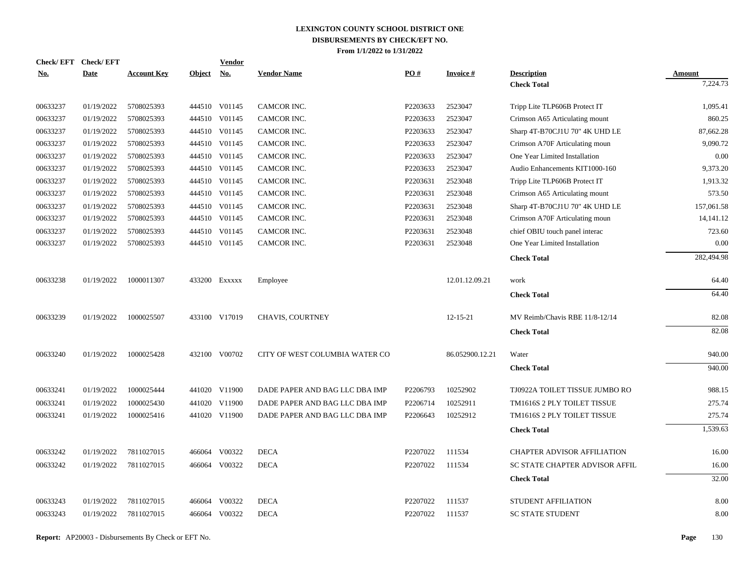# LEXINGTON COUNTY SCHOOL DISTRICT ONE
## DISBURSEMENTS BY CHECK/EFT NO.
### From 1/1/2022 to 1/31/2022

| Check/ EFT No. | Check/ EFT Date | Account Key | Object | Vendor No. | Vendor Name | PO # | Invoice # | Description | Amount |
|---|---|---|---|---|---|---|---|---|---|
| | | | | | | | | **Check Total** | 7,224.73 |
| 00633237 | 01/19/2022 | 5708025393 | 444510 | V01145 | CAMCOR INC. | P2203633 | 2523047 | Tripp Lite TLP606B Protect IT | 1,095.41 |
| 00633237 | 01/19/2022 | 5708025393 | 444510 | V01145 | CAMCOR INC. | P2203633 | 2523047 | Crimson A65 Articulating mount | 860.25 |
| 00633237 | 01/19/2022 | 5708025393 | 444510 | V01145 | CAMCOR INC. | P2203633 | 2523047 | Sharp 4T-B70CJ1U 70" 4K UHD LE | 87,662.28 |
| 00633237 | 01/19/2022 | 5708025393 | 444510 | V01145 | CAMCOR INC. | P2203633 | 2523047 | Crimson A70F Articulating moun | 9,090.72 |
| 00633237 | 01/19/2022 | 5708025393 | 444510 | V01145 | CAMCOR INC. | P2203633 | 2523047 | One Year Limited Installation | 0.00 |
| 00633237 | 01/19/2022 | 5708025393 | 444510 | V01145 | CAMCOR INC. | P2203633 | 2523047 | Audio Enhancements KIT1000-160 | 9,373.20 |
| 00633237 | 01/19/2022 | 5708025393 | 444510 | V01145 | CAMCOR INC. | P2203631 | 2523048 | Tripp Lite TLP606B Protect IT | 1,913.32 |
| 00633237 | 01/19/2022 | 5708025393 | 444510 | V01145 | CAMCOR INC. | P2203631 | 2523048 | Crimson A65 Articulating mount | 573.50 |
| 00633237 | 01/19/2022 | 5708025393 | 444510 | V01145 | CAMCOR INC. | P2203631 | 2523048 | Sharp 4T-B70CJ1U 70" 4K UHD LE | 157,061.58 |
| 00633237 | 01/19/2022 | 5708025393 | 444510 | V01145 | CAMCOR INC. | P2203631 | 2523048 | Crimson A70F Articulating moun | 14,141.12 |
| 00633237 | 01/19/2022 | 5708025393 | 444510 | V01145 | CAMCOR INC. | P2203631 | 2523048 | chief OBIU touch panel interac | 723.60 |
| 00633237 | 01/19/2022 | 5708025393 | 444510 | V01145 | CAMCOR INC. | P2203631 | 2523048 | One Year Limited Installation | 0.00 |
| | | | | | | | | **Check Total** | 282,494.98 |
| 00633238 | 01/19/2022 | 1000011307 | 433200 | Exxxxx | Employee | | 12.01.12.09.21 | work | 64.40 |
| | | | | | | | | **Check Total** | 64.40 |
| 00633239 | 01/19/2022 | 1000025507 | 433100 | V17019 | CHAVIS, COURTNEY | | 12-15-21 | MV Reimb/Chavis RBE 11/8-12/14 | 82.08 |
| | | | | | | | | **Check Total** | 82.08 |
| 00633240 | 01/19/2022 | 1000025428 | 432100 | V00702 | CITY OF WEST COLUMBIA WATER CO | | 86.052900.12.21 | Water | 940.00 |
| | | | | | | | | **Check Total** | 940.00 |
| 00633241 | 01/19/2022 | 1000025444 | 441020 | V11900 | DADE PAPER AND BAG LLC DBA IMP | P2206793 | 10252902 | TJ0922A TOILET TISSUE JUMBO RO | 988.15 |
| 00633241 | 01/19/2022 | 1000025430 | 441020 | V11900 | DADE PAPER AND BAG LLC DBA IMP | P2206714 | 10252911 | TM1616S 2 PLY TOILET TISSUE | 275.74 |
| 00633241 | 01/19/2022 | 1000025416 | 441020 | V11900 | DADE PAPER AND BAG LLC DBA IMP | P2206643 | 10252912 | TM1616S 2 PLY TOILET TISSUE | 275.74 |
| | | | | | | | | **Check Total** | 1,539.63 |
| 00633242 | 01/19/2022 | 7811027015 | 466064 | V00322 | DECA | P2207022 | 111534 | CHAPTER ADVISOR AFFILIATION | 16.00 |
| 00633242 | 01/19/2022 | 7811027015 | 466064 | V00322 | DECA | P2207022 | 111534 | SC STATE CHAPTER ADVISOR AFFIL | 16.00 |
| | | | | | | | | **Check Total** | 32.00 |
| 00633243 | 01/19/2022 | 7811027015 | 466064 | V00322 | DECA | P2207022 | 111537 | STUDENT AFFILIATION | 8.00 |
| 00633243 | 01/19/2022 | 7811027015 | 466064 | V00322 | DECA | P2207022 | 111537 | SC STATE STUDENT | 8.00 |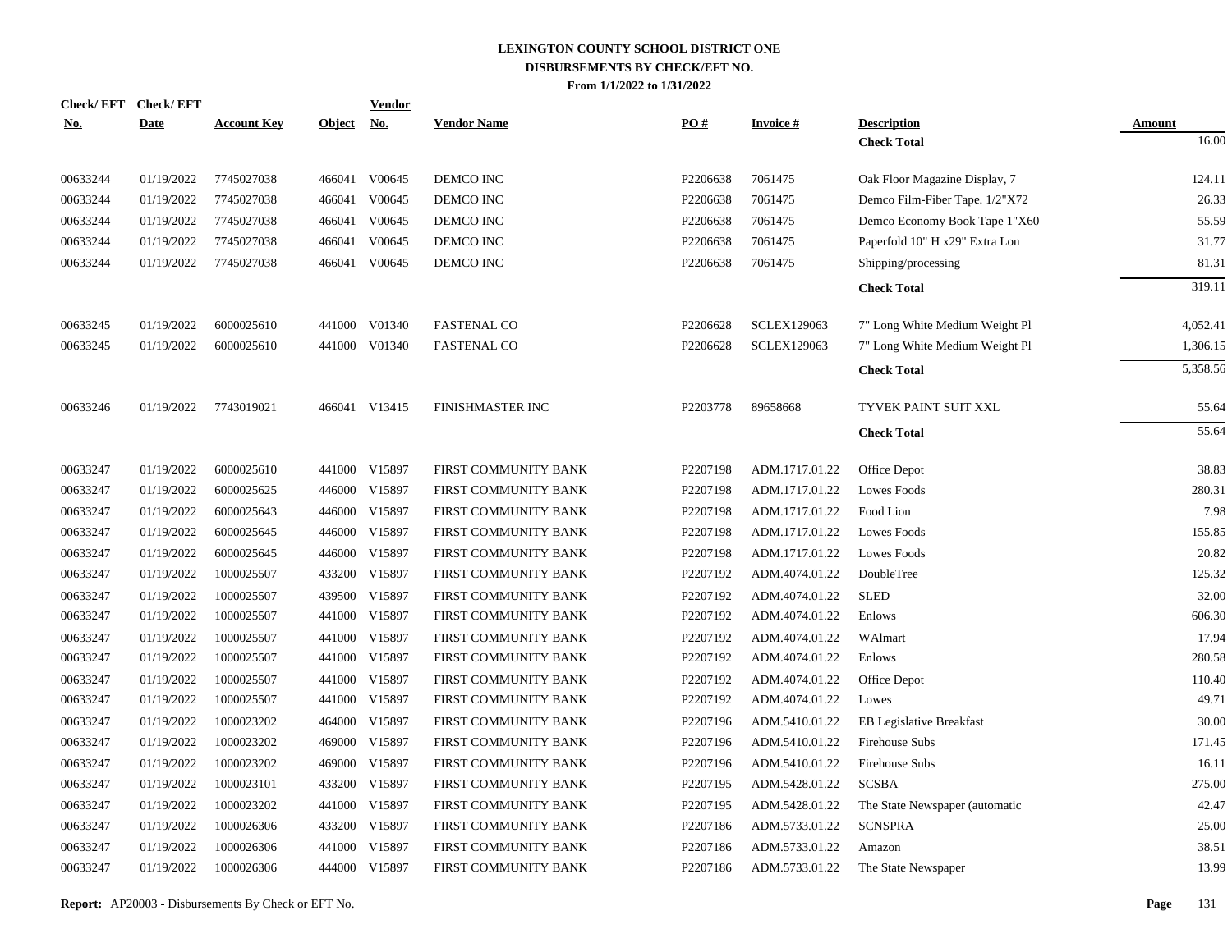**LEXINGTON COUNTY SCHOOL DISTRICT ONE**
**DISBURSEMENTS BY CHECK/EFT NO.**
**From 1/1/2022 to 1/31/2022**

| Check/ EFT No. | Check/ EFT Date | Account Key | Object | Vendor No. | Vendor Name | PO # | Invoice # | Description | Amount |
|---|---|---|---|---|---|---|---|---|---|
| | | | | | | | | **Check Total** | 16.00 |
| 00633244 | 01/19/2022 | 7745027038 | 466041 | V00645 | DEMCO INC | P2206638 | 7061475 | Oak Floor Magazine Display, 7 | 124.11 |
| 00633244 | 01/19/2022 | 7745027038 | 466041 | V00645 | DEMCO INC | P2206638 | 7061475 | Demco Film-Fiber Tape. 1/2"X72 | 26.33 |
| 00633244 | 01/19/2022 | 7745027038 | 466041 | V00645 | DEMCO INC | P2206638 | 7061475 | Demco Economy Book Tape 1"X60 | 55.59 |
| 00633244 | 01/19/2022 | 7745027038 | 466041 | V00645 | DEMCO INC | P2206638 | 7061475 | Paperfold 10" H x29" Extra Lon | 31.77 |
| 00633244 | 01/19/2022 | 7745027038 | 466041 | V00645 | DEMCO INC | P2206638 | 7061475 | Shipping/processing | 81.31 |
| | | | | | | | | **Check Total** | 319.11 |
| 00633245 | 01/19/2022 | 6000025610 | 441000 | V01340 | FASTENAL CO | P2206628 | SCLEX129063 | 7" Long White Medium Weight Pl | 4,052.41 |
| 00633245 | 01/19/2022 | 6000025610 | 441000 | V01340 | FASTENAL CO | P2206628 | SCLEX129063 | 7" Long White Medium Weight Pl | 1,306.15 |
| | | | | | | | | **Check Total** | 5,358.56 |
| 00633246 | 01/19/2022 | 7743019021 | 466041 | V13415 | FINISHMASTER INC | P2203778 | 89658668 | TYVEK PAINT SUIT XXL | 55.64 |
| | | | | | | | | **Check Total** | 55.64 |
| 00633247 | 01/19/2022 | 6000025610 | 441000 | V15897 | FIRST COMMUNITY BANK | P2207198 | ADM.1717.01.22 | Office Depot | 38.83 |
| 00633247 | 01/19/2022 | 6000025625 | 446000 | V15897 | FIRST COMMUNITY BANK | P2207198 | ADM.1717.01.22 | Lowes Foods | 280.31 |
| 00633247 | 01/19/2022 | 6000025643 | 446000 | V15897 | FIRST COMMUNITY BANK | P2207198 | ADM.1717.01.22 | Food Lion | 7.98 |
| 00633247 | 01/19/2022 | 6000025645 | 446000 | V15897 | FIRST COMMUNITY BANK | P2207198 | ADM.1717.01.22 | Lowes Foods | 155.85 |
| 00633247 | 01/19/2022 | 6000025645 | 446000 | V15897 | FIRST COMMUNITY BANK | P2207198 | ADM.1717.01.22 | Lowes Foods | 20.82 |
| 00633247 | 01/19/2022 | 1000025507 | 433200 | V15897 | FIRST COMMUNITY BANK | P2207192 | ADM.4074.01.22 | DoubleTree | 125.32 |
| 00633247 | 01/19/2022 | 1000025507 | 439500 | V15897 | FIRST COMMUNITY BANK | P2207192 | ADM.4074.01.22 | SLED | 32.00 |
| 00633247 | 01/19/2022 | 1000025507 | 441000 | V15897 | FIRST COMMUNITY BANK | P2207192 | ADM.4074.01.22 | Enlows | 606.30 |
| 00633247 | 01/19/2022 | 1000025507 | 441000 | V15897 | FIRST COMMUNITY BANK | P2207192 | ADM.4074.01.22 | WAlmart | 17.94 |
| 00633247 | 01/19/2022 | 1000025507 | 441000 | V15897 | FIRST COMMUNITY BANK | P2207192 | ADM.4074.01.22 | Enlows | 280.58 |
| 00633247 | 01/19/2022 | 1000025507 | 441000 | V15897 | FIRST COMMUNITY BANK | P2207192 | ADM.4074.01.22 | Office Depot | 110.40 |
| 00633247 | 01/19/2022 | 1000025507 | 441000 | V15897 | FIRST COMMUNITY BANK | P2207192 | ADM.4074.01.22 | Lowes | 49.71 |
| 00633247 | 01/19/2022 | 1000023202 | 464000 | V15897 | FIRST COMMUNITY BANK | P2207196 | ADM.5410.01.22 | EB Legislative Breakfast | 30.00 |
| 00633247 | 01/19/2022 | 1000023202 | 469000 | V15897 | FIRST COMMUNITY BANK | P2207196 | ADM.5410.01.22 | Firehouse Subs | 171.45 |
| 00633247 | 01/19/2022 | 1000023202 | 469000 | V15897 | FIRST COMMUNITY BANK | P2207196 | ADM.5410.01.22 | Firehouse Subs | 16.11 |
| 00633247 | 01/19/2022 | 1000023101 | 433200 | V15897 | FIRST COMMUNITY BANK | P2207195 | ADM.5428.01.22 | SCSBA | 275.00 |
| 00633247 | 01/19/2022 | 1000023202 | 441000 | V15897 | FIRST COMMUNITY BANK | P2207195 | ADM.5428.01.22 | The State Newspaper (automatic | 42.47 |
| 00633247 | 01/19/2022 | 1000026306 | 433200 | V15897 | FIRST COMMUNITY BANK | P2207186 | ADM.5733.01.22 | SCNSPRA | 25.00 |
| 00633247 | 01/19/2022 | 1000026306 | 441000 | V15897 | FIRST COMMUNITY BANK | P2207186 | ADM.5733.01.22 | Amazon | 38.51 |
| 00633247 | 01/19/2022 | 1000026306 | 444000 | V15897 | FIRST COMMUNITY BANK | P2207186 | ADM.5733.01.22 | The State Newspaper | 13.99 |

**Report:** AP20003 - Disbursements By Check or EFT No.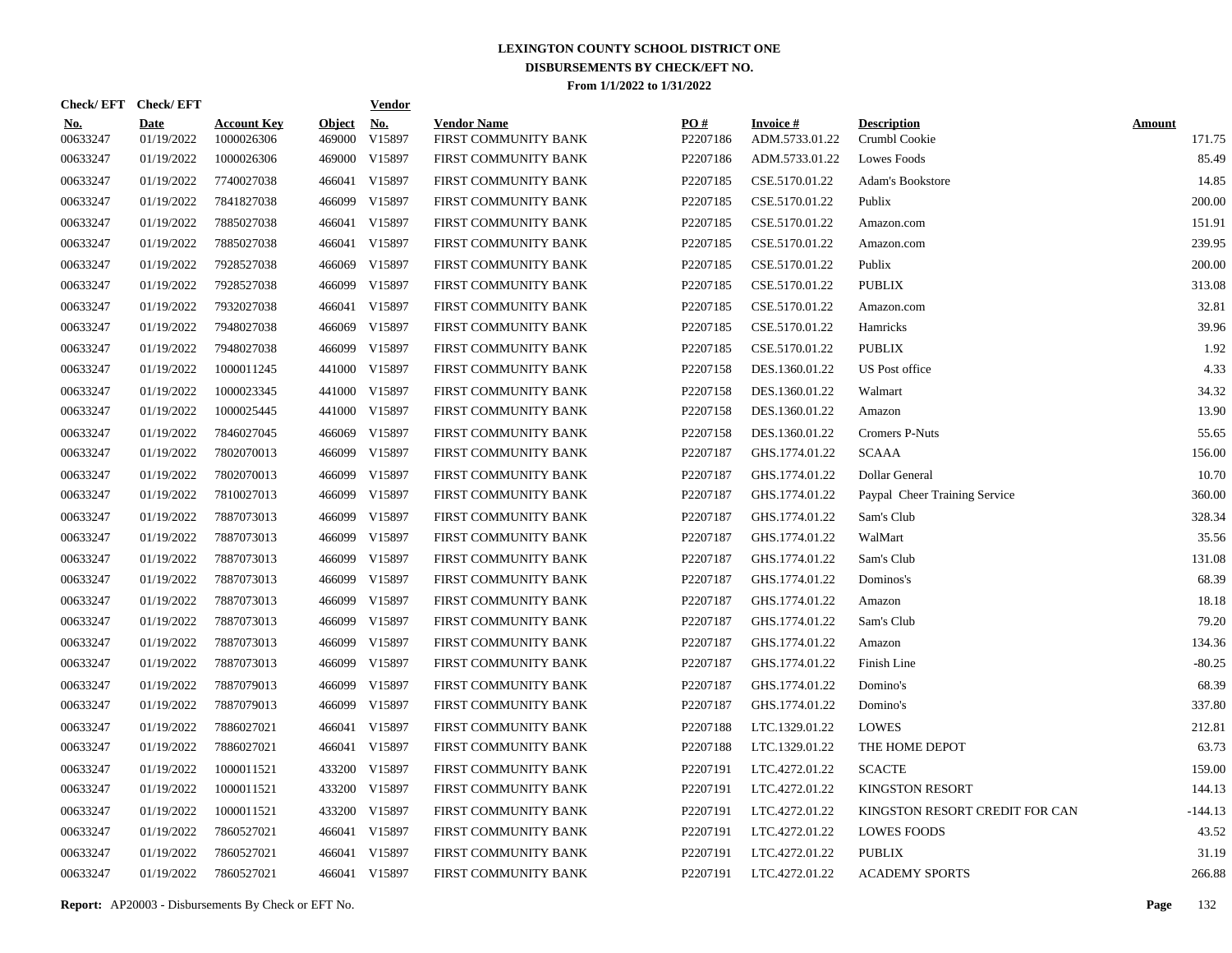# LEXINGTON COUNTY SCHOOL DISTRICT ONE

## DISBURSEMENTS BY CHECK/EFT NO.

**From 1/1/2022 to 1/31/2022**

| Check/ EFT No. | Check/ EFT Date | Account Key | Object | Vendor No. | Vendor Name | PO # | Invoice # | Description | Amount |
|---|---|---|---|---|---|---|---|---|---|
| 00633247 | 01/19/2022 | 1000026306 | 469000 | V15897 | FIRST COMMUNITY BANK | P2207186 | ADM.5733.01.22 | Crumbl Cookie | 171.75 |
| 00633247 | 01/19/2022 | 1000026306 | 469000 | V15897 | FIRST COMMUNITY BANK | P2207186 | ADM.5733.01.22 | Lowes Foods | 85.49 |
| 00633247 | 01/19/2022 | 7740027038 | 466041 | V15897 | FIRST COMMUNITY BANK | P2207185 | CSE.5170.01.22 | Adam's Bookstore | 14.85 |
| 00633247 | 01/19/2022 | 7841827038 | 466099 | V15897 | FIRST COMMUNITY BANK | P2207185 | CSE.5170.01.22 | Publix | 200.00 |
| 00633247 | 01/19/2022 | 7885027038 | 466041 | V15897 | FIRST COMMUNITY BANK | P2207185 | CSE.5170.01.22 | Amazon.com | 151.91 |
| 00633247 | 01/19/2022 | 7885027038 | 466041 | V15897 | FIRST COMMUNITY BANK | P2207185 | CSE.5170.01.22 | Amazon.com | 239.95 |
| 00633247 | 01/19/2022 | 7928527038 | 466069 | V15897 | FIRST COMMUNITY BANK | P2207185 | CSE.5170.01.22 | Publix | 200.00 |
| 00633247 | 01/19/2022 | 7928527038 | 466099 | V15897 | FIRST COMMUNITY BANK | P2207185 | CSE.5170.01.22 | PUBLIX | 313.08 |
| 00633247 | 01/19/2022 | 7932027038 | 466041 | V15897 | FIRST COMMUNITY BANK | P2207185 | CSE.5170.01.22 | Amazon.com | 32.81 |
| 00633247 | 01/19/2022 | 7948027038 | 466069 | V15897 | FIRST COMMUNITY BANK | P2207185 | CSE.5170.01.22 | Hamricks | 39.96 |
| 00633247 | 01/19/2022 | 7948027038 | 466099 | V15897 | FIRST COMMUNITY BANK | P2207185 | CSE.5170.01.22 | PUBLIX | 1.92 |
| 00633247 | 01/19/2022 | 1000011245 | 441000 | V15897 | FIRST COMMUNITY BANK | P2207158 | DES.1360.01.22 | US Post office | 4.33 |
| 00633247 | 01/19/2022 | 1000023345 | 441000 | V15897 | FIRST COMMUNITY BANK | P2207158 | DES.1360.01.22 | Walmart | 34.32 |
| 00633247 | 01/19/2022 | 1000025445 | 441000 | V15897 | FIRST COMMUNITY BANK | P2207158 | DES.1360.01.22 | Amazon | 13.90 |
| 00633247 | 01/19/2022 | 7846027045 | 466069 | V15897 | FIRST COMMUNITY BANK | P2207158 | DES.1360.01.22 | Cromers P-Nuts | 55.65 |
| 00633247 | 01/19/2022 | 7802070013 | 466099 | V15897 | FIRST COMMUNITY BANK | P2207187 | GHS.1774.01.22 | SCAAA | 156.00 |
| 00633247 | 01/19/2022 | 7802070013 | 466099 | V15897 | FIRST COMMUNITY BANK | P2207187 | GHS.1774.01.22 | Dollar General | 10.70 |
| 00633247 | 01/19/2022 | 7810027013 | 466099 | V15897 | FIRST COMMUNITY BANK | P2207187 | GHS.1774.01.22 | Paypal Cheer Training Service | 360.00 |
| 00633247 | 01/19/2022 | 7887073013 | 466099 | V15897 | FIRST COMMUNITY BANK | P2207187 | GHS.1774.01.22 | Sam's Club | 328.34 |
| 00633247 | 01/19/2022 | 7887073013 | 466099 | V15897 | FIRST COMMUNITY BANK | P2207187 | GHS.1774.01.22 | WalMart | 35.56 |
| 00633247 | 01/19/2022 | 7887073013 | 466099 | V15897 | FIRST COMMUNITY BANK | P2207187 | GHS.1774.01.22 | Sam's Club | 131.08 |
| 00633247 | 01/19/2022 | 7887073013 | 466099 | V15897 | FIRST COMMUNITY BANK | P2207187 | GHS.1774.01.22 | Dominos's | 68.39 |
| 00633247 | 01/19/2022 | 7887073013 | 466099 | V15897 | FIRST COMMUNITY BANK | P2207187 | GHS.1774.01.22 | Amazon | 18.18 |
| 00633247 | 01/19/2022 | 7887073013 | 466099 | V15897 | FIRST COMMUNITY BANK | P2207187 | GHS.1774.01.22 | Sam's Club | 79.20 |
| 00633247 | 01/19/2022 | 7887073013 | 466099 | V15897 | FIRST COMMUNITY BANK | P2207187 | GHS.1774.01.22 | Amazon | 134.36 |
| 00633247 | 01/19/2022 | 7887073013 | 466099 | V15897 | FIRST COMMUNITY BANK | P2207187 | GHS.1774.01.22 | Finish Line | -80.25 |
| 00633247 | 01/19/2022 | 7887079013 | 466099 | V15897 | FIRST COMMUNITY BANK | P2207187 | GHS.1774.01.22 | Domino's | 68.39 |
| 00633247 | 01/19/2022 | 7887079013 | 466099 | V15897 | FIRST COMMUNITY BANK | P2207187 | GHS.1774.01.22 | Domino's | 337.80 |
| 00633247 | 01/19/2022 | 7886027021 | 466041 | V15897 | FIRST COMMUNITY BANK | P2207188 | LTC.1329.01.22 | LOWES | 212.81 |
| 00633247 | 01/19/2022 | 7886027021 | 466041 | V15897 | FIRST COMMUNITY BANK | P2207188 | LTC.1329.01.22 | THE HOME DEPOT | 63.73 |
| 00633247 | 01/19/2022 | 1000011521 | 433200 | V15897 | FIRST COMMUNITY BANK | P2207191 | LTC.4272.01.22 | SCACTE | 159.00 |
| 00633247 | 01/19/2022 | 1000011521 | 433200 | V15897 | FIRST COMMUNITY BANK | P2207191 | LTC.4272.01.22 | KINGSTON RESORT | 144.13 |
| 00633247 | 01/19/2022 | 1000011521 | 433200 | V15897 | FIRST COMMUNITY BANK | P2207191 | LTC.4272.01.22 | KINGSTON RESORT CREDIT FOR CAN | -144.13 |
| 00633247 | 01/19/2022 | 7860527021 | 466041 | V15897 | FIRST COMMUNITY BANK | P2207191 | LTC.4272.01.22 | LOWES FOODS | 43.52 |
| 00633247 | 01/19/2022 | 7860527021 | 466041 | V15897 | FIRST COMMUNITY BANK | P2207191 | LTC.4272.01.22 | PUBLIX | 31.19 |
| 00633247 | 01/19/2022 | 7860527021 | 466041 | V15897 | FIRST COMMUNITY BANK | P2207191 | LTC.4272.01.22 | ACADEMY SPORTS | 266.88 |

**Report:** AP20003 - Disbursements By Check or EFT No.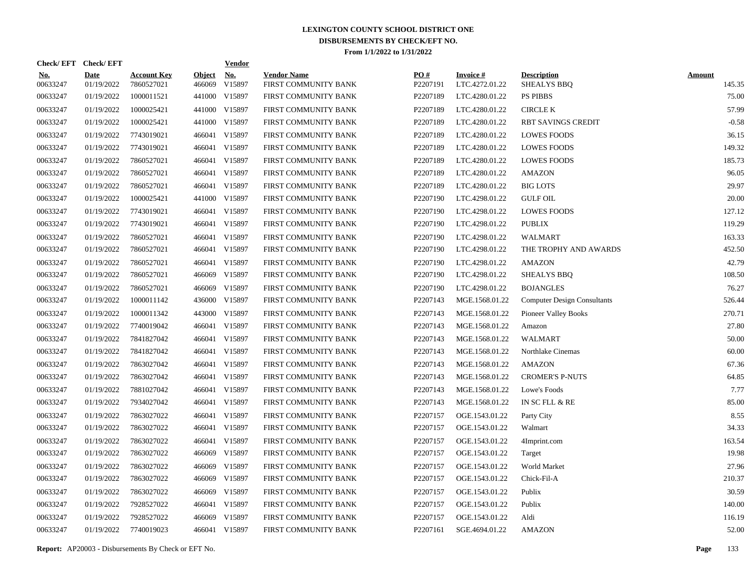# LEXINGTON COUNTY SCHOOL DISTRICT ONE
## DISBURSEMENTS BY CHECK/EFT NO.
### From 1/1/2022 to 1/31/2022

| Check/ EFT No. | Check/ EFT Date | Account Key | Object | Vendor No. | Vendor Name | PO # | Invoice # | Description | Amount |
|---|---|---|---|---|---|---|---|---|---|
| 00633247 | 01/19/2022 | 7860527021 | 466069 | V15897 | FIRST COMMUNITY BANK | P2207191 | LTC.4272.01.22 | SHEALYS BBQ | 145.35 |
| 00633247 | 01/19/2022 | 1000011521 | 441000 | V15897 | FIRST COMMUNITY BANK | P2207189 | LTC.4280.01.22 | PS PIBBS | 75.00 |
| 00633247 | 01/19/2022 | 1000025421 | 441000 | V15897 | FIRST COMMUNITY BANK | P2207189 | LTC.4280.01.22 | CIRCLE K | 57.99 |
| 00633247 | 01/19/2022 | 1000025421 | 441000 | V15897 | FIRST COMMUNITY BANK | P2207189 | LTC.4280.01.22 | RBT SAVINGS CREDIT | -0.58 |
| 00633247 | 01/19/2022 | 7743019021 | 466041 | V15897 | FIRST COMMUNITY BANK | P2207189 | LTC.4280.01.22 | LOWES FOODS | 36.15 |
| 00633247 | 01/19/2022 | 7743019021 | 466041 | V15897 | FIRST COMMUNITY BANK | P2207189 | LTC.4280.01.22 | LOWES FOODS | 149.32 |
| 00633247 | 01/19/2022 | 7860527021 | 466041 | V15897 | FIRST COMMUNITY BANK | P2207189 | LTC.4280.01.22 | LOWES FOODS | 185.73 |
| 00633247 | 01/19/2022 | 7860527021 | 466041 | V15897 | FIRST COMMUNITY BANK | P2207189 | LTC.4280.01.22 | AMAZON | 96.05 |
| 00633247 | 01/19/2022 | 7860527021 | 466041 | V15897 | FIRST COMMUNITY BANK | P2207189 | LTC.4280.01.22 | BIG LOTS | 29.97 |
| 00633247 | 01/19/2022 | 1000025421 | 441000 | V15897 | FIRST COMMUNITY BANK | P2207190 | LTC.4298.01.22 | GULF OIL | 20.00 |
| 00633247 | 01/19/2022 | 7743019021 | 466041 | V15897 | FIRST COMMUNITY BANK | P2207190 | LTC.4298.01.22 | LOWES FOODS | 127.12 |
| 00633247 | 01/19/2022 | 7743019021 | 466041 | V15897 | FIRST COMMUNITY BANK | P2207190 | LTC.4298.01.22 | PUBLIX | 119.29 |
| 00633247 | 01/19/2022 | 7860527021 | 466041 | V15897 | FIRST COMMUNITY BANK | P2207190 | LTC.4298.01.22 | WALMART | 163.33 |
| 00633247 | 01/19/2022 | 7860527021 | 466041 | V15897 | FIRST COMMUNITY BANK | P2207190 | LTC.4298.01.22 | THE TROPHY AND AWARDS | 452.50 |
| 00633247 | 01/19/2022 | 7860527021 | 466041 | V15897 | FIRST COMMUNITY BANK | P2207190 | LTC.4298.01.22 | AMAZON | 42.79 |
| 00633247 | 01/19/2022 | 7860527021 | 466069 | V15897 | FIRST COMMUNITY BANK | P2207190 | LTC.4298.01.22 | SHEALYS BBQ | 108.50 |
| 00633247 | 01/19/2022 | 7860527021 | 466069 | V15897 | FIRST COMMUNITY BANK | P2207190 | LTC.4298.01.22 | BOJANGLES | 76.27 |
| 00633247 | 01/19/2022 | 1000011142 | 436000 | V15897 | FIRST COMMUNITY BANK | P2207143 | MGE.1568.01.22 | Computer Design Consultants | 526.44 |
| 00633247 | 01/19/2022 | 1000011342 | 443000 | V15897 | FIRST COMMUNITY BANK | P2207143 | MGE.1568.01.22 | Pioneer Valley Books | 270.71 |
| 00633247 | 01/19/2022 | 7740019042 | 466041 | V15897 | FIRST COMMUNITY BANK | P2207143 | MGE.1568.01.22 | Amazon | 27.80 |
| 00633247 | 01/19/2022 | 7841827042 | 466041 | V15897 | FIRST COMMUNITY BANK | P2207143 | MGE.1568.01.22 | WALMART | 50.00 |
| 00633247 | 01/19/2022 | 7841827042 | 466041 | V15897 | FIRST COMMUNITY BANK | P2207143 | MGE.1568.01.22 | Northlake Cinemas | 60.00 |
| 00633247 | 01/19/2022 | 7863027042 | 466041 | V15897 | FIRST COMMUNITY BANK | P2207143 | MGE.1568.01.22 | AMAZON | 67.36 |
| 00633247 | 01/19/2022 | 7863027042 | 466041 | V15897 | FIRST COMMUNITY BANK | P2207143 | MGE.1568.01.22 | CROMER'S P-NUTS | 64.85 |
| 00633247 | 01/19/2022 | 7881027042 | 466041 | V15897 | FIRST COMMUNITY BANK | P2207143 | MGE.1568.01.22 | Lowe's Foods | 7.77 |
| 00633247 | 01/19/2022 | 7934027042 | 466041 | V15897 | FIRST COMMUNITY BANK | P2207143 | MGE.1568.01.22 | IN SC FLL & RE | 85.00 |
| 00633247 | 01/19/2022 | 7863027022 | 466041 | V15897 | FIRST COMMUNITY BANK | P2207157 | OGE.1543.01.22 | Party City | 8.55 |
| 00633247 | 01/19/2022 | 7863027022 | 466041 | V15897 | FIRST COMMUNITY BANK | P2207157 | OGE.1543.01.22 | Walmart | 34.33 |
| 00633247 | 01/19/2022 | 7863027022 | 466041 | V15897 | FIRST COMMUNITY BANK | P2207157 | OGE.1543.01.22 | 4Imprint.com | 163.54 |
| 00633247 | 01/19/2022 | 7863027022 | 466069 | V15897 | FIRST COMMUNITY BANK | P2207157 | OGE.1543.01.22 | Target | 19.98 |
| 00633247 | 01/19/2022 | 7863027022 | 466069 | V15897 | FIRST COMMUNITY BANK | P2207157 | OGE.1543.01.22 | World Market | 27.96 |
| 00633247 | 01/19/2022 | 7863027022 | 466069 | V15897 | FIRST COMMUNITY BANK | P2207157 | OGE.1543.01.22 | Chick-Fil-A | 210.37 |
| 00633247 | 01/19/2022 | 7863027022 | 466069 | V15897 | FIRST COMMUNITY BANK | P2207157 | OGE.1543.01.22 | Publix | 30.59 |
| 00633247 | 01/19/2022 | 7928527022 | 466041 | V15897 | FIRST COMMUNITY BANK | P2207157 | OGE.1543.01.22 | Publix | 140.00 |
| 00633247 | 01/19/2022 | 7928527022 | 466069 | V15897 | FIRST COMMUNITY BANK | P2207157 | OGE.1543.01.22 | Aldi | 116.19 |
| 00633247 | 01/19/2022 | 7740019023 | 466041 | V15897 | FIRST COMMUNITY BANK | P2207161 | SGE.4694.01.22 | AMAZON | 52.00 |

**Report:** AP20003 - Disbursements By Check or EFT No.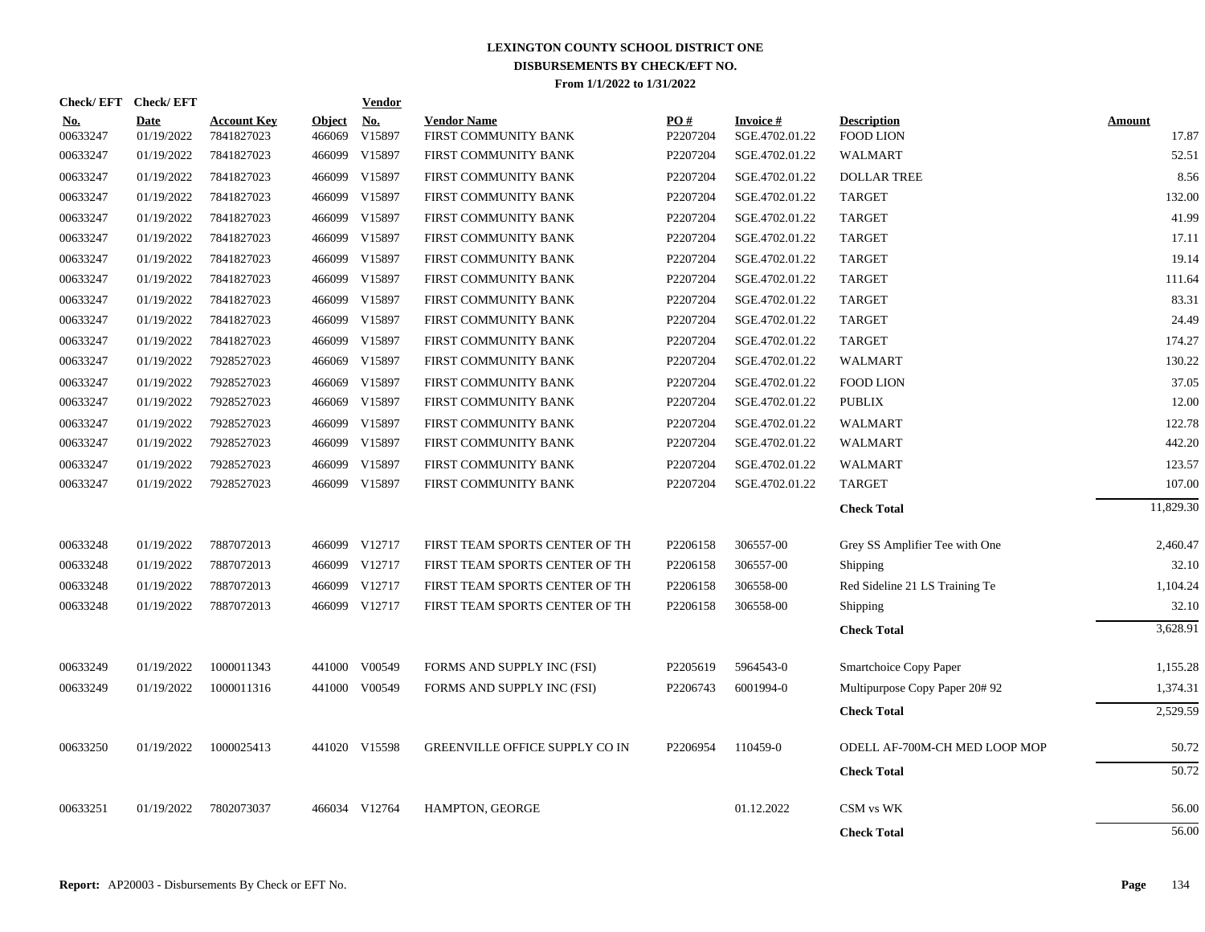**LEXINGTON COUNTY SCHOOL DISTRICT ONE**
**DISBURSEMENTS BY CHECK/EFT NO.**
**From 1/1/2022 to 1/31/2022**

| Check/ EFT No. | Check/ EFT Date | Account Key | Object | Vendor No. | Vendor Name | PO # | Invoice # | Description | Amount |
|---|---|---|---|---|---|---|---|---|---|
| 00633247 | 01/19/2022 | 7841827023 | 466069 | V15897 | FIRST COMMUNITY BANK | P2207204 | SGE.4702.01.22 | FOOD LION | 17.87 |
| 00633247 | 01/19/2022 | 7841827023 | 466099 | V15897 | FIRST COMMUNITY BANK | P2207204 | SGE.4702.01.22 | WALMART | 52.51 |
| 00633247 | 01/19/2022 | 7841827023 | 466099 | V15897 | FIRST COMMUNITY BANK | P2207204 | SGE.4702.01.22 | DOLLAR TREE | 8.56 |
| 00633247 | 01/19/2022 | 7841827023 | 466099 | V15897 | FIRST COMMUNITY BANK | P2207204 | SGE.4702.01.22 | TARGET | 132.00 |
| 00633247 | 01/19/2022 | 7841827023 | 466099 | V15897 | FIRST COMMUNITY BANK | P2207204 | SGE.4702.01.22 | TARGET | 41.99 |
| 00633247 | 01/19/2022 | 7841827023 | 466099 | V15897 | FIRST COMMUNITY BANK | P2207204 | SGE.4702.01.22 | TARGET | 17.11 |
| 00633247 | 01/19/2022 | 7841827023 | 466099 | V15897 | FIRST COMMUNITY BANK | P2207204 | SGE.4702.01.22 | TARGET | 19.14 |
| 00633247 | 01/19/2022 | 7841827023 | 466099 | V15897 | FIRST COMMUNITY BANK | P2207204 | SGE.4702.01.22 | TARGET | 111.64 |
| 00633247 | 01/19/2022 | 7841827023 | 466099 | V15897 | FIRST COMMUNITY BANK | P2207204 | SGE.4702.01.22 | TARGET | 83.31 |
| 00633247 | 01/19/2022 | 7841827023 | 466099 | V15897 | FIRST COMMUNITY BANK | P2207204 | SGE.4702.01.22 | TARGET | 24.49 |
| 00633247 | 01/19/2022 | 7841827023 | 466099 | V15897 | FIRST COMMUNITY BANK | P2207204 | SGE.4702.01.22 | TARGET | 174.27 |
| 00633247 | 01/19/2022 | 7928527023 | 466069 | V15897 | FIRST COMMUNITY BANK | P2207204 | SGE.4702.01.22 | WALMART | 130.22 |
| 00633247 | 01/19/2022 | 7928527023 | 466069 | V15897 | FIRST COMMUNITY BANK | P2207204 | SGE.4702.01.22 | FOOD LION | 37.05 |
| 00633247 | 01/19/2022 | 7928527023 | 466069 | V15897 | FIRST COMMUNITY BANK | P2207204 | SGE.4702.01.22 | PUBLIX | 12.00 |
| 00633247 | 01/19/2022 | 7928527023 | 466099 | V15897 | FIRST COMMUNITY BANK | P2207204 | SGE.4702.01.22 | WALMART | 122.78 |
| 00633247 | 01/19/2022 | 7928527023 | 466099 | V15897 | FIRST COMMUNITY BANK | P2207204 | SGE.4702.01.22 | WALMART | 442.20 |
| 00633247 | 01/19/2022 | 7928527023 | 466099 | V15897 | FIRST COMMUNITY BANK | P2207204 | SGE.4702.01.22 | WALMART | 123.57 |
| 00633247 | 01/19/2022 | 7928527023 | 466099 | V15897 | FIRST COMMUNITY BANK | P2207204 | SGE.4702.01.22 | TARGET | 107.00 |
| | | | | | | | | **Check Total** | 11,829.30 |
| 00633248 | 01/19/2022 | 7887072013 | 466099 | V12717 | FIRST TEAM SPORTS CENTER OF TH | P2206158 | 306557-00 | Grey SS Amplifier Tee with One | 2,460.47 |
| 00633248 | 01/19/2022 | 7887072013 | 466099 | V12717 | FIRST TEAM SPORTS CENTER OF TH | P2206158 | 306557-00 | Shipping | 32.10 |
| 00633248 | 01/19/2022 | 7887072013 | 466099 | V12717 | FIRST TEAM SPORTS CENTER OF TH | P2206158 | 306558-00 | Red Sideline 21 LS Training Te | 1,104.24 |
| 00633248 | 01/19/2022 | 7887072013 | 466099 | V12717 | FIRST TEAM SPORTS CENTER OF TH | P2206158 | 306558-00 | Shipping | 32.10 |
| | | | | | | | | **Check Total** | 3,628.91 |
| 00633249 | 01/19/2022 | 1000011343 | 441000 | V00549 | FORMS AND SUPPLY INC (FSI) | P2205619 | 5964543-0 | Smartchoice Copy Paper | 1,155.28 |
| 00633249 | 01/19/2022 | 1000011316 | 441000 | V00549 | FORMS AND SUPPLY INC (FSI) | P2206743 | 6001994-0 | Multipurpose Copy Paper 20# 92 | 1,374.31 |
| | | | | | | | | **Check Total** | 2,529.59 |
| 00633250 | 01/19/2022 | 1000025413 | 441020 | V15598 | GREENVILLE OFFICE SUPPLY CO IN | P2206954 | 110459-0 | ODELL AF-700M-CH MED LOOP MOP | 50.72 |
| | | | | | | | | **Check Total** | 50.72 |
| 00633251 | 01/19/2022 | 7802073037 | 466034 | V12764 | HAMPTON, GEORGE | | 01.12.2022 | CSM vs WK | 56.00 |
| | | | | | | | | **Check Total** | 56.00 |

**Report:** AP20003 - Disbursements By Check or EFT No.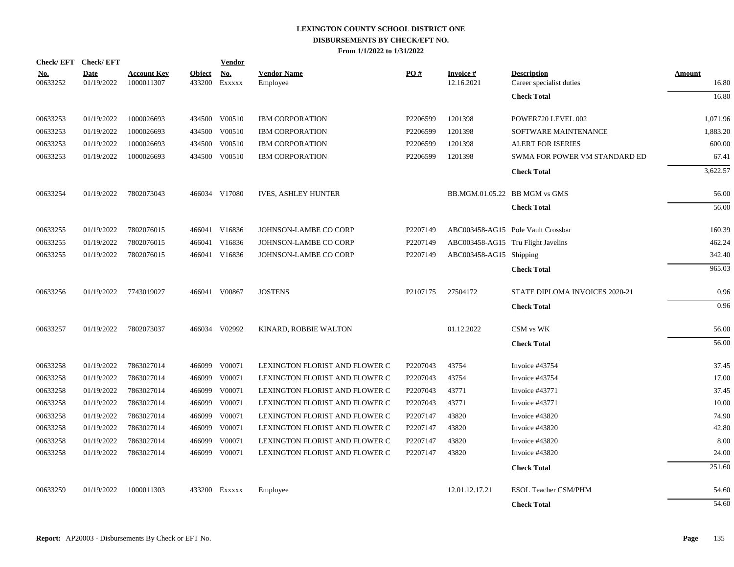# LEXINGTON COUNTY SCHOOL DISTRICT ONE
## DISBURSEMENTS BY CHECK/EFT NO.
### From 1/1/2022 to 1/31/2022

| Check/ EFT No. | Check/ EFT Date | Account Key | Object | Vendor No. | Vendor Name | PO # | Invoice # | Description | Amount |
|---|---|---|---|---|---|---|---|---|---|
| 00633252 | 01/19/2022 | 1000011307 | 433200 | Exxxxx | Employee | | 12.16.2021 | Career specialist duties | 16.80 |
| | | | | | | | | **Check Total** | 16.80 |
| 00633253 | 01/19/2022 | 1000026693 | 434500 | V00510 | IBM CORPORATION | P2206599 | 1201398 | POWER720 LEVEL 002 | 1,071.96 |
| 00633253 | 01/19/2022 | 1000026693 | 434500 | V00510 | IBM CORPORATION | P2206599 | 1201398 | SOFTWARE MAINTENANCE | 1,883.20 |
| 00633253 | 01/19/2022 | 1000026693 | 434500 | V00510 | IBM CORPORATION | P2206599 | 1201398 | ALERT FOR ISERIES | 600.00 |
| 00633253 | 01/19/2022 | 1000026693 | 434500 | V00510 | IBM CORPORATION | P2206599 | 1201398 | SWMA FOR POWER VM STANDARD ED | 67.41 |
| | | | | | | | | **Check Total** | 3,622.57 |
| 00633254 | 01/19/2022 | 7802073043 | 466034 | V17080 | IVES, ASHLEY HUNTER | | BB.MGM.01.05.22 | BB MGM vs GMS | 56.00 |
| | | | | | | | | **Check Total** | 56.00 |
| 00633255 | 01/19/2022 | 7802076015 | 466041 | V16836 | JOHNSON-LAMBE CO CORP | P2207149 | ABC003458-AG15 | Pole Vault Crossbar | 160.39 |
| 00633255 | 01/19/2022 | 7802076015 | 466041 | V16836 | JOHNSON-LAMBE CO CORP | P2207149 | ABC003458-AG15 | Tru Flight Javelins | 462.24 |
| 00633255 | 01/19/2022 | 7802076015 | 466041 | V16836 | JOHNSON-LAMBE CO CORP | P2207149 | ABC003458-AG15 | Shipping | 342.40 |
| | | | | | | | | **Check Total** | 965.03 |
| 00633256 | 01/19/2022 | 7743019027 | 466041 | V00867 | JOSTENS | P2107175 | 27504172 | STATE DIPLOMA INVOICES 2020-21 | 0.96 |
| | | | | | | | | **Check Total** | 0.96 |
| 00633257 | 01/19/2022 | 7802073037 | 466034 | V02992 | KINARD, ROBBIE WALTON | | 01.12.2022 | CSM vs WK | 56.00 |
| | | | | | | | | **Check Total** | 56.00 |
| 00633258 | 01/19/2022 | 7863027014 | 466099 | V00071 | LEXINGTON FLORIST AND FLOWER C | P2207043 | 43754 | Invoice #43754 | 37.45 |
| 00633258 | 01/19/2022 | 7863027014 | 466099 | V00071 | LEXINGTON FLORIST AND FLOWER C | P2207043 | 43754 | Invoice #43754 | 17.00 |
| 00633258 | 01/19/2022 | 7863027014 | 466099 | V00071 | LEXINGTON FLORIST AND FLOWER C | P2207043 | 43771 | Invoice #43771 | 37.45 |
| 00633258 | 01/19/2022 | 7863027014 | 466099 | V00071 | LEXINGTON FLORIST AND FLOWER C | P2207043 | 43771 | Invoice #43771 | 10.00 |
| 00633258 | 01/19/2022 | 7863027014 | 466099 | V00071 | LEXINGTON FLORIST AND FLOWER C | P2207147 | 43820 | Invoice #43820 | 74.90 |
| 00633258 | 01/19/2022 | 7863027014 | 466099 | V00071 | LEXINGTON FLORIST AND FLOWER C | P2207147 | 43820 | Invoice #43820 | 42.80 |
| 00633258 | 01/19/2022 | 7863027014 | 466099 | V00071 | LEXINGTON FLORIST AND FLOWER C | P2207147 | 43820 | Invoice #43820 | 8.00 |
| 00633258 | 01/19/2022 | 7863027014 | 466099 | V00071 | LEXINGTON FLORIST AND FLOWER C | P2207147 | 43820 | Invoice #43820 | 24.00 |
| | | | | | | | | **Check Total** | 251.60 |
| 00633259 | 01/19/2022 | 1000011303 | 433200 | Exxxxx | Employee | | 12.01.12.17.21 | ESOL Teacher CSM/PHM | 54.60 |
| | | | | | | | | **Check Total** | 54.60 |

**Report:** AP20003 - Disbursements By Check or EFT No.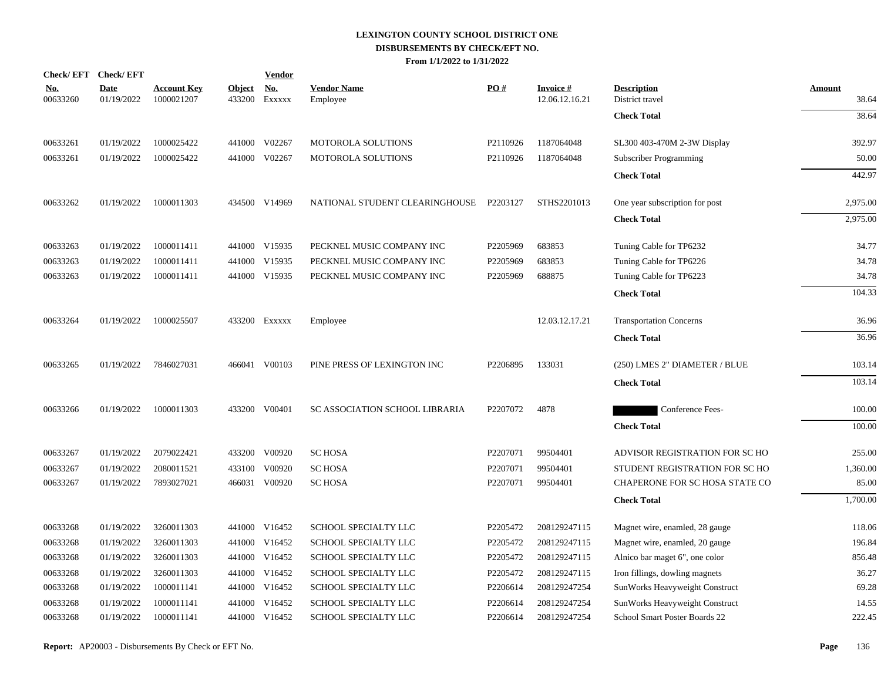# LEXINGTON COUNTY SCHOOL DISTRICT ONE
## DISBURSEMENTS BY CHECK/EFT NO.
### From 1/1/2022 to 1/31/2022

| Check/EFT No. | Check/EFT Date | Account Key | Object | Vendor No. | Vendor Name | PO # | Invoice # | Description | Amount |
|---|---|---|---|---|---|---|---|---|---|
| 00633260 | 01/19/2022 | 1000021207 | 433200 | Exxxxx | Employee | | 12.06.12.16.21 | District travel | 38.64 |
| | | | | | | | | **Check Total** | 38.64 |
| 00633261 | 01/19/2022 | 1000025422 | 441000 | V02267 | MOTOROLA SOLUTIONS | P2110926 | 1187064048 | SL300 403-470M 2-3W Display | 392.97 |
| 00633261 | 01/19/2022 | 1000025422 | 441000 | V02267 | MOTOROLA SOLUTIONS | P2110926 | 1187064048 | Subscriber Programming | 50.00 |
| | | | | | | | | **Check Total** | 442.97 |
| 00633262 | 01/19/2022 | 1000011303 | 434500 | V14969 | NATIONAL STUDENT CLEARINGHOUSE | P2203127 | STHS2201013 | One year subscription for post | 2,975.00 |
| | | | | | | | | **Check Total** | 2,975.00 |
| 00633263 | 01/19/2022 | 1000011411 | 441000 | V15935 | PECKNEL MUSIC COMPANY INC | P2205969 | 683853 | Tuning Cable for TP6232 | 34.77 |
| 00633263 | 01/19/2022 | 1000011411 | 441000 | V15935 | PECKNEL MUSIC COMPANY INC | P2205969 | 683853 | Tuning Cable for TP6226 | 34.78 |
| 00633263 | 01/19/2022 | 1000011411 | 441000 | V15935 | PECKNEL MUSIC COMPANY INC | P2205969 | 688875 | Tuning Cable for TP6223 | 34.78 |
| | | | | | | | | **Check Total** | 104.33 |
| 00633264 | 01/19/2022 | 1000025507 | 433200 | Exxxxx | Employee | | 12.03.12.17.21 | Transportation Concerns | 36.96 |
| | | | | | | | | **Check Total** | 36.96 |
| 00633265 | 01/19/2022 | 7846027031 | 466041 | V00103 | PINE PRESS OF LEXINGTON INC | P2206895 | 133031 | (250) LMES 2" DIAMETER / BLUE | 103.14 |
| | | | | | | | | **Check Total** | 103.14 |
| 00633266 | 01/19/2022 | 1000011303 | 433200 | V00401 | SC ASSOCIATION SCHOOL LIBRARIA | P2207072 | 4878 | [REDACTED] Conference Fees- | 100.00 |
| | | | | | | | | **Check Total** | 100.00 |
| 00633267 | 01/19/2022 | 2079022421 | 433200 | V00920 | SC HOSA | P2207071 | 99504401 | ADVISOR REGISTRATION FOR SC HO | 255.00 |
| 00633267 | 01/19/2022 | 2080011521 | 433100 | V00920 | SC HOSA | P2207071 | 99504401 | STUDENT REGISTRATION FOR SC HO | 1,360.00 |
| 00633267 | 01/19/2022 | 7893027021 | 466031 | V00920 | SC HOSA | P2207071 | 99504401 | CHAPERONE FOR SC HOSA STATE CO | 85.00 |
| | | | | | | | | **Check Total** | 1,700.00 |
| 00633268 | 01/19/2022 | 3260011303 | 441000 | V16452 | SCHOOL SPECIALTY LLC | P2205472 | 208129247115 | Magnet wire, enamled, 28 gauge | 118.06 |
| 00633268 | 01/19/2022 | 3260011303 | 441000 | V16452 | SCHOOL SPECIALTY LLC | P2205472 | 208129247115 | Magnet wire, enamled, 20 gauge | 196.84 |
| 00633268 | 01/19/2022 | 3260011303 | 441000 | V16452 | SCHOOL SPECIALTY LLC | P2205472 | 208129247115 | Alnico bar maget 6", one color | 856.48 |
| 00633268 | 01/19/2022 | 3260011303 | 441000 | V16452 | SCHOOL SPECIALTY LLC | P2205472 | 208129247115 | Iron fillings, dowling magnets | 36.27 |
| 00633268 | 01/19/2022 | 1000011141 | 441000 | V16452 | SCHOOL SPECIALTY LLC | P2206614 | 208129247254 | SunWorks Heavyweight Construct | 69.28 |
| 00633268 | 01/19/2022 | 1000011141 | 441000 | V16452 | SCHOOL SPECIALTY LLC | P2206614 | 208129247254 | SunWorks Heavyweight Construct | 14.55 |
| 00633268 | 01/19/2022 | 1000011141 | 441000 | V16452 | SCHOOL SPECIALTY LLC | P2206614 | 208129247254 | School Smart Poster Boards 22 | 222.45 |

**Report:** AP20003 - Disbursements By Check or EFT No.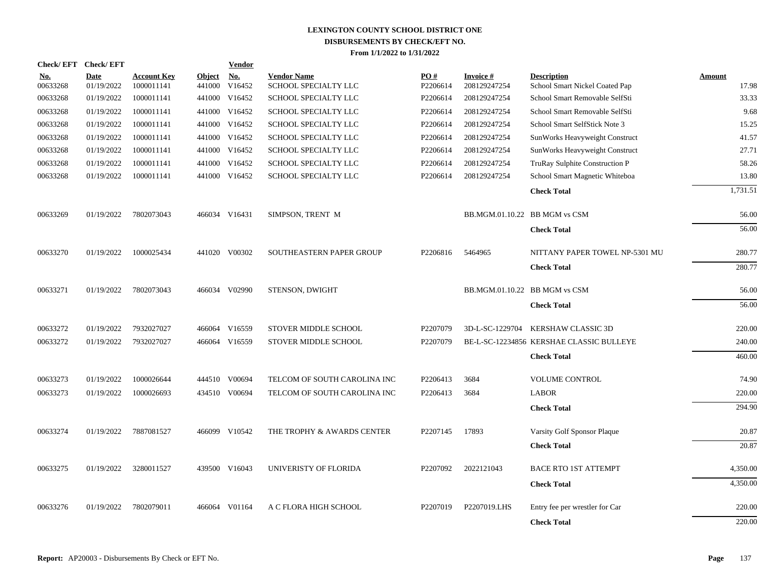**LEXINGTON COUNTY SCHOOL DISTRICT ONE**
**DISBURSEMENTS BY CHECK/EFT NO.**
**From 1/1/2022 to 1/31/2022**

| Check/ EFT No. | Check/ EFT Date | Account Key | Object | Vendor No. | Vendor Name | PO # | Invoice # | Description | Amount |
|---|---|---|---|---|---|---|---|---|---|
| 00633268 | 01/19/2022 | 1000011141 | 441000 | V16452 | SCHOOL SPECIALTY LLC | P2206614 | 208129247254 | School Smart Nickel Coated Pap | 17.98 |
| 00633268 | 01/19/2022 | 1000011141 | 441000 | V16452 | SCHOOL SPECIALTY LLC | P2206614 | 208129247254 | School Smart Removable SelfSti | 33.33 |
| 00633268 | 01/19/2022 | 1000011141 | 441000 | V16452 | SCHOOL SPECIALTY LLC | P2206614 | 208129247254 | School Smart Removable SelfSti | 9.68 |
| 00633268 | 01/19/2022 | 1000011141 | 441000 | V16452 | SCHOOL SPECIALTY LLC | P2206614 | 208129247254 | School Smart SelfStick Note 3 | 15.25 |
| 00633268 | 01/19/2022 | 1000011141 | 441000 | V16452 | SCHOOL SPECIALTY LLC | P2206614 | 208129247254 | SunWorks Heavyweight Construct | 41.57 |
| 00633268 | 01/19/2022 | 1000011141 | 441000 | V16452 | SCHOOL SPECIALTY LLC | P2206614 | 208129247254 | SunWorks Heavyweight Construct | 27.71 |
| 00633268 | 01/19/2022 | 1000011141 | 441000 | V16452 | SCHOOL SPECIALTY LLC | P2206614 | 208129247254 | TruRay Sulphite Construction P | 58.26 |
| 00633268 | 01/19/2022 | 1000011141 | 441000 | V16452 | SCHOOL SPECIALTY LLC | P2206614 | 208129247254 | School Smart Magnetic Whiteboa | 13.80 |
| | | | | | | | | **Check Total** | 1,731.51 |
| 00633269 | 01/19/2022 | 7802073043 | 466034 | V16431 | SIMPSON, TRENT M | | BB.MGM.01.10.22 | BB MGM vs CSM | 56.00 |
| | | | | | | | | **Check Total** | 56.00 |
| 00633270 | 01/19/2022 | 1000025434 | 441020 | V00302 | SOUTHEASTERN PAPER GROUP | P2206816 | 5464965 | NITTANY PAPER TOWEL NP-5301 MU | 280.77 |
| | | | | | | | | **Check Total** | 280.77 |
| 00633271 | 01/19/2022 | 7802073043 | 466034 | V02990 | STENSON, DWIGHT | | BB.MGM.01.10.22 | BB MGM vs CSM | 56.00 |
| | | | | | | | | **Check Total** | 56.00 |
| 00633272 | 01/19/2022 | 7932027027 | 466064 | V16559 | STOVER MIDDLE SCHOOL | P2207079 | 3D-L-SC-1229704 | KERSHAW CLASSIC 3D | 220.00 |
| 00633272 | 01/19/2022 | 7932027027 | 466064 | V16559 | STOVER MIDDLE SCHOOL | P2207079 | BE-L-SC-12234856 | KERSHAE CLASSIC BULLEYE | 240.00 |
| | | | | | | | | **Check Total** | 460.00 |
| 00633273 | 01/19/2022 | 1000026644 | 444510 | V00694 | TELCOM OF SOUTH CAROLINA INC | P2206413 | 3684 | VOLUME CONTROL | 74.90 |
| 00633273 | 01/19/2022 | 1000026693 | 434510 | V00694 | TELCOM OF SOUTH CAROLINA INC | P2206413 | 3684 | LABOR | 220.00 |
| | | | | | | | | **Check Total** | 294.90 |
| 00633274 | 01/19/2022 | 7887081527 | 466099 | V10542 | THE TROPHY & AWARDS CENTER | P2207145 | 17893 | Varsity Golf Sponsor Plaque | 20.87 |
| | | | | | | | | **Check Total** | 20.87 |
| 00633275 | 01/19/2022 | 3280011527 | 439500 | V16043 | UNIVERISTY OF FLORIDA | P2207092 | 2022121043 | BACE RTO 1ST ATTEMPT | 4,350.00 |
| | | | | | | | | **Check Total** | 4,350.00 |
| 00633276 | 01/19/2022 | 7802079011 | 466064 | V01164 | A C FLORA HIGH SCHOOL | P2207019 | P2207019.LHS | Entry fee per wrestler for Car | 220.00 |
| | | | | | | | | **Check Total** | 220.00 |

**Report:** AP20003 - Disbursements By Check or EFT No.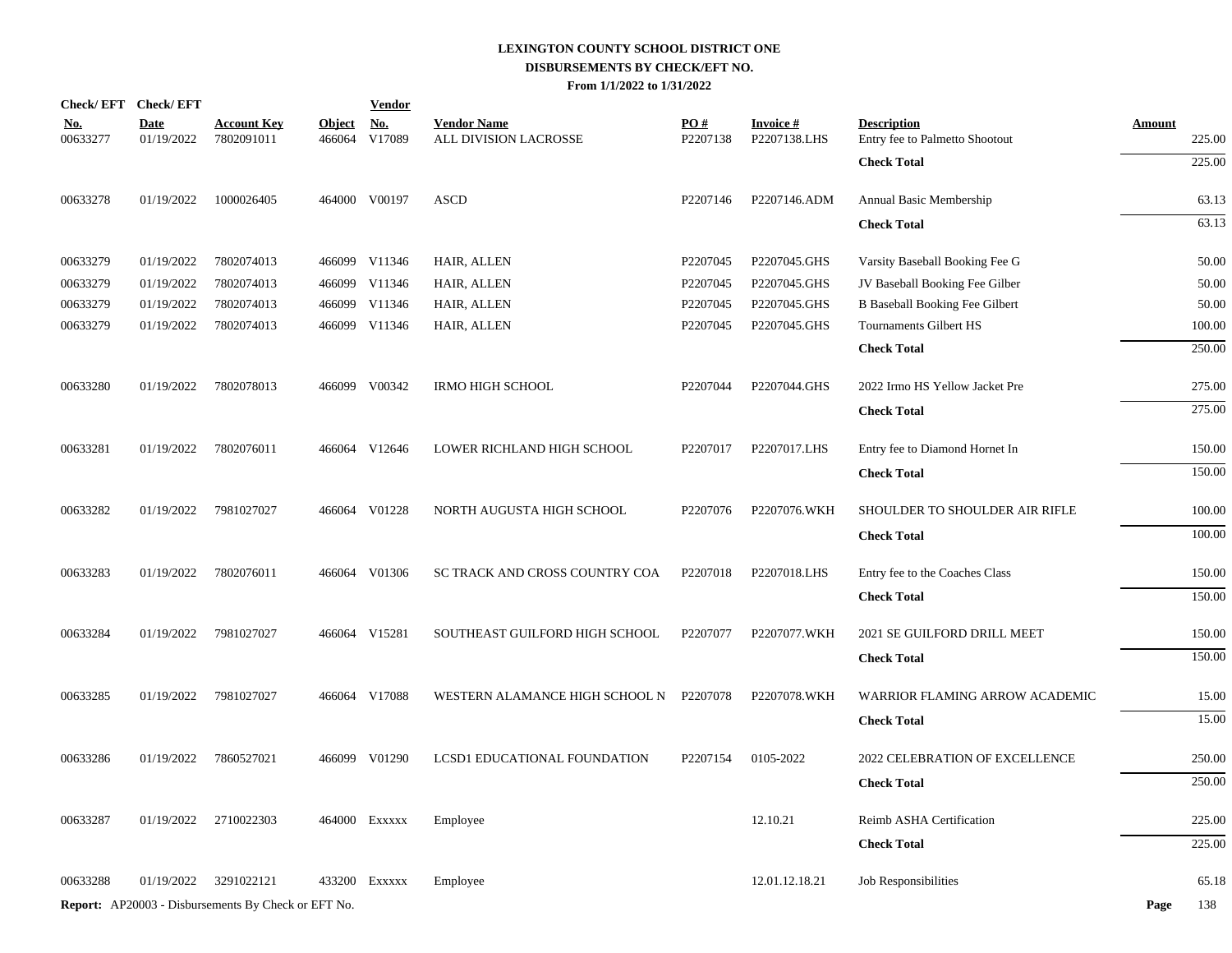# LEXINGTON COUNTY SCHOOL DISTRICT ONE
## DISBURSEMENTS BY CHECK/EFT NO.
### From 1/1/2022 to 1/31/2022

| Check/ EFT No. | Check/ EFT Date | Account Key | Object | Vendor No. | Vendor Name | PO # | Invoice # | Description | Amount |
|---|---|---|---|---|---|---|---|---|---|
| 00633277 | 01/19/2022 | 7802091011 | 466064 | V17089 | ALL DIVISION LACROSSE | P2207138 | P2207138.LHS | Entry fee to Palmetto Shootout | 225.00 |
| | | | | | | | | **Check Total** | 225.00 |
| 00633278 | 01/19/2022 | 1000026405 | 464000 | V00197 | ASCD | P2207146 | P2207146.ADM | Annual Basic Membership | 63.13 |
| | | | | | | | | **Check Total** | 63.13 |
| 00633279 | 01/19/2022 | 7802074013 | 466099 | V11346 | HAIR, ALLEN | P2207045 | P2207045.GHS | Varsity Baseball Booking Fee G | 50.00 |
| 00633279 | 01/19/2022 | 7802074013 | 466099 | V11346 | HAIR, ALLEN | P2207045 | P2207045.GHS | JV Baseball Booking Fee Gilber | 50.00 |
| 00633279 | 01/19/2022 | 7802074013 | 466099 | V11346 | HAIR, ALLEN | P2207045 | P2207045.GHS | B Baseball Booking Fee Gilbert | 50.00 |
| 00633279 | 01/19/2022 | 7802074013 | 466099 | V11346 | HAIR, ALLEN | P2207045 | P2207045.GHS | Tournaments Gilbert HS | 100.00 |
| | | | | | | | | **Check Total** | 250.00 |
| 00633280 | 01/19/2022 | 7802078013 | 466099 | V00342 | IRMO HIGH SCHOOL | P2207044 | P2207044.GHS | 2022 Irmo HS Yellow Jacket Pre | 275.00 |
| | | | | | | | | **Check Total** | 275.00 |
| 00633281 | 01/19/2022 | 7802076011 | 466064 | V12646 | LOWER RICHLAND HIGH SCHOOL | P2207017 | P2207017.LHS | Entry fee to Diamond Hornet In | 150.00 |
| | | | | | | | | **Check Total** | 150.00 |
| 00633282 | 01/19/2022 | 7981027027 | 466064 | V01228 | NORTH AUGUSTA HIGH SCHOOL | P2207076 | P2207076.WKH | SHOULDER TO SHOULDER AIR RIFLE | 100.00 |
| | | | | | | | | **Check Total** | 100.00 |
| 00633283 | 01/19/2022 | 7802076011 | 466064 | V01306 | SC TRACK AND CROSS COUNTRY COA | P2207018 | P2207018.LHS | Entry fee to the Coaches Class | 150.00 |
| | | | | | | | | **Check Total** | 150.00 |
| 00633284 | 01/19/2022 | 7981027027 | 466064 | V15281 | SOUTHEAST GUILFORD HIGH SCHOOL | P2207077 | P2207077.WKH | 2021 SE GUILFORD DRILL MEET | 150.00 |
| | | | | | | | | **Check Total** | 150.00 |
| 00633285 | 01/19/2022 | 7981027027 | 466064 | V17088 | WESTERN ALAMANCE HIGH SCHOOL N | P2207078 | P2207078.WKH | WARRIOR FLAMING ARROW ACADEMIC | 15.00 |
| | | | | | | | | **Check Total** | 15.00 |
| 00633286 | 01/19/2022 | 7860527021 | 466099 | V01290 | LCSD1 EDUCATIONAL FOUNDATION | P2207154 | 0105-2022 | 2022 CELEBRATION OF EXCELLENCE | 250.00 |
| | | | | | | | | **Check Total** | 250.00 |
| 00633287 | 01/19/2022 | 2710022303 | 464000 | Exxxxx | Employee | | 12.10.21 | Reimb ASHA Certification | 225.00 |
| | | | | | | | | **Check Total** | 225.00 |
| 00633288 | 01/19/2022 | 3291022121 | 433200 | Exxxxx | Employee | | 12.01.12.18.21 | Job Responsibilities | 65.18 |

**Report:** AP20003 - Disbursements By Check or EFT No.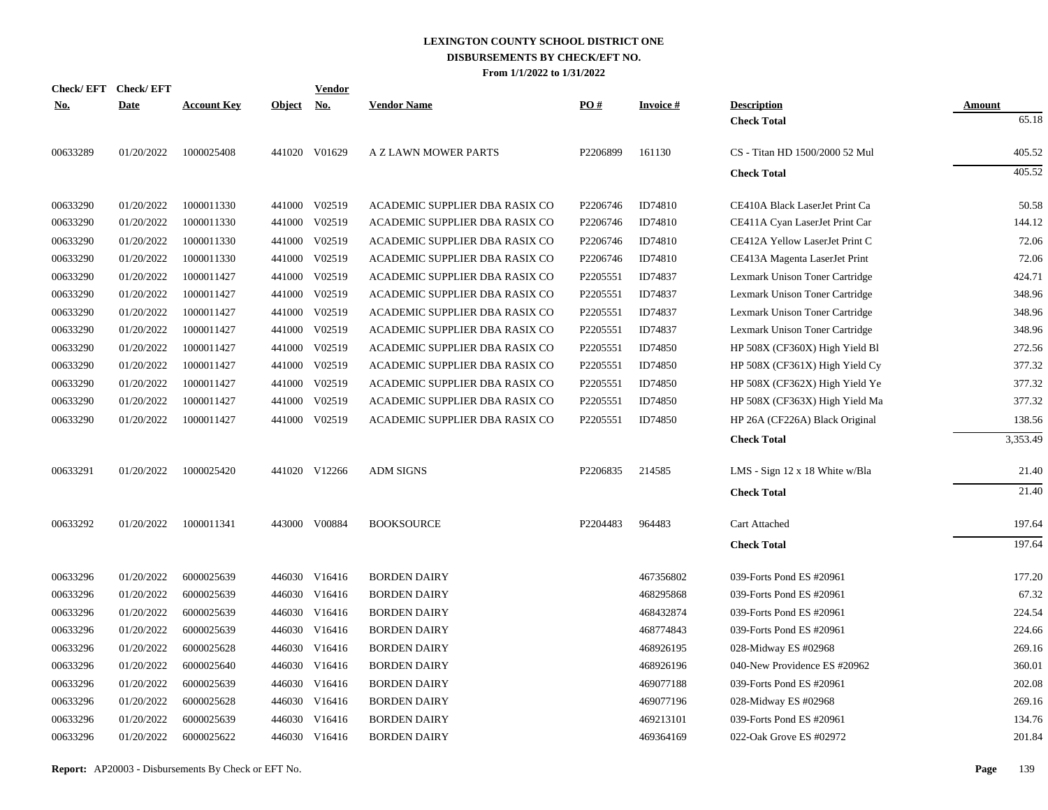# LEXINGTON COUNTY SCHOOL DISTRICT ONE
## DISBURSEMENTS BY CHECK/EFT NO.
### From 1/1/2022 to 1/31/2022

| Check/ EFT No. | Check/ EFT Date | Account Key | Object | Vendor No. | Vendor Name | PO # | Invoice # | Description | Amount |
|---|---|---|---|---|---|---|---|---|---|
| | | | | | | | | **Check Total** | 65.18 |
| 00633289 | 01/20/2022 | 1000025408 | 441020 | V01629 | A Z LAWN MOWER PARTS | P2206899 | 161130 | CS - Titan HD 1500/2000 52 Mul | 405.52 |
| | | | | | | | | **Check Total** | 405.52 |
| 00633290 | 01/20/2022 | 1000011330 | 441000 | V02519 | ACADEMIC SUPPLIER DBA RASIX CO | P2206746 | ID74810 | CE410A Black LaserJet Print Ca | 50.58 |
| 00633290 | 01/20/2022 | 1000011330 | 441000 | V02519 | ACADEMIC SUPPLIER DBA RASIX CO | P2206746 | ID74810 | CE411A Cyan LaserJet Print Car | 144.12 |
| 00633290 | 01/20/2022 | 1000011330 | 441000 | V02519 | ACADEMIC SUPPLIER DBA RASIX CO | P2206746 | ID74810 | CE412A Yellow LaserJet Print C | 72.06 |
| 00633290 | 01/20/2022 | 1000011330 | 441000 | V02519 | ACADEMIC SUPPLIER DBA RASIX CO | P2206746 | ID74810 | CE413A Magenta LaserJet Print | 72.06 |
| 00633290 | 01/20/2022 | 1000011427 | 441000 | V02519 | ACADEMIC SUPPLIER DBA RASIX CO | P2205551 | ID74837 | Lexmark Unison Toner Cartridge | 424.71 |
| 00633290 | 01/20/2022 | 1000011427 | 441000 | V02519 | ACADEMIC SUPPLIER DBA RASIX CO | P2205551 | ID74837 | Lexmark Unison Toner Cartridge | 348.96 |
| 00633290 | 01/20/2022 | 1000011427 | 441000 | V02519 | ACADEMIC SUPPLIER DBA RASIX CO | P2205551 | ID74837 | Lexmark Unison Toner Cartridge | 348.96 |
| 00633290 | 01/20/2022 | 1000011427 | 441000 | V02519 | ACADEMIC SUPPLIER DBA RASIX CO | P2205551 | ID74837 | Lexmark Unison Toner Cartridge | 348.96 |
| 00633290 | 01/20/2022 | 1000011427 | 441000 | V02519 | ACADEMIC SUPPLIER DBA RASIX CO | P2205551 | ID74850 | HP 508X (CF360X) High Yield Bl | 272.56 |
| 00633290 | 01/20/2022 | 1000011427 | 441000 | V02519 | ACADEMIC SUPPLIER DBA RASIX CO | P2205551 | ID74850 | HP 508X (CF361X) High Yield Cy | 377.32 |
| 00633290 | 01/20/2022 | 1000011427 | 441000 | V02519 | ACADEMIC SUPPLIER DBA RASIX CO | P2205551 | ID74850 | HP 508X (CF362X) High Yield Ye | 377.32 |
| 00633290 | 01/20/2022 | 1000011427 | 441000 | V02519 | ACADEMIC SUPPLIER DBA RASIX CO | P2205551 | ID74850 | HP 508X (CF363X) High Yield Ma | 377.32 |
| 00633290 | 01/20/2022 | 1000011427 | 441000 | V02519 | ACADEMIC SUPPLIER DBA RASIX CO | P2205551 | ID74850 | HP 26A (CF226A) Black Original | 138.56 |
| | | | | | | | | **Check Total** | 3,353.49 |
| 00633291 | 01/20/2022 | 1000025420 | 441020 | V12266 | ADM SIGNS | P2206835 | 214585 | LMS - Sign 12 x 18 White w/Bla | 21.40 |
| | | | | | | | | **Check Total** | 21.40 |
| 00633292 | 01/20/2022 | 1000011341 | 443000 | V00884 | BOOKSOURCE | P2204483 | 964483 | Cart Attached | 197.64 |
| | | | | | | | | **Check Total** | 197.64 |
| 00633296 | 01/20/2022 | 6000025639 | 446030 | V16416 | BORDEN DAIRY | | 467356802 | 039-Forts Pond ES #20961 | 177.20 |
| 00633296 | 01/20/2022 | 6000025639 | 446030 | V16416 | BORDEN DAIRY | | 468295868 | 039-Forts Pond ES #20961 | 67.32 |
| 00633296 | 01/20/2022 | 6000025639 | 446030 | V16416 | BORDEN DAIRY | | 468432874 | 039-Forts Pond ES #20961 | 224.54 |
| 00633296 | 01/20/2022 | 6000025639 | 446030 | V16416 | BORDEN DAIRY | | 468774843 | 039-Forts Pond ES #20961 | 224.66 |
| 00633296 | 01/20/2022 | 6000025628 | 446030 | V16416 | BORDEN DAIRY | | 468926195 | 028-Midway ES #02968 | 269.16 |
| 00633296 | 01/20/2022 | 6000025640 | 446030 | V16416 | BORDEN DAIRY | | 468926196 | 040-New Providence ES #20962 | 360.01 |
| 00633296 | 01/20/2022 | 6000025639 | 446030 | V16416 | BORDEN DAIRY | | 469077188 | 039-Forts Pond ES #20961 | 202.08 |
| 00633296 | 01/20/2022 | 6000025628 | 446030 | V16416 | BORDEN DAIRY | | 469077196 | 028-Midway ES #02968 | 269.16 |
| 00633296 | 01/20/2022 | 6000025639 | 446030 | V16416 | BORDEN DAIRY | | 469213101 | 039-Forts Pond ES #20961 | 134.76 |
| 00633296 | 01/20/2022 | 6000025622 | 446030 | V16416 | BORDEN DAIRY | | 469364169 | 022-Oak Grove ES #02972 | 201.84 |

**Report:** AP20003 - Disbursements By Check or EFT No.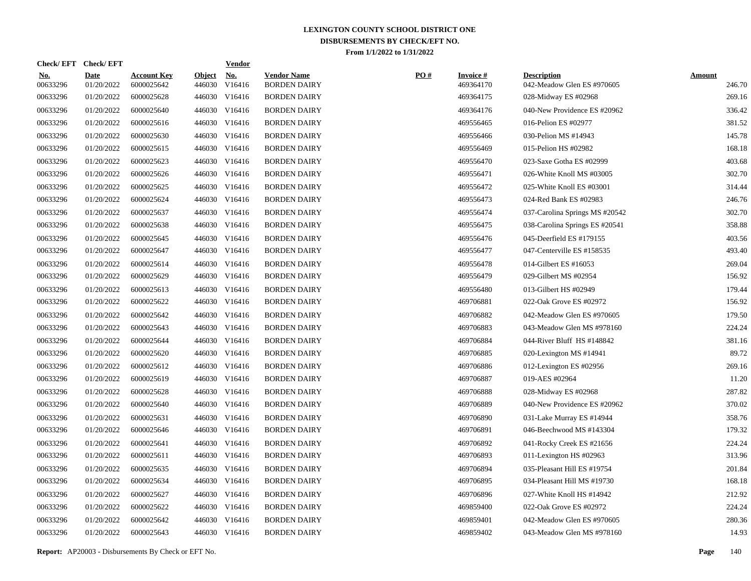# LEXINGTON COUNTY SCHOOL DISTRICT ONE
## DISBURSEMENTS BY CHECK/EFT NO.
### From 1/1/2022 to 1/31/2022

| Check/ EFT No. | Check/ EFT Date | Account Key | Object | Vendor No. | Vendor Name | PO # | Invoice # | Description | Amount |
|---|---|---|---|---|---|---|---|---|---|
| 00633296 | 01/20/2022 | 6000025642 | 446030 | V16416 | BORDEN DAIRY | | 469364170 | 042-Meadow Glen ES #970605 | 246.70 |
| 00633296 | 01/20/2022 | 6000025628 | 446030 | V16416 | BORDEN DAIRY | | 469364175 | 028-Midway ES #02968 | 269.16 |
| 00633296 | 01/20/2022 | 6000025640 | 446030 | V16416 | BORDEN DAIRY | | 469364176 | 040-New Providence ES #20962 | 336.42 |
| 00633296 | 01/20/2022 | 6000025616 | 446030 | V16416 | BORDEN DAIRY | | 469556465 | 016-Pelion ES #02977 | 381.52 |
| 00633296 | 01/20/2022 | 6000025630 | 446030 | V16416 | BORDEN DAIRY | | 469556466 | 030-Pelion MS #14943 | 145.78 |
| 00633296 | 01/20/2022 | 6000025615 | 446030 | V16416 | BORDEN DAIRY | | 469556469 | 015-Pelion HS #02982 | 168.18 |
| 00633296 | 01/20/2022 | 6000025623 | 446030 | V16416 | BORDEN DAIRY | | 469556470 | 023-Saxe Gotha ES #02999 | 403.68 |
| 00633296 | 01/20/2022 | 6000025626 | 446030 | V16416 | BORDEN DAIRY | | 469556471 | 026-White Knoll MS #03005 | 302.70 |
| 00633296 | 01/20/2022 | 6000025625 | 446030 | V16416 | BORDEN DAIRY | | 469556472 | 025-White Knoll ES #03001 | 314.44 |
| 00633296 | 01/20/2022 | 6000025624 | 446030 | V16416 | BORDEN DAIRY | | 469556473 | 024-Red Bank ES #02983 | 246.76 |
| 00633296 | 01/20/2022 | 6000025637 | 446030 | V16416 | BORDEN DAIRY | | 469556474 | 037-Carolina Springs MS #20542 | 302.70 |
| 00633296 | 01/20/2022 | 6000025638 | 446030 | V16416 | BORDEN DAIRY | | 469556475 | 038-Carolina Springs ES #20541 | 358.88 |
| 00633296 | 01/20/2022 | 6000025645 | 446030 | V16416 | BORDEN DAIRY | | 469556476 | 045-Deerfield ES #179155 | 403.56 |
| 00633296 | 01/20/2022 | 6000025647 | 446030 | V16416 | BORDEN DAIRY | | 469556477 | 047-Centerville ES #158535 | 493.40 |
| 00633296 | 01/20/2022 | 6000025614 | 446030 | V16416 | BORDEN DAIRY | | 469556478 | 014-Gilbert ES #16053 | 269.04 |
| 00633296 | 01/20/2022 | 6000025629 | 446030 | V16416 | BORDEN DAIRY | | 469556479 | 029-Gilbert MS #02954 | 156.92 |
| 00633296 | 01/20/2022 | 6000025613 | 446030 | V16416 | BORDEN DAIRY | | 469556480 | 013-Gilbert HS #02949 | 179.44 |
| 00633296 | 01/20/2022 | 6000025622 | 446030 | V16416 | BORDEN DAIRY | | 469706881 | 022-Oak Grove ES #02972 | 156.92 |
| 00633296 | 01/20/2022 | 6000025642 | 446030 | V16416 | BORDEN DAIRY | | 469706882 | 042-Meadow Glen ES #970605 | 179.50 |
| 00633296 | 01/20/2022 | 6000025643 | 446030 | V16416 | BORDEN DAIRY | | 469706883 | 043-Meadow Glen MS #978160 | 224.24 |
| 00633296 | 01/20/2022 | 6000025644 | 446030 | V16416 | BORDEN DAIRY | | 469706884 | 044-River Bluff HS #148842 | 381.16 |
| 00633296 | 01/20/2022 | 6000025620 | 446030 | V16416 | BORDEN DAIRY | | 469706885 | 020-Lexington MS #14941 | 89.72 |
| 00633296 | 01/20/2022 | 6000025612 | 446030 | V16416 | BORDEN DAIRY | | 469706886 | 012-Lexington ES #02956 | 269.16 |
| 00633296 | 01/20/2022 | 6000025619 | 446030 | V16416 | BORDEN DAIRY | | 469706887 | 019-AES #02964 | 11.20 |
| 00633296 | 01/20/2022 | 6000025628 | 446030 | V16416 | BORDEN DAIRY | | 469706888 | 028-Midway ES #02968 | 287.82 |
| 00633296 | 01/20/2022 | 6000025640 | 446030 | V16416 | BORDEN DAIRY | | 469706889 | 040-New Providence ES #20962 | 370.02 |
| 00633296 | 01/20/2022 | 6000025631 | 446030 | V16416 | BORDEN DAIRY | | 469706890 | 031-Lake Murray ES #14944 | 358.76 |
| 00633296 | 01/20/2022 | 6000025646 | 446030 | V16416 | BORDEN DAIRY | | 469706891 | 046-Beechwood MS #143304 | 179.32 |
| 00633296 | 01/20/2022 | 6000025641 | 446030 | V16416 | BORDEN DAIRY | | 469706892 | 041-Rocky Creek ES #21656 | 224.24 |
| 00633296 | 01/20/2022 | 6000025611 | 446030 | V16416 | BORDEN DAIRY | | 469706893 | 011-Lexington HS #02963 | 313.96 |
| 00633296 | 01/20/2022 | 6000025635 | 446030 | V16416 | BORDEN DAIRY | | 469706894 | 035-Pleasant Hill ES #19754 | 201.84 |
| 00633296 | 01/20/2022 | 6000025634 | 446030 | V16416 | BORDEN DAIRY | | 469706895 | 034-Pleasant Hill MS #19730 | 168.18 |
| 00633296 | 01/20/2022 | 6000025627 | 446030 | V16416 | BORDEN DAIRY | | 469706896 | 027-White Knoll HS #14942 | 212.92 |
| 00633296 | 01/20/2022 | 6000025622 | 446030 | V16416 | BORDEN DAIRY | | 469859400 | 022-Oak Grove ES #02972 | 224.24 |
| 00633296 | 01/20/2022 | 6000025642 | 446030 | V16416 | BORDEN DAIRY | | 469859401 | 042-Meadow Glen ES #970605 | 280.36 |
| 00633296 | 01/20/2022 | 6000025643 | 446030 | V16416 | BORDEN DAIRY | | 469859402 | 043-Meadow Glen MS #978160 | 14.93 |

**Report:** AP20003 - Disbursements By Check or EFT No.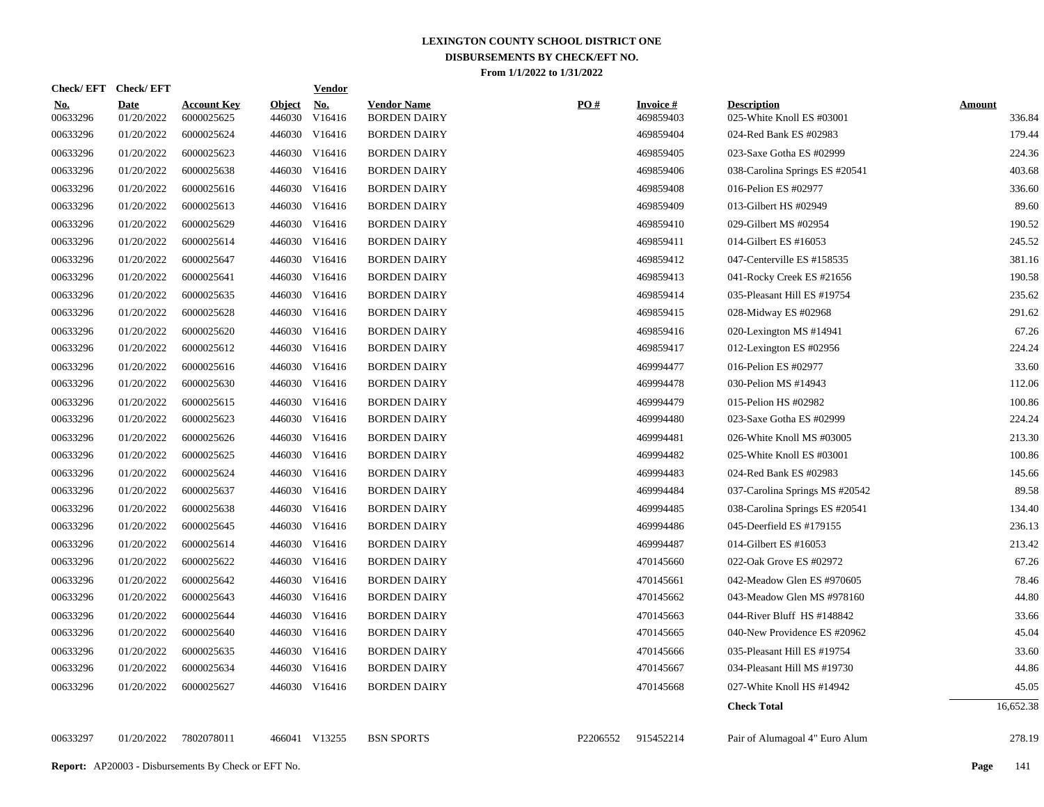# LEXINGTON COUNTY SCHOOL DISTRICT ONE

## DISBURSEMENTS BY CHECK/EFT NO.

### From 1/1/2022 to 1/31/2022

| Check/ EFT No. | Check/ EFT Date | Account Key | Object | Vendor No. | Vendor Name | PO # | Invoice # | Description | Amount |
|---|---|---|---|---|---|---|---|---|---|
| 00633296 | 01/20/2022 | 6000025625 | 446030 | V16416 | BORDEN DAIRY | | 469859403 | 025-White Knoll ES #03001 | 336.84 |
| 00633296 | 01/20/2022 | 6000025624 | 446030 | V16416 | BORDEN DAIRY | | 469859404 | 024-Red Bank ES #02983 | 179.44 |
| 00633296 | 01/20/2022 | 6000025623 | 446030 | V16416 | BORDEN DAIRY | | 469859405 | 023-Saxe Gotha ES #02999 | 224.36 |
| 00633296 | 01/20/2022 | 6000025638 | 446030 | V16416 | BORDEN DAIRY | | 469859406 | 038-Carolina Springs ES #20541 | 403.68 |
| 00633296 | 01/20/2022 | 6000025616 | 446030 | V16416 | BORDEN DAIRY | | 469859408 | 016-Pelion ES #02977 | 336.60 |
| 00633296 | 01/20/2022 | 6000025613 | 446030 | V16416 | BORDEN DAIRY | | 469859409 | 013-Gilbert HS #02949 | 89.60 |
| 00633296 | 01/20/2022 | 6000025629 | 446030 | V16416 | BORDEN DAIRY | | 469859410 | 029-Gilbert MS #02954 | 190.52 |
| 00633296 | 01/20/2022 | 6000025614 | 446030 | V16416 | BORDEN DAIRY | | 469859411 | 014-Gilbert ES #16053 | 245.52 |
| 00633296 | 01/20/2022 | 6000025647 | 446030 | V16416 | BORDEN DAIRY | | 469859412 | 047-Centerville ES #158535 | 381.16 |
| 00633296 | 01/20/2022 | 6000025641 | 446030 | V16416 | BORDEN DAIRY | | 469859413 | 041-Rocky Creek ES #21656 | 190.58 |
| 00633296 | 01/20/2022 | 6000025635 | 446030 | V16416 | BORDEN DAIRY | | 469859414 | 035-Pleasant Hill ES #19754 | 235.62 |
| 00633296 | 01/20/2022 | 6000025628 | 446030 | V16416 | BORDEN DAIRY | | 469859415 | 028-Midway ES #02968 | 291.62 |
| 00633296 | 01/20/2022 | 6000025620 | 446030 | V16416 | BORDEN DAIRY | | 469859416 | 020-Lexington MS #14941 | 67.26 |
| 00633296 | 01/20/2022 | 6000025612 | 446030 | V16416 | BORDEN DAIRY | | 469859417 | 012-Lexington ES #02956 | 224.24 |
| 00633296 | 01/20/2022 | 6000025616 | 446030 | V16416 | BORDEN DAIRY | | 469994477 | 016-Pelion ES #02977 | 33.60 |
| 00633296 | 01/20/2022 | 6000025630 | 446030 | V16416 | BORDEN DAIRY | | 469994478 | 030-Pelion MS #14943 | 112.06 |
| 00633296 | 01/20/2022 | 6000025615 | 446030 | V16416 | BORDEN DAIRY | | 469994479 | 015-Pelion HS #02982 | 100.86 |
| 00633296 | 01/20/2022 | 6000025623 | 446030 | V16416 | BORDEN DAIRY | | 469994480 | 023-Saxe Gotha ES #02999 | 224.24 |
| 00633296 | 01/20/2022 | 6000025626 | 446030 | V16416 | BORDEN DAIRY | | 469994481 | 026-White Knoll MS #03005 | 213.30 |
| 00633296 | 01/20/2022 | 6000025625 | 446030 | V16416 | BORDEN DAIRY | | 469994482 | 025-White Knoll ES #03001 | 100.86 |
| 00633296 | 01/20/2022 | 6000025624 | 446030 | V16416 | BORDEN DAIRY | | 469994483 | 024-Red Bank ES #02983 | 145.66 |
| 00633296 | 01/20/2022 | 6000025637 | 446030 | V16416 | BORDEN DAIRY | | 469994484 | 037-Carolina Springs MS #20542 | 89.58 |
| 00633296 | 01/20/2022 | 6000025638 | 446030 | V16416 | BORDEN DAIRY | | 469994485 | 038-Carolina Springs ES #20541 | 134.40 |
| 00633296 | 01/20/2022 | 6000025645 | 446030 | V16416 | BORDEN DAIRY | | 469994486 | 045-Deerfield ES #179155 | 236.13 |
| 00633296 | 01/20/2022 | 6000025614 | 446030 | V16416 | BORDEN DAIRY | | 469994487 | 014-Gilbert ES #16053 | 213.42 |
| 00633296 | 01/20/2022 | 6000025622 | 446030 | V16416 | BORDEN DAIRY | | 470145660 | 022-Oak Grove ES #02972 | 67.26 |
| 00633296 | 01/20/2022 | 6000025642 | 446030 | V16416 | BORDEN DAIRY | | 470145661 | 042-Meadow Glen ES #970605 | 78.46 |
| 00633296 | 01/20/2022 | 6000025643 | 446030 | V16416 | BORDEN DAIRY | | 470145662 | 043-Meadow Glen MS #978160 | 44.80 |
| 00633296 | 01/20/2022 | 6000025644 | 446030 | V16416 | BORDEN DAIRY | | 470145663 | 044-River Bluff HS #148842 | 33.66 |
| 00633296 | 01/20/2022 | 6000025640 | 446030 | V16416 | BORDEN DAIRY | | 470145665 | 040-New Providence ES #20962 | 45.04 |
| 00633296 | 01/20/2022 | 6000025635 | 446030 | V16416 | BORDEN DAIRY | | 470145666 | 035-Pleasant Hill ES #19754 | 33.60 |
| 00633296 | 01/20/2022 | 6000025634 | 446030 | V16416 | BORDEN DAIRY | | 470145667 | 034-Pleasant Hill MS #19730 | 44.86 |
| 00633296 | 01/20/2022 | 6000025627 | 446030 | V16416 | BORDEN DAIRY | | 470145668 | 027-White Knoll HS #14942 | 45.05 |
| | | | | | | | | **Check Total** | 16,652.38 |
| 00633297 | 01/20/2022 | 7802078011 | 466041 | V13255 | BSN SPORTS | P2206552 | 915452214 | Pair of Alumagoal 4" Euro Alum | 278.19 |

**Report:** AP20003 - Disbursements By Check or EFT No.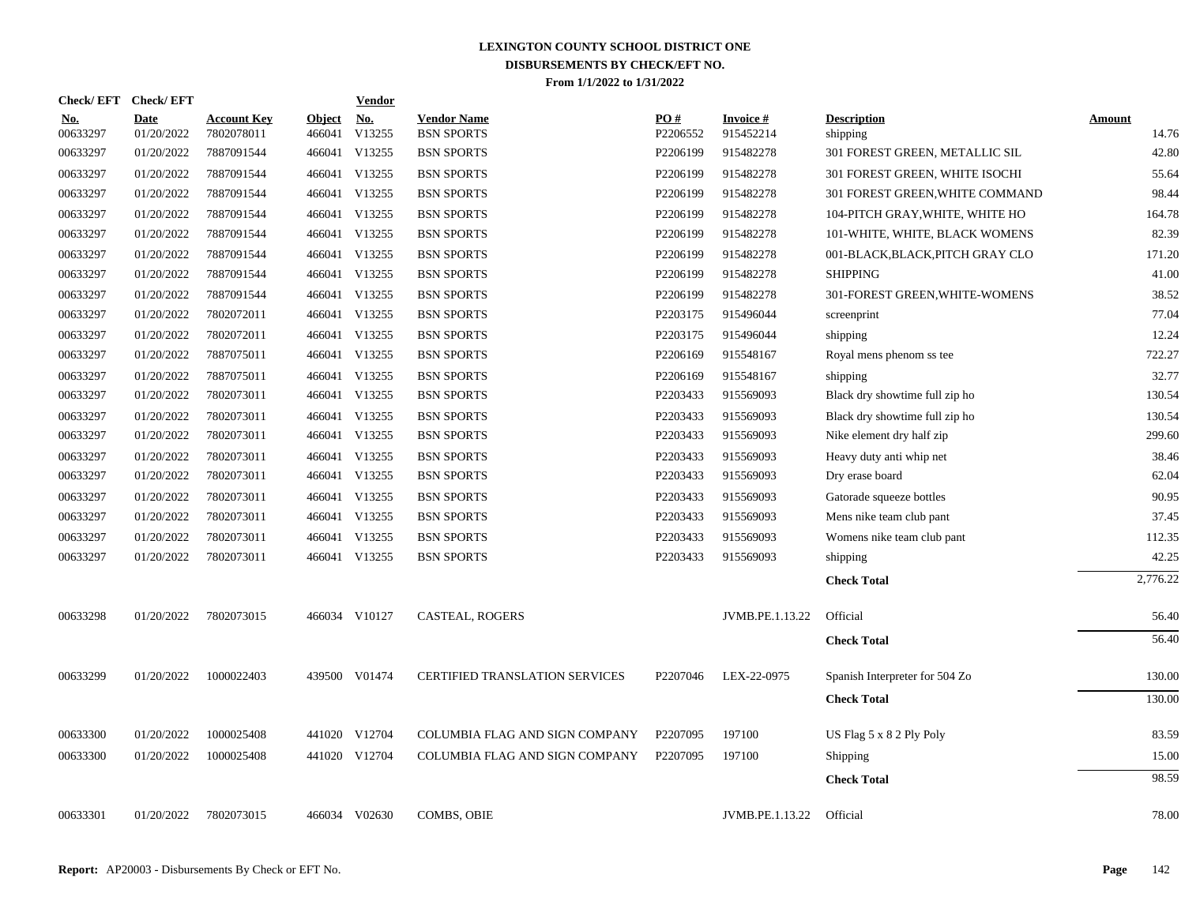# LEXINGTON COUNTY SCHOOL DISTRICT ONE
## DISBURSEMENTS BY CHECK/EFT NO.
### From 1/1/2022 to 1/31/2022

| Check/ EFT No. | Check/ EFT Date | Account Key | Object | Vendor No. | Vendor Name | PO # | Invoice # | Description | Amount |
|---|---|---|---|---|---|---|---|---|---|
| 00633297 | 01/20/2022 | 7802078011 | 466041 | V13255 | BSN SPORTS | P2206552 | 915452214 | shipping | 14.76 |
| 00633297 | 01/20/2022 | 7887091544 | 466041 | V13255 | BSN SPORTS | P2206199 | 915482278 | 301 FOREST GREEN, METALLIC SIL | 42.80 |
| 00633297 | 01/20/2022 | 7887091544 | 466041 | V13255 | BSN SPORTS | P2206199 | 915482278 | 301 FOREST GREEN, WHITE ISOCHI | 55.64 |
| 00633297 | 01/20/2022 | 7887091544 | 466041 | V13255 | BSN SPORTS | P2206199 | 915482278 | 301 FOREST GREEN,WHITE COMMAND | 98.44 |
| 00633297 | 01/20/2022 | 7887091544 | 466041 | V13255 | BSN SPORTS | P2206199 | 915482278 | 104-PITCH GRAY,WHITE, WHITE HO | 164.78 |
| 00633297 | 01/20/2022 | 7887091544 | 466041 | V13255 | BSN SPORTS | P2206199 | 915482278 | 101-WHITE, WHITE, BLACK WOMENS | 82.39 |
| 00633297 | 01/20/2022 | 7887091544 | 466041 | V13255 | BSN SPORTS | P2206199 | 915482278 | 001-BLACK,BLACK,PITCH GRAY CLO | 171.20 |
| 00633297 | 01/20/2022 | 7887091544 | 466041 | V13255 | BSN SPORTS | P2206199 | 915482278 | SHIPPING | 41.00 |
| 00633297 | 01/20/2022 | 7887091544 | 466041 | V13255 | BSN SPORTS | P2206199 | 915482278 | 301-FOREST GREEN,WHITE-WOMENS | 38.52 |
| 00633297 | 01/20/2022 | 7802072011 | 466041 | V13255 | BSN SPORTS | P2203175 | 915496044 | screenprint | 77.04 |
| 00633297 | 01/20/2022 | 7802072011 | 466041 | V13255 | BSN SPORTS | P2203175 | 915496044 | shipping | 12.24 |
| 00633297 | 01/20/2022 | 7887075011 | 466041 | V13255 | BSN SPORTS | P2206169 | 915548167 | Royal mens phenom ss tee | 722.27 |
| 00633297 | 01/20/2022 | 7887075011 | 466041 | V13255 | BSN SPORTS | P2206169 | 915548167 | shipping | 32.77 |
| 00633297 | 01/20/2022 | 7802073011 | 466041 | V13255 | BSN SPORTS | P2203433 | 915569093 | Black dry showtime full zip ho | 130.54 |
| 00633297 | 01/20/2022 | 7802073011 | 466041 | V13255 | BSN SPORTS | P2203433 | 915569093 | Black dry showtime full zip ho | 130.54 |
| 00633297 | 01/20/2022 | 7802073011 | 466041 | V13255 | BSN SPORTS | P2203433 | 915569093 | Nike element dry half zip | 299.60 |
| 00633297 | 01/20/2022 | 7802073011 | 466041 | V13255 | BSN SPORTS | P2203433 | 915569093 | Heavy duty anti whip net | 38.46 |
| 00633297 | 01/20/2022 | 7802073011 | 466041 | V13255 | BSN SPORTS | P2203433 | 915569093 | Dry erase board | 62.04 |
| 00633297 | 01/20/2022 | 7802073011 | 466041 | V13255 | BSN SPORTS | P2203433 | 915569093 | Gatorade squeeze bottles | 90.95 |
| 00633297 | 01/20/2022 | 7802073011 | 466041 | V13255 | BSN SPORTS | P2203433 | 915569093 | Mens nike team club pant | 37.45 |
| 00633297 | 01/20/2022 | 7802073011 | 466041 | V13255 | BSN SPORTS | P2203433 | 915569093 | Womens nike team club pant | 112.35 |
| 00633297 | 01/20/2022 | 7802073011 | 466041 | V13255 | BSN SPORTS | P2203433 | 915569093 | shipping | 42.25 |
| | | | | | | | | **Check Total** | 2,776.22 |
| 00633298 | 01/20/2022 | 7802073015 | 466034 | V10127 | CASTEAL, ROGERS | | JVMB.PE.1.13.22 | Official | 56.40 |
| | | | | | | | | **Check Total** | 56.40 |
| 00633299 | 01/20/2022 | 1000022403 | 439500 | V01474 | CERTIFIED TRANSLATION SERVICES | P2207046 | LEX-22-0975 | Spanish Interpreter for 504 Zo | 130.00 |
| | | | | | | | | **Check Total** | 130.00 |
| 00633300 | 01/20/2022 | 1000025408 | 441020 | V12704 | COLUMBIA FLAG AND SIGN COMPANY | P2207095 | 197100 | US Flag 5 x 8 2 Ply Poly | 83.59 |
| 00633300 | 01/20/2022 | 1000025408 | 441020 | V12704 | COLUMBIA FLAG AND SIGN COMPANY | P2207095 | 197100 | Shipping | 15.00 |
| | | | | | | | | **Check Total** | 98.59 |
| 00633301 | 01/20/2022 | 7802073015 | 466034 | V02630 | COMBS, OBIE | | JVMB.PE.1.13.22 | Official | 78.00 |

**Report:** AP20003 - Disbursements By Check or EFT No.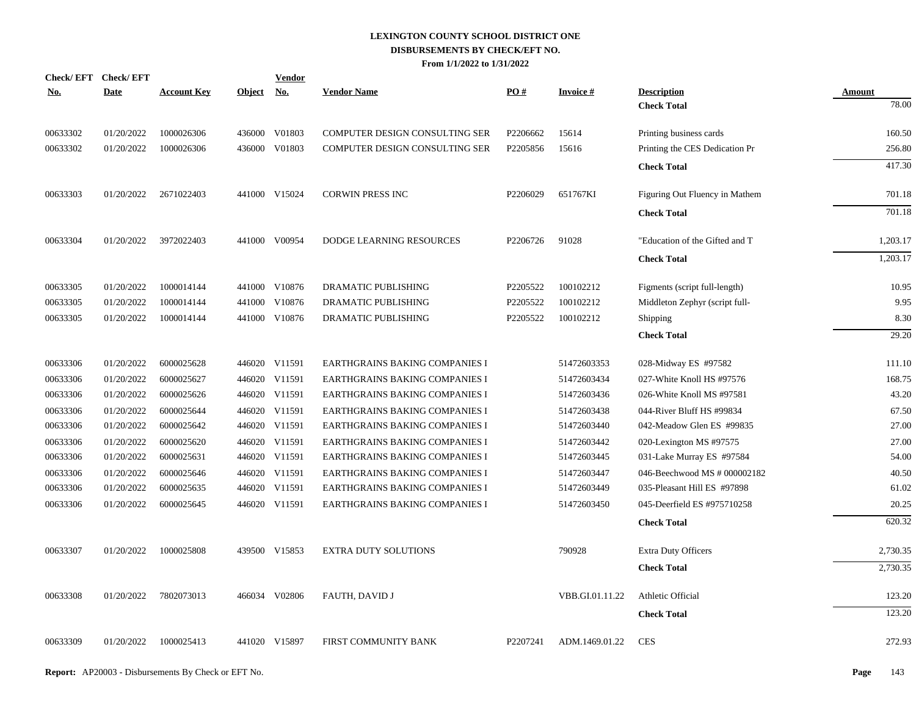# LEXINGTON COUNTY SCHOOL DISTRICT ONE
## DISBURSEMENTS BY CHECK/EFT NO.
### From 1/1/2022 to 1/31/2022

| Check/ EFT No. | Check/ EFT Date | Account Key | Object | Vendor No. | Vendor Name | PO # | Invoice # | Description | Amount |
|---|---|---|---|---|---|---|---|---|---|
| | | | | | | | | **Check Total** | 78.00 |
| 00633302 | 01/20/2022 | 1000026306 | 436000 | V01803 | COMPUTER DESIGN CONSULTING SER | P2206662 | 15614 | Printing business cards | 160.50 |
| 00633302 | 01/20/2022 | 1000026306 | 436000 | V01803 | COMPUTER DESIGN CONSULTING SER | P2205856 | 15616 | Printing the CES Dedication Pr | 256.80 |
| | | | | | | | | **Check Total** | 417.30 |
| 00633303 | 01/20/2022 | 2671022403 | 441000 | V15024 | CORWIN PRESS INC | P2206029 | 651767KI | Figuring Out Fluency in Mathem | 701.18 |
| | | | | | | | | **Check Total** | 701.18 |
| 00633304 | 01/20/2022 | 3972022403 | 441000 | V00954 | DODGE LEARNING RESOURCES | P2206726 | 91028 | "Education of the Gifted and T | 1,203.17 |
| | | | | | | | | **Check Total** | 1,203.17 |
| 00633305 | 01/20/2022 | 1000014144 | 441000 | V10876 | DRAMATIC PUBLISHING | P2205522 | 100102212 | Figments (script full-length) | 10.95 |
| 00633305 | 01/20/2022 | 1000014144 | 441000 | V10876 | DRAMATIC PUBLISHING | P2205522 | 100102212 | Middleton Zephyr (script full- | 9.95 |
| 00633305 | 01/20/2022 | 1000014144 | 441000 | V10876 | DRAMATIC PUBLISHING | P2205522 | 100102212 | Shipping | 8.30 |
| | | | | | | | | **Check Total** | 29.20 |
| 00633306 | 01/20/2022 | 6000025628 | 446020 | V11591 | EARTHGRAINS BAKING COMPANIES I | | 51472603353 | 028-Midway ES #97582 | 111.10 |
| 00633306 | 01/20/2022 | 6000025627 | 446020 | V11591 | EARTHGRAINS BAKING COMPANIES I | | 51472603434 | 027-White Knoll HS #97576 | 168.75 |
| 00633306 | 01/20/2022 | 6000025626 | 446020 | V11591 | EARTHGRAINS BAKING COMPANIES I | | 51472603436 | 026-White Knoll MS #97581 | 43.20 |
| 00633306 | 01/20/2022 | 6000025644 | 446020 | V11591 | EARTHGRAINS BAKING COMPANIES I | | 51472603438 | 044-River Bluff HS #99834 | 67.50 |
| 00633306 | 01/20/2022 | 6000025642 | 446020 | V11591 | EARTHGRAINS BAKING COMPANIES I | | 51472603440 | 042-Meadow Glen ES #99835 | 27.00 |
| 00633306 | 01/20/2022 | 6000025620 | 446020 | V11591 | EARTHGRAINS BAKING COMPANIES I | | 51472603442 | 020-Lexington MS #97575 | 27.00 |
| 00633306 | 01/20/2022 | 6000025631 | 446020 | V11591 | EARTHGRAINS BAKING COMPANIES I | | 51472603445 | 031-Lake Murray ES #97584 | 54.00 |
| 00633306 | 01/20/2022 | 6000025646 | 446020 | V11591 | EARTHGRAINS BAKING COMPANIES I | | 51472603447 | 046-Beechwood MS # 000002182 | 40.50 |
| 00633306 | 01/20/2022 | 6000025635 | 446020 | V11591 | EARTHGRAINS BAKING COMPANIES I | | 51472603449 | 035-Pleasant Hill ES #97898 | 61.02 |
| 00633306 | 01/20/2022 | 6000025645 | 446020 | V11591 | EARTHGRAINS BAKING COMPANIES I | | 51472603450 | 045-Deerfield ES #975710258 | 20.25 |
| | | | | | | | | **Check Total** | 620.32 |
| 00633307 | 01/20/2022 | 1000025808 | 439500 | V15853 | EXTRA DUTY SOLUTIONS | | 790928 | Extra Duty Officers | 2,730.35 |
| | | | | | | | | **Check Total** | 2,730.35 |
| 00633308 | 01/20/2022 | 7802073013 | 466034 | V02806 | FAUTH, DAVID J | | VBB.GI.01.11.22 | Athletic Official | 123.20 |
| | | | | | | | | **Check Total** | 123.20 |
| 00633309 | 01/20/2022 | 1000025413 | 441020 | V15897 | FIRST COMMUNITY BANK | P2207241 | ADM.1469.01.22 | CES | 272.93 |

**Report:** AP20003 - Disbursements By Check or EFT No.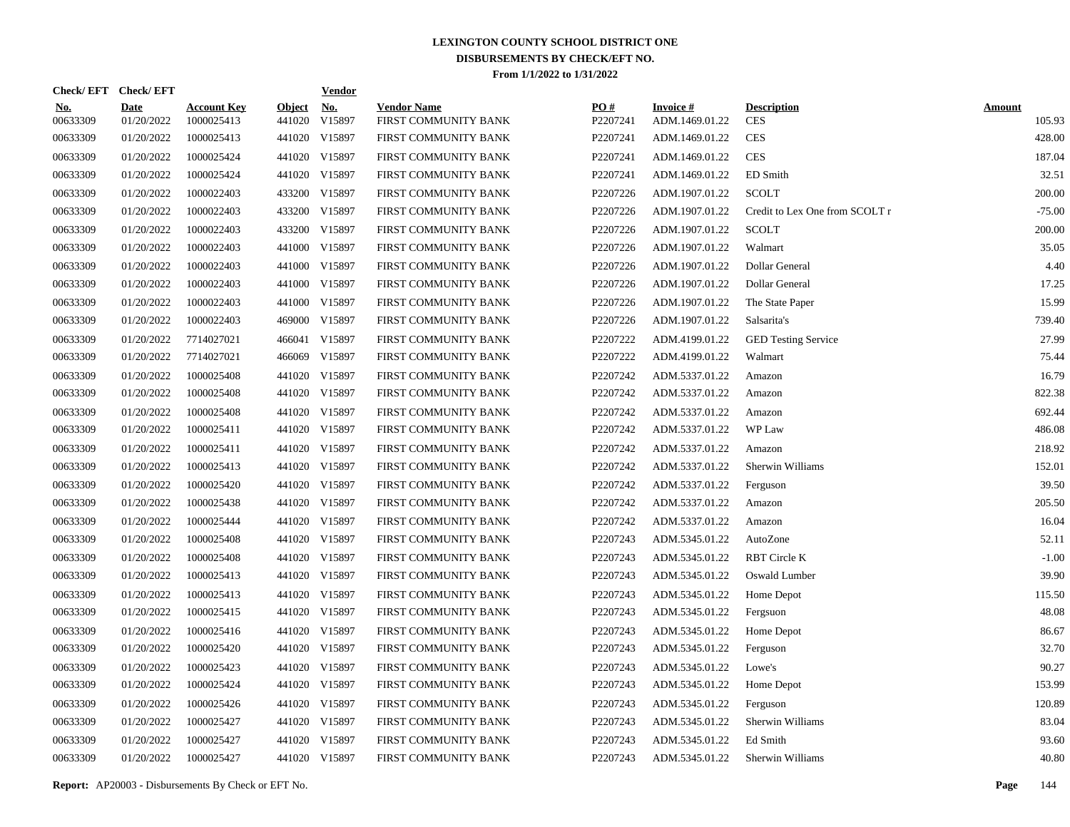# LEXINGTON COUNTY SCHOOL DISTRICT ONE
## DISBURSEMENTS BY CHECK/EFT NO.
### From 1/1/2022 to 1/31/2022

| Check/ EFT No. | Check/ EFT Date | Account Key | Object | Vendor No. | Vendor Name | PO # | Invoice # | Description | Amount |
|---|---|---|---|---|---|---|---|---|---|
| 00633309 | 01/20/2022 | 1000025413 | 441020 | V15897 | FIRST COMMUNITY BANK | P2207241 | ADM.1469.01.22 | CES | 105.93 |
| 00633309 | 01/20/2022 | 1000025413 | 441020 | V15897 | FIRST COMMUNITY BANK | P2207241 | ADM.1469.01.22 | CES | 428.00 |
| 00633309 | 01/20/2022 | 1000025424 | 441020 | V15897 | FIRST COMMUNITY BANK | P2207241 | ADM.1469.01.22 | CES | 187.04 |
| 00633309 | 01/20/2022 | 1000025424 | 441020 | V15897 | FIRST COMMUNITY BANK | P2207241 | ADM.1469.01.22 | ED Smith | 32.51 |
| 00633309 | 01/20/2022 | 1000022403 | 433200 | V15897 | FIRST COMMUNITY BANK | P2207226 | ADM.1907.01.22 | SCOLT | 200.00 |
| 00633309 | 01/20/2022 | 1000022403 | 433200 | V15897 | FIRST COMMUNITY BANK | P2207226 | ADM.1907.01.22 | Credit to Lex One from SCOLT r | -75.00 |
| 00633309 | 01/20/2022 | 1000022403 | 433200 | V15897 | FIRST COMMUNITY BANK | P2207226 | ADM.1907.01.22 | SCOLT | 200.00 |
| 00633309 | 01/20/2022 | 1000022403 | 441000 | V15897 | FIRST COMMUNITY BANK | P2207226 | ADM.1907.01.22 | Walmart | 35.05 |
| 00633309 | 01/20/2022 | 1000022403 | 441000 | V15897 | FIRST COMMUNITY BANK | P2207226 | ADM.1907.01.22 | Dollar General | 4.40 |
| 00633309 | 01/20/2022 | 1000022403 | 441000 | V15897 | FIRST COMMUNITY BANK | P2207226 | ADM.1907.01.22 | Dollar General | 17.25 |
| 00633309 | 01/20/2022 | 1000022403 | 441000 | V15897 | FIRST COMMUNITY BANK | P2207226 | ADM.1907.01.22 | The State Paper | 15.99 |
| 00633309 | 01/20/2022 | 1000022403 | 469000 | V15897 | FIRST COMMUNITY BANK | P2207226 | ADM.1907.01.22 | Salsarita's | 739.40 |
| 00633309 | 01/20/2022 | 7714027021 | 466041 | V15897 | FIRST COMMUNITY BANK | P2207222 | ADM.4199.01.22 | GED Testing Service | 27.99 |
| 00633309 | 01/20/2022 | 7714027021 | 466069 | V15897 | FIRST COMMUNITY BANK | P2207222 | ADM.4199.01.22 | Walmart | 75.44 |
| 00633309 | 01/20/2022 | 1000025408 | 441020 | V15897 | FIRST COMMUNITY BANK | P2207242 | ADM.5337.01.22 | Amazon | 16.79 |
| 00633309 | 01/20/2022 | 1000025408 | 441020 | V15897 | FIRST COMMUNITY BANK | P2207242 | ADM.5337.01.22 | Amazon | 822.38 |
| 00633309 | 01/20/2022 | 1000025408 | 441020 | V15897 | FIRST COMMUNITY BANK | P2207242 | ADM.5337.01.22 | Amazon | 692.44 |
| 00633309 | 01/20/2022 | 1000025411 | 441020 | V15897 | FIRST COMMUNITY BANK | P2207242 | ADM.5337.01.22 | WP Law | 486.08 |
| 00633309 | 01/20/2022 | 1000025411 | 441020 | V15897 | FIRST COMMUNITY BANK | P2207242 | ADM.5337.01.22 | Amazon | 218.92 |
| 00633309 | 01/20/2022 | 1000025413 | 441020 | V15897 | FIRST COMMUNITY BANK | P2207242 | ADM.5337.01.22 | Sherwin Williams | 152.01 |
| 00633309 | 01/20/2022 | 1000025420 | 441020 | V15897 | FIRST COMMUNITY BANK | P2207242 | ADM.5337.01.22 | Ferguson | 39.50 |
| 00633309 | 01/20/2022 | 1000025438 | 441020 | V15897 | FIRST COMMUNITY BANK | P2207242 | ADM.5337.01.22 | Amazon | 205.50 |
| 00633309 | 01/20/2022 | 1000025444 | 441020 | V15897 | FIRST COMMUNITY BANK | P2207242 | ADM.5337.01.22 | Amazon | 16.04 |
| 00633309 | 01/20/2022 | 1000025408 | 441020 | V15897 | FIRST COMMUNITY BANK | P2207243 | ADM.5345.01.22 | AutoZone | 52.11 |
| 00633309 | 01/20/2022 | 1000025408 | 441020 | V15897 | FIRST COMMUNITY BANK | P2207243 | ADM.5345.01.22 | RBT Circle K | -1.00 |
| 00633309 | 01/20/2022 | 1000025413 | 441020 | V15897 | FIRST COMMUNITY BANK | P2207243 | ADM.5345.01.22 | Oswald Lumber | 39.90 |
| 00633309 | 01/20/2022 | 1000025413 | 441020 | V15897 | FIRST COMMUNITY BANK | P2207243 | ADM.5345.01.22 | Home Depot | 115.50 |
| 00633309 | 01/20/2022 | 1000025415 | 441020 | V15897 | FIRST COMMUNITY BANK | P2207243 | ADM.5345.01.22 | Fergsuon | 48.08 |
| 00633309 | 01/20/2022 | 1000025416 | 441020 | V15897 | FIRST COMMUNITY BANK | P2207243 | ADM.5345.01.22 | Home Depot | 86.67 |
| 00633309 | 01/20/2022 | 1000025420 | 441020 | V15897 | FIRST COMMUNITY BANK | P2207243 | ADM.5345.01.22 | Ferguson | 32.70 |
| 00633309 | 01/20/2022 | 1000025423 | 441020 | V15897 | FIRST COMMUNITY BANK | P2207243 | ADM.5345.01.22 | Lowe's | 90.27 |
| 00633309 | 01/20/2022 | 1000025424 | 441020 | V15897 | FIRST COMMUNITY BANK | P2207243 | ADM.5345.01.22 | Home Depot | 153.99 |
| 00633309 | 01/20/2022 | 1000025426 | 441020 | V15897 | FIRST COMMUNITY BANK | P2207243 | ADM.5345.01.22 | Ferguson | 120.89 |
| 00633309 | 01/20/2022 | 1000025427 | 441020 | V15897 | FIRST COMMUNITY BANK | P2207243 | ADM.5345.01.22 | Sherwin Williams | 83.04 |
| 00633309 | 01/20/2022 | 1000025427 | 441020 | V15897 | FIRST COMMUNITY BANK | P2207243 | ADM.5345.01.22 | Ed Smith | 93.60 |
| 00633309 | 01/20/2022 | 1000025427 | 441020 | V15897 | FIRST COMMUNITY BANK | P2207243 | ADM.5345.01.22 | Sherwin Williams | 40.80 |

**Report:** AP20003 - Disbursements By Check or EFT No.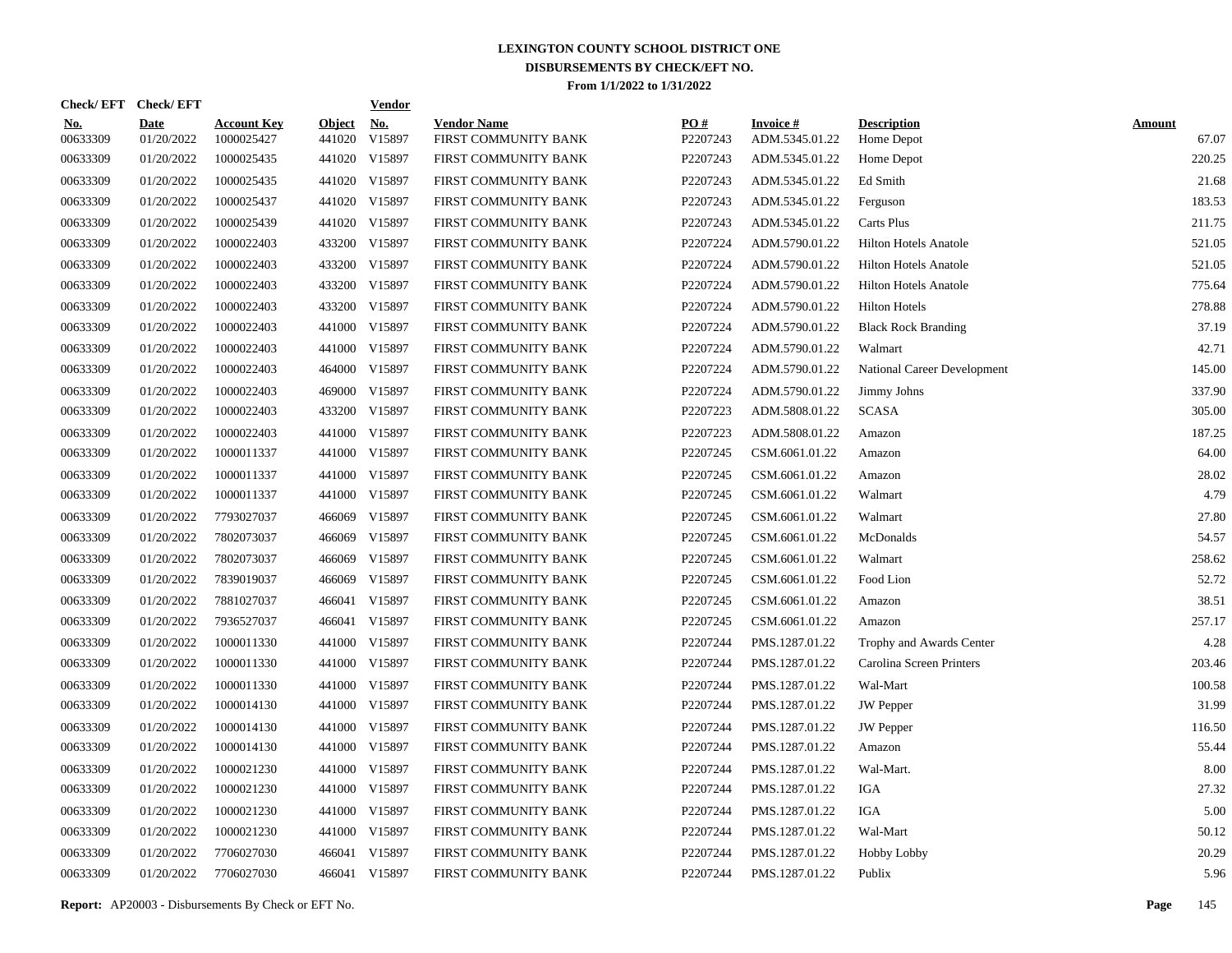# LEXINGTON COUNTY SCHOOL DISTRICT ONE
## DISBURSEMENTS BY CHECK/EFT NO.
### From 1/1/2022 to 1/31/2022

| Check/ EFT No. | Check/ EFT Date | Account Key | Object | Vendor No. | Vendor Name | PO # | Invoice # | Description | Amount |
|---|---|---|---|---|---|---|---|---|---|
| 00633309 | 01/20/2022 | 1000025427 | 441020 | V15897 | FIRST COMMUNITY BANK | P2207243 | ADM.5345.01.22 | Home Depot | 67.07 |
| 00633309 | 01/20/2022 | 1000025435 | 441020 | V15897 | FIRST COMMUNITY BANK | P2207243 | ADM.5345.01.22 | Home Depot | 220.25 |
| 00633309 | 01/20/2022 | 1000025435 | 441020 | V15897 | FIRST COMMUNITY BANK | P2207243 | ADM.5345.01.22 | Ed Smith | 21.68 |
| 00633309 | 01/20/2022 | 1000025437 | 441020 | V15897 | FIRST COMMUNITY BANK | P2207243 | ADM.5345.01.22 | Ferguson | 183.53 |
| 00633309 | 01/20/2022 | 1000025439 | 441020 | V15897 | FIRST COMMUNITY BANK | P2207243 | ADM.5345.01.22 | Carts Plus | 211.75 |
| 00633309 | 01/20/2022 | 1000022403 | 433200 | V15897 | FIRST COMMUNITY BANK | P2207224 | ADM.5790.01.22 | Hilton Hotels Anatole | 521.05 |
| 00633309 | 01/20/2022 | 1000022403 | 433200 | V15897 | FIRST COMMUNITY BANK | P2207224 | ADM.5790.01.22 | Hilton Hotels Anatole | 521.05 |
| 00633309 | 01/20/2022 | 1000022403 | 433200 | V15897 | FIRST COMMUNITY BANK | P2207224 | ADM.5790.01.22 | Hilton Hotels Anatole | 775.64 |
| 00633309 | 01/20/2022 | 1000022403 | 433200 | V15897 | FIRST COMMUNITY BANK | P2207224 | ADM.5790.01.22 | Hilton Hotels | 278.88 |
| 00633309 | 01/20/2022 | 1000022403 | 441000 | V15897 | FIRST COMMUNITY BANK | P2207224 | ADM.5790.01.22 | Black Rock Branding | 37.19 |
| 00633309 | 01/20/2022 | 1000022403 | 441000 | V15897 | FIRST COMMUNITY BANK | P2207224 | ADM.5790.01.22 | Walmart | 42.71 |
| 00633309 | 01/20/2022 | 1000022403 | 464000 | V15897 | FIRST COMMUNITY BANK | P2207224 | ADM.5790.01.22 | National Career Development | 145.00 |
| 00633309 | 01/20/2022 | 1000022403 | 469000 | V15897 | FIRST COMMUNITY BANK | P2207224 | ADM.5790.01.22 | Jimmy Johns | 337.90 |
| 00633309 | 01/20/2022 | 1000022403 | 433200 | V15897 | FIRST COMMUNITY BANK | P2207223 | ADM.5808.01.22 | SCASA | 305.00 |
| 00633309 | 01/20/2022 | 1000022403 | 441000 | V15897 | FIRST COMMUNITY BANK | P2207223 | ADM.5808.01.22 | Amazon | 187.25 |
| 00633309 | 01/20/2022 | 1000011337 | 441000 | V15897 | FIRST COMMUNITY BANK | P2207245 | CSM.6061.01.22 | Amazon | 64.00 |
| 00633309 | 01/20/2022 | 1000011337 | 441000 | V15897 | FIRST COMMUNITY BANK | P2207245 | CSM.6061.01.22 | Amazon | 28.02 |
| 00633309 | 01/20/2022 | 1000011337 | 441000 | V15897 | FIRST COMMUNITY BANK | P2207245 | CSM.6061.01.22 | Walmart | 4.79 |
| 00633309 | 01/20/2022 | 7793027037 | 466069 | V15897 | FIRST COMMUNITY BANK | P2207245 | CSM.6061.01.22 | Walmart | 27.80 |
| 00633309 | 01/20/2022 | 7802073037 | 466069 | V15897 | FIRST COMMUNITY BANK | P2207245 | CSM.6061.01.22 | McDonalds | 54.57 |
| 00633309 | 01/20/2022 | 7802073037 | 466069 | V15897 | FIRST COMMUNITY BANK | P2207245 | CSM.6061.01.22 | Walmart | 258.62 |
| 00633309 | 01/20/2022 | 7839019037 | 466069 | V15897 | FIRST COMMUNITY BANK | P2207245 | CSM.6061.01.22 | Food Lion | 52.72 |
| 00633309 | 01/20/2022 | 7881027037 | 466041 | V15897 | FIRST COMMUNITY BANK | P2207245 | CSM.6061.01.22 | Amazon | 38.51 |
| 00633309 | 01/20/2022 | 7936527037 | 466041 | V15897 | FIRST COMMUNITY BANK | P2207245 | CSM.6061.01.22 | Amazon | 257.17 |
| 00633309 | 01/20/2022 | 1000011330 | 441000 | V15897 | FIRST COMMUNITY BANK | P2207244 | PMS.1287.01.22 | Trophy and Awards Center | 4.28 |
| 00633309 | 01/20/2022 | 1000011330 | 441000 | V15897 | FIRST COMMUNITY BANK | P2207244 | PMS.1287.01.22 | Carolina Screen Printers | 203.46 |
| 00633309 | 01/20/2022 | 1000011330 | 441000 | V15897 | FIRST COMMUNITY BANK | P2207244 | PMS.1287.01.22 | Wal-Mart | 100.58 |
| 00633309 | 01/20/2022 | 1000014130 | 441000 | V15897 | FIRST COMMUNITY BANK | P2207244 | PMS.1287.01.22 | JW Pepper | 31.99 |
| 00633309 | 01/20/2022 | 1000014130 | 441000 | V15897 | FIRST COMMUNITY BANK | P2207244 | PMS.1287.01.22 | JW Pepper | 116.50 |
| 00633309 | 01/20/2022 | 1000014130 | 441000 | V15897 | FIRST COMMUNITY BANK | P2207244 | PMS.1287.01.22 | Amazon | 55.44 |
| 00633309 | 01/20/2022 | 1000021230 | 441000 | V15897 | FIRST COMMUNITY BANK | P2207244 | PMS.1287.01.22 | Wal-Mart. | 8.00 |
| 00633309 | 01/20/2022 | 1000021230 | 441000 | V15897 | FIRST COMMUNITY BANK | P2207244 | PMS.1287.01.22 | IGA | 27.32 |
| 00633309 | 01/20/2022 | 1000021230 | 441000 | V15897 | FIRST COMMUNITY BANK | P2207244 | PMS.1287.01.22 | IGA | 5.00 |
| 00633309 | 01/20/2022 | 1000021230 | 441000 | V15897 | FIRST COMMUNITY BANK | P2207244 | PMS.1287.01.22 | Wal-Mart | 50.12 |
| 00633309 | 01/20/2022 | 7706027030 | 466041 | V15897 | FIRST COMMUNITY BANK | P2207244 | PMS.1287.01.22 | Hobby Lobby | 20.29 |
| 00633309 | 01/20/2022 | 7706027030 | 466041 | V15897 | FIRST COMMUNITY BANK | P2207244 | PMS.1287.01.22 | Publix | 5.96 |

**Report:** AP20003 - Disbursements By Check or EFT No.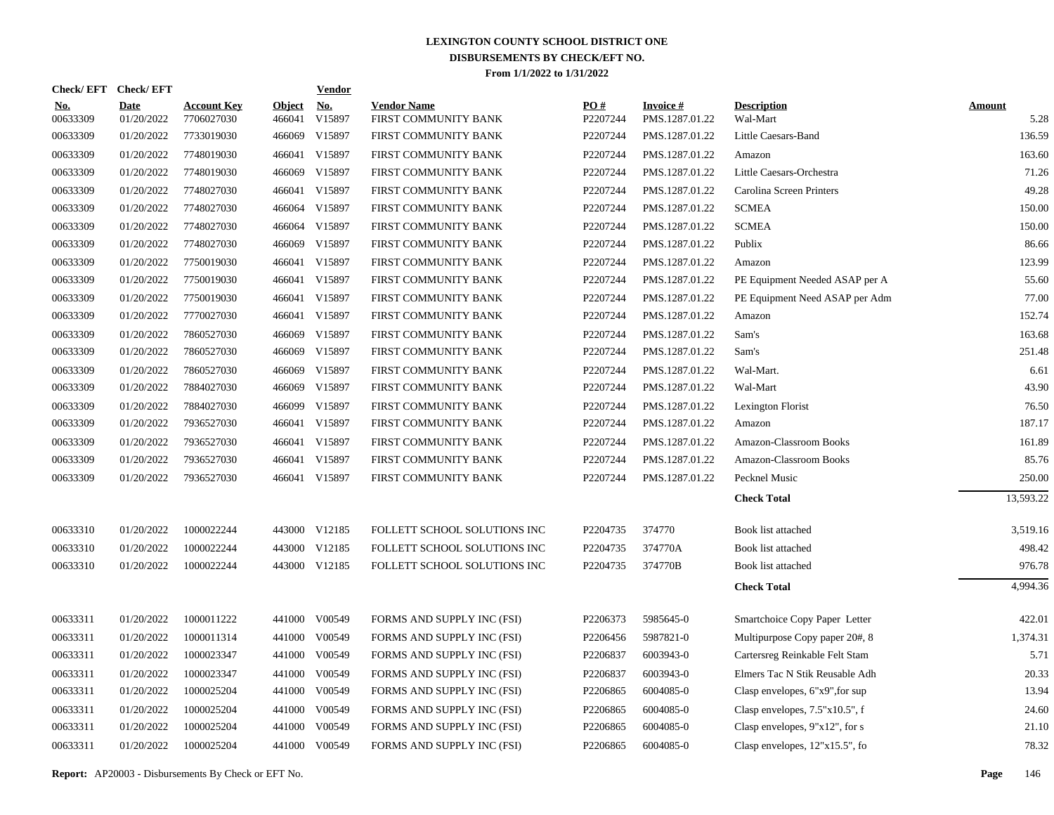# LEXINGTON COUNTY SCHOOL DISTRICT ONE
## DISBURSEMENTS BY CHECK/EFT NO.
### From 1/1/2022 to 1/31/2022

| Check/ EFT No. | Check/ EFT Date | Account Key | Object | Vendor No. | Vendor Name | PO # | Invoice # | Description | Amount |
|---|---|---|---|---|---|---|---|---|---|
| 00633309 | 01/20/2022 | 7706027030 | 466041 | V15897 | FIRST COMMUNITY BANK | P2207244 | PMS.1287.01.22 | Wal-Mart | 5.28 |
| 00633309 | 01/20/2022 | 7733019030 | 466069 | V15897 | FIRST COMMUNITY BANK | P2207244 | PMS.1287.01.22 | Little Caesars-Band | 136.59 |
| 00633309 | 01/20/2022 | 7748019030 | 466041 | V15897 | FIRST COMMUNITY BANK | P2207244 | PMS.1287.01.22 | Amazon | 163.60 |
| 00633309 | 01/20/2022 | 7748019030 | 466069 | V15897 | FIRST COMMUNITY BANK | P2207244 | PMS.1287.01.22 | Little Caesars-Orchestra | 71.26 |
| 00633309 | 01/20/2022 | 7748027030 | 466041 | V15897 | FIRST COMMUNITY BANK | P2207244 | PMS.1287.01.22 | Carolina Screen Printers | 49.28 |
| 00633309 | 01/20/2022 | 7748027030 | 466064 | V15897 | FIRST COMMUNITY BANK | P2207244 | PMS.1287.01.22 | SCMEA | 150.00 |
| 00633309 | 01/20/2022 | 7748027030 | 466064 | V15897 | FIRST COMMUNITY BANK | P2207244 | PMS.1287.01.22 | SCMEA | 150.00 |
| 00633309 | 01/20/2022 | 7748027030 | 466069 | V15897 | FIRST COMMUNITY BANK | P2207244 | PMS.1287.01.22 | Publix | 86.66 |
| 00633309 | 01/20/2022 | 7750019030 | 466041 | V15897 | FIRST COMMUNITY BANK | P2207244 | PMS.1287.01.22 | Amazon | 123.99 |
| 00633309 | 01/20/2022 | 7750019030 | 466041 | V15897 | FIRST COMMUNITY BANK | P2207244 | PMS.1287.01.22 | PE Equipment Needed ASAP per A | 55.60 |
| 00633309 | 01/20/2022 | 7750019030 | 466041 | V15897 | FIRST COMMUNITY BANK | P2207244 | PMS.1287.01.22 | PE Equipment Need ASAP per Adm | 77.00 |
| 00633309 | 01/20/2022 | 7770027030 | 466041 | V15897 | FIRST COMMUNITY BANK | P2207244 | PMS.1287.01.22 | Amazon | 152.74 |
| 00633309 | 01/20/2022 | 7860527030 | 466069 | V15897 | FIRST COMMUNITY BANK | P2207244 | PMS.1287.01.22 | Sam's | 163.68 |
| 00633309 | 01/20/2022 | 7860527030 | 466069 | V15897 | FIRST COMMUNITY BANK | P2207244 | PMS.1287.01.22 | Sam's | 251.48 |
| 00633309 | 01/20/2022 | 7860527030 | 466069 | V15897 | FIRST COMMUNITY BANK | P2207244 | PMS.1287.01.22 | Wal-Mart. | 6.61 |
| 00633309 | 01/20/2022 | 7884027030 | 466069 | V15897 | FIRST COMMUNITY BANK | P2207244 | PMS.1287.01.22 | Wal-Mart | 43.90 |
| 00633309 | 01/20/2022 | 7884027030 | 466099 | V15897 | FIRST COMMUNITY BANK | P2207244 | PMS.1287.01.22 | Lexington Florist | 76.50 |
| 00633309 | 01/20/2022 | 7936527030 | 466041 | V15897 | FIRST COMMUNITY BANK | P2207244 | PMS.1287.01.22 | Amazon | 187.17 |
| 00633309 | 01/20/2022 | 7936527030 | 466041 | V15897 | FIRST COMMUNITY BANK | P2207244 | PMS.1287.01.22 | Amazon-Classroom Books | 161.89 |
| 00633309 | 01/20/2022 | 7936527030 | 466041 | V15897 | FIRST COMMUNITY BANK | P2207244 | PMS.1287.01.22 | Amazon-Classroom Books | 85.76 |
| 00633309 | 01/20/2022 | 7936527030 | 466041 | V15897 | FIRST COMMUNITY BANK | P2207244 | PMS.1287.01.22 | Pecknel Music | 250.00 |
| | | | | | | | | **Check Total** | 13,593.22 |
| 00633310 | 01/20/2022 | 1000022244 | 443000 | V12185 | FOLLETT SCHOOL SOLUTIONS INC | P2204735 | 374770 | Book list attached | 3,519.16 |
| 00633310 | 01/20/2022 | 1000022244 | 443000 | V12185 | FOLLETT SCHOOL SOLUTIONS INC | P2204735 | 374770A | Book list attached | 498.42 |
| 00633310 | 01/20/2022 | 1000022244 | 443000 | V12185 | FOLLETT SCHOOL SOLUTIONS INC | P2204735 | 374770B | Book list attached | 976.78 |
| | | | | | | | | **Check Total** | 4,994.36 |
| 00633311 | 01/20/2022 | 1000011222 | 441000 | V00549 | FORMS AND SUPPLY INC (FSI) | P2206373 | 5985645-0 | Smartchoice Copy Paper Letter | 422.01 |
| 00633311 | 01/20/2022 | 1000011314 | 441000 | V00549 | FORMS AND SUPPLY INC (FSI) | P2206456 | 5987821-0 | Multipurpose Copy paper 20#, 8 | 1,374.31 |
| 00633311 | 01/20/2022 | 1000023347 | 441000 | V00549 | FORMS AND SUPPLY INC (FSI) | P2206837 | 6003943-0 | Cartersreg Reinkable Felt Stam | 5.71 |
| 00633311 | 01/20/2022 | 1000023347 | 441000 | V00549 | FORMS AND SUPPLY INC (FSI) | P2206837 | 6003943-0 | Elmers Tac N Stik Reusable Adh | 20.33 |
| 00633311 | 01/20/2022 | 1000025204 | 441000 | V00549 | FORMS AND SUPPLY INC (FSI) | P2206865 | 6004085-0 | Clasp envelopes, 6"x9",for sup | 13.94 |
| 00633311 | 01/20/2022 | 1000025204 | 441000 | V00549 | FORMS AND SUPPLY INC (FSI) | P2206865 | 6004085-0 | Clasp envelopes, 7.5"x10.5", f | 24.60 |
| 00633311 | 01/20/2022 | 1000025204 | 441000 | V00549 | FORMS AND SUPPLY INC (FSI) | P2206865 | 6004085-0 | Clasp envelopes, 9"x12", for s | 21.10 |
| 00633311 | 01/20/2022 | 1000025204 | 441000 | V00549 | FORMS AND SUPPLY INC (FSI) | P2206865 | 6004085-0 | Clasp envelopes, 12"x15.5", fo | 78.32 |

**Report:** AP20003 - Disbursements By Check or EFT No.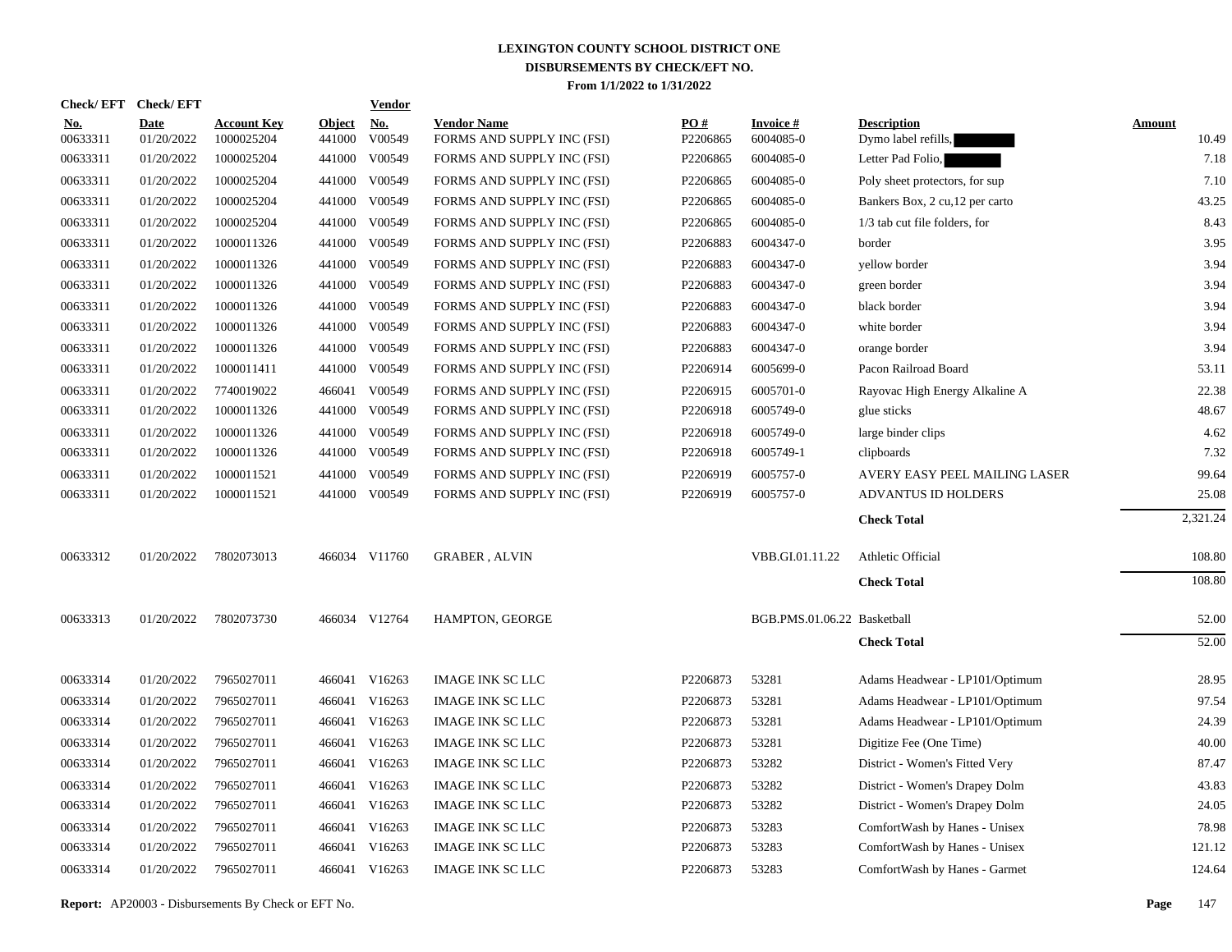# LEXINGTON COUNTY SCHOOL DISTRICT ONE
## DISBURSEMENTS BY CHECK/EFT NO.
### From 1/1/2022 to 1/31/2022

| Check/ EFT No. | Check/ EFT Date | Account Key | Object | Vendor No. | Vendor Name | PO # | Invoice # | Description | Amount |
|---|---|---|---|---|---|---|---|---|---|
| 00633311 | 01/20/2022 | 1000025204 | 441000 | V00549 | FORMS AND SUPPLY INC (FSI) | P2206865 | 6004085-0 | Dymo label refills, | 10.49 |
| 00633311 | 01/20/2022 | 1000025204 | 441000 | V00549 | FORMS AND SUPPLY INC (FSI) | P2206865 | 6004085-0 | Letter Pad Folio, | 7.18 |
| 00633311 | 01/20/2022 | 1000025204 | 441000 | V00549 | FORMS AND SUPPLY INC (FSI) | P2206865 | 6004085-0 | Poly sheet protectors, for sup | 7.10 |
| 00633311 | 01/20/2022 | 1000025204 | 441000 | V00549 | FORMS AND SUPPLY INC (FSI) | P2206865 | 6004085-0 | Bankers Box, 2 cu,12 per carto | 43.25 |
| 00633311 | 01/20/2022 | 1000025204 | 441000 | V00549 | FORMS AND SUPPLY INC (FSI) | P2206865 | 6004085-0 | 1/3 tab cut file folders, for | 8.43 |
| 00633311 | 01/20/2022 | 1000011326 | 441000 | V00549 | FORMS AND SUPPLY INC (FSI) | P2206883 | 6004347-0 | border | 3.95 |
| 00633311 | 01/20/2022 | 1000011326 | 441000 | V00549 | FORMS AND SUPPLY INC (FSI) | P2206883 | 6004347-0 | yellow border | 3.94 |
| 00633311 | 01/20/2022 | 1000011326 | 441000 | V00549 | FORMS AND SUPPLY INC (FSI) | P2206883 | 6004347-0 | green border | 3.94 |
| 00633311 | 01/20/2022 | 1000011326 | 441000 | V00549 | FORMS AND SUPPLY INC (FSI) | P2206883 | 6004347-0 | black border | 3.94 |
| 00633311 | 01/20/2022 | 1000011326 | 441000 | V00549 | FORMS AND SUPPLY INC (FSI) | P2206883 | 6004347-0 | white border | 3.94 |
| 00633311 | 01/20/2022 | 1000011326 | 441000 | V00549 | FORMS AND SUPPLY INC (FSI) | P2206883 | 6004347-0 | orange border | 3.94 |
| 00633311 | 01/20/2022 | 1000011411 | 441000 | V00549 | FORMS AND SUPPLY INC (FSI) | P2206914 | 6005699-0 | Pacon Railroad Board | 53.11 |
| 00633311 | 01/20/2022 | 7740019022 | 466041 | V00549 | FORMS AND SUPPLY INC (FSI) | P2206915 | 6005701-0 | Rayovac High Energy Alkaline A | 22.38 |
| 00633311 | 01/20/2022 | 1000011326 | 441000 | V00549 | FORMS AND SUPPLY INC (FSI) | P2206918 | 6005749-0 | glue sticks | 48.67 |
| 00633311 | 01/20/2022 | 1000011326 | 441000 | V00549 | FORMS AND SUPPLY INC (FSI) | P2206918 | 6005749-0 | large binder clips | 4.62 |
| 00633311 | 01/20/2022 | 1000011326 | 441000 | V00549 | FORMS AND SUPPLY INC (FSI) | P2206918 | 6005749-1 | clipboards | 7.32 |
| 00633311 | 01/20/2022 | 1000011521 | 441000 | V00549 | FORMS AND SUPPLY INC (FSI) | P2206919 | 6005757-0 | AVERY EASY PEEL MAILING LASER | 99.64 |
| 00633311 | 01/20/2022 | 1000011521 | 441000 | V00549 | FORMS AND SUPPLY INC (FSI) | P2206919 | 6005757-0 | ADVANTUS ID HOLDERS | 25.08 |
| | | | | | | | | **Check Total** | 2,321.24 |
| 00633312 | 01/20/2022 | 7802073013 | 466034 | V11760 | GRABER , ALVIN | | VBB.GI.01.11.22 | Athletic Official | 108.80 |
| | | | | | | | | **Check Total** | 108.80 |
| 00633313 | 01/20/2022 | 7802073730 | 466034 | V12764 | HAMPTON, GEORGE | | BGB.PMS.01.06.22 | Basketball | 52.00 |
| | | | | | | | | **Check Total** | 52.00 |
| 00633314 | 01/20/2022 | 7965027011 | 466041 | V16263 | IMAGE INK SC LLC | P2206873 | 53281 | Adams Headwear - LP101/Optimum | 28.95 |
| 00633314 | 01/20/2022 | 7965027011 | 466041 | V16263 | IMAGE INK SC LLC | P2206873 | 53281 | Adams Headwear - LP101/Optimum | 97.54 |
| 00633314 | 01/20/2022 | 7965027011 | 466041 | V16263 | IMAGE INK SC LLC | P2206873 | 53281 | Adams Headwear - LP101/Optimum | 24.39 |
| 00633314 | 01/20/2022 | 7965027011 | 466041 | V16263 | IMAGE INK SC LLC | P2206873 | 53281 | Digitize Fee (One Time) | 40.00 |
| 00633314 | 01/20/2022 | 7965027011 | 466041 | V16263 | IMAGE INK SC LLC | P2206873 | 53282 | District - Women's Fitted Very | 87.47 |
| 00633314 | 01/20/2022 | 7965027011 | 466041 | V16263 | IMAGE INK SC LLC | P2206873 | 53282 | District - Women's Drapey Dolm | 43.83 |
| 00633314 | 01/20/2022 | 7965027011 | 466041 | V16263 | IMAGE INK SC LLC | P2206873 | 53282 | District - Women's Drapey Dolm | 24.05 |
| 00633314 | 01/20/2022 | 7965027011 | 466041 | V16263 | IMAGE INK SC LLC | P2206873 | 53283 | ComfortWash by Hanes - Unisex | 78.98 |
| 00633314 | 01/20/2022 | 7965027011 | 466041 | V16263 | IMAGE INK SC LLC | P2206873 | 53283 | ComfortWash by Hanes - Unisex | 121.12 |
| 00633314 | 01/20/2022 | 7965027011 | 466041 | V16263 | IMAGE INK SC LLC | P2206873 | 53283 | ComfortWash by Hanes - Garmet | 124.64 |

**Report:** AP20003 - Disbursements By Check or EFT No.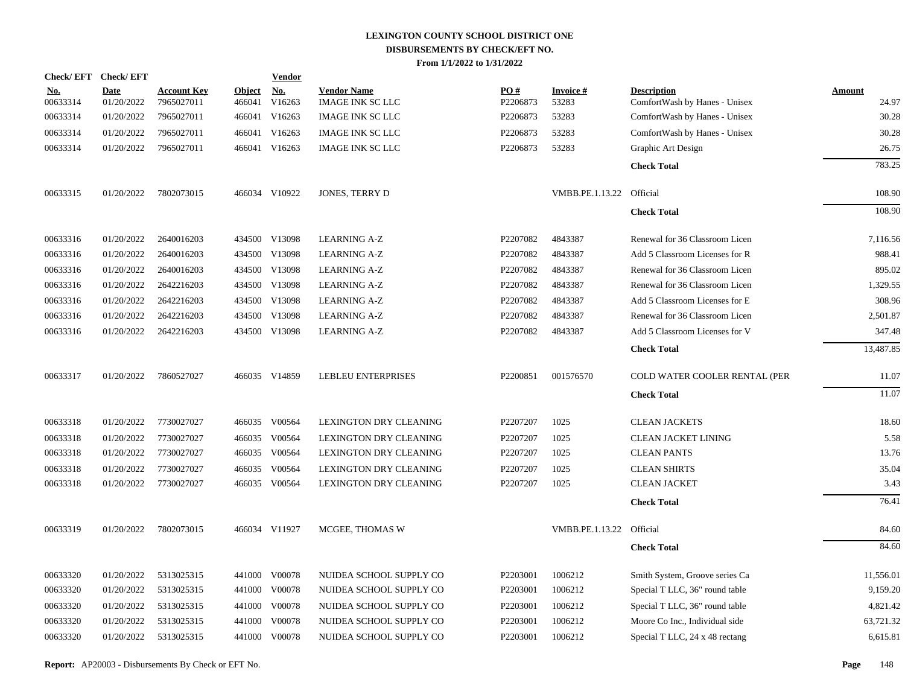# LEXINGTON COUNTY SCHOOL DISTRICT ONE
## DISBURSEMENTS BY CHECK/EFT NO.
### From 1/1/2022 to 1/31/2022

| Check/ EFT No. | Check/ EFT Date | Account Key | Object | Vendor No. | Vendor Name | PO # | Invoice # | Description | Amount |
|---|---|---|---|---|---|---|---|---|---|
| 00633314 | 01/20/2022 | 7965027011 | 466041 | V16263 | IMAGE INK SC LLC | P2206873 | 53283 | ComfortWash by Hanes - Unisex | 24.97 |
| 00633314 | 01/20/2022 | 7965027011 | 466041 | V16263 | IMAGE INK SC LLC | P2206873 | 53283 | ComfortWash by Hanes - Unisex | 30.28 |
| 00633314 | 01/20/2022 | 7965027011 | 466041 | V16263 | IMAGE INK SC LLC | P2206873 | 53283 | ComfortWash by Hanes - Unisex | 30.28 |
| 00633314 | 01/20/2022 | 7965027011 | 466041 | V16263 | IMAGE INK SC LLC | P2206873 | 53283 | Graphic Art Design | 26.75 |
| | | | | | | | | **Check Total** | 783.25 |
| 00633315 | 01/20/2022 | 7802073015 | 466034 | V10922 | JONES, TERRY D | | VMBB.PE.1.13.22 | Official | 108.90 |
| | | | | | | | | **Check Total** | 108.90 |
| 00633316 | 01/20/2022 | 2640016203 | 434500 | V13098 | LEARNING A-Z | P2207082 | 4843387 | Renewal for 36 Classroom Licen | 7,116.56 |
| 00633316 | 01/20/2022 | 2640016203 | 434500 | V13098 | LEARNING A-Z | P2207082 | 4843387 | Add 5 Classroom Licenses for R | 988.41 |
| 00633316 | 01/20/2022 | 2640016203 | 434500 | V13098 | LEARNING A-Z | P2207082 | 4843387 | Renewal for 36 Classroom Licen | 895.02 |
| 00633316 | 01/20/2022 | 2642216203 | 434500 | V13098 | LEARNING A-Z | P2207082 | 4843387 | Renewal for 36 Classroom Licen | 1,329.55 |
| 00633316 | 01/20/2022 | 2642216203 | 434500 | V13098 | LEARNING A-Z | P2207082 | 4843387 | Add 5 Classroom Licenses for E | 308.96 |
| 00633316 | 01/20/2022 | 2642216203 | 434500 | V13098 | LEARNING A-Z | P2207082 | 4843387 | Renewal for 36 Classroom Licen | 2,501.87 |
| 00633316 | 01/20/2022 | 2642216203 | 434500 | V13098 | LEARNING A-Z | P2207082 | 4843387 | Add 5 Classroom Licenses for V | 347.48 |
| | | | | | | | | **Check Total** | 13,487.85 |
| 00633317 | 01/20/2022 | 7860527027 | 466035 | V14859 | LEBLEU ENTERPRISES | P2200851 | 001576570 | COLD WATER COOLER RENTAL (PER | 11.07 |
| | | | | | | | | **Check Total** | 11.07 |
| 00633318 | 01/20/2022 | 7730027027 | 466035 | V00564 | LEXINGTON DRY CLEANING | P2207207 | 1025 | CLEAN JACKETS | 18.60 |
| 00633318 | 01/20/2022 | 7730027027 | 466035 | V00564 | LEXINGTON DRY CLEANING | P2207207 | 1025 | CLEAN JACKET LINING | 5.58 |
| 00633318 | 01/20/2022 | 7730027027 | 466035 | V00564 | LEXINGTON DRY CLEANING | P2207207 | 1025 | CLEAN PANTS | 13.76 |
| 00633318 | 01/20/2022 | 7730027027 | 466035 | V00564 | LEXINGTON DRY CLEANING | P2207207 | 1025 | CLEAN SHIRTS | 35.04 |
| 00633318 | 01/20/2022 | 7730027027 | 466035 | V00564 | LEXINGTON DRY CLEANING | P2207207 | 1025 | CLEAN JACKET | 3.43 |
| | | | | | | | | **Check Total** | 76.41 |
| 00633319 | 01/20/2022 | 7802073015 | 466034 | V11927 | MCGEE, THOMAS W | | VMBB.PE.1.13.22 | Official | 84.60 |
| | | | | | | | | **Check Total** | 84.60 |
| 00633320 | 01/20/2022 | 5313025315 | 441000 | V00078 | NUIDEA SCHOOL SUPPLY CO | P2203001 | 1006212 | Smith System, Groove series Ca | 11,556.01 |
| 00633320 | 01/20/2022 | 5313025315 | 441000 | V00078 | NUIDEA SCHOOL SUPPLY CO | P2203001 | 1006212 | Special T LLC, 36" round table | 9,159.20 |
| 00633320 | 01/20/2022 | 5313025315 | 441000 | V00078 | NUIDEA SCHOOL SUPPLY CO | P2203001 | 1006212 | Special T LLC, 36" round table | 4,821.42 |
| 00633320 | 01/20/2022 | 5313025315 | 441000 | V00078 | NUIDEA SCHOOL SUPPLY CO | P2203001 | 1006212 | Moore Co Inc., Individual side | 63,721.32 |
| 00633320 | 01/20/2022 | 5313025315 | 441000 | V00078 | NUIDEA SCHOOL SUPPLY CO | P2203001 | 1006212 | Special T LLC, 24 x 48 rectang | 6,615.81 |

**Report:** AP20003 - Disbursements By Check or EFT No.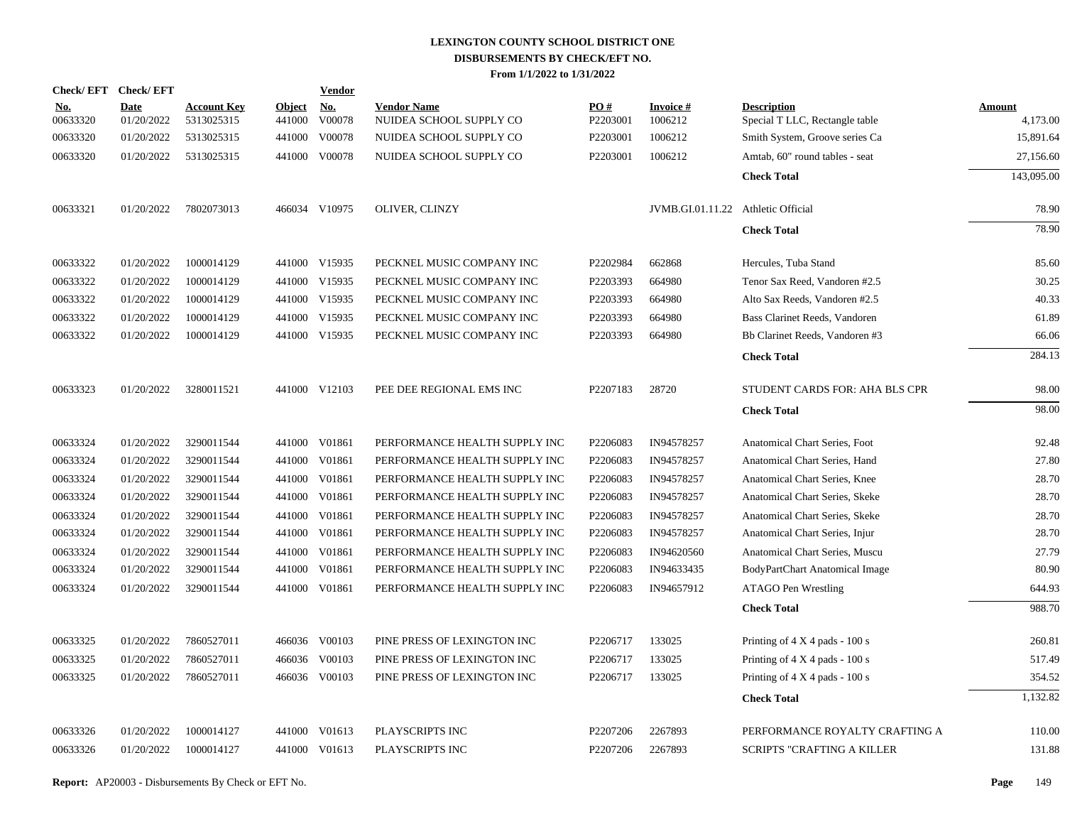# LEXINGTON COUNTY SCHOOL DISTRICT ONE
## DISBURSEMENTS BY CHECK/EFT NO.
### From 1/1/2022 to 1/31/2022

| Check/ EFT No. | Check/ EFT Date | Account Key | Object | Vendor No. | Vendor Name | PO # | Invoice # | Description | Amount |
|---|---|---|---|---|---|---|---|---|---|
| 00633320 | 01/20/2022 | 5313025315 | 441000 | V00078 | NUIDEA SCHOOL SUPPLY CO | P2203001 | 1006212 | Special T LLC, Rectangle table | 4,173.00 |
| 00633320 | 01/20/2022 | 5313025315 | 441000 | V00078 | NUIDEA SCHOOL SUPPLY CO | P2203001 | 1006212 | Smith System, Groove series Ca | 15,891.64 |
| 00633320 | 01/20/2022 | 5313025315 | 441000 | V00078 | NUIDEA SCHOOL SUPPLY CO | P2203001 | 1006212 | Amtab, 60" round tables - seat | 27,156.60 |
| | | | | | | | | **Check Total** | 143,095.00 |
| 00633321 | 01/20/2022 | 7802073013 | 466034 | V10975 | OLIVER, CLINZY | | JVMB.GI.01.11.22 | Athletic Official | 78.90 |
| | | | | | | | | **Check Total** | 78.90 |
| 00633322 | 01/20/2022 | 1000014129 | 441000 | V15935 | PECKNEL MUSIC COMPANY INC | P2202984 | 662868 | Hercules, Tuba Stand | 85.60 |
| 00633322 | 01/20/2022 | 1000014129 | 441000 | V15935 | PECKNEL MUSIC COMPANY INC | P2203393 | 664980 | Tenor Sax Reed, Vandoren #2.5 | 30.25 |
| 00633322 | 01/20/2022 | 1000014129 | 441000 | V15935 | PECKNEL MUSIC COMPANY INC | P2203393 | 664980 | Alto Sax Reeds, Vandoren #2.5 | 40.33 |
| 00633322 | 01/20/2022 | 1000014129 | 441000 | V15935 | PECKNEL MUSIC COMPANY INC | P2203393 | 664980 | Bass Clarinet Reeds, Vandoren | 61.89 |
| 00633322 | 01/20/2022 | 1000014129 | 441000 | V15935 | PECKNEL MUSIC COMPANY INC | P2203393 | 664980 | Bb Clarinet Reeds, Vandoren #3 | 66.06 |
| | | | | | | | | **Check Total** | 284.13 |
| 00633323 | 01/20/2022 | 3280011521 | 441000 | V12103 | PEE DEE REGIONAL EMS INC | P2207183 | 28720 | STUDENT CARDS FOR: AHA BLS CPR | 98.00 |
| | | | | | | | | **Check Total** | 98.00 |
| 00633324 | 01/20/2022 | 3290011544 | 441000 | V01861 | PERFORMANCE HEALTH SUPPLY INC | P2206083 | IN94578257 | Anatomical Chart Series, Foot | 92.48 |
| 00633324 | 01/20/2022 | 3290011544 | 441000 | V01861 | PERFORMANCE HEALTH SUPPLY INC | P2206083 | IN94578257 | Anatomical Chart Series, Hand | 27.80 |
| 00633324 | 01/20/2022 | 3290011544 | 441000 | V01861 | PERFORMANCE HEALTH SUPPLY INC | P2206083 | IN94578257 | Anatomical Chart Series, Knee | 28.70 |
| 00633324 | 01/20/2022 | 3290011544 | 441000 | V01861 | PERFORMANCE HEALTH SUPPLY INC | P2206083 | IN94578257 | Anatomical Chart Series, Skeke | 28.70 |
| 00633324 | 01/20/2022 | 3290011544 | 441000 | V01861 | PERFORMANCE HEALTH SUPPLY INC | P2206083 | IN94578257 | Anatomical Chart Series, Skeke | 28.70 |
| 00633324 | 01/20/2022 | 3290011544 | 441000 | V01861 | PERFORMANCE HEALTH SUPPLY INC | P2206083 | IN94578257 | Anatomical Chart Series, Injur | 28.70 |
| 00633324 | 01/20/2022 | 3290011544 | 441000 | V01861 | PERFORMANCE HEALTH SUPPLY INC | P2206083 | IN94620560 | Anatomical Chart Series, Muscu | 27.79 |
| 00633324 | 01/20/2022 | 3290011544 | 441000 | V01861 | PERFORMANCE HEALTH SUPPLY INC | P2206083 | IN94633435 | BodyPartChart Anatomical Image | 80.90 |
| 00633324 | 01/20/2022 | 3290011544 | 441000 | V01861 | PERFORMANCE HEALTH SUPPLY INC | P2206083 | IN94657912 | ATAGO Pen Wrestling | 644.93 |
| | | | | | | | | **Check Total** | 988.70 |
| 00633325 | 01/20/2022 | 7860527011 | 466036 | V00103 | PINE PRESS OF LEXINGTON INC | P2206717 | 133025 | Printing of 4 X 4 pads - 100 s | 260.81 |
| 00633325 | 01/20/2022 | 7860527011 | 466036 | V00103 | PINE PRESS OF LEXINGTON INC | P2206717 | 133025 | Printing of 4 X 4 pads - 100 s | 517.49 |
| 00633325 | 01/20/2022 | 7860527011 | 466036 | V00103 | PINE PRESS OF LEXINGTON INC | P2206717 | 133025 | Printing of 4 X 4 pads - 100 s | 354.52 |
| | | | | | | | | **Check Total** | 1,132.82 |
| 00633326 | 01/20/2022 | 1000014127 | 441000 | V01613 | PLAYSCRIPTS INC | P2207206 | 2267893 | PERFORMANCE ROYALTY CRAFTING A | 110.00 |
| 00633326 | 01/20/2022 | 1000014127 | 441000 | V01613 | PLAYSCRIPTS INC | P2207206 | 2267893 | SCRIPTS "CRAFTING A KILLER | 131.88 |

**Report:** AP20003 - Disbursements By Check or EFT No.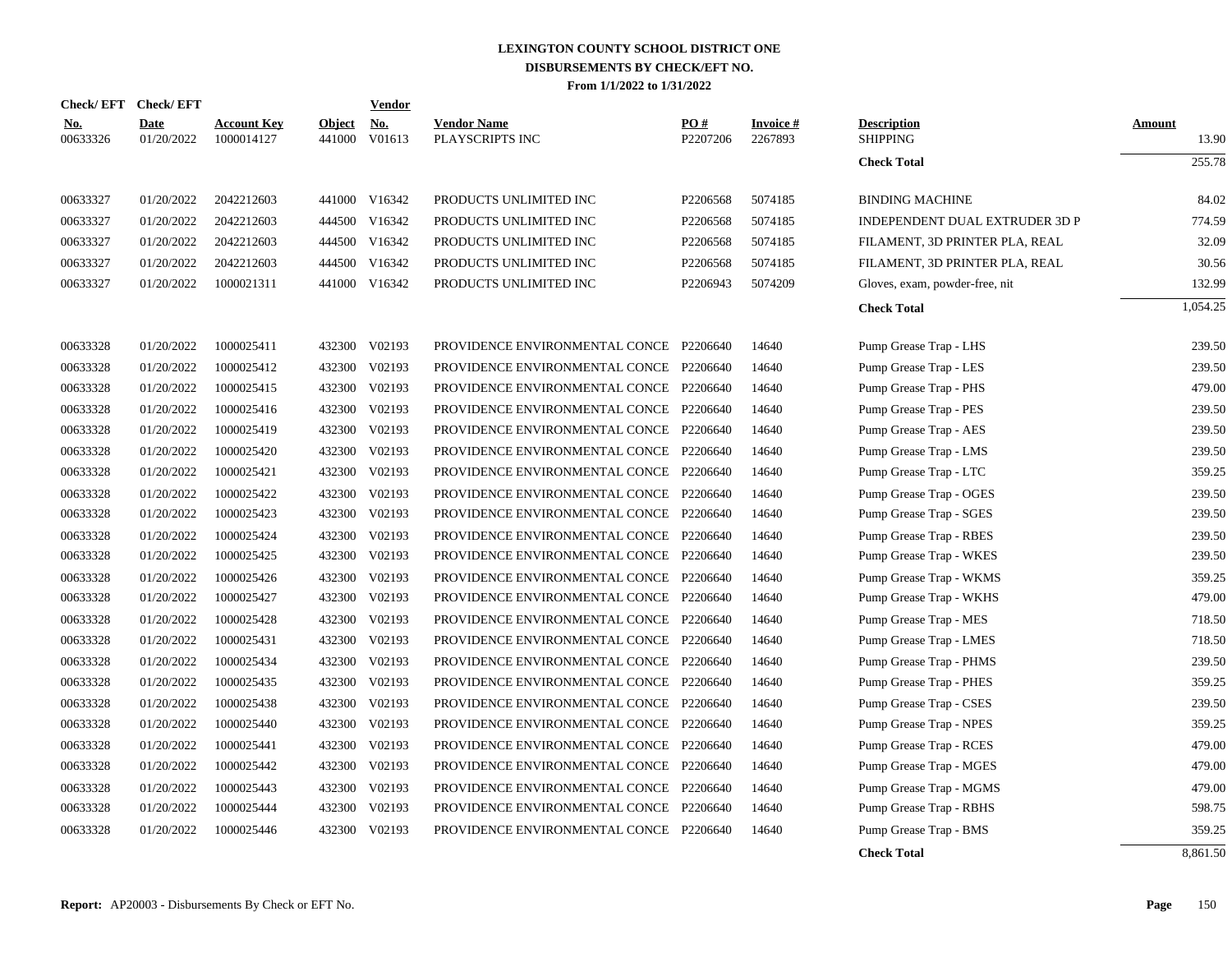# LEXINGTON COUNTY SCHOOL DISTRICT ONE
## DISBURSEMENTS BY CHECK/EFT NO.
### From 1/1/2022 to 1/31/2022

| Check/ EFT No. | Check/ EFT Date | Account Key | Object | Vendor No. | Vendor Name | PO # | Invoice # | Description | Amount |
|---|---|---|---|---|---|---|---|---|---|
| 00633326 | 01/20/2022 | 1000014127 | 441000 | V01613 | PLAYSCRIPTS INC | P2207206 | 2267893 | SHIPPING | 13.90 |
| | | | | | | | | **Check Total** | 255.78 |
| 00633327 | 01/20/2022 | 2042212603 | 441000 | V16342 | PRODUCTS UNLIMITED INC | P2206568 | 5074185 | BINDING MACHINE | 84.02 |
| 00633327 | 01/20/2022 | 2042212603 | 444500 | V16342 | PRODUCTS UNLIMITED INC | P2206568 | 5074185 | INDEPENDENT DUAL EXTRUDER 3D P | 774.59 |
| 00633327 | 01/20/2022 | 2042212603 | 444500 | V16342 | PRODUCTS UNLIMITED INC | P2206568 | 5074185 | FILAMENT, 3D PRINTER PLA, REAL | 32.09 |
| 00633327 | 01/20/2022 | 2042212603 | 444500 | V16342 | PRODUCTS UNLIMITED INC | P2206568 | 5074185 | FILAMENT, 3D PRINTER PLA, REAL | 30.56 |
| 00633327 | 01/20/2022 | 1000021311 | 441000 | V16342 | PRODUCTS UNLIMITED INC | P2206943 | 5074209 | Gloves, exam, powder-free, nit | 132.99 |
| | | | | | | | | **Check Total** | 1,054.25 |
| 00633328 | 01/20/2022 | 1000025411 | 432300 | V02193 | PROVIDENCE ENVIRONMENTAL CONCE | P2206640 | 14640 | Pump Grease Trap - LHS | 239.50 |
| 00633328 | 01/20/2022 | 1000025412 | 432300 | V02193 | PROVIDENCE ENVIRONMENTAL CONCE | P2206640 | 14640 | Pump Grease Trap - LES | 239.50 |
| 00633328 | 01/20/2022 | 1000025415 | 432300 | V02193 | PROVIDENCE ENVIRONMENTAL CONCE | P2206640 | 14640 | Pump Grease Trap - PHS | 479.00 |
| 00633328 | 01/20/2022 | 1000025416 | 432300 | V02193 | PROVIDENCE ENVIRONMENTAL CONCE | P2206640 | 14640 | Pump Grease Trap - PES | 239.50 |
| 00633328 | 01/20/2022 | 1000025419 | 432300 | V02193 | PROVIDENCE ENVIRONMENTAL CONCE | P2206640 | 14640 | Pump Grease Trap - AES | 239.50 |
| 00633328 | 01/20/2022 | 1000025420 | 432300 | V02193 | PROVIDENCE ENVIRONMENTAL CONCE | P2206640 | 14640 | Pump Grease Trap - LMS | 239.50 |
| 00633328 | 01/20/2022 | 1000025421 | 432300 | V02193 | PROVIDENCE ENVIRONMENTAL CONCE | P2206640 | 14640 | Pump Grease Trap - LTC | 359.25 |
| 00633328 | 01/20/2022 | 1000025422 | 432300 | V02193 | PROVIDENCE ENVIRONMENTAL CONCE | P2206640 | 14640 | Pump Grease Trap - OGES | 239.50 |
| 00633328 | 01/20/2022 | 1000025423 | 432300 | V02193 | PROVIDENCE ENVIRONMENTAL CONCE | P2206640 | 14640 | Pump Grease Trap - SGES | 239.50 |
| 00633328 | 01/20/2022 | 1000025424 | 432300 | V02193 | PROVIDENCE ENVIRONMENTAL CONCE | P2206640 | 14640 | Pump Grease Trap - RBES | 239.50 |
| 00633328 | 01/20/2022 | 1000025425 | 432300 | V02193 | PROVIDENCE ENVIRONMENTAL CONCE | P2206640 | 14640 | Pump Grease Trap - WKES | 239.50 |
| 00633328 | 01/20/2022 | 1000025426 | 432300 | V02193 | PROVIDENCE ENVIRONMENTAL CONCE | P2206640 | 14640 | Pump Grease Trap - WKMS | 359.25 |
| 00633328 | 01/20/2022 | 1000025427 | 432300 | V02193 | PROVIDENCE ENVIRONMENTAL CONCE | P2206640 | 14640 | Pump Grease Trap - WKHS | 479.00 |
| 00633328 | 01/20/2022 | 1000025428 | 432300 | V02193 | PROVIDENCE ENVIRONMENTAL CONCE | P2206640 | 14640 | Pump Grease Trap - MES | 718.50 |
| 00633328 | 01/20/2022 | 1000025431 | 432300 | V02193 | PROVIDENCE ENVIRONMENTAL CONCE | P2206640 | 14640 | Pump Grease Trap - LMES | 718.50 |
| 00633328 | 01/20/2022 | 1000025434 | 432300 | V02193 | PROVIDENCE ENVIRONMENTAL CONCE | P2206640 | 14640 | Pump Grease Trap - PHMS | 239.50 |
| 00633328 | 01/20/2022 | 1000025435 | 432300 | V02193 | PROVIDENCE ENVIRONMENTAL CONCE | P2206640 | 14640 | Pump Grease Trap - PHES | 359.25 |
| 00633328 | 01/20/2022 | 1000025438 | 432300 | V02193 | PROVIDENCE ENVIRONMENTAL CONCE | P2206640 | 14640 | Pump Grease Trap - CSES | 239.50 |
| 00633328 | 01/20/2022 | 1000025440 | 432300 | V02193 | PROVIDENCE ENVIRONMENTAL CONCE | P2206640 | 14640 | Pump Grease Trap - NPES | 359.25 |
| 00633328 | 01/20/2022 | 1000025441 | 432300 | V02193 | PROVIDENCE ENVIRONMENTAL CONCE | P2206640 | 14640 | Pump Grease Trap - RCES | 479.00 |
| 00633328 | 01/20/2022 | 1000025442 | 432300 | V02193 | PROVIDENCE ENVIRONMENTAL CONCE | P2206640 | 14640 | Pump Grease Trap - MGES | 479.00 |
| 00633328 | 01/20/2022 | 1000025443 | 432300 | V02193 | PROVIDENCE ENVIRONMENTAL CONCE | P2206640 | 14640 | Pump Grease Trap - MGMS | 479.00 |
| 00633328 | 01/20/2022 | 1000025444 | 432300 | V02193 | PROVIDENCE ENVIRONMENTAL CONCE | P2206640 | 14640 | Pump Grease Trap - RBHS | 598.75 |
| 00633328 | 01/20/2022 | 1000025446 | 432300 | V02193 | PROVIDENCE ENVIRONMENTAL CONCE | P2206640 | 14640 | Pump Grease Trap - BMS | 359.25 |
| | | | | | | | | **Check Total** | 8,861.50 |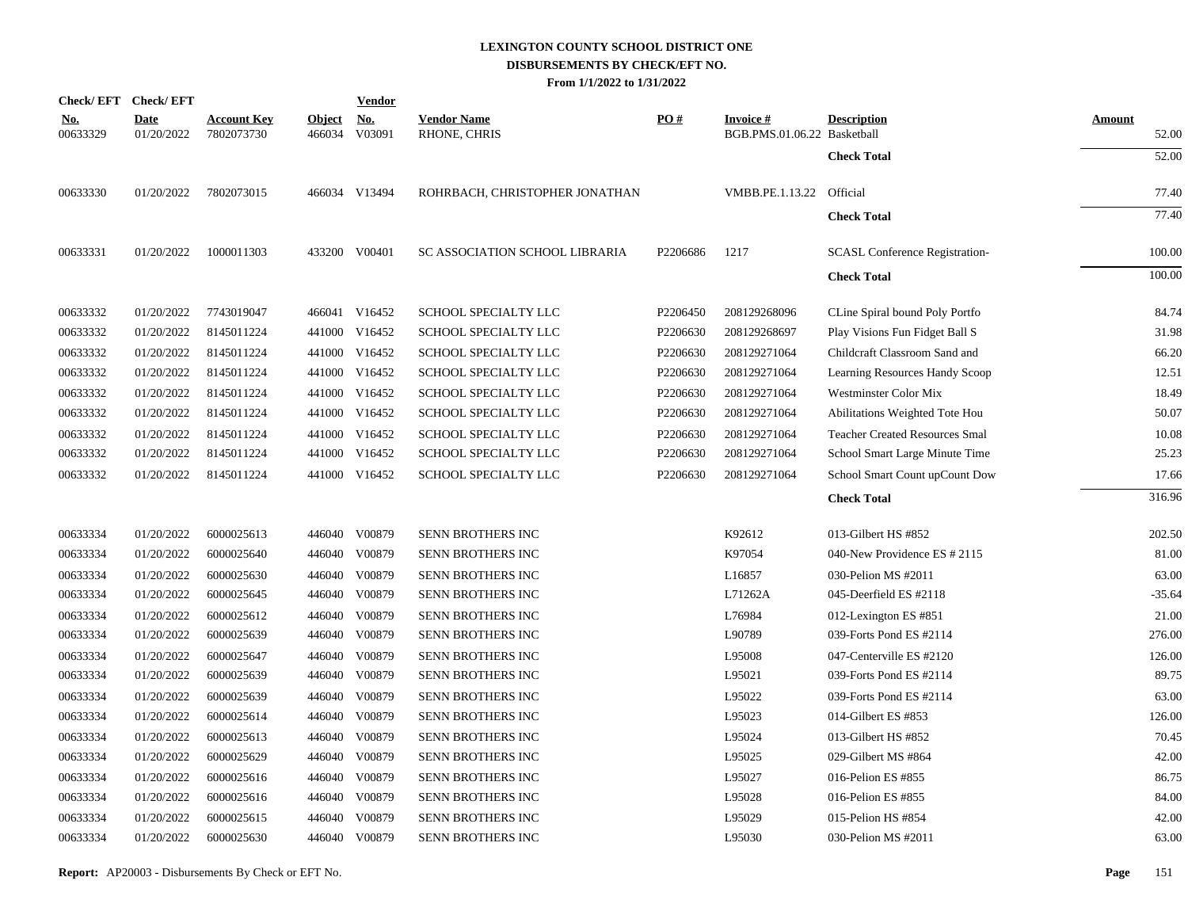**LEXINGTON COUNTY SCHOOL DISTRICT ONE**
**DISBURSEMENTS BY CHECK/EFT NO.**
**From 1/1/2022 to 1/31/2022**

| Check/ EFT No. | Check/ EFT Date | Account Key | Object | Vendor No. | Vendor Name | PO # | Invoice # | Description | Amount |
|---|---|---|---|---|---|---|---|---|---|
| 00633329 | 01/20/2022 | 7802073730 | 466034 | V03091 | RHONE, CHRIS | | BGB.PMS.01.06.22 | Basketball | 52.00 |
| | | | | | | | | **Check Total** | 52.00 |
| 00633330 | 01/20/2022 | 7802073015 | 466034 | V13494 | ROHRBACH, CHRISTOPHER JONATHAN | | VMBB.PE.1.13.22 | Official | 77.40 |
| | | | | | | | | **Check Total** | 77.40 |
| 00633331 | 01/20/2022 | 1000011303 | 433200 | V00401 | SC ASSOCIATION SCHOOL LIBRARIA | P2206686 | 1217 | SCASL Conference Registration- | 100.00 |
| | | | | | | | | **Check Total** | 100.00 |
| 00633332 | 01/20/2022 | 7743019047 | 466041 | V16452 | SCHOOL SPECIALTY LLC | P2206450 | 208129268096 | CLine Spiral bound Poly Portfo | 84.74 |
| 00633332 | 01/20/2022 | 8145011224 | 441000 | V16452 | SCHOOL SPECIALTY LLC | P2206630 | 208129268697 | Play Visions Fun Fidget Ball S | 31.98 |
| 00633332 | 01/20/2022 | 8145011224 | 441000 | V16452 | SCHOOL SPECIALTY LLC | P2206630 | 208129271064 | Childcraft Classroom Sand and | 66.20 |
| 00633332 | 01/20/2022 | 8145011224 | 441000 | V16452 | SCHOOL SPECIALTY LLC | P2206630 | 208129271064 | Learning Resources Handy Scoop | 12.51 |
| 00633332 | 01/20/2022 | 8145011224 | 441000 | V16452 | SCHOOL SPECIALTY LLC | P2206630 | 208129271064 | Westminster Color Mix | 18.49 |
| 00633332 | 01/20/2022 | 8145011224 | 441000 | V16452 | SCHOOL SPECIALTY LLC | P2206630 | 208129271064 | Abilitations Weighted Tote Hou | 50.07 |
| 00633332 | 01/20/2022 | 8145011224 | 441000 | V16452 | SCHOOL SPECIALTY LLC | P2206630 | 208129271064 | Teacher Created Resources Smal | 10.08 |
| 00633332 | 01/20/2022 | 8145011224 | 441000 | V16452 | SCHOOL SPECIALTY LLC | P2206630 | 208129271064 | School Smart Large Minute Time | 25.23 |
| 00633332 | 01/20/2022 | 8145011224 | 441000 | V16452 | SCHOOL SPECIALTY LLC | P2206630 | 208129271064 | School Smart Count upCount Dow | 17.66 |
| | | | | | | | | **Check Total** | 316.96 |
| 00633334 | 01/20/2022 | 6000025613 | 446040 | V00879 | SENN BROTHERS INC | | K92612 | 013-Gilbert HS #852 | 202.50 |
| 00633334 | 01/20/2022 | 6000025640 | 446040 | V00879 | SENN BROTHERS INC | | K97054 | 040-New Providence ES # 2115 | 81.00 |
| 00633334 | 01/20/2022 | 6000025630 | 446040 | V00879 | SENN BROTHERS INC | | L16857 | 030-Pelion MS #2011 | 63.00 |
| 00633334 | 01/20/2022 | 6000025645 | 446040 | V00879 | SENN BROTHERS INC | | L71262A | 045-Deerfield ES #2118 | -35.64 |
| 00633334 | 01/20/2022 | 6000025612 | 446040 | V00879 | SENN BROTHERS INC | | L76984 | 012-Lexington ES #851 | 21.00 |
| 00633334 | 01/20/2022 | 6000025639 | 446040 | V00879 | SENN BROTHERS INC | | L90789 | 039-Forts Pond ES #2114 | 276.00 |
| 00633334 | 01/20/2022 | 6000025647 | 446040 | V00879 | SENN BROTHERS INC | | L95008 | 047-Centerville ES #2120 | 126.00 |
| 00633334 | 01/20/2022 | 6000025639 | 446040 | V00879 | SENN BROTHERS INC | | L95021 | 039-Forts Pond ES #2114 | 89.75 |
| 00633334 | 01/20/2022 | 6000025639 | 446040 | V00879 | SENN BROTHERS INC | | L95022 | 039-Forts Pond ES #2114 | 63.00 |
| 00633334 | 01/20/2022 | 6000025614 | 446040 | V00879 | SENN BROTHERS INC | | L95023 | 014-Gilbert ES #853 | 126.00 |
| 00633334 | 01/20/2022 | 6000025613 | 446040 | V00879 | SENN BROTHERS INC | | L95024 | 013-Gilbert HS #852 | 70.45 |
| 00633334 | 01/20/2022 | 6000025629 | 446040 | V00879 | SENN BROTHERS INC | | L95025 | 029-Gilbert MS #864 | 42.00 |
| 00633334 | 01/20/2022 | 6000025616 | 446040 | V00879 | SENN BROTHERS INC | | L95027 | 016-Pelion ES #855 | 86.75 |
| 00633334 | 01/20/2022 | 6000025616 | 446040 | V00879 | SENN BROTHERS INC | | L95028 | 016-Pelion ES #855 | 84.00 |
| 00633334 | 01/20/2022 | 6000025615 | 446040 | V00879 | SENN BROTHERS INC | | L95029 | 015-Pelion HS #854 | 42.00 |
| 00633334 | 01/20/2022 | 6000025630 | 446040 | V00879 | SENN BROTHERS INC | | L95030 | 030-Pelion MS #2011 | 63.00 |

**Report:** AP20003 - Disbursements By Check or EFT No.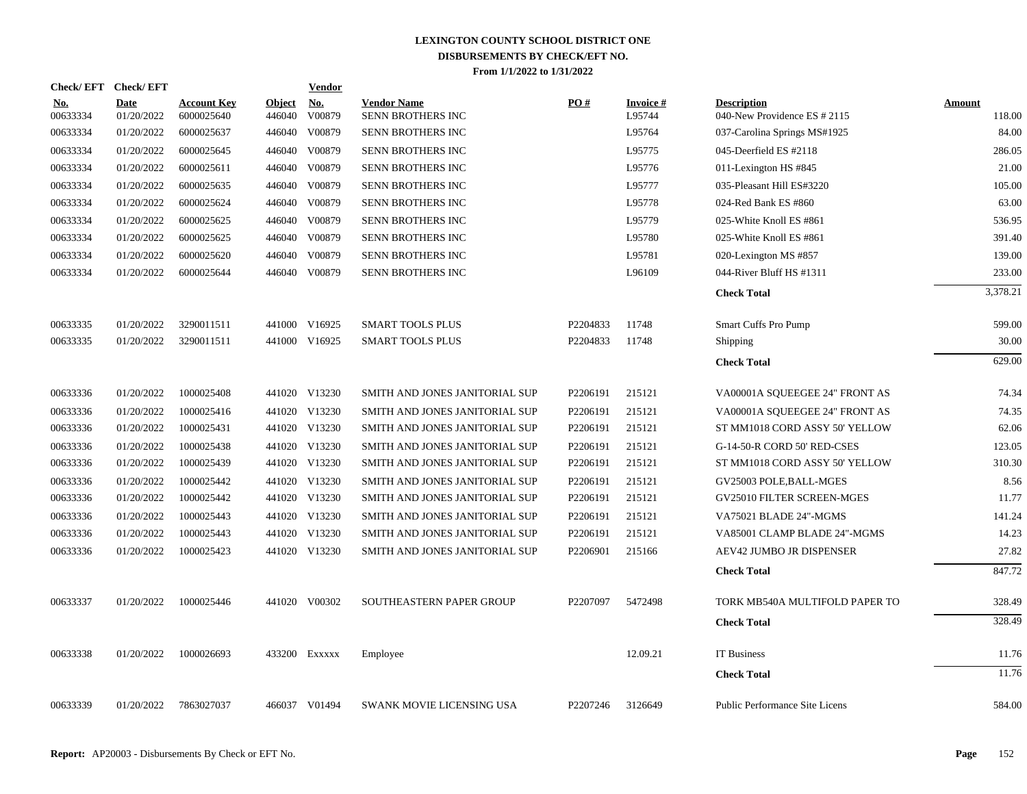# LEXINGTON COUNTY SCHOOL DISTRICT ONE
## DISBURSEMENTS BY CHECK/EFT NO.
### From 1/1/2022 to 1/31/2022

| Check/ EFT No. | Check/ EFT Date | Account Key | Object | Vendor No. | Vendor Name | PO # | Invoice # | Description | Amount |
|---|---|---|---|---|---|---|---|---|---|
| 00633334 | 01/20/2022 | 6000025640 | 446040 | V00879 | SENN BROTHERS INC | | L95744 | 040-New Providence ES # 2115 | 118.00 |
| 00633334 | 01/20/2022 | 6000025637 | 446040 | V00879 | SENN BROTHERS INC | | L95764 | 037-Carolina Springs MS#1925 | 84.00 |
| 00633334 | 01/20/2022 | 6000025645 | 446040 | V00879 | SENN BROTHERS INC | | L95775 | 045-Deerfield ES #2118 | 286.05 |
| 00633334 | 01/20/2022 | 6000025611 | 446040 | V00879 | SENN BROTHERS INC | | L95776 | 011-Lexington HS #845 | 21.00 |
| 00633334 | 01/20/2022 | 6000025635 | 446040 | V00879 | SENN BROTHERS INC | | L95777 | 035-Pleasant Hill ES#3220 | 105.00 |
| 00633334 | 01/20/2022 | 6000025624 | 446040 | V00879 | SENN BROTHERS INC | | L95778 | 024-Red Bank ES #860 | 63.00 |
| 00633334 | 01/20/2022 | 6000025625 | 446040 | V00879 | SENN BROTHERS INC | | L95779 | 025-White Knoll ES #861 | 536.95 |
| 00633334 | 01/20/2022 | 6000025625 | 446040 | V00879 | SENN BROTHERS INC | | L95780 | 025-White Knoll ES #861 | 391.40 |
| 00633334 | 01/20/2022 | 6000025620 | 446040 | V00879 | SENN BROTHERS INC | | L95781 | 020-Lexington MS #857 | 139.00 |
| 00633334 | 01/20/2022 | 6000025644 | 446040 | V00879 | SENN BROTHERS INC | | L96109 | 044-River Bluff HS #1311 | 233.00 |
| | | | | | | | | **Check Total** | 3,378.21 |
| 00633335 | 01/20/2022 | 3290011511 | 441000 | V16925 | SMART TOOLS PLUS | P2204833 | 11748 | Smart Cuffs Pro Pump | 599.00 |
| 00633335 | 01/20/2022 | 3290011511 | 441000 | V16925 | SMART TOOLS PLUS | P2204833 | 11748 | Shipping | 30.00 |
| | | | | | | | | **Check Total** | 629.00 |
| 00633336 | 01/20/2022 | 1000025408 | 441020 | V13230 | SMITH AND JONES JANITORIAL SUP | P2206191 | 215121 | VA00001A SQUEEGEE 24" FRONT AS | 74.34 |
| 00633336 | 01/20/2022 | 1000025416 | 441020 | V13230 | SMITH AND JONES JANITORIAL SUP | P2206191 | 215121 | VA00001A SQUEEGEE 24" FRONT AS | 74.35 |
| 00633336 | 01/20/2022 | 1000025431 | 441020 | V13230 | SMITH AND JONES JANITORIAL SUP | P2206191 | 215121 | ST MM1018 CORD ASSY 50' YELLOW | 62.06 |
| 00633336 | 01/20/2022 | 1000025438 | 441020 | V13230 | SMITH AND JONES JANITORIAL SUP | P2206191 | 215121 | G-14-50-R CORD 50' RED-CSES | 123.05 |
| 00633336 | 01/20/2022 | 1000025439 | 441020 | V13230 | SMITH AND JONES JANITORIAL SUP | P2206191 | 215121 | ST MM1018 CORD ASSY 50' YELLOW | 310.30 |
| 00633336 | 01/20/2022 | 1000025442 | 441020 | V13230 | SMITH AND JONES JANITORIAL SUP | P2206191 | 215121 | GV25003 POLE,BALL-MGES | 8.56 |
| 00633336 | 01/20/2022 | 1000025442 | 441020 | V13230 | SMITH AND JONES JANITORIAL SUP | P2206191 | 215121 | GV25010 FILTER SCREEN-MGES | 11.77 |
| 00633336 | 01/20/2022 | 1000025443 | 441020 | V13230 | SMITH AND JONES JANITORIAL SUP | P2206191 | 215121 | VA75021 BLADE 24"-MGMS | 141.24 |
| 00633336 | 01/20/2022 | 1000025443 | 441020 | V13230 | SMITH AND JONES JANITORIAL SUP | P2206191 | 215121 | VA85001 CLAMP BLADE 24"-MGMS | 14.23 |
| 00633336 | 01/20/2022 | 1000025423 | 441020 | V13230 | SMITH AND JONES JANITORIAL SUP | P2206901 | 215166 | AEV42 JUMBO JR DISPENSER | 27.82 |
| | | | | | | | | **Check Total** | 847.72 |
| 00633337 | 01/20/2022 | 1000025446 | 441020 | V00302 | SOUTHEASTERN PAPER GROUP | P2207097 | 5472498 | TORK MB540A MULTIFOLD PAPER TO | 328.49 |
| | | | | | | | | **Check Total** | 328.49 |
| 00633338 | 01/20/2022 | 1000026693 | 433200 | Exxxxx | Employee | | 12.09.21 | IT Business | 11.76 |
| | | | | | | | | **Check Total** | 11.76 |
| 00633339 | 01/20/2022 | 7863027037 | 466037 | V01494 | SWANK MOVIE LICENSING USA | P2207246 | 3126649 | Public Performance Site Licens | 584.00 |

**Report:** AP20003 - Disbursements By Check or EFT No.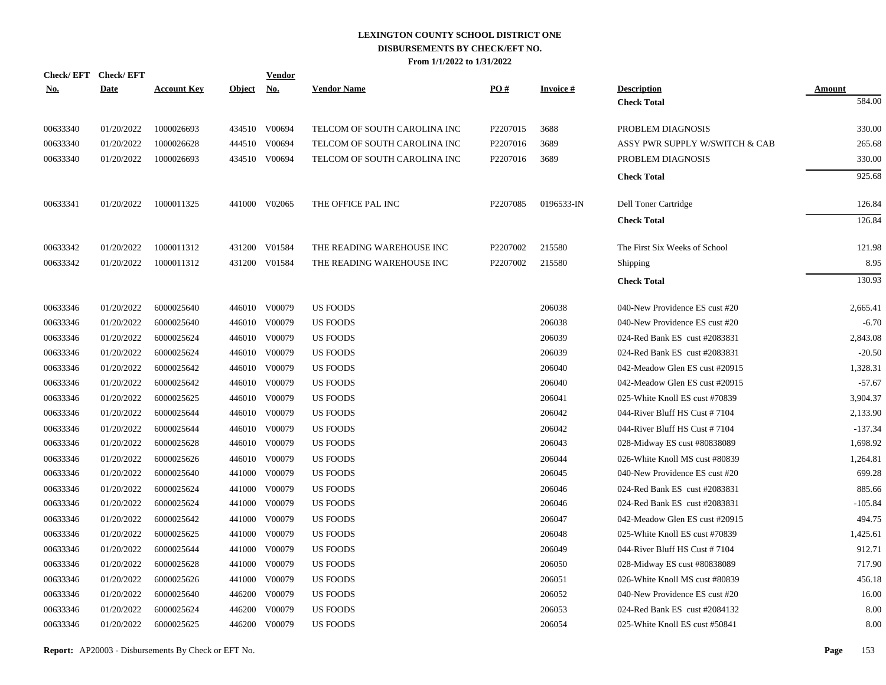# LEXINGTON COUNTY SCHOOL DISTRICT ONE
## DISBURSEMENTS BY CHECK/EFT NO.
### From 1/1/2022 to 1/31/2022

| Check/ EFT No. | Check/ EFT Date | Account Key | Object | Vendor No. | Vendor Name | PO # | Invoice # | Description | Amount |
|---|---|---|---|---|---|---|---|---|---|
| | | | | | | | | **Check Total** | 584.00 |
| 00633340 | 01/20/2022 | 1000026693 | 434510 | V00694 | TELCOM OF SOUTH CAROLINA INC | P2207015 | 3688 | PROBLEM DIAGNOSIS | 330.00 |
| 00633340 | 01/20/2022 | 1000026628 | 444510 | V00694 | TELCOM OF SOUTH CAROLINA INC | P2207016 | 3689 | ASSY PWR SUPPLY W/SWITCH & CAB | 265.68 |
| 00633340 | 01/20/2022 | 1000026693 | 434510 | V00694 | TELCOM OF SOUTH CAROLINA INC | P2207016 | 3689 | PROBLEM DIAGNOSIS | 330.00 |
| | | | | | | | | **Check Total** | 925.68 |
| 00633341 | 01/20/2022 | 1000011325 | 441000 | V02065 | THE OFFICE PAL INC | P2207085 | 0196533-IN | Dell Toner Cartridge | 126.84 |
| | | | | | | | | **Check Total** | 126.84 |
| 00633342 | 01/20/2022 | 1000011312 | 431200 | V01584 | THE READING WAREHOUSE INC | P2207002 | 215580 | The First Six Weeks of School | 121.98 |
| 00633342 | 01/20/2022 | 1000011312 | 431200 | V01584 | THE READING WAREHOUSE INC | P2207002 | 215580 | Shipping | 8.95 |
| | | | | | | | | **Check Total** | 130.93 |
| 00633346 | 01/20/2022 | 6000025640 | 446010 | V00079 | US FOODS | | 206038 | 040-New Providence ES cust #20 | 2,665.41 |
| 00633346 | 01/20/2022 | 6000025640 | 446010 | V00079 | US FOODS | | 206038 | 040-New Providence ES cust #20 | -6.70 |
| 00633346 | 01/20/2022 | 6000025624 | 446010 | V00079 | US FOODS | | 206039 | 024-Red Bank ES cust #2083831 | 2,843.08 |
| 00633346 | 01/20/2022 | 6000025624 | 446010 | V00079 | US FOODS | | 206039 | 024-Red Bank ES cust #2083831 | -20.50 |
| 00633346 | 01/20/2022 | 6000025642 | 446010 | V00079 | US FOODS | | 206040 | 042-Meadow Glen ES cust #20915 | 1,328.31 |
| 00633346 | 01/20/2022 | 6000025642 | 446010 | V00079 | US FOODS | | 206040 | 042-Meadow Glen ES cust #20915 | -57.67 |
| 00633346 | 01/20/2022 | 6000025625 | 446010 | V00079 | US FOODS | | 206041 | 025-White Knoll ES cust #70839 | 3,904.37 |
| 00633346 | 01/20/2022 | 6000025644 | 446010 | V00079 | US FOODS | | 206042 | 044-River Bluff HS Cust # 7104 | 2,133.90 |
| 00633346 | 01/20/2022 | 6000025644 | 446010 | V00079 | US FOODS | | 206042 | 044-River Bluff HS Cust # 7104 | -137.34 |
| 00633346 | 01/20/2022 | 6000025628 | 446010 | V00079 | US FOODS | | 206043 | 028-Midway ES cust #80838089 | 1,698.92 |
| 00633346 | 01/20/2022 | 6000025626 | 446010 | V00079 | US FOODS | | 206044 | 026-White Knoll MS cust #80839 | 1,264.81 |
| 00633346 | 01/20/2022 | 6000025640 | 441000 | V00079 | US FOODS | | 206045 | 040-New Providence ES cust #20 | 699.28 |
| 00633346 | 01/20/2022 | 6000025624 | 441000 | V00079 | US FOODS | | 206046 | 024-Red Bank ES cust #2083831 | 885.66 |
| 00633346 | 01/20/2022 | 6000025624 | 441000 | V00079 | US FOODS | | 206046 | 024-Red Bank ES cust #2083831 | -105.84 |
| 00633346 | 01/20/2022 | 6000025642 | 441000 | V00079 | US FOODS | | 206047 | 042-Meadow Glen ES cust #20915 | 494.75 |
| 00633346 | 01/20/2022 | 6000025625 | 441000 | V00079 | US FOODS | | 206048 | 025-White Knoll ES cust #70839 | 1,425.61 |
| 00633346 | 01/20/2022 | 6000025644 | 441000 | V00079 | US FOODS | | 206049 | 044-River Bluff HS Cust # 7104 | 912.71 |
| 00633346 | 01/20/2022 | 6000025628 | 441000 | V00079 | US FOODS | | 206050 | 028-Midway ES cust #80838089 | 717.90 |
| 00633346 | 01/20/2022 | 6000025626 | 441000 | V00079 | US FOODS | | 206051 | 026-White Knoll MS cust #80839 | 456.18 |
| 00633346 | 01/20/2022 | 6000025640 | 446200 | V00079 | US FOODS | | 206052 | 040-New Providence ES cust #20 | 16.00 |
| 00633346 | 01/20/2022 | 6000025624 | 446200 | V00079 | US FOODS | | 206053 | 024-Red Bank ES cust #2084132 | 8.00 |
| 00633346 | 01/20/2022 | 6000025625 | 446200 | V00079 | US FOODS | | 206054 | 025-White Knoll ES cust #50841 | 8.00 |

**Report:** AP20003 - Disbursements By Check or EFT No.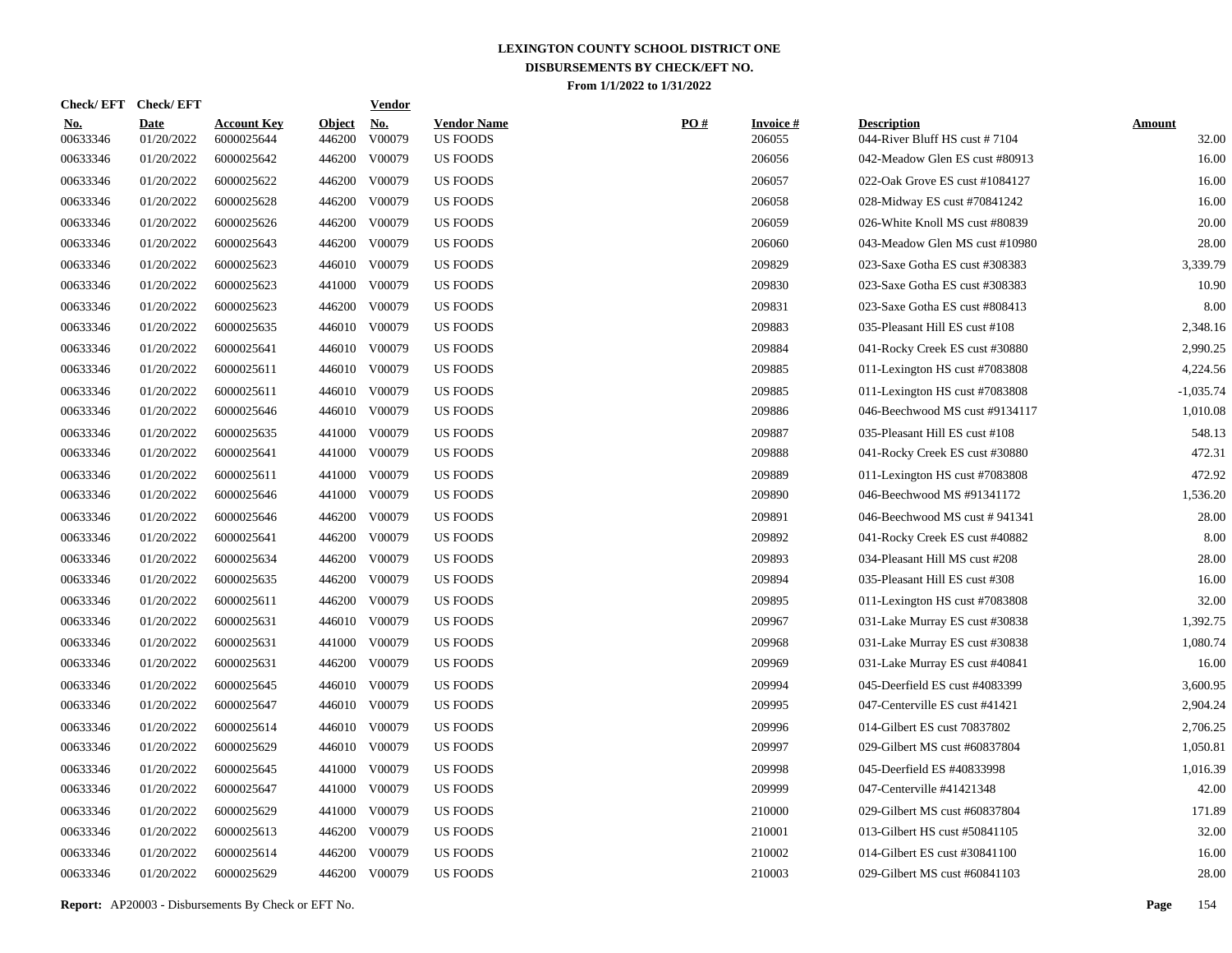**LEXINGTON COUNTY SCHOOL DISTRICT ONE**
**DISBURSEMENTS BY CHECK/EFT NO.**
**From 1/1/2022 to 1/31/2022**

| Check/ EFT No. | Check/ EFT Date | Account Key | Object | Vendor No. | Vendor Name | PO # | Invoice # | Description | Amount |
|---|---|---|---|---|---|---|---|---|---|
| 00633346 | 01/20/2022 | 6000025644 | 446200 | V00079 | US FOODS | | 206055 | 044-River Bluff HS cust # 7104 | 32.00 |
| 00633346 | 01/20/2022 | 6000025642 | 446200 | V00079 | US FOODS | | 206056 | 042-Meadow Glen ES cust #80913 | 16.00 |
| 00633346 | 01/20/2022 | 6000025622 | 446200 | V00079 | US FOODS | | 206057 | 022-Oak Grove ES cust #1084127 | 16.00 |
| 00633346 | 01/20/2022 | 6000025628 | 446200 | V00079 | US FOODS | | 206058 | 028-Midway ES cust #70841242 | 16.00 |
| 00633346 | 01/20/2022 | 6000025626 | 446200 | V00079 | US FOODS | | 206059 | 026-White Knoll MS cust #80839 | 20.00 |
| 00633346 | 01/20/2022 | 6000025643 | 446200 | V00079 | US FOODS | | 206060 | 043-Meadow Glen MS cust #10980 | 28.00 |
| 00633346 | 01/20/2022 | 6000025623 | 446010 | V00079 | US FOODS | | 209829 | 023-Saxe Gotha ES cust #308383 | 3,339.79 |
| 00633346 | 01/20/2022 | 6000025623 | 441000 | V00079 | US FOODS | | 209830 | 023-Saxe Gotha ES cust #308383 | 10.90 |
| 00633346 | 01/20/2022 | 6000025623 | 446200 | V00079 | US FOODS | | 209831 | 023-Saxe Gotha ES cust #808413 | 8.00 |
| 00633346 | 01/20/2022 | 6000025635 | 446010 | V00079 | US FOODS | | 209883 | 035-Pleasant Hill ES cust #108 | 2,348.16 |
| 00633346 | 01/20/2022 | 6000025641 | 446010 | V00079 | US FOODS | | 209884 | 041-Rocky Creek ES cust #30880 | 2,990.25 |
| 00633346 | 01/20/2022 | 6000025611 | 446010 | V00079 | US FOODS | | 209885 | 011-Lexington HS cust #7083808 | 4,224.56 |
| 00633346 | 01/20/2022 | 6000025611 | 446010 | V00079 | US FOODS | | 209885 | 011-Lexington HS cust #7083808 | -1,035.74 |
| 00633346 | 01/20/2022 | 6000025646 | 446010 | V00079 | US FOODS | | 209886 | 046-Beechwood MS cust #9134117 | 1,010.08 |
| 00633346 | 01/20/2022 | 6000025635 | 441000 | V00079 | US FOODS | | 209887 | 035-Pleasant Hill ES cust #108 | 548.13 |
| 00633346 | 01/20/2022 | 6000025641 | 441000 | V00079 | US FOODS | | 209888 | 041-Rocky Creek ES cust #30880 | 472.31 |
| 00633346 | 01/20/2022 | 6000025611 | 441000 | V00079 | US FOODS | | 209889 | 011-Lexington HS cust #7083808 | 472.92 |
| 00633346 | 01/20/2022 | 6000025646 | 441000 | V00079 | US FOODS | | 209890 | 046-Beechwood MS #91341172 | 1,536.20 |
| 00633346 | 01/20/2022 | 6000025646 | 446200 | V00079 | US FOODS | | 209891 | 046-Beechwood MS cust # 941341 | 28.00 |
| 00633346 | 01/20/2022 | 6000025641 | 446200 | V00079 | US FOODS | | 209892 | 041-Rocky Creek ES cust #40882 | 8.00 |
| 00633346 | 01/20/2022 | 6000025634 | 446200 | V00079 | US FOODS | | 209893 | 034-Pleasant Hill MS cust #208 | 28.00 |
| 00633346 | 01/20/2022 | 6000025635 | 446200 | V00079 | US FOODS | | 209894 | 035-Pleasant Hill ES cust #308 | 16.00 |
| 00633346 | 01/20/2022 | 6000025611 | 446200 | V00079 | US FOODS | | 209895 | 011-Lexington HS cust #7083808 | 32.00 |
| 00633346 | 01/20/2022 | 6000025631 | 446010 | V00079 | US FOODS | | 209967 | 031-Lake Murray ES cust #30838 | 1,392.75 |
| 00633346 | 01/20/2022 | 6000025631 | 441000 | V00079 | US FOODS | | 209968 | 031-Lake Murray ES cust #30838 | 1,080.74 |
| 00633346 | 01/20/2022 | 6000025631 | 446200 | V00079 | US FOODS | | 209969 | 031-Lake Murray ES cust #40841 | 16.00 |
| 00633346 | 01/20/2022 | 6000025645 | 446010 | V00079 | US FOODS | | 209994 | 045-Deerfield ES cust #4083399 | 3,600.95 |
| 00633346 | 01/20/2022 | 6000025647 | 446010 | V00079 | US FOODS | | 209995 | 047-Centerville ES cust #41421 | 2,904.24 |
| 00633346 | 01/20/2022 | 6000025614 | 446010 | V00079 | US FOODS | | 209996 | 014-Gilbert ES cust 70837802 | 2,706.25 |
| 00633346 | 01/20/2022 | 6000025629 | 446010 | V00079 | US FOODS | | 209997 | 029-Gilbert MS cust #60837804 | 1,050.81 |
| 00633346 | 01/20/2022 | 6000025645 | 441000 | V00079 | US FOODS | | 209998 | 045-Deerfield ES #40833998 | 1,016.39 |
| 00633346 | 01/20/2022 | 6000025647 | 441000 | V00079 | US FOODS | | 209999 | 047-Centerville #41421348 | 42.00 |
| 00633346 | 01/20/2022 | 6000025629 | 441000 | V00079 | US FOODS | | 210000 | 029-Gilbert MS cust #60837804 | 171.89 |
| 00633346 | 01/20/2022 | 6000025613 | 446200 | V00079 | US FOODS | | 210001 | 013-Gilbert HS cust #50841105 | 32.00 |
| 00633346 | 01/20/2022 | 6000025614 | 446200 | V00079 | US FOODS | | 210002 | 014-Gilbert ES cust #30841100 | 16.00 |
| 00633346 | 01/20/2022 | 6000025629 | 446200 | V00079 | US FOODS | | 210003 | 029-Gilbert MS cust #60841103 | 28.00 |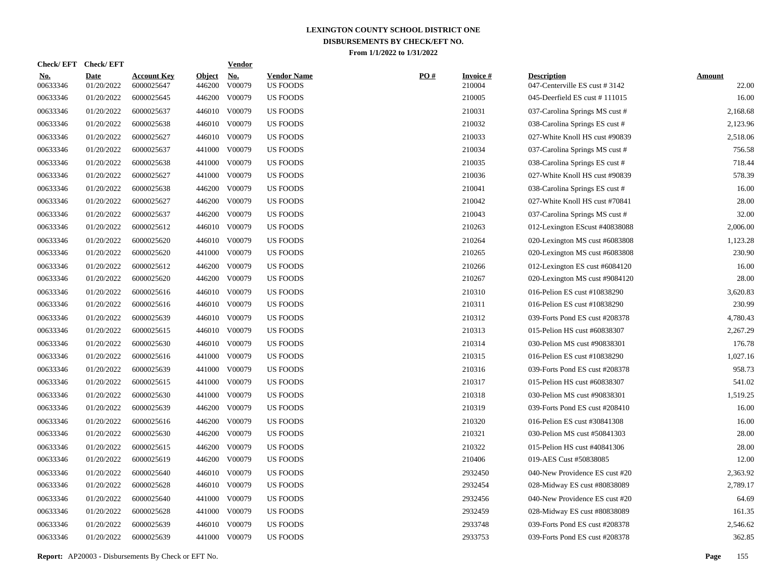**LEXINGTON COUNTY SCHOOL DISTRICT ONE**
**DISBURSEMENTS BY CHECK/EFT NO.**
**From 1/1/2022 to 1/31/2022**

| Check/ EFT No. | Check/ EFT Date | Account Key | Object | Vendor No. | Vendor Name | PO # | Invoice # | Description | Amount |
|---|---|---|---|---|---|---|---|---|---|
| 00633346 | 01/20/2022 | 6000025647 | 446200 | V00079 | US FOODS | | 210004 | 047-Centerville ES cust # 3142 | 22.00 |
| 00633346 | 01/20/2022 | 6000025645 | 446200 | V00079 | US FOODS | | 210005 | 045-Deerfield ES cust # 111015 | 16.00 |
| 00633346 | 01/20/2022 | 6000025637 | 446010 | V00079 | US FOODS | | 210031 | 037-Carolina Springs MS cust # | 2,168.68 |
| 00633346 | 01/20/2022 | 6000025638 | 446010 | V00079 | US FOODS | | 210032 | 038-Carolina Springs ES cust # | 2,123.96 |
| 00633346 | 01/20/2022 | 6000025627 | 446010 | V00079 | US FOODS | | 210033 | 027-White Knoll HS cust #90839 | 2,518.06 |
| 00633346 | 01/20/2022 | 6000025637 | 441000 | V00079 | US FOODS | | 210034 | 037-Carolina Springs MS cust # | 756.58 |
| 00633346 | 01/20/2022 | 6000025638 | 441000 | V00079 | US FOODS | | 210035 | 038-Carolina Springs ES cust # | 718.44 |
| 00633346 | 01/20/2022 | 6000025627 | 441000 | V00079 | US FOODS | | 210036 | 027-White Knoll HS cust #90839 | 578.39 |
| 00633346 | 01/20/2022 | 6000025638 | 446200 | V00079 | US FOODS | | 210041 | 038-Carolina Springs ES cust # | 16.00 |
| 00633346 | 01/20/2022 | 6000025627 | 446200 | V00079 | US FOODS | | 210042 | 027-White Knoll HS cust #70841 | 28.00 |
| 00633346 | 01/20/2022 | 6000025637 | 446200 | V00079 | US FOODS | | 210043 | 037-Carolina Springs MS cust # | 32.00 |
| 00633346 | 01/20/2022 | 6000025612 | 446010 | V00079 | US FOODS | | 210263 | 012-Lexington EScust #40838088 | 2,006.00 |
| 00633346 | 01/20/2022 | 6000025620 | 446010 | V00079 | US FOODS | | 210264 | 020-Lexington MS cust #6083808 | 1,123.28 |
| 00633346 | 01/20/2022 | 6000025620 | 441000 | V00079 | US FOODS | | 210265 | 020-Lexington MS cust #6083808 | 230.90 |
| 00633346 | 01/20/2022 | 6000025612 | 446200 | V00079 | US FOODS | | 210266 | 012-Lexington ES cust #6084120 | 16.00 |
| 00633346 | 01/20/2022 | 6000025620 | 446200 | V00079 | US FOODS | | 210267 | 020-Lexington MS cust #9084120 | 28.00 |
| 00633346 | 01/20/2022 | 6000025616 | 446010 | V00079 | US FOODS | | 210310 | 016-Pelion ES cust #10838290 | 3,620.83 |
| 00633346 | 01/20/2022 | 6000025616 | 446010 | V00079 | US FOODS | | 210311 | 016-Pelion ES cust #10838290 | 230.99 |
| 00633346 | 01/20/2022 | 6000025639 | 446010 | V00079 | US FOODS | | 210312 | 039-Forts Pond ES cust #208378 | 4,780.43 |
| 00633346 | 01/20/2022 | 6000025615 | 446010 | V00079 | US FOODS | | 210313 | 015-Pelion HS cust #60838307 | 2,267.29 |
| 00633346 | 01/20/2022 | 6000025630 | 446010 | V00079 | US FOODS | | 210314 | 030-Pelion MS cust #90838301 | 176.78 |
| 00633346 | 01/20/2022 | 6000025616 | 441000 | V00079 | US FOODS | | 210315 | 016-Pelion ES cust #10838290 | 1,027.16 |
| 00633346 | 01/20/2022 | 6000025639 | 441000 | V00079 | US FOODS | | 210316 | 039-Forts Pond ES cust #208378 | 958.73 |
| 00633346 | 01/20/2022 | 6000025615 | 441000 | V00079 | US FOODS | | 210317 | 015-Pelion HS cust #60838307 | 541.02 |
| 00633346 | 01/20/2022 | 6000025630 | 441000 | V00079 | US FOODS | | 210318 | 030-Pelion MS cust #90838301 | 1,519.25 |
| 00633346 | 01/20/2022 | 6000025639 | 446200 | V00079 | US FOODS | | 210319 | 039-Forts Pond ES cust #208410 | 16.00 |
| 00633346 | 01/20/2022 | 6000025616 | 446200 | V00079 | US FOODS | | 210320 | 016-Pelion ES cust #30841308 | 16.00 |
| 00633346 | 01/20/2022 | 6000025630 | 446200 | V00079 | US FOODS | | 210321 | 030-Pelion MS cust #50841303 | 28.00 |
| 00633346 | 01/20/2022 | 6000025615 | 446200 | V00079 | US FOODS | | 210322 | 015-Pelion HS cust #40841306 | 28.00 |
| 00633346 | 01/20/2022 | 6000025619 | 446200 | V00079 | US FOODS | | 210406 | 019-AES Cust #50838085 | 12.00 |
| 00633346 | 01/20/2022 | 6000025640 | 446010 | V00079 | US FOODS | | 2932450 | 040-New Providence ES cust #20 | 2,363.92 |
| 00633346 | 01/20/2022 | 6000025628 | 446010 | V00079 | US FOODS | | 2932454 | 028-Midway ES cust #80838089 | 2,789.17 |
| 00633346 | 01/20/2022 | 6000025640 | 441000 | V00079 | US FOODS | | 2932456 | 040-New Providence ES cust #20 | 64.69 |
| 00633346 | 01/20/2022 | 6000025628 | 441000 | V00079 | US FOODS | | 2932459 | 028-Midway ES cust #80838089 | 161.35 |
| 00633346 | 01/20/2022 | 6000025639 | 446010 | V00079 | US FOODS | | 2933748 | 039-Forts Pond ES cust #208378 | 2,546.62 |
| 00633346 | 01/20/2022 | 6000025639 | 441000 | V00079 | US FOODS | | 2933753 | 039-Forts Pond ES cust #208378 | 362.85 |

**Report:** AP20003 - Disbursements By Check or EFT No.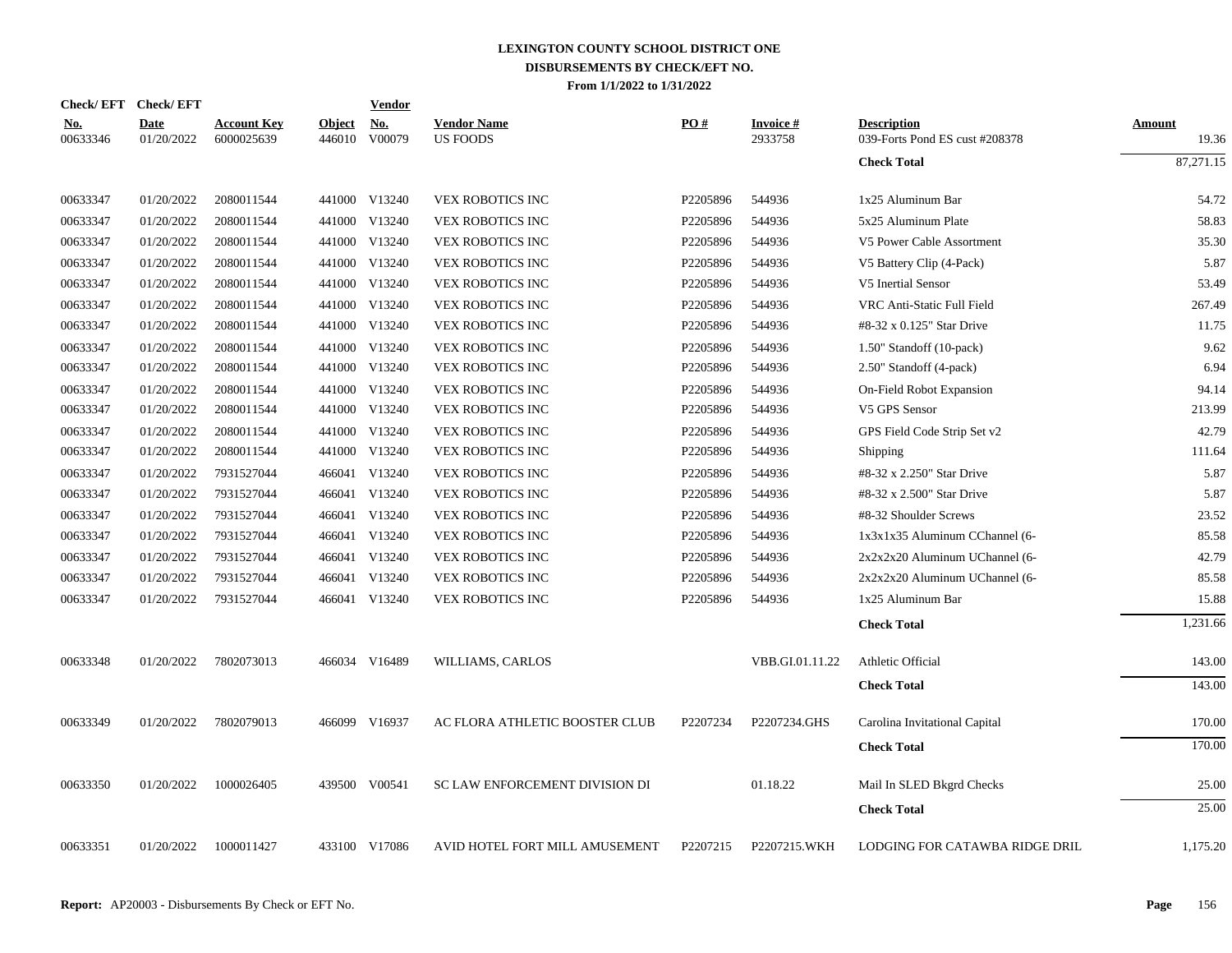# LEXINGTON COUNTY SCHOOL DISTRICT ONE
## DISBURSEMENTS BY CHECK/EFT NO.
### From 1/1/2022 to 1/31/2022

| Check/ EFT No. | Check/ EFT Date | Account Key | Object | Vendor No. | Vendor Name | PO # | Invoice # | Description | Amount |
|---|---|---|---|---|---|---|---|---|---|
| 00633346 | 01/20/2022 | 6000025639 | 446010 | V00079 | US FOODS | | 2933758 | 039-Forts Pond ES cust #208378 | 19.36 |
| | | | | | | | | **Check Total** | 87,271.15 |
| 00633347 | 01/20/2022 | 2080011544 | 441000 | V13240 | VEX ROBOTICS INC | P2205896 | 544936 | 1x25 Aluminum Bar | 54.72 |
| 00633347 | 01/20/2022 | 2080011544 | 441000 | V13240 | VEX ROBOTICS INC | P2205896 | 544936 | 5x25 Aluminum Plate | 58.83 |
| 00633347 | 01/20/2022 | 2080011544 | 441000 | V13240 | VEX ROBOTICS INC | P2205896 | 544936 | V5 Power Cable Assortment | 35.30 |
| 00633347 | 01/20/2022 | 2080011544 | 441000 | V13240 | VEX ROBOTICS INC | P2205896 | 544936 | V5 Battery Clip (4-Pack) | 5.87 |
| 00633347 | 01/20/2022 | 2080011544 | 441000 | V13240 | VEX ROBOTICS INC | P2205896 | 544936 | V5 Inertial Sensor | 53.49 |
| 00633347 | 01/20/2022 | 2080011544 | 441000 | V13240 | VEX ROBOTICS INC | P2205896 | 544936 | VRC Anti-Static Full Field | 267.49 |
| 00633347 | 01/20/2022 | 2080011544 | 441000 | V13240 | VEX ROBOTICS INC | P2205896 | 544936 | #8-32 x 0.125" Star Drive | 11.75 |
| 00633347 | 01/20/2022 | 2080011544 | 441000 | V13240 | VEX ROBOTICS INC | P2205896 | 544936 | 1.50" Standoff (10-pack) | 9.62 |
| 00633347 | 01/20/2022 | 2080011544 | 441000 | V13240 | VEX ROBOTICS INC | P2205896 | 544936 | 2.50" Standoff (4-pack) | 6.94 |
| 00633347 | 01/20/2022 | 2080011544 | 441000 | V13240 | VEX ROBOTICS INC | P2205896 | 544936 | On-Field Robot Expansion | 94.14 |
| 00633347 | 01/20/2022 | 2080011544 | 441000 | V13240 | VEX ROBOTICS INC | P2205896 | 544936 | V5 GPS Sensor | 213.99 |
| 00633347 | 01/20/2022 | 2080011544 | 441000 | V13240 | VEX ROBOTICS INC | P2205896 | 544936 | GPS Field Code Strip Set v2 | 42.79 |
| 00633347 | 01/20/2022 | 2080011544 | 441000 | V13240 | VEX ROBOTICS INC | P2205896 | 544936 | Shipping | 111.64 |
| 00633347 | 01/20/2022 | 7931527044 | 466041 | V13240 | VEX ROBOTICS INC | P2205896 | 544936 | #8-32 x 2.250" Star Drive | 5.87 |
| 00633347 | 01/20/2022 | 7931527044 | 466041 | V13240 | VEX ROBOTICS INC | P2205896 | 544936 | #8-32 x 2.500" Star Drive | 5.87 |
| 00633347 | 01/20/2022 | 7931527044 | 466041 | V13240 | VEX ROBOTICS INC | P2205896 | 544936 | #8-32 Shoulder Screws | 23.52 |
| 00633347 | 01/20/2022 | 7931527044 | 466041 | V13240 | VEX ROBOTICS INC | P2205896 | 544936 | 1x3x1x35 Aluminum CChannel (6- | 85.58 |
| 00633347 | 01/20/2022 | 7931527044 | 466041 | V13240 | VEX ROBOTICS INC | P2205896 | 544936 | 2x2x2x20 Aluminum UChannel (6- | 42.79 |
| 00633347 | 01/20/2022 | 7931527044 | 466041 | V13240 | VEX ROBOTICS INC | P2205896 | 544936 | 2x2x2x20 Aluminum UChannel (6- | 85.58 |
| 00633347 | 01/20/2022 | 7931527044 | 466041 | V13240 | VEX ROBOTICS INC | P2205896 | 544936 | 1x25 Aluminum Bar | 15.88 |
| | | | | | | | | **Check Total** | 1,231.66 |
| 00633348 | 01/20/2022 | 7802073013 | 466034 | V16489 | WILLIAMS, CARLOS | | VBB.GI.01.11.22 | Athletic Official | 143.00 |
| | | | | | | | | **Check Total** | 143.00 |
| 00633349 | 01/20/2022 | 7802079013 | 466099 | V16937 | AC FLORA ATHLETIC BOOSTER CLUB | P2207234 | P2207234.GHS | Carolina Invitational Capital | 170.00 |
| | | | | | | | | **Check Total** | 170.00 |
| 00633350 | 01/20/2022 | 1000026405 | 439500 | V00541 | SC LAW ENFORCEMENT DIVISION DI | | 01.18.22 | Mail In SLED Bkgrd Checks | 25.00 |
| | | | | | | | | **Check Total** | 25.00 |
| 00633351 | 01/20/2022 | 1000011427 | 433100 | V17086 | AVID HOTEL FORT MILL AMUSEMENT | P2207215 | P2207215.WKH | LODGING FOR CATAWBA RIDGE DRIL | 1,175.20 |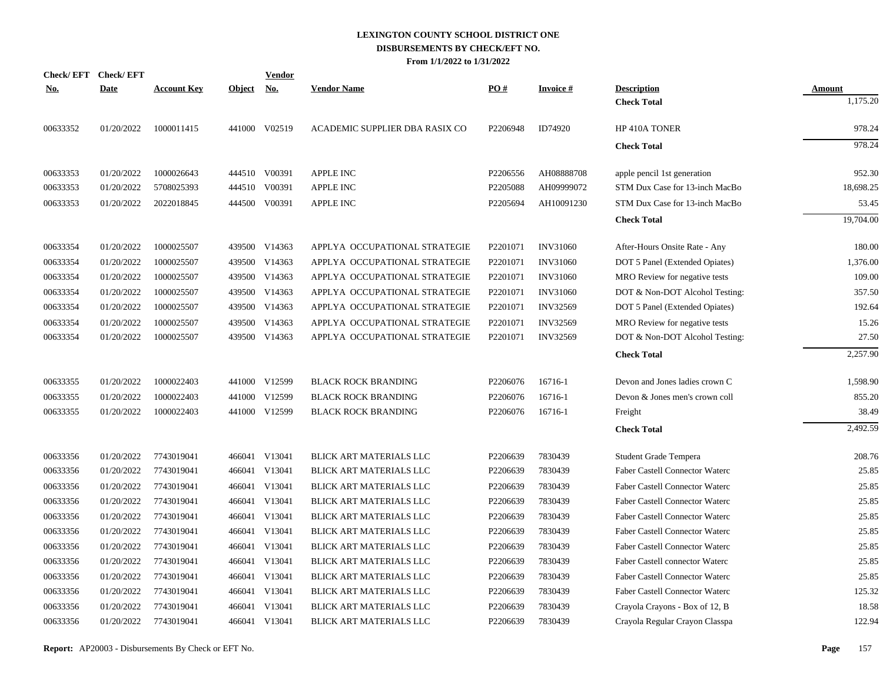# LEXINGTON COUNTY SCHOOL DISTRICT ONE
## DISBURSEMENTS BY CHECK/EFT NO.
### From 1/1/2022 to 1/31/2022

| Check/ EFT No. | Check/ EFT Date | Account Key | Object | Vendor No. | Vendor Name | PO # | Invoice # | Description | Amount |
|---|---|---|---|---|---|---|---|---|---|
| | | | | | | | | **Check Total** | 1,175.20 |
| 00633352 | 01/20/2022 | 1000011415 | 441000 | V02519 | ACADEMIC SUPPLIER DBA RASIX CO | P2206948 | ID74920 | HP 410A TONER | 978.24 |
| | | | | | | | | **Check Total** | 978.24 |
| 00633353 | 01/20/2022 | 1000026643 | 444510 | V00391 | APPLE INC | P2206556 | AH08888708 | apple pencil 1st generation | 952.30 |
| 00633353 | 01/20/2022 | 5708025393 | 444510 | V00391 | APPLE INC | P2205088 | AH09999072 | STM Dux Case for 13-inch MacBo | 18,698.25 |
| 00633353 | 01/20/2022 | 2022018845 | 444500 | V00391 | APPLE INC | P2205694 | AH10091230 | STM Dux Case for 13-inch MacBo | 53.45 |
| | | | | | | | | **Check Total** | 19,704.00 |
| 00633354 | 01/20/2022 | 1000025507 | 439500 | V14363 | APPLYA OCCUPATIONAL STRATEGIE | P2201071 | INV31060 | After-Hours Onsite Rate - Any | 180.00 |
| 00633354 | 01/20/2022 | 1000025507 | 439500 | V14363 | APPLYA OCCUPATIONAL STRATEGIE | P2201071 | INV31060 | DOT 5 Panel (Extended Opiates) | 1,376.00 |
| 00633354 | 01/20/2022 | 1000025507 | 439500 | V14363 | APPLYA OCCUPATIONAL STRATEGIE | P2201071 | INV31060 | MRO Review for negative tests | 109.00 |
| 00633354 | 01/20/2022 | 1000025507 | 439500 | V14363 | APPLYA OCCUPATIONAL STRATEGIE | P2201071 | INV31060 | DOT & Non-DOT Alcohol Testing: | 357.50 |
| 00633354 | 01/20/2022 | 1000025507 | 439500 | V14363 | APPLYA OCCUPATIONAL STRATEGIE | P2201071 | INV32569 | DOT 5 Panel (Extended Opiates) | 192.64 |
| 00633354 | 01/20/2022 | 1000025507 | 439500 | V14363 | APPLYA OCCUPATIONAL STRATEGIE | P2201071 | INV32569 | MRO Review for negative tests | 15.26 |
| 00633354 | 01/20/2022 | 1000025507 | 439500 | V14363 | APPLYA OCCUPATIONAL STRATEGIE | P2201071 | INV32569 | DOT & Non-DOT Alcohol Testing: | 27.50 |
| | | | | | | | | **Check Total** | 2,257.90 |
| 00633355 | 01/20/2022 | 1000022403 | 441000 | V12599 | BLACK ROCK BRANDING | P2206076 | 16716-1 | Devon and Jones ladies crown C | 1,598.90 |
| 00633355 | 01/20/2022 | 1000022403 | 441000 | V12599 | BLACK ROCK BRANDING | P2206076 | 16716-1 | Devon & Jones men's crown coll | 855.20 |
| 00633355 | 01/20/2022 | 1000022403 | 441000 | V12599 | BLACK ROCK BRANDING | P2206076 | 16716-1 | Freight | 38.49 |
| | | | | | | | | **Check Total** | 2,492.59 |
| 00633356 | 01/20/2022 | 7743019041 | 466041 | V13041 | BLICK ART MATERIALS LLC | P2206639 | 7830439 | Student Grade Tempera | 208.76 |
| 00633356 | 01/20/2022 | 7743019041 | 466041 | V13041 | BLICK ART MATERIALS LLC | P2206639 | 7830439 | Faber Castell Connector Waterc | 25.85 |
| 00633356 | 01/20/2022 | 7743019041 | 466041 | V13041 | BLICK ART MATERIALS LLC | P2206639 | 7830439 | Faber Castell Connector Waterc | 25.85 |
| 00633356 | 01/20/2022 | 7743019041 | 466041 | V13041 | BLICK ART MATERIALS LLC | P2206639 | 7830439 | Faber Castell Connector Waterc | 25.85 |
| 00633356 | 01/20/2022 | 7743019041 | 466041 | V13041 | BLICK ART MATERIALS LLC | P2206639 | 7830439 | Faber Castell Connector Waterc | 25.85 |
| 00633356 | 01/20/2022 | 7743019041 | 466041 | V13041 | BLICK ART MATERIALS LLC | P2206639 | 7830439 | Faber Castell Connector Waterc | 25.85 |
| 00633356 | 01/20/2022 | 7743019041 | 466041 | V13041 | BLICK ART MATERIALS LLC | P2206639 | 7830439 | Faber Castell Connector Waterc | 25.85 |
| 00633356 | 01/20/2022 | 7743019041 | 466041 | V13041 | BLICK ART MATERIALS LLC | P2206639 | 7830439 | Faber Castell connector Waterc | 25.85 |
| 00633356 | 01/20/2022 | 7743019041 | 466041 | V13041 | BLICK ART MATERIALS LLC | P2206639 | 7830439 | Faber Castell Connector Waterc | 25.85 |
| 00633356 | 01/20/2022 | 7743019041 | 466041 | V13041 | BLICK ART MATERIALS LLC | P2206639 | 7830439 | Faber Castell Connector Waterc | 125.32 |
| 00633356 | 01/20/2022 | 7743019041 | 466041 | V13041 | BLICK ART MATERIALS LLC | P2206639 | 7830439 | Crayola Crayons - Box of 12, B | 18.58 |
| 00633356 | 01/20/2022 | 7743019041 | 466041 | V13041 | BLICK ART MATERIALS LLC | P2206639 | 7830439 | Crayola Regular Crayon Classpa | 122.94 |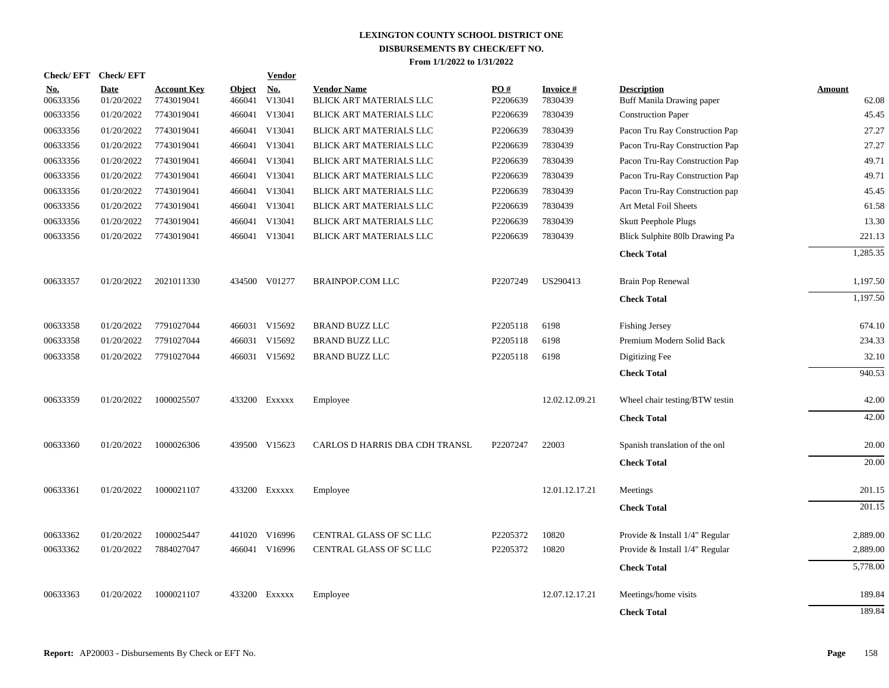# LEXINGTON COUNTY SCHOOL DISTRICT ONE
## DISBURSEMENTS BY CHECK/EFT NO.
### From 1/1/2022 to 1/31/2022

| Check/ EFT No. | Check/ EFT Date | Account Key | Object | Vendor No. | Vendor Name | PO # | Invoice # | Description | Amount |
|---|---|---|---|---|---|---|---|---|---|
| 00633356 | 01/20/2022 | 7743019041 | 466041 | V13041 | BLICK ART MATERIALS LLC | P2206639 | 7830439 | Buff Manila Drawing paper | 62.08 |
| 00633356 | 01/20/2022 | 7743019041 | 466041 | V13041 | BLICK ART MATERIALS LLC | P2206639 | 7830439 | Construction Paper | 45.45 |
| 00633356 | 01/20/2022 | 7743019041 | 466041 | V13041 | BLICK ART MATERIALS LLC | P2206639 | 7830439 | Pacon Tru Ray Construction Pap | 27.27 |
| 00633356 | 01/20/2022 | 7743019041 | 466041 | V13041 | BLICK ART MATERIALS LLC | P2206639 | 7830439 | Pacon Tru-Ray Construction Pap | 27.27 |
| 00633356 | 01/20/2022 | 7743019041 | 466041 | V13041 | BLICK ART MATERIALS LLC | P2206639 | 7830439 | Pacon Tru-Ray Construction Pap | 49.71 |
| 00633356 | 01/20/2022 | 7743019041 | 466041 | V13041 | BLICK ART MATERIALS LLC | P2206639 | 7830439 | Pacon Tru-Ray Construction Pap | 49.71 |
| 00633356 | 01/20/2022 | 7743019041 | 466041 | V13041 | BLICK ART MATERIALS LLC | P2206639 | 7830439 | Pacon Tru-Ray Construction pap | 45.45 |
| 00633356 | 01/20/2022 | 7743019041 | 466041 | V13041 | BLICK ART MATERIALS LLC | P2206639 | 7830439 | Art Metal Foil Sheets | 61.58 |
| 00633356 | 01/20/2022 | 7743019041 | 466041 | V13041 | BLICK ART MATERIALS LLC | P2206639 | 7830439 | Skutt Peephole Plugs | 13.30 |
| 00633356 | 01/20/2022 | 7743019041 | 466041 | V13041 | BLICK ART MATERIALS LLC | P2206639 | 7830439 | Blick Sulphite 80lb Drawing Pa | 221.13 |
| | | | | | | | | **Check Total** | 1,285.35 |
| 00633357 | 01/20/2022 | 2021011330 | 434500 | V01277 | BRAINPOP.COM LLC | P2207249 | US290413 | Brain Pop Renewal | 1,197.50 |
| | | | | | | | | **Check Total** | 1,197.50 |
| 00633358 | 01/20/2022 | 7791027044 | 466031 | V15692 | BRAND BUZZ LLC | P2205118 | 6198 | Fishing Jersey | 674.10 |
| 00633358 | 01/20/2022 | 7791027044 | 466031 | V15692 | BRAND BUZZ LLC | P2205118 | 6198 | Premium Modern Solid Back | 234.33 |
| 00633358 | 01/20/2022 | 7791027044 | 466031 | V15692 | BRAND BUZZ LLC | P2205118 | 6198 | Digitizing Fee | 32.10 |
| | | | | | | | | **Check Total** | 940.53 |
| 00633359 | 01/20/2022 | 1000025507 | 433200 | Exxxxx | Employee | | 12.02.12.09.21 | Wheel chair testing/BTW testin | 42.00 |
| | | | | | | | | **Check Total** | 42.00 |
| 00633360 | 01/20/2022 | 1000026306 | 439500 | V15623 | CARLOS D HARRIS DBA CDH TRANSL | P2207247 | 22003 | Spanish translation of the onl | 20.00 |
| | | | | | | | | **Check Total** | 20.00 |
| 00633361 | 01/20/2022 | 1000021107 | 433200 | Exxxxx | Employee | | 12.01.12.17.21 | Meetings | 201.15 |
| | | | | | | | | **Check Total** | 201.15 |
| 00633362 | 01/20/2022 | 1000025447 | 441020 | V16996 | CENTRAL GLASS OF SC LLC | P2205372 | 10820 | Provide & Install 1/4" Regular | 2,889.00 |
| 00633362 | 01/20/2022 | 7884027047 | 466041 | V16996 | CENTRAL GLASS OF SC LLC | P2205372 | 10820 | Provide & Install 1/4" Regular | 2,889.00 |
| | | | | | | | | **Check Total** | 5,778.00 |
| 00633363 | 01/20/2022 | 1000021107 | 433200 | Exxxxx | Employee | | 12.07.12.17.21 | Meetings/home visits | 189.84 |
| | | | | | | | | **Check Total** | 189.84 |

**Report:** AP20003 - Disbursements By Check or EFT No.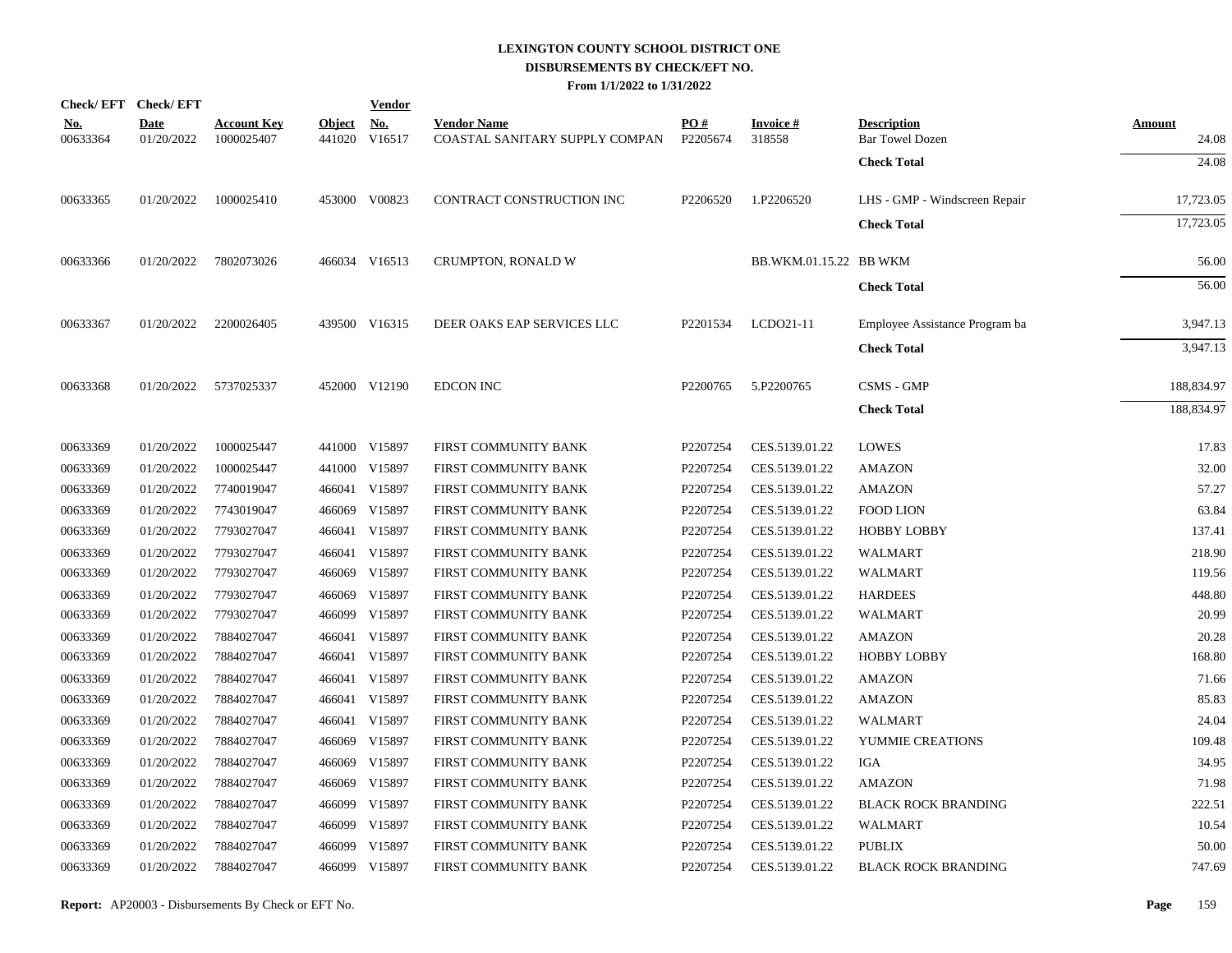**LEXINGTON COUNTY SCHOOL DISTRICT ONE**
**DISBURSEMENTS BY CHECK/EFT NO.**
**From 1/1/2022 to 1/31/2022**

| Check/ EFT No. | Check/ EFT Date | Account Key | Object | Vendor No. | Vendor Name | PO # | Invoice # | Description | Amount |
|---|---|---|---|---|---|---|---|---|---|
| 00633364 | 01/20/2022 | 1000025407 | 441020 | V16517 | COASTAL SANITARY SUPPLY COMPAN | P2205674 | 318558 | Bar Towel Dozen | 24.08 |
| | | | | | | | | **Check Total** | 24.08 |
| 00633365 | 01/20/2022 | 1000025410 | 453000 | V00823 | CONTRACT CONSTRUCTION INC | P2206520 | 1.P2206520 | LHS - GMP - Windscreen Repair | 17,723.05 |
| | | | | | | | | **Check Total** | 17,723.05 |
| 00633366 | 01/20/2022 | 7802073026 | 466034 | V16513 | CRUMPTON, RONALD W | | BB.WKM.01.15.22 | BB WKM | 56.00 |
| | | | | | | | | **Check Total** | 56.00 |
| 00633367 | 01/20/2022 | 2200026405 | 439500 | V16315 | DEER OAKS EAP SERVICES LLC | P2201534 | LCDO21-11 | Employee Assistance Program ba | 3,947.13 |
| | | | | | | | | **Check Total** | 3,947.13 |
| 00633368 | 01/20/2022 | 5737025337 | 452000 | V12190 | EDCON INC | P2200765 | 5.P2200765 | CSMS - GMP | 188,834.97 |
| | | | | | | | | **Check Total** | 188,834.97 |
| 00633369 | 01/20/2022 | 1000025447 | 441000 | V15897 | FIRST COMMUNITY BANK | P2207254 | CES.5139.01.22 | LOWES | 17.83 |
| 00633369 | 01/20/2022 | 1000025447 | 441000 | V15897 | FIRST COMMUNITY BANK | P2207254 | CES.5139.01.22 | AMAZON | 32.00 |
| 00633369 | 01/20/2022 | 7740019047 | 466041 | V15897 | FIRST COMMUNITY BANK | P2207254 | CES.5139.01.22 | AMAZON | 57.27 |
| 00633369 | 01/20/2022 | 7743019047 | 466069 | V15897 | FIRST COMMUNITY BANK | P2207254 | CES.5139.01.22 | FOOD LION | 63.84 |
| 00633369 | 01/20/2022 | 7793027047 | 466041 | V15897 | FIRST COMMUNITY BANK | P2207254 | CES.5139.01.22 | HOBBY LOBBY | 137.41 |
| 00633369 | 01/20/2022 | 7793027047 | 466041 | V15897 | FIRST COMMUNITY BANK | P2207254 | CES.5139.01.22 | WALMART | 218.90 |
| 00633369 | 01/20/2022 | 7793027047 | 466069 | V15897 | FIRST COMMUNITY BANK | P2207254 | CES.5139.01.22 | WALMART | 119.56 |
| 00633369 | 01/20/2022 | 7793027047 | 466069 | V15897 | FIRST COMMUNITY BANK | P2207254 | CES.5139.01.22 | HARDEES | 448.80 |
| 00633369 | 01/20/2022 | 7793027047 | 466099 | V15897 | FIRST COMMUNITY BANK | P2207254 | CES.5139.01.22 | WALMART | 20.99 |
| 00633369 | 01/20/2022 | 7884027047 | 466041 | V15897 | FIRST COMMUNITY BANK | P2207254 | CES.5139.01.22 | AMAZON | 20.28 |
| 00633369 | 01/20/2022 | 7884027047 | 466041 | V15897 | FIRST COMMUNITY BANK | P2207254 | CES.5139.01.22 | HOBBY LOBBY | 168.80 |
| 00633369 | 01/20/2022 | 7884027047 | 466041 | V15897 | FIRST COMMUNITY BANK | P2207254 | CES.5139.01.22 | AMAZON | 71.66 |
| 00633369 | 01/20/2022 | 7884027047 | 466041 | V15897 | FIRST COMMUNITY BANK | P2207254 | CES.5139.01.22 | AMAZON | 85.83 |
| 00633369 | 01/20/2022 | 7884027047 | 466041 | V15897 | FIRST COMMUNITY BANK | P2207254 | CES.5139.01.22 | WALMART | 24.04 |
| 00633369 | 01/20/2022 | 7884027047 | 466069 | V15897 | FIRST COMMUNITY BANK | P2207254 | CES.5139.01.22 | YUMMIE CREATIONS | 109.48 |
| 00633369 | 01/20/2022 | 7884027047 | 466069 | V15897 | FIRST COMMUNITY BANK | P2207254 | CES.5139.01.22 | IGA | 34.95 |
| 00633369 | 01/20/2022 | 7884027047 | 466069 | V15897 | FIRST COMMUNITY BANK | P2207254 | CES.5139.01.22 | AMAZON | 71.98 |
| 00633369 | 01/20/2022 | 7884027047 | 466099 | V15897 | FIRST COMMUNITY BANK | P2207254 | CES.5139.01.22 | BLACK ROCK BRANDING | 222.51 |
| 00633369 | 01/20/2022 | 7884027047 | 466099 | V15897 | FIRST COMMUNITY BANK | P2207254 | CES.5139.01.22 | WALMART | 10.54 |
| 00633369 | 01/20/2022 | 7884027047 | 466099 | V15897 | FIRST COMMUNITY BANK | P2207254 | CES.5139.01.22 | PUBLIX | 50.00 |
| 00633369 | 01/20/2022 | 7884027047 | 466099 | V15897 | FIRST COMMUNITY BANK | P2207254 | CES.5139.01.22 | BLACK ROCK BRANDING | 747.69 |

**Report:** AP20003 - Disbursements By Check or EFT No.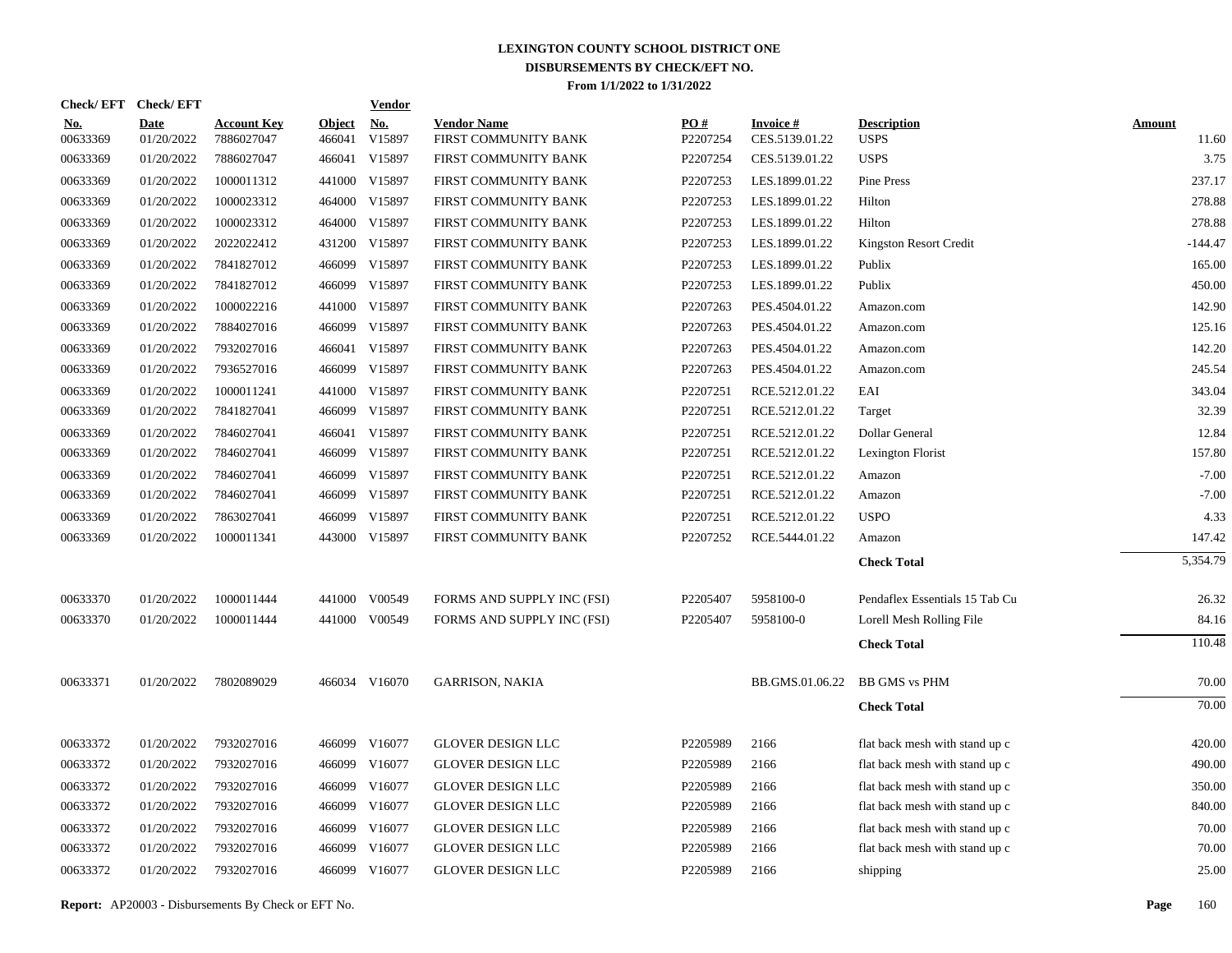# LEXINGTON COUNTY SCHOOL DISTRICT ONE
## DISBURSEMENTS BY CHECK/EFT NO.
### From 1/1/2022 to 1/31/2022

| Check/ EFT No. | Check/ EFT Date | Account Key | Object | Vendor No. | Vendor Name | PO # | Invoice # | Description | Amount |
|---|---|---|---|---|---|---|---|---|---|
| 00633369 | 01/20/2022 | 7886027047 | 466041 | V15897 | FIRST COMMUNITY BANK | P2207254 | CES.5139.01.22 | USPS | 11.60 |
| 00633369 | 01/20/2022 | 7886027047 | 466041 | V15897 | FIRST COMMUNITY BANK | P2207254 | CES.5139.01.22 | USPS | 3.75 |
| 00633369 | 01/20/2022 | 1000011312 | 441000 | V15897 | FIRST COMMUNITY BANK | P2207253 | LES.1899.01.22 | Pine Press | 237.17 |
| 00633369 | 01/20/2022 | 1000023312 | 464000 | V15897 | FIRST COMMUNITY BANK | P2207253 | LES.1899.01.22 | Hilton | 278.88 |
| 00633369 | 01/20/2022 | 1000023312 | 464000 | V15897 | FIRST COMMUNITY BANK | P2207253 | LES.1899.01.22 | Hilton | 278.88 |
| 00633369 | 01/20/2022 | 2022022412 | 431200 | V15897 | FIRST COMMUNITY BANK | P2207253 | LES.1899.01.22 | Kingston Resort Credit | -144.47 |
| 00633369 | 01/20/2022 | 7841827012 | 466099 | V15897 | FIRST COMMUNITY BANK | P2207253 | LES.1899.01.22 | Publix | 165.00 |
| 00633369 | 01/20/2022 | 7841827012 | 466099 | V15897 | FIRST COMMUNITY BANK | P2207253 | LES.1899.01.22 | Publix | 450.00 |
| 00633369 | 01/20/2022 | 1000022216 | 441000 | V15897 | FIRST COMMUNITY BANK | P2207263 | PES.4504.01.22 | Amazon.com | 142.90 |
| 00633369 | 01/20/2022 | 7884027016 | 466099 | V15897 | FIRST COMMUNITY BANK | P2207263 | PES.4504.01.22 | Amazon.com | 125.16 |
| 00633369 | 01/20/2022 | 7932027016 | 466041 | V15897 | FIRST COMMUNITY BANK | P2207263 | PES.4504.01.22 | Amazon.com | 142.20 |
| 00633369 | 01/20/2022 | 7936527016 | 466099 | V15897 | FIRST COMMUNITY BANK | P2207263 | PES.4504.01.22 | Amazon.com | 245.54 |
| 00633369 | 01/20/2022 | 1000011241 | 441000 | V15897 | FIRST COMMUNITY BANK | P2207251 | RCE.5212.01.22 | EAI | 343.04 |
| 00633369 | 01/20/2022 | 7841827041 | 466099 | V15897 | FIRST COMMUNITY BANK | P2207251 | RCE.5212.01.22 | Target | 32.39 |
| 00633369 | 01/20/2022 | 7846027041 | 466041 | V15897 | FIRST COMMUNITY BANK | P2207251 | RCE.5212.01.22 | Dollar General | 12.84 |
| 00633369 | 01/20/2022 | 7846027041 | 466099 | V15897 | FIRST COMMUNITY BANK | P2207251 | RCE.5212.01.22 | Lexington Florist | 157.80 |
| 00633369 | 01/20/2022 | 7846027041 | 466099 | V15897 | FIRST COMMUNITY BANK | P2207251 | RCE.5212.01.22 | Amazon | -7.00 |
| 00633369 | 01/20/2022 | 7846027041 | 466099 | V15897 | FIRST COMMUNITY BANK | P2207251 | RCE.5212.01.22 | Amazon | -7.00 |
| 00633369 | 01/20/2022 | 7863027041 | 466099 | V15897 | FIRST COMMUNITY BANK | P2207251 | RCE.5212.01.22 | USPO | 4.33 |
| 00633369 | 01/20/2022 | 1000011341 | 443000 | V15897 | FIRST COMMUNITY BANK | P2207252 | RCE.5444.01.22 | Amazon | 147.42 |
| | | | | | | | | **Check Total** | 5,354.79 |
| 00633370 | 01/20/2022 | 1000011444 | 441000 | V00549 | FORMS AND SUPPLY INC (FSI) | P2205407 | 5958100-0 | Pendaflex Essentials 15 Tab Cu | 26.32 |
| 00633370 | 01/20/2022 | 1000011444 | 441000 | V00549 | FORMS AND SUPPLY INC (FSI) | P2205407 | 5958100-0 | Lorell Mesh Rolling File | 84.16 |
| | | | | | | | | **Check Total** | 110.48 |
| 00633371 | 01/20/2022 | 7802089029 | 466034 | V16070 | GARRISON, NAKIA | | BB.GMS.01.06.22 | BB GMS vs PHM | 70.00 |
| | | | | | | | | **Check Total** | 70.00 |
| 00633372 | 01/20/2022 | 7932027016 | 466099 | V16077 | GLOVER DESIGN LLC | P2205989 | 2166 | flat back mesh with stand up c | 420.00 |
| 00633372 | 01/20/2022 | 7932027016 | 466099 | V16077 | GLOVER DESIGN LLC | P2205989 | 2166 | flat back mesh with stand up c | 490.00 |
| 00633372 | 01/20/2022 | 7932027016 | 466099 | V16077 | GLOVER DESIGN LLC | P2205989 | 2166 | flat back mesh with stand up c | 350.00 |
| 00633372 | 01/20/2022 | 7932027016 | 466099 | V16077 | GLOVER DESIGN LLC | P2205989 | 2166 | flat back mesh with stand up c | 840.00 |
| 00633372 | 01/20/2022 | 7932027016 | 466099 | V16077 | GLOVER DESIGN LLC | P2205989 | 2166 | flat back mesh with stand up c | 70.00 |
| 00633372 | 01/20/2022 | 7932027016 | 466099 | V16077 | GLOVER DESIGN LLC | P2205989 | 2166 | flat back mesh with stand up c | 70.00 |
| 00633372 | 01/20/2022 | 7932027016 | 466099 | V16077 | GLOVER DESIGN LLC | P2205989 | 2166 | shipping | 25.00 |

**Report:** AP20003 - Disbursements By Check or EFT No.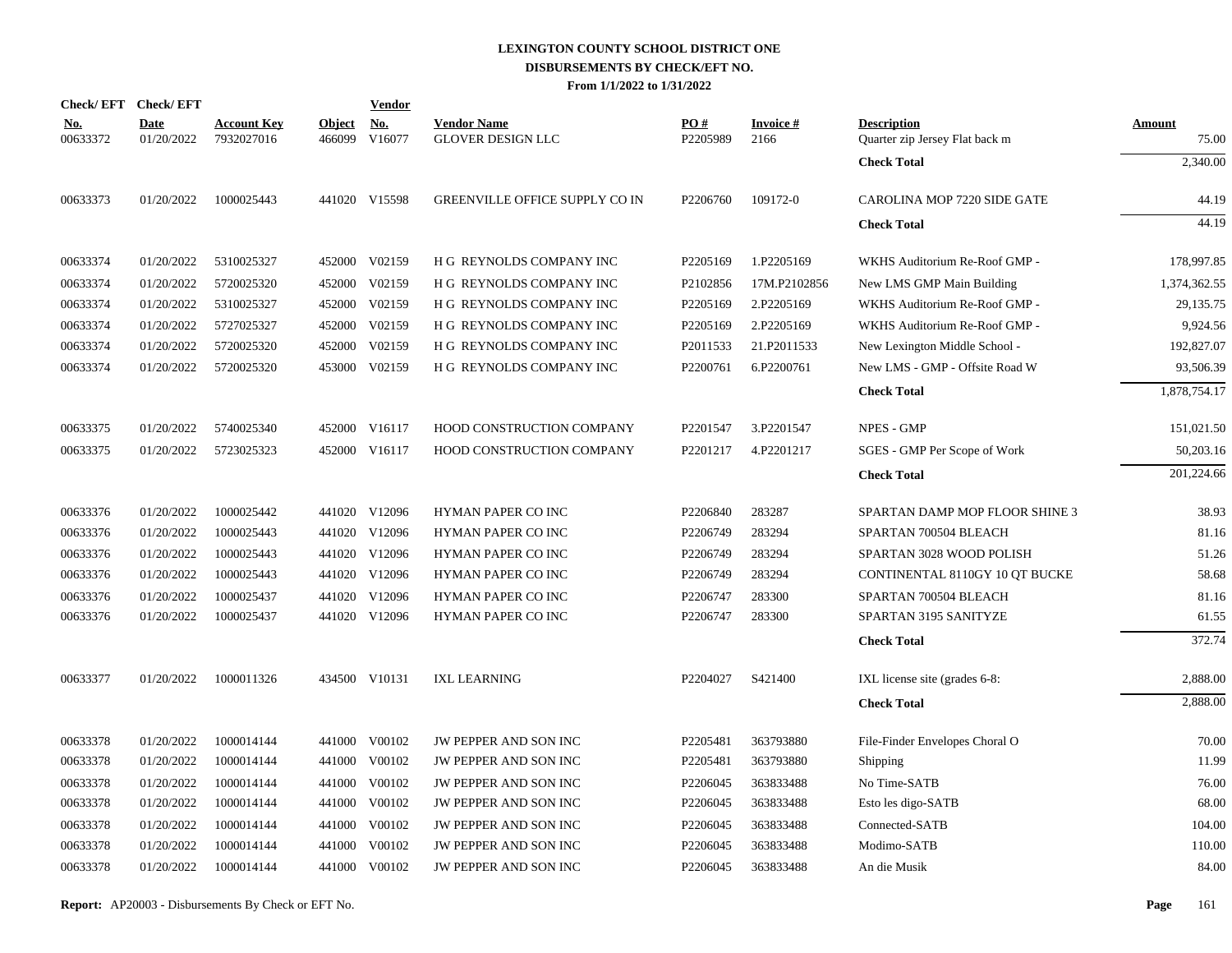# LEXINGTON COUNTY SCHOOL DISTRICT ONE
## DISBURSEMENTS BY CHECK/EFT NO.
### From 1/1/2022 to 1/31/2022

| Check/ EFT No. | Check/ EFT Date | Account Key | Object | Vendor No. | Vendor Name | PO # | Invoice # | Description | Amount |
|---|---|---|---|---|---|---|---|---|---|
| 00633372 | 01/20/2022 | 7932027016 | 466099 | V16077 | GLOVER DESIGN LLC | P2205989 | 2166 | Quarter zip Jersey Flat back m | 75.00 |
| | | | | | | | | **Check Total** | 2,340.00 |
| 00633373 | 01/20/2022 | 1000025443 | 441020 | V15598 | GREENVILLE OFFICE SUPPLY CO IN | P2206760 | 109172-0 | CAROLINA MOP 7220 SIDE GATE | 44.19 |
| | | | | | | | | **Check Total** | 44.19 |
| 00633374 | 01/20/2022 | 5310025327 | 452000 | V02159 | H G REYNOLDS COMPANY INC | P2205169 | 1.P2205169 | WKHS Auditorium Re-Roof GMP - | 178,997.85 |
| 00633374 | 01/20/2022 | 5720025320 | 452000 | V02159 | H G REYNOLDS COMPANY INC | P2102856 | 17M.P2102856 | New LMS GMP Main Building | 1,374,362.55 |
| 00633374 | 01/20/2022 | 5310025327 | 452000 | V02159 | H G REYNOLDS COMPANY INC | P2205169 | 2.P2205169 | WKHS Auditorium Re-Roof GMP - | 29,135.75 |
| 00633374 | 01/20/2022 | 5727025327 | 452000 | V02159 | H G REYNOLDS COMPANY INC | P2205169 | 2.P2205169 | WKHS Auditorium Re-Roof GMP - | 9,924.56 |
| 00633374 | 01/20/2022 | 5720025320 | 452000 | V02159 | H G REYNOLDS COMPANY INC | P2011533 | 21.P2011533 | New Lexington Middle School - | 192,827.07 |
| 00633374 | 01/20/2022 | 5720025320 | 453000 | V02159 | H G REYNOLDS COMPANY INC | P2200761 | 6.P2200761 | New LMS - GMP - Offsite Road W | 93,506.39 |
| | | | | | | | | **Check Total** | 1,878,754.17 |
| 00633375 | 01/20/2022 | 5740025340 | 452000 | V16117 | HOOD CONSTRUCTION COMPANY | P2201547 | 3.P2201547 | NPES - GMP | 151,021.50 |
| 00633375 | 01/20/2022 | 5723025323 | 452000 | V16117 | HOOD CONSTRUCTION COMPANY | P2201217 | 4.P2201217 | SGES - GMP Per Scope of Work | 50,203.16 |
| | | | | | | | | **Check Total** | 201,224.66 |
| 00633376 | 01/20/2022 | 1000025442 | 441020 | V12096 | HYMAN PAPER CO INC | P2206840 | 283287 | SPARTAN DAMP MOP FLOOR SHINE 3 | 38.93 |
| 00633376 | 01/20/2022 | 1000025443 | 441020 | V12096 | HYMAN PAPER CO INC | P2206749 | 283294 | SPARTAN 700504 BLEACH | 81.16 |
| 00633376 | 01/20/2022 | 1000025443 | 441020 | V12096 | HYMAN PAPER CO INC | P2206749 | 283294 | SPARTAN 3028 WOOD POLISH | 51.26 |
| 00633376 | 01/20/2022 | 1000025443 | 441020 | V12096 | HYMAN PAPER CO INC | P2206749 | 283294 | CONTINENTAL 8110GY 10 QT BUCKE | 58.68 |
| 00633376 | 01/20/2022 | 1000025437 | 441020 | V12096 | HYMAN PAPER CO INC | P2206747 | 283300 | SPARTAN 700504 BLEACH | 81.16 |
| 00633376 | 01/20/2022 | 1000025437 | 441020 | V12096 | HYMAN PAPER CO INC | P2206747 | 283300 | SPARTAN 3195 SANITYZE | 61.55 |
| | | | | | | | | **Check Total** | 372.74 |
| 00633377 | 01/20/2022 | 1000011326 | 434500 | V10131 | IXL LEARNING | P2204027 | S421400 | IXL license site (grades 6-8: | 2,888.00 |
| | | | | | | | | **Check Total** | 2,888.00 |
| 00633378 | 01/20/2022 | 1000014144 | 441000 | V00102 | JW PEPPER AND SON INC | P2205481 | 363793880 | File-Finder Envelopes Choral O | 70.00 |
| 00633378 | 01/20/2022 | 1000014144 | 441000 | V00102 | JW PEPPER AND SON INC | P2205481 | 363793880 | Shipping | 11.99 |
| 00633378 | 01/20/2022 | 1000014144 | 441000 | V00102 | JW PEPPER AND SON INC | P2206045 | 363833488 | No Time-SATB | 76.00 |
| 00633378 | 01/20/2022 | 1000014144 | 441000 | V00102 | JW PEPPER AND SON INC | P2206045 | 363833488 | Esto les digo-SATB | 68.00 |
| 00633378 | 01/20/2022 | 1000014144 | 441000 | V00102 | JW PEPPER AND SON INC | P2206045 | 363833488 | Connected-SATB | 104.00 |
| 00633378 | 01/20/2022 | 1000014144 | 441000 | V00102 | JW PEPPER AND SON INC | P2206045 | 363833488 | Modimo-SATB | 110.00 |
| 00633378 | 01/20/2022 | 1000014144 | 441000 | V00102 | JW PEPPER AND SON INC | P2206045 | 363833488 | An die Musik | 84.00 |

**Report:** AP20003 - Disbursements By Check or EFT No.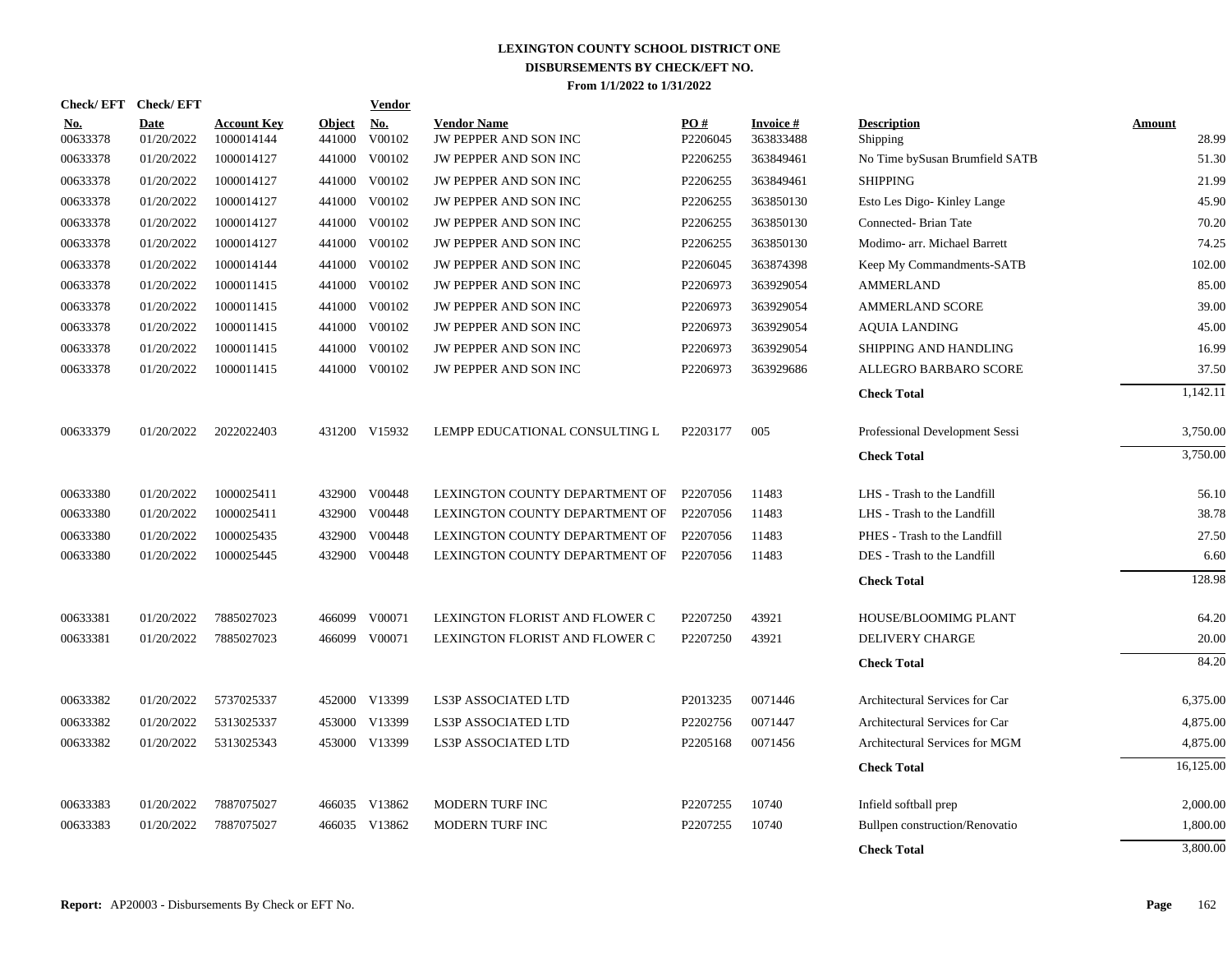# LEXINGTON COUNTY SCHOOL DISTRICT ONE
## DISBURSEMENTS BY CHECK/EFT NO.
### From 1/1/2022 to 1/31/2022

| Check/ EFT No. | Check/ EFT Date | Account Key | Object | Vendor No. | Vendor Name | PO # | Invoice # | Description | Amount |
|---|---|---|---|---|---|---|---|---|---|
| 00633378 | 01/20/2022 | 1000014144 | 441000 | V00102 | JW PEPPER AND SON INC | P2206045 | 363833488 | Shipping | 28.99 |
| 00633378 | 01/20/2022 | 1000014127 | 441000 | V00102 | JW PEPPER AND SON INC | P2206255 | 363849461 | No Time bySusan Brumfield SATB | 51.30 |
| 00633378 | 01/20/2022 | 1000014127 | 441000 | V00102 | JW PEPPER AND SON INC | P2206255 | 363849461 | SHIPPING | 21.99 |
| 00633378 | 01/20/2022 | 1000014127 | 441000 | V00102 | JW PEPPER AND SON INC | P2206255 | 363850130 | Esto Les Digo- Kinley Lange | 45.90 |
| 00633378 | 01/20/2022 | 1000014127 | 441000 | V00102 | JW PEPPER AND SON INC | P2206255 | 363850130 | Connected- Brian Tate | 70.20 |
| 00633378 | 01/20/2022 | 1000014127 | 441000 | V00102 | JW PEPPER AND SON INC | P2206255 | 363850130 | Modimo- arr. Michael Barrett | 74.25 |
| 00633378 | 01/20/2022 | 1000014144 | 441000 | V00102 | JW PEPPER AND SON INC | P2206045 | 363874398 | Keep My Commandments-SATB | 102.00 |
| 00633378 | 01/20/2022 | 1000011415 | 441000 | V00102 | JW PEPPER AND SON INC | P2206973 | 363929054 | AMMERLAND | 85.00 |
| 00633378 | 01/20/2022 | 1000011415 | 441000 | V00102 | JW PEPPER AND SON INC | P2206973 | 363929054 | AMMERLAND SCORE | 39.00 |
| 00633378 | 01/20/2022 | 1000011415 | 441000 | V00102 | JW PEPPER AND SON INC | P2206973 | 363929054 | AQUIA LANDING | 45.00 |
| 00633378 | 01/20/2022 | 1000011415 | 441000 | V00102 | JW PEPPER AND SON INC | P2206973 | 363929054 | SHIPPING AND HANDLING | 16.99 |
| 00633378 | 01/20/2022 | 1000011415 | 441000 | V00102 | JW PEPPER AND SON INC | P2206973 | 363929686 | ALLEGRO BARBARO SCORE | 37.50 |
| | | | | | | | | **Check Total** | 1,142.11 |
| 00633379 | 01/20/2022 | 2022022403 | 431200 | V15932 | LEMPP EDUCATIONAL CONSULTING L | P2203177 | 005 | Professional Development Sessi | 3,750.00 |
| | | | | | | | | **Check Total** | 3,750.00 |
| 00633380 | 01/20/2022 | 1000025411 | 432900 | V00448 | LEXINGTON COUNTY DEPARTMENT OF | P2207056 | 11483 | LHS - Trash to the Landfill | 56.10 |
| 00633380 | 01/20/2022 | 1000025411 | 432900 | V00448 | LEXINGTON COUNTY DEPARTMENT OF | P2207056 | 11483 | LHS - Trash to the Landfill | 38.78 |
| 00633380 | 01/20/2022 | 1000025435 | 432900 | V00448 | LEXINGTON COUNTY DEPARTMENT OF | P2207056 | 11483 | PHES - Trash to the Landfill | 27.50 |
| 00633380 | 01/20/2022 | 1000025445 | 432900 | V00448 | LEXINGTON COUNTY DEPARTMENT OF | P2207056 | 11483 | DES - Trash to the Landfill | 6.60 |
| | | | | | | | | **Check Total** | 128.98 |
| 00633381 | 01/20/2022 | 7885027023 | 466099 | V00071 | LEXINGTON FLORIST AND FLOWER C | P2207250 | 43921 | HOUSE/BLOOMIMG PLANT | 64.20 |
| 00633381 | 01/20/2022 | 7885027023 | 466099 | V00071 | LEXINGTON FLORIST AND FLOWER C | P2207250 | 43921 | DELIVERY CHARGE | 20.00 |
| | | | | | | | | **Check Total** | 84.20 |
| 00633382 | 01/20/2022 | 5737025337 | 452000 | V13399 | LS3P ASSOCIATED LTD | P2013235 | 0071446 | Architectural Services for Car | 6,375.00 |
| 00633382 | 01/20/2022 | 5313025337 | 453000 | V13399 | LS3P ASSOCIATED LTD | P2202756 | 0071447 | Architectural Services for Car | 4,875.00 |
| 00633382 | 01/20/2022 | 5313025343 | 453000 | V13399 | LS3P ASSOCIATED LTD | P2205168 | 0071456 | Architectural Services for MGM | 4,875.00 |
| | | | | | | | | **Check Total** | 16,125.00 |
| 00633383 | 01/20/2022 | 7887075027 | 466035 | V13862 | MODERN TURF INC | P2207255 | 10740 | Infield softball prep | 2,000.00 |
| 00633383 | 01/20/2022 | 7887075027 | 466035 | V13862 | MODERN TURF INC | P2207255 | 10740 | Bullpen construction/Renovatio | 1,800.00 |
| | | | | | | | | **Check Total** | 3,800.00 |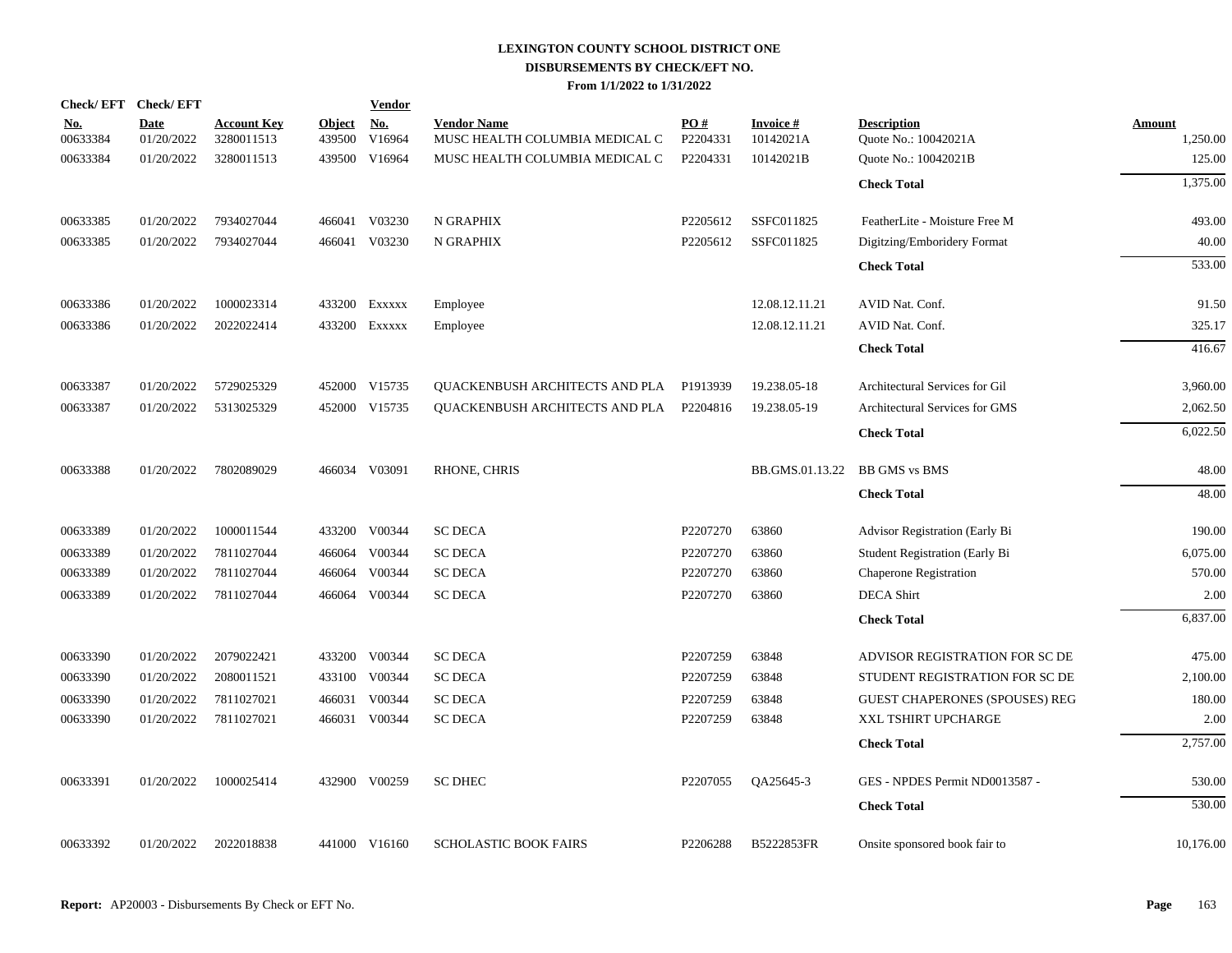# LEXINGTON COUNTY SCHOOL DISTRICT ONE
## DISBURSEMENTS BY CHECK/EFT NO.
### From 1/1/2022 to 1/31/2022

| Check/ EFT No. | Check/ EFT Date | Account Key | Object | Vendor No. | Vendor Name | PO # | Invoice # | Description | Amount |
|---|---|---|---|---|---|---|---|---|---|
| 00633384 | 01/20/2022 | 3280011513 | 439500 | V16964 | MUSC HEALTH COLUMBIA MEDICAL C | P2204331 | 10142021A | Quote No.: 10042021A | 1,250.00 |
| 00633384 | 01/20/2022 | 3280011513 | 439500 | V16964 | MUSC HEALTH COLUMBIA MEDICAL C | P2204331 | 10142021B | Quote No.: 10042021B | 125.00 |
| | | | | | | | | **Check Total** | 1,375.00 |
| 00633385 | 01/20/2022 | 7934027044 | 466041 | V03230 | N GRAPHIX | P2205612 | SSFC011825 | FeatherLite - Moisture Free M | 493.00 |
| 00633385 | 01/20/2022 | 7934027044 | 466041 | V03230 | N GRAPHIX | P2205612 | SSFC011825 | Digitzing/Emboridery Format | 40.00 |
| | | | | | | | | **Check Total** | 533.00 |
| 00633386 | 01/20/2022 | 1000023314 | 433200 | Exxxxx | Employee | | 12.08.12.11.21 | AVID Nat. Conf. | 91.50 |
| 00633386 | 01/20/2022 | 2022022414 | 433200 | Exxxxx | Employee | | 12.08.12.11.21 | AVID Nat. Conf. | 325.17 |
| | | | | | | | | **Check Total** | 416.67 |
| 00633387 | 01/20/2022 | 5729025329 | 452000 | V15735 | QUACKENBUSH ARCHITECTS AND PLA | P1913939 | 19.238.05-18 | Architectural Services for Gil | 3,960.00 |
| 00633387 | 01/20/2022 | 5313025329 | 452000 | V15735 | QUACKENBUSH ARCHITECTS AND PLA | P2204816 | 19.238.05-19 | Architectural Services for GMS | 2,062.50 |
| | | | | | | | | **Check Total** | 6,022.50 |
| 00633388 | 01/20/2022 | 7802089029 | 466034 | V03091 | RHONE, CHRIS | | BB.GMS.01.13.22 | BB GMS vs BMS | 48.00 |
| | | | | | | | | **Check Total** | 48.00 |
| 00633389 | 01/20/2022 | 1000011544 | 433200 | V00344 | SC DECA | P2207270 | 63860 | Advisor Registration (Early Bi | 190.00 |
| 00633389 | 01/20/2022 | 7811027044 | 466064 | V00344 | SC DECA | P2207270 | 63860 | Student Registration (Early Bi | 6,075.00 |
| 00633389 | 01/20/2022 | 7811027044 | 466064 | V00344 | SC DECA | P2207270 | 63860 | Chaperone Registration | 570.00 |
| 00633389 | 01/20/2022 | 7811027044 | 466064 | V00344 | SC DECA | P2207270 | 63860 | DECA Shirt | 2.00 |
| | | | | | | | | **Check Total** | 6,837.00 |
| 00633390 | 01/20/2022 | 2079022421 | 433200 | V00344 | SC DECA | P2207259 | 63848 | ADVISOR REGISTRATION FOR SC DE | 475.00 |
| 00633390 | 01/20/2022 | 2080011521 | 433100 | V00344 | SC DECA | P2207259 | 63848 | STUDENT REGISTRATION FOR SC DE | 2,100.00 |
| 00633390 | 01/20/2022 | 7811027021 | 466031 | V00344 | SC DECA | P2207259 | 63848 | GUEST CHAPERONES (SPOUSES) REG | 180.00 |
| 00633390 | 01/20/2022 | 7811027021 | 466031 | V00344 | SC DECA | P2207259 | 63848 | XXL TSHIRT UPCHARGE | 2.00 |
| | | | | | | | | **Check Total** | 2,757.00 |
| 00633391 | 01/20/2022 | 1000025414 | 432900 | V00259 | SC DHEC | P2207055 | QA25645-3 | GES - NPDES Permit ND0013587 - | 530.00 |
| | | | | | | | | **Check Total** | 530.00 |
| 00633392 | 01/20/2022 | 2022018838 | 441000 | V16160 | SCHOLASTIC BOOK FAIRS | P2206288 | B5222853FR | Onsite sponsored book fair to | 10,176.00 |

**Report:** AP20003 - Disbursements By Check or EFT No.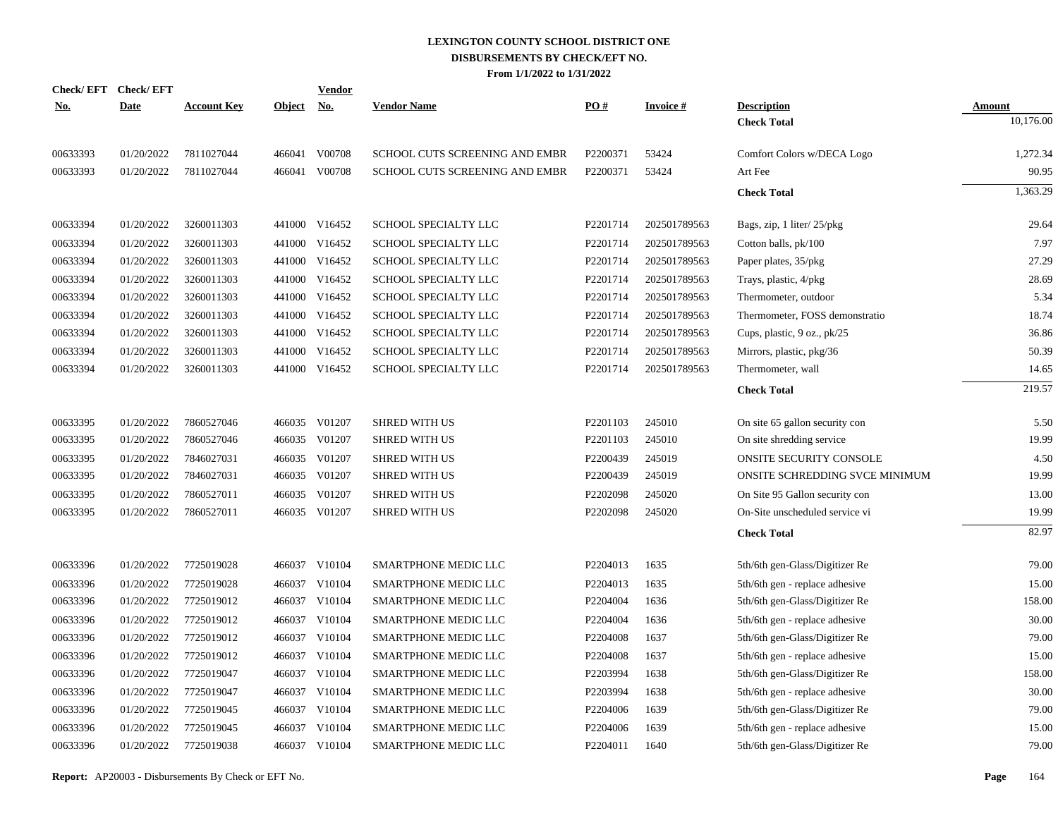# LEXINGTON COUNTY SCHOOL DISTRICT ONE
## DISBURSEMENTS BY CHECK/EFT NO.
### From 1/1/2022 to 1/31/2022

| Check/ EFT No. | Check/ EFT Date | Account Key | Object | Vendor No. | Vendor Name | PO # | Invoice # | Description | Amount |
|---|---|---|---|---|---|---|---|---|---|
| | | | | | | | | **Check Total** | 10,176.00 |
| 00633393 | 01/20/2022 | 7811027044 | 466041 | V00708 | SCHOOL CUTS SCREENING AND EMBR | P2200371 | 53424 | Comfort Colors w/DECA Logo | 1,272.34 |
| 00633393 | 01/20/2022 | 7811027044 | 466041 | V00708 | SCHOOL CUTS SCREENING AND EMBR | P2200371 | 53424 | Art Fee | 90.95 |
| | | | | | | | | **Check Total** | 1,363.29 |
| 00633394 | 01/20/2022 | 3260011303 | 441000 | V16452 | SCHOOL SPECIALTY LLC | P2201714 | 202501789563 | Bags, zip, 1 liter/ 25/pkg | 29.64 |
| 00633394 | 01/20/2022 | 3260011303 | 441000 | V16452 | SCHOOL SPECIALTY LLC | P2201714 | 202501789563 | Cotton balls, pk/100 | 7.97 |
| 00633394 | 01/20/2022 | 3260011303 | 441000 | V16452 | SCHOOL SPECIALTY LLC | P2201714 | 202501789563 | Paper plates, 35/pkg | 27.29 |
| 00633394 | 01/20/2022 | 3260011303 | 441000 | V16452 | SCHOOL SPECIALTY LLC | P2201714 | 202501789563 | Trays, plastic, 4/pkg | 28.69 |
| 00633394 | 01/20/2022 | 3260011303 | 441000 | V16452 | SCHOOL SPECIALTY LLC | P2201714 | 202501789563 | Thermometer, outdoor | 5.34 |
| 00633394 | 01/20/2022 | 3260011303 | 441000 | V16452 | SCHOOL SPECIALTY LLC | P2201714 | 202501789563 | Thermometer, FOSS demonstratio | 18.74 |
| 00633394 | 01/20/2022 | 3260011303 | 441000 | V16452 | SCHOOL SPECIALTY LLC | P2201714 | 202501789563 | Cups, plastic, 9 oz., pk/25 | 36.86 |
| 00633394 | 01/20/2022 | 3260011303 | 441000 | V16452 | SCHOOL SPECIALTY LLC | P2201714 | 202501789563 | Mirrors, plastic, pkg/36 | 50.39 |
| 00633394 | 01/20/2022 | 3260011303 | 441000 | V16452 | SCHOOL SPECIALTY LLC | P2201714 | 202501789563 | Thermometer, wall | 14.65 |
| | | | | | | | | **Check Total** | 219.57 |
| 00633395 | 01/20/2022 | 7860527046 | 466035 | V01207 | SHRED WITH US | P2201103 | 245010 | On site 65 gallon security con | 5.50 |
| 00633395 | 01/20/2022 | 7860527046 | 466035 | V01207 | SHRED WITH US | P2201103 | 245010 | On site shredding service | 19.99 |
| 00633395 | 01/20/2022 | 7846027031 | 466035 | V01207 | SHRED WITH US | P2200439 | 245019 | ONSITE SECURITY CONSOLE | 4.50 |
| 00633395 | 01/20/2022 | 7846027031 | 466035 | V01207 | SHRED WITH US | P2200439 | 245019 | ONSITE SCHREDDING SVCE MINIMUM | 19.99 |
| 00633395 | 01/20/2022 | 7860527011 | 466035 | V01207 | SHRED WITH US | P2202098 | 245020 | On Site 95 Gallon security con | 13.00 |
| 00633395 | 01/20/2022 | 7860527011 | 466035 | V01207 | SHRED WITH US | P2202098 | 245020 | On-Site unscheduled service vi | 19.99 |
| | | | | | | | | **Check Total** | 82.97 |
| 00633396 | 01/20/2022 | 7725019028 | 466037 | V10104 | SMARTPHONE MEDIC LLC | P2204013 | 1635 | 5th/6th gen-Glass/Digitizer Re | 79.00 |
| 00633396 | 01/20/2022 | 7725019028 | 466037 | V10104 | SMARTPHONE MEDIC LLC | P2204013 | 1635 | 5th/6th gen - replace adhesive | 15.00 |
| 00633396 | 01/20/2022 | 7725019012 | 466037 | V10104 | SMARTPHONE MEDIC LLC | P2204004 | 1636 | 5th/6th gen-Glass/Digitizer Re | 158.00 |
| 00633396 | 01/20/2022 | 7725019012 | 466037 | V10104 | SMARTPHONE MEDIC LLC | P2204004 | 1636 | 5th/6th gen - replace adhesive | 30.00 |
| 00633396 | 01/20/2022 | 7725019012 | 466037 | V10104 | SMARTPHONE MEDIC LLC | P2204008 | 1637 | 5th/6th gen-Glass/Digitizer Re | 79.00 |
| 00633396 | 01/20/2022 | 7725019012 | 466037 | V10104 | SMARTPHONE MEDIC LLC | P2204008 | 1637 | 5th/6th gen - replace adhesive | 15.00 |
| 00633396 | 01/20/2022 | 7725019047 | 466037 | V10104 | SMARTPHONE MEDIC LLC | P2203994 | 1638 | 5th/6th gen-Glass/Digitizer Re | 158.00 |
| 00633396 | 01/20/2022 | 7725019047 | 466037 | V10104 | SMARTPHONE MEDIC LLC | P2203994 | 1638 | 5th/6th gen - replace adhesive | 30.00 |
| 00633396 | 01/20/2022 | 7725019045 | 466037 | V10104 | SMARTPHONE MEDIC LLC | P2204006 | 1639 | 5th/6th gen-Glass/Digitizer Re | 79.00 |
| 00633396 | 01/20/2022 | 7725019045 | 466037 | V10104 | SMARTPHONE MEDIC LLC | P2204006 | 1639 | 5th/6th gen - replace adhesive | 15.00 |
| 00633396 | 01/20/2022 | 7725019038 | 466037 | V10104 | SMARTPHONE MEDIC LLC | P2204011 | 1640 | 5th/6th gen-Glass/Digitizer Re | 79.00 |

**Report:** AP20003 - Disbursements By Check or EFT No.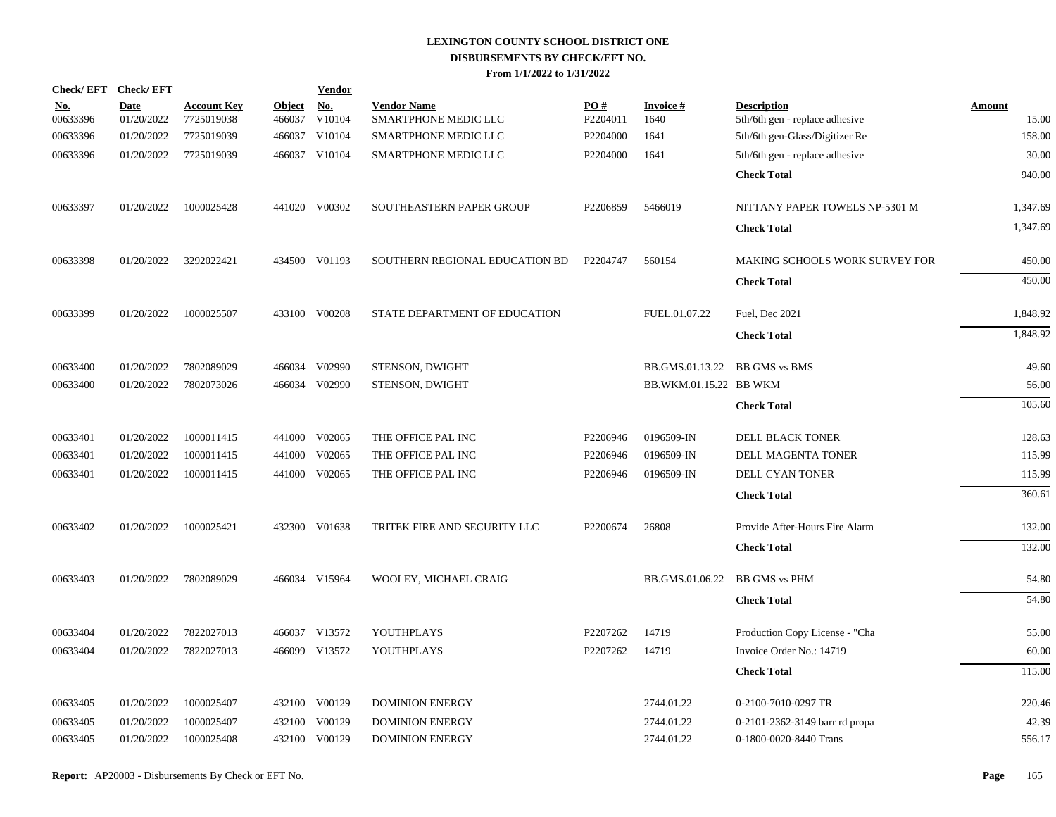**LEXINGTON COUNTY SCHOOL DISTRICT ONE**
**DISBURSEMENTS BY CHECK/EFT NO.**
**From 1/1/2022 to 1/31/2022**

| Check/ EFT No. | Check/ EFT Date | Account Key | Object | Vendor No. | Vendor Name | PO # | Invoice # | Description | Amount |
|---|---|---|---|---|---|---|---|---|---|
| 00633396 | 01/20/2022 | 7725019038 | 466037 | V10104 | SMARTPHONE MEDIC LLC | P2204011 | 1640 | 5th/6th gen - replace adhesive | 15.00 |
| 00633396 | 01/20/2022 | 7725019039 | 466037 | V10104 | SMARTPHONE MEDIC LLC | P2204000 | 1641 | 5th/6th gen-Glass/Digitizer Re | 158.00 |
| 00633396 | 01/20/2022 | 7725019039 | 466037 | V10104 | SMARTPHONE MEDIC LLC | P2204000 | 1641 | 5th/6th gen - replace adhesive | 30.00 |
| | | | | | | | | **Check Total** | 940.00 |
| 00633397 | 01/20/2022 | 1000025428 | 441020 | V00302 | SOUTHEASTERN PAPER GROUP | P2206859 | 5466019 | NITTANY PAPER TOWELS NP-5301 M | 1,347.69 |
| | | | | | | | | **Check Total** | 1,347.69 |
| 00633398 | 01/20/2022 | 3292022421 | 434500 | V01193 | SOUTHERN REGIONAL EDUCATION BD | P2204747 | 560154 | MAKING SCHOOLS WORK SURVEY FOR | 450.00 |
| | | | | | | | | **Check Total** | 450.00 |
| 00633399 | 01/20/2022 | 1000025507 | 433100 | V00208 | STATE DEPARTMENT OF EDUCATION | | FUEL.01.07.22 | Fuel, Dec 2021 | 1,848.92 |
| | | | | | | | | **Check Total** | 1,848.92 |
| 00633400 | 01/20/2022 | 7802089029 | 466034 | V02990 | STENSON, DWIGHT | | BB.GMS.01.13.22 | BB GMS vs BMS | 49.60 |
| 00633400 | 01/20/2022 | 7802073026 | 466034 | V02990 | STENSON, DWIGHT | | BB.WKM.01.15.22 | BB WKM | 56.00 |
| | | | | | | | | **Check Total** | 105.60 |
| 00633401 | 01/20/2022 | 1000011415 | 441000 | V02065 | THE OFFICE PAL INC | P2206946 | 0196509-IN | DELL BLACK TONER | 128.63 |
| 00633401 | 01/20/2022 | 1000011415 | 441000 | V02065 | THE OFFICE PAL INC | P2206946 | 0196509-IN | DELL MAGENTA TONER | 115.99 |
| 00633401 | 01/20/2022 | 1000011415 | 441000 | V02065 | THE OFFICE PAL INC | P2206946 | 0196509-IN | DELL CYAN TONER | 115.99 |
| | | | | | | | | **Check Total** | 360.61 |
| 00633402 | 01/20/2022 | 1000025421 | 432300 | V01638 | TRITEK FIRE AND SECURITY LLC | P2200674 | 26808 | Provide After-Hours Fire Alarm | 132.00 |
| | | | | | | | | **Check Total** | 132.00 |
| 00633403 | 01/20/2022 | 7802089029 | 466034 | V15964 | WOOLEY, MICHAEL CRAIG | | BB.GMS.01.06.22 | BB GMS vs PHM | 54.80 |
| | | | | | | | | **Check Total** | 54.80 |
| 00633404 | 01/20/2022 | 7822027013 | 466037 | V13572 | YOUTHPLAYS | P2207262 | 14719 | Production Copy License - "Cha | 55.00 |
| 00633404 | 01/20/2022 | 7822027013 | 466099 | V13572 | YOUTHPLAYS | P2207262 | 14719 | Invoice Order No.: 14719 | 60.00 |
| | | | | | | | | **Check Total** | 115.00 |
| 00633405 | 01/20/2022 | 1000025407 | 432100 | V00129 | DOMINION ENERGY | | 2744.01.22 | 0-2100-7010-0297 TR | 220.46 |
| 00633405 | 01/20/2022 | 1000025407 | 432100 | V00129 | DOMINION ENERGY | | 2744.01.22 | 0-2101-2362-3149 barr rd propa | 42.39 |
| 00633405 | 01/20/2022 | 1000025408 | 432100 | V00129 | DOMINION ENERGY | | 2744.01.22 | 0-1800-0020-8440 Trans | 556.17 |

**Report:** AP20003 - Disbursements By Check or EFT No.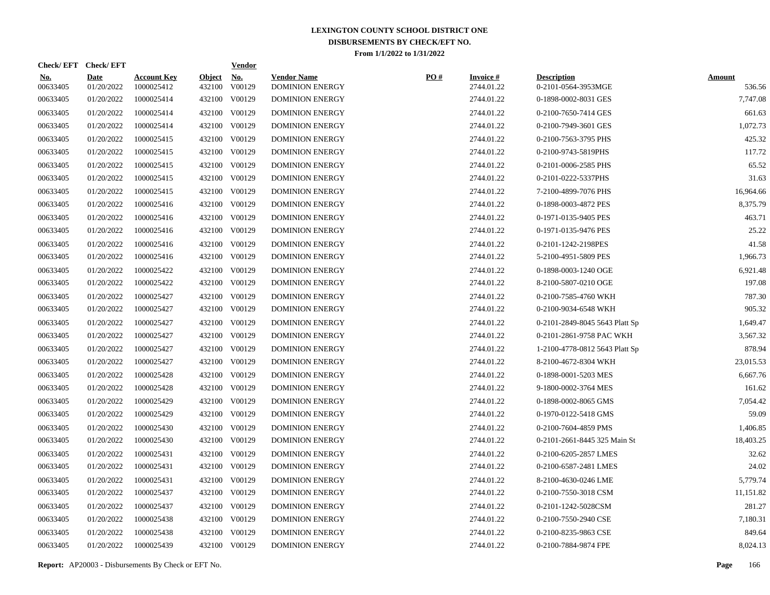**LEXINGTON COUNTY SCHOOL DISTRICT ONE**
**DISBURSEMENTS BY CHECK/EFT NO.**
**From 1/1/2022 to 1/31/2022**

| Check/ EFT No. | Check/ EFT Date | Account Key | Object | Vendor No. | Vendor Name | PO # | Invoice # | Description | Amount |
|---|---|---|---|---|---|---|---|---|---|
| 00633405 | 01/20/2022 | 1000025412 | 432100 | V00129 | DOMINION ENERGY | | 2744.01.22 | 0-2101-0564-3953MGE | 536.56 |
| 00633405 | 01/20/2022 | 1000025414 | 432100 | V00129 | DOMINION ENERGY | | 2744.01.22 | 0-1898-0002-8031 GES | 7,747.08 |
| 00633405 | 01/20/2022 | 1000025414 | 432100 | V00129 | DOMINION ENERGY | | 2744.01.22 | 0-2100-7650-7414 GES | 661.63 |
| 00633405 | 01/20/2022 | 1000025414 | 432100 | V00129 | DOMINION ENERGY | | 2744.01.22 | 0-2100-7949-3601 GES | 1,072.73 |
| 00633405 | 01/20/2022 | 1000025415 | 432100 | V00129 | DOMINION ENERGY | | 2744.01.22 | 0-2100-7563-3795 PHS | 425.32 |
| 00633405 | 01/20/2022 | 1000025415 | 432100 | V00129 | DOMINION ENERGY | | 2744.01.22 | 0-2100-9743-5819PHS | 117.72 |
| 00633405 | 01/20/2022 | 1000025415 | 432100 | V00129 | DOMINION ENERGY | | 2744.01.22 | 0-2101-0006-2585 PHS | 65.52 |
| 00633405 | 01/20/2022 | 1000025415 | 432100 | V00129 | DOMINION ENERGY | | 2744.01.22 | 0-2101-0222-5337PHS | 31.63 |
| 00633405 | 01/20/2022 | 1000025415 | 432100 | V00129 | DOMINION ENERGY | | 2744.01.22 | 7-2100-4899-7076 PHS | 16,964.66 |
| 00633405 | 01/20/2022 | 1000025416 | 432100 | V00129 | DOMINION ENERGY | | 2744.01.22 | 0-1898-0003-4872 PES | 8,375.79 |
| 00633405 | 01/20/2022 | 1000025416 | 432100 | V00129 | DOMINION ENERGY | | 2744.01.22 | 0-1971-0135-9405 PES | 463.71 |
| 00633405 | 01/20/2022 | 1000025416 | 432100 | V00129 | DOMINION ENERGY | | 2744.01.22 | 0-1971-0135-9476 PES | 25.22 |
| 00633405 | 01/20/2022 | 1000025416 | 432100 | V00129 | DOMINION ENERGY | | 2744.01.22 | 0-2101-1242-2198PES | 41.58 |
| 00633405 | 01/20/2022 | 1000025416 | 432100 | V00129 | DOMINION ENERGY | | 2744.01.22 | 5-2100-4951-5809 PES | 1,966.73 |
| 00633405 | 01/20/2022 | 1000025422 | 432100 | V00129 | DOMINION ENERGY | | 2744.01.22 | 0-1898-0003-1240 OGE | 6,921.48 |
| 00633405 | 01/20/2022 | 1000025422 | 432100 | V00129 | DOMINION ENERGY | | 2744.01.22 | 8-2100-5807-0210 OGE | 197.08 |
| 00633405 | 01/20/2022 | 1000025427 | 432100 | V00129 | DOMINION ENERGY | | 2744.01.22 | 0-2100-7585-4760 WKH | 787.30 |
| 00633405 | 01/20/2022 | 1000025427 | 432100 | V00129 | DOMINION ENERGY | | 2744.01.22 | 0-2100-9034-6548 WKH | 905.32 |
| 00633405 | 01/20/2022 | 1000025427 | 432100 | V00129 | DOMINION ENERGY | | 2744.01.22 | 0-2101-2849-8045 5643 Platt Sp | 1,649.47 |
| 00633405 | 01/20/2022 | 1000025427 | 432100 | V00129 | DOMINION ENERGY | | 2744.01.22 | 0-2101-2861-9758 PAC WKH | 3,567.32 |
| 00633405 | 01/20/2022 | 1000025427 | 432100 | V00129 | DOMINION ENERGY | | 2744.01.22 | 1-2100-4778-0812 5643 Platt Sp | 878.94 |
| 00633405 | 01/20/2022 | 1000025427 | 432100 | V00129 | DOMINION ENERGY | | 2744.01.22 | 8-2100-4672-8304 WKH | 23,015.53 |
| 00633405 | 01/20/2022 | 1000025428 | 432100 | V00129 | DOMINION ENERGY | | 2744.01.22 | 0-1898-0001-5203 MES | 6,667.76 |
| 00633405 | 01/20/2022 | 1000025428 | 432100 | V00129 | DOMINION ENERGY | | 2744.01.22 | 9-1800-0002-3764 MES | 161.62 |
| 00633405 | 01/20/2022 | 1000025429 | 432100 | V00129 | DOMINION ENERGY | | 2744.01.22 | 0-1898-0002-8065 GMS | 7,054.42 |
| 00633405 | 01/20/2022 | 1000025429 | 432100 | V00129 | DOMINION ENERGY | | 2744.01.22 | 0-1970-0122-5418 GMS | 59.09 |
| 00633405 | 01/20/2022 | 1000025430 | 432100 | V00129 | DOMINION ENERGY | | 2744.01.22 | 0-2100-7604-4859 PMS | 1,406.85 |
| 00633405 | 01/20/2022 | 1000025430 | 432100 | V00129 | DOMINION ENERGY | | 2744.01.22 | 0-2101-2661-8445 325 Main St | 18,403.25 |
| 00633405 | 01/20/2022 | 1000025431 | 432100 | V00129 | DOMINION ENERGY | | 2744.01.22 | 0-2100-6205-2857 LMES | 32.62 |
| 00633405 | 01/20/2022 | 1000025431 | 432100 | V00129 | DOMINION ENERGY | | 2744.01.22 | 0-2100-6587-2481 LMES | 24.02 |
| 00633405 | 01/20/2022 | 1000025431 | 432100 | V00129 | DOMINION ENERGY | | 2744.01.22 | 8-2100-4630-0246 LME | 5,779.74 |
| 00633405 | 01/20/2022 | 1000025437 | 432100 | V00129 | DOMINION ENERGY | | 2744.01.22 | 0-2100-7550-3018 CSM | 11,151.82 |
| 00633405 | 01/20/2022 | 1000025437 | 432100 | V00129 | DOMINION ENERGY | | 2744.01.22 | 0-2101-1242-5028CSM | 281.27 |
| 00633405 | 01/20/2022 | 1000025438 | 432100 | V00129 | DOMINION ENERGY | | 2744.01.22 | 0-2100-7550-2940 CSE | 7,180.31 |
| 00633405 | 01/20/2022 | 1000025438 | 432100 | V00129 | DOMINION ENERGY | | 2744.01.22 | 0-2100-8235-9863 CSE | 849.64 |
| 00633405 | 01/20/2022 | 1000025439 | 432100 | V00129 | DOMINION ENERGY | | 2744.01.22 | 0-2100-7884-9874 FPE | 8,024.13 |

**Report:** AP20003 - Disbursements By Check or EFT No.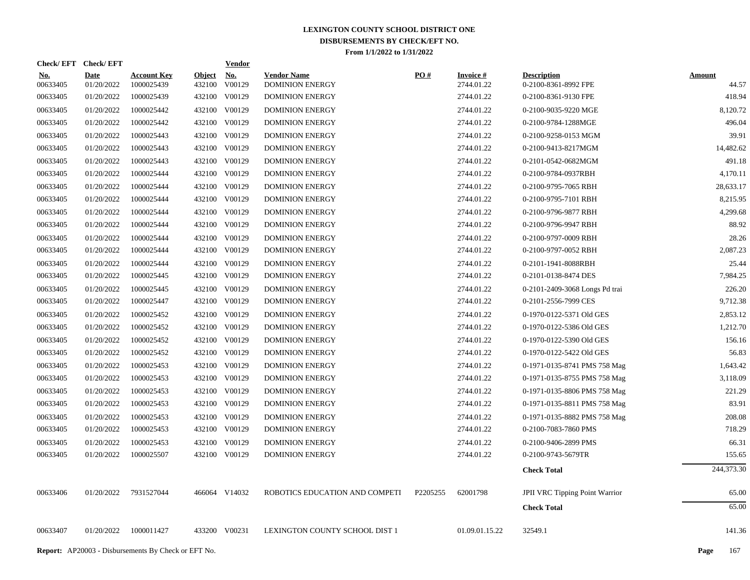**LEXINGTON COUNTY SCHOOL DISTRICT ONE**
**DISBURSEMENTS BY CHECK/EFT NO.**
**From 1/1/2022 to 1/31/2022**

| Check/ EFT No. | Check/ EFT Date | Account Key | Object | Vendor No. | Vendor Name | PO # | Invoice # | Description | Amount |
|---|---|---|---|---|---|---|---|---|---|
| 00633405 | 01/20/2022 | 1000025439 | 432100 | V00129 | DOMINION ENERGY | | 2744.01.22 | 0-2100-8361-8992 FPE | 44.57 |
| 00633405 | 01/20/2022 | 1000025439 | 432100 | V00129 | DOMINION ENERGY | | 2744.01.22 | 0-2100-8361-9130 FPE | 418.94 |
| 00633405 | 01/20/2022 | 1000025442 | 432100 | V00129 | DOMINION ENERGY | | 2744.01.22 | 0-2100-9035-9220 MGE | 8,120.72 |
| 00633405 | 01/20/2022 | 1000025442 | 432100 | V00129 | DOMINION ENERGY | | 2744.01.22 | 0-2100-9784-1288MGE | 496.04 |
| 00633405 | 01/20/2022 | 1000025443 | 432100 | V00129 | DOMINION ENERGY | | 2744.01.22 | 0-2100-9258-0153 MGM | 39.91 |
| 00633405 | 01/20/2022 | 1000025443 | 432100 | V00129 | DOMINION ENERGY | | 2744.01.22 | 0-2100-9413-8217MGM | 14,482.62 |
| 00633405 | 01/20/2022 | 1000025443 | 432100 | V00129 | DOMINION ENERGY | | 2744.01.22 | 0-2101-0542-0682MGM | 491.18 |
| 00633405 | 01/20/2022 | 1000025444 | 432100 | V00129 | DOMINION ENERGY | | 2744.01.22 | 0-2100-9784-0937RBH | 4,170.11 |
| 00633405 | 01/20/2022 | 1000025444 | 432100 | V00129 | DOMINION ENERGY | | 2744.01.22 | 0-2100-9795-7065 RBH | 28,633.17 |
| 00633405 | 01/20/2022 | 1000025444 | 432100 | V00129 | DOMINION ENERGY | | 2744.01.22 | 0-2100-9795-7101 RBH | 8,215.95 |
| 00633405 | 01/20/2022 | 1000025444 | 432100 | V00129 | DOMINION ENERGY | | 2744.01.22 | 0-2100-9796-9877 RBH | 4,299.68 |
| 00633405 | 01/20/2022 | 1000025444 | 432100 | V00129 | DOMINION ENERGY | | 2744.01.22 | 0-2100-9796-9947 RBH | 88.92 |
| 00633405 | 01/20/2022 | 1000025444 | 432100 | V00129 | DOMINION ENERGY | | 2744.01.22 | 0-2100-9797-0009 RBH | 28.26 |
| 00633405 | 01/20/2022 | 1000025444 | 432100 | V00129 | DOMINION ENERGY | | 2744.01.22 | 0-2100-9797-0052 RBH | 2,087.23 |
| 00633405 | 01/20/2022 | 1000025444 | 432100 | V00129 | DOMINION ENERGY | | 2744.01.22 | 0-2101-1941-8088RBH | 25.44 |
| 00633405 | 01/20/2022 | 1000025445 | 432100 | V00129 | DOMINION ENERGY | | 2744.01.22 | 0-2101-0138-8474 DES | 7,984.25 |
| 00633405 | 01/20/2022 | 1000025445 | 432100 | V00129 | DOMINION ENERGY | | 2744.01.22 | 0-2101-2409-3068 Longs Pd trai | 226.20 |
| 00633405 | 01/20/2022 | 1000025447 | 432100 | V00129 | DOMINION ENERGY | | 2744.01.22 | 0-2101-2556-7999 CES | 9,712.38 |
| 00633405 | 01/20/2022 | 1000025452 | 432100 | V00129 | DOMINION ENERGY | | 2744.01.22 | 0-1970-0122-5371 Old GES | 2,853.12 |
| 00633405 | 01/20/2022 | 1000025452 | 432100 | V00129 | DOMINION ENERGY | | 2744.01.22 | 0-1970-0122-5386 Old GES | 1,212.70 |
| 00633405 | 01/20/2022 | 1000025452 | 432100 | V00129 | DOMINION ENERGY | | 2744.01.22 | 0-1970-0122-5390 Old GES | 156.16 |
| 00633405 | 01/20/2022 | 1000025452 | 432100 | V00129 | DOMINION ENERGY | | 2744.01.22 | 0-1970-0122-5422 Old GES | 56.83 |
| 00633405 | 01/20/2022 | 1000025453 | 432100 | V00129 | DOMINION ENERGY | | 2744.01.22 | 0-1971-0135-8741 PMS 758 Mag | 1,643.42 |
| 00633405 | 01/20/2022 | 1000025453 | 432100 | V00129 | DOMINION ENERGY | | 2744.01.22 | 0-1971-0135-8755 PMS 758 Mag | 3,118.09 |
| 00633405 | 01/20/2022 | 1000025453 | 432100 | V00129 | DOMINION ENERGY | | 2744.01.22 | 0-1971-0135-8806 PMS 758 Mag | 221.29 |
| 00633405 | 01/20/2022 | 1000025453 | 432100 | V00129 | DOMINION ENERGY | | 2744.01.22 | 0-1971-0135-8811 PMS 758 Mag | 83.91 |
| 00633405 | 01/20/2022 | 1000025453 | 432100 | V00129 | DOMINION ENERGY | | 2744.01.22 | 0-1971-0135-8882 PMS 758 Mag | 208.08 |
| 00633405 | 01/20/2022 | 1000025453 | 432100 | V00129 | DOMINION ENERGY | | 2744.01.22 | 0-2100-7083-7860 PMS | 718.29 |
| 00633405 | 01/20/2022 | 1000025453 | 432100 | V00129 | DOMINION ENERGY | | 2744.01.22 | 0-2100-9406-2899 PMS | 66.31 |
| 00633405 | 01/20/2022 | 1000025507 | 432100 | V00129 | DOMINION ENERGY | | 2744.01.22 | 0-2100-9743-5679TR | 155.65 |
| | | | | | | | | **Check Total** | 244,373.30 |
| 00633406 | 01/20/2022 | 7931527044 | 466064 | V14032 | ROBOTICS EDUCATION AND COMPETI | P2205255 | 62001798 | JPII VRC Tipping Point Warrior | 65.00 |
| | | | | | | | | **Check Total** | 65.00 |
| 00633407 | 01/20/2022 | 1000011427 | 433200 | V00231 | LEXINGTON COUNTY SCHOOL DIST 1 | | 01.09.01.15.22 | 32549.1 | 141.36 |

**Report:** AP20003 - Disbursements By Check or EFT No.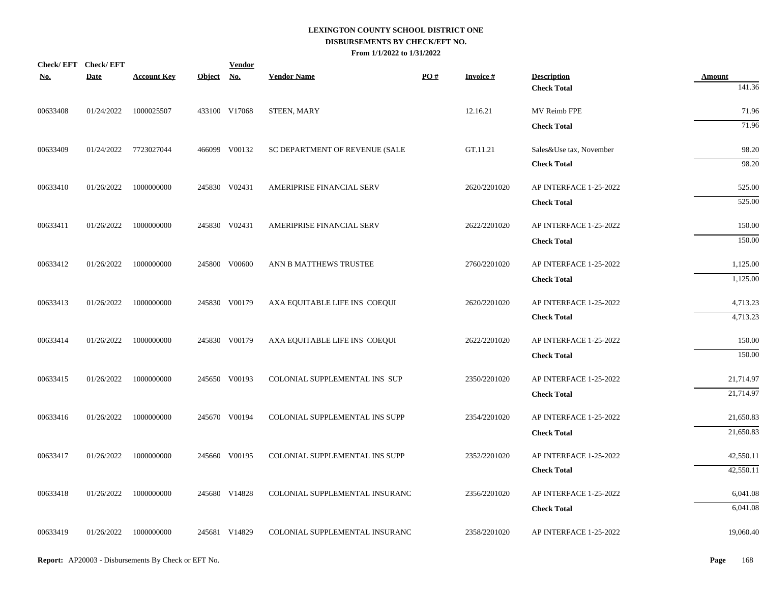**LEXINGTON COUNTY SCHOOL DISTRICT ONE**
**DISBURSEMENTS BY CHECK/EFT NO.**
**From 1/1/2022 to 1/31/2022**

| Check/ EFT No. | Check/ EFT Date | Account Key | Object | Vendor No. | Vendor Name | PO # | Invoice # | Description | Amount |
|---|---|---|---|---|---|---|---|---|---|
| | | | | | | | | **Check Total** | 141.36 |
| 00633408 | 01/24/2022 | 1000025507 | 433100 | V17068 | STEEN, MARY | | 12.16.21 | MV Reimb FPE | 71.96 |
| | | | | | | | | **Check Total** | 71.96 |
| 00633409 | 01/24/2022 | 7723027044 | 466099 | V00132 | SC DEPARTMENT OF REVENUE (SALE | | GT.11.21 | Sales&Use tax, November | 98.20 |
| | | | | | | | | **Check Total** | 98.20 |
| 00633410 | 01/26/2022 | 1000000000 | 245830 | V02431 | AMERIPRISE FINANCIAL SERV | | 2620/2201020 | AP INTERFACE 1-25-2022 | 525.00 |
| | | | | | | | | **Check Total** | 525.00 |
| 00633411 | 01/26/2022 | 1000000000 | 245830 | V02431 | AMERIPRISE FINANCIAL SERV | | 2622/2201020 | AP INTERFACE 1-25-2022 | 150.00 |
| | | | | | | | | **Check Total** | 150.00 |
| 00633412 | 01/26/2022 | 1000000000 | 245800 | V00600 | ANN B MATTHEWS TRUSTEE | | 2760/2201020 | AP INTERFACE 1-25-2022 | 1,125.00 |
| | | | | | | | | **Check Total** | 1,125.00 |
| 00633413 | 01/26/2022 | 1000000000 | 245830 | V00179 | AXA EQUITABLE LIFE INS COEQUI | | 2620/2201020 | AP INTERFACE 1-25-2022 | 4,713.23 |
| | | | | | | | | **Check Total** | 4,713.23 |
| 00633414 | 01/26/2022 | 1000000000 | 245830 | V00179 | AXA EQUITABLE LIFE INS COEQUI | | 2622/2201020 | AP INTERFACE 1-25-2022 | 150.00 |
| | | | | | | | | **Check Total** | 150.00 |
| 00633415 | 01/26/2022 | 1000000000 | 245650 | V00193 | COLONIAL SUPPLEMENTAL INS SUP | | 2350/2201020 | AP INTERFACE 1-25-2022 | 21,714.97 |
| | | | | | | | | **Check Total** | 21,714.97 |
| 00633416 | 01/26/2022 | 1000000000 | 245670 | V00194 | COLONIAL SUPPLEMENTAL INS SUPP | | 2354/2201020 | AP INTERFACE 1-25-2022 | 21,650.83 |
| | | | | | | | | **Check Total** | 21,650.83 |
| 00633417 | 01/26/2022 | 1000000000 | 245660 | V00195 | COLONIAL SUPPLEMENTAL INS SUPP | | 2352/2201020 | AP INTERFACE 1-25-2022 | 42,550.11 |
| | | | | | | | | **Check Total** | 42,550.11 |
| 00633418 | 01/26/2022 | 1000000000 | 245680 | V14828 | COLONIAL SUPPLEMENTAL INSURANC | | 2356/2201020 | AP INTERFACE 1-25-2022 | 6,041.08 |
| | | | | | | | | **Check Total** | 6,041.08 |
| 00633419 | 01/26/2022 | 1000000000 | 245681 | V14829 | COLONIAL SUPPLEMENTAL INSURANC | | 2358/2201020 | AP INTERFACE 1-25-2022 | 19,060.40 |

**Report:** AP20003 - Disbursements By Check or EFT No.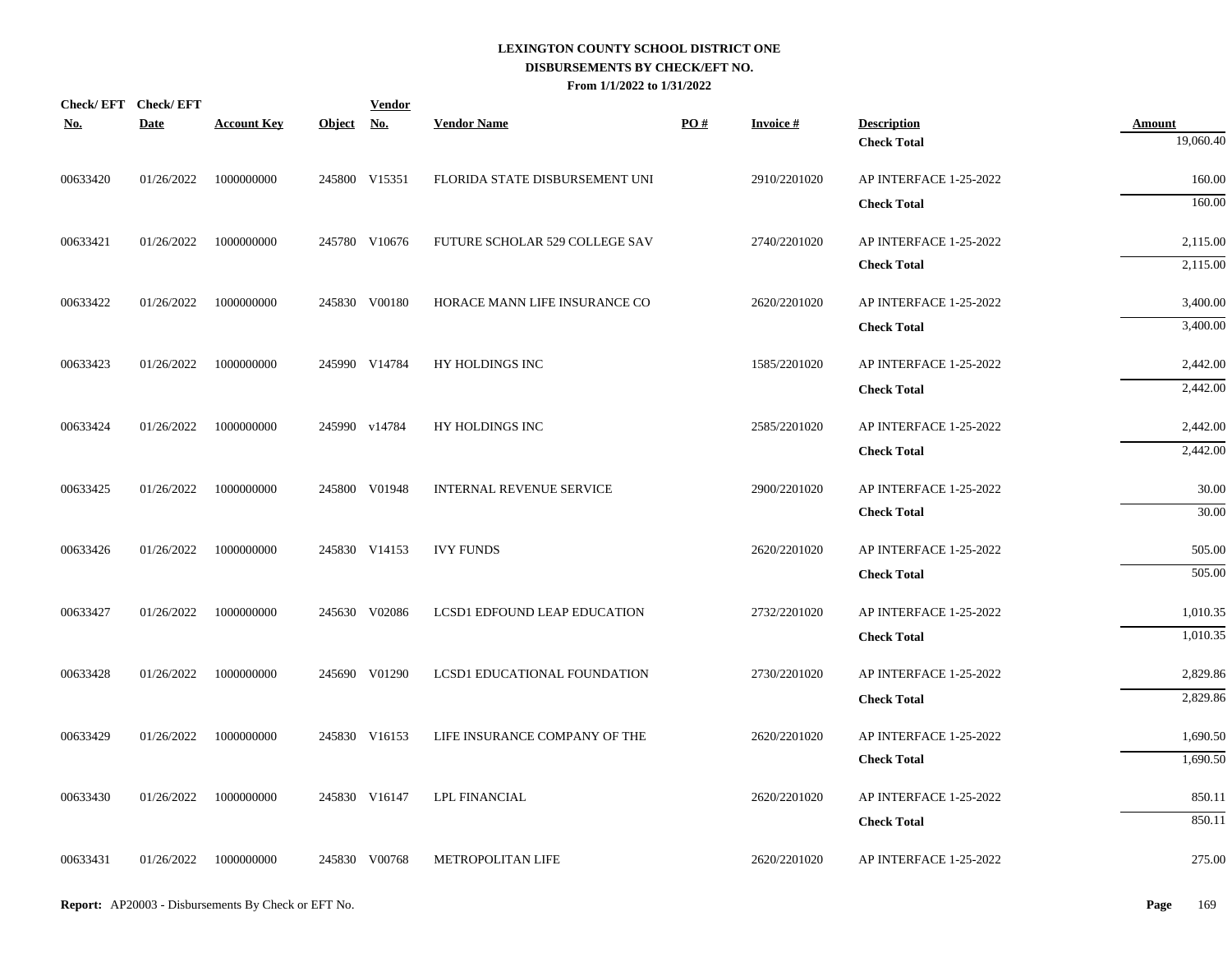# LEXINGTON COUNTY SCHOOL DISTRICT ONE
## DISBURSEMENTS BY CHECK/EFT NO.
### From 1/1/2022 to 1/31/2022

| Check/ EFT No. | Check/ EFT Date | Account Key | Object | Vendor No. | Vendor Name | PO # | Invoice # | Description | Amount |
|---|---|---|---|---|---|---|---|---|---|
| | | | | | | | | **Check Total** | 19,060.40 |
| 00633420 | 01/26/2022 | 1000000000 | 245800 | V15351 | FLORIDA STATE DISBURSEMENT UNI | | 2910/2201020 | AP INTERFACE 1-25-2022 | 160.00 |
| | | | | | | | | **Check Total** | 160.00 |
| 00633421 | 01/26/2022 | 1000000000 | 245780 | V10676 | FUTURE SCHOLAR 529 COLLEGE SAV | | 2740/2201020 | AP INTERFACE 1-25-2022 | 2,115.00 |
| | | | | | | | | **Check Total** | 2,115.00 |
| 00633422 | 01/26/2022 | 1000000000 | 245830 | V00180 | HORACE MANN LIFE INSURANCE CO | | 2620/2201020 | AP INTERFACE 1-25-2022 | 3,400.00 |
| | | | | | | | | **Check Total** | 3,400.00 |
| 00633423 | 01/26/2022 | 1000000000 | 245990 | V14784 | HY HOLDINGS INC | | 1585/2201020 | AP INTERFACE 1-25-2022 | 2,442.00 |
| | | | | | | | | **Check Total** | 2,442.00 |
| 00633424 | 01/26/2022 | 1000000000 | 245990 | v14784 | HY HOLDINGS INC | | 2585/2201020 | AP INTERFACE 1-25-2022 | 2,442.00 |
| | | | | | | | | **Check Total** | 2,442.00 |
| 00633425 | 01/26/2022 | 1000000000 | 245800 | V01948 | INTERNAL REVENUE SERVICE | | 2900/2201020 | AP INTERFACE 1-25-2022 | 30.00 |
| | | | | | | | | **Check Total** | 30.00 |
| 00633426 | 01/26/2022 | 1000000000 | 245830 | V14153 | IVY FUNDS | | 2620/2201020 | AP INTERFACE 1-25-2022 | 505.00 |
| | | | | | | | | **Check Total** | 505.00 |
| 00633427 | 01/26/2022 | 1000000000 | 245630 | V02086 | LCSD1 EDFOUND LEAP EDUCATION | | 2732/2201020 | AP INTERFACE 1-25-2022 | 1,010.35 |
| | | | | | | | | **Check Total** | 1,010.35 |
| 00633428 | 01/26/2022 | 1000000000 | 245690 | V01290 | LCSD1 EDUCATIONAL FOUNDATION | | 2730/2201020 | AP INTERFACE 1-25-2022 | 2,829.86 |
| | | | | | | | | **Check Total** | 2,829.86 |
| 00633429 | 01/26/2022 | 1000000000 | 245830 | V16153 | LIFE INSURANCE COMPANY OF THE | | 2620/2201020 | AP INTERFACE 1-25-2022 | 1,690.50 |
| | | | | | | | | **Check Total** | 1,690.50 |
| 00633430 | 01/26/2022 | 1000000000 | 245830 | V16147 | LPL FINANCIAL | | 2620/2201020 | AP INTERFACE 1-25-2022 | 850.11 |
| | | | | | | | | **Check Total** | 850.11 |
| 00633431 | 01/26/2022 | 1000000000 | 245830 | V00768 | METROPOLITAN LIFE | | 2620/2201020 | AP INTERFACE 1-25-2022 | 275.00 |

**Report:** AP20003 - Disbursements By Check or EFT No.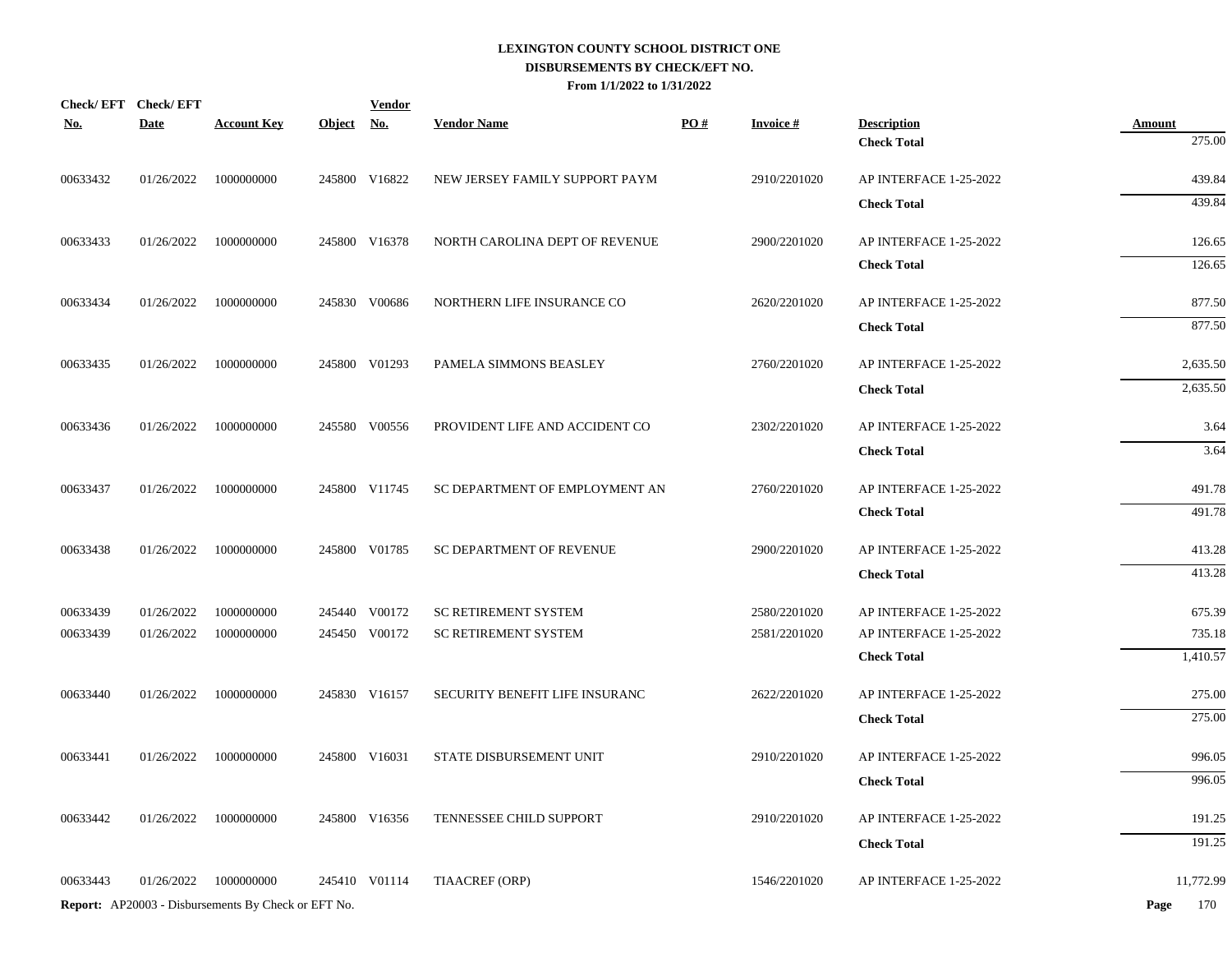# LEXINGTON COUNTY SCHOOL DISTRICT ONE
## DISBURSEMENTS BY CHECK/EFT NO.
### From 1/1/2022 to 1/31/2022

| Check/ EFT No. | Check/ EFT Date | Account Key | Object | Vendor No. | Vendor Name | PO # | Invoice # | Description | Amount |
|---|---|---|---|---|---|---|---|---|---|
| | | | | | | | | **Check Total** | 275.00 |
| 00633432 | 01/26/2022 | 1000000000 | 245800 | V16822 | NEW JERSEY FAMILY SUPPORT PAYM | | 2910/2201020 | AP INTERFACE 1-25-2022 | 439.84 |
| | | | | | | | | **Check Total** | 439.84 |
| 00633433 | 01/26/2022 | 1000000000 | 245800 | V16378 | NORTH CAROLINA DEPT OF REVENUE | | 2900/2201020 | AP INTERFACE 1-25-2022 | 126.65 |
| | | | | | | | | **Check Total** | 126.65 |
| 00633434 | 01/26/2022 | 1000000000 | 245830 | V00686 | NORTHERN LIFE INSURANCE CO | | 2620/2201020 | AP INTERFACE 1-25-2022 | 877.50 |
| | | | | | | | | **Check Total** | 877.50 |
| 00633435 | 01/26/2022 | 1000000000 | 245800 | V01293 | PAMELA SIMMONS BEASLEY | | 2760/2201020 | AP INTERFACE 1-25-2022 | 2,635.50 |
| | | | | | | | | **Check Total** | 2,635.50 |
| 00633436 | 01/26/2022 | 1000000000 | 245580 | V00556 | PROVIDENT LIFE AND ACCIDENT CO | | 2302/2201020 | AP INTERFACE 1-25-2022 | 3.64 |
| | | | | | | | | **Check Total** | 3.64 |
| 00633437 | 01/26/2022 | 1000000000 | 245800 | V11745 | SC DEPARTMENT OF EMPLOYMENT AN | | 2760/2201020 | AP INTERFACE 1-25-2022 | 491.78 |
| | | | | | | | | **Check Total** | 491.78 |
| 00633438 | 01/26/2022 | 1000000000 | 245800 | V01785 | SC DEPARTMENT OF REVENUE | | 2900/2201020 | AP INTERFACE 1-25-2022 | 413.28 |
| | | | | | | | | **Check Total** | 413.28 |
| 00633439 | 01/26/2022 | 1000000000 | 245440 | V00172 | SC RETIREMENT SYSTEM | | 2580/2201020 | AP INTERFACE 1-25-2022 | 675.39 |
| 00633439 | 01/26/2022 | 1000000000 | 245450 | V00172 | SC RETIREMENT SYSTEM | | 2581/2201020 | AP INTERFACE 1-25-2022 | 735.18 |
| | | | | | | | | **Check Total** | 1,410.57 |
| 00633440 | 01/26/2022 | 1000000000 | 245830 | V16157 | SECURITY BENEFIT LIFE INSURANC | | 2622/2201020 | AP INTERFACE 1-25-2022 | 275.00 |
| | | | | | | | | **Check Total** | 275.00 |
| 00633441 | 01/26/2022 | 1000000000 | 245800 | V16031 | STATE DISBURSEMENT UNIT | | 2910/2201020 | AP INTERFACE 1-25-2022 | 996.05 |
| | | | | | | | | **Check Total** | 996.05 |
| 00633442 | 01/26/2022 | 1000000000 | 245800 | V16356 | TENNESSEE CHILD SUPPORT | | 2910/2201020 | AP INTERFACE 1-25-2022 | 191.25 |
| | | | | | | | | **Check Total** | 191.25 |
| 00633443 | 01/26/2022 | 1000000000 | 245410 | V01114 | TIAACREF (ORP) | | 1546/2201020 | AP INTERFACE 1-25-2022 | 11,772.99 |

**Report:** AP20003 - Disbursements By Check or EFT No.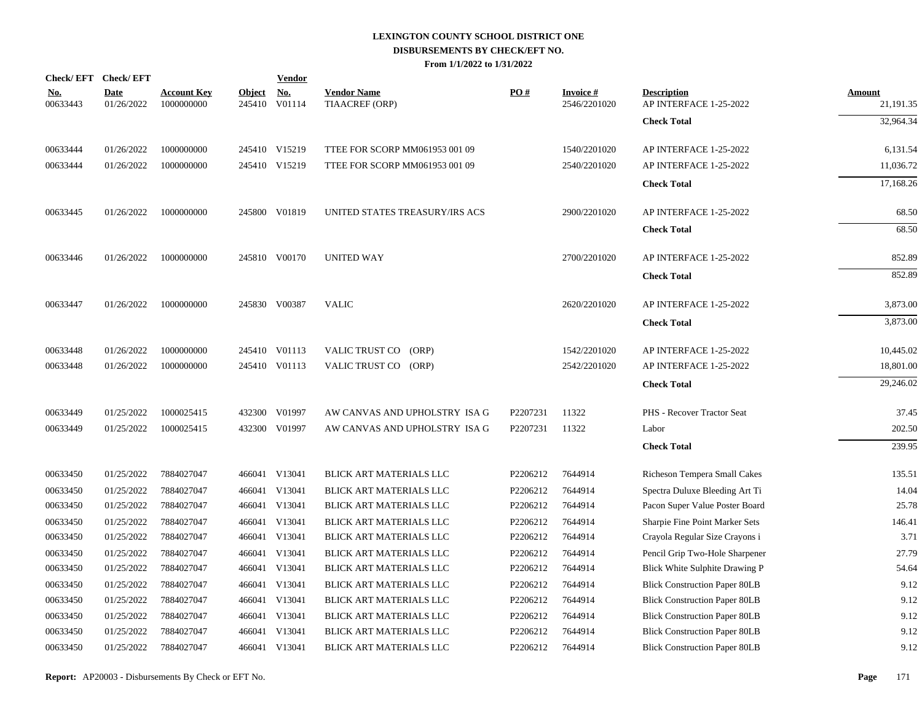**LEXINGTON COUNTY SCHOOL DISTRICT ONE**
**DISBURSEMENTS BY CHECK/EFT NO.**
**From 1/1/2022 to 1/31/2022**

| Check/ EFT No. | Check/ EFT Date | Account Key | Object | Vendor No. | Vendor Name | PO # | Invoice # | Description | Amount |
|---|---|---|---|---|---|---|---|---|---|
| 00633443 | 01/26/2022 | 1000000000 | 245410 | V01114 | TIAACREF (ORP) | | 2546/2201020 | AP INTERFACE 1-25-2022 | 21,191.35 |
| | | | | | | | | **Check Total** | 32,964.34 |
| 00633444 | 01/26/2022 | 1000000000 | 245410 | V15219 | TTEE FOR SCORP MM061953 001 09 | | 1540/2201020 | AP INTERFACE 1-25-2022 | 6,131.54 |
| 00633444 | 01/26/2022 | 1000000000 | 245410 | V15219 | TTEE FOR SCORP MM061953 001 09 | | 2540/2201020 | AP INTERFACE 1-25-2022 | 11,036.72 |
| | | | | | | | | **Check Total** | 17,168.26 |
| 00633445 | 01/26/2022 | 1000000000 | 245800 | V01819 | UNITED STATES TREASURY/IRS ACS | | 2900/2201020 | AP INTERFACE 1-25-2022 | 68.50 |
| | | | | | | | | **Check Total** | 68.50 |
| 00633446 | 01/26/2022 | 1000000000 | 245810 | V00170 | UNITED WAY | | 2700/2201020 | AP INTERFACE 1-25-2022 | 852.89 |
| | | | | | | | | **Check Total** | 852.89 |
| 00633447 | 01/26/2022 | 1000000000 | 245830 | V00387 | VALIC | | 2620/2201020 | AP INTERFACE 1-25-2022 | 3,873.00 |
| | | | | | | | | **Check Total** | 3,873.00 |
| 00633448 | 01/26/2022 | 1000000000 | 245410 | V01113 | VALIC TRUST CO (ORP) | | 1542/2201020 | AP INTERFACE 1-25-2022 | 10,445.02 |
| 00633448 | 01/26/2022 | 1000000000 | 245410 | V01113 | VALIC TRUST CO (ORP) | | 2542/2201020 | AP INTERFACE 1-25-2022 | 18,801.00 |
| | | | | | | | | **Check Total** | 29,246.02 |
| 00633449 | 01/25/2022 | 1000025415 | 432300 | V01997 | AW CANVAS AND UPHOLSTRY ISA G | P2207231 | 11322 | PHS - Recover Tractor Seat | 37.45 |
| 00633449 | 01/25/2022 | 1000025415 | 432300 | V01997 | AW CANVAS AND UPHOLSTRY ISA G | P2207231 | 11322 | Labor | 202.50 |
| | | | | | | | | **Check Total** | 239.95 |
| 00633450 | 01/25/2022 | 7884027047 | 466041 | V13041 | BLICK ART MATERIALS LLC | P2206212 | 7644914 | Richeson Tempera Small Cakes | 135.51 |
| 00633450 | 01/25/2022 | 7884027047 | 466041 | V13041 | BLICK ART MATERIALS LLC | P2206212 | 7644914 | Spectra Duluxe Bleeding Art Ti | 14.04 |
| 00633450 | 01/25/2022 | 7884027047 | 466041 | V13041 | BLICK ART MATERIALS LLC | P2206212 | 7644914 | Pacon Super Value Poster Board | 25.78 |
| 00633450 | 01/25/2022 | 7884027047 | 466041 | V13041 | BLICK ART MATERIALS LLC | P2206212 | 7644914 | Sharpie Fine Point Marker Sets | 146.41 |
| 00633450 | 01/25/2022 | 7884027047 | 466041 | V13041 | BLICK ART MATERIALS LLC | P2206212 | 7644914 | Crayola Regular Size Crayons i | 3.71 |
| 00633450 | 01/25/2022 | 7884027047 | 466041 | V13041 | BLICK ART MATERIALS LLC | P2206212 | 7644914 | Pencil Grip Two-Hole Sharpener | 27.79 |
| 00633450 | 01/25/2022 | 7884027047 | 466041 | V13041 | BLICK ART MATERIALS LLC | P2206212 | 7644914 | Blick White Sulphite Drawing P | 54.64 |
| 00633450 | 01/25/2022 | 7884027047 | 466041 | V13041 | BLICK ART MATERIALS LLC | P2206212 | 7644914 | Blick Construction Paper 80LB | 9.12 |
| 00633450 | 01/25/2022 | 7884027047 | 466041 | V13041 | BLICK ART MATERIALS LLC | P2206212 | 7644914 | Blick Construction Paper 80LB | 9.12 |
| 00633450 | 01/25/2022 | 7884027047 | 466041 | V13041 | BLICK ART MATERIALS LLC | P2206212 | 7644914 | Blick Construction Paper 80LB | 9.12 |
| 00633450 | 01/25/2022 | 7884027047 | 466041 | V13041 | BLICK ART MATERIALS LLC | P2206212 | 7644914 | Blick Construction Paper 80LB | 9.12 |
| 00633450 | 01/25/2022 | 7884027047 | 466041 | V13041 | BLICK ART MATERIALS LLC | P2206212 | 7644914 | Blick Construction Paper 80LB | 9.12 |

**Report:** AP20003 - Disbursements By Check or EFT No.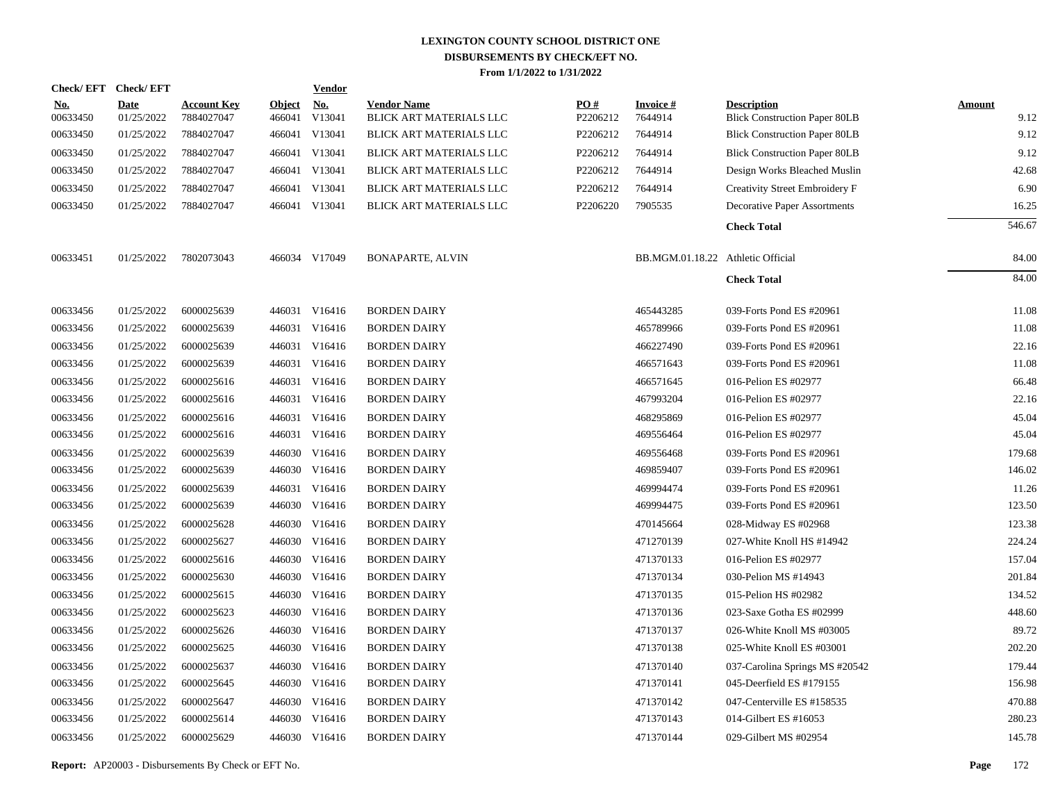# LEXINGTON COUNTY SCHOOL DISTRICT ONE
## DISBURSEMENTS BY CHECK/EFT NO.
### From 1/1/2022 to 1/31/2022

| Check/ EFT No. | Check/ EFT Date | Account Key | Object | Vendor No. | Vendor Name | PO # | Invoice # | Description | Amount |
|---|---|---|---|---|---|---|---|---|---|
| 00633450 | 01/25/2022 | 7884027047 | 466041 | V13041 | BLICK ART MATERIALS LLC | P2206212 | 7644914 | Blick Construction Paper 80LB | 9.12 |
| 00633450 | 01/25/2022 | 7884027047 | 466041 | V13041 | BLICK ART MATERIALS LLC | P2206212 | 7644914 | Blick Construction Paper 80LB | 9.12 |
| 00633450 | 01/25/2022 | 7884027047 | 466041 | V13041 | BLICK ART MATERIALS LLC | P2206212 | 7644914 | Blick Construction Paper 80LB | 9.12 |
| 00633450 | 01/25/2022 | 7884027047 | 466041 | V13041 | BLICK ART MATERIALS LLC | P2206212 | 7644914 | Design Works Bleached Muslin | 42.68 |
| 00633450 | 01/25/2022 | 7884027047 | 466041 | V13041 | BLICK ART MATERIALS LLC | P2206212 | 7644914 | Creativity Street Embroidery F | 6.90 |
| 00633450 | 01/25/2022 | 7884027047 | 466041 | V13041 | BLICK ART MATERIALS LLC | P2206220 | 7905535 | Decorative Paper Assortments | 16.25 |
| | | | | | | | | **Check Total** | 546.67 |
| 00633451 | 01/25/2022 | 7802073043 | 466034 | V17049 | BONAPARTE, ALVIN | | BB.MGM.01.18.22 | Athletic Official | 84.00 |
| | | | | | | | | **Check Total** | 84.00 |
| 00633456 | 01/25/2022 | 6000025639 | 446031 | V16416 | BORDEN DAIRY | | 465443285 | 039-Forts Pond ES #20961 | 11.08 |
| 00633456 | 01/25/2022 | 6000025639 | 446031 | V16416 | BORDEN DAIRY | | 465789966 | 039-Forts Pond ES #20961 | 11.08 |
| 00633456 | 01/25/2022 | 6000025639 | 446031 | V16416 | BORDEN DAIRY | | 466227490 | 039-Forts Pond ES #20961 | 22.16 |
| 00633456 | 01/25/2022 | 6000025639 | 446031 | V16416 | BORDEN DAIRY | | 466571643 | 039-Forts Pond ES #20961 | 11.08 |
| 00633456 | 01/25/2022 | 6000025616 | 446031 | V16416 | BORDEN DAIRY | | 466571645 | 016-Pelion ES #02977 | 66.48 |
| 00633456 | 01/25/2022 | 6000025616 | 446031 | V16416 | BORDEN DAIRY | | 467993204 | 016-Pelion ES #02977 | 22.16 |
| 00633456 | 01/25/2022 | 6000025616 | 446031 | V16416 | BORDEN DAIRY | | 468295869 | 016-Pelion ES #02977 | 45.04 |
| 00633456 | 01/25/2022 | 6000025616 | 446031 | V16416 | BORDEN DAIRY | | 469556464 | 016-Pelion ES #02977 | 45.04 |
| 00633456 | 01/25/2022 | 6000025639 | 446030 | V16416 | BORDEN DAIRY | | 469556468 | 039-Forts Pond ES #20961 | 179.68 |
| 00633456 | 01/25/2022 | 6000025639 | 446030 | V16416 | BORDEN DAIRY | | 469859407 | 039-Forts Pond ES #20961 | 146.02 |
| 00633456 | 01/25/2022 | 6000025639 | 446031 | V16416 | BORDEN DAIRY | | 469994474 | 039-Forts Pond ES #20961 | 11.26 |
| 00633456 | 01/25/2022 | 6000025639 | 446030 | V16416 | BORDEN DAIRY | | 469994475 | 039-Forts Pond ES #20961 | 123.50 |
| 00633456 | 01/25/2022 | 6000025628 | 446030 | V16416 | BORDEN DAIRY | | 470145664 | 028-Midway ES #02968 | 123.38 |
| 00633456 | 01/25/2022 | 6000025627 | 446030 | V16416 | BORDEN DAIRY | | 471270139 | 027-White Knoll HS #14942 | 224.24 |
| 00633456 | 01/25/2022 | 6000025616 | 446030 | V16416 | BORDEN DAIRY | | 471370133 | 016-Pelion ES #02977 | 157.04 |
| 00633456 | 01/25/2022 | 6000025630 | 446030 | V16416 | BORDEN DAIRY | | 471370134 | 030-Pelion MS #14943 | 201.84 |
| 00633456 | 01/25/2022 | 6000025615 | 446030 | V16416 | BORDEN DAIRY | | 471370135 | 015-Pelion HS #02982 | 134.52 |
| 00633456 | 01/25/2022 | 6000025623 | 446030 | V16416 | BORDEN DAIRY | | 471370136 | 023-Saxe Gotha ES #02999 | 448.60 |
| 00633456 | 01/25/2022 | 6000025626 | 446030 | V16416 | BORDEN DAIRY | | 471370137 | 026-White Knoll MS #03005 | 89.72 |
| 00633456 | 01/25/2022 | 6000025625 | 446030 | V16416 | BORDEN DAIRY | | 471370138 | 025-White Knoll ES #03001 | 202.20 |
| 00633456 | 01/25/2022 | 6000025637 | 446030 | V16416 | BORDEN DAIRY | | 471370140 | 037-Carolina Springs MS #20542 | 179.44 |
| 00633456 | 01/25/2022 | 6000025645 | 446030 | V16416 | BORDEN DAIRY | | 471370141 | 045-Deerfield ES #179155 | 156.98 |
| 00633456 | 01/25/2022 | 6000025647 | 446030 | V16416 | BORDEN DAIRY | | 471370142 | 047-Centerville ES #158535 | 470.88 |
| 00633456 | 01/25/2022 | 6000025614 | 446030 | V16416 | BORDEN DAIRY | | 471370143 | 014-Gilbert ES #16053 | 280.23 |
| 00633456 | 01/25/2022 | 6000025629 | 446030 | V16416 | BORDEN DAIRY | | 471370144 | 029-Gilbert MS #02954 | 145.78 |

**Report:** AP20003 - Disbursements By Check or EFT No.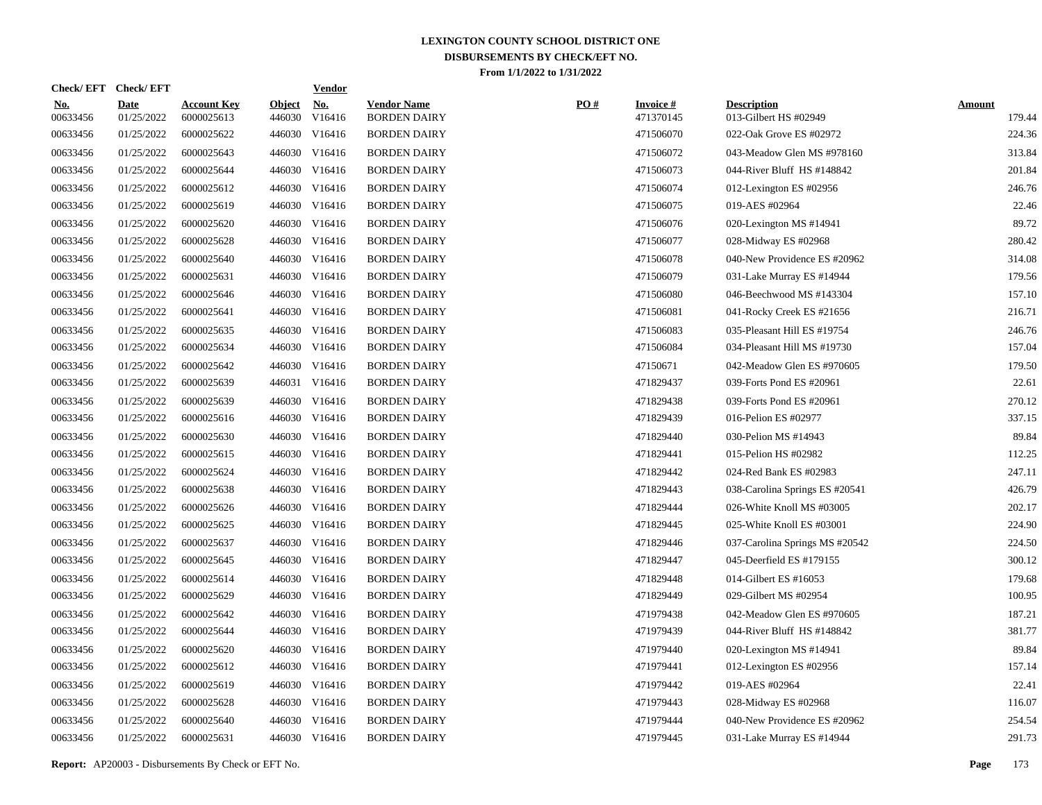# LEXINGTON COUNTY SCHOOL DISTRICT ONE

## DISBURSEMENTS BY CHECK/EFT NO.

### From 1/1/2022 to 1/31/2022

| Check/ EFT No. | Check/ EFT Date | Account Key | Object | Vendor No. | Vendor Name | PO # | Invoice # | Description | Amount |
|---|---|---|---|---|---|---|---|---|---|
| 00633456 | 01/25/2022 | 6000025613 | 446030 | V16416 | BORDEN DAIRY | | 471370145 | 013-Gilbert HS #02949 | 179.44 |
| 00633456 | 01/25/2022 | 6000025622 | 446030 | V16416 | BORDEN DAIRY | | 471506070 | 022-Oak Grove ES #02972 | 224.36 |
| 00633456 | 01/25/2022 | 6000025643 | 446030 | V16416 | BORDEN DAIRY | | 471506072 | 043-Meadow Glen MS #978160 | 313.84 |
| 00633456 | 01/25/2022 | 6000025644 | 446030 | V16416 | BORDEN DAIRY | | 471506073 | 044-River Bluff HS #148842 | 201.84 |
| 00633456 | 01/25/2022 | 6000025612 | 446030 | V16416 | BORDEN DAIRY | | 471506074 | 012-Lexington ES #02956 | 246.76 |
| 00633456 | 01/25/2022 | 6000025619 | 446030 | V16416 | BORDEN DAIRY | | 471506075 | 019-AES #02964 | 22.46 |
| 00633456 | 01/25/2022 | 6000025620 | 446030 | V16416 | BORDEN DAIRY | | 471506076 | 020-Lexington MS #14941 | 89.72 |
| 00633456 | 01/25/2022 | 6000025628 | 446030 | V16416 | BORDEN DAIRY | | 471506077 | 028-Midway ES #02968 | 280.42 |
| 00633456 | 01/25/2022 | 6000025640 | 446030 | V16416 | BORDEN DAIRY | | 471506078 | 040-New Providence ES #20962 | 314.08 |
| 00633456 | 01/25/2022 | 6000025631 | 446030 | V16416 | BORDEN DAIRY | | 471506079 | 031-Lake Murray ES #14944 | 179.56 |
| 00633456 | 01/25/2022 | 6000025646 | 446030 | V16416 | BORDEN DAIRY | | 471506080 | 046-Beechwood MS #143304 | 157.10 |
| 00633456 | 01/25/2022 | 6000025641 | 446030 | V16416 | BORDEN DAIRY | | 471506081 | 041-Rocky Creek ES #21656 | 216.71 |
| 00633456 | 01/25/2022 | 6000025635 | 446030 | V16416 | BORDEN DAIRY | | 471506083 | 035-Pleasant Hill ES #19754 | 246.76 |
| 00633456 | 01/25/2022 | 6000025634 | 446030 | V16416 | BORDEN DAIRY | | 471506084 | 034-Pleasant Hill MS #19730 | 157.04 |
| 00633456 | 01/25/2022 | 6000025642 | 446030 | V16416 | BORDEN DAIRY | | 47150671 | 042-Meadow Glen ES #970605 | 179.50 |
| 00633456 | 01/25/2022 | 6000025639 | 446031 | V16416 | BORDEN DAIRY | | 471829437 | 039-Forts Pond ES #20961 | 22.61 |
| 00633456 | 01/25/2022 | 6000025639 | 446030 | V16416 | BORDEN DAIRY | | 471829438 | 039-Forts Pond ES #20961 | 270.12 |
| 00633456 | 01/25/2022 | 6000025616 | 446030 | V16416 | BORDEN DAIRY | | 471829439 | 016-Pelion ES #02977 | 337.15 |
| 00633456 | 01/25/2022 | 6000025630 | 446030 | V16416 | BORDEN DAIRY | | 471829440 | 030-Pelion MS #14943 | 89.84 |
| 00633456 | 01/25/2022 | 6000025615 | 446030 | V16416 | BORDEN DAIRY | | 471829441 | 015-Pelion HS #02982 | 112.25 |
| 00633456 | 01/25/2022 | 6000025624 | 446030 | V16416 | BORDEN DAIRY | | 471829442 | 024-Red Bank ES #02983 | 247.11 |
| 00633456 | 01/25/2022 | 6000025638 | 446030 | V16416 | BORDEN DAIRY | | 471829443 | 038-Carolina Springs ES #20541 | 426.79 |
| 00633456 | 01/25/2022 | 6000025626 | 446030 | V16416 | BORDEN DAIRY | | 471829444 | 026-White Knoll MS #03005 | 202.17 |
| 00633456 | 01/25/2022 | 6000025625 | 446030 | V16416 | BORDEN DAIRY | | 471829445 | 025-White Knoll ES #03001 | 224.90 |
| 00633456 | 01/25/2022 | 6000025637 | 446030 | V16416 | BORDEN DAIRY | | 471829446 | 037-Carolina Springs MS #20542 | 224.50 |
| 00633456 | 01/25/2022 | 6000025645 | 446030 | V16416 | BORDEN DAIRY | | 471829447 | 045-Deerfield ES #179155 | 300.12 |
| 00633456 | 01/25/2022 | 6000025614 | 446030 | V16416 | BORDEN DAIRY | | 471829448 | 014-Gilbert ES #16053 | 179.68 |
| 00633456 | 01/25/2022 | 6000025629 | 446030 | V16416 | BORDEN DAIRY | | 471829449 | 029-Gilbert MS #02954 | 100.95 |
| 00633456 | 01/25/2022 | 6000025642 | 446030 | V16416 | BORDEN DAIRY | | 471979438 | 042-Meadow Glen ES #970605 | 187.21 |
| 00633456 | 01/25/2022 | 6000025644 | 446030 | V16416 | BORDEN DAIRY | | 471979439 | 044-River Bluff HS #148842 | 381.77 |
| 00633456 | 01/25/2022 | 6000025620 | 446030 | V16416 | BORDEN DAIRY | | 471979440 | 020-Lexington MS #14941 | 89.84 |
| 00633456 | 01/25/2022 | 6000025612 | 446030 | V16416 | BORDEN DAIRY | | 471979441 | 012-Lexington ES #02956 | 157.14 |
| 00633456 | 01/25/2022 | 6000025619 | 446030 | V16416 | BORDEN DAIRY | | 471979442 | 019-AES #02964 | 22.41 |
| 00633456 | 01/25/2022 | 6000025628 | 446030 | V16416 | BORDEN DAIRY | | 471979443 | 028-Midway ES #02968 | 116.07 |
| 00633456 | 01/25/2022 | 6000025640 | 446030 | V16416 | BORDEN DAIRY | | 471979444 | 040-New Providence ES #20962 | 254.54 |
| 00633456 | 01/25/2022 | 6000025631 | 446030 | V16416 | BORDEN DAIRY | | 471979445 | 031-Lake Murray ES #14944 | 291.73 |

**Report:** AP20003 - Disbursements By Check or EFT No.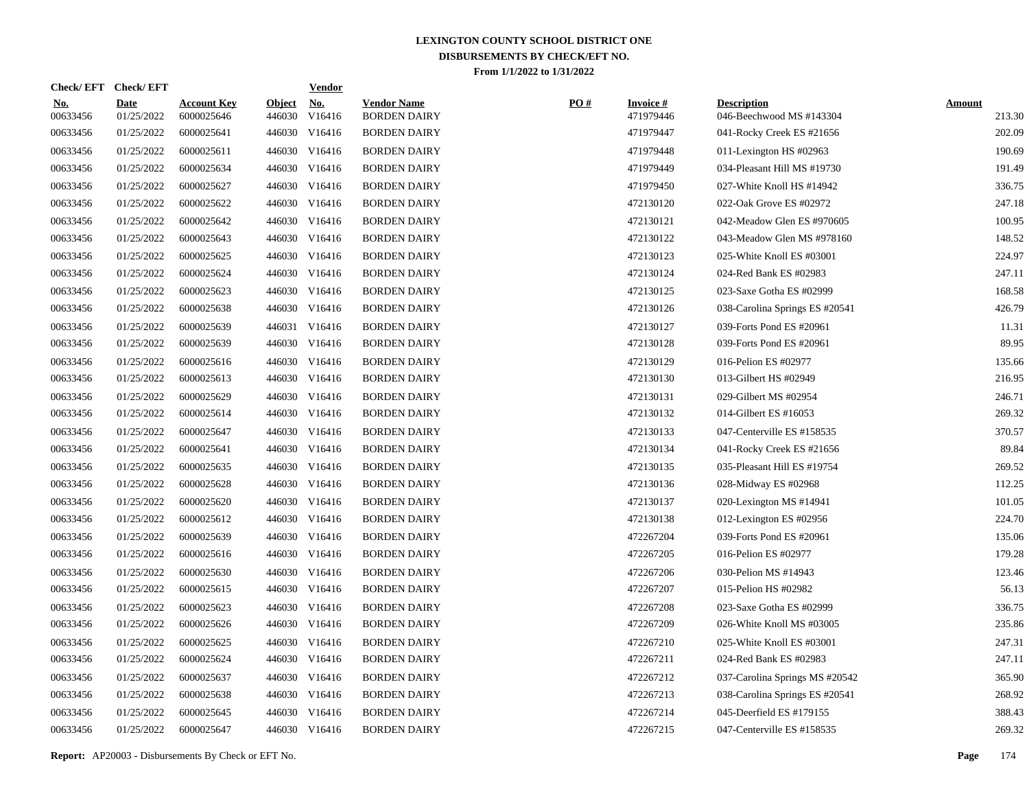# LEXINGTON COUNTY SCHOOL DISTRICT ONE
## DISBURSEMENTS BY CHECK/EFT NO.
### From 1/1/2022 to 1/31/2022

| Check/ EFT No. | Check/ EFT Date | Account Key | Object | Vendor No. | Vendor Name | PO # | Invoice # | Description | Amount |
|---|---|---|---|---|---|---|---|---|---|
| 00633456 | 01/25/2022 | 6000025646 | 446030 | V16416 | BORDEN DAIRY | | 471979446 | 046-Beechwood MS #143304 | 213.30 |
| 00633456 | 01/25/2022 | 6000025641 | 446030 | V16416 | BORDEN DAIRY | | 471979447 | 041-Rocky Creek ES #21656 | 202.09 |
| 00633456 | 01/25/2022 | 6000025611 | 446030 | V16416 | BORDEN DAIRY | | 471979448 | 011-Lexington HS #02963 | 190.69 |
| 00633456 | 01/25/2022 | 6000025634 | 446030 | V16416 | BORDEN DAIRY | | 471979449 | 034-Pleasant Hill MS #19730 | 191.49 |
| 00633456 | 01/25/2022 | 6000025627 | 446030 | V16416 | BORDEN DAIRY | | 471979450 | 027-White Knoll HS #14942 | 336.75 |
| 00633456 | 01/25/2022 | 6000025622 | 446030 | V16416 | BORDEN DAIRY | | 472130120 | 022-Oak Grove ES #02972 | 247.18 |
| 00633456 | 01/25/2022 | 6000025642 | 446030 | V16416 | BORDEN DAIRY | | 472130121 | 042-Meadow Glen ES #970605 | 100.95 |
| 00633456 | 01/25/2022 | 6000025643 | 446030 | V16416 | BORDEN DAIRY | | 472130122 | 043-Meadow Glen MS #978160 | 148.52 |
| 00633456 | 01/25/2022 | 6000025625 | 446030 | V16416 | BORDEN DAIRY | | 472130123 | 025-White Knoll ES #03001 | 224.97 |
| 00633456 | 01/25/2022 | 6000025624 | 446030 | V16416 | BORDEN DAIRY | | 472130124 | 024-Red Bank ES #02983 | 247.11 |
| 00633456 | 01/25/2022 | 6000025623 | 446030 | V16416 | BORDEN DAIRY | | 472130125 | 023-Saxe Gotha ES #02999 | 168.58 |
| 00633456 | 01/25/2022 | 6000025638 | 446030 | V16416 | BORDEN DAIRY | | 472130126 | 038-Carolina Springs ES #20541 | 426.79 |
| 00633456 | 01/25/2022 | 6000025639 | 446031 | V16416 | BORDEN DAIRY | | 472130127 | 039-Forts Pond ES #20961 | 11.31 |
| 00633456 | 01/25/2022 | 6000025639 | 446030 | V16416 | BORDEN DAIRY | | 472130128 | 039-Forts Pond ES #20961 | 89.95 |
| 00633456 | 01/25/2022 | 6000025616 | 446030 | V16416 | BORDEN DAIRY | | 472130129 | 016-Pelion ES #02977 | 135.66 |
| 00633456 | 01/25/2022 | 6000025613 | 446030 | V16416 | BORDEN DAIRY | | 472130130 | 013-Gilbert HS #02949 | 216.95 |
| 00633456 | 01/25/2022 | 6000025629 | 446030 | V16416 | BORDEN DAIRY | | 472130131 | 029-Gilbert MS #02954 | 246.71 |
| 00633456 | 01/25/2022 | 6000025614 | 446030 | V16416 | BORDEN DAIRY | | 472130132 | 014-Gilbert ES #16053 | 269.32 |
| 00633456 | 01/25/2022 | 6000025647 | 446030 | V16416 | BORDEN DAIRY | | 472130133 | 047-Centerville ES #158535 | 370.57 |
| 00633456 | 01/25/2022 | 6000025641 | 446030 | V16416 | BORDEN DAIRY | | 472130134 | 041-Rocky Creek ES #21656 | 89.84 |
| 00633456 | 01/25/2022 | 6000025635 | 446030 | V16416 | BORDEN DAIRY | | 472130135 | 035-Pleasant Hill ES #19754 | 269.52 |
| 00633456 | 01/25/2022 | 6000025628 | 446030 | V16416 | BORDEN DAIRY | | 472130136 | 028-Midway ES #02968 | 112.25 |
| 00633456 | 01/25/2022 | 6000025620 | 446030 | V16416 | BORDEN DAIRY | | 472130137 | 020-Lexington MS #14941 | 101.05 |
| 00633456 | 01/25/2022 | 6000025612 | 446030 | V16416 | BORDEN DAIRY | | 472130138 | 012-Lexington ES #02956 | 224.70 |
| 00633456 | 01/25/2022 | 6000025639 | 446030 | V16416 | BORDEN DAIRY | | 472267204 | 039-Forts Pond ES #20961 | 135.06 |
| 00633456 | 01/25/2022 | 6000025616 | 446030 | V16416 | BORDEN DAIRY | | 472267205 | 016-Pelion ES #02977 | 179.28 |
| 00633456 | 01/25/2022 | 6000025630 | 446030 | V16416 | BORDEN DAIRY | | 472267206 | 030-Pelion MS #14943 | 123.46 |
| 00633456 | 01/25/2022 | 6000025615 | 446030 | V16416 | BORDEN DAIRY | | 472267207 | 015-Pelion HS #02982 | 56.13 |
| 00633456 | 01/25/2022 | 6000025623 | 446030 | V16416 | BORDEN DAIRY | | 472267208 | 023-Saxe Gotha ES #02999 | 336.75 |
| 00633456 | 01/25/2022 | 6000025626 | 446030 | V16416 | BORDEN DAIRY | | 472267209 | 026-White Knoll MS #03005 | 235.86 |
| 00633456 | 01/25/2022 | 6000025625 | 446030 | V16416 | BORDEN DAIRY | | 472267210 | 025-White Knoll ES #03001 | 247.31 |
| 00633456 | 01/25/2022 | 6000025624 | 446030 | V16416 | BORDEN DAIRY | | 472267211 | 024-Red Bank ES #02983 | 247.11 |
| 00633456 | 01/25/2022 | 6000025637 | 446030 | V16416 | BORDEN DAIRY | | 472267212 | 037-Carolina Springs MS #20542 | 365.90 |
| 00633456 | 01/25/2022 | 6000025638 | 446030 | V16416 | BORDEN DAIRY | | 472267213 | 038-Carolina Springs ES #20541 | 268.92 |
| 00633456 | 01/25/2022 | 6000025645 | 446030 | V16416 | BORDEN DAIRY | | 472267214 | 045-Deerfield ES #179155 | 388.43 |
| 00633456 | 01/25/2022 | 6000025647 | 446030 | V16416 | BORDEN DAIRY | | 472267215 | 047-Centerville ES #158535 | 269.32 |

**Report:** AP20003 - Disbursements By Check or EFT No.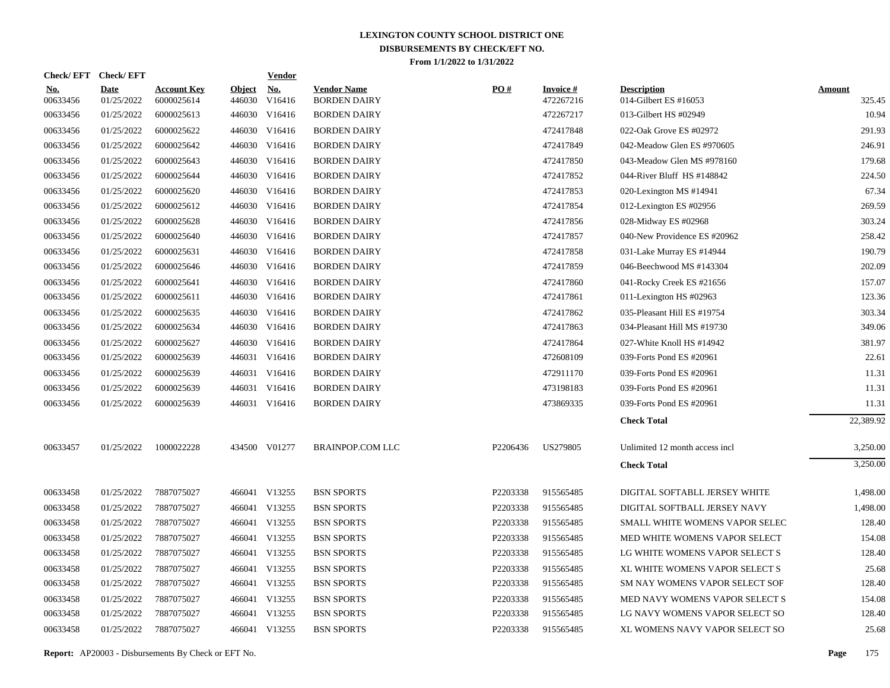# LEXINGTON COUNTY SCHOOL DISTRICT ONE
## DISBURSEMENTS BY CHECK/EFT NO.
### From 1/1/2022 to 1/31/2022

| Check/ EFT No. | Check/ EFT Date | Account Key | Object | Vendor No. | Vendor Name | PO # | Invoice # | Description | Amount |
|---|---|---|---|---|---|---|---|---|---|
| 00633456 | 01/25/2022 | 6000025614 | 446030 | V16416 | BORDEN DAIRY | | 472267216 | 014-Gilbert ES #16053 | 325.45 |
| 00633456 | 01/25/2022 | 6000025613 | 446030 | V16416 | BORDEN DAIRY | | 472267217 | 013-Gilbert HS #02949 | 10.94 |
| 00633456 | 01/25/2022 | 6000025622 | 446030 | V16416 | BORDEN DAIRY | | 472417848 | 022-Oak Grove ES #02972 | 291.93 |
| 00633456 | 01/25/2022 | 6000025642 | 446030 | V16416 | BORDEN DAIRY | | 472417849 | 042-Meadow Glen ES #970605 | 246.91 |
| 00633456 | 01/25/2022 | 6000025643 | 446030 | V16416 | BORDEN DAIRY | | 472417850 | 043-Meadow Glen MS #978160 | 179.68 |
| 00633456 | 01/25/2022 | 6000025644 | 446030 | V16416 | BORDEN DAIRY | | 472417852 | 044-River Bluff HS #148842 | 224.50 |
| 00633456 | 01/25/2022 | 6000025620 | 446030 | V16416 | BORDEN DAIRY | | 472417853 | 020-Lexington MS #14941 | 67.34 |
| 00633456 | 01/25/2022 | 6000025612 | 446030 | V16416 | BORDEN DAIRY | | 472417854 | 012-Lexington ES #02956 | 269.59 |
| 00633456 | 01/25/2022 | 6000025628 | 446030 | V16416 | BORDEN DAIRY | | 472417856 | 028-Midway ES #02968 | 303.24 |
| 00633456 | 01/25/2022 | 6000025640 | 446030 | V16416 | BORDEN DAIRY | | 472417857 | 040-New Providence ES #20962 | 258.42 |
| 00633456 | 01/25/2022 | 6000025631 | 446030 | V16416 | BORDEN DAIRY | | 472417858 | 031-Lake Murray ES #14944 | 190.79 |
| 00633456 | 01/25/2022 | 6000025646 | 446030 | V16416 | BORDEN DAIRY | | 472417859 | 046-Beechwood MS #143304 | 202.09 |
| 00633456 | 01/25/2022 | 6000025641 | 446030 | V16416 | BORDEN DAIRY | | 472417860 | 041-Rocky Creek ES #21656 | 157.07 |
| 00633456 | 01/25/2022 | 6000025611 | 446030 | V16416 | BORDEN DAIRY | | 472417861 | 011-Lexington HS #02963 | 123.36 |
| 00633456 | 01/25/2022 | 6000025635 | 446030 | V16416 | BORDEN DAIRY | | 472417862 | 035-Pleasant Hill ES #19754 | 303.34 |
| 00633456 | 01/25/2022 | 6000025634 | 446030 | V16416 | BORDEN DAIRY | | 472417863 | 034-Pleasant Hill MS #19730 | 349.06 |
| 00633456 | 01/25/2022 | 6000025627 | 446030 | V16416 | BORDEN DAIRY | | 472417864 | 027-White Knoll HS #14942 | 381.97 |
| 00633456 | 01/25/2022 | 6000025639 | 446031 | V16416 | BORDEN DAIRY | | 472608109 | 039-Forts Pond ES #20961 | 22.61 |
| 00633456 | 01/25/2022 | 6000025639 | 446031 | V16416 | BORDEN DAIRY | | 472911170 | 039-Forts Pond ES #20961 | 11.31 |
| 00633456 | 01/25/2022 | 6000025639 | 446031 | V16416 | BORDEN DAIRY | | 473198183 | 039-Forts Pond ES #20961 | 11.31 |
| 00633456 | 01/25/2022 | 6000025639 | 446031 | V16416 | BORDEN DAIRY | | 473869335 | 039-Forts Pond ES #20961 | 11.31 |
| | | | | | | | | **Check Total** | 22,389.92 |
| 00633457 | 01/25/2022 | 1000022228 | 434500 | V01277 | BRAINPOP.COM LLC | P2206436 | US279805 | Unlimited 12 month access incl | 3,250.00 |
| | | | | | | | | **Check Total** | 3,250.00 |
| 00633458 | 01/25/2022 | 7887075027 | 466041 | V13255 | BSN SPORTS | P2203338 | 915565485 | DIGITAL SOFTABLL JERSEY WHITE | 1,498.00 |
| 00633458 | 01/25/2022 | 7887075027 | 466041 | V13255 | BSN SPORTS | P2203338 | 915565485 | DIGITAL SOFTBALL JERSEY NAVY | 1,498.00 |
| 00633458 | 01/25/2022 | 7887075027 | 466041 | V13255 | BSN SPORTS | P2203338 | 915565485 | SMALL WHITE WOMENS VAPOR SELEC | 128.40 |
| 00633458 | 01/25/2022 | 7887075027 | 466041 | V13255 | BSN SPORTS | P2203338 | 915565485 | MED WHITE WOMENS VAPOR SELECT | 154.08 |
| 00633458 | 01/25/2022 | 7887075027 | 466041 | V13255 | BSN SPORTS | P2203338 | 915565485 | LG WHITE WOMENS VAPOR SELECT S | 128.40 |
| 00633458 | 01/25/2022 | 7887075027 | 466041 | V13255 | BSN SPORTS | P2203338 | 915565485 | XL WHITE WOMENS VAPOR SELECT S | 25.68 |
| 00633458 | 01/25/2022 | 7887075027 | 466041 | V13255 | BSN SPORTS | P2203338 | 915565485 | SM NAY WOMENS VAPOR SELECT SOF | 128.40 |
| 00633458 | 01/25/2022 | 7887075027 | 466041 | V13255 | BSN SPORTS | P2203338 | 915565485 | MED NAVY WOMENS VAPOR SELECT S | 154.08 |
| 00633458 | 01/25/2022 | 7887075027 | 466041 | V13255 | BSN SPORTS | P2203338 | 915565485 | LG NAVY WOMENS VAPOR SELECT SO | 128.40 |
| 00633458 | 01/25/2022 | 7887075027 | 466041 | V13255 | BSN SPORTS | P2203338 | 915565485 | XL WOMENS NAVY VAPOR SELECT SO | 25.68 |

**Report:** AP20003 - Disbursements By Check or EFT No.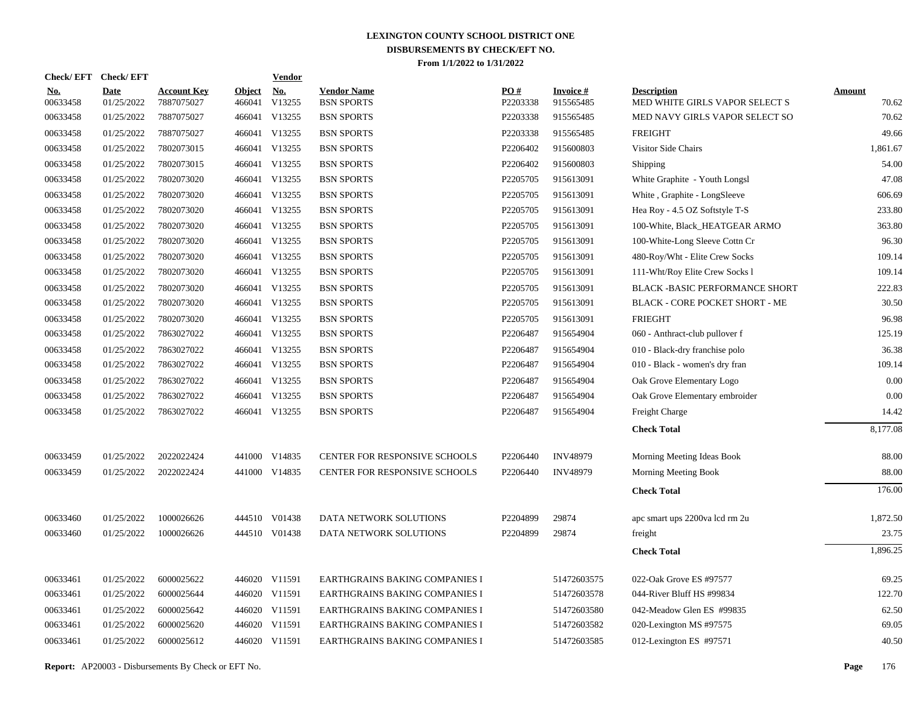# LEXINGTON COUNTY SCHOOL DISTRICT ONE
## DISBURSEMENTS BY CHECK/EFT NO.
### From 1/1/2022 to 1/31/2022

| Check/ EFT No. | Check/ EFT Date | Account Key | Object | Vendor No. | Vendor Name | PO # | Invoice # | Description | Amount |
|---|---|---|---|---|---|---|---|---|---|
| 00633458 | 01/25/2022 | 7887075027 | 466041 | V13255 | BSN SPORTS | P2203338 | 915565485 | MED WHITE GIRLS VAPOR SELECT S | 70.62 |
| 00633458 | 01/25/2022 | 7887075027 | 466041 | V13255 | BSN SPORTS | P2203338 | 915565485 | MED NAVY GIRLS VAPOR SELECT SO | 70.62 |
| 00633458 | 01/25/2022 | 7887075027 | 466041 | V13255 | BSN SPORTS | P2203338 | 915565485 | FREIGHT | 49.66 |
| 00633458 | 01/25/2022 | 7802073015 | 466041 | V13255 | BSN SPORTS | P2206402 | 915600803 | Visitor Side Chairs | 1,861.67 |
| 00633458 | 01/25/2022 | 7802073015 | 466041 | V13255 | BSN SPORTS | P2206402 | 915600803 | Shipping | 54.00 |
| 00633458 | 01/25/2022 | 7802073020 | 466041 | V13255 | BSN SPORTS | P2205705 | 915613091 | White Graphite - Youth Longsl | 47.08 |
| 00633458 | 01/25/2022 | 7802073020 | 466041 | V13255 | BSN SPORTS | P2205705 | 915613091 | White , Graphite - LongSleeve | 606.69 |
| 00633458 | 01/25/2022 | 7802073020 | 466041 | V13255 | BSN SPORTS | P2205705 | 915613091 | Hea Roy - 4.5 OZ Softstyle T-S | 233.80 |
| 00633458 | 01/25/2022 | 7802073020 | 466041 | V13255 | BSN SPORTS | P2205705 | 915613091 | 100-White, Black_HEATGEAR ARMO | 363.80 |
| 00633458 | 01/25/2022 | 7802073020 | 466041 | V13255 | BSN SPORTS | P2205705 | 915613091 | 100-White-Long Sleeve Cottn Cr | 96.30 |
| 00633458 | 01/25/2022 | 7802073020 | 466041 | V13255 | BSN SPORTS | P2205705 | 915613091 | 480-Roy/Wht - Elite Crew Socks | 109.14 |
| 00633458 | 01/25/2022 | 7802073020 | 466041 | V13255 | BSN SPORTS | P2205705 | 915613091 | 111-Wht/Roy Elite Crew Socks l | 109.14 |
| 00633458 | 01/25/2022 | 7802073020 | 466041 | V13255 | BSN SPORTS | P2205705 | 915613091 | BLACK -BASIC PERFORMANCE SHORT | 222.83 |
| 00633458 | 01/25/2022 | 7802073020 | 466041 | V13255 | BSN SPORTS | P2205705 | 915613091 | BLACK - CORE POCKET SHORT - ME | 30.50 |
| 00633458 | 01/25/2022 | 7802073020 | 466041 | V13255 | BSN SPORTS | P2205705 | 915613091 | FRIEGHT | 96.98 |
| 00633458 | 01/25/2022 | 7863027022 | 466041 | V13255 | BSN SPORTS | P2206487 | 915654904 | 060 - Anthract-club pullover f | 125.19 |
| 00633458 | 01/25/2022 | 7863027022 | 466041 | V13255 | BSN SPORTS | P2206487 | 915654904 | 010 - Black-dry franchise polo | 36.38 |
| 00633458 | 01/25/2022 | 7863027022 | 466041 | V13255 | BSN SPORTS | P2206487 | 915654904 | 010 - Black - women's dry fran | 109.14 |
| 00633458 | 01/25/2022 | 7863027022 | 466041 | V13255 | BSN SPORTS | P2206487 | 915654904 | Oak Grove Elementary Logo | 0.00 |
| 00633458 | 01/25/2022 | 7863027022 | 466041 | V13255 | BSN SPORTS | P2206487 | 915654904 | Oak Grove Elementary embroider | 0.00 |
| 00633458 | 01/25/2022 | 7863027022 | 466041 | V13255 | BSN SPORTS | P2206487 | 915654904 | Freight Charge | 14.42 |
| | | | | | | | | **Check Total** | 8,177.08 |
| 00633459 | 01/25/2022 | 2022022424 | 441000 | V14835 | CENTER FOR RESPONSIVE SCHOOLS | P2206440 | INV48979 | Morning Meeting Ideas Book | 88.00 |
| 00633459 | 01/25/2022 | 2022022424 | 441000 | V14835 | CENTER FOR RESPONSIVE SCHOOLS | P2206440 | INV48979 | Morning Meeting Book | 88.00 |
| | | | | | | | | **Check Total** | 176.00 |
| 00633460 | 01/25/2022 | 1000026626 | 444510 | V01438 | DATA NETWORK SOLUTIONS | P2204899 | 29874 | apc smart ups 2200va lcd rm 2u | 1,872.50 |
| 00633460 | 01/25/2022 | 1000026626 | 444510 | V01438 | DATA NETWORK SOLUTIONS | P2204899 | 29874 | freight | 23.75 |
| | | | | | | | | **Check Total** | 1,896.25 |
| 00633461 | 01/25/2022 | 6000025622 | 446020 | V11591 | EARTHGRAINS BAKING COMPANIES I | | 51472603575 | 022-Oak Grove ES #97577 | 69.25 |
| 00633461 | 01/25/2022 | 6000025644 | 446020 | V11591 | EARTHGRAINS BAKING COMPANIES I | | 51472603578 | 044-River Bluff HS #99834 | 122.70 |
| 00633461 | 01/25/2022 | 6000025642 | 446020 | V11591 | EARTHGRAINS BAKING COMPANIES I | | 51472603580 | 042-Meadow Glen ES #99835 | 62.50 |
| 00633461 | 01/25/2022 | 6000025620 | 446020 | V11591 | EARTHGRAINS BAKING COMPANIES I | | 51472603582 | 020-Lexington MS #97575 | 69.05 |
| 00633461 | 01/25/2022 | 6000025612 | 446020 | V11591 | EARTHGRAINS BAKING COMPANIES I | | 51472603585 | 012-Lexington ES #97571 | 40.50 |

**Report:** AP20003 - Disbursements By Check or EFT No.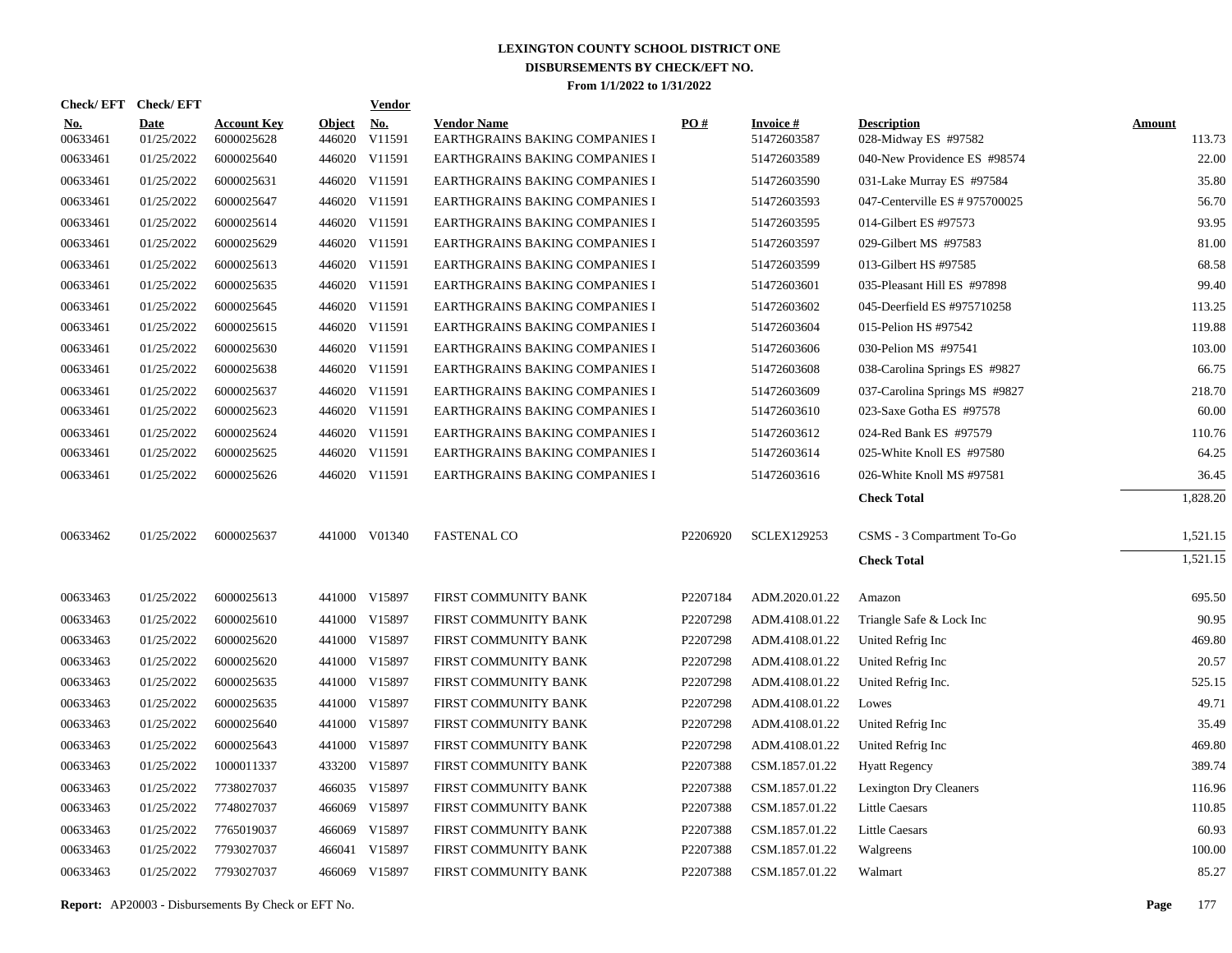# LEXINGTON COUNTY SCHOOL DISTRICT ONE
## DISBURSEMENTS BY CHECK/EFT NO.
### From 1/1/2022 to 1/31/2022

| Check/EFT No. | Check/EFT Date | Account Key | Object | Vendor No. | Vendor Name | PO # | Invoice # | Description | Amount |
|---|---|---|---|---|---|---|---|---|---|
| 00633461 | 01/25/2022 | 6000025628 | 446020 | V11591 | EARTHGRAINS BAKING COMPANIES I | | 51472603587 | 028-Midway ES #97582 | 113.73 |
| 00633461 | 01/25/2022 | 6000025640 | 446020 | V11591 | EARTHGRAINS BAKING COMPANIES I | | 51472603589 | 040-New Providence ES #98574 | 22.00 |
| 00633461 | 01/25/2022 | 6000025631 | 446020 | V11591 | EARTHGRAINS BAKING COMPANIES I | | 51472603590 | 031-Lake Murray ES #97584 | 35.80 |
| 00633461 | 01/25/2022 | 6000025647 | 446020 | V11591 | EARTHGRAINS BAKING COMPANIES I | | 51472603593 | 047-Centerville ES # 975700025 | 56.70 |
| 00633461 | 01/25/2022 | 6000025614 | 446020 | V11591 | EARTHGRAINS BAKING COMPANIES I | | 51472603595 | 014-Gilbert ES #97573 | 93.95 |
| 00633461 | 01/25/2022 | 6000025629 | 446020 | V11591 | EARTHGRAINS BAKING COMPANIES I | | 51472603597 | 029-Gilbert MS #97583 | 81.00 |
| 00633461 | 01/25/2022 | 6000025613 | 446020 | V11591 | EARTHGRAINS BAKING COMPANIES I | | 51472603599 | 013-Gilbert HS #97585 | 68.58 |
| 00633461 | 01/25/2022 | 6000025635 | 446020 | V11591 | EARTHGRAINS BAKING COMPANIES I | | 51472603601 | 035-Pleasant Hill ES #97898 | 99.40 |
| 00633461 | 01/25/2022 | 6000025645 | 446020 | V11591 | EARTHGRAINS BAKING COMPANIES I | | 51472603602 | 045-Deerfield ES #975710258 | 113.25 |
| 00633461 | 01/25/2022 | 6000025615 | 446020 | V11591 | EARTHGRAINS BAKING COMPANIES I | | 51472603604 | 015-Pelion HS #97542 | 119.88 |
| 00633461 | 01/25/2022 | 6000025630 | 446020 | V11591 | EARTHGRAINS BAKING COMPANIES I | | 51472603606 | 030-Pelion MS #97541 | 103.00 |
| 00633461 | 01/25/2022 | 6000025638 | 446020 | V11591 | EARTHGRAINS BAKING COMPANIES I | | 51472603608 | 038-Carolina Springs ES #9827 | 66.75 |
| 00633461 | 01/25/2022 | 6000025637 | 446020 | V11591 | EARTHGRAINS BAKING COMPANIES I | | 51472603609 | 037-Carolina Springs MS #9827 | 218.70 |
| 00633461 | 01/25/2022 | 6000025623 | 446020 | V11591 | EARTHGRAINS BAKING COMPANIES I | | 51472603610 | 023-Saxe Gotha ES #97578 | 60.00 |
| 00633461 | 01/25/2022 | 6000025624 | 446020 | V11591 | EARTHGRAINS BAKING COMPANIES I | | 51472603612 | 024-Red Bank ES #97579 | 110.76 |
| 00633461 | 01/25/2022 | 6000025625 | 446020 | V11591 | EARTHGRAINS BAKING COMPANIES I | | 51472603614 | 025-White Knoll ES #97580 | 64.25 |
| 00633461 | 01/25/2022 | 6000025626 | 446020 | V11591 | EARTHGRAINS BAKING COMPANIES I | | 51472603616 | 026-White Knoll MS #97581 | 36.45 |
| | | | | | | | | **Check Total** | 1,828.20 |
| 00633462 | 01/25/2022 | 6000025637 | 441000 | V01340 | FASTENAL CO | P2206920 | SCLEX129253 | CSMS - 3 Compartment To-Go | 1,521.15 |
| | | | | | | | | **Check Total** | 1,521.15 |
| 00633463 | 01/25/2022 | 6000025613 | 441000 | V15897 | FIRST COMMUNITY BANK | P2207184 | ADM.2020.01.22 | Amazon | 695.50 |
| 00633463 | 01/25/2022 | 6000025610 | 441000 | V15897 | FIRST COMMUNITY BANK | P2207298 | ADM.4108.01.22 | Triangle Safe & Lock Inc | 90.95 |
| 00633463 | 01/25/2022 | 6000025620 | 441000 | V15897 | FIRST COMMUNITY BANK | P2207298 | ADM.4108.01.22 | United Refrig Inc | 469.80 |
| 00633463 | 01/25/2022 | 6000025620 | 441000 | V15897 | FIRST COMMUNITY BANK | P2207298 | ADM.4108.01.22 | United Refrig Inc | 20.57 |
| 00633463 | 01/25/2022 | 6000025635 | 441000 | V15897 | FIRST COMMUNITY BANK | P2207298 | ADM.4108.01.22 | United Refrig Inc. | 525.15 |
| 00633463 | 01/25/2022 | 6000025635 | 441000 | V15897 | FIRST COMMUNITY BANK | P2207298 | ADM.4108.01.22 | Lowes | 49.71 |
| 00633463 | 01/25/2022 | 6000025640 | 441000 | V15897 | FIRST COMMUNITY BANK | P2207298 | ADM.4108.01.22 | United Refrig Inc | 35.49 |
| 00633463 | 01/25/2022 | 6000025643 | 441000 | V15897 | FIRST COMMUNITY BANK | P2207298 | ADM.4108.01.22 | United Refrig Inc | 469.80 |
| 00633463 | 01/25/2022 | 1000011337 | 433200 | V15897 | FIRST COMMUNITY BANK | P2207388 | CSM.1857.01.22 | Hyatt Regency | 389.74 |
| 00633463 | 01/25/2022 | 7738027037 | 466035 | V15897 | FIRST COMMUNITY BANK | P2207388 | CSM.1857.01.22 | Lexington Dry Cleaners | 116.96 |
| 00633463 | 01/25/2022 | 7748027037 | 466069 | V15897 | FIRST COMMUNITY BANK | P2207388 | CSM.1857.01.22 | Little Caesars | 110.85 |
| 00633463 | 01/25/2022 | 7765019037 | 466069 | V15897 | FIRST COMMUNITY BANK | P2207388 | CSM.1857.01.22 | Little Caesars | 60.93 |
| 00633463 | 01/25/2022 | 7793027037 | 466041 | V15897 | FIRST COMMUNITY BANK | P2207388 | CSM.1857.01.22 | Walgreens | 100.00 |
| 00633463 | 01/25/2022 | 7793027037 | 466069 | V15897 | FIRST COMMUNITY BANK | P2207388 | CSM.1857.01.22 | Walmart | 85.27 |

**Report:** AP20003 - Disbursements By Check or EFT No.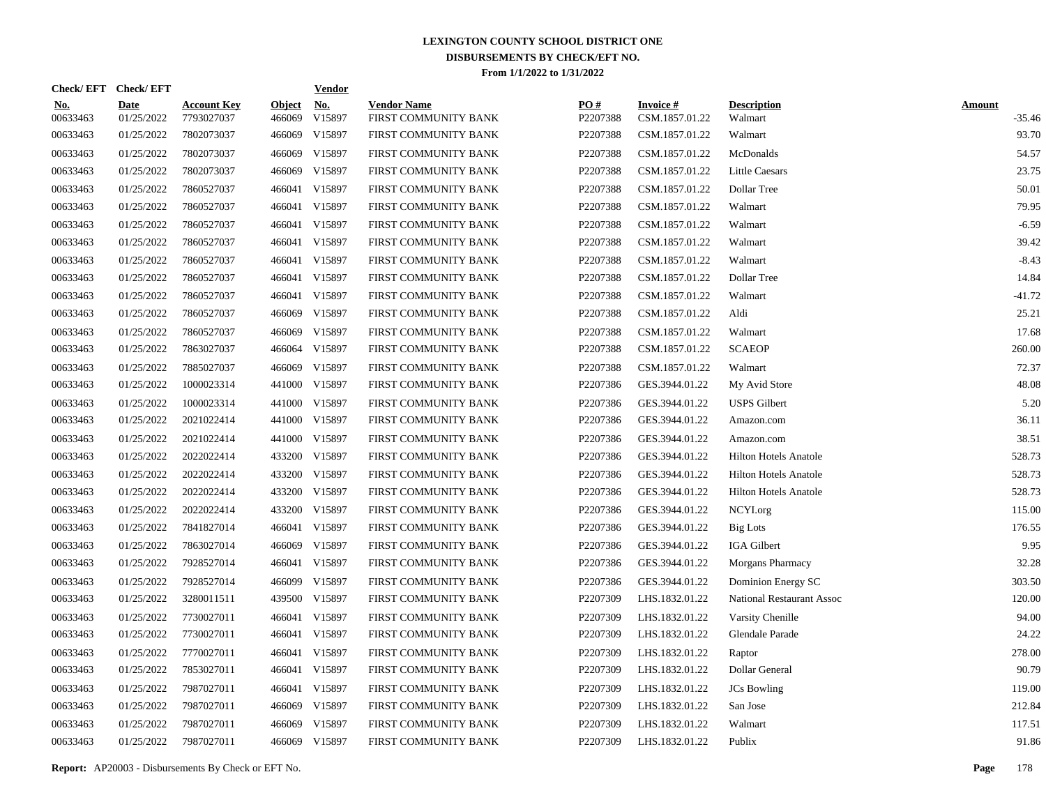# LEXINGTON COUNTY SCHOOL DISTRICT ONE

## DISBURSEMENTS BY CHECK/EFT NO.

### From 1/1/2022 to 1/31/2022

| Check/ EFT No. | Check/ EFT Date | Account Key | Object | Vendor No. | Vendor Name | PO # | Invoice # | Description | Amount |
|---|---|---|---|---|---|---|---|---|---|
| 00633463 | 01/25/2022 | 7793027037 | 466069 | V15897 | FIRST COMMUNITY BANK | P2207388 | CSM.1857.01.22 | Walmart | -35.46 |
| 00633463 | 01/25/2022 | 7802073037 | 466069 | V15897 | FIRST COMMUNITY BANK | P2207388 | CSM.1857.01.22 | Walmart | 93.70 |
| 00633463 | 01/25/2022 | 7802073037 | 466069 | V15897 | FIRST COMMUNITY BANK | P2207388 | CSM.1857.01.22 | McDonalds | 54.57 |
| 00633463 | 01/25/2022 | 7802073037 | 466069 | V15897 | FIRST COMMUNITY BANK | P2207388 | CSM.1857.01.22 | Little Caesars | 23.75 |
| 00633463 | 01/25/2022 | 7860527037 | 466041 | V15897 | FIRST COMMUNITY BANK | P2207388 | CSM.1857.01.22 | Dollar Tree | 50.01 |
| 00633463 | 01/25/2022 | 7860527037 | 466041 | V15897 | FIRST COMMUNITY BANK | P2207388 | CSM.1857.01.22 | Walmart | 79.95 |
| 00633463 | 01/25/2022 | 7860527037 | 466041 | V15897 | FIRST COMMUNITY BANK | P2207388 | CSM.1857.01.22 | Walmart | -6.59 |
| 00633463 | 01/25/2022 | 7860527037 | 466041 | V15897 | FIRST COMMUNITY BANK | P2207388 | CSM.1857.01.22 | Walmart | 39.42 |
| 00633463 | 01/25/2022 | 7860527037 | 466041 | V15897 | FIRST COMMUNITY BANK | P2207388 | CSM.1857.01.22 | Walmart | -8.43 |
| 00633463 | 01/25/2022 | 7860527037 | 466041 | V15897 | FIRST COMMUNITY BANK | P2207388 | CSM.1857.01.22 | Dollar Tree | 14.84 |
| 00633463 | 01/25/2022 | 7860527037 | 466041 | V15897 | FIRST COMMUNITY BANK | P2207388 | CSM.1857.01.22 | Walmart | -41.72 |
| 00633463 | 01/25/2022 | 7860527037 | 466069 | V15897 | FIRST COMMUNITY BANK | P2207388 | CSM.1857.01.22 | Aldi | 25.21 |
| 00633463 | 01/25/2022 | 7860527037 | 466069 | V15897 | FIRST COMMUNITY BANK | P2207388 | CSM.1857.01.22 | Walmart | 17.68 |
| 00633463 | 01/25/2022 | 7863027037 | 466064 | V15897 | FIRST COMMUNITY BANK | P2207388 | CSM.1857.01.22 | SCAEOP | 260.00 |
| 00633463 | 01/25/2022 | 7885027037 | 466069 | V15897 | FIRST COMMUNITY BANK | P2207388 | CSM.1857.01.22 | Walmart | 72.37 |
| 00633463 | 01/25/2022 | 1000023314 | 441000 | V15897 | FIRST COMMUNITY BANK | P2207386 | GES.3944.01.22 | My Avid Store | 48.08 |
| 00633463 | 01/25/2022 | 1000023314 | 441000 | V15897 | FIRST COMMUNITY BANK | P2207386 | GES.3944.01.22 | USPS Gilbert | 5.20 |
| 00633463 | 01/25/2022 | 2021022414 | 441000 | V15897 | FIRST COMMUNITY BANK | P2207386 | GES.3944.01.22 | Amazon.com | 36.11 |
| 00633463 | 01/25/2022 | 2021022414 | 441000 | V15897 | FIRST COMMUNITY BANK | P2207386 | GES.3944.01.22 | Amazon.com | 38.51 |
| 00633463 | 01/25/2022 | 2022022414 | 433200 | V15897 | FIRST COMMUNITY BANK | P2207386 | GES.3944.01.22 | Hilton Hotels Anatole | 528.73 |
| 00633463 | 01/25/2022 | 2022022414 | 433200 | V15897 | FIRST COMMUNITY BANK | P2207386 | GES.3944.01.22 | Hilton Hotels Anatole | 528.73 |
| 00633463 | 01/25/2022 | 2022022414 | 433200 | V15897 | FIRST COMMUNITY BANK | P2207386 | GES.3944.01.22 | Hilton Hotels Anatole | 528.73 |
| 00633463 | 01/25/2022 | 2022022414 | 433200 | V15897 | FIRST COMMUNITY BANK | P2207386 | GES.3944.01.22 | NCYI.org | 115.00 |
| 00633463 | 01/25/2022 | 7841827014 | 466041 | V15897 | FIRST COMMUNITY BANK | P2207386 | GES.3944.01.22 | Big Lots | 176.55 |
| 00633463 | 01/25/2022 | 7863027014 | 466069 | V15897 | FIRST COMMUNITY BANK | P2207386 | GES.3944.01.22 | IGA Gilbert | 9.95 |
| 00633463 | 01/25/2022 | 7928527014 | 466041 | V15897 | FIRST COMMUNITY BANK | P2207386 | GES.3944.01.22 | Morgans Pharmacy | 32.28 |
| 00633463 | 01/25/2022 | 7928527014 | 466099 | V15897 | FIRST COMMUNITY BANK | P2207386 | GES.3944.01.22 | Dominion Energy SC | 303.50 |
| 00633463 | 01/25/2022 | 3280011511 | 439500 | V15897 | FIRST COMMUNITY BANK | P2207309 | LHS.1832.01.22 | National Restaurant Assoc | 120.00 |
| 00633463 | 01/25/2022 | 7730027011 | 466041 | V15897 | FIRST COMMUNITY BANK | P2207309 | LHS.1832.01.22 | Varsity Chenille | 94.00 |
| 00633463 | 01/25/2022 | 7730027011 | 466041 | V15897 | FIRST COMMUNITY BANK | P2207309 | LHS.1832.01.22 | Glendale Parade | 24.22 |
| 00633463 | 01/25/2022 | 7770027011 | 466041 | V15897 | FIRST COMMUNITY BANK | P2207309 | LHS.1832.01.22 | Raptor | 278.00 |
| 00633463 | 01/25/2022 | 7853027011 | 466041 | V15897 | FIRST COMMUNITY BANK | P2207309 | LHS.1832.01.22 | Dollar General | 90.79 |
| 00633463 | 01/25/2022 | 7987027011 | 466041 | V15897 | FIRST COMMUNITY BANK | P2207309 | LHS.1832.01.22 | JCs Bowling | 119.00 |
| 00633463 | 01/25/2022 | 7987027011 | 466069 | V15897 | FIRST COMMUNITY BANK | P2207309 | LHS.1832.01.22 | San Jose | 212.84 |
| 00633463 | 01/25/2022 | 7987027011 | 466069 | V15897 | FIRST COMMUNITY BANK | P2207309 | LHS.1832.01.22 | Walmart | 117.51 |
| 00633463 | 01/25/2022 | 7987027011 | 466069 | V15897 | FIRST COMMUNITY BANK | P2207309 | LHS.1832.01.22 | Publix | 91.86 |

**Report:** AP20003 - Disbursements By Check or EFT No.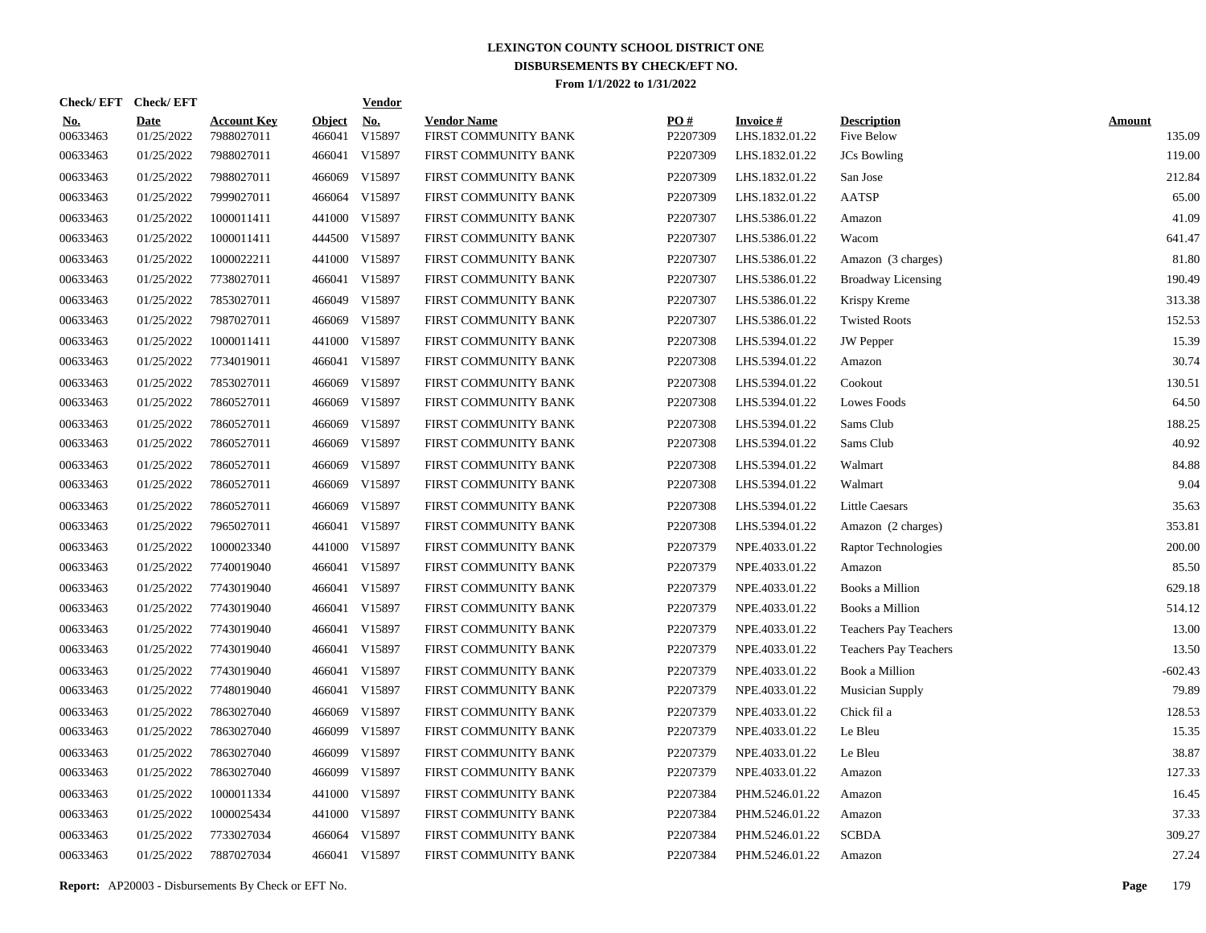# LEXINGTON COUNTY SCHOOL DISTRICT ONE
## DISBURSEMENTS BY CHECK/EFT NO.
### From 1/1/2022 to 1/31/2022

| Check/EFT No. | Check/EFT Date | Account Key | Object | Vendor No. | Vendor Name | PO # | Invoice # | Description | Amount |
|---|---|---|---|---|---|---|---|---|---|
| 00633463 | 01/25/2022 | 7988027011 | 466041 | V15897 | FIRST COMMUNITY BANK | P2207309 | LHS.1832.01.22 | Five Below | 135.09 |
| 00633463 | 01/25/2022 | 7988027011 | 466041 | V15897 | FIRST COMMUNITY BANK | P2207309 | LHS.1832.01.22 | JCs Bowling | 119.00 |
| 00633463 | 01/25/2022 | 7988027011 | 466069 | V15897 | FIRST COMMUNITY BANK | P2207309 | LHS.1832.01.22 | San Jose | 212.84 |
| 00633463 | 01/25/2022 | 7999027011 | 466064 | V15897 | FIRST COMMUNITY BANK | P2207309 | LHS.1832.01.22 | AATSP | 65.00 |
| 00633463 | 01/25/2022 | 1000011411 | 441000 | V15897 | FIRST COMMUNITY BANK | P2207307 | LHS.5386.01.22 | Amazon | 41.09 |
| 00633463 | 01/25/2022 | 1000011411 | 444500 | V15897 | FIRST COMMUNITY BANK | P2207307 | LHS.5386.01.22 | Wacom | 641.47 |
| 00633463 | 01/25/2022 | 1000022211 | 441000 | V15897 | FIRST COMMUNITY BANK | P2207307 | LHS.5386.01.22 | Amazon (3 charges) | 81.80 |
| 00633463 | 01/25/2022 | 7738027011 | 466041 | V15897 | FIRST COMMUNITY BANK | P2207307 | LHS.5386.01.22 | Broadway Licensing | 190.49 |
| 00633463 | 01/25/2022 | 7853027011 | 466049 | V15897 | FIRST COMMUNITY BANK | P2207307 | LHS.5386.01.22 | Krispy Kreme | 313.38 |
| 00633463 | 01/25/2022 | 7987027011 | 466069 | V15897 | FIRST COMMUNITY BANK | P2207307 | LHS.5386.01.22 | Twisted Roots | 152.53 |
| 00633463 | 01/25/2022 | 1000011411 | 441000 | V15897 | FIRST COMMUNITY BANK | P2207308 | LHS.5394.01.22 | JW Pepper | 15.39 |
| 00633463 | 01/25/2022 | 7734019011 | 466041 | V15897 | FIRST COMMUNITY BANK | P2207308 | LHS.5394.01.22 | Amazon | 30.74 |
| 00633463 | 01/25/2022 | 7853027011 | 466069 | V15897 | FIRST COMMUNITY BANK | P2207308 | LHS.5394.01.22 | Cookout | 130.51 |
| 00633463 | 01/25/2022 | 7860527011 | 466069 | V15897 | FIRST COMMUNITY BANK | P2207308 | LHS.5394.01.22 | Lowes Foods | 64.50 |
| 00633463 | 01/25/2022 | 7860527011 | 466069 | V15897 | FIRST COMMUNITY BANK | P2207308 | LHS.5394.01.22 | Sams Club | 188.25 |
| 00633463 | 01/25/2022 | 7860527011 | 466069 | V15897 | FIRST COMMUNITY BANK | P2207308 | LHS.5394.01.22 | Sams Club | 40.92 |
| 00633463 | 01/25/2022 | 7860527011 | 466069 | V15897 | FIRST COMMUNITY BANK | P2207308 | LHS.5394.01.22 | Walmart | 84.88 |
| 00633463 | 01/25/2022 | 7860527011 | 466069 | V15897 | FIRST COMMUNITY BANK | P2207308 | LHS.5394.01.22 | Walmart | 9.04 |
| 00633463 | 01/25/2022 | 7860527011 | 466069 | V15897 | FIRST COMMUNITY BANK | P2207308 | LHS.5394.01.22 | Little Caesars | 35.63 |
| 00633463 | 01/25/2022 | 7965027011 | 466041 | V15897 | FIRST COMMUNITY BANK | P2207308 | LHS.5394.01.22 | Amazon (2 charges) | 353.81 |
| 00633463 | 01/25/2022 | 1000023340 | 441000 | V15897 | FIRST COMMUNITY BANK | P2207379 | NPE.4033.01.22 | Raptor Technologies | 200.00 |
| 00633463 | 01/25/2022 | 7740019040 | 466041 | V15897 | FIRST COMMUNITY BANK | P2207379 | NPE.4033.01.22 | Amazon | 85.50 |
| 00633463 | 01/25/2022 | 7743019040 | 466041 | V15897 | FIRST COMMUNITY BANK | P2207379 | NPE.4033.01.22 | Books a Million | 629.18 |
| 00633463 | 01/25/2022 | 7743019040 | 466041 | V15897 | FIRST COMMUNITY BANK | P2207379 | NPE.4033.01.22 | Books a Million | 514.12 |
| 00633463 | 01/25/2022 | 7743019040 | 466041 | V15897 | FIRST COMMUNITY BANK | P2207379 | NPE.4033.01.22 | Teachers Pay Teachers | 13.00 |
| 00633463 | 01/25/2022 | 7743019040 | 466041 | V15897 | FIRST COMMUNITY BANK | P2207379 | NPE.4033.01.22 | Teachers Pay Teachers | 13.50 |
| 00633463 | 01/25/2022 | 7743019040 | 466041 | V15897 | FIRST COMMUNITY BANK | P2207379 | NPE.4033.01.22 | Book a Million | -602.43 |
| 00633463 | 01/25/2022 | 7748019040 | 466041 | V15897 | FIRST COMMUNITY BANK | P2207379 | NPE.4033.01.22 | Musician Supply | 79.89 |
| 00633463 | 01/25/2022 | 7863027040 | 466069 | V15897 | FIRST COMMUNITY BANK | P2207379 | NPE.4033.01.22 | Chick fil a | 128.53 |
| 00633463 | 01/25/2022 | 7863027040 | 466099 | V15897 | FIRST COMMUNITY BANK | P2207379 | NPE.4033.01.22 | Le Bleu | 15.35 |
| 00633463 | 01/25/2022 | 7863027040 | 466099 | V15897 | FIRST COMMUNITY BANK | P2207379 | NPE.4033.01.22 | Le Bleu | 38.87 |
| 00633463 | 01/25/2022 | 7863027040 | 466099 | V15897 | FIRST COMMUNITY BANK | P2207379 | NPE.4033.01.22 | Amazon | 127.33 |
| 00633463 | 01/25/2022 | 1000011334 | 441000 | V15897 | FIRST COMMUNITY BANK | P2207384 | PHM.5246.01.22 | Amazon | 16.45 |
| 00633463 | 01/25/2022 | 1000025434 | 441000 | V15897 | FIRST COMMUNITY BANK | P2207384 | PHM.5246.01.22 | Amazon | 37.33 |
| 00633463 | 01/25/2022 | 7733027034 | 466064 | V15897 | FIRST COMMUNITY BANK | P2207384 | PHM.5246.01.22 | SCBDA | 309.27 |
| 00633463 | 01/25/2022 | 7887027034 | 466041 | V15897 | FIRST COMMUNITY BANK | P2207384 | PHM.5246.01.22 | Amazon | 27.24 |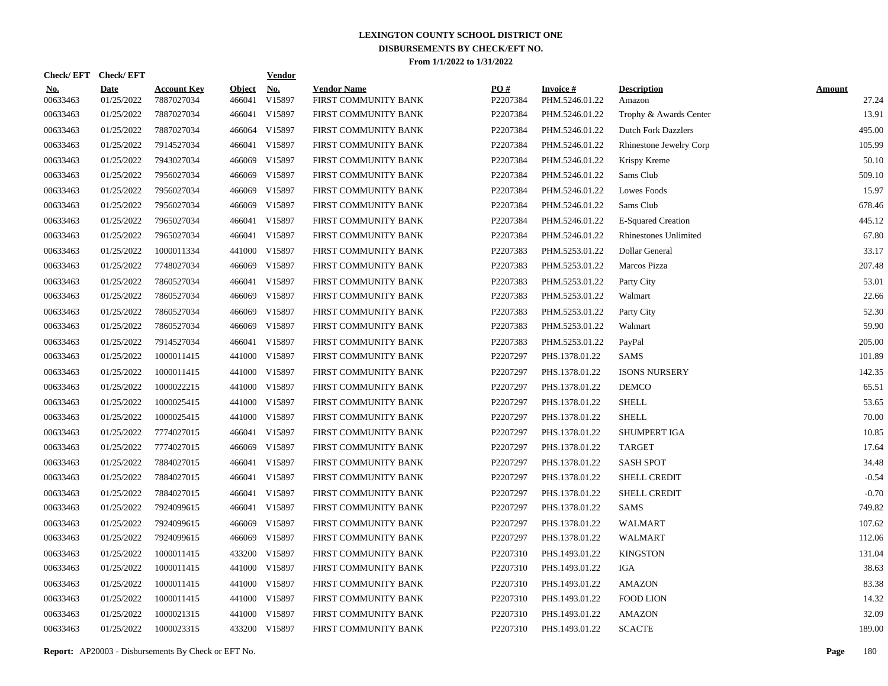# LEXINGTON COUNTY SCHOOL DISTRICT ONE
## DISBURSEMENTS BY CHECK/EFT NO.
### From 1/1/2022 to 1/31/2022

| Check/ EFT No. | Check/ EFT Date | Account Key | Object | Vendor No. | Vendor Name | PO # | Invoice # | Description | Amount |
|---|---|---|---|---|---|---|---|---|---|
| 00633463 | 01/25/2022 | 7887027034 | 466041 | V15897 | FIRST COMMUNITY BANK | P2207384 | PHM.5246.01.22 | Amazon | 27.24 |
| 00633463 | 01/25/2022 | 7887027034 | 466041 | V15897 | FIRST COMMUNITY BANK | P2207384 | PHM.5246.01.22 | Trophy & Awards Center | 13.91 |
| 00633463 | 01/25/2022 | 7887027034 | 466064 | V15897 | FIRST COMMUNITY BANK | P2207384 | PHM.5246.01.22 | Dutch Fork Dazzlers | 495.00 |
| 00633463 | 01/25/2022 | 7914527034 | 466041 | V15897 | FIRST COMMUNITY BANK | P2207384 | PHM.5246.01.22 | Rhinestone Jewelry Corp | 105.99 |
| 00633463 | 01/25/2022 | 7943027034 | 466069 | V15897 | FIRST COMMUNITY BANK | P2207384 | PHM.5246.01.22 | Krispy Kreme | 50.10 |
| 00633463 | 01/25/2022 | 7956027034 | 466069 | V15897 | FIRST COMMUNITY BANK | P2207384 | PHM.5246.01.22 | Sams Club | 509.10 |
| 00633463 | 01/25/2022 | 7956027034 | 466069 | V15897 | FIRST COMMUNITY BANK | P2207384 | PHM.5246.01.22 | Lowes Foods | 15.97 |
| 00633463 | 01/25/2022 | 7956027034 | 466069 | V15897 | FIRST COMMUNITY BANK | P2207384 | PHM.5246.01.22 | Sams Club | 678.46 |
| 00633463 | 01/25/2022 | 7965027034 | 466041 | V15897 | FIRST COMMUNITY BANK | P2207384 | PHM.5246.01.22 | E-Squared Creation | 445.12 |
| 00633463 | 01/25/2022 | 7965027034 | 466041 | V15897 | FIRST COMMUNITY BANK | P2207384 | PHM.5246.01.22 | Rhinestones Unlimited | 67.80 |
| 00633463 | 01/25/2022 | 1000011334 | 441000 | V15897 | FIRST COMMUNITY BANK | P2207383 | PHM.5253.01.22 | Dollar General | 33.17 |
| 00633463 | 01/25/2022 | 7748027034 | 466069 | V15897 | FIRST COMMUNITY BANK | P2207383 | PHM.5253.01.22 | Marcos Pizza | 207.48 |
| 00633463 | 01/25/2022 | 7860527034 | 466041 | V15897 | FIRST COMMUNITY BANK | P2207383 | PHM.5253.01.22 | Party City | 53.01 |
| 00633463 | 01/25/2022 | 7860527034 | 466069 | V15897 | FIRST COMMUNITY BANK | P2207383 | PHM.5253.01.22 | Walmart | 22.66 |
| 00633463 | 01/25/2022 | 7860527034 | 466069 | V15897 | FIRST COMMUNITY BANK | P2207383 | PHM.5253.01.22 | Party City | 52.30 |
| 00633463 | 01/25/2022 | 7860527034 | 466069 | V15897 | FIRST COMMUNITY BANK | P2207383 | PHM.5253.01.22 | Walmart | 59.90 |
| 00633463 | 01/25/2022 | 7914527034 | 466041 | V15897 | FIRST COMMUNITY BANK | P2207383 | PHM.5253.01.22 | PayPal | 205.00 |
| 00633463 | 01/25/2022 | 1000011415 | 441000 | V15897 | FIRST COMMUNITY BANK | P2207297 | PHS.1378.01.22 | SAMS | 101.89 |
| 00633463 | 01/25/2022 | 1000011415 | 441000 | V15897 | FIRST COMMUNITY BANK | P2207297 | PHS.1378.01.22 | ISONS NURSERY | 142.35 |
| 00633463 | 01/25/2022 | 1000022215 | 441000 | V15897 | FIRST COMMUNITY BANK | P2207297 | PHS.1378.01.22 | DEMCO | 65.51 |
| 00633463 | 01/25/2022 | 1000025415 | 441000 | V15897 | FIRST COMMUNITY BANK | P2207297 | PHS.1378.01.22 | SHELL | 53.65 |
| 00633463 | 01/25/2022 | 1000025415 | 441000 | V15897 | FIRST COMMUNITY BANK | P2207297 | PHS.1378.01.22 | SHELL | 70.00 |
| 00633463 | 01/25/2022 | 7774027015 | 466041 | V15897 | FIRST COMMUNITY BANK | P2207297 | PHS.1378.01.22 | SHUMPERT IGA | 10.85 |
| 00633463 | 01/25/2022 | 7774027015 | 466069 | V15897 | FIRST COMMUNITY BANK | P2207297 | PHS.1378.01.22 | TARGET | 17.64 |
| 00633463 | 01/25/2022 | 7884027015 | 466041 | V15897 | FIRST COMMUNITY BANK | P2207297 | PHS.1378.01.22 | SASH SPOT | 34.48 |
| 00633463 | 01/25/2022 | 7884027015 | 466041 | V15897 | FIRST COMMUNITY BANK | P2207297 | PHS.1378.01.22 | SHELL CREDIT | -0.54 |
| 00633463 | 01/25/2022 | 7884027015 | 466041 | V15897 | FIRST COMMUNITY BANK | P2207297 | PHS.1378.01.22 | SHELL CREDIT | -0.70 |
| 00633463 | 01/25/2022 | 7924099615 | 466041 | V15897 | FIRST COMMUNITY BANK | P2207297 | PHS.1378.01.22 | SAMS | 749.82 |
| 00633463 | 01/25/2022 | 7924099615 | 466069 | V15897 | FIRST COMMUNITY BANK | P2207297 | PHS.1378.01.22 | WALMART | 107.62 |
| 00633463 | 01/25/2022 | 7924099615 | 466069 | V15897 | FIRST COMMUNITY BANK | P2207297 | PHS.1378.01.22 | WALMART | 112.06 |
| 00633463 | 01/25/2022 | 1000011415 | 433200 | V15897 | FIRST COMMUNITY BANK | P2207310 | PHS.1493.01.22 | KINGSTON | 131.04 |
| 00633463 | 01/25/2022 | 1000011415 | 441000 | V15897 | FIRST COMMUNITY BANK | P2207310 | PHS.1493.01.22 | IGA | 38.63 |
| 00633463 | 01/25/2022 | 1000011415 | 441000 | V15897 | FIRST COMMUNITY BANK | P2207310 | PHS.1493.01.22 | AMAZON | 83.38 |
| 00633463 | 01/25/2022 | 1000011415 | 441000 | V15897 | FIRST COMMUNITY BANK | P2207310 | PHS.1493.01.22 | FOOD LION | 14.32 |
| 00633463 | 01/25/2022 | 1000021315 | 441000 | V15897 | FIRST COMMUNITY BANK | P2207310 | PHS.1493.01.22 | AMAZON | 32.09 |
| 00633463 | 01/25/2022 | 1000023315 | 433200 | V15897 | FIRST COMMUNITY BANK | P2207310 | PHS.1493.01.22 | SCACTE | 189.00 |

**Report:** AP20003 - Disbursements By Check or EFT No.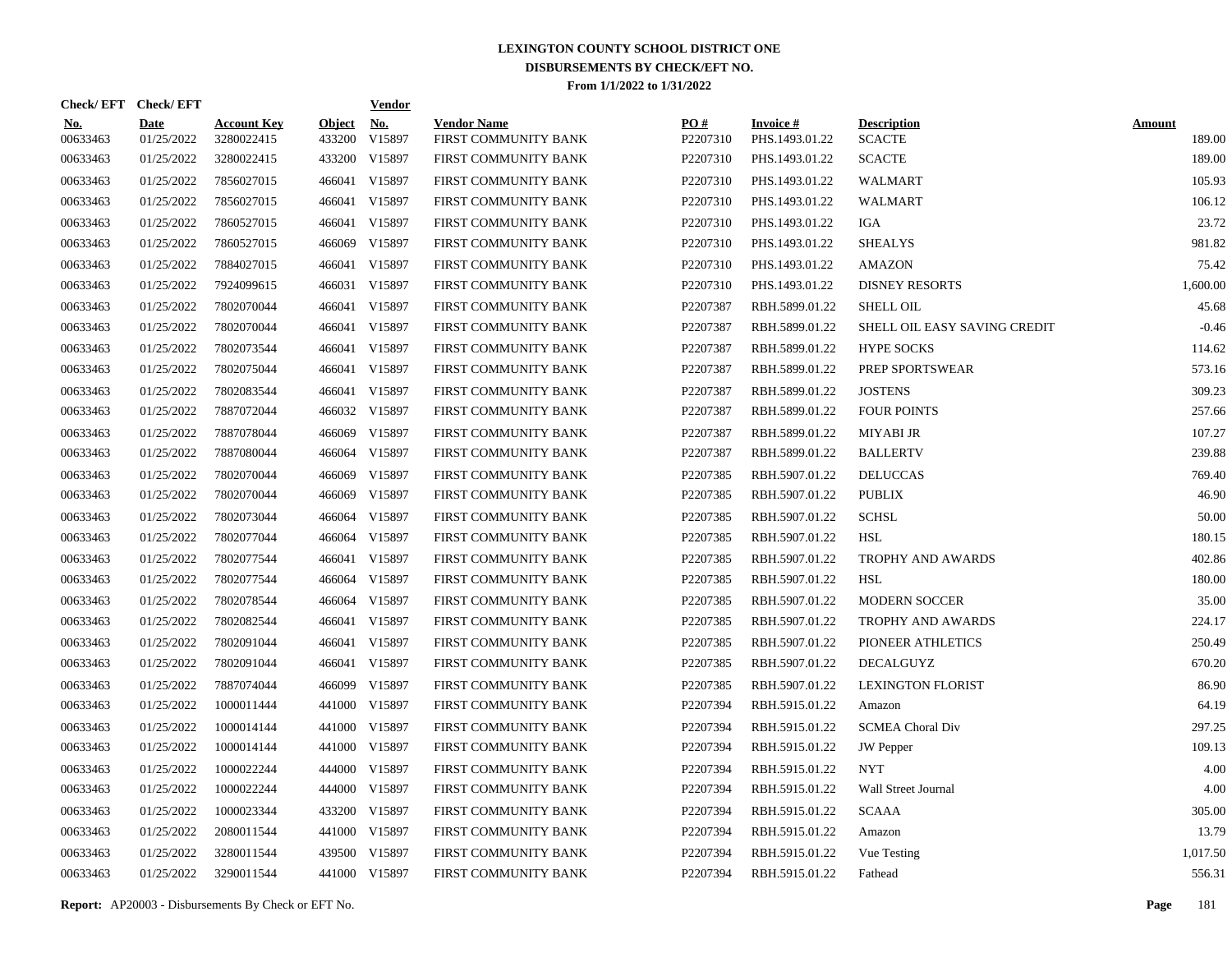# LEXINGTON COUNTY SCHOOL DISTRICT ONE
## DISBURSEMENTS BY CHECK/EFT NO.
### From 1/1/2022 to 1/31/2022

| Check/ EFT No. | Check/ EFT Date | Account Key | Object | Vendor No. | Vendor Name | PO # | Invoice # | Description | Amount |
|---|---|---|---|---|---|---|---|---|---|
| 00633463 | 01/25/2022 | 3280022415 | 433200 | V15897 | FIRST COMMUNITY BANK | P2207310 | PHS.1493.01.22 | SCACTE | 189.00 |
| 00633463 | 01/25/2022 | 3280022415 | 433200 | V15897 | FIRST COMMUNITY BANK | P2207310 | PHS.1493.01.22 | SCACTE | 189.00 |
| 00633463 | 01/25/2022 | 7856027015 | 466041 | V15897 | FIRST COMMUNITY BANK | P2207310 | PHS.1493.01.22 | WALMART | 105.93 |
| 00633463 | 01/25/2022 | 7856027015 | 466041 | V15897 | FIRST COMMUNITY BANK | P2207310 | PHS.1493.01.22 | WALMART | 106.12 |
| 00633463 | 01/25/2022 | 7860527015 | 466041 | V15897 | FIRST COMMUNITY BANK | P2207310 | PHS.1493.01.22 | IGA | 23.72 |
| 00633463 | 01/25/2022 | 7860527015 | 466069 | V15897 | FIRST COMMUNITY BANK | P2207310 | PHS.1493.01.22 | SHEALYS | 981.82 |
| 00633463 | 01/25/2022 | 7884027015 | 466041 | V15897 | FIRST COMMUNITY BANK | P2207310 | PHS.1493.01.22 | AMAZON | 75.42 |
| 00633463 | 01/25/2022 | 7924099615 | 466031 | V15897 | FIRST COMMUNITY BANK | P2207310 | PHS.1493.01.22 | DISNEY RESORTS | 1,600.00 |
| 00633463 | 01/25/2022 | 7802070044 | 466041 | V15897 | FIRST COMMUNITY BANK | P2207387 | RBH.5899.01.22 | SHELL OIL | 45.68 |
| 00633463 | 01/25/2022 | 7802070044 | 466041 | V15897 | FIRST COMMUNITY BANK | P2207387 | RBH.5899.01.22 | SHELL OIL EASY SAVING CREDIT | -0.46 |
| 00633463 | 01/25/2022 | 7802073544 | 466041 | V15897 | FIRST COMMUNITY BANK | P2207387 | RBH.5899.01.22 | HYPE SOCKS | 114.62 |
| 00633463 | 01/25/2022 | 7802075044 | 466041 | V15897 | FIRST COMMUNITY BANK | P2207387 | RBH.5899.01.22 | PREP SPORTSWEAR | 573.16 |
| 00633463 | 01/25/2022 | 7802083544 | 466041 | V15897 | FIRST COMMUNITY BANK | P2207387 | RBH.5899.01.22 | JOSTENS | 309.23 |
| 00633463 | 01/25/2022 | 7887072044 | 466032 | V15897 | FIRST COMMUNITY BANK | P2207387 | RBH.5899.01.22 | FOUR POINTS | 257.66 |
| 00633463 | 01/25/2022 | 7887078044 | 466069 | V15897 | FIRST COMMUNITY BANK | P2207387 | RBH.5899.01.22 | MIYABI JR | 107.27 |
| 00633463 | 01/25/2022 | 7887080044 | 466064 | V15897 | FIRST COMMUNITY BANK | P2207387 | RBH.5899.01.22 | BALLERTV | 239.88 |
| 00633463 | 01/25/2022 | 7802070044 | 466069 | V15897 | FIRST COMMUNITY BANK | P2207385 | RBH.5907.01.22 | DELUCCAS | 769.40 |
| 00633463 | 01/25/2022 | 7802070044 | 466069 | V15897 | FIRST COMMUNITY BANK | P2207385 | RBH.5907.01.22 | PUBLIX | 46.90 |
| 00633463 | 01/25/2022 | 7802073044 | 466064 | V15897 | FIRST COMMUNITY BANK | P2207385 | RBH.5907.01.22 | SCHSL | 50.00 |
| 00633463 | 01/25/2022 | 7802077044 | 466064 | V15897 | FIRST COMMUNITY BANK | P2207385 | RBH.5907.01.22 | HSL | 180.15 |
| 00633463 | 01/25/2022 | 7802077544 | 466041 | V15897 | FIRST COMMUNITY BANK | P2207385 | RBH.5907.01.22 | TROPHY AND AWARDS | 402.86 |
| 00633463 | 01/25/2022 | 7802077544 | 466064 | V15897 | FIRST COMMUNITY BANK | P2207385 | RBH.5907.01.22 | HSL | 180.00 |
| 00633463 | 01/25/2022 | 7802078544 | 466064 | V15897 | FIRST COMMUNITY BANK | P2207385 | RBH.5907.01.22 | MODERN SOCCER | 35.00 |
| 00633463 | 01/25/2022 | 7802082544 | 466041 | V15897 | FIRST COMMUNITY BANK | P2207385 | RBH.5907.01.22 | TROPHY AND AWARDS | 224.17 |
| 00633463 | 01/25/2022 | 7802091044 | 466041 | V15897 | FIRST COMMUNITY BANK | P2207385 | RBH.5907.01.22 | PIONEER ATHLETICS | 250.49 |
| 00633463 | 01/25/2022 | 7802091044 | 466041 | V15897 | FIRST COMMUNITY BANK | P2207385 | RBH.5907.01.22 | DECALGUYZ | 670.20 |
| 00633463 | 01/25/2022 | 7887074044 | 466099 | V15897 | FIRST COMMUNITY BANK | P2207385 | RBH.5907.01.22 | LEXINGTON FLORIST | 86.90 |
| 00633463 | 01/25/2022 | 1000011444 | 441000 | V15897 | FIRST COMMUNITY BANK | P2207394 | RBH.5915.01.22 | Amazon | 64.19 |
| 00633463 | 01/25/2022 | 1000014144 | 441000 | V15897 | FIRST COMMUNITY BANK | P2207394 | RBH.5915.01.22 | SCMEA Choral Div | 297.25 |
| 00633463 | 01/25/2022 | 1000014144 | 441000 | V15897 | FIRST COMMUNITY BANK | P2207394 | RBH.5915.01.22 | JW Pepper | 109.13 |
| 00633463 | 01/25/2022 | 1000022244 | 444000 | V15897 | FIRST COMMUNITY BANK | P2207394 | RBH.5915.01.22 | NYT | 4.00 |
| 00633463 | 01/25/2022 | 1000022244 | 444000 | V15897 | FIRST COMMUNITY BANK | P2207394 | RBH.5915.01.22 | Wall Street Journal | 4.00 |
| 00633463 | 01/25/2022 | 1000023344 | 433200 | V15897 | FIRST COMMUNITY BANK | P2207394 | RBH.5915.01.22 | SCAAA | 305.00 |
| 00633463 | 01/25/2022 | 2080011544 | 441000 | V15897 | FIRST COMMUNITY BANK | P2207394 | RBH.5915.01.22 | Amazon | 13.79 |
| 00633463 | 01/25/2022 | 3280011544 | 439500 | V15897 | FIRST COMMUNITY BANK | P2207394 | RBH.5915.01.22 | Vue Testing | 1,017.50 |
| 00633463 | 01/25/2022 | 3290011544 | 441000 | V15897 | FIRST COMMUNITY BANK | P2207394 | RBH.5915.01.22 | Fathead | 556.31 |

**Report:** AP20003 - Disbursements By Check or EFT No.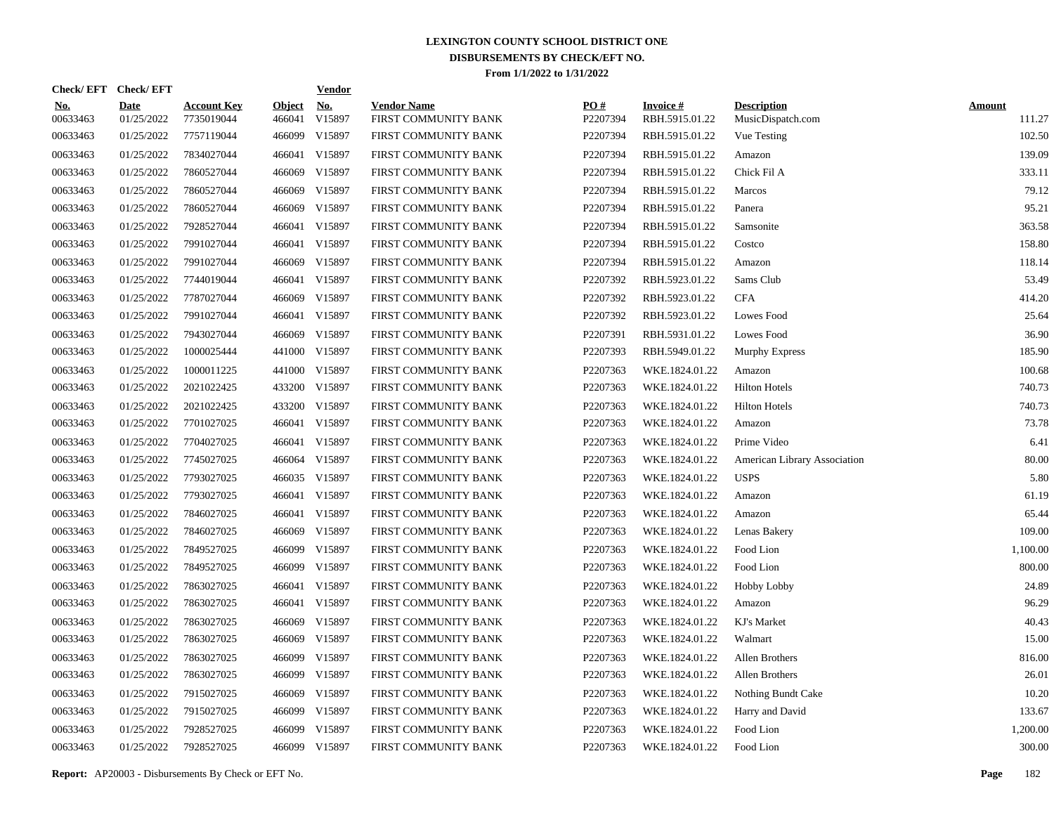# LEXINGTON COUNTY SCHOOL DISTRICT ONE
## DISBURSEMENTS BY CHECK/EFT NO.
### From 1/1/2022 to 1/31/2022

| Check/ EFT No. | Check/ EFT Date | Account Key | Object | Vendor No. | Vendor Name | PO # | Invoice # | Description | Amount |
|---|---|---|---|---|---|---|---|---|---|
| 00633463 | 01/25/2022 | 7735019044 | 466041 | V15897 | FIRST COMMUNITY BANK | P2207394 | RBH.5915.01.22 | MusicDispatch.com | 111.27 |
| 00633463 | 01/25/2022 | 7757119044 | 466099 | V15897 | FIRST COMMUNITY BANK | P2207394 | RBH.5915.01.22 | Vue Testing | 102.50 |
| 00633463 | 01/25/2022 | 7834027044 | 466041 | V15897 | FIRST COMMUNITY BANK | P2207394 | RBH.5915.01.22 | Amazon | 139.09 |
| 00633463 | 01/25/2022 | 7860527044 | 466069 | V15897 | FIRST COMMUNITY BANK | P2207394 | RBH.5915.01.22 | Chick Fil A | 333.11 |
| 00633463 | 01/25/2022 | 7860527044 | 466069 | V15897 | FIRST COMMUNITY BANK | P2207394 | RBH.5915.01.22 | Marcos | 79.12 |
| 00633463 | 01/25/2022 | 7860527044 | 466069 | V15897 | FIRST COMMUNITY BANK | P2207394 | RBH.5915.01.22 | Panera | 95.21 |
| 00633463 | 01/25/2022 | 7928527044 | 466041 | V15897 | FIRST COMMUNITY BANK | P2207394 | RBH.5915.01.22 | Samsonite | 363.58 |
| 00633463 | 01/25/2022 | 7991027044 | 466041 | V15897 | FIRST COMMUNITY BANK | P2207394 | RBH.5915.01.22 | Costco | 158.80 |
| 00633463 | 01/25/2022 | 7991027044 | 466069 | V15897 | FIRST COMMUNITY BANK | P2207394 | RBH.5915.01.22 | Amazon | 118.14 |
| 00633463 | 01/25/2022 | 7744019044 | 466041 | V15897 | FIRST COMMUNITY BANK | P2207392 | RBH.5923.01.22 | Sams Club | 53.49 |
| 00633463 | 01/25/2022 | 7787027044 | 466069 | V15897 | FIRST COMMUNITY BANK | P2207392 | RBH.5923.01.22 | CFA | 414.20 |
| 00633463 | 01/25/2022 | 7991027044 | 466041 | V15897 | FIRST COMMUNITY BANK | P2207392 | RBH.5923.01.22 | Lowes Food | 25.64 |
| 00633463 | 01/25/2022 | 7943027044 | 466069 | V15897 | FIRST COMMUNITY BANK | P2207391 | RBH.5931.01.22 | Lowes Food | 36.90 |
| 00633463 | 01/25/2022 | 1000025444 | 441000 | V15897 | FIRST COMMUNITY BANK | P2207393 | RBH.5949.01.22 | Murphy Express | 185.90 |
| 00633463 | 01/25/2022 | 1000011225 | 441000 | V15897 | FIRST COMMUNITY BANK | P2207363 | WKE.1824.01.22 | Amazon | 100.68 |
| 00633463 | 01/25/2022 | 2021022425 | 433200 | V15897 | FIRST COMMUNITY BANK | P2207363 | WKE.1824.01.22 | Hilton Hotels | 740.73 |
| 00633463 | 01/25/2022 | 2021022425 | 433200 | V15897 | FIRST COMMUNITY BANK | P2207363 | WKE.1824.01.22 | Hilton Hotels | 740.73 |
| 00633463 | 01/25/2022 | 7701027025 | 466041 | V15897 | FIRST COMMUNITY BANK | P2207363 | WKE.1824.01.22 | Amazon | 73.78 |
| 00633463 | 01/25/2022 | 7704027025 | 466041 | V15897 | FIRST COMMUNITY BANK | P2207363 | WKE.1824.01.22 | Prime Video | 6.41 |
| 00633463 | 01/25/2022 | 7745027025 | 466064 | V15897 | FIRST COMMUNITY BANK | P2207363 | WKE.1824.01.22 | American Library Association | 80.00 |
| 00633463 | 01/25/2022 | 7793027025 | 466035 | V15897 | FIRST COMMUNITY BANK | P2207363 | WKE.1824.01.22 | USPS | 5.80 |
| 00633463 | 01/25/2022 | 7793027025 | 466041 | V15897 | FIRST COMMUNITY BANK | P2207363 | WKE.1824.01.22 | Amazon | 61.19 |
| 00633463 | 01/25/2022 | 7846027025 | 466041 | V15897 | FIRST COMMUNITY BANK | P2207363 | WKE.1824.01.22 | Amazon | 65.44 |
| 00633463 | 01/25/2022 | 7846027025 | 466069 | V15897 | FIRST COMMUNITY BANK | P2207363 | WKE.1824.01.22 | Lenas Bakery | 109.00 |
| 00633463 | 01/25/2022 | 7849527025 | 466099 | V15897 | FIRST COMMUNITY BANK | P2207363 | WKE.1824.01.22 | Food Lion | 1,100.00 |
| 00633463 | 01/25/2022 | 7849527025 | 466099 | V15897 | FIRST COMMUNITY BANK | P2207363 | WKE.1824.01.22 | Food Lion | 800.00 |
| 00633463 | 01/25/2022 | 7863027025 | 466041 | V15897 | FIRST COMMUNITY BANK | P2207363 | WKE.1824.01.22 | Hobby Lobby | 24.89 |
| 00633463 | 01/25/2022 | 7863027025 | 466041 | V15897 | FIRST COMMUNITY BANK | P2207363 | WKE.1824.01.22 | Amazon | 96.29 |
| 00633463 | 01/25/2022 | 7863027025 | 466069 | V15897 | FIRST COMMUNITY BANK | P2207363 | WKE.1824.01.22 | KJ's Market | 40.43 |
| 00633463 | 01/25/2022 | 7863027025 | 466069 | V15897 | FIRST COMMUNITY BANK | P2207363 | WKE.1824.01.22 | Walmart | 15.00 |
| 00633463 | 01/25/2022 | 7863027025 | 466099 | V15897 | FIRST COMMUNITY BANK | P2207363 | WKE.1824.01.22 | Allen Brothers | 816.00 |
| 00633463 | 01/25/2022 | 7863027025 | 466099 | V15897 | FIRST COMMUNITY BANK | P2207363 | WKE.1824.01.22 | Allen Brothers | 26.01 |
| 00633463 | 01/25/2022 | 7915027025 | 466069 | V15897 | FIRST COMMUNITY BANK | P2207363 | WKE.1824.01.22 | Nothing Bundt Cake | 10.20 |
| 00633463 | 01/25/2022 | 7915027025 | 466099 | V15897 | FIRST COMMUNITY BANK | P2207363 | WKE.1824.01.22 | Harry and David | 133.67 |
| 00633463 | 01/25/2022 | 7928527025 | 466099 | V15897 | FIRST COMMUNITY BANK | P2207363 | WKE.1824.01.22 | Food Lion | 1,200.00 |
| 00633463 | 01/25/2022 | 7928527025 | 466099 | V15897 | FIRST COMMUNITY BANK | P2207363 | WKE.1824.01.22 | Food Lion | 300.00 |

**Report:** AP20003 - Disbursements By Check or EFT No.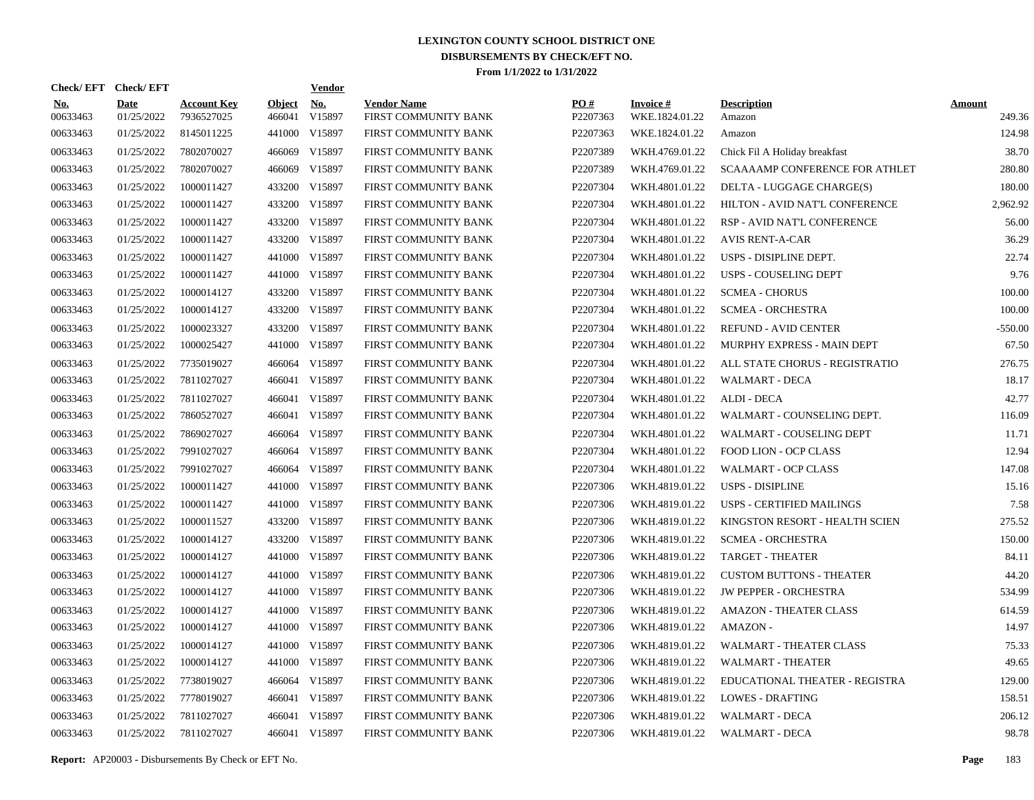# LEXINGTON COUNTY SCHOOL DISTRICT ONE
## DISBURSEMENTS BY CHECK/EFT NO.
### From 1/1/2022 to 1/31/2022

| Check/ EFT No. | Check/ EFT Date | Account Key | Object | Vendor No. | Vendor Name | PO # | Invoice # | Description | Amount |
|---|---|---|---|---|---|---|---|---|---|
| 00633463 | 01/25/2022 | 7936527025 | 466041 | V15897 | FIRST COMMUNITY BANK | P2207363 | WKE.1824.01.22 | Amazon | 249.36 |
| 00633463 | 01/25/2022 | 8145011225 | 441000 | V15897 | FIRST COMMUNITY BANK | P2207363 | WKE.1824.01.22 | Amazon | 124.98 |
| 00633463 | 01/25/2022 | 7802070027 | 466069 | V15897 | FIRST COMMUNITY BANK | P2207389 | WKH.4769.01.22 | Chick Fil A Holiday breakfast | 38.70 |
| 00633463 | 01/25/2022 | 7802070027 | 466069 | V15897 | FIRST COMMUNITY BANK | P2207389 | WKH.4769.01.22 | SCAAAAMP CONFERENCE FOR ATHLET | 280.80 |
| 00633463 | 01/25/2022 | 1000011427 | 433200 | V15897 | FIRST COMMUNITY BANK | P2207304 | WKH.4801.01.22 | DELTA - LUGGAGE CHARGE(S) | 180.00 |
| 00633463 | 01/25/2022 | 1000011427 | 433200 | V15897 | FIRST COMMUNITY BANK | P2207304 | WKH.4801.01.22 | HILTON - AVID NAT'L CONFERENCE | 2,962.92 |
| 00633463 | 01/25/2022 | 1000011427 | 433200 | V15897 | FIRST COMMUNITY BANK | P2207304 | WKH.4801.01.22 | RSP - AVID NAT'L CONFERENCE | 56.00 |
| 00633463 | 01/25/2022 | 1000011427 | 433200 | V15897 | FIRST COMMUNITY BANK | P2207304 | WKH.4801.01.22 | AVIS RENT-A-CAR | 36.29 |
| 00633463 | 01/25/2022 | 1000011427 | 441000 | V15897 | FIRST COMMUNITY BANK | P2207304 | WKH.4801.01.22 | USPS - DISIPLINE DEPT. | 22.74 |
| 00633463 | 01/25/2022 | 1000011427 | 441000 | V15897 | FIRST COMMUNITY BANK | P2207304 | WKH.4801.01.22 | USPS - COUSELING DEPT | 9.76 |
| 00633463 | 01/25/2022 | 1000014127 | 433200 | V15897 | FIRST COMMUNITY BANK | P2207304 | WKH.4801.01.22 | SCMEA - CHORUS | 100.00 |
| 00633463 | 01/25/2022 | 1000014127 | 433200 | V15897 | FIRST COMMUNITY BANK | P2207304 | WKH.4801.01.22 | SCMEA - ORCHESTRA | 100.00 |
| 00633463 | 01/25/2022 | 1000023327 | 433200 | V15897 | FIRST COMMUNITY BANK | P2207304 | WKH.4801.01.22 | REFUND - AVID CENTER | -550.00 |
| 00633463 | 01/25/2022 | 1000025427 | 441000 | V15897 | FIRST COMMUNITY BANK | P2207304 | WKH.4801.01.22 | MURPHY EXPRESS - MAIN DEPT | 67.50 |
| 00633463 | 01/25/2022 | 7735019027 | 466064 | V15897 | FIRST COMMUNITY BANK | P2207304 | WKH.4801.01.22 | ALL STATE CHORUS - REGISTRATIO | 276.75 |
| 00633463 | 01/25/2022 | 7811027027 | 466041 | V15897 | FIRST COMMUNITY BANK | P2207304 | WKH.4801.01.22 | WALMART - DECA | 18.17 |
| 00633463 | 01/25/2022 | 7811027027 | 466041 | V15897 | FIRST COMMUNITY BANK | P2207304 | WKH.4801.01.22 | ALDI - DECA | 42.77 |
| 00633463 | 01/25/2022 | 7860527027 | 466041 | V15897 | FIRST COMMUNITY BANK | P2207304 | WKH.4801.01.22 | WALMART - COUNSELING DEPT. | 116.09 |
| 00633463 | 01/25/2022 | 7869027027 | 466064 | V15897 | FIRST COMMUNITY BANK | P2207304 | WKH.4801.01.22 | WALMART - COUSELING DEPT | 11.71 |
| 00633463 | 01/25/2022 | 7991027027 | 466064 | V15897 | FIRST COMMUNITY BANK | P2207304 | WKH.4801.01.22 | FOOD LION - OCP CLASS | 12.94 |
| 00633463 | 01/25/2022 | 7991027027 | 466064 | V15897 | FIRST COMMUNITY BANK | P2207304 | WKH.4801.01.22 | WALMART - OCP CLASS | 147.08 |
| 00633463 | 01/25/2022 | 1000011427 | 441000 | V15897 | FIRST COMMUNITY BANK | P2207306 | WKH.4819.01.22 | USPS - DISIPLINE | 15.16 |
| 00633463 | 01/25/2022 | 1000011427 | 441000 | V15897 | FIRST COMMUNITY BANK | P2207306 | WKH.4819.01.22 | USPS - CERTIFIED MAILINGS | 7.58 |
| 00633463 | 01/25/2022 | 1000011527 | 433200 | V15897 | FIRST COMMUNITY BANK | P2207306 | WKH.4819.01.22 | KINGSTON RESORT - HEALTH SCIEN | 275.52 |
| 00633463 | 01/25/2022 | 1000014127 | 433200 | V15897 | FIRST COMMUNITY BANK | P2207306 | WKH.4819.01.22 | SCMEA - ORCHESTRA | 150.00 |
| 00633463 | 01/25/2022 | 1000014127 | 441000 | V15897 | FIRST COMMUNITY BANK | P2207306 | WKH.4819.01.22 | TARGET - THEATER | 84.11 |
| 00633463 | 01/25/2022 | 1000014127 | 441000 | V15897 | FIRST COMMUNITY BANK | P2207306 | WKH.4819.01.22 | CUSTOM BUTTONS - THEATER | 44.20 |
| 00633463 | 01/25/2022 | 1000014127 | 441000 | V15897 | FIRST COMMUNITY BANK | P2207306 | WKH.4819.01.22 | JW PEPPER - ORCHESTRA | 534.99 |
| 00633463 | 01/25/2022 | 1000014127 | 441000 | V15897 | FIRST COMMUNITY BANK | P2207306 | WKH.4819.01.22 | AMAZON - THEATER CLASS | 614.59 |
| 00633463 | 01/25/2022 | 1000014127 | 441000 | V15897 | FIRST COMMUNITY BANK | P2207306 | WKH.4819.01.22 | AMAZON - | 14.97 |
| 00633463 | 01/25/2022 | 1000014127 | 441000 | V15897 | FIRST COMMUNITY BANK | P2207306 | WKH.4819.01.22 | WALMART - THEATER CLASS | 75.33 |
| 00633463 | 01/25/2022 | 1000014127 | 441000 | V15897 | FIRST COMMUNITY BANK | P2207306 | WKH.4819.01.22 | WALMART - THEATER | 49.65 |
| 00633463 | 01/25/2022 | 7738019027 | 466064 | V15897 | FIRST COMMUNITY BANK | P2207306 | WKH.4819.01.22 | EDUCATIONAL THEATER - REGISTRA | 129.00 |
| 00633463 | 01/25/2022 | 7778019027 | 466041 | V15897 | FIRST COMMUNITY BANK | P2207306 | WKH.4819.01.22 | LOWES - DRAFTING | 158.51 |
| 00633463 | 01/25/2022 | 7811027027 | 466041 | V15897 | FIRST COMMUNITY BANK | P2207306 | WKH.4819.01.22 | WALMART - DECA | 206.12 |
| 00633463 | 01/25/2022 | 7811027027 | 466041 | V15897 | FIRST COMMUNITY BANK | P2207306 | WKH.4819.01.22 | WALMART - DECA | 98.78 |

**Report:** AP20003 - Disbursements By Check or EFT No.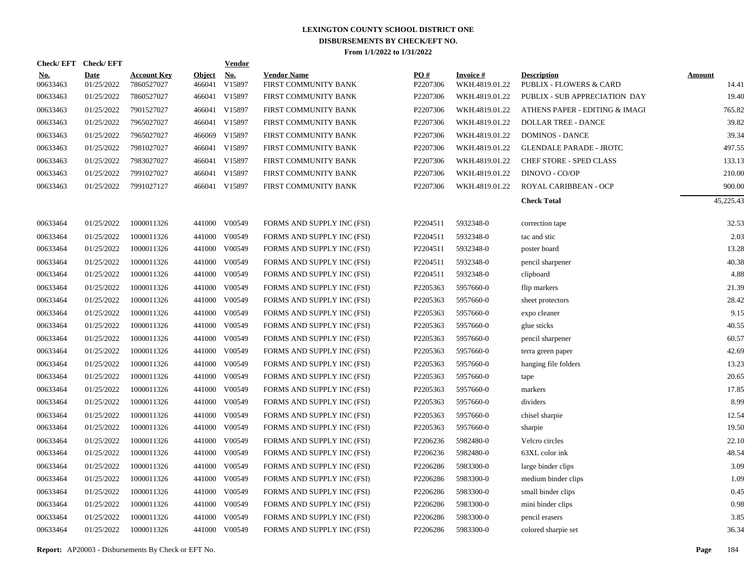# LEXINGTON COUNTY SCHOOL DISTRICT ONE
## DISBURSEMENTS BY CHECK/EFT NO.
### From 1/1/2022 to 1/31/2022

| Check/ EFT No. | Check/ EFT Date | Account Key | Object | Vendor No. | Vendor Name | PO # | Invoice # | Description | Amount |
|---|---|---|---|---|---|---|---|---|---|
| 00633463 | 01/25/2022 | 7860527027 | 466041 | V15897 | FIRST COMMUNITY BANK | P2207306 | WKH.4819.01.22 | PUBLIX - FLOWERS & CARD | 14.41 |
| 00633463 | 01/25/2022 | 7860527027 | 466041 | V15897 | FIRST COMMUNITY BANK | P2207306 | WKH.4819.01.22 | PUBLIX - SUB APPRECIATION DAY | 19.40 |
| 00633463 | 01/25/2022 | 7901527027 | 466041 | V15897 | FIRST COMMUNITY BANK | P2207306 | WKH.4819.01.22 | ATHENS PAPER - EDITING & IMAGI | 765.82 |
| 00633463 | 01/25/2022 | 7965027027 | 466041 | V15897 | FIRST COMMUNITY BANK | P2207306 | WKH.4819.01.22 | DOLLAR TREE - DANCE | 39.82 |
| 00633463 | 01/25/2022 | 7965027027 | 466069 | V15897 | FIRST COMMUNITY BANK | P2207306 | WKH.4819.01.22 | DOMINOS - DANCE | 39.34 |
| 00633463 | 01/25/2022 | 7981027027 | 466041 | V15897 | FIRST COMMUNITY BANK | P2207306 | WKH.4819.01.22 | GLENDALE PARADE - JROTC | 497.55 |
| 00633463 | 01/25/2022 | 7983027027 | 466041 | V15897 | FIRST COMMUNITY BANK | P2207306 | WKH.4819.01.22 | CHEF STORE - SPED CLASS | 133.13 |
| 00633463 | 01/25/2022 | 7991027027 | 466041 | V15897 | FIRST COMMUNITY BANK | P2207306 | WKH.4819.01.22 | DINOVO - CO/OP | 210.00 |
| 00633463 | 01/25/2022 | 7991027127 | 466041 | V15897 | FIRST COMMUNITY BANK | P2207306 | WKH.4819.01.22 | ROYAL CARIBBEAN - OCP | 900.00 |
| | | | | | | | | **Check Total** | 45,225.43 |
| 00633464 | 01/25/2022 | 1000011326 | 441000 | V00549 | FORMS AND SUPPLY INC (FSI) | P2204511 | 5932348-0 | correction tape | 32.53 |
| 00633464 | 01/25/2022 | 1000011326 | 441000 | V00549 | FORMS AND SUPPLY INC (FSI) | P2204511 | 5932348-0 | tac and stic | 2.03 |
| 00633464 | 01/25/2022 | 1000011326 | 441000 | V00549 | FORMS AND SUPPLY INC (FSI) | P2204511 | 5932348-0 | poster board | 13.28 |
| 00633464 | 01/25/2022 | 1000011326 | 441000 | V00549 | FORMS AND SUPPLY INC (FSI) | P2204511 | 5932348-0 | pencil sharpener | 40.38 |
| 00633464 | 01/25/2022 | 1000011326 | 441000 | V00549 | FORMS AND SUPPLY INC (FSI) | P2204511 | 5932348-0 | clipboard | 4.88 |
| 00633464 | 01/25/2022 | 1000011326 | 441000 | V00549 | FORMS AND SUPPLY INC (FSI) | P2205363 | 5957660-0 | flip markers | 21.39 |
| 00633464 | 01/25/2022 | 1000011326 | 441000 | V00549 | FORMS AND SUPPLY INC (FSI) | P2205363 | 5957660-0 | sheet protectors | 28.42 |
| 00633464 | 01/25/2022 | 1000011326 | 441000 | V00549 | FORMS AND SUPPLY INC (FSI) | P2205363 | 5957660-0 | expo cleaner | 9.15 |
| 00633464 | 01/25/2022 | 1000011326 | 441000 | V00549 | FORMS AND SUPPLY INC (FSI) | P2205363 | 5957660-0 | glue sticks | 40.55 |
| 00633464 | 01/25/2022 | 1000011326 | 441000 | V00549 | FORMS AND SUPPLY INC (FSI) | P2205363 | 5957660-0 | pencil sharpener | 60.57 |
| 00633464 | 01/25/2022 | 1000011326 | 441000 | V00549 | FORMS AND SUPPLY INC (FSI) | P2205363 | 5957660-0 | terra green paper | 42.69 |
| 00633464 | 01/25/2022 | 1000011326 | 441000 | V00549 | FORMS AND SUPPLY INC (FSI) | P2205363 | 5957660-0 | hanging file folders | 13.23 |
| 00633464 | 01/25/2022 | 1000011326 | 441000 | V00549 | FORMS AND SUPPLY INC (FSI) | P2205363 | 5957660-0 | tape | 20.65 |
| 00633464 | 01/25/2022 | 1000011326 | 441000 | V00549 | FORMS AND SUPPLY INC (FSI) | P2205363 | 5957660-0 | markers | 17.85 |
| 00633464 | 01/25/2022 | 1000011326 | 441000 | V00549 | FORMS AND SUPPLY INC (FSI) | P2205363 | 5957660-0 | dividers | 8.99 |
| 00633464 | 01/25/2022 | 1000011326 | 441000 | V00549 | FORMS AND SUPPLY INC (FSI) | P2205363 | 5957660-0 | chisel sharpie | 12.54 |
| 00633464 | 01/25/2022 | 1000011326 | 441000 | V00549 | FORMS AND SUPPLY INC (FSI) | P2205363 | 5957660-0 | sharpie | 19.50 |
| 00633464 | 01/25/2022 | 1000011326 | 441000 | V00549 | FORMS AND SUPPLY INC (FSI) | P2206236 | 5982480-0 | Velcro circles | 22.10 |
| 00633464 | 01/25/2022 | 1000011326 | 441000 | V00549 | FORMS AND SUPPLY INC (FSI) | P2206236 | 5982480-0 | 63XL color ink | 48.54 |
| 00633464 | 01/25/2022 | 1000011326 | 441000 | V00549 | FORMS AND SUPPLY INC (FSI) | P2206286 | 5983300-0 | large binder clips | 3.09 |
| 00633464 | 01/25/2022 | 1000011326 | 441000 | V00549 | FORMS AND SUPPLY INC (FSI) | P2206286 | 5983300-0 | medium binder clips | 1.09 |
| 00633464 | 01/25/2022 | 1000011326 | 441000 | V00549 | FORMS AND SUPPLY INC (FSI) | P2206286 | 5983300-0 | small binder clips | 0.45 |
| 00633464 | 01/25/2022 | 1000011326 | 441000 | V00549 | FORMS AND SUPPLY INC (FSI) | P2206286 | 5983300-0 | mini binder clips | 0.98 |
| 00633464 | 01/25/2022 | 1000011326 | 441000 | V00549 | FORMS AND SUPPLY INC (FSI) | P2206286 | 5983300-0 | pencil erasers | 3.85 |
| 00633464 | 01/25/2022 | 1000011326 | 441000 | V00549 | FORMS AND SUPPLY INC (FSI) | P2206286 | 5983300-0 | colored sharpie set | 36.34 |

**Report:** AP20003 - Disbursements By Check or EFT No.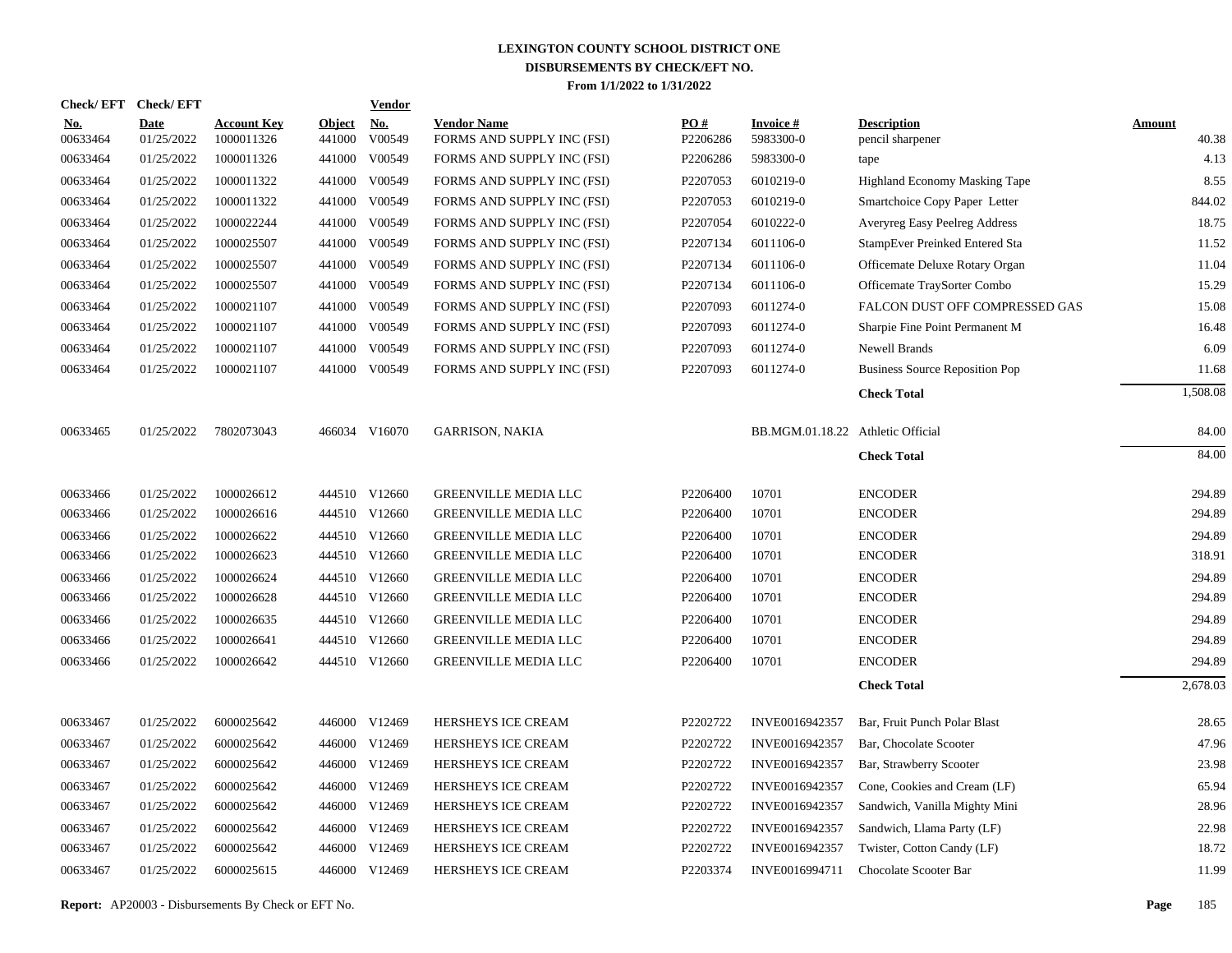# LEXINGTON COUNTY SCHOOL DISTRICT ONE
## DISBURSEMENTS BY CHECK/EFT NO.
### From 1/1/2022 to 1/31/2022

| Check/ EFT No. | Check/ EFT Date | Account Key | Object | Vendor No. | Vendor Name | PO # | Invoice # | Description | Amount |
|---|---|---|---|---|---|---|---|---|---|
| 00633464 | 01/25/2022 | 1000011326 | 441000 | V00549 | FORMS AND SUPPLY INC (FSI) | P2206286 | 5983300-0 | pencil sharpener | 40.38 |
| 00633464 | 01/25/2022 | 1000011326 | 441000 | V00549 | FORMS AND SUPPLY INC (FSI) | P2206286 | 5983300-0 | tape | 4.13 |
| 00633464 | 01/25/2022 | 1000011322 | 441000 | V00549 | FORMS AND SUPPLY INC (FSI) | P2207053 | 6010219-0 | Highland Economy Masking Tape | 8.55 |
| 00633464 | 01/25/2022 | 1000011322 | 441000 | V00549 | FORMS AND SUPPLY INC (FSI) | P2207053 | 6010219-0 | Smartchoice Copy Paper Letter | 844.02 |
| 00633464 | 01/25/2022 | 1000022244 | 441000 | V00549 | FORMS AND SUPPLY INC (FSI) | P2207054 | 6010222-0 | Averyreg Easy Peelreg Address | 18.75 |
| 00633464 | 01/25/2022 | 1000025507 | 441000 | V00549 | FORMS AND SUPPLY INC (FSI) | P2207134 | 6011106-0 | StampEver Preinked Entered Sta | 11.52 |
| 00633464 | 01/25/2022 | 1000025507 | 441000 | V00549 | FORMS AND SUPPLY INC (FSI) | P2207134 | 6011106-0 | Officemate Deluxe Rotary Organ | 11.04 |
| 00633464 | 01/25/2022 | 1000025507 | 441000 | V00549 | FORMS AND SUPPLY INC (FSI) | P2207134 | 6011106-0 | Officemate TraySorter Combo | 15.29 |
| 00633464 | 01/25/2022 | 1000021107 | 441000 | V00549 | FORMS AND SUPPLY INC (FSI) | P2207093 | 6011274-0 | FALCON DUST OFF COMPRESSED GAS | 15.08 |
| 00633464 | 01/25/2022 | 1000021107 | 441000 | V00549 | FORMS AND SUPPLY INC (FSI) | P2207093 | 6011274-0 | Sharpie Fine Point Permanent M | 16.48 |
| 00633464 | 01/25/2022 | 1000021107 | 441000 | V00549 | FORMS AND SUPPLY INC (FSI) | P2207093 | 6011274-0 | Newell Brands | 6.09 |
| 00633464 | 01/25/2022 | 1000021107 | 441000 | V00549 | FORMS AND SUPPLY INC (FSI) | P2207093 | 6011274-0 | Business Source Reposition Pop | 11.68 |
| | | | | | | | | **Check Total** | 1,508.08 |
| 00633465 | 01/25/2022 | 7802073043 | 466034 | V16070 | GARRISON, NAKIA | | BB.MGM.01.18.22 | Athletic Official | 84.00 |
| | | | | | | | | **Check Total** | 84.00 |
| 00633466 | 01/25/2022 | 1000026612 | 444510 | V12660 | GREENVILLE MEDIA LLC | P2206400 | 10701 | ENCODER | 294.89 |
| 00633466 | 01/25/2022 | 1000026616 | 444510 | V12660 | GREENVILLE MEDIA LLC | P2206400 | 10701 | ENCODER | 294.89 |
| 00633466 | 01/25/2022 | 1000026622 | 444510 | V12660 | GREENVILLE MEDIA LLC | P2206400 | 10701 | ENCODER | 294.89 |
| 00633466 | 01/25/2022 | 1000026623 | 444510 | V12660 | GREENVILLE MEDIA LLC | P2206400 | 10701 | ENCODER | 318.91 |
| 00633466 | 01/25/2022 | 1000026624 | 444510 | V12660 | GREENVILLE MEDIA LLC | P2206400 | 10701 | ENCODER | 294.89 |
| 00633466 | 01/25/2022 | 1000026628 | 444510 | V12660 | GREENVILLE MEDIA LLC | P2206400 | 10701 | ENCODER | 294.89 |
| 00633466 | 01/25/2022 | 1000026635 | 444510 | V12660 | GREENVILLE MEDIA LLC | P2206400 | 10701 | ENCODER | 294.89 |
| 00633466 | 01/25/2022 | 1000026641 | 444510 | V12660 | GREENVILLE MEDIA LLC | P2206400 | 10701 | ENCODER | 294.89 |
| 00633466 | 01/25/2022 | 1000026642 | 444510 | V12660 | GREENVILLE MEDIA LLC | P2206400 | 10701 | ENCODER | 294.89 |
| | | | | | | | | **Check Total** | 2,678.03 |
| 00633467 | 01/25/2022 | 6000025642 | 446000 | V12469 | HERSHEYS ICE CREAM | P2202722 | INVE0016942357 | Bar, Fruit Punch Polar Blast | 28.65 |
| 00633467 | 01/25/2022 | 6000025642 | 446000 | V12469 | HERSHEYS ICE CREAM | P2202722 | INVE0016942357 | Bar, Chocolate Scooter | 47.96 |
| 00633467 | 01/25/2022 | 6000025642 | 446000 | V12469 | HERSHEYS ICE CREAM | P2202722 | INVE0016942357 | Bar, Strawberry Scooter | 23.98 |
| 00633467 | 01/25/2022 | 6000025642 | 446000 | V12469 | HERSHEYS ICE CREAM | P2202722 | INVE0016942357 | Cone, Cookies and Cream (LF) | 65.94 |
| 00633467 | 01/25/2022 | 6000025642 | 446000 | V12469 | HERSHEYS ICE CREAM | P2202722 | INVE0016942357 | Sandwich, Vanilla Mighty Mini | 28.96 |
| 00633467 | 01/25/2022 | 6000025642 | 446000 | V12469 | HERSHEYS ICE CREAM | P2202722 | INVE0016942357 | Sandwich, Llama Party (LF) | 22.98 |
| 00633467 | 01/25/2022 | 6000025642 | 446000 | V12469 | HERSHEYS ICE CREAM | P2202722 | INVE0016942357 | Twister, Cotton Candy (LF) | 18.72 |
| 00633467 | 01/25/2022 | 6000025615 | 446000 | V12469 | HERSHEYS ICE CREAM | P2203374 | INVE0016994711 | Chocolate Scooter Bar | 11.99 |

**Report:** AP20003 - Disbursements By Check or EFT No.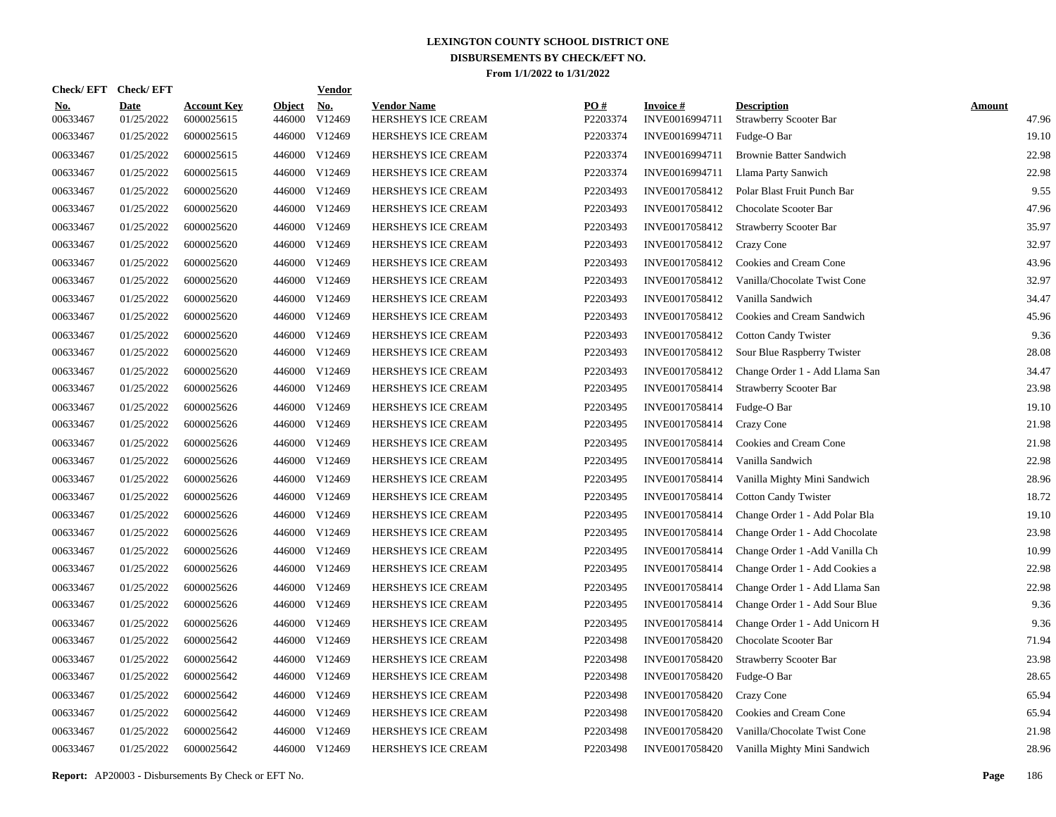# LEXINGTON COUNTY SCHOOL DISTRICT ONE
## DISBURSEMENTS BY CHECK/EFT NO.
### From 1/1/2022 to 1/31/2022

| Check/ EFT No. | Check/ EFT Date | Account Key | Object | Vendor No. | Vendor Name | PO # | Invoice # | Description | Amount |
|---|---|---|---|---|---|---|---|---|---|
| 00633467 | 01/25/2022 | 6000025615 | 446000 | V12469 | HERSHEYS ICE CREAM | P2203374 | INVE0016994711 | Strawberry Scooter Bar | 47.96 |
| 00633467 | 01/25/2022 | 6000025615 | 446000 | V12469 | HERSHEYS ICE CREAM | P2203374 | INVE0016994711 | Fudge-O Bar | 19.10 |
| 00633467 | 01/25/2022 | 6000025615 | 446000 | V12469 | HERSHEYS ICE CREAM | P2203374 | INVE0016994711 | Brownie Batter Sandwich | 22.98 |
| 00633467 | 01/25/2022 | 6000025615 | 446000 | V12469 | HERSHEYS ICE CREAM | P2203374 | INVE0016994711 | Llama Party Sanwich | 22.98 |
| 00633467 | 01/25/2022 | 6000025620 | 446000 | V12469 | HERSHEYS ICE CREAM | P2203493 | INVE0017058412 | Polar Blast Fruit Punch Bar | 9.55 |
| 00633467 | 01/25/2022 | 6000025620 | 446000 | V12469 | HERSHEYS ICE CREAM | P2203493 | INVE0017058412 | Chocolate Scooter Bar | 47.96 |
| 00633467 | 01/25/2022 | 6000025620 | 446000 | V12469 | HERSHEYS ICE CREAM | P2203493 | INVE0017058412 | Strawberry Scooter Bar | 35.97 |
| 00633467 | 01/25/2022 | 6000025620 | 446000 | V12469 | HERSHEYS ICE CREAM | P2203493 | INVE0017058412 | Crazy Cone | 32.97 |
| 00633467 | 01/25/2022 | 6000025620 | 446000 | V12469 | HERSHEYS ICE CREAM | P2203493 | INVE0017058412 | Cookies and Cream Cone | 43.96 |
| 00633467 | 01/25/2022 | 6000025620 | 446000 | V12469 | HERSHEYS ICE CREAM | P2203493 | INVE0017058412 | Vanilla/Chocolate Twist Cone | 32.97 |
| 00633467 | 01/25/2022 | 6000025620 | 446000 | V12469 | HERSHEYS ICE CREAM | P2203493 | INVE0017058412 | Vanilla Sandwich | 34.47 |
| 00633467 | 01/25/2022 | 6000025620 | 446000 | V12469 | HERSHEYS ICE CREAM | P2203493 | INVE0017058412 | Cookies and Cream Sandwich | 45.96 |
| 00633467 | 01/25/2022 | 6000025620 | 446000 | V12469 | HERSHEYS ICE CREAM | P2203493 | INVE0017058412 | Cotton Candy Twister | 9.36 |
| 00633467 | 01/25/2022 | 6000025620 | 446000 | V12469 | HERSHEYS ICE CREAM | P2203493 | INVE0017058412 | Sour Blue Raspberry Twister | 28.08 |
| 00633467 | 01/25/2022 | 6000025620 | 446000 | V12469 | HERSHEYS ICE CREAM | P2203493 | INVE0017058412 | Change Order 1 - Add Llama San | 34.47 |
| 00633467 | 01/25/2022 | 6000025626 | 446000 | V12469 | HERSHEYS ICE CREAM | P2203495 | INVE0017058414 | Strawberry Scooter Bar | 23.98 |
| 00633467 | 01/25/2022 | 6000025626 | 446000 | V12469 | HERSHEYS ICE CREAM | P2203495 | INVE0017058414 | Fudge-O Bar | 19.10 |
| 00633467 | 01/25/2022 | 6000025626 | 446000 | V12469 | HERSHEYS ICE CREAM | P2203495 | INVE0017058414 | Crazy Cone | 21.98 |
| 00633467 | 01/25/2022 | 6000025626 | 446000 | V12469 | HERSHEYS ICE CREAM | P2203495 | INVE0017058414 | Cookies and Cream Cone | 21.98 |
| 00633467 | 01/25/2022 | 6000025626 | 446000 | V12469 | HERSHEYS ICE CREAM | P2203495 | INVE0017058414 | Vanilla Sandwich | 22.98 |
| 00633467 | 01/25/2022 | 6000025626 | 446000 | V12469 | HERSHEYS ICE CREAM | P2203495 | INVE0017058414 | Vanilla Mighty Mini Sandwich | 28.96 |
| 00633467 | 01/25/2022 | 6000025626 | 446000 | V12469 | HERSHEYS ICE CREAM | P2203495 | INVE0017058414 | Cotton Candy Twister | 18.72 |
| 00633467 | 01/25/2022 | 6000025626 | 446000 | V12469 | HERSHEYS ICE CREAM | P2203495 | INVE0017058414 | Change Order 1 - Add Polar Bla | 19.10 |
| 00633467 | 01/25/2022 | 6000025626 | 446000 | V12469 | HERSHEYS ICE CREAM | P2203495 | INVE0017058414 | Change Order 1 - Add Chocolate | 23.98 |
| 00633467 | 01/25/2022 | 6000025626 | 446000 | V12469 | HERSHEYS ICE CREAM | P2203495 | INVE0017058414 | Change Order 1 -Add Vanilla Ch | 10.99 |
| 00633467 | 01/25/2022 | 6000025626 | 446000 | V12469 | HERSHEYS ICE CREAM | P2203495 | INVE0017058414 | Change Order 1 - Add Cookies a | 22.98 |
| 00633467 | 01/25/2022 | 6000025626 | 446000 | V12469 | HERSHEYS ICE CREAM | P2203495 | INVE0017058414 | Change Order 1 - Add Llama San | 22.98 |
| 00633467 | 01/25/2022 | 6000025626 | 446000 | V12469 | HERSHEYS ICE CREAM | P2203495 | INVE0017058414 | Change Order 1 - Add Sour Blue | 9.36 |
| 00633467 | 01/25/2022 | 6000025626 | 446000 | V12469 | HERSHEYS ICE CREAM | P2203495 | INVE0017058414 | Change Order 1 - Add Unicorn H | 9.36 |
| 00633467 | 01/25/2022 | 6000025642 | 446000 | V12469 | HERSHEYS ICE CREAM | P2203498 | INVE0017058420 | Chocolate Scooter Bar | 71.94 |
| 00633467 | 01/25/2022 | 6000025642 | 446000 | V12469 | HERSHEYS ICE CREAM | P2203498 | INVE0017058420 | Strawberry Scooter Bar | 23.98 |
| 00633467 | 01/25/2022 | 6000025642 | 446000 | V12469 | HERSHEYS ICE CREAM | P2203498 | INVE0017058420 | Fudge-O Bar | 28.65 |
| 00633467 | 01/25/2022 | 6000025642 | 446000 | V12469 | HERSHEYS ICE CREAM | P2203498 | INVE0017058420 | Crazy Cone | 65.94 |
| 00633467 | 01/25/2022 | 6000025642 | 446000 | V12469 | HERSHEYS ICE CREAM | P2203498 | INVE0017058420 | Cookies and Cream Cone | 65.94 |
| 00633467 | 01/25/2022 | 6000025642 | 446000 | V12469 | HERSHEYS ICE CREAM | P2203498 | INVE0017058420 | Vanilla/Chocolate Twist Cone | 21.98 |
| 00633467 | 01/25/2022 | 6000025642 | 446000 | V12469 | HERSHEYS ICE CREAM | P2203498 | INVE0017058420 | Vanilla Mighty Mini Sandwich | 28.96 |

**Report:** AP20003 - Disbursements By Check or EFT No.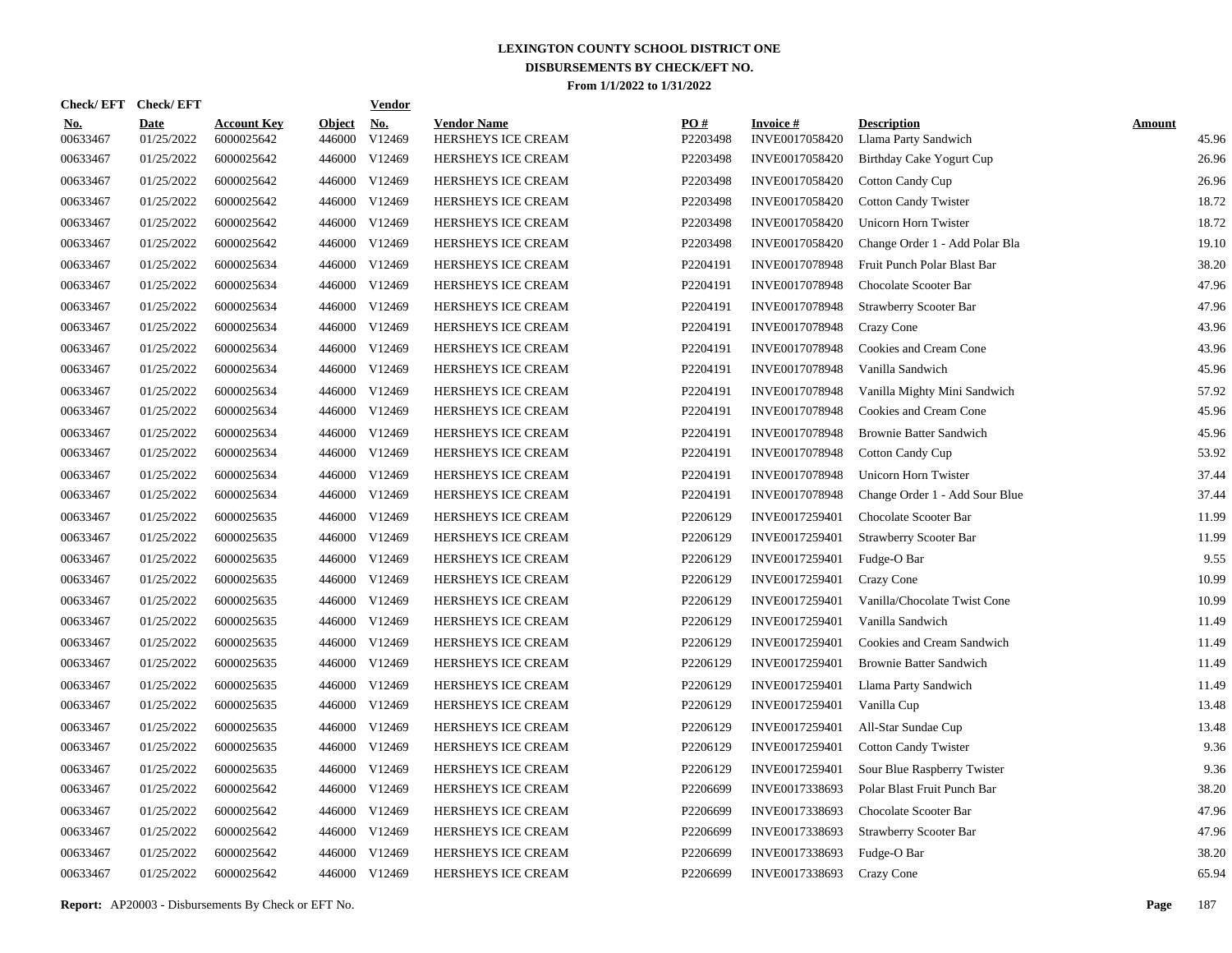# LEXINGTON COUNTY SCHOOL DISTRICT ONE
## DISBURSEMENTS BY CHECK/EFT NO.
### From 1/1/2022 to 1/31/2022

| Check/ EFT No. | Check/ EFT Date | Account Key | Object | Vendor No. | Vendor Name | PO # | Invoice # | Description | Amount |
|---|---|---|---|---|---|---|---|---|---|
| 00633467 | 01/25/2022 | 6000025642 | 446000 | V12469 | HERSHEYS ICE CREAM | P2203498 | INVE0017058420 | Llama Party Sandwich | 45.96 |
| 00633467 | 01/25/2022 | 6000025642 | 446000 | V12469 | HERSHEYS ICE CREAM | P2203498 | INVE0017058420 | Birthday Cake Yogurt Cup | 26.96 |
| 00633467 | 01/25/2022 | 6000025642 | 446000 | V12469 | HERSHEYS ICE CREAM | P2203498 | INVE0017058420 | Cotton Candy Cup | 26.96 |
| 00633467 | 01/25/2022 | 6000025642 | 446000 | V12469 | HERSHEYS ICE CREAM | P2203498 | INVE0017058420 | Cotton Candy Twister | 18.72 |
| 00633467 | 01/25/2022 | 6000025642 | 446000 | V12469 | HERSHEYS ICE CREAM | P2203498 | INVE0017058420 | Unicorn Horn Twister | 18.72 |
| 00633467 | 01/25/2022 | 6000025642 | 446000 | V12469 | HERSHEYS ICE CREAM | P2203498 | INVE0017058420 | Change Order 1 - Add Polar Bla | 19.10 |
| 00633467 | 01/25/2022 | 6000025634 | 446000 | V12469 | HERSHEYS ICE CREAM | P2204191 | INVE0017078948 | Fruit Punch Polar Blast Bar | 38.20 |
| 00633467 | 01/25/2022 | 6000025634 | 446000 | V12469 | HERSHEYS ICE CREAM | P2204191 | INVE0017078948 | Chocolate Scooter Bar | 47.96 |
| 00633467 | 01/25/2022 | 6000025634 | 446000 | V12469 | HERSHEYS ICE CREAM | P2204191 | INVE0017078948 | Strawberry Scooter Bar | 47.96 |
| 00633467 | 01/25/2022 | 6000025634 | 446000 | V12469 | HERSHEYS ICE CREAM | P2204191 | INVE0017078948 | Crazy Cone | 43.96 |
| 00633467 | 01/25/2022 | 6000025634 | 446000 | V12469 | HERSHEYS ICE CREAM | P2204191 | INVE0017078948 | Cookies and Cream Cone | 43.96 |
| 00633467 | 01/25/2022 | 6000025634 | 446000 | V12469 | HERSHEYS ICE CREAM | P2204191 | INVE0017078948 | Vanilla Sandwich | 45.96 |
| 00633467 | 01/25/2022 | 6000025634 | 446000 | V12469 | HERSHEYS ICE CREAM | P2204191 | INVE0017078948 | Vanilla Mighty Mini Sandwich | 57.92 |
| 00633467 | 01/25/2022 | 6000025634 | 446000 | V12469 | HERSHEYS ICE CREAM | P2204191 | INVE0017078948 | Cookies and Cream Cone | 45.96 |
| 00633467 | 01/25/2022 | 6000025634 | 446000 | V12469 | HERSHEYS ICE CREAM | P2204191 | INVE0017078948 | Brownie Batter Sandwich | 45.96 |
| 00633467 | 01/25/2022 | 6000025634 | 446000 | V12469 | HERSHEYS ICE CREAM | P2204191 | INVE0017078948 | Cotton Candy Cup | 53.92 |
| 00633467 | 01/25/2022 | 6000025634 | 446000 | V12469 | HERSHEYS ICE CREAM | P2204191 | INVE0017078948 | Unicorn Horn Twister | 37.44 |
| 00633467 | 01/25/2022 | 6000025634 | 446000 | V12469 | HERSHEYS ICE CREAM | P2204191 | INVE0017078948 | Change Order 1 - Add Sour Blue | 37.44 |
| 00633467 | 01/25/2022 | 6000025635 | 446000 | V12469 | HERSHEYS ICE CREAM | P2206129 | INVE0017259401 | Chocolate Scooter Bar | 11.99 |
| 00633467 | 01/25/2022 | 6000025635 | 446000 | V12469 | HERSHEYS ICE CREAM | P2206129 | INVE0017259401 | Strawberry Scooter Bar | 11.99 |
| 00633467 | 01/25/2022 | 6000025635 | 446000 | V12469 | HERSHEYS ICE CREAM | P2206129 | INVE0017259401 | Fudge-O Bar | 9.55 |
| 00633467 | 01/25/2022 | 6000025635 | 446000 | V12469 | HERSHEYS ICE CREAM | P2206129 | INVE0017259401 | Crazy Cone | 10.99 |
| 00633467 | 01/25/2022 | 6000025635 | 446000 | V12469 | HERSHEYS ICE CREAM | P2206129 | INVE0017259401 | Vanilla/Chocolate Twist Cone | 10.99 |
| 00633467 | 01/25/2022 | 6000025635 | 446000 | V12469 | HERSHEYS ICE CREAM | P2206129 | INVE0017259401 | Vanilla Sandwich | 11.49 |
| 00633467 | 01/25/2022 | 6000025635 | 446000 | V12469 | HERSHEYS ICE CREAM | P2206129 | INVE0017259401 | Cookies and Cream Sandwich | 11.49 |
| 00633467 | 01/25/2022 | 6000025635 | 446000 | V12469 | HERSHEYS ICE CREAM | P2206129 | INVE0017259401 | Brownie Batter Sandwich | 11.49 |
| 00633467 | 01/25/2022 | 6000025635 | 446000 | V12469 | HERSHEYS ICE CREAM | P2206129 | INVE0017259401 | Llama Party Sandwich | 11.49 |
| 00633467 | 01/25/2022 | 6000025635 | 446000 | V12469 | HERSHEYS ICE CREAM | P2206129 | INVE0017259401 | Vanilla Cup | 13.48 |
| 00633467 | 01/25/2022 | 6000025635 | 446000 | V12469 | HERSHEYS ICE CREAM | P2206129 | INVE0017259401 | All-Star Sundae Cup | 13.48 |
| 00633467 | 01/25/2022 | 6000025635 | 446000 | V12469 | HERSHEYS ICE CREAM | P2206129 | INVE0017259401 | Cotton Candy Twister | 9.36 |
| 00633467 | 01/25/2022 | 6000025635 | 446000 | V12469 | HERSHEYS ICE CREAM | P2206129 | INVE0017259401 | Sour Blue Raspberry Twister | 9.36 |
| 00633467 | 01/25/2022 | 6000025642 | 446000 | V12469 | HERSHEYS ICE CREAM | P2206699 | INVE0017338693 | Polar Blast Fruit Punch Bar | 38.20 |
| 00633467 | 01/25/2022 | 6000025642 | 446000 | V12469 | HERSHEYS ICE CREAM | P2206699 | INVE0017338693 | Chocolate Scooter Bar | 47.96 |
| 00633467 | 01/25/2022 | 6000025642 | 446000 | V12469 | HERSHEYS ICE CREAM | P2206699 | INVE0017338693 | Strawberry Scooter Bar | 47.96 |
| 00633467 | 01/25/2022 | 6000025642 | 446000 | V12469 | HERSHEYS ICE CREAM | P2206699 | INVE0017338693 | Fudge-O Bar | 38.20 |
| 00633467 | 01/25/2022 | 6000025642 | 446000 | V12469 | HERSHEYS ICE CREAM | P2206699 | INVE0017338693 | Crazy Cone | 65.94 |

**Report:** AP20003 - Disbursements By Check or EFT No.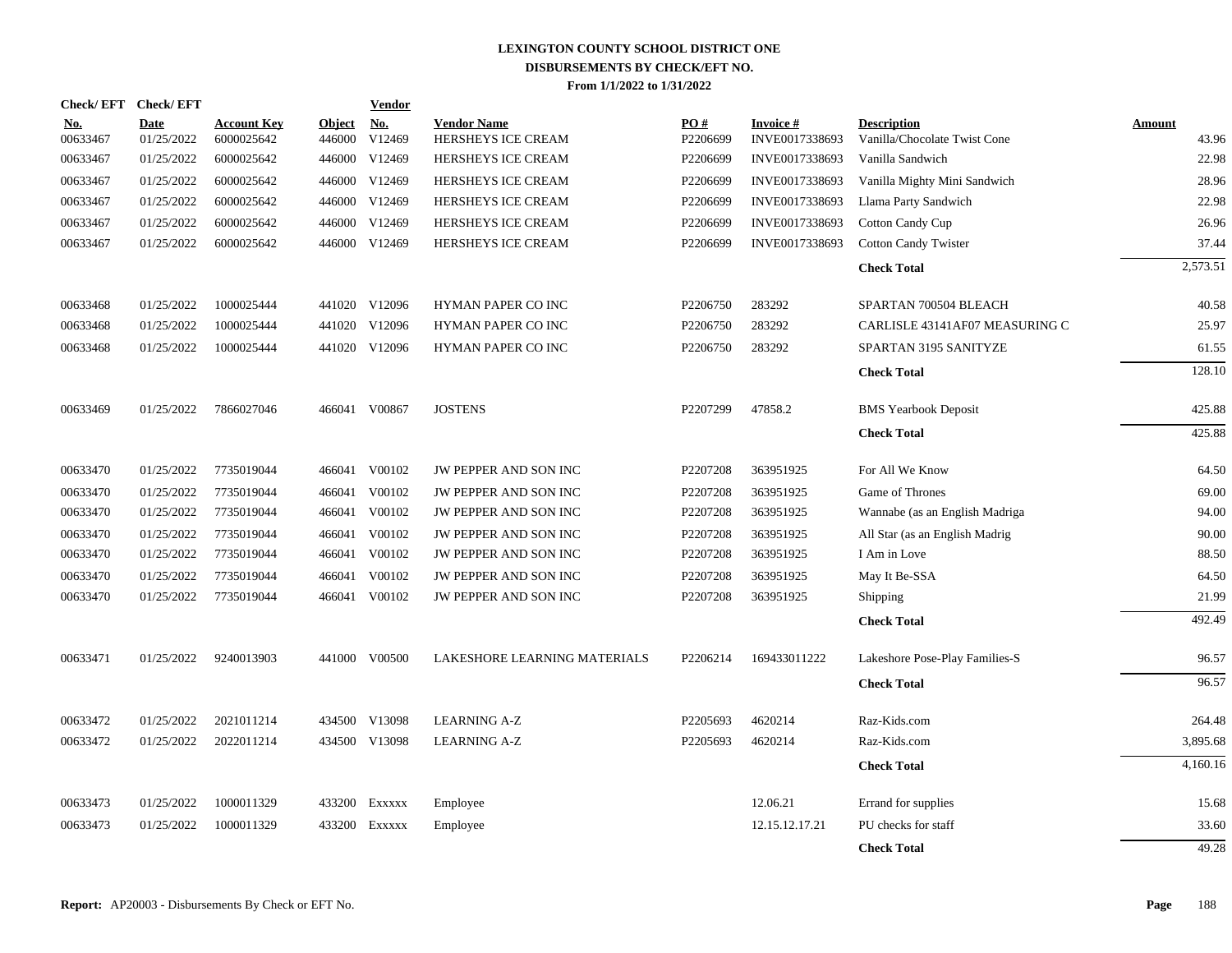# LEXINGTON COUNTY SCHOOL DISTRICT ONE
## DISBURSEMENTS BY CHECK/EFT NO.
### From 1/1/2022 to 1/31/2022

| Check/EFT No. | Check/EFT Date | Account Key | Object | Vendor No. | Vendor Name | PO # | Invoice # | Description | Amount |
|---|---|---|---|---|---|---|---|---|---|
| 00633467 | 01/25/2022 | 6000025642 | 446000 | V12469 | HERSHEYS ICE CREAM | P2206699 | INVE0017338693 | Vanilla/Chocolate Twist Cone | 43.96 |
| 00633467 | 01/25/2022 | 6000025642 | 446000 | V12469 | HERSHEYS ICE CREAM | P2206699 | INVE0017338693 | Vanilla Sandwich | 22.98 |
| 00633467 | 01/25/2022 | 6000025642 | 446000 | V12469 | HERSHEYS ICE CREAM | P2206699 | INVE0017338693 | Vanilla Mighty Mini Sandwich | 28.96 |
| 00633467 | 01/25/2022 | 6000025642 | 446000 | V12469 | HERSHEYS ICE CREAM | P2206699 | INVE0017338693 | Llama Party Sandwich | 22.98 |
| 00633467 | 01/25/2022 | 6000025642 | 446000 | V12469 | HERSHEYS ICE CREAM | P2206699 | INVE0017338693 | Cotton Candy Cup | 26.96 |
| 00633467 | 01/25/2022 | 6000025642 | 446000 | V12469 | HERSHEYS ICE CREAM | P2206699 | INVE0017338693 | Cotton Candy Twister | 37.44 |
| | | | | | | | | **Check Total** | 2,573.51 |
| 00633468 | 01/25/2022 | 1000025444 | 441020 | V12096 | HYMAN PAPER CO INC | P2206750 | 283292 | SPARTAN 700504 BLEACH | 40.58 |
| 00633468 | 01/25/2022 | 1000025444 | 441020 | V12096 | HYMAN PAPER CO INC | P2206750 | 283292 | CARLISLE 43141AF07 MEASURING C | 25.97 |
| 00633468 | 01/25/2022 | 1000025444 | 441020 | V12096 | HYMAN PAPER CO INC | P2206750 | 283292 | SPARTAN 3195 SANITYZE | 61.55 |
| | | | | | | | | **Check Total** | 128.10 |
| 00633469 | 01/25/2022 | 7866027046 | 466041 | V00867 | JOSTENS | P2207299 | 47858.2 | BMS Yearbook Deposit | 425.88 |
| | | | | | | | | **Check Total** | 425.88 |
| 00633470 | 01/25/2022 | 7735019044 | 466041 | V00102 | JW PEPPER AND SON INC | P2207208 | 363951925 | For All We Know | 64.50 |
| 00633470 | 01/25/2022 | 7735019044 | 466041 | V00102 | JW PEPPER AND SON INC | P2207208 | 363951925 | Game of Thrones | 69.00 |
| 00633470 | 01/25/2022 | 7735019044 | 466041 | V00102 | JW PEPPER AND SON INC | P2207208 | 363951925 | Wannabe (as an English Madriga | 94.00 |
| 00633470 | 01/25/2022 | 7735019044 | 466041 | V00102 | JW PEPPER AND SON INC | P2207208 | 363951925 | All Star (as an English Madrig | 90.00 |
| 00633470 | 01/25/2022 | 7735019044 | 466041 | V00102 | JW PEPPER AND SON INC | P2207208 | 363951925 | I Am in Love | 88.50 |
| 00633470 | 01/25/2022 | 7735019044 | 466041 | V00102 | JW PEPPER AND SON INC | P2207208 | 363951925 | May It Be-SSA | 64.50 |
| 00633470 | 01/25/2022 | 7735019044 | 466041 | V00102 | JW PEPPER AND SON INC | P2207208 | 363951925 | Shipping | 21.99 |
| | | | | | | | | **Check Total** | 492.49 |
| 00633471 | 01/25/2022 | 9240013903 | 441000 | V00500 | LAKESHORE LEARNING MATERIALS | P2206214 | 169433011222 | Lakeshore Pose-Play Families-S | 96.57 |
| | | | | | | | | **Check Total** | 96.57 |
| 00633472 | 01/25/2022 | 2021011214 | 434500 | V13098 | LEARNING A-Z | P2205693 | 4620214 | Raz-Kids.com | 264.48 |
| 00633472 | 01/25/2022 | 2022011214 | 434500 | V13098 | LEARNING A-Z | P2205693 | 4620214 | Raz-Kids.com | 3,895.68 |
| | | | | | | | | **Check Total** | 4,160.16 |
| 00633473 | 01/25/2022 | 1000011329 | 433200 | Exxxxx | Employee | | 12.06.21 | Errand for supplies | 15.68 |
| 00633473 | 01/25/2022 | 1000011329 | 433200 | Exxxxx | Employee | | 12.15.12.17.21 | PU checks for staff | 33.60 |
| | | | | | | | | **Check Total** | 49.28 |

**Report:** AP20003 - Disbursements By Check or EFT No.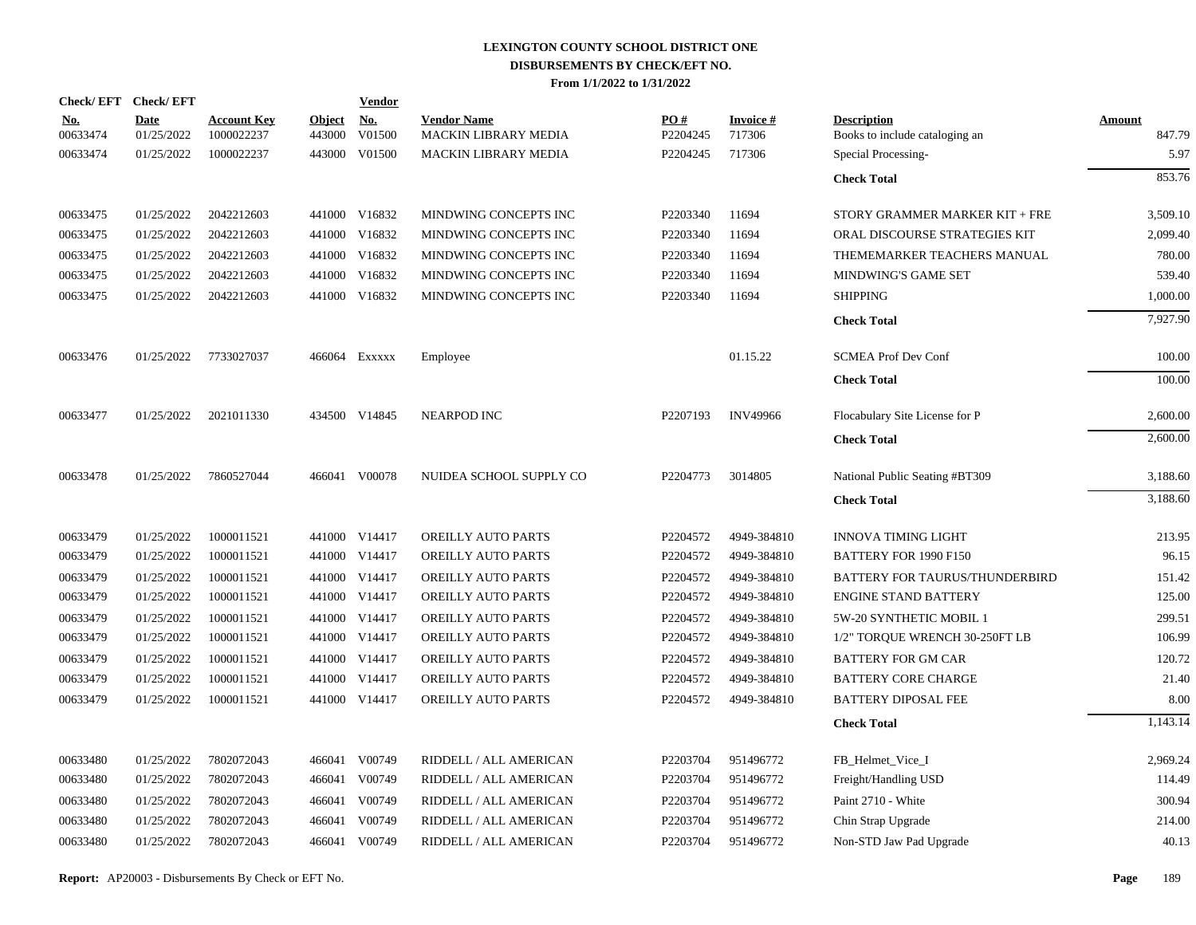# LEXINGTON COUNTY SCHOOL DISTRICT ONE
## DISBURSEMENTS BY CHECK/EFT NO.
### From 1/1/2022 to 1/31/2022

| Check/EFT No. | Check/EFT Date | Account Key | Object | Vendor No. | Vendor Name | PO # | Invoice # | Description | Amount |
|---|---|---|---|---|---|---|---|---|---|
| 00633474 | 01/25/2022 | 1000022237 | 443000 | V01500 | MACKIN LIBRARY MEDIA | P2204245 | 717306 | Books to include cataloging an | 847.79 |
| 00633474 | 01/25/2022 | 1000022237 | 443000 | V01500 | MACKIN LIBRARY MEDIA | P2204245 | 717306 | Special Processing- | 5.97 |
| | | | | | | | | **Check Total** | 853.76 |
| 00633475 | 01/25/2022 | 2042212603 | 441000 | V16832 | MINDWING CONCEPTS INC | P2203340 | 11694 | STORY GRAMMER MARKER KIT + FRE | 3,509.10 |
| 00633475 | 01/25/2022 | 2042212603 | 441000 | V16832 | MINDWING CONCEPTS INC | P2203340 | 11694 | ORAL DISCOURSE STRATEGIES KIT | 2,099.40 |
| 00633475 | 01/25/2022 | 2042212603 | 441000 | V16832 | MINDWING CONCEPTS INC | P2203340 | 11694 | THEMEMARKER TEACHERS MANUAL | 780.00 |
| 00633475 | 01/25/2022 | 2042212603 | 441000 | V16832 | MINDWING CONCEPTS INC | P2203340 | 11694 | MINDWING'S GAME SET | 539.40 |
| 00633475 | 01/25/2022 | 2042212603 | 441000 | V16832 | MINDWING CONCEPTS INC | P2203340 | 11694 | SHIPPING | 1,000.00 |
| | | | | | | | | **Check Total** | 7,927.90 |
| 00633476 | 01/25/2022 | 7733027037 | 466064 | Exxxxx | Employee | | 01.15.22 | SCMEA Prof Dev Conf | 100.00 |
| | | | | | | | | **Check Total** | 100.00 |
| 00633477 | 01/25/2022 | 2021011330 | 434500 | V14845 | NEARPOD INC | P2207193 | INV49966 | Flocabulary Site License for P | 2,600.00 |
| | | | | | | | | **Check Total** | 2,600.00 |
| 00633478 | 01/25/2022 | 7860527044 | 466041 | V00078 | NUIDEA SCHOOL SUPPLY CO | P2204773 | 3014805 | National Public Seating #BT309 | 3,188.60 |
| | | | | | | | | **Check Total** | 3,188.60 |
| 00633479 | 01/25/2022 | 1000011521 | 441000 | V14417 | OREILLY AUTO PARTS | P2204572 | 4949-384810 | INNOVA TIMING LIGHT | 213.95 |
| 00633479 | 01/25/2022 | 1000011521 | 441000 | V14417 | OREILLY AUTO PARTS | P2204572 | 4949-384810 | BATTERY FOR 1990 F150 | 96.15 |
| 00633479 | 01/25/2022 | 1000011521 | 441000 | V14417 | OREILLY AUTO PARTS | P2204572 | 4949-384810 | BATTERY FOR TAURUS/THUNDERBIRD | 151.42 |
| 00633479 | 01/25/2022 | 1000011521 | 441000 | V14417 | OREILLY AUTO PARTS | P2204572 | 4949-384810 | ENGINE STAND BATTERY | 125.00 |
| 00633479 | 01/25/2022 | 1000011521 | 441000 | V14417 | OREILLY AUTO PARTS | P2204572 | 4949-384810 | 5W-20 SYNTHETIC MOBIL 1 | 299.51 |
| 00633479 | 01/25/2022 | 1000011521 | 441000 | V14417 | OREILLY AUTO PARTS | P2204572 | 4949-384810 | 1/2" TORQUE WRENCH 30-250FT LB | 106.99 |
| 00633479 | 01/25/2022 | 1000011521 | 441000 | V14417 | OREILLY AUTO PARTS | P2204572 | 4949-384810 | BATTERY FOR GM CAR | 120.72 |
| 00633479 | 01/25/2022 | 1000011521 | 441000 | V14417 | OREILLY AUTO PARTS | P2204572 | 4949-384810 | BATTERY CORE CHARGE | 21.40 |
| 00633479 | 01/25/2022 | 1000011521 | 441000 | V14417 | OREILLY AUTO PARTS | P2204572 | 4949-384810 | BATTERY DIPOSAL FEE | 8.00 |
| | | | | | | | | **Check Total** | 1,143.14 |
| 00633480 | 01/25/2022 | 7802072043 | 466041 | V00749 | RIDDELL / ALL AMERICAN | P2203704 | 951496772 | FB_Helmet_Vice_I | 2,969.24 |
| 00633480 | 01/25/2022 | 7802072043 | 466041 | V00749 | RIDDELL / ALL AMERICAN | P2203704 | 951496772 | Freight/Handling USD | 114.49 |
| 00633480 | 01/25/2022 | 7802072043 | 466041 | V00749 | RIDDELL / ALL AMERICAN | P2203704 | 951496772 | Paint 2710 - White | 300.94 |
| 00633480 | 01/25/2022 | 7802072043 | 466041 | V00749 | RIDDELL / ALL AMERICAN | P2203704 | 951496772 | Chin Strap Upgrade | 214.00 |
| 00633480 | 01/25/2022 | 7802072043 | 466041 | V00749 | RIDDELL / ALL AMERICAN | P2203704 | 951496772 | Non-STD Jaw Pad Upgrade | 40.13 |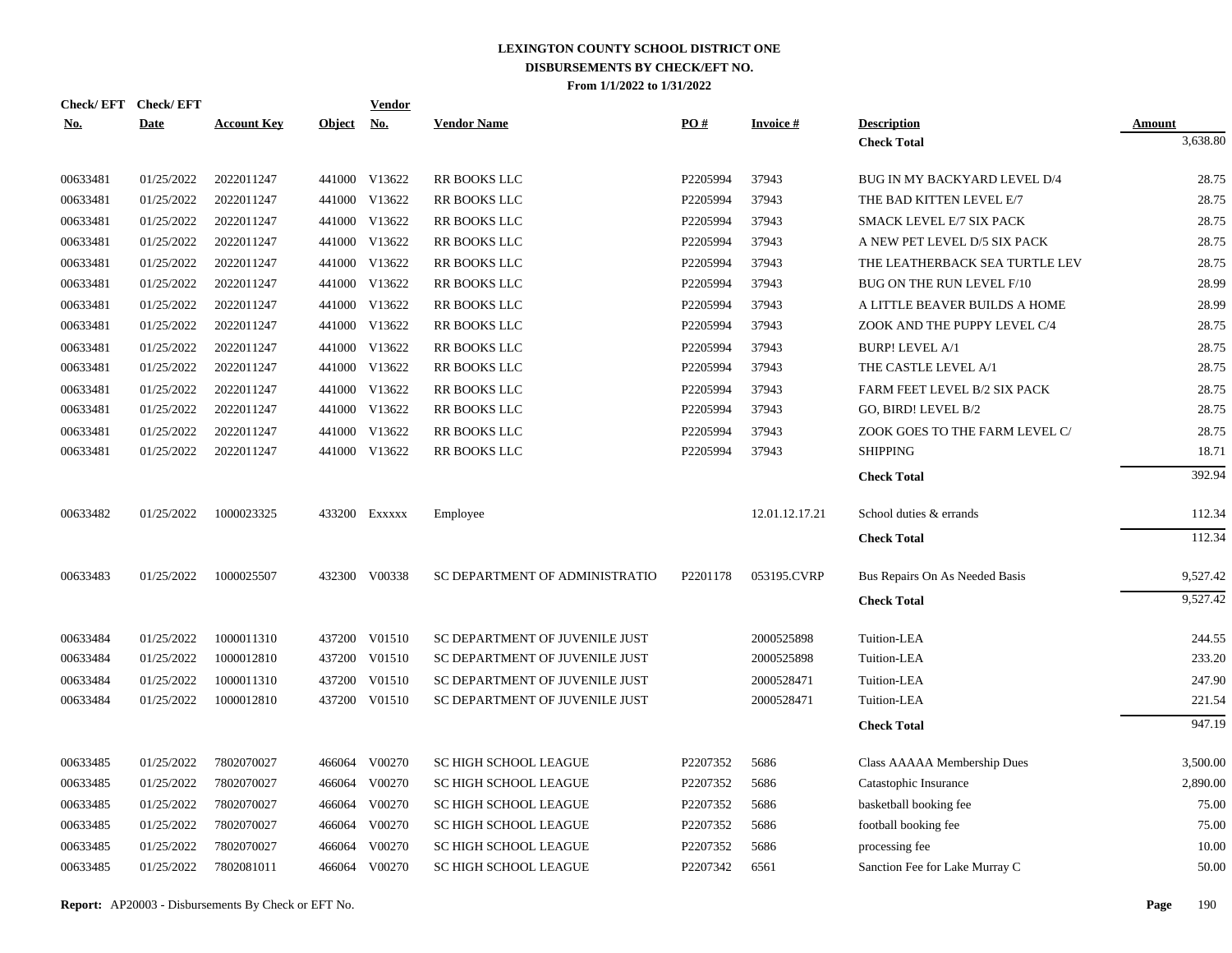# LEXINGTON COUNTY SCHOOL DISTRICT ONE
## DISBURSEMENTS BY CHECK/EFT NO.
### From 1/1/2022 to 1/31/2022

| Check/ EFT No. | Check/ EFT Date | Account Key | Object | Vendor No. | Vendor Name | PO # | Invoice # | Description | Amount |
|---|---|---|---|---|---|---|---|---|---|
| | | | | | | | | **Check Total** | 3,638.80 |
| 00633481 | 01/25/2022 | 2022011247 | 441000 | V13622 | RR BOOKS LLC | P2205994 | 37943 | BUG IN MY BACKYARD LEVEL D/4 | 28.75 |
| 00633481 | 01/25/2022 | 2022011247 | 441000 | V13622 | RR BOOKS LLC | P2205994 | 37943 | THE BAD KITTEN LEVEL E/7 | 28.75 |
| 00633481 | 01/25/2022 | 2022011247 | 441000 | V13622 | RR BOOKS LLC | P2205994 | 37943 | SMACK LEVEL E/7 SIX PACK | 28.75 |
| 00633481 | 01/25/2022 | 2022011247 | 441000 | V13622 | RR BOOKS LLC | P2205994 | 37943 | A NEW PET LEVEL D/5 SIX PACK | 28.75 |
| 00633481 | 01/25/2022 | 2022011247 | 441000 | V13622 | RR BOOKS LLC | P2205994 | 37943 | THE LEATHERBACK SEA TURTLE LEV | 28.75 |
| 00633481 | 01/25/2022 | 2022011247 | 441000 | V13622 | RR BOOKS LLC | P2205994 | 37943 | BUG ON THE RUN LEVEL F/10 | 28.99 |
| 00633481 | 01/25/2022 | 2022011247 | 441000 | V13622 | RR BOOKS LLC | P2205994 | 37943 | A LITTLE BEAVER BUILDS A HOME | 28.99 |
| 00633481 | 01/25/2022 | 2022011247 | 441000 | V13622 | RR BOOKS LLC | P2205994 | 37943 | ZOOK AND THE PUPPY LEVEL C/4 | 28.75 |
| 00633481 | 01/25/2022 | 2022011247 | 441000 | V13622 | RR BOOKS LLC | P2205994 | 37943 | BURP! LEVEL A/1 | 28.75 |
| 00633481 | 01/25/2022 | 2022011247 | 441000 | V13622 | RR BOOKS LLC | P2205994 | 37943 | THE CASTLE LEVEL A/1 | 28.75 |
| 00633481 | 01/25/2022 | 2022011247 | 441000 | V13622 | RR BOOKS LLC | P2205994 | 37943 | FARM FEET LEVEL B/2 SIX PACK | 28.75 |
| 00633481 | 01/25/2022 | 2022011247 | 441000 | V13622 | RR BOOKS LLC | P2205994 | 37943 | GO, BIRD! LEVEL B/2 | 28.75 |
| 00633481 | 01/25/2022 | 2022011247 | 441000 | V13622 | RR BOOKS LLC | P2205994 | 37943 | ZOOK GOES TO THE FARM LEVEL C/ | 28.75 |
| 00633481 | 01/25/2022 | 2022011247 | 441000 | V13622 | RR BOOKS LLC | P2205994 | 37943 | SHIPPING | 18.71 |
| | | | | | | | | **Check Total** | 392.94 |
| 00633482 | 01/25/2022 | 1000023325 | 433200 | Exxxxx | Employee | | 12.01.12.17.21 | School duties & errands | 112.34 |
| | | | | | | | | **Check Total** | 112.34 |
| 00633483 | 01/25/2022 | 1000025507 | 432300 | V00338 | SC DEPARTMENT OF ADMINISTRATIO | P2201178 | 053195.CVRP | Bus Repairs On As Needed Basis | 9,527.42 |
| | | | | | | | | **Check Total** | 9,527.42 |
| 00633484 | 01/25/2022 | 1000011310 | 437200 | V01510 | SC DEPARTMENT OF JUVENILE JUST | | 2000525898 | Tuition-LEA | 244.55 |
| 00633484 | 01/25/2022 | 1000012810 | 437200 | V01510 | SC DEPARTMENT OF JUVENILE JUST | | 2000525898 | Tuition-LEA | 233.20 |
| 00633484 | 01/25/2022 | 1000011310 | 437200 | V01510 | SC DEPARTMENT OF JUVENILE JUST | | 2000528471 | Tuition-LEA | 247.90 |
| 00633484 | 01/25/2022 | 1000012810 | 437200 | V01510 | SC DEPARTMENT OF JUVENILE JUST | | 2000528471 | Tuition-LEA | 221.54 |
| | | | | | | | | **Check Total** | 947.19 |
| 00633485 | 01/25/2022 | 7802070027 | 466064 | V00270 | SC HIGH SCHOOL LEAGUE | P2207352 | 5686 | Class AAAAA Membership Dues | 3,500.00 |
| 00633485 | 01/25/2022 | 7802070027 | 466064 | V00270 | SC HIGH SCHOOL LEAGUE | P2207352 | 5686 | Catastophic Insurance | 2,890.00 |
| 00633485 | 01/25/2022 | 7802070027 | 466064 | V00270 | SC HIGH SCHOOL LEAGUE | P2207352 | 5686 | basketball booking fee | 75.00 |
| 00633485 | 01/25/2022 | 7802070027 | 466064 | V00270 | SC HIGH SCHOOL LEAGUE | P2207352 | 5686 | football booking fee | 75.00 |
| 00633485 | 01/25/2022 | 7802070027 | 466064 | V00270 | SC HIGH SCHOOL LEAGUE | P2207352 | 5686 | processing fee | 10.00 |
| 00633485 | 01/25/2022 | 7802081011 | 466064 | V00270 | SC HIGH SCHOOL LEAGUE | P2207342 | 6561 | Sanction Fee for Lake Murray C | 50.00 |

**Report:** AP20003 - Disbursements By Check or EFT No.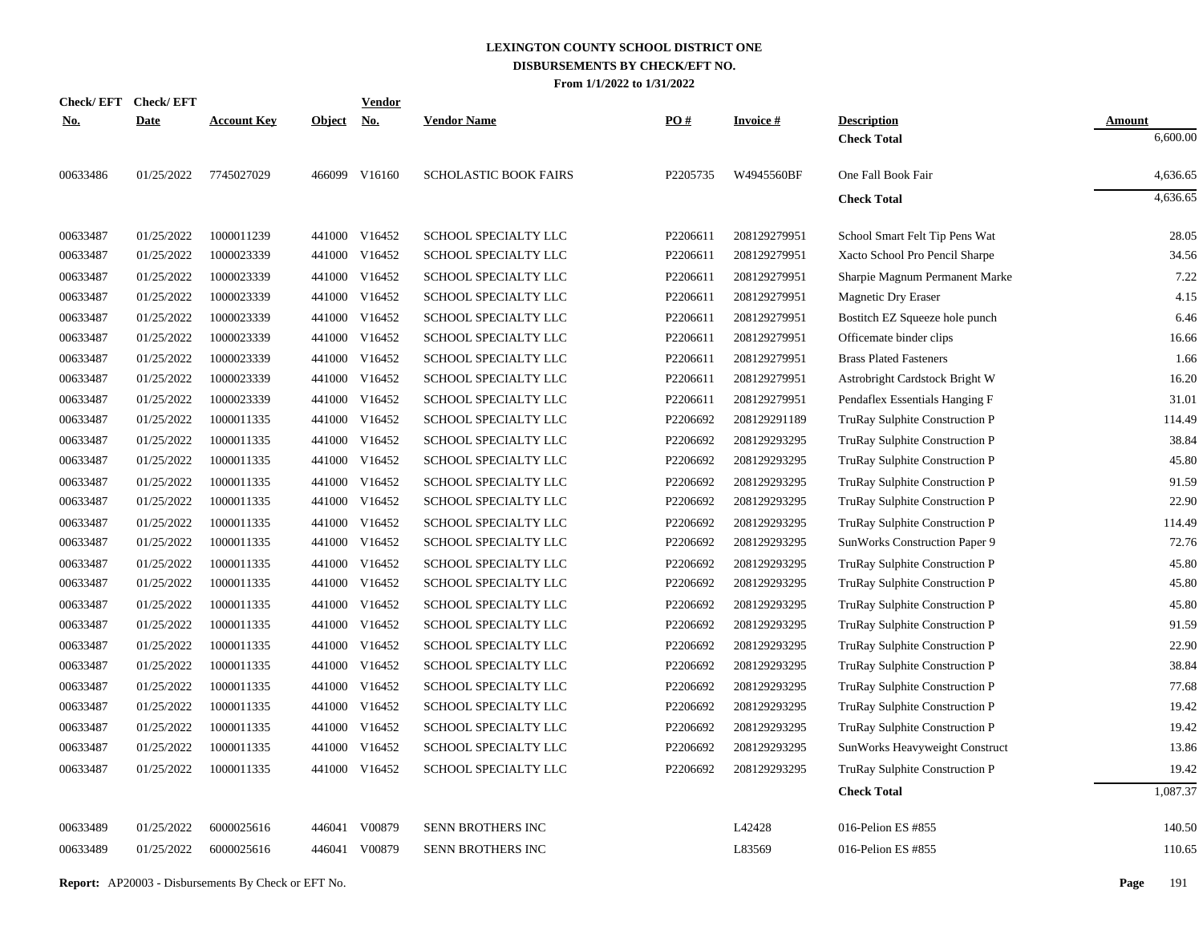**LEXINGTON COUNTY SCHOOL DISTRICT ONE**
**DISBURSEMENTS BY CHECK/EFT NO.**
**From 1/1/2022 to 1/31/2022**

| Check/ EFT No. | Check/ EFT Date | Account Key | Object | Vendor No. | Vendor Name | PO # | Invoice # | Description | Amount |
|---|---|---|---|---|---|---|---|---|---|
| | | | | | | | | **Check Total** | 6,600.00 |
| 00633486 | 01/25/2022 | 7745027029 | 466099 | V16160 | SCHOLASTIC BOOK FAIRS | P2205735 | W4945560BF | One Fall Book Fair | 4,636.65 |
| | | | | | | | | **Check Total** | 4,636.65 |
| 00633487 | 01/25/2022 | 1000011239 | 441000 | V16452 | SCHOOL SPECIALTY LLC | P2206611 | 208129279951 | School Smart Felt Tip Pens Wat | 28.05 |
| 00633487 | 01/25/2022 | 1000023339 | 441000 | V16452 | SCHOOL SPECIALTY LLC | P2206611 | 208129279951 | Xacto School Pro Pencil Sharpe | 34.56 |
| 00633487 | 01/25/2022 | 1000023339 | 441000 | V16452 | SCHOOL SPECIALTY LLC | P2206611 | 208129279951 | Sharpie Magnum Permanent Marke | 7.22 |
| 00633487 | 01/25/2022 | 1000023339 | 441000 | V16452 | SCHOOL SPECIALTY LLC | P2206611 | 208129279951 | Magnetic Dry Eraser | 4.15 |
| 00633487 | 01/25/2022 | 1000023339 | 441000 | V16452 | SCHOOL SPECIALTY LLC | P2206611 | 208129279951 | Bostitch EZ Squeeze hole punch | 6.46 |
| 00633487 | 01/25/2022 | 1000023339 | 441000 | V16452 | SCHOOL SPECIALTY LLC | P2206611 | 208129279951 | Officemate binder clips | 16.66 |
| 00633487 | 01/25/2022 | 1000023339 | 441000 | V16452 | SCHOOL SPECIALTY LLC | P2206611 | 208129279951 | Brass Plated Fasteners | 1.66 |
| 00633487 | 01/25/2022 | 1000023339 | 441000 | V16452 | SCHOOL SPECIALTY LLC | P2206611 | 208129279951 | Astrobright Cardstock Bright W | 16.20 |
| 00633487 | 01/25/2022 | 1000023339 | 441000 | V16452 | SCHOOL SPECIALTY LLC | P2206611 | 208129279951 | Pendaflex Essentials Hanging F | 31.01 |
| 00633487 | 01/25/2022 | 1000011335 | 441000 | V16452 | SCHOOL SPECIALTY LLC | P2206692 | 208129291189 | TruRay Sulphite Construction P | 114.49 |
| 00633487 | 01/25/2022 | 1000011335 | 441000 | V16452 | SCHOOL SPECIALTY LLC | P2206692 | 208129293295 | TruRay Sulphite Construction P | 38.84 |
| 00633487 | 01/25/2022 | 1000011335 | 441000 | V16452 | SCHOOL SPECIALTY LLC | P2206692 | 208129293295 | TruRay Sulphite Construction P | 45.80 |
| 00633487 | 01/25/2022 | 1000011335 | 441000 | V16452 | SCHOOL SPECIALTY LLC | P2206692 | 208129293295 | TruRay Sulphite Construction P | 91.59 |
| 00633487 | 01/25/2022 | 1000011335 | 441000 | V16452 | SCHOOL SPECIALTY LLC | P2206692 | 208129293295 | TruRay Sulphite Construction P | 22.90 |
| 00633487 | 01/25/2022 | 1000011335 | 441000 | V16452 | SCHOOL SPECIALTY LLC | P2206692 | 208129293295 | TruRay Sulphite Construction P | 114.49 |
| 00633487 | 01/25/2022 | 1000011335 | 441000 | V16452 | SCHOOL SPECIALTY LLC | P2206692 | 208129293295 | SunWorks Construction Paper 9 | 72.76 |
| 00633487 | 01/25/2022 | 1000011335 | 441000 | V16452 | SCHOOL SPECIALTY LLC | P2206692 | 208129293295 | TruRay Sulphite Construction P | 45.80 |
| 00633487 | 01/25/2022 | 1000011335 | 441000 | V16452 | SCHOOL SPECIALTY LLC | P2206692 | 208129293295 | TruRay Sulphite Construction P | 45.80 |
| 00633487 | 01/25/2022 | 1000011335 | 441000 | V16452 | SCHOOL SPECIALTY LLC | P2206692 | 208129293295 | TruRay Sulphite Construction P | 45.80 |
| 00633487 | 01/25/2022 | 1000011335 | 441000 | V16452 | SCHOOL SPECIALTY LLC | P2206692 | 208129293295 | TruRay Sulphite Construction P | 91.59 |
| 00633487 | 01/25/2022 | 1000011335 | 441000 | V16452 | SCHOOL SPECIALTY LLC | P2206692 | 208129293295 | TruRay Sulphite Construction P | 22.90 |
| 00633487 | 01/25/2022 | 1000011335 | 441000 | V16452 | SCHOOL SPECIALTY LLC | P2206692 | 208129293295 | TruRay Sulphite Construction P | 38.84 |
| 00633487 | 01/25/2022 | 1000011335 | 441000 | V16452 | SCHOOL SPECIALTY LLC | P2206692 | 208129293295 | TruRay Sulphite Construction P | 77.68 |
| 00633487 | 01/25/2022 | 1000011335 | 441000 | V16452 | SCHOOL SPECIALTY LLC | P2206692 | 208129293295 | TruRay Sulphite Construction P | 19.42 |
| 00633487 | 01/25/2022 | 1000011335 | 441000 | V16452 | SCHOOL SPECIALTY LLC | P2206692 | 208129293295 | TruRay Sulphite Construction P | 19.42 |
| 00633487 | 01/25/2022 | 1000011335 | 441000 | V16452 | SCHOOL SPECIALTY LLC | P2206692 | 208129293295 | SunWorks Heavyweight Construct | 13.86 |
| 00633487 | 01/25/2022 | 1000011335 | 441000 | V16452 | SCHOOL SPECIALTY LLC | P2206692 | 208129293295 | TruRay Sulphite Construction P | 19.42 |
| | | | | | | | | **Check Total** | 1,087.37 |
| 00633489 | 01/25/2022 | 6000025616 | 446041 | V00879 | SENN BROTHERS INC | | L42428 | 016-Pelion ES #855 | 140.50 |
| 00633489 | 01/25/2022 | 6000025616 | 446041 | V00879 | SENN BROTHERS INC | | L83569 | 016-Pelion ES #855 | 110.65 |

**Report:** AP20003 - Disbursements By Check or EFT No.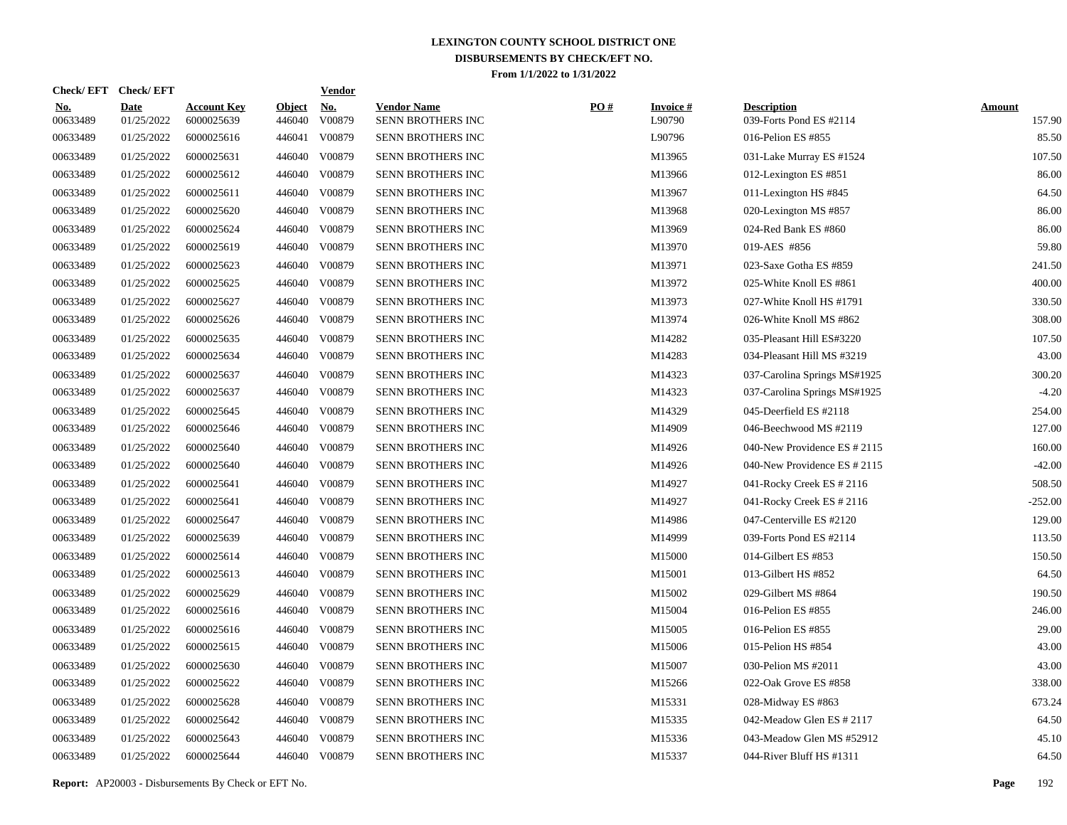# LEXINGTON COUNTY SCHOOL DISTRICT ONE
## DISBURSEMENTS BY CHECK/EFT NO.
### From 1/1/2022 to 1/31/2022

| Check/ EFT No. | Check/ EFT Date | Account Key | Object | Vendor No. | Vendor Name | PO # | Invoice # | Description | Amount |
|---|---|---|---|---|---|---|---|---|---|
| 00633489 | 01/25/2022 | 6000025639 | 446040 | V00879 | SENN BROTHERS INC | | L90790 | 039-Forts Pond ES #2114 | 157.90 |
| 00633489 | 01/25/2022 | 6000025616 | 446041 | V00879 | SENN BROTHERS INC | | L90796 | 016-Pelion ES #855 | 85.50 |
| 00633489 | 01/25/2022 | 6000025631 | 446040 | V00879 | SENN BROTHERS INC | | M13965 | 031-Lake Murray ES #1524 | 107.50 |
| 00633489 | 01/25/2022 | 6000025612 | 446040 | V00879 | SENN BROTHERS INC | | M13966 | 012-Lexington ES #851 | 86.00 |
| 00633489 | 01/25/2022 | 6000025611 | 446040 | V00879 | SENN BROTHERS INC | | M13967 | 011-Lexington HS #845 | 64.50 |
| 00633489 | 01/25/2022 | 6000025620 | 446040 | V00879 | SENN BROTHERS INC | | M13968 | 020-Lexington MS #857 | 86.00 |
| 00633489 | 01/25/2022 | 6000025624 | 446040 | V00879 | SENN BROTHERS INC | | M13969 | 024-Red Bank ES #860 | 86.00 |
| 00633489 | 01/25/2022 | 6000025619 | 446040 | V00879 | SENN BROTHERS INC | | M13970 | 019-AES #856 | 59.80 |
| 00633489 | 01/25/2022 | 6000025623 | 446040 | V00879 | SENN BROTHERS INC | | M13971 | 023-Saxe Gotha ES #859 | 241.50 |
| 00633489 | 01/25/2022 | 6000025625 | 446040 | V00879 | SENN BROTHERS INC | | M13972 | 025-White Knoll ES #861 | 400.00 |
| 00633489 | 01/25/2022 | 6000025627 | 446040 | V00879 | SENN BROTHERS INC | | M13973 | 027-White Knoll HS #1791 | 330.50 |
| 00633489 | 01/25/2022 | 6000025626 | 446040 | V00879 | SENN BROTHERS INC | | M13974 | 026-White Knoll MS #862 | 308.00 |
| 00633489 | 01/25/2022 | 6000025635 | 446040 | V00879 | SENN BROTHERS INC | | M14282 | 035-Pleasant Hill ES#3220 | 107.50 |
| 00633489 | 01/25/2022 | 6000025634 | 446040 | V00879 | SENN BROTHERS INC | | M14283 | 034-Pleasant Hill MS #3219 | 43.00 |
| 00633489 | 01/25/2022 | 6000025637 | 446040 | V00879 | SENN BROTHERS INC | | M14323 | 037-Carolina Springs MS#1925 | 300.20 |
| 00633489 | 01/25/2022 | 6000025637 | 446040 | V00879 | SENN BROTHERS INC | | M14323 | 037-Carolina Springs MS#1925 | -4.20 |
| 00633489 | 01/25/2022 | 6000025645 | 446040 | V00879 | SENN BROTHERS INC | | M14329 | 045-Deerfield ES #2118 | 254.00 |
| 00633489 | 01/25/2022 | 6000025646 | 446040 | V00879 | SENN BROTHERS INC | | M14909 | 046-Beechwood MS #2119 | 127.00 |
| 00633489 | 01/25/2022 | 6000025640 | 446040 | V00879 | SENN BROTHERS INC | | M14926 | 040-New Providence ES # 2115 | 160.00 |
| 00633489 | 01/25/2022 | 6000025640 | 446040 | V00879 | SENN BROTHERS INC | | M14926 | 040-New Providence ES # 2115 | -42.00 |
| 00633489 | 01/25/2022 | 6000025641 | 446040 | V00879 | SENN BROTHERS INC | | M14927 | 041-Rocky Creek ES # 2116 | 508.50 |
| 00633489 | 01/25/2022 | 6000025641 | 446040 | V00879 | SENN BROTHERS INC | | M14927 | 041-Rocky Creek ES # 2116 | -252.00 |
| 00633489 | 01/25/2022 | 6000025647 | 446040 | V00879 | SENN BROTHERS INC | | M14986 | 047-Centerville ES #2120 | 129.00 |
| 00633489 | 01/25/2022 | 6000025639 | 446040 | V00879 | SENN BROTHERS INC | | M14999 | 039-Forts Pond ES #2114 | 113.50 |
| 00633489 | 01/25/2022 | 6000025614 | 446040 | V00879 | SENN BROTHERS INC | | M15000 | 014-Gilbert ES #853 | 150.50 |
| 00633489 | 01/25/2022 | 6000025613 | 446040 | V00879 | SENN BROTHERS INC | | M15001 | 013-Gilbert HS #852 | 64.50 |
| 00633489 | 01/25/2022 | 6000025629 | 446040 | V00879 | SENN BROTHERS INC | | M15002 | 029-Gilbert MS #864 | 190.50 |
| 00633489 | 01/25/2022 | 6000025616 | 446040 | V00879 | SENN BROTHERS INC | | M15004 | 016-Pelion ES #855 | 246.00 |
| 00633489 | 01/25/2022 | 6000025616 | 446040 | V00879 | SENN BROTHERS INC | | M15005 | 016-Pelion ES #855 | 29.00 |
| 00633489 | 01/25/2022 | 6000025615 | 446040 | V00879 | SENN BROTHERS INC | | M15006 | 015-Pelion HS #854 | 43.00 |
| 00633489 | 01/25/2022 | 6000025630 | 446040 | V00879 | SENN BROTHERS INC | | M15007 | 030-Pelion MS #2011 | 43.00 |
| 00633489 | 01/25/2022 | 6000025622 | 446040 | V00879 | SENN BROTHERS INC | | M15266 | 022-Oak Grove ES #858 | 338.00 |
| 00633489 | 01/25/2022 | 6000025628 | 446040 | V00879 | SENN BROTHERS INC | | M15331 | 028-Midway ES #863 | 673.24 |
| 00633489 | 01/25/2022 | 6000025642 | 446040 | V00879 | SENN BROTHERS INC | | M15335 | 042-Meadow Glen ES # 2117 | 64.50 |
| 00633489 | 01/25/2022 | 6000025643 | 446040 | V00879 | SENN BROTHERS INC | | M15336 | 043-Meadow Glen MS #52912 | 45.10 |
| 00633489 | 01/25/2022 | 6000025644 | 446040 | V00879 | SENN BROTHERS INC | | M15337 | 044-River Bluff HS #1311 | 64.50 |

**Report:** AP20003 - Disbursements By Check or EFT No.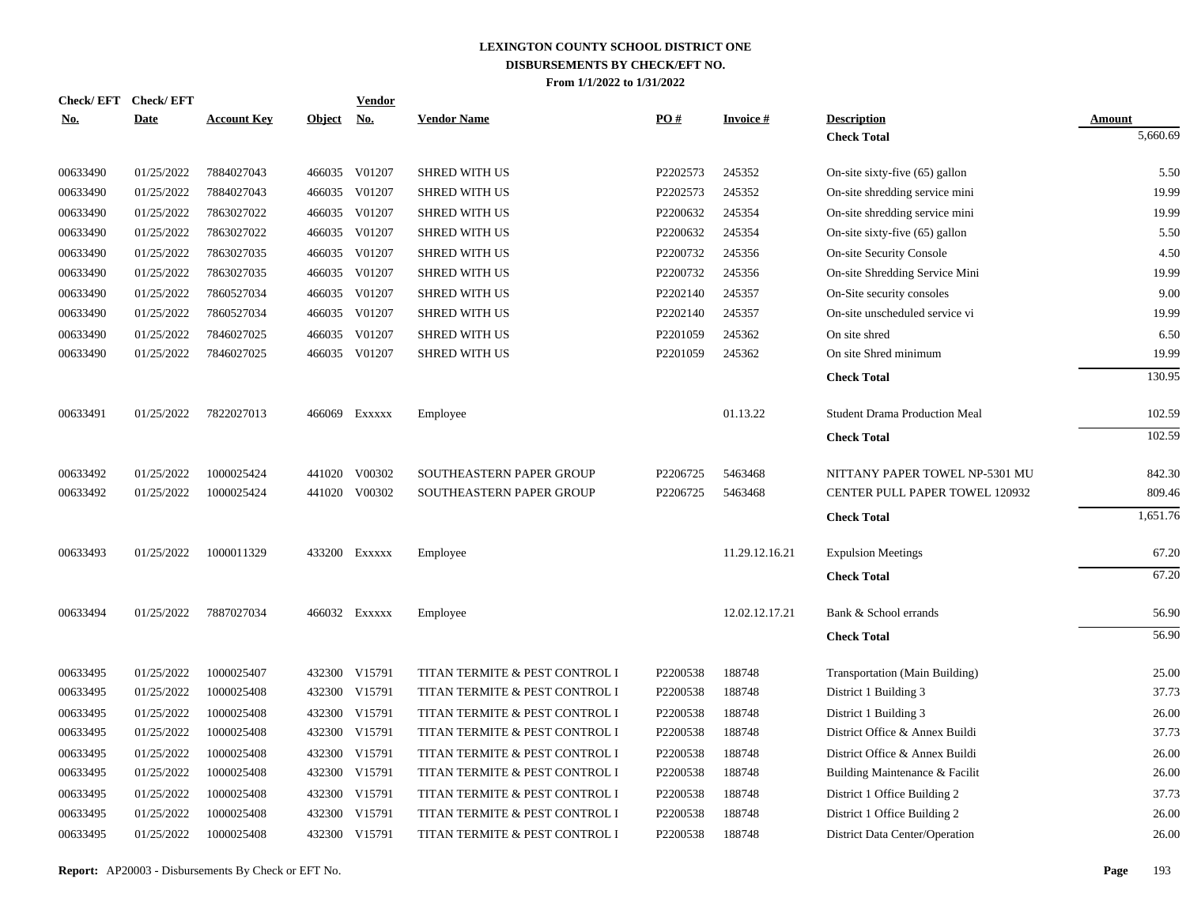# LEXINGTON COUNTY SCHOOL DISTRICT ONE
## DISBURSEMENTS BY CHECK/EFT NO.
### From 1/1/2022 to 1/31/2022

| Check/ EFT No. | Check/ EFT Date | Account Key | Object | Vendor No. | Vendor Name | PO # | Invoice # | Description | Amount |
|---|---|---|---|---|---|---|---|---|---|
| | | | | | | | | **Check Total** | 5,660.69 |
| 00633490 | 01/25/2022 | 7884027043 | 466035 | V01207 | SHRED WITH US | P2202573 | 245352 | On-site sixty-five (65) gallon | 5.50 |
| 00633490 | 01/25/2022 | 7884027043 | 466035 | V01207 | SHRED WITH US | P2202573 | 245352 | On-site shredding service mini | 19.99 |
| 00633490 | 01/25/2022 | 7863027022 | 466035 | V01207 | SHRED WITH US | P2200632 | 245354 | On-site shredding service mini | 19.99 |
| 00633490 | 01/25/2022 | 7863027022 | 466035 | V01207 | SHRED WITH US | P2200632 | 245354 | On-site sixty-five (65) gallon | 5.50 |
| 00633490 | 01/25/2022 | 7863027035 | 466035 | V01207 | SHRED WITH US | P2200732 | 245356 | On-site Security Console | 4.50 |
| 00633490 | 01/25/2022 | 7863027035 | 466035 | V01207 | SHRED WITH US | P2200732 | 245356 | On-site Shredding Service Mini | 19.99 |
| 00633490 | 01/25/2022 | 7860527034 | 466035 | V01207 | SHRED WITH US | P2202140 | 245357 | On-Site security consoles | 9.00 |
| 00633490 | 01/25/2022 | 7860527034 | 466035 | V01207 | SHRED WITH US | P2202140 | 245357 | On-site unscheduled service vi | 19.99 |
| 00633490 | 01/25/2022 | 7846027025 | 466035 | V01207 | SHRED WITH US | P2201059 | 245362 | On site shred | 6.50 |
| 00633490 | 01/25/2022 | 7846027025 | 466035 | V01207 | SHRED WITH US | P2201059 | 245362 | On site Shred minimum | 19.99 |
| | | | | | | | | **Check Total** | 130.95 |
| 00633491 | 01/25/2022 | 7822027013 | 466069 | Exxxxx | Employee | | 01.13.22 | Student Drama Production Meal | 102.59 |
| | | | | | | | | **Check Total** | 102.59 |
| 00633492 | 01/25/2022 | 1000025424 | 441020 | V00302 | SOUTHEASTERN PAPER GROUP | P2206725 | 5463468 | NITTANY PAPER TOWEL NP-5301 MU | 842.30 |
| 00633492 | 01/25/2022 | 1000025424 | 441020 | V00302 | SOUTHEASTERN PAPER GROUP | P2206725 | 5463468 | CENTER PULL PAPER TOWEL 120932 | 809.46 |
| | | | | | | | | **Check Total** | 1,651.76 |
| 00633493 | 01/25/2022 | 1000011329 | 433200 | Exxxxx | Employee | | 11.29.12.16.21 | Expulsion Meetings | 67.20 |
| | | | | | | | | **Check Total** | 67.20 |
| 00633494 | 01/25/2022 | 7887027034 | 466032 | Exxxxx | Employee | | 12.02.12.17.21 | Bank & School errands | 56.90 |
| | | | | | | | | **Check Total** | 56.90 |
| 00633495 | 01/25/2022 | 1000025407 | 432300 | V15791 | TITAN TERMITE & PEST CONTROL I | P2200538 | 188748 | Transportation (Main Building) | 25.00 |
| 00633495 | 01/25/2022 | 1000025408 | 432300 | V15791 | TITAN TERMITE & PEST CONTROL I | P2200538 | 188748 | District 1 Building 3 | 37.73 |
| 00633495 | 01/25/2022 | 1000025408 | 432300 | V15791 | TITAN TERMITE & PEST CONTROL I | P2200538 | 188748 | District 1 Building 3 | 26.00 |
| 00633495 | 01/25/2022 | 1000025408 | 432300 | V15791 | TITAN TERMITE & PEST CONTROL I | P2200538 | 188748 | District Office & Annex Buildi | 37.73 |
| 00633495 | 01/25/2022 | 1000025408 | 432300 | V15791 | TITAN TERMITE & PEST CONTROL I | P2200538 | 188748 | District Office & Annex Buildi | 26.00 |
| 00633495 | 01/25/2022 | 1000025408 | 432300 | V15791 | TITAN TERMITE & PEST CONTROL I | P2200538 | 188748 | Building Maintenance & Facilit | 26.00 |
| 00633495 | 01/25/2022 | 1000025408 | 432300 | V15791 | TITAN TERMITE & PEST CONTROL I | P2200538 | 188748 | District 1 Office Building 2 | 37.73 |
| 00633495 | 01/25/2022 | 1000025408 | 432300 | V15791 | TITAN TERMITE & PEST CONTROL I | P2200538 | 188748 | District 1 Office Building 2 | 26.00 |
| 00633495 | 01/25/2022 | 1000025408 | 432300 | V15791 | TITAN TERMITE & PEST CONTROL I | P2200538 | 188748 | District Data Center/Operation | 26.00 |

**Report:** AP20003 - Disbursements By Check or EFT No.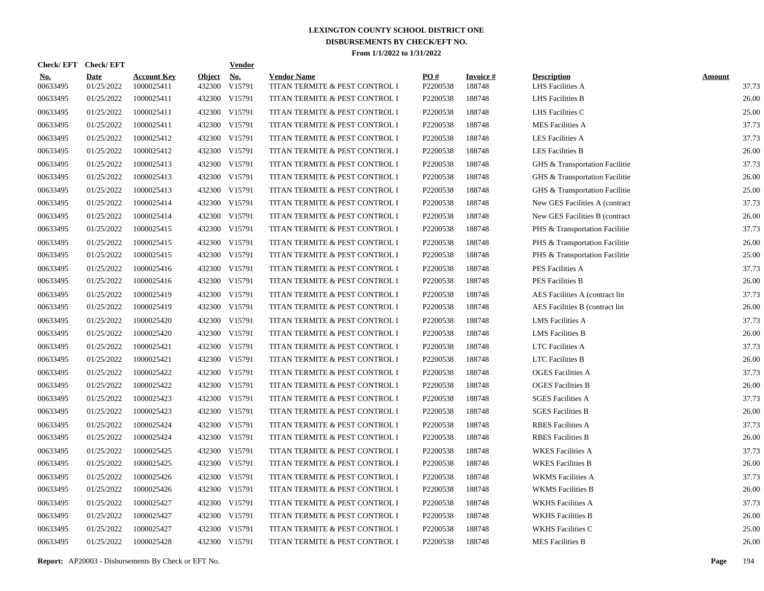# LEXINGTON COUNTY SCHOOL DISTRICT ONE

## DISBURSEMENTS BY CHECK/EFT NO.

### From 1/1/2022 to 1/31/2022

| Check/ EFT No. | Check/ EFT Date | Account Key | Object | Vendor No. | Vendor Name | PO # | Invoice # | Description | Amount |
|---|---|---|---|---|---|---|---|---|---|
| 00633495 | 01/25/2022 | 1000025411 | 432300 | V15791 | TITAN TERMITE & PEST CONTROL I | P2200538 | 188748 | LHS Facilities A | 37.73 |
| 00633495 | 01/25/2022 | 1000025411 | 432300 | V15791 | TITAN TERMITE & PEST CONTROL I | P2200538 | 188748 | LHS Facilities B | 26.00 |
| 00633495 | 01/25/2022 | 1000025411 | 432300 | V15791 | TITAN TERMITE & PEST CONTROL I | P2200538 | 188748 | LHS Facilities C | 25.00 |
| 00633495 | 01/25/2022 | 1000025411 | 432300 | V15791 | TITAN TERMITE & PEST CONTROL I | P2200538 | 188748 | MES Facilities A | 37.73 |
| 00633495 | 01/25/2022 | 1000025412 | 432300 | V15791 | TITAN TERMITE & PEST CONTROL I | P2200538 | 188748 | LES Facilities A | 37.73 |
| 00633495 | 01/25/2022 | 1000025412 | 432300 | V15791 | TITAN TERMITE & PEST CONTROL I | P2200538 | 188748 | LES Facilities B | 26.00 |
| 00633495 | 01/25/2022 | 1000025413 | 432300 | V15791 | TITAN TERMITE & PEST CONTROL I | P2200538 | 188748 | GHS & Transportation Facilitie | 37.73 |
| 00633495 | 01/25/2022 | 1000025413 | 432300 | V15791 | TITAN TERMITE & PEST CONTROL I | P2200538 | 188748 | GHS & Transportation Facilitie | 26.00 |
| 00633495 | 01/25/2022 | 1000025413 | 432300 | V15791 | TITAN TERMITE & PEST CONTROL I | P2200538 | 188748 | GHS & Transportation Facilitie | 25.00 |
| 00633495 | 01/25/2022 | 1000025414 | 432300 | V15791 | TITAN TERMITE & PEST CONTROL I | P2200538 | 188748 | New GES Facilities A (contract | 37.73 |
| 00633495 | 01/25/2022 | 1000025414 | 432300 | V15791 | TITAN TERMITE & PEST CONTROL I | P2200538 | 188748 | New GES Facilities B (contract | 26.00 |
| 00633495 | 01/25/2022 | 1000025415 | 432300 | V15791 | TITAN TERMITE & PEST CONTROL I | P2200538 | 188748 | PHS & Transportation Facilitie | 37.73 |
| 00633495 | 01/25/2022 | 1000025415 | 432300 | V15791 | TITAN TERMITE & PEST CONTROL I | P2200538 | 188748 | PHS & Transportation Facilitie | 26.00 |
| 00633495 | 01/25/2022 | 1000025415 | 432300 | V15791 | TITAN TERMITE & PEST CONTROL I | P2200538 | 188748 | PHS & Transportation Facilitie | 25.00 |
| 00633495 | 01/25/2022 | 1000025416 | 432300 | V15791 | TITAN TERMITE & PEST CONTROL I | P2200538 | 188748 | PES Facilities A | 37.73 |
| 00633495 | 01/25/2022 | 1000025416 | 432300 | V15791 | TITAN TERMITE & PEST CONTROL I | P2200538 | 188748 | PES Facilities B | 26.00 |
| 00633495 | 01/25/2022 | 1000025419 | 432300 | V15791 | TITAN TERMITE & PEST CONTROL I | P2200538 | 188748 | AES Facilities A (contract lin | 37.73 |
| 00633495 | 01/25/2022 | 1000025419 | 432300 | V15791 | TITAN TERMITE & PEST CONTROL I | P2200538 | 188748 | AES Facilities B (contract lin | 26.00 |
| 00633495 | 01/25/2022 | 1000025420 | 432300 | V15791 | TITAN TERMITE & PEST CONTROL I | P2200538 | 188748 | LMS Facilities A | 37.73 |
| 00633495 | 01/25/2022 | 1000025420 | 432300 | V15791 | TITAN TERMITE & PEST CONTROL I | P2200538 | 188748 | LMS Facilities B | 26.00 |
| 00633495 | 01/25/2022 | 1000025421 | 432300 | V15791 | TITAN TERMITE & PEST CONTROL I | P2200538 | 188748 | LTC Facilities A | 37.73 |
| 00633495 | 01/25/2022 | 1000025421 | 432300 | V15791 | TITAN TERMITE & PEST CONTROL I | P2200538 | 188748 | LTC Facilities B | 26.00 |
| 00633495 | 01/25/2022 | 1000025422 | 432300 | V15791 | TITAN TERMITE & PEST CONTROL I | P2200538 | 188748 | OGES Facilities A | 37.73 |
| 00633495 | 01/25/2022 | 1000025422 | 432300 | V15791 | TITAN TERMITE & PEST CONTROL I | P2200538 | 188748 | OGES Facilities B | 26.00 |
| 00633495 | 01/25/2022 | 1000025423 | 432300 | V15791 | TITAN TERMITE & PEST CONTROL I | P2200538 | 188748 | SGES Facilities A | 37.73 |
| 00633495 | 01/25/2022 | 1000025423 | 432300 | V15791 | TITAN TERMITE & PEST CONTROL I | P2200538 | 188748 | SGES Facilities B | 26.00 |
| 00633495 | 01/25/2022 | 1000025424 | 432300 | V15791 | TITAN TERMITE & PEST CONTROL I | P2200538 | 188748 | RBES Facilities A | 37.73 |
| 00633495 | 01/25/2022 | 1000025424 | 432300 | V15791 | TITAN TERMITE & PEST CONTROL I | P2200538 | 188748 | RBES Facilities B | 26.00 |
| 00633495 | 01/25/2022 | 1000025425 | 432300 | V15791 | TITAN TERMITE & PEST CONTROL I | P2200538 | 188748 | WKES Facilities A | 37.73 |
| 00633495 | 01/25/2022 | 1000025425 | 432300 | V15791 | TITAN TERMITE & PEST CONTROL I | P2200538 | 188748 | WKES Facilities B | 26.00 |
| 00633495 | 01/25/2022 | 1000025426 | 432300 | V15791 | TITAN TERMITE & PEST CONTROL I | P2200538 | 188748 | WKMS Facilities A | 37.73 |
| 00633495 | 01/25/2022 | 1000025426 | 432300 | V15791 | TITAN TERMITE & PEST CONTROL I | P2200538 | 188748 | WKMS Facilities B | 26.00 |
| 00633495 | 01/25/2022 | 1000025427 | 432300 | V15791 | TITAN TERMITE & PEST CONTROL I | P2200538 | 188748 | WKHS Facilities A | 37.73 |
| 00633495 | 01/25/2022 | 1000025427 | 432300 | V15791 | TITAN TERMITE & PEST CONTROL I | P2200538 | 188748 | WKHS Facilities B | 26.00 |
| 00633495 | 01/25/2022 | 1000025427 | 432300 | V15791 | TITAN TERMITE & PEST CONTROL I | P2200538 | 188748 | WKHS Facilities C | 25.00 |
| 00633495 | 01/25/2022 | 1000025428 | 432300 | V15791 | TITAN TERMITE & PEST CONTROL I | P2200538 | 188748 | MES Facilities B | 26.00 |

**Report:** AP20003 - Disbursements By Check or EFT No.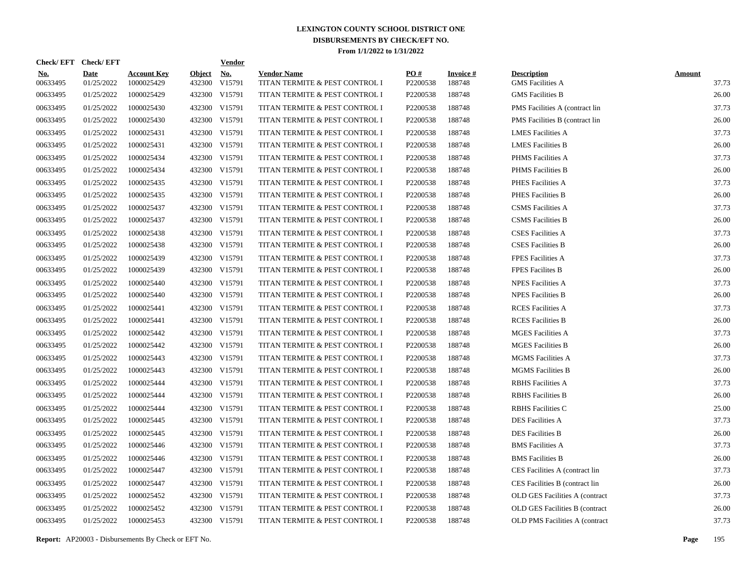# LEXINGTON COUNTY SCHOOL DISTRICT ONE
## DISBURSEMENTS BY CHECK/EFT NO.
### From 1/1/2022 to 1/31/2022

| Check/ EFT No. | Check/ EFT Date | Account Key | Object | Vendor No. | Vendor Name | PO # | Invoice # | Description | Amount |
|---|---|---|---|---|---|---|---|---|---|
| 00633495 | 01/25/2022 | 1000025429 | 432300 | V15791 | TITAN TERMITE & PEST CONTROL I | P2200538 | 188748 | GMS Facilities A | 37.73 |
| 00633495 | 01/25/2022 | 1000025429 | 432300 | V15791 | TITAN TERMITE & PEST CONTROL I | P2200538 | 188748 | GMS Facilities B | 26.00 |
| 00633495 | 01/25/2022 | 1000025430 | 432300 | V15791 | TITAN TERMITE & PEST CONTROL I | P2200538 | 188748 | PMS Facilities A (contract lin | 37.73 |
| 00633495 | 01/25/2022 | 1000025430 | 432300 | V15791 | TITAN TERMITE & PEST CONTROL I | P2200538 | 188748 | PMS Facilities B (contract lin | 26.00 |
| 00633495 | 01/25/2022 | 1000025431 | 432300 | V15791 | TITAN TERMITE & PEST CONTROL I | P2200538 | 188748 | LMES Facilities A | 37.73 |
| 00633495 | 01/25/2022 | 1000025431 | 432300 | V15791 | TITAN TERMITE & PEST CONTROL I | P2200538 | 188748 | LMES Facilities B | 26.00 |
| 00633495 | 01/25/2022 | 1000025434 | 432300 | V15791 | TITAN TERMITE & PEST CONTROL I | P2200538 | 188748 | PHMS Facilities A | 37.73 |
| 00633495 | 01/25/2022 | 1000025434 | 432300 | V15791 | TITAN TERMITE & PEST CONTROL I | P2200538 | 188748 | PHMS Facilities B | 26.00 |
| 00633495 | 01/25/2022 | 1000025435 | 432300 | V15791 | TITAN TERMITE & PEST CONTROL I | P2200538 | 188748 | PHES Facilities A | 37.73 |
| 00633495 | 01/25/2022 | 1000025435 | 432300 | V15791 | TITAN TERMITE & PEST CONTROL I | P2200538 | 188748 | PHES Facilities B | 26.00 |
| 00633495 | 01/25/2022 | 1000025437 | 432300 | V15791 | TITAN TERMITE & PEST CONTROL I | P2200538 | 188748 | CSMS Facilities A | 37.73 |
| 00633495 | 01/25/2022 | 1000025437 | 432300 | V15791 | TITAN TERMITE & PEST CONTROL I | P2200538 | 188748 | CSMS Facilities B | 26.00 |
| 00633495 | 01/25/2022 | 1000025438 | 432300 | V15791 | TITAN TERMITE & PEST CONTROL I | P2200538 | 188748 | CSES Facilities A | 37.73 |
| 00633495 | 01/25/2022 | 1000025438 | 432300 | V15791 | TITAN TERMITE & PEST CONTROL I | P2200538 | 188748 | CSES Facilities B | 26.00 |
| 00633495 | 01/25/2022 | 1000025439 | 432300 | V15791 | TITAN TERMITE & PEST CONTROL I | P2200538 | 188748 | FPES Facilities A | 37.73 |
| 00633495 | 01/25/2022 | 1000025439 | 432300 | V15791 | TITAN TERMITE & PEST CONTROL I | P2200538 | 188748 | FPES Facilites B | 26.00 |
| 00633495 | 01/25/2022 | 1000025440 | 432300 | V15791 | TITAN TERMITE & PEST CONTROL I | P2200538 | 188748 | NPES Facilities A | 37.73 |
| 00633495 | 01/25/2022 | 1000025440 | 432300 | V15791 | TITAN TERMITE & PEST CONTROL I | P2200538 | 188748 | NPES Facilities B | 26.00 |
| 00633495 | 01/25/2022 | 1000025441 | 432300 | V15791 | TITAN TERMITE & PEST CONTROL I | P2200538 | 188748 | RCES Facilities A | 37.73 |
| 00633495 | 01/25/2022 | 1000025441 | 432300 | V15791 | TITAN TERMITE & PEST CONTROL I | P2200538 | 188748 | RCES Facilities B | 26.00 |
| 00633495 | 01/25/2022 | 1000025442 | 432300 | V15791 | TITAN TERMITE & PEST CONTROL I | P2200538 | 188748 | MGES Facilities A | 37.73 |
| 00633495 | 01/25/2022 | 1000025442 | 432300 | V15791 | TITAN TERMITE & PEST CONTROL I | P2200538 | 188748 | MGES Facilities B | 26.00 |
| 00633495 | 01/25/2022 | 1000025443 | 432300 | V15791 | TITAN TERMITE & PEST CONTROL I | P2200538 | 188748 | MGMS Facilities A | 37.73 |
| 00633495 | 01/25/2022 | 1000025443 | 432300 | V15791 | TITAN TERMITE & PEST CONTROL I | P2200538 | 188748 | MGMS Facilities B | 26.00 |
| 00633495 | 01/25/2022 | 1000025444 | 432300 | V15791 | TITAN TERMITE & PEST CONTROL I | P2200538 | 188748 | RBHS Facilities A | 37.73 |
| 00633495 | 01/25/2022 | 1000025444 | 432300 | V15791 | TITAN TERMITE & PEST CONTROL I | P2200538 | 188748 | RBHS Facilities B | 26.00 |
| 00633495 | 01/25/2022 | 1000025444 | 432300 | V15791 | TITAN TERMITE & PEST CONTROL I | P2200538 | 188748 | RBHS Facilities C | 25.00 |
| 00633495 | 01/25/2022 | 1000025445 | 432300 | V15791 | TITAN TERMITE & PEST CONTROL I | P2200538 | 188748 | DES Facilities A | 37.73 |
| 00633495 | 01/25/2022 | 1000025445 | 432300 | V15791 | TITAN TERMITE & PEST CONTROL I | P2200538 | 188748 | DES Facilities B | 26.00 |
| 00633495 | 01/25/2022 | 1000025446 | 432300 | V15791 | TITAN TERMITE & PEST CONTROL I | P2200538 | 188748 | BMS Facilities A | 37.73 |
| 00633495 | 01/25/2022 | 1000025446 | 432300 | V15791 | TITAN TERMITE & PEST CONTROL I | P2200538 | 188748 | BMS Facilities B | 26.00 |
| 00633495 | 01/25/2022 | 1000025447 | 432300 | V15791 | TITAN TERMITE & PEST CONTROL I | P2200538 | 188748 | CES Facilities A (contract lin | 37.73 |
| 00633495 | 01/25/2022 | 1000025447 | 432300 | V15791 | TITAN TERMITE & PEST CONTROL I | P2200538 | 188748 | CES Facilities B (contract lin | 26.00 |
| 00633495 | 01/25/2022 | 1000025452 | 432300 | V15791 | TITAN TERMITE & PEST CONTROL I | P2200538 | 188748 | OLD GES Facilities A (contract | 37.73 |
| 00633495 | 01/25/2022 | 1000025452 | 432300 | V15791 | TITAN TERMITE & PEST CONTROL I | P2200538 | 188748 | OLD GES Facilities B (contract | 26.00 |
| 00633495 | 01/25/2022 | 1000025453 | 432300 | V15791 | TITAN TERMITE & PEST CONTROL I | P2200538 | 188748 | OLD PMS Facilities A (contract | 37.73 |

**Report:** AP20003 - Disbursements By Check or EFT No.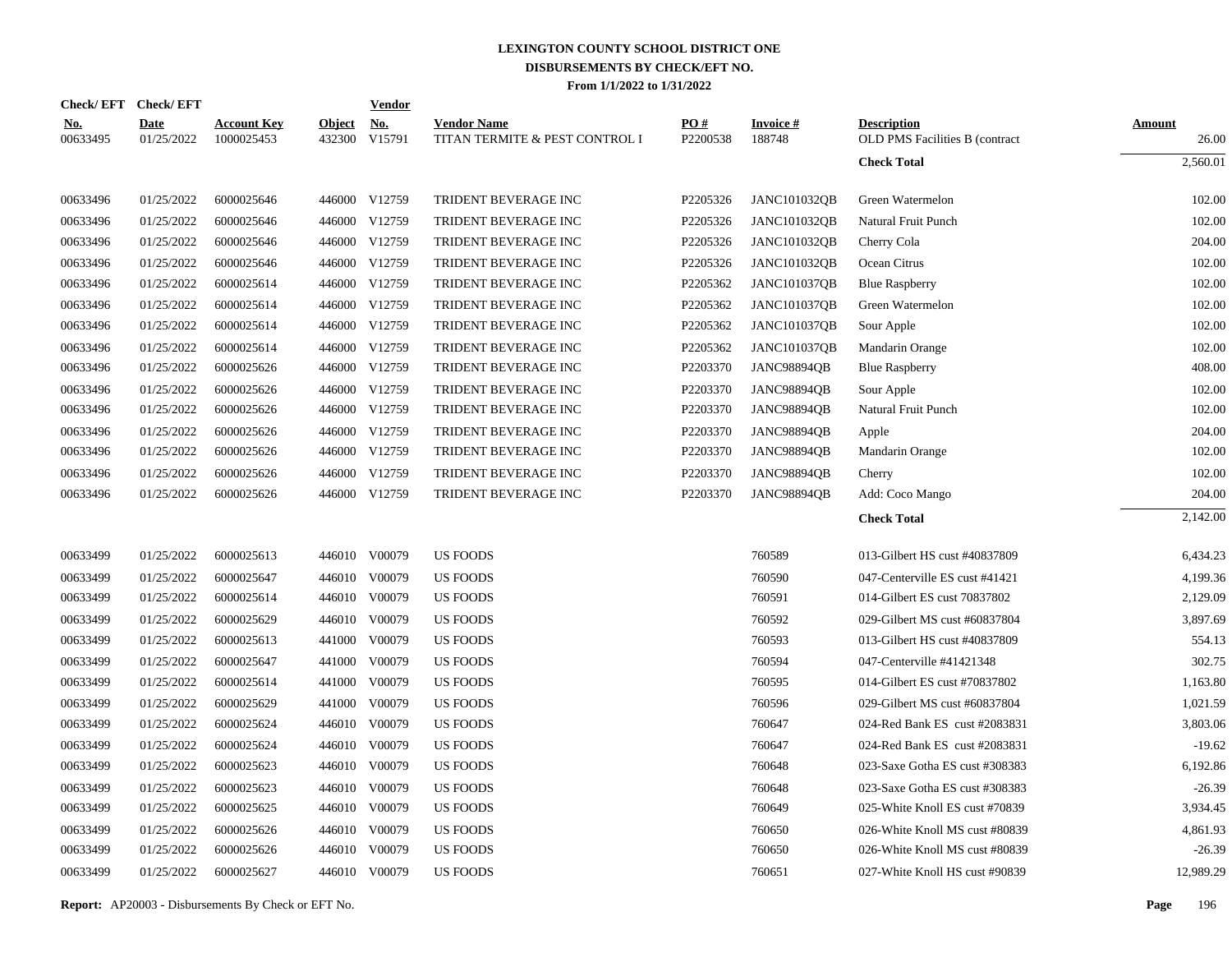# LEXINGTON COUNTY SCHOOL DISTRICT ONE
## DISBURSEMENTS BY CHECK/EFT NO.
### From 1/1/2022 to 1/31/2022

| Check/ EFT No. | Check/ EFT Date | Account Key | Object | Vendor No. | Vendor Name | PO # | Invoice # | Description | Amount |
|---|---|---|---|---|---|---|---|---|---|
| 00633495 | 01/25/2022 | 1000025453 | 432300 | V15791 | TITAN TERMITE & PEST CONTROL I | P2200538 | 188748 | OLD PMS Facilities B (contract | 26.00 |
| | | | | | | | | **Check Total** | 2,560.01 |
| 00633496 | 01/25/2022 | 6000025646 | 446000 | V12759 | TRIDENT BEVERAGE INC | P2205326 | JANC101032QB | Green Watermelon | 102.00 |
| 00633496 | 01/25/2022 | 6000025646 | 446000 | V12759 | TRIDENT BEVERAGE INC | P2205326 | JANC101032QB | Natural Fruit Punch | 102.00 |
| 00633496 | 01/25/2022 | 6000025646 | 446000 | V12759 | TRIDENT BEVERAGE INC | P2205326 | JANC101032QB | Cherry Cola | 204.00 |
| 00633496 | 01/25/2022 | 6000025646 | 446000 | V12759 | TRIDENT BEVERAGE INC | P2205326 | JANC101032QB | Ocean Citrus | 102.00 |
| 00633496 | 01/25/2022 | 6000025614 | 446000 | V12759 | TRIDENT BEVERAGE INC | P2205362 | JANC101037QB | Blue Raspberry | 102.00 |
| 00633496 | 01/25/2022 | 6000025614 | 446000 | V12759 | TRIDENT BEVERAGE INC | P2205362 | JANC101037QB | Green Watermelon | 102.00 |
| 00633496 | 01/25/2022 | 6000025614 | 446000 | V12759 | TRIDENT BEVERAGE INC | P2205362 | JANC101037QB | Sour Apple | 102.00 |
| 00633496 | 01/25/2022 | 6000025614 | 446000 | V12759 | TRIDENT BEVERAGE INC | P2205362 | JANC101037QB | Mandarin Orange | 102.00 |
| 00633496 | 01/25/2022 | 6000025626 | 446000 | V12759 | TRIDENT BEVERAGE INC | P2203370 | JANC98894QB | Blue Raspberry | 408.00 |
| 00633496 | 01/25/2022 | 6000025626 | 446000 | V12759 | TRIDENT BEVERAGE INC | P2203370 | JANC98894QB | Sour Apple | 102.00 |
| 00633496 | 01/25/2022 | 6000025626 | 446000 | V12759 | TRIDENT BEVERAGE INC | P2203370 | JANC98894QB | Natural Fruit Punch | 102.00 |
| 00633496 | 01/25/2022 | 6000025626 | 446000 | V12759 | TRIDENT BEVERAGE INC | P2203370 | JANC98894QB | Apple | 204.00 |
| 00633496 | 01/25/2022 | 6000025626 | 446000 | V12759 | TRIDENT BEVERAGE INC | P2203370 | JANC98894QB | Mandarin Orange | 102.00 |
| 00633496 | 01/25/2022 | 6000025626 | 446000 | V12759 | TRIDENT BEVERAGE INC | P2203370 | JANC98894QB | Cherry | 102.00 |
| 00633496 | 01/25/2022 | 6000025626 | 446000 | V12759 | TRIDENT BEVERAGE INC | P2203370 | JANC98894QB | Add: Coco Mango | 204.00 |
| | | | | | | | | **Check Total** | 2,142.00 |
| 00633499 | 01/25/2022 | 6000025613 | 446010 | V00079 | US FOODS | | 760589 | 013-Gilbert HS cust #40837809 | 6,434.23 |
| 00633499 | 01/25/2022 | 6000025647 | 446010 | V00079 | US FOODS | | 760590 | 047-Centerville ES cust #41421 | 4,199.36 |
| 00633499 | 01/25/2022 | 6000025614 | 446010 | V00079 | US FOODS | | 760591 | 014-Gilbert ES cust 70837802 | 2,129.09 |
| 00633499 | 01/25/2022 | 6000025629 | 446010 | V00079 | US FOODS | | 760592 | 029-Gilbert MS cust #60837804 | 3,897.69 |
| 00633499 | 01/25/2022 | 6000025613 | 441000 | V00079 | US FOODS | | 760593 | 013-Gilbert HS cust #40837809 | 554.13 |
| 00633499 | 01/25/2022 | 6000025647 | 441000 | V00079 | US FOODS | | 760594 | 047-Centerville #41421348 | 302.75 |
| 00633499 | 01/25/2022 | 6000025614 | 441000 | V00079 | US FOODS | | 760595 | 014-Gilbert ES cust #70837802 | 1,163.80 |
| 00633499 | 01/25/2022 | 6000025629 | 441000 | V00079 | US FOODS | | 760596 | 029-Gilbert MS cust #60837804 | 1,021.59 |
| 00633499 | 01/25/2022 | 6000025624 | 446010 | V00079 | US FOODS | | 760647 | 024-Red Bank ES cust #2083831 | 3,803.06 |
| 00633499 | 01/25/2022 | 6000025624 | 446010 | V00079 | US FOODS | | 760647 | 024-Red Bank ES cust #2083831 | -19.62 |
| 00633499 | 01/25/2022 | 6000025623 | 446010 | V00079 | US FOODS | | 760648 | 023-Saxe Gotha ES cust #308383 | 6,192.86 |
| 00633499 | 01/25/2022 | 6000025623 | 446010 | V00079 | US FOODS | | 760648 | 023-Saxe Gotha ES cust #308383 | -26.39 |
| 00633499 | 01/25/2022 | 6000025625 | 446010 | V00079 | US FOODS | | 760649 | 025-White Knoll ES cust #70839 | 3,934.45 |
| 00633499 | 01/25/2022 | 6000025626 | 446010 | V00079 | US FOODS | | 760650 | 026-White Knoll MS cust #80839 | 4,861.93 |
| 00633499 | 01/25/2022 | 6000025626 | 446010 | V00079 | US FOODS | | 760650 | 026-White Knoll MS cust #80839 | -26.39 |
| 00633499 | 01/25/2022 | 6000025627 | 446010 | V00079 | US FOODS | | 760651 | 027-White Knoll HS cust #90839 | 12,989.29 |

**Report:** AP20003 - Disbursements By Check or EFT No.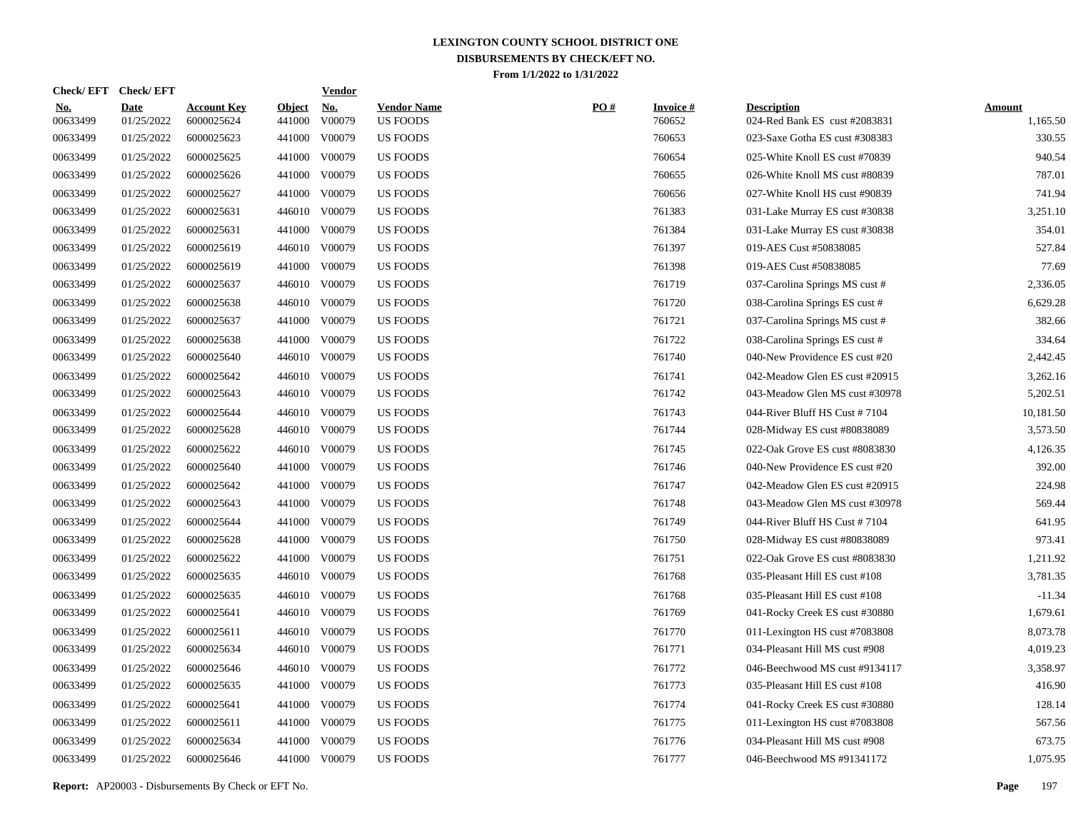**LEXINGTON COUNTY SCHOOL DISTRICT ONE**
**DISBURSEMENTS BY CHECK/EFT NO.**
**From 1/1/2022 to 1/31/2022**

| Check/ EFT No. | Check/ EFT Date | Account Key | Object | Vendor No. | Vendor Name | PO # | Invoice # | Description | Amount |
|---|---|---|---|---|---|---|---|---|---|
| 00633499 | 01/25/2022 | 6000025624 | 441000 | V00079 | US FOODS | | 760652 | 024-Red Bank ES cust #2083831 | 1,165.50 |
| 00633499 | 01/25/2022 | 6000025623 | 441000 | V00079 | US FOODS | | 760653 | 023-Saxe Gotha ES cust #308383 | 330.55 |
| 00633499 | 01/25/2022 | 6000025625 | 441000 | V00079 | US FOODS | | 760654 | 025-White Knoll ES cust #70839 | 940.54 |
| 00633499 | 01/25/2022 | 6000025626 | 441000 | V00079 | US FOODS | | 760655 | 026-White Knoll MS cust #80839 | 787.01 |
| 00633499 | 01/25/2022 | 6000025627 | 441000 | V00079 | US FOODS | | 760656 | 027-White Knoll HS cust #90839 | 741.94 |
| 00633499 | 01/25/2022 | 6000025631 | 446010 | V00079 | US FOODS | | 761383 | 031-Lake Murray ES cust #30838 | 3,251.10 |
| 00633499 | 01/25/2022 | 6000025631 | 441000 | V00079 | US FOODS | | 761384 | 031-Lake Murray ES cust #30838 | 354.01 |
| 00633499 | 01/25/2022 | 6000025619 | 446010 | V00079 | US FOODS | | 761397 | 019-AES Cust #50838085 | 527.84 |
| 00633499 | 01/25/2022 | 6000025619 | 441000 | V00079 | US FOODS | | 761398 | 019-AES Cust #50838085 | 77.69 |
| 00633499 | 01/25/2022 | 6000025637 | 446010 | V00079 | US FOODS | | 761719 | 037-Carolina Springs MS cust # | 2,336.05 |
| 00633499 | 01/25/2022 | 6000025638 | 446010 | V00079 | US FOODS | | 761720 | 038-Carolina Springs ES cust # | 6,629.28 |
| 00633499 | 01/25/2022 | 6000025637 | 441000 | V00079 | US FOODS | | 761721 | 037-Carolina Springs MS cust # | 382.66 |
| 00633499 | 01/25/2022 | 6000025638 | 441000 | V00079 | US FOODS | | 761722 | 038-Carolina Springs ES cust # | 334.64 |
| 00633499 | 01/25/2022 | 6000025640 | 446010 | V00079 | US FOODS | | 761740 | 040-New Providence ES cust #20 | 2,442.45 |
| 00633499 | 01/25/2022 | 6000025642 | 446010 | V00079 | US FOODS | | 761741 | 042-Meadow Glen ES cust #20915 | 3,262.16 |
| 00633499 | 01/25/2022 | 6000025643 | 446010 | V00079 | US FOODS | | 761742 | 043-Meadow Glen MS cust #30978 | 5,202.51 |
| 00633499 | 01/25/2022 | 6000025644 | 446010 | V00079 | US FOODS | | 761743 | 044-River Bluff HS Cust # 7104 | 10,181.50 |
| 00633499 | 01/25/2022 | 6000025628 | 446010 | V00079 | US FOODS | | 761744 | 028-Midway ES cust #80838089 | 3,573.50 |
| 00633499 | 01/25/2022 | 6000025622 | 446010 | V00079 | US FOODS | | 761745 | 022-Oak Grove ES cust #8083830 | 4,126.35 |
| 00633499 | 01/25/2022 | 6000025640 | 441000 | V00079 | US FOODS | | 761746 | 040-New Providence ES cust #20 | 392.00 |
| 00633499 | 01/25/2022 | 6000025642 | 441000 | V00079 | US FOODS | | 761747 | 042-Meadow Glen ES cust #20915 | 224.98 |
| 00633499 | 01/25/2022 | 6000025643 | 441000 | V00079 | US FOODS | | 761748 | 043-Meadow Glen MS cust #30978 | 569.44 |
| 00633499 | 01/25/2022 | 6000025644 | 441000 | V00079 | US FOODS | | 761749 | 044-River Bluff HS Cust # 7104 | 641.95 |
| 00633499 | 01/25/2022 | 6000025628 | 441000 | V00079 | US FOODS | | 761750 | 028-Midway ES cust #80838089 | 973.41 |
| 00633499 | 01/25/2022 | 6000025622 | 441000 | V00079 | US FOODS | | 761751 | 022-Oak Grove ES cust #8083830 | 1,211.92 |
| 00633499 | 01/25/2022 | 6000025635 | 446010 | V00079 | US FOODS | | 761768 | 035-Pleasant Hill ES cust #108 | 3,781.35 |
| 00633499 | 01/25/2022 | 6000025635 | 446010 | V00079 | US FOODS | | 761768 | 035-Pleasant Hill ES cust #108 | -11.34 |
| 00633499 | 01/25/2022 | 6000025641 | 446010 | V00079 | US FOODS | | 761769 | 041-Rocky Creek ES cust #30880 | 1,679.61 |
| 00633499 | 01/25/2022 | 6000025611 | 446010 | V00079 | US FOODS | | 761770 | 011-Lexington HS cust #7083808 | 8,073.78 |
| 00633499 | 01/25/2022 | 6000025634 | 446010 | V00079 | US FOODS | | 761771 | 034-Pleasant Hill MS cust #908 | 4,019.23 |
| 00633499 | 01/25/2022 | 6000025646 | 446010 | V00079 | US FOODS | | 761772 | 046-Beechwood MS cust #9134117 | 3,358.97 |
| 00633499 | 01/25/2022 | 6000025635 | 441000 | V00079 | US FOODS | | 761773 | 035-Pleasant Hill ES cust #108 | 416.90 |
| 00633499 | 01/25/2022 | 6000025641 | 441000 | V00079 | US FOODS | | 761774 | 041-Rocky Creek ES cust #30880 | 128.14 |
| 00633499 | 01/25/2022 | 6000025611 | 441000 | V00079 | US FOODS | | 761775 | 011-Lexington HS cust #7083808 | 567.56 |
| 00633499 | 01/25/2022 | 6000025634 | 441000 | V00079 | US FOODS | | 761776 | 034-Pleasant Hill MS cust #908 | 673.75 |
| 00633499 | 01/25/2022 | 6000025646 | 441000 | V00079 | US FOODS | | 761777 | 046-Beechwood MS #91341172 | 1,075.95 |

**Report:** AP20003 - Disbursements By Check or EFT No.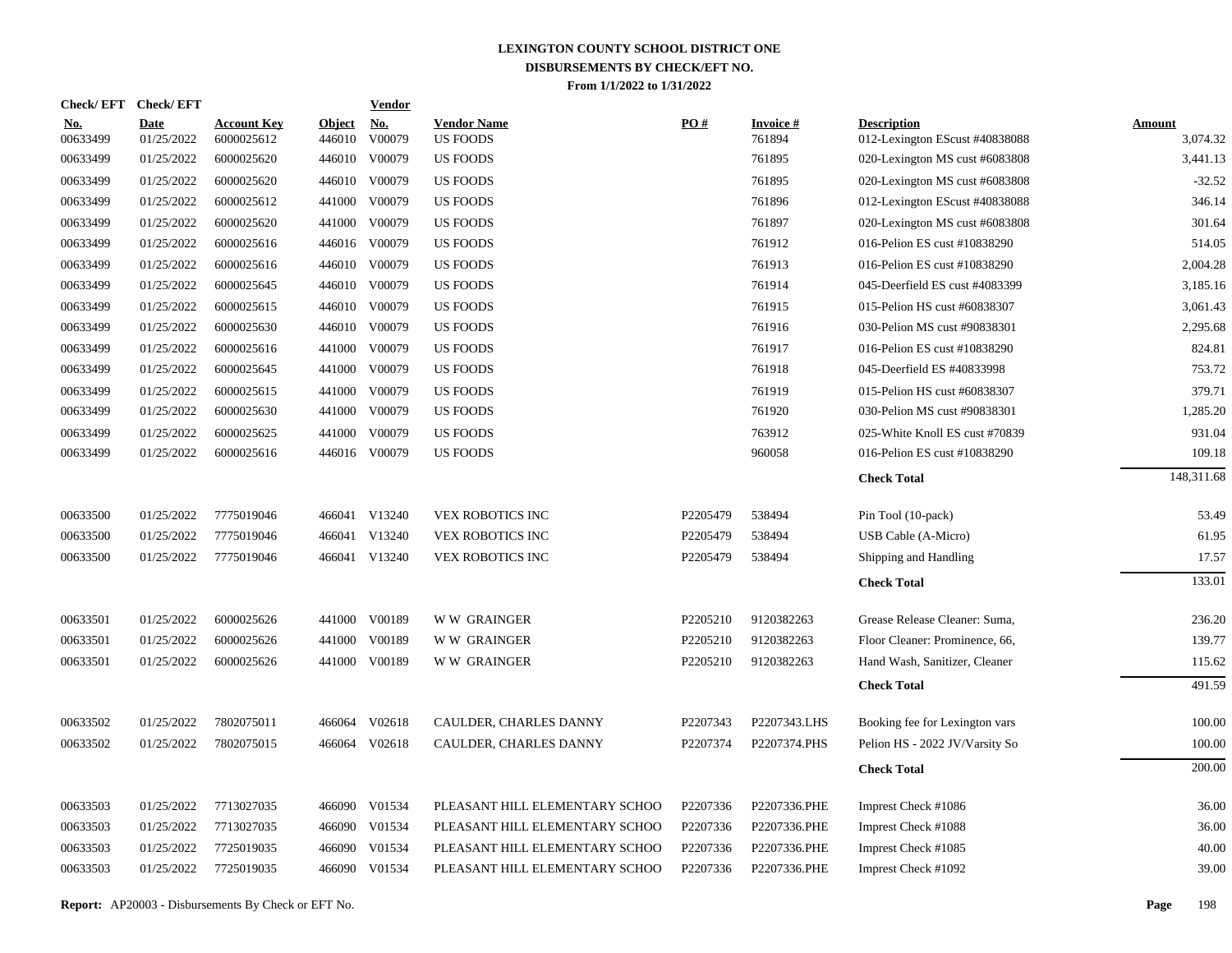# LEXINGTON COUNTY SCHOOL DISTRICT ONE
## DISBURSEMENTS BY CHECK/EFT NO.
### From 1/1/2022 to 1/31/2022

| Check/EFT No. | Check/EFT Date | Account Key | Object | Vendor No. | Vendor Name | PO # | Invoice # | Description | Amount |
|---|---|---|---|---|---|---|---|---|---|
| 00633499 | 01/25/2022 | 6000025612 | 446010 | V00079 | US FOODS | | 761894 | 012-Lexington EScust #40838088 | 3,074.32 |
| 00633499 | 01/25/2022 | 6000025620 | 446010 | V00079 | US FOODS | | 761895 | 020-Lexington MS cust #6083808 | 3,441.13 |
| 00633499 | 01/25/2022 | 6000025620 | 446010 | V00079 | US FOODS | | 761895 | 020-Lexington MS cust #6083808 | -32.52 |
| 00633499 | 01/25/2022 | 6000025612 | 441000 | V00079 | US FOODS | | 761896 | 012-Lexington EScust #40838088 | 346.14 |
| 00633499 | 01/25/2022 | 6000025620 | 441000 | V00079 | US FOODS | | 761897 | 020-Lexington MS cust #6083808 | 301.64 |
| 00633499 | 01/25/2022 | 6000025616 | 446016 | V00079 | US FOODS | | 761912 | 016-Pelion ES cust #10838290 | 514.05 |
| 00633499 | 01/25/2022 | 6000025616 | 446010 | V00079 | US FOODS | | 761913 | 016-Pelion ES cust #10838290 | 2,004.28 |
| 00633499 | 01/25/2022 | 6000025645 | 446010 | V00079 | US FOODS | | 761914 | 045-Deerfield ES cust #4083399 | 3,185.16 |
| 00633499 | 01/25/2022 | 6000025615 | 446010 | V00079 | US FOODS | | 761915 | 015-Pelion HS cust #60838307 | 3,061.43 |
| 00633499 | 01/25/2022 | 6000025630 | 446010 | V00079 | US FOODS | | 761916 | 030-Pelion MS cust #90838301 | 2,295.68 |
| 00633499 | 01/25/2022 | 6000025616 | 441000 | V00079 | US FOODS | | 761917 | 016-Pelion ES cust #10838290 | 824.81 |
| 00633499 | 01/25/2022 | 6000025645 | 441000 | V00079 | US FOODS | | 761918 | 045-Deerfield ES #40833998 | 753.72 |
| 00633499 | 01/25/2022 | 6000025615 | 441000 | V00079 | US FOODS | | 761919 | 015-Pelion HS cust #60838307 | 379.71 |
| 00633499 | 01/25/2022 | 6000025630 | 441000 | V00079 | US FOODS | | 761920 | 030-Pelion MS cust #90838301 | 1,285.20 |
| 00633499 | 01/25/2022 | 6000025625 | 441000 | V00079 | US FOODS | | 763912 | 025-White Knoll ES cust #70839 | 931.04 |
| 00633499 | 01/25/2022 | 6000025616 | 446016 | V00079 | US FOODS | | 960058 | 016-Pelion ES cust #10838290 | 109.18 |
| | | | | | | | | **Check Total** | 148,311.68 |
| 00633500 | 01/25/2022 | 7775019046 | 466041 | V13240 | VEX ROBOTICS INC | P2205479 | 538494 | Pin Tool (10-pack) | 53.49 |
| 00633500 | 01/25/2022 | 7775019046 | 466041 | V13240 | VEX ROBOTICS INC | P2205479 | 538494 | USB Cable (A-Micro) | 61.95 |
| 00633500 | 01/25/2022 | 7775019046 | 466041 | V13240 | VEX ROBOTICS INC | P2205479 | 538494 | Shipping and Handling | 17.57 |
| | | | | | | | | **Check Total** | 133.01 |
| 00633501 | 01/25/2022 | 6000025626 | 441000 | V00189 | W W GRAINGER | P2205210 | 9120382263 | Grease Release Cleaner: Suma, | 236.20 |
| 00633501 | 01/25/2022 | 6000025626 | 441000 | V00189 | W W GRAINGER | P2205210 | 9120382263 | Floor Cleaner: Prominence, 66, | 139.77 |
| 00633501 | 01/25/2022 | 6000025626 | 441000 | V00189 | W W GRAINGER | P2205210 | 9120382263 | Hand Wash, Sanitizer, Cleaner | 115.62 |
| | | | | | | | | **Check Total** | 491.59 |
| 00633502 | 01/25/2022 | 7802075011 | 466064 | V02618 | CAULDER, CHARLES DANNY | P2207343 | P2207343.LHS | Booking fee for Lexington vars | 100.00 |
| 00633502 | 01/25/2022 | 7802075015 | 466064 | V02618 | CAULDER, CHARLES DANNY | P2207374 | P2207374.PHS | Pelion HS - 2022 JV/Varsity So | 100.00 |
| | | | | | | | | **Check Total** | 200.00 |
| 00633503 | 01/25/2022 | 7713027035 | 466090 | V01534 | PLEASANT HILL ELEMENTARY SCHOO | P2207336 | P2207336.PHE | Imprest Check #1086 | 36.00 |
| 00633503 | 01/25/2022 | 7713027035 | 466090 | V01534 | PLEASANT HILL ELEMENTARY SCHOO | P2207336 | P2207336.PHE | Imprest Check #1088 | 36.00 |
| 00633503 | 01/25/2022 | 7725019035 | 466090 | V01534 | PLEASANT HILL ELEMENTARY SCHOO | P2207336 | P2207336.PHE | Imprest Check #1085 | 40.00 |
| 00633503 | 01/25/2022 | 7725019035 | 466090 | V01534 | PLEASANT HILL ELEMENTARY SCHOO | P2207336 | P2207336.PHE | Imprest Check #1092 | 39.00 |

**Report:** AP20003 - Disbursements By Check or EFT No.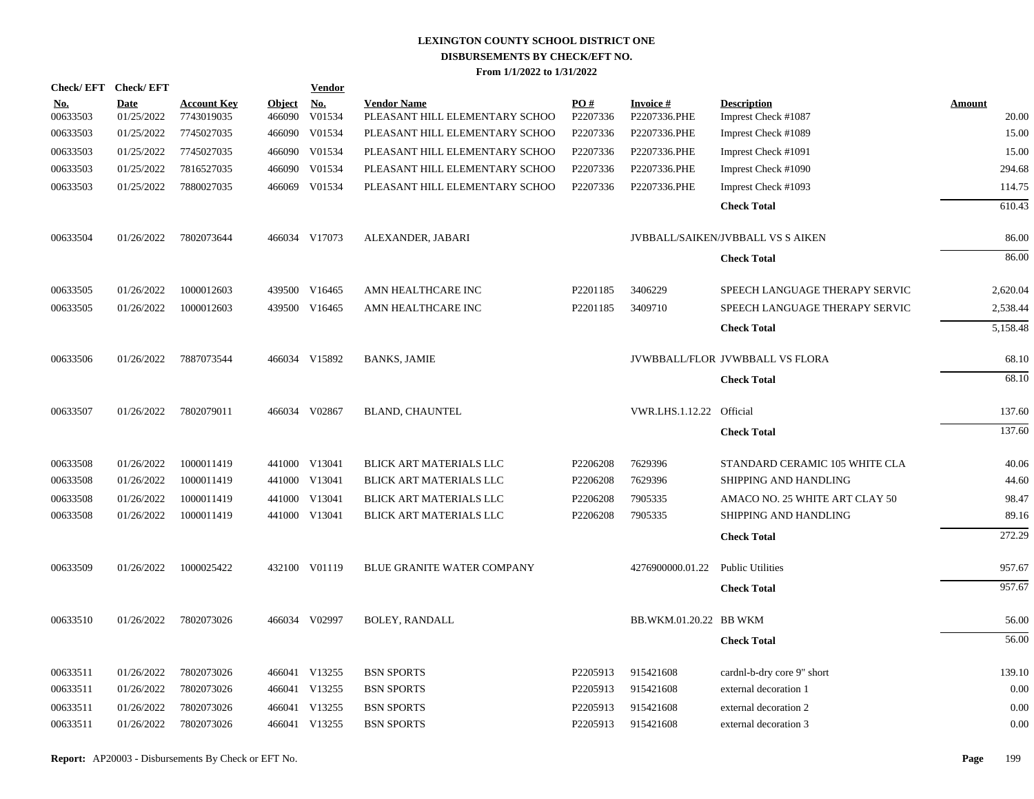**LEXINGTON COUNTY SCHOOL DISTRICT ONE**
**DISBURSEMENTS BY CHECK/EFT NO.**
**From 1/1/2022 to 1/31/2022**

| Check/ EFT No. | Check/ EFT Date | Account Key | Object | Vendor No. | Vendor Name | PO # | Invoice # | Description | Amount |
|---|---|---|---|---|---|---|---|---|---|
| 00633503 | 01/25/2022 | 7743019035 | 466090 | V01534 | PLEASANT HILL ELEMENTARY SCHOO | P2207336 | P2207336.PHE | Imprest Check #1087 | 20.00 |
| 00633503 | 01/25/2022 | 7745027035 | 466090 | V01534 | PLEASANT HILL ELEMENTARY SCHOO | P2207336 | P2207336.PHE | Imprest Check #1089 | 15.00 |
| 00633503 | 01/25/2022 | 7745027035 | 466090 | V01534 | PLEASANT HILL ELEMENTARY SCHOO | P2207336 | P2207336.PHE | Imprest Check #1091 | 15.00 |
| 00633503 | 01/25/2022 | 7816527035 | 466090 | V01534 | PLEASANT HILL ELEMENTARY SCHOO | P2207336 | P2207336.PHE | Imprest Check #1090 | 294.68 |
| 00633503 | 01/25/2022 | 7880027035 | 466069 | V01534 | PLEASANT HILL ELEMENTARY SCHOO | P2207336 | P2207336.PHE | Imprest Check #1093 | 114.75 |
| | | | | | | | | **Check Total** | 610.43 |
| 00633504 | 01/26/2022 | 7802073644 | 466034 | V17073 | ALEXANDER, JABARI | | JVBBALL/SAIKEN | JVBBALL VS S AIKEN | 86.00 |
| | | | | | | | | **Check Total** | 86.00 |
| 00633505 | 01/26/2022 | 1000012603 | 439500 | V16465 | AMN HEALTHCARE INC | P2201185 | 3406229 | SPEECH LANGUAGE THERAPY SERVIC | 2,620.04 |
| 00633505 | 01/26/2022 | 1000012603 | 439500 | V16465 | AMN HEALTHCARE INC | P2201185 | 3409710 | SPEECH LANGUAGE THERAPY SERVIC | 2,538.44 |
| | | | | | | | | **Check Total** | 5,158.48 |
| 00633506 | 01/26/2022 | 7887073544 | 466034 | V15892 | BANKS, JAMIE | | JVWBBALL/FLOR | JVWBBALL VS FLORA | 68.10 |
| | | | | | | | | **Check Total** | 68.10 |
| 00633507 | 01/26/2022 | 7802079011 | 466034 | V02867 | BLAND, CHAUNTEL | | VWR.LHS.1.12.22 | Official | 137.60 |
| | | | | | | | | **Check Total** | 137.60 |
| 00633508 | 01/26/2022 | 1000011419 | 441000 | V13041 | BLICK ART MATERIALS LLC | P2206208 | 7629396 | STANDARD CERAMIC 105 WHITE CLA | 40.06 |
| 00633508 | 01/26/2022 | 1000011419 | 441000 | V13041 | BLICK ART MATERIALS LLC | P2206208 | 7629396 | SHIPPING AND HANDLING | 44.60 |
| 00633508 | 01/26/2022 | 1000011419 | 441000 | V13041 | BLICK ART MATERIALS LLC | P2206208 | 7905335 | AMACO NO. 25 WHITE ART CLAY 50 | 98.47 |
| 00633508 | 01/26/2022 | 1000011419 | 441000 | V13041 | BLICK ART MATERIALS LLC | P2206208 | 7905335 | SHIPPING AND HANDLING | 89.16 |
| | | | | | | | | **Check Total** | 272.29 |
| 00633509 | 01/26/2022 | 1000025422 | 432100 | V01119 | BLUE GRANITE WATER COMPANY | | 4276900000.01.22 | Public Utilities | 957.67 |
| | | | | | | | | **Check Total** | 957.67 |
| 00633510 | 01/26/2022 | 7802073026 | 466034 | V02997 | BOLEY, RANDALL | | BB.WKM.01.20.22 | BB WKM | 56.00 |
| | | | | | | | | **Check Total** | 56.00 |
| 00633511 | 01/26/2022 | 7802073026 | 466041 | V13255 | BSN SPORTS | P2205913 | 915421608 | cardnl-b-dry core 9" short | 139.10 |
| 00633511 | 01/26/2022 | 7802073026 | 466041 | V13255 | BSN SPORTS | P2205913 | 915421608 | external decoration 1 | 0.00 |
| 00633511 | 01/26/2022 | 7802073026 | 466041 | V13255 | BSN SPORTS | P2205913 | 915421608 | external decoration 2 | 0.00 |
| 00633511 | 01/26/2022 | 7802073026 | 466041 | V13255 | BSN SPORTS | P2205913 | 915421608 | external decoration 3 | 0.00 |

**Report:** AP20003 - Disbursements By Check or EFT No.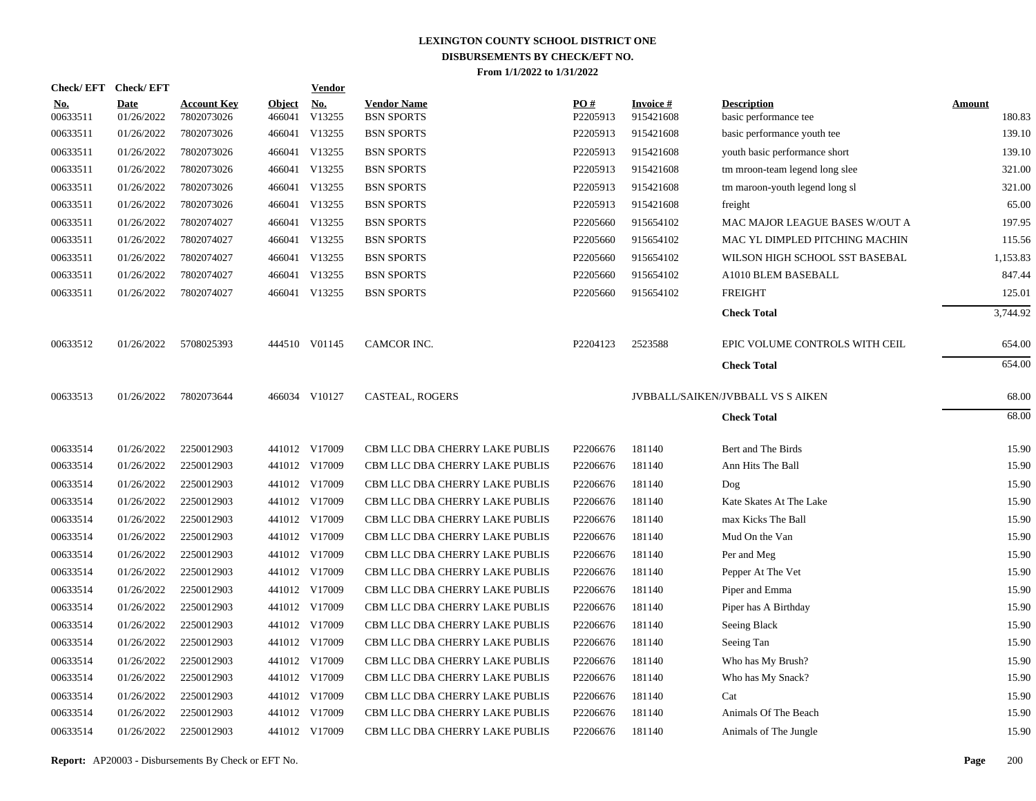# LEXINGTON COUNTY SCHOOL DISTRICT ONE
## DISBURSEMENTS BY CHECK/EFT NO.
### From 1/1/2022 to 1/31/2022

| Check/EFT No. | Check/EFT Date | Account Key | Object | Vendor No. | Vendor Name | PO # | Invoice # | Description | Amount |
|---|---|---|---|---|---|---|---|---|---|
| 00633511 | 01/26/2022 | 7802073026 | 466041 | V13255 | BSN SPORTS | P2205913 | 915421608 | basic performance tee | 180.83 |
| 00633511 | 01/26/2022 | 7802073026 | 466041 | V13255 | BSN SPORTS | P2205913 | 915421608 | basic performance youth tee | 139.10 |
| 00633511 | 01/26/2022 | 7802073026 | 466041 | V13255 | BSN SPORTS | P2205913 | 915421608 | youth basic performance short | 139.10 |
| 00633511 | 01/26/2022 | 7802073026 | 466041 | V13255 | BSN SPORTS | P2205913 | 915421608 | tm mroon-team legend long slee | 321.00 |
| 00633511 | 01/26/2022 | 7802073026 | 466041 | V13255 | BSN SPORTS | P2205913 | 915421608 | tm maroon-youth legend long sl | 321.00 |
| 00633511 | 01/26/2022 | 7802073026 | 466041 | V13255 | BSN SPORTS | P2205913 | 915421608 | freight | 65.00 |
| 00633511 | 01/26/2022 | 7802074027 | 466041 | V13255 | BSN SPORTS | P2205660 | 915654102 | MAC MAJOR LEAGUE BASES W/OUT A | 197.95 |
| 00633511 | 01/26/2022 | 7802074027 | 466041 | V13255 | BSN SPORTS | P2205660 | 915654102 | MAC YL DIMPLED PITCHING MACHIN | 115.56 |
| 00633511 | 01/26/2022 | 7802074027 | 466041 | V13255 | BSN SPORTS | P2205660 | 915654102 | WILSON HIGH SCHOOL SST BASEBAL | 1,153.83 |
| 00633511 | 01/26/2022 | 7802074027 | 466041 | V13255 | BSN SPORTS | P2205660 | 915654102 | A1010 BLEM BASEBALL | 847.44 |
| 00633511 | 01/26/2022 | 7802074027 | 466041 | V13255 | BSN SPORTS | P2205660 | 915654102 | FREIGHT | 125.01 |
| | | | | | | | | **Check Total** | 3,744.92 |
| 00633512 | 01/26/2022 | 5708025393 | 444510 | V01145 | CAMCOR INC. | P2204123 | 2523588 | EPIC VOLUME CONTROLS WITH CEIL | 654.00 |
| | | | | | | | | **Check Total** | 654.00 |
| 00633513 | 01/26/2022 | 7802073644 | 466034 | V10127 | CASTEAL, ROGERS | | | JVBBALL/SAIKEN/JVBBALL VS S AIKEN | 68.00 |
| | | | | | | | | **Check Total** | 68.00 |
| 00633514 | 01/26/2022 | 2250012903 | 441012 | V17009 | CBM LLC DBA CHERRY LAKE PUBLIS | P2206676 | 181140 | Bert and The Birds | 15.90 |
| 00633514 | 01/26/2022 | 2250012903 | 441012 | V17009 | CBM LLC DBA CHERRY LAKE PUBLIS | P2206676 | 181140 | Ann Hits The Ball | 15.90 |
| 00633514 | 01/26/2022 | 2250012903 | 441012 | V17009 | CBM LLC DBA CHERRY LAKE PUBLIS | P2206676 | 181140 | Dog | 15.90 |
| 00633514 | 01/26/2022 | 2250012903 | 441012 | V17009 | CBM LLC DBA CHERRY LAKE PUBLIS | P2206676 | 181140 | Kate Skates At The Lake | 15.90 |
| 00633514 | 01/26/2022 | 2250012903 | 441012 | V17009 | CBM LLC DBA CHERRY LAKE PUBLIS | P2206676 | 181140 | max Kicks The Ball | 15.90 |
| 00633514 | 01/26/2022 | 2250012903 | 441012 | V17009 | CBM LLC DBA CHERRY LAKE PUBLIS | P2206676 | 181140 | Mud On the Van | 15.90 |
| 00633514 | 01/26/2022 | 2250012903 | 441012 | V17009 | CBM LLC DBA CHERRY LAKE PUBLIS | P2206676 | 181140 | Per and Meg | 15.90 |
| 00633514 | 01/26/2022 | 2250012903 | 441012 | V17009 | CBM LLC DBA CHERRY LAKE PUBLIS | P2206676 | 181140 | Pepper At The Vet | 15.90 |
| 00633514 | 01/26/2022 | 2250012903 | 441012 | V17009 | CBM LLC DBA CHERRY LAKE PUBLIS | P2206676 | 181140 | Piper and Emma | 15.90 |
| 00633514 | 01/26/2022 | 2250012903 | 441012 | V17009 | CBM LLC DBA CHERRY LAKE PUBLIS | P2206676 | 181140 | Piper has A Birthday | 15.90 |
| 00633514 | 01/26/2022 | 2250012903 | 441012 | V17009 | CBM LLC DBA CHERRY LAKE PUBLIS | P2206676 | 181140 | Seeing Black | 15.90 |
| 00633514 | 01/26/2022 | 2250012903 | 441012 | V17009 | CBM LLC DBA CHERRY LAKE PUBLIS | P2206676 | 181140 | Seeing Tan | 15.90 |
| 00633514 | 01/26/2022 | 2250012903 | 441012 | V17009 | CBM LLC DBA CHERRY LAKE PUBLIS | P2206676 | 181140 | Who has My Brush? | 15.90 |
| 00633514 | 01/26/2022 | 2250012903 | 441012 | V17009 | CBM LLC DBA CHERRY LAKE PUBLIS | P2206676 | 181140 | Who has My Snack? | 15.90 |
| 00633514 | 01/26/2022 | 2250012903 | 441012 | V17009 | CBM LLC DBA CHERRY LAKE PUBLIS | P2206676 | 181140 | Cat | 15.90 |
| 00633514 | 01/26/2022 | 2250012903 | 441012 | V17009 | CBM LLC DBA CHERRY LAKE PUBLIS | P2206676 | 181140 | Animals Of The Beach | 15.90 |
| 00633514 | 01/26/2022 | 2250012903 | 441012 | V17009 | CBM LLC DBA CHERRY LAKE PUBLIS | P2206676 | 181140 | Animals of The Jungle | 15.90 |

**Report:** AP20003 - Disbursements By Check or EFT No.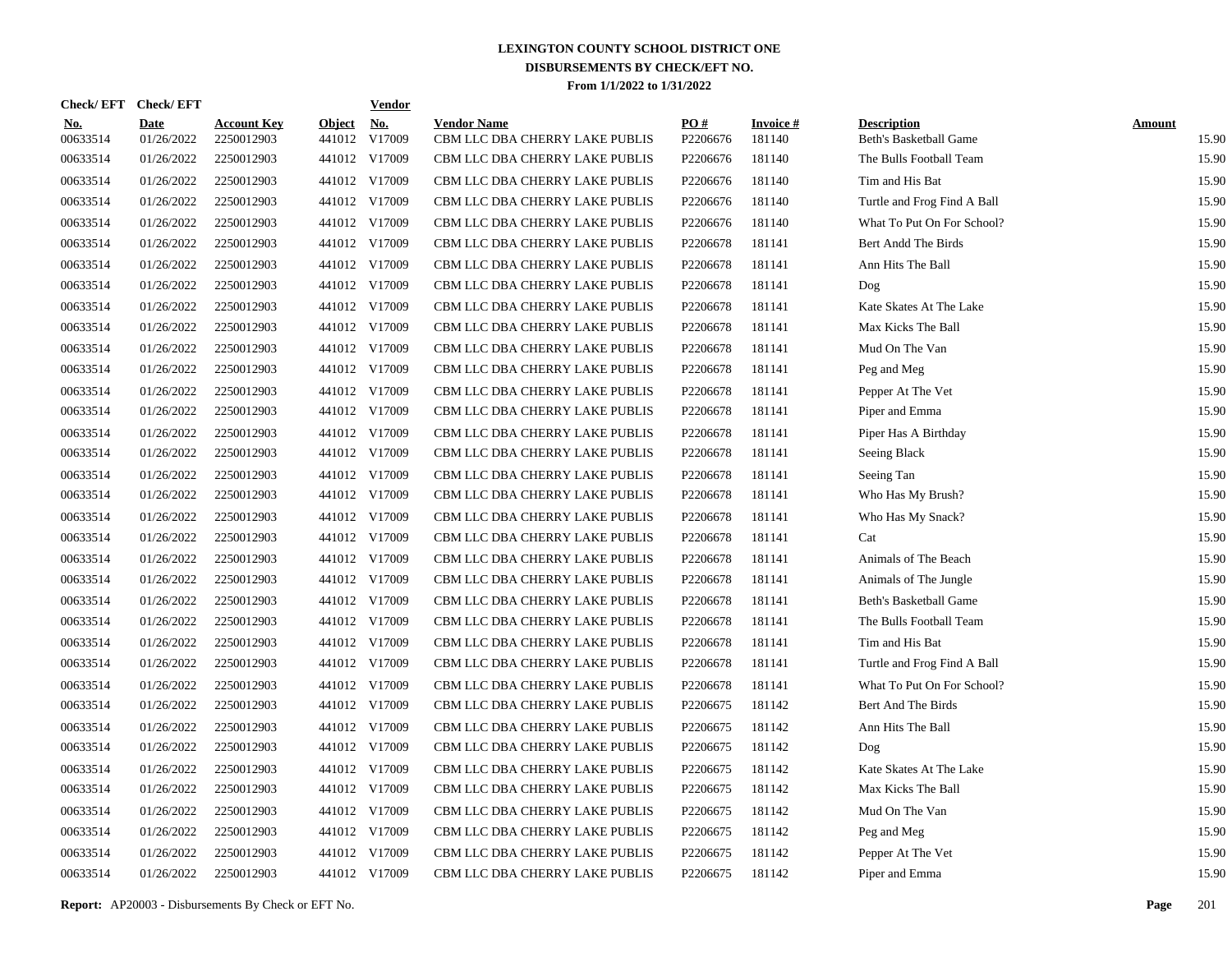# LEXINGTON COUNTY SCHOOL DISTRICT ONE
## DISBURSEMENTS BY CHECK/EFT NO.
### From 1/1/2022 to 1/31/2022

| Check/ EFT No. | Check/ EFT Date | Account Key | Object | Vendor No. | Vendor Name | PO # | Invoice # | Description | Amount |
|---|---|---|---|---|---|---|---|---|---|
| 00633514 | 01/26/2022 | 2250012903 | 441012 | V17009 | CBM LLC DBA CHERRY LAKE PUBLIS | P2206676 | 181140 | Beth's Basketball Game | 15.90 |
| 00633514 | 01/26/2022 | 2250012903 | 441012 | V17009 | CBM LLC DBA CHERRY LAKE PUBLIS | P2206676 | 181140 | The Bulls Football Team | 15.90 |
| 00633514 | 01/26/2022 | 2250012903 | 441012 | V17009 | CBM LLC DBA CHERRY LAKE PUBLIS | P2206676 | 181140 | Tim and His Bat | 15.90 |
| 00633514 | 01/26/2022 | 2250012903 | 441012 | V17009 | CBM LLC DBA CHERRY LAKE PUBLIS | P2206676 | 181140 | Turtle and Frog Find A Ball | 15.90 |
| 00633514 | 01/26/2022 | 2250012903 | 441012 | V17009 | CBM LLC DBA CHERRY LAKE PUBLIS | P2206676 | 181140 | What To Put On For School? | 15.90 |
| 00633514 | 01/26/2022 | 2250012903 | 441012 | V17009 | CBM LLC DBA CHERRY LAKE PUBLIS | P2206678 | 181141 | Bert Andd The Birds | 15.90 |
| 00633514 | 01/26/2022 | 2250012903 | 441012 | V17009 | CBM LLC DBA CHERRY LAKE PUBLIS | P2206678 | 181141 | Ann Hits The Ball | 15.90 |
| 00633514 | 01/26/2022 | 2250012903 | 441012 | V17009 | CBM LLC DBA CHERRY LAKE PUBLIS | P2206678 | 181141 | Dog | 15.90 |
| 00633514 | 01/26/2022 | 2250012903 | 441012 | V17009 | CBM LLC DBA CHERRY LAKE PUBLIS | P2206678 | 181141 | Kate Skates At The Lake | 15.90 |
| 00633514 | 01/26/2022 | 2250012903 | 441012 | V17009 | CBM LLC DBA CHERRY LAKE PUBLIS | P2206678 | 181141 | Max Kicks The Ball | 15.90 |
| 00633514 | 01/26/2022 | 2250012903 | 441012 | V17009 | CBM LLC DBA CHERRY LAKE PUBLIS | P2206678 | 181141 | Mud On The Van | 15.90 |
| 00633514 | 01/26/2022 | 2250012903 | 441012 | V17009 | CBM LLC DBA CHERRY LAKE PUBLIS | P2206678 | 181141 | Peg and Meg | 15.90 |
| 00633514 | 01/26/2022 | 2250012903 | 441012 | V17009 | CBM LLC DBA CHERRY LAKE PUBLIS | P2206678 | 181141 | Pepper At The Vet | 15.90 |
| 00633514 | 01/26/2022 | 2250012903 | 441012 | V17009 | CBM LLC DBA CHERRY LAKE PUBLIS | P2206678 | 181141 | Piper and Emma | 15.90 |
| 00633514 | 01/26/2022 | 2250012903 | 441012 | V17009 | CBM LLC DBA CHERRY LAKE PUBLIS | P2206678 | 181141 | Piper Has A Birthday | 15.90 |
| 00633514 | 01/26/2022 | 2250012903 | 441012 | V17009 | CBM LLC DBA CHERRY LAKE PUBLIS | P2206678 | 181141 | Seeing Black | 15.90 |
| 00633514 | 01/26/2022 | 2250012903 | 441012 | V17009 | CBM LLC DBA CHERRY LAKE PUBLIS | P2206678 | 181141 | Seeing Tan | 15.90 |
| 00633514 | 01/26/2022 | 2250012903 | 441012 | V17009 | CBM LLC DBA CHERRY LAKE PUBLIS | P2206678 | 181141 | Who Has My Brush? | 15.90 |
| 00633514 | 01/26/2022 | 2250012903 | 441012 | V17009 | CBM LLC DBA CHERRY LAKE PUBLIS | P2206678 | 181141 | Who Has My Snack? | 15.90 |
| 00633514 | 01/26/2022 | 2250012903 | 441012 | V17009 | CBM LLC DBA CHERRY LAKE PUBLIS | P2206678 | 181141 | Cat | 15.90 |
| 00633514 | 01/26/2022 | 2250012903 | 441012 | V17009 | CBM LLC DBA CHERRY LAKE PUBLIS | P2206678 | 181141 | Animals of The Beach | 15.90 |
| 00633514 | 01/26/2022 | 2250012903 | 441012 | V17009 | CBM LLC DBA CHERRY LAKE PUBLIS | P2206678 | 181141 | Animals of The Jungle | 15.90 |
| 00633514 | 01/26/2022 | 2250012903 | 441012 | V17009 | CBM LLC DBA CHERRY LAKE PUBLIS | P2206678 | 181141 | Beth's Basketball Game | 15.90 |
| 00633514 | 01/26/2022 | 2250012903 | 441012 | V17009 | CBM LLC DBA CHERRY LAKE PUBLIS | P2206678 | 181141 | The Bulls Football Team | 15.90 |
| 00633514 | 01/26/2022 | 2250012903 | 441012 | V17009 | CBM LLC DBA CHERRY LAKE PUBLIS | P2206678 | 181141 | Tim and His Bat | 15.90 |
| 00633514 | 01/26/2022 | 2250012903 | 441012 | V17009 | CBM LLC DBA CHERRY LAKE PUBLIS | P2206678 | 181141 | Turtle and Frog Find A Ball | 15.90 |
| 00633514 | 01/26/2022 | 2250012903 | 441012 | V17009 | CBM LLC DBA CHERRY LAKE PUBLIS | P2206678 | 181141 | What To Put On For School? | 15.90 |
| 00633514 | 01/26/2022 | 2250012903 | 441012 | V17009 | CBM LLC DBA CHERRY LAKE PUBLIS | P2206675 | 181142 | Bert And The Birds | 15.90 |
| 00633514 | 01/26/2022 | 2250012903 | 441012 | V17009 | CBM LLC DBA CHERRY LAKE PUBLIS | P2206675 | 181142 | Ann Hits The Ball | 15.90 |
| 00633514 | 01/26/2022 | 2250012903 | 441012 | V17009 | CBM LLC DBA CHERRY LAKE PUBLIS | P2206675 | 181142 | Dog | 15.90 |
| 00633514 | 01/26/2022 | 2250012903 | 441012 | V17009 | CBM LLC DBA CHERRY LAKE PUBLIS | P2206675 | 181142 | Kate Skates At The Lake | 15.90 |
| 00633514 | 01/26/2022 | 2250012903 | 441012 | V17009 | CBM LLC DBA CHERRY LAKE PUBLIS | P2206675 | 181142 | Max Kicks The Ball | 15.90 |
| 00633514 | 01/26/2022 | 2250012903 | 441012 | V17009 | CBM LLC DBA CHERRY LAKE PUBLIS | P2206675 | 181142 | Mud On The Van | 15.90 |
| 00633514 | 01/26/2022 | 2250012903 | 441012 | V17009 | CBM LLC DBA CHERRY LAKE PUBLIS | P2206675 | 181142 | Peg and Meg | 15.90 |
| 00633514 | 01/26/2022 | 2250012903 | 441012 | V17009 | CBM LLC DBA CHERRY LAKE PUBLIS | P2206675 | 181142 | Pepper At The Vet | 15.90 |
| 00633514 | 01/26/2022 | 2250012903 | 441012 | V17009 | CBM LLC DBA CHERRY LAKE PUBLIS | P2206675 | 181142 | Piper and Emma | 15.90 |

**Report:** AP20003 - Disbursements By Check or EFT No.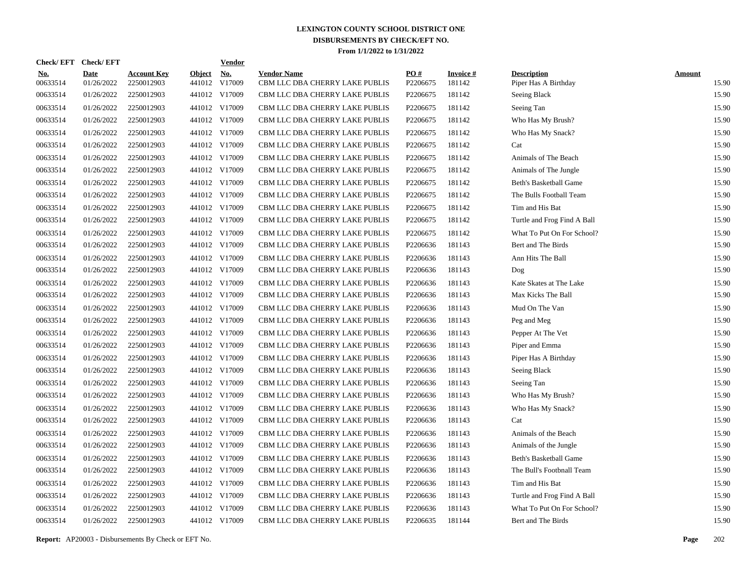# LEXINGTON COUNTY SCHOOL DISTRICT ONE
## DISBURSEMENTS BY CHECK/EFT NO.
### From 1/1/2022 to 1/31/2022

| Check/ EFT No. | Check/ EFT Date | Account Key | Object | Vendor No. | Vendor Name | PO # | Invoice # | Description | Amount |
|---|---|---|---|---|---|---|---|---|---|
| 00633514 | 01/26/2022 | 2250012903 | 441012 | V17009 | CBM LLC DBA CHERRY LAKE PUBLIS | P2206675 | 181142 | Piper Has A Birthday | 15.90 |
| 00633514 | 01/26/2022 | 2250012903 | 441012 | V17009 | CBM LLC DBA CHERRY LAKE PUBLIS | P2206675 | 181142 | Seeing Black | 15.90 |
| 00633514 | 01/26/2022 | 2250012903 | 441012 | V17009 | CBM LLC DBA CHERRY LAKE PUBLIS | P2206675 | 181142 | Seeing Tan | 15.90 |
| 00633514 | 01/26/2022 | 2250012903 | 441012 | V17009 | CBM LLC DBA CHERRY LAKE PUBLIS | P2206675 | 181142 | Who Has My Brush? | 15.90 |
| 00633514 | 01/26/2022 | 2250012903 | 441012 | V17009 | CBM LLC DBA CHERRY LAKE PUBLIS | P2206675 | 181142 | Who Has My Snack? | 15.90 |
| 00633514 | 01/26/2022 | 2250012903 | 441012 | V17009 | CBM LLC DBA CHERRY LAKE PUBLIS | P2206675 | 181142 | Cat | 15.90 |
| 00633514 | 01/26/2022 | 2250012903 | 441012 | V17009 | CBM LLC DBA CHERRY LAKE PUBLIS | P2206675 | 181142 | Animals of The Beach | 15.90 |
| 00633514 | 01/26/2022 | 2250012903 | 441012 | V17009 | CBM LLC DBA CHERRY LAKE PUBLIS | P2206675 | 181142 | Animals of The Jungle | 15.90 |
| 00633514 | 01/26/2022 | 2250012903 | 441012 | V17009 | CBM LLC DBA CHERRY LAKE PUBLIS | P2206675 | 181142 | Beth's Basketball Game | 15.90 |
| 00633514 | 01/26/2022 | 2250012903 | 441012 | V17009 | CBM LLC DBA CHERRY LAKE PUBLIS | P2206675 | 181142 | The Bulls Football Team | 15.90 |
| 00633514 | 01/26/2022 | 2250012903 | 441012 | V17009 | CBM LLC DBA CHERRY LAKE PUBLIS | P2206675 | 181142 | Tim and His Bat | 15.90 |
| 00633514 | 01/26/2022 | 2250012903 | 441012 | V17009 | CBM LLC DBA CHERRY LAKE PUBLIS | P2206675 | 181142 | Turtle and Frog Find A Ball | 15.90 |
| 00633514 | 01/26/2022 | 2250012903 | 441012 | V17009 | CBM LLC DBA CHERRY LAKE PUBLIS | P2206675 | 181142 | What To Put On For School? | 15.90 |
| 00633514 | 01/26/2022 | 2250012903 | 441012 | V17009 | CBM LLC DBA CHERRY LAKE PUBLIS | P2206636 | 181143 | Bert and The Birds | 15.90 |
| 00633514 | 01/26/2022 | 2250012903 | 441012 | V17009 | CBM LLC DBA CHERRY LAKE PUBLIS | P2206636 | 181143 | Ann Hits The Ball | 15.90 |
| 00633514 | 01/26/2022 | 2250012903 | 441012 | V17009 | CBM LLC DBA CHERRY LAKE PUBLIS | P2206636 | 181143 | Dog | 15.90 |
| 00633514 | 01/26/2022 | 2250012903 | 441012 | V17009 | CBM LLC DBA CHERRY LAKE PUBLIS | P2206636 | 181143 | Kate Skates at The Lake | 15.90 |
| 00633514 | 01/26/2022 | 2250012903 | 441012 | V17009 | CBM LLC DBA CHERRY LAKE PUBLIS | P2206636 | 181143 | Max Kicks The Ball | 15.90 |
| 00633514 | 01/26/2022 | 2250012903 | 441012 | V17009 | CBM LLC DBA CHERRY LAKE PUBLIS | P2206636 | 181143 | Mud On The Van | 15.90 |
| 00633514 | 01/26/2022 | 2250012903 | 441012 | V17009 | CBM LLC DBA CHERRY LAKE PUBLIS | P2206636 | 181143 | Peg and Meg | 15.90 |
| 00633514 | 01/26/2022 | 2250012903 | 441012 | V17009 | CBM LLC DBA CHERRY LAKE PUBLIS | P2206636 | 181143 | Pepper At The Vet | 15.90 |
| 00633514 | 01/26/2022 | 2250012903 | 441012 | V17009 | CBM LLC DBA CHERRY LAKE PUBLIS | P2206636 | 181143 | Piper and Emma | 15.90 |
| 00633514 | 01/26/2022 | 2250012903 | 441012 | V17009 | CBM LLC DBA CHERRY LAKE PUBLIS | P2206636 | 181143 | Piper Has A Birthday | 15.90 |
| 00633514 | 01/26/2022 | 2250012903 | 441012 | V17009 | CBM LLC DBA CHERRY LAKE PUBLIS | P2206636 | 181143 | Seeing Black | 15.90 |
| 00633514 | 01/26/2022 | 2250012903 | 441012 | V17009 | CBM LLC DBA CHERRY LAKE PUBLIS | P2206636 | 181143 | Seeing Tan | 15.90 |
| 00633514 | 01/26/2022 | 2250012903 | 441012 | V17009 | CBM LLC DBA CHERRY LAKE PUBLIS | P2206636 | 181143 | Who Has My Brush? | 15.90 |
| 00633514 | 01/26/2022 | 2250012903 | 441012 | V17009 | CBM LLC DBA CHERRY LAKE PUBLIS | P2206636 | 181143 | Who Has My Snack? | 15.90 |
| 00633514 | 01/26/2022 | 2250012903 | 441012 | V17009 | CBM LLC DBA CHERRY LAKE PUBLIS | P2206636 | 181143 | Cat | 15.90 |
| 00633514 | 01/26/2022 | 2250012903 | 441012 | V17009 | CBM LLC DBA CHERRY LAKE PUBLIS | P2206636 | 181143 | Animals of the Beach | 15.90 |
| 00633514 | 01/26/2022 | 2250012903 | 441012 | V17009 | CBM LLC DBA CHERRY LAKE PUBLIS | P2206636 | 181143 | Animals of the Jungle | 15.90 |
| 00633514 | 01/26/2022 | 2250012903 | 441012 | V17009 | CBM LLC DBA CHERRY LAKE PUBLIS | P2206636 | 181143 | Beth's Basketball Game | 15.90 |
| 00633514 | 01/26/2022 | 2250012903 | 441012 | V17009 | CBM LLC DBA CHERRY LAKE PUBLIS | P2206636 | 181143 | The Bull's Footbnall Team | 15.90 |
| 00633514 | 01/26/2022 | 2250012903 | 441012 | V17009 | CBM LLC DBA CHERRY LAKE PUBLIS | P2206636 | 181143 | Tim and His Bat | 15.90 |
| 00633514 | 01/26/2022 | 2250012903 | 441012 | V17009 | CBM LLC DBA CHERRY LAKE PUBLIS | P2206636 | 181143 | Turtle and Frog Find A Ball | 15.90 |
| 00633514 | 01/26/2022 | 2250012903 | 441012 | V17009 | CBM LLC DBA CHERRY LAKE PUBLIS | P2206636 | 181143 | What To Put On For School? | 15.90 |
| 00633514 | 01/26/2022 | 2250012903 | 441012 | V17009 | CBM LLC DBA CHERRY LAKE PUBLIS | P2206635 | 181144 | Bert and The Birds | 15.90 |

**Report:** AP20003 - Disbursements By Check or EFT No.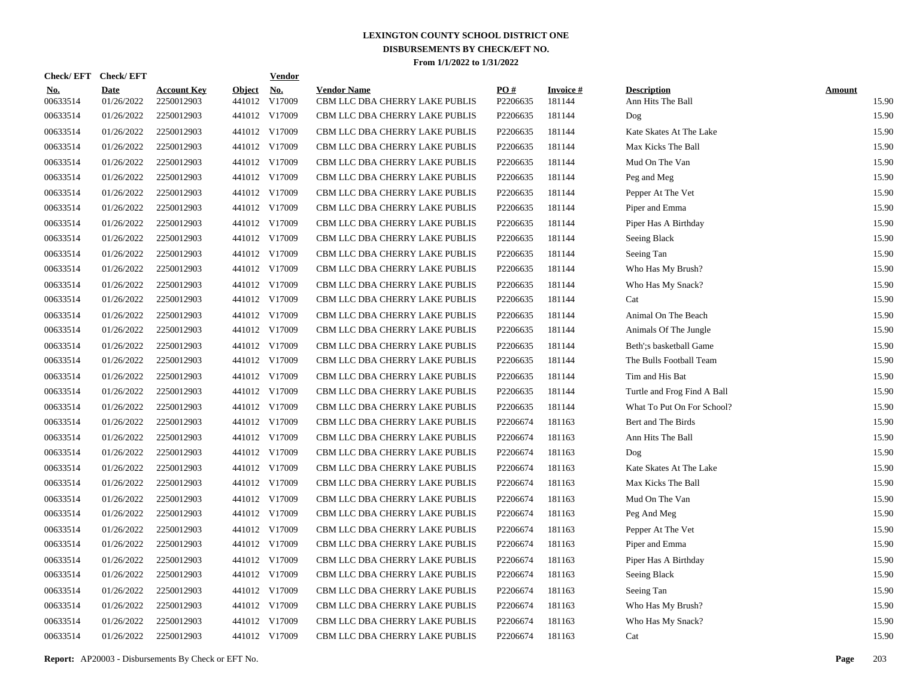# LEXINGTON COUNTY SCHOOL DISTRICT ONE
## DISBURSEMENTS BY CHECK/EFT NO.
### From 1/1/2022 to 1/31/2022

| Check/ EFT No. | Check/ EFT Date | Account Key | Object | Vendor No. | Vendor Name | PO # | Invoice # | Description | Amount |
|---|---|---|---|---|---|---|---|---|---|
| 00633514 | 01/26/2022 | 2250012903 | 441012 | V17009 | CBM LLC DBA CHERRY LAKE PUBLIS | P2206635 | 181144 | Ann Hits The Ball | 15.90 |
| 00633514 | 01/26/2022 | 2250012903 | 441012 | V17009 | CBM LLC DBA CHERRY LAKE PUBLIS | P2206635 | 181144 | Dog | 15.90 |
| 00633514 | 01/26/2022 | 2250012903 | 441012 | V17009 | CBM LLC DBA CHERRY LAKE PUBLIS | P2206635 | 181144 | Kate Skates At The Lake | 15.90 |
| 00633514 | 01/26/2022 | 2250012903 | 441012 | V17009 | CBM LLC DBA CHERRY LAKE PUBLIS | P2206635 | 181144 | Max Kicks The Ball | 15.90 |
| 00633514 | 01/26/2022 | 2250012903 | 441012 | V17009 | CBM LLC DBA CHERRY LAKE PUBLIS | P2206635 | 181144 | Mud On The Van | 15.90 |
| 00633514 | 01/26/2022 | 2250012903 | 441012 | V17009 | CBM LLC DBA CHERRY LAKE PUBLIS | P2206635 | 181144 | Peg and Meg | 15.90 |
| 00633514 | 01/26/2022 | 2250012903 | 441012 | V17009 | CBM LLC DBA CHERRY LAKE PUBLIS | P2206635 | 181144 | Pepper At The Vet | 15.90 |
| 00633514 | 01/26/2022 | 2250012903 | 441012 | V17009 | CBM LLC DBA CHERRY LAKE PUBLIS | P2206635 | 181144 | Piper and Emma | 15.90 |
| 00633514 | 01/26/2022 | 2250012903 | 441012 | V17009 | CBM LLC DBA CHERRY LAKE PUBLIS | P2206635 | 181144 | Piper Has A Birthday | 15.90 |
| 00633514 | 01/26/2022 | 2250012903 | 441012 | V17009 | CBM LLC DBA CHERRY LAKE PUBLIS | P2206635 | 181144 | Seeing Black | 15.90 |
| 00633514 | 01/26/2022 | 2250012903 | 441012 | V17009 | CBM LLC DBA CHERRY LAKE PUBLIS | P2206635 | 181144 | Seeing Tan | 15.90 |
| 00633514 | 01/26/2022 | 2250012903 | 441012 | V17009 | CBM LLC DBA CHERRY LAKE PUBLIS | P2206635 | 181144 | Who Has My Brush? | 15.90 |
| 00633514 | 01/26/2022 | 2250012903 | 441012 | V17009 | CBM LLC DBA CHERRY LAKE PUBLIS | P2206635 | 181144 | Who Has My Snack? | 15.90 |
| 00633514 | 01/26/2022 | 2250012903 | 441012 | V17009 | CBM LLC DBA CHERRY LAKE PUBLIS | P2206635 | 181144 | Cat | 15.90 |
| 00633514 | 01/26/2022 | 2250012903 | 441012 | V17009 | CBM LLC DBA CHERRY LAKE PUBLIS | P2206635 | 181144 | Animal On The Beach | 15.90 |
| 00633514 | 01/26/2022 | 2250012903 | 441012 | V17009 | CBM LLC DBA CHERRY LAKE PUBLIS | P2206635 | 181144 | Animals Of The Jungle | 15.90 |
| 00633514 | 01/26/2022 | 2250012903 | 441012 | V17009 | CBM LLC DBA CHERRY LAKE PUBLIS | P2206635 | 181144 | Beth';s basketball Game | 15.90 |
| 00633514 | 01/26/2022 | 2250012903 | 441012 | V17009 | CBM LLC DBA CHERRY LAKE PUBLIS | P2206635 | 181144 | The Bulls Football Team | 15.90 |
| 00633514 | 01/26/2022 | 2250012903 | 441012 | V17009 | CBM LLC DBA CHERRY LAKE PUBLIS | P2206635 | 181144 | Tim and His Bat | 15.90 |
| 00633514 | 01/26/2022 | 2250012903 | 441012 | V17009 | CBM LLC DBA CHERRY LAKE PUBLIS | P2206635 | 181144 | Turtle and Frog Find A Ball | 15.90 |
| 00633514 | 01/26/2022 | 2250012903 | 441012 | V17009 | CBM LLC DBA CHERRY LAKE PUBLIS | P2206635 | 181144 | What To Put On For School? | 15.90 |
| 00633514 | 01/26/2022 | 2250012903 | 441012 | V17009 | CBM LLC DBA CHERRY LAKE PUBLIS | P2206674 | 181163 | Bert and The Birds | 15.90 |
| 00633514 | 01/26/2022 | 2250012903 | 441012 | V17009 | CBM LLC DBA CHERRY LAKE PUBLIS | P2206674 | 181163 | Ann Hits The Ball | 15.90 |
| 00633514 | 01/26/2022 | 2250012903 | 441012 | V17009 | CBM LLC DBA CHERRY LAKE PUBLIS | P2206674 | 181163 | Dog | 15.90 |
| 00633514 | 01/26/2022 | 2250012903 | 441012 | V17009 | CBM LLC DBA CHERRY LAKE PUBLIS | P2206674 | 181163 | Kate Skates At The Lake | 15.90 |
| 00633514 | 01/26/2022 | 2250012903 | 441012 | V17009 | CBM LLC DBA CHERRY LAKE PUBLIS | P2206674 | 181163 | Max Kicks The Ball | 15.90 |
| 00633514 | 01/26/2022 | 2250012903 | 441012 | V17009 | CBM LLC DBA CHERRY LAKE PUBLIS | P2206674 | 181163 | Mud On The Van | 15.90 |
| 00633514 | 01/26/2022 | 2250012903 | 441012 | V17009 | CBM LLC DBA CHERRY LAKE PUBLIS | P2206674 | 181163 | Peg And Meg | 15.90 |
| 00633514 | 01/26/2022 | 2250012903 | 441012 | V17009 | CBM LLC DBA CHERRY LAKE PUBLIS | P2206674 | 181163 | Pepper At The Vet | 15.90 |
| 00633514 | 01/26/2022 | 2250012903 | 441012 | V17009 | CBM LLC DBA CHERRY LAKE PUBLIS | P2206674 | 181163 | Piper and Emma | 15.90 |
| 00633514 | 01/26/2022 | 2250012903 | 441012 | V17009 | CBM LLC DBA CHERRY LAKE PUBLIS | P2206674 | 181163 | Piper Has A Birthday | 15.90 |
| 00633514 | 01/26/2022 | 2250012903 | 441012 | V17009 | CBM LLC DBA CHERRY LAKE PUBLIS | P2206674 | 181163 | Seeing Black | 15.90 |
| 00633514 | 01/26/2022 | 2250012903 | 441012 | V17009 | CBM LLC DBA CHERRY LAKE PUBLIS | P2206674 | 181163 | Seeing Tan | 15.90 |
| 00633514 | 01/26/2022 | 2250012903 | 441012 | V17009 | CBM LLC DBA CHERRY LAKE PUBLIS | P2206674 | 181163 | Who Has My Brush? | 15.90 |
| 00633514 | 01/26/2022 | 2250012903 | 441012 | V17009 | CBM LLC DBA CHERRY LAKE PUBLIS | P2206674 | 181163 | Who Has My Snack? | 15.90 |
| 00633514 | 01/26/2022 | 2250012903 | 441012 | V17009 | CBM LLC DBA CHERRY LAKE PUBLIS | P2206674 | 181163 | Cat | 15.90 |

**Report:** AP20003 - Disbursements By Check or EFT No.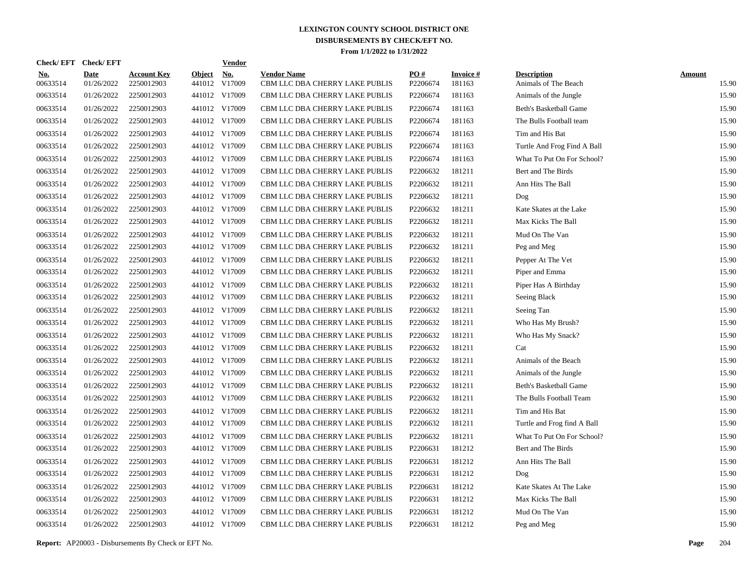# LEXINGTON COUNTY SCHOOL DISTRICT ONE
## DISBURSEMENTS BY CHECK/EFT NO.
### From 1/1/2022 to 1/31/2022

| Check/EFT No. | Check/EFT Date | Account Key | Object | Vendor No. | Vendor Name | PO # | Invoice # | Description | Amount |
|---|---|---|---|---|---|---|---|---|---|
| 00633514 | 01/26/2022 | 2250012903 | 441012 | V17009 | CBM LLC DBA CHERRY LAKE PUBLIS | P2206674 | 181163 | Animals of The Beach | 15.90 |
| 00633514 | 01/26/2022 | 2250012903 | 441012 | V17009 | CBM LLC DBA CHERRY LAKE PUBLIS | P2206674 | 181163 | Animals of the Jungle | 15.90 |
| 00633514 | 01/26/2022 | 2250012903 | 441012 | V17009 | CBM LLC DBA CHERRY LAKE PUBLIS | P2206674 | 181163 | Beth's Basketball Game | 15.90 |
| 00633514 | 01/26/2022 | 2250012903 | 441012 | V17009 | CBM LLC DBA CHERRY LAKE PUBLIS | P2206674 | 181163 | The Bulls Football team | 15.90 |
| 00633514 | 01/26/2022 | 2250012903 | 441012 | V17009 | CBM LLC DBA CHERRY LAKE PUBLIS | P2206674 | 181163 | Tim and His Bat | 15.90 |
| 00633514 | 01/26/2022 | 2250012903 | 441012 | V17009 | CBM LLC DBA CHERRY LAKE PUBLIS | P2206674 | 181163 | Turtle And Frog Find A Ball | 15.90 |
| 00633514 | 01/26/2022 | 2250012903 | 441012 | V17009 | CBM LLC DBA CHERRY LAKE PUBLIS | P2206674 | 181163 | What To Put On For School? | 15.90 |
| 00633514 | 01/26/2022 | 2250012903 | 441012 | V17009 | CBM LLC DBA CHERRY LAKE PUBLIS | P2206632 | 181211 | Bert and The Birds | 15.90 |
| 00633514 | 01/26/2022 | 2250012903 | 441012 | V17009 | CBM LLC DBA CHERRY LAKE PUBLIS | P2206632 | 181211 | Ann Hits The Ball | 15.90 |
| 00633514 | 01/26/2022 | 2250012903 | 441012 | V17009 | CBM LLC DBA CHERRY LAKE PUBLIS | P2206632 | 181211 | Dog | 15.90 |
| 00633514 | 01/26/2022 | 2250012903 | 441012 | V17009 | CBM LLC DBA CHERRY LAKE PUBLIS | P2206632 | 181211 | Kate Skates at the Lake | 15.90 |
| 00633514 | 01/26/2022 | 2250012903 | 441012 | V17009 | CBM LLC DBA CHERRY LAKE PUBLIS | P2206632 | 181211 | Max Kicks The Ball | 15.90 |
| 00633514 | 01/26/2022 | 2250012903 | 441012 | V17009 | CBM LLC DBA CHERRY LAKE PUBLIS | P2206632 | 181211 | Mud On The Van | 15.90 |
| 00633514 | 01/26/2022 | 2250012903 | 441012 | V17009 | CBM LLC DBA CHERRY LAKE PUBLIS | P2206632 | 181211 | Peg and Meg | 15.90 |
| 00633514 | 01/26/2022 | 2250012903 | 441012 | V17009 | CBM LLC DBA CHERRY LAKE PUBLIS | P2206632 | 181211 | Pepper At The Vet | 15.90 |
| 00633514 | 01/26/2022 | 2250012903 | 441012 | V17009 | CBM LLC DBA CHERRY LAKE PUBLIS | P2206632 | 181211 | Piper and Emma | 15.90 |
| 00633514 | 01/26/2022 | 2250012903 | 441012 | V17009 | CBM LLC DBA CHERRY LAKE PUBLIS | P2206632 | 181211 | Piper Has A Birthday | 15.90 |
| 00633514 | 01/26/2022 | 2250012903 | 441012 | V17009 | CBM LLC DBA CHERRY LAKE PUBLIS | P2206632 | 181211 | Seeing Black | 15.90 |
| 00633514 | 01/26/2022 | 2250012903 | 441012 | V17009 | CBM LLC DBA CHERRY LAKE PUBLIS | P2206632 | 181211 | Seeing Tan | 15.90 |
| 00633514 | 01/26/2022 | 2250012903 | 441012 | V17009 | CBM LLC DBA CHERRY LAKE PUBLIS | P2206632 | 181211 | Who Has My Brush? | 15.90 |
| 00633514 | 01/26/2022 | 2250012903 | 441012 | V17009 | CBM LLC DBA CHERRY LAKE PUBLIS | P2206632 | 181211 | Who Has My Snack? | 15.90 |
| 00633514 | 01/26/2022 | 2250012903 | 441012 | V17009 | CBM LLC DBA CHERRY LAKE PUBLIS | P2206632 | 181211 | Cat | 15.90 |
| 00633514 | 01/26/2022 | 2250012903 | 441012 | V17009 | CBM LLC DBA CHERRY LAKE PUBLIS | P2206632 | 181211 | Animals of the Beach | 15.90 |
| 00633514 | 01/26/2022 | 2250012903 | 441012 | V17009 | CBM LLC DBA CHERRY LAKE PUBLIS | P2206632 | 181211 | Animals of the Jungle | 15.90 |
| 00633514 | 01/26/2022 | 2250012903 | 441012 | V17009 | CBM LLC DBA CHERRY LAKE PUBLIS | P2206632 | 181211 | Beth's Basketball Game | 15.90 |
| 00633514 | 01/26/2022 | 2250012903 | 441012 | V17009 | CBM LLC DBA CHERRY LAKE PUBLIS | P2206632 | 181211 | The Bulls Football Team | 15.90 |
| 00633514 | 01/26/2022 | 2250012903 | 441012 | V17009 | CBM LLC DBA CHERRY LAKE PUBLIS | P2206632 | 181211 | Tim and His Bat | 15.90 |
| 00633514 | 01/26/2022 | 2250012903 | 441012 | V17009 | CBM LLC DBA CHERRY LAKE PUBLIS | P2206632 | 181211 | Turtle and Frog find A Ball | 15.90 |
| 00633514 | 01/26/2022 | 2250012903 | 441012 | V17009 | CBM LLC DBA CHERRY LAKE PUBLIS | P2206632 | 181211 | What To Put On For School? | 15.90 |
| 00633514 | 01/26/2022 | 2250012903 | 441012 | V17009 | CBM LLC DBA CHERRY LAKE PUBLIS | P2206631 | 181212 | Bert and The Birds | 15.90 |
| 00633514 | 01/26/2022 | 2250012903 | 441012 | V17009 | CBM LLC DBA CHERRY LAKE PUBLIS | P2206631 | 181212 | Ann Hits The Ball | 15.90 |
| 00633514 | 01/26/2022 | 2250012903 | 441012 | V17009 | CBM LLC DBA CHERRY LAKE PUBLIS | P2206631 | 181212 | Dog | 15.90 |
| 00633514 | 01/26/2022 | 2250012903 | 441012 | V17009 | CBM LLC DBA CHERRY LAKE PUBLIS | P2206631 | 181212 | Kate Skates At The Lake | 15.90 |
| 00633514 | 01/26/2022 | 2250012903 | 441012 | V17009 | CBM LLC DBA CHERRY LAKE PUBLIS | P2206631 | 181212 | Max Kicks The Ball | 15.90 |
| 00633514 | 01/26/2022 | 2250012903 | 441012 | V17009 | CBM LLC DBA CHERRY LAKE PUBLIS | P2206631 | 181212 | Mud On The Van | 15.90 |
| 00633514 | 01/26/2022 | 2250012903 | 441012 | V17009 | CBM LLC DBA CHERRY LAKE PUBLIS | P2206631 | 181212 | Peg and Meg | 15.90 |

**Report:** AP20003 - Disbursements By Check or EFT No.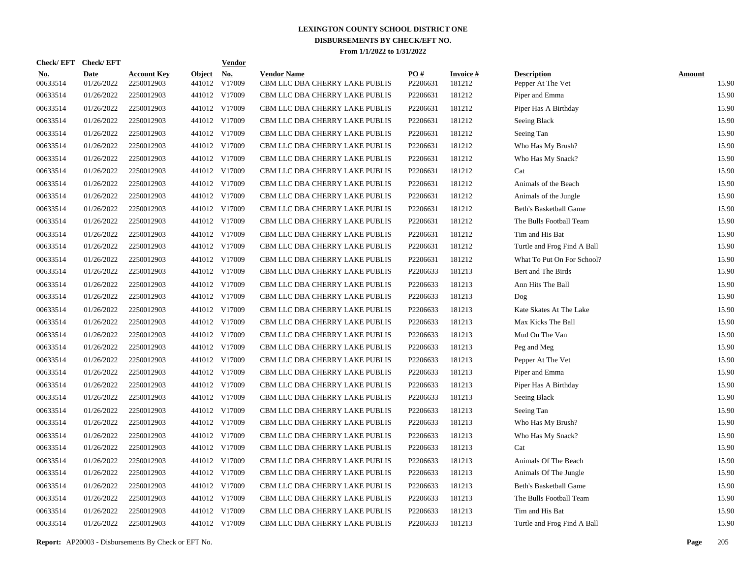# LEXINGTON COUNTY SCHOOL DISTRICT ONE
## DISBURSEMENTS BY CHECK/EFT NO.
### From 1/1/2022 to 1/31/2022

| Check/ EFT No. | Check/ EFT Date | Account Key | Object | Vendor No. | Vendor Name | PO # | Invoice # | Description | Amount |
|---|---|---|---|---|---|---|---|---|---|
| 00633514 | 01/26/2022 | 2250012903 | 441012 | V17009 | CBM LLC DBA CHERRY LAKE PUBLIS | P2206631 | 181212 | Pepper At The Vet | 15.90 |
| 00633514 | 01/26/2022 | 2250012903 | 441012 | V17009 | CBM LLC DBA CHERRY LAKE PUBLIS | P2206631 | 181212 | Piper and Emma | 15.90 |
| 00633514 | 01/26/2022 | 2250012903 | 441012 | V17009 | CBM LLC DBA CHERRY LAKE PUBLIS | P2206631 | 181212 | Piper Has A Birthday | 15.90 |
| 00633514 | 01/26/2022 | 2250012903 | 441012 | V17009 | CBM LLC DBA CHERRY LAKE PUBLIS | P2206631 | 181212 | Seeing Black | 15.90 |
| 00633514 | 01/26/2022 | 2250012903 | 441012 | V17009 | CBM LLC DBA CHERRY LAKE PUBLIS | P2206631 | 181212 | Seeing Tan | 15.90 |
| 00633514 | 01/26/2022 | 2250012903 | 441012 | V17009 | CBM LLC DBA CHERRY LAKE PUBLIS | P2206631 | 181212 | Who Has My Brush? | 15.90 |
| 00633514 | 01/26/2022 | 2250012903 | 441012 | V17009 | CBM LLC DBA CHERRY LAKE PUBLIS | P2206631 | 181212 | Who Has My Snack? | 15.90 |
| 00633514 | 01/26/2022 | 2250012903 | 441012 | V17009 | CBM LLC DBA CHERRY LAKE PUBLIS | P2206631 | 181212 | Cat | 15.90 |
| 00633514 | 01/26/2022 | 2250012903 | 441012 | V17009 | CBM LLC DBA CHERRY LAKE PUBLIS | P2206631 | 181212 | Animals of the Beach | 15.90 |
| 00633514 | 01/26/2022 | 2250012903 | 441012 | V17009 | CBM LLC DBA CHERRY LAKE PUBLIS | P2206631 | 181212 | Animals of the Jungle | 15.90 |
| 00633514 | 01/26/2022 | 2250012903 | 441012 | V17009 | CBM LLC DBA CHERRY LAKE PUBLIS | P2206631 | 181212 | Beth's Basketball Game | 15.90 |
| 00633514 | 01/26/2022 | 2250012903 | 441012 | V17009 | CBM LLC DBA CHERRY LAKE PUBLIS | P2206631 | 181212 | The Bulls Football Team | 15.90 |
| 00633514 | 01/26/2022 | 2250012903 | 441012 | V17009 | CBM LLC DBA CHERRY LAKE PUBLIS | P2206631 | 181212 | Tim and His Bat | 15.90 |
| 00633514 | 01/26/2022 | 2250012903 | 441012 | V17009 | CBM LLC DBA CHERRY LAKE PUBLIS | P2206631 | 181212 | Turtle and Frog Find A Ball | 15.90 |
| 00633514 | 01/26/2022 | 2250012903 | 441012 | V17009 | CBM LLC DBA CHERRY LAKE PUBLIS | P2206631 | 181212 | What To Put On For School? | 15.90 |
| 00633514 | 01/26/2022 | 2250012903 | 441012 | V17009 | CBM LLC DBA CHERRY LAKE PUBLIS | P2206633 | 181213 | Bert and The Birds | 15.90 |
| 00633514 | 01/26/2022 | 2250012903 | 441012 | V17009 | CBM LLC DBA CHERRY LAKE PUBLIS | P2206633 | 181213 | Ann Hits The Ball | 15.90 |
| 00633514 | 01/26/2022 | 2250012903 | 441012 | V17009 | CBM LLC DBA CHERRY LAKE PUBLIS | P2206633 | 181213 | Dog | 15.90 |
| 00633514 | 01/26/2022 | 2250012903 | 441012 | V17009 | CBM LLC DBA CHERRY LAKE PUBLIS | P2206633 | 181213 | Kate Skates At The Lake | 15.90 |
| 00633514 | 01/26/2022 | 2250012903 | 441012 | V17009 | CBM LLC DBA CHERRY LAKE PUBLIS | P2206633 | 181213 | Max Kicks The Ball | 15.90 |
| 00633514 | 01/26/2022 | 2250012903 | 441012 | V17009 | CBM LLC DBA CHERRY LAKE PUBLIS | P2206633 | 181213 | Mud On The Van | 15.90 |
| 00633514 | 01/26/2022 | 2250012903 | 441012 | V17009 | CBM LLC DBA CHERRY LAKE PUBLIS | P2206633 | 181213 | Peg and Meg | 15.90 |
| 00633514 | 01/26/2022 | 2250012903 | 441012 | V17009 | CBM LLC DBA CHERRY LAKE PUBLIS | P2206633 | 181213 | Pepper At The Vet | 15.90 |
| 00633514 | 01/26/2022 | 2250012903 | 441012 | V17009 | CBM LLC DBA CHERRY LAKE PUBLIS | P2206633 | 181213 | Piper and Emma | 15.90 |
| 00633514 | 01/26/2022 | 2250012903 | 441012 | V17009 | CBM LLC DBA CHERRY LAKE PUBLIS | P2206633 | 181213 | Piper Has A Birthday | 15.90 |
| 00633514 | 01/26/2022 | 2250012903 | 441012 | V17009 | CBM LLC DBA CHERRY LAKE PUBLIS | P2206633 | 181213 | Seeing Black | 15.90 |
| 00633514 | 01/26/2022 | 2250012903 | 441012 | V17009 | CBM LLC DBA CHERRY LAKE PUBLIS | P2206633 | 181213 | Seeing Tan | 15.90 |
| 00633514 | 01/26/2022 | 2250012903 | 441012 | V17009 | CBM LLC DBA CHERRY LAKE PUBLIS | P2206633 | 181213 | Who Has My Brush? | 15.90 |
| 00633514 | 01/26/2022 | 2250012903 | 441012 | V17009 | CBM LLC DBA CHERRY LAKE PUBLIS | P2206633 | 181213 | Who Has My Snack? | 15.90 |
| 00633514 | 01/26/2022 | 2250012903 | 441012 | V17009 | CBM LLC DBA CHERRY LAKE PUBLIS | P2206633 | 181213 | Cat | 15.90 |
| 00633514 | 01/26/2022 | 2250012903 | 441012 | V17009 | CBM LLC DBA CHERRY LAKE PUBLIS | P2206633 | 181213 | Animals Of The Beach | 15.90 |
| 00633514 | 01/26/2022 | 2250012903 | 441012 | V17009 | CBM LLC DBA CHERRY LAKE PUBLIS | P2206633 | 181213 | Animals Of The Jungle | 15.90 |
| 00633514 | 01/26/2022 | 2250012903 | 441012 | V17009 | CBM LLC DBA CHERRY LAKE PUBLIS | P2206633 | 181213 | Beth's Basketball Game | 15.90 |
| 00633514 | 01/26/2022 | 2250012903 | 441012 | V17009 | CBM LLC DBA CHERRY LAKE PUBLIS | P2206633 | 181213 | The Bulls Football Team | 15.90 |
| 00633514 | 01/26/2022 | 2250012903 | 441012 | V17009 | CBM LLC DBA CHERRY LAKE PUBLIS | P2206633 | 181213 | Tim and His Bat | 15.90 |
| 00633514 | 01/26/2022 | 2250012903 | 441012 | V17009 | CBM LLC DBA CHERRY LAKE PUBLIS | P2206633 | 181213 | Turtle and Frog Find A Ball | 15.90 |

**Report:** AP20003 - Disbursements By Check or EFT No.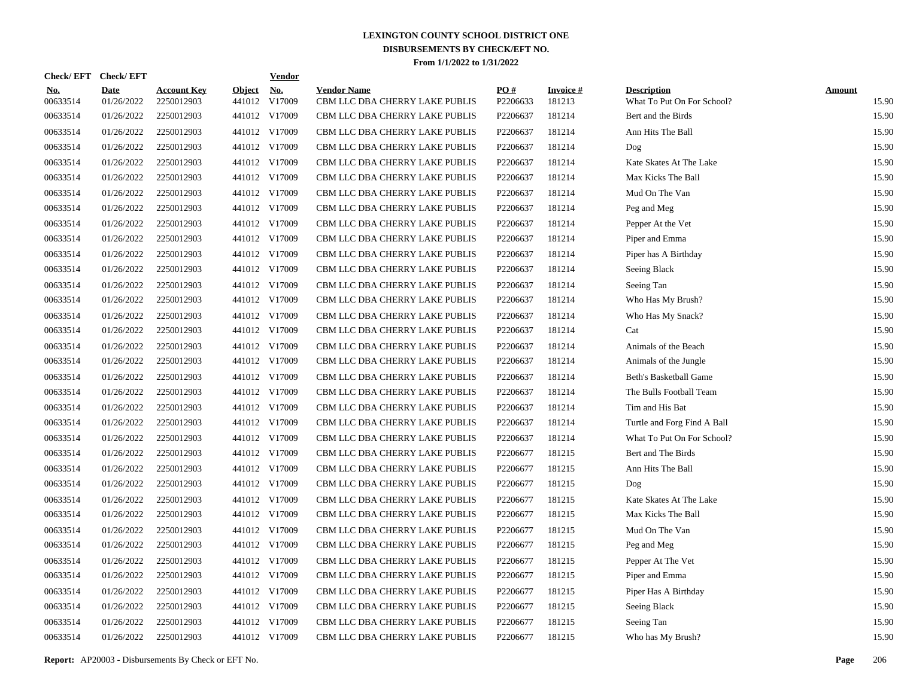# LEXINGTON COUNTY SCHOOL DISTRICT ONE
## DISBURSEMENTS BY CHECK/EFT NO.
### From 1/1/2022 to 1/31/2022

| Check/ EFT No. | Check/ EFT Date | Account Key | Object | Vendor No. | Vendor Name | PO # | Invoice # | Description | Amount |
|---|---|---|---|---|---|---|---|---|---|
| 00633514 | 01/26/2022 | 2250012903 | 441012 | V17009 | CBM LLC DBA CHERRY LAKE PUBLIS | P2206633 | 181213 | What To Put On For School? | 15.90 |
| 00633514 | 01/26/2022 | 2250012903 | 441012 | V17009 | CBM LLC DBA CHERRY LAKE PUBLIS | P2206637 | 181214 | Bert and the Birds | 15.90 |
| 00633514 | 01/26/2022 | 2250012903 | 441012 | V17009 | CBM LLC DBA CHERRY LAKE PUBLIS | P2206637 | 181214 | Ann Hits The Ball | 15.90 |
| 00633514 | 01/26/2022 | 2250012903 | 441012 | V17009 | CBM LLC DBA CHERRY LAKE PUBLIS | P2206637 | 181214 | Dog | 15.90 |
| 00633514 | 01/26/2022 | 2250012903 | 441012 | V17009 | CBM LLC DBA CHERRY LAKE PUBLIS | P2206637 | 181214 | Kate Skates At The Lake | 15.90 |
| 00633514 | 01/26/2022 | 2250012903 | 441012 | V17009 | CBM LLC DBA CHERRY LAKE PUBLIS | P2206637 | 181214 | Max Kicks The Ball | 15.90 |
| 00633514 | 01/26/2022 | 2250012903 | 441012 | V17009 | CBM LLC DBA CHERRY LAKE PUBLIS | P2206637 | 181214 | Mud On The Van | 15.90 |
| 00633514 | 01/26/2022 | 2250012903 | 441012 | V17009 | CBM LLC DBA CHERRY LAKE PUBLIS | P2206637 | 181214 | Peg and Meg | 15.90 |
| 00633514 | 01/26/2022 | 2250012903 | 441012 | V17009 | CBM LLC DBA CHERRY LAKE PUBLIS | P2206637 | 181214 | Pepper At the Vet | 15.90 |
| 00633514 | 01/26/2022 | 2250012903 | 441012 | V17009 | CBM LLC DBA CHERRY LAKE PUBLIS | P2206637 | 181214 | Piper and Emma | 15.90 |
| 00633514 | 01/26/2022 | 2250012903 | 441012 | V17009 | CBM LLC DBA CHERRY LAKE PUBLIS | P2206637 | 181214 | Piper has A Birthday | 15.90 |
| 00633514 | 01/26/2022 | 2250012903 | 441012 | V17009 | CBM LLC DBA CHERRY LAKE PUBLIS | P2206637 | 181214 | Seeing Black | 15.90 |
| 00633514 | 01/26/2022 | 2250012903 | 441012 | V17009 | CBM LLC DBA CHERRY LAKE PUBLIS | P2206637 | 181214 | Seeing Tan | 15.90 |
| 00633514 | 01/26/2022 | 2250012903 | 441012 | V17009 | CBM LLC DBA CHERRY LAKE PUBLIS | P2206637 | 181214 | Who Has My Brush? | 15.90 |
| 00633514 | 01/26/2022 | 2250012903 | 441012 | V17009 | CBM LLC DBA CHERRY LAKE PUBLIS | P2206637 | 181214 | Who Has My Snack? | 15.90 |
| 00633514 | 01/26/2022 | 2250012903 | 441012 | V17009 | CBM LLC DBA CHERRY LAKE PUBLIS | P2206637 | 181214 | Cat | 15.90 |
| 00633514 | 01/26/2022 | 2250012903 | 441012 | V17009 | CBM LLC DBA CHERRY LAKE PUBLIS | P2206637 | 181214 | Animals of the Beach | 15.90 |
| 00633514 | 01/26/2022 | 2250012903 | 441012 | V17009 | CBM LLC DBA CHERRY LAKE PUBLIS | P2206637 | 181214 | Animals of the Jungle | 15.90 |
| 00633514 | 01/26/2022 | 2250012903 | 441012 | V17009 | CBM LLC DBA CHERRY LAKE PUBLIS | P2206637 | 181214 | Beth's Basketball Game | 15.90 |
| 00633514 | 01/26/2022 | 2250012903 | 441012 | V17009 | CBM LLC DBA CHERRY LAKE PUBLIS | P2206637 | 181214 | The Bulls Football Team | 15.90 |
| 00633514 | 01/26/2022 | 2250012903 | 441012 | V17009 | CBM LLC DBA CHERRY LAKE PUBLIS | P2206637 | 181214 | Tim and His Bat | 15.90 |
| 00633514 | 01/26/2022 | 2250012903 | 441012 | V17009 | CBM LLC DBA CHERRY LAKE PUBLIS | P2206637 | 181214 | Turtle and Forg Find A Ball | 15.90 |
| 00633514 | 01/26/2022 | 2250012903 | 441012 | V17009 | CBM LLC DBA CHERRY LAKE PUBLIS | P2206637 | 181214 | What To Put On For School? | 15.90 |
| 00633514 | 01/26/2022 | 2250012903 | 441012 | V17009 | CBM LLC DBA CHERRY LAKE PUBLIS | P2206677 | 181215 | Bert and The Birds | 15.90 |
| 00633514 | 01/26/2022 | 2250012903 | 441012 | V17009 | CBM LLC DBA CHERRY LAKE PUBLIS | P2206677 | 181215 | Ann Hits The Ball | 15.90 |
| 00633514 | 01/26/2022 | 2250012903 | 441012 | V17009 | CBM LLC DBA CHERRY LAKE PUBLIS | P2206677 | 181215 | Dog | 15.90 |
| 00633514 | 01/26/2022 | 2250012903 | 441012 | V17009 | CBM LLC DBA CHERRY LAKE PUBLIS | P2206677 | 181215 | Kate Skates At The Lake | 15.90 |
| 00633514 | 01/26/2022 | 2250012903 | 441012 | V17009 | CBM LLC DBA CHERRY LAKE PUBLIS | P2206677 | 181215 | Max Kicks The Ball | 15.90 |
| 00633514 | 01/26/2022 | 2250012903 | 441012 | V17009 | CBM LLC DBA CHERRY LAKE PUBLIS | P2206677 | 181215 | Mud On The Van | 15.90 |
| 00633514 | 01/26/2022 | 2250012903 | 441012 | V17009 | CBM LLC DBA CHERRY LAKE PUBLIS | P2206677 | 181215 | Peg and Meg | 15.90 |
| 00633514 | 01/26/2022 | 2250012903 | 441012 | V17009 | CBM LLC DBA CHERRY LAKE PUBLIS | P2206677 | 181215 | Pepper At The Vet | 15.90 |
| 00633514 | 01/26/2022 | 2250012903 | 441012 | V17009 | CBM LLC DBA CHERRY LAKE PUBLIS | P2206677 | 181215 | Piper and Emma | 15.90 |
| 00633514 | 01/26/2022 | 2250012903 | 441012 | V17009 | CBM LLC DBA CHERRY LAKE PUBLIS | P2206677 | 181215 | Piper Has A Birthday | 15.90 |
| 00633514 | 01/26/2022 | 2250012903 | 441012 | V17009 | CBM LLC DBA CHERRY LAKE PUBLIS | P2206677 | 181215 | Seeing Black | 15.90 |
| 00633514 | 01/26/2022 | 2250012903 | 441012 | V17009 | CBM LLC DBA CHERRY LAKE PUBLIS | P2206677 | 181215 | Seeing Tan | 15.90 |
| 00633514 | 01/26/2022 | 2250012903 | 441012 | V17009 | CBM LLC DBA CHERRY LAKE PUBLIS | P2206677 | 181215 | Who has My Brush? | 15.90 |

**Report:** AP20003 - Disbursements By Check or EFT No.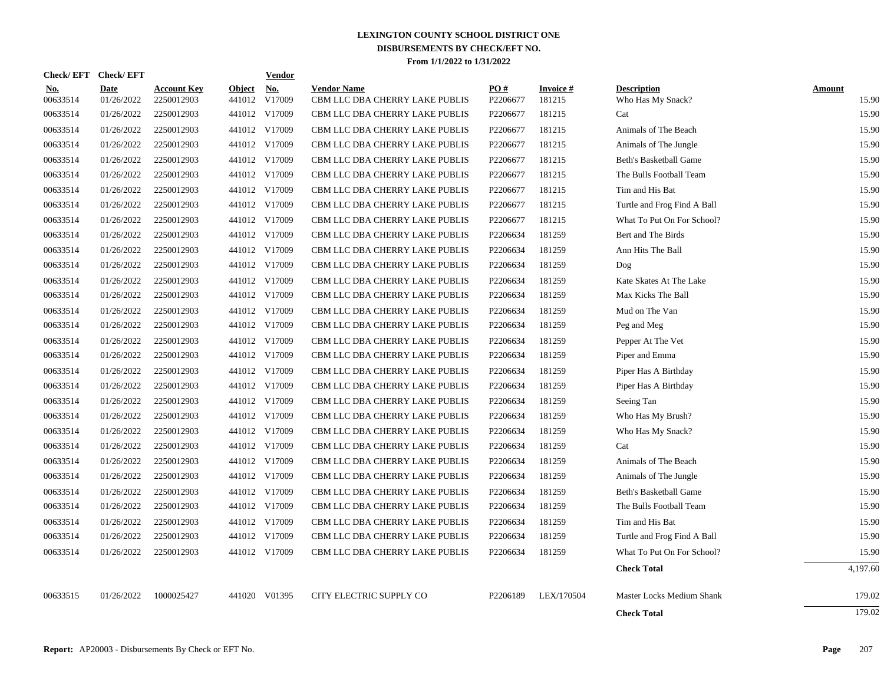# LEXINGTON COUNTY SCHOOL DISTRICT ONE
## DISBURSEMENTS BY CHECK/EFT NO.
### From 1/1/2022 to 1/31/2022

| Check/ EFT No. | Check/ EFT Date | Account Key | Object | Vendor No. | Vendor Name | PO # | Invoice # | Description | Amount |
|---|---|---|---|---|---|---|---|---|---|
| 00633514 | 01/26/2022 | 2250012903 | 441012 | V17009 | CBM LLC DBA CHERRY LAKE PUBLIS | P2206677 | 181215 | Who Has My Snack? | 15.90 |
| 00633514 | 01/26/2022 | 2250012903 | 441012 | V17009 | CBM LLC DBA CHERRY LAKE PUBLIS | P2206677 | 181215 | Cat | 15.90 |
| 00633514 | 01/26/2022 | 2250012903 | 441012 | V17009 | CBM LLC DBA CHERRY LAKE PUBLIS | P2206677 | 181215 | Animals of The Beach | 15.90 |
| 00633514 | 01/26/2022 | 2250012903 | 441012 | V17009 | CBM LLC DBA CHERRY LAKE PUBLIS | P2206677 | 181215 | Animals of The Jungle | 15.90 |
| 00633514 | 01/26/2022 | 2250012903 | 441012 | V17009 | CBM LLC DBA CHERRY LAKE PUBLIS | P2206677 | 181215 | Beth's Basketball Game | 15.90 |
| 00633514 | 01/26/2022 | 2250012903 | 441012 | V17009 | CBM LLC DBA CHERRY LAKE PUBLIS | P2206677 | 181215 | The Bulls Football Team | 15.90 |
| 00633514 | 01/26/2022 | 2250012903 | 441012 | V17009 | CBM LLC DBA CHERRY LAKE PUBLIS | P2206677 | 181215 | Tim and His Bat | 15.90 |
| 00633514 | 01/26/2022 | 2250012903 | 441012 | V17009 | CBM LLC DBA CHERRY LAKE PUBLIS | P2206677 | 181215 | Turtle and Frog Find A Ball | 15.90 |
| 00633514 | 01/26/2022 | 2250012903 | 441012 | V17009 | CBM LLC DBA CHERRY LAKE PUBLIS | P2206677 | 181215 | What To Put On For School? | 15.90 |
| 00633514 | 01/26/2022 | 2250012903 | 441012 | V17009 | CBM LLC DBA CHERRY LAKE PUBLIS | P2206634 | 181259 | Bert and The Birds | 15.90 |
| 00633514 | 01/26/2022 | 2250012903 | 441012 | V17009 | CBM LLC DBA CHERRY LAKE PUBLIS | P2206634 | 181259 | Ann Hits The Ball | 15.90 |
| 00633514 | 01/26/2022 | 2250012903 | 441012 | V17009 | CBM LLC DBA CHERRY LAKE PUBLIS | P2206634 | 181259 | Dog | 15.90 |
| 00633514 | 01/26/2022 | 2250012903 | 441012 | V17009 | CBM LLC DBA CHERRY LAKE PUBLIS | P2206634 | 181259 | Kate Skates At The Lake | 15.90 |
| 00633514 | 01/26/2022 | 2250012903 | 441012 | V17009 | CBM LLC DBA CHERRY LAKE PUBLIS | P2206634 | 181259 | Max Kicks The Ball | 15.90 |
| 00633514 | 01/26/2022 | 2250012903 | 441012 | V17009 | CBM LLC DBA CHERRY LAKE PUBLIS | P2206634 | 181259 | Mud on The Van | 15.90 |
| 00633514 | 01/26/2022 | 2250012903 | 441012 | V17009 | CBM LLC DBA CHERRY LAKE PUBLIS | P2206634 | 181259 | Peg and Meg | 15.90 |
| 00633514 | 01/26/2022 | 2250012903 | 441012 | V17009 | CBM LLC DBA CHERRY LAKE PUBLIS | P2206634 | 181259 | Pepper At The Vet | 15.90 |
| 00633514 | 01/26/2022 | 2250012903 | 441012 | V17009 | CBM LLC DBA CHERRY LAKE PUBLIS | P2206634 | 181259 | Piper and Emma | 15.90 |
| 00633514 | 01/26/2022 | 2250012903 | 441012 | V17009 | CBM LLC DBA CHERRY LAKE PUBLIS | P2206634 | 181259 | Piper Has A Birthday | 15.90 |
| 00633514 | 01/26/2022 | 2250012903 | 441012 | V17009 | CBM LLC DBA CHERRY LAKE PUBLIS | P2206634 | 181259 | Piper Has A Birthday | 15.90 |
| 00633514 | 01/26/2022 | 2250012903 | 441012 | V17009 | CBM LLC DBA CHERRY LAKE PUBLIS | P2206634 | 181259 | Seeing Tan | 15.90 |
| 00633514 | 01/26/2022 | 2250012903 | 441012 | V17009 | CBM LLC DBA CHERRY LAKE PUBLIS | P2206634 | 181259 | Who Has My Brush? | 15.90 |
| 00633514 | 01/26/2022 | 2250012903 | 441012 | V17009 | CBM LLC DBA CHERRY LAKE PUBLIS | P2206634 | 181259 | Who Has My Snack? | 15.90 |
| 00633514 | 01/26/2022 | 2250012903 | 441012 | V17009 | CBM LLC DBA CHERRY LAKE PUBLIS | P2206634 | 181259 | Cat | 15.90 |
| 00633514 | 01/26/2022 | 2250012903 | 441012 | V17009 | CBM LLC DBA CHERRY LAKE PUBLIS | P2206634 | 181259 | Animals of The Beach | 15.90 |
| 00633514 | 01/26/2022 | 2250012903 | 441012 | V17009 | CBM LLC DBA CHERRY LAKE PUBLIS | P2206634 | 181259 | Animals of The Jungle | 15.90 |
| 00633514 | 01/26/2022 | 2250012903 | 441012 | V17009 | CBM LLC DBA CHERRY LAKE PUBLIS | P2206634 | 181259 | Beth's Basketball Game | 15.90 |
| 00633514 | 01/26/2022 | 2250012903 | 441012 | V17009 | CBM LLC DBA CHERRY LAKE PUBLIS | P2206634 | 181259 | The Bulls Football Team | 15.90 |
| 00633514 | 01/26/2022 | 2250012903 | 441012 | V17009 | CBM LLC DBA CHERRY LAKE PUBLIS | P2206634 | 181259 | Tim and His Bat | 15.90 |
| 00633514 | 01/26/2022 | 2250012903 | 441012 | V17009 | CBM LLC DBA CHERRY LAKE PUBLIS | P2206634 | 181259 | Turtle and Frog Find A Ball | 15.90 |
| 00633514 | 01/26/2022 | 2250012903 | 441012 | V17009 | CBM LLC DBA CHERRY LAKE PUBLIS | P2206634 | 181259 | What To Put On For School? | 15.90 |
| | | | | | | | | **Check Total** | 4,197.60 |
| 00633515 | 01/26/2022 | 1000025427 | 441020 | V01395 | CITY ELECTRIC SUPPLY CO | P2206189 | LEX/170504 | Master Locks Medium Shank | 179.02 |
| | | | | | | | | **Check Total** | 179.02 |

**Report:** AP20003 - Disbursements By Check or EFT No.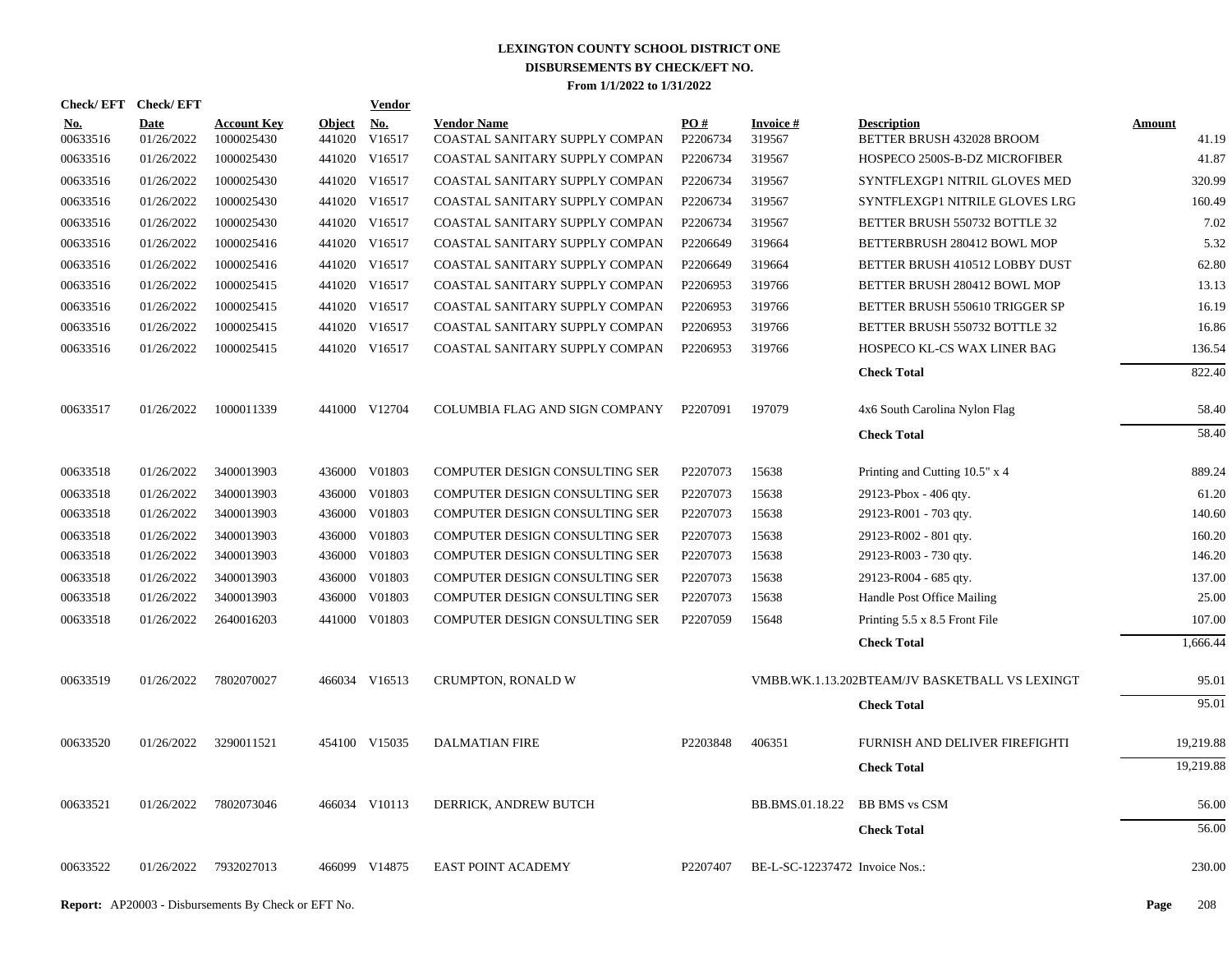# LEXINGTON COUNTY SCHOOL DISTRICT ONE
## DISBURSEMENTS BY CHECK/EFT NO.
### From 1/1/2022 to 1/31/2022

| Check/ EFT No. | Check/ EFT Date | Account Key | Object | Vendor No. | Vendor Name | PO # | Invoice # | Description | Amount |
|---|---|---|---|---|---|---|---|---|---|
| 00633516 | 01/26/2022 | 1000025430 | 441020 | V16517 | COASTAL SANITARY SUPPLY COMPAN | P2206734 | 319567 | BETTER BRUSH 432028 BROOM | 41.19 |
| 00633516 | 01/26/2022 | 1000025430 | 441020 | V16517 | COASTAL SANITARY SUPPLY COMPAN | P2206734 | 319567 | HOSPECO 2500S-B-DZ MICROFIBER | 41.87 |
| 00633516 | 01/26/2022 | 1000025430 | 441020 | V16517 | COASTAL SANITARY SUPPLY COMPAN | P2206734 | 319567 | SYNTFLEXGP1 NITRIL GLOVES MED | 320.99 |
| 00633516 | 01/26/2022 | 1000025430 | 441020 | V16517 | COASTAL SANITARY SUPPLY COMPAN | P2206734 | 319567 | SYNTFLEXGP1 NITRILE GLOVES LRG | 160.49 |
| 00633516 | 01/26/2022 | 1000025430 | 441020 | V16517 | COASTAL SANITARY SUPPLY COMPAN | P2206734 | 319567 | BETTER BRUSH 550732 BOTTLE 32 | 7.02 |
| 00633516 | 01/26/2022 | 1000025416 | 441020 | V16517 | COASTAL SANITARY SUPPLY COMPAN | P2206649 | 319664 | BETTERBRUSH 280412 BOWL MOP | 5.32 |
| 00633516 | 01/26/2022 | 1000025416 | 441020 | V16517 | COASTAL SANITARY SUPPLY COMPAN | P2206649 | 319664 | BETTER BRUSH 410512 LOBBY DUST | 62.80 |
| 00633516 | 01/26/2022 | 1000025415 | 441020 | V16517 | COASTAL SANITARY SUPPLY COMPAN | P2206953 | 319766 | BETTER BRUSH 280412 BOWL MOP | 13.13 |
| 00633516 | 01/26/2022 | 1000025415 | 441020 | V16517 | COASTAL SANITARY SUPPLY COMPAN | P2206953 | 319766 | BETTER BRUSH 550610 TRIGGER SP | 16.19 |
| 00633516 | 01/26/2022 | 1000025415 | 441020 | V16517 | COASTAL SANITARY SUPPLY COMPAN | P2206953 | 319766 | BETTER BRUSH 550732 BOTTLE 32 | 16.86 |
| 00633516 | 01/26/2022 | 1000025415 | 441020 | V16517 | COASTAL SANITARY SUPPLY COMPAN | P2206953 | 319766 | HOSPECO KL-CS WAX LINER BAG | 136.54 |
| | | | | | | | | **Check Total** | 822.40 |
| 00633517 | 01/26/2022 | 1000011339 | 441000 | V12704 | COLUMBIA FLAG AND SIGN COMPANY | P2207091 | 197079 | 4x6 South Carolina Nylon Flag | 58.40 |
| | | | | | | | | **Check Total** | 58.40 |
| 00633518 | 01/26/2022 | 3400013903 | 436000 | V01803 | COMPUTER DESIGN CONSULTING SER | P2207073 | 15638 | Printing and Cutting 10.5" x 4 | 889.24 |
| 00633518 | 01/26/2022 | 3400013903 | 436000 | V01803 | COMPUTER DESIGN CONSULTING SER | P2207073 | 15638 | 29123-Pbox - 406 qty. | 61.20 |
| 00633518 | 01/26/2022 | 3400013903 | 436000 | V01803 | COMPUTER DESIGN CONSULTING SER | P2207073 | 15638 | 29123-R001 - 703 qty. | 140.60 |
| 00633518 | 01/26/2022 | 3400013903 | 436000 | V01803 | COMPUTER DESIGN CONSULTING SER | P2207073 | 15638 | 29123-R002 - 801 qty. | 160.20 |
| 00633518 | 01/26/2022 | 3400013903 | 436000 | V01803 | COMPUTER DESIGN CONSULTING SER | P2207073 | 15638 | 29123-R003 - 730 qty. | 146.20 |
| 00633518 | 01/26/2022 | 3400013903 | 436000 | V01803 | COMPUTER DESIGN CONSULTING SER | P2207073 | 15638 | 29123-R004 - 685 qty. | 137.00 |
| 00633518 | 01/26/2022 | 3400013903 | 436000 | V01803 | COMPUTER DESIGN CONSULTING SER | P2207073 | 15638 | Handle Post Office Mailing | 25.00 |
| 00633518 | 01/26/2022 | 2640016203 | 441000 | V01803 | COMPUTER DESIGN CONSULTING SER | P2207059 | 15648 | Printing 5.5 x 8.5 Front File | 107.00 |
| | | | | | | | | **Check Total** | 1,666.44 |
| 00633519 | 01/26/2022 | 7802070027 | 466034 | V16513 | CRUMPTON, RONALD W | | VMBB.WK.1.13.202 | BTEAM/JV BASKETBALL VS LEXINGT | 95.01 |
| | | | | | | | | **Check Total** | 95.01 |
| 00633520 | 01/26/2022 | 3290011521 | 454100 | V15035 | DALMATIAN FIRE | P2203848 | 406351 | FURNISH AND DELIVER FIREFIGHTI | 19,219.88 |
| | | | | | | | | **Check Total** | 19,219.88 |
| 00633521 | 01/26/2022 | 7802073046 | 466034 | V10113 | DERRICK, ANDREW BUTCH | | BB.BMS.01.18.22 | BB BMS vs CSM | 56.00 |
| | | | | | | | | **Check Total** | 56.00 |
| 00633522 | 01/26/2022 | 7932027013 | 466099 | V14875 | EAST POINT ACADEMY | P2207407 | BE-L-SC-12237472 | Invoice Nos.: | 230.00 |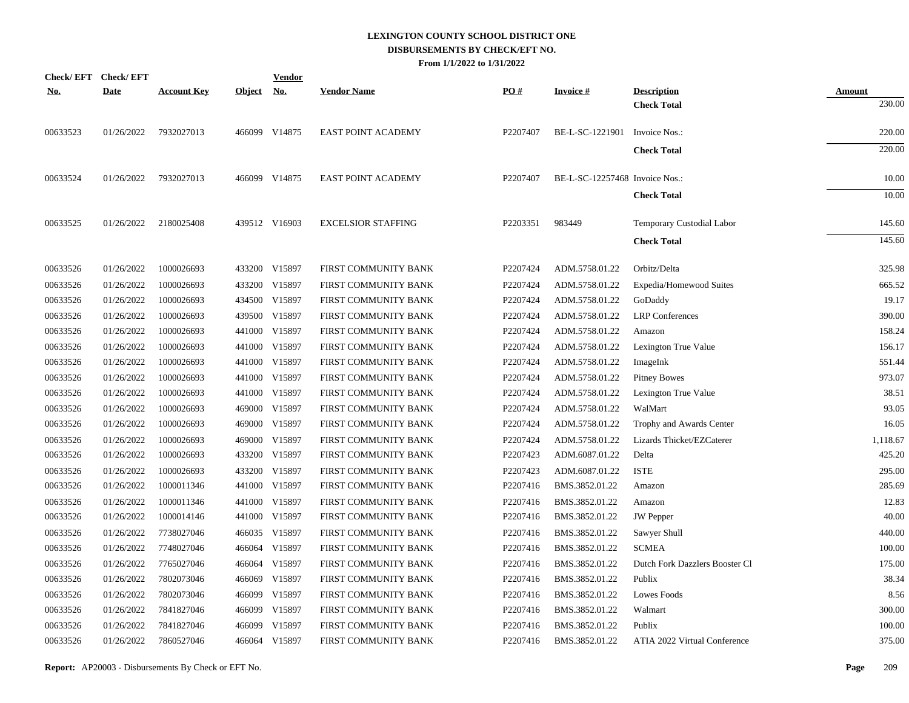# LEXINGTON COUNTY SCHOOL DISTRICT ONE
## DISBURSEMENTS BY CHECK/EFT NO.
### From 1/1/2022 to 1/31/2022

| Check/ EFT No. | Check/ EFT Date | Account Key | Object | Vendor No. | Vendor Name | PO # | Invoice # | Description | Amount |
|---|---|---|---|---|---|---|---|---|---|
| | | | | | | | | **Check Total** | 230.00 |
| 00633523 | 01/26/2022 | 7932027013 | 466099 | V14875 | EAST POINT ACADEMY | P2207407 | BE-L-SC-1221901 | Invoice Nos.: | 220.00 |
| | | | | | | | | **Check Total** | 220.00 |
| 00633524 | 01/26/2022 | 7932027013 | 466099 | V14875 | EAST POINT ACADEMY | P2207407 | BE-L-SC-12257468 | Invoice Nos.: | 10.00 |
| | | | | | | | | **Check Total** | 10.00 |
| 00633525 | 01/26/2022 | 2180025408 | 439512 | V16903 | EXCELSIOR STAFFING | P2203351 | 983449 | Temporary Custodial Labor | 145.60 |
| | | | | | | | | **Check Total** | 145.60 |
| 00633526 | 01/26/2022 | 1000026693 | 433200 | V15897 | FIRST COMMUNITY BANK | P2207424 | ADM.5758.01.22 | Orbitz/Delta | 325.98 |
| 00633526 | 01/26/2022 | 1000026693 | 433200 | V15897 | FIRST COMMUNITY BANK | P2207424 | ADM.5758.01.22 | Expedia/Homewood Suites | 665.52 |
| 00633526 | 01/26/2022 | 1000026693 | 434500 | V15897 | FIRST COMMUNITY BANK | P2207424 | ADM.5758.01.22 | GoDaddy | 19.17 |
| 00633526 | 01/26/2022 | 1000026693 | 439500 | V15897 | FIRST COMMUNITY BANK | P2207424 | ADM.5758.01.22 | LRP Conferences | 390.00 |
| 00633526 | 01/26/2022 | 1000026693 | 441000 | V15897 | FIRST COMMUNITY BANK | P2207424 | ADM.5758.01.22 | Amazon | 158.24 |
| 00633526 | 01/26/2022 | 1000026693 | 441000 | V15897 | FIRST COMMUNITY BANK | P2207424 | ADM.5758.01.22 | Lexington True Value | 156.17 |
| 00633526 | 01/26/2022 | 1000026693 | 441000 | V15897 | FIRST COMMUNITY BANK | P2207424 | ADM.5758.01.22 | ImageInk | 551.44 |
| 00633526 | 01/26/2022 | 1000026693 | 441000 | V15897 | FIRST COMMUNITY BANK | P2207424 | ADM.5758.01.22 | Pitney Bowes | 973.07 |
| 00633526 | 01/26/2022 | 1000026693 | 441000 | V15897 | FIRST COMMUNITY BANK | P2207424 | ADM.5758.01.22 | Lexington True Value | 38.51 |
| 00633526 | 01/26/2022 | 1000026693 | 469000 | V15897 | FIRST COMMUNITY BANK | P2207424 | ADM.5758.01.22 | WalMart | 93.05 |
| 00633526 | 01/26/2022 | 1000026693 | 469000 | V15897 | FIRST COMMUNITY BANK | P2207424 | ADM.5758.01.22 | Trophy and Awards Center | 16.05 |
| 00633526 | 01/26/2022 | 1000026693 | 469000 | V15897 | FIRST COMMUNITY BANK | P2207424 | ADM.5758.01.22 | Lizards Thicket/EZCaterer | 1,118.67 |
| 00633526 | 01/26/2022 | 1000026693 | 433200 | V15897 | FIRST COMMUNITY BANK | P2207423 | ADM.6087.01.22 | Delta | 425.20 |
| 00633526 | 01/26/2022 | 1000026693 | 433200 | V15897 | FIRST COMMUNITY BANK | P2207423 | ADM.6087.01.22 | ISTE | 295.00 |
| 00633526 | 01/26/2022 | 1000011346 | 441000 | V15897 | FIRST COMMUNITY BANK | P2207416 | BMS.3852.01.22 | Amazon | 285.69 |
| 00633526 | 01/26/2022 | 1000011346 | 441000 | V15897 | FIRST COMMUNITY BANK | P2207416 | BMS.3852.01.22 | Amazon | 12.83 |
| 00633526 | 01/26/2022 | 1000014146 | 441000 | V15897 | FIRST COMMUNITY BANK | P2207416 | BMS.3852.01.22 | JW Pepper | 40.00 |
| 00633526 | 01/26/2022 | 7738027046 | 466035 | V15897 | FIRST COMMUNITY BANK | P2207416 | BMS.3852.01.22 | Sawyer Shull | 440.00 |
| 00633526 | 01/26/2022 | 7748027046 | 466064 | V15897 | FIRST COMMUNITY BANK | P2207416 | BMS.3852.01.22 | SCMEA | 100.00 |
| 00633526 | 01/26/2022 | 7765027046 | 466064 | V15897 | FIRST COMMUNITY BANK | P2207416 | BMS.3852.01.22 | Dutch Fork Dazzlers Booster Cl | 175.00 |
| 00633526 | 01/26/2022 | 7802073046 | 466069 | V15897 | FIRST COMMUNITY BANK | P2207416 | BMS.3852.01.22 | Publix | 38.34 |
| 00633526 | 01/26/2022 | 7802073046 | 466099 | V15897 | FIRST COMMUNITY BANK | P2207416 | BMS.3852.01.22 | Lowes Foods | 8.56 |
| 00633526 | 01/26/2022 | 7841827046 | 466099 | V15897 | FIRST COMMUNITY BANK | P2207416 | BMS.3852.01.22 | Walmart | 300.00 |
| 00633526 | 01/26/2022 | 7841827046 | 466099 | V15897 | FIRST COMMUNITY BANK | P2207416 | BMS.3852.01.22 | Publix | 100.00 |
| 00633526 | 01/26/2022 | 7860527046 | 466064 | V15897 | FIRST COMMUNITY BANK | P2207416 | BMS.3852.01.22 | ATIA 2022 Virtual Conference | 375.00 |

**Report:** AP20003 - Disbursements By Check or EFT No.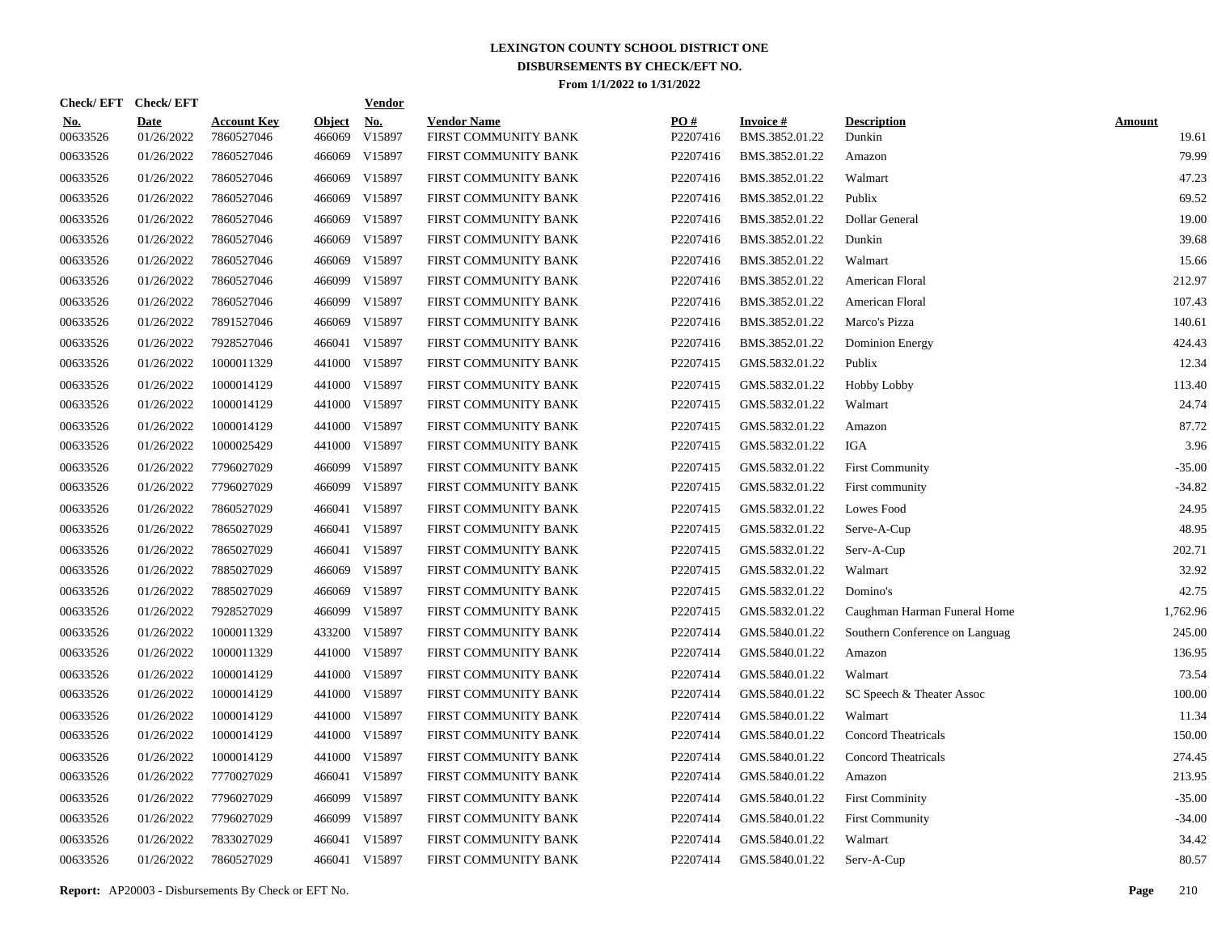# LEXINGTON COUNTY SCHOOL DISTRICT ONE
## DISBURSEMENTS BY CHECK/EFT NO.
### From 1/1/2022 to 1/31/2022

| Check/ EFT No. | Check/ EFT Date | Account Key | Object | Vendor No. | Vendor Name | PO # | Invoice # | Description | Amount |
|---|---|---|---|---|---|---|---|---|---|
| 00633526 | 01/26/2022 | 7860527046 | 466069 | V15897 | FIRST COMMUNITY BANK | P2207416 | BMS.3852.01.22 | Dunkin | 19.61 |
| 00633526 | 01/26/2022 | 7860527046 | 466069 | V15897 | FIRST COMMUNITY BANK | P2207416 | BMS.3852.01.22 | Amazon | 79.99 |
| 00633526 | 01/26/2022 | 7860527046 | 466069 | V15897 | FIRST COMMUNITY BANK | P2207416 | BMS.3852.01.22 | Walmart | 47.23 |
| 00633526 | 01/26/2022 | 7860527046 | 466069 | V15897 | FIRST COMMUNITY BANK | P2207416 | BMS.3852.01.22 | Publix | 69.52 |
| 00633526 | 01/26/2022 | 7860527046 | 466069 | V15897 | FIRST COMMUNITY BANK | P2207416 | BMS.3852.01.22 | Dollar General | 19.00 |
| 00633526 | 01/26/2022 | 7860527046 | 466069 | V15897 | FIRST COMMUNITY BANK | P2207416 | BMS.3852.01.22 | Dunkin | 39.68 |
| 00633526 | 01/26/2022 | 7860527046 | 466069 | V15897 | FIRST COMMUNITY BANK | P2207416 | BMS.3852.01.22 | Walmart | 15.66 |
| 00633526 | 01/26/2022 | 7860527046 | 466099 | V15897 | FIRST COMMUNITY BANK | P2207416 | BMS.3852.01.22 | American Floral | 212.97 |
| 00633526 | 01/26/2022 | 7860527046 | 466099 | V15897 | FIRST COMMUNITY BANK | P2207416 | BMS.3852.01.22 | American Floral | 107.43 |
| 00633526 | 01/26/2022 | 7891527046 | 466069 | V15897 | FIRST COMMUNITY BANK | P2207416 | BMS.3852.01.22 | Marco's Pizza | 140.61 |
| 00633526 | 01/26/2022 | 7928527046 | 466041 | V15897 | FIRST COMMUNITY BANK | P2207416 | BMS.3852.01.22 | Dominion Energy | 424.43 |
| 00633526 | 01/26/2022 | 1000011329 | 441000 | V15897 | FIRST COMMUNITY BANK | P2207415 | GMS.5832.01.22 | Publix | 12.34 |
| 00633526 | 01/26/2022 | 1000014129 | 441000 | V15897 | FIRST COMMUNITY BANK | P2207415 | GMS.5832.01.22 | Hobby Lobby | 113.40 |
| 00633526 | 01/26/2022 | 1000014129 | 441000 | V15897 | FIRST COMMUNITY BANK | P2207415 | GMS.5832.01.22 | Walmart | 24.74 |
| 00633526 | 01/26/2022 | 1000014129 | 441000 | V15897 | FIRST COMMUNITY BANK | P2207415 | GMS.5832.01.22 | Amazon | 87.72 |
| 00633526 | 01/26/2022 | 1000025429 | 441000 | V15897 | FIRST COMMUNITY BANK | P2207415 | GMS.5832.01.22 | IGA | 3.96 |
| 00633526 | 01/26/2022 | 7796027029 | 466099 | V15897 | FIRST COMMUNITY BANK | P2207415 | GMS.5832.01.22 | First Community | -35.00 |
| 00633526 | 01/26/2022 | 7796027029 | 466099 | V15897 | FIRST COMMUNITY BANK | P2207415 | GMS.5832.01.22 | First community | -34.82 |
| 00633526 | 01/26/2022 | 7860527029 | 466041 | V15897 | FIRST COMMUNITY BANK | P2207415 | GMS.5832.01.22 | Lowes Food | 24.95 |
| 00633526 | 01/26/2022 | 7865027029 | 466041 | V15897 | FIRST COMMUNITY BANK | P2207415 | GMS.5832.01.22 | Serve-A-Cup | 48.95 |
| 00633526 | 01/26/2022 | 7865027029 | 466041 | V15897 | FIRST COMMUNITY BANK | P2207415 | GMS.5832.01.22 | Serv-A-Cup | 202.71 |
| 00633526 | 01/26/2022 | 7885027029 | 466069 | V15897 | FIRST COMMUNITY BANK | P2207415 | GMS.5832.01.22 | Walmart | 32.92 |
| 00633526 | 01/26/2022 | 7885027029 | 466069 | V15897 | FIRST COMMUNITY BANK | P2207415 | GMS.5832.01.22 | Domino's | 42.75 |
| 00633526 | 01/26/2022 | 7928527029 | 466099 | V15897 | FIRST COMMUNITY BANK | P2207415 | GMS.5832.01.22 | Caughman Harman Funeral Home | 1,762.96 |
| 00633526 | 01/26/2022 | 1000011329 | 433200 | V15897 | FIRST COMMUNITY BANK | P2207414 | GMS.5840.01.22 | Southern Conference on Languag | 245.00 |
| 00633526 | 01/26/2022 | 1000011329 | 441000 | V15897 | FIRST COMMUNITY BANK | P2207414 | GMS.5840.01.22 | Amazon | 136.95 |
| 00633526 | 01/26/2022 | 1000014129 | 441000 | V15897 | FIRST COMMUNITY BANK | P2207414 | GMS.5840.01.22 | Walmart | 73.54 |
| 00633526 | 01/26/2022 | 1000014129 | 441000 | V15897 | FIRST COMMUNITY BANK | P2207414 | GMS.5840.01.22 | SC Speech & Theater Assoc | 100.00 |
| 00633526 | 01/26/2022 | 1000014129 | 441000 | V15897 | FIRST COMMUNITY BANK | P2207414 | GMS.5840.01.22 | Walmart | 11.34 |
| 00633526 | 01/26/2022 | 1000014129 | 441000 | V15897 | FIRST COMMUNITY BANK | P2207414 | GMS.5840.01.22 | Concord Theatricals | 150.00 |
| 00633526 | 01/26/2022 | 1000014129 | 441000 | V15897 | FIRST COMMUNITY BANK | P2207414 | GMS.5840.01.22 | Concord Theatricals | 274.45 |
| 00633526 | 01/26/2022 | 7770027029 | 466041 | V15897 | FIRST COMMUNITY BANK | P2207414 | GMS.5840.01.22 | Amazon | 213.95 |
| 00633526 | 01/26/2022 | 7796027029 | 466099 | V15897 | FIRST COMMUNITY BANK | P2207414 | GMS.5840.01.22 | First Comminity | -35.00 |
| 00633526 | 01/26/2022 | 7796027029 | 466099 | V15897 | FIRST COMMUNITY BANK | P2207414 | GMS.5840.01.22 | First Community | -34.00 |
| 00633526 | 01/26/2022 | 7833027029 | 466041 | V15897 | FIRST COMMUNITY BANK | P2207414 | GMS.5840.01.22 | Walmart | 34.42 |
| 00633526 | 01/26/2022 | 7860527029 | 466041 | V15897 | FIRST COMMUNITY BANK | P2207414 | GMS.5840.01.22 | Serv-A-Cup | 80.57 |

**Report:** AP20003 - Disbursements By Check or EFT No.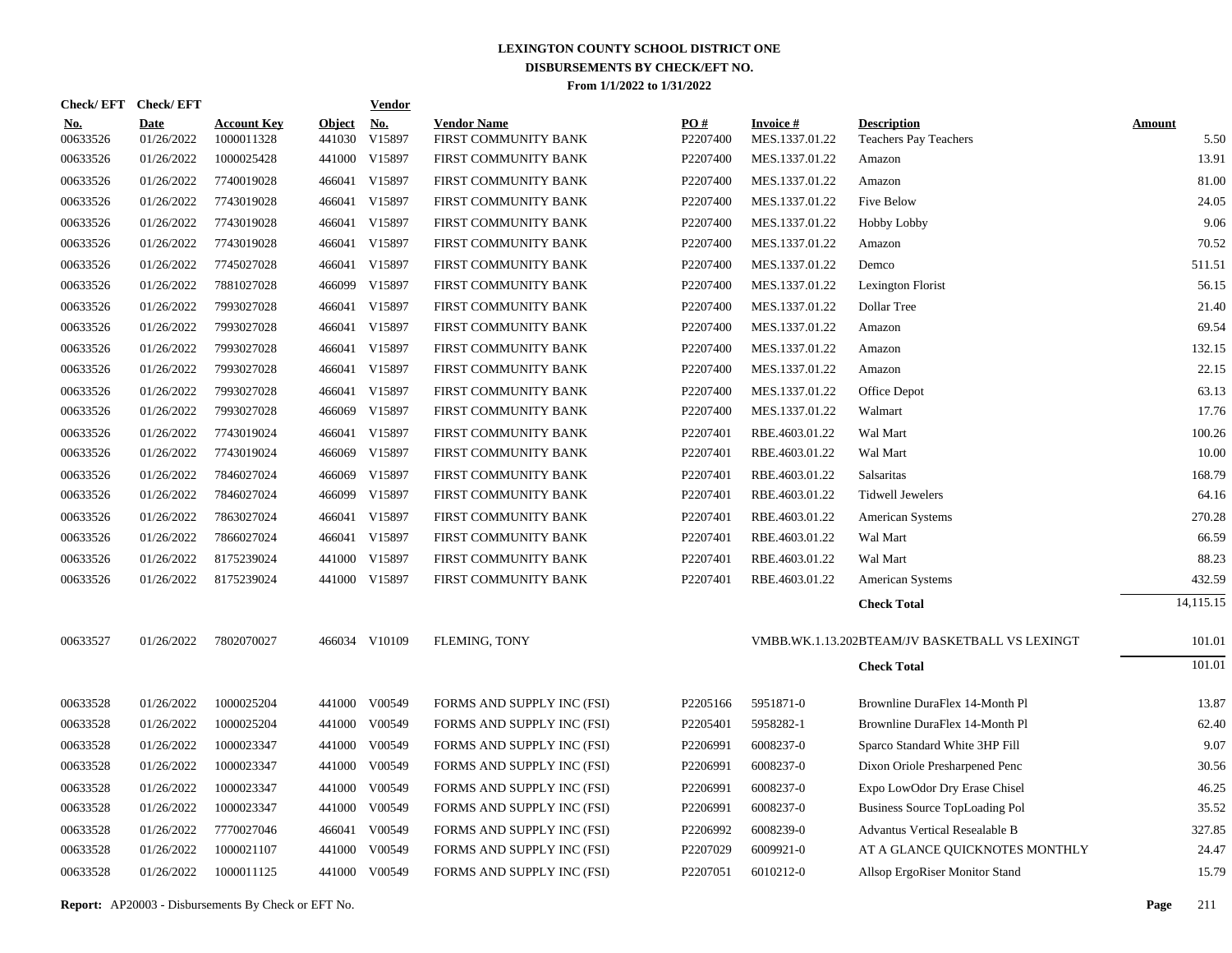# LEXINGTON COUNTY SCHOOL DISTRICT ONE
## DISBURSEMENTS BY CHECK/EFT NO.
### From 1/1/2022 to 1/31/2022

| Check/EFT No. | Check/EFT Date | Account Key | Object | Vendor No. | Vendor Name | PO # | Invoice # | Description | Amount |
|---|---|---|---|---|---|---|---|---|---|
| 00633526 | 01/26/2022 | 1000011328 | 441030 | V15897 | FIRST COMMUNITY BANK | P2207400 | MES.1337.01.22 | Teachers Pay Teachers | 5.50 |
| 00633526 | 01/26/2022 | 1000025428 | 441000 | V15897 | FIRST COMMUNITY BANK | P2207400 | MES.1337.01.22 | Amazon | 13.91 |
| 00633526 | 01/26/2022 | 7740019028 | 466041 | V15897 | FIRST COMMUNITY BANK | P2207400 | MES.1337.01.22 | Amazon | 81.00 |
| 00633526 | 01/26/2022 | 7743019028 | 466041 | V15897 | FIRST COMMUNITY BANK | P2207400 | MES.1337.01.22 | Five Below | 24.05 |
| 00633526 | 01/26/2022 | 7743019028 | 466041 | V15897 | FIRST COMMUNITY BANK | P2207400 | MES.1337.01.22 | Hobby Lobby | 9.06 |
| 00633526 | 01/26/2022 | 7743019028 | 466041 | V15897 | FIRST COMMUNITY BANK | P2207400 | MES.1337.01.22 | Amazon | 70.52 |
| 00633526 | 01/26/2022 | 7745027028 | 466041 | V15897 | FIRST COMMUNITY BANK | P2207400 | MES.1337.01.22 | Demco | 511.51 |
| 00633526 | 01/26/2022 | 7881027028 | 466099 | V15897 | FIRST COMMUNITY BANK | P2207400 | MES.1337.01.22 | Lexington Florist | 56.15 |
| 00633526 | 01/26/2022 | 7993027028 | 466041 | V15897 | FIRST COMMUNITY BANK | P2207400 | MES.1337.01.22 | Dollar Tree | 21.40 |
| 00633526 | 01/26/2022 | 7993027028 | 466041 | V15897 | FIRST COMMUNITY BANK | P2207400 | MES.1337.01.22 | Amazon | 69.54 |
| 00633526 | 01/26/2022 | 7993027028 | 466041 | V15897 | FIRST COMMUNITY BANK | P2207400 | MES.1337.01.22 | Amazon | 132.15 |
| 00633526 | 01/26/2022 | 7993027028 | 466041 | V15897 | FIRST COMMUNITY BANK | P2207400 | MES.1337.01.22 | Amazon | 22.15 |
| 00633526 | 01/26/2022 | 7993027028 | 466041 | V15897 | FIRST COMMUNITY BANK | P2207400 | MES.1337.01.22 | Office Depot | 63.13 |
| 00633526 | 01/26/2022 | 7993027028 | 466069 | V15897 | FIRST COMMUNITY BANK | P2207400 | MES.1337.01.22 | Walmart | 17.76 |
| 00633526 | 01/26/2022 | 7743019024 | 466041 | V15897 | FIRST COMMUNITY BANK | P2207401 | RBE.4603.01.22 | Wal Mart | 100.26 |
| 00633526 | 01/26/2022 | 7743019024 | 466069 | V15897 | FIRST COMMUNITY BANK | P2207401 | RBE.4603.01.22 | Wal Mart | 10.00 |
| 00633526 | 01/26/2022 | 7846027024 | 466069 | V15897 | FIRST COMMUNITY BANK | P2207401 | RBE.4603.01.22 | Salsaritas | 168.79 |
| 00633526 | 01/26/2022 | 7846027024 | 466099 | V15897 | FIRST COMMUNITY BANK | P2207401 | RBE.4603.01.22 | Tidwell Jewelers | 64.16 |
| 00633526 | 01/26/2022 | 7863027024 | 466041 | V15897 | FIRST COMMUNITY BANK | P2207401 | RBE.4603.01.22 | American Systems | 270.28 |
| 00633526 | 01/26/2022 | 7866027024 | 466041 | V15897 | FIRST COMMUNITY BANK | P2207401 | RBE.4603.01.22 | Wal Mart | 66.59 |
| 00633526 | 01/26/2022 | 8175239024 | 441000 | V15897 | FIRST COMMUNITY BANK | P2207401 | RBE.4603.01.22 | Wal Mart | 88.23 |
| 00633526 | 01/26/2022 | 8175239024 | 441000 | V15897 | FIRST COMMUNITY BANK | P2207401 | RBE.4603.01.22 | American Systems | 432.59 |
| | | | | | | | | **Check Total** | 14,115.15 |
| 00633527 | 01/26/2022 | 7802070027 | 466034 | V10109 | FLEMING, TONY | | VMBB.WK.1.13.202 | BTEAM/JV BASKETBALL VS LEXINGT | 101.01 |
| | | | | | | | | **Check Total** | 101.01 |
| 00633528 | 01/26/2022 | 1000025204 | 441000 | V00549 | FORMS AND SUPPLY INC (FSI) | P2205166 | 5951871-0 | Brownline DuraFlex 14-Month Pl | 13.87 |
| 00633528 | 01/26/2022 | 1000025204 | 441000 | V00549 | FORMS AND SUPPLY INC (FSI) | P2205401 | 5958282-1 | Brownline DuraFlex 14-Month Pl | 62.40 |
| 00633528 | 01/26/2022 | 1000023347 | 441000 | V00549 | FORMS AND SUPPLY INC (FSI) | P2206991 | 6008237-0 | Sparco Standard White 3HP Fill | 9.07 |
| 00633528 | 01/26/2022 | 1000023347 | 441000 | V00549 | FORMS AND SUPPLY INC (FSI) | P2206991 | 6008237-0 | Dixon Oriole Presharpened Penc | 30.56 |
| 00633528 | 01/26/2022 | 1000023347 | 441000 | V00549 | FORMS AND SUPPLY INC (FSI) | P2206991 | 6008237-0 | Expo LowOdor Dry Erase Chisel | 46.25 |
| 00633528 | 01/26/2022 | 1000023347 | 441000 | V00549 | FORMS AND SUPPLY INC (FSI) | P2206991 | 6008237-0 | Business Source TopLoading Pol | 35.52 |
| 00633528 | 01/26/2022 | 7770027046 | 466041 | V00549 | FORMS AND SUPPLY INC (FSI) | P2206992 | 6008239-0 | Advantus Vertical Resealable B | 327.85 |
| 00633528 | 01/26/2022 | 1000021107 | 441000 | V00549 | FORMS AND SUPPLY INC (FSI) | P2207029 | 6009921-0 | AT A GLANCE QUICKNOTES MONTHLY | 24.47 |
| 00633528 | 01/26/2022 | 1000011125 | 441000 | V00549 | FORMS AND SUPPLY INC (FSI) | P2207051 | 6010212-0 | Allsop ErgoRiser Monitor Stand | 15.79 |

**Report:** AP20003 - Disbursements By Check or EFT No.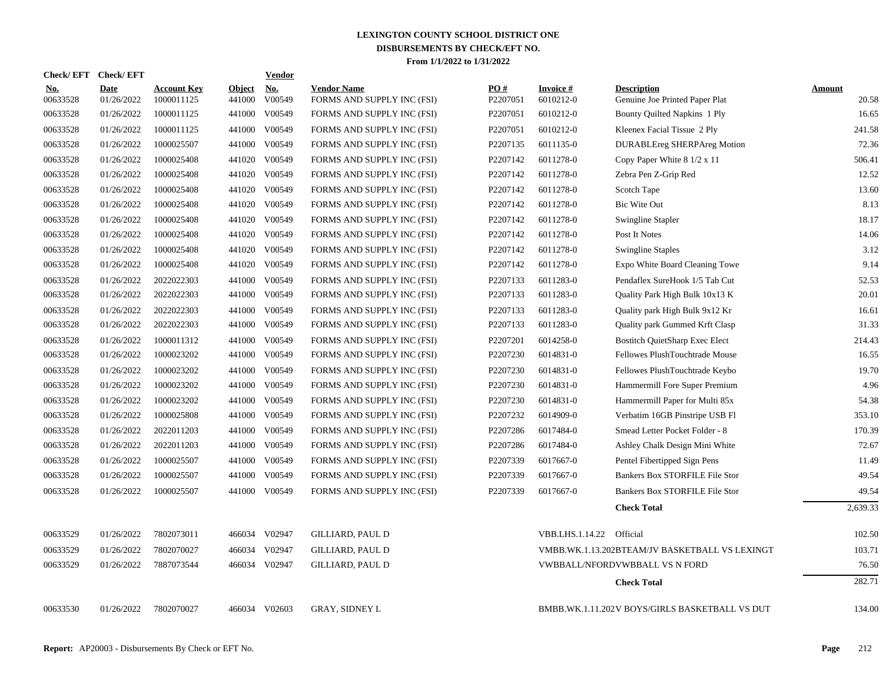# LEXINGTON COUNTY SCHOOL DISTRICT ONE
## DISBURSEMENTS BY CHECK/EFT NO.
### From 1/1/2022 to 1/31/2022

| Check/ EFT No. | Check/ EFT Date | Account Key | Object | Vendor No. | Vendor Name | PO # | Invoice # | Description | Amount |
|---|---|---|---|---|---|---|---|---|---|
| 00633528 | 01/26/2022 | 1000011125 | 441000 | V00549 | FORMS AND SUPPLY INC (FSI) | P2207051 | 6010212-0 | Genuine Joe Printed Paper Plat | 20.58 |
| 00633528 | 01/26/2022 | 1000011125 | 441000 | V00549 | FORMS AND SUPPLY INC (FSI) | P2207051 | 6010212-0 | Bounty Quilted Napkins 1 Ply | 16.65 |
| 00633528 | 01/26/2022 | 1000011125 | 441000 | V00549 | FORMS AND SUPPLY INC (FSI) | P2207051 | 6010212-0 | Kleenex Facial Tissue 2 Ply | 241.58 |
| 00633528 | 01/26/2022 | 1000025507 | 441000 | V00549 | FORMS AND SUPPLY INC (FSI) | P2207135 | 6011135-0 | DURABLEreg SHERPAreg Motion | 72.36 |
| 00633528 | 01/26/2022 | 1000025408 | 441020 | V00549 | FORMS AND SUPPLY INC (FSI) | P2207142 | 6011278-0 | Copy Paper White 8 1/2 x 11 | 506.41 |
| 00633528 | 01/26/2022 | 1000025408 | 441020 | V00549 | FORMS AND SUPPLY INC (FSI) | P2207142 | 6011278-0 | Zebra Pen Z-Grip Red | 12.52 |
| 00633528 | 01/26/2022 | 1000025408 | 441020 | V00549 | FORMS AND SUPPLY INC (FSI) | P2207142 | 6011278-0 | Scotch Tape | 13.60 |
| 00633528 | 01/26/2022 | 1000025408 | 441020 | V00549 | FORMS AND SUPPLY INC (FSI) | P2207142 | 6011278-0 | Bic Wite Out | 8.13 |
| 00633528 | 01/26/2022 | 1000025408 | 441020 | V00549 | FORMS AND SUPPLY INC (FSI) | P2207142 | 6011278-0 | Swingline Stapler | 18.17 |
| 00633528 | 01/26/2022 | 1000025408 | 441020 | V00549 | FORMS AND SUPPLY INC (FSI) | P2207142 | 6011278-0 | Post It Notes | 14.06 |
| 00633528 | 01/26/2022 | 1000025408 | 441020 | V00549 | FORMS AND SUPPLY INC (FSI) | P2207142 | 6011278-0 | Swingline Staples | 3.12 |
| 00633528 | 01/26/2022 | 1000025408 | 441020 | V00549 | FORMS AND SUPPLY INC (FSI) | P2207142 | 6011278-0 | Expo White Board Cleaning Towe | 9.14 |
| 00633528 | 01/26/2022 | 2022022303 | 441000 | V00549 | FORMS AND SUPPLY INC (FSI) | P2207133 | 6011283-0 | Pendaflex SureHook 1/5 Tab Cut | 52.53 |
| 00633528 | 01/26/2022 | 2022022303 | 441000 | V00549 | FORMS AND SUPPLY INC (FSI) | P2207133 | 6011283-0 | Quality Park High Bulk 10x13 K | 20.01 |
| 00633528 | 01/26/2022 | 2022022303 | 441000 | V00549 | FORMS AND SUPPLY INC (FSI) | P2207133 | 6011283-0 | Quality park High Bulk 9x12 Kr | 16.61 |
| 00633528 | 01/26/2022 | 2022022303 | 441000 | V00549 | FORMS AND SUPPLY INC (FSI) | P2207133 | 6011283-0 | Quality park Gummed Krft Clasp | 31.33 |
| 00633528 | 01/26/2022 | 1000011312 | 441000 | V00549 | FORMS AND SUPPLY INC (FSI) | P2207201 | 6014258-0 | Bostitch QuietSharp Exec Elect | 214.43 |
| 00633528 | 01/26/2022 | 1000023202 | 441000 | V00549 | FORMS AND SUPPLY INC (FSI) | P2207230 | 6014831-0 | Fellowes PlushTouchtrade Mouse | 16.55 |
| 00633528 | 01/26/2022 | 1000023202 | 441000 | V00549 | FORMS AND SUPPLY INC (FSI) | P2207230 | 6014831-0 | Fellowes PlushTouchtrade Keybo | 19.70 |
| 00633528 | 01/26/2022 | 1000023202 | 441000 | V00549 | FORMS AND SUPPLY INC (FSI) | P2207230 | 6014831-0 | Hammermill Fore Super Premium | 4.96 |
| 00633528 | 01/26/2022 | 1000023202 | 441000 | V00549 | FORMS AND SUPPLY INC (FSI) | P2207230 | 6014831-0 | Hammermill Paper for Multi 85x | 54.38 |
| 00633528 | 01/26/2022 | 1000025808 | 441000 | V00549 | FORMS AND SUPPLY INC (FSI) | P2207232 | 6014909-0 | Verbatim 16GB Pinstripe USB Fl | 353.10 |
| 00633528 | 01/26/2022 | 2022011203 | 441000 | V00549 | FORMS AND SUPPLY INC (FSI) | P2207286 | 6017484-0 | Smead Letter Pocket Folder - 8 | 170.39 |
| 00633528 | 01/26/2022 | 2022011203 | 441000 | V00549 | FORMS AND SUPPLY INC (FSI) | P2207286 | 6017484-0 | Ashley Chalk Design Mini White | 72.67 |
| 00633528 | 01/26/2022 | 1000025507 | 441000 | V00549 | FORMS AND SUPPLY INC (FSI) | P2207339 | 6017667-0 | Pentel Fibertipped Sign Pens | 11.49 |
| 00633528 | 01/26/2022 | 1000025507 | 441000 | V00549 | FORMS AND SUPPLY INC (FSI) | P2207339 | 6017667-0 | Bankers Box STORFILE File Stor | 49.54 |
| 00633528 | 01/26/2022 | 1000025507 | 441000 | V00549 | FORMS AND SUPPLY INC (FSI) | P2207339 | 6017667-0 | Bankers Box STORFILE File Stor | 49.54 |
| | | | | | | | | **Check Total** | 2,639.33 |
| 00633529 | 01/26/2022 | 7802073011 | 466034 | V02947 | GILLIARD, PAUL D | | VBB.LHS.1.14.22 | Official | 102.50 |
| 00633529 | 01/26/2022 | 7802070027 | 466034 | V02947 | GILLIARD, PAUL D | | VMBB.WK.1.13.202 | BTEAM/JV BASKETBALL VS LEXINGT | 103.71 |
| 00633529 | 01/26/2022 | 7887073544 | 466034 | V02947 | GILLIARD, PAUL D | | VWBBALL/NFORD | VWBBALL VS N FORD | 76.50 |
| | | | | | | | | **Check Total** | 282.71 |
| 00633530 | 01/26/2022 | 7802070027 | 466034 | V02603 | GRAY, SIDNEY L | | BMBB.WK.1.11.202 | V BOYS/GIRLS BASKETBALL VS DUT | 134.00 |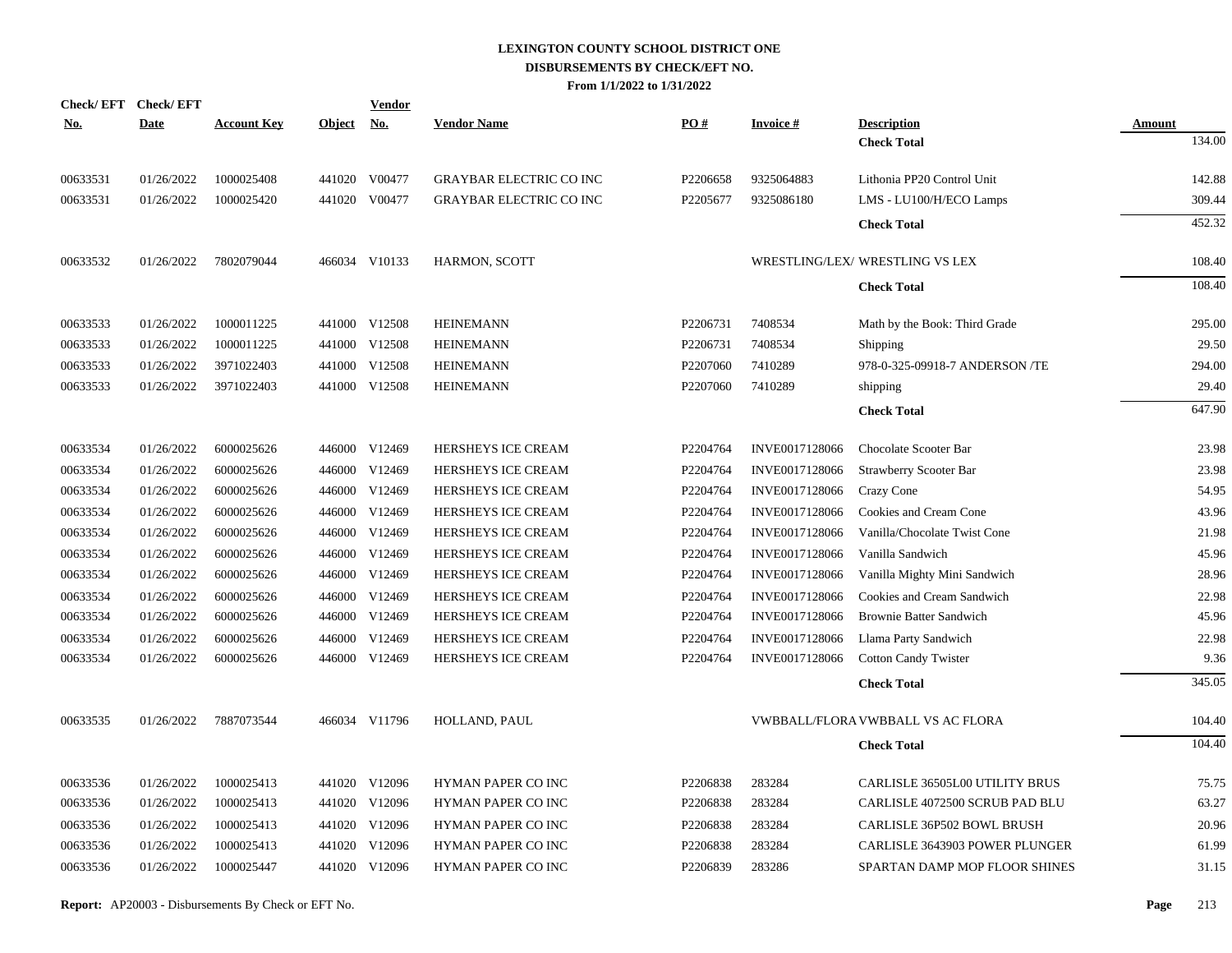# LEXINGTON COUNTY SCHOOL DISTRICT ONE
## DISBURSEMENTS BY CHECK/EFT NO.
### From 1/1/2022 to 1/31/2022

| Check/ EFT No. | Check/ EFT Date | Account Key | Object | Vendor No. | Vendor Name | PO # | Invoice # | Description | Amount |
|---|---|---|---|---|---|---|---|---|---|
| | | | | | | | | **Check Total** | 134.00 |
| 00633531 | 01/26/2022 | 1000025408 | 441020 | V00477 | GRAYBAR ELECTRIC CO INC | P2206658 | 9325064883 | Lithonia PP20 Control Unit | 142.88 |
| 00633531 | 01/26/2022 | 1000025420 | 441020 | V00477 | GRAYBAR ELECTRIC CO INC | P2205677 | 9325086180 | LMS - LU100/H/ECO Lamps | 309.44 |
| | | | | | | | | **Check Total** | 452.32 |
| 00633532 | 01/26/2022 | 7802079044 | 466034 | V10133 | HARMON, SCOTT | | WRESTLING/LEX/ | WRESTLING VS LEX | 108.40 |
| | | | | | | | | **Check Total** | 108.40 |
| 00633533 | 01/26/2022 | 1000011225 | 441000 | V12508 | HEINEMANN | P2206731 | 7408534 | Math by the Book: Third Grade | 295.00 |
| 00633533 | 01/26/2022 | 1000011225 | 441000 | V12508 | HEINEMANN | P2206731 | 7408534 | Shipping | 29.50 |
| 00633533 | 01/26/2022 | 3971022403 | 441000 | V12508 | HEINEMANN | P2207060 | 7410289 | 978-0-325-09918-7 ANDERSON /TE | 294.00 |
| 00633533 | 01/26/2022 | 3971022403 | 441000 | V12508 | HEINEMANN | P2207060 | 7410289 | shipping | 29.40 |
| | | | | | | | | **Check Total** | 647.90 |
| 00633534 | 01/26/2022 | 6000025626 | 446000 | V12469 | HERSHEYS ICE CREAM | P2204764 | INVE0017128066 | Chocolate Scooter Bar | 23.98 |
| 00633534 | 01/26/2022 | 6000025626 | 446000 | V12469 | HERSHEYS ICE CREAM | P2204764 | INVE0017128066 | Strawberry Scooter Bar | 23.98 |
| 00633534 | 01/26/2022 | 6000025626 | 446000 | V12469 | HERSHEYS ICE CREAM | P2204764 | INVE0017128066 | Crazy Cone | 54.95 |
| 00633534 | 01/26/2022 | 6000025626 | 446000 | V12469 | HERSHEYS ICE CREAM | P2204764 | INVE0017128066 | Cookies and Cream Cone | 43.96 |
| 00633534 | 01/26/2022 | 6000025626 | 446000 | V12469 | HERSHEYS ICE CREAM | P2204764 | INVE0017128066 | Vanilla/Chocolate Twist Cone | 21.98 |
| 00633534 | 01/26/2022 | 6000025626 | 446000 | V12469 | HERSHEYS ICE CREAM | P2204764 | INVE0017128066 | Vanilla Sandwich | 45.96 |
| 00633534 | 01/26/2022 | 6000025626 | 446000 | V12469 | HERSHEYS ICE CREAM | P2204764 | INVE0017128066 | Vanilla Mighty Mini Sandwich | 28.96 |
| 00633534 | 01/26/2022 | 6000025626 | 446000 | V12469 | HERSHEYS ICE CREAM | P2204764 | INVE0017128066 | Cookies and Cream Sandwich | 22.98 |
| 00633534 | 01/26/2022 | 6000025626 | 446000 | V12469 | HERSHEYS ICE CREAM | P2204764 | INVE0017128066 | Brownie Batter Sandwich | 45.96 |
| 00633534 | 01/26/2022 | 6000025626 | 446000 | V12469 | HERSHEYS ICE CREAM | P2204764 | INVE0017128066 | Llama Party Sandwich | 22.98 |
| 00633534 | 01/26/2022 | 6000025626 | 446000 | V12469 | HERSHEYS ICE CREAM | P2204764 | INVE0017128066 | Cotton Candy Twister | 9.36 |
| | | | | | | | | **Check Total** | 345.05 |
| 00633535 | 01/26/2022 | 7887073544 | 466034 | V11796 | HOLLAND, PAUL | | VWBBALL/FLORA | VWBBALL VS AC FLORA | 104.40 |
| | | | | | | | | **Check Total** | 104.40 |
| 00633536 | 01/26/2022 | 1000025413 | 441020 | V12096 | HYMAN PAPER CO INC | P2206838 | 283284 | CARLISLE 36505L00 UTILITY BRUS | 75.75 |
| 00633536 | 01/26/2022 | 1000025413 | 441020 | V12096 | HYMAN PAPER CO INC | P2206838 | 283284 | CARLISLE 4072500 SCRUB PAD BLU | 63.27 |
| 00633536 | 01/26/2022 | 1000025413 | 441020 | V12096 | HYMAN PAPER CO INC | P2206838 | 283284 | CARLISLE 36P502 BOWL BRUSH | 20.96 |
| 00633536 | 01/26/2022 | 1000025413 | 441020 | V12096 | HYMAN PAPER CO INC | P2206838 | 283284 | CARLISLE 3643903 POWER PLUNGER | 61.99 |
| 00633536 | 01/26/2022 | 1000025447 | 441020 | V12096 | HYMAN PAPER CO INC | P2206839 | 283286 | SPARTAN DAMP MOP FLOOR SHINES | 31.15 |

**Report:** AP20003 - Disbursements By Check or EFT No.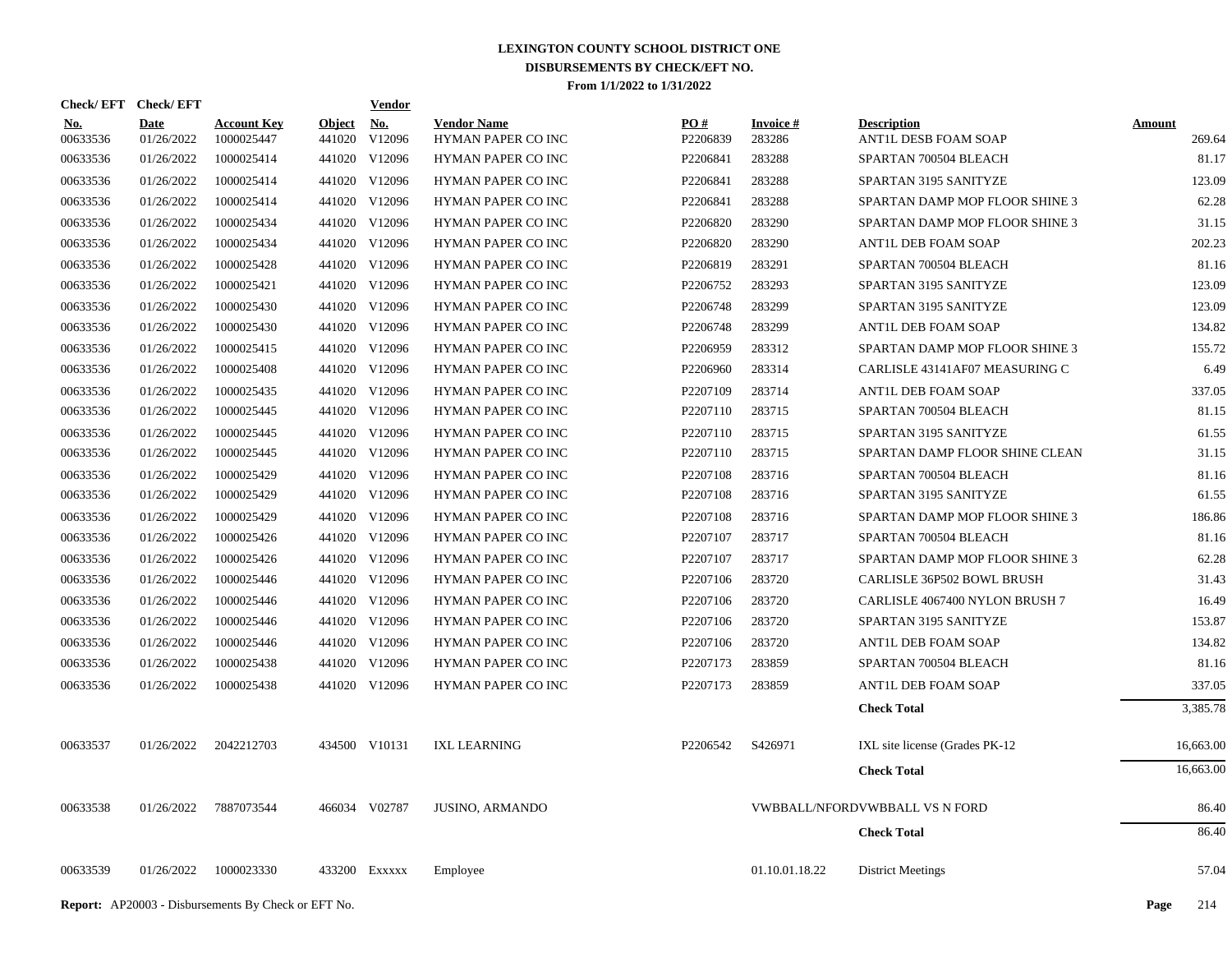# LEXINGTON COUNTY SCHOOL DISTRICT ONE
## DISBURSEMENTS BY CHECK/EFT NO.
### From 1/1/2022 to 1/31/2022

| Check/ EFT No. | Check/ EFT Date | Account Key | Object | Vendor No. | Vendor Name | PO # | Invoice # | Description | Amount |
|---|---|---|---|---|---|---|---|---|---|
| 00633536 | 01/26/2022 | 1000025447 | 441020 | V12096 | HYMAN PAPER CO INC | P2206839 | 283286 | ANT1L DESB FOAM SOAP | 269.64 |
| 00633536 | 01/26/2022 | 1000025414 | 441020 | V12096 | HYMAN PAPER CO INC | P2206841 | 283288 | SPARTAN 700504 BLEACH | 81.17 |
| 00633536 | 01/26/2022 | 1000025414 | 441020 | V12096 | HYMAN PAPER CO INC | P2206841 | 283288 | SPARTAN 3195 SANITYZE | 123.09 |
| 00633536 | 01/26/2022 | 1000025414 | 441020 | V12096 | HYMAN PAPER CO INC | P2206841 | 283288 | SPARTAN DAMP MOP FLOOR SHINE 3 | 62.28 |
| 00633536 | 01/26/2022 | 1000025434 | 441020 | V12096 | HYMAN PAPER CO INC | P2206820 | 283290 | SPARTAN DAMP MOP FLOOR SHINE 3 | 31.15 |
| 00633536 | 01/26/2022 | 1000025434 | 441020 | V12096 | HYMAN PAPER CO INC | P2206820 | 283290 | ANT1L DEB FOAM SOAP | 202.23 |
| 00633536 | 01/26/2022 | 1000025428 | 441020 | V12096 | HYMAN PAPER CO INC | P2206819 | 283291 | SPARTAN 700504 BLEACH | 81.16 |
| 00633536 | 01/26/2022 | 1000025421 | 441020 | V12096 | HYMAN PAPER CO INC | P2206752 | 283293 | SPARTAN 3195 SANITYZE | 123.09 |
| 00633536 | 01/26/2022 | 1000025430 | 441020 | V12096 | HYMAN PAPER CO INC | P2206748 | 283299 | SPARTAN 3195 SANITYZE | 123.09 |
| 00633536 | 01/26/2022 | 1000025430 | 441020 | V12096 | HYMAN PAPER CO INC | P2206748 | 283299 | ANT1L DEB FOAM SOAP | 134.82 |
| 00633536 | 01/26/2022 | 1000025415 | 441020 | V12096 | HYMAN PAPER CO INC | P2206959 | 283312 | SPARTAN DAMP MOP FLOOR SHINE 3 | 155.72 |
| 00633536 | 01/26/2022 | 1000025408 | 441020 | V12096 | HYMAN PAPER CO INC | P2206960 | 283314 | CARLISLE 43141AF07 MEASURING C | 6.49 |
| 00633536 | 01/26/2022 | 1000025435 | 441020 | V12096 | HYMAN PAPER CO INC | P2207109 | 283714 | ANT1L DEB FOAM SOAP | 337.05 |
| 00633536 | 01/26/2022 | 1000025445 | 441020 | V12096 | HYMAN PAPER CO INC | P2207110 | 283715 | SPARTAN 700504 BLEACH | 81.15 |
| 00633536 | 01/26/2022 | 1000025445 | 441020 | V12096 | HYMAN PAPER CO INC | P2207110 | 283715 | SPARTAN 3195 SANITYZE | 61.55 |
| 00633536 | 01/26/2022 | 1000025445 | 441020 | V12096 | HYMAN PAPER CO INC | P2207110 | 283715 | SPARTAN DAMP FLOOR SHINE CLEAN | 31.15 |
| 00633536 | 01/26/2022 | 1000025429 | 441020 | V12096 | HYMAN PAPER CO INC | P2207108 | 283716 | SPARTAN 700504 BLEACH | 81.16 |
| 00633536 | 01/26/2022 | 1000025429 | 441020 | V12096 | HYMAN PAPER CO INC | P2207108 | 283716 | SPARTAN 3195 SANITYZE | 61.55 |
| 00633536 | 01/26/2022 | 1000025429 | 441020 | V12096 | HYMAN PAPER CO INC | P2207108 | 283716 | SPARTAN DAMP MOP FLOOR SHINE 3 | 186.86 |
| 00633536 | 01/26/2022 | 1000025426 | 441020 | V12096 | HYMAN PAPER CO INC | P2207107 | 283717 | SPARTAN 700504 BLEACH | 81.16 |
| 00633536 | 01/26/2022 | 1000025426 | 441020 | V12096 | HYMAN PAPER CO INC | P2207107 | 283717 | SPARTAN DAMP MOP FLOOR SHINE 3 | 62.28 |
| 00633536 | 01/26/2022 | 1000025446 | 441020 | V12096 | HYMAN PAPER CO INC | P2207106 | 283720 | CARLISLE 36P502 BOWL BRUSH | 31.43 |
| 00633536 | 01/26/2022 | 1000025446 | 441020 | V12096 | HYMAN PAPER CO INC | P2207106 | 283720 | CARLISLE 4067400 NYLON BRUSH 7 | 16.49 |
| 00633536 | 01/26/2022 | 1000025446 | 441020 | V12096 | HYMAN PAPER CO INC | P2207106 | 283720 | SPARTAN 3195 SANITYZE | 153.87 |
| 00633536 | 01/26/2022 | 1000025446 | 441020 | V12096 | HYMAN PAPER CO INC | P2207106 | 283720 | ANT1L DEB FOAM SOAP | 134.82 |
| 00633536 | 01/26/2022 | 1000025438 | 441020 | V12096 | HYMAN PAPER CO INC | P2207173 | 283859 | SPARTAN 700504 BLEACH | 81.16 |
| 00633536 | 01/26/2022 | 1000025438 | 441020 | V12096 | HYMAN PAPER CO INC | P2207173 | 283859 | ANT1L DEB FOAM SOAP | 337.05 |
| | | | | | | | | **Check Total** | 3,385.78 |
| 00633537 | 01/26/2022 | 2042212703 | 434500 | V10131 | IXL LEARNING | P2206542 | S426971 | IXL site license (Grades PK-12 | 16,663.00 |
| | | | | | | | | **Check Total** | 16,663.00 |
| 00633538 | 01/26/2022 | 7887073544 | 466034 | V02787 | JUSINO, ARMANDO | | | VWBBALL/NFORDVWBBALL VS N FORD | 86.40 |
| | | | | | | | | **Check Total** | 86.40 |
| 00633539 | 01/26/2022 | 1000023330 | 433200 | Exxxxx | Employee | | 01.10.01.18.22 | District Meetings | 57.04 |

**Report:** AP20003 - Disbursements By Check or EFT No.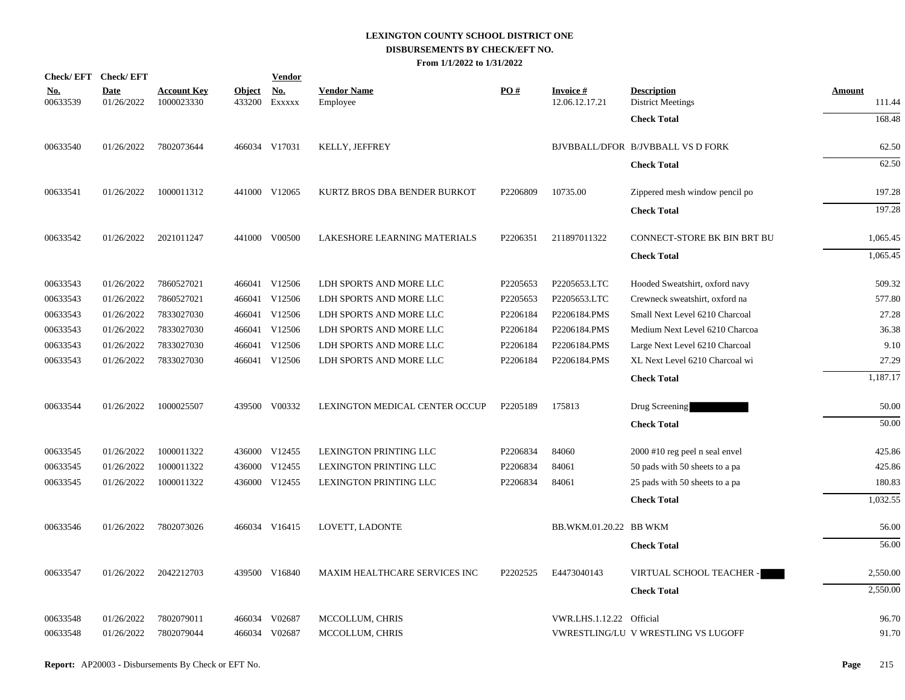**LEXINGTON COUNTY SCHOOL DISTRICT ONE**
**DISBURSEMENTS BY CHECK/EFT NO.**
**From 1/1/2022 to 1/31/2022**

| Check/ EFT No. | Check/ EFT Date | Account Key | Object | Vendor No. | Vendor Name | PO # | Invoice # | Description | Amount |
|---|---|---|---|---|---|---|---|---|---|
| 00633539 | 01/26/2022 | 1000023330 | 433200 | Exxxxx | Employee | | 12.06.12.17.21 | District Meetings | 111.44 |
| | | | | | | | | **Check Total** | 168.48 |
| 00633540 | 01/26/2022 | 7802073644 | 466034 | V17031 | KELLY, JEFFREY | | BJVBBALL/DFOR | B/JVBBALL VS D FORK | 62.50 |
| | | | | | | | | **Check Total** | 62.50 |
| 00633541 | 01/26/2022 | 1000011312 | 441000 | V12065 | KURTZ BROS DBA BENDER BURKOT | P2206809 | 10735.00 | Zippered mesh window pencil po | 197.28 |
| | | | | | | | | **Check Total** | 197.28 |
| 00633542 | 01/26/2022 | 2021011247 | 441000 | V00500 | LAKESHORE LEARNING MATERIALS | P2206351 | 211897011322 | CONNECT-STORE BK BIN BRT BU | 1,065.45 |
| | | | | | | | | **Check Total** | 1,065.45 |
| 00633543 | 01/26/2022 | 7860527021 | 466041 | V12506 | LDH SPORTS AND MORE LLC | P2205653 | P2205653.LTC | Hooded Sweatshirt, oxford navy | 509.32 |
| 00633543 | 01/26/2022 | 7860527021 | 466041 | V12506 | LDH SPORTS AND MORE LLC | P2205653 | P2205653.LTC | Crewneck sweatshirt, oxford na | 577.80 |
| 00633543 | 01/26/2022 | 7833027030 | 466041 | V12506 | LDH SPORTS AND MORE LLC | P2206184 | P2206184.PMS | Small Next Level 6210 Charcoal | 27.28 |
| 00633543 | 01/26/2022 | 7833027030 | 466041 | V12506 | LDH SPORTS AND MORE LLC | P2206184 | P2206184.PMS | Medium Next Level 6210 Charcoa | 36.38 |
| 00633543 | 01/26/2022 | 7833027030 | 466041 | V12506 | LDH SPORTS AND MORE LLC | P2206184 | P2206184.PMS | Large Next Level 6210 Charcoal | 9.10 |
| 00633543 | 01/26/2022 | 7833027030 | 466041 | V12506 | LDH SPORTS AND MORE LLC | P2206184 | P2206184.PMS | XL Next Level 6210 Charcoal wi | 27.29 |
| | | | | | | | | **Check Total** | 1,187.17 |
| 00633544 | 01/26/2022 | 1000025507 | 439500 | V00332 | LEXINGTON MEDICAL CENTER OCCUP | P2205189 | 175813 | Drug Screening | 50.00 |
| | | | | | | | | **Check Total** | 50.00 |
| 00633545 | 01/26/2022 | 1000011322 | 436000 | V12455 | LEXINGTON PRINTING LLC | P2206834 | 84060 | 2000 #10 reg peel n seal envel | 425.86 |
| 00633545 | 01/26/2022 | 1000011322 | 436000 | V12455 | LEXINGTON PRINTING LLC | P2206834 | 84061 | 50 pads with 50 sheets to a pa | 425.86 |
| 00633545 | 01/26/2022 | 1000011322 | 436000 | V12455 | LEXINGTON PRINTING LLC | P2206834 | 84061 | 25 pads with 50 sheets to a pa | 180.83 |
| | | | | | | | | **Check Total** | 1,032.55 |
| 00633546 | 01/26/2022 | 7802073026 | 466034 | V16415 | LOVETT, LADONTE | | BB.WKM.01.20.22 | BB WKM | 56.00 |
| | | | | | | | | **Check Total** | 56.00 |
| 00633547 | 01/26/2022 | 2042212703 | 439500 | V16840 | MAXIM HEALTHCARE SERVICES INC | P2202525 | E4473040143 | VIRTUAL SCHOOL TEACHER - | 2,550.00 |
| | | | | | | | | **Check Total** | 2,550.00 |
| 00633548 | 01/26/2022 | 7802079011 | 466034 | V02687 | MCCOLLUM, CHRIS | | VWR.LHS.1.12.22 | Official | 96.70 |
| 00633548 | 01/26/2022 | 7802079044 | 466034 | V02687 | MCCOLLUM, CHRIS | | VWRESTLING/LU | V WRESTLING VS LUGOFF | 91.70 |

**Report:** AP20003 - Disbursements By Check or EFT No.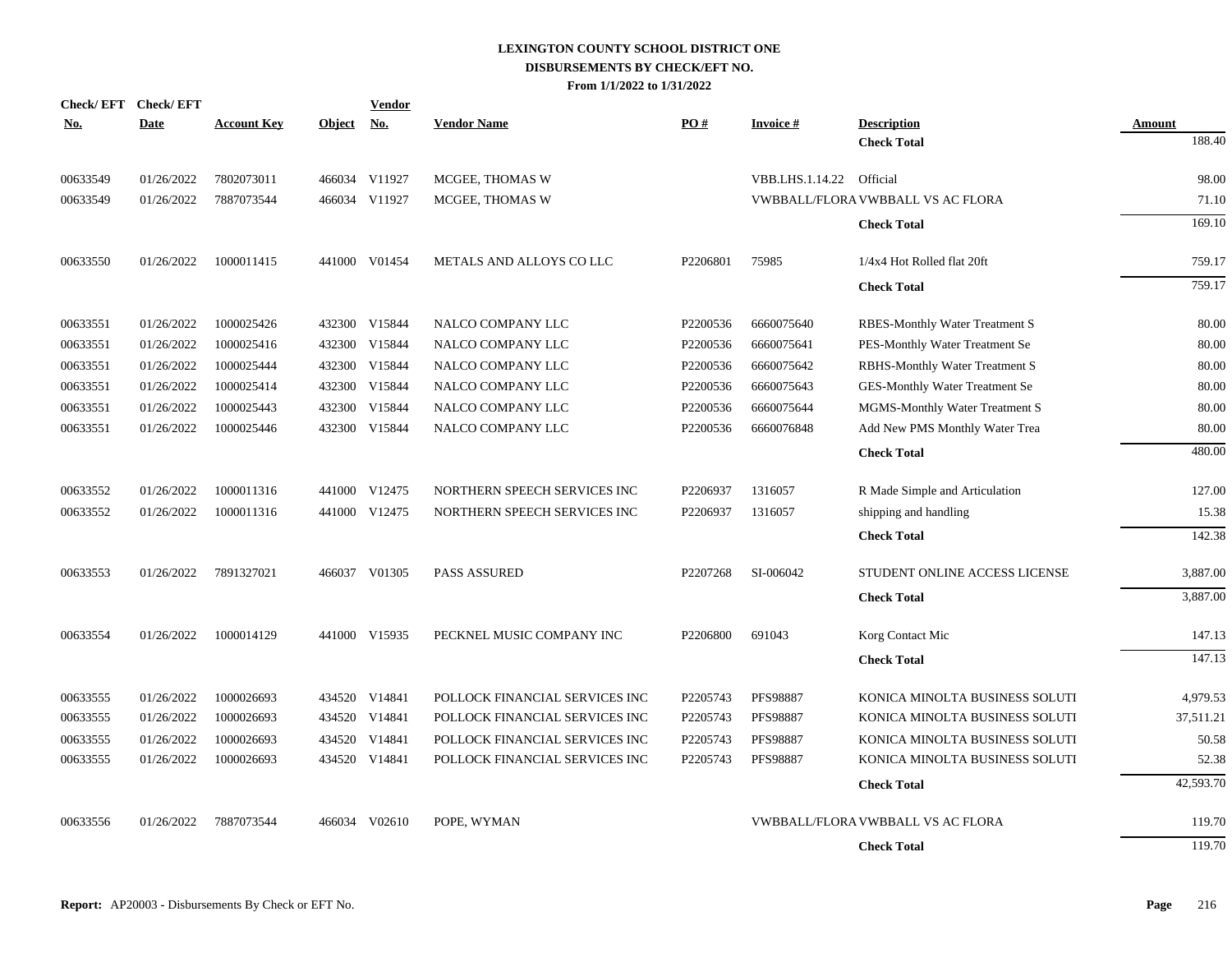# LEXINGTON COUNTY SCHOOL DISTRICT ONE
## DISBURSEMENTS BY CHECK/EFT NO.
### From 1/1/2022 to 1/31/2022

| Check/ EFT No. | Check/ EFT Date | Account Key | Object | Vendor No. | Vendor Name | PO # | Invoice # | Description | Amount |
|---|---|---|---|---|---|---|---|---|---|
| | | | | | | | | **Check Total** | 188.40 |
| 00633549 | 01/26/2022 | 7802073011 | 466034 | V11927 | MCGEE, THOMAS W | | VBB.LHS.1.14.22 | Official | 98.00 |
| 00633549 | 01/26/2022 | 7887073544 | 466034 | V11927 | MCGEE, THOMAS W | | VWBBALL/FLORA | VWBBALL VS AC FLORA | 71.10 |
| | | | | | | | | **Check Total** | 169.10 |
| 00633550 | 01/26/2022 | 1000011415 | 441000 | V01454 | METALS AND ALLOYS CO LLC | P2206801 | 75985 | 1/4x4 Hot Rolled flat 20ft | 759.17 |
| | | | | | | | | **Check Total** | 759.17 |
| 00633551 | 01/26/2022 | 1000025426 | 432300 | V15844 | NALCO COMPANY LLC | P2200536 | 6660075640 | RBES-Monthly Water Treatment S | 80.00 |
| 00633551 | 01/26/2022 | 1000025416 | 432300 | V15844 | NALCO COMPANY LLC | P2200536 | 6660075641 | PES-Monthly Water Treatment Se | 80.00 |
| 00633551 | 01/26/2022 | 1000025444 | 432300 | V15844 | NALCO COMPANY LLC | P2200536 | 6660075642 | RBHS-Monthly Water Treatment S | 80.00 |
| 00633551 | 01/26/2022 | 1000025414 | 432300 | V15844 | NALCO COMPANY LLC | P2200536 | 6660075643 | GES-Monthly Water Treatment Se | 80.00 |
| 00633551 | 01/26/2022 | 1000025443 | 432300 | V15844 | NALCO COMPANY LLC | P2200536 | 6660075644 | MGMS-Monthly Water Treatment S | 80.00 |
| 00633551 | 01/26/2022 | 1000025446 | 432300 | V15844 | NALCO COMPANY LLC | P2200536 | 6660076848 | Add New PMS Monthly Water Trea | 80.00 |
| | | | | | | | | **Check Total** | 480.00 |
| 00633552 | 01/26/2022 | 1000011316 | 441000 | V12475 | NORTHERN SPEECH SERVICES INC | P2206937 | 1316057 | R Made Simple and Articulation | 127.00 |
| 00633552 | 01/26/2022 | 1000011316 | 441000 | V12475 | NORTHERN SPEECH SERVICES INC | P2206937 | 1316057 | shipping and handling | 15.38 |
| | | | | | | | | **Check Total** | 142.38 |
| 00633553 | 01/26/2022 | 7891327021 | 466037 | V01305 | PASS ASSURED | P2207268 | SI-006042 | STUDENT ONLINE ACCESS LICENSE | 3,887.00 |
| | | | | | | | | **Check Total** | 3,887.00 |
| 00633554 | 01/26/2022 | 1000014129 | 441000 | V15935 | PECKNEL MUSIC COMPANY INC | P2206800 | 691043 | Korg Contact Mic | 147.13 |
| | | | | | | | | **Check Total** | 147.13 |
| 00633555 | 01/26/2022 | 1000026693 | 434520 | V14841 | POLLOCK FINANCIAL SERVICES INC | P2205743 | PFS98887 | KONICA MINOLTA BUSINESS SOLUTI | 4,979.53 |
| 00633555 | 01/26/2022 | 1000026693 | 434520 | V14841 | POLLOCK FINANCIAL SERVICES INC | P2205743 | PFS98887 | KONICA MINOLTA BUSINESS SOLUTI | 37,511.21 |
| 00633555 | 01/26/2022 | 1000026693 | 434520 | V14841 | POLLOCK FINANCIAL SERVICES INC | P2205743 | PFS98887 | KONICA MINOLTA BUSINESS SOLUTI | 50.58 |
| 00633555 | 01/26/2022 | 1000026693 | 434520 | V14841 | POLLOCK FINANCIAL SERVICES INC | P2205743 | PFS98887 | KONICA MINOLTA BUSINESS SOLUTI | 52.38 |
| | | | | | | | | **Check Total** | 42,593.70 |
| 00633556 | 01/26/2022 | 7887073544 | 466034 | V02610 | POPE, WYMAN | | VWBBALL/FLORA | VWBBALL VS AC FLORA | 119.70 |
| | | | | | | | | **Check Total** | 119.70 |

**Report:** AP20003 - Disbursements By Check or EFT No.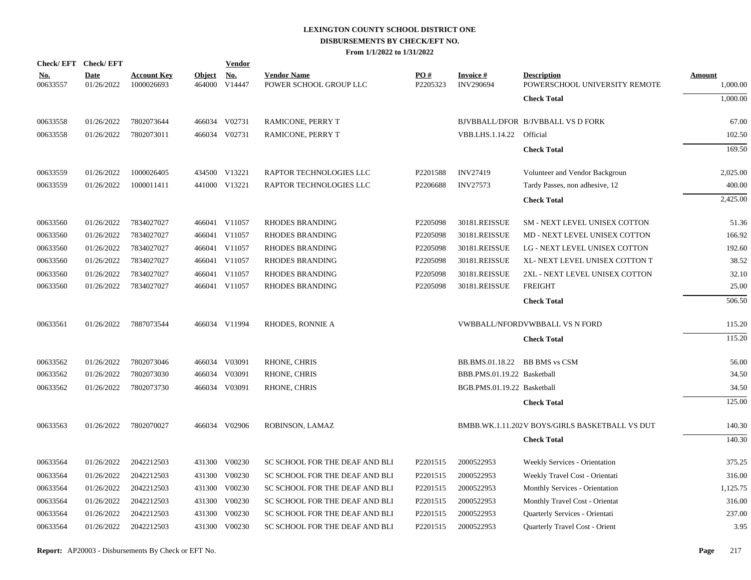# LEXINGTON COUNTY SCHOOL DISTRICT ONE
## DISBURSEMENTS BY CHECK/EFT NO.
### From 1/1/2022 to 1/31/2022

| Check/ EFT No. | Check/ EFT Date | Account Key | Object | Vendor No. | Vendor Name | PO # | Invoice # | Description | Amount |
|---|---|---|---|---|---|---|---|---|---|
| 00633557 | 01/26/2022 | 1000026693 | 464000 | V14447 | POWER SCHOOL GROUP LLC | P2205323 | INV290694 | POWERSCHOOL UNIVERSITY REMOTE | 1,000.00 |
| | | | | | | | | **Check Total** | 1,000.00 |
| 00633558 | 01/26/2022 | 7802073644 | 466034 | V02731 | RAMICONE, PERRY T | | BJVBBALL/DFOR | B/JVBBALL VS D FORK | 67.00 |
| 00633558 | 01/26/2022 | 7802073011 | 466034 | V02731 | RAMICONE, PERRY T | | VBB.LHS.1.14.22 | Official | 102.50 |
| | | | | | | | | **Check Total** | 169.50 |
| 00633559 | 01/26/2022 | 1000026405 | 434500 | V13221 | RAPTOR TECHNOLOGIES LLC | P2201588 | INV27419 | Volunteer and Vendor Backgroun | 2,025.00 |
| 00633559 | 01/26/2022 | 1000011411 | 441000 | V13221 | RAPTOR TECHNOLOGIES LLC | P2206688 | INV27573 | Tardy Passes, non adhesive, 12 | 400.00 |
| | | | | | | | | **Check Total** | 2,425.00 |
| 00633560 | 01/26/2022 | 7834027027 | 466041 | V11057 | RHODES BRANDING | P2205098 | 30181.REISSUE | SM - NEXT LEVEL UNISEX COTTON | 51.36 |
| 00633560 | 01/26/2022 | 7834027027 | 466041 | V11057 | RHODES BRANDING | P2205098 | 30181.REISSUE | MD - NEXT LEVEL UNISEX COTTON | 166.92 |
| 00633560 | 01/26/2022 | 7834027027 | 466041 | V11057 | RHODES BRANDING | P2205098 | 30181.REISSUE | LG - NEXT LEVEL UNISEX COTTON | 192.60 |
| 00633560 | 01/26/2022 | 7834027027 | 466041 | V11057 | RHODES BRANDING | P2205098 | 30181.REISSUE | XL- NEXT LEVEL UNISEX COTTON T | 38.52 |
| 00633560 | 01/26/2022 | 7834027027 | 466041 | V11057 | RHODES BRANDING | P2205098 | 30181.REISSUE | 2XL - NEXT LEVEL UNISEX COTTON | 32.10 |
| 00633560 | 01/26/2022 | 7834027027 | 466041 | V11057 | RHODES BRANDING | P2205098 | 30181.REISSUE | FREIGHT | 25.00 |
| | | | | | | | | **Check Total** | 506.50 |
| 00633561 | 01/26/2022 | 7887073544 | 466034 | V11994 | RHODES, RONNIE A | | VWBBALL/NFORD | VWBBALL VS N FORD | 115.20 |
| | | | | | | | | **Check Total** | 115.20 |
| 00633562 | 01/26/2022 | 7802073046 | 466034 | V03091 | RHONE, CHRIS | | BB.BMS.01.18.22 | BB BMS vs CSM | 56.00 |
| 00633562 | 01/26/2022 | 7802073030 | 466034 | V03091 | RHONE, CHRIS | | BBB.PMS.01.19.22 | Basketball | 34.50 |
| 00633562 | 01/26/2022 | 7802073730 | 466034 | V03091 | RHONE, CHRIS | | BGB.PMS.01.19.22 | Basketball | 34.50 |
| | | | | | | | | **Check Total** | 125.00 |
| 00633563 | 01/26/2022 | 7802070027 | 466034 | V02906 | ROBINSON, LAMAZ | | BMBB.WK.1.11.202 | V BOYS/GIRLS BASKETBALL VS DUT | 140.30 |
| | | | | | | | | **Check Total** | 140.30 |
| 00633564 | 01/26/2022 | 2042212503 | 431300 | V00230 | SC SCHOOL FOR THE DEAF AND BLI | P2201515 | 2000522953 | Weekly Services - Orientation | 375.25 |
| 00633564 | 01/26/2022 | 2042212503 | 431300 | V00230 | SC SCHOOL FOR THE DEAF AND BLI | P2201515 | 2000522953 | Weekly Travel Cost - Orientati | 316.00 |
| 00633564 | 01/26/2022 | 2042212503 | 431300 | V00230 | SC SCHOOL FOR THE DEAF AND BLI | P2201515 | 2000522953 | Monthly Services - Orientation | 1,125.75 |
| 00633564 | 01/26/2022 | 2042212503 | 431300 | V00230 | SC SCHOOL FOR THE DEAF AND BLI | P2201515 | 2000522953 | Monthly Travel Cost - Orientat | 316.00 |
| 00633564 | 01/26/2022 | 2042212503 | 431300 | V00230 | SC SCHOOL FOR THE DEAF AND BLI | P2201515 | 2000522953 | Quarterly Services - Orientati | 237.00 |
| 00633564 | 01/26/2022 | 2042212503 | 431300 | V00230 | SC SCHOOL FOR THE DEAF AND BLI | P2201515 | 2000522953 | Quarterly Travel Cost - Orient | 3.95 |

**Report:** AP20003 - Disbursements By Check or EFT No.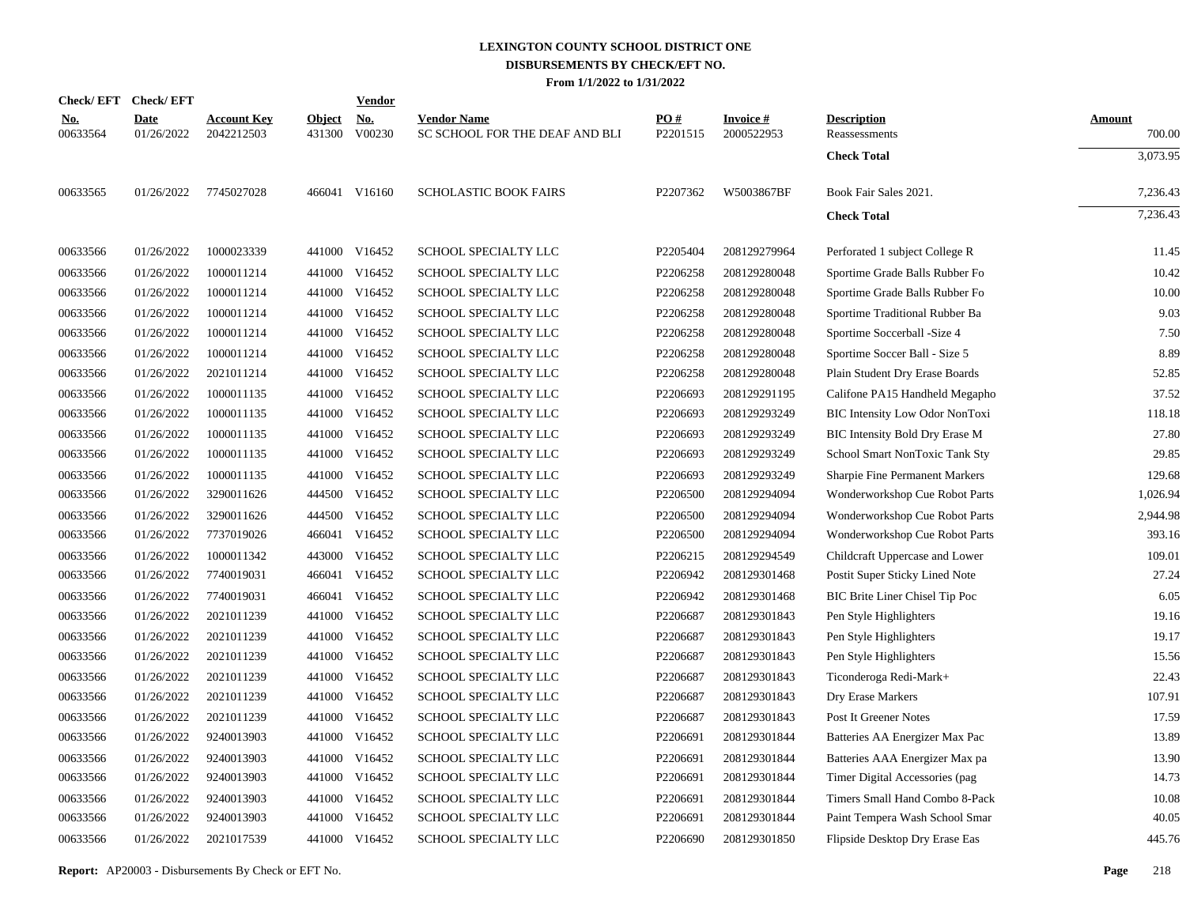**LEXINGTON COUNTY SCHOOL DISTRICT ONE**
**DISBURSEMENTS BY CHECK/EFT NO.**
**From 1/1/2022 to 1/31/2022**

| Check/ EFT No. | Check/ EFT Date | Account Key | Object | Vendor No. | Vendor Name | PO # | Invoice # | Description | Amount |
|---|---|---|---|---|---|---|---|---|---|
| 00633564 | 01/26/2022 | 2042212503 | 431300 | V00230 | SC SCHOOL FOR THE DEAF AND BLI | P2201515 | 2000522953 | Reassessments | 700.00 |
| | | | | | | | | **Check Total** | 3,073.95 |
| 00633565 | 01/26/2022 | 7745027028 | 466041 | V16160 | SCHOLASTIC BOOK FAIRS | P2207362 | W5003867BF | Book Fair Sales 2021. | 7,236.43 |
| | | | | | | | | **Check Total** | 7,236.43 |
| 00633566 | 01/26/2022 | 1000023339 | 441000 | V16452 | SCHOOL SPECIALTY LLC | P2205404 | 208129279964 | Perforated 1 subject College R | 11.45 |
| 00633566 | 01/26/2022 | 1000011214 | 441000 | V16452 | SCHOOL SPECIALTY LLC | P2206258 | 208129280048 | Sportime Grade Balls Rubber Fo | 10.42 |
| 00633566 | 01/26/2022 | 1000011214 | 441000 | V16452 | SCHOOL SPECIALTY LLC | P2206258 | 208129280048 | Sportime Grade Balls Rubber Fo | 10.00 |
| 00633566 | 01/26/2022 | 1000011214 | 441000 | V16452 | SCHOOL SPECIALTY LLC | P2206258 | 208129280048 | Sportime Traditional Rubber Ba | 9.03 |
| 00633566 | 01/26/2022 | 1000011214 | 441000 | V16452 | SCHOOL SPECIALTY LLC | P2206258 | 208129280048 | Sportime Soccerball -Size 4 | 7.50 |
| 00633566 | 01/26/2022 | 1000011214 | 441000 | V16452 | SCHOOL SPECIALTY LLC | P2206258 | 208129280048 | Sportime Soccer Ball - Size 5 | 8.89 |
| 00633566 | 01/26/2022 | 2021011214 | 441000 | V16452 | SCHOOL SPECIALTY LLC | P2206258 | 208129280048 | Plain Student Dry Erase Boards | 52.85 |
| 00633566 | 01/26/2022 | 1000011135 | 441000 | V16452 | SCHOOL SPECIALTY LLC | P2206693 | 208129291195 | Califone PA15 Handheld Megapho | 37.52 |
| 00633566 | 01/26/2022 | 1000011135 | 441000 | V16452 | SCHOOL SPECIALTY LLC | P2206693 | 208129293249 | BIC Intensity Low Odor NonToxi | 118.18 |
| 00633566 | 01/26/2022 | 1000011135 | 441000 | V16452 | SCHOOL SPECIALTY LLC | P2206693 | 208129293249 | BIC Intensity Bold Dry Erase M | 27.80 |
| 00633566 | 01/26/2022 | 1000011135 | 441000 | V16452 | SCHOOL SPECIALTY LLC | P2206693 | 208129293249 | School Smart NonToxic Tank Sty | 29.85 |
| 00633566 | 01/26/2022 | 1000011135 | 441000 | V16452 | SCHOOL SPECIALTY LLC | P2206693 | 208129293249 | Sharpie Fine Permanent Markers | 129.68 |
| 00633566 | 01/26/2022 | 3290011626 | 444500 | V16452 | SCHOOL SPECIALTY LLC | P2206500 | 208129294094 | Wonderworkshop Cue Robot Parts | 1,026.94 |
| 00633566 | 01/26/2022 | 3290011626 | 444500 | V16452 | SCHOOL SPECIALTY LLC | P2206500 | 208129294094 | Wonderworkshop Cue Robot Parts | 2,944.98 |
| 00633566 | 01/26/2022 | 7737019026 | 466041 | V16452 | SCHOOL SPECIALTY LLC | P2206500 | 208129294094 | Wonderworkshop Cue Robot Parts | 393.16 |
| 00633566 | 01/26/2022 | 1000011342 | 443000 | V16452 | SCHOOL SPECIALTY LLC | P2206215 | 208129294549 | Childcraft Uppercase and Lower | 109.01 |
| 00633566 | 01/26/2022 | 7740019031 | 466041 | V16452 | SCHOOL SPECIALTY LLC | P2206942 | 208129301468 | Postit Super Sticky Lined Note | 27.24 |
| 00633566 | 01/26/2022 | 7740019031 | 466041 | V16452 | SCHOOL SPECIALTY LLC | P2206942 | 208129301468 | BIC Brite Liner Chisel Tip Poc | 6.05 |
| 00633566 | 01/26/2022 | 2021011239 | 441000 | V16452 | SCHOOL SPECIALTY LLC | P2206687 | 208129301843 | Pen Style Highlighters | 19.16 |
| 00633566 | 01/26/2022 | 2021011239 | 441000 | V16452 | SCHOOL SPECIALTY LLC | P2206687 | 208129301843 | Pen Style Highlighters | 19.17 |
| 00633566 | 01/26/2022 | 2021011239 | 441000 | V16452 | SCHOOL SPECIALTY LLC | P2206687 | 208129301843 | Pen Style Highlighters | 15.56 |
| 00633566 | 01/26/2022 | 2021011239 | 441000 | V16452 | SCHOOL SPECIALTY LLC | P2206687 | 208129301843 | Ticonderoga Redi-Mark+ | 22.43 |
| 00633566 | 01/26/2022 | 2021011239 | 441000 | V16452 | SCHOOL SPECIALTY LLC | P2206687 | 208129301843 | Dry Erase Markers | 107.91 |
| 00633566 | 01/26/2022 | 2021011239 | 441000 | V16452 | SCHOOL SPECIALTY LLC | P2206687 | 208129301843 | Post It Greener Notes | 17.59 |
| 00633566 | 01/26/2022 | 9240013903 | 441000 | V16452 | SCHOOL SPECIALTY LLC | P2206691 | 208129301844 | Batteries AA Energizer Max Pac | 13.89 |
| 00633566 | 01/26/2022 | 9240013903 | 441000 | V16452 | SCHOOL SPECIALTY LLC | P2206691 | 208129301844 | Batteries AAA Energizer Max pa | 13.90 |
| 00633566 | 01/26/2022 | 9240013903 | 441000 | V16452 | SCHOOL SPECIALTY LLC | P2206691 | 208129301844 | Timer Digital Accessories (pag | 14.73 |
| 00633566 | 01/26/2022 | 9240013903 | 441000 | V16452 | SCHOOL SPECIALTY LLC | P2206691 | 208129301844 | Timers Small Hand Combo 8-Pack | 10.08 |
| 00633566 | 01/26/2022 | 9240013903 | 441000 | V16452 | SCHOOL SPECIALTY LLC | P2206691 | 208129301844 | Paint Tempera Wash School Smar | 40.05 |
| 00633566 | 01/26/2022 | 2021017539 | 441000 | V16452 | SCHOOL SPECIALTY LLC | P2206690 | 208129301850 | Flipside Desktop Dry Erase Eas | 445.76 |

**Report:** AP20003 - Disbursements By Check or EFT No.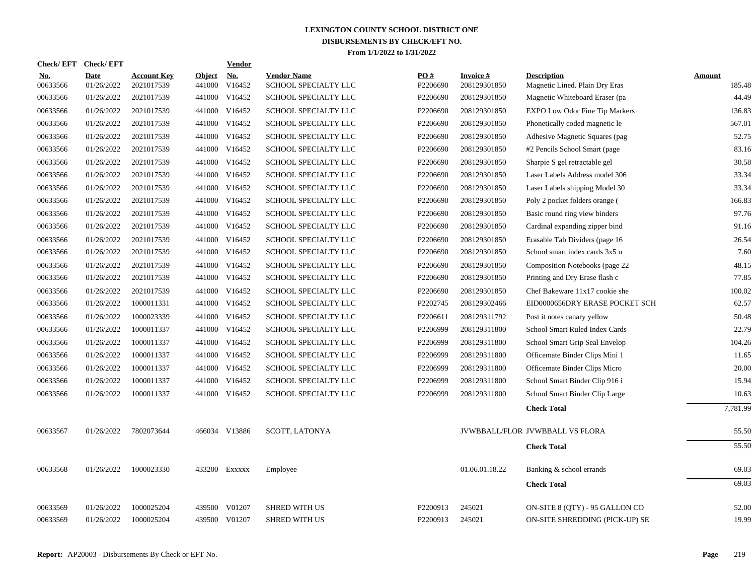# LEXINGTON COUNTY SCHOOL DISTRICT ONE
## DISBURSEMENTS BY CHECK/EFT NO.
### From 1/1/2022 to 1/31/2022

| Check/ EFT No. | Check/ EFT Date | Account Key | Object | Vendor No. | Vendor Name | PO # | Invoice # | Description | Amount |
|---|---|---|---|---|---|---|---|---|---|
| 00633566 | 01/26/2022 | 2021017539 | 441000 | V16452 | SCHOOL SPECIALTY LLC | P2206690 | 208129301850 | Magnetic Lined. Plain Dry Eras | 185.48 |
| 00633566 | 01/26/2022 | 2021017539 | 441000 | V16452 | SCHOOL SPECIALTY LLC | P2206690 | 208129301850 | Magnetic Whiteboard Eraser (pa | 44.49 |
| 00633566 | 01/26/2022 | 2021017539 | 441000 | V16452 | SCHOOL SPECIALTY LLC | P2206690 | 208129301850 | EXPO Low Odor Fine Tip Markers | 136.83 |
| 00633566 | 01/26/2022 | 2021017539 | 441000 | V16452 | SCHOOL SPECIALTY LLC | P2206690 | 208129301850 | Phonetically coded magnetic le | 567.01 |
| 00633566 | 01/26/2022 | 2021017539 | 441000 | V16452 | SCHOOL SPECIALTY LLC | P2206690 | 208129301850 | Adhesive Magnetic Squares (pag | 52.75 |
| 00633566 | 01/26/2022 | 2021017539 | 441000 | V16452 | SCHOOL SPECIALTY LLC | P2206690 | 208129301850 | #2 Pencils School Smart (page | 83.16 |
| 00633566 | 01/26/2022 | 2021017539 | 441000 | V16452 | SCHOOL SPECIALTY LLC | P2206690 | 208129301850 | Sharpie S gel retractable gel | 30.58 |
| 00633566 | 01/26/2022 | 2021017539 | 441000 | V16452 | SCHOOL SPECIALTY LLC | P2206690 | 208129301850 | Laser Labels Address model 306 | 33.34 |
| 00633566 | 01/26/2022 | 2021017539 | 441000 | V16452 | SCHOOL SPECIALTY LLC | P2206690 | 208129301850 | Laser Labels shipping Model 30 | 33.34 |
| 00633566 | 01/26/2022 | 2021017539 | 441000 | V16452 | SCHOOL SPECIALTY LLC | P2206690 | 208129301850 | Poly 2 pocket folders orange ( | 166.83 |
| 00633566 | 01/26/2022 | 2021017539 | 441000 | V16452 | SCHOOL SPECIALTY LLC | P2206690 | 208129301850 | Basic round ring view binders | 97.76 |
| 00633566 | 01/26/2022 | 2021017539 | 441000 | V16452 | SCHOOL SPECIALTY LLC | P2206690 | 208129301850 | Cardinal expanding zipper bind | 91.16 |
| 00633566 | 01/26/2022 | 2021017539 | 441000 | V16452 | SCHOOL SPECIALTY LLC | P2206690 | 208129301850 | Erasable Tab Dividers (page 16 | 26.54 |
| 00633566 | 01/26/2022 | 2021017539 | 441000 | V16452 | SCHOOL SPECIALTY LLC | P2206690 | 208129301850 | School smart index cards 3x5 u | 7.60 |
| 00633566 | 01/26/2022 | 2021017539 | 441000 | V16452 | SCHOOL SPECIALTY LLC | P2206690 | 208129301850 | Composition Notebooks (page 22 | 48.15 |
| 00633566 | 01/26/2022 | 2021017539 | 441000 | V16452 | SCHOOL SPECIALTY LLC | P2206690 | 208129301850 | Printing and Dry Erase flash c | 77.85 |
| 00633566 | 01/26/2022 | 2021017539 | 441000 | V16452 | SCHOOL SPECIALTY LLC | P2206690 | 208129301850 | Chef Bakeware 11x17 cookie she | 100.02 |
| 00633566 | 01/26/2022 | 1000011331 | 441000 | V16452 | SCHOOL SPECIALTY LLC | P2202745 | 208129302466 | EID0000656DRY ERASE POCKET SCH | 62.57 |
| 00633566 | 01/26/2022 | 1000023339 | 441000 | V16452 | SCHOOL SPECIALTY LLC | P2206611 | 208129311792 | Post it notes canary yellow | 50.48 |
| 00633566 | 01/26/2022 | 1000011337 | 441000 | V16452 | SCHOOL SPECIALTY LLC | P2206999 | 208129311800 | School Smart Ruled Index Cards | 22.79 |
| 00633566 | 01/26/2022 | 1000011337 | 441000 | V16452 | SCHOOL SPECIALTY LLC | P2206999 | 208129311800 | School Smart Grip Seal Envelop | 104.26 |
| 00633566 | 01/26/2022 | 1000011337 | 441000 | V16452 | SCHOOL SPECIALTY LLC | P2206999 | 208129311800 | Officemate Binder Clips Mini 1 | 11.65 |
| 00633566 | 01/26/2022 | 1000011337 | 441000 | V16452 | SCHOOL SPECIALTY LLC | P2206999 | 208129311800 | Officemate Binder Clips Micro | 20.00 |
| 00633566 | 01/26/2022 | 1000011337 | 441000 | V16452 | SCHOOL SPECIALTY LLC | P2206999 | 208129311800 | School Smart Binder Clip 916 i | 15.94 |
| 00633566 | 01/26/2022 | 1000011337 | 441000 | V16452 | SCHOOL SPECIALTY LLC | P2206999 | 208129311800 | School Smart Binder Clip Large | 10.63 |
| | | | | | | | | **Check Total** | 7,781.99 |
| 00633567 | 01/26/2022 | 7802073644 | 466034 | V13886 | SCOTT, LATONYA | | JVWBBALL/FLOR | JVWBBALL VS FLORA | 55.50 |
| | | | | | | | | **Check Total** | 55.50 |
| 00633568 | 01/26/2022 | 1000023330 | 433200 | Exxxxx | Employee | | 01.06.01.18.22 | Banking & school errands | 69.03 |
| | | | | | | | | **Check Total** | 69.03 |
| 00633569 | 01/26/2022 | 1000025204 | 439500 | V01207 | SHRED WITH US | P2200913 | 245021 | ON-SITE 8 (QTY) - 95 GALLON CO | 52.00 |
| 00633569 | 01/26/2022 | 1000025204 | 439500 | V01207 | SHRED WITH US | P2200913 | 245021 | ON-SITE SHREDDING (PICK-UP) SE | 19.99 |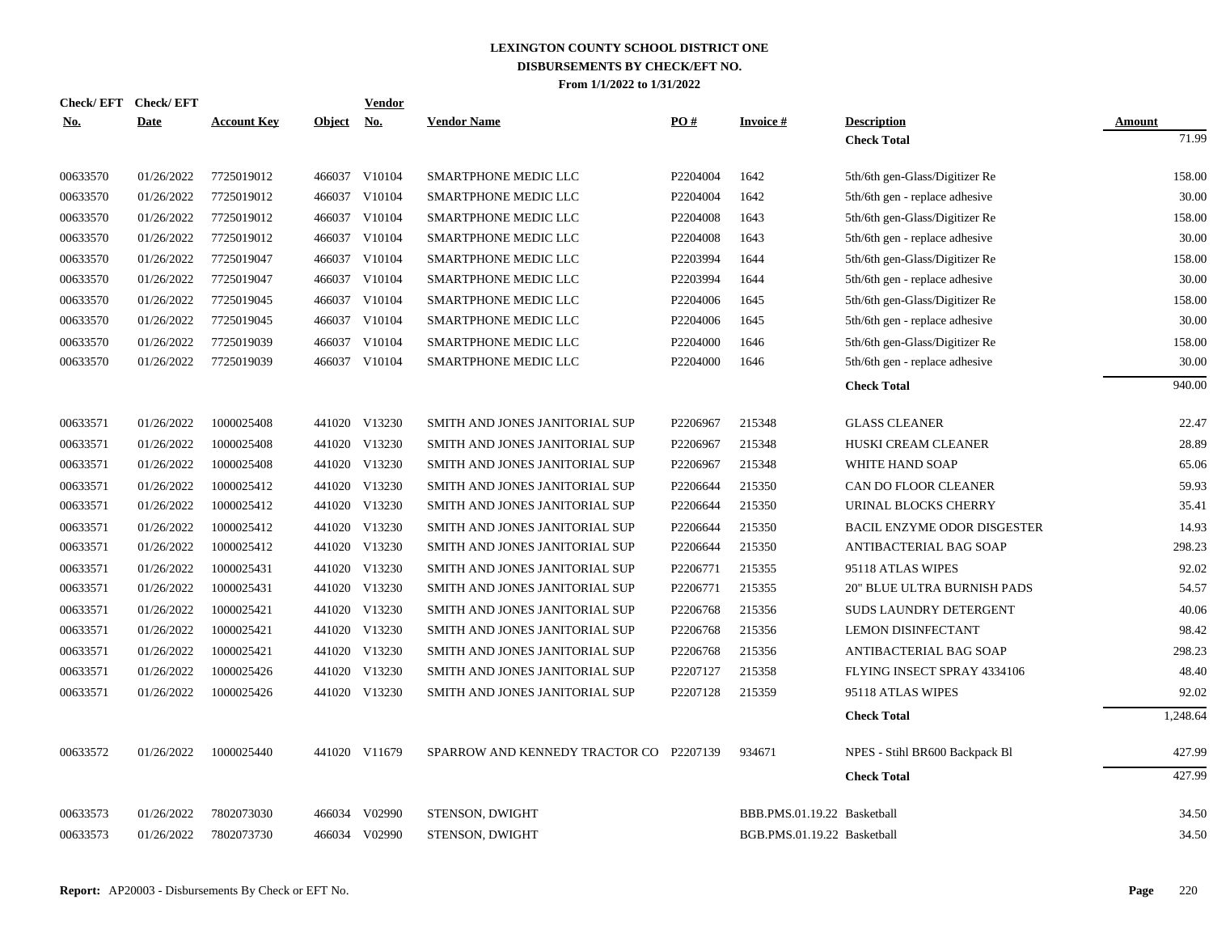# LEXINGTON COUNTY SCHOOL DISTRICT ONE
## DISBURSEMENTS BY CHECK/EFT NO.
### From 1/1/2022 to 1/31/2022

| Check/ EFT No. | Check/ EFT Date | Account Key | Object | Vendor No. | Vendor Name | PO # | Invoice # | Description | Amount |
|---|---|---|---|---|---|---|---|---|---|
| | | | | | | | | **Check Total** | 71.99 |
| 00633570 | 01/26/2022 | 7725019012 | 466037 | V10104 | SMARTPHONE MEDIC LLC | P2204004 | 1642 | 5th/6th gen-Glass/Digitizer Re | 158.00 |
| 00633570 | 01/26/2022 | 7725019012 | 466037 | V10104 | SMARTPHONE MEDIC LLC | P2204004 | 1642 | 5th/6th gen - replace adhesive | 30.00 |
| 00633570 | 01/26/2022 | 7725019012 | 466037 | V10104 | SMARTPHONE MEDIC LLC | P2204008 | 1643 | 5th/6th gen-Glass/Digitizer Re | 158.00 |
| 00633570 | 01/26/2022 | 7725019012 | 466037 | V10104 | SMARTPHONE MEDIC LLC | P2204008 | 1643 | 5th/6th gen - replace adhesive | 30.00 |
| 00633570 | 01/26/2022 | 7725019047 | 466037 | V10104 | SMARTPHONE MEDIC LLC | P2203994 | 1644 | 5th/6th gen-Glass/Digitizer Re | 158.00 |
| 00633570 | 01/26/2022 | 7725019047 | 466037 | V10104 | SMARTPHONE MEDIC LLC | P2203994 | 1644 | 5th/6th gen - replace adhesive | 30.00 |
| 00633570 | 01/26/2022 | 7725019045 | 466037 | V10104 | SMARTPHONE MEDIC LLC | P2204006 | 1645 | 5th/6th gen-Glass/Digitizer Re | 158.00 |
| 00633570 | 01/26/2022 | 7725019045 | 466037 | V10104 | SMARTPHONE MEDIC LLC | P2204006 | 1645 | 5th/6th gen - replace adhesive | 30.00 |
| 00633570 | 01/26/2022 | 7725019039 | 466037 | V10104 | SMARTPHONE MEDIC LLC | P2204000 | 1646 | 5th/6th gen-Glass/Digitizer Re | 158.00 |
| 00633570 | 01/26/2022 | 7725019039 | 466037 | V10104 | SMARTPHONE MEDIC LLC | P2204000 | 1646 | 5th/6th gen - replace adhesive | 30.00 |
| | | | | | | | | **Check Total** | 940.00 |
| 00633571 | 01/26/2022 | 1000025408 | 441020 | V13230 | SMITH AND JONES JANITORIAL SUP | P2206967 | 215348 | GLASS CLEANER | 22.47 |
| 00633571 | 01/26/2022 | 1000025408 | 441020 | V13230 | SMITH AND JONES JANITORIAL SUP | P2206967 | 215348 | HUSKI CREAM CLEANER | 28.89 |
| 00633571 | 01/26/2022 | 1000025408 | 441020 | V13230 | SMITH AND JONES JANITORIAL SUP | P2206967 | 215348 | WHITE HAND SOAP | 65.06 |
| 00633571 | 01/26/2022 | 1000025412 | 441020 | V13230 | SMITH AND JONES JANITORIAL SUP | P2206644 | 215350 | CAN DO FLOOR CLEANER | 59.93 |
| 00633571 | 01/26/2022 | 1000025412 | 441020 | V13230 | SMITH AND JONES JANITORIAL SUP | P2206644 | 215350 | URINAL BLOCKS CHERRY | 35.41 |
| 00633571 | 01/26/2022 | 1000025412 | 441020 | V13230 | SMITH AND JONES JANITORIAL SUP | P2206644 | 215350 | BACIL ENZYME ODOR DISGESTER | 14.93 |
| 00633571 | 01/26/2022 | 1000025412 | 441020 | V13230 | SMITH AND JONES JANITORIAL SUP | P2206644 | 215350 | ANTIBACTERIAL BAG SOAP | 298.23 |
| 00633571 | 01/26/2022 | 1000025431 | 441020 | V13230 | SMITH AND JONES JANITORIAL SUP | P2206771 | 215355 | 95118 ATLAS WIPES | 92.02 |
| 00633571 | 01/26/2022 | 1000025431 | 441020 | V13230 | SMITH AND JONES JANITORIAL SUP | P2206771 | 215355 | 20" BLUE ULTRA BURNISH PADS | 54.57 |
| 00633571 | 01/26/2022 | 1000025421 | 441020 | V13230 | SMITH AND JONES JANITORIAL SUP | P2206768 | 215356 | SUDS LAUNDRY DETERGENT | 40.06 |
| 00633571 | 01/26/2022 | 1000025421 | 441020 | V13230 | SMITH AND JONES JANITORIAL SUP | P2206768 | 215356 | LEMON DISINFECTANT | 98.42 |
| 00633571 | 01/26/2022 | 1000025421 | 441020 | V13230 | SMITH AND JONES JANITORIAL SUP | P2206768 | 215356 | ANTIBACTERIAL BAG SOAP | 298.23 |
| 00633571 | 01/26/2022 | 1000025426 | 441020 | V13230 | SMITH AND JONES JANITORIAL SUP | P2207127 | 215358 | FLYING INSECT SPRAY 4334106 | 48.40 |
| 00633571 | 01/26/2022 | 1000025426 | 441020 | V13230 | SMITH AND JONES JANITORIAL SUP | P2207128 | 215359 | 95118 ATLAS WIPES | 92.02 |
| | | | | | | | | **Check Total** | 1,248.64 |
| 00633572 | 01/26/2022 | 1000025440 | 441020 | V11679 | SPARROW AND KENNEDY TRACTOR CO | P2207139 | 934671 | NPES - Stihl BR600 Backpack Bl | 427.99 |
| | | | | | | | | **Check Total** | 427.99 |
| 00633573 | 01/26/2022 | 7802073030 | 466034 | V02990 | STENSON, DWIGHT | | BBB.PMS.01.19.22 | Basketball | 34.50 |
| 00633573 | 01/26/2022 | 7802073730 | 466034 | V02990 | STENSON, DWIGHT | | BGB.PMS.01.19.22 | Basketball | 34.50 |

**Report:** AP20003 - Disbursements By Check or EFT No.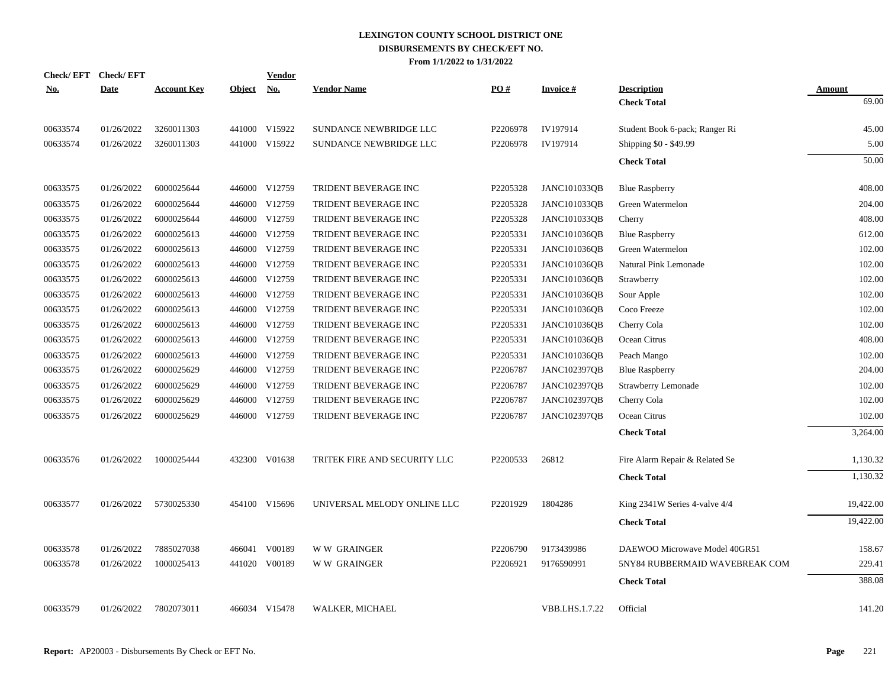# LEXINGTON COUNTY SCHOOL DISTRICT ONE
## DISBURSEMENTS BY CHECK/EFT NO.
### From 1/1/2022 to 1/31/2022

| Check/ EFT No. | Check/ EFT Date | Account Key | Object | Vendor No. | Vendor Name | PO # | Invoice # | Description | Amount |
|---|---|---|---|---|---|---|---|---|---|
| | | | | | | | | **Check Total** | 69.00 |
| 00633574 | 01/26/2022 | 3260011303 | 441000 | V15922 | SUNDANCE NEWBRIDGE LLC | P2206978 | IV197914 | Student Book 6-pack; Ranger Ri | 45.00 |
| 00633574 | 01/26/2022 | 3260011303 | 441000 | V15922 | SUNDANCE NEWBRIDGE LLC | P2206978 | IV197914 | Shipping $0 - $49.99 | 5.00 |
| | | | | | | | | **Check Total** | 50.00 |
| 00633575 | 01/26/2022 | 6000025644 | 446000 | V12759 | TRIDENT BEVERAGE INC | P2205328 | JANC101033QB | Blue Raspberry | 408.00 |
| 00633575 | 01/26/2022 | 6000025644 | 446000 | V12759 | TRIDENT BEVERAGE INC | P2205328 | JANC101033QB | Green Watermelon | 204.00 |
| 00633575 | 01/26/2022 | 6000025644 | 446000 | V12759 | TRIDENT BEVERAGE INC | P2205328 | JANC101033QB | Cherry | 408.00 |
| 00633575 | 01/26/2022 | 6000025613 | 446000 | V12759 | TRIDENT BEVERAGE INC | P2205331 | JANC101036QB | Blue Raspberry | 612.00 |
| 00633575 | 01/26/2022 | 6000025613 | 446000 | V12759 | TRIDENT BEVERAGE INC | P2205331 | JANC101036QB | Green Watermelon | 102.00 |
| 00633575 | 01/26/2022 | 6000025613 | 446000 | V12759 | TRIDENT BEVERAGE INC | P2205331 | JANC101036QB | Natural Pink Lemonade | 102.00 |
| 00633575 | 01/26/2022 | 6000025613 | 446000 | V12759 | TRIDENT BEVERAGE INC | P2205331 | JANC101036QB | Strawberry | 102.00 |
| 00633575 | 01/26/2022 | 6000025613 | 446000 | V12759 | TRIDENT BEVERAGE INC | P2205331 | JANC101036QB | Sour Apple | 102.00 |
| 00633575 | 01/26/2022 | 6000025613 | 446000 | V12759 | TRIDENT BEVERAGE INC | P2205331 | JANC101036QB | Coco Freeze | 102.00 |
| 00633575 | 01/26/2022 | 6000025613 | 446000 | V12759 | TRIDENT BEVERAGE INC | P2205331 | JANC101036QB | Cherry Cola | 102.00 |
| 00633575 | 01/26/2022 | 6000025613 | 446000 | V12759 | TRIDENT BEVERAGE INC | P2205331 | JANC101036QB | Ocean Citrus | 408.00 |
| 00633575 | 01/26/2022 | 6000025613 | 446000 | V12759 | TRIDENT BEVERAGE INC | P2205331 | JANC101036QB | Peach Mango | 102.00 |
| 00633575 | 01/26/2022 | 6000025629 | 446000 | V12759 | TRIDENT BEVERAGE INC | P2206787 | JANC102397QB | Blue Raspberry | 204.00 |
| 00633575 | 01/26/2022 | 6000025629 | 446000 | V12759 | TRIDENT BEVERAGE INC | P2206787 | JANC102397QB | Strawberry Lemonade | 102.00 |
| 00633575 | 01/26/2022 | 6000025629 | 446000 | V12759 | TRIDENT BEVERAGE INC | P2206787 | JANC102397QB | Cherry Cola | 102.00 |
| 00633575 | 01/26/2022 | 6000025629 | 446000 | V12759 | TRIDENT BEVERAGE INC | P2206787 | JANC102397QB | Ocean Citrus | 102.00 |
| | | | | | | | | **Check Total** | 3,264.00 |
| 00633576 | 01/26/2022 | 1000025444 | 432300 | V01638 | TRITEK FIRE AND SECURITY LLC | P2200533 | 26812 | Fire Alarm Repair & Related Se | 1,130.32 |
| | | | | | | | | **Check Total** | 1,130.32 |
| 00633577 | 01/26/2022 | 5730025330 | 454100 | V15696 | UNIVERSAL MELODY ONLINE LLC | P2201929 | 1804286 | King 2341W Series 4-valve 4/4 | 19,422.00 |
| | | | | | | | | **Check Total** | 19,422.00 |
| 00633578 | 01/26/2022 | 7885027038 | 466041 | V00189 | W W GRAINGER | P2206790 | 9173439986 | DAEWOO Microwave Model 40GR51 | 158.67 |
| 00633578 | 01/26/2022 | 1000025413 | 441020 | V00189 | W W GRAINGER | P2206921 | 9176590991 | 5NY84 RUBBERMAID WAVEBREAK COM | 229.41 |
| | | | | | | | | **Check Total** | 388.08 |
| 00633579 | 01/26/2022 | 7802073011 | 466034 | V15478 | WALKER, MICHAEL | | VBB.LHS.1.7.22 | Official | 141.20 |

**Report:** AP20003 - Disbursements By Check or EFT No.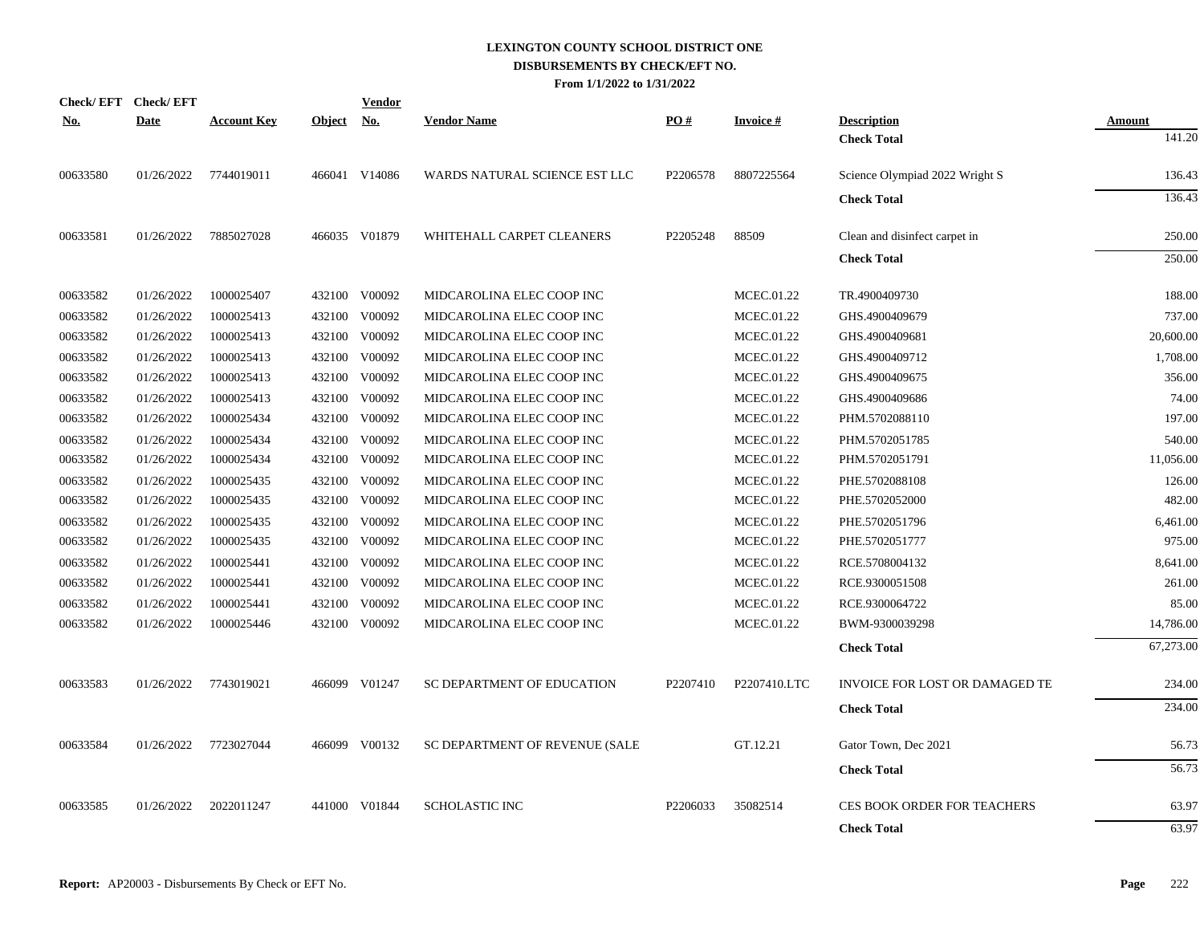# LEXINGTON COUNTY SCHOOL DISTRICT ONE
## DISBURSEMENTS BY CHECK/EFT NO.
### From 1/1/2022 to 1/31/2022

| Check/ EFT No. | Check/ EFT Date | Account Key | Object | Vendor No. | Vendor Name | PO # | Invoice # | Description | Amount |
|---|---|---|---|---|---|---|---|---|---|
| | | | | | | | | **Check Total** | 141.20 |
| 00633580 | 01/26/2022 | 7744019011 | 466041 | V14086 | WARDS NATURAL SCIENCE EST LLC | P2206578 | 8807225564 | Science Olympiad 2022 Wright S | 136.43 |
| | | | | | | | | **Check Total** | 136.43 |
| 00633581 | 01/26/2022 | 7885027028 | 466035 | V01879 | WHITEHALL CARPET CLEANERS | P2205248 | 88509 | Clean and disinfect carpet in | 250.00 |
| | | | | | | | | **Check Total** | 250.00 |
| 00633582 | 01/26/2022 | 1000025407 | 432100 | V00092 | MIDCAROLINA ELEC COOP INC | | MCEC.01.22 | TR.4900409730 | 188.00 |
| 00633582 | 01/26/2022 | 1000025413 | 432100 | V00092 | MIDCAROLINA ELEC COOP INC | | MCEC.01.22 | GHS.4900409679 | 737.00 |
| 00633582 | 01/26/2022 | 1000025413 | 432100 | V00092 | MIDCAROLINA ELEC COOP INC | | MCEC.01.22 | GHS.4900409681 | 20,600.00 |
| 00633582 | 01/26/2022 | 1000025413 | 432100 | V00092 | MIDCAROLINA ELEC COOP INC | | MCEC.01.22 | GHS.4900409712 | 1,708.00 |
| 00633582 | 01/26/2022 | 1000025413 | 432100 | V00092 | MIDCAROLINA ELEC COOP INC | | MCEC.01.22 | GHS.4900409675 | 356.00 |
| 00633582 | 01/26/2022 | 1000025413 | 432100 | V00092 | MIDCAROLINA ELEC COOP INC | | MCEC.01.22 | GHS.4900409686 | 74.00 |
| 00633582 | 01/26/2022 | 1000025434 | 432100 | V00092 | MIDCAROLINA ELEC COOP INC | | MCEC.01.22 | PHM.5702088110 | 197.00 |
| 00633582 | 01/26/2022 | 1000025434 | 432100 | V00092 | MIDCAROLINA ELEC COOP INC | | MCEC.01.22 | PHM.5702051785 | 540.00 |
| 00633582 | 01/26/2022 | 1000025434 | 432100 | V00092 | MIDCAROLINA ELEC COOP INC | | MCEC.01.22 | PHM.5702051791 | 11,056.00 |
| 00633582 | 01/26/2022 | 1000025435 | 432100 | V00092 | MIDCAROLINA ELEC COOP INC | | MCEC.01.22 | PHE.5702088108 | 126.00 |
| 00633582 | 01/26/2022 | 1000025435 | 432100 | V00092 | MIDCAROLINA ELEC COOP INC | | MCEC.01.22 | PHE.5702052000 | 482.00 |
| 00633582 | 01/26/2022 | 1000025435 | 432100 | V00092 | MIDCAROLINA ELEC COOP INC | | MCEC.01.22 | PHE.5702051796 | 6,461.00 |
| 00633582 | 01/26/2022 | 1000025435 | 432100 | V00092 | MIDCAROLINA ELEC COOP INC | | MCEC.01.22 | PHE.5702051777 | 975.00 |
| 00633582 | 01/26/2022 | 1000025441 | 432100 | V00092 | MIDCAROLINA ELEC COOP INC | | MCEC.01.22 | RCE.5708004132 | 8,641.00 |
| 00633582 | 01/26/2022 | 1000025441 | 432100 | V00092 | MIDCAROLINA ELEC COOP INC | | MCEC.01.22 | RCE.9300051508 | 261.00 |
| 00633582 | 01/26/2022 | 1000025441 | 432100 | V00092 | MIDCAROLINA ELEC COOP INC | | MCEC.01.22 | RCE.9300064722 | 85.00 |
| 00633582 | 01/26/2022 | 1000025446 | 432100 | V00092 | MIDCAROLINA ELEC COOP INC | | MCEC.01.22 | BWM-9300039298 | 14,786.00 |
| | | | | | | | | **Check Total** | 67,273.00 |
| 00633583 | 01/26/2022 | 7743019021 | 466099 | V01247 | SC DEPARTMENT OF EDUCATION | P2207410 | P2207410.LTC | INVOICE FOR LOST OR DAMAGED TE | 234.00 |
| | | | | | | | | **Check Total** | 234.00 |
| 00633584 | 01/26/2022 | 7723027044 | 466099 | V00132 | SC DEPARTMENT OF REVENUE (SALE | | GT.12.21 | Gator Town, Dec 2021 | 56.73 |
| | | | | | | | | **Check Total** | 56.73 |
| 00633585 | 01/26/2022 | 2022011247 | 441000 | V01844 | SCHOLASTIC INC | P2206033 | 35082514 | CES BOOK ORDER FOR TEACHERS | 63.97 |
| | | | | | | | | **Check Total** | 63.97 |

**Report:** AP20003 - Disbursements By Check or EFT No.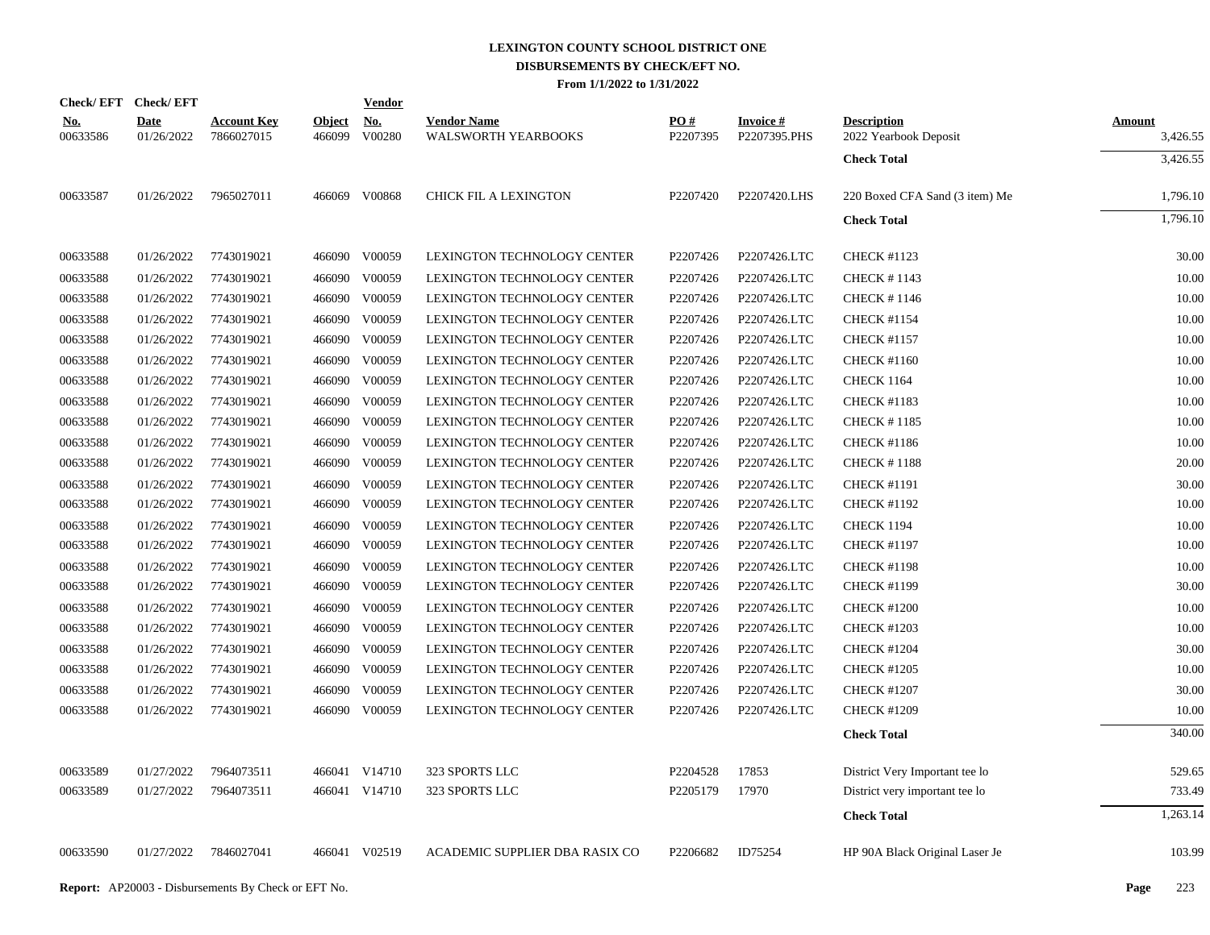# LEXINGTON COUNTY SCHOOL DISTRICT ONE
## DISBURSEMENTS BY CHECK/EFT NO.
### From 1/1/2022 to 1/31/2022

| Check/ EFT No. | Check/ EFT Date | Account Key | Object | Vendor No. | Vendor Name | PO # | Invoice # | Description | Amount |
|---|---|---|---|---|---|---|---|---|---|
| 00633586 | 01/26/2022 | 7866027015 | 466099 | V00280 | WALSWORTH YEARBOOKS | P2207395 | P2207395.PHS | 2022 Yearbook Deposit | 3,426.55 |
| | | | | | | | | **Check Total** | 3,426.55 |
| 00633587 | 01/26/2022 | 7965027011 | 466069 | V00868 | CHICK FIL A LEXINGTON | P2207420 | P2207420.LHS | 220 Boxed CFA Sand (3 item) Me | 1,796.10 |
| | | | | | | | | **Check Total** | 1,796.10 |
| 00633588 | 01/26/2022 | 7743019021 | 466090 | V00059 | LEXINGTON TECHNOLOGY CENTER | P2207426 | P2207426.LTC | CHECK #1123 | 30.00 |
| 00633588 | 01/26/2022 | 7743019021 | 466090 | V00059 | LEXINGTON TECHNOLOGY CENTER | P2207426 | P2207426.LTC | CHECK # 1143 | 10.00 |
| 00633588 | 01/26/2022 | 7743019021 | 466090 | V00059 | LEXINGTON TECHNOLOGY CENTER | P2207426 | P2207426.LTC | CHECK # 1146 | 10.00 |
| 00633588 | 01/26/2022 | 7743019021 | 466090 | V00059 | LEXINGTON TECHNOLOGY CENTER | P2207426 | P2207426.LTC | CHECK #1154 | 10.00 |
| 00633588 | 01/26/2022 | 7743019021 | 466090 | V00059 | LEXINGTON TECHNOLOGY CENTER | P2207426 | P2207426.LTC | CHECK #1157 | 10.00 |
| 00633588 | 01/26/2022 | 7743019021 | 466090 | V00059 | LEXINGTON TECHNOLOGY CENTER | P2207426 | P2207426.LTC | CHECK #1160 | 10.00 |
| 00633588 | 01/26/2022 | 7743019021 | 466090 | V00059 | LEXINGTON TECHNOLOGY CENTER | P2207426 | P2207426.LTC | CHECK 1164 | 10.00 |
| 00633588 | 01/26/2022 | 7743019021 | 466090 | V00059 | LEXINGTON TECHNOLOGY CENTER | P2207426 | P2207426.LTC | CHECK #1183 | 10.00 |
| 00633588 | 01/26/2022 | 7743019021 | 466090 | V00059 | LEXINGTON TECHNOLOGY CENTER | P2207426 | P2207426.LTC | CHECK # 1185 | 10.00 |
| 00633588 | 01/26/2022 | 7743019021 | 466090 | V00059 | LEXINGTON TECHNOLOGY CENTER | P2207426 | P2207426.LTC | CHECK #1186 | 10.00 |
| 00633588 | 01/26/2022 | 7743019021 | 466090 | V00059 | LEXINGTON TECHNOLOGY CENTER | P2207426 | P2207426.LTC | CHECK # 1188 | 20.00 |
| 00633588 | 01/26/2022 | 7743019021 | 466090 | V00059 | LEXINGTON TECHNOLOGY CENTER | P2207426 | P2207426.LTC | CHECK #1191 | 30.00 |
| 00633588 | 01/26/2022 | 7743019021 | 466090 | V00059 | LEXINGTON TECHNOLOGY CENTER | P2207426 | P2207426.LTC | CHECK #1192 | 10.00 |
| 00633588 | 01/26/2022 | 7743019021 | 466090 | V00059 | LEXINGTON TECHNOLOGY CENTER | P2207426 | P2207426.LTC | CHECK 1194 | 10.00 |
| 00633588 | 01/26/2022 | 7743019021 | 466090 | V00059 | LEXINGTON TECHNOLOGY CENTER | P2207426 | P2207426.LTC | CHECK #1197 | 10.00 |
| 00633588 | 01/26/2022 | 7743019021 | 466090 | V00059 | LEXINGTON TECHNOLOGY CENTER | P2207426 | P2207426.LTC | CHECK #1198 | 10.00 |
| 00633588 | 01/26/2022 | 7743019021 | 466090 | V00059 | LEXINGTON TECHNOLOGY CENTER | P2207426 | P2207426.LTC | CHECK #1199 | 30.00 |
| 00633588 | 01/26/2022 | 7743019021 | 466090 | V00059 | LEXINGTON TECHNOLOGY CENTER | P2207426 | P2207426.LTC | CHECK #1200 | 10.00 |
| 00633588 | 01/26/2022 | 7743019021 | 466090 | V00059 | LEXINGTON TECHNOLOGY CENTER | P2207426 | P2207426.LTC | CHECK #1203 | 10.00 |
| 00633588 | 01/26/2022 | 7743019021 | 466090 | V00059 | LEXINGTON TECHNOLOGY CENTER | P2207426 | P2207426.LTC | CHECK #1204 | 30.00 |
| 00633588 | 01/26/2022 | 7743019021 | 466090 | V00059 | LEXINGTON TECHNOLOGY CENTER | P2207426 | P2207426.LTC | CHECK #1205 | 10.00 |
| 00633588 | 01/26/2022 | 7743019021 | 466090 | V00059 | LEXINGTON TECHNOLOGY CENTER | P2207426 | P2207426.LTC | CHECK #1207 | 30.00 |
| 00633588 | 01/26/2022 | 7743019021 | 466090 | V00059 | LEXINGTON TECHNOLOGY CENTER | P2207426 | P2207426.LTC | CHECK #1209 | 10.00 |
| | | | | | | | | **Check Total** | 340.00 |
| 00633589 | 01/27/2022 | 7964073511 | 466041 | V14710 | 323 SPORTS LLC | P2204528 | 17853 | District Very Important tee lo | 529.65 |
| 00633589 | 01/27/2022 | 7964073511 | 466041 | V14710 | 323 SPORTS LLC | P2205179 | 17970 | District very important tee lo | 733.49 |
| | | | | | | | | **Check Total** | 1,263.14 |
| 00633590 | 01/27/2022 | 7846027041 | 466041 | V02519 | ACADEMIC SUPPLIER DBA RASIX CO | P2206682 | ID75254 | HP 90A Black Original Laser Je | 103.99 |

**Report:** AP20003 - Disbursements By Check or EFT No.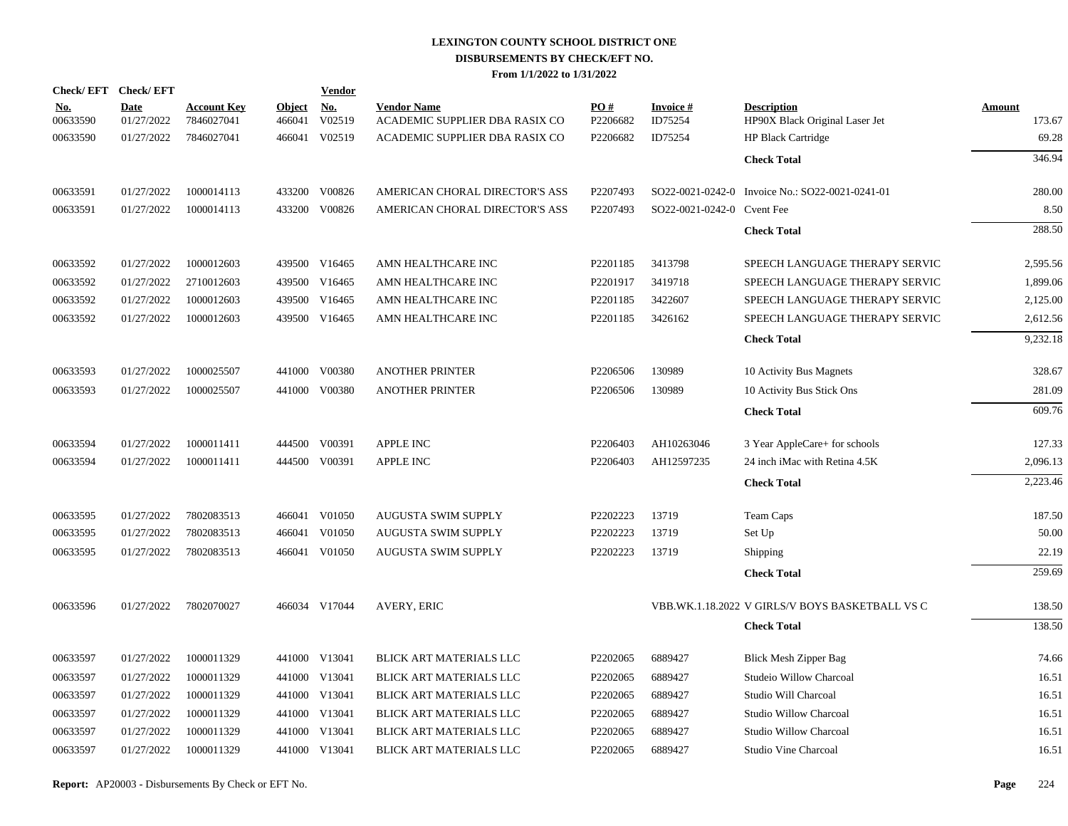# LEXINGTON COUNTY SCHOOL DISTRICT ONE
## DISBURSEMENTS BY CHECK/EFT NO.
### From 1/1/2022 to 1/31/2022

| Check/ EFT No. | Check/ EFT Date | Account Key | Object | Vendor No. | Vendor Name | PO # | Invoice # | Description | Amount |
|---|---|---|---|---|---|---|---|---|---|
| 00633590 | 01/27/2022 | 7846027041 | 466041 | V02519 | ACADEMIC SUPPLIER DBA RASIX CO | P2206682 | ID75254 | HP90X Black Original Laser Jet | 173.67 |
| 00633590 | 01/27/2022 | 7846027041 | 466041 | V02519 | ACADEMIC SUPPLIER DBA RASIX CO | P2206682 | ID75254 | HP Black Cartridge | 69.28 |
| | | | | | | | | **Check Total** | 346.94 |
| 00633591 | 01/27/2022 | 1000014113 | 433200 | V00826 | AMERICAN CHORAL DIRECTOR'S ASS | P2207493 | SO22-0021-0242-0 | Invoice No.: SO22-0021-0241-01 | 280.00 |
| 00633591 | 01/27/2022 | 1000014113 | 433200 | V00826 | AMERICAN CHORAL DIRECTOR'S ASS | P2207493 | SO22-0021-0242-0 | Cvent Fee | 8.50 |
| | | | | | | | | **Check Total** | 288.50 |
| 00633592 | 01/27/2022 | 1000012603 | 439500 | V16465 | AMN HEALTHCARE INC | P2201185 | 3413798 | SPEECH LANGUAGE THERAPY SERVIC | 2,595.56 |
| 00633592 | 01/27/2022 | 2710012603 | 439500 | V16465 | AMN HEALTHCARE INC | P2201917 | 3419718 | SPEECH LANGUAGE THERAPY SERVIC | 1,899.06 |
| 00633592 | 01/27/2022 | 1000012603 | 439500 | V16465 | AMN HEALTHCARE INC | P2201185 | 3422607 | SPEECH LANGUAGE THERAPY SERVIC | 2,125.00 |
| 00633592 | 01/27/2022 | 1000012603 | 439500 | V16465 | AMN HEALTHCARE INC | P2201185 | 3426162 | SPEECH LANGUAGE THERAPY SERVIC | 2,612.56 |
| | | | | | | | | **Check Total** | 9,232.18 |
| 00633593 | 01/27/2022 | 1000025507 | 441000 | V00380 | ANOTHER PRINTER | P2206506 | 130989 | 10 Activity Bus Magnets | 328.67 |
| 00633593 | 01/27/2022 | 1000025507 | 441000 | V00380 | ANOTHER PRINTER | P2206506 | 130989 | 10 Activity Bus Stick Ons | 281.09 |
| | | | | | | | | **Check Total** | 609.76 |
| 00633594 | 01/27/2022 | 1000011411 | 444500 | V00391 | APPLE INC | P2206403 | AH10263046 | 3 Year AppleCare+ for schools | 127.33 |
| 00633594 | 01/27/2022 | 1000011411 | 444500 | V00391 | APPLE INC | P2206403 | AH12597235 | 24 inch iMac with Retina 4.5K | 2,096.13 |
| | | | | | | | | **Check Total** | 2,223.46 |
| 00633595 | 01/27/2022 | 7802083513 | 466041 | V01050 | AUGUSTA SWIM SUPPLY | P2202223 | 13719 | Team Caps | 187.50 |
| 00633595 | 01/27/2022 | 7802083513 | 466041 | V01050 | AUGUSTA SWIM SUPPLY | P2202223 | 13719 | Set Up | 50.00 |
| 00633595 | 01/27/2022 | 7802083513 | 466041 | V01050 | AUGUSTA SWIM SUPPLY | P2202223 | 13719 | Shipping | 22.19 |
| | | | | | | | | **Check Total** | 259.69 |
| 00633596 | 01/27/2022 | 7802070027 | 466034 | V17044 | AVERY, ERIC | | VBB.WK.1.18.2022 | V GIRLS/V BOYS BASKETBALL VS C | 138.50 |
| | | | | | | | | **Check Total** | 138.50 |
| 00633597 | 01/27/2022 | 1000011329 | 441000 | V13041 | BLICK ART MATERIALS LLC | P2202065 | 6889427 | Blick Mesh Zipper Bag | 74.66 |
| 00633597 | 01/27/2022 | 1000011329 | 441000 | V13041 | BLICK ART MATERIALS LLC | P2202065 | 6889427 | Studeio Willow Charcoal | 16.51 |
| 00633597 | 01/27/2022 | 1000011329 | 441000 | V13041 | BLICK ART MATERIALS LLC | P2202065 | 6889427 | Studio Will Charcoal | 16.51 |
| 00633597 | 01/27/2022 | 1000011329 | 441000 | V13041 | BLICK ART MATERIALS LLC | P2202065 | 6889427 | Studio Willow Charcoal | 16.51 |
| 00633597 | 01/27/2022 | 1000011329 | 441000 | V13041 | BLICK ART MATERIALS LLC | P2202065 | 6889427 | Studio Willow Charcoal | 16.51 |
| 00633597 | 01/27/2022 | 1000011329 | 441000 | V13041 | BLICK ART MATERIALS LLC | P2202065 | 6889427 | Studio Vine Charcoal | 16.51 |

**Report:** AP20003 - Disbursements By Check or EFT No.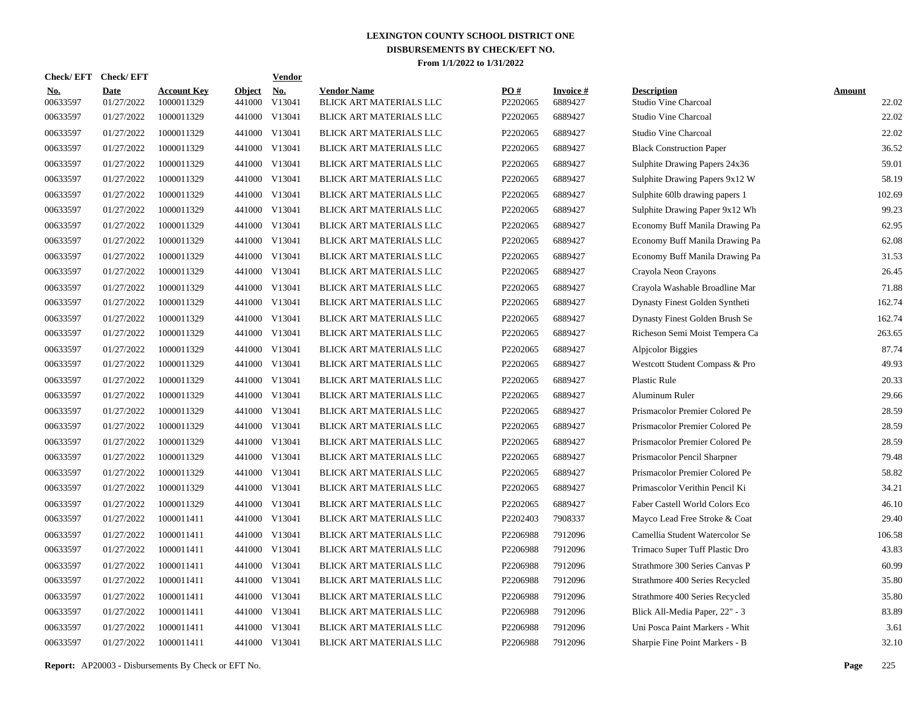# LEXINGTON COUNTY SCHOOL DISTRICT ONE
## DISBURSEMENTS BY CHECK/EFT NO.
### From 1/1/2022 to 1/31/2022

| Check/ EFT No. | Check/ EFT Date | Account Key | Object | Vendor No. | Vendor Name | PO # | Invoice # | Description | Amount |
|---|---|---|---|---|---|---|---|---|---|
| 00633597 | 01/27/2022 | 1000011329 | 441000 | V13041 | BLICK ART MATERIALS LLC | P2202065 | 6889427 | Studio Vine Charcoal | 22.02 |
| 00633597 | 01/27/2022 | 1000011329 | 441000 | V13041 | BLICK ART MATERIALS LLC | P2202065 | 6889427 | Studio Vine Charcoal | 22.02 |
| 00633597 | 01/27/2022 | 1000011329 | 441000 | V13041 | BLICK ART MATERIALS LLC | P2202065 | 6889427 | Studio Vine Charcoal | 22.02 |
| 00633597 | 01/27/2022 | 1000011329 | 441000 | V13041 | BLICK ART MATERIALS LLC | P2202065 | 6889427 | Black Construction Paper | 36.52 |
| 00633597 | 01/27/2022 | 1000011329 | 441000 | V13041 | BLICK ART MATERIALS LLC | P2202065 | 6889427 | Sulphite Drawing Papers 24x36 | 59.01 |
| 00633597 | 01/27/2022 | 1000011329 | 441000 | V13041 | BLICK ART MATERIALS LLC | P2202065 | 6889427 | Sulphite Drawing Papers 9x12 W | 58.19 |
| 00633597 | 01/27/2022 | 1000011329 | 441000 | V13041 | BLICK ART MATERIALS LLC | P2202065 | 6889427 | Sulphite 60lb drawing papers 1 | 102.69 |
| 00633597 | 01/27/2022 | 1000011329 | 441000 | V13041 | BLICK ART MATERIALS LLC | P2202065 | 6889427 | Sulphite Drawing Paper 9x12 Wh | 99.23 |
| 00633597 | 01/27/2022 | 1000011329 | 441000 | V13041 | BLICK ART MATERIALS LLC | P2202065 | 6889427 | Economy Buff Manila Drawing Pa | 62.95 |
| 00633597 | 01/27/2022 | 1000011329 | 441000 | V13041 | BLICK ART MATERIALS LLC | P2202065 | 6889427 | Economy Buff Manila Drawing Pa | 62.08 |
| 00633597 | 01/27/2022 | 1000011329 | 441000 | V13041 | BLICK ART MATERIALS LLC | P2202065 | 6889427 | Economy Buff Manila Drawing Pa | 31.53 |
| 00633597 | 01/27/2022 | 1000011329 | 441000 | V13041 | BLICK ART MATERIALS LLC | P2202065 | 6889427 | Crayola Neon Crayons | 26.45 |
| 00633597 | 01/27/2022 | 1000011329 | 441000 | V13041 | BLICK ART MATERIALS LLC | P2202065 | 6889427 | Crayola Washable Broadline Mar | 71.88 |
| 00633597 | 01/27/2022 | 1000011329 | 441000 | V13041 | BLICK ART MATERIALS LLC | P2202065 | 6889427 | Dynasty Finest Golden Syntheti | 162.74 |
| 00633597 | 01/27/2022 | 1000011329 | 441000 | V13041 | BLICK ART MATERIALS LLC | P2202065 | 6889427 | Dynasty Finest Golden Brush Se | 162.74 |
| 00633597 | 01/27/2022 | 1000011329 | 441000 | V13041 | BLICK ART MATERIALS LLC | P2202065 | 6889427 | Richeson Semi Moist Tempera Ca | 263.65 |
| 00633597 | 01/27/2022 | 1000011329 | 441000 | V13041 | BLICK ART MATERIALS LLC | P2202065 | 6889427 | Alpjcolor Biggies | 87.74 |
| 00633597 | 01/27/2022 | 1000011329 | 441000 | V13041 | BLICK ART MATERIALS LLC | P2202065 | 6889427 | Westcott Student Compass & Pro | 49.93 |
| 00633597 | 01/27/2022 | 1000011329 | 441000 | V13041 | BLICK ART MATERIALS LLC | P2202065 | 6889427 | Plastic Rule | 20.33 |
| 00633597 | 01/27/2022 | 1000011329 | 441000 | V13041 | BLICK ART MATERIALS LLC | P2202065 | 6889427 | Aluminum Ruler | 29.66 |
| 00633597 | 01/27/2022 | 1000011329 | 441000 | V13041 | BLICK ART MATERIALS LLC | P2202065 | 6889427 | Prismacolor Premier Colored Pe | 28.59 |
| 00633597 | 01/27/2022 | 1000011329 | 441000 | V13041 | BLICK ART MATERIALS LLC | P2202065 | 6889427 | Prismacolor Premier Colored Pe | 28.59 |
| 00633597 | 01/27/2022 | 1000011329 | 441000 | V13041 | BLICK ART MATERIALS LLC | P2202065 | 6889427 | Prismacolor Premier Colored Pe | 28.59 |
| 00633597 | 01/27/2022 | 1000011329 | 441000 | V13041 | BLICK ART MATERIALS LLC | P2202065 | 6889427 | Prismacolor Pencil Sharpner | 79.48 |
| 00633597 | 01/27/2022 | 1000011329 | 441000 | V13041 | BLICK ART MATERIALS LLC | P2202065 | 6889427 | Prismacolor Premier Colored Pe | 58.82 |
| 00633597 | 01/27/2022 | 1000011329 | 441000 | V13041 | BLICK ART MATERIALS LLC | P2202065 | 6889427 | Primascolor Verithin Pencil Ki | 34.21 |
| 00633597 | 01/27/2022 | 1000011329 | 441000 | V13041 | BLICK ART MATERIALS LLC | P2202065 | 6889427 | Faber Castell World Colors Eco | 46.10 |
| 00633597 | 01/27/2022 | 1000011411 | 441000 | V13041 | BLICK ART MATERIALS LLC | P2202403 | 7908337 | Mayco Lead Free Stroke & Coat | 29.40 |
| 00633597 | 01/27/2022 | 1000011411 | 441000 | V13041 | BLICK ART MATERIALS LLC | P2206988 | 7912096 | Camellia Student Watercolor Se | 106.58 |
| 00633597 | 01/27/2022 | 1000011411 | 441000 | V13041 | BLICK ART MATERIALS LLC | P2206988 | 7912096 | Trimaco Super Tuff Plastic Dro | 43.83 |
| 00633597 | 01/27/2022 | 1000011411 | 441000 | V13041 | BLICK ART MATERIALS LLC | P2206988 | 7912096 | Strathmore 300 Series Canvas P | 60.99 |
| 00633597 | 01/27/2022 | 1000011411 | 441000 | V13041 | BLICK ART MATERIALS LLC | P2206988 | 7912096 | Strathmore 400 Series Recycled | 35.80 |
| 00633597 | 01/27/2022 | 1000011411 | 441000 | V13041 | BLICK ART MATERIALS LLC | P2206988 | 7912096 | Strathmore 400 Series Recycled | 35.80 |
| 00633597 | 01/27/2022 | 1000011411 | 441000 | V13041 | BLICK ART MATERIALS LLC | P2206988 | 7912096 | Blick All-Media Paper, 22" - 3 | 83.89 |
| 00633597 | 01/27/2022 | 1000011411 | 441000 | V13041 | BLICK ART MATERIALS LLC | P2206988 | 7912096 | Uni Posca Paint Markers - Whit | 3.61 |
| 00633597 | 01/27/2022 | 1000011411 | 441000 | V13041 | BLICK ART MATERIALS LLC | P2206988 | 7912096 | Sharpie Fine Point Markers - B | 32.10 |

**Report:** AP20003 - Disbursements By Check or EFT No.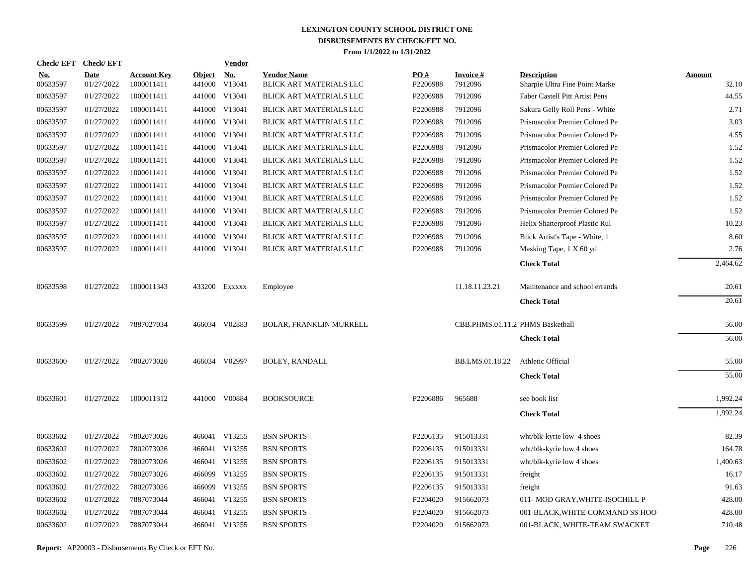# LEXINGTON COUNTY SCHOOL DISTRICT ONE
## DISBURSEMENTS BY CHECK/EFT NO.
### From 1/1/2022 to 1/31/2022

| Check/ EFT No. | Check/ EFT Date | Account Key | Object | Vendor No. | Vendor Name | PO # | Invoice # | Description | Amount |
|---|---|---|---|---|---|---|---|---|---|
| 00633597 | 01/27/2022 | 1000011411 | 441000 | V13041 | BLICK ART MATERIALS LLC | P2206988 | 7912096 | Sharpie Ultra Fine Point Marke | 32.10 |
| 00633597 | 01/27/2022 | 1000011411 | 441000 | V13041 | BLICK ART MATERIALS LLC | P2206988 | 7912096 | Faber Castell Pitt Artist Pens | 44.55 |
| 00633597 | 01/27/2022 | 1000011411 | 441000 | V13041 | BLICK ART MATERIALS LLC | P2206988 | 7912096 | Sakura Gelly Roll Pens - White | 2.71 |
| 00633597 | 01/27/2022 | 1000011411 | 441000 | V13041 | BLICK ART MATERIALS LLC | P2206988 | 7912096 | Prismacolor Premier Colored Pe | 3.03 |
| 00633597 | 01/27/2022 | 1000011411 | 441000 | V13041 | BLICK ART MATERIALS LLC | P2206988 | 7912096 | Prismacolor Premier Colored Pe | 4.55 |
| 00633597 | 01/27/2022 | 1000011411 | 441000 | V13041 | BLICK ART MATERIALS LLC | P2206988 | 7912096 | Prismacolor Premier Colored Pe | 1.52 |
| 00633597 | 01/27/2022 | 1000011411 | 441000 | V13041 | BLICK ART MATERIALS LLC | P2206988 | 7912096 | Prismacolor Premier Colored Pe | 1.52 |
| 00633597 | 01/27/2022 | 1000011411 | 441000 | V13041 | BLICK ART MATERIALS LLC | P2206988 | 7912096 | Prismacolor Premier Colored Pe | 1.52 |
| 00633597 | 01/27/2022 | 1000011411 | 441000 | V13041 | BLICK ART MATERIALS LLC | P2206988 | 7912096 | Prismacolor Premier Colored Pe | 1.52 |
| 00633597 | 01/27/2022 | 1000011411 | 441000 | V13041 | BLICK ART MATERIALS LLC | P2206988 | 7912096 | Prismacolor Premier Colored Pe | 1.52 |
| 00633597 | 01/27/2022 | 1000011411 | 441000 | V13041 | BLICK ART MATERIALS LLC | P2206988 | 7912096 | Prismacolor Premier Colored Pe | 1.52 |
| 00633597 | 01/27/2022 | 1000011411 | 441000 | V13041 | BLICK ART MATERIALS LLC | P2206988 | 7912096 | Helix Shatterproof Plastic Rul | 10.23 |
| 00633597 | 01/27/2022 | 1000011411 | 441000 | V13041 | BLICK ART MATERIALS LLC | P2206988 | 7912096 | Blick Artist's Tape - White, 1 | 8.60 |
| 00633597 | 01/27/2022 | 1000011411 | 441000 | V13041 | BLICK ART MATERIALS LLC | P2206988 | 7912096 | Masking Tape, 1 X 60 yd | 2.76 |
| | | | | | | | | **Check Total** | 2,464.62 |
| 00633598 | 01/27/2022 | 1000011343 | 433200 | Exxxxx | Employee | | 11.18.11.23.21 | Maintenance and school errands | 20.61 |
| | | | | | | | | **Check Total** | 20.61 |
| 00633599 | 01/27/2022 | 7887027034 | 466034 | V02883 | BOLAR, FRANKLIN MURRELL | | CBB.PHMS.01.11.2 | PHMS Basketball | 56.00 |
| | | | | | | | | **Check Total** | 56.00 |
| 00633600 | 01/27/2022 | 7802073020 | 466034 | V02997 | BOLEY, RANDALL | | BB.LMS.01.18.22 | Athletic Official | 55.00 |
| | | | | | | | | **Check Total** | 55.00 |
| 00633601 | 01/27/2022 | 1000011312 | 441000 | V00884 | BOOKSOURCE | P2206886 | 965688 | see book list | 1,992.24 |
| | | | | | | | | **Check Total** | 1,992.24 |
| 00633602 | 01/27/2022 | 7802073026 | 466041 | V13255 | BSN SPORTS | P2206135 | 915013331 | wht/blk-kyrie low 4 shoes | 82.39 |
| 00633602 | 01/27/2022 | 7802073026 | 466041 | V13255 | BSN SPORTS | P2206135 | 915013331 | wht/blk-kyrie low 4 shoes | 164.78 |
| 00633602 | 01/27/2022 | 7802073026 | 466041 | V13255 | BSN SPORTS | P2206135 | 915013331 | wht/blk-kyrie low 4 shoes | 1,400.63 |
| 00633602 | 01/27/2022 | 7802073026 | 466099 | V13255 | BSN SPORTS | P2206135 | 915013331 | freight | 16.17 |
| 00633602 | 01/27/2022 | 7802073026 | 466099 | V13255 | BSN SPORTS | P2206135 | 915013331 | freight | 91.63 |
| 00633602 | 01/27/2022 | 7887073044 | 466041 | V13255 | BSN SPORTS | P2204020 | 915662073 | 011- MOD GRAY,WHITE-ISOCHILL P | 428.00 |
| 00633602 | 01/27/2022 | 7887073044 | 466041 | V13255 | BSN SPORTS | P2204020 | 915662073 | 001-BLACK,WHITE-COMMAND SS HOO | 428.00 |
| 00633602 | 01/27/2022 | 7887073044 | 466041 | V13255 | BSN SPORTS | P2204020 | 915662073 | 001-BLACK, WHITE-TEAM SWACKET | 710.48 |

**Report:** AP20003 - Disbursements By Check or EFT No.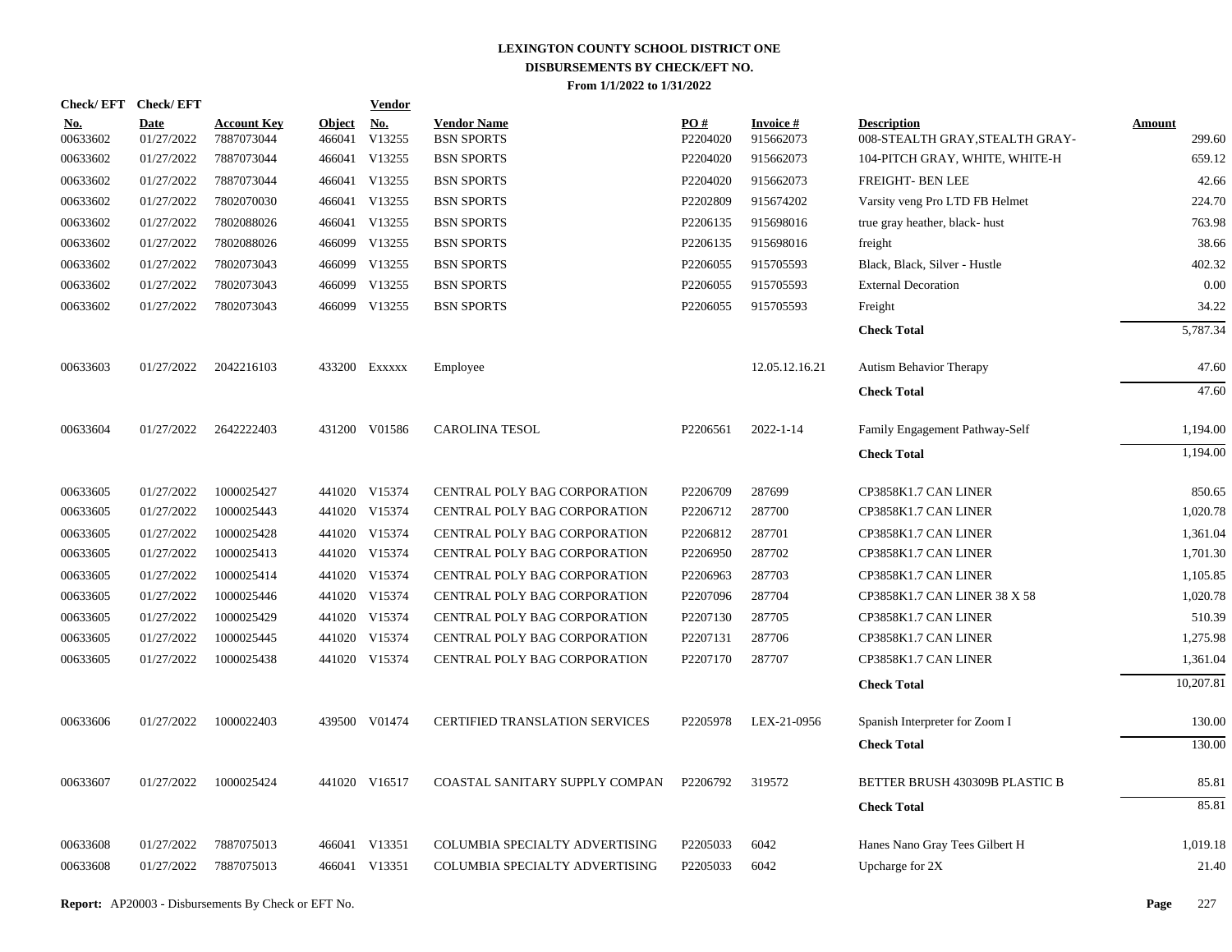# LEXINGTON COUNTY SCHOOL DISTRICT ONE
## DISBURSEMENTS BY CHECK/EFT NO.
### From 1/1/2022 to 1/31/2022

| Check/ EFT No. | Check/ EFT Date | Account Key | Object | Vendor No. | Vendor Name | PO # | Invoice # | Description | Amount |
|---|---|---|---|---|---|---|---|---|---|
| 00633602 | 01/27/2022 | 7887073044 | 466041 | V13255 | BSN SPORTS | P2204020 | 915662073 | 008-STEALTH GRAY,STEALTH GRAY- | 299.60 |
| 00633602 | 01/27/2022 | 7887073044 | 466041 | V13255 | BSN SPORTS | P2204020 | 915662073 | 104-PITCH GRAY, WHITE, WHITE-H | 659.12 |
| 00633602 | 01/27/2022 | 7887073044 | 466041 | V13255 | BSN SPORTS | P2204020 | 915662073 | FREIGHT- BEN LEE | 42.66 |
| 00633602 | 01/27/2022 | 7802070030 | 466041 | V13255 | BSN SPORTS | P2202809 | 915674202 | Varsity veng Pro LTD FB Helmet | 224.70 |
| 00633602 | 01/27/2022 | 7802088026 | 466041 | V13255 | BSN SPORTS | P2206135 | 915698016 | true gray heather, black- hust | 763.98 |
| 00633602 | 01/27/2022 | 7802088026 | 466099 | V13255 | BSN SPORTS | P2206135 | 915698016 | freight | 38.66 |
| 00633602 | 01/27/2022 | 7802073043 | 466099 | V13255 | BSN SPORTS | P2206055 | 915705593 | Black, Black, Silver - Hustle | 402.32 |
| 00633602 | 01/27/2022 | 7802073043 | 466099 | V13255 | BSN SPORTS | P2206055 | 915705593 | External Decoration | 0.00 |
| 00633602 | 01/27/2022 | 7802073043 | 466099 | V13255 | BSN SPORTS | P2206055 | 915705593 | Freight | 34.22 |
| | | | | | | | | **Check Total** | 5,787.34 |
| 00633603 | 01/27/2022 | 2042216103 | 433200 | Exxxxx | Employee | | 12.05.12.16.21 | Autism Behavior Therapy | 47.60 |
| | | | | | | | | **Check Total** | 47.60 |
| 00633604 | 01/27/2022 | 2642222403 | 431200 | V01586 | CAROLINA TESOL | P2206561 | 2022-1-14 | Family Engagement Pathway-Self | 1,194.00 |
| | | | | | | | | **Check Total** | 1,194.00 |
| 00633605 | 01/27/2022 | 1000025427 | 441020 | V15374 | CENTRAL POLY BAG CORPORATION | P2206709 | 287699 | CP3858K1.7 CAN LINER | 850.65 |
| 00633605 | 01/27/2022 | 1000025443 | 441020 | V15374 | CENTRAL POLY BAG CORPORATION | P2206712 | 287700 | CP3858K1.7 CAN LINER | 1,020.78 |
| 00633605 | 01/27/2022 | 1000025428 | 441020 | V15374 | CENTRAL POLY BAG CORPORATION | P2206812 | 287701 | CP3858K1.7 CAN LINER | 1,361.04 |
| 00633605 | 01/27/2022 | 1000025413 | 441020 | V15374 | CENTRAL POLY BAG CORPORATION | P2206950 | 287702 | CP3858K1.7 CAN LINER | 1,701.30 |
| 00633605 | 01/27/2022 | 1000025414 | 441020 | V15374 | CENTRAL POLY BAG CORPORATION | P2206963 | 287703 | CP3858K1.7 CAN LINER | 1,105.85 |
| 00633605 | 01/27/2022 | 1000025446 | 441020 | V15374 | CENTRAL POLY BAG CORPORATION | P2207096 | 287704 | CP3858K1.7 CAN LINER 38 X 58 | 1,020.78 |
| 00633605 | 01/27/2022 | 1000025429 | 441020 | V15374 | CENTRAL POLY BAG CORPORATION | P2207130 | 287705 | CP3858K1.7 CAN LINER | 510.39 |
| 00633605 | 01/27/2022 | 1000025445 | 441020 | V15374 | CENTRAL POLY BAG CORPORATION | P2207131 | 287706 | CP3858K1.7 CAN LINER | 1,275.98 |
| 00633605 | 01/27/2022 | 1000025438 | 441020 | V15374 | CENTRAL POLY BAG CORPORATION | P2207170 | 287707 | CP3858K1.7 CAN LINER | 1,361.04 |
| | | | | | | | | **Check Total** | 10,207.81 |
| 00633606 | 01/27/2022 | 1000022403 | 439500 | V01474 | CERTIFIED TRANSLATION SERVICES | P2205978 | LEX-21-0956 | Spanish Interpreter for Zoom I | 130.00 |
| | | | | | | | | **Check Total** | 130.00 |
| 00633607 | 01/27/2022 | 1000025424 | 441020 | V16517 | COASTAL SANITARY SUPPLY COMPAN | P2206792 | 319572 | BETTER BRUSH 430309B PLASTIC B | 85.81 |
| | | | | | | | | **Check Total** | 85.81 |
| 00633608 | 01/27/2022 | 7887075013 | 466041 | V13351 | COLUMBIA SPECIALTY ADVERTISING | P2205033 | 6042 | Hanes Nano Gray Tees Gilbert H | 1,019.18 |
| 00633608 | 01/27/2022 | 7887075013 | 466041 | V13351 | COLUMBIA SPECIALTY ADVERTISING | P2205033 | 6042 | Upcharge for 2X | 21.40 |

**Report:** AP20003 - Disbursements By Check or EFT No.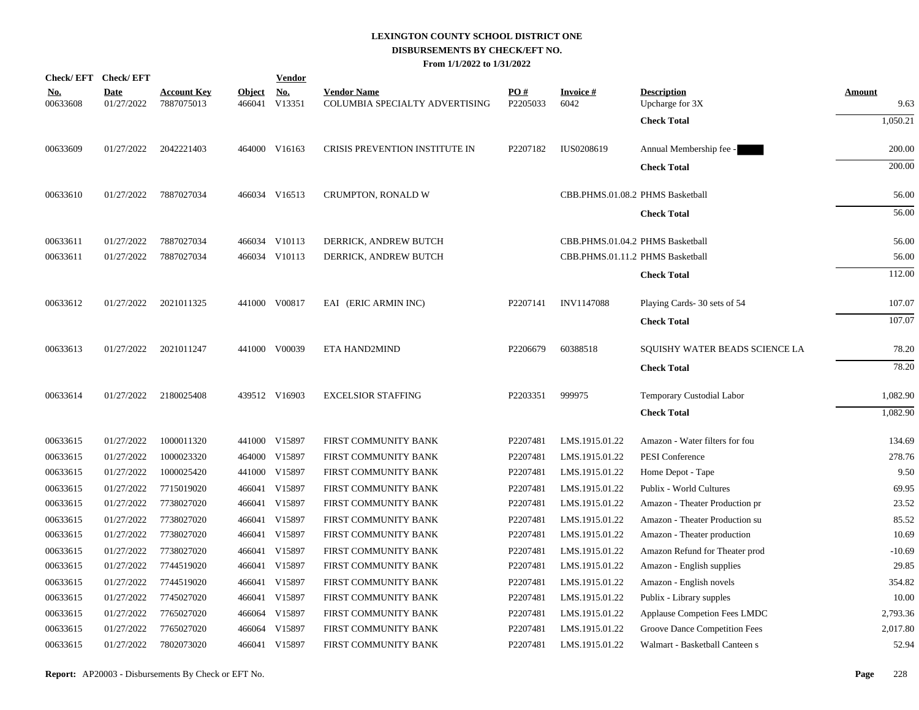**LEXINGTON COUNTY SCHOOL DISTRICT ONE**
**DISBURSEMENTS BY CHECK/EFT NO.**
**From 1/1/2022 to 1/31/2022**

| Check/ EFT No. | Check/ EFT Date | Account Key | Object | Vendor No. | Vendor Name | PO # | Invoice # | Description | Amount |
|---|---|---|---|---|---|---|---|---|---|
| 00633608 | 01/27/2022 | 7887075013 | 466041 | V13351 | COLUMBIA SPECIALTY ADVERTISING | P2205033 | 6042 | Upcharge for 3X | 9.63 |
| | | | | | | | | **Check Total** | 1,050.21 |
| 00633609 | 01/27/2022 | 2042221403 | 464000 | V16163 | CRISIS PREVENTION INSTITUTE IN | P2207182 | IUS0208619 | Annual Membership fee - | 200.00 |
| | | | | | | | | **Check Total** | 200.00 |
| 00633610 | 01/27/2022 | 7887027034 | 466034 | V16513 | CRUMPTON, RONALD W | | CBB.PHMS.01.08.2 | PHMS Basketball | 56.00 |
| | | | | | | | | **Check Total** | 56.00 |
| 00633611 | 01/27/2022 | 7887027034 | 466034 | V10113 | DERRICK, ANDREW BUTCH | | CBB.PHMS.01.04.2 | PHMS Basketball | 56.00 |
| 00633611 | 01/27/2022 | 7887027034 | 466034 | V10113 | DERRICK, ANDREW BUTCH | | CBB.PHMS.01.11.2 | PHMS Basketball | 56.00 |
| | | | | | | | | **Check Total** | 112.00 |
| 00633612 | 01/27/2022 | 2021011325 | 441000 | V00817 | EAI (ERIC ARMIN INC) | P2207141 | INV1147088 | Playing Cards- 30 sets of 54 | 107.07 |
| | | | | | | | | **Check Total** | 107.07 |
| 00633613 | 01/27/2022 | 2021011247 | 441000 | V00039 | ETA HAND2MIND | P2206679 | 60388518 | SQUISHY WATER BEADS SCIENCE LA | 78.20 |
| | | | | | | | | **Check Total** | 78.20 |
| 00633614 | 01/27/2022 | 2180025408 | 439512 | V16903 | EXCELSIOR STAFFING | P2203351 | 999975 | Temporary Custodial Labor | 1,082.90 |
| | | | | | | | | **Check Total** | 1,082.90 |
| 00633615 | 01/27/2022 | 1000011320 | 441000 | V15897 | FIRST COMMUNITY BANK | P2207481 | LMS.1915.01.22 | Amazon - Water filters for fou | 134.69 |
| 00633615 | 01/27/2022 | 1000023320 | 464000 | V15897 | FIRST COMMUNITY BANK | P2207481 | LMS.1915.01.22 | PESI Conference | 278.76 |
| 00633615 | 01/27/2022 | 1000025420 | 441000 | V15897 | FIRST COMMUNITY BANK | P2207481 | LMS.1915.01.22 | Home Depot - Tape | 9.50 |
| 00633615 | 01/27/2022 | 7715019020 | 466041 | V15897 | FIRST COMMUNITY BANK | P2207481 | LMS.1915.01.22 | Publix - World Cultures | 69.95 |
| 00633615 | 01/27/2022 | 7738027020 | 466041 | V15897 | FIRST COMMUNITY BANK | P2207481 | LMS.1915.01.22 | Amazon - Theater Production pr | 23.52 |
| 00633615 | 01/27/2022 | 7738027020 | 466041 | V15897 | FIRST COMMUNITY BANK | P2207481 | LMS.1915.01.22 | Amazon - Theater Production su | 85.52 |
| 00633615 | 01/27/2022 | 7738027020 | 466041 | V15897 | FIRST COMMUNITY BANK | P2207481 | LMS.1915.01.22 | Amazon - Theater production | 10.69 |
| 00633615 | 01/27/2022 | 7738027020 | 466041 | V15897 | FIRST COMMUNITY BANK | P2207481 | LMS.1915.01.22 | Amazon Refund for Theater prod | -10.69 |
| 00633615 | 01/27/2022 | 7744519020 | 466041 | V15897 | FIRST COMMUNITY BANK | P2207481 | LMS.1915.01.22 | Amazon - English supplies | 29.85 |
| 00633615 | 01/27/2022 | 7744519020 | 466041 | V15897 | FIRST COMMUNITY BANK | P2207481 | LMS.1915.01.22 | Amazon - English novels | 354.82 |
| 00633615 | 01/27/2022 | 7745027020 | 466041 | V15897 | FIRST COMMUNITY BANK | P2207481 | LMS.1915.01.22 | Publix - Library supples | 10.00 |
| 00633615 | 01/27/2022 | 7765027020 | 466064 | V15897 | FIRST COMMUNITY BANK | P2207481 | LMS.1915.01.22 | Applause Competion Fees LMDC | 2,793.36 |
| 00633615 | 01/27/2022 | 7765027020 | 466064 | V15897 | FIRST COMMUNITY BANK | P2207481 | LMS.1915.01.22 | Groove Dance Competition Fees | 2,017.80 |
| 00633615 | 01/27/2022 | 7802073020 | 466041 | V15897 | FIRST COMMUNITY BANK | P2207481 | LMS.1915.01.22 | Walmart - Basketball Canteen s | 52.94 |

**Report:** AP20003 - Disbursements By Check or EFT No.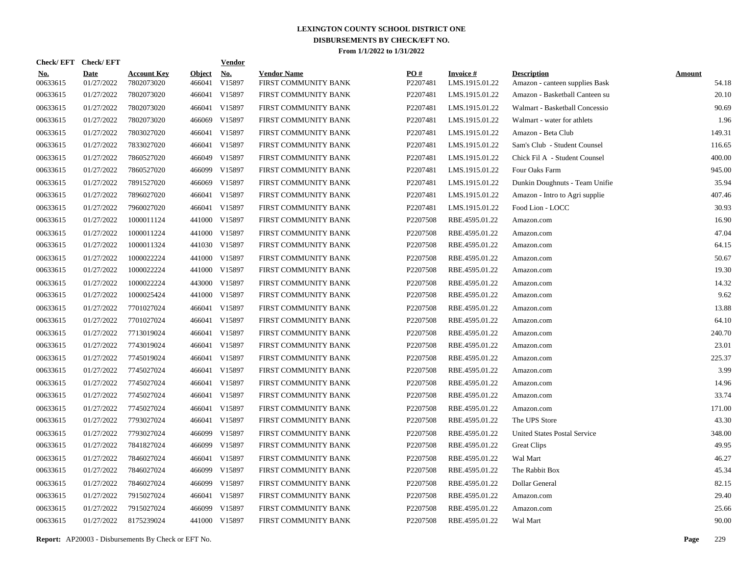# LEXINGTON COUNTY SCHOOL DISTRICT ONE
## DISBURSEMENTS BY CHECK/EFT NO.
### From 1/1/2022 to 1/31/2022

| Check/ EFT No. | Check/ EFT Date | Account Key | Object | Vendor No. | Vendor Name | PO # | Invoice # | Description | Amount |
|---|---|---|---|---|---|---|---|---|---|
| 00633615 | 01/27/2022 | 7802073020 | 466041 | V15897 | FIRST COMMUNITY BANK | P2207481 | LMS.1915.01.22 | Amazon - canteen supplies Bask | 54.18 |
| 00633615 | 01/27/2022 | 7802073020 | 466041 | V15897 | FIRST COMMUNITY BANK | P2207481 | LMS.1915.01.22 | Amazon - Basketball Canteen su | 20.10 |
| 00633615 | 01/27/2022 | 7802073020 | 466041 | V15897 | FIRST COMMUNITY BANK | P2207481 | LMS.1915.01.22 | Walmart - Basketball Concessio | 90.69 |
| 00633615 | 01/27/2022 | 7802073020 | 466069 | V15897 | FIRST COMMUNITY BANK | P2207481 | LMS.1915.01.22 | Walmart - water for athlets | 1.96 |
| 00633615 | 01/27/2022 | 7803027020 | 466041 | V15897 | FIRST COMMUNITY BANK | P2207481 | LMS.1915.01.22 | Amazon - Beta Club | 149.31 |
| 00633615 | 01/27/2022 | 7833027020 | 466041 | V15897 | FIRST COMMUNITY BANK | P2207481 | LMS.1915.01.22 | Sam's Club - Student Counsel | 116.65 |
| 00633615 | 01/27/2022 | 7860527020 | 466049 | V15897 | FIRST COMMUNITY BANK | P2207481 | LMS.1915.01.22 | Chick Fil A - Student Counsel | 400.00 |
| 00633615 | 01/27/2022 | 7860527020 | 466099 | V15897 | FIRST COMMUNITY BANK | P2207481 | LMS.1915.01.22 | Four Oaks Farm | 945.00 |
| 00633615 | 01/27/2022 | 7891527020 | 466069 | V15897 | FIRST COMMUNITY BANK | P2207481 | LMS.1915.01.22 | Dunkin Doughnuts - Team Unifie | 35.94 |
| 00633615 | 01/27/2022 | 7896027020 | 466041 | V15897 | FIRST COMMUNITY BANK | P2207481 | LMS.1915.01.22 | Amazon - Intro to Agri supplie | 407.46 |
| 00633615 | 01/27/2022 | 7960027020 | 466041 | V15897 | FIRST COMMUNITY BANK | P2207481 | LMS.1915.01.22 | Food Lion - LOCC | 30.93 |
| 00633615 | 01/27/2022 | 1000011124 | 441000 | V15897 | FIRST COMMUNITY BANK | P2207508 | RBE.4595.01.22 | Amazon.com | 16.90 |
| 00633615 | 01/27/2022 | 1000011224 | 441000 | V15897 | FIRST COMMUNITY BANK | P2207508 | RBE.4595.01.22 | Amazon.com | 47.04 |
| 00633615 | 01/27/2022 | 1000011324 | 441030 | V15897 | FIRST COMMUNITY BANK | P2207508 | RBE.4595.01.22 | Amazon.com | 64.15 |
| 00633615 | 01/27/2022 | 1000022224 | 441000 | V15897 | FIRST COMMUNITY BANK | P2207508 | RBE.4595.01.22 | Amazon.com | 50.67 |
| 00633615 | 01/27/2022 | 1000022224 | 441000 | V15897 | FIRST COMMUNITY BANK | P2207508 | RBE.4595.01.22 | Amazon.com | 19.30 |
| 00633615 | 01/27/2022 | 1000022224 | 443000 | V15897 | FIRST COMMUNITY BANK | P2207508 | RBE.4595.01.22 | Amazon.com | 14.32 |
| 00633615 | 01/27/2022 | 1000025424 | 441000 | V15897 | FIRST COMMUNITY BANK | P2207508 | RBE.4595.01.22 | Amazon.com | 9.62 |
| 00633615 | 01/27/2022 | 7701027024 | 466041 | V15897 | FIRST COMMUNITY BANK | P2207508 | RBE.4595.01.22 | Amazon.com | 13.88 |
| 00633615 | 01/27/2022 | 7701027024 | 466041 | V15897 | FIRST COMMUNITY BANK | P2207508 | RBE.4595.01.22 | Amazon.com | 64.10 |
| 00633615 | 01/27/2022 | 7713019024 | 466041 | V15897 | FIRST COMMUNITY BANK | P2207508 | RBE.4595.01.22 | Amazon.com | 240.70 |
| 00633615 | 01/27/2022 | 7743019024 | 466041 | V15897 | FIRST COMMUNITY BANK | P2207508 | RBE.4595.01.22 | Amazon.com | 23.01 |
| 00633615 | 01/27/2022 | 7745019024 | 466041 | V15897 | FIRST COMMUNITY BANK | P2207508 | RBE.4595.01.22 | Amazon.com | 225.37 |
| 00633615 | 01/27/2022 | 7745027024 | 466041 | V15897 | FIRST COMMUNITY BANK | P2207508 | RBE.4595.01.22 | Amazon.com | 3.99 |
| 00633615 | 01/27/2022 | 7745027024 | 466041 | V15897 | FIRST COMMUNITY BANK | P2207508 | RBE.4595.01.22 | Amazon.com | 14.96 |
| 00633615 | 01/27/2022 | 7745027024 | 466041 | V15897 | FIRST COMMUNITY BANK | P2207508 | RBE.4595.01.22 | Amazon.com | 33.74 |
| 00633615 | 01/27/2022 | 7745027024 | 466041 | V15897 | FIRST COMMUNITY BANK | P2207508 | RBE.4595.01.22 | Amazon.com | 171.00 |
| 00633615 | 01/27/2022 | 7793027024 | 466041 | V15897 | FIRST COMMUNITY BANK | P2207508 | RBE.4595.01.22 | The UPS Store | 43.30 |
| 00633615 | 01/27/2022 | 7793027024 | 466099 | V15897 | FIRST COMMUNITY BANK | P2207508 | RBE.4595.01.22 | United States Postal Service | 348.00 |
| 00633615 | 01/27/2022 | 7841827024 | 466099 | V15897 | FIRST COMMUNITY BANK | P2207508 | RBE.4595.01.22 | Great Clips | 49.95 |
| 00633615 | 01/27/2022 | 7846027024 | 466041 | V15897 | FIRST COMMUNITY BANK | P2207508 | RBE.4595.01.22 | Wal Mart | 46.27 |
| 00633615 | 01/27/2022 | 7846027024 | 466099 | V15897 | FIRST COMMUNITY BANK | P2207508 | RBE.4595.01.22 | The Rabbit Box | 45.34 |
| 00633615 | 01/27/2022 | 7846027024 | 466099 | V15897 | FIRST COMMUNITY BANK | P2207508 | RBE.4595.01.22 | Dollar General | 82.15 |
| 00633615 | 01/27/2022 | 7915027024 | 466041 | V15897 | FIRST COMMUNITY BANK | P2207508 | RBE.4595.01.22 | Amazon.com | 29.40 |
| 00633615 | 01/27/2022 | 7915027024 | 466099 | V15897 | FIRST COMMUNITY BANK | P2207508 | RBE.4595.01.22 | Amazon.com | 25.66 |
| 00633615 | 01/27/2022 | 8175239024 | 441000 | V15897 | FIRST COMMUNITY BANK | P2207508 | RBE.4595.01.22 | Wal Mart | 90.00 |

**Report:** AP20003 - Disbursements By Check or EFT No.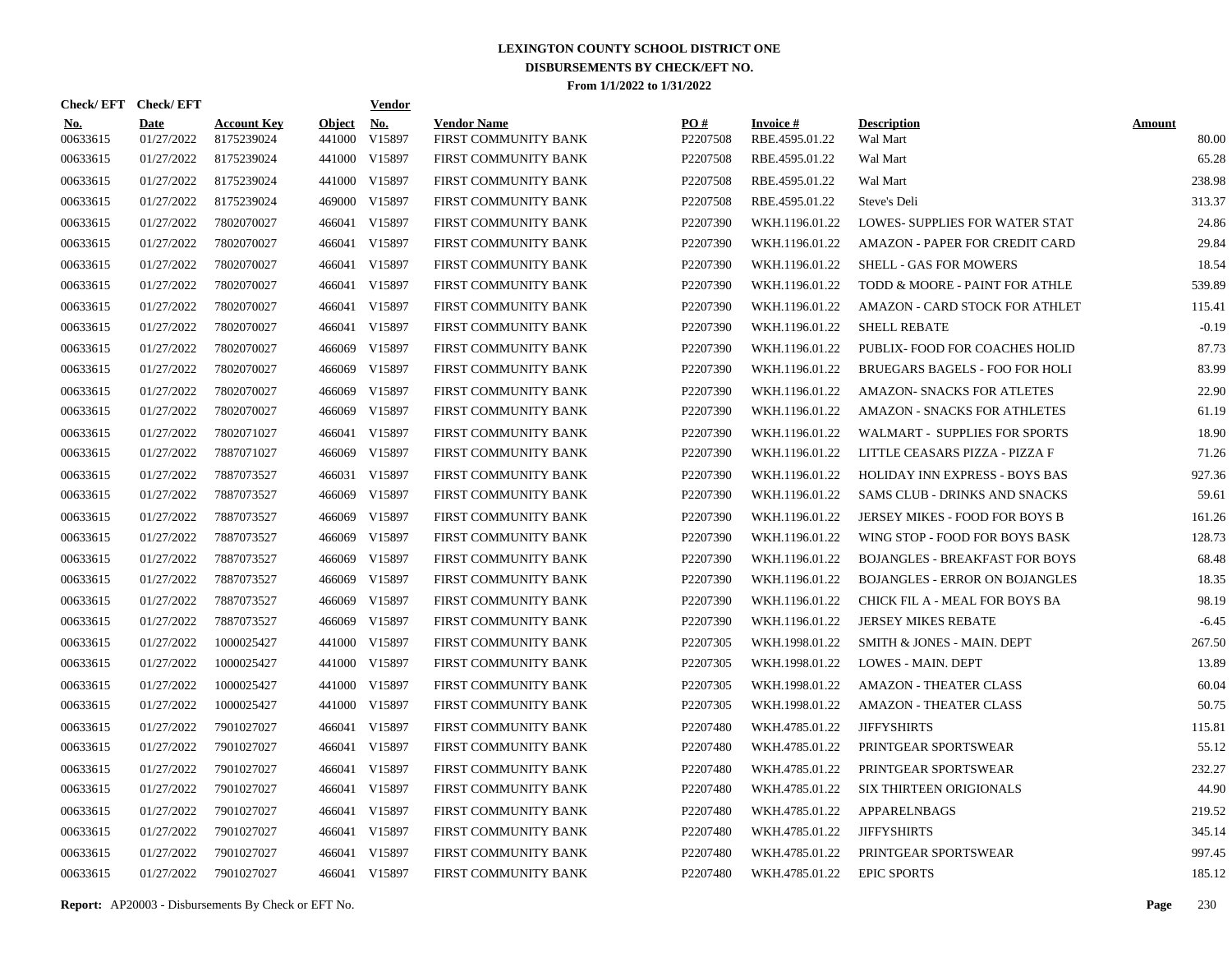# LEXINGTON COUNTY SCHOOL DISTRICT ONE
## DISBURSEMENTS BY CHECK/EFT NO.
### From 1/1/2022 to 1/31/2022

| Check/ EFT No. | Check/ EFT Date | Account Key | Object | Vendor No. | Vendor Name | PO # | Invoice # | Description | Amount |
|---|---|---|---|---|---|---|---|---|---|
| 00633615 | 01/27/2022 | 8175239024 | 441000 | V15897 | FIRST COMMUNITY BANK | P2207508 | RBE.4595.01.22 | Wal Mart | 80.00 |
| 00633615 | 01/27/2022 | 8175239024 | 441000 | V15897 | FIRST COMMUNITY BANK | P2207508 | RBE.4595.01.22 | Wal Mart | 65.28 |
| 00633615 | 01/27/2022 | 8175239024 | 441000 | V15897 | FIRST COMMUNITY BANK | P2207508 | RBE.4595.01.22 | Wal Mart | 238.98 |
| 00633615 | 01/27/2022 | 8175239024 | 469000 | V15897 | FIRST COMMUNITY BANK | P2207508 | RBE.4595.01.22 | Steve's Deli | 313.37 |
| 00633615 | 01/27/2022 | 7802070027 | 466041 | V15897 | FIRST COMMUNITY BANK | P2207390 | WKH.1196.01.22 | LOWES- SUPPLIES FOR WATER STAT | 24.86 |
| 00633615 | 01/27/2022 | 7802070027 | 466041 | V15897 | FIRST COMMUNITY BANK | P2207390 | WKH.1196.01.22 | AMAZON - PAPER FOR CREDIT CARD | 29.84 |
| 00633615 | 01/27/2022 | 7802070027 | 466041 | V15897 | FIRST COMMUNITY BANK | P2207390 | WKH.1196.01.22 | SHELL - GAS FOR MOWERS | 18.54 |
| 00633615 | 01/27/2022 | 7802070027 | 466041 | V15897 | FIRST COMMUNITY BANK | P2207390 | WKH.1196.01.22 | TODD & MOORE - PAINT FOR ATHLE | 539.89 |
| 00633615 | 01/27/2022 | 7802070027 | 466041 | V15897 | FIRST COMMUNITY BANK | P2207390 | WKH.1196.01.22 | AMAZON - CARD STOCK FOR ATHLET | 115.41 |
| 00633615 | 01/27/2022 | 7802070027 | 466041 | V15897 | FIRST COMMUNITY BANK | P2207390 | WKH.1196.01.22 | SHELL REBATE | -0.19 |
| 00633615 | 01/27/2022 | 7802070027 | 466069 | V15897 | FIRST COMMUNITY BANK | P2207390 | WKH.1196.01.22 | PUBLIX- FOOD FOR COACHES HOLID | 87.73 |
| 00633615 | 01/27/2022 | 7802070027 | 466069 | V15897 | FIRST COMMUNITY BANK | P2207390 | WKH.1196.01.22 | BRUEGARS BAGELS - FOO FOR HOLI | 83.99 |
| 00633615 | 01/27/2022 | 7802070027 | 466069 | V15897 | FIRST COMMUNITY BANK | P2207390 | WKH.1196.01.22 | AMAZON- SNACKS FOR ATLETES | 22.90 |
| 00633615 | 01/27/2022 | 7802070027 | 466069 | V15897 | FIRST COMMUNITY BANK | P2207390 | WKH.1196.01.22 | AMAZON - SNACKS FOR ATHLETES | 61.19 |
| 00633615 | 01/27/2022 | 7802071027 | 466041 | V15897 | FIRST COMMUNITY BANK | P2207390 | WKH.1196.01.22 | WALMART - SUPPLIES FOR SPORTS | 18.90 |
| 00633615 | 01/27/2022 | 7887071027 | 466069 | V15897 | FIRST COMMUNITY BANK | P2207390 | WKH.1196.01.22 | LITTLE CEASARS PIZZA - PIZZA F | 71.26 |
| 00633615 | 01/27/2022 | 7887073527 | 466031 | V15897 | FIRST COMMUNITY BANK | P2207390 | WKH.1196.01.22 | HOLIDAY INN EXPRESS - BOYS BAS | 927.36 |
| 00633615 | 01/27/2022 | 7887073527 | 466069 | V15897 | FIRST COMMUNITY BANK | P2207390 | WKH.1196.01.22 | SAMS CLUB - DRINKS AND SNACKS | 59.61 |
| 00633615 | 01/27/2022 | 7887073527 | 466069 | V15897 | FIRST COMMUNITY BANK | P2207390 | WKH.1196.01.22 | JERSEY MIKES - FOOD FOR BOYS B | 161.26 |
| 00633615 | 01/27/2022 | 7887073527 | 466069 | V15897 | FIRST COMMUNITY BANK | P2207390 | WKH.1196.01.22 | WING STOP - FOOD FOR BOYS BASK | 128.73 |
| 00633615 | 01/27/2022 | 7887073527 | 466069 | V15897 | FIRST COMMUNITY BANK | P2207390 | WKH.1196.01.22 | BOJANGLES - BREAKFAST FOR BOYS | 68.48 |
| 00633615 | 01/27/2022 | 7887073527 | 466069 | V15897 | FIRST COMMUNITY BANK | P2207390 | WKH.1196.01.22 | BOJANGLES - ERROR ON BOJANGLES | 18.35 |
| 00633615 | 01/27/2022 | 7887073527 | 466069 | V15897 | FIRST COMMUNITY BANK | P2207390 | WKH.1196.01.22 | CHICK FIL A - MEAL FOR BOYS BA | 98.19 |
| 00633615 | 01/27/2022 | 7887073527 | 466069 | V15897 | FIRST COMMUNITY BANK | P2207390 | WKH.1196.01.22 | JERSEY MIKES REBATE | -6.45 |
| 00633615 | 01/27/2022 | 1000025427 | 441000 | V15897 | FIRST COMMUNITY BANK | P2207305 | WKH.1998.01.22 | SMITH & JONES - MAIN. DEPT | 267.50 |
| 00633615 | 01/27/2022 | 1000025427 | 441000 | V15897 | FIRST COMMUNITY BANK | P2207305 | WKH.1998.01.22 | LOWES - MAIN. DEPT | 13.89 |
| 00633615 | 01/27/2022 | 1000025427 | 441000 | V15897 | FIRST COMMUNITY BANK | P2207305 | WKH.1998.01.22 | AMAZON - THEATER CLASS | 60.04 |
| 00633615 | 01/27/2022 | 1000025427 | 441000 | V15897 | FIRST COMMUNITY BANK | P2207305 | WKH.1998.01.22 | AMAZON - THEATER CLASS | 50.75 |
| 00633615 | 01/27/2022 | 7901027027 | 466041 | V15897 | FIRST COMMUNITY BANK | P2207480 | WKH.4785.01.22 | JIFFYSHIRTS | 115.81 |
| 00633615 | 01/27/2022 | 7901027027 | 466041 | V15897 | FIRST COMMUNITY BANK | P2207480 | WKH.4785.01.22 | PRINTGEAR SPORTSWEAR | 55.12 |
| 00633615 | 01/27/2022 | 7901027027 | 466041 | V15897 | FIRST COMMUNITY BANK | P2207480 | WKH.4785.01.22 | PRINTGEAR SPORTSWEAR | 232.27 |
| 00633615 | 01/27/2022 | 7901027027 | 466041 | V15897 | FIRST COMMUNITY BANK | P2207480 | WKH.4785.01.22 | SIX THIRTEEN ORIGIONALS | 44.90 |
| 00633615 | 01/27/2022 | 7901027027 | 466041 | V15897 | FIRST COMMUNITY BANK | P2207480 | WKH.4785.01.22 | APPARELNBAGS | 219.52 |
| 00633615 | 01/27/2022 | 7901027027 | 466041 | V15897 | FIRST COMMUNITY BANK | P2207480 | WKH.4785.01.22 | JIFFYSHIRTS | 345.14 |
| 00633615 | 01/27/2022 | 7901027027 | 466041 | V15897 | FIRST COMMUNITY BANK | P2207480 | WKH.4785.01.22 | PRINTGEAR SPORTSWEAR | 997.45 |
| 00633615 | 01/27/2022 | 7901027027 | 466041 | V15897 | FIRST COMMUNITY BANK | P2207480 | WKH.4785.01.22 | EPIC SPORTS | 185.12 |

**Report:** AP20003 - Disbursements By Check or EFT No.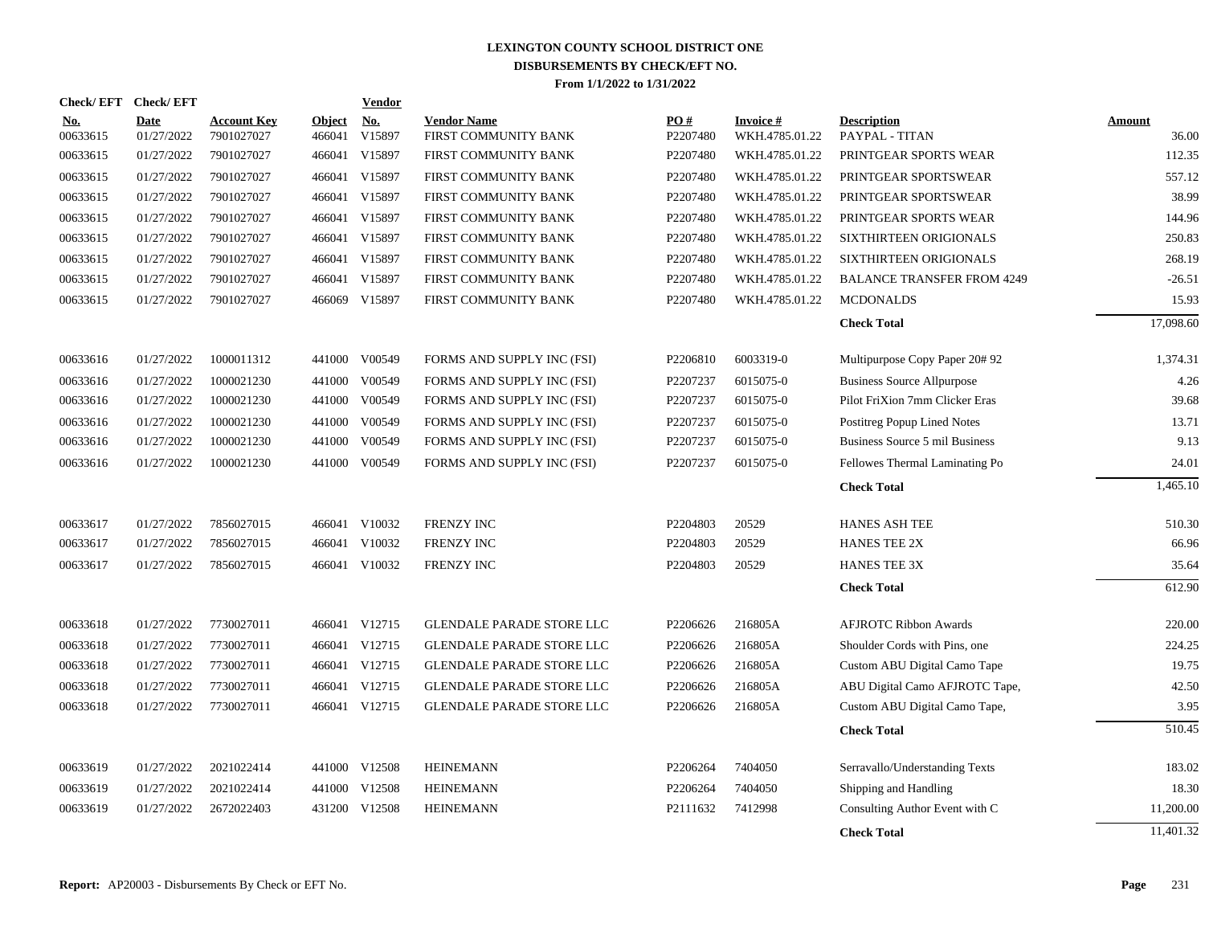# LEXINGTON COUNTY SCHOOL DISTRICT ONE
## DISBURSEMENTS BY CHECK/EFT NO.
### From 1/1/2022 to 1/31/2022

| Check/ EFT No. | Check/ EFT Date | Account Key | Object | Vendor No. | Vendor Name | PO # | Invoice # | Description | Amount |
|---|---|---|---|---|---|---|---|---|---|
| 00633615 | 01/27/2022 | 7901027027 | 466041 | V15897 | FIRST COMMUNITY BANK | P2207480 | WKH.4785.01.22 | PAYPAL - TITAN | 36.00 |
| 00633615 | 01/27/2022 | 7901027027 | 466041 | V15897 | FIRST COMMUNITY BANK | P2207480 | WKH.4785.01.22 | PRINTGEAR SPORTS WEAR | 112.35 |
| 00633615 | 01/27/2022 | 7901027027 | 466041 | V15897 | FIRST COMMUNITY BANK | P2207480 | WKH.4785.01.22 | PRINTGEAR SPORTSWEAR | 557.12 |
| 00633615 | 01/27/2022 | 7901027027 | 466041 | V15897 | FIRST COMMUNITY BANK | P2207480 | WKH.4785.01.22 | PRINTGEAR SPORTSWEAR | 38.99 |
| 00633615 | 01/27/2022 | 7901027027 | 466041 | V15897 | FIRST COMMUNITY BANK | P2207480 | WKH.4785.01.22 | PRINTGEAR SPORTS WEAR | 144.96 |
| 00633615 | 01/27/2022 | 7901027027 | 466041 | V15897 | FIRST COMMUNITY BANK | P2207480 | WKH.4785.01.22 | SIXTHIRTEEN ORIGIONALS | 250.83 |
| 00633615 | 01/27/2022 | 7901027027 | 466041 | V15897 | FIRST COMMUNITY BANK | P2207480 | WKH.4785.01.22 | SIXTHIRTEEN ORIGIONALS | 268.19 |
| 00633615 | 01/27/2022 | 7901027027 | 466041 | V15897 | FIRST COMMUNITY BANK | P2207480 | WKH.4785.01.22 | BALANCE TRANSFER FROM 4249 | -26.51 |
| 00633615 | 01/27/2022 | 7901027027 | 466069 | V15897 | FIRST COMMUNITY BANK | P2207480 | WKH.4785.01.22 | MCDONALDS | 15.93 |
| | | | | | | | | **Check Total** | 17,098.60 |
| 00633616 | 01/27/2022 | 1000011312 | 441000 | V00549 | FORMS AND SUPPLY INC (FSI) | P2206810 | 6003319-0 | Multipurpose Copy Paper 20# 92 | 1,374.31 |
| 00633616 | 01/27/2022 | 1000021230 | 441000 | V00549 | FORMS AND SUPPLY INC (FSI) | P2207237 | 6015075-0 | Business Source Allpurpose | 4.26 |
| 00633616 | 01/27/2022 | 1000021230 | 441000 | V00549 | FORMS AND SUPPLY INC (FSI) | P2207237 | 6015075-0 | Pilot FriXion 7mm Clicker Eras | 39.68 |
| 00633616 | 01/27/2022 | 1000021230 | 441000 | V00549 | FORMS AND SUPPLY INC (FSI) | P2207237 | 6015075-0 | Postitreg Popup Lined Notes | 13.71 |
| 00633616 | 01/27/2022 | 1000021230 | 441000 | V00549 | FORMS AND SUPPLY INC (FSI) | P2207237 | 6015075-0 | Business Source 5 mil Business | 9.13 |
| 00633616 | 01/27/2022 | 1000021230 | 441000 | V00549 | FORMS AND SUPPLY INC (FSI) | P2207237 | 6015075-0 | Fellowes Thermal Laminating Po | 24.01 |
| | | | | | | | | **Check Total** | 1,465.10 |
| 00633617 | 01/27/2022 | 7856027015 | 466041 | V10032 | FRENZY INC | P2204803 | 20529 | HANES ASH TEE | 510.30 |
| 00633617 | 01/27/2022 | 7856027015 | 466041 | V10032 | FRENZY INC | P2204803 | 20529 | HANES TEE 2X | 66.96 |
| 00633617 | 01/27/2022 | 7856027015 | 466041 | V10032 | FRENZY INC | P2204803 | 20529 | HANES TEE 3X | 35.64 |
| | | | | | | | | **Check Total** | 612.90 |
| 00633618 | 01/27/2022 | 7730027011 | 466041 | V12715 | GLENDALE PARADE STORE LLC | P2206626 | 216805A | AFJROTC Ribbon Awards | 220.00 |
| 00633618 | 01/27/2022 | 7730027011 | 466041 | V12715 | GLENDALE PARADE STORE LLC | P2206626 | 216805A | Shoulder Cords with Pins, one | 224.25 |
| 00633618 | 01/27/2022 | 7730027011 | 466041 | V12715 | GLENDALE PARADE STORE LLC | P2206626 | 216805A | Custom ABU Digital Camo Tape | 19.75 |
| 00633618 | 01/27/2022 | 7730027011 | 466041 | V12715 | GLENDALE PARADE STORE LLC | P2206626 | 216805A | ABU Digital Camo AFJROTC Tape, | 42.50 |
| 00633618 | 01/27/2022 | 7730027011 | 466041 | V12715 | GLENDALE PARADE STORE LLC | P2206626 | 216805A | Custom ABU Digital Camo Tape, | 3.95 |
| | | | | | | | | **Check Total** | 510.45 |
| 00633619 | 01/27/2022 | 2021022414 | 441000 | V12508 | HEINEMANN | P2206264 | 7404050 | Serravallo/Understanding Texts | 183.02 |
| 00633619 | 01/27/2022 | 2021022414 | 441000 | V12508 | HEINEMANN | P2206264 | 7404050 | Shipping and Handling | 18.30 |
| 00633619 | 01/27/2022 | 2672022403 | 431200 | V12508 | HEINEMANN | P2111632 | 7412998 | Consulting Author Event with C | 11,200.00 |
| | | | | | | | | **Check Total** | 11,401.32 |

**Report:** AP20003 - Disbursements By Check or EFT No.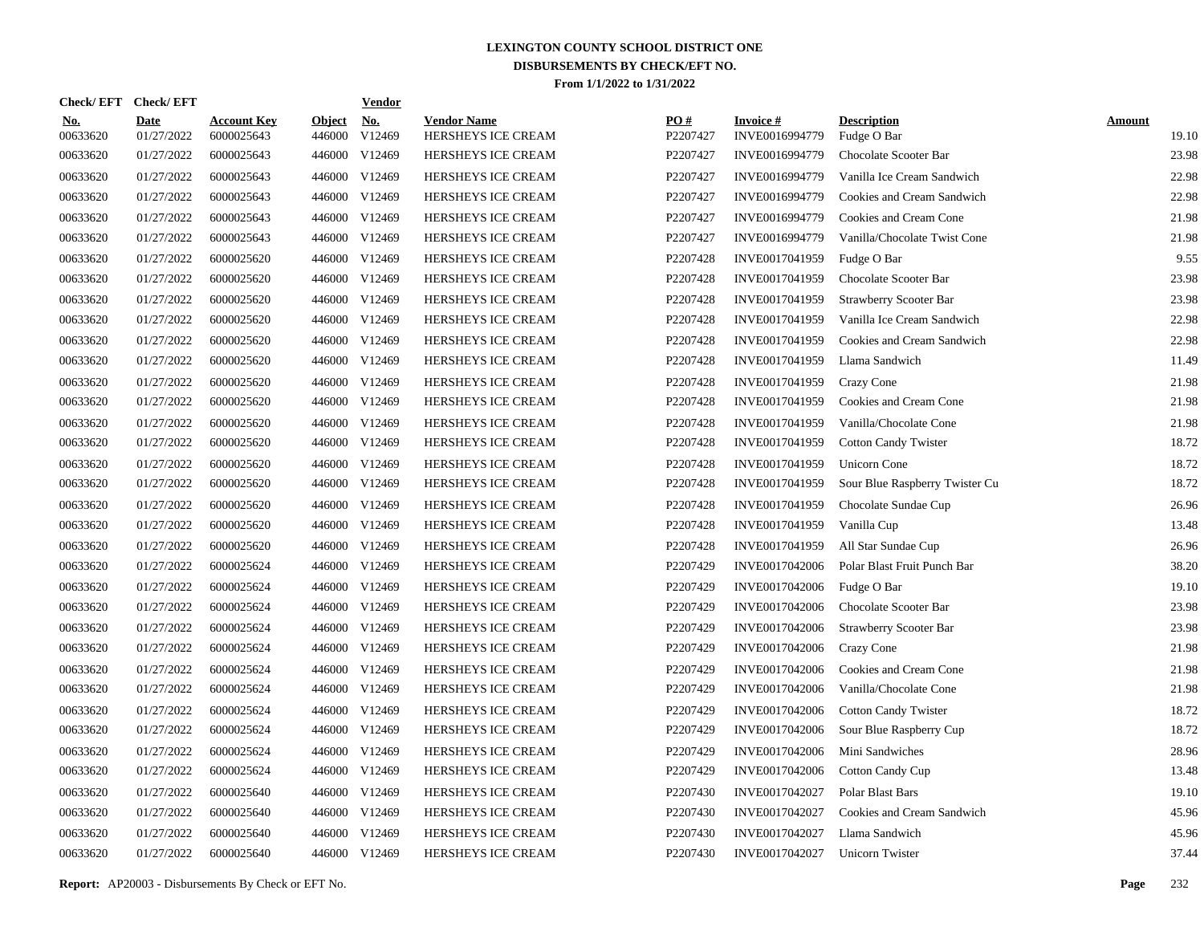# LEXINGTON COUNTY SCHOOL DISTRICT ONE
## DISBURSEMENTS BY CHECK/EFT NO.
### From 1/1/2022 to 1/31/2022

| Check/ EFT No. | Check/ EFT Date | Account Key | Object | Vendor No. | Vendor Name | PO # | Invoice # | Description | Amount |
|---|---|---|---|---|---|---|---|---|---|
| 00633620 | 01/27/2022 | 6000025643 | 446000 | V12469 | HERSHEYS ICE CREAM | P2207427 | INVE0016994779 | Fudge O Bar | 19.10 |
| 00633620 | 01/27/2022 | 6000025643 | 446000 | V12469 | HERSHEYS ICE CREAM | P2207427 | INVE0016994779 | Chocolate Scooter Bar | 23.98 |
| 00633620 | 01/27/2022 | 6000025643 | 446000 | V12469 | HERSHEYS ICE CREAM | P2207427 | INVE0016994779 | Vanilla Ice Cream Sandwich | 22.98 |
| 00633620 | 01/27/2022 | 6000025643 | 446000 | V12469 | HERSHEYS ICE CREAM | P2207427 | INVE0016994779 | Cookies and Cream Sandwich | 22.98 |
| 00633620 | 01/27/2022 | 6000025643 | 446000 | V12469 | HERSHEYS ICE CREAM | P2207427 | INVE0016994779 | Cookies and Cream Cone | 21.98 |
| 00633620 | 01/27/2022 | 6000025643 | 446000 | V12469 | HERSHEYS ICE CREAM | P2207427 | INVE0016994779 | Vanilla/Chocolate Twist Cone | 21.98 |
| 00633620 | 01/27/2022 | 6000025620 | 446000 | V12469 | HERSHEYS ICE CREAM | P2207428 | INVE0017041959 | Fudge O Bar | 9.55 |
| 00633620 | 01/27/2022 | 6000025620 | 446000 | V12469 | HERSHEYS ICE CREAM | P2207428 | INVE0017041959 | Chocolate Scooter Bar | 23.98 |
| 00633620 | 01/27/2022 | 6000025620 | 446000 | V12469 | HERSHEYS ICE CREAM | P2207428 | INVE0017041959 | Strawberry Scooter Bar | 23.98 |
| 00633620 | 01/27/2022 | 6000025620 | 446000 | V12469 | HERSHEYS ICE CREAM | P2207428 | INVE0017041959 | Vanilla Ice Cream Sandwich | 22.98 |
| 00633620 | 01/27/2022 | 6000025620 | 446000 | V12469 | HERSHEYS ICE CREAM | P2207428 | INVE0017041959 | Cookies and Cream Sandwich | 22.98 |
| 00633620 | 01/27/2022 | 6000025620 | 446000 | V12469 | HERSHEYS ICE CREAM | P2207428 | INVE0017041959 | Llama Sandwich | 11.49 |
| 00633620 | 01/27/2022 | 6000025620 | 446000 | V12469 | HERSHEYS ICE CREAM | P2207428 | INVE0017041959 | Crazy Cone | 21.98 |
| 00633620 | 01/27/2022 | 6000025620 | 446000 | V12469 | HERSHEYS ICE CREAM | P2207428 | INVE0017041959 | Cookies and Cream Cone | 21.98 |
| 00633620 | 01/27/2022 | 6000025620 | 446000 | V12469 | HERSHEYS ICE CREAM | P2207428 | INVE0017041959 | Vanilla/Chocolate Cone | 21.98 |
| 00633620 | 01/27/2022 | 6000025620 | 446000 | V12469 | HERSHEYS ICE CREAM | P2207428 | INVE0017041959 | Cotton Candy Twister | 18.72 |
| 00633620 | 01/27/2022 | 6000025620 | 446000 | V12469 | HERSHEYS ICE CREAM | P2207428 | INVE0017041959 | Unicorn Cone | 18.72 |
| 00633620 | 01/27/2022 | 6000025620 | 446000 | V12469 | HERSHEYS ICE CREAM | P2207428 | INVE0017041959 | Sour Blue Raspberry Twister Cu | 18.72 |
| 00633620 | 01/27/2022 | 6000025620 | 446000 | V12469 | HERSHEYS ICE CREAM | P2207428 | INVE0017041959 | Chocolate Sundae Cup | 26.96 |
| 00633620 | 01/27/2022 | 6000025620 | 446000 | V12469 | HERSHEYS ICE CREAM | P2207428 | INVE0017041959 | Vanilla Cup | 13.48 |
| 00633620 | 01/27/2022 | 6000025620 | 446000 | V12469 | HERSHEYS ICE CREAM | P2207428 | INVE0017041959 | All Star Sundae Cup | 26.96 |
| 00633620 | 01/27/2022 | 6000025624 | 446000 | V12469 | HERSHEYS ICE CREAM | P2207429 | INVE0017042006 | Polar Blast Fruit Punch Bar | 38.20 |
| 00633620 | 01/27/2022 | 6000025624 | 446000 | V12469 | HERSHEYS ICE CREAM | P2207429 | INVE0017042006 | Fudge O Bar | 19.10 |
| 00633620 | 01/27/2022 | 6000025624 | 446000 | V12469 | HERSHEYS ICE CREAM | P2207429 | INVE0017042006 | Chocolate Scooter Bar | 23.98 |
| 00633620 | 01/27/2022 | 6000025624 | 446000 | V12469 | HERSHEYS ICE CREAM | P2207429 | INVE0017042006 | Strawberry Scooter Bar | 23.98 |
| 00633620 | 01/27/2022 | 6000025624 | 446000 | V12469 | HERSHEYS ICE CREAM | P2207429 | INVE0017042006 | Crazy Cone | 21.98 |
| 00633620 | 01/27/2022 | 6000025624 | 446000 | V12469 | HERSHEYS ICE CREAM | P2207429 | INVE0017042006 | Cookies and Cream Cone | 21.98 |
| 00633620 | 01/27/2022 | 6000025624 | 446000 | V12469 | HERSHEYS ICE CREAM | P2207429 | INVE0017042006 | Vanilla/Chocolate Cone | 21.98 |
| 00633620 | 01/27/2022 | 6000025624 | 446000 | V12469 | HERSHEYS ICE CREAM | P2207429 | INVE0017042006 | Cotton Candy Twister | 18.72 |
| 00633620 | 01/27/2022 | 6000025624 | 446000 | V12469 | HERSHEYS ICE CREAM | P2207429 | INVE0017042006 | Sour Blue Raspberry Cup | 18.72 |
| 00633620 | 01/27/2022 | 6000025624 | 446000 | V12469 | HERSHEYS ICE CREAM | P2207429 | INVE0017042006 | Mini Sandwiches | 28.96 |
| 00633620 | 01/27/2022 | 6000025624 | 446000 | V12469 | HERSHEYS ICE CREAM | P2207429 | INVE0017042006 | Cotton Candy Cup | 13.48 |
| 00633620 | 01/27/2022 | 6000025640 | 446000 | V12469 | HERSHEYS ICE CREAM | P2207430 | INVE0017042027 | Polar Blast Bars | 19.10 |
| 00633620 | 01/27/2022 | 6000025640 | 446000 | V12469 | HERSHEYS ICE CREAM | P2207430 | INVE0017042027 | Cookies and Cream Sandwich | 45.96 |
| 00633620 | 01/27/2022 | 6000025640 | 446000 | V12469 | HERSHEYS ICE CREAM | P2207430 | INVE0017042027 | Llama Sandwich | 45.96 |
| 00633620 | 01/27/2022 | 6000025640 | 446000 | V12469 | HERSHEYS ICE CREAM | P2207430 | INVE0017042027 | Unicorn Twister | 37.44 |

**Report:** AP20003 - Disbursements By Check or EFT No.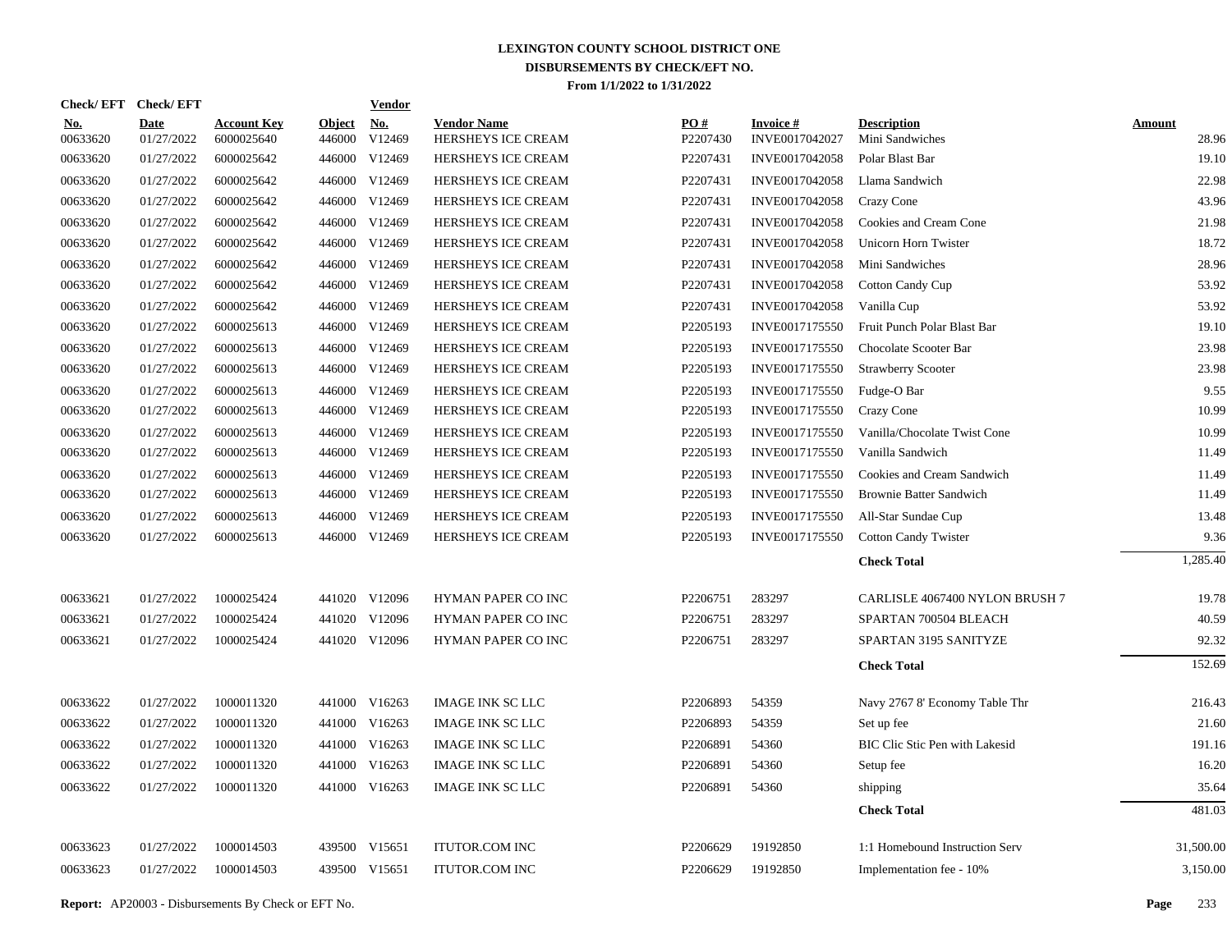# LEXINGTON COUNTY SCHOOL DISTRICT ONE
## DISBURSEMENTS BY CHECK/EFT NO.
### From 1/1/2022 to 1/31/2022

| Check/ EFT No. | Check/ EFT Date | Account Key | Object | Vendor No. | Vendor Name | PO # | Invoice # | Description | Amount |
|---|---|---|---|---|---|---|---|---|---|
| 00633620 | 01/27/2022 | 6000025640 | 446000 | V12469 | HERSHEYS ICE CREAM | P2207430 | INVE0017042027 | Mini Sandwiches | 28.96 |
| 00633620 | 01/27/2022 | 6000025642 | 446000 | V12469 | HERSHEYS ICE CREAM | P2207431 | INVE0017042058 | Polar Blast Bar | 19.10 |
| 00633620 | 01/27/2022 | 6000025642 | 446000 | V12469 | HERSHEYS ICE CREAM | P2207431 | INVE0017042058 | Llama Sandwich | 22.98 |
| 00633620 | 01/27/2022 | 6000025642 | 446000 | V12469 | HERSHEYS ICE CREAM | P2207431 | INVE0017042058 | Crazy Cone | 43.96 |
| 00633620 | 01/27/2022 | 6000025642 | 446000 | V12469 | HERSHEYS ICE CREAM | P2207431 | INVE0017042058 | Cookies and Cream Cone | 21.98 |
| 00633620 | 01/27/2022 | 6000025642 | 446000 | V12469 | HERSHEYS ICE CREAM | P2207431 | INVE0017042058 | Unicorn Horn Twister | 18.72 |
| 00633620 | 01/27/2022 | 6000025642 | 446000 | V12469 | HERSHEYS ICE CREAM | P2207431 | INVE0017042058 | Mini Sandwiches | 28.96 |
| 00633620 | 01/27/2022 | 6000025642 | 446000 | V12469 | HERSHEYS ICE CREAM | P2207431 | INVE0017042058 | Cotton Candy Cup | 53.92 |
| 00633620 | 01/27/2022 | 6000025642 | 446000 | V12469 | HERSHEYS ICE CREAM | P2207431 | INVE0017042058 | Vanilla Cup | 53.92 |
| 00633620 | 01/27/2022 | 6000025613 | 446000 | V12469 | HERSHEYS ICE CREAM | P2205193 | INVE0017175550 | Fruit Punch Polar Blast Bar | 19.10 |
| 00633620 | 01/27/2022 | 6000025613 | 446000 | V12469 | HERSHEYS ICE CREAM | P2205193 | INVE0017175550 | Chocolate Scooter Bar | 23.98 |
| 00633620 | 01/27/2022 | 6000025613 | 446000 | V12469 | HERSHEYS ICE CREAM | P2205193 | INVE0017175550 | Strawberry Scooter | 23.98 |
| 00633620 | 01/27/2022 | 6000025613 | 446000 | V12469 | HERSHEYS ICE CREAM | P2205193 | INVE0017175550 | Fudge-O Bar | 9.55 |
| 00633620 | 01/27/2022 | 6000025613 | 446000 | V12469 | HERSHEYS ICE CREAM | P2205193 | INVE0017175550 | Crazy Cone | 10.99 |
| 00633620 | 01/27/2022 | 6000025613 | 446000 | V12469 | HERSHEYS ICE CREAM | P2205193 | INVE0017175550 | Vanilla/Chocolate Twist Cone | 10.99 |
| 00633620 | 01/27/2022 | 6000025613 | 446000 | V12469 | HERSHEYS ICE CREAM | P2205193 | INVE0017175550 | Vanilla Sandwich | 11.49 |
| 00633620 | 01/27/2022 | 6000025613 | 446000 | V12469 | HERSHEYS ICE CREAM | P2205193 | INVE0017175550 | Cookies and Cream Sandwich | 11.49 |
| 00633620 | 01/27/2022 | 6000025613 | 446000 | V12469 | HERSHEYS ICE CREAM | P2205193 | INVE0017175550 | Brownie Batter Sandwich | 11.49 |
| 00633620 | 01/27/2022 | 6000025613 | 446000 | V12469 | HERSHEYS ICE CREAM | P2205193 | INVE0017175550 | All-Star Sundae Cup | 13.48 |
| 00633620 | 01/27/2022 | 6000025613 | 446000 | V12469 | HERSHEYS ICE CREAM | P2205193 | INVE0017175550 | Cotton Candy Twister | 9.36 |
| | | | | | | | | **Check Total** | 1,285.40 |
| 00633621 | 01/27/2022 | 1000025424 | 441020 | V12096 | HYMAN PAPER CO INC | P2206751 | 283297 | CARLISLE 4067400 NYLON BRUSH 7 | 19.78 |
| 00633621 | 01/27/2022 | 1000025424 | 441020 | V12096 | HYMAN PAPER CO INC | P2206751 | 283297 | SPARTAN 700504 BLEACH | 40.59 |
| 00633621 | 01/27/2022 | 1000025424 | 441020 | V12096 | HYMAN PAPER CO INC | P2206751 | 283297 | SPARTAN 3195 SANITYZE | 92.32 |
| | | | | | | | | **Check Total** | 152.69 |
| 00633622 | 01/27/2022 | 1000011320 | 441000 | V16263 | IMAGE INK SC LLC | P2206893 | 54359 | Navy 2767 8' Economy Table Thr | 216.43 |
| 00633622 | 01/27/2022 | 1000011320 | 441000 | V16263 | IMAGE INK SC LLC | P2206893 | 54359 | Set up fee | 21.60 |
| 00633622 | 01/27/2022 | 1000011320 | 441000 | V16263 | IMAGE INK SC LLC | P2206891 | 54360 | BIC Clic Stic Pen with Lakesid | 191.16 |
| 00633622 | 01/27/2022 | 1000011320 | 441000 | V16263 | IMAGE INK SC LLC | P2206891 | 54360 | Setup fee | 16.20 |
| 00633622 | 01/27/2022 | 1000011320 | 441000 | V16263 | IMAGE INK SC LLC | P2206891 | 54360 | shipping | 35.64 |
| | | | | | | | | **Check Total** | 481.03 |
| 00633623 | 01/27/2022 | 1000014503 | 439500 | V15651 | ITUTOR.COM INC | P2206629 | 19192850 | 1:1 Homebound Instruction Serv | 31,500.00 |
| 00633623 | 01/27/2022 | 1000014503 | 439500 | V15651 | ITUTOR.COM INC | P2206629 | 19192850 | Implementation fee - 10% | 3,150.00 |

**Report:** AP20003 - Disbursements By Check or EFT No.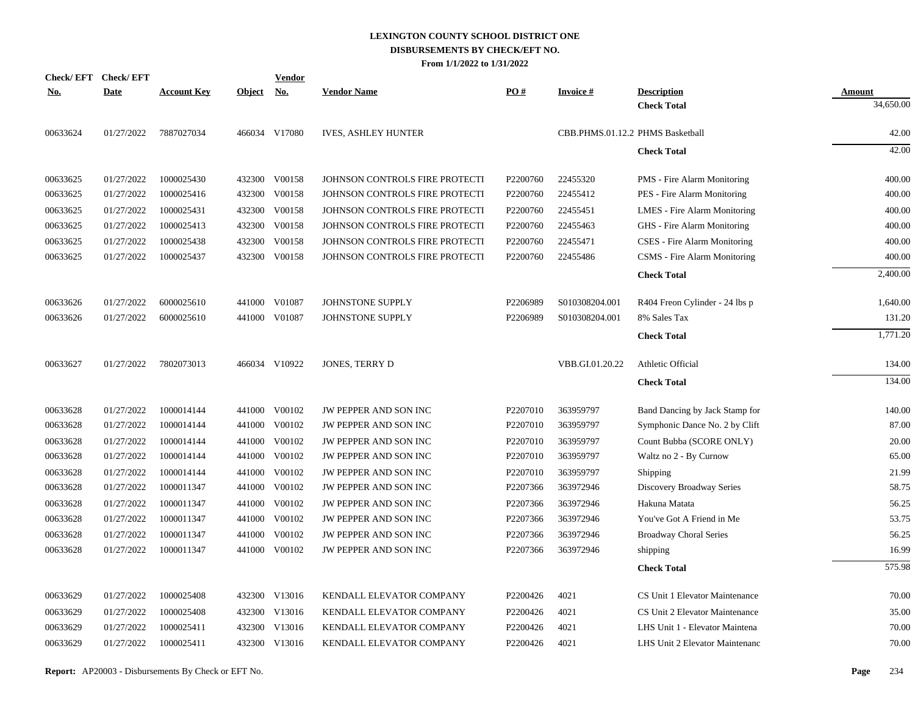# LEXINGTON COUNTY SCHOOL DISTRICT ONE
## DISBURSEMENTS BY CHECK/EFT NO.
### From 1/1/2022 to 1/31/2022

| Check/ EFT No. | Check/ EFT Date | Account Key | Object | Vendor No. | Vendor Name | PO # | Invoice # | Description | Amount |
|---|---|---|---|---|---|---|---|---|---|
| | | | | | | | | **Check Total** | 34,650.00 |
| 00633624 | 01/27/2022 | 7887027034 | 466034 | V17080 | IVES, ASHLEY HUNTER | | CBB.PHMS.01.12.2 | PHMS Basketball | 42.00 |
| | | | | | | | | **Check Total** | 42.00 |
| 00633625 | 01/27/2022 | 1000025430 | 432300 | V00158 | JOHNSON CONTROLS FIRE PROTECTI | P2200760 | 22455320 | PMS - Fire Alarm Monitoring | 400.00 |
| 00633625 | 01/27/2022 | 1000025416 | 432300 | V00158 | JOHNSON CONTROLS FIRE PROTECTI | P2200760 | 22455412 | PES - Fire Alarm Monitoring | 400.00 |
| 00633625 | 01/27/2022 | 1000025431 | 432300 | V00158 | JOHNSON CONTROLS FIRE PROTECTI | P2200760 | 22455451 | LMES - Fire Alarm Monitoring | 400.00 |
| 00633625 | 01/27/2022 | 1000025413 | 432300 | V00158 | JOHNSON CONTROLS FIRE PROTECTI | P2200760 | 22455463 | GHS - Fire Alarm Monitoring | 400.00 |
| 00633625 | 01/27/2022 | 1000025438 | 432300 | V00158 | JOHNSON CONTROLS FIRE PROTECTI | P2200760 | 22455471 | CSES - Fire Alarm Monitoring | 400.00 |
| 00633625 | 01/27/2022 | 1000025437 | 432300 | V00158 | JOHNSON CONTROLS FIRE PROTECTI | P2200760 | 22455486 | CSMS - Fire Alarm Monitoring | 400.00 |
| | | | | | | | | **Check Total** | 2,400.00 |
| 00633626 | 01/27/2022 | 6000025610 | 441000 | V01087 | JOHNSTONE SUPPLY | P2206989 | S010308204.001 | R404 Freon Cylinder - 24 lbs p | 1,640.00 |
| 00633626 | 01/27/2022 | 6000025610 | 441000 | V01087 | JOHNSTONE SUPPLY | P2206989 | S010308204.001 | 8% Sales Tax | 131.20 |
| | | | | | | | | **Check Total** | 1,771.20 |
| 00633627 | 01/27/2022 | 7802073013 | 466034 | V10922 | JONES, TERRY D | | VBB.GI.01.20.22 | Athletic Official | 134.00 |
| | | | | | | | | **Check Total** | 134.00 |
| 00633628 | 01/27/2022 | 1000014144 | 441000 | V00102 | JW PEPPER AND SON INC | P2207010 | 363959797 | Band Dancing by Jack Stamp for | 140.00 |
| 00633628 | 01/27/2022 | 1000014144 | 441000 | V00102 | JW PEPPER AND SON INC | P2207010 | 363959797 | Symphonic Dance No. 2 by Clift | 87.00 |
| 00633628 | 01/27/2022 | 1000014144 | 441000 | V00102 | JW PEPPER AND SON INC | P2207010 | 363959797 | Count Bubba (SCORE ONLY) | 20.00 |
| 00633628 | 01/27/2022 | 1000014144 | 441000 | V00102 | JW PEPPER AND SON INC | P2207010 | 363959797 | Waltz no 2 - By Curnow | 65.00 |
| 00633628 | 01/27/2022 | 1000014144 | 441000 | V00102 | JW PEPPER AND SON INC | P2207010 | 363959797 | Shipping | 21.99 |
| 00633628 | 01/27/2022 | 1000011347 | 441000 | V00102 | JW PEPPER AND SON INC | P2207366 | 363972946 | Discovery Broadway Series | 58.75 |
| 00633628 | 01/27/2022 | 1000011347 | 441000 | V00102 | JW PEPPER AND SON INC | P2207366 | 363972946 | Hakuna Matata | 56.25 |
| 00633628 | 01/27/2022 | 1000011347 | 441000 | V00102 | JW PEPPER AND SON INC | P2207366 | 363972946 | You've Got A Friend in Me | 53.75 |
| 00633628 | 01/27/2022 | 1000011347 | 441000 | V00102 | JW PEPPER AND SON INC | P2207366 | 363972946 | Broadway Choral Series | 56.25 |
| 00633628 | 01/27/2022 | 1000011347 | 441000 | V00102 | JW PEPPER AND SON INC | P2207366 | 363972946 | shipping | 16.99 |
| | | | | | | | | **Check Total** | 575.98 |
| 00633629 | 01/27/2022 | 1000025408 | 432300 | V13016 | KENDALL ELEVATOR COMPANY | P2200426 | 4021 | CS Unit 1 Elevator Maintenance | 70.00 |
| 00633629 | 01/27/2022 | 1000025408 | 432300 | V13016 | KENDALL ELEVATOR COMPANY | P2200426 | 4021 | CS Unit 2 Elevator Maintenance | 35.00 |
| 00633629 | 01/27/2022 | 1000025411 | 432300 | V13016 | KENDALL ELEVATOR COMPANY | P2200426 | 4021 | LHS Unit 1 - Elevator Maintena | 70.00 |
| 00633629 | 01/27/2022 | 1000025411 | 432300 | V13016 | KENDALL ELEVATOR COMPANY | P2200426 | 4021 | LHS Unit 2 Elevator Maintenanc | 70.00 |

**Report:** AP20003 - Disbursements By Check or EFT No.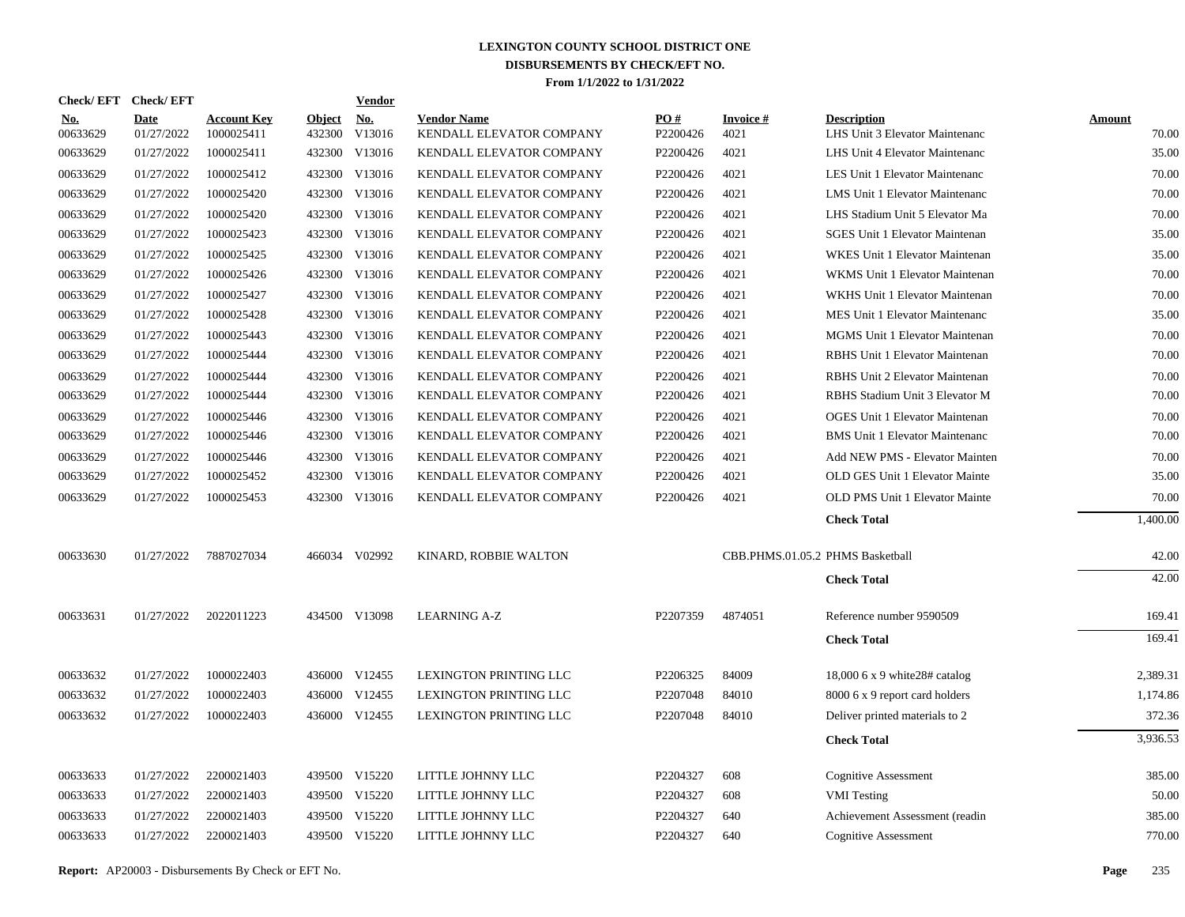# LEXINGTON COUNTY SCHOOL DISTRICT ONE
## DISBURSEMENTS BY CHECK/EFT NO.
### From 1/1/2022 to 1/31/2022

| Check/ EFT No. | Check/ EFT Date | Account Key | Object | Vendor No. | Vendor Name | PO # | Invoice # | Description | Amount |
|---|---|---|---|---|---|---|---|---|---|
| 00633629 | 01/27/2022 | 1000025411 | 432300 | V13016 | KENDALL ELEVATOR COMPANY | P2200426 | 4021 | LHS Unit 3 Elevator Maintenanc | 70.00 |
| 00633629 | 01/27/2022 | 1000025411 | 432300 | V13016 | KENDALL ELEVATOR COMPANY | P2200426 | 4021 | LHS Unit 4 Elevator Maintenanc | 35.00 |
| 00633629 | 01/27/2022 | 1000025412 | 432300 | V13016 | KENDALL ELEVATOR COMPANY | P2200426 | 4021 | LES Unit 1 Elevator Maintenanc | 70.00 |
| 00633629 | 01/27/2022 | 1000025420 | 432300 | V13016 | KENDALL ELEVATOR COMPANY | P2200426 | 4021 | LMS Unit 1 Elevator Maintenanc | 70.00 |
| 00633629 | 01/27/2022 | 1000025420 | 432300 | V13016 | KENDALL ELEVATOR COMPANY | P2200426 | 4021 | LHS Stadium Unit 5 Elevator Ma | 70.00 |
| 00633629 | 01/27/2022 | 1000025423 | 432300 | V13016 | KENDALL ELEVATOR COMPANY | P2200426 | 4021 | SGES Unit 1 Elevator Maintenan | 35.00 |
| 00633629 | 01/27/2022 | 1000025425 | 432300 | V13016 | KENDALL ELEVATOR COMPANY | P2200426 | 4021 | WKES Unit 1 Elevator Maintenan | 35.00 |
| 00633629 | 01/27/2022 | 1000025426 | 432300 | V13016 | KENDALL ELEVATOR COMPANY | P2200426 | 4021 | WKMS Unit 1 Elevator Maintenan | 70.00 |
| 00633629 | 01/27/2022 | 1000025427 | 432300 | V13016 | KENDALL ELEVATOR COMPANY | P2200426 | 4021 | WKHS Unit 1 Elevator Maintenan | 70.00 |
| 00633629 | 01/27/2022 | 1000025428 | 432300 | V13016 | KENDALL ELEVATOR COMPANY | P2200426 | 4021 | MES Unit 1 Elevator Maintenanc | 35.00 |
| 00633629 | 01/27/2022 | 1000025443 | 432300 | V13016 | KENDALL ELEVATOR COMPANY | P2200426 | 4021 | MGMS Unit 1 Elevator Maintenan | 70.00 |
| 00633629 | 01/27/2022 | 1000025444 | 432300 | V13016 | KENDALL ELEVATOR COMPANY | P2200426 | 4021 | RBHS Unit 1 Elevator Maintenan | 70.00 |
| 00633629 | 01/27/2022 | 1000025444 | 432300 | V13016 | KENDALL ELEVATOR COMPANY | P2200426 | 4021 | RBHS Unit 2 Elevator Maintenan | 70.00 |
| 00633629 | 01/27/2022 | 1000025444 | 432300 | V13016 | KENDALL ELEVATOR COMPANY | P2200426 | 4021 | RBHS Stadium Unit 3 Elevator M | 70.00 |
| 00633629 | 01/27/2022 | 1000025446 | 432300 | V13016 | KENDALL ELEVATOR COMPANY | P2200426 | 4021 | OGES Unit 1 Elevator Maintenan | 70.00 |
| 00633629 | 01/27/2022 | 1000025446 | 432300 | V13016 | KENDALL ELEVATOR COMPANY | P2200426 | 4021 | BMS Unit 1 Elevator Maintenanc | 70.00 |
| 00633629 | 01/27/2022 | 1000025446 | 432300 | V13016 | KENDALL ELEVATOR COMPANY | P2200426 | 4021 | Add NEW PMS - Elevator Mainten | 70.00 |
| 00633629 | 01/27/2022 | 1000025452 | 432300 | V13016 | KENDALL ELEVATOR COMPANY | P2200426 | 4021 | OLD GES Unit 1 Elevator Mainte | 35.00 |
| 00633629 | 01/27/2022 | 1000025453 | 432300 | V13016 | KENDALL ELEVATOR COMPANY | P2200426 | 4021 | OLD PMS Unit 1 Elevator Mainte | 70.00 |
| | | | | | | | | **Check Total** | 1,400.00 |
| 00633630 | 01/27/2022 | 7887027034 | 466034 | V02992 | KINARD, ROBBIE WALTON | | CBB.PHMS.01.05.2 | PHMS Basketball | 42.00 |
| | | | | | | | | **Check Total** | 42.00 |
| 00633631 | 01/27/2022 | 2022011223 | 434500 | V13098 | LEARNING A-Z | P2207359 | 4874051 | Reference number 9590509 | 169.41 |
| | | | | | | | | **Check Total** | 169.41 |
| 00633632 | 01/27/2022 | 1000022403 | 436000 | V12455 | LEXINGTON PRINTING LLC | P2206325 | 84009 | 18,000 6 x 9 white28# catalog | 2,389.31 |
| 00633632 | 01/27/2022 | 1000022403 | 436000 | V12455 | LEXINGTON PRINTING LLC | P2207048 | 84010 | 8000 6 x 9 report card holders | 1,174.86 |
| 00633632 | 01/27/2022 | 1000022403 | 436000 | V12455 | LEXINGTON PRINTING LLC | P2207048 | 84010 | Deliver printed materials to 2 | 372.36 |
| | | | | | | | | **Check Total** | 3,936.53 |
| 00633633 | 01/27/2022 | 2200021403 | 439500 | V15220 | LITTLE JOHNNY LLC | P2204327 | 608 | Cognitive Assessment | 385.00 |
| 00633633 | 01/27/2022 | 2200021403 | 439500 | V15220 | LITTLE JOHNNY LLC | P2204327 | 608 | VMI Testing | 50.00 |
| 00633633 | 01/27/2022 | 2200021403 | 439500 | V15220 | LITTLE JOHNNY LLC | P2204327 | 640 | Achievement Assessment (readin | 385.00 |
| 00633633 | 01/27/2022 | 2200021403 | 439500 | V15220 | LITTLE JOHNNY LLC | P2204327 | 640 | Cognitive Assessment | 770.00 |

**Report:** AP20003 - Disbursements By Check or EFT No.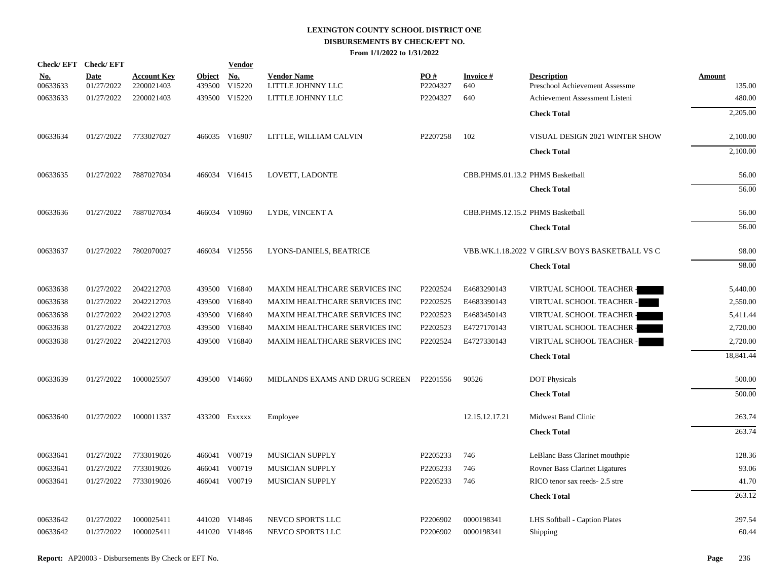# LEXINGTON COUNTY SCHOOL DISTRICT ONE
## DISBURSEMENTS BY CHECK/EFT NO.
### From 1/1/2022 to 1/31/2022

| Check/ EFT No. | Check/ EFT Date | Account Key | Object | Vendor No. | Vendor Name | PO # | Invoice # | Description | Amount |
|---|---|---|---|---|---|---|---|---|---|
| 00633633 | 01/27/2022 | 2200021403 | 439500 | V15220 | LITTLE JOHNNY LLC | P2204327 | 640 | Preschool Achievement Assessme | 135.00 |
| 00633633 | 01/27/2022 | 2200021403 | 439500 | V15220 | LITTLE JOHNNY LLC | P2204327 | 640 | Achievement Assessment Listeni | 480.00 |
| | | | | | | | | **Check Total** | 2,205.00 |
| 00633634 | 01/27/2022 | 7733027027 | 466035 | V16907 | LITTLE, WILLIAM CALVIN | P2207258 | 102 | VISUAL DESIGN 2021 WINTER SHOW | 2,100.00 |
| | | | | | | | | **Check Total** | 2,100.00 |
| 00633635 | 01/27/2022 | 7887027034 | 466034 | V16415 | LOVETT, LADONTE | | CBB.PHMS.01.13.2 | PHMS Basketball | 56.00 |
| | | | | | | | | **Check Total** | 56.00 |
| 00633636 | 01/27/2022 | 7887027034 | 466034 | V10960 | LYDE, VINCENT A | | CBB.PHMS.12.15.2 | PHMS Basketball | 56.00 |
| | | | | | | | | **Check Total** | 56.00 |
| 00633637 | 01/27/2022 | 7802070027 | 466034 | V12556 | LYONS-DANIELS, BEATRICE | | VBB.WK.1.18.2022 | V GIRLS/V BOYS BASKETBALL VS C | 98.00 |
| | | | | | | | | **Check Total** | 98.00 |
| 00633638 | 01/27/2022 | 2042212703 | 439500 | V16840 | MAXIM HEALTHCARE SERVICES INC | P2202524 | E4683290143 | VIRTUAL SCHOOL TEACHER - | 5,440.00 |
| 00633638 | 01/27/2022 | 2042212703 | 439500 | V16840 | MAXIM HEALTHCARE SERVICES INC | P2202525 | E4683390143 | VIRTUAL SCHOOL TEACHER - | 2,550.00 |
| 00633638 | 01/27/2022 | 2042212703 | 439500 | V16840 | MAXIM HEALTHCARE SERVICES INC | P2202523 | E4683450143 | VIRTUAL SCHOOL TEACHER - | 5,411.44 |
| 00633638 | 01/27/2022 | 2042212703 | 439500 | V16840 | MAXIM HEALTHCARE SERVICES INC | P2202523 | E4727170143 | VIRTUAL SCHOOL TEACHER - | 2,720.00 |
| 00633638 | 01/27/2022 | 2042212703 | 439500 | V16840 | MAXIM HEALTHCARE SERVICES INC | P2202524 | E4727330143 | VIRTUAL SCHOOL TEACHER - | 2,720.00 |
| | | | | | | | | **Check Total** | 18,841.44 |
| 00633639 | 01/27/2022 | 1000025507 | 439500 | V14660 | MIDLANDS EXAMS AND DRUG SCREEN | P2201556 | 90526 | DOT Physicals | 500.00 |
| | | | | | | | | **Check Total** | 500.00 |
| 00633640 | 01/27/2022 | 1000011337 | 433200 | Exxxxx | Employee | | 12.15.12.17.21 | Midwest Band Clinic | 263.74 |
| | | | | | | | | **Check Total** | 263.74 |
| 00633641 | 01/27/2022 | 7733019026 | 466041 | V00719 | MUSICIAN SUPPLY | P2205233 | 746 | LeBlanc Bass Clarinet mouthpie | 128.36 |
| 00633641 | 01/27/2022 | 7733019026 | 466041 | V00719 | MUSICIAN SUPPLY | P2205233 | 746 | Rovner Bass Clarinet Ligatures | 93.06 |
| 00633641 | 01/27/2022 | 7733019026 | 466041 | V00719 | MUSICIAN SUPPLY | P2205233 | 746 | RICO tenor sax reeds- 2.5 stre | 41.70 |
| | | | | | | | | **Check Total** | 263.12 |
| 00633642 | 01/27/2022 | 1000025411 | 441020 | V14846 | NEVCO SPORTS LLC | P2206902 | 0000198341 | LHS Softball - Caption Plates | 297.54 |
| 00633642 | 01/27/2022 | 1000025411 | 441020 | V14846 | NEVCO SPORTS LLC | P2206902 | 0000198341 | Shipping | 60.44 |

**Report:** AP20003 - Disbursements By Check or EFT No.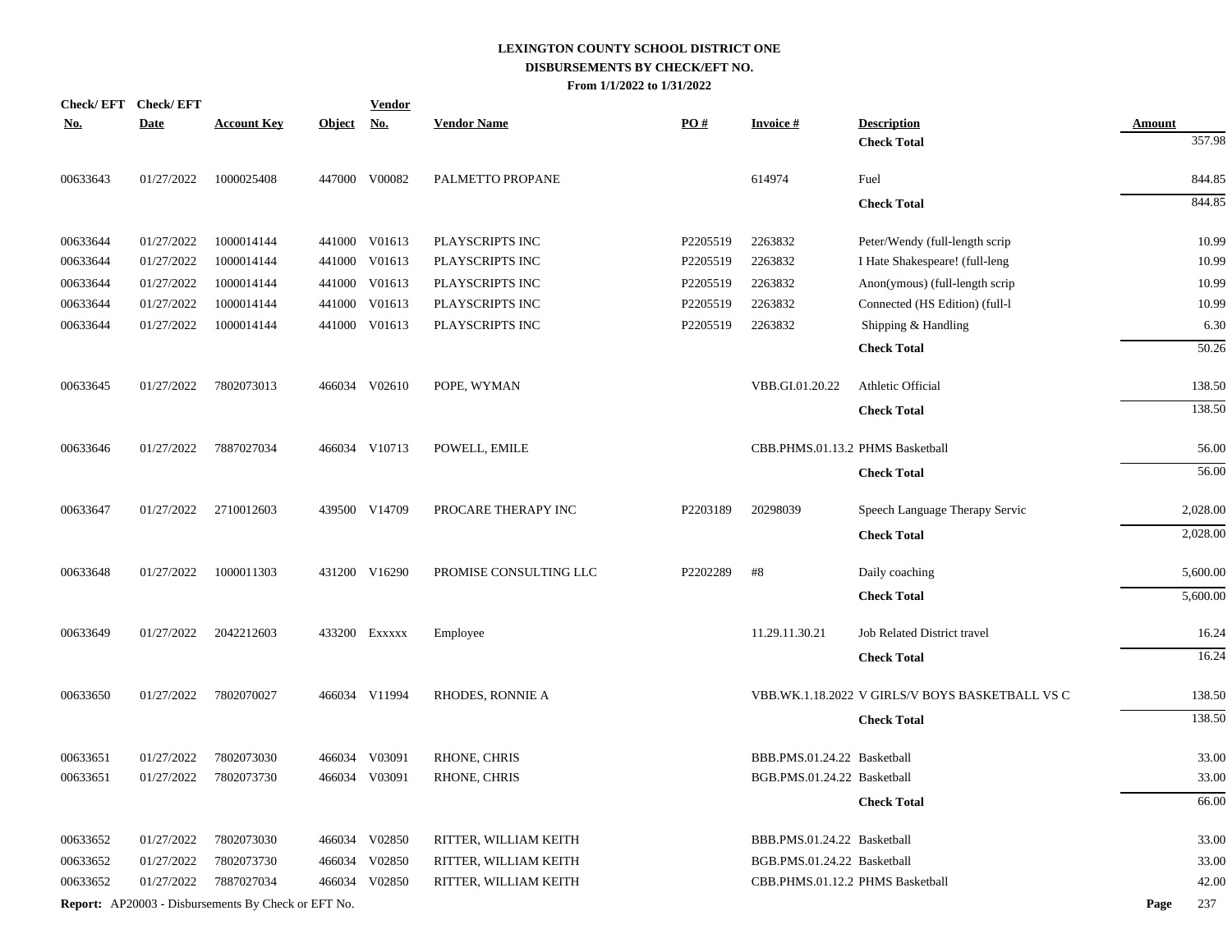# LEXINGTON COUNTY SCHOOL DISTRICT ONE
## DISBURSEMENTS BY CHECK/EFT NO.
### From 1/1/2022 to 1/31/2022

| Check/ EFT No. | Check/ EFT Date | Account Key | Object | Vendor No. | Vendor Name | PO # | Invoice # | Description | Amount |
|---|---|---|---|---|---|---|---|---|---|
| | | | | | | | | **Check Total** | 357.98 |
| 00633643 | 01/27/2022 | 1000025408 | 447000 | V00082 | PALMETTO PROPANE | | 614974 | Fuel | 844.85 |
| | | | | | | | | **Check Total** | 844.85 |
| 00633644 | 01/27/2022 | 1000014144 | 441000 | V01613 | PLAYSCRIPTS INC | P2205519 | 2263832 | Peter/Wendy (full-length scrip | 10.99 |
| 00633644 | 01/27/2022 | 1000014144 | 441000 | V01613 | PLAYSCRIPTS INC | P2205519 | 2263832 | I Hate Shakespeare! (full-leng | 10.99 |
| 00633644 | 01/27/2022 | 1000014144 | 441000 | V01613 | PLAYSCRIPTS INC | P2205519 | 2263832 | Anon(ymous) (full-length scrip | 10.99 |
| 00633644 | 01/27/2022 | 1000014144 | 441000 | V01613 | PLAYSCRIPTS INC | P2205519 | 2263832 | Connected (HS Edition) (full-l | 10.99 |
| 00633644 | 01/27/2022 | 1000014144 | 441000 | V01613 | PLAYSCRIPTS INC | P2205519 | 2263832 | Shipping & Handling | 6.30 |
| | | | | | | | | **Check Total** | 50.26 |
| 00633645 | 01/27/2022 | 7802073013 | 466034 | V02610 | POPE, WYMAN | | VBB.GI.01.20.22 | Athletic Official | 138.50 |
| | | | | | | | | **Check Total** | 138.50 |
| 00633646 | 01/27/2022 | 7887027034 | 466034 | V10713 | POWELL, EMILE | | CBB.PHMS.01.13.2 | PHMS Basketball | 56.00 |
| | | | | | | | | **Check Total** | 56.00 |
| 00633647 | 01/27/2022 | 2710012603 | 439500 | V14709 | PROCARE THERAPY INC | P2203189 | 20298039 | Speech Language Therapy Servic | 2,028.00 |
| | | | | | | | | **Check Total** | 2,028.00 |
| 00633648 | 01/27/2022 | 1000011303 | 431200 | V16290 | PROMISE CONSULTING LLC | P2202289 | #8 | Daily coaching | 5,600.00 |
| | | | | | | | | **Check Total** | 5,600.00 |
| 00633649 | 01/27/2022 | 2042212603 | 433200 | Exxxxx | Employee | | 11.29.11.30.21 | Job Related District travel | 16.24 |
| | | | | | | | | **Check Total** | 16.24 |
| 00633650 | 01/27/2022 | 7802070027 | 466034 | V11994 | RHODES, RONNIE A | | VBB.WK.1.18.2022 | V GIRLS/V BOYS BASKETBALL VS C | 138.50 |
| | | | | | | | | **Check Total** | 138.50 |
| 00633651 | 01/27/2022 | 7802073030 | 466034 | V03091 | RHONE, CHRIS | | BBB.PMS.01.24.22 | Basketball | 33.00 |
| 00633651 | 01/27/2022 | 7802073730 | 466034 | V03091 | RHONE, CHRIS | | BGB.PMS.01.24.22 | Basketball | 33.00 |
| | | | | | | | | **Check Total** | 66.00 |
| 00633652 | 01/27/2022 | 7802073030 | 466034 | V02850 | RITTER, WILLIAM KEITH | | BBB.PMS.01.24.22 | Basketball | 33.00 |
| 00633652 | 01/27/2022 | 7802073730 | 466034 | V02850 | RITTER, WILLIAM KEITH | | BGB.PMS.01.24.22 | Basketball | 33.00 |
| 00633652 | 01/27/2022 | 7887027034 | 466034 | V02850 | RITTER, WILLIAM KEITH | | CBB.PHMS.01.12.2 | PHMS Basketball | 42.00 |

**Report:** AP20003 - Disbursements By Check or EFT No.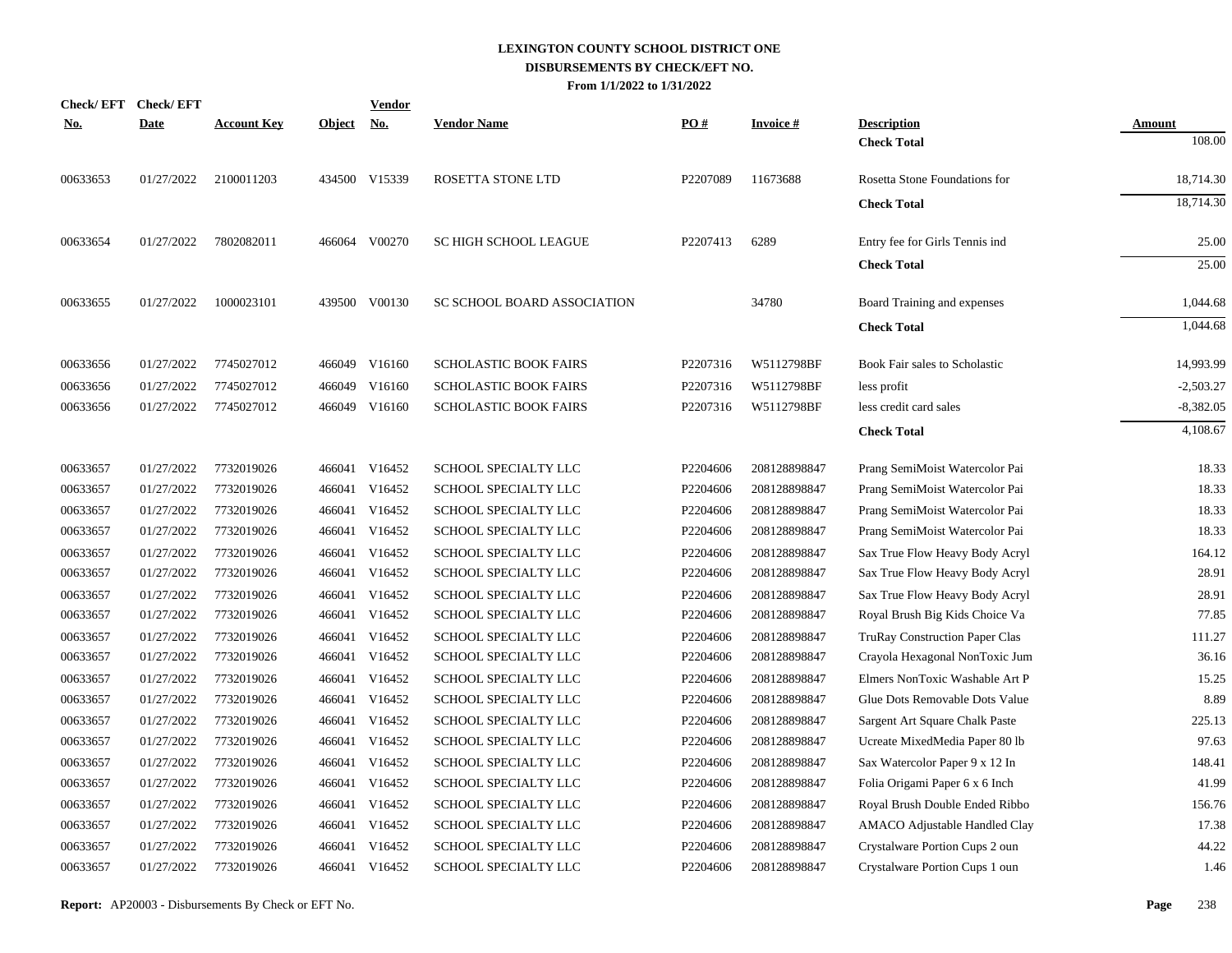# LEXINGTON COUNTY SCHOOL DISTRICT ONE
## DISBURSEMENTS BY CHECK/EFT NO.
### From 1/1/2022 to 1/31/2022

| Check/ EFT No. | Check/ EFT Date | Account Key | Object | Vendor No. | Vendor Name | PO # | Invoice # | Description | Amount |
|---|---|---|---|---|---|---|---|---|---|
| | | | | | | | | **Check Total** | 108.00 |
| 00633653 | 01/27/2022 | 2100011203 | 434500 | V15339 | ROSETTA STONE LTD | P2207089 | 11673688 | Rosetta Stone Foundations for | 18,714.30 |
| | | | | | | | | **Check Total** | 18,714.30 |
| 00633654 | 01/27/2022 | 7802082011 | 466064 | V00270 | SC HIGH SCHOOL LEAGUE | P2207413 | 6289 | Entry fee for Girls Tennis ind | 25.00 |
| | | | | | | | | **Check Total** | 25.00 |
| 00633655 | 01/27/2022 | 1000023101 | 439500 | V00130 | SC SCHOOL BOARD ASSOCIATION | | 34780 | Board Training and expenses | 1,044.68 |
| | | | | | | | | **Check Total** | 1,044.68 |
| 00633656 | 01/27/2022 | 7745027012 | 466049 | V16160 | SCHOLASTIC BOOK FAIRS | P2207316 | W5112798BF | Book Fair sales to Scholastic | 14,993.99 |
| 00633656 | 01/27/2022 | 7745027012 | 466049 | V16160 | SCHOLASTIC BOOK FAIRS | P2207316 | W5112798BF | less profit | -2,503.27 |
| 00633656 | 01/27/2022 | 7745027012 | 466049 | V16160 | SCHOLASTIC BOOK FAIRS | P2207316 | W5112798BF | less credit card sales | -8,382.05 |
| | | | | | | | | **Check Total** | 4,108.67 |
| 00633657 | 01/27/2022 | 7732019026 | 466041 | V16452 | SCHOOL SPECIALTY LLC | P2204606 | 208128898847 | Prang SemiMoist Watercolor Pai | 18.33 |
| 00633657 | 01/27/2022 | 7732019026 | 466041 | V16452 | SCHOOL SPECIALTY LLC | P2204606 | 208128898847 | Prang SemiMoist Watercolor Pai | 18.33 |
| 00633657 | 01/27/2022 | 7732019026 | 466041 | V16452 | SCHOOL SPECIALTY LLC | P2204606 | 208128898847 | Prang SemiMoist Watercolor Pai | 18.33 |
| 00633657 | 01/27/2022 | 7732019026 | 466041 | V16452 | SCHOOL SPECIALTY LLC | P2204606 | 208128898847 | Prang SemiMoist Watercolor Pai | 18.33 |
| 00633657 | 01/27/2022 | 7732019026 | 466041 | V16452 | SCHOOL SPECIALTY LLC | P2204606 | 208128898847 | Sax True Flow Heavy Body Acryl | 164.12 |
| 00633657 | 01/27/2022 | 7732019026 | 466041 | V16452 | SCHOOL SPECIALTY LLC | P2204606 | 208128898847 | Sax True Flow Heavy Body Acryl | 28.91 |
| 00633657 | 01/27/2022 | 7732019026 | 466041 | V16452 | SCHOOL SPECIALTY LLC | P2204606 | 208128898847 | Sax True Flow Heavy Body Acryl | 28.91 |
| 00633657 | 01/27/2022 | 7732019026 | 466041 | V16452 | SCHOOL SPECIALTY LLC | P2204606 | 208128898847 | Royal Brush Big Kids Choice Va | 77.85 |
| 00633657 | 01/27/2022 | 7732019026 | 466041 | V16452 | SCHOOL SPECIALTY LLC | P2204606 | 208128898847 | TruRay Construction Paper Clas | 111.27 |
| 00633657 | 01/27/2022 | 7732019026 | 466041 | V16452 | SCHOOL SPECIALTY LLC | P2204606 | 208128898847 | Crayola Hexagonal NonToxic Jum | 36.16 |
| 00633657 | 01/27/2022 | 7732019026 | 466041 | V16452 | SCHOOL SPECIALTY LLC | P2204606 | 208128898847 | Elmers NonToxic Washable Art P | 15.25 |
| 00633657 | 01/27/2022 | 7732019026 | 466041 | V16452 | SCHOOL SPECIALTY LLC | P2204606 | 208128898847 | Glue Dots Removable Dots Value | 8.89 |
| 00633657 | 01/27/2022 | 7732019026 | 466041 | V16452 | SCHOOL SPECIALTY LLC | P2204606 | 208128898847 | Sargent Art Square Chalk Paste | 225.13 |
| 00633657 | 01/27/2022 | 7732019026 | 466041 | V16452 | SCHOOL SPECIALTY LLC | P2204606 | 208128898847 | Ucreate MixedMedia Paper 80 lb | 97.63 |
| 00633657 | 01/27/2022 | 7732019026 | 466041 | V16452 | SCHOOL SPECIALTY LLC | P2204606 | 208128898847 | Sax Watercolor Paper 9 x 12 In | 148.41 |
| 00633657 | 01/27/2022 | 7732019026 | 466041 | V16452 | SCHOOL SPECIALTY LLC | P2204606 | 208128898847 | Folia Origami Paper 6 x 6 Inch | 41.99 |
| 00633657 | 01/27/2022 | 7732019026 | 466041 | V16452 | SCHOOL SPECIALTY LLC | P2204606 | 208128898847 | Royal Brush Double Ended Ribbo | 156.76 |
| 00633657 | 01/27/2022 | 7732019026 | 466041 | V16452 | SCHOOL SPECIALTY LLC | P2204606 | 208128898847 | AMACO Adjustable Handled Clay | 17.38 |
| 00633657 | 01/27/2022 | 7732019026 | 466041 | V16452 | SCHOOL SPECIALTY LLC | P2204606 | 208128898847 | Crystalware Portion Cups 2 oun | 44.22 |
| 00633657 | 01/27/2022 | 7732019026 | 466041 | V16452 | SCHOOL SPECIALTY LLC | P2204606 | 208128898847 | Crystalware Portion Cups 1 oun | 1.46 |

**Report:** AP20003 - Disbursements By Check or EFT No.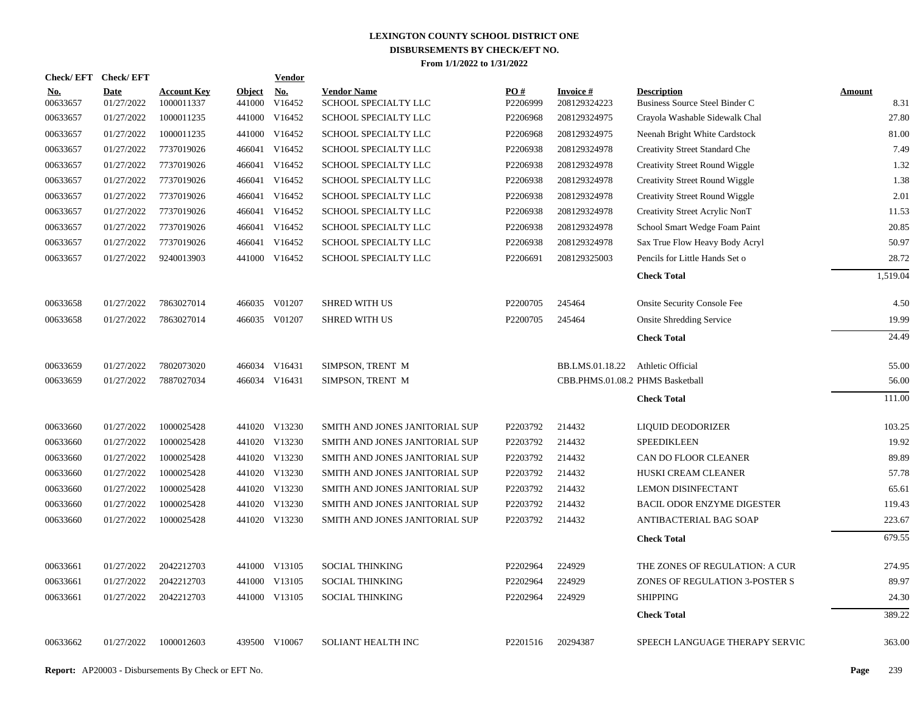# LEXINGTON COUNTY SCHOOL DISTRICT ONE
## DISBURSEMENTS BY CHECK/EFT NO.
### From 1/1/2022 to 1/31/2022

| Check/ EFT No. | Check/ EFT Date | Account Key | Object | Vendor No. | Vendor Name | PO # | Invoice # | Description | Amount |
|---|---|---|---|---|---|---|---|---|---|
| 00633657 | 01/27/2022 | 1000011337 | 441000 | V16452 | SCHOOL SPECIALTY LLC | P2206999 | 208129324223 | Business Source Steel Binder C | 8.31 |
| 00633657 | 01/27/2022 | 1000011235 | 441000 | V16452 | SCHOOL SPECIALTY LLC | P2206968 | 208129324975 | Crayola Washable Sidewalk Chal | 27.80 |
| 00633657 | 01/27/2022 | 1000011235 | 441000 | V16452 | SCHOOL SPECIALTY LLC | P2206968 | 208129324975 | Neenah Bright White Cardstock | 81.00 |
| 00633657 | 01/27/2022 | 7737019026 | 466041 | V16452 | SCHOOL SPECIALTY LLC | P2206938 | 208129324978 | Creativity Street Standard Che | 7.49 |
| 00633657 | 01/27/2022 | 7737019026 | 466041 | V16452 | SCHOOL SPECIALTY LLC | P2206938 | 208129324978 | Creativity Street Round Wiggle | 1.32 |
| 00633657 | 01/27/2022 | 7737019026 | 466041 | V16452 | SCHOOL SPECIALTY LLC | P2206938 | 208129324978 | Creativity Street Round Wiggle | 1.38 |
| 00633657 | 01/27/2022 | 7737019026 | 466041 | V16452 | SCHOOL SPECIALTY LLC | P2206938 | 208129324978 | Creativity Street Round Wiggle | 2.01 |
| 00633657 | 01/27/2022 | 7737019026 | 466041 | V16452 | SCHOOL SPECIALTY LLC | P2206938 | 208129324978 | Creativity Street Acrylic NonT | 11.53 |
| 00633657 | 01/27/2022 | 7737019026 | 466041 | V16452 | SCHOOL SPECIALTY LLC | P2206938 | 208129324978 | School Smart Wedge Foam Paint | 20.85 |
| 00633657 | 01/27/2022 | 7737019026 | 466041 | V16452 | SCHOOL SPECIALTY LLC | P2206938 | 208129324978 | Sax True Flow Heavy Body Acryl | 50.97 |
| 00633657 | 01/27/2022 | 9240013903 | 441000 | V16452 | SCHOOL SPECIALTY LLC | P2206691 | 208129325003 | Pencils for Little Hands Set o | 28.72 |
| | | | | | | | | **Check Total** | 1,519.04 |
| 00633658 | 01/27/2022 | 7863027014 | 466035 | V01207 | SHRED WITH US | P2200705 | 245464 | Onsite Security Console Fee | 4.50 |
| 00633658 | 01/27/2022 | 7863027014 | 466035 | V01207 | SHRED WITH US | P2200705 | 245464 | Onsite Shredding Service | 19.99 |
| | | | | | | | | **Check Total** | 24.49 |
| 00633659 | 01/27/2022 | 7802073020 | 466034 | V16431 | SIMPSON, TRENT M | | BB.LMS.01.18.22 | Athletic Official | 55.00 |
| 00633659 | 01/27/2022 | 7887027034 | 466034 | V16431 | SIMPSON, TRENT M | | CBB.PHMS.01.08.2 | PHMS Basketball | 56.00 |
| | | | | | | | | **Check Total** | 111.00 |
| 00633660 | 01/27/2022 | 1000025428 | 441020 | V13230 | SMITH AND JONES JANITORIAL SUP | P2203792 | 214432 | LIQUID DEODORIZER | 103.25 |
| 00633660 | 01/27/2022 | 1000025428 | 441020 | V13230 | SMITH AND JONES JANITORIAL SUP | P2203792 | 214432 | SPEEDIKLEEN | 19.92 |
| 00633660 | 01/27/2022 | 1000025428 | 441020 | V13230 | SMITH AND JONES JANITORIAL SUP | P2203792 | 214432 | CAN DO FLOOR CLEANER | 89.89 |
| 00633660 | 01/27/2022 | 1000025428 | 441020 | V13230 | SMITH AND JONES JANITORIAL SUP | P2203792 | 214432 | HUSKI CREAM CLEANER | 57.78 |
| 00633660 | 01/27/2022 | 1000025428 | 441020 | V13230 | SMITH AND JONES JANITORIAL SUP | P2203792 | 214432 | LEMON DISINFECTANT | 65.61 |
| 00633660 | 01/27/2022 | 1000025428 | 441020 | V13230 | SMITH AND JONES JANITORIAL SUP | P2203792 | 214432 | BACIL ODOR ENZYME DIGESTER | 119.43 |
| 00633660 | 01/27/2022 | 1000025428 | 441020 | V13230 | SMITH AND JONES JANITORIAL SUP | P2203792 | 214432 | ANTIBACTERIAL BAG SOAP | 223.67 |
| | | | | | | | | **Check Total** | 679.55 |
| 00633661 | 01/27/2022 | 2042212703 | 441000 | V13105 | SOCIAL THINKING | P2202964 | 224929 | THE ZONES OF REGULATION: A CUR | 274.95 |
| 00633661 | 01/27/2022 | 2042212703 | 441000 | V13105 | SOCIAL THINKING | P2202964 | 224929 | ZONES OF REGULATION 3-POSTER S | 89.97 |
| 00633661 | 01/27/2022 | 2042212703 | 441000 | V13105 | SOCIAL THINKING | P2202964 | 224929 | SHIPPING | 24.30 |
| | | | | | | | | **Check Total** | 389.22 |
| 00633662 | 01/27/2022 | 1000012603 | 439500 | V10067 | SOLIANT HEALTH INC | P2201516 | 20294387 | SPEECH LANGUAGE THERAPY SERVIC | 363.00 |

**Report:** AP20003 - Disbursements By Check or EFT No.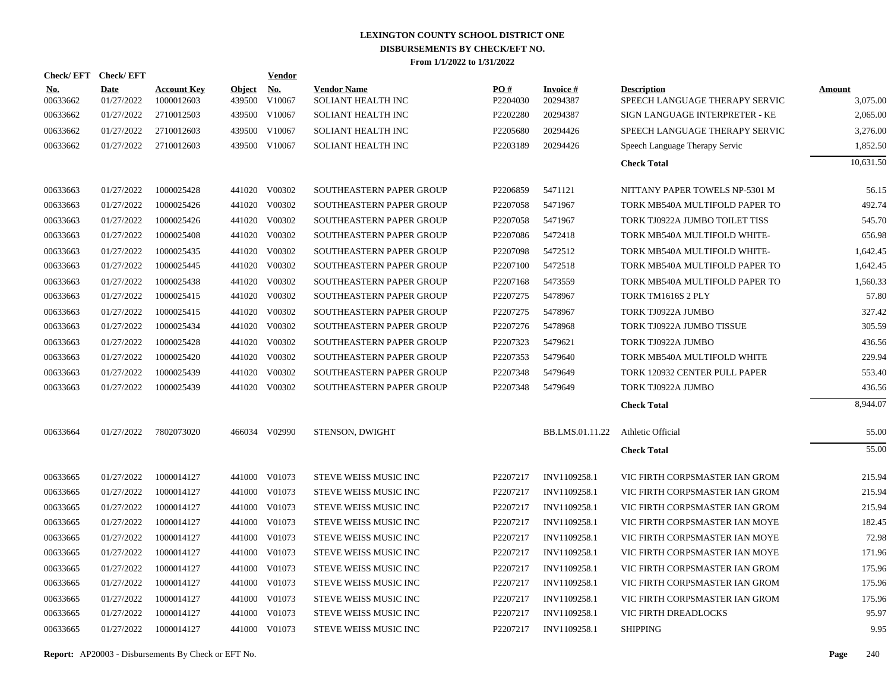**LEXINGTON COUNTY SCHOOL DISTRICT ONE**
**DISBURSEMENTS BY CHECK/EFT NO.**
**From 1/1/2022 to 1/31/2022**

| Check/ EFT No. | Check/ EFT Date | Account Key | Object | Vendor No. | Vendor Name | PO # | Invoice # | Description | Amount |
|---|---|---|---|---|---|---|---|---|---|
| 00633662 | 01/27/2022 | 1000012603 | 439500 | V10067 | SOLIANT HEALTH INC | P2204030 | 20294387 | SPEECH LANGUAGE THERAPY SERVIC | 3,075.00 |
| 00633662 | 01/27/2022 | 2710012503 | 439500 | V10067 | SOLIANT HEALTH INC | P2202280 | 20294387 | SIGN LANGUAGE INTERPRETER - KE | 2,065.00 |
| 00633662 | 01/27/2022 | 2710012603 | 439500 | V10067 | SOLIANT HEALTH INC | P2205680 | 20294426 | SPEECH LANGUAGE THERAPY SERVIC | 3,276.00 |
| 00633662 | 01/27/2022 | 2710012603 | 439500 | V10067 | SOLIANT HEALTH INC | P2203189 | 20294426 | Speech Language Therapy Servic | 1,852.50 |
| | | | | | | | | **Check Total** | 10,631.50 |
| 00633663 | 01/27/2022 | 1000025428 | 441020 | V00302 | SOUTHEASTERN PAPER GROUP | P2206859 | 5471121 | NITTANY PAPER TOWELS NP-5301 M | 56.15 |
| 00633663 | 01/27/2022 | 1000025426 | 441020 | V00302 | SOUTHEASTERN PAPER GROUP | P2207058 | 5471967 | TORK MB540A MULTIFOLD PAPER TO | 492.74 |
| 00633663 | 01/27/2022 | 1000025426 | 441020 | V00302 | SOUTHEASTERN PAPER GROUP | P2207058 | 5471967 | TORK TJ0922A JUMBO TOILET TISS | 545.70 |
| 00633663 | 01/27/2022 | 1000025408 | 441020 | V00302 | SOUTHEASTERN PAPER GROUP | P2207086 | 5472418 | TORK MB540A MULTIFOLD WHITE- | 656.98 |
| 00633663 | 01/27/2022 | 1000025435 | 441020 | V00302 | SOUTHEASTERN PAPER GROUP | P2207098 | 5472512 | TORK MB540A MULTIFOLD WHITE- | 1,642.45 |
| 00633663 | 01/27/2022 | 1000025445 | 441020 | V00302 | SOUTHEASTERN PAPER GROUP | P2207100 | 5472518 | TORK MB540A MULTIFOLD PAPER TO | 1,642.45 |
| 00633663 | 01/27/2022 | 1000025438 | 441020 | V00302 | SOUTHEASTERN PAPER GROUP | P2207168 | 5473559 | TORK MB540A MULTIFOLD PAPER TO | 1,560.33 |
| 00633663 | 01/27/2022 | 1000025415 | 441020 | V00302 | SOUTHEASTERN PAPER GROUP | P2207275 | 5478967 | TORK TM1616S 2 PLY | 57.80 |
| 00633663 | 01/27/2022 | 1000025415 | 441020 | V00302 | SOUTHEASTERN PAPER GROUP | P2207275 | 5478967 | TORK TJ0922A JUMBO | 327.42 |
| 00633663 | 01/27/2022 | 1000025434 | 441020 | V00302 | SOUTHEASTERN PAPER GROUP | P2207276 | 5478968 | TORK TJ0922A JUMBO TISSUE | 305.59 |
| 00633663 | 01/27/2022 | 1000025428 | 441020 | V00302 | SOUTHEASTERN PAPER GROUP | P2207323 | 5479621 | TORK TJ0922A JUMBO | 436.56 |
| 00633663 | 01/27/2022 | 1000025420 | 441020 | V00302 | SOUTHEASTERN PAPER GROUP | P2207353 | 5479640 | TORK MB540A MULTIFOLD WHITE | 229.94 |
| 00633663 | 01/27/2022 | 1000025439 | 441020 | V00302 | SOUTHEASTERN PAPER GROUP | P2207348 | 5479649 | TORK 120932 CENTER PULL PAPER | 553.40 |
| 00633663 | 01/27/2022 | 1000025439 | 441020 | V00302 | SOUTHEASTERN PAPER GROUP | P2207348 | 5479649 | TORK TJ0922A JUMBO | 436.56 |
| | | | | | | | | **Check Total** | 8,944.07 |
| 00633664 | 01/27/2022 | 7802073020 | 466034 | V02990 | STENSON, DWIGHT | | BB.LMS.01.11.22 | Athletic Official | 55.00 |
| | | | | | | | | **Check Total** | 55.00 |
| 00633665 | 01/27/2022 | 1000014127 | 441000 | V01073 | STEVE WEISS MUSIC INC | P2207217 | INV1109258.1 | VIC FIRTH CORPSMASTER IAN GROM | 215.94 |
| 00633665 | 01/27/2022 | 1000014127 | 441000 | V01073 | STEVE WEISS MUSIC INC | P2207217 | INV1109258.1 | VIC FIRTH CORPSMASTER IAN GROM | 215.94 |
| 00633665 | 01/27/2022 | 1000014127 | 441000 | V01073 | STEVE WEISS MUSIC INC | P2207217 | INV1109258.1 | VIC FIRTH CORPSMASTER IAN GROM | 215.94 |
| 00633665 | 01/27/2022 | 1000014127 | 441000 | V01073 | STEVE WEISS MUSIC INC | P2207217 | INV1109258.1 | VIC FIRTH CORPSMASTER IAN MOYE | 182.45 |
| 00633665 | 01/27/2022 | 1000014127 | 441000 | V01073 | STEVE WEISS MUSIC INC | P2207217 | INV1109258.1 | VIC FIRTH CORPSMASTER IAN MOYE | 72.98 |
| 00633665 | 01/27/2022 | 1000014127 | 441000 | V01073 | STEVE WEISS MUSIC INC | P2207217 | INV1109258.1 | VIC FIRTH CORPSMASTER IAN MOYE | 171.96 |
| 00633665 | 01/27/2022 | 1000014127 | 441000 | V01073 | STEVE WEISS MUSIC INC | P2207217 | INV1109258.1 | VIC FIRTH CORPSMASTER IAN GROM | 175.96 |
| 00633665 | 01/27/2022 | 1000014127 | 441000 | V01073 | STEVE WEISS MUSIC INC | P2207217 | INV1109258.1 | VIC FIRTH CORPSMASTER IAN GROM | 175.96 |
| 00633665 | 01/27/2022 | 1000014127 | 441000 | V01073 | STEVE WEISS MUSIC INC | P2207217 | INV1109258.1 | VIC FIRTH CORPSMASTER IAN GROM | 175.96 |
| 00633665 | 01/27/2022 | 1000014127 | 441000 | V01073 | STEVE WEISS MUSIC INC | P2207217 | INV1109258.1 | VIC FIRTH DREADLOCKS | 95.97 |
| 00633665 | 01/27/2022 | 1000014127 | 441000 | V01073 | STEVE WEISS MUSIC INC | P2207217 | INV1109258.1 | SHIPPING | 9.95 |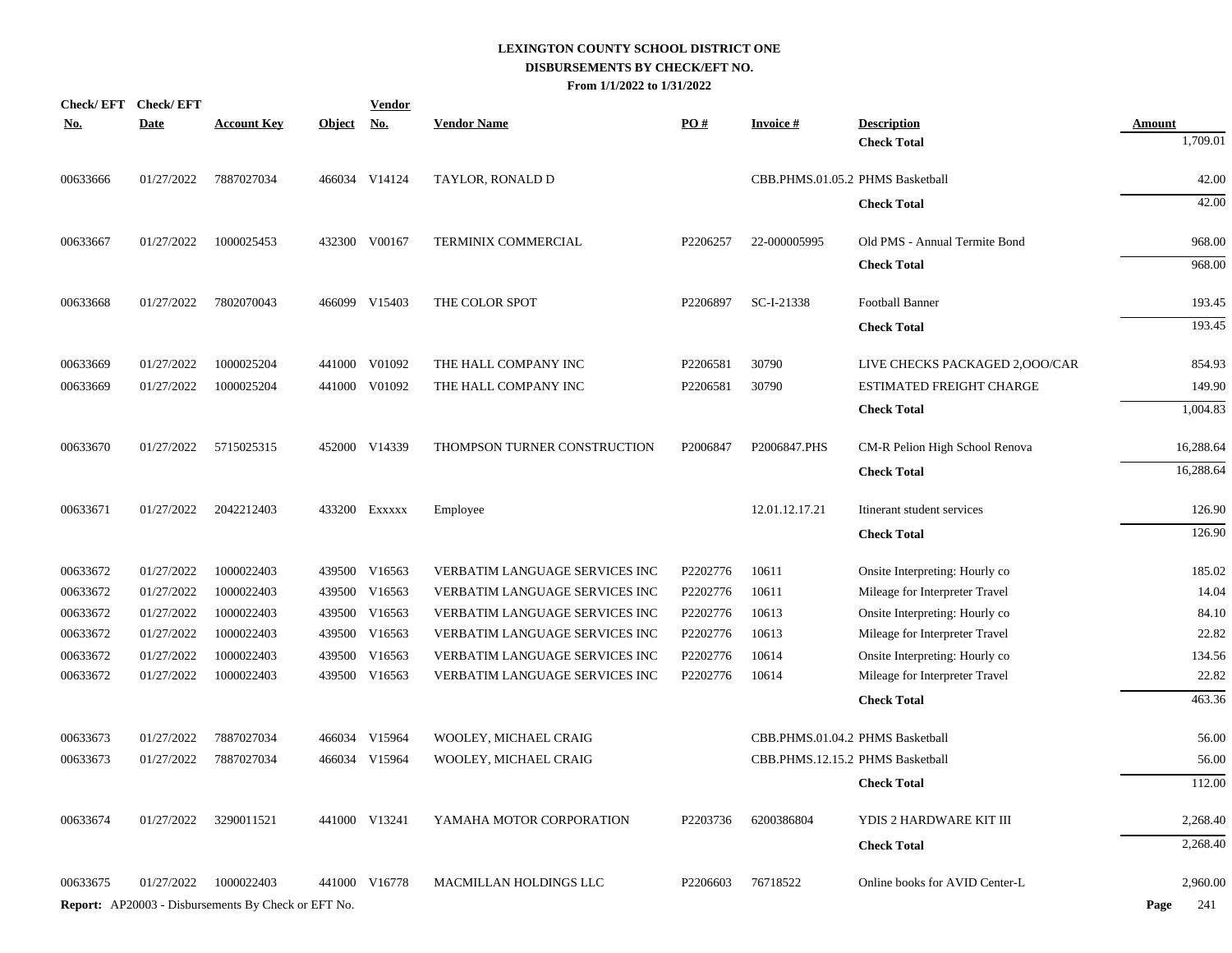# LEXINGTON COUNTY SCHOOL DISTRICT ONE
## DISBURSEMENTS BY CHECK/EFT NO.
### From 1/1/2022 to 1/31/2022

| Check/ EFT No. | Check/ EFT Date | Account Key | Object | Vendor No. | Vendor Name | PO # | Invoice # | Description | Amount |
|---|---|---|---|---|---|---|---|---|---|
| | | | | | | | | **Check Total** | 1,709.01 |
| 00633666 | 01/27/2022 | 7887027034 | 466034 | V14124 | TAYLOR, RONALD D | | CBB.PHMS.01.05.2 | PHMS Basketball | 42.00 |
| | | | | | | | | **Check Total** | 42.00 |
| 00633667 | 01/27/2022 | 1000025453 | 432300 | V00167 | TERMINIX COMMERCIAL | P2206257 | 22-000005995 | Old PMS - Annual Termite Bond | 968.00 |
| | | | | | | | | **Check Total** | 968.00 |
| 00633668 | 01/27/2022 | 7802070043 | 466099 | V15403 | THE COLOR SPOT | P2206897 | SC-I-21338 | Football Banner | 193.45 |
| | | | | | | | | **Check Total** | 193.45 |
| 00633669 | 01/27/2022 | 1000025204 | 441000 | V01092 | THE HALL COMPANY INC | P2206581 | 30790 | LIVE CHECKS PACKAGED 2,OOO/CAR | 854.93 |
| 00633669 | 01/27/2022 | 1000025204 | 441000 | V01092 | THE HALL COMPANY INC | P2206581 | 30790 | ESTIMATED FREIGHT CHARGE | 149.90 |
| | | | | | | | | **Check Total** | 1,004.83 |
| 00633670 | 01/27/2022 | 5715025315 | 452000 | V14339 | THOMPSON TURNER CONSTRUCTION | P2006847 | P2006847.PHS | CM-R Pelion High School Renova | 16,288.64 |
| | | | | | | | | **Check Total** | 16,288.64 |
| 00633671 | 01/27/2022 | 2042212403 | 433200 | Exxxxx | Employee | | 12.01.12.17.21 | Itinerant student services | 126.90 |
| | | | | | | | | **Check Total** | 126.90 |
| 00633672 | 01/27/2022 | 1000022403 | 439500 | V16563 | VERBATIM LANGUAGE SERVICES INC | P2202776 | 10611 | Onsite Interpreting: Hourly co | 185.02 |
| 00633672 | 01/27/2022 | 1000022403 | 439500 | V16563 | VERBATIM LANGUAGE SERVICES INC | P2202776 | 10611 | Mileage for Interpreter Travel | 14.04 |
| 00633672 | 01/27/2022 | 1000022403 | 439500 | V16563 | VERBATIM LANGUAGE SERVICES INC | P2202776 | 10613 | Onsite Interpreting: Hourly co | 84.10 |
| 00633672 | 01/27/2022 | 1000022403 | 439500 | V16563 | VERBATIM LANGUAGE SERVICES INC | P2202776 | 10613 | Mileage for Interpreter Travel | 22.82 |
| 00633672 | 01/27/2022 | 1000022403 | 439500 | V16563 | VERBATIM LANGUAGE SERVICES INC | P2202776 | 10614 | Onsite Interpreting: Hourly co | 134.56 |
| 00633672 | 01/27/2022 | 1000022403 | 439500 | V16563 | VERBATIM LANGUAGE SERVICES INC | P2202776 | 10614 | Mileage for Interpreter Travel | 22.82 |
| | | | | | | | | **Check Total** | 463.36 |
| 00633673 | 01/27/2022 | 7887027034 | 466034 | V15964 | WOOLEY, MICHAEL CRAIG | | CBB.PHMS.01.04.2 | PHMS Basketball | 56.00 |
| 00633673 | 01/27/2022 | 7887027034 | 466034 | V15964 | WOOLEY, MICHAEL CRAIG | | CBB.PHMS.12.15.2 | PHMS Basketball | 56.00 |
| | | | | | | | | **Check Total** | 112.00 |
| 00633674 | 01/27/2022 | 3290011521 | 441000 | V13241 | YAMAHA MOTOR CORPORATION | P2203736 | 6200386804 | YDIS 2 HARDWARE KIT III | 2,268.40 |
| | | | | | | | | **Check Total** | 2,268.40 |
| 00633675 | 01/27/2022 | 1000022403 | 441000 | V16778 | MACMILLAN HOLDINGS LLC | P2206603 | 76718522 | Online books for AVID Center-L | 2,960.00 |

**Report:** AP20003 - Disbursements By Check or EFT No.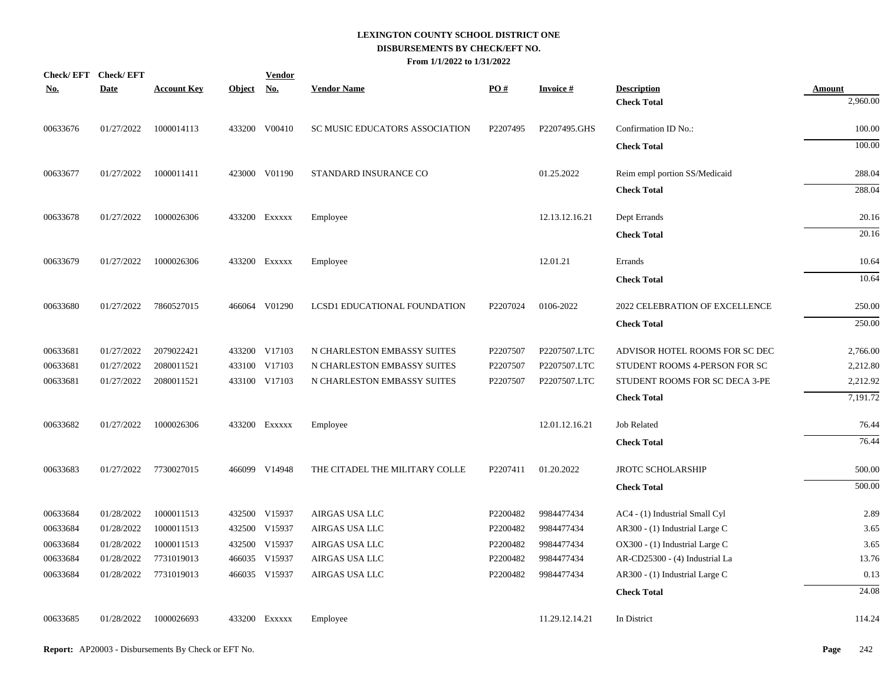# LEXINGTON COUNTY SCHOOL DISTRICT ONE
## DISBURSEMENTS BY CHECK/EFT NO.
### From 1/1/2022 to 1/31/2022

| Check/ EFT No. | Check/ EFT Date | Account Key | Object | Vendor No. | Vendor Name | PO # | Invoice # | Description | Amount |
|---|---|---|---|---|---|---|---|---|---|
| | | | | | | | | **Check Total** | 2,960.00 |
| 00633676 | 01/27/2022 | 1000014113 | 433200 | V00410 | SC MUSIC EDUCATORS ASSOCIATION | P2207495 | P2207495.GHS | Confirmation ID No.: | 100.00 |
| | | | | | | | | **Check Total** | 100.00 |
| 00633677 | 01/27/2022 | 1000011411 | 423000 | V01190 | STANDARD INSURANCE CO | | 01.25.2022 | Reim empl portion SS/Medicaid | 288.04 |
| | | | | | | | | **Check Total** | 288.04 |
| 00633678 | 01/27/2022 | 1000026306 | 433200 | Exxxxx | Employee | | 12.13.12.16.21 | Dept Errands | 20.16 |
| | | | | | | | | **Check Total** | 20.16 |
| 00633679 | 01/27/2022 | 1000026306 | 433200 | Exxxxx | Employee | | 12.01.21 | Errands | 10.64 |
| | | | | | | | | **Check Total** | 10.64 |
| 00633680 | 01/27/2022 | 7860527015 | 466064 | V01290 | LCSD1 EDUCATIONAL FOUNDATION | P2207024 | 0106-2022 | 2022 CELEBRATION OF EXCELLENCE | 250.00 |
| | | | | | | | | **Check Total** | 250.00 |
| 00633681 | 01/27/2022 | 2079022421 | 433200 | V17103 | N CHARLESTON EMBASSY SUITES | P2207507 | P2207507.LTC | ADVISOR HOTEL ROOMS FOR SC DEC | 2,766.00 |
| 00633681 | 01/27/2022 | 2080011521 | 433100 | V17103 | N CHARLESTON EMBASSY SUITES | P2207507 | P2207507.LTC | STUDENT ROOMS 4-PERSON FOR SC | 2,212.80 |
| 00633681 | 01/27/2022 | 2080011521 | 433100 | V17103 | N CHARLESTON EMBASSY SUITES | P2207507 | P2207507.LTC | STUDENT ROOMS FOR SC DECA 3-PE | 2,212.92 |
| | | | | | | | | **Check Total** | 7,191.72 |
| 00633682 | 01/27/2022 | 1000026306 | 433200 | Exxxxx | Employee | | 12.01.12.16.21 | Job Related | 76.44 |
| | | | | | | | | **Check Total** | 76.44 |
| 00633683 | 01/27/2022 | 7730027015 | 466099 | V14948 | THE CITADEL THE MILITARY COLLE | P2207411 | 01.20.2022 | JROTC SCHOLARSHIP | 500.00 |
| | | | | | | | | **Check Total** | 500.00 |
| 00633684 | 01/28/2022 | 1000011513 | 432500 | V15937 | AIRGAS USA LLC | P2200482 | 9984477434 | AC4 - (1) Industrial Small Cyl | 2.89 |
| 00633684 | 01/28/2022 | 1000011513 | 432500 | V15937 | AIRGAS USA LLC | P2200482 | 9984477434 | AR300 - (1) Industrial Large C | 3.65 |
| 00633684 | 01/28/2022 | 1000011513 | 432500 | V15937 | AIRGAS USA LLC | P2200482 | 9984477434 | OX300 - (1) Industrial Large C | 3.65 |
| 00633684 | 01/28/2022 | 7731019013 | 466035 | V15937 | AIRGAS USA LLC | P2200482 | 9984477434 | AR-CD25300 - (4) Industrial La | 13.76 |
| 00633684 | 01/28/2022 | 7731019013 | 466035 | V15937 | AIRGAS USA LLC | P2200482 | 9984477434 | AR300 - (1) Industrial Large C | 0.13 |
| | | | | | | | | **Check Total** | 24.08 |
| 00633685 | 01/28/2022 | 1000026693 | 433200 | Exxxxx | Employee | | 11.29.12.14.21 | In District | 114.24 |

**Report:** AP20003 - Disbursements By Check or EFT No.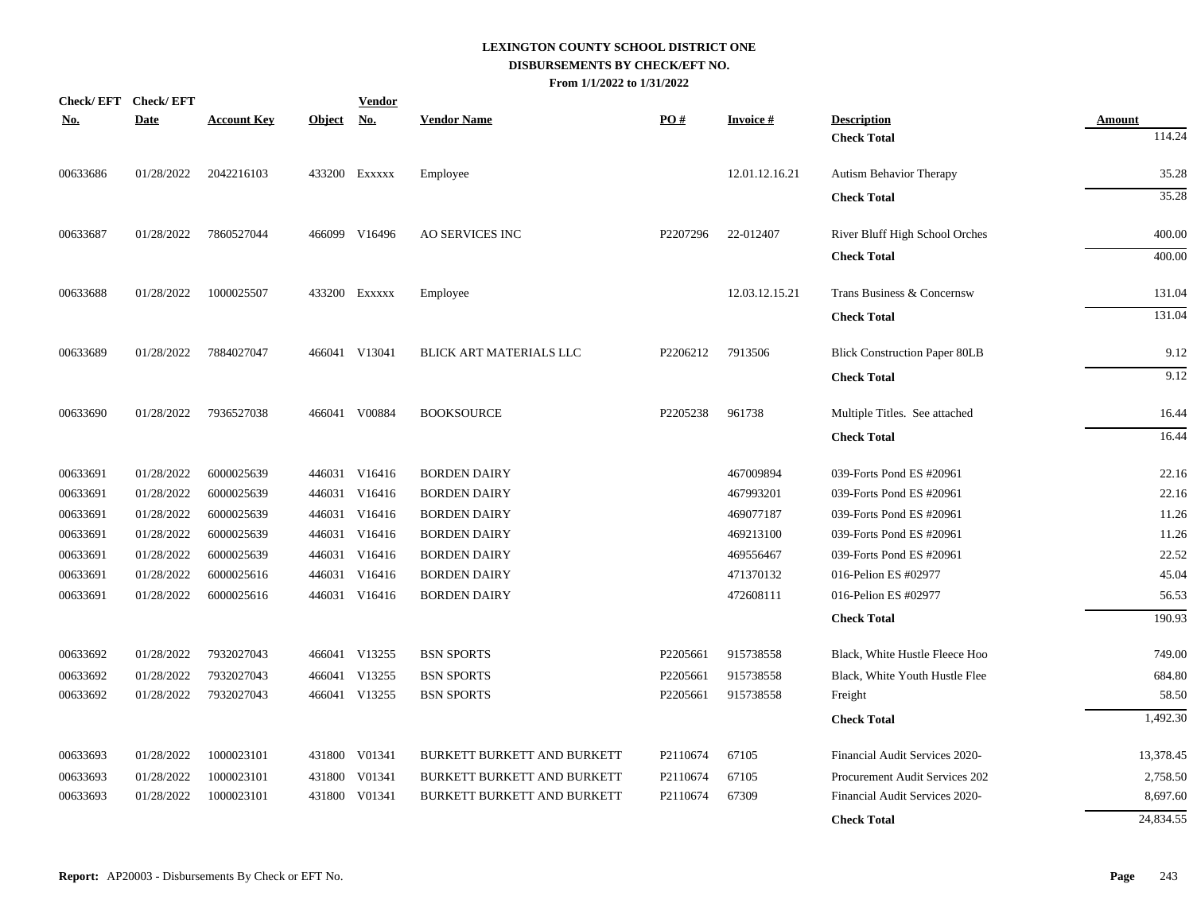# LEXINGTON COUNTY SCHOOL DISTRICT ONE
## DISBURSEMENTS BY CHECK/EFT NO.
### From 1/1/2022 to 1/31/2022

| Check/ EFT No. | Check/ EFT Date | Account Key | Object | Vendor No. | Vendor Name | PO # | Invoice # | Description | Amount |
|---|---|---|---|---|---|---|---|---|---|
| | | | | | | | | **Check Total** | 114.24 |
| 00633686 | 01/28/2022 | 2042216103 | 433200 | Exxxxx | Employee | | 12.01.12.16.21 | Autism Behavior Therapy | 35.28 |
| | | | | | | | | **Check Total** | 35.28 |
| 00633687 | 01/28/2022 | 7860527044 | 466099 | V16496 | AO SERVICES INC | P2207296 | 22-012407 | River Bluff High School Orches | 400.00 |
| | | | | | | | | **Check Total** | 400.00 |
| 00633688 | 01/28/2022 | 1000025507 | 433200 | Exxxxx | Employee | | 12.03.12.15.21 | Trans Business & Concernsw | 131.04 |
| | | | | | | | | **Check Total** | 131.04 |
| 00633689 | 01/28/2022 | 7884027047 | 466041 | V13041 | BLICK ART MATERIALS LLC | P2206212 | 7913506 | Blick Construction Paper 80LB | 9.12 |
| | | | | | | | | **Check Total** | 9.12 |
| 00633690 | 01/28/2022 | 7936527038 | 466041 | V00884 | BOOKSOURCE | P2205238 | 961738 | Multiple Titles. See attached | 16.44 |
| | | | | | | | | **Check Total** | 16.44 |
| 00633691 | 01/28/2022 | 6000025639 | 446031 | V16416 | BORDEN DAIRY | | 467009894 | 039-Forts Pond ES #20961 | 22.16 |
| 00633691 | 01/28/2022 | 6000025639 | 446031 | V16416 | BORDEN DAIRY | | 467993201 | 039-Forts Pond ES #20961 | 22.16 |
| 00633691 | 01/28/2022 | 6000025639 | 446031 | V16416 | BORDEN DAIRY | | 469077187 | 039-Forts Pond ES #20961 | 11.26 |
| 00633691 | 01/28/2022 | 6000025639 | 446031 | V16416 | BORDEN DAIRY | | 469213100 | 039-Forts Pond ES #20961 | 11.26 |
| 00633691 | 01/28/2022 | 6000025639 | 446031 | V16416 | BORDEN DAIRY | | 469556467 | 039-Forts Pond ES #20961 | 22.52 |
| 00633691 | 01/28/2022 | 6000025616 | 446031 | V16416 | BORDEN DAIRY | | 471370132 | 016-Pelion ES #02977 | 45.04 |
| 00633691 | 01/28/2022 | 6000025616 | 446031 | V16416 | BORDEN DAIRY | | 472608111 | 016-Pelion ES #02977 | 56.53 |
| | | | | | | | | **Check Total** | 190.93 |
| 00633692 | 01/28/2022 | 7932027043 | 466041 | V13255 | BSN SPORTS | P2205661 | 915738558 | Black, White Hustle Fleece Hoo | 749.00 |
| 00633692 | 01/28/2022 | 7932027043 | 466041 | V13255 | BSN SPORTS | P2205661 | 915738558 | Black, White Youth Hustle Flee | 684.80 |
| 00633692 | 01/28/2022 | 7932027043 | 466041 | V13255 | BSN SPORTS | P2205661 | 915738558 | Freight | 58.50 |
| | | | | | | | | **Check Total** | 1,492.30 |
| 00633693 | 01/28/2022 | 1000023101 | 431800 | V01341 | BURKETT BURKETT AND BURKETT | P2110674 | 67105 | Financial Audit Services 2020- | 13,378.45 |
| 00633693 | 01/28/2022 | 1000023101 | 431800 | V01341 | BURKETT BURKETT AND BURKETT | P2110674 | 67105 | Procurement Audit Services 202 | 2,758.50 |
| 00633693 | 01/28/2022 | 1000023101 | 431800 | V01341 | BURKETT BURKETT AND BURKETT | P2110674 | 67309 | Financial Audit Services 2020- | 8,697.60 |
| | | | | | | | | **Check Total** | 24,834.55 |

**Report:** AP20003 - Disbursements By Check or EFT No.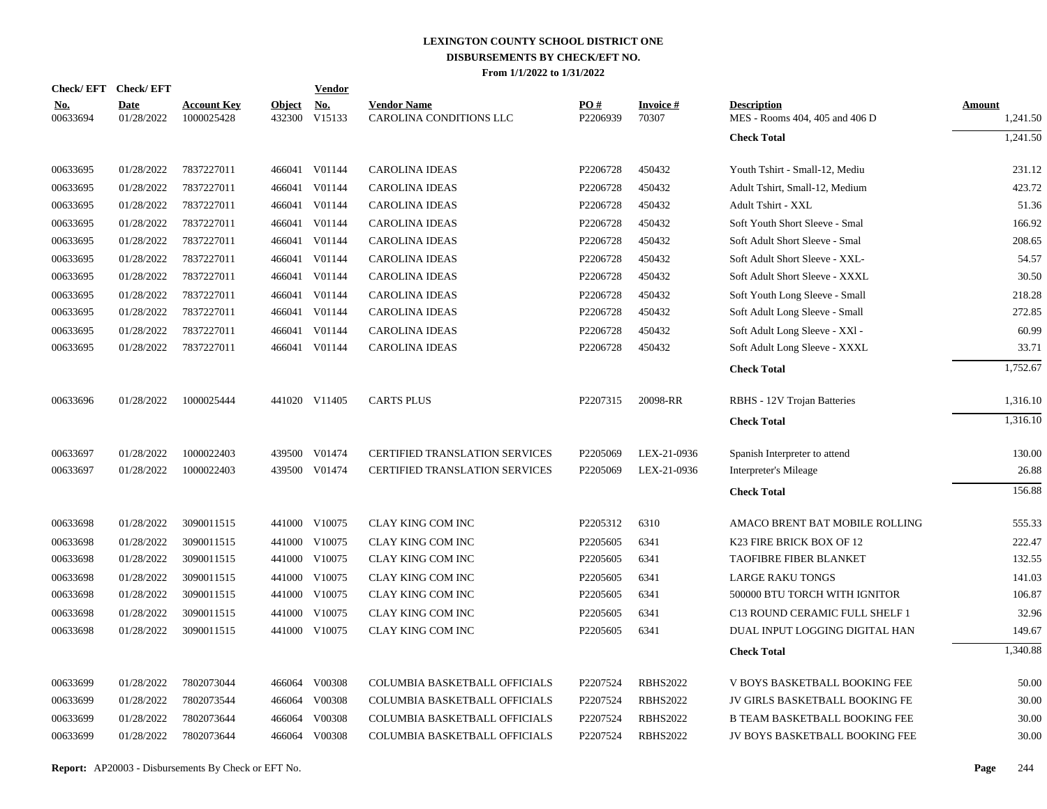# LEXINGTON COUNTY SCHOOL DISTRICT ONE
## DISBURSEMENTS BY CHECK/EFT NO.
### From 1/1/2022 to 1/31/2022

| Check/ EFT No. | Check/ EFT Date | Account Key | Object | Vendor No. | Vendor Name | PO # | Invoice # | Description | Amount |
|---|---|---|---|---|---|---|---|---|---|
| 00633694 | 01/28/2022 | 1000025428 | 432300 | V15133 | CAROLINA CONDITIONS LLC | P2206939 | 70307 | MES - Rooms 404, 405 and 406 D | 1,241.50 |
| | | | | | | | | **Check Total** | 1,241.50 |
| 00633695 | 01/28/2022 | 7837227011 | 466041 | V01144 | CAROLINA IDEAS | P2206728 | 450432 | Youth Tshirt - Small-12, Mediu | 231.12 |
| 00633695 | 01/28/2022 | 7837227011 | 466041 | V01144 | CAROLINA IDEAS | P2206728 | 450432 | Adult Tshirt, Small-12, Medium | 423.72 |
| 00633695 | 01/28/2022 | 7837227011 | 466041 | V01144 | CAROLINA IDEAS | P2206728 | 450432 | Adult Tshirt - XXL | 51.36 |
| 00633695 | 01/28/2022 | 7837227011 | 466041 | V01144 | CAROLINA IDEAS | P2206728 | 450432 | Soft Youth Short Sleeve - Smal | 166.92 |
| 00633695 | 01/28/2022 | 7837227011 | 466041 | V01144 | CAROLINA IDEAS | P2206728 | 450432 | Soft Adult Short Sleeve - Smal | 208.65 |
| 00633695 | 01/28/2022 | 7837227011 | 466041 | V01144 | CAROLINA IDEAS | P2206728 | 450432 | Soft Adult Short Sleeve - XXL- | 54.57 |
| 00633695 | 01/28/2022 | 7837227011 | 466041 | V01144 | CAROLINA IDEAS | P2206728 | 450432 | Soft Adult Short Sleeve - XXXL | 30.50 |
| 00633695 | 01/28/2022 | 7837227011 | 466041 | V01144 | CAROLINA IDEAS | P2206728 | 450432 | Soft Youth Long Sleeve - Small | 218.28 |
| 00633695 | 01/28/2022 | 7837227011 | 466041 | V01144 | CAROLINA IDEAS | P2206728 | 450432 | Soft Adult Long Sleeve - Small | 272.85 |
| 00633695 | 01/28/2022 | 7837227011 | 466041 | V01144 | CAROLINA IDEAS | P2206728 | 450432 | Soft Adult Long Sleeve - XXl - | 60.99 |
| 00633695 | 01/28/2022 | 7837227011 | 466041 | V01144 | CAROLINA IDEAS | P2206728 | 450432 | Soft Adult Long Sleeve - XXXL | 33.71 |
| | | | | | | | | **Check Total** | 1,752.67 |
| 00633696 | 01/28/2022 | 1000025444 | 441020 | V11405 | CARTS PLUS | P2207315 | 20098-RR | RBHS - 12V Trojan Batteries | 1,316.10 |
| | | | | | | | | **Check Total** | 1,316.10 |
| 00633697 | 01/28/2022 | 1000022403 | 439500 | V01474 | CERTIFIED TRANSLATION SERVICES | P2205069 | LEX-21-0936 | Spanish Interpreter to attend | 130.00 |
| 00633697 | 01/28/2022 | 1000022403 | 439500 | V01474 | CERTIFIED TRANSLATION SERVICES | P2205069 | LEX-21-0936 | Interpreter's Mileage | 26.88 |
| | | | | | | | | **Check Total** | 156.88 |
| 00633698 | 01/28/2022 | 3090011515 | 441000 | V10075 | CLAY KING COM INC | P2205312 | 6310 | AMACO BRENT BAT MOBILE ROLLING | 555.33 |
| 00633698 | 01/28/2022 | 3090011515 | 441000 | V10075 | CLAY KING COM INC | P2205605 | 6341 | K23 FIRE BRICK BOX OF 12 | 222.47 |
| 00633698 | 01/28/2022 | 3090011515 | 441000 | V10075 | CLAY KING COM INC | P2205605 | 6341 | TAOFIBRE FIBER BLANKET | 132.55 |
| 00633698 | 01/28/2022 | 3090011515 | 441000 | V10075 | CLAY KING COM INC | P2205605 | 6341 | LARGE RAKU TONGS | 141.03 |
| 00633698 | 01/28/2022 | 3090011515 | 441000 | V10075 | CLAY KING COM INC | P2205605 | 6341 | 500000 BTU TORCH WITH IGNITOR | 106.87 |
| 00633698 | 01/28/2022 | 3090011515 | 441000 | V10075 | CLAY KING COM INC | P2205605 | 6341 | C13 ROUND CERAMIC FULL SHELF 1 | 32.96 |
| 00633698 | 01/28/2022 | 3090011515 | 441000 | V10075 | CLAY KING COM INC | P2205605 | 6341 | DUAL INPUT LOGGING DIGITAL HAN | 149.67 |
| | | | | | | | | **Check Total** | 1,340.88 |
| 00633699 | 01/28/2022 | 7802073044 | 466064 | V00308 | COLUMBIA BASKETBALL OFFICIALS | P2207524 | RBHS2022 | V BOYS BASKETBALL BOOKING FEE | 50.00 |
| 00633699 | 01/28/2022 | 7802073544 | 466064 | V00308 | COLUMBIA BASKETBALL OFFICIALS | P2207524 | RBHS2022 | JV GIRLS BASKETBALL BOOKING FE | 30.00 |
| 00633699 | 01/28/2022 | 7802073644 | 466064 | V00308 | COLUMBIA BASKETBALL OFFICIALS | P2207524 | RBHS2022 | B TEAM BASKETBALL BOOKING FEE | 30.00 |
| 00633699 | 01/28/2022 | 7802073644 | 466064 | V00308 | COLUMBIA BASKETBALL OFFICIALS | P2207524 | RBHS2022 | JV BOYS BASKETBALL BOOKING FEE | 30.00 |

**Report:** AP20003 - Disbursements By Check or EFT No.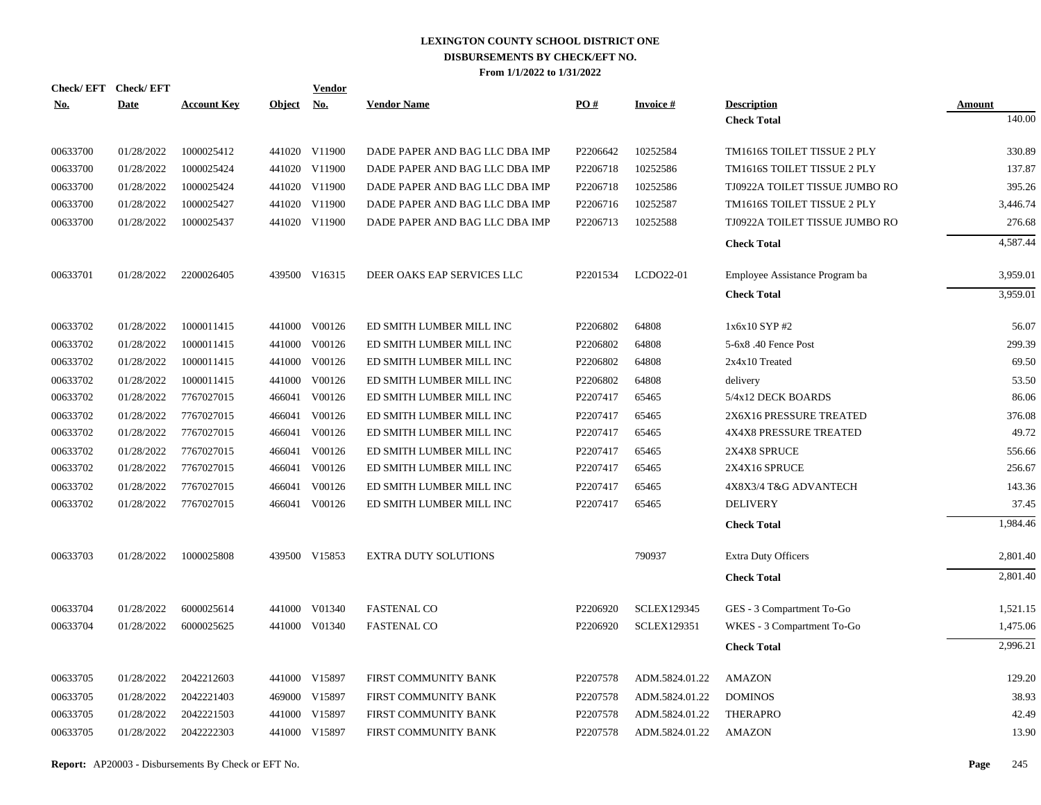# LEXINGTON COUNTY SCHOOL DISTRICT ONE
## DISBURSEMENTS BY CHECK/EFT NO.
### From 1/1/2022 to 1/31/2022

| Check/ EFT No. | Check/ EFT Date | Account Key | Object | Vendor No. | Vendor Name | PO # | Invoice # | Description | Amount |
|---|---|---|---|---|---|---|---|---|---|
| | | | | | | | | **Check Total** | 140.00 |
| 00633700 | 01/28/2022 | 1000025412 | 441020 | V11900 | DADE PAPER AND BAG LLC DBA IMP | P2206642 | 10252584 | TM1616S TOILET TISSUE 2 PLY | 330.89 |
| 00633700 | 01/28/2022 | 1000025424 | 441020 | V11900 | DADE PAPER AND BAG LLC DBA IMP | P2206718 | 10252586 | TM1616S TOILET TISSUE 2 PLY | 137.87 |
| 00633700 | 01/28/2022 | 1000025424 | 441020 | V11900 | DADE PAPER AND BAG LLC DBA IMP | P2206718 | 10252586 | TJ0922A TOILET TISSUE JUMBO RO | 395.26 |
| 00633700 | 01/28/2022 | 1000025427 | 441020 | V11900 | DADE PAPER AND BAG LLC DBA IMP | P2206716 | 10252587 | TM1616S TOILET TISSUE 2 PLY | 3,446.74 |
| 00633700 | 01/28/2022 | 1000025437 | 441020 | V11900 | DADE PAPER AND BAG LLC DBA IMP | P2206713 | 10252588 | TJ0922A TOILET TISSUE JUMBO RO | 276.68 |
| | | | | | | | | **Check Total** | 4,587.44 |
| 00633701 | 01/28/2022 | 2200026405 | 439500 | V16315 | DEER OAKS EAP SERVICES LLC | P2201534 | LCDO22-01 | Employee Assistance Program ba | 3,959.01 |
| | | | | | | | | **Check Total** | 3,959.01 |
| 00633702 | 01/28/2022 | 1000011415 | 441000 | V00126 | ED SMITH LUMBER MILL INC | P2206802 | 64808 | 1x6x10 SYP #2 | 56.07 |
| 00633702 | 01/28/2022 | 1000011415 | 441000 | V00126 | ED SMITH LUMBER MILL INC | P2206802 | 64808 | 5-6x8 .40 Fence Post | 299.39 |
| 00633702 | 01/28/2022 | 1000011415 | 441000 | V00126 | ED SMITH LUMBER MILL INC | P2206802 | 64808 | 2x4x10 Treated | 69.50 |
| 00633702 | 01/28/2022 | 1000011415 | 441000 | V00126 | ED SMITH LUMBER MILL INC | P2206802 | 64808 | delivery | 53.50 |
| 00633702 | 01/28/2022 | 7767027015 | 466041 | V00126 | ED SMITH LUMBER MILL INC | P2207417 | 65465 | 5/4x12 DECK BOARDS | 86.06 |
| 00633702 | 01/28/2022 | 7767027015 | 466041 | V00126 | ED SMITH LUMBER MILL INC | P2207417 | 65465 | 2X6X16 PRESSURE TREATED | 376.08 |
| 00633702 | 01/28/2022 | 7767027015 | 466041 | V00126 | ED SMITH LUMBER MILL INC | P2207417 | 65465 | 4X4X8 PRESSURE TREATED | 49.72 |
| 00633702 | 01/28/2022 | 7767027015 | 466041 | V00126 | ED SMITH LUMBER MILL INC | P2207417 | 65465 | 2X4X8 SPRUCE | 556.66 |
| 00633702 | 01/28/2022 | 7767027015 | 466041 | V00126 | ED SMITH LUMBER MILL INC | P2207417 | 65465 | 2X4X16 SPRUCE | 256.67 |
| 00633702 | 01/28/2022 | 7767027015 | 466041 | V00126 | ED SMITH LUMBER MILL INC | P2207417 | 65465 | 4X8X3/4 T&G ADVANTECH | 143.36 |
| 00633702 | 01/28/2022 | 7767027015 | 466041 | V00126 | ED SMITH LUMBER MILL INC | P2207417 | 65465 | DELIVERY | 37.45 |
| | | | | | | | | **Check Total** | 1,984.46 |
| 00633703 | 01/28/2022 | 1000025808 | 439500 | V15853 | EXTRA DUTY SOLUTIONS | | 790937 | Extra Duty Officers | 2,801.40 |
| | | | | | | | | **Check Total** | 2,801.40 |
| 00633704 | 01/28/2022 | 6000025614 | 441000 | V01340 | FASTENAL CO | P2206920 | SCLEX129345 | GES - 3 Compartment To-Go | 1,521.15 |
| 00633704 | 01/28/2022 | 6000025625 | 441000 | V01340 | FASTENAL CO | P2206920 | SCLEX129351 | WKES - 3 Compartment To-Go | 1,475.06 |
| | | | | | | | | **Check Total** | 2,996.21 |
| 00633705 | 01/28/2022 | 2042212603 | 441000 | V15897 | FIRST COMMUNITY BANK | P2207578 | ADM.5824.01.22 | AMAZON | 129.20 |
| 00633705 | 01/28/2022 | 2042221403 | 469000 | V15897 | FIRST COMMUNITY BANK | P2207578 | ADM.5824.01.22 | DOMINOS | 38.93 |
| 00633705 | 01/28/2022 | 2042221503 | 441000 | V15897 | FIRST COMMUNITY BANK | P2207578 | ADM.5824.01.22 | THERAPRO | 42.49 |
| 00633705 | 01/28/2022 | 2042222303 | 441000 | V15897 | FIRST COMMUNITY BANK | P2207578 | ADM.5824.01.22 | AMAZON | 13.90 |

**Report:** AP20003 - Disbursements By Check or EFT No.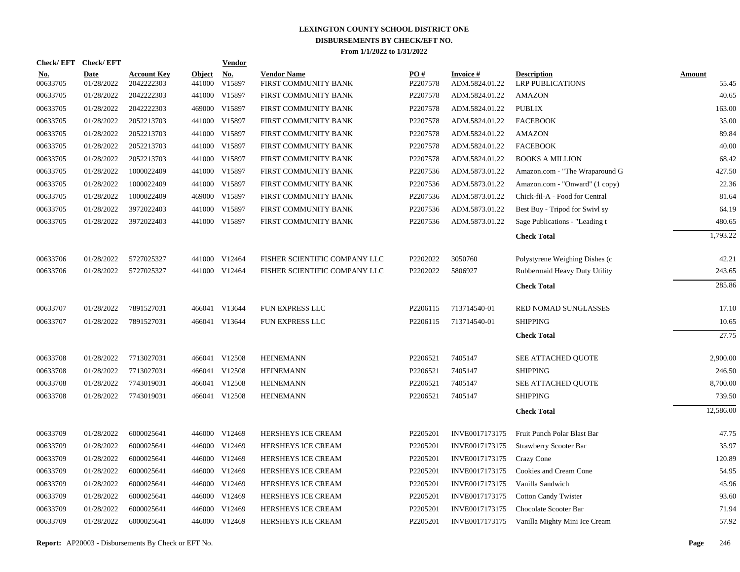**LEXINGTON COUNTY SCHOOL DISTRICT ONE**
**DISBURSEMENTS BY CHECK/EFT NO.**
**From 1/1/2022 to 1/31/2022**

| Check/ EFT No. | Check/ EFT Date | Account Key | Object | Vendor No. | Vendor Name | PO # | Invoice # | Description | Amount |
|---|---|---|---|---|---|---|---|---|---|
| 00633705 | 01/28/2022 | 2042222303 | 441000 | V15897 | FIRST COMMUNITY BANK | P2207578 | ADM.5824.01.22 | LRP PUBLICATIONS | 55.45 |
| 00633705 | 01/28/2022 | 2042222303 | 441000 | V15897 | FIRST COMMUNITY BANK | P2207578 | ADM.5824.01.22 | AMAZON | 40.65 |
| 00633705 | 01/28/2022 | 2042222303 | 469000 | V15897 | FIRST COMMUNITY BANK | P2207578 | ADM.5824.01.22 | PUBLIX | 163.00 |
| 00633705 | 01/28/2022 | 2052213703 | 441000 | V15897 | FIRST COMMUNITY BANK | P2207578 | ADM.5824.01.22 | FACEBOOK | 35.00 |
| 00633705 | 01/28/2022 | 2052213703 | 441000 | V15897 | FIRST COMMUNITY BANK | P2207578 | ADM.5824.01.22 | AMAZON | 89.84 |
| 00633705 | 01/28/2022 | 2052213703 | 441000 | V15897 | FIRST COMMUNITY BANK | P2207578 | ADM.5824.01.22 | FACEBOOK | 40.00 |
| 00633705 | 01/28/2022 | 2052213703 | 441000 | V15897 | FIRST COMMUNITY BANK | P2207578 | ADM.5824.01.22 | BOOKS A MILLION | 68.42 |
| 00633705 | 01/28/2022 | 1000022409 | 441000 | V15897 | FIRST COMMUNITY BANK | P2207536 | ADM.5873.01.22 | Amazon.com - "The Wraparound G | 427.50 |
| 00633705 | 01/28/2022 | 1000022409 | 441000 | V15897 | FIRST COMMUNITY BANK | P2207536 | ADM.5873.01.22 | Amazon.com - "Onward" (1 copy) | 22.36 |
| 00633705 | 01/28/2022 | 1000022409 | 469000 | V15897 | FIRST COMMUNITY BANK | P2207536 | ADM.5873.01.22 | Chick-fil-A - Food for Central | 81.64 |
| 00633705 | 01/28/2022 | 3972022403 | 441000 | V15897 | FIRST COMMUNITY BANK | P2207536 | ADM.5873.01.22 | Best Buy - Tripod for Swivl sy | 64.19 |
| 00633705 | 01/28/2022 | 3972022403 | 441000 | V15897 | FIRST COMMUNITY BANK | P2207536 | ADM.5873.01.22 | Sage Publications - "Leading t | 480.65 |
| | | | | | | | | **Check Total** | 1,793.22 |
| 00633706 | 01/28/2022 | 5727025327 | 441000 | V12464 | FISHER SCIENTIFIC COMPANY LLC | P2202022 | 3050760 | Polystyrene Weighing Dishes (c | 42.21 |
| 00633706 | 01/28/2022 | 5727025327 | 441000 | V12464 | FISHER SCIENTIFIC COMPANY LLC | P2202022 | 5806927 | Rubbermaid Heavy Duty Utility | 243.65 |
| | | | | | | | | **Check Total** | 285.86 |
| 00633707 | 01/28/2022 | 7891527031 | 466041 | V13644 | FUN EXPRESS LLC | P2206115 | 713714540-01 | RED NOMAD SUNGLASSES | 17.10 |
| 00633707 | 01/28/2022 | 7891527031 | 466041 | V13644 | FUN EXPRESS LLC | P2206115 | 713714540-01 | SHIPPING | 10.65 |
| | | | | | | | | **Check Total** | 27.75 |
| 00633708 | 01/28/2022 | 7713027031 | 466041 | V12508 | HEINEMANN | P2206521 | 7405147 | SEE ATTACHED QUOTE | 2,900.00 |
| 00633708 | 01/28/2022 | 7713027031 | 466041 | V12508 | HEINEMANN | P2206521 | 7405147 | SHIPPING | 246.50 |
| 00633708 | 01/28/2022 | 7743019031 | 466041 | V12508 | HEINEMANN | P2206521 | 7405147 | SEE ATTACHED QUOTE | 8,700.00 |
| 00633708 | 01/28/2022 | 7743019031 | 466041 | V12508 | HEINEMANN | P2206521 | 7405147 | SHIPPING | 739.50 |
| | | | | | | | | **Check Total** | 12,586.00 |
| 00633709 | 01/28/2022 | 6000025641 | 446000 | V12469 | HERSHEYS ICE CREAM | P2205201 | INVE0017173175 | Fruit Punch Polar Blast Bar | 47.75 |
| 00633709 | 01/28/2022 | 6000025641 | 446000 | V12469 | HERSHEYS ICE CREAM | P2205201 | INVE0017173175 | Strawberry Scooter Bar | 35.97 |
| 00633709 | 01/28/2022 | 6000025641 | 446000 | V12469 | HERSHEYS ICE CREAM | P2205201 | INVE0017173175 | Crazy Cone | 120.89 |
| 00633709 | 01/28/2022 | 6000025641 | 446000 | V12469 | HERSHEYS ICE CREAM | P2205201 | INVE0017173175 | Cookies and Cream Cone | 54.95 |
| 00633709 | 01/28/2022 | 6000025641 | 446000 | V12469 | HERSHEYS ICE CREAM | P2205201 | INVE0017173175 | Vanilla Sandwich | 45.96 |
| 00633709 | 01/28/2022 | 6000025641 | 446000 | V12469 | HERSHEYS ICE CREAM | P2205201 | INVE0017173175 | Cotton Candy Twister | 93.60 |
| 00633709 | 01/28/2022 | 6000025641 | 446000 | V12469 | HERSHEYS ICE CREAM | P2205201 | INVE0017173175 | Chocolate Scooter Bar | 71.94 |
| 00633709 | 01/28/2022 | 6000025641 | 446000 | V12469 | HERSHEYS ICE CREAM | P2205201 | INVE0017173175 | Vanilla Mighty Mini Ice Cream | 57.92 |

**Report:** AP20003 - Disbursements By Check or EFT No.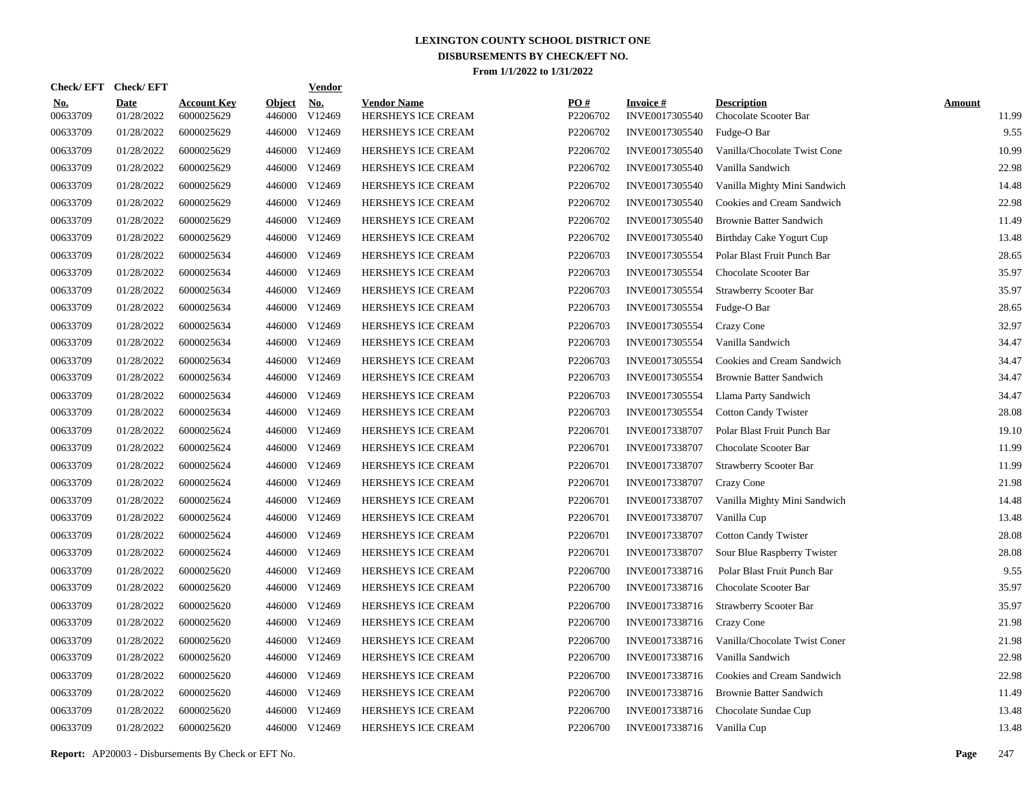**LEXINGTON COUNTY SCHOOL DISTRICT ONE**
**DISBURSEMENTS BY CHECK/EFT NO.**
**From 1/1/2022 to 1/31/2022**

| Check/EFT No. | Check/EFT Date | Account Key | Object | Vendor No. | Vendor Name | PO # | Invoice # | Description | Amount |
|---|---|---|---|---|---|---|---|---|---|
| 00633709 | 01/28/2022 | 6000025629 | 446000 | V12469 | HERSHEYS ICE CREAM | P2206702 | INVE0017305540 | Chocolate Scooter Bar | 11.99 |
| 00633709 | 01/28/2022 | 6000025629 | 446000 | V12469 | HERSHEYS ICE CREAM | P2206702 | INVE0017305540 | Fudge-O Bar | 9.55 |
| 00633709 | 01/28/2022 | 6000025629 | 446000 | V12469 | HERSHEYS ICE CREAM | P2206702 | INVE0017305540 | Vanilla/Chocolate Twist Cone | 10.99 |
| 00633709 | 01/28/2022 | 6000025629 | 446000 | V12469 | HERSHEYS ICE CREAM | P2206702 | INVE0017305540 | Vanilla Sandwich | 22.98 |
| 00633709 | 01/28/2022 | 6000025629 | 446000 | V12469 | HERSHEYS ICE CREAM | P2206702 | INVE0017305540 | Vanilla Mighty Mini Sandwich | 14.48 |
| 00633709 | 01/28/2022 | 6000025629 | 446000 | V12469 | HERSHEYS ICE CREAM | P2206702 | INVE0017305540 | Cookies and Cream Sandwich | 22.98 |
| 00633709 | 01/28/2022 | 6000025629 | 446000 | V12469 | HERSHEYS ICE CREAM | P2206702 | INVE0017305540 | Brownie Batter Sandwich | 11.49 |
| 00633709 | 01/28/2022 | 6000025629 | 446000 | V12469 | HERSHEYS ICE CREAM | P2206702 | INVE0017305540 | Birthday Cake Yogurt Cup | 13.48 |
| 00633709 | 01/28/2022 | 6000025634 | 446000 | V12469 | HERSHEYS ICE CREAM | P2206703 | INVE0017305554 | Polar Blast Fruit Punch Bar | 28.65 |
| 00633709 | 01/28/2022 | 6000025634 | 446000 | V12469 | HERSHEYS ICE CREAM | P2206703 | INVE0017305554 | Chocolate Scooter Bar | 35.97 |
| 00633709 | 01/28/2022 | 6000025634 | 446000 | V12469 | HERSHEYS ICE CREAM | P2206703 | INVE0017305554 | Strawberry Scooter Bar | 35.97 |
| 00633709 | 01/28/2022 | 6000025634 | 446000 | V12469 | HERSHEYS ICE CREAM | P2206703 | INVE0017305554 | Fudge-O Bar | 28.65 |
| 00633709 | 01/28/2022 | 6000025634 | 446000 | V12469 | HERSHEYS ICE CREAM | P2206703 | INVE0017305554 | Crazy Cone | 32.97 |
| 00633709 | 01/28/2022 | 6000025634 | 446000 | V12469 | HERSHEYS ICE CREAM | P2206703 | INVE0017305554 | Vanilla Sandwich | 34.47 |
| 00633709 | 01/28/2022 | 6000025634 | 446000 | V12469 | HERSHEYS ICE CREAM | P2206703 | INVE0017305554 | Cookies and Cream Sandwich | 34.47 |
| 00633709 | 01/28/2022 | 6000025634 | 446000 | V12469 | HERSHEYS ICE CREAM | P2206703 | INVE0017305554 | Brownie Batter Sandwich | 34.47 |
| 00633709 | 01/28/2022 | 6000025634 | 446000 | V12469 | HERSHEYS ICE CREAM | P2206703 | INVE0017305554 | Llama Party Sandwich | 34.47 |
| 00633709 | 01/28/2022 | 6000025634 | 446000 | V12469 | HERSHEYS ICE CREAM | P2206703 | INVE0017305554 | Cotton Candy Twister | 28.08 |
| 00633709 | 01/28/2022 | 6000025624 | 446000 | V12469 | HERSHEYS ICE CREAM | P2206701 | INVE0017338707 | Polar Blast Fruit Punch Bar | 19.10 |
| 00633709 | 01/28/2022 | 6000025624 | 446000 | V12469 | HERSHEYS ICE CREAM | P2206701 | INVE0017338707 | Chocolate Scooter Bar | 11.99 |
| 00633709 | 01/28/2022 | 6000025624 | 446000 | V12469 | HERSHEYS ICE CREAM | P2206701 | INVE0017338707 | Strawberry Scooter Bar | 11.99 |
| 00633709 | 01/28/2022 | 6000025624 | 446000 | V12469 | HERSHEYS ICE CREAM | P2206701 | INVE0017338707 | Crazy Cone | 21.98 |
| 00633709 | 01/28/2022 | 6000025624 | 446000 | V12469 | HERSHEYS ICE CREAM | P2206701 | INVE0017338707 | Vanilla Mighty Mini Sandwich | 14.48 |
| 00633709 | 01/28/2022 | 6000025624 | 446000 | V12469 | HERSHEYS ICE CREAM | P2206701 | INVE0017338707 | Vanilla Cup | 13.48 |
| 00633709 | 01/28/2022 | 6000025624 | 446000 | V12469 | HERSHEYS ICE CREAM | P2206701 | INVE0017338707 | Cotton Candy Twister | 28.08 |
| 00633709 | 01/28/2022 | 6000025624 | 446000 | V12469 | HERSHEYS ICE CREAM | P2206701 | INVE0017338707 | Sour Blue Raspberry Twister | 28.08 |
| 00633709 | 01/28/2022 | 6000025620 | 446000 | V12469 | HERSHEYS ICE CREAM | P2206700 | INVE0017338716 | Polar Blast Fruit Punch Bar | 9.55 |
| 00633709 | 01/28/2022 | 6000025620 | 446000 | V12469 | HERSHEYS ICE CREAM | P2206700 | INVE0017338716 | Chocolate Scooter Bar | 35.97 |
| 00633709 | 01/28/2022 | 6000025620 | 446000 | V12469 | HERSHEYS ICE CREAM | P2206700 | INVE0017338716 | Strawberry Scooter Bar | 35.97 |
| 00633709 | 01/28/2022 | 6000025620 | 446000 | V12469 | HERSHEYS ICE CREAM | P2206700 | INVE0017338716 | Crazy Cone | 21.98 |
| 00633709 | 01/28/2022 | 6000025620 | 446000 | V12469 | HERSHEYS ICE CREAM | P2206700 | INVE0017338716 | Vanilla/Chocolate Twist Coner | 21.98 |
| 00633709 | 01/28/2022 | 6000025620 | 446000 | V12469 | HERSHEYS ICE CREAM | P2206700 | INVE0017338716 | Vanilla Sandwich | 22.98 |
| 00633709 | 01/28/2022 | 6000025620 | 446000 | V12469 | HERSHEYS ICE CREAM | P2206700 | INVE0017338716 | Cookies and Cream Sandwich | 22.98 |
| 00633709 | 01/28/2022 | 6000025620 | 446000 | V12469 | HERSHEYS ICE CREAM | P2206700 | INVE0017338716 | Brownie Batter Sandwich | 11.49 |
| 00633709 | 01/28/2022 | 6000025620 | 446000 | V12469 | HERSHEYS ICE CREAM | P2206700 | INVE0017338716 | Chocolate Sundae Cup | 13.48 |
| 00633709 | 01/28/2022 | 6000025620 | 446000 | V12469 | HERSHEYS ICE CREAM | P2206700 | INVE0017338716 | Vanilla Cup | 13.48 |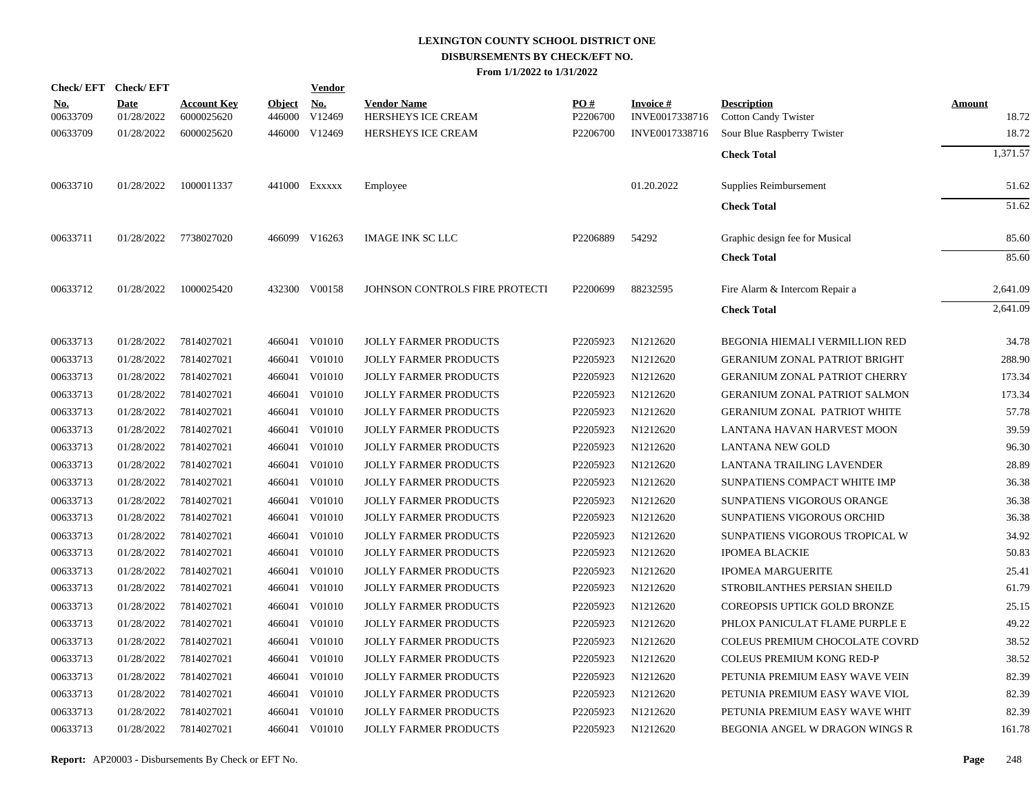**LEXINGTON COUNTY SCHOOL DISTRICT ONE**
**DISBURSEMENTS BY CHECK/EFT NO.**
**From 1/1/2022 to 1/31/2022**

| Check/ EFT No. | Check/ EFT Date | Account Key | Object | Vendor No. | Vendor Name | PO # | Invoice # | Description | Amount |
|---|---|---|---|---|---|---|---|---|---|
| 00633709 | 01/28/2022 | 6000025620 | 446000 | V12469 | HERSHEYS ICE CREAM | P2206700 | INVE0017338716 | Cotton Candy Twister | 18.72 |
| 00633709 | 01/28/2022 | 6000025620 | 446000 | V12469 | HERSHEYS ICE CREAM | P2206700 | INVE0017338716 | Sour Blue Raspberry Twister | 18.72 |
| | | | | | | | | **Check Total** | 1,371.57 |
| 00633710 | 01/28/2022 | 1000011337 | 441000 | Exxxxx | Employee | | 01.20.2022 | Supplies Reimbursement | 51.62 |
| | | | | | | | | **Check Total** | 51.62 |
| 00633711 | 01/28/2022 | 7738027020 | 466099 | V16263 | IMAGE INK SC LLC | P2206889 | 54292 | Graphic design fee for Musical | 85.60 |
| | | | | | | | | **Check Total** | 85.60 |
| 00633712 | 01/28/2022 | 1000025420 | 432300 | V00158 | JOHNSON CONTROLS FIRE PROTECTI | P2200699 | 88232595 | Fire Alarm & Intercom Repair a | 2,641.09 |
| | | | | | | | | **Check Total** | 2,641.09 |
| 00633713 | 01/28/2022 | 7814027021 | 466041 | V01010 | JOLLY FARMER PRODUCTS | P2205923 | N1212620 | BEGONIA HIEMALI VERMILLION RED | 34.78 |
| 00633713 | 01/28/2022 | 7814027021 | 466041 | V01010 | JOLLY FARMER PRODUCTS | P2205923 | N1212620 | GERANIUM ZONAL PATRIOT BRIGHT | 288.90 |
| 00633713 | 01/28/2022 | 7814027021 | 466041 | V01010 | JOLLY FARMER PRODUCTS | P2205923 | N1212620 | GERANIUM ZONAL PATRIOT CHERRY | 173.34 |
| 00633713 | 01/28/2022 | 7814027021 | 466041 | V01010 | JOLLY FARMER PRODUCTS | P2205923 | N1212620 | GERANIUM ZONAL PATRIOT SALMON | 173.34 |
| 00633713 | 01/28/2022 | 7814027021 | 466041 | V01010 | JOLLY FARMER PRODUCTS | P2205923 | N1212620 | GERANIUM ZONAL PATRIOT WHITE | 57.78 |
| 00633713 | 01/28/2022 | 7814027021 | 466041 | V01010 | JOLLY FARMER PRODUCTS | P2205923 | N1212620 | LANTANA HAVAN HARVEST MOON | 39.59 |
| 00633713 | 01/28/2022 | 7814027021 | 466041 | V01010 | JOLLY FARMER PRODUCTS | P2205923 | N1212620 | LANTANA NEW GOLD | 96.30 |
| 00633713 | 01/28/2022 | 7814027021 | 466041 | V01010 | JOLLY FARMER PRODUCTS | P2205923 | N1212620 | LANTANA TRAILING LAVENDER | 28.89 |
| 00633713 | 01/28/2022 | 7814027021 | 466041 | V01010 | JOLLY FARMER PRODUCTS | P2205923 | N1212620 | SUNPATIENS COMPACT WHITE IMP | 36.38 |
| 00633713 | 01/28/2022 | 7814027021 | 466041 | V01010 | JOLLY FARMER PRODUCTS | P2205923 | N1212620 | SUNPATIENS VIGOROUS ORANGE | 36.38 |
| 00633713 | 01/28/2022 | 7814027021 | 466041 | V01010 | JOLLY FARMER PRODUCTS | P2205923 | N1212620 | SUNPATIENS VIGOROUS ORCHID | 36.38 |
| 00633713 | 01/28/2022 | 7814027021 | 466041 | V01010 | JOLLY FARMER PRODUCTS | P2205923 | N1212620 | SUNPATIENS VIGOROUS TROPICAL W | 34.92 |
| 00633713 | 01/28/2022 | 7814027021 | 466041 | V01010 | JOLLY FARMER PRODUCTS | P2205923 | N1212620 | IPOMEA BLACKIE | 50.83 |
| 00633713 | 01/28/2022 | 7814027021 | 466041 | V01010 | JOLLY FARMER PRODUCTS | P2205923 | N1212620 | IPOMEA MARGUERITE | 25.41 |
| 00633713 | 01/28/2022 | 7814027021 | 466041 | V01010 | JOLLY FARMER PRODUCTS | P2205923 | N1212620 | STROBILANTHES PERSIAN SHEILD | 61.79 |
| 00633713 | 01/28/2022 | 7814027021 | 466041 | V01010 | JOLLY FARMER PRODUCTS | P2205923 | N1212620 | COREOPSIS UPTICK GOLD BRONZE | 25.15 |
| 00633713 | 01/28/2022 | 7814027021 | 466041 | V01010 | JOLLY FARMER PRODUCTS | P2205923 | N1212620 | PHLOX PANICULAT FLAME PURPLE E | 49.22 |
| 00633713 | 01/28/2022 | 7814027021 | 466041 | V01010 | JOLLY FARMER PRODUCTS | P2205923 | N1212620 | COLEUS PREMIUM CHOCOLATE COVRD | 38.52 |
| 00633713 | 01/28/2022 | 7814027021 | 466041 | V01010 | JOLLY FARMER PRODUCTS | P2205923 | N1212620 | COLEUS PREMIUM KONG RED-P | 38.52 |
| 00633713 | 01/28/2022 | 7814027021 | 466041 | V01010 | JOLLY FARMER PRODUCTS | P2205923 | N1212620 | PETUNIA PREMIUM EASY WAVE VEIN | 82.39 |
| 00633713 | 01/28/2022 | 7814027021 | 466041 | V01010 | JOLLY FARMER PRODUCTS | P2205923 | N1212620 | PETUNIA PREMIUM EASY WAVE VIOL | 82.39 |
| 00633713 | 01/28/2022 | 7814027021 | 466041 | V01010 | JOLLY FARMER PRODUCTS | P2205923 | N1212620 | PETUNIA PREMIUM EASY WAVE WHIT | 82.39 |
| 00633713 | 01/28/2022 | 7814027021 | 466041 | V01010 | JOLLY FARMER PRODUCTS | P2205923 | N1212620 | BEGONIA ANGEL W DRAGON WINGS R | 161.78 |

**Report:** AP20003 - Disbursements By Check or EFT No.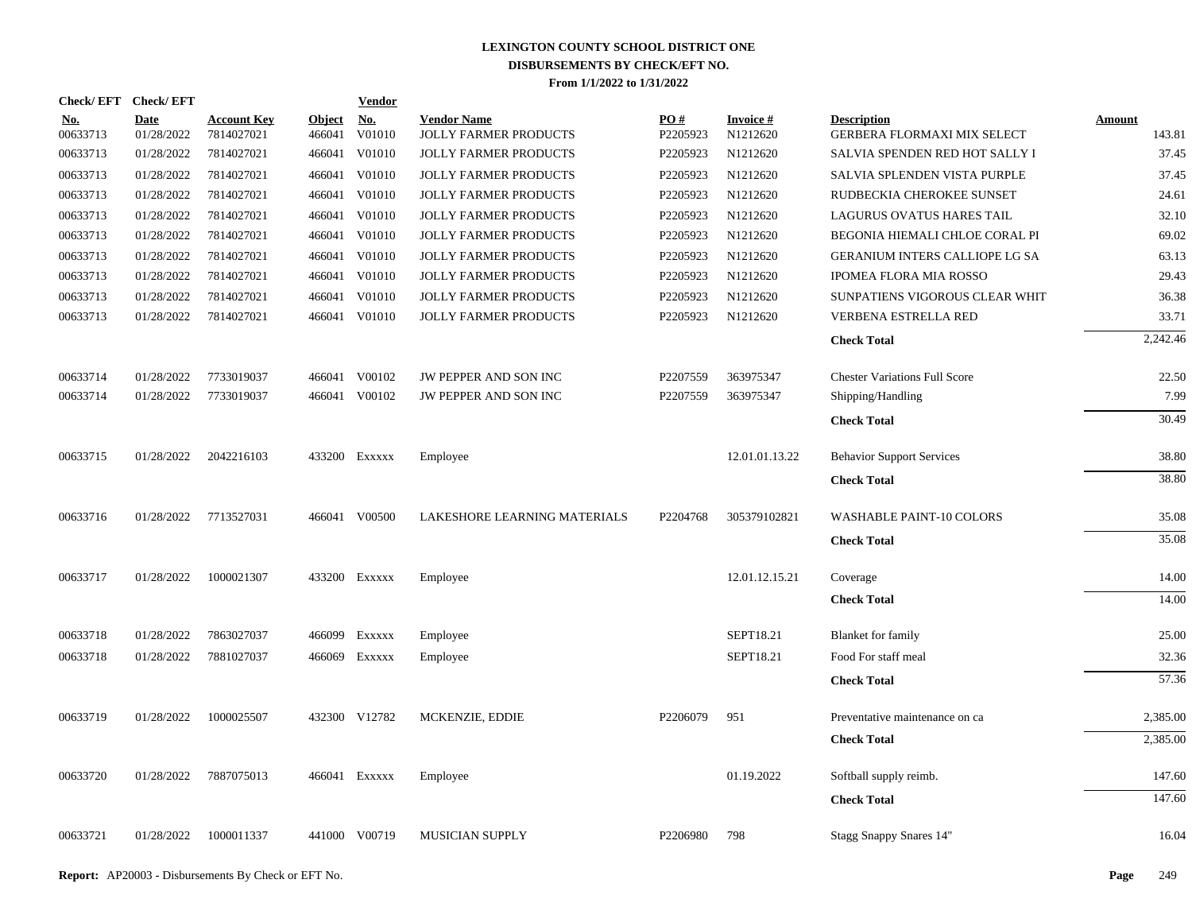# LEXINGTON COUNTY SCHOOL DISTRICT ONE
## DISBURSEMENTS BY CHECK/EFT NO.
### From 1/1/2022 to 1/31/2022

| Check/ EFT No. | Check/ EFT Date | Account Key | Object | Vendor No. | Vendor Name | PO # | Invoice # | Description | Amount |
|---|---|---|---|---|---|---|---|---|---|
| 00633713 | 01/28/2022 | 7814027021 | 466041 | V01010 | JOLLY FARMER PRODUCTS | P2205923 | N1212620 | GERBERA FLORMAXI MIX SELECT | 143.81 |
| 00633713 | 01/28/2022 | 7814027021 | 466041 | V01010 | JOLLY FARMER PRODUCTS | P2205923 | N1212620 | SALVIA SPENDEN RED HOT SALLY I | 37.45 |
| 00633713 | 01/28/2022 | 7814027021 | 466041 | V01010 | JOLLY FARMER PRODUCTS | P2205923 | N1212620 | SALVIA SPLENDEN VISTA PURPLE | 37.45 |
| 00633713 | 01/28/2022 | 7814027021 | 466041 | V01010 | JOLLY FARMER PRODUCTS | P2205923 | N1212620 | RUDBECKIA CHEROKEE SUNSET | 24.61 |
| 00633713 | 01/28/2022 | 7814027021 | 466041 | V01010 | JOLLY FARMER PRODUCTS | P2205923 | N1212620 | LAGURUS OVATUS HARES TAIL | 32.10 |
| 00633713 | 01/28/2022 | 7814027021 | 466041 | V01010 | JOLLY FARMER PRODUCTS | P2205923 | N1212620 | BEGONIA HIEMALI CHLOE CORAL PI | 69.02 |
| 00633713 | 01/28/2022 | 7814027021 | 466041 | V01010 | JOLLY FARMER PRODUCTS | P2205923 | N1212620 | GERANIUM INTERS CALLIOPE LG SA | 63.13 |
| 00633713 | 01/28/2022 | 7814027021 | 466041 | V01010 | JOLLY FARMER PRODUCTS | P2205923 | N1212620 | IPOMEA FLORA MIA ROSSO | 29.43 |
| 00633713 | 01/28/2022 | 7814027021 | 466041 | V01010 | JOLLY FARMER PRODUCTS | P2205923 | N1212620 | SUNPATIENS VIGOROUS CLEAR WHIT | 36.38 |
| 00633713 | 01/28/2022 | 7814027021 | 466041 | V01010 | JOLLY FARMER PRODUCTS | P2205923 | N1212620 | VERBENA ESTRELLA RED | 33.71 |
| | | | | | | | | **Check Total** | 2,242.46 |
| 00633714 | 01/28/2022 | 7733019037 | 466041 | V00102 | JW PEPPER AND SON INC | P2207559 | 363975347 | Chester Variations Full Score | 22.50 |
| 00633714 | 01/28/2022 | 7733019037 | 466041 | V00102 | JW PEPPER AND SON INC | P2207559 | 363975347 | Shipping/Handling | 7.99 |
| | | | | | | | | **Check Total** | 30.49 |
| 00633715 | 01/28/2022 | 2042216103 | 433200 | Exxxxx | Employee | | 12.01.01.13.22 | Behavior Support Services | 38.80 |
| | | | | | | | | **Check Total** | 38.80 |
| 00633716 | 01/28/2022 | 7713527031 | 466041 | V00500 | LAKESHORE LEARNING MATERIALS | P2204768 | 305379102821 | WASHABLE PAINT-10 COLORS | 35.08 |
| | | | | | | | | **Check Total** | 35.08 |
| 00633717 | 01/28/2022 | 1000021307 | 433200 | Exxxxx | Employee | | 12.01.12.15.21 | Coverage | 14.00 |
| | | | | | | | | **Check Total** | 14.00 |
| 00633718 | 01/28/2022 | 7863027037 | 466099 | Exxxxx | Employee | | SEPT18.21 | Blanket for family | 25.00 |
| 00633718 | 01/28/2022 | 7881027037 | 466069 | Exxxxx | Employee | | SEPT18.21 | Food For staff meal | 32.36 |
| | | | | | | | | **Check Total** | 57.36 |
| 00633719 | 01/28/2022 | 1000025507 | 432300 | V12782 | MCKENZIE, EDDIE | P2206079 | 951 | Preventative maintenance on ca | 2,385.00 |
| | | | | | | | | **Check Total** | 2,385.00 |
| 00633720 | 01/28/2022 | 7887075013 | 466041 | Exxxxx | Employee | | 01.19.2022 | Softball supply reimb. | 147.60 |
| | | | | | | | | **Check Total** | 147.60 |
| 00633721 | 01/28/2022 | 1000011337 | 441000 | V00719 | MUSICIAN SUPPLY | P2206980 | 798 | Stagg Snappy Snares 14" | 16.04 |

**Report:** AP20003 - Disbursements By Check or EFT No.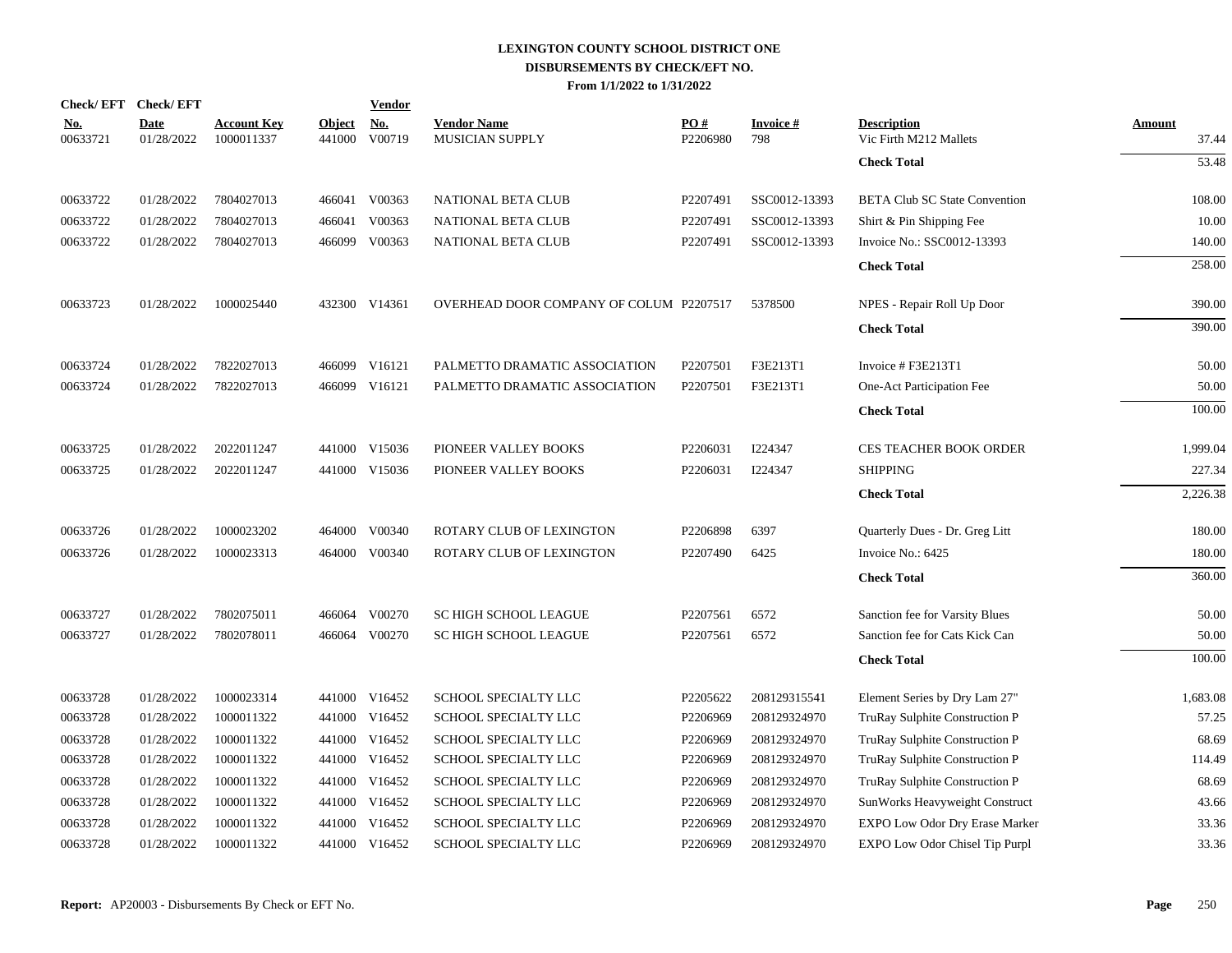# LEXINGTON COUNTY SCHOOL DISTRICT ONE
## DISBURSEMENTS BY CHECK/EFT NO.
### From 1/1/2022 to 1/31/2022

| Check/ EFT No. | Check/ EFT Date | Account Key | Object | Vendor No. | Vendor Name | PO # | Invoice # | Description | Amount |
|---|---|---|---|---|---|---|---|---|---|
| 00633721 | 01/28/2022 | 1000011337 | 441000 | V00719 | MUSICIAN SUPPLY | P2206980 | 798 | Vic Firth M212 Mallets | 37.44 |
| | | | | | | | | **Check Total** | 53.48 |
| 00633722 | 01/28/2022 | 7804027013 | 466041 | V00363 | NATIONAL BETA CLUB | P2207491 | SSC0012-13393 | BETA Club SC State Convention | 108.00 |
| 00633722 | 01/28/2022 | 7804027013 | 466041 | V00363 | NATIONAL BETA CLUB | P2207491 | SSC0012-13393 | Shirt & Pin Shipping Fee | 10.00 |
| 00633722 | 01/28/2022 | 7804027013 | 466099 | V00363 | NATIONAL BETA CLUB | P2207491 | SSC0012-13393 | Invoice No.: SSC0012-13393 | 140.00 |
| | | | | | | | | **Check Total** | 258.00 |
| 00633723 | 01/28/2022 | 1000025440 | 432300 | V14361 | OVERHEAD DOOR COMPANY OF COLUM | P2207517 | 5378500 | NPES - Repair Roll Up Door | 390.00 |
| | | | | | | | | **Check Total** | 390.00 |
| 00633724 | 01/28/2022 | 7822027013 | 466099 | V16121 | PALMETTO DRAMATIC ASSOCIATION | P2207501 | F3E213T1 | Invoice # F3E213T1 | 50.00 |
| 00633724 | 01/28/2022 | 7822027013 | 466099 | V16121 | PALMETTO DRAMATIC ASSOCIATION | P2207501 | F3E213T1 | One-Act Participation Fee | 50.00 |
| | | | | | | | | **Check Total** | 100.00 |
| 00633725 | 01/28/2022 | 2022011247 | 441000 | V15036 | PIONEER VALLEY BOOKS | P2206031 | I224347 | CES TEACHER BOOK ORDER | 1,999.04 |
| 00633725 | 01/28/2022 | 2022011247 | 441000 | V15036 | PIONEER VALLEY BOOKS | P2206031 | I224347 | SHIPPING | 227.34 |
| | | | | | | | | **Check Total** | 2,226.38 |
| 00633726 | 01/28/2022 | 1000023202 | 464000 | V00340 | ROTARY CLUB OF LEXINGTON | P2206898 | 6397 | Quarterly Dues - Dr. Greg Litt | 180.00 |
| 00633726 | 01/28/2022 | 1000023313 | 464000 | V00340 | ROTARY CLUB OF LEXINGTON | P2207490 | 6425 | Invoice No.: 6425 | 180.00 |
| | | | | | | | | **Check Total** | 360.00 |
| 00633727 | 01/28/2022 | 7802075011 | 466064 | V00270 | SC HIGH SCHOOL LEAGUE | P2207561 | 6572 | Sanction fee for Varsity Blues | 50.00 |
| 00633727 | 01/28/2022 | 7802078011 | 466064 | V00270 | SC HIGH SCHOOL LEAGUE | P2207561 | 6572 | Sanction fee for Cats Kick Can | 50.00 |
| | | | | | | | | **Check Total** | 100.00 |
| 00633728 | 01/28/2022 | 1000023314 | 441000 | V16452 | SCHOOL SPECIALTY LLC | P2205622 | 208129315541 | Element Series by Dry Lam 27" | 1,683.08 |
| 00633728 | 01/28/2022 | 1000011322 | 441000 | V16452 | SCHOOL SPECIALTY LLC | P2206969 | 208129324970 | TruRay Sulphite Construction P | 57.25 |
| 00633728 | 01/28/2022 | 1000011322 | 441000 | V16452 | SCHOOL SPECIALTY LLC | P2206969 | 208129324970 | TruRay Sulphite Construction P | 68.69 |
| 00633728 | 01/28/2022 | 1000011322 | 441000 | V16452 | SCHOOL SPECIALTY LLC | P2206969 | 208129324970 | TruRay Sulphite Construction P | 114.49 |
| 00633728 | 01/28/2022 | 1000011322 | 441000 | V16452 | SCHOOL SPECIALTY LLC | P2206969 | 208129324970 | TruRay Sulphite Construction P | 68.69 |
| 00633728 | 01/28/2022 | 1000011322 | 441000 | V16452 | SCHOOL SPECIALTY LLC | P2206969 | 208129324970 | SunWorks Heavyweight Construct | 43.66 |
| 00633728 | 01/28/2022 | 1000011322 | 441000 | V16452 | SCHOOL SPECIALTY LLC | P2206969 | 208129324970 | EXPO Low Odor Dry Erase Marker | 33.36 |
| 00633728 | 01/28/2022 | 1000011322 | 441000 | V16452 | SCHOOL SPECIALTY LLC | P2206969 | 208129324970 | EXPO Low Odor Chisel Tip Purpl | 33.36 |

**Report:** AP20003 - Disbursements By Check or EFT No.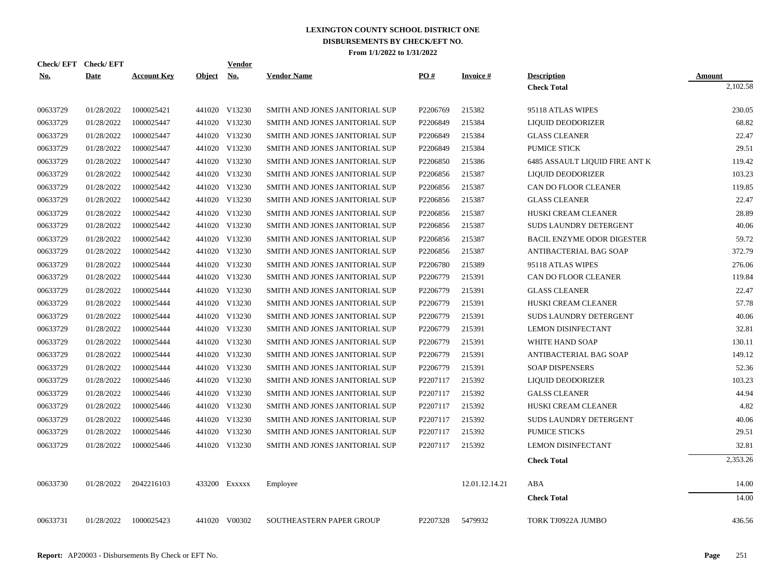# LEXINGTON COUNTY SCHOOL DISTRICT ONE
## DISBURSEMENTS BY CHECK/EFT NO.
### From 1/1/2022 to 1/31/2022

| Check/ EFT No. | Check/ EFT Date | Account Key | Object | Vendor No. | Vendor Name | PO # | Invoice # | Description | Amount |
|---|---|---|---|---|---|---|---|---|---|
| | | | | | | | | **Check Total** | 2,102.58 |
| 00633729 | 01/28/2022 | 1000025421 | 441020 | V13230 | SMITH AND JONES JANITORIAL SUP | P2206769 | 215382 | 95118 ATLAS WIPES | 230.05 |
| 00633729 | 01/28/2022 | 1000025447 | 441020 | V13230 | SMITH AND JONES JANITORIAL SUP | P2206849 | 215384 | LIQUID DEODORIZER | 68.82 |
| 00633729 | 01/28/2022 | 1000025447 | 441020 | V13230 | SMITH AND JONES JANITORIAL SUP | P2206849 | 215384 | GLASS CLEANER | 22.47 |
| 00633729 | 01/28/2022 | 1000025447 | 441020 | V13230 | SMITH AND JONES JANITORIAL SUP | P2206849 | 215384 | PUMICE STICK | 29.51 |
| 00633729 | 01/28/2022 | 1000025447 | 441020 | V13230 | SMITH AND JONES JANITORIAL SUP | P2206850 | 215386 | 6485 ASSAULT LIQUID FIRE ANT K | 119.42 |
| 00633729 | 01/28/2022 | 1000025442 | 441020 | V13230 | SMITH AND JONES JANITORIAL SUP | P2206856 | 215387 | LIQUID DEODORIZER | 103.23 |
| 00633729 | 01/28/2022 | 1000025442 | 441020 | V13230 | SMITH AND JONES JANITORIAL SUP | P2206856 | 215387 | CAN DO FLOOR CLEANER | 119.85 |
| 00633729 | 01/28/2022 | 1000025442 | 441020 | V13230 | SMITH AND JONES JANITORIAL SUP | P2206856 | 215387 | GLASS CLEANER | 22.47 |
| 00633729 | 01/28/2022 | 1000025442 | 441020 | V13230 | SMITH AND JONES JANITORIAL SUP | P2206856 | 215387 | HUSKI CREAM CLEANER | 28.89 |
| 00633729 | 01/28/2022 | 1000025442 | 441020 | V13230 | SMITH AND JONES JANITORIAL SUP | P2206856 | 215387 | SUDS LAUNDRY DETERGENT | 40.06 |
| 00633729 | 01/28/2022 | 1000025442 | 441020 | V13230 | SMITH AND JONES JANITORIAL SUP | P2206856 | 215387 | BACIL ENZYME ODOR DIGESTER | 59.72 |
| 00633729 | 01/28/2022 | 1000025442 | 441020 | V13230 | SMITH AND JONES JANITORIAL SUP | P2206856 | 215387 | ANTIBACTERIAL BAG SOAP | 372.79 |
| 00633729 | 01/28/2022 | 1000025444 | 441020 | V13230 | SMITH AND JONES JANITORIAL SUP | P2206780 | 215389 | 95118 ATLAS WIPES | 276.06 |
| 00633729 | 01/28/2022 | 1000025444 | 441020 | V13230 | SMITH AND JONES JANITORIAL SUP | P2206779 | 215391 | CAN DO FLOOR CLEANER | 119.84 |
| 00633729 | 01/28/2022 | 1000025444 | 441020 | V13230 | SMITH AND JONES JANITORIAL SUP | P2206779 | 215391 | GLASS CLEANER | 22.47 |
| 00633729 | 01/28/2022 | 1000025444 | 441020 | V13230 | SMITH AND JONES JANITORIAL SUP | P2206779 | 215391 | HUSKI CREAM CLEANER | 57.78 |
| 00633729 | 01/28/2022 | 1000025444 | 441020 | V13230 | SMITH AND JONES JANITORIAL SUP | P2206779 | 215391 | SUDS LAUNDRY DETERGENT | 40.06 |
| 00633729 | 01/28/2022 | 1000025444 | 441020 | V13230 | SMITH AND JONES JANITORIAL SUP | P2206779 | 215391 | LEMON DISINFECTANT | 32.81 |
| 00633729 | 01/28/2022 | 1000025444 | 441020 | V13230 | SMITH AND JONES JANITORIAL SUP | P2206779 | 215391 | WHITE HAND SOAP | 130.11 |
| 00633729 | 01/28/2022 | 1000025444 | 441020 | V13230 | SMITH AND JONES JANITORIAL SUP | P2206779 | 215391 | ANTIBACTERIAL BAG SOAP | 149.12 |
| 00633729 | 01/28/2022 | 1000025444 | 441020 | V13230 | SMITH AND JONES JANITORIAL SUP | P2206779 | 215391 | SOAP DISPENSERS | 52.36 |
| 00633729 | 01/28/2022 | 1000025446 | 441020 | V13230 | SMITH AND JONES JANITORIAL SUP | P2207117 | 215392 | LIQUID DEODORIZER | 103.23 |
| 00633729 | 01/28/2022 | 1000025446 | 441020 | V13230 | SMITH AND JONES JANITORIAL SUP | P2207117 | 215392 | GALSS CLEANER | 44.94 |
| 00633729 | 01/28/2022 | 1000025446 | 441020 | V13230 | SMITH AND JONES JANITORIAL SUP | P2207117 | 215392 | HUSKI CREAM CLEANER | 4.82 |
| 00633729 | 01/28/2022 | 1000025446 | 441020 | V13230 | SMITH AND JONES JANITORIAL SUP | P2207117 | 215392 | SUDS LAUNDRY DETERGENT | 40.06 |
| 00633729 | 01/28/2022 | 1000025446 | 441020 | V13230 | SMITH AND JONES JANITORIAL SUP | P2207117 | 215392 | PUMICE STICKS | 29.51 |
| 00633729 | 01/28/2022 | 1000025446 | 441020 | V13230 | SMITH AND JONES JANITORIAL SUP | P2207117 | 215392 | LEMON DISINFECTANT | 32.81 |
| | | | | | | | | **Check Total** | 2,353.26 |
| 00633730 | 01/28/2022 | 2042216103 | 433200 | Exxxxx | Employee | | 12.01.12.14.21 | ABA | 14.00 |
| | | | | | | | | **Check Total** | 14.00 |
| 00633731 | 01/28/2022 | 1000025423 | 441020 | V00302 | SOUTHEASTERN PAPER GROUP | P2207328 | 5479932 | TORK TJ0922A JUMBO | 436.56 |

**Report:** AP20003 - Disbursements By Check or EFT No.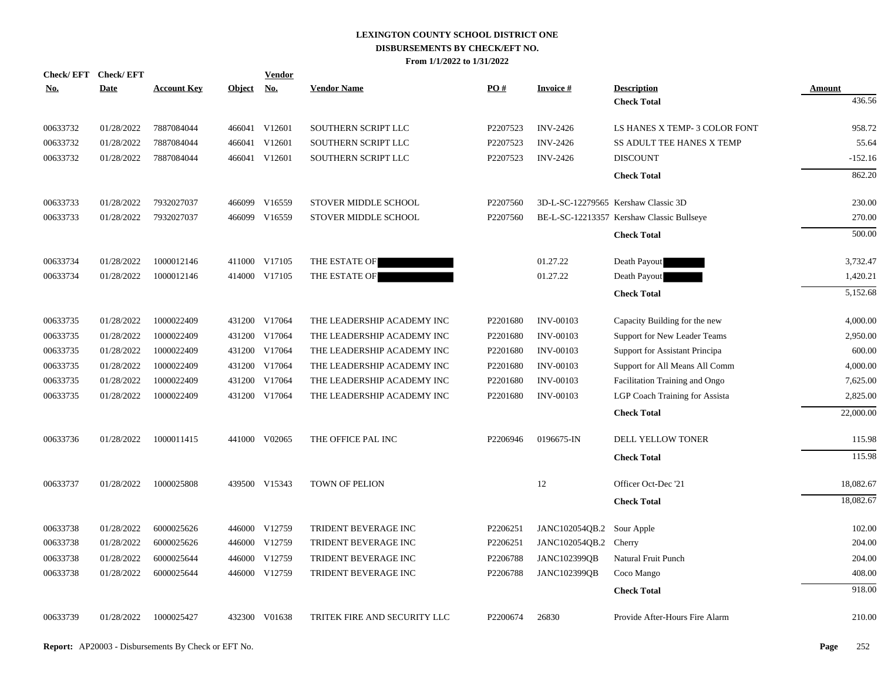# LEXINGTON COUNTY SCHOOL DISTRICT ONE
## DISBURSEMENTS BY CHECK/EFT NO.
### From 1/1/2022 to 1/31/2022

| Check/ EFT No. | Check/ EFT Date | Account Key | Object | Vendor No. | Vendor Name | PO # | Invoice # | Description | Amount |
|---|---|---|---|---|---|---|---|---|---|
| | | | | | | | | **Check Total** | 436.56 |
| 00633732 | 01/28/2022 | 7887084044 | 466041 | V12601 | SOUTHERN SCRIPT LLC | P2207523 | INV-2426 | LS HANES X TEMP- 3 COLOR FONT | 958.72 |
| 00633732 | 01/28/2022 | 7887084044 | 466041 | V12601 | SOUTHERN SCRIPT LLC | P2207523 | INV-2426 | SS ADULT TEE HANES X TEMP | 55.64 |
| 00633732 | 01/28/2022 | 7887084044 | 466041 | V12601 | SOUTHERN SCRIPT LLC | P2207523 | INV-2426 | DISCOUNT | -152.16 |
| | | | | | | | | **Check Total** | 862.20 |
| 00633733 | 01/28/2022 | 7932027037 | 466099 | V16559 | STOVER MIDDLE SCHOOL | P2207560 | 3D-L-SC-12279565 | Kershaw Classic 3D | 230.00 |
| 00633733 | 01/28/2022 | 7932027037 | 466099 | V16559 | STOVER MIDDLE SCHOOL | P2207560 | BE-L-SC-12213357 | Kershaw Classic Bullseye | 270.00 |
| | | | | | | | | **Check Total** | 500.00 |
| 00633734 | 01/28/2022 | 1000012146 | 411000 | V17105 | THE ESTATE OF [REDACTED] | | 01.27.22 | Death Payout [REDACTED] | 3,732.47 |
| 00633734 | 01/28/2022 | 1000012146 | 414000 | V17105 | THE ESTATE OF [REDACTED] | | 01.27.22 | Death Payout [REDACTED] | 1,420.21 |
| | | | | | | | | **Check Total** | 5,152.68 |
| 00633735 | 01/28/2022 | 1000022409 | 431200 | V17064 | THE LEADERSHIP ACADEMY INC | P2201680 | INV-00103 | Capacity Building for the new | 4,000.00 |
| 00633735 | 01/28/2022 | 1000022409 | 431200 | V17064 | THE LEADERSHIP ACADEMY INC | P2201680 | INV-00103 | Support for New Leader Teams | 2,950.00 |
| 00633735 | 01/28/2022 | 1000022409 | 431200 | V17064 | THE LEADERSHIP ACADEMY INC | P2201680 | INV-00103 | Support for Assistant Principa | 600.00 |
| 00633735 | 01/28/2022 | 1000022409 | 431200 | V17064 | THE LEADERSHIP ACADEMY INC | P2201680 | INV-00103 | Support for All Means All Comm | 4,000.00 |
| 00633735 | 01/28/2022 | 1000022409 | 431200 | V17064 | THE LEADERSHIP ACADEMY INC | P2201680 | INV-00103 | Facilitation Training and Ongo | 7,625.00 |
| 00633735 | 01/28/2022 | 1000022409 | 431200 | V17064 | THE LEADERSHIP ACADEMY INC | P2201680 | INV-00103 | LGP Coach Training for Assista | 2,825.00 |
| | | | | | | | | **Check Total** | 22,000.00 |
| 00633736 | 01/28/2022 | 1000011415 | 441000 | V02065 | THE OFFICE PAL INC | P2206946 | 0196675-IN | DELL YELLOW TONER | 115.98 |
| | | | | | | | | **Check Total** | 115.98 |
| 00633737 | 01/28/2022 | 1000025808 | 439500 | V15343 | TOWN OF PELION | | 12 | Officer Oct-Dec '21 | 18,082.67 |
| | | | | | | | | **Check Total** | 18,082.67 |
| 00633738 | 01/28/2022 | 6000025626 | 446000 | V12759 | TRIDENT BEVERAGE INC | P2206251 | JANC102054QB.2 | Sour Apple | 102.00 |
| 00633738 | 01/28/2022 | 6000025626 | 446000 | V12759 | TRIDENT BEVERAGE INC | P2206251 | JANC102054QB.2 | Cherry | 204.00 |
| 00633738 | 01/28/2022 | 6000025644 | 446000 | V12759 | TRIDENT BEVERAGE INC | P2206788 | JANC102399QB | Natural Fruit Punch | 204.00 |
| 00633738 | 01/28/2022 | 6000025644 | 446000 | V12759 | TRIDENT BEVERAGE INC | P2206788 | JANC102399QB | Coco Mango | 408.00 |
| | | | | | | | | **Check Total** | 918.00 |
| 00633739 | 01/28/2022 | 1000025427 | 432300 | V01638 | TRITEK FIRE AND SECURITY LLC | P2200674 | 26830 | Provide After-Hours Fire Alarm | 210.00 |

**Report:** AP20003 - Disbursements By Check or EFT No.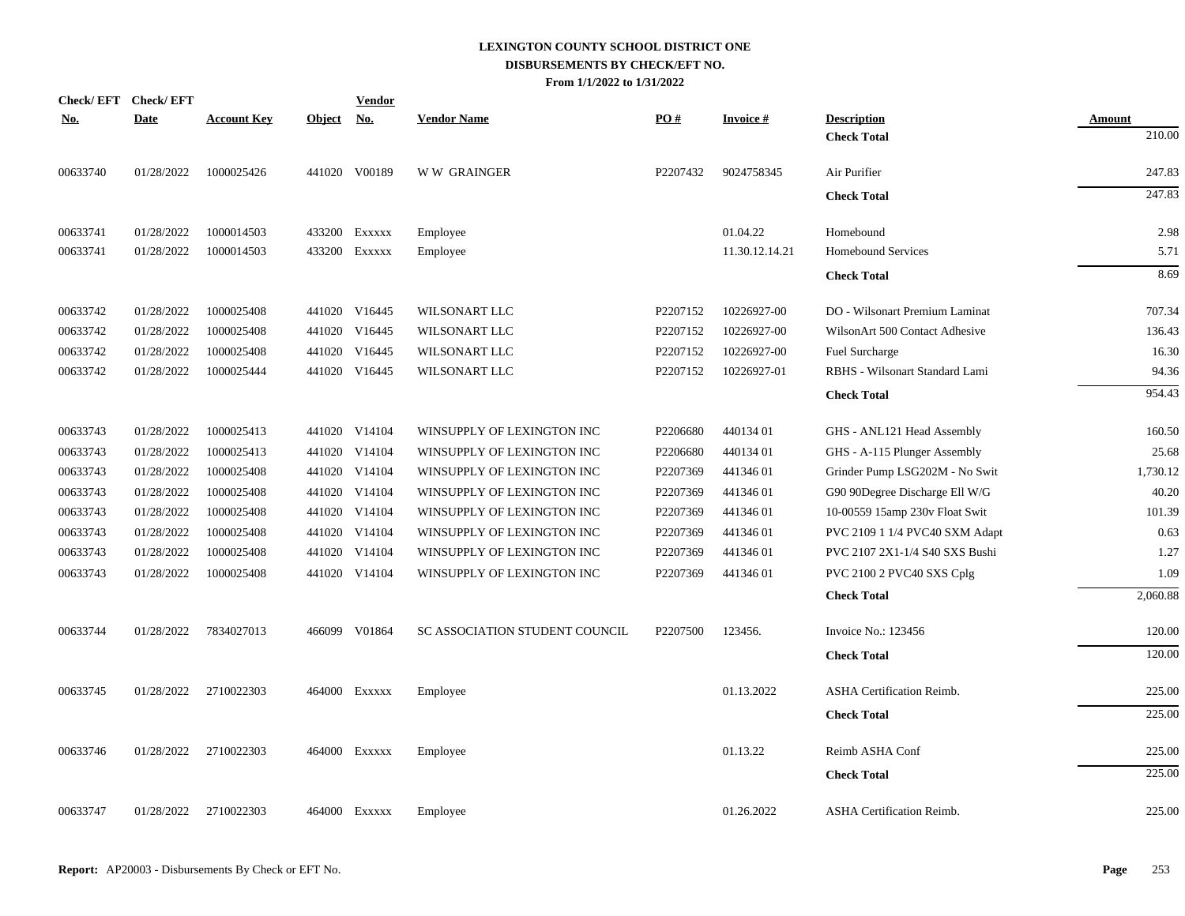# LEXINGTON COUNTY SCHOOL DISTRICT ONE
## DISBURSEMENTS BY CHECK/EFT NO.
### From 1/1/2022 to 1/31/2022

| Check/ EFT No. | Check/ EFT Date | Account Key | Object | Vendor No. | Vendor Name | PO # | Invoice # | Description | Amount |
|---|---|---|---|---|---|---|---|---|---|
| | | | | | | | | **Check Total** | 210.00 |
| 00633740 | 01/28/2022 | 1000025426 | 441020 | V00189 | W W GRAINGER | P2207432 | 9024758345 | Air Purifier | 247.83 |
| | | | | | | | | **Check Total** | 247.83 |
| 00633741 | 01/28/2022 | 1000014503 | 433200 | Exxxxx | Employee | | 01.04.22 | Homebound | 2.98 |
| 00633741 | 01/28/2022 | 1000014503 | 433200 | Exxxxx | Employee | | 11.30.12.14.21 | Homebound Services | 5.71 |
| | | | | | | | | **Check Total** | 8.69 |
| 00633742 | 01/28/2022 | 1000025408 | 441020 | V16445 | WILSONART LLC | P2207152 | 10226927-00 | DO - Wilsonart Premium Laminat | 707.34 |
| 00633742 | 01/28/2022 | 1000025408 | 441020 | V16445 | WILSONART LLC | P2207152 | 10226927-00 | WilsonArt 500 Contact Adhesive | 136.43 |
| 00633742 | 01/28/2022 | 1000025408 | 441020 | V16445 | WILSONART LLC | P2207152 | 10226927-00 | Fuel Surcharge | 16.30 |
| 00633742 | 01/28/2022 | 1000025444 | 441020 | V16445 | WILSONART LLC | P2207152 | 10226927-01 | RBHS - Wilsonart Standard Lami | 94.36 |
| | | | | | | | | **Check Total** | 954.43 |
| 00633743 | 01/28/2022 | 1000025413 | 441020 | V14104 | WINSUPPLY OF LEXINGTON INC | P2206680 | 440134 01 | GHS - ANL121 Head Assembly | 160.50 |
| 00633743 | 01/28/2022 | 1000025413 | 441020 | V14104 | WINSUPPLY OF LEXINGTON INC | P2206680 | 440134 01 | GHS - A-115 Plunger Assembly | 25.68 |
| 00633743 | 01/28/2022 | 1000025408 | 441020 | V14104 | WINSUPPLY OF LEXINGTON INC | P2207369 | 441346 01 | Grinder Pump LSG202M - No Swit | 1,730.12 |
| 00633743 | 01/28/2022 | 1000025408 | 441020 | V14104 | WINSUPPLY OF LEXINGTON INC | P2207369 | 441346 01 | G90 90Degree Discharge Ell W/G | 40.20 |
| 00633743 | 01/28/2022 | 1000025408 | 441020 | V14104 | WINSUPPLY OF LEXINGTON INC | P2207369 | 441346 01 | 10-00559 15amp 230v Float Swit | 101.39 |
| 00633743 | 01/28/2022 | 1000025408 | 441020 | V14104 | WINSUPPLY OF LEXINGTON INC | P2207369 | 441346 01 | PVC 2109 1 1/4 PVC40 SXM Adapt | 0.63 |
| 00633743 | 01/28/2022 | 1000025408 | 441020 | V14104 | WINSUPPLY OF LEXINGTON INC | P2207369 | 441346 01 | PVC 2107 2X1-1/4 S40 SXS Bushi | 1.27 |
| 00633743 | 01/28/2022 | 1000025408 | 441020 | V14104 | WINSUPPLY OF LEXINGTON INC | P2207369 | 441346 01 | PVC 2100 2 PVC40 SXS Cplg | 1.09 |
| | | | | | | | | **Check Total** | 2,060.88 |
| 00633744 | 01/28/2022 | 7834027013 | 466099 | V01864 | SC ASSOCIATION STUDENT COUNCIL | P2207500 | 123456. | Invoice No.: 123456 | 120.00 |
| | | | | | | | | **Check Total** | 120.00 |
| 00633745 | 01/28/2022 | 2710022303 | 464000 | Exxxxx | Employee | | 01.13.2022 | ASHA Certification Reimb. | 225.00 |
| | | | | | | | | **Check Total** | 225.00 |
| 00633746 | 01/28/2022 | 2710022303 | 464000 | Exxxxx | Employee | | 01.13.22 | Reimb ASHA Conf | 225.00 |
| | | | | | | | | **Check Total** | 225.00 |
| 00633747 | 01/28/2022 | 2710022303 | 464000 | Exxxxx | Employee | | 01.26.2022 | ASHA Certification Reimb. | 225.00 |

**Report:** AP20003 - Disbursements By Check or EFT No.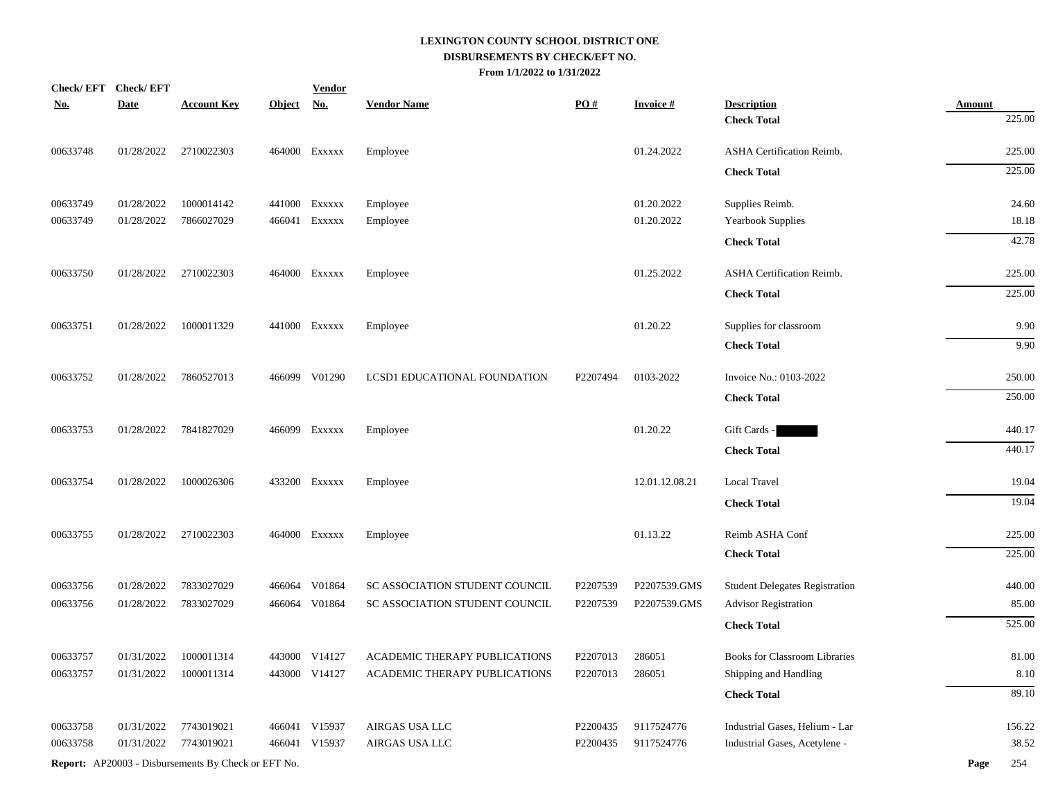# LEXINGTON COUNTY SCHOOL DISTRICT ONE

## DISBURSEMENTS BY CHECK/EFT NO.

**From 1/1/2022 to 1/31/2022**

| Check/ EFT No. | Check/ EFT Date | Account Key | Object | Vendor No. | Vendor Name | PO # | Invoice # | Description | Amount |
|---|---|---|---|---|---|---|---|---|---|
| | | | | | | | | **Check Total** | 225.00 |
| 00633748 | 01/28/2022 | 2710022303 | 464000 | Exxxxx | Employee | | 01.24.2022 | ASHA Certification Reimb. | 225.00 |
| | | | | | | | | **Check Total** | 225.00 |
| 00633749 | 01/28/2022 | 1000014142 | 441000 | Exxxxx | Employee | | 01.20.2022 | Supplies Reimb. | 24.60 |
| 00633749 | 01/28/2022 | 7866027029 | 466041 | Exxxxx | Employee | | 01.20.2022 | Yearbook Supplies | 18.18 |
| | | | | | | | | **Check Total** | 42.78 |
| 00633750 | 01/28/2022 | 2710022303 | 464000 | Exxxxx | Employee | | 01.25.2022 | ASHA Certification Reimb. | 225.00 |
| | | | | | | | | **Check Total** | 225.00 |
| 00633751 | 01/28/2022 | 1000011329 | 441000 | Exxxxx | Employee | | 01.20.22 | Supplies for classroom | 9.90 |
| | | | | | | | | **Check Total** | 9.90 |
| 00633752 | 01/28/2022 | 7860527013 | 466099 | V01290 | LCSD1 EDUCATIONAL FOUNDATION | P2207494 | 0103-2022 | Invoice No.: 0103-2022 | 250.00 |
| | | | | | | | | **Check Total** | 250.00 |
| 00633753 | 01/28/2022 | 7841827029 | 466099 | Exxxxx | Employee | | 01.20.22 | Gift Cards - | 440.17 |
| | | | | | | | | **Check Total** | 440.17 |
| 00633754 | 01/28/2022 | 1000026306 | 433200 | Exxxxx | Employee | | 12.01.12.08.21 | Local Travel | 19.04 |
| | | | | | | | | **Check Total** | 19.04 |
| 00633755 | 01/28/2022 | 2710022303 | 464000 | Exxxxx | Employee | | 01.13.22 | Reimb ASHA Conf | 225.00 |
| | | | | | | | | **Check Total** | 225.00 |
| 00633756 | 01/28/2022 | 7833027029 | 466064 | V01864 | SC ASSOCIATION STUDENT COUNCIL | P2207539 | P2207539.GMS | Student Delegates Registration | 440.00 |
| 00633756 | 01/28/2022 | 7833027029 | 466064 | V01864 | SC ASSOCIATION STUDENT COUNCIL | P2207539 | P2207539.GMS | Advisor Registration | 85.00 |
| | | | | | | | | **Check Total** | 525.00 |
| 00633757 | 01/31/2022 | 1000011314 | 443000 | V14127 | ACADEMIC THERAPY PUBLICATIONS | P2207013 | 286051 | Books for Classroom Libraries | 81.00 |
| 00633757 | 01/31/2022 | 1000011314 | 443000 | V14127 | ACADEMIC THERAPY PUBLICATIONS | P2207013 | 286051 | Shipping and Handling | 8.10 |
| | | | | | | | | **Check Total** | 89.10 |
| 00633758 | 01/31/2022 | 7743019021 | 466041 | V15937 | AIRGAS USA LLC | P2200435 | 9117524776 | Industrial Gases, Helium - Lar | 156.22 |
| 00633758 | 01/31/2022 | 7743019021 | 466041 | V15937 | AIRGAS USA LLC | P2200435 | 9117524776 | Industrial Gases, Acetylene - | 38.52 |

**Report:** AP20003 - Disbursements By Check or EFT No.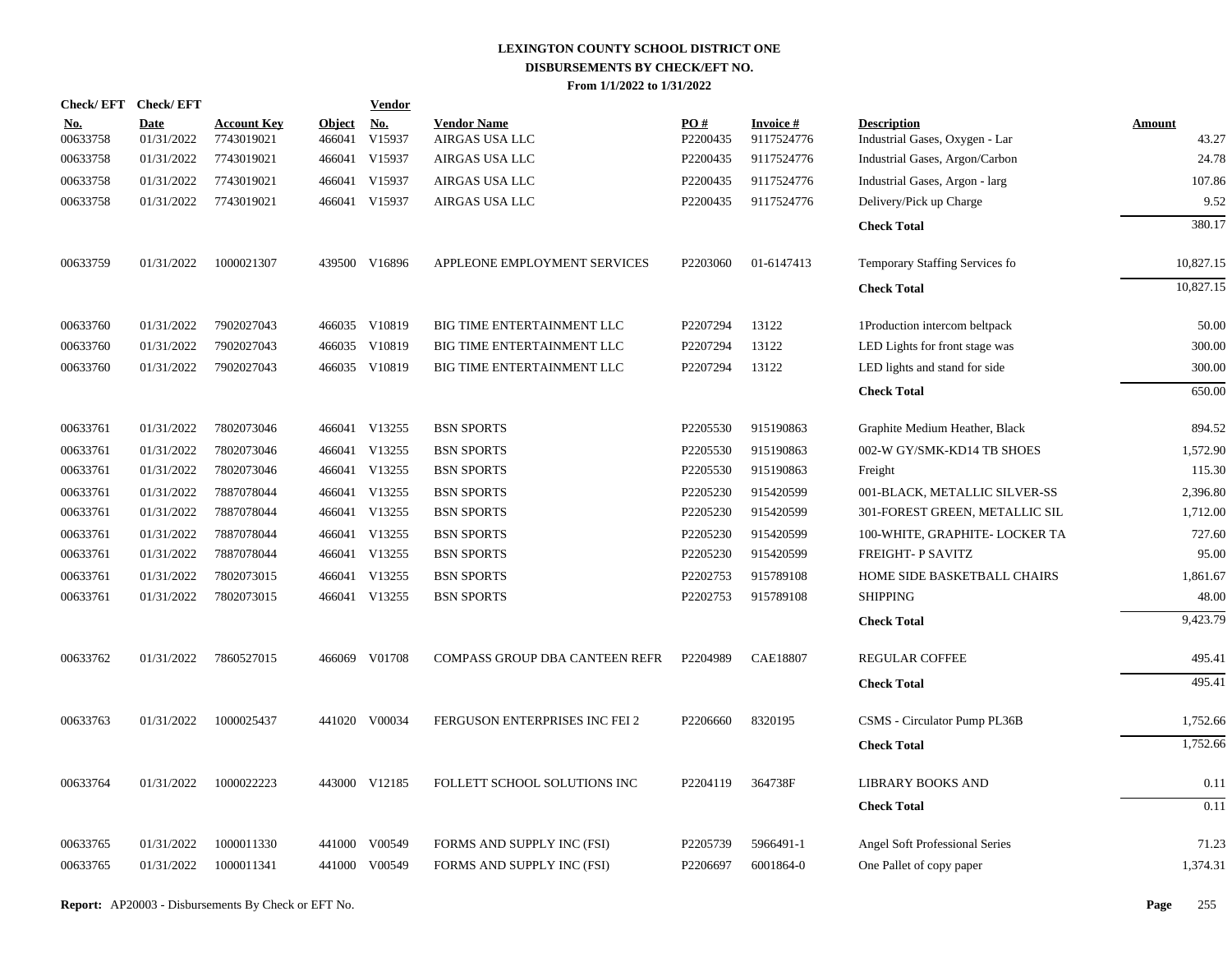# LEXINGTON COUNTY SCHOOL DISTRICT ONE
## DISBURSEMENTS BY CHECK/EFT NO.
### From 1/1/2022 to 1/31/2022

| Check/ EFT No. | Check/ EFT Date | Account Key | Object | Vendor No. | Vendor Name | PO # | Invoice # | Description | Amount |
|---|---|---|---|---|---|---|---|---|---|
| 00633758 | 01/31/2022 | 7743019021 | 466041 | V15937 | AIRGAS USA LLC | P2200435 | 9117524776 | Industrial Gases, Oxygen - Lar | 43.27 |
| 00633758 | 01/31/2022 | 7743019021 | 466041 | V15937 | AIRGAS USA LLC | P2200435 | 9117524776 | Industrial Gases, Argon/Carbon | 24.78 |
| 00633758 | 01/31/2022 | 7743019021 | 466041 | V15937 | AIRGAS USA LLC | P2200435 | 9117524776 | Industrial Gases, Argon - larg | 107.86 |
| 00633758 | 01/31/2022 | 7743019021 | 466041 | V15937 | AIRGAS USA LLC | P2200435 | 9117524776 | Delivery/Pick up Charge | 9.52 |
| | | | | | | | | **Check Total** | 380.17 |
| 00633759 | 01/31/2022 | 1000021307 | 439500 | V16896 | APPLEONE EMPLOYMENT SERVICES | P2203060 | 01-6147413 | Temporary Staffing Services fo | 10,827.15 |
| | | | | | | | | **Check Total** | 10,827.15 |
| 00633760 | 01/31/2022 | 7902027043 | 466035 | V10819 | BIG TIME ENTERTAINMENT LLC | P2207294 | 13122 | 1Production intercom beltpack | 50.00 |
| 00633760 | 01/31/2022 | 7902027043 | 466035 | V10819 | BIG TIME ENTERTAINMENT LLC | P2207294 | 13122 | LED Lights for front stage was | 300.00 |
| 00633760 | 01/31/2022 | 7902027043 | 466035 | V10819 | BIG TIME ENTERTAINMENT LLC | P2207294 | 13122 | LED lights and stand for side | 300.00 |
| | | | | | | | | **Check Total** | 650.00 |
| 00633761 | 01/31/2022 | 7802073046 | 466041 | V13255 | BSN SPORTS | P2205530 | 915190863 | Graphite Medium Heather, Black | 894.52 |
| 00633761 | 01/31/2022 | 7802073046 | 466041 | V13255 | BSN SPORTS | P2205530 | 915190863 | 002-W GY/SMK-KD14 TB SHOES | 1,572.90 |
| 00633761 | 01/31/2022 | 7802073046 | 466041 | V13255 | BSN SPORTS | P2205530 | 915190863 | Freight | 115.30 |
| 00633761 | 01/31/2022 | 7887078044 | 466041 | V13255 | BSN SPORTS | P2205230 | 915420599 | 001-BLACK, METALLIC SILVER-SS | 2,396.80 |
| 00633761 | 01/31/2022 | 7887078044 | 466041 | V13255 | BSN SPORTS | P2205230 | 915420599 | 301-FOREST GREEN, METALLIC SIL | 1,712.00 |
| 00633761 | 01/31/2022 | 7887078044 | 466041 | V13255 | BSN SPORTS | P2205230 | 915420599 | 100-WHITE, GRAPHITE- LOCKER TA | 727.60 |
| 00633761 | 01/31/2022 | 7887078044 | 466041 | V13255 | BSN SPORTS | P2205230 | 915420599 | FREIGHT- P SAVITZ | 95.00 |
| 00633761 | 01/31/2022 | 7802073015 | 466041 | V13255 | BSN SPORTS | P2202753 | 915789108 | HOME SIDE BASKETBALL CHAIRS | 1,861.67 |
| 00633761 | 01/31/2022 | 7802073015 | 466041 | V13255 | BSN SPORTS | P2202753 | 915789108 | SHIPPING | 48.00 |
| | | | | | | | | **Check Total** | 9,423.79 |
| 00633762 | 01/31/2022 | 7860527015 | 466069 | V01708 | COMPASS GROUP DBA CANTEEN REFR | P2204989 | CAE18807 | REGULAR COFFEE | 495.41 |
| | | | | | | | | **Check Total** | 495.41 |
| 00633763 | 01/31/2022 | 1000025437 | 441020 | V00034 | FERGUSON ENTERPRISES INC FEI 2 | P2206660 | 8320195 | CSMS - Circulator Pump PL36B | 1,752.66 |
| | | | | | | | | **Check Total** | 1,752.66 |
| 00633764 | 01/31/2022 | 1000022223 | 443000 | V12185 | FOLLETT SCHOOL SOLUTIONS INC | P2204119 | 364738F | LIBRARY BOOKS AND | 0.11 |
| | | | | | | | | **Check Total** | 0.11 |
| 00633765 | 01/31/2022 | 1000011330 | 441000 | V00549 | FORMS AND SUPPLY INC (FSI) | P2205739 | 5966491-1 | Angel Soft Professional Series | 71.23 |
| 00633765 | 01/31/2022 | 1000011341 | 441000 | V00549 | FORMS AND SUPPLY INC (FSI) | P2206697 | 6001864-0 | One Pallet of copy paper | 1,374.31 |

**Report:** AP20003 - Disbursements By Check or EFT No.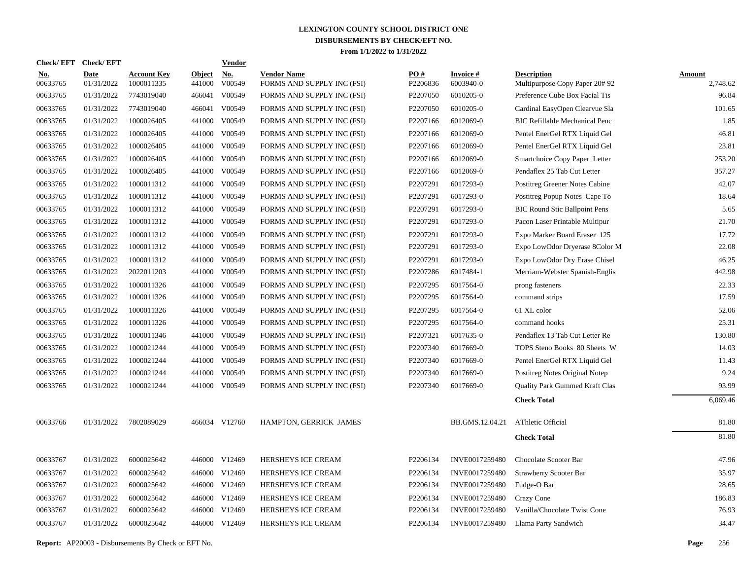# LEXINGTON COUNTY SCHOOL DISTRICT ONE
## DISBURSEMENTS BY CHECK/EFT NO.
### From 1/1/2022 to 1/31/2022

| Check/ EFT No. | Check/ EFT Date | Account Key | Object | Vendor No. | Vendor Name | PO # | Invoice # | Description | Amount |
|---|---|---|---|---|---|---|---|---|---|
| 00633765 | 01/31/2022 | 1000011335 | 441000 | V00549 | FORMS AND SUPPLY INC (FSI) | P2206836 | 6003940-0 | Multipurpose Copy Paper 20# 92 | 2,748.62 |
| 00633765 | 01/31/2022 | 7743019040 | 466041 | V00549 | FORMS AND SUPPLY INC (FSI) | P2207050 | 6010205-0 | Preference Cube Box Facial Tis | 96.84 |
| 00633765 | 01/31/2022 | 7743019040 | 466041 | V00549 | FORMS AND SUPPLY INC (FSI) | P2207050 | 6010205-0 | Cardinal EasyOpen Clearvue Sla | 101.65 |
| 00633765 | 01/31/2022 | 1000026405 | 441000 | V00549 | FORMS AND SUPPLY INC (FSI) | P2207166 | 6012069-0 | BIC Refillable Mechanical Penc | 1.85 |
| 00633765 | 01/31/2022 | 1000026405 | 441000 | V00549 | FORMS AND SUPPLY INC (FSI) | P2207166 | 6012069-0 | Pentel EnerGel RTX Liquid Gel | 46.81 |
| 00633765 | 01/31/2022 | 1000026405 | 441000 | V00549 | FORMS AND SUPPLY INC (FSI) | P2207166 | 6012069-0 | Pentel EnerGel RTX Liquid Gel | 23.81 |
| 00633765 | 01/31/2022 | 1000026405 | 441000 | V00549 | FORMS AND SUPPLY INC (FSI) | P2207166 | 6012069-0 | Smartchoice Copy Paper Letter | 253.20 |
| 00633765 | 01/31/2022 | 1000026405 | 441000 | V00549 | FORMS AND SUPPLY INC (FSI) | P2207166 | 6012069-0 | Pendaflex 25 Tab Cut Letter | 357.27 |
| 00633765 | 01/31/2022 | 1000011312 | 441000 | V00549 | FORMS AND SUPPLY INC (FSI) | P2207291 | 6017293-0 | Postitreg Greener Notes Cabine | 42.07 |
| 00633765 | 01/31/2022 | 1000011312 | 441000 | V00549 | FORMS AND SUPPLY INC (FSI) | P2207291 | 6017293-0 | Postitreg Popup Notes Cape To | 18.64 |
| 00633765 | 01/31/2022 | 1000011312 | 441000 | V00549 | FORMS AND SUPPLY INC (FSI) | P2207291 | 6017293-0 | BIC Round Stic Ballpoint Pens | 5.65 |
| 00633765 | 01/31/2022 | 1000011312 | 441000 | V00549 | FORMS AND SUPPLY INC (FSI) | P2207291 | 6017293-0 | Pacon Laser Printable Multipur | 21.70 |
| 00633765 | 01/31/2022 | 1000011312 | 441000 | V00549 | FORMS AND SUPPLY INC (FSI) | P2207291 | 6017293-0 | Expo Marker Board Eraser 125 | 17.72 |
| 00633765 | 01/31/2022 | 1000011312 | 441000 | V00549 | FORMS AND SUPPLY INC (FSI) | P2207291 | 6017293-0 | Expo LowOdor Dryerase 8Color M | 22.08 |
| 00633765 | 01/31/2022 | 1000011312 | 441000 | V00549 | FORMS AND SUPPLY INC (FSI) | P2207291 | 6017293-0 | Expo LowOdor Dry Erase Chisel | 46.25 |
| 00633765 | 01/31/2022 | 2022011203 | 441000 | V00549 | FORMS AND SUPPLY INC (FSI) | P2207286 | 6017484-1 | Merriam-Webster Spanish-Englis | 442.98 |
| 00633765 | 01/31/2022 | 1000011326 | 441000 | V00549 | FORMS AND SUPPLY INC (FSI) | P2207295 | 6017564-0 | prong fasteners | 22.33 |
| 00633765 | 01/31/2022 | 1000011326 | 441000 | V00549 | FORMS AND SUPPLY INC (FSI) | P2207295 | 6017564-0 | command strips | 17.59 |
| 00633765 | 01/31/2022 | 1000011326 | 441000 | V00549 | FORMS AND SUPPLY INC (FSI) | P2207295 | 6017564-0 | 61 XL color | 52.06 |
| 00633765 | 01/31/2022 | 1000011326 | 441000 | V00549 | FORMS AND SUPPLY INC (FSI) | P2207295 | 6017564-0 | command hooks | 25.31 |
| 00633765 | 01/31/2022 | 1000011346 | 441000 | V00549 | FORMS AND SUPPLY INC (FSI) | P2207321 | 6017635-0 | Pendaflex 13 Tab Cut Letter Re | 130.80 |
| 00633765 | 01/31/2022 | 1000021244 | 441000 | V00549 | FORMS AND SUPPLY INC (FSI) | P2207340 | 6017669-0 | TOPS Steno Books 80 Sheets W | 14.03 |
| 00633765 | 01/31/2022 | 1000021244 | 441000 | V00549 | FORMS AND SUPPLY INC (FSI) | P2207340 | 6017669-0 | Pentel EnerGel RTX Liquid Gel | 11.43 |
| 00633765 | 01/31/2022 | 1000021244 | 441000 | V00549 | FORMS AND SUPPLY INC (FSI) | P2207340 | 6017669-0 | Postitreg Notes Original Notep | 9.24 |
| 00633765 | 01/31/2022 | 1000021244 | 441000 | V00549 | FORMS AND SUPPLY INC (FSI) | P2207340 | 6017669-0 | Quality Park Gummed Kraft Clas | 93.99 |
| | | | | | | | | **Check Total** | 6,069.46 |
| 00633766 | 01/31/2022 | 7802089029 | 466034 | V12760 | HAMPTON, GERRICK JAMES | | BB.GMS.12.04.21 | AThletic Official | 81.80 |
| | | | | | | | | **Check Total** | 81.80 |
| 00633767 | 01/31/2022 | 6000025642 | 446000 | V12469 | HERSHEYS ICE CREAM | P2206134 | INVE0017259480 | Chocolate Scooter Bar | 47.96 |
| 00633767 | 01/31/2022 | 6000025642 | 446000 | V12469 | HERSHEYS ICE CREAM | P2206134 | INVE0017259480 | Strawberry Scooter Bar | 35.97 |
| 00633767 | 01/31/2022 | 6000025642 | 446000 | V12469 | HERSHEYS ICE CREAM | P2206134 | INVE0017259480 | Fudge-O Bar | 28.65 |
| 00633767 | 01/31/2022 | 6000025642 | 446000 | V12469 | HERSHEYS ICE CREAM | P2206134 | INVE0017259480 | Crazy Cone | 186.83 |
| 00633767 | 01/31/2022 | 6000025642 | 446000 | V12469 | HERSHEYS ICE CREAM | P2206134 | INVE0017259480 | Vanilla/Chocolate Twist Cone | 76.93 |
| 00633767 | 01/31/2022 | 6000025642 | 446000 | V12469 | HERSHEYS ICE CREAM | P2206134 | INVE0017259480 | Llama Party Sandwich | 34.47 |

**Report:** AP20003 - Disbursements By Check or EFT No.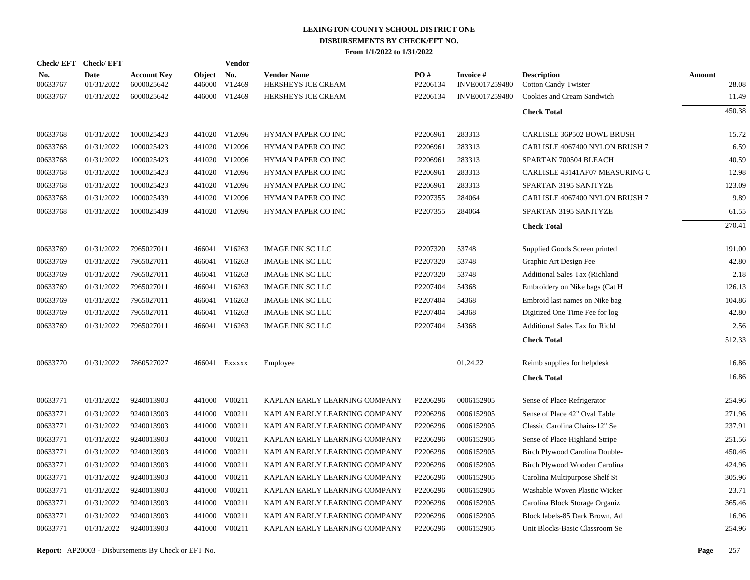# LEXINGTON COUNTY SCHOOL DISTRICT ONE
## DISBURSEMENTS BY CHECK/EFT NO.
### From 1/1/2022 to 1/31/2022

| Check/ EFT No. | Check/ EFT Date | Account Key | Object | Vendor No. | Vendor Name | PO # | Invoice # | Description | Amount |
|---|---|---|---|---|---|---|---|---|---|
| 00633767 | 01/31/2022 | 6000025642 | 446000 | V12469 | HERSHEYS ICE CREAM | P2206134 | INVE0017259480 | Cotton Candy Twister | 28.08 |
| 00633767 | 01/31/2022 | 6000025642 | 446000 | V12469 | HERSHEYS ICE CREAM | P2206134 | INVE0017259480 | Cookies and Cream Sandwich | 11.49 |
| | | | | | | | | **Check Total** | 450.38 |
| 00633768 | 01/31/2022 | 1000025423 | 441020 | V12096 | HYMAN PAPER CO INC | P2206961 | 283313 | CARLISLE 36P502 BOWL BRUSH | 15.72 |
| 00633768 | 01/31/2022 | 1000025423 | 441020 | V12096 | HYMAN PAPER CO INC | P2206961 | 283313 | CARLISLE 4067400 NYLON BRUSH 7 | 6.59 |
| 00633768 | 01/31/2022 | 1000025423 | 441020 | V12096 | HYMAN PAPER CO INC | P2206961 | 283313 | SPARTAN 700504 BLEACH | 40.59 |
| 00633768 | 01/31/2022 | 1000025423 | 441020 | V12096 | HYMAN PAPER CO INC | P2206961 | 283313 | CARLISLE 43141AF07 MEASURING C | 12.98 |
| 00633768 | 01/31/2022 | 1000025423 | 441020 | V12096 | HYMAN PAPER CO INC | P2206961 | 283313 | SPARTAN 3195 SANITYZE | 123.09 |
| 00633768 | 01/31/2022 | 1000025439 | 441020 | V12096 | HYMAN PAPER CO INC | P2207355 | 284064 | CARLISLE 4067400 NYLON BRUSH 7 | 9.89 |
| 00633768 | 01/31/2022 | 1000025439 | 441020 | V12096 | HYMAN PAPER CO INC | P2207355 | 284064 | SPARTAN 3195 SANITYZE | 61.55 |
| | | | | | | | | **Check Total** | 270.41 |
| 00633769 | 01/31/2022 | 7965027011 | 466041 | V16263 | IMAGE INK SC LLC | P2207320 | 53748 | Supplied Goods Screen printed | 191.00 |
| 00633769 | 01/31/2022 | 7965027011 | 466041 | V16263 | IMAGE INK SC LLC | P2207320 | 53748 | Graphic Art Design Fee | 42.80 |
| 00633769 | 01/31/2022 | 7965027011 | 466041 | V16263 | IMAGE INK SC LLC | P2207320 | 53748 | Additional Sales Tax (Richland | 2.18 |
| 00633769 | 01/31/2022 | 7965027011 | 466041 | V16263 | IMAGE INK SC LLC | P2207404 | 54368 | Embroidery on Nike bags (Cat H | 126.13 |
| 00633769 | 01/31/2022 | 7965027011 | 466041 | V16263 | IMAGE INK SC LLC | P2207404 | 54368 | Embroid last names on Nike bag | 104.86 |
| 00633769 | 01/31/2022 | 7965027011 | 466041 | V16263 | IMAGE INK SC LLC | P2207404 | 54368 | Digitized One Time Fee for log | 42.80 |
| 00633769 | 01/31/2022 | 7965027011 | 466041 | V16263 | IMAGE INK SC LLC | P2207404 | 54368 | Additional Sales Tax for Richl | 2.56 |
| | | | | | | | | **Check Total** | 512.33 |
| 00633770 | 01/31/2022 | 7860527027 | 466041 | Exxxxx | Employee | | 01.24.22 | Reimb supplies for helpdesk | 16.86 |
| | | | | | | | | **Check Total** | 16.86 |
| 00633771 | 01/31/2022 | 9240013903 | 441000 | V00211 | KAPLAN EARLY LEARNING COMPANY | P2206296 | 0006152905 | Sense of Place Refrigerator | 254.96 |
| 00633771 | 01/31/2022 | 9240013903 | 441000 | V00211 | KAPLAN EARLY LEARNING COMPANY | P2206296 | 0006152905 | Sense of Place 42" Oval Table | 271.96 |
| 00633771 | 01/31/2022 | 9240013903 | 441000 | V00211 | KAPLAN EARLY LEARNING COMPANY | P2206296 | 0006152905 | Classic Carolina Chairs-12" Se | 237.91 |
| 00633771 | 01/31/2022 | 9240013903 | 441000 | V00211 | KAPLAN EARLY LEARNING COMPANY | P2206296 | 0006152905 | Sense of Place Highland Stripe | 251.56 |
| 00633771 | 01/31/2022 | 9240013903 | 441000 | V00211 | KAPLAN EARLY LEARNING COMPANY | P2206296 | 0006152905 | Birch Plywood Carolina Double- | 450.46 |
| 00633771 | 01/31/2022 | 9240013903 | 441000 | V00211 | KAPLAN EARLY LEARNING COMPANY | P2206296 | 0006152905 | Birch Plywood Wooden Carolina | 424.96 |
| 00633771 | 01/31/2022 | 9240013903 | 441000 | V00211 | KAPLAN EARLY LEARNING COMPANY | P2206296 | 0006152905 | Carolina Multipurpose Shelf St | 305.96 |
| 00633771 | 01/31/2022 | 9240013903 | 441000 | V00211 | KAPLAN EARLY LEARNING COMPANY | P2206296 | 0006152905 | Washable Woven Plastic Wicker | 23.71 |
| 00633771 | 01/31/2022 | 9240013903 | 441000 | V00211 | KAPLAN EARLY LEARNING COMPANY | P2206296 | 0006152905 | Carolina Block Storage Organiz | 365.46 |
| 00633771 | 01/31/2022 | 9240013903 | 441000 | V00211 | KAPLAN EARLY LEARNING COMPANY | P2206296 | 0006152905 | Block labels-85 Dark Brown, Ad | 16.96 |
| 00633771 | 01/31/2022 | 9240013903 | 441000 | V00211 | KAPLAN EARLY LEARNING COMPANY | P2206296 | 0006152905 | Unit Blocks-Basic Classroom Se | 254.96 |

**Report:** AP20003 - Disbursements By Check or EFT No.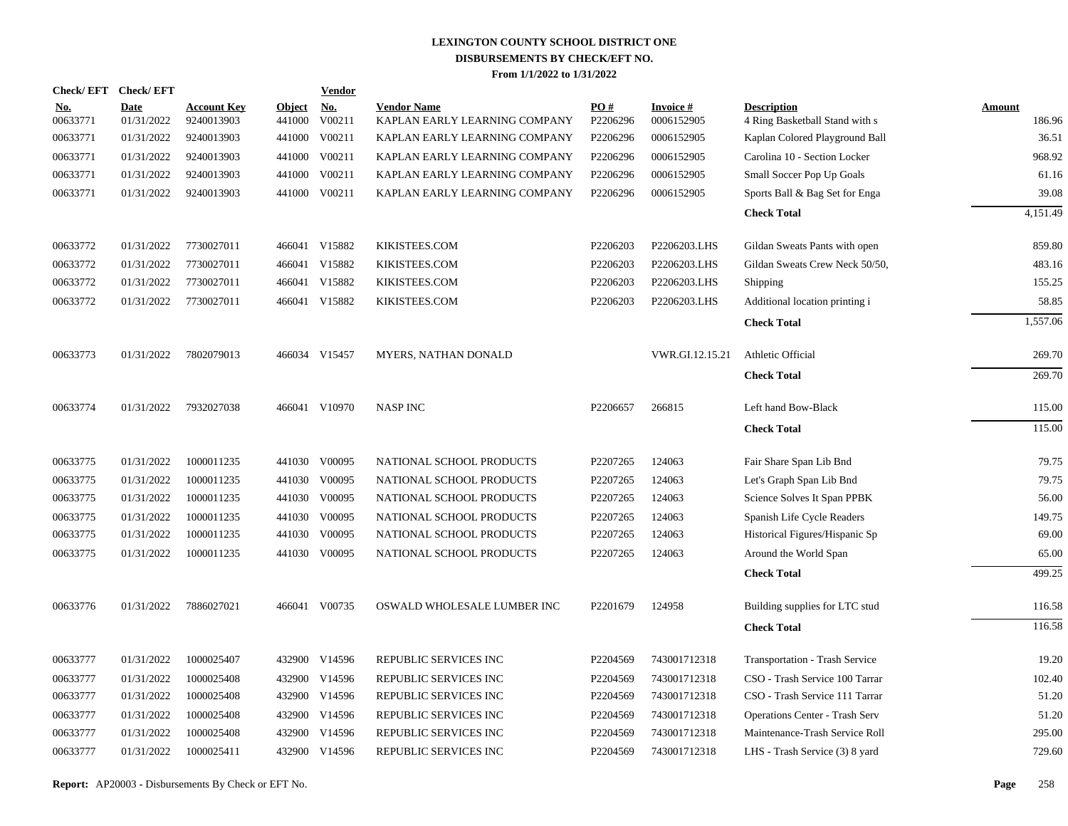# LEXINGTON COUNTY SCHOOL DISTRICT ONE
## DISBURSEMENTS BY CHECK/EFT NO.
### From 1/1/2022 to 1/31/2022

| Check/ EFT No. | Check/ EFT Date | Account Key | Object | Vendor No. | Vendor Name | PO # | Invoice # | Description | Amount |
|---|---|---|---|---|---|---|---|---|---|
| 00633771 | 01/31/2022 | 9240013903 | 441000 | V00211 | KAPLAN EARLY LEARNING COMPANY | P2206296 | 0006152905 | 4 Ring Basketball Stand with s | 186.96 |
| 00633771 | 01/31/2022 | 9240013903 | 441000 | V00211 | KAPLAN EARLY LEARNING COMPANY | P2206296 | 0006152905 | Kaplan Colored Playground Ball | 36.51 |
| 00633771 | 01/31/2022 | 9240013903 | 441000 | V00211 | KAPLAN EARLY LEARNING COMPANY | P2206296 | 0006152905 | Carolina 10 - Section Locker | 968.92 |
| 00633771 | 01/31/2022 | 9240013903 | 441000 | V00211 | KAPLAN EARLY LEARNING COMPANY | P2206296 | 0006152905 | Small Soccer Pop Up Goals | 61.16 |
| 00633771 | 01/31/2022 | 9240013903 | 441000 | V00211 | KAPLAN EARLY LEARNING COMPANY | P2206296 | 0006152905 | Sports Ball & Bag Set for Enga | 39.08 |
| | | | | | | | | **Check Total** | 4,151.49 |
| 00633772 | 01/31/2022 | 7730027011 | 466041 | V15882 | KIKISTEES.COM | P2206203 | P2206203.LHS | Gildan Sweats Pants with open | 859.80 |
| 00633772 | 01/31/2022 | 7730027011 | 466041 | V15882 | KIKISTEES.COM | P2206203 | P2206203.LHS | Gildan Sweats Crew Neck 50/50, | 483.16 |
| 00633772 | 01/31/2022 | 7730027011 | 466041 | V15882 | KIKISTEES.COM | P2206203 | P2206203.LHS | Shipping | 155.25 |
| 00633772 | 01/31/2022 | 7730027011 | 466041 | V15882 | KIKISTEES.COM | P2206203 | P2206203.LHS | Additional location printing i | 58.85 |
| | | | | | | | | **Check Total** | 1,557.06 |
| 00633773 | 01/31/2022 | 7802079013 | 466034 | V15457 | MYERS, NATHAN DONALD | | VWR.GI.12.15.21 | Athletic Official | 269.70 |
| | | | | | | | | **Check Total** | 269.70 |
| 00633774 | 01/31/2022 | 7932027038 | 466041 | V10970 | NASP INC | P2206657 | 266815 | Left hand Bow-Black | 115.00 |
| | | | | | | | | **Check Total** | 115.00 |
| 00633775 | 01/31/2022 | 1000011235 | 441030 | V00095 | NATIONAL SCHOOL PRODUCTS | P2207265 | 124063 | Fair Share Span Lib Bnd | 79.75 |
| 00633775 | 01/31/2022 | 1000011235 | 441030 | V00095 | NATIONAL SCHOOL PRODUCTS | P2207265 | 124063 | Let's Graph Span Lib Bnd | 79.75 |
| 00633775 | 01/31/2022 | 1000011235 | 441030 | V00095 | NATIONAL SCHOOL PRODUCTS | P2207265 | 124063 | Science Solves It Span PPBK | 56.00 |
| 00633775 | 01/31/2022 | 1000011235 | 441030 | V00095 | NATIONAL SCHOOL PRODUCTS | P2207265 | 124063 | Spanish Life Cycle Readers | 149.75 |
| 00633775 | 01/31/2022 | 1000011235 | 441030 | V00095 | NATIONAL SCHOOL PRODUCTS | P2207265 | 124063 | Historical Figures/Hispanic Sp | 69.00 |
| 00633775 | 01/31/2022 | 1000011235 | 441030 | V00095 | NATIONAL SCHOOL PRODUCTS | P2207265 | 124063 | Around the World Span | 65.00 |
| | | | | | | | | **Check Total** | 499.25 |
| 00633776 | 01/31/2022 | 7886027021 | 466041 | V00735 | OSWALD WHOLESALE LUMBER INC | P2201679 | 124958 | Building supplies for LTC stud | 116.58 |
| | | | | | | | | **Check Total** | 116.58 |
| 00633777 | 01/31/2022 | 1000025407 | 432900 | V14596 | REPUBLIC SERVICES INC | P2204569 | 743001712318 | Transportation - Trash Service | 19.20 |
| 00633777 | 01/31/2022 | 1000025408 | 432900 | V14596 | REPUBLIC SERVICES INC | P2204569 | 743001712318 | CSO - Trash Service 100 Tarrar | 102.40 |
| 00633777 | 01/31/2022 | 1000025408 | 432900 | V14596 | REPUBLIC SERVICES INC | P2204569 | 743001712318 | CSO - Trash Service 111 Tarrar | 51.20 |
| 00633777 | 01/31/2022 | 1000025408 | 432900 | V14596 | REPUBLIC SERVICES INC | P2204569 | 743001712318 | Operations Center - Trash Serv | 51.20 |
| 00633777 | 01/31/2022 | 1000025408 | 432900 | V14596 | REPUBLIC SERVICES INC | P2204569 | 743001712318 | Maintenance-Trash Service Roll | 295.00 |
| 00633777 | 01/31/2022 | 1000025411 | 432900 | V14596 | REPUBLIC SERVICES INC | P2204569 | 743001712318 | LHS - Trash Service (3) 8 yard | 729.60 |

**Report:** AP20003 - Disbursements By Check or EFT No.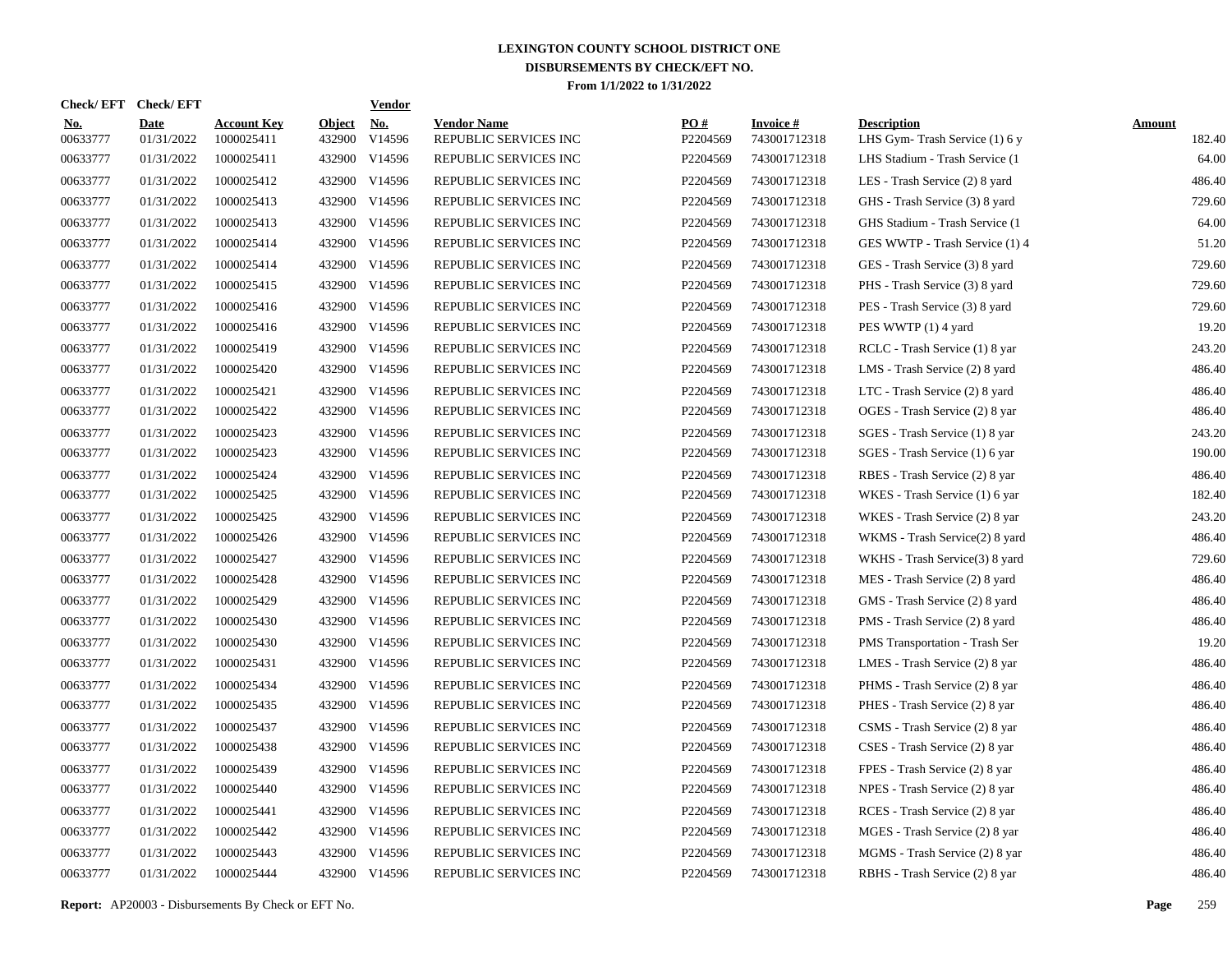# LEXINGTON COUNTY SCHOOL DISTRICT ONE
## DISBURSEMENTS BY CHECK/EFT NO.
### From 1/1/2022 to 1/31/2022

| Check/ EFT No. | Check/ EFT Date | Account Key | Object | Vendor No. | Vendor Name | PO # | Invoice # | Description | Amount |
|---|---|---|---|---|---|---|---|---|---|
| 00633777 | 01/31/2022 | 1000025411 | 432900 | V14596 | REPUBLIC SERVICES INC | P2204569 | 743001712318 | LHS Gym- Trash Service (1) 6 y | 182.40 |
| 00633777 | 01/31/2022 | 1000025411 | 432900 | V14596 | REPUBLIC SERVICES INC | P2204569 | 743001712318 | LHS Stadium - Trash Service (1 | 64.00 |
| 00633777 | 01/31/2022 | 1000025412 | 432900 | V14596 | REPUBLIC SERVICES INC | P2204569 | 743001712318 | LES - Trash Service (2) 8 yard | 486.40 |
| 00633777 | 01/31/2022 | 1000025413 | 432900 | V14596 | REPUBLIC SERVICES INC | P2204569 | 743001712318 | GHS - Trash Service (3) 8 yard | 729.60 |
| 00633777 | 01/31/2022 | 1000025413 | 432900 | V14596 | REPUBLIC SERVICES INC | P2204569 | 743001712318 | GHS Stadium - Trash Service (1 | 64.00 |
| 00633777 | 01/31/2022 | 1000025414 | 432900 | V14596 | REPUBLIC SERVICES INC | P2204569 | 743001712318 | GES WWTP - Trash Service (1) 4 | 51.20 |
| 00633777 | 01/31/2022 | 1000025414 | 432900 | V14596 | REPUBLIC SERVICES INC | P2204569 | 743001712318 | GES - Trash Service (3) 8 yard | 729.60 |
| 00633777 | 01/31/2022 | 1000025415 | 432900 | V14596 | REPUBLIC SERVICES INC | P2204569 | 743001712318 | PHS - Trash Service (3) 8 yard | 729.60 |
| 00633777 | 01/31/2022 | 1000025416 | 432900 | V14596 | REPUBLIC SERVICES INC | P2204569 | 743001712318 | PES - Trash Service (3) 8 yard | 729.60 |
| 00633777 | 01/31/2022 | 1000025416 | 432900 | V14596 | REPUBLIC SERVICES INC | P2204569 | 743001712318 | PES WWTP (1) 4 yard | 19.20 |
| 00633777 | 01/31/2022 | 1000025419 | 432900 | V14596 | REPUBLIC SERVICES INC | P2204569 | 743001712318 | RCLC - Trash Service (1) 8 yar | 243.20 |
| 00633777 | 01/31/2022 | 1000025420 | 432900 | V14596 | REPUBLIC SERVICES INC | P2204569 | 743001712318 | LMS - Trash Service (2) 8 yard | 486.40 |
| 00633777 | 01/31/2022 | 1000025421 | 432900 | V14596 | REPUBLIC SERVICES INC | P2204569 | 743001712318 | LTC - Trash Service (2) 8 yard | 486.40 |
| 00633777 | 01/31/2022 | 1000025422 | 432900 | V14596 | REPUBLIC SERVICES INC | P2204569 | 743001712318 | OGES - Trash Service (2) 8 yar | 486.40 |
| 00633777 | 01/31/2022 | 1000025423 | 432900 | V14596 | REPUBLIC SERVICES INC | P2204569 | 743001712318 | SGES - Trash Service (1) 8 yar | 243.20 |
| 00633777 | 01/31/2022 | 1000025423 | 432900 | V14596 | REPUBLIC SERVICES INC | P2204569 | 743001712318 | SGES - Trash Service (1) 6 yar | 190.00 |
| 00633777 | 01/31/2022 | 1000025424 | 432900 | V14596 | REPUBLIC SERVICES INC | P2204569 | 743001712318 | RBES - Trash Service (2) 8 yar | 486.40 |
| 00633777 | 01/31/2022 | 1000025425 | 432900 | V14596 | REPUBLIC SERVICES INC | P2204569 | 743001712318 | WKES - Trash Service (1) 6 yar | 182.40 |
| 00633777 | 01/31/2022 | 1000025425 | 432900 | V14596 | REPUBLIC SERVICES INC | P2204569 | 743001712318 | WKES - Trash Service (2) 8 yar | 243.20 |
| 00633777 | 01/31/2022 | 1000025426 | 432900 | V14596 | REPUBLIC SERVICES INC | P2204569 | 743001712318 | WKMS - Trash Service(2) 8 yard | 486.40 |
| 00633777 | 01/31/2022 | 1000025427 | 432900 | V14596 | REPUBLIC SERVICES INC | P2204569 | 743001712318 | WKHS - Trash Service(3) 8 yard | 729.60 |
| 00633777 | 01/31/2022 | 1000025428 | 432900 | V14596 | REPUBLIC SERVICES INC | P2204569 | 743001712318 | MES - Trash Service (2) 8 yard | 486.40 |
| 00633777 | 01/31/2022 | 1000025429 | 432900 | V14596 | REPUBLIC SERVICES INC | P2204569 | 743001712318 | GMS - Trash Service (2) 8 yard | 486.40 |
| 00633777 | 01/31/2022 | 1000025430 | 432900 | V14596 | REPUBLIC SERVICES INC | P2204569 | 743001712318 | PMS - Trash Service (2) 8 yard | 486.40 |
| 00633777 | 01/31/2022 | 1000025430 | 432900 | V14596 | REPUBLIC SERVICES INC | P2204569 | 743001712318 | PMS Transportation - Trash Ser | 19.20 |
| 00633777 | 01/31/2022 | 1000025431 | 432900 | V14596 | REPUBLIC SERVICES INC | P2204569 | 743001712318 | LMES - Trash Service (2) 8 yar | 486.40 |
| 00633777 | 01/31/2022 | 1000025434 | 432900 | V14596 | REPUBLIC SERVICES INC | P2204569 | 743001712318 | PHMS - Trash Service (2) 8 yar | 486.40 |
| 00633777 | 01/31/2022 | 1000025435 | 432900 | V14596 | REPUBLIC SERVICES INC | P2204569 | 743001712318 | PHES - Trash Service (2) 8 yar | 486.40 |
| 00633777 | 01/31/2022 | 1000025437 | 432900 | V14596 | REPUBLIC SERVICES INC | P2204569 | 743001712318 | CSMS - Trash Service (2) 8 yar | 486.40 |
| 00633777 | 01/31/2022 | 1000025438 | 432900 | V14596 | REPUBLIC SERVICES INC | P2204569 | 743001712318 | CSES - Trash Service (2) 8 yar | 486.40 |
| 00633777 | 01/31/2022 | 1000025439 | 432900 | V14596 | REPUBLIC SERVICES INC | P2204569 | 743001712318 | FPES - Trash Service (2) 8 yar | 486.40 |
| 00633777 | 01/31/2022 | 1000025440 | 432900 | V14596 | REPUBLIC SERVICES INC | P2204569 | 743001712318 | NPES - Trash Service (2) 8 yar | 486.40 |
| 00633777 | 01/31/2022 | 1000025441 | 432900 | V14596 | REPUBLIC SERVICES INC | P2204569 | 743001712318 | RCES - Trash Service (2) 8 yar | 486.40 |
| 00633777 | 01/31/2022 | 1000025442 | 432900 | V14596 | REPUBLIC SERVICES INC | P2204569 | 743001712318 | MGES - Trash Service (2) 8 yar | 486.40 |
| 00633777 | 01/31/2022 | 1000025443 | 432900 | V14596 | REPUBLIC SERVICES INC | P2204569 | 743001712318 | MGMS - Trash Service (2) 8 yar | 486.40 |
| 00633777 | 01/31/2022 | 1000025444 | 432900 | V14596 | REPUBLIC SERVICES INC | P2204569 | 743001712318 | RBHS - Trash Service (2) 8 yar | 486.40 |

**Report:** AP20003 - Disbursements By Check or EFT No.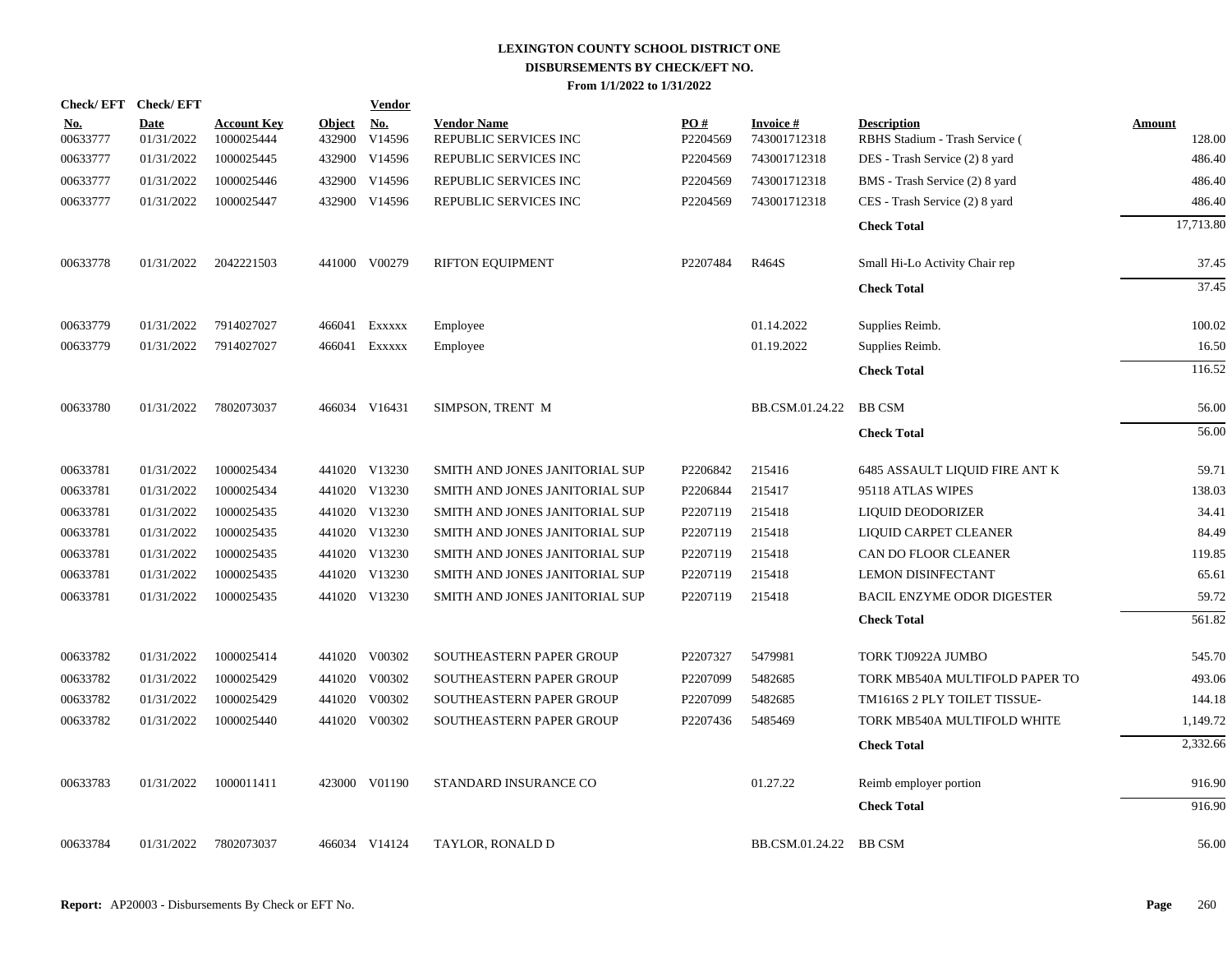**LEXINGTON COUNTY SCHOOL DISTRICT ONE**
**DISBURSEMENTS BY CHECK/EFT NO.**
**From 1/1/2022 to 1/31/2022**

| Check/ EFT No. | Check/ EFT Date | Account Key | Object | Vendor No. | Vendor Name | PO # | Invoice # | Description | Amount |
|---|---|---|---|---|---|---|---|---|---|
| 00633777 | 01/31/2022 | 1000025444 | 432900 | V14596 | REPUBLIC SERVICES INC | P2204569 | 743001712318 | RBHS Stadium - Trash Service ( | 128.00 |
| 00633777 | 01/31/2022 | 1000025445 | 432900 | V14596 | REPUBLIC SERVICES INC | P2204569 | 743001712318 | DES - Trash Service (2) 8 yard | 486.40 |
| 00633777 | 01/31/2022 | 1000025446 | 432900 | V14596 | REPUBLIC SERVICES INC | P2204569 | 743001712318 | BMS - Trash Service (2) 8 yard | 486.40 |
| 00633777 | 01/31/2022 | 1000025447 | 432900 | V14596 | REPUBLIC SERVICES INC | P2204569 | 743001712318 | CES - Trash Service (2) 8 yard | 486.40 |
| | | | | | | | | **Check Total** | 17,713.80 |
| 00633778 | 01/31/2022 | 2042221503 | 441000 | V00279 | RIFTON EQUIPMENT | P2207484 | R464S | Small Hi-Lo Activity Chair rep | 37.45 |
| | | | | | | | | **Check Total** | 37.45 |
| 00633779 | 01/31/2022 | 7914027027 | 466041 | Exxxxx | Employee | | 01.14.2022 | Supplies Reimb. | 100.02 |
| 00633779 | 01/31/2022 | 7914027027 | 466041 | Exxxxx | Employee | | 01.19.2022 | Supplies Reimb. | 16.50 |
| | | | | | | | | **Check Total** | 116.52 |
| 00633780 | 01/31/2022 | 7802073037 | 466034 | V16431 | SIMPSON, TRENT M | | BB.CSM.01.24.22 | BB CSM | 56.00 |
| | | | | | | | | **Check Total** | 56.00 |
| 00633781 | 01/31/2022 | 1000025434 | 441020 | V13230 | SMITH AND JONES JANITORIAL SUP | P2206842 | 215416 | 6485 ASSAULT LIQUID FIRE ANT K | 59.71 |
| 00633781 | 01/31/2022 | 1000025434 | 441020 | V13230 | SMITH AND JONES JANITORIAL SUP | P2206844 | 215417 | 95118 ATLAS WIPES | 138.03 |
| 00633781 | 01/31/2022 | 1000025435 | 441020 | V13230 | SMITH AND JONES JANITORIAL SUP | P2207119 | 215418 | LIQUID DEODORIZER | 34.41 |
| 00633781 | 01/31/2022 | 1000025435 | 441020 | V13230 | SMITH AND JONES JANITORIAL SUP | P2207119 | 215418 | LIQUID CARPET CLEANER | 84.49 |
| 00633781 | 01/31/2022 | 1000025435 | 441020 | V13230 | SMITH AND JONES JANITORIAL SUP | P2207119 | 215418 | CAN DO FLOOR CLEANER | 119.85 |
| 00633781 | 01/31/2022 | 1000025435 | 441020 | V13230 | SMITH AND JONES JANITORIAL SUP | P2207119 | 215418 | LEMON DISINFECTANT | 65.61 |
| 00633781 | 01/31/2022 | 1000025435 | 441020 | V13230 | SMITH AND JONES JANITORIAL SUP | P2207119 | 215418 | BACIL ENZYME ODOR DIGESTER | 59.72 |
| | | | | | | | | **Check Total** | 561.82 |
| 00633782 | 01/31/2022 | 1000025414 | 441020 | V00302 | SOUTHEASTERN PAPER GROUP | P2207327 | 5479981 | TORK TJ0922A JUMBO | 545.70 |
| 00633782 | 01/31/2022 | 1000025429 | 441020 | V00302 | SOUTHEASTERN PAPER GROUP | P2207099 | 5482685 | TORK MB540A MULTIFOLD PAPER TO | 493.06 |
| 00633782 | 01/31/2022 | 1000025429 | 441020 | V00302 | SOUTHEASTERN PAPER GROUP | P2207099 | 5482685 | TM1616S 2 PLY TOILET TISSUE- | 144.18 |
| 00633782 | 01/31/2022 | 1000025440 | 441020 | V00302 | SOUTHEASTERN PAPER GROUP | P2207436 | 5485469 | TORK MB540A MULTIFOLD WHITE | 1,149.72 |
| | | | | | | | | **Check Total** | 2,332.66 |
| 00633783 | 01/31/2022 | 1000011411 | 423000 | V01190 | STANDARD INSURANCE CO | | 01.27.22 | Reimb employer portion | 916.90 |
| | | | | | | | | **Check Total** | 916.90 |
| 00633784 | 01/31/2022 | 7802073037 | 466034 | V14124 | TAYLOR, RONALD D | | BB.CSM.01.24.22 | BB CSM | 56.00 |

**Report:** AP20003 - Disbursements By Check or EFT No.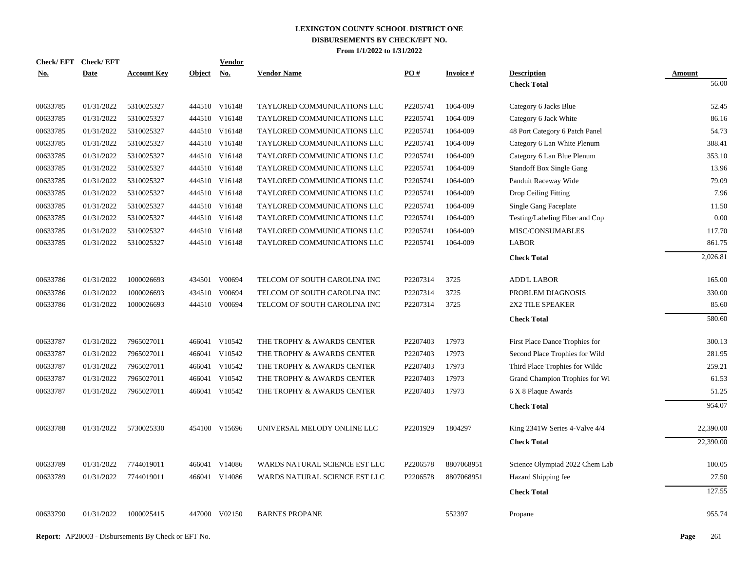# LEXINGTON COUNTY SCHOOL DISTRICT ONE
## DISBURSEMENTS BY CHECK/EFT NO.
### From 1/1/2022 to 1/31/2022

| Check/ EFT No. | Check/ EFT Date | Account Key | Object | Vendor No. | Vendor Name | PO # | Invoice # | Description | Amount |
|---|---|---|---|---|---|---|---|---|---|
| | | | | | | | | **Check Total** | 56.00 |
| 00633785 | 01/31/2022 | 5310025327 | 444510 | V16148 | TAYLORED COMMUNICATIONS LLC | P2205741 | 1064-009 | Category 6 Jacks Blue | 52.45 |
| 00633785 | 01/31/2022 | 5310025327 | 444510 | V16148 | TAYLORED COMMUNICATIONS LLC | P2205741 | 1064-009 | Category 6 Jack White | 86.16 |
| 00633785 | 01/31/2022 | 5310025327 | 444510 | V16148 | TAYLORED COMMUNICATIONS LLC | P2205741 | 1064-009 | 48 Port Category 6 Patch Panel | 54.73 |
| 00633785 | 01/31/2022 | 5310025327 | 444510 | V16148 | TAYLORED COMMUNICATIONS LLC | P2205741 | 1064-009 | Category 6 Lan White Plenum | 388.41 |
| 00633785 | 01/31/2022 | 5310025327 | 444510 | V16148 | TAYLORED COMMUNICATIONS LLC | P2205741 | 1064-009 | Category 6 Lan Blue Plenum | 353.10 |
| 00633785 | 01/31/2022 | 5310025327 | 444510 | V16148 | TAYLORED COMMUNICATIONS LLC | P2205741 | 1064-009 | Standoff Box Single Gang | 13.96 |
| 00633785 | 01/31/2022 | 5310025327 | 444510 | V16148 | TAYLORED COMMUNICATIONS LLC | P2205741 | 1064-009 | Panduit Raceway Wide | 79.09 |
| 00633785 | 01/31/2022 | 5310025327 | 444510 | V16148 | TAYLORED COMMUNICATIONS LLC | P2205741 | 1064-009 | Drop Ceiling Fitting | 7.96 |
| 00633785 | 01/31/2022 | 5310025327 | 444510 | V16148 | TAYLORED COMMUNICATIONS LLC | P2205741 | 1064-009 | Single Gang Faceplate | 11.50 |
| 00633785 | 01/31/2022 | 5310025327 | 444510 | V16148 | TAYLORED COMMUNICATIONS LLC | P2205741 | 1064-009 | Testing/Labeling Fiber and Cop | 0.00 |
| 00633785 | 01/31/2022 | 5310025327 | 444510 | V16148 | TAYLORED COMMUNICATIONS LLC | P2205741 | 1064-009 | MISC/CONSUMABLES | 117.70 |
| 00633785 | 01/31/2022 | 5310025327 | 444510 | V16148 | TAYLORED COMMUNICATIONS LLC | P2205741 | 1064-009 | LABOR | 861.75 |
| | | | | | | | | **Check Total** | 2,026.81 |
| 00633786 | 01/31/2022 | 1000026693 | 434501 | V00694 | TELCOM OF SOUTH CAROLINA INC | P2207314 | 3725 | ADD'L LABOR | 165.00 |
| 00633786 | 01/31/2022 | 1000026693 | 434510 | V00694 | TELCOM OF SOUTH CAROLINA INC | P2207314 | 3725 | PROBLEM DIAGNOSIS | 330.00 |
| 00633786 | 01/31/2022 | 1000026693 | 444510 | V00694 | TELCOM OF SOUTH CAROLINA INC | P2207314 | 3725 | 2X2 TILE SPEAKER | 85.60 |
| | | | | | | | | **Check Total** | 580.60 |
| 00633787 | 01/31/2022 | 7965027011 | 466041 | V10542 | THE TROPHY & AWARDS CENTER | P2207403 | 17973 | First Place Dance Trophies for | 300.13 |
| 00633787 | 01/31/2022 | 7965027011 | 466041 | V10542 | THE TROPHY & AWARDS CENTER | P2207403 | 17973 | Second Place Trophies for Wild | 281.95 |
| 00633787 | 01/31/2022 | 7965027011 | 466041 | V10542 | THE TROPHY & AWARDS CENTER | P2207403 | 17973 | Third Place Trophies for Wildc | 259.21 |
| 00633787 | 01/31/2022 | 7965027011 | 466041 | V10542 | THE TROPHY & AWARDS CENTER | P2207403 | 17973 | Grand Champion Trophies for Wi | 61.53 |
| 00633787 | 01/31/2022 | 7965027011 | 466041 | V10542 | THE TROPHY & AWARDS CENTER | P2207403 | 17973 | 6 X 8 Plaque Awards | 51.25 |
| | | | | | | | | **Check Total** | 954.07 |
| 00633788 | 01/31/2022 | 5730025330 | 454100 | V15696 | UNIVERSAL MELODY ONLINE LLC | P2201929 | 1804297 | King 2341W Series 4-Valve 4/4 | 22,390.00 |
| | | | | | | | | **Check Total** | 22,390.00 |
| 00633789 | 01/31/2022 | 7744019011 | 466041 | V14086 | WARDS NATURAL SCIENCE EST LLC | P2206578 | 8807068951 | Science Olympiad 2022 Chem Lab | 100.05 |
| 00633789 | 01/31/2022 | 7744019011 | 466041 | V14086 | WARDS NATURAL SCIENCE EST LLC | P2206578 | 8807068951 | Hazard Shipping fee | 27.50 |
| | | | | | | | | **Check Total** | 127.55 |
| 00633790 | 01/31/2022 | 1000025415 | 447000 | V02150 | BARNES PROPANE | | 552397 | Propane | 955.74 |

**Report:** AP20003 - Disbursements By Check or EFT No.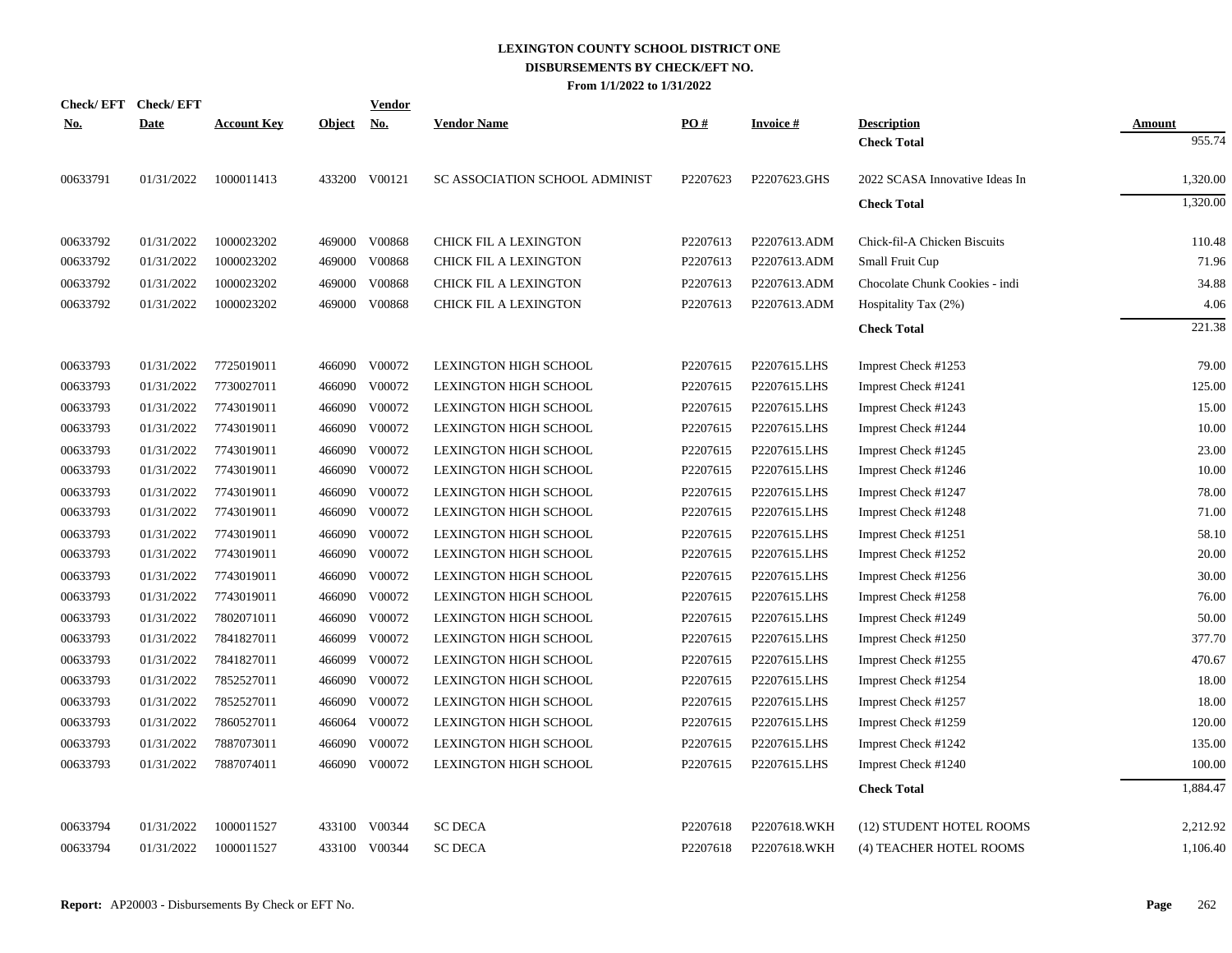# LEXINGTON COUNTY SCHOOL DISTRICT ONE
## DISBURSEMENTS BY CHECK/EFT NO.
### From 1/1/2022 to 1/31/2022

| Check/ EFT No. | Check/ EFT Date | Account Key | Object | Vendor No. | Vendor Name | PO # | Invoice # | Description | Amount |
|---|---|---|---|---|---|---|---|---|---|
| | | | | | | | | **Check Total** | 955.74 |
| 00633791 | 01/31/2022 | 1000011413 | 433200 | V00121 | SC ASSOCIATION SCHOOL ADMINIST | P2207623 | P2207623.GHS | 2022 SCASA Innovative Ideas In | 1,320.00 |
| | | | | | | | | **Check Total** | 1,320.00 |
| 00633792 | 01/31/2022 | 1000023202 | 469000 | V00868 | CHICK FIL A LEXINGTON | P2207613 | P2207613.ADM | Chick-fil-A Chicken Biscuits | 110.48 |
| 00633792 | 01/31/2022 | 1000023202 | 469000 | V00868 | CHICK FIL A LEXINGTON | P2207613 | P2207613.ADM | Small Fruit Cup | 71.96 |
| 00633792 | 01/31/2022 | 1000023202 | 469000 | V00868 | CHICK FIL A LEXINGTON | P2207613 | P2207613.ADM | Chocolate Chunk Cookies - indi | 34.88 |
| 00633792 | 01/31/2022 | 1000023202 | 469000 | V00868 | CHICK FIL A LEXINGTON | P2207613 | P2207613.ADM | Hospitality Tax (2%) | 4.06 |
| | | | | | | | | **Check Total** | 221.38 |
| 00633793 | 01/31/2022 | 7725019011 | 466090 | V00072 | LEXINGTON HIGH SCHOOL | P2207615 | P2207615.LHS | Imprest Check #1253 | 79.00 |
| 00633793 | 01/31/2022 | 7730027011 | 466090 | V00072 | LEXINGTON HIGH SCHOOL | P2207615 | P2207615.LHS | Imprest Check #1241 | 125.00 |
| 00633793 | 01/31/2022 | 7743019011 | 466090 | V00072 | LEXINGTON HIGH SCHOOL | P2207615 | P2207615.LHS | Imprest Check #1243 | 15.00 |
| 00633793 | 01/31/2022 | 7743019011 | 466090 | V00072 | LEXINGTON HIGH SCHOOL | P2207615 | P2207615.LHS | Imprest Check #1244 | 10.00 |
| 00633793 | 01/31/2022 | 7743019011 | 466090 | V00072 | LEXINGTON HIGH SCHOOL | P2207615 | P2207615.LHS | Imprest Check #1245 | 23.00 |
| 00633793 | 01/31/2022 | 7743019011 | 466090 | V00072 | LEXINGTON HIGH SCHOOL | P2207615 | P2207615.LHS | Imprest Check #1246 | 10.00 |
| 00633793 | 01/31/2022 | 7743019011 | 466090 | V00072 | LEXINGTON HIGH SCHOOL | P2207615 | P2207615.LHS | Imprest Check #1247 | 78.00 |
| 00633793 | 01/31/2022 | 7743019011 | 466090 | V00072 | LEXINGTON HIGH SCHOOL | P2207615 | P2207615.LHS | Imprest Check #1248 | 71.00 |
| 00633793 | 01/31/2022 | 7743019011 | 466090 | V00072 | LEXINGTON HIGH SCHOOL | P2207615 | P2207615.LHS | Imprest Check #1251 | 58.10 |
| 00633793 | 01/31/2022 | 7743019011 | 466090 | V00072 | LEXINGTON HIGH SCHOOL | P2207615 | P2207615.LHS | Imprest Check #1252 | 20.00 |
| 00633793 | 01/31/2022 | 7743019011 | 466090 | V00072 | LEXINGTON HIGH SCHOOL | P2207615 | P2207615.LHS | Imprest Check #1256 | 30.00 |
| 00633793 | 01/31/2022 | 7743019011 | 466090 | V00072 | LEXINGTON HIGH SCHOOL | P2207615 | P2207615.LHS | Imprest Check #1258 | 76.00 |
| 00633793 | 01/31/2022 | 7802071011 | 466090 | V00072 | LEXINGTON HIGH SCHOOL | P2207615 | P2207615.LHS | Imprest Check #1249 | 50.00 |
| 00633793 | 01/31/2022 | 7841827011 | 466099 | V00072 | LEXINGTON HIGH SCHOOL | P2207615 | P2207615.LHS | Imprest Check #1250 | 377.70 |
| 00633793 | 01/31/2022 | 7841827011 | 466099 | V00072 | LEXINGTON HIGH SCHOOL | P2207615 | P2207615.LHS | Imprest Check #1255 | 470.67 |
| 00633793 | 01/31/2022 | 7852527011 | 466090 | V00072 | LEXINGTON HIGH SCHOOL | P2207615 | P2207615.LHS | Imprest Check #1254 | 18.00 |
| 00633793 | 01/31/2022 | 7852527011 | 466090 | V00072 | LEXINGTON HIGH SCHOOL | P2207615 | P2207615.LHS | Imprest Check #1257 | 18.00 |
| 00633793 | 01/31/2022 | 7860527011 | 466064 | V00072 | LEXINGTON HIGH SCHOOL | P2207615 | P2207615.LHS | Imprest Check #1259 | 120.00 |
| 00633793 | 01/31/2022 | 7887073011 | 466090 | V00072 | LEXINGTON HIGH SCHOOL | P2207615 | P2207615.LHS | Imprest Check #1242 | 135.00 |
| 00633793 | 01/31/2022 | 7887074011 | 466090 | V00072 | LEXINGTON HIGH SCHOOL | P2207615 | P2207615.LHS | Imprest Check #1240 | 100.00 |
| | | | | | | | | **Check Total** | 1,884.47 |
| 00633794 | 01/31/2022 | 1000011527 | 433100 | V00344 | SC DECA | P2207618 | P2207618.WKH | (12) STUDENT HOTEL ROOMS | 2,212.92 |
| 00633794 | 01/31/2022 | 1000011527 | 433100 | V00344 | SC DECA | P2207618 | P2207618.WKH | (4) TEACHER HOTEL ROOMS | 1,106.40 |

**Report:** AP20003 - Disbursements By Check or EFT No.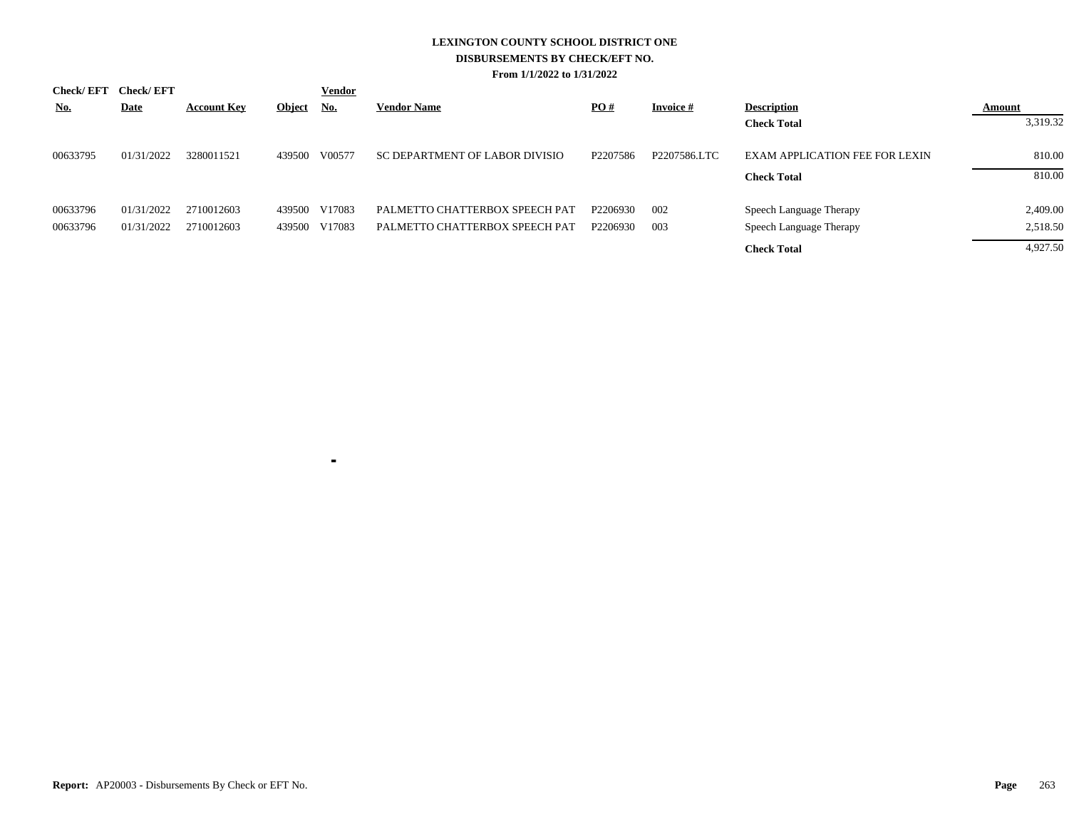**LEXINGTON COUNTY SCHOOL DISTRICT ONE**
**DISBURSEMENTS BY CHECK/EFT NO.**
**From 1/1/2022 to 1/31/2022**

| Check/ EFT No. | Check/ EFT Date | Account Key | Object | Vendor No. | Vendor Name | PO # | Invoice # | Description | Amount |
|---|---|---|---|---|---|---|---|---|---|
| | | | | | | | | **Check Total** | 3,319.32 |
| 00633795 | 01/31/2022 | 3280011521 | 439500 | V00577 | SC DEPARTMENT OF LABOR DIVISIO | P2207586 | P2207586.LTC | EXAM APPLICATION FEE FOR LEXIN | 810.00 |
| | | | | | | | | **Check Total** | 810.00 |
| 00633796 | 01/31/2022 | 2710012603 | 439500 | V17083 | PALMETTO CHATTERBOX SPEECH PAT | P2206930 | 002 | Speech Language Therapy | 2,409.00 |
| 00633796 | 01/31/2022 | 2710012603 | 439500 | V17083 | PALMETTO CHATTERBOX SPEECH PAT | P2206930 | 003 | Speech Language Therapy | 2,518.50 |
| | | | | | | | | **Check Total** | 4,927.50 |

**Report:** AP20003 - Disbursements By Check or EFT No.